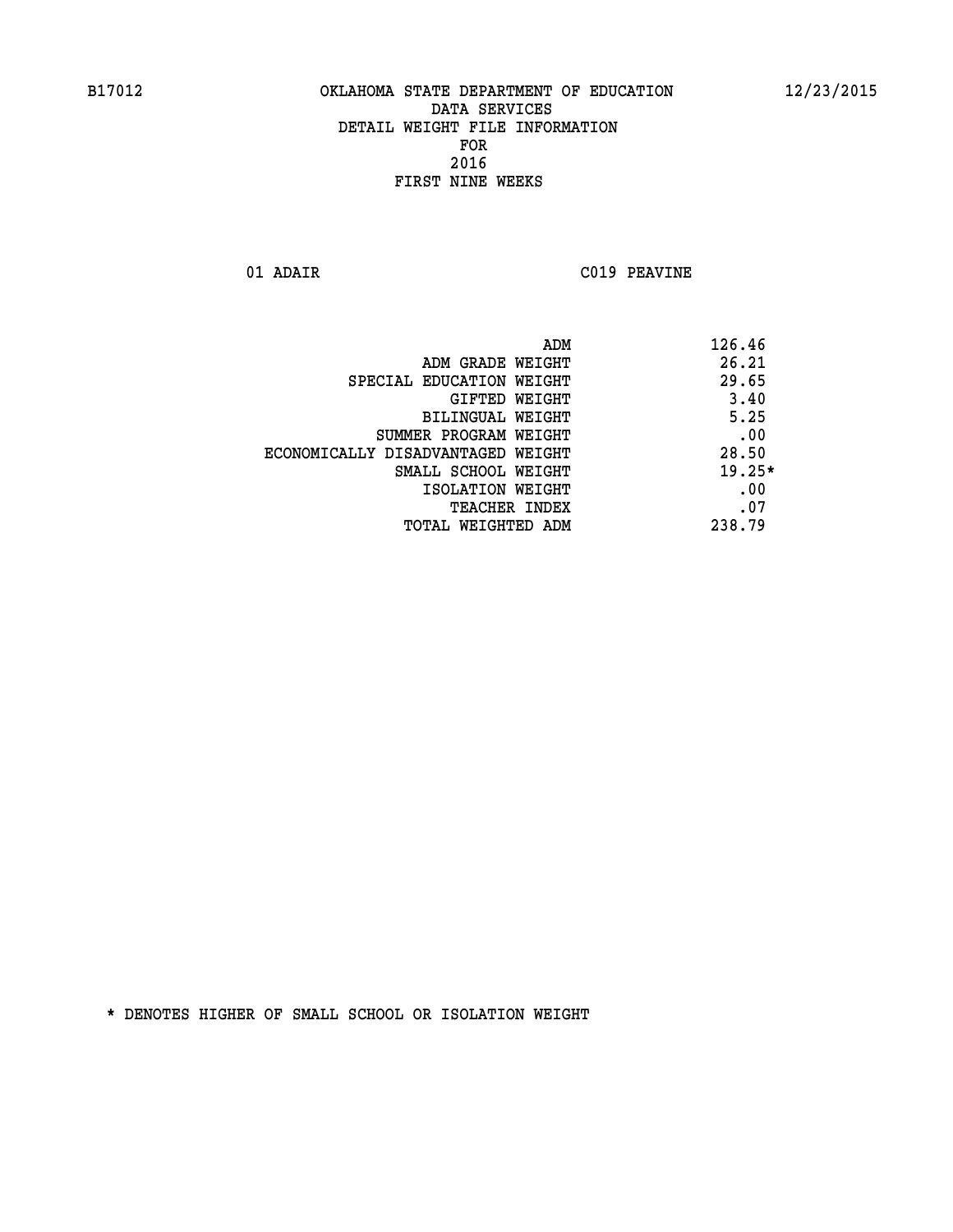B17012 OKLAHOMA STATE DEPARTMENT OF EDUCATION 12/23/2015

DATA SERVICES
DETAIL WEIGHT FILE INFORMATION
FOR
2016
FIRST NINE WEEKS

01 ADAIR C019 PEAVINE

| | |
|---|---|
| ADM | 126.46 |
| ADM GRADE WEIGHT | 26.21 |
| SPECIAL EDUCATION WEIGHT | 29.65 |
| GIFTED WEIGHT | 3.40 |
| BILINGUAL WEIGHT | 5.25 |
| SUMMER PROGRAM WEIGHT | .00 |
| ECONOMICALLY DISADVANTAGED WEIGHT | 28.50 |
| SMALL SCHOOL WEIGHT | 19.25* |
| ISOLATION WEIGHT | .00 |
| TEACHER INDEX | .07 |
| TOTAL WEIGHTED ADM | 238.79 |

* DENOTES HIGHER OF SMALL SCHOOL OR ISOLATION WEIGHT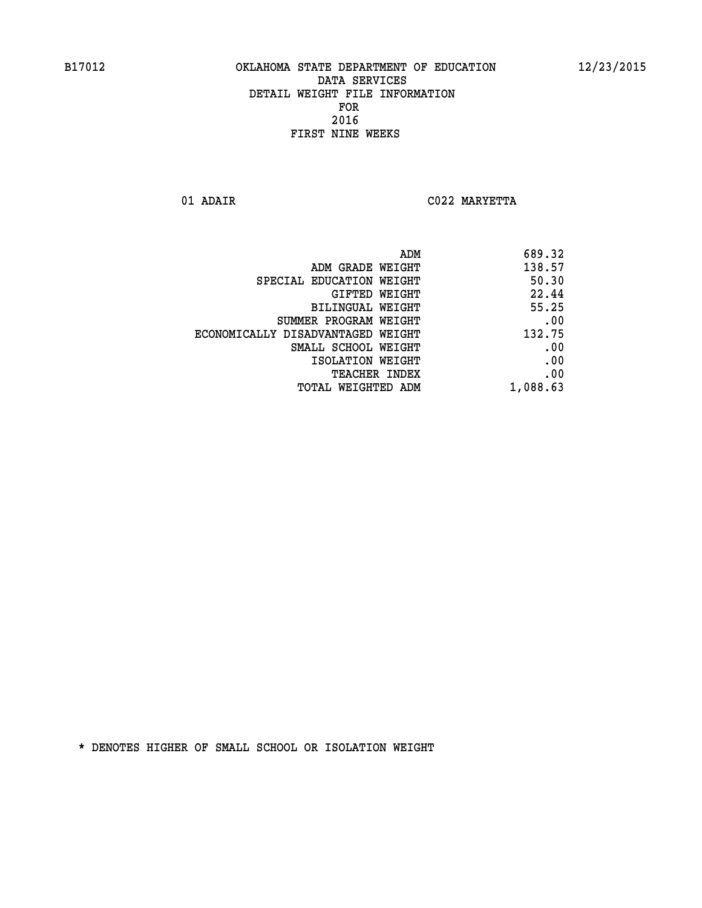B17012 OKLAHOMA STATE DEPARTMENT OF EDUCATION 12/23/2015

DATA SERVICES
DETAIL WEIGHT FILE INFORMATION
FOR
2016
FIRST NINE WEEKS

01 ADAIR C022 MARYETTA

| | |
|---|---|
| ADM | 689.32 |
| ADM GRADE WEIGHT | 138.57 |
| SPECIAL EDUCATION WEIGHT | 50.30 |
| GIFTED WEIGHT | 22.44 |
| BILINGUAL WEIGHT | 55.25 |
| SUMMER PROGRAM WEIGHT | .00 |
| ECONOMICALLY DISADVANTAGED WEIGHT | 132.75 |
| SMALL SCHOOL WEIGHT | .00 |
| ISOLATION WEIGHT | .00 |
| TEACHER INDEX | .00 |
| TOTAL WEIGHTED ADM | 1,088.63 |

* DENOTES HIGHER OF SMALL SCHOOL OR ISOLATION WEIGHT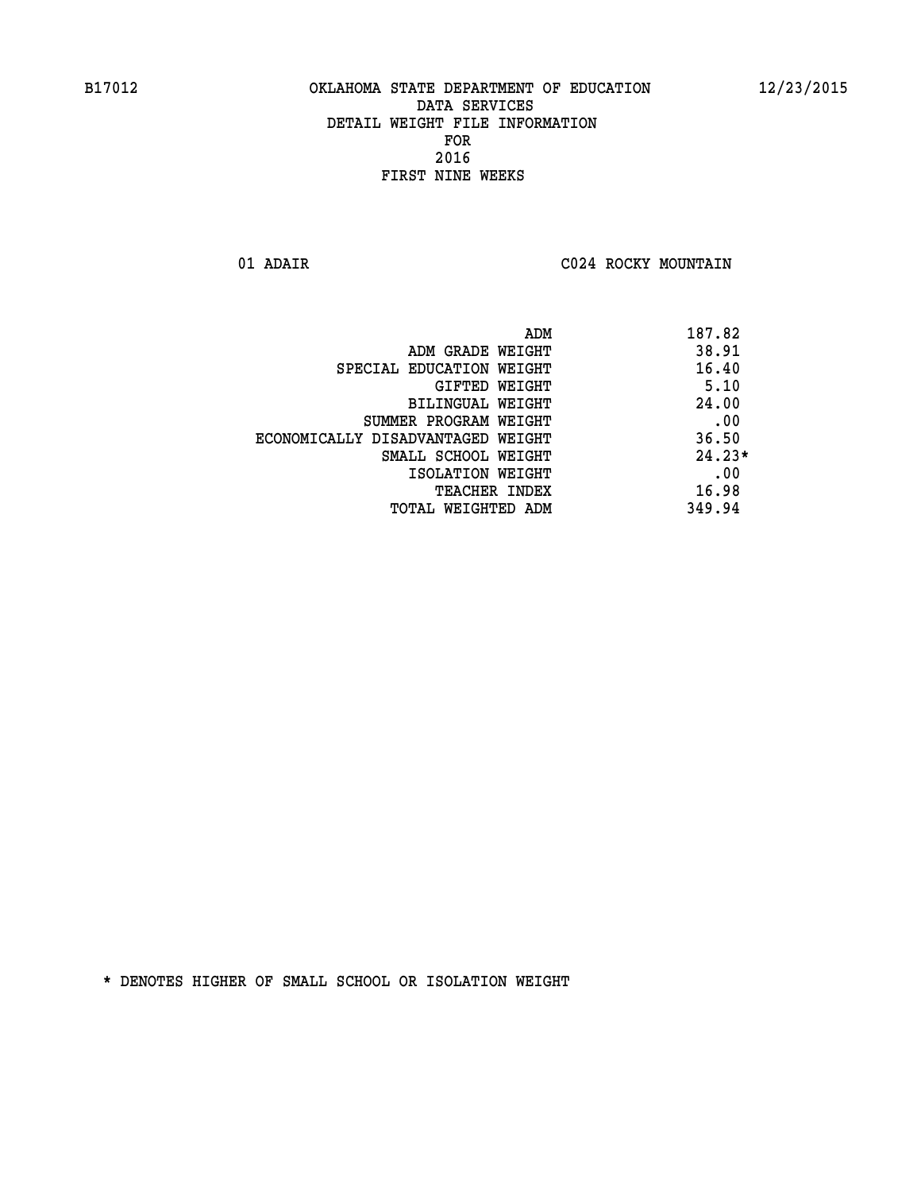B17012 OKLAHOMA STATE DEPARTMENT OF EDUCATION 12/23/2015

DATA SERVICES
DETAIL WEIGHT FILE INFORMATION
FOR
2016
FIRST NINE WEEKS

01 ADAIR C024 ROCKY MOUNTAIN

| | |
|---|---|
| ADM | 187.82 |
| ADM GRADE WEIGHT | 38.91 |
| SPECIAL EDUCATION WEIGHT | 16.40 |
| GIFTED WEIGHT | 5.10 |
| BILINGUAL WEIGHT | 24.00 |
| SUMMER PROGRAM WEIGHT | .00 |
| ECONOMICALLY DISADVANTAGED WEIGHT | 36.50 |
| SMALL SCHOOL WEIGHT | 24.23* |
| ISOLATION WEIGHT | .00 |
| TEACHER INDEX | 16.98 |
| TOTAL WEIGHTED ADM | 349.94 |

* DENOTES HIGHER OF SMALL SCHOOL OR ISOLATION WEIGHT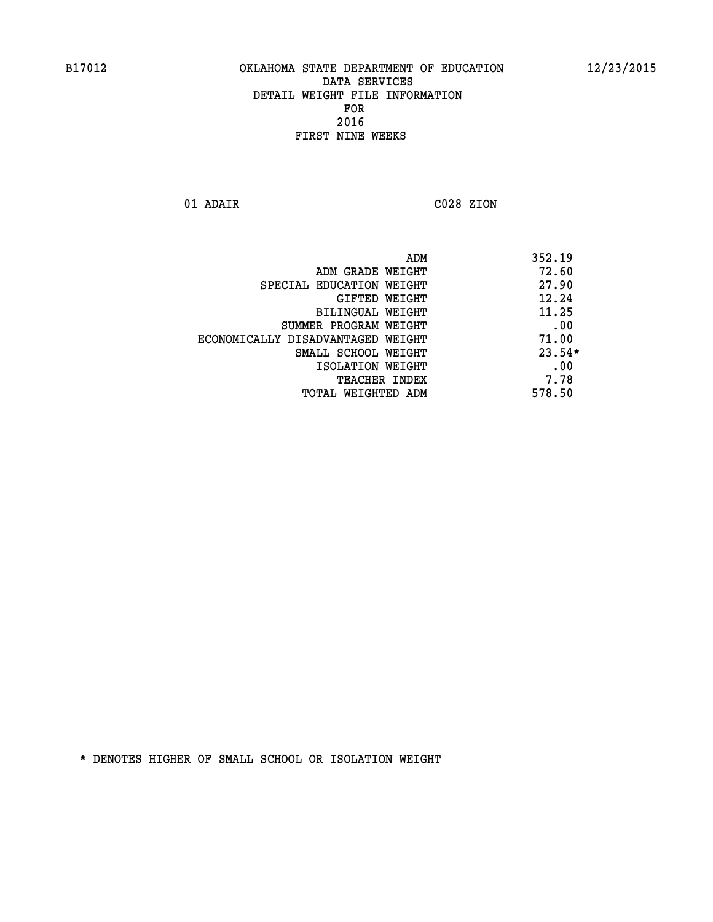B17012 OKLAHOMA STATE DEPARTMENT OF EDUCATION 12/23/2015

DATA SERVICES

DETAIL WEIGHT FILE INFORMATION

FOR

2016

FIRST NINE WEEKS

01 ADAIR C028 ZION

| | |
|---|---|
| ADM | 352.19 |
| ADM GRADE WEIGHT | 72.60 |
| SPECIAL EDUCATION WEIGHT | 27.90 |
| GIFTED WEIGHT | 12.24 |
| BILINGUAL WEIGHT | 11.25 |
| SUMMER PROGRAM WEIGHT | .00 |
| ECONOMICALLY DISADVANTAGED WEIGHT | 71.00 |
| SMALL SCHOOL WEIGHT | 23.54* |
| ISOLATION WEIGHT | .00 |
| TEACHER INDEX | 7.78 |
| TOTAL WEIGHTED ADM | 578.50 |

* DENOTES HIGHER OF SMALL SCHOOL OR ISOLATION WEIGHT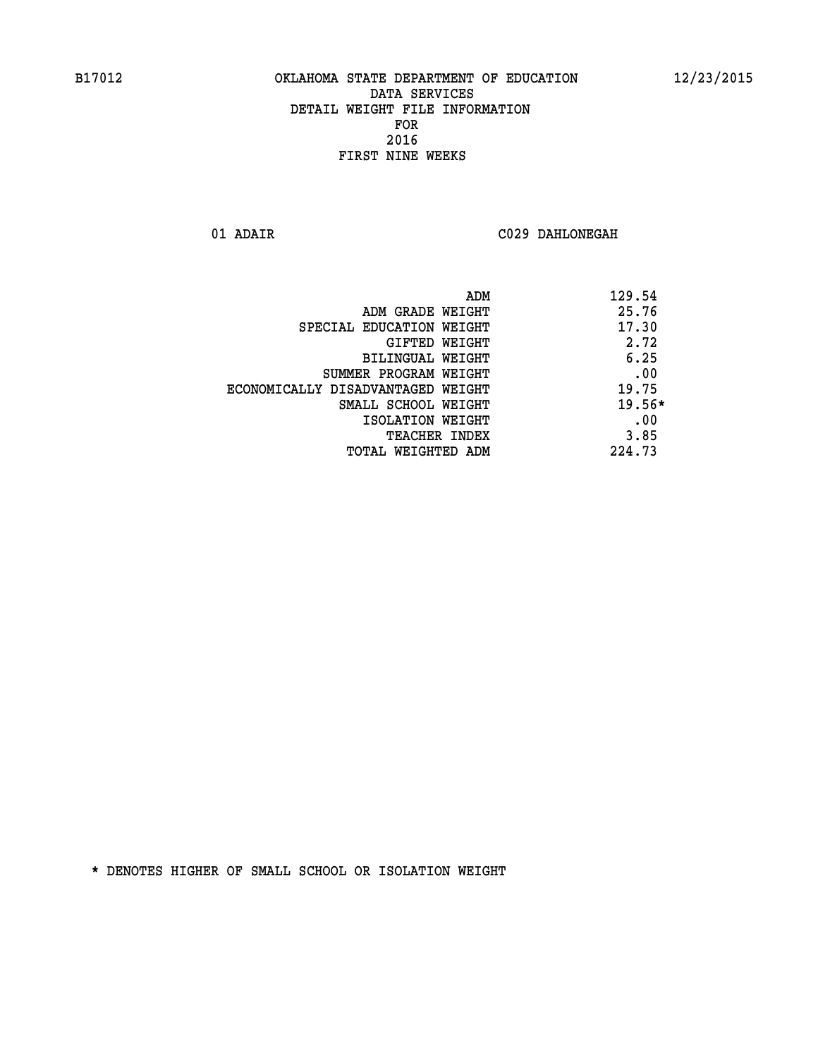B17012 OKLAHOMA STATE DEPARTMENT OF EDUCATION 12/23/2015

DATA SERVICES
DETAIL WEIGHT FILE INFORMATION
FOR
2016
FIRST NINE WEEKS

01 ADAIR C029 DAHLONEGAH

| | |
|---|---|
| ADM | 129.54 |
| ADM GRADE WEIGHT | 25.76 |
| SPECIAL EDUCATION WEIGHT | 17.30 |
| GIFTED WEIGHT | 2.72 |
| BILINGUAL WEIGHT | 6.25 |
| SUMMER PROGRAM WEIGHT | .00 |
| ECONOMICALLY DISADVANTAGED WEIGHT | 19.75 |
| SMALL SCHOOL WEIGHT | 19.56* |
| ISOLATION WEIGHT | .00 |
| TEACHER INDEX | 3.85 |
| TOTAL WEIGHTED ADM | 224.73 |

* DENOTES HIGHER OF SMALL SCHOOL OR ISOLATION WEIGHT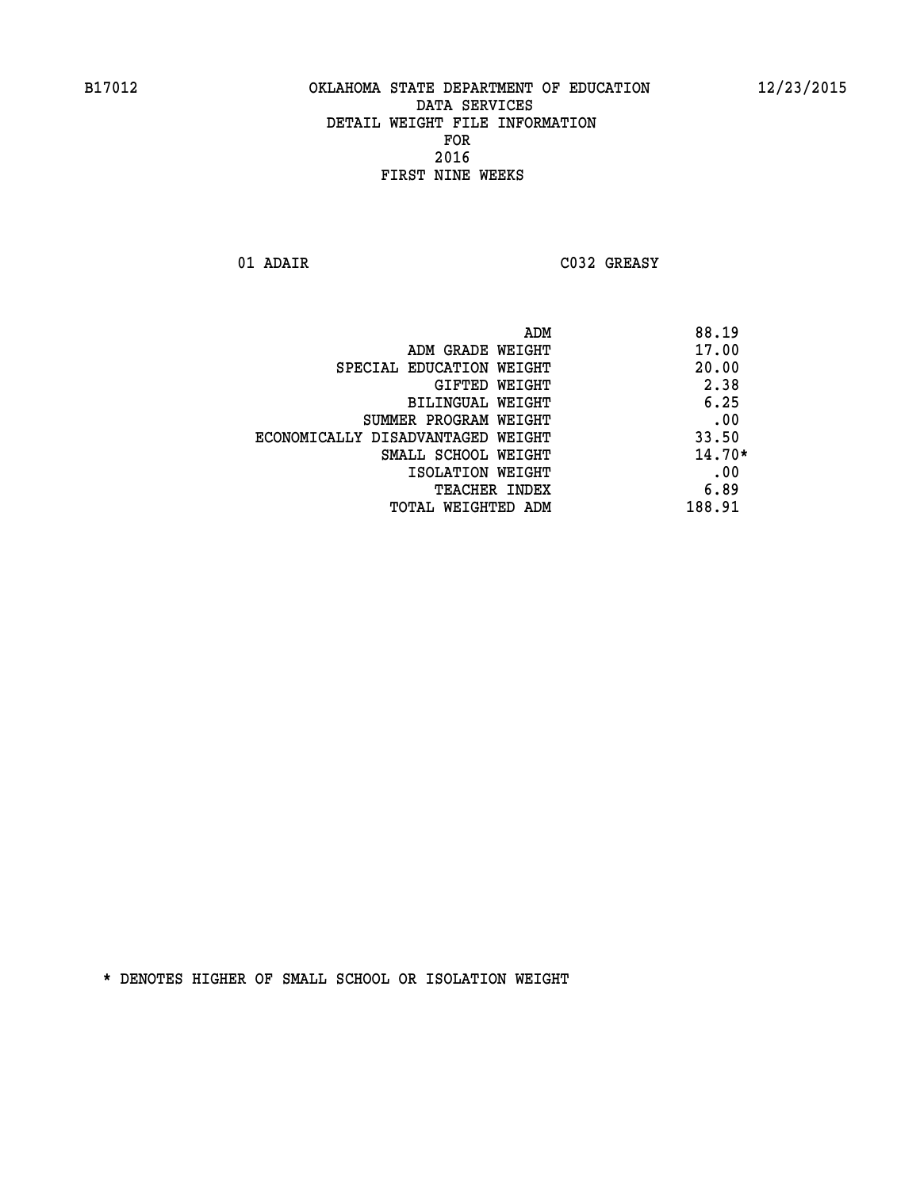B17012 OKLAHOMA STATE DEPARTMENT OF EDUCATION 12/23/2015

DATA SERVICES
DETAIL WEIGHT FILE INFORMATION
FOR
2016
FIRST NINE WEEKS

01 ADAIR C032 GREASY

| | |
|---|---|
| ADM | 88.19 |
| ADM GRADE WEIGHT | 17.00 |
| SPECIAL EDUCATION WEIGHT | 20.00 |
| GIFTED WEIGHT | 2.38 |
| BILINGUAL WEIGHT | 6.25 |
| SUMMER PROGRAM WEIGHT | .00 |
| ECONOMICALLY DISADVANTAGED WEIGHT | 33.50 |
| SMALL SCHOOL WEIGHT | 14.70* |
| ISOLATION WEIGHT | .00 |
| TEACHER INDEX | 6.89 |
| TOTAL WEIGHTED ADM | 188.91 |

* DENOTES HIGHER OF SMALL SCHOOL OR ISOLATION WEIGHT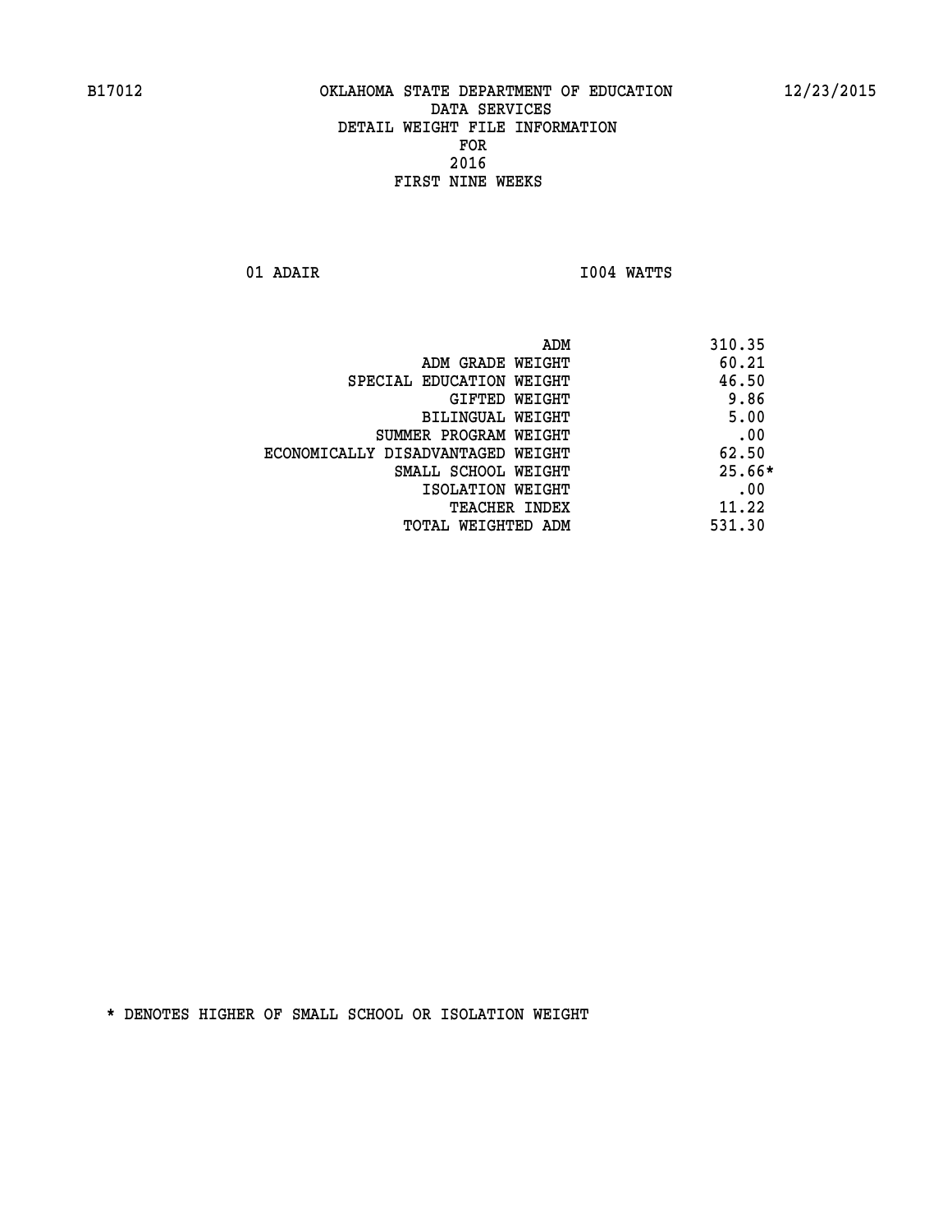# OKLAHOMA STATE DEPARTMENT OF EDUCATION
## DATA SERVICES
## DETAIL WEIGHT FILE INFORMATION
## FOR
## 2016
## FIRST NINE WEEKS

01 ADAIR I004 WATTS

| | |
|---|---|
| ADM | 310.35 |
| ADM GRADE WEIGHT | 60.21 |
| SPECIAL EDUCATION WEIGHT | 46.50 |
| GIFTED WEIGHT | 9.86 |
| BILINGUAL WEIGHT | 5.00 |
| SUMMER PROGRAM WEIGHT | .00 |
| ECONOMICALLY DISADVANTAGED WEIGHT | 62.50 |
| SMALL SCHOOL WEIGHT | 25.66* |
| ISOLATION WEIGHT | .00 |
| TEACHER INDEX | 11.22 |
| TOTAL WEIGHTED ADM | 531.30 |

* DENOTES HIGHER OF SMALL SCHOOL OR ISOLATION WEIGHT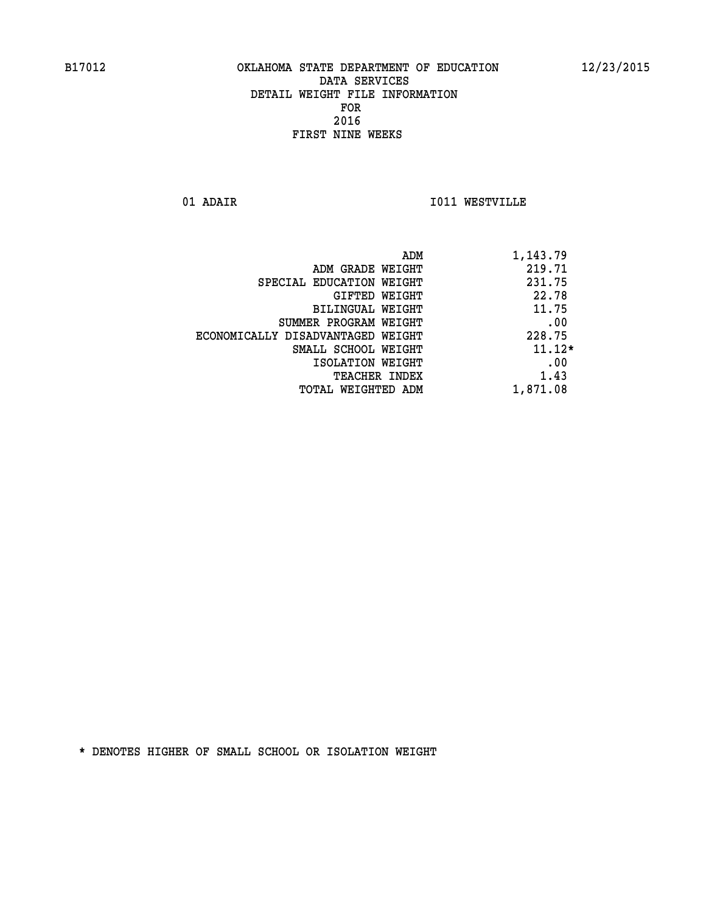OKLAHOMA STATE DEPARTMENT OF EDUCATION
DATA SERVICES
DETAIL WEIGHT FILE INFORMATION
FOR
2016
FIRST NINE WEEKS

01 ADAIR I011 WESTVILLE

| | |
|---|---|
| ADM | 1,143.79 |
| ADM GRADE WEIGHT | 219.71 |
| SPECIAL EDUCATION WEIGHT | 231.75 |
| GIFTED WEIGHT | 22.78 |
| BILINGUAL WEIGHT | 11.75 |
| SUMMER PROGRAM WEIGHT | .00 |
| ECONOMICALLY DISADVANTAGED WEIGHT | 228.75 |
| SMALL SCHOOL WEIGHT | 11.12* |
| ISOLATION WEIGHT | .00 |
| TEACHER INDEX | 1.43 |
| TOTAL WEIGHTED ADM | 1,871.08 |

* DENOTES HIGHER OF SMALL SCHOOL OR ISOLATION WEIGHT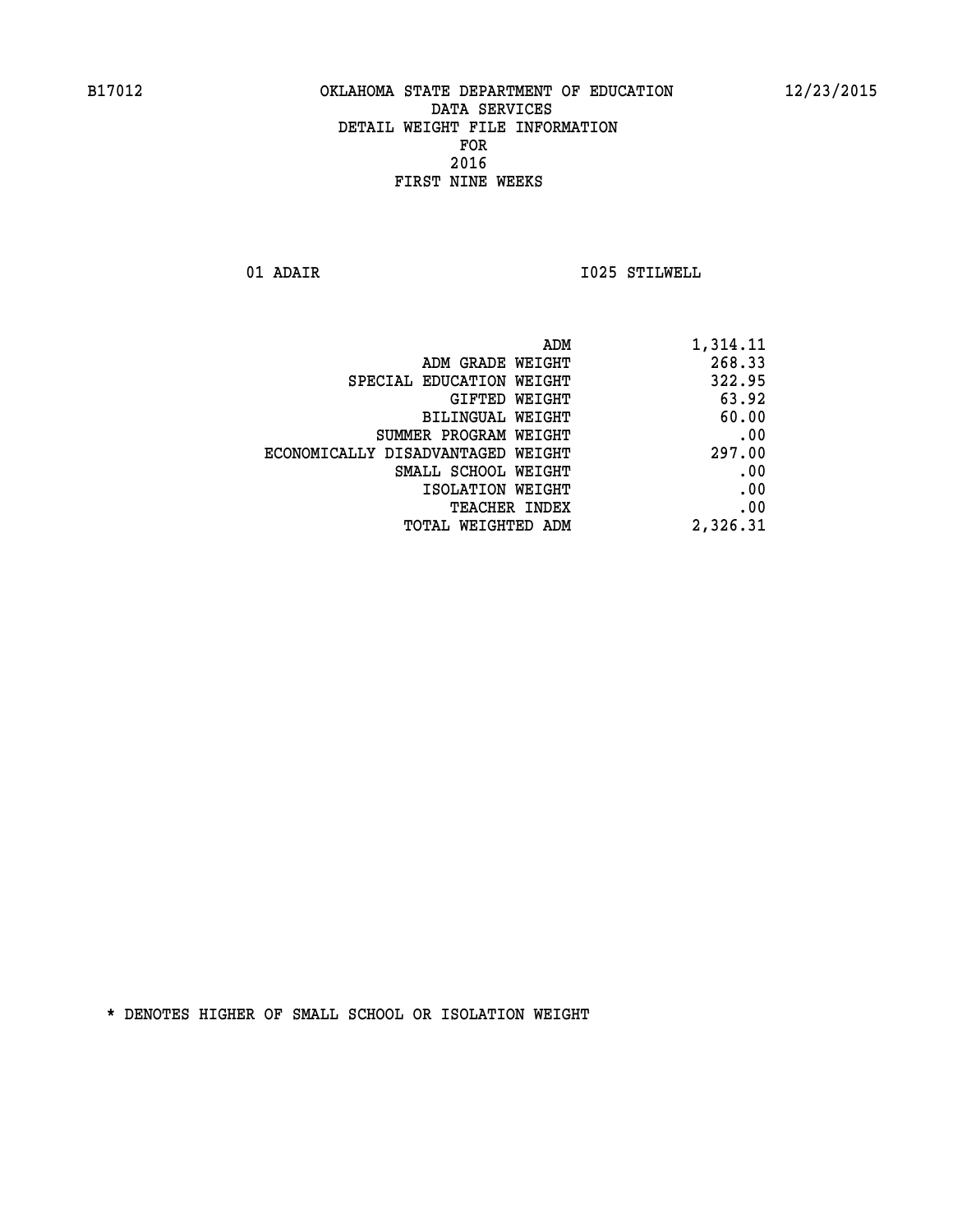B17012 OKLAHOMA STATE DEPARTMENT OF EDUCATION 12/23/2015

DATA SERVICES
DETAIL WEIGHT FILE INFORMATION
FOR
2016
FIRST NINE WEEKS

01 ADAIR I025 STILWELL

| | |
|---|---|
| ADM | 1,314.11 |
| ADM GRADE WEIGHT | 268.33 |
| SPECIAL EDUCATION WEIGHT | 322.95 |
| GIFTED WEIGHT | 63.92 |
| BILINGUAL WEIGHT | 60.00 |
| SUMMER PROGRAM WEIGHT | .00 |
| ECONOMICALLY DISADVANTAGED WEIGHT | 297.00 |
| SMALL SCHOOL WEIGHT | .00 |
| ISOLATION WEIGHT | .00 |
| TEACHER INDEX | .00 |
| TOTAL WEIGHTED ADM | 2,326.31 |

* DENOTES HIGHER OF SMALL SCHOOL OR ISOLATION WEIGHT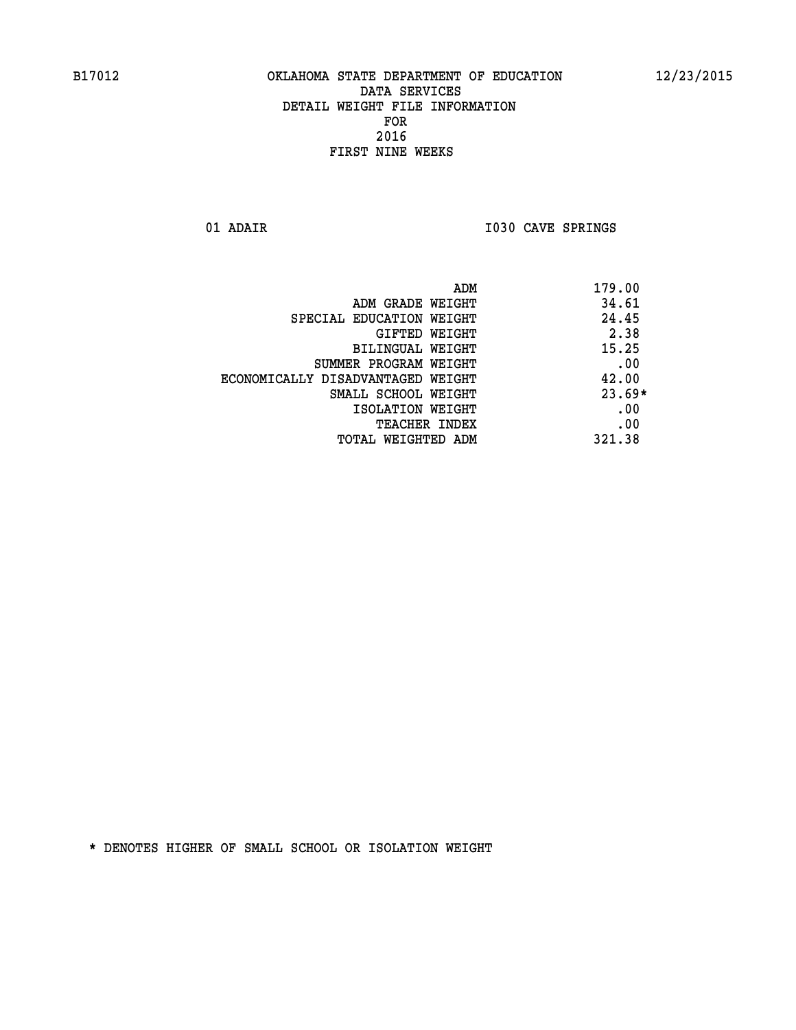B17012 OKLAHOMA STATE DEPARTMENT OF EDUCATION 12/23/2015

DATA SERVICES
DETAIL WEIGHT FILE INFORMATION
FOR
2016
FIRST NINE WEEKS

01 ADAIR I030 CAVE SPRINGS

| | |
|---|---|
| ADM | 179.00 |
| ADM GRADE WEIGHT | 34.61 |
| SPECIAL EDUCATION WEIGHT | 24.45 |
| GIFTED WEIGHT | 2.38 |
| BILINGUAL WEIGHT | 15.25 |
| SUMMER PROGRAM WEIGHT | .00 |
| ECONOMICALLY DISADVANTAGED WEIGHT | 42.00 |
| SMALL SCHOOL WEIGHT | 23.69* |
| ISOLATION WEIGHT | .00 |
| TEACHER INDEX | .00 |
| TOTAL WEIGHTED ADM | 321.38 |

* DENOTES HIGHER OF SMALL SCHOOL OR ISOLATION WEIGHT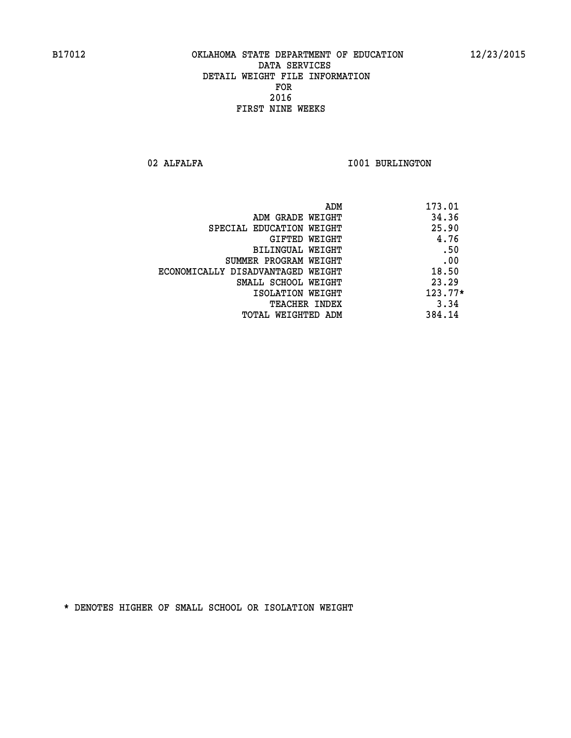B17012 OKLAHOMA STATE DEPARTMENT OF EDUCATION 12/23/2015

DATA SERVICES
DETAIL WEIGHT FILE INFORMATION
FOR
2016
FIRST NINE WEEKS

02 ALFALFA I001 BURLINGTON

| | |
|---|---|
| ADM | 173.01 |
| ADM GRADE WEIGHT | 34.36 |
| SPECIAL EDUCATION WEIGHT | 25.90 |
| GIFTED WEIGHT | 4.76 |
| BILINGUAL WEIGHT | .50 |
| SUMMER PROGRAM WEIGHT | .00 |
| ECONOMICALLY DISADVANTAGED WEIGHT | 18.50 |
| SMALL SCHOOL WEIGHT | 23.29 |
| ISOLATION WEIGHT | 123.77* |
| TEACHER INDEX | 3.34 |
| TOTAL WEIGHTED ADM | 384.14 |

* DENOTES HIGHER OF SMALL SCHOOL OR ISOLATION WEIGHT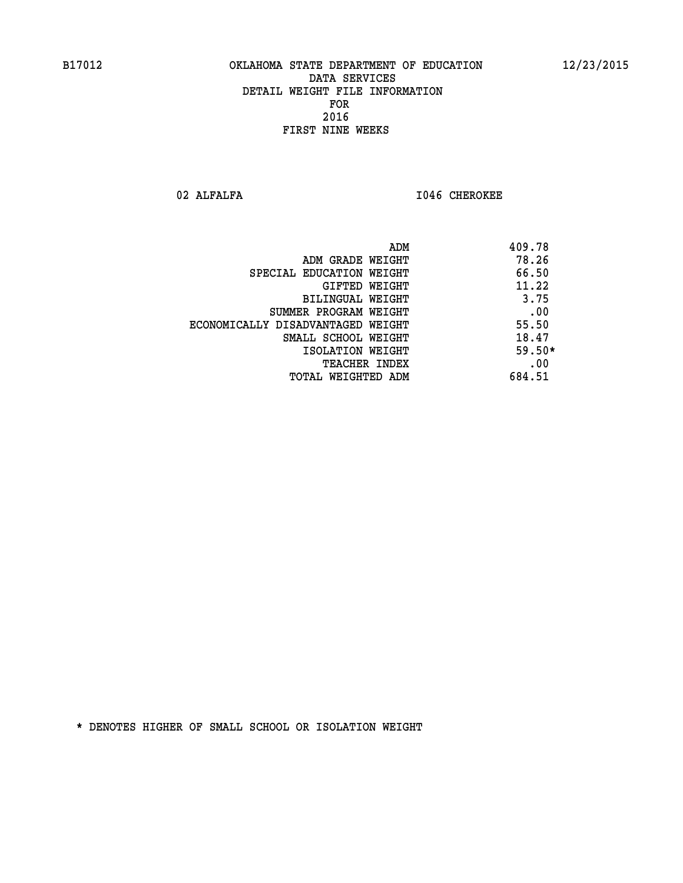B17012 OKLAHOMA STATE DEPARTMENT OF EDUCATION 12/23/2015

DATA SERVICES
DETAIL WEIGHT FILE INFORMATION
FOR
2016
FIRST NINE WEEKS

02 ALFALFA I046 CHEROKEE

| | |
|---|---|
| ADM | 409.78 |
| ADM GRADE WEIGHT | 78.26 |
| SPECIAL EDUCATION WEIGHT | 66.50 |
| GIFTED WEIGHT | 11.22 |
| BILINGUAL WEIGHT | 3.75 |
| SUMMER PROGRAM WEIGHT | .00 |
| ECONOMICALLY DISADVANTAGED WEIGHT | 55.50 |
| SMALL SCHOOL WEIGHT | 18.47 |
| ISOLATION WEIGHT | 59.50* |
| TEACHER INDEX | .00 |
| TOTAL WEIGHTED ADM | 684.51 |

* DENOTES HIGHER OF SMALL SCHOOL OR ISOLATION WEIGHT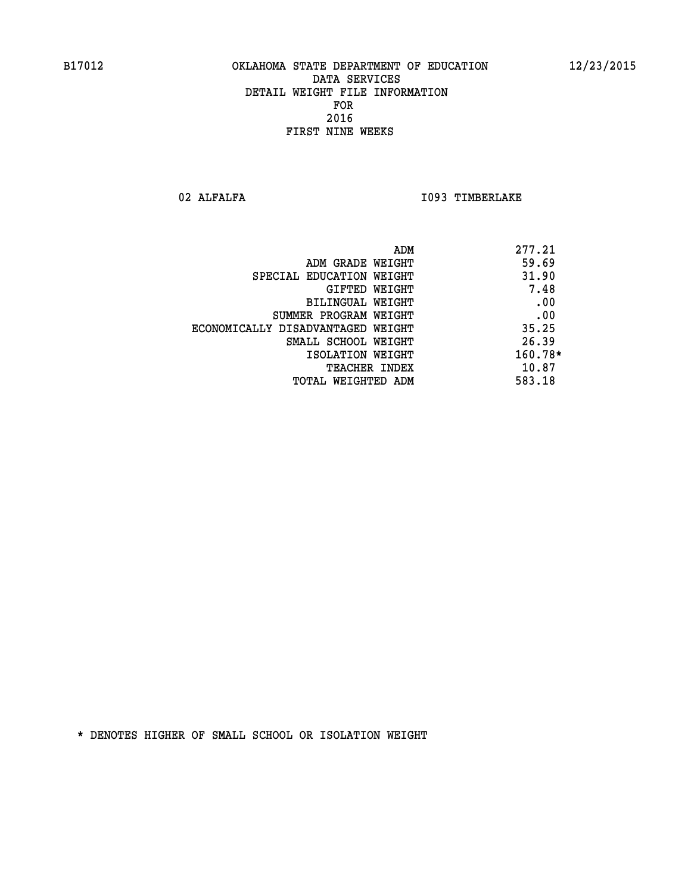B17012 OKLAHOMA STATE DEPARTMENT OF EDUCATION 12/23/2015

DATA SERVICES
DETAIL WEIGHT FILE INFORMATION
FOR
2016
FIRST NINE WEEKS

02 ALFALFA I093 TIMBERLAKE

| | |
|---|---|
| ADM | 277.21 |
| ADM GRADE WEIGHT | 59.69 |
| SPECIAL EDUCATION WEIGHT | 31.90 |
| GIFTED WEIGHT | 7.48 |
| BILINGUAL WEIGHT | .00 |
| SUMMER PROGRAM WEIGHT | .00 |
| ECONOMICALLY DISADVANTAGED WEIGHT | 35.25 |
| SMALL SCHOOL WEIGHT | 26.39 |
| ISOLATION WEIGHT | 160.78* |
| TEACHER INDEX | 10.87 |
| TOTAL WEIGHTED ADM | 583.18 |

* DENOTES HIGHER OF SMALL SCHOOL OR ISOLATION WEIGHT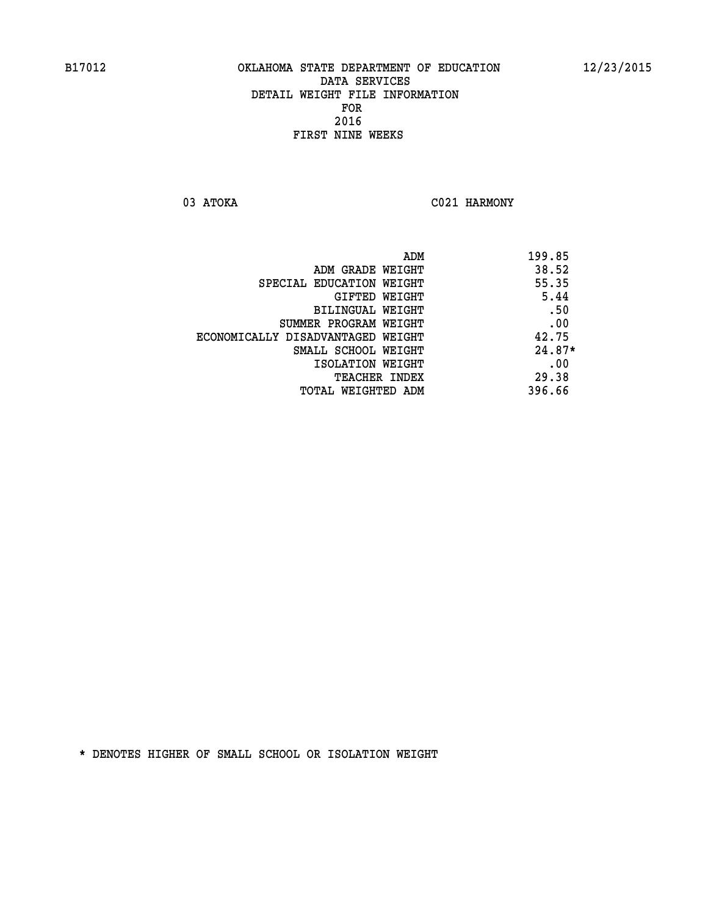B17012 OKLAHOMA STATE DEPARTMENT OF EDUCATION 12/23/2015

DATA SERVICES
DETAIL WEIGHT FILE INFORMATION
FOR
2016
FIRST NINE WEEKS

03 ATOKA C021 HARMONY

| | |
|---|---|
| ADM | 199.85 |
| ADM GRADE WEIGHT | 38.52 |
| SPECIAL EDUCATION WEIGHT | 55.35 |
| GIFTED WEIGHT | 5.44 |
| BILINGUAL WEIGHT | .50 |
| SUMMER PROGRAM WEIGHT | .00 |
| ECONOMICALLY DISADVANTAGED WEIGHT | 42.75 |
| SMALL SCHOOL WEIGHT | 24.87* |
| ISOLATION WEIGHT | .00 |
| TEACHER INDEX | 29.38 |
| TOTAL WEIGHTED ADM | 396.66 |

* DENOTES HIGHER OF SMALL SCHOOL OR ISOLATION WEIGHT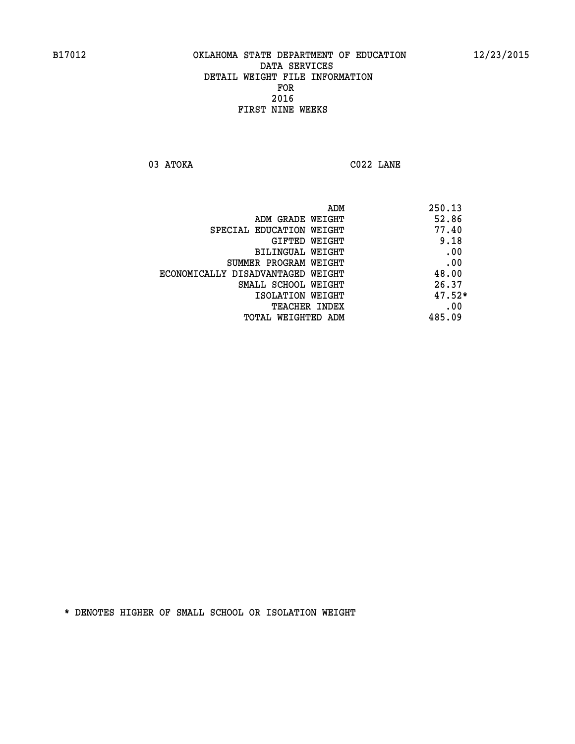B17012 OKLAHOMA STATE DEPARTMENT OF EDUCATION 12/23/2015

DATA SERVICES
DETAIL WEIGHT FILE INFORMATION
FOR
2016
FIRST NINE WEEKS

03 ATOKA C022 LANE

| | |
|---|---|
| ADM | 250.13 |
| ADM GRADE WEIGHT | 52.86 |
| SPECIAL EDUCATION WEIGHT | 77.40 |
| GIFTED WEIGHT | 9.18 |
| BILINGUAL WEIGHT | .00 |
| SUMMER PROGRAM WEIGHT | .00 |
| ECONOMICALLY DISADVANTAGED WEIGHT | 48.00 |
| SMALL SCHOOL WEIGHT | 26.37 |
| ISOLATION WEIGHT | 47.52* |
| TEACHER INDEX | .00 |
| TOTAL WEIGHTED ADM | 485.09 |

* DENOTES HIGHER OF SMALL SCHOOL OR ISOLATION WEIGHT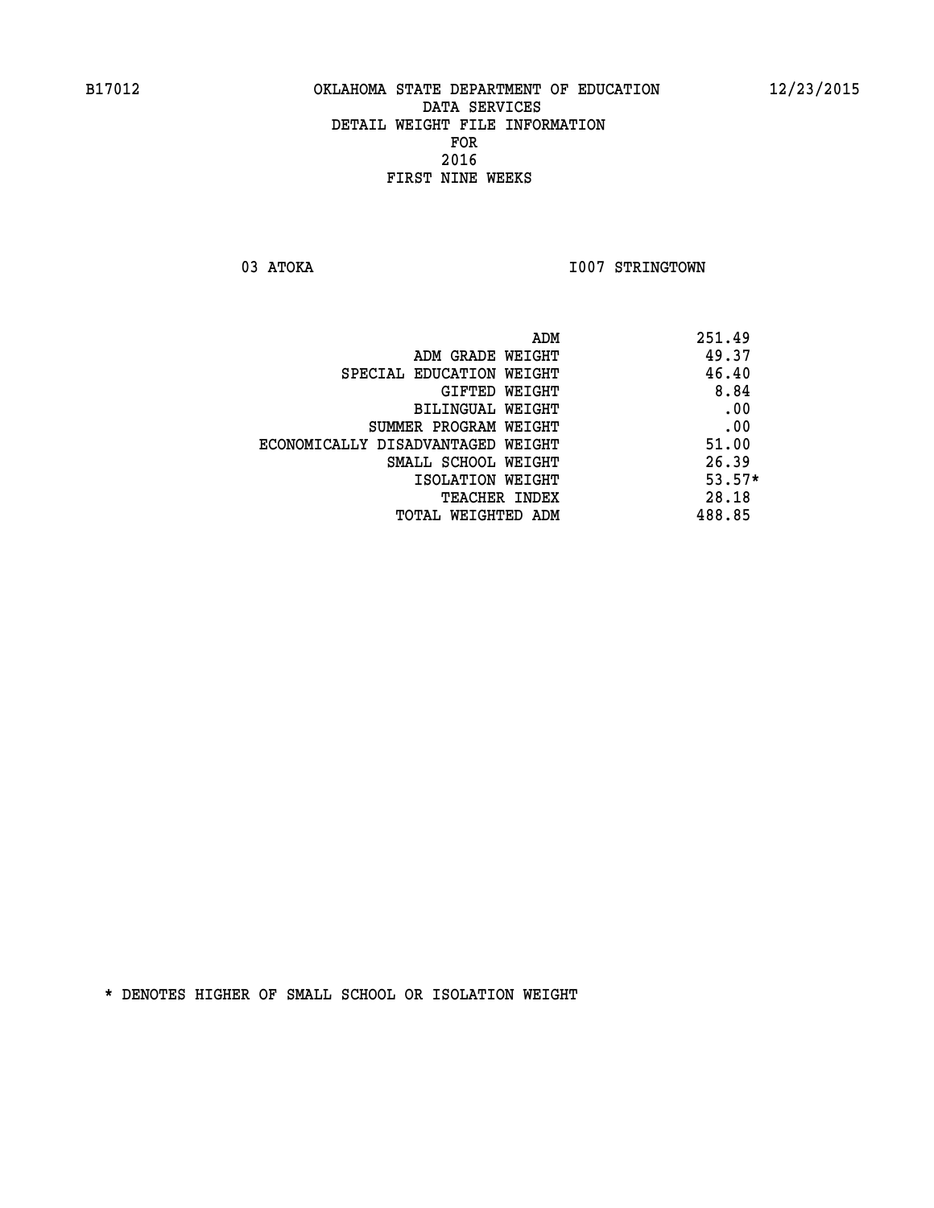B17012 OKLAHOMA STATE DEPARTMENT OF EDUCATION 12/23/2015

DATA SERVICES
DETAIL WEIGHT FILE INFORMATION
FOR
2016
FIRST NINE WEEKS

03 ATOKA I007 STRINGTOWN

| | |
|---|---|
| ADM | 251.49 |
| ADM GRADE WEIGHT | 49.37 |
| SPECIAL EDUCATION WEIGHT | 46.40 |
| GIFTED WEIGHT | 8.84 |
| BILINGUAL WEIGHT | .00 |
| SUMMER PROGRAM WEIGHT | .00 |
| ECONOMICALLY DISADVANTAGED WEIGHT | 51.00 |
| SMALL SCHOOL WEIGHT | 26.39 |
| ISOLATION WEIGHT | 53.57* |
| TEACHER INDEX | 28.18 |
| TOTAL WEIGHTED ADM | 488.85 |

* DENOTES HIGHER OF SMALL SCHOOL OR ISOLATION WEIGHT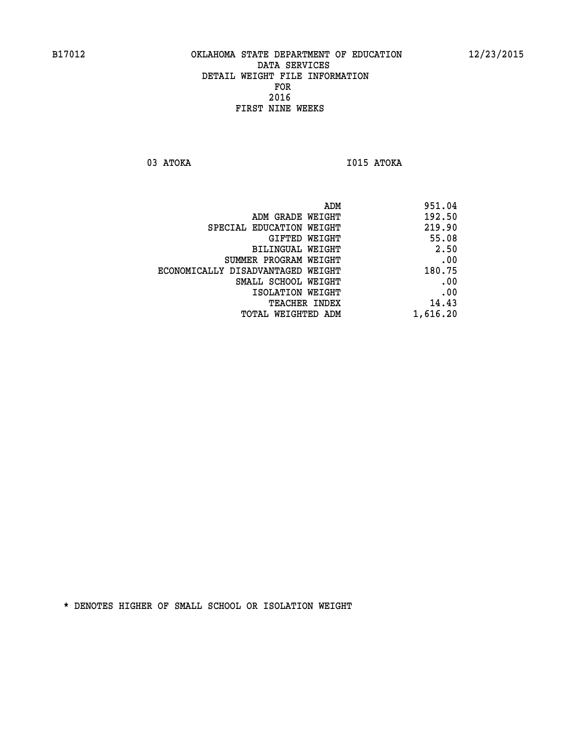B17012 OKLAHOMA STATE DEPARTMENT OF EDUCATION 12/23/2015

DATA SERVICES
DETAIL WEIGHT FILE INFORMATION
FOR
2016
FIRST NINE WEEKS

03 ATOKA I015 ATOKA

| | |
|---|---|
| ADM | 951.04 |
| ADM GRADE WEIGHT | 192.50 |
| SPECIAL EDUCATION WEIGHT | 219.90 |
| GIFTED WEIGHT | 55.08 |
| BILINGUAL WEIGHT | 2.50 |
| SUMMER PROGRAM WEIGHT | .00 |
| ECONOMICALLY DISADVANTAGED WEIGHT | 180.75 |
| SMALL SCHOOL WEIGHT | .00 |
| ISOLATION WEIGHT | .00 |
| TEACHER INDEX | 14.43 |
| TOTAL WEIGHTED ADM | 1,616.20 |

* DENOTES HIGHER OF SMALL SCHOOL OR ISOLATION WEIGHT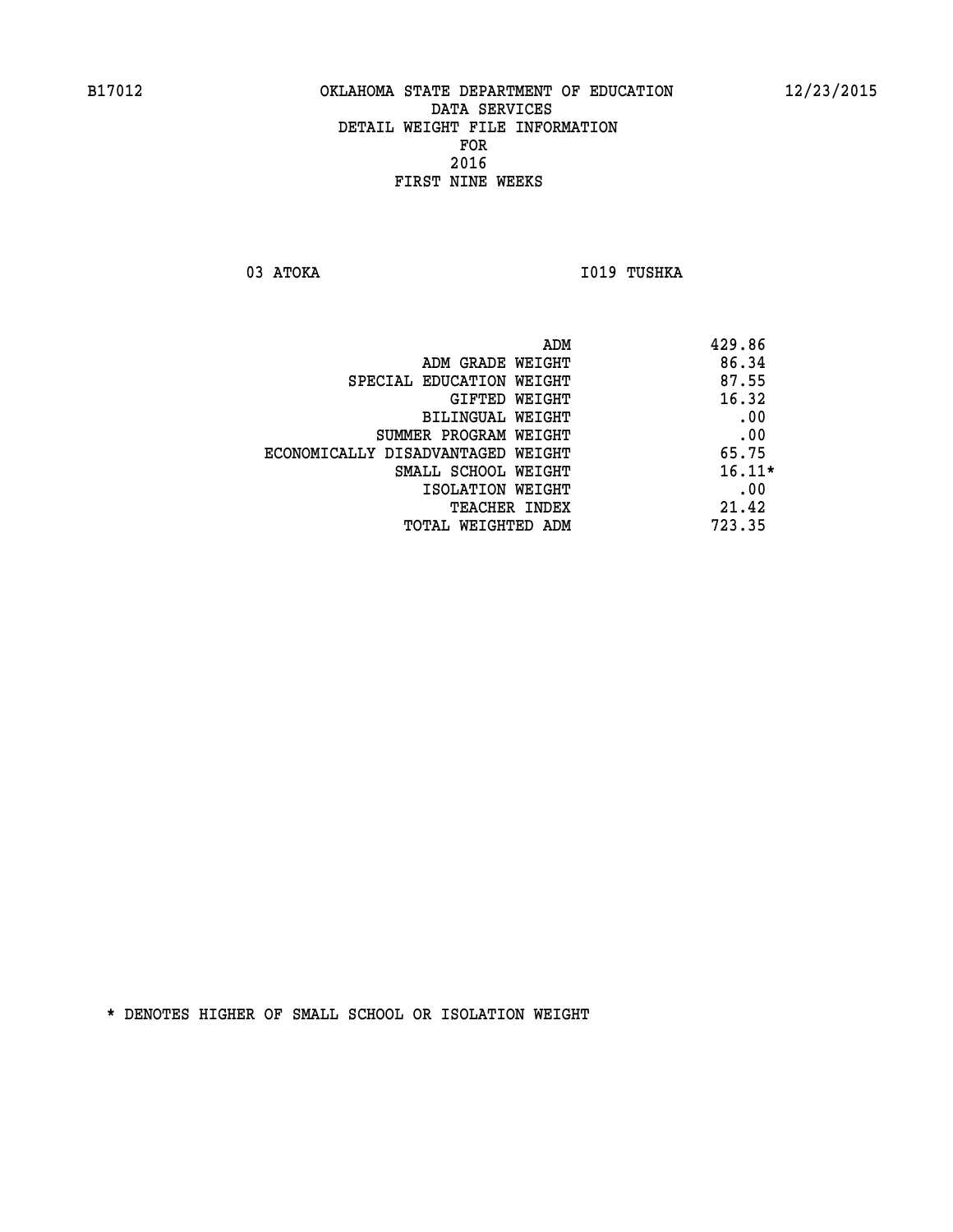B17012 OKLAHOMA STATE DEPARTMENT OF EDUCATION 12/23/2015

DATA SERVICES
DETAIL WEIGHT FILE INFORMATION
FOR
2016
FIRST NINE WEEKS

03 ATOKA I019 TUSHKA

| | |
|---|---|
| ADM | 429.86 |
| ADM GRADE WEIGHT | 86.34 |
| SPECIAL EDUCATION WEIGHT | 87.55 |
| GIFTED WEIGHT | 16.32 |
| BILINGUAL WEIGHT | .00 |
| SUMMER PROGRAM WEIGHT | .00 |
| ECONOMICALLY DISADVANTAGED WEIGHT | 65.75 |
| SMALL SCHOOL WEIGHT | 16.11* |
| ISOLATION WEIGHT | .00 |
| TEACHER INDEX | 21.42 |
| TOTAL WEIGHTED ADM | 723.35 |

* DENOTES HIGHER OF SMALL SCHOOL OR ISOLATION WEIGHT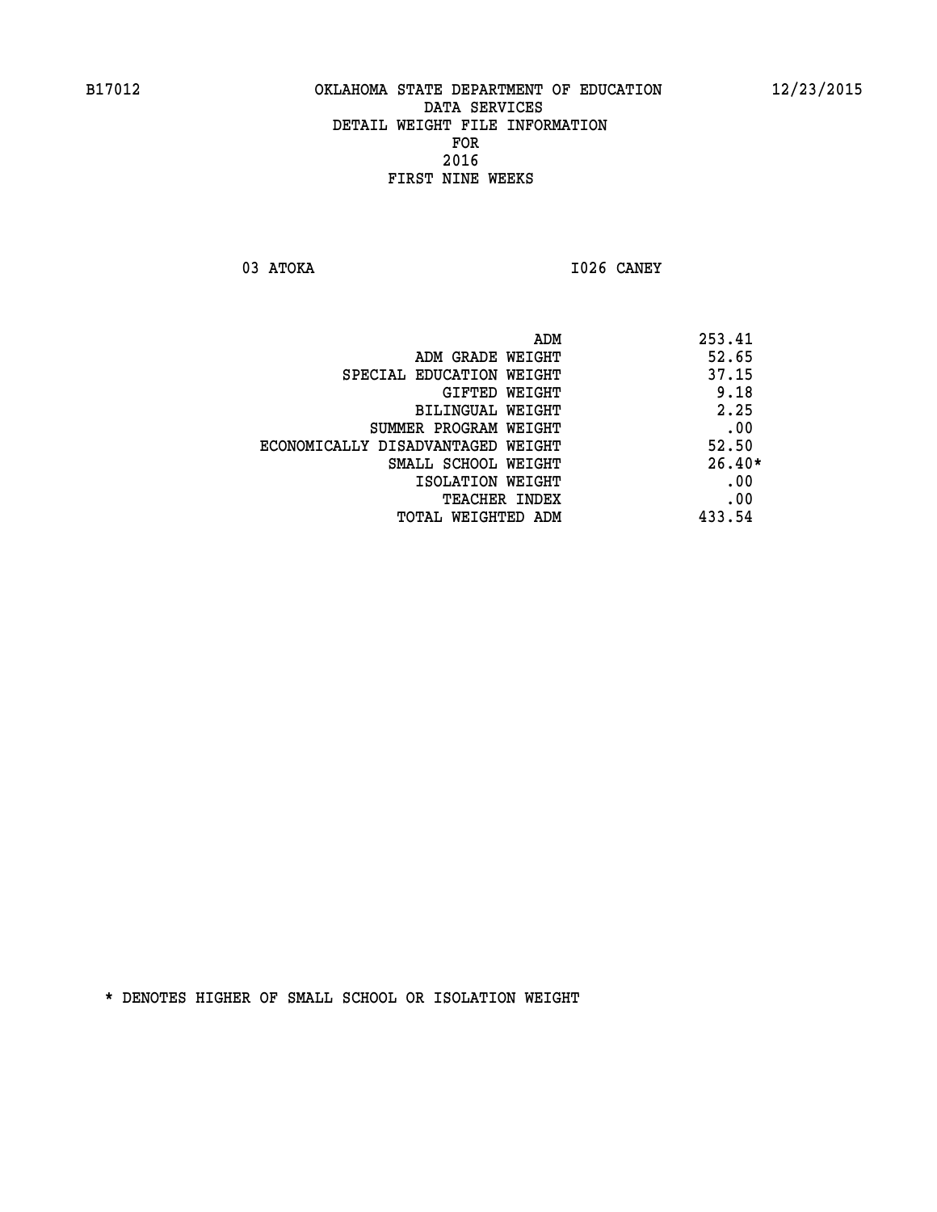B17012 OKLAHOMA STATE DEPARTMENT OF EDUCATION 12/23/2015

DATA SERVICES
DETAIL WEIGHT FILE INFORMATION
FOR
2016
FIRST NINE WEEKS

03 ATOKA I026 CANEY

| | |
|---|---|
| ADM | 253.41 |
| ADM GRADE WEIGHT | 52.65 |
| SPECIAL EDUCATION WEIGHT | 37.15 |
| GIFTED WEIGHT | 9.18 |
| BILINGUAL WEIGHT | 2.25 |
| SUMMER PROGRAM WEIGHT | .00 |
| ECONOMICALLY DISADVANTAGED WEIGHT | 52.50 |
| SMALL SCHOOL WEIGHT | 26.40* |
| ISOLATION WEIGHT | .00 |
| TEACHER INDEX | .00 |
| TOTAL WEIGHTED ADM | 433.54 |

* DENOTES HIGHER OF SMALL SCHOOL OR ISOLATION WEIGHT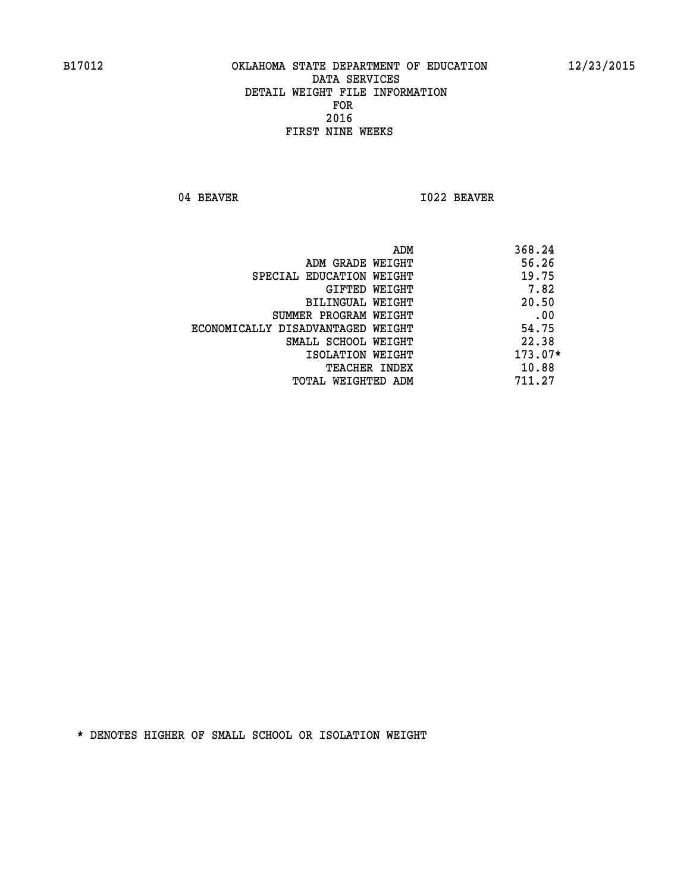B17012 OKLAHOMA STATE DEPARTMENT OF EDUCATION 12/23/2015

DATA SERVICES
DETAIL WEIGHT FILE INFORMATION
FOR
2016
FIRST NINE WEEKS

04 BEAVER I022 BEAVER

| | |
|---|---|
| ADM | 368.24 |
| ADM GRADE WEIGHT | 56.26 |
| SPECIAL EDUCATION WEIGHT | 19.75 |
| GIFTED WEIGHT | 7.82 |
| BILINGUAL WEIGHT | 20.50 |
| SUMMER PROGRAM WEIGHT | .00 |
| ECONOMICALLY DISADVANTAGED WEIGHT | 54.75 |
| SMALL SCHOOL WEIGHT | 22.38 |
| ISOLATION WEIGHT | 173.07* |
| TEACHER INDEX | 10.88 |
| TOTAL WEIGHTED ADM | 711.27 |

* DENOTES HIGHER OF SMALL SCHOOL OR ISOLATION WEIGHT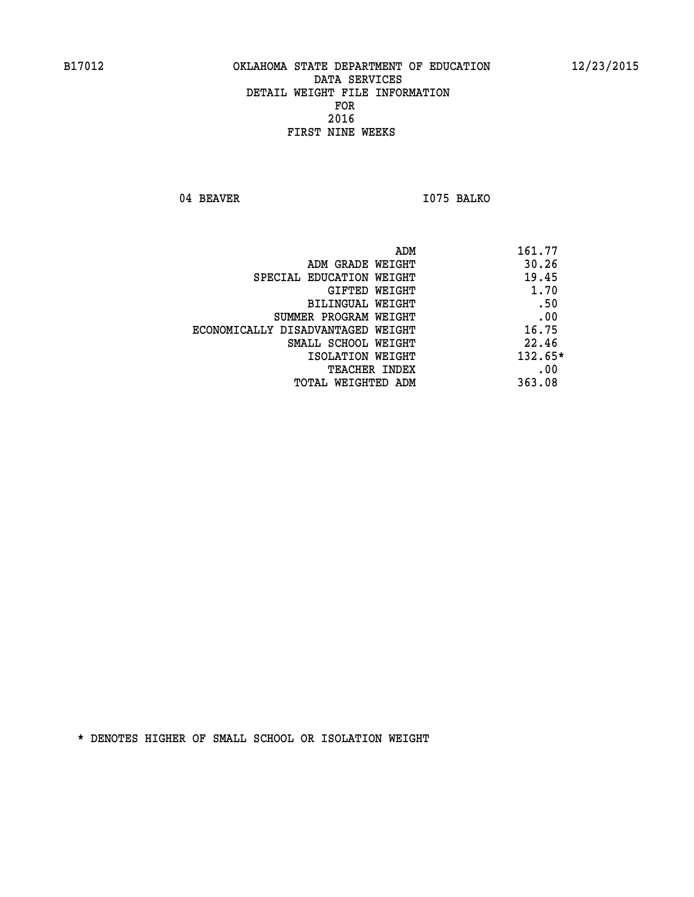OKLAHOMA STATE DEPARTMENT OF EDUCATION
DATA SERVICES
DETAIL WEIGHT FILE INFORMATION
FOR
2016
FIRST NINE WEEKS

04 BEAVER I075 BALKO

| | |
|---|---|
| ADM | 161.77 |
| ADM GRADE WEIGHT | 30.26 |
| SPECIAL EDUCATION WEIGHT | 19.45 |
| GIFTED WEIGHT | 1.70 |
| BILINGUAL WEIGHT | .50 |
| SUMMER PROGRAM WEIGHT | .00 |
| ECONOMICALLY DISADVANTAGED WEIGHT | 16.75 |
| SMALL SCHOOL WEIGHT | 22.46 |
| ISOLATION WEIGHT | 132.65* |
| TEACHER INDEX | .00 |
| TOTAL WEIGHTED ADM | 363.08 |

* DENOTES HIGHER OF SMALL SCHOOL OR ISOLATION WEIGHT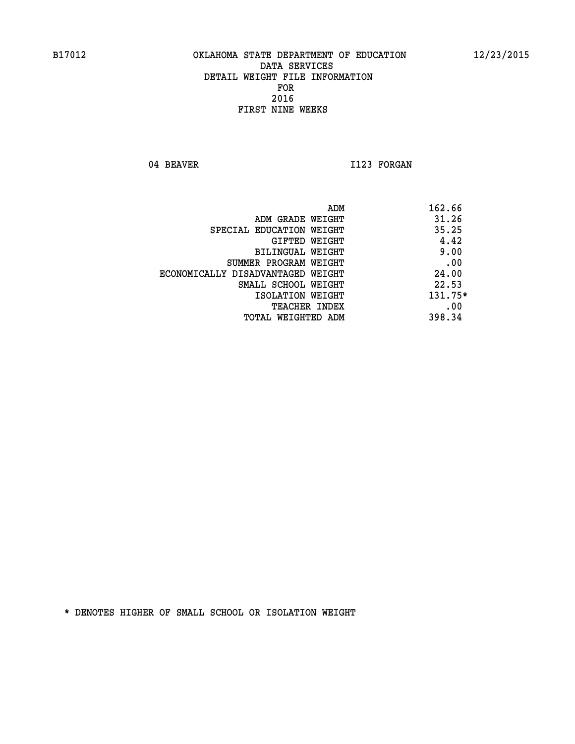B17012 OKLAHOMA STATE DEPARTMENT OF EDUCATION 12/23/2015

DATA SERVICES
DETAIL WEIGHT FILE INFORMATION
FOR
2016
FIRST NINE WEEKS

04 BEAVER I123 FORGAN

| | |
|---|---|
| ADM | 162.66 |
| ADM GRADE WEIGHT | 31.26 |
| SPECIAL EDUCATION WEIGHT | 35.25 |
| GIFTED WEIGHT | 4.42 |
| BILINGUAL WEIGHT | 9.00 |
| SUMMER PROGRAM WEIGHT | .00 |
| ECONOMICALLY DISADVANTAGED WEIGHT | 24.00 |
| SMALL SCHOOL WEIGHT | 22.53 |
| ISOLATION WEIGHT | 131.75* |
| TEACHER INDEX | .00 |
| TOTAL WEIGHTED ADM | 398.34 |

* DENOTES HIGHER OF SMALL SCHOOL OR ISOLATION WEIGHT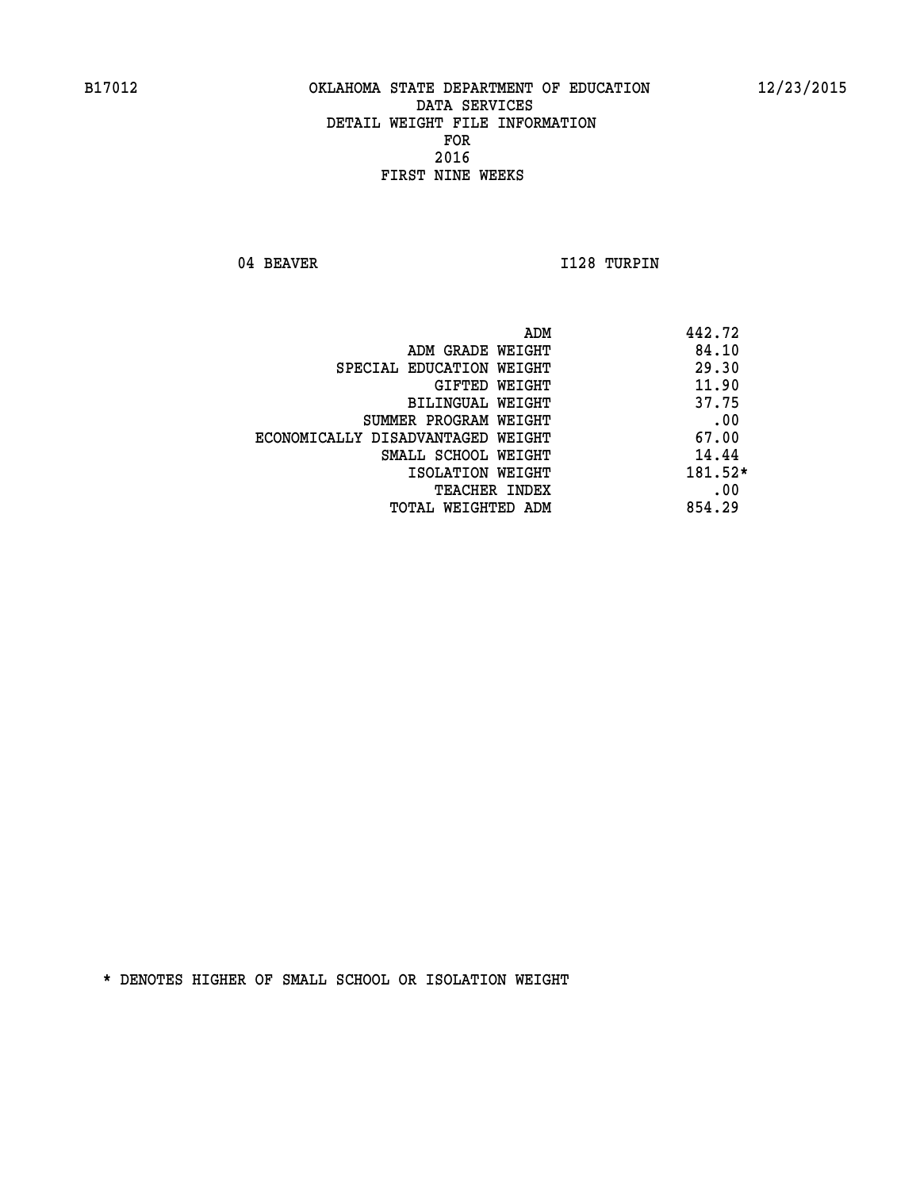B17012 OKLAHOMA STATE DEPARTMENT OF EDUCATION 12/23/2015

DATA SERVICES
DETAIL WEIGHT FILE INFORMATION
FOR
2016
FIRST NINE WEEKS

04 BEAVER I128 TURPIN

| | |
|---|---|
| ADM | 442.72 |
| ADM GRADE WEIGHT | 84.10 |
| SPECIAL EDUCATION WEIGHT | 29.30 |
| GIFTED WEIGHT | 11.90 |
| BILINGUAL WEIGHT | 37.75 |
| SUMMER PROGRAM WEIGHT | .00 |
| ECONOMICALLY DISADVANTAGED WEIGHT | 67.00 |
| SMALL SCHOOL WEIGHT | 14.44 |
| ISOLATION WEIGHT | 181.52* |
| TEACHER INDEX | .00 |
| TOTAL WEIGHTED ADM | 854.29 |

* DENOTES HIGHER OF SMALL SCHOOL OR ISOLATION WEIGHT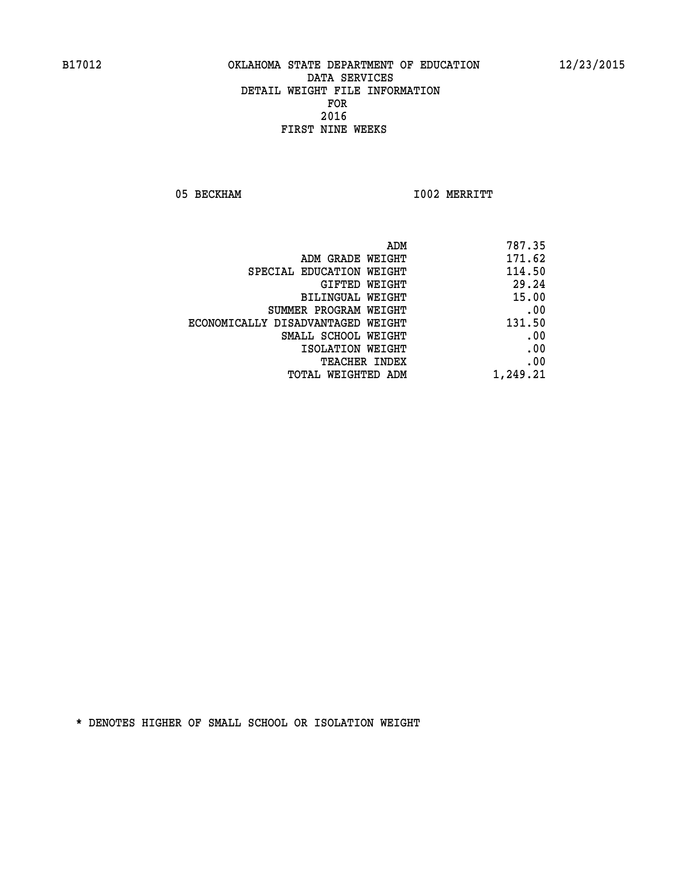B17012 OKLAHOMA STATE DEPARTMENT OF EDUCATION 12/23/2015

DATA SERVICES
DETAIL WEIGHT FILE INFORMATION
FOR
2016
FIRST NINE WEEKS

05 BECKHAM I002 MERRITT

| | |
|---|---|
| ADM | 787.35 |
| ADM GRADE WEIGHT | 171.62 |
| SPECIAL EDUCATION WEIGHT | 114.50 |
| GIFTED WEIGHT | 29.24 |
| BILINGUAL WEIGHT | 15.00 |
| SUMMER PROGRAM WEIGHT | .00 |
| ECONOMICALLY DISADVANTAGED WEIGHT | 131.50 |
| SMALL SCHOOL WEIGHT | .00 |
| ISOLATION WEIGHT | .00 |
| TEACHER INDEX | .00 |
| TOTAL WEIGHTED ADM | 1,249.21 |

* DENOTES HIGHER OF SMALL SCHOOL OR ISOLATION WEIGHT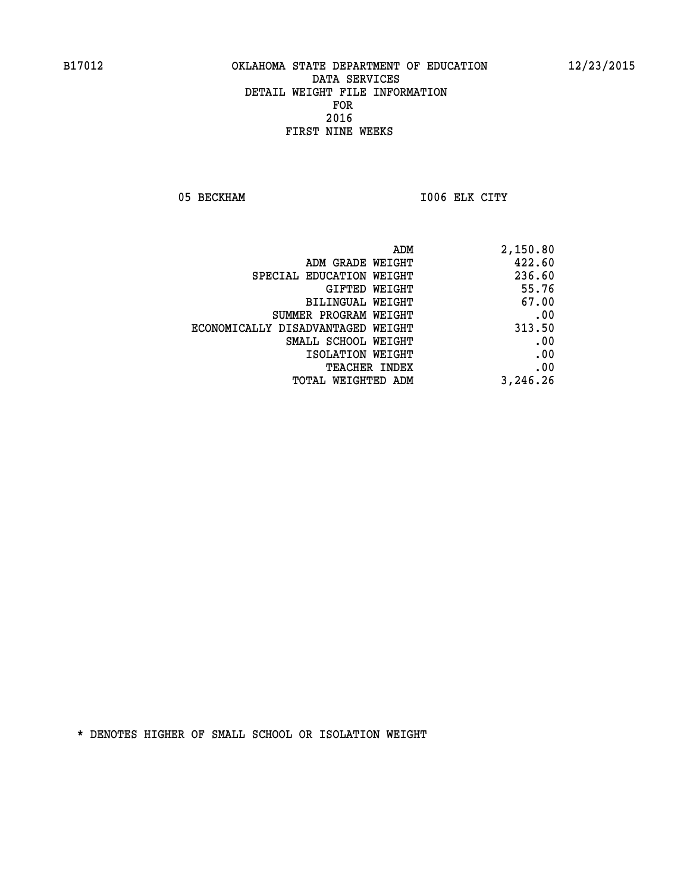B17012 OKLAHOMA STATE DEPARTMENT OF EDUCATION 12/23/2015

DATA SERVICES

DETAIL WEIGHT FILE INFORMATION

FOR

2016

FIRST NINE WEEKS

05 BECKHAM I006 ELK CITY

| | |
|---|---|
| ADM | 2,150.80 |
| ADM GRADE WEIGHT | 422.60 |
| SPECIAL EDUCATION WEIGHT | 236.60 |
| GIFTED WEIGHT | 55.76 |
| BILINGUAL WEIGHT | 67.00 |
| SUMMER PROGRAM WEIGHT | .00 |
| ECONOMICALLY DISADVANTAGED WEIGHT | 313.50 |
| SMALL SCHOOL WEIGHT | .00 |
| ISOLATION WEIGHT | .00 |
| TEACHER INDEX | .00 |
| TOTAL WEIGHTED ADM | 3,246.26 |

* DENOTES HIGHER OF SMALL SCHOOL OR ISOLATION WEIGHT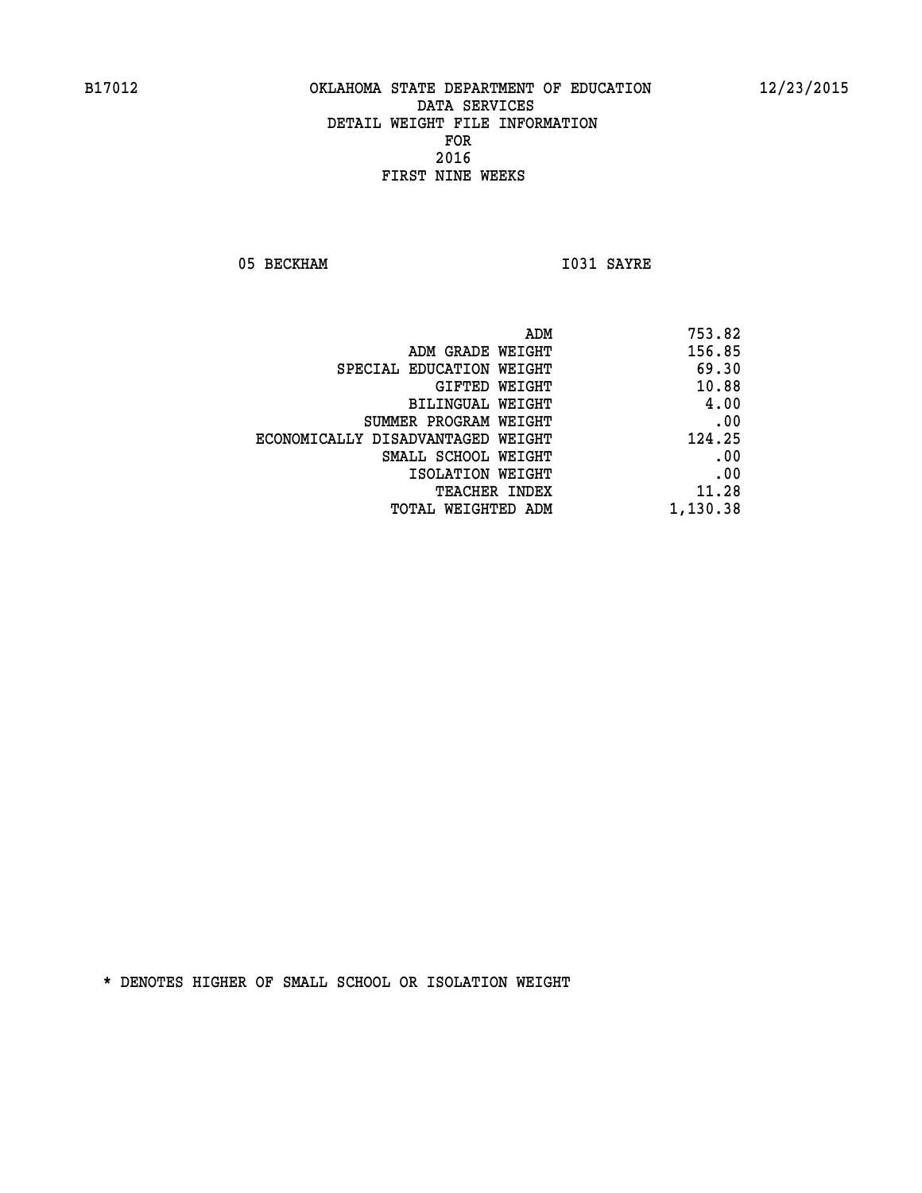B17012 OKLAHOMA STATE DEPARTMENT OF EDUCATION 12/23/2015

DATA SERVICES

DETAIL WEIGHT FILE INFORMATION

FOR

2016

FIRST NINE WEEKS

05 BECKHAM I031 SAYRE

| | |
|---|---|
| ADM | 753.82 |
| ADM GRADE WEIGHT | 156.85 |
| SPECIAL EDUCATION WEIGHT | 69.30 |
| GIFTED WEIGHT | 10.88 |
| BILINGUAL WEIGHT | 4.00 |
| SUMMER PROGRAM WEIGHT | .00 |
| ECONOMICALLY DISADVANTAGED WEIGHT | 124.25 |
| SMALL SCHOOL WEIGHT | .00 |
| ISOLATION WEIGHT | .00 |
| TEACHER INDEX | 11.28 |
| TOTAL WEIGHTED ADM | 1,130.38 |

* DENOTES HIGHER OF SMALL SCHOOL OR ISOLATION WEIGHT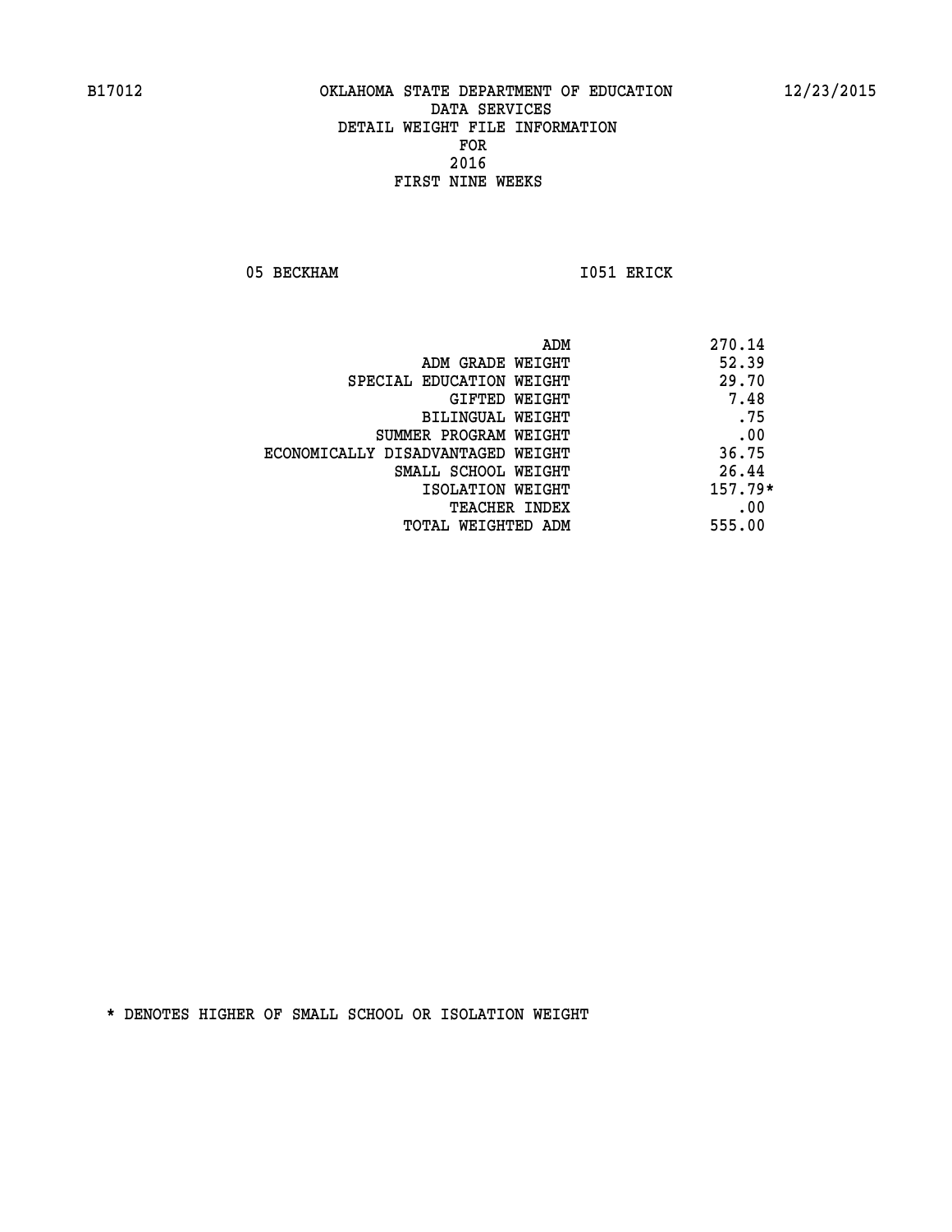OKLAHOMA STATE DEPARTMENT OF EDUCATION
DATA SERVICES
DETAIL WEIGHT FILE INFORMATION
FOR
2016
FIRST NINE WEEKS

05 BECKHAM I051 ERICK

| | |
|---|---|
| ADM | 270.14 |
| ADM GRADE WEIGHT | 52.39 |
| SPECIAL EDUCATION WEIGHT | 29.70 |
| GIFTED WEIGHT | 7.48 |
| BILINGUAL WEIGHT | .75 |
| SUMMER PROGRAM WEIGHT | .00 |
| ECONOMICALLY DISADVANTAGED WEIGHT | 36.75 |
| SMALL SCHOOL WEIGHT | 26.44 |
| ISOLATION WEIGHT | 157.79* |
| TEACHER INDEX | .00 |
| TOTAL WEIGHTED ADM | 555.00 |

* DENOTES HIGHER OF SMALL SCHOOL OR ISOLATION WEIGHT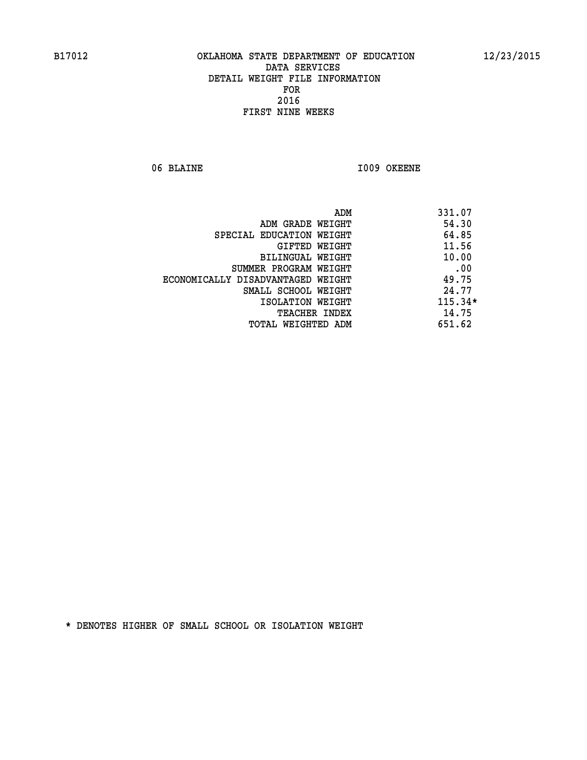B17012 OKLAHOMA STATE DEPARTMENT OF EDUCATION 12/23/2015

DATA SERVICES
DETAIL WEIGHT FILE INFORMATION
FOR
2016
FIRST NINE WEEKS

06 BLAINE I009 OKEENE

| | |
|---|---|
| ADM | 331.07 |
| ADM GRADE WEIGHT | 54.30 |
| SPECIAL EDUCATION WEIGHT | 64.85 |
| GIFTED WEIGHT | 11.56 |
| BILINGUAL WEIGHT | 10.00 |
| SUMMER PROGRAM WEIGHT | .00 |
| ECONOMICALLY DISADVANTAGED WEIGHT | 49.75 |
| SMALL SCHOOL WEIGHT | 24.77 |
| ISOLATION WEIGHT | 115.34* |
| TEACHER INDEX | 14.75 |
| TOTAL WEIGHTED ADM | 651.62 |

* DENOTES HIGHER OF SMALL SCHOOL OR ISOLATION WEIGHT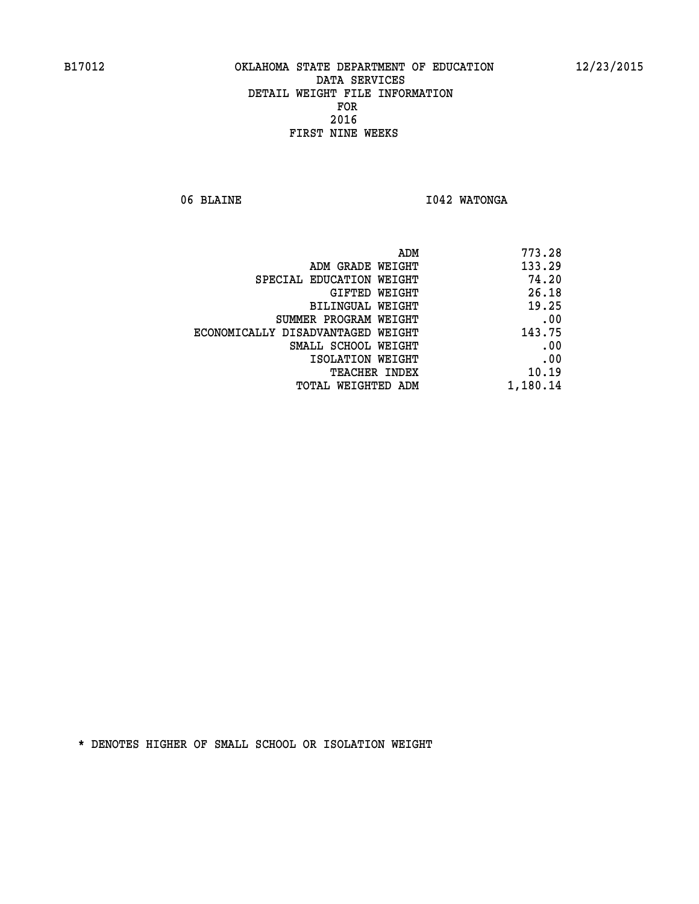B17012 OKLAHOMA STATE DEPARTMENT OF EDUCATION 12/23/2015

DATA SERVICES
DETAIL WEIGHT FILE INFORMATION
FOR
2016
FIRST NINE WEEKS

06 BLAINE I042 WATONGA

| | |
|---|---|
| ADM | 773.28 |
| ADM GRADE WEIGHT | 133.29 |
| SPECIAL EDUCATION WEIGHT | 74.20 |
| GIFTED WEIGHT | 26.18 |
| BILINGUAL WEIGHT | 19.25 |
| SUMMER PROGRAM WEIGHT | .00 |
| ECONOMICALLY DISADVANTAGED WEIGHT | 143.75 |
| SMALL SCHOOL WEIGHT | .00 |
| ISOLATION WEIGHT | .00 |
| TEACHER INDEX | 10.19 |
| TOTAL WEIGHTED ADM | 1,180.14 |

* DENOTES HIGHER OF SMALL SCHOOL OR ISOLATION WEIGHT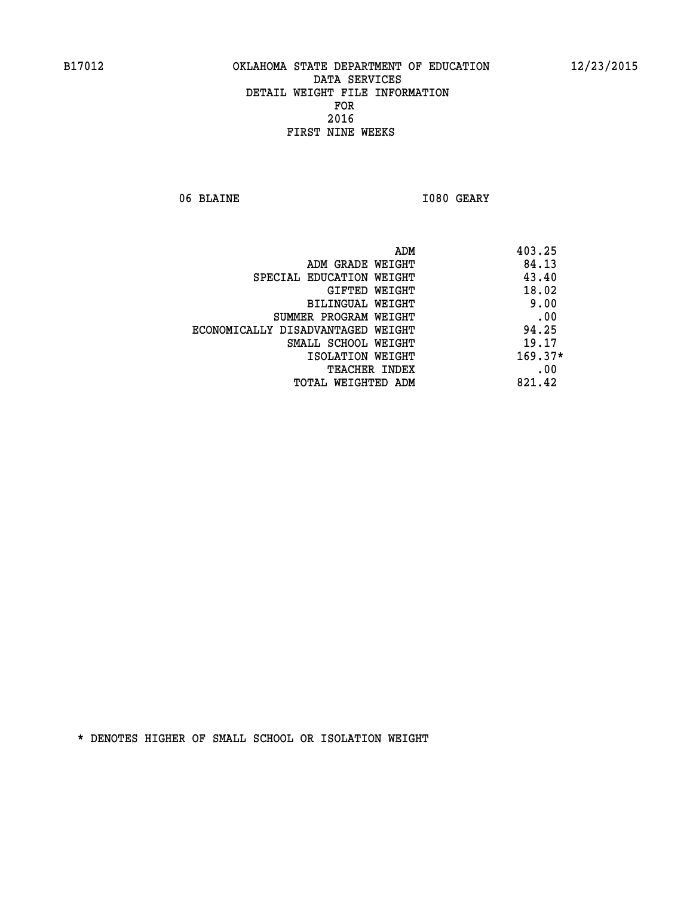B17012 OKLAHOMA STATE DEPARTMENT OF EDUCATION 12/23/2015

DATA SERVICES

DETAIL WEIGHT FILE INFORMATION

FOR

2016

FIRST NINE WEEKS

06 BLAINE I080 GEARY

| | |
|---|---|
| ADM | 403.25 |
| ADM GRADE WEIGHT | 84.13 |
| SPECIAL EDUCATION WEIGHT | 43.40 |
| GIFTED WEIGHT | 18.02 |
| BILINGUAL WEIGHT | 9.00 |
| SUMMER PROGRAM WEIGHT | .00 |
| ECONOMICALLY DISADVANTAGED WEIGHT | 94.25 |
| SMALL SCHOOL WEIGHT | 19.17 |
| ISOLATION WEIGHT | 169.37* |
| TEACHER INDEX | .00 |
| TOTAL WEIGHTED ADM | 821.42 |

* DENOTES HIGHER OF SMALL SCHOOL OR ISOLATION WEIGHT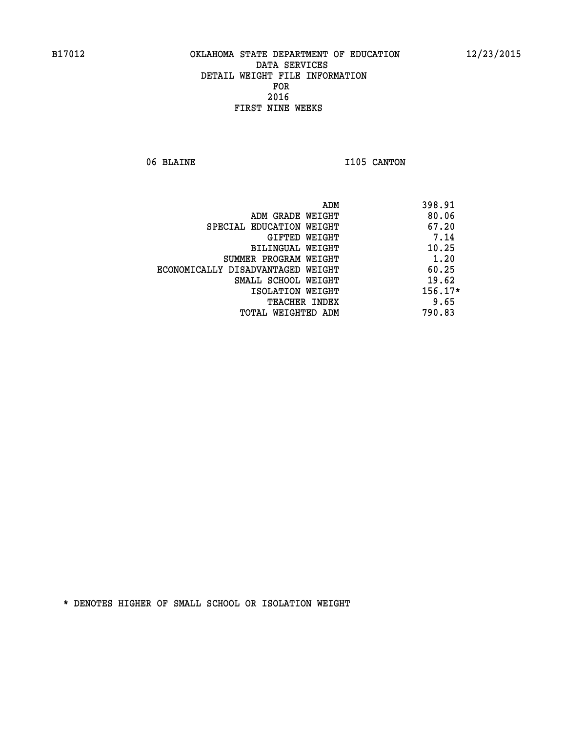# OKLAHOMA STATE DEPARTMENT OF EDUCATION
## DATA SERVICES
## DETAIL WEIGHT FILE INFORMATION
## FOR
## 2016
## FIRST NINE WEEKS

06 BLAINE I105 CANTON

| | |
|---|---|
| ADM | 398.91 |
| ADM GRADE WEIGHT | 80.06 |
| SPECIAL EDUCATION WEIGHT | 67.20 |
| GIFTED WEIGHT | 7.14 |
| BILINGUAL WEIGHT | 10.25 |
| SUMMER PROGRAM WEIGHT | 1.20 |
| ECONOMICALLY DISADVANTAGED WEIGHT | 60.25 |
| SMALL SCHOOL WEIGHT | 19.62 |
| ISOLATION WEIGHT | 156.17* |
| TEACHER INDEX | 9.65 |
| TOTAL WEIGHTED ADM | 790.83 |

* DENOTES HIGHER OF SMALL SCHOOL OR ISOLATION WEIGHT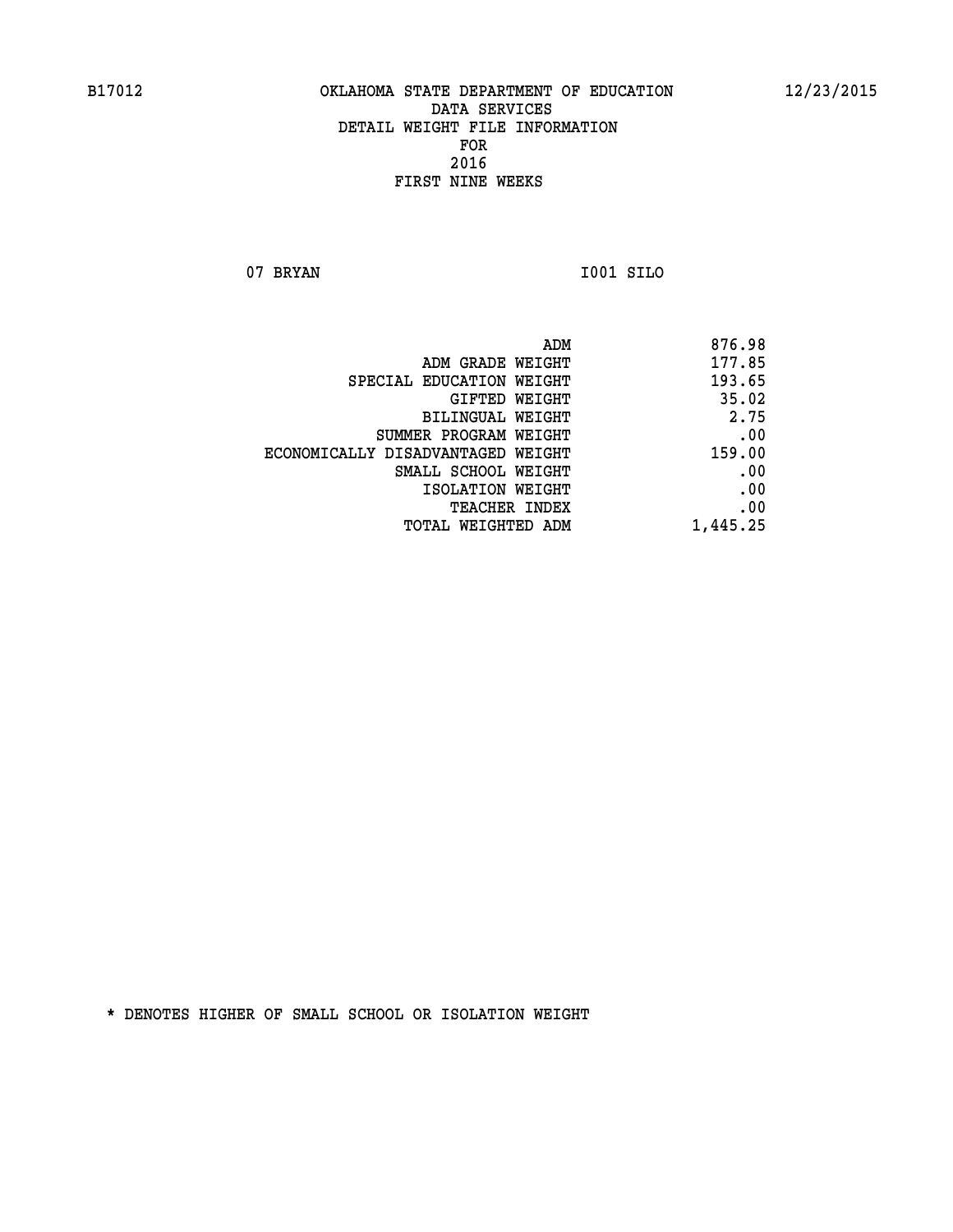B17012 OKLAHOMA STATE DEPARTMENT OF EDUCATION 12/23/2015

DATA SERVICES
DETAIL WEIGHT FILE INFORMATION
FOR
2016
FIRST NINE WEEKS

07 BRYAN I001 SILO

| | |
|---|---|
| ADM | 876.98 |
| ADM GRADE WEIGHT | 177.85 |
| SPECIAL EDUCATION WEIGHT | 193.65 |
| GIFTED WEIGHT | 35.02 |
| BILINGUAL WEIGHT | 2.75 |
| SUMMER PROGRAM WEIGHT | .00 |
| ECONOMICALLY DISADVANTAGED WEIGHT | 159.00 |
| SMALL SCHOOL WEIGHT | .00 |
| ISOLATION WEIGHT | .00 |
| TEACHER INDEX | .00 |
| TOTAL WEIGHTED ADM | 1,445.25 |

* DENOTES HIGHER OF SMALL SCHOOL OR ISOLATION WEIGHT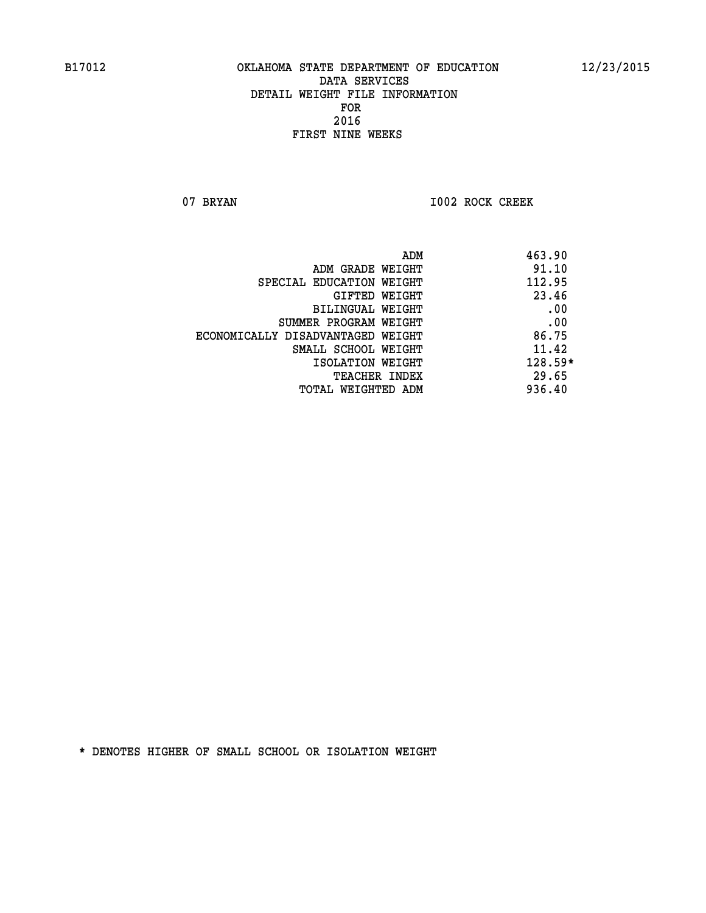B17012 OKLAHOMA STATE DEPARTMENT OF EDUCATION 12/23/2015

DATA SERVICES
DETAIL WEIGHT FILE INFORMATION
FOR
2016
FIRST NINE WEEKS

07 BRYAN I002 ROCK CREEK

| | |
|---|---|
| ADM | 463.90 |
| ADM GRADE WEIGHT | 91.10 |
| SPECIAL EDUCATION WEIGHT | 112.95 |
| GIFTED WEIGHT | 23.46 |
| BILINGUAL WEIGHT | .00 |
| SUMMER PROGRAM WEIGHT | .00 |
| ECONOMICALLY DISADVANTAGED WEIGHT | 86.75 |
| SMALL SCHOOL WEIGHT | 11.42 |
| ISOLATION WEIGHT | 128.59* |
| TEACHER INDEX | 29.65 |
| TOTAL WEIGHTED ADM | 936.40 |

* DENOTES HIGHER OF SMALL SCHOOL OR ISOLATION WEIGHT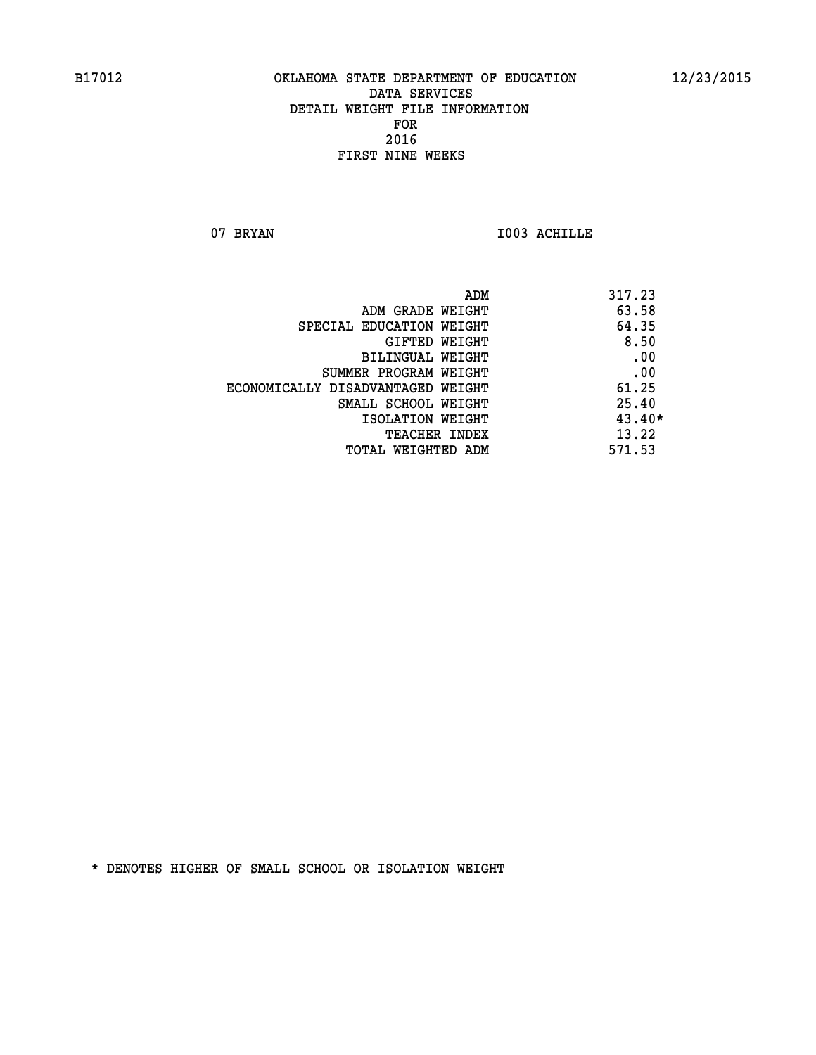B17012 OKLAHOMA STATE DEPARTMENT OF EDUCATION 12/23/2015

DATA SERVICES
DETAIL WEIGHT FILE INFORMATION
FOR
2016
FIRST NINE WEEKS

07 BRYAN I003 ACHILLE

| | |
|---|---|
| ADM | 317.23 |
| ADM GRADE WEIGHT | 63.58 |
| SPECIAL EDUCATION WEIGHT | 64.35 |
| GIFTED WEIGHT | 8.50 |
| BILINGUAL WEIGHT | .00 |
| SUMMER PROGRAM WEIGHT | .00 |
| ECONOMICALLY DISADVANTAGED WEIGHT | 61.25 |
| SMALL SCHOOL WEIGHT | 25.40 |
| ISOLATION WEIGHT | 43.40* |
| TEACHER INDEX | 13.22 |
| TOTAL WEIGHTED ADM | 571.53 |

* DENOTES HIGHER OF SMALL SCHOOL OR ISOLATION WEIGHT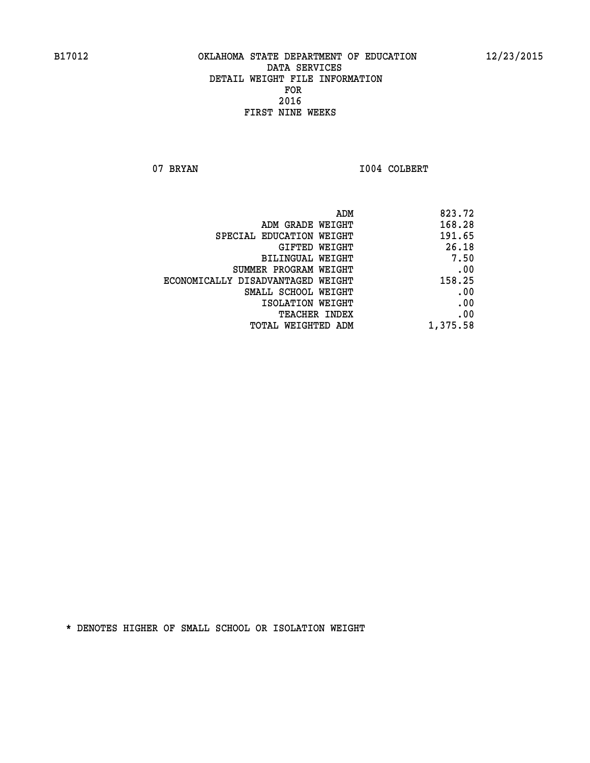# OKLAHOMA STATE DEPARTMENT OF EDUCATION
## DATA SERVICES
## DETAIL WEIGHT FILE INFORMATION
## FOR
## 2016
## FIRST NINE WEEKS

B17012 — 12/23/2015

07 BRYAN — I004 COLBERT

| | |
|---|---|
| ADM | 823.72 |
| ADM GRADE WEIGHT | 168.28 |
| SPECIAL EDUCATION WEIGHT | 191.65 |
| GIFTED WEIGHT | 26.18 |
| BILINGUAL WEIGHT | 7.50 |
| SUMMER PROGRAM WEIGHT | .00 |
| ECONOMICALLY DISADVANTAGED WEIGHT | 158.25 |
| SMALL SCHOOL WEIGHT | .00 |
| ISOLATION WEIGHT | .00 |
| TEACHER INDEX | .00 |
| TOTAL WEIGHTED ADM | 1,375.58 |

* DENOTES HIGHER OF SMALL SCHOOL OR ISOLATION WEIGHT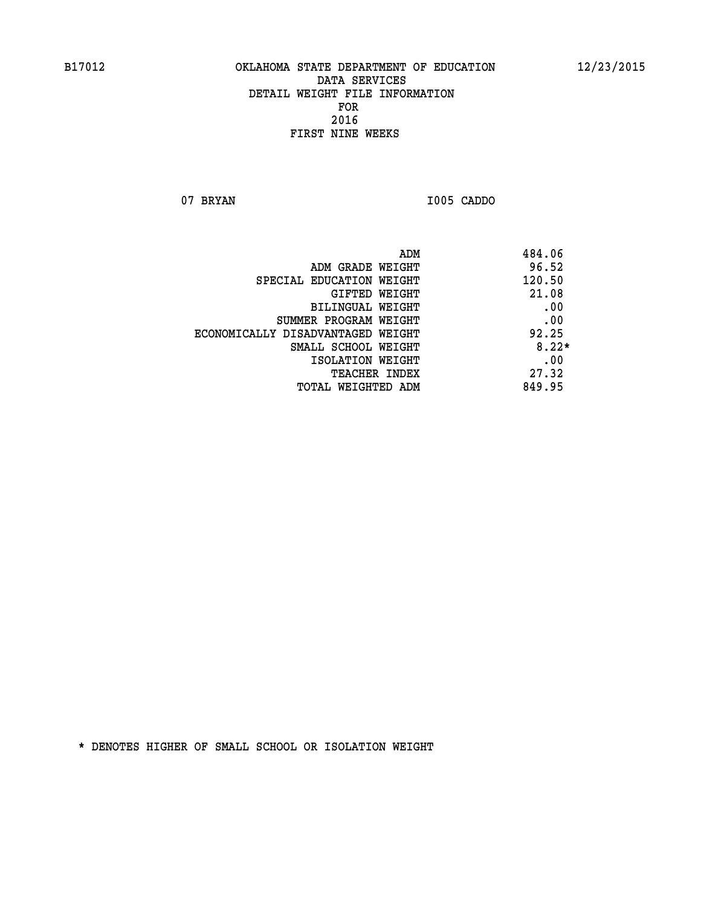B17012 OKLAHOMA STATE DEPARTMENT OF EDUCATION 12/23/2015

DATA SERVICES

DETAIL WEIGHT FILE INFORMATION

FOR

2016

FIRST NINE WEEKS

07 BRYAN I005 CADDO

| | |
|---|---|
| ADM | 484.06 |
| ADM GRADE WEIGHT | 96.52 |
| SPECIAL EDUCATION WEIGHT | 120.50 |
| GIFTED WEIGHT | 21.08 |
| BILINGUAL WEIGHT | .00 |
| SUMMER PROGRAM WEIGHT | .00 |
| ECONOMICALLY DISADVANTAGED WEIGHT | 92.25 |
| SMALL SCHOOL WEIGHT | 8.22* |
| ISOLATION WEIGHT | .00 |
| TEACHER INDEX | 27.32 |
| TOTAL WEIGHTED ADM | 849.95 |

* DENOTES HIGHER OF SMALL SCHOOL OR ISOLATION WEIGHT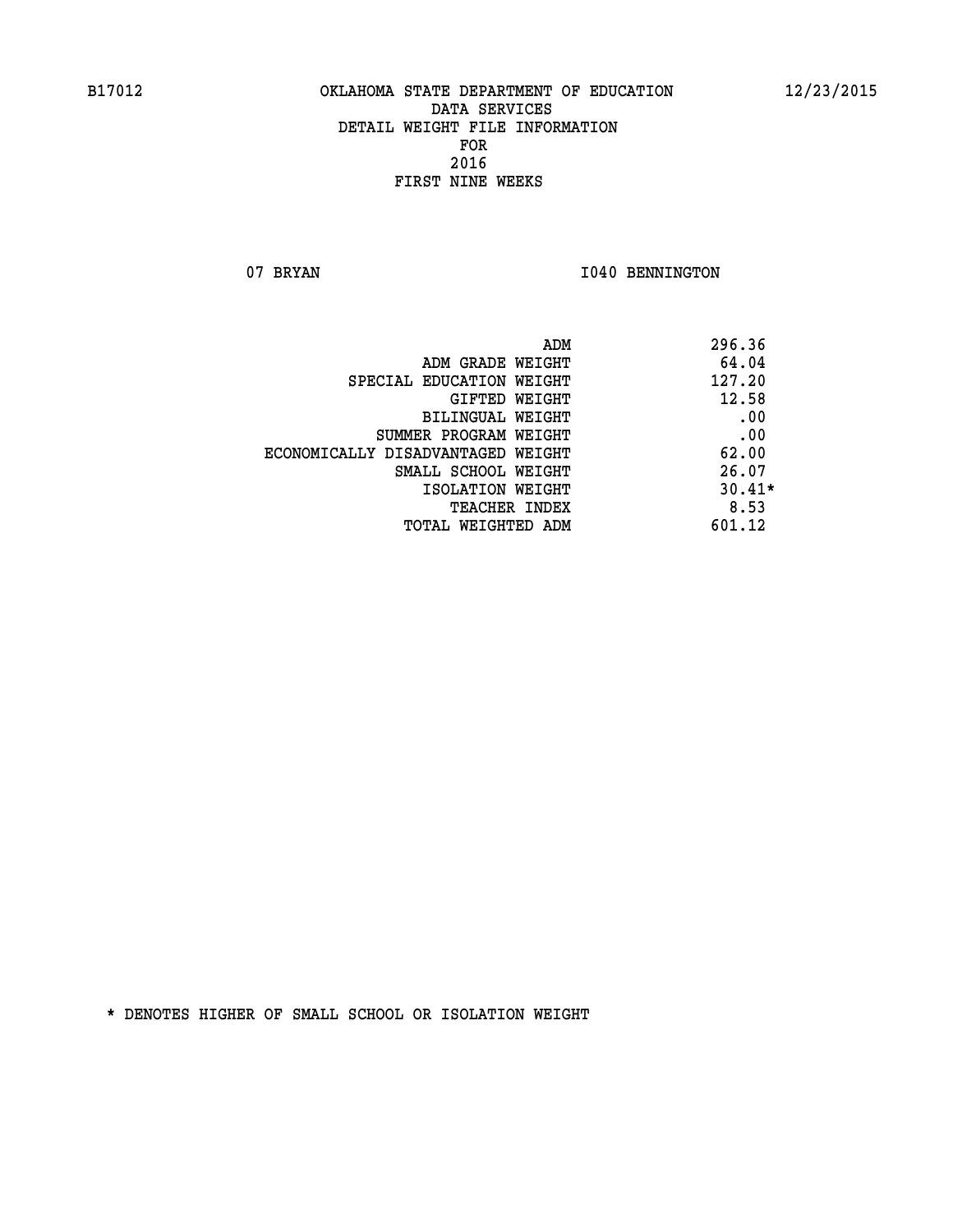B17012 OKLAHOMA STATE DEPARTMENT OF EDUCATION 12/23/2015

DATA SERVICES
DETAIL WEIGHT FILE INFORMATION
FOR
2016
FIRST NINE WEEKS

07 BRYAN I040 BENNINGTON

| | |
|---|---|
| ADM | 296.36 |
| ADM GRADE WEIGHT | 64.04 |
| SPECIAL EDUCATION WEIGHT | 127.20 |
| GIFTED WEIGHT | 12.58 |
| BILINGUAL WEIGHT | .00 |
| SUMMER PROGRAM WEIGHT | .00 |
| ECONOMICALLY DISADVANTAGED WEIGHT | 62.00 |
| SMALL SCHOOL WEIGHT | 26.07 |
| ISOLATION WEIGHT | 30.41* |
| TEACHER INDEX | 8.53 |
| TOTAL WEIGHTED ADM | 601.12 |

* DENOTES HIGHER OF SMALL SCHOOL OR ISOLATION WEIGHT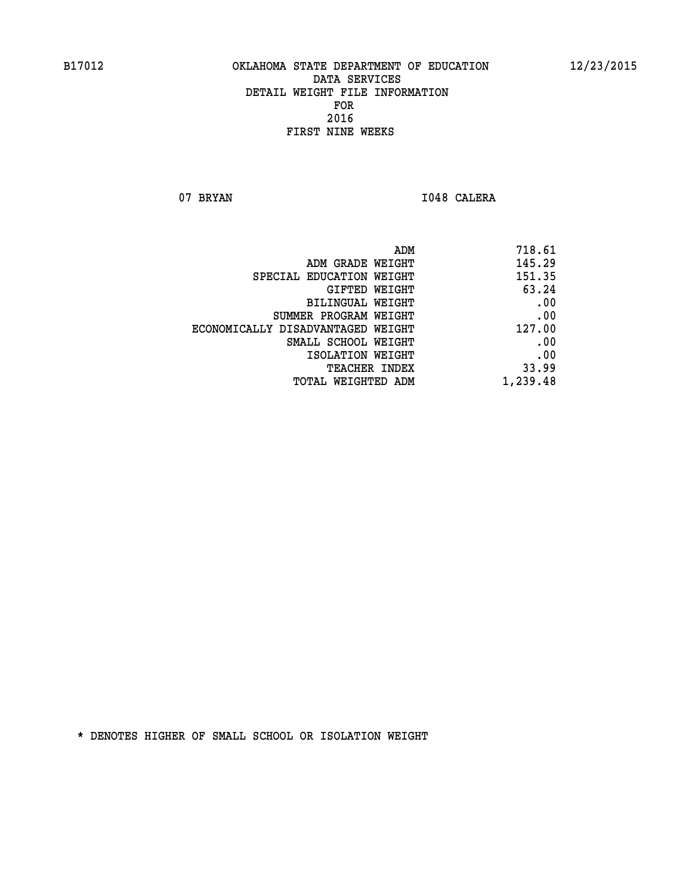B17012 OKLAHOMA STATE DEPARTMENT OF EDUCATION 12/23/2015

DATA SERVICES
DETAIL WEIGHT FILE INFORMATION
FOR
2016
FIRST NINE WEEKS

07 BRYAN I048 CALERA

| | |
|---|---|
| ADM | 718.61 |
| ADM GRADE WEIGHT | 145.29 |
| SPECIAL EDUCATION WEIGHT | 151.35 |
| GIFTED WEIGHT | 63.24 |
| BILINGUAL WEIGHT | .00 |
| SUMMER PROGRAM WEIGHT | .00 |
| ECONOMICALLY DISADVANTAGED WEIGHT | 127.00 |
| SMALL SCHOOL WEIGHT | .00 |
| ISOLATION WEIGHT | .00 |
| TEACHER INDEX | 33.99 |
| TOTAL WEIGHTED ADM | 1,239.48 |

* DENOTES HIGHER OF SMALL SCHOOL OR ISOLATION WEIGHT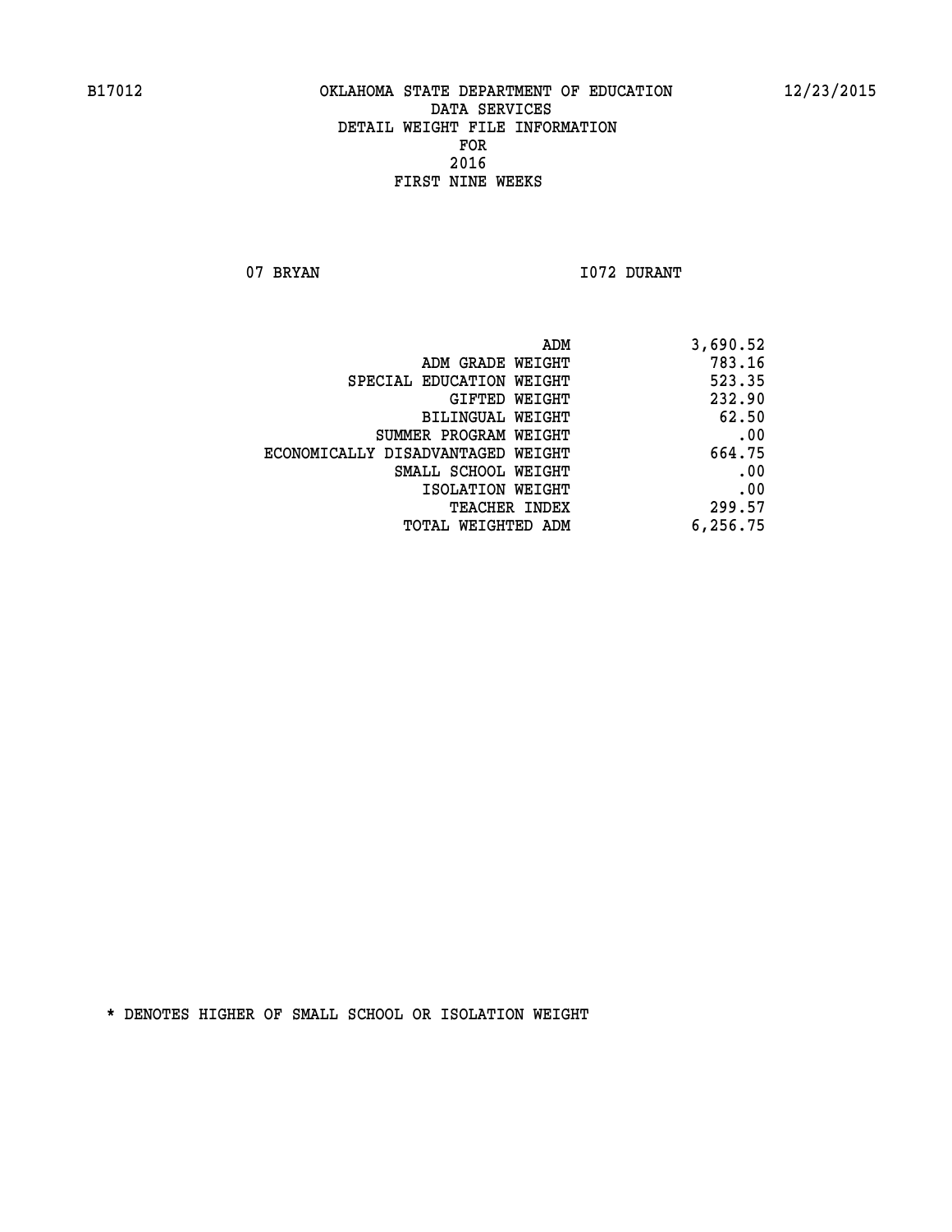OKLAHOMA STATE DEPARTMENT OF EDUCATION
DATA SERVICES
DETAIL WEIGHT FILE INFORMATION
FOR
2016
FIRST NINE WEEKS

07 BRYAN I072 DURANT

| | |
|---|---|
| ADM | 3,690.52 |
| ADM GRADE WEIGHT | 783.16 |
| SPECIAL EDUCATION WEIGHT | 523.35 |
| GIFTED WEIGHT | 232.90 |
| BILINGUAL WEIGHT | 62.50 |
| SUMMER PROGRAM WEIGHT | .00 |
| ECONOMICALLY DISADVANTAGED WEIGHT | 664.75 |
| SMALL SCHOOL WEIGHT | .00 |
| ISOLATION WEIGHT | .00 |
| TEACHER INDEX | 299.57 |
| TOTAL WEIGHTED ADM | 6,256.75 |

* DENOTES HIGHER OF SMALL SCHOOL OR ISOLATION WEIGHT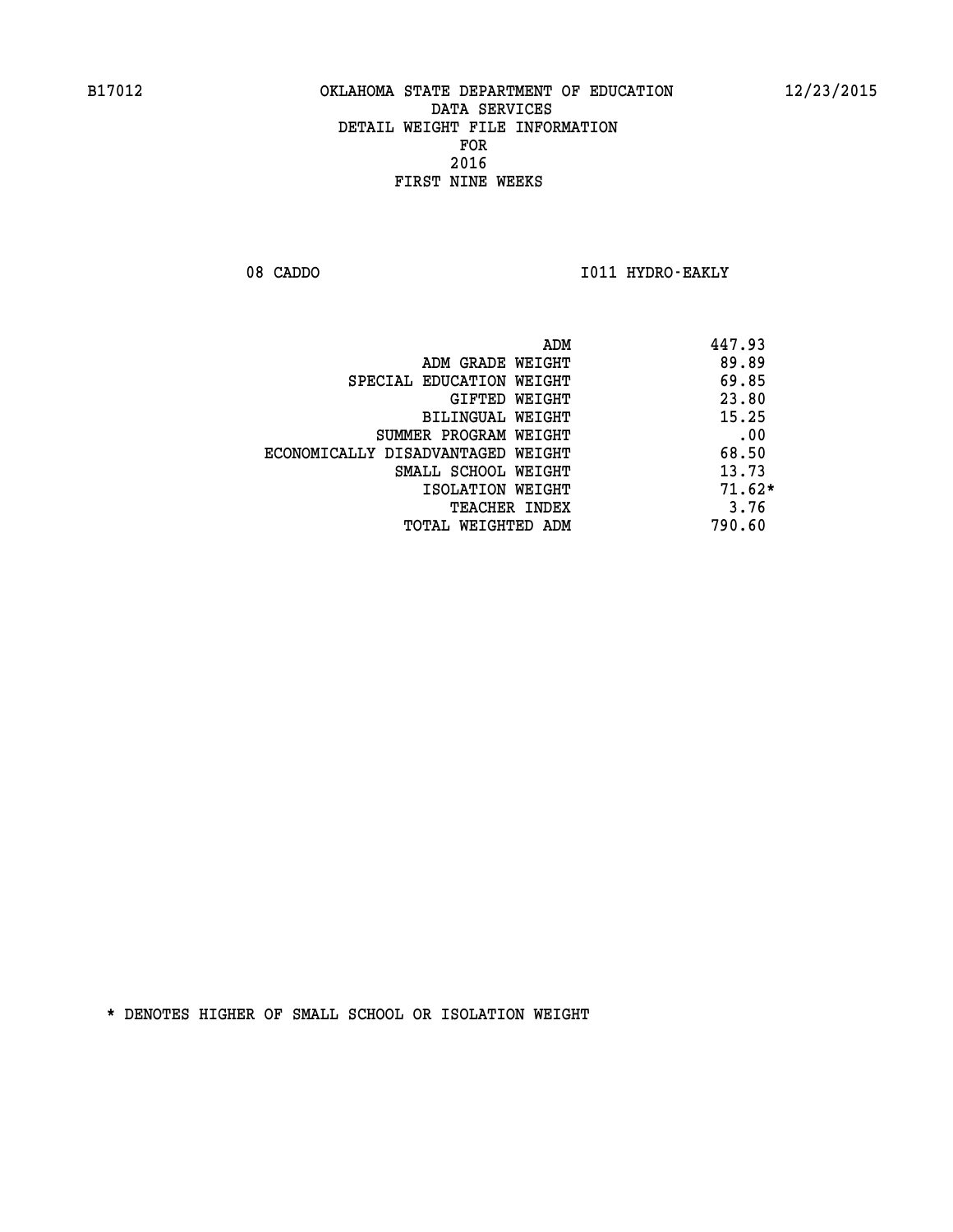B17012 OKLAHOMA STATE DEPARTMENT OF EDUCATION 12/23/2015

DATA SERVICES
DETAIL WEIGHT FILE INFORMATION
FOR
2016
FIRST NINE WEEKS

08 CADDO I011 HYDRO-EAKLY

| | |
|---|---|
| ADM | 447.93 |
| ADM GRADE WEIGHT | 89.89 |
| SPECIAL EDUCATION WEIGHT | 69.85 |
| GIFTED WEIGHT | 23.80 |
| BILINGUAL WEIGHT | 15.25 |
| SUMMER PROGRAM WEIGHT | .00 |
| ECONOMICALLY DISADVANTAGED WEIGHT | 68.50 |
| SMALL SCHOOL WEIGHT | 13.73 |
| ISOLATION WEIGHT | 71.62* |
| TEACHER INDEX | 3.76 |
| TOTAL WEIGHTED ADM | 790.60 |

* DENOTES HIGHER OF SMALL SCHOOL OR ISOLATION WEIGHT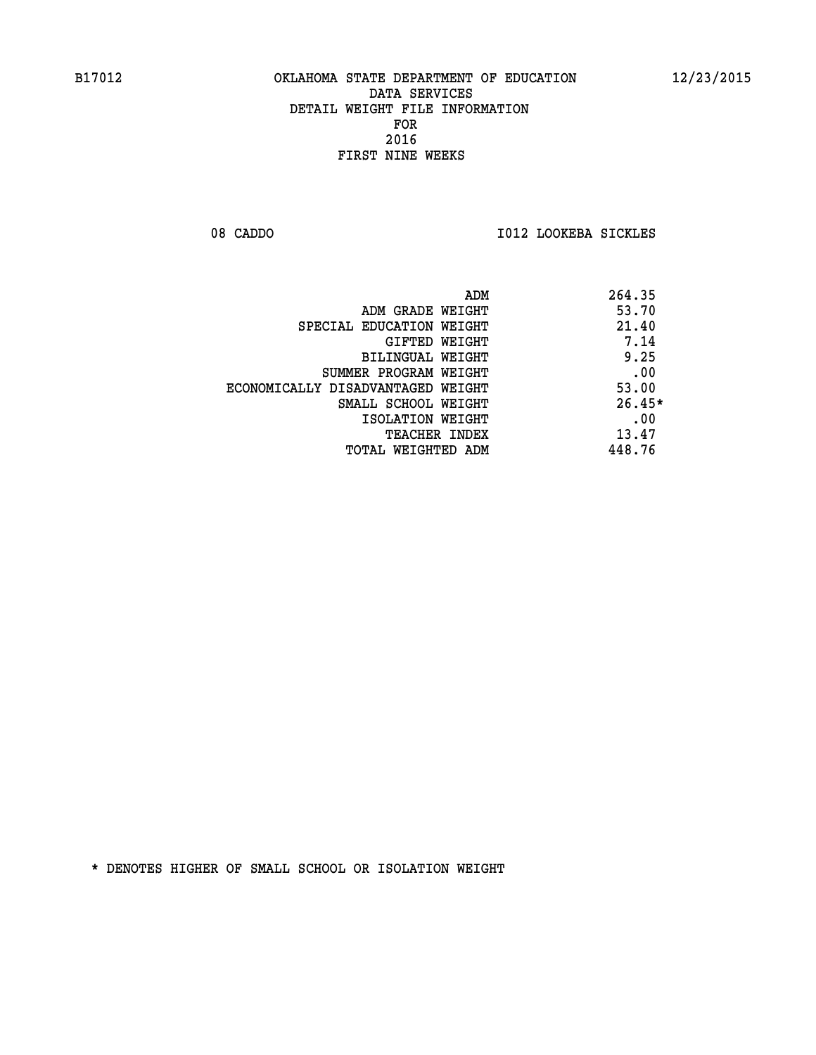B17012 OKLAHOMA STATE DEPARTMENT OF EDUCATION 12/23/2015

DATA SERVICES
DETAIL WEIGHT FILE INFORMATION
FOR
2016
FIRST NINE WEEKS

08 CADDO I012 LOOKEBA SICKLES

| | |
|---|---|
| ADM | 264.35 |
| ADM GRADE WEIGHT | 53.70 |
| SPECIAL EDUCATION WEIGHT | 21.40 |
| GIFTED WEIGHT | 7.14 |
| BILINGUAL WEIGHT | 9.25 |
| SUMMER PROGRAM WEIGHT | .00 |
| ECONOMICALLY DISADVANTAGED WEIGHT | 53.00 |
| SMALL SCHOOL WEIGHT | 26.45* |
| ISOLATION WEIGHT | .00 |
| TEACHER INDEX | 13.47 |
| TOTAL WEIGHTED ADM | 448.76 |

* DENOTES HIGHER OF SMALL SCHOOL OR ISOLATION WEIGHT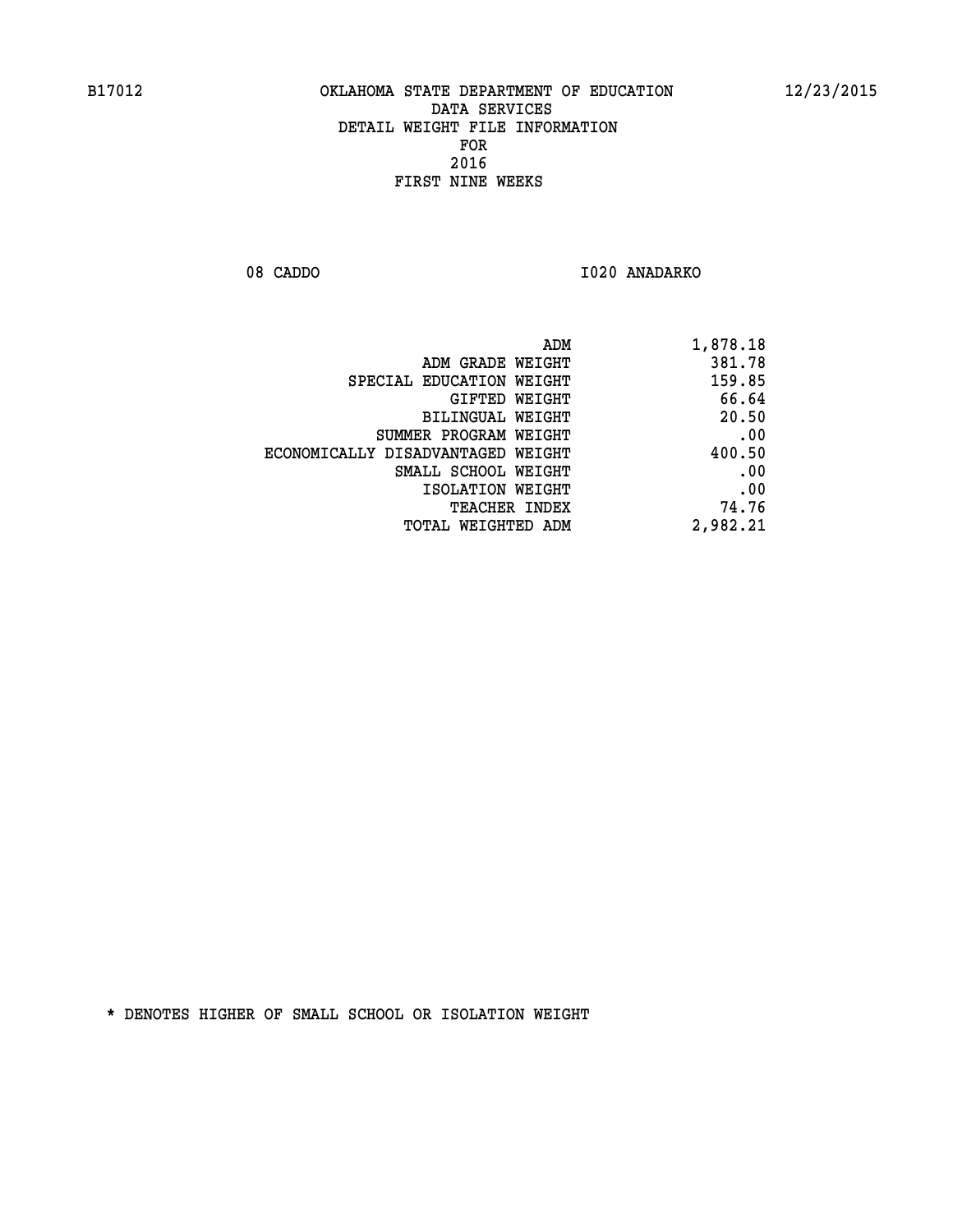B17012 OKLAHOMA STATE DEPARTMENT OF EDUCATION 12/23/2015

DATA SERVICES
DETAIL WEIGHT FILE INFORMATION
FOR
2016
FIRST NINE WEEKS

08 CADDO I020 ANADARKO

| | |
|---|---|
| ADM | 1,878.18 |
| ADM GRADE WEIGHT | 381.78 |
| SPECIAL EDUCATION WEIGHT | 159.85 |
| GIFTED WEIGHT | 66.64 |
| BILINGUAL WEIGHT | 20.50 |
| SUMMER PROGRAM WEIGHT | .00 |
| ECONOMICALLY DISADVANTAGED WEIGHT | 400.50 |
| SMALL SCHOOL WEIGHT | .00 |
| ISOLATION WEIGHT | .00 |
| TEACHER INDEX | 74.76 |
| TOTAL WEIGHTED ADM | 2,982.21 |

* DENOTES HIGHER OF SMALL SCHOOL OR ISOLATION WEIGHT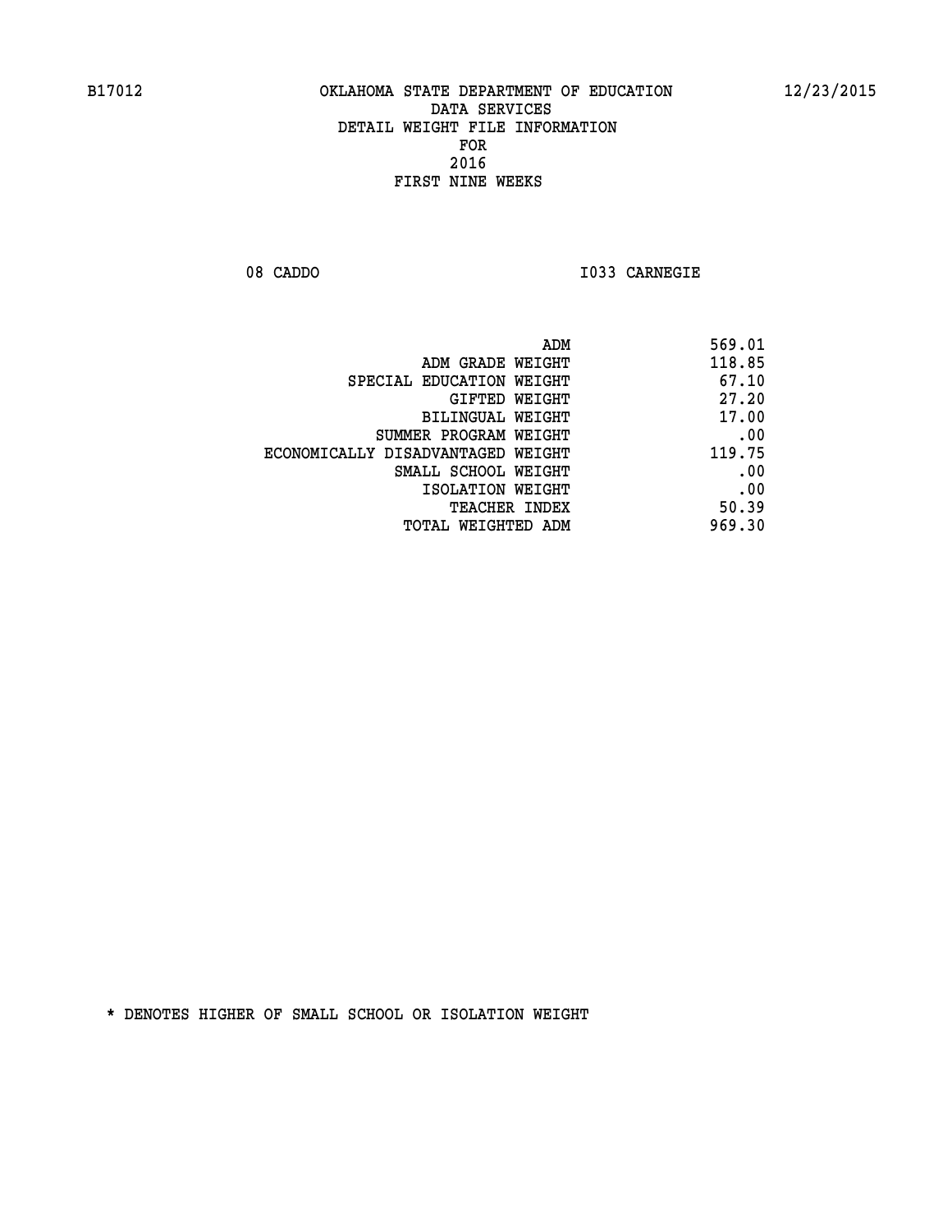OKLAHOMA STATE DEPARTMENT OF EDUCATION
DATA SERVICES
DETAIL WEIGHT FILE INFORMATION
FOR
2016
FIRST NINE WEEKS

08 CADDO I033 CARNEGIE

| | |
|---|---|
| ADM | 569.01 |
| ADM GRADE WEIGHT | 118.85 |
| SPECIAL EDUCATION WEIGHT | 67.10 |
| GIFTED WEIGHT | 27.20 |
| BILINGUAL WEIGHT | 17.00 |
| SUMMER PROGRAM WEIGHT | .00 |
| ECONOMICALLY DISADVANTAGED WEIGHT | 119.75 |
| SMALL SCHOOL WEIGHT | .00 |
| ISOLATION WEIGHT | .00 |
| TEACHER INDEX | 50.39 |
| TOTAL WEIGHTED ADM | 969.30 |

* DENOTES HIGHER OF SMALL SCHOOL OR ISOLATION WEIGHT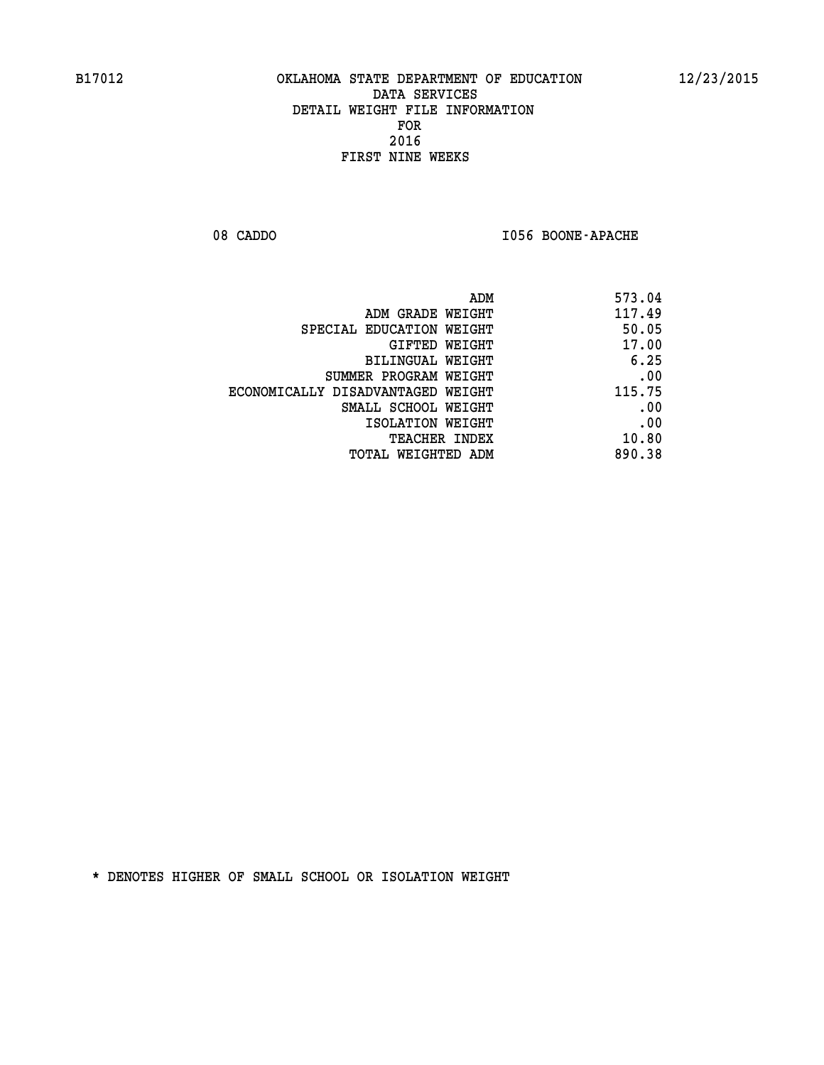B17012 OKLAHOMA STATE DEPARTMENT OF EDUCATION 12/23/2015

DATA SERVICES
DETAIL WEIGHT FILE INFORMATION
FOR
2016
FIRST NINE WEEKS

08 CADDO I056 BOONE-APACHE

| | |
|---|---|
| ADM | 573.04 |
| ADM GRADE WEIGHT | 117.49 |
| SPECIAL EDUCATION WEIGHT | 50.05 |
| GIFTED WEIGHT | 17.00 |
| BILINGUAL WEIGHT | 6.25 |
| SUMMER PROGRAM WEIGHT | .00 |
| ECONOMICALLY DISADVANTAGED WEIGHT | 115.75 |
| SMALL SCHOOL WEIGHT | .00 |
| ISOLATION WEIGHT | .00 |
| TEACHER INDEX | 10.80 |
| TOTAL WEIGHTED ADM | 890.38 |

* DENOTES HIGHER OF SMALL SCHOOL OR ISOLATION WEIGHT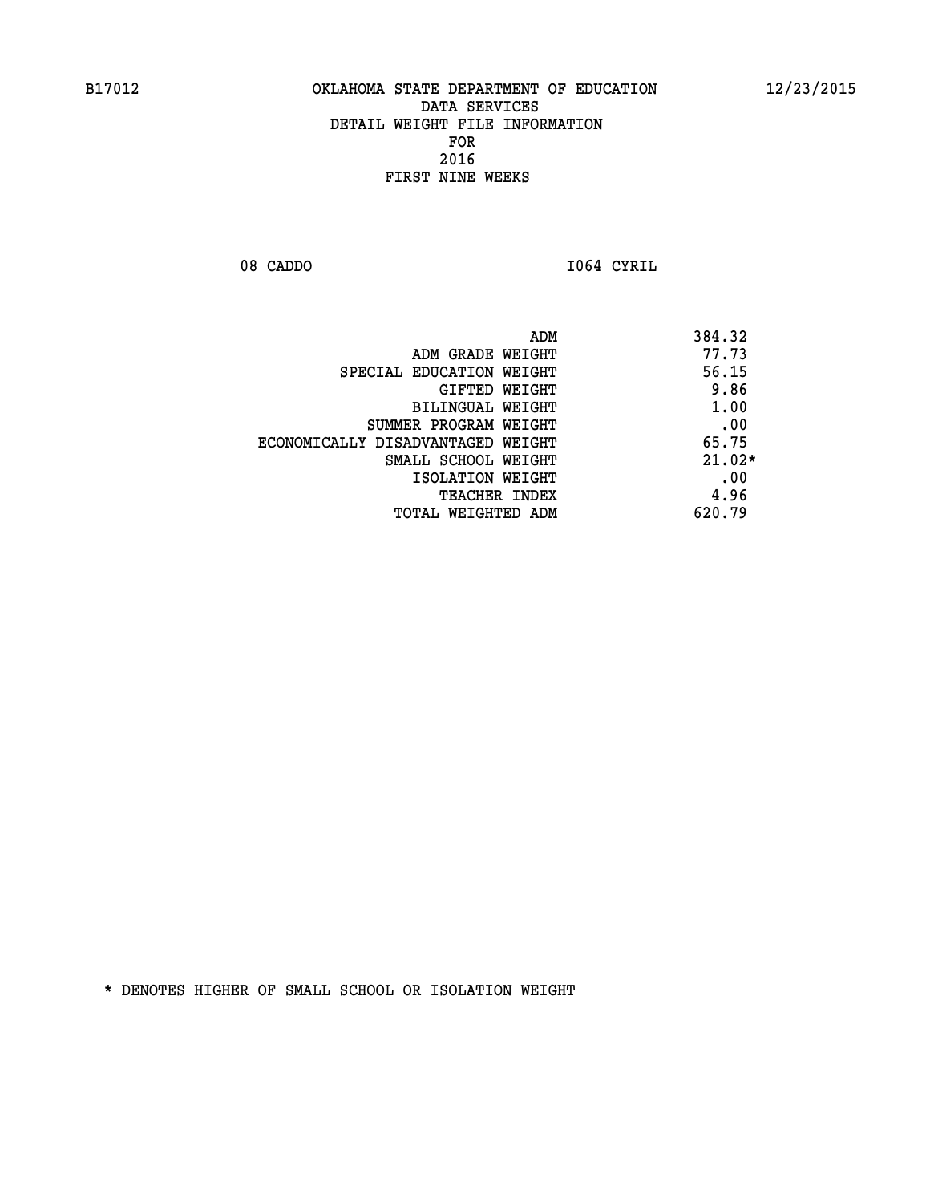B17012 OKLAHOMA STATE DEPARTMENT OF EDUCATION 12/23/2015

DATA SERVICES
DETAIL WEIGHT FILE INFORMATION
FOR
2016
FIRST NINE WEEKS

08 CADDO I064 CYRIL

| | |
|---|---|
| ADM | 384.32 |
| ADM GRADE WEIGHT | 77.73 |
| SPECIAL EDUCATION WEIGHT | 56.15 |
| GIFTED WEIGHT | 9.86 |
| BILINGUAL WEIGHT | 1.00 |
| SUMMER PROGRAM WEIGHT | .00 |
| ECONOMICALLY DISADVANTAGED WEIGHT | 65.75 |
| SMALL SCHOOL WEIGHT | 21.02* |
| ISOLATION WEIGHT | .00 |
| TEACHER INDEX | 4.96 |
| TOTAL WEIGHTED ADM | 620.79 |

* DENOTES HIGHER OF SMALL SCHOOL OR ISOLATION WEIGHT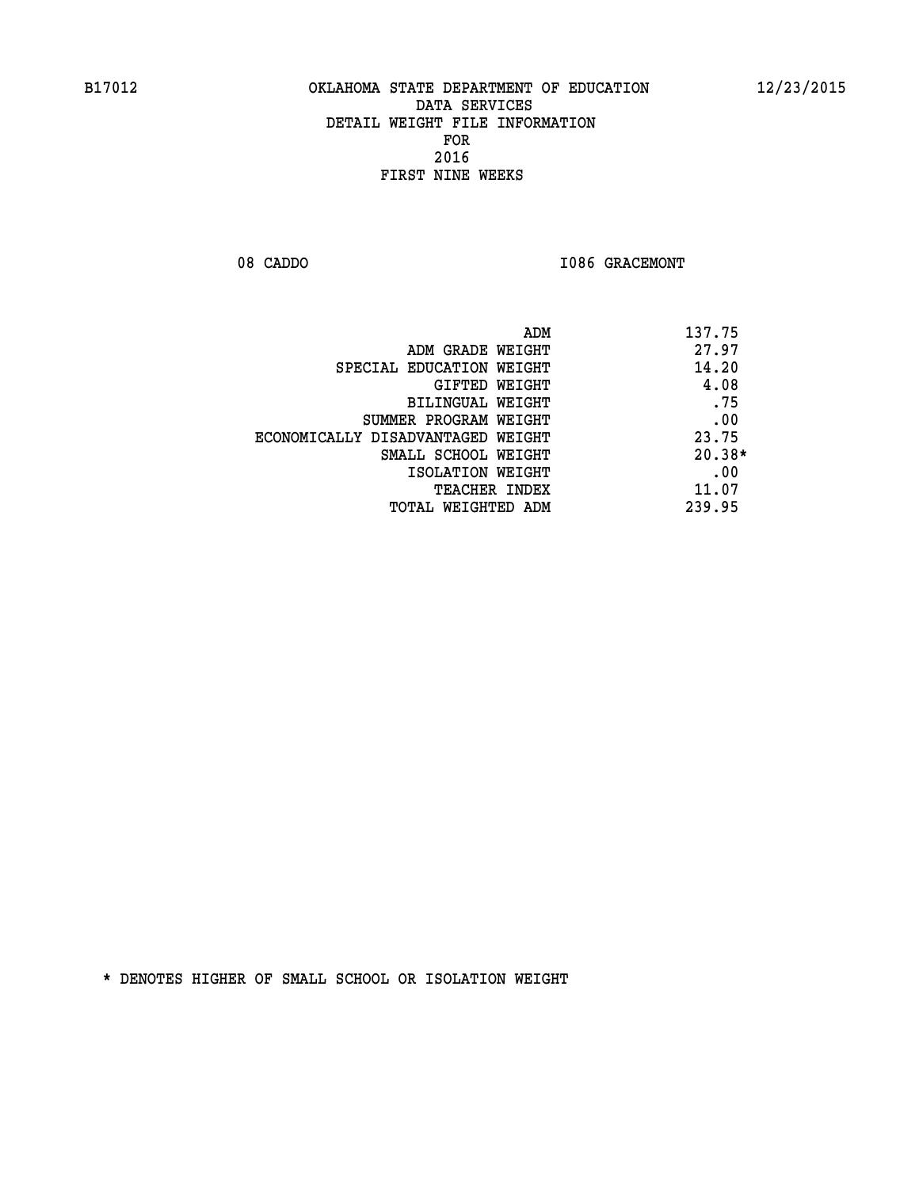B17012 OKLAHOMA STATE DEPARTMENT OF EDUCATION 12/23/2015

DATA SERVICES
DETAIL WEIGHT FILE INFORMATION
FOR
2016
FIRST NINE WEEKS

08 CADDO I086 GRACEMONT

| | |
|---|---|
| ADM | 137.75 |
| ADM GRADE WEIGHT | 27.97 |
| SPECIAL EDUCATION WEIGHT | 14.20 |
| GIFTED WEIGHT | 4.08 |
| BILINGUAL WEIGHT | .75 |
| SUMMER PROGRAM WEIGHT | .00 |
| ECONOMICALLY DISADVANTAGED WEIGHT | 23.75 |
| SMALL SCHOOL WEIGHT | 20.38* |
| ISOLATION WEIGHT | .00 |
| TEACHER INDEX | 11.07 |
| TOTAL WEIGHTED ADM | 239.95 |

* DENOTES HIGHER OF SMALL SCHOOL OR ISOLATION WEIGHT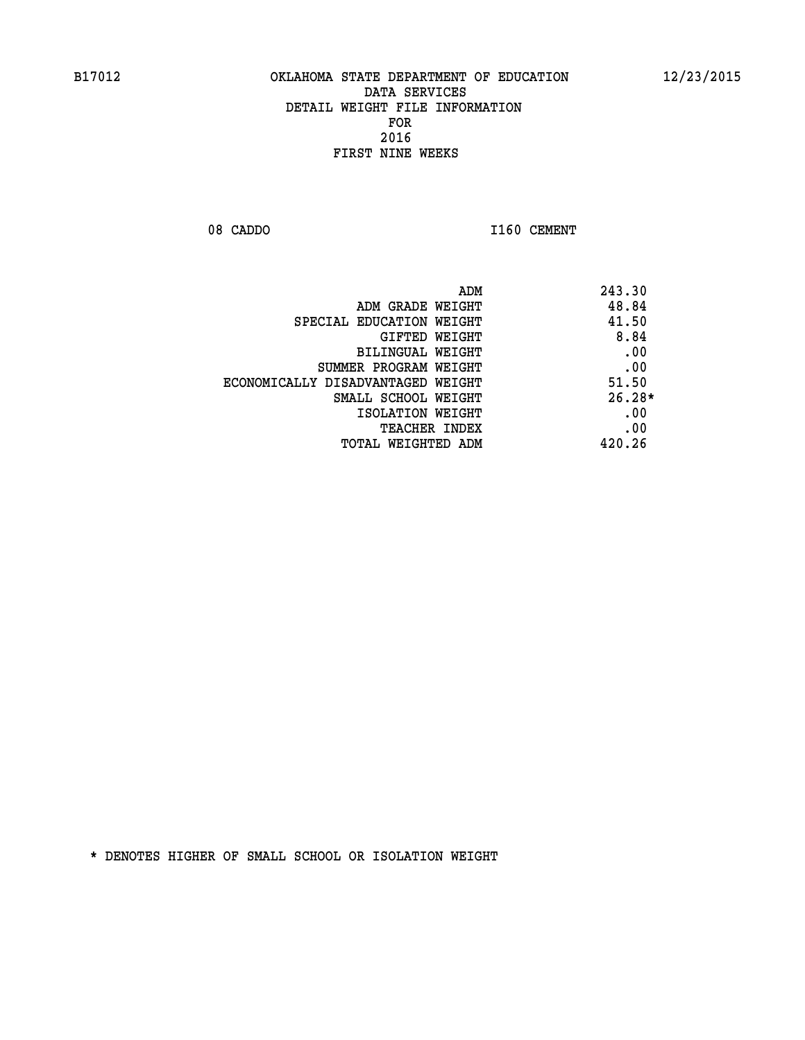B17012 OKLAHOMA STATE DEPARTMENT OF EDUCATION 12/23/2015

DATA SERVICES
DETAIL WEIGHT FILE INFORMATION
FOR
2016
FIRST NINE WEEKS

08 CADDO I160 CEMENT

| | |
|---|---|
| ADM | 243.30 |
| ADM GRADE WEIGHT | 48.84 |
| SPECIAL EDUCATION WEIGHT | 41.50 |
| GIFTED WEIGHT | 8.84 |
| BILINGUAL WEIGHT | .00 |
| SUMMER PROGRAM WEIGHT | .00 |
| ECONOMICALLY DISADVANTAGED WEIGHT | 51.50 |
| SMALL SCHOOL WEIGHT | 26.28* |
| ISOLATION WEIGHT | .00 |
| TEACHER INDEX | .00 |
| TOTAL WEIGHTED ADM | 420.26 |

* DENOTES HIGHER OF SMALL SCHOOL OR ISOLATION WEIGHT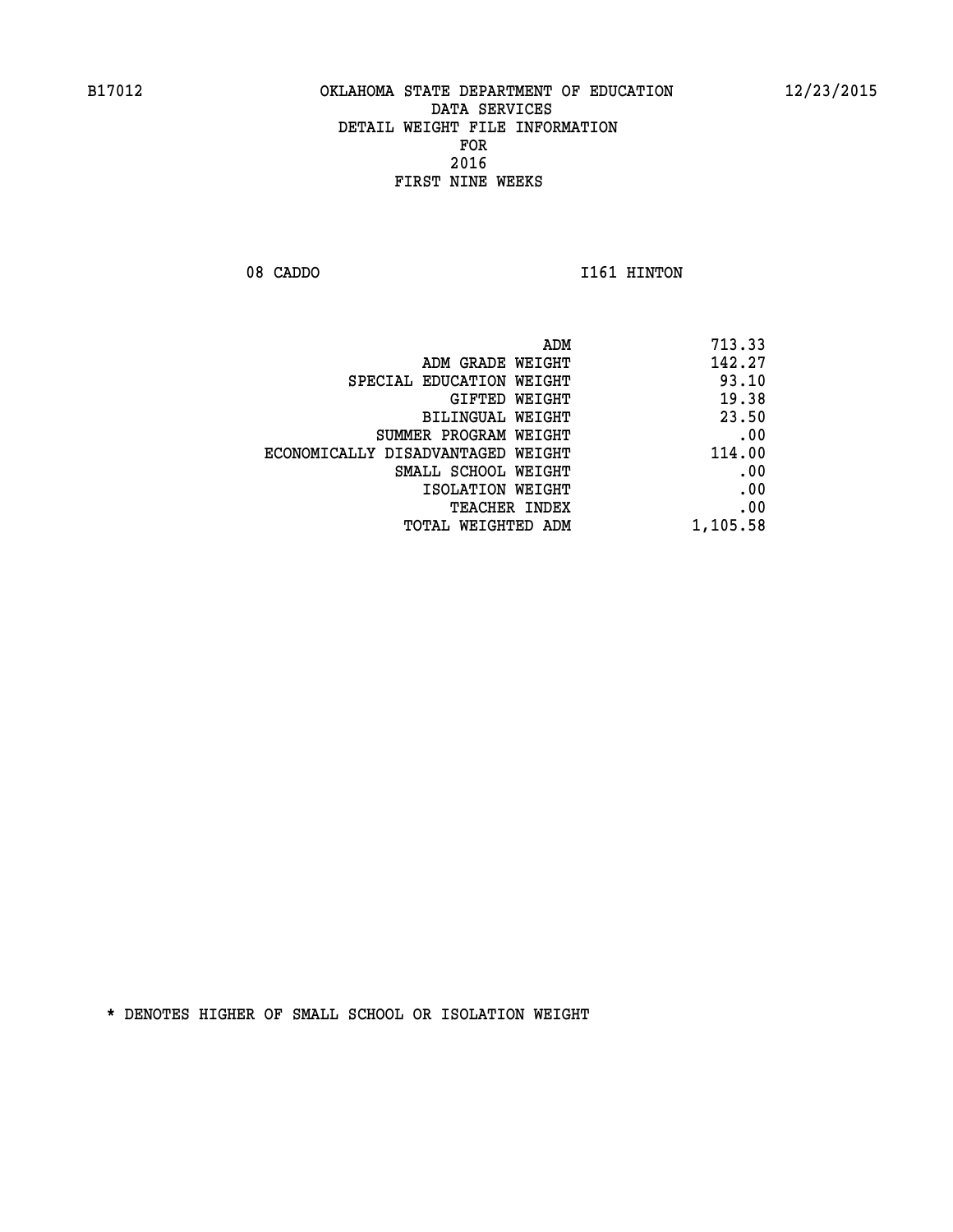B17012 OKLAHOMA STATE DEPARTMENT OF EDUCATION 12/23/2015

DATA SERVICES
DETAIL WEIGHT FILE INFORMATION
FOR
2016
FIRST NINE WEEKS

08 CADDO I161 HINTON

| | |
|---|---|
| ADM | 713.33 |
| ADM GRADE WEIGHT | 142.27 |
| SPECIAL EDUCATION WEIGHT | 93.10 |
| GIFTED WEIGHT | 19.38 |
| BILINGUAL WEIGHT | 23.50 |
| SUMMER PROGRAM WEIGHT | .00 |
| ECONOMICALLY DISADVANTAGED WEIGHT | 114.00 |
| SMALL SCHOOL WEIGHT | .00 |
| ISOLATION WEIGHT | .00 |
| TEACHER INDEX | .00 |
| TOTAL WEIGHTED ADM | 1,105.58 |

* DENOTES HIGHER OF SMALL SCHOOL OR ISOLATION WEIGHT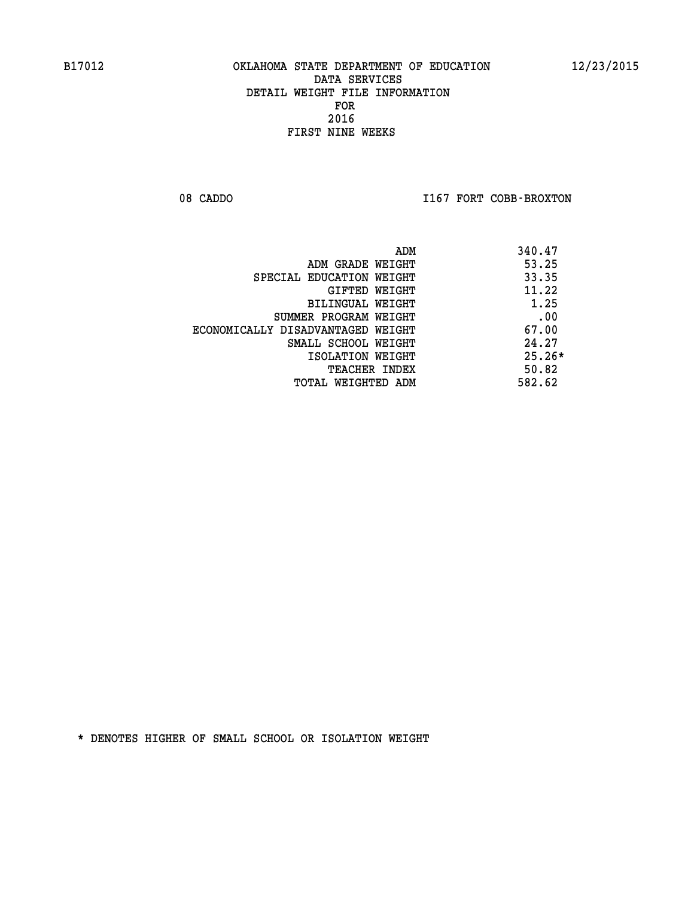B17012 OKLAHOMA STATE DEPARTMENT OF EDUCATION 12/23/2015

DATA SERVICES
DETAIL WEIGHT FILE INFORMATION
FOR
2016
FIRST NINE WEEKS

08 CADDO I167 FORT COBB-BROXTON

| | |
|---|---|
| ADM | 340.47 |
| ADM GRADE WEIGHT | 53.25 |
| SPECIAL EDUCATION WEIGHT | 33.35 |
| GIFTED WEIGHT | 11.22 |
| BILINGUAL WEIGHT | 1.25 |
| SUMMER PROGRAM WEIGHT | .00 |
| ECONOMICALLY DISADVANTAGED WEIGHT | 67.00 |
| SMALL SCHOOL WEIGHT | 24.27 |
| ISOLATION WEIGHT | 25.26* |
| TEACHER INDEX | 50.82 |
| TOTAL WEIGHTED ADM | 582.62 |

* DENOTES HIGHER OF SMALL SCHOOL OR ISOLATION WEIGHT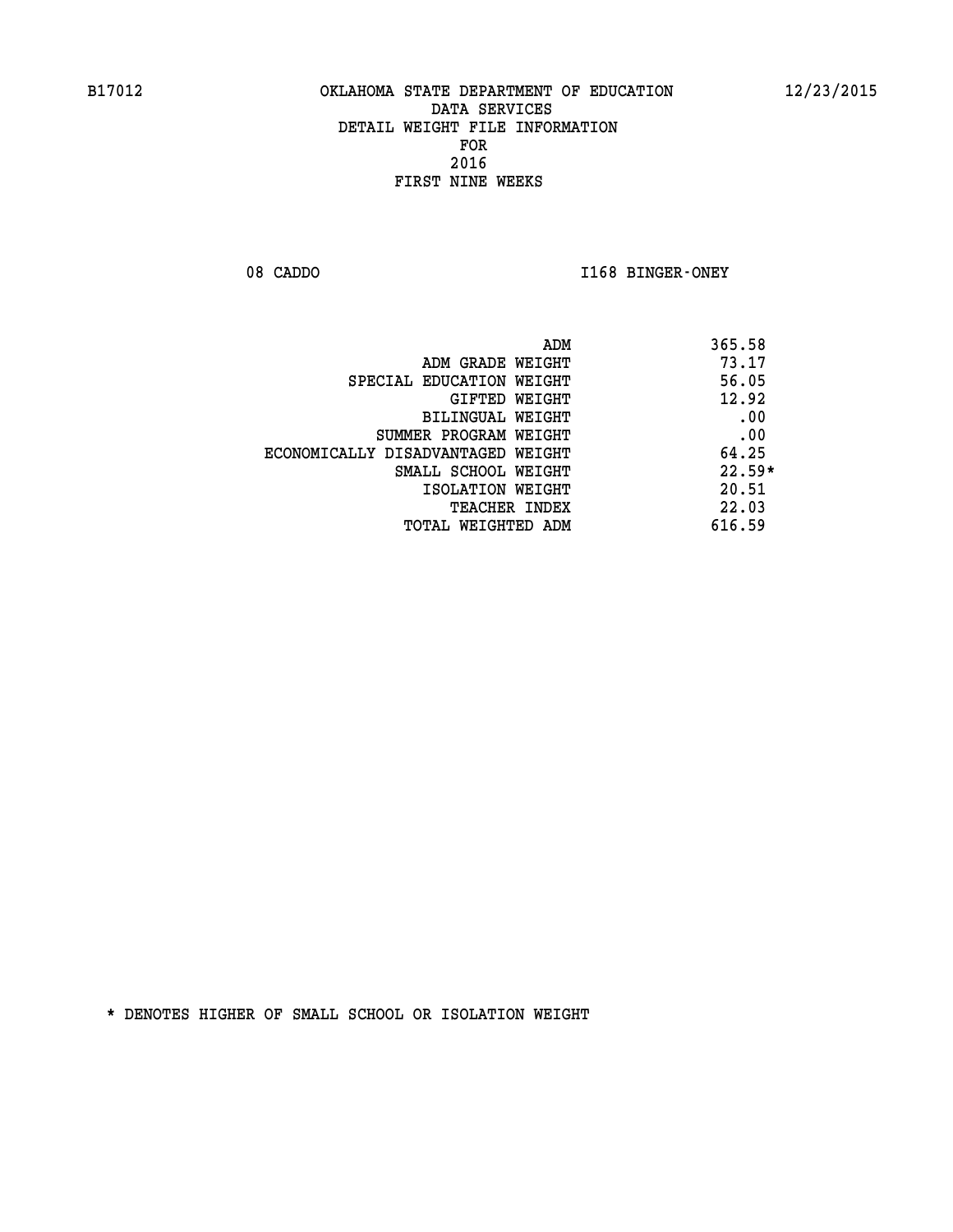B17012 OKLAHOMA STATE DEPARTMENT OF EDUCATION 12/23/2015

DATA SERVICES
DETAIL WEIGHT FILE INFORMATION
FOR
2016
FIRST NINE WEEKS

08 CADDO I168 BINGER-ONEY

| | |
|---|---|
| ADM | 365.58 |
| ADM GRADE WEIGHT | 73.17 |
| SPECIAL EDUCATION WEIGHT | 56.05 |
| GIFTED WEIGHT | 12.92 |
| BILINGUAL WEIGHT | .00 |
| SUMMER PROGRAM WEIGHT | .00 |
| ECONOMICALLY DISADVANTAGED WEIGHT | 64.25 |
| SMALL SCHOOL WEIGHT | 22.59* |
| ISOLATION WEIGHT | 20.51 |
| TEACHER INDEX | 22.03 |
| TOTAL WEIGHTED ADM | 616.59 |

* DENOTES HIGHER OF SMALL SCHOOL OR ISOLATION WEIGHT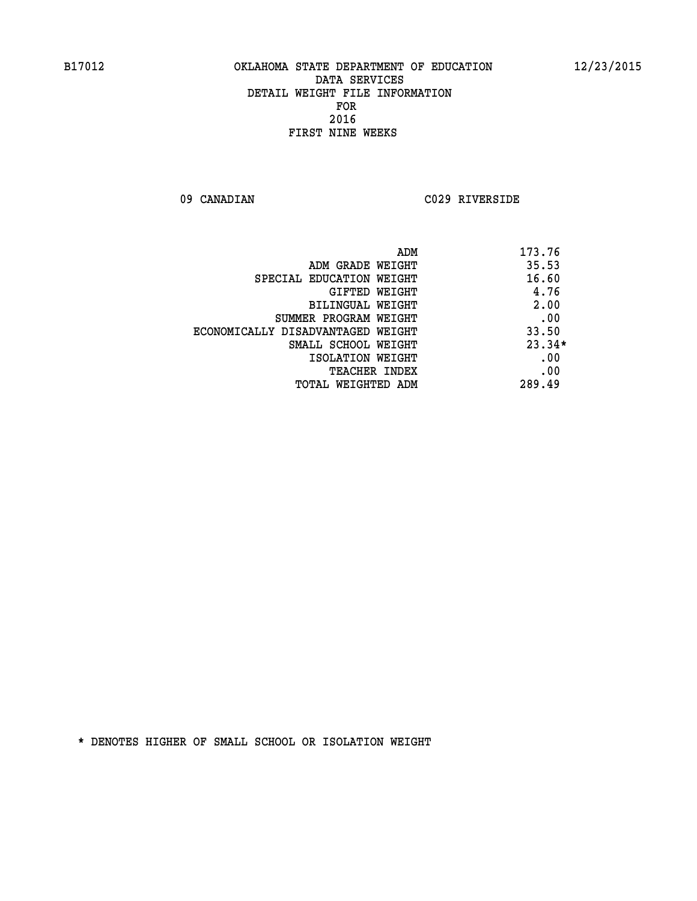B17012 OKLAHOMA STATE DEPARTMENT OF EDUCATION 12/23/2015

DATA SERVICES
DETAIL WEIGHT FILE INFORMATION
FOR
2016
FIRST NINE WEEKS

09 CANADIAN C029 RIVERSIDE

| | |
|---|---|
| ADM | 173.76 |
| ADM GRADE WEIGHT | 35.53 |
| SPECIAL EDUCATION WEIGHT | 16.60 |
| GIFTED WEIGHT | 4.76 |
| BILINGUAL WEIGHT | 2.00 |
| SUMMER PROGRAM WEIGHT | .00 |
| ECONOMICALLY DISADVANTAGED WEIGHT | 33.50 |
| SMALL SCHOOL WEIGHT | 23.34* |
| ISOLATION WEIGHT | .00 |
| TEACHER INDEX | .00 |
| TOTAL WEIGHTED ADM | 289.49 |

* DENOTES HIGHER OF SMALL SCHOOL OR ISOLATION WEIGHT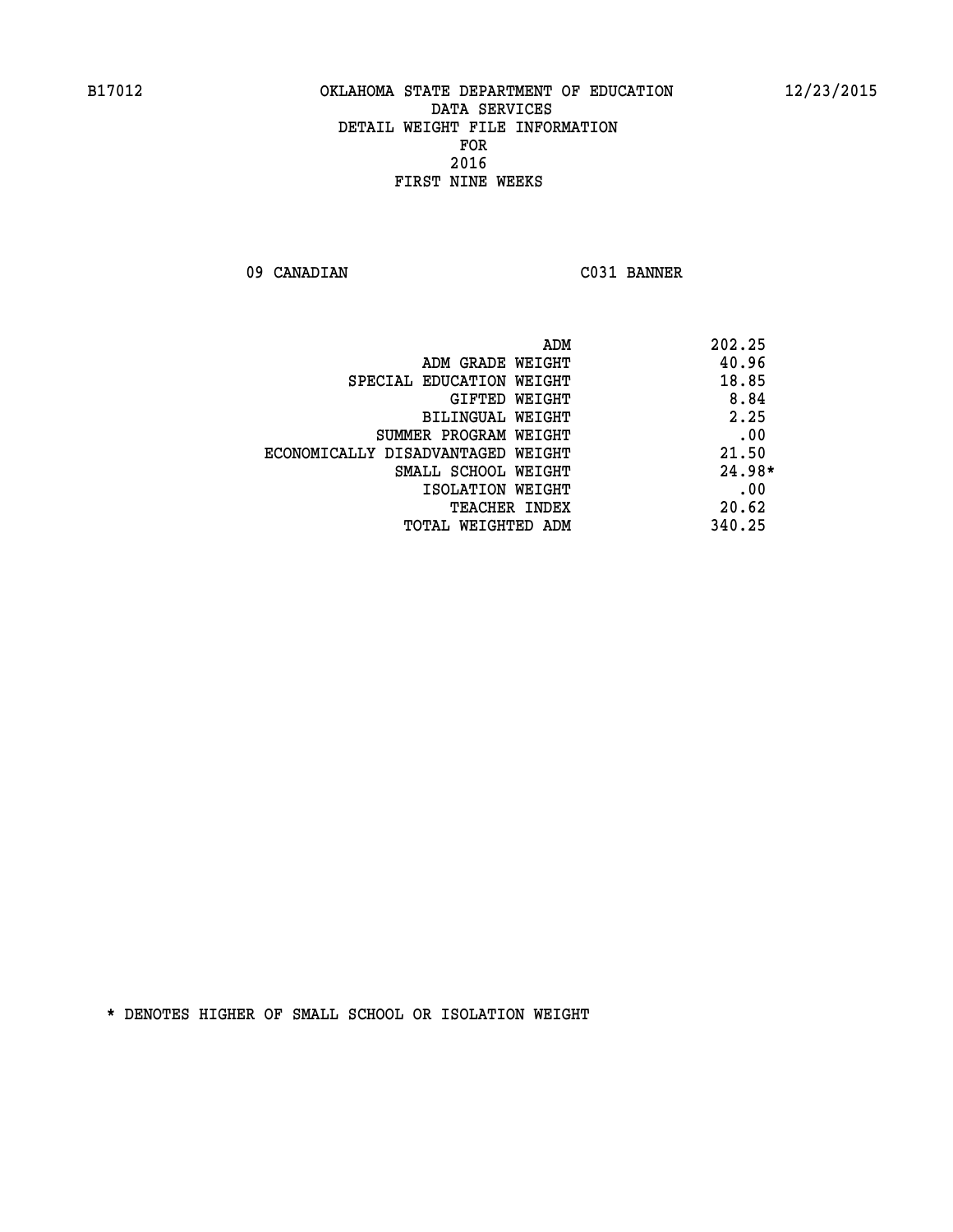B17012 OKLAHOMA STATE DEPARTMENT OF EDUCATION 12/23/2015

DATA SERVICES

DETAIL WEIGHT FILE INFORMATION

FOR

2016

FIRST NINE WEEKS

09 CANADIAN C031 BANNER

| | |
|---|---|
| ADM | 202.25 |
| ADM GRADE WEIGHT | 40.96 |
| SPECIAL EDUCATION WEIGHT | 18.85 |
| GIFTED WEIGHT | 8.84 |
| BILINGUAL WEIGHT | 2.25 |
| SUMMER PROGRAM WEIGHT | .00 |
| ECONOMICALLY DISADVANTAGED WEIGHT | 21.50 |
| SMALL SCHOOL WEIGHT | 24.98* |
| ISOLATION WEIGHT | .00 |
| TEACHER INDEX | 20.62 |
| TOTAL WEIGHTED ADM | 340.25 |

* DENOTES HIGHER OF SMALL SCHOOL OR ISOLATION WEIGHT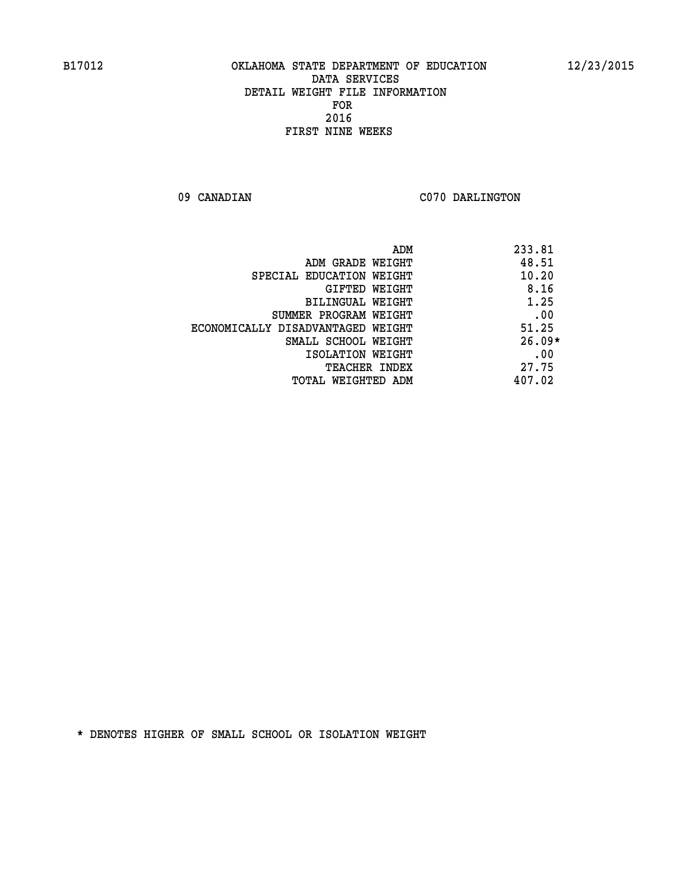B17012 OKLAHOMA STATE DEPARTMENT OF EDUCATION 12/23/2015

DATA SERVICES
DETAIL WEIGHT FILE INFORMATION
FOR
2016
FIRST NINE WEEKS

09 CANADIAN C070 DARLINGTON

| | |
|---|---|
| ADM | 233.81 |
| ADM GRADE WEIGHT | 48.51 |
| SPECIAL EDUCATION WEIGHT | 10.20 |
| GIFTED WEIGHT | 8.16 |
| BILINGUAL WEIGHT | 1.25 |
| SUMMER PROGRAM WEIGHT | .00 |
| ECONOMICALLY DISADVANTAGED WEIGHT | 51.25 |
| SMALL SCHOOL WEIGHT | 26.09* |
| ISOLATION WEIGHT | .00 |
| TEACHER INDEX | 27.75 |
| TOTAL WEIGHTED ADM | 407.02 |

* DENOTES HIGHER OF SMALL SCHOOL OR ISOLATION WEIGHT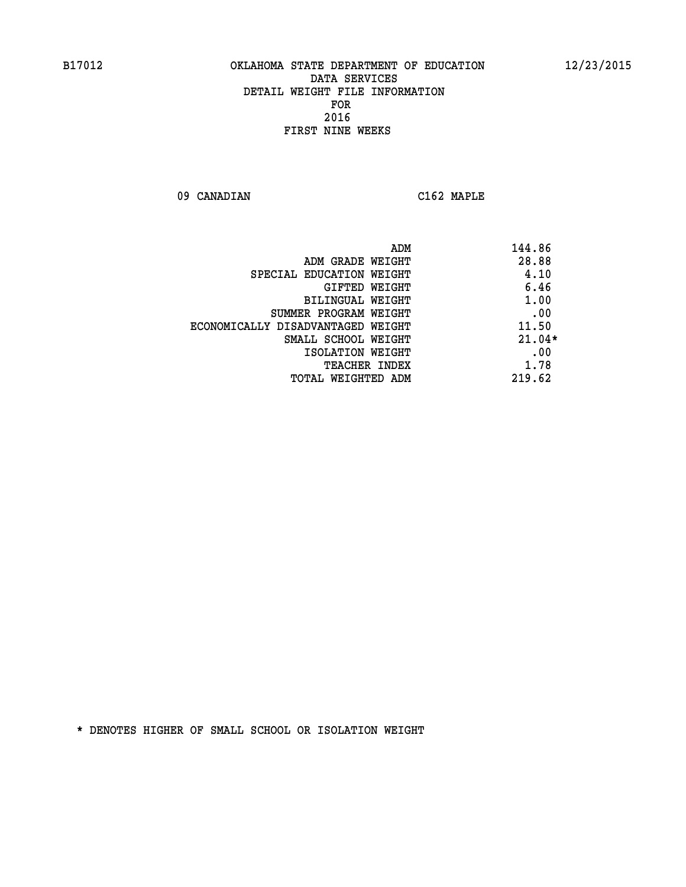B17012 OKLAHOMA STATE DEPARTMENT OF EDUCATION 12/23/2015

DATA SERVICES
DETAIL WEIGHT FILE INFORMATION
FOR
2016
FIRST NINE WEEKS

09 CANADIAN C162 MAPLE

| | |
|---|---|
| ADM | 144.86 |
| ADM GRADE WEIGHT | 28.88 |
| SPECIAL EDUCATION WEIGHT | 4.10 |
| GIFTED WEIGHT | 6.46 |
| BILINGUAL WEIGHT | 1.00 |
| SUMMER PROGRAM WEIGHT | .00 |
| ECONOMICALLY DISADVANTAGED WEIGHT | 11.50 |
| SMALL SCHOOL WEIGHT | 21.04* |
| ISOLATION WEIGHT | .00 |
| TEACHER INDEX | 1.78 |
| TOTAL WEIGHTED ADM | 219.62 |

* DENOTES HIGHER OF SMALL SCHOOL OR ISOLATION WEIGHT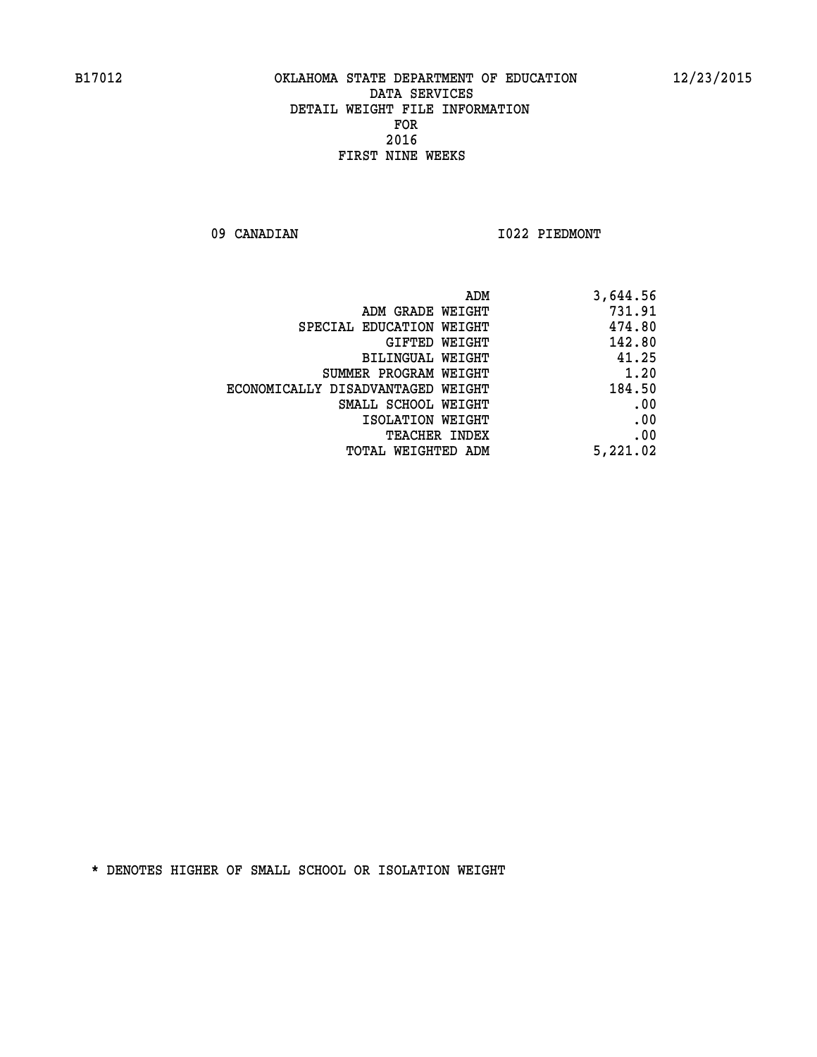B17012 OKLAHOMA STATE DEPARTMENT OF EDUCATION 12/23/2015

DATA SERVICES
DETAIL WEIGHT FILE INFORMATION
FOR
2016
FIRST NINE WEEKS

09 CANADIAN I022 PIEDMONT

| | |
|---|---|
| ADM | 3,644.56 |
| ADM GRADE WEIGHT | 731.91 |
| SPECIAL EDUCATION WEIGHT | 474.80 |
| GIFTED WEIGHT | 142.80 |
| BILINGUAL WEIGHT | 41.25 |
| SUMMER PROGRAM WEIGHT | 1.20 |
| ECONOMICALLY DISADVANTAGED WEIGHT | 184.50 |
| SMALL SCHOOL WEIGHT | .00 |
| ISOLATION WEIGHT | .00 |
| TEACHER INDEX | .00 |
| TOTAL WEIGHTED ADM | 5,221.02 |

* DENOTES HIGHER OF SMALL SCHOOL OR ISOLATION WEIGHT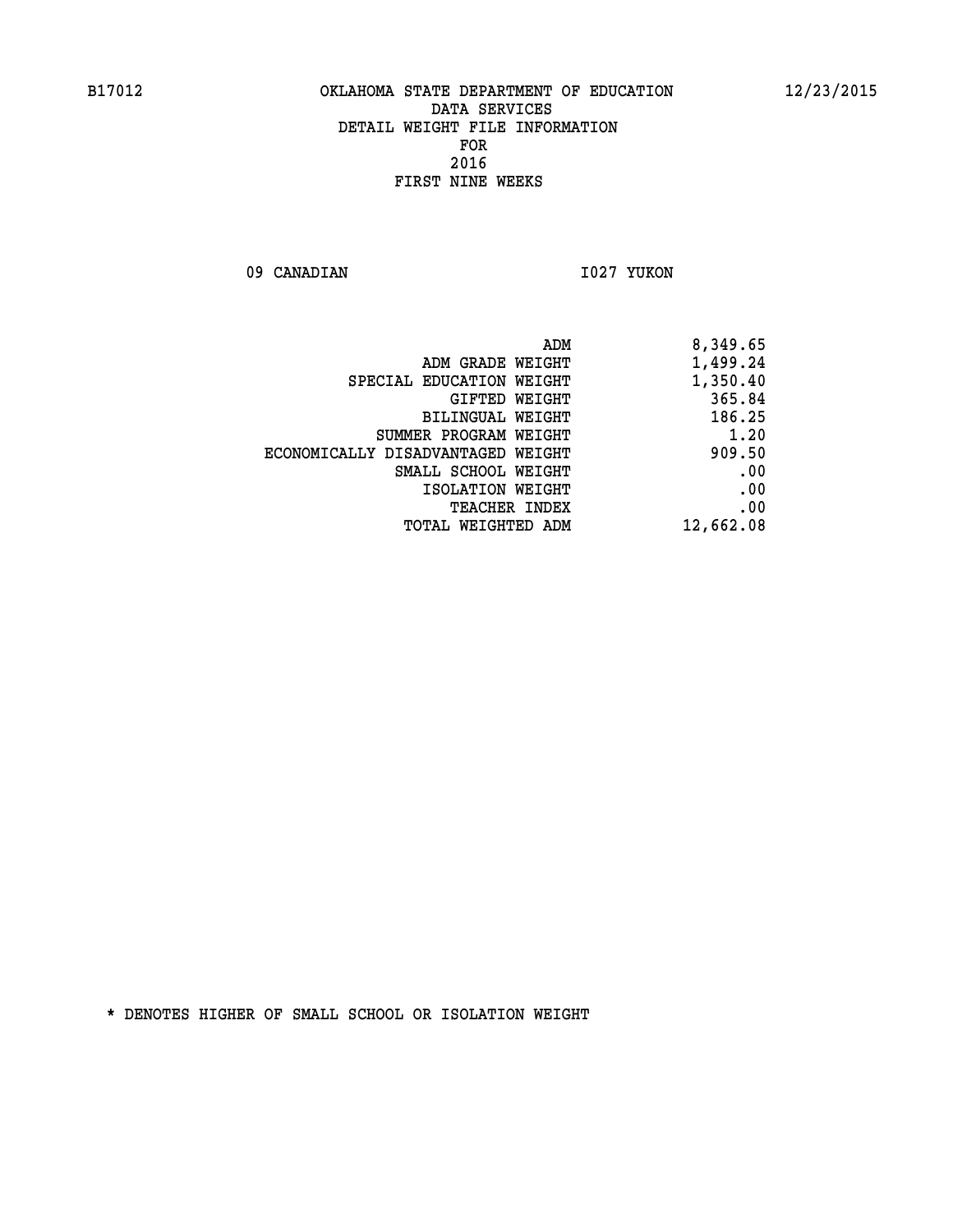B17012 OKLAHOMA STATE DEPARTMENT OF EDUCATION 12/23/2015

DATA SERVICES
DETAIL WEIGHT FILE INFORMATION
FOR
2016
FIRST NINE WEEKS

09 CANADIAN I027 YUKON

| | |
|---|---|
| ADM | 8,349.65 |
| ADM GRADE WEIGHT | 1,499.24 |
| SPECIAL EDUCATION WEIGHT | 1,350.40 |
| GIFTED WEIGHT | 365.84 |
| BILINGUAL WEIGHT | 186.25 |
| SUMMER PROGRAM WEIGHT | 1.20 |
| ECONOMICALLY DISADVANTAGED WEIGHT | 909.50 |
| SMALL SCHOOL WEIGHT | .00 |
| ISOLATION WEIGHT | .00 |
| TEACHER INDEX | .00 |
| TOTAL WEIGHTED ADM | 12,662.08 |

* DENOTES HIGHER OF SMALL SCHOOL OR ISOLATION WEIGHT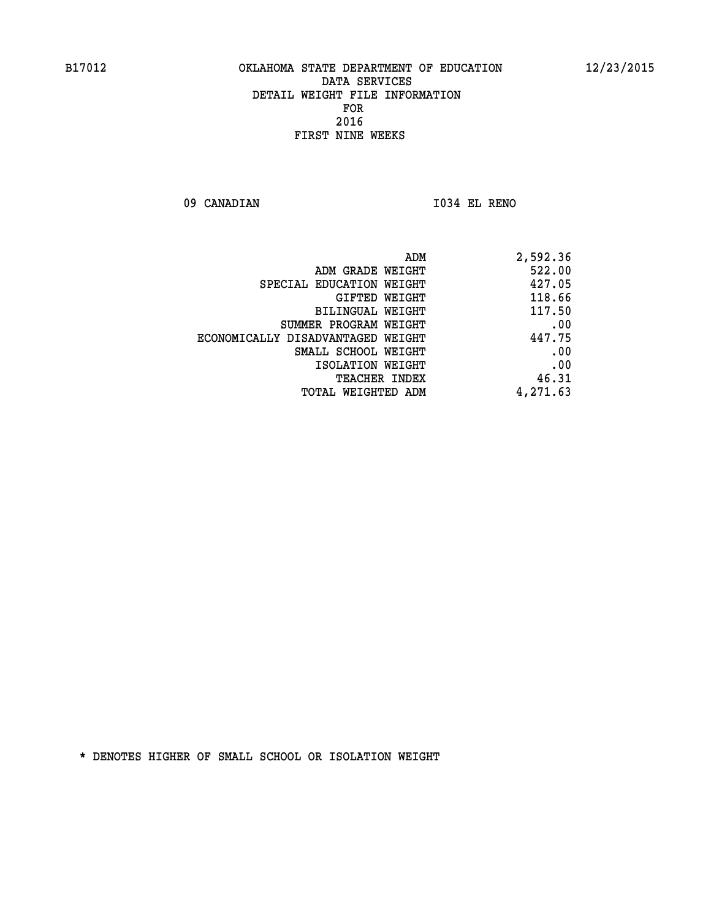B17012 OKLAHOMA STATE DEPARTMENT OF EDUCATION 12/23/2015

DATA SERVICES
DETAIL WEIGHT FILE INFORMATION
FOR
2016
FIRST NINE WEEKS

09 CANADIAN I034 EL RENO

| | |
|---|---|
| ADM | 2,592.36 |
| ADM GRADE WEIGHT | 522.00 |
| SPECIAL EDUCATION WEIGHT | 427.05 |
| GIFTED WEIGHT | 118.66 |
| BILINGUAL WEIGHT | 117.50 |
| SUMMER PROGRAM WEIGHT | .00 |
| ECONOMICALLY DISADVANTAGED WEIGHT | 447.75 |
| SMALL SCHOOL WEIGHT | .00 |
| ISOLATION WEIGHT | .00 |
| TEACHER INDEX | 46.31 |
| TOTAL WEIGHTED ADM | 4,271.63 |

* DENOTES HIGHER OF SMALL SCHOOL OR ISOLATION WEIGHT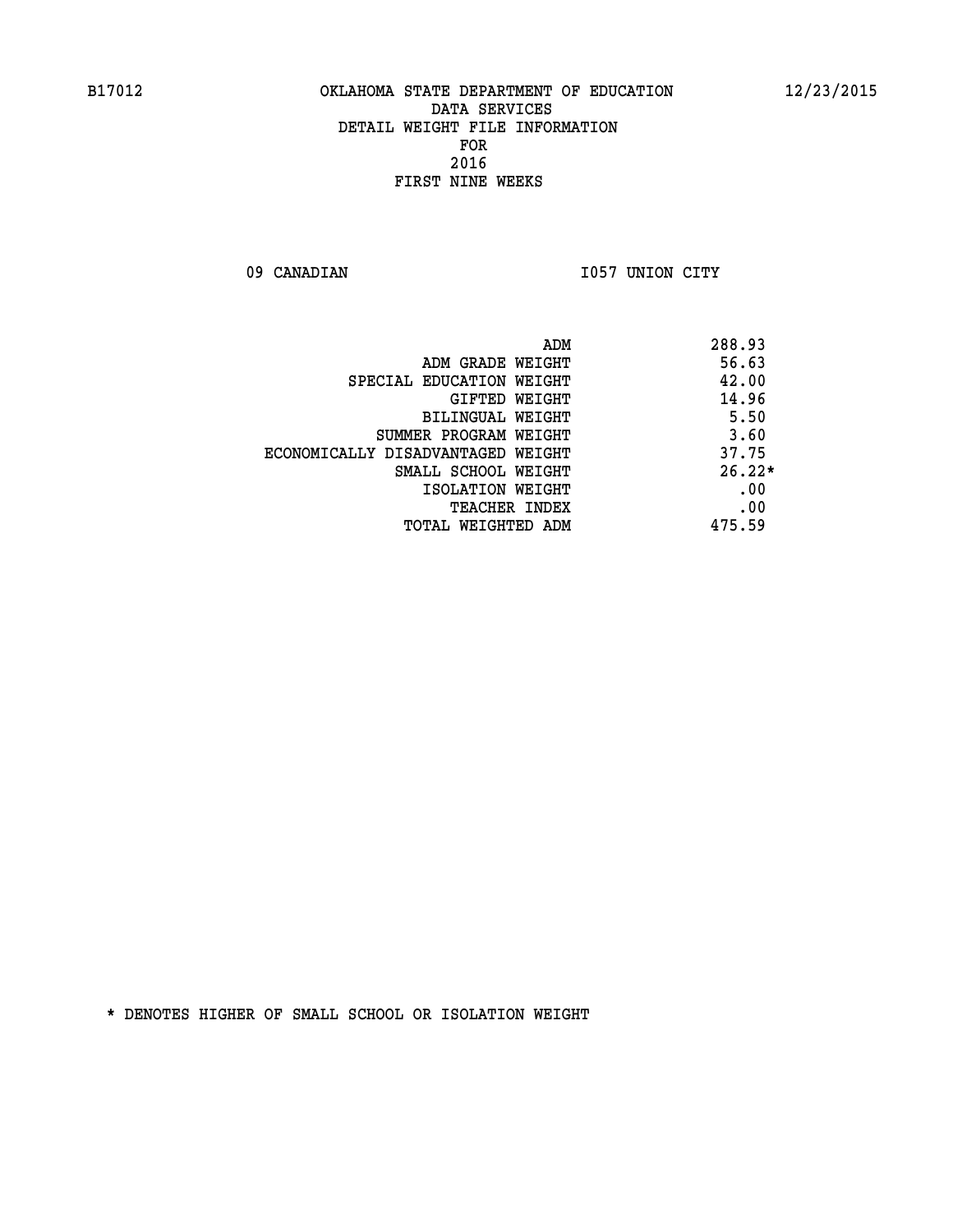B17012 OKLAHOMA STATE DEPARTMENT OF EDUCATION 12/23/2015

DATA SERVICES
DETAIL WEIGHT FILE INFORMATION
FOR
2016
FIRST NINE WEEKS

09 CANADIAN I057 UNION CITY

| | |
|---|---|
| ADM | 288.93 |
| ADM GRADE WEIGHT | 56.63 |
| SPECIAL EDUCATION WEIGHT | 42.00 |
| GIFTED WEIGHT | 14.96 |
| BILINGUAL WEIGHT | 5.50 |
| SUMMER PROGRAM WEIGHT | 3.60 |
| ECONOMICALLY DISADVANTAGED WEIGHT | 37.75 |
| SMALL SCHOOL WEIGHT | 26.22* |
| ISOLATION WEIGHT | .00 |
| TEACHER INDEX | .00 |
| TOTAL WEIGHTED ADM | 475.59 |

* DENOTES HIGHER OF SMALL SCHOOL OR ISOLATION WEIGHT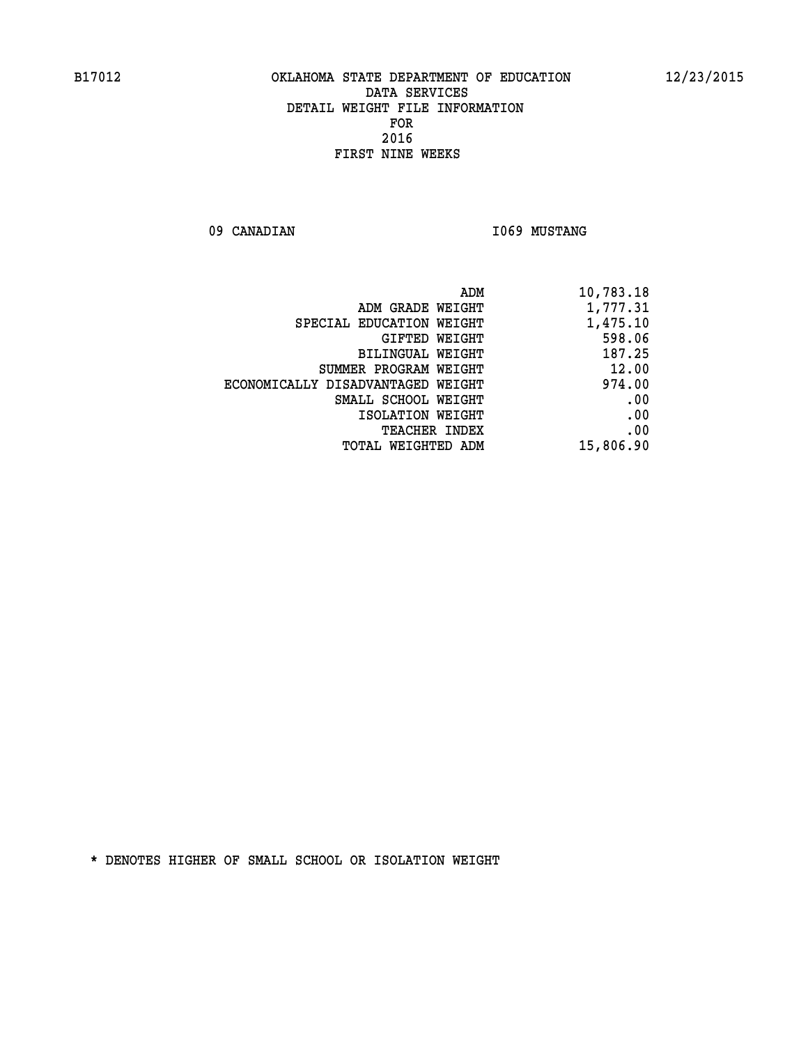# OKLAHOMA STATE DEPARTMENT OF EDUCATION
## DATA SERVICES
## DETAIL WEIGHT FILE INFORMATION
## FOR
## 2016
## FIRST NINE WEEKS

09 CANADIAN I069 MUSTANG

| | |
|---|---|
| ADM | 10,783.18 |
| ADM GRADE WEIGHT | 1,777.31 |
| SPECIAL EDUCATION WEIGHT | 1,475.10 |
| GIFTED WEIGHT | 598.06 |
| BILINGUAL WEIGHT | 187.25 |
| SUMMER PROGRAM WEIGHT | 12.00 |
| ECONOMICALLY DISADVANTAGED WEIGHT | 974.00 |
| SMALL SCHOOL WEIGHT | .00 |
| ISOLATION WEIGHT | .00 |
| TEACHER INDEX | .00 |
| TOTAL WEIGHTED ADM | 15,806.90 |

* DENOTES HIGHER OF SMALL SCHOOL OR ISOLATION WEIGHT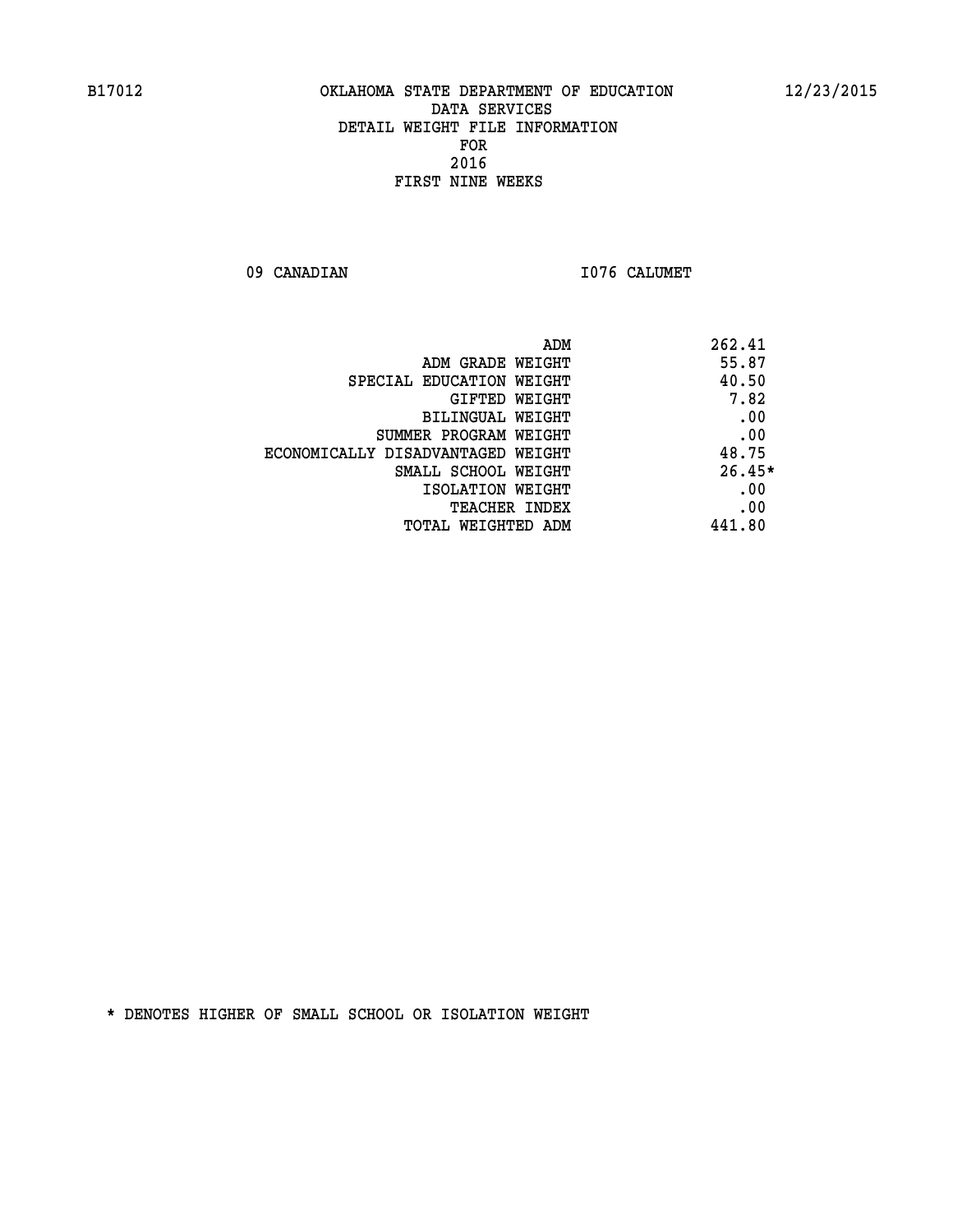B17012 OKLAHOMA STATE DEPARTMENT OF EDUCATION 12/23/2015

DATA SERVICES

DETAIL WEIGHT FILE INFORMATION

FOR

2016

FIRST NINE WEEKS

09 CANADIAN I076 CALUMET

| | |
|---|---|
| ADM | 262.41 |
| ADM GRADE WEIGHT | 55.87 |
| SPECIAL EDUCATION WEIGHT | 40.50 |
| GIFTED WEIGHT | 7.82 |
| BILINGUAL WEIGHT | .00 |
| SUMMER PROGRAM WEIGHT | .00 |
| ECONOMICALLY DISADVANTAGED WEIGHT | 48.75 |
| SMALL SCHOOL WEIGHT | 26.45* |
| ISOLATION WEIGHT | .00 |
| TEACHER INDEX | .00 |
| TOTAL WEIGHTED ADM | 441.80 |

* DENOTES HIGHER OF SMALL SCHOOL OR ISOLATION WEIGHT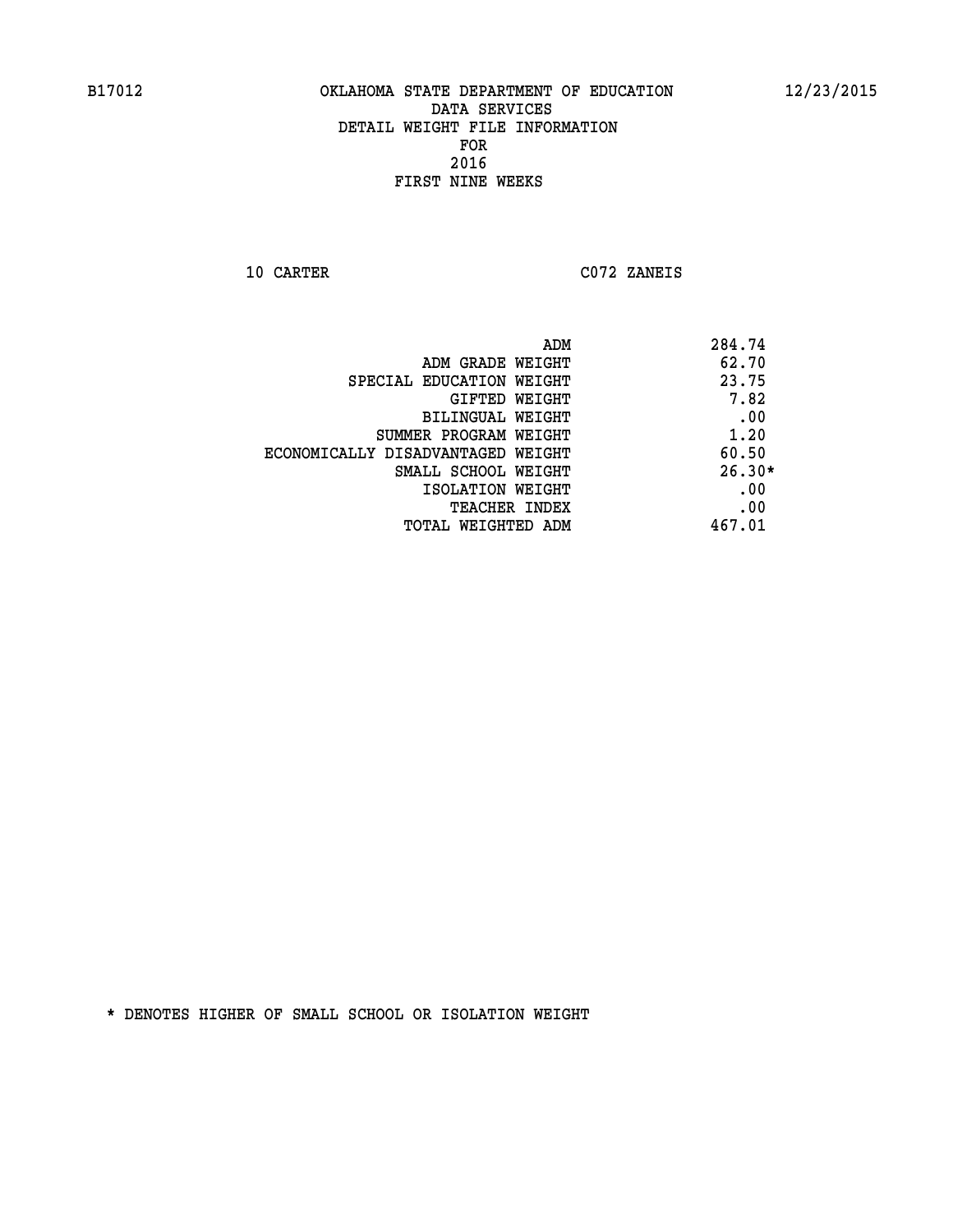B17012 OKLAHOMA STATE DEPARTMENT OF EDUCATION 12/23/2015

DATA SERVICES
DETAIL WEIGHT FILE INFORMATION
FOR
2016
FIRST NINE WEEKS

10 CARTER C072 ZANEIS

| | |
|---|---|
| ADM | 284.74 |
| ADM GRADE WEIGHT | 62.70 |
| SPECIAL EDUCATION WEIGHT | 23.75 |
| GIFTED WEIGHT | 7.82 |
| BILINGUAL WEIGHT | .00 |
| SUMMER PROGRAM WEIGHT | 1.20 |
| ECONOMICALLY DISADVANTAGED WEIGHT | 60.50 |
| SMALL SCHOOL WEIGHT | 26.30* |
| ISOLATION WEIGHT | .00 |
| TEACHER INDEX | .00 |
| TOTAL WEIGHTED ADM | 467.01 |

* DENOTES HIGHER OF SMALL SCHOOL OR ISOLATION WEIGHT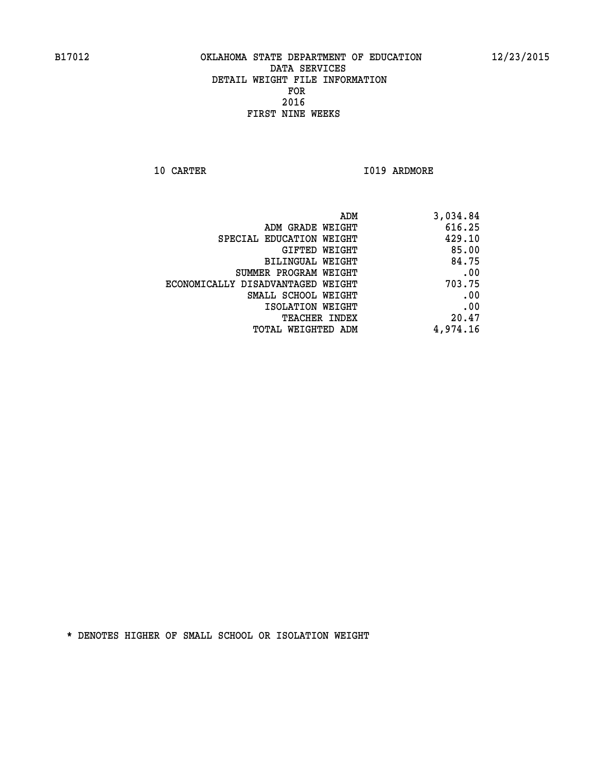B17012 OKLAHOMA STATE DEPARTMENT OF EDUCATION 12/23/2015

DATA SERVICES
DETAIL WEIGHT FILE INFORMATION
FOR
2016
FIRST NINE WEEKS

10 CARTER I019 ARDMORE

| | |
|---|---|
| ADM | 3,034.84 |
| ADM GRADE WEIGHT | 616.25 |
| SPECIAL EDUCATION WEIGHT | 429.10 |
| GIFTED WEIGHT | 85.00 |
| BILINGUAL WEIGHT | 84.75 |
| SUMMER PROGRAM WEIGHT | .00 |
| ECONOMICALLY DISADVANTAGED WEIGHT | 703.75 |
| SMALL SCHOOL WEIGHT | .00 |
| ISOLATION WEIGHT | .00 |
| TEACHER INDEX | 20.47 |
| TOTAL WEIGHTED ADM | 4,974.16 |

* DENOTES HIGHER OF SMALL SCHOOL OR ISOLATION WEIGHT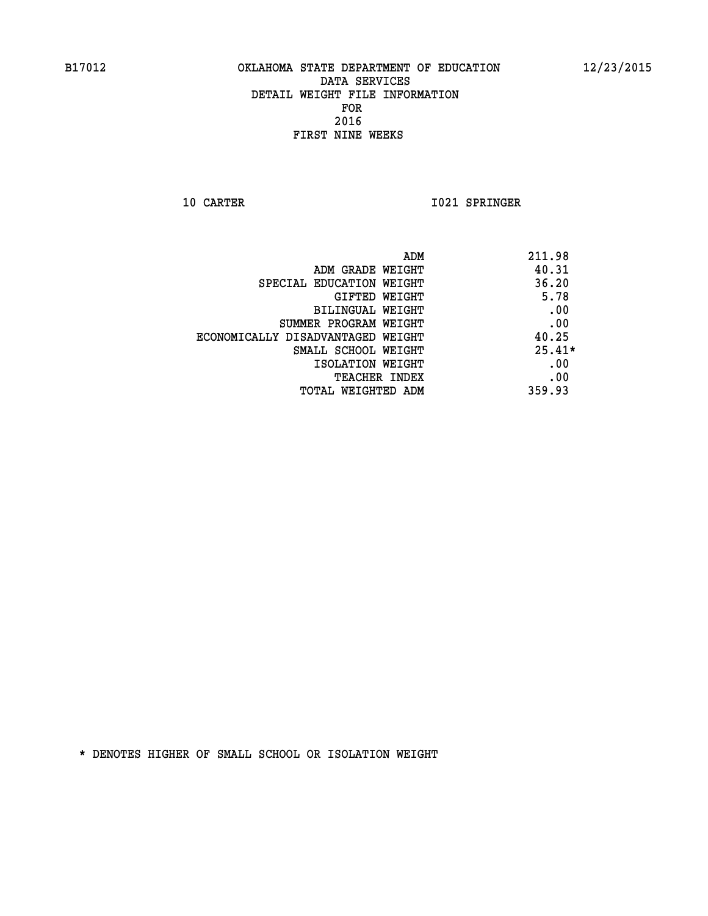B17012 OKLAHOMA STATE DEPARTMENT OF EDUCATION 12/23/2015

DATA SERVICES
DETAIL WEIGHT FILE INFORMATION
FOR
2016
FIRST NINE WEEKS

10 CARTER I021 SPRINGER

| | |
|---|---|
| ADM | 211.98 |
| ADM GRADE WEIGHT | 40.31 |
| SPECIAL EDUCATION WEIGHT | 36.20 |
| GIFTED WEIGHT | 5.78 |
| BILINGUAL WEIGHT | .00 |
| SUMMER PROGRAM WEIGHT | .00 |
| ECONOMICALLY DISADVANTAGED WEIGHT | 40.25 |
| SMALL SCHOOL WEIGHT | 25.41* |
| ISOLATION WEIGHT | .00 |
| TEACHER INDEX | .00 |
| TOTAL WEIGHTED ADM | 359.93 |

* DENOTES HIGHER OF SMALL SCHOOL OR ISOLATION WEIGHT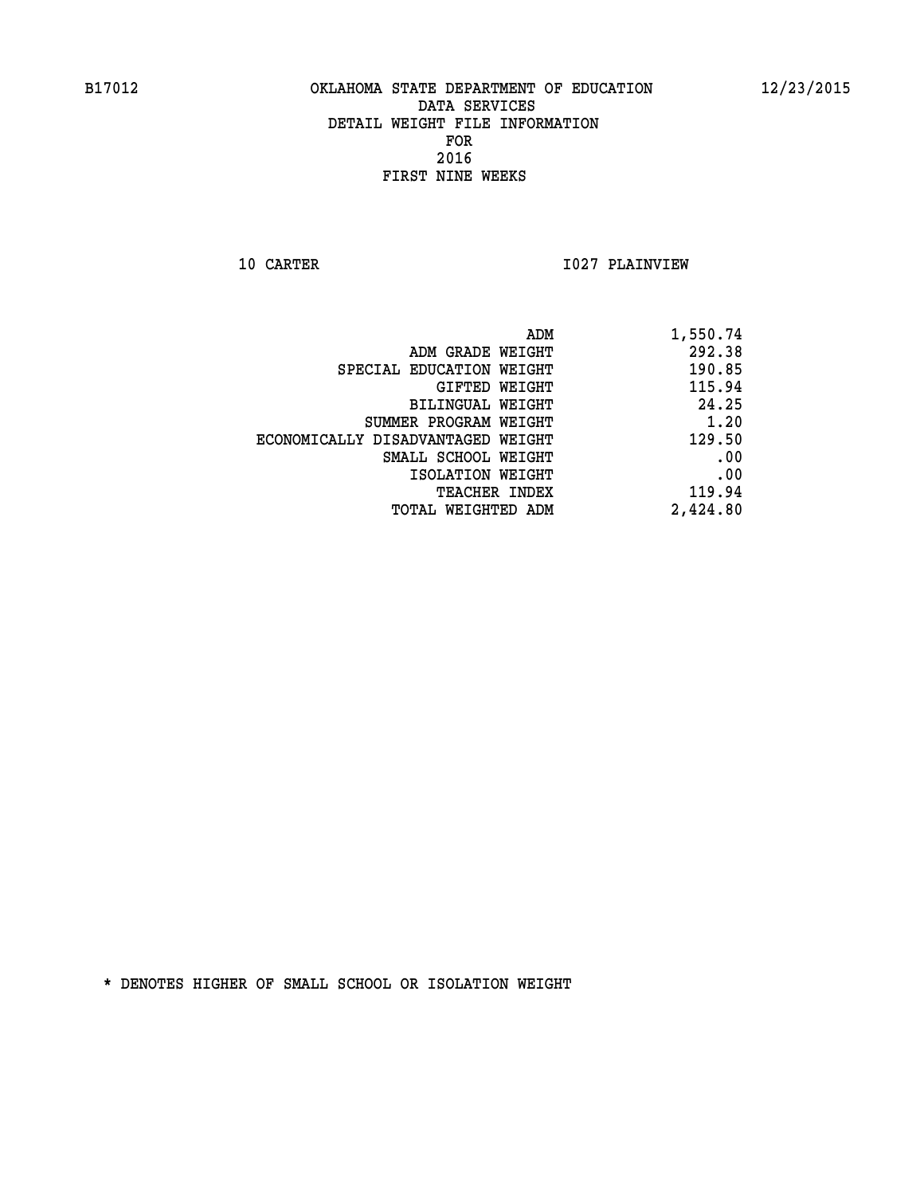B17012 OKLAHOMA STATE DEPARTMENT OF EDUCATION 12/23/2015

DATA SERVICES
DETAIL WEIGHT FILE INFORMATION
FOR
2016
FIRST NINE WEEKS

10 CARTER I027 PLAINVIEW

| | |
|---|---|
| ADM | 1,550.74 |
| ADM GRADE WEIGHT | 292.38 |
| SPECIAL EDUCATION WEIGHT | 190.85 |
| GIFTED WEIGHT | 115.94 |
| BILINGUAL WEIGHT | 24.25 |
| SUMMER PROGRAM WEIGHT | 1.20 |
| ECONOMICALLY DISADVANTAGED WEIGHT | 129.50 |
| SMALL SCHOOL WEIGHT | .00 |
| ISOLATION WEIGHT | .00 |
| TEACHER INDEX | 119.94 |
| TOTAL WEIGHTED ADM | 2,424.80 |

* DENOTES HIGHER OF SMALL SCHOOL OR ISOLATION WEIGHT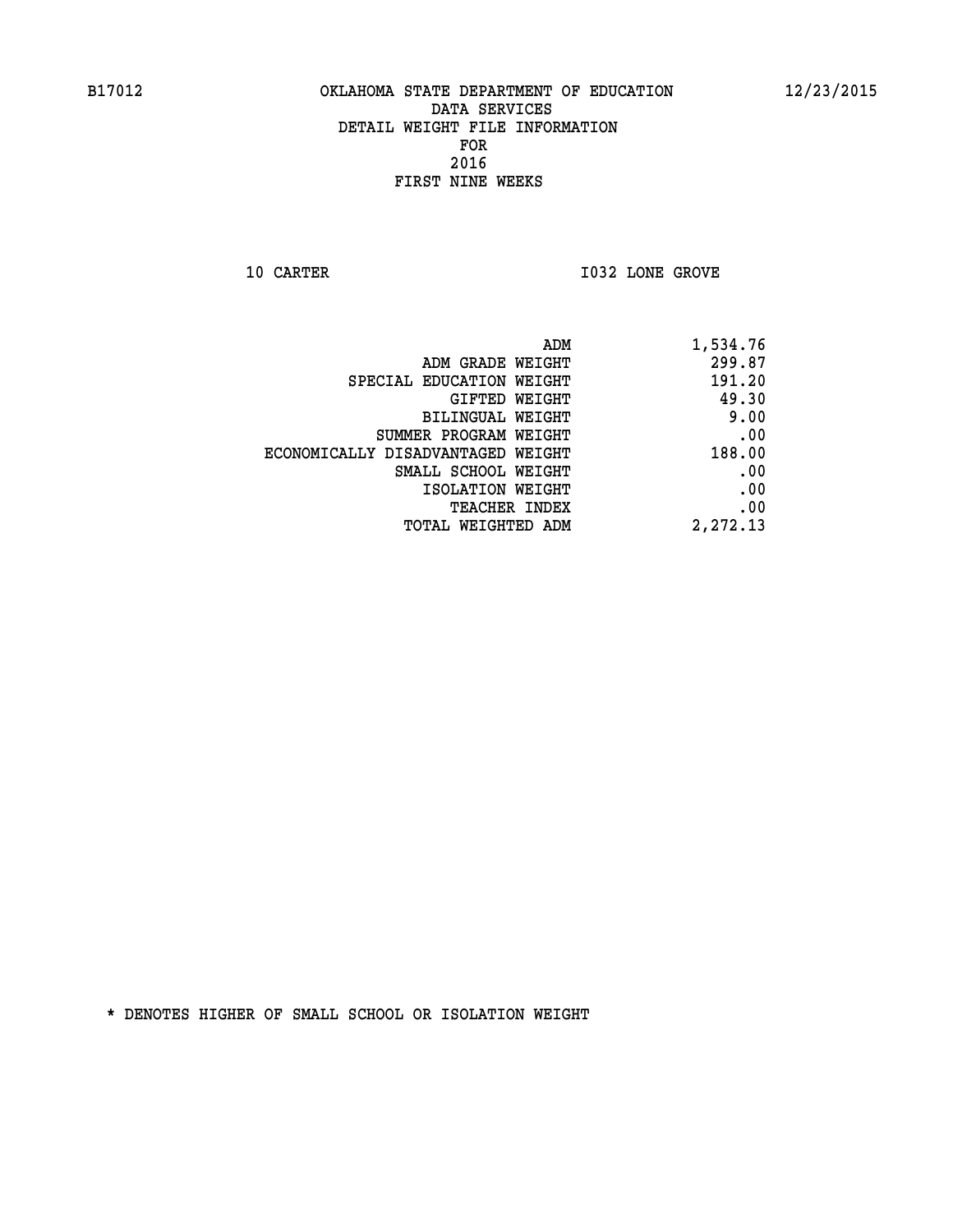B17012 OKLAHOMA STATE DEPARTMENT OF EDUCATION 12/23/2015

DATA SERVICES
DETAIL WEIGHT FILE INFORMATION
FOR
2016
FIRST NINE WEEKS

10 CARTER I032 LONE GROVE

| | |
|---|---|
| ADM | 1,534.76 |
| ADM GRADE WEIGHT | 299.87 |
| SPECIAL EDUCATION WEIGHT | 191.20 |
| GIFTED WEIGHT | 49.30 |
| BILINGUAL WEIGHT | 9.00 |
| SUMMER PROGRAM WEIGHT | .00 |
| ECONOMICALLY DISADVANTAGED WEIGHT | 188.00 |
| SMALL SCHOOL WEIGHT | .00 |
| ISOLATION WEIGHT | .00 |
| TEACHER INDEX | .00 |
| TOTAL WEIGHTED ADM | 2,272.13 |

* DENOTES HIGHER OF SMALL SCHOOL OR ISOLATION WEIGHT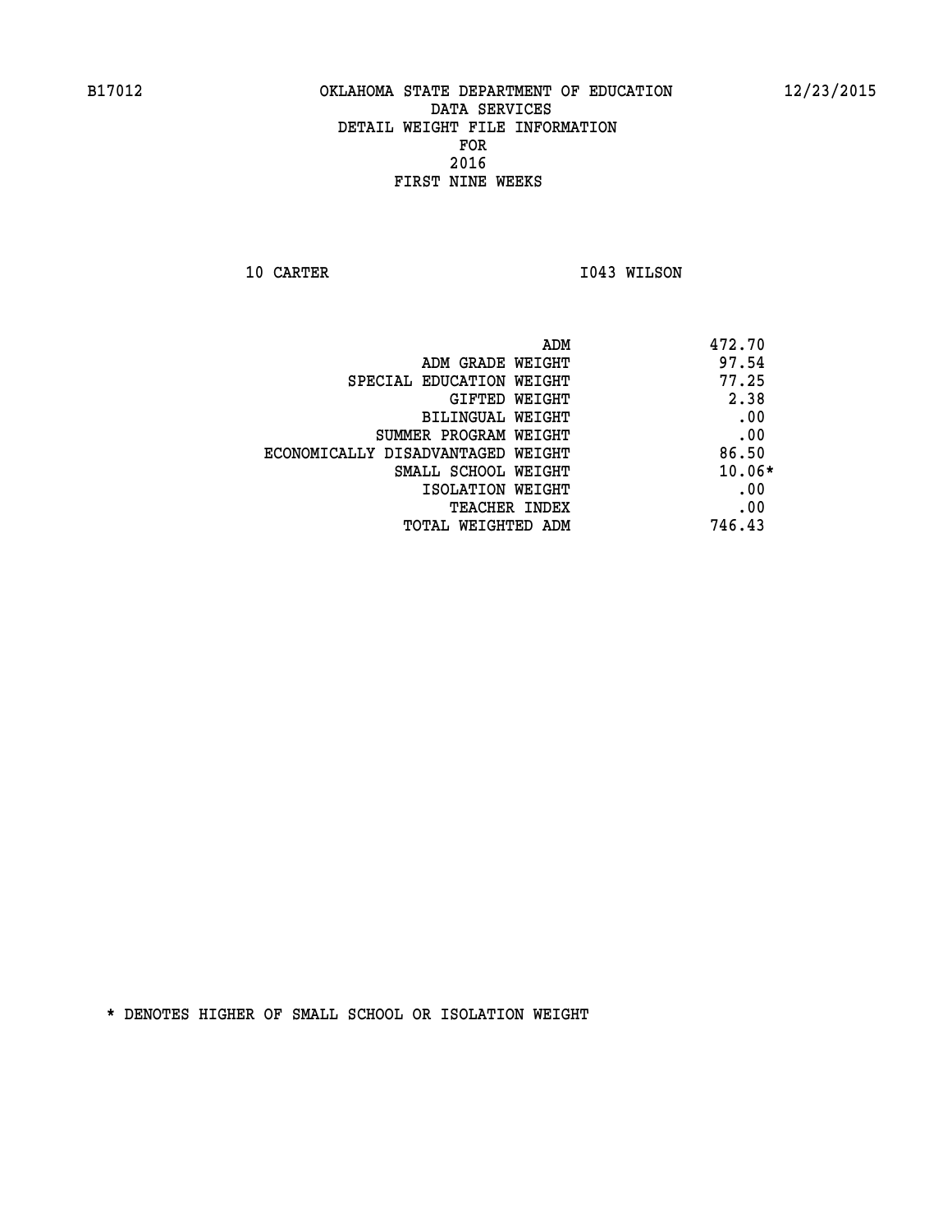B17012 OKLAHOMA STATE DEPARTMENT OF EDUCATION 12/23/2015

DATA SERVICES
DETAIL WEIGHT FILE INFORMATION
FOR
2016
FIRST NINE WEEKS

10 CARTER I043 WILSON

| | |
|---|---|
| ADM | 472.70 |
| ADM GRADE WEIGHT | 97.54 |
| SPECIAL EDUCATION WEIGHT | 77.25 |
| GIFTED WEIGHT | 2.38 |
| BILINGUAL WEIGHT | .00 |
| SUMMER PROGRAM WEIGHT | .00 |
| ECONOMICALLY DISADVANTAGED WEIGHT | 86.50 |
| SMALL SCHOOL WEIGHT | 10.06* |
| ISOLATION WEIGHT | .00 |
| TEACHER INDEX | .00 |
| TOTAL WEIGHTED ADM | 746.43 |

* DENOTES HIGHER OF SMALL SCHOOL OR ISOLATION WEIGHT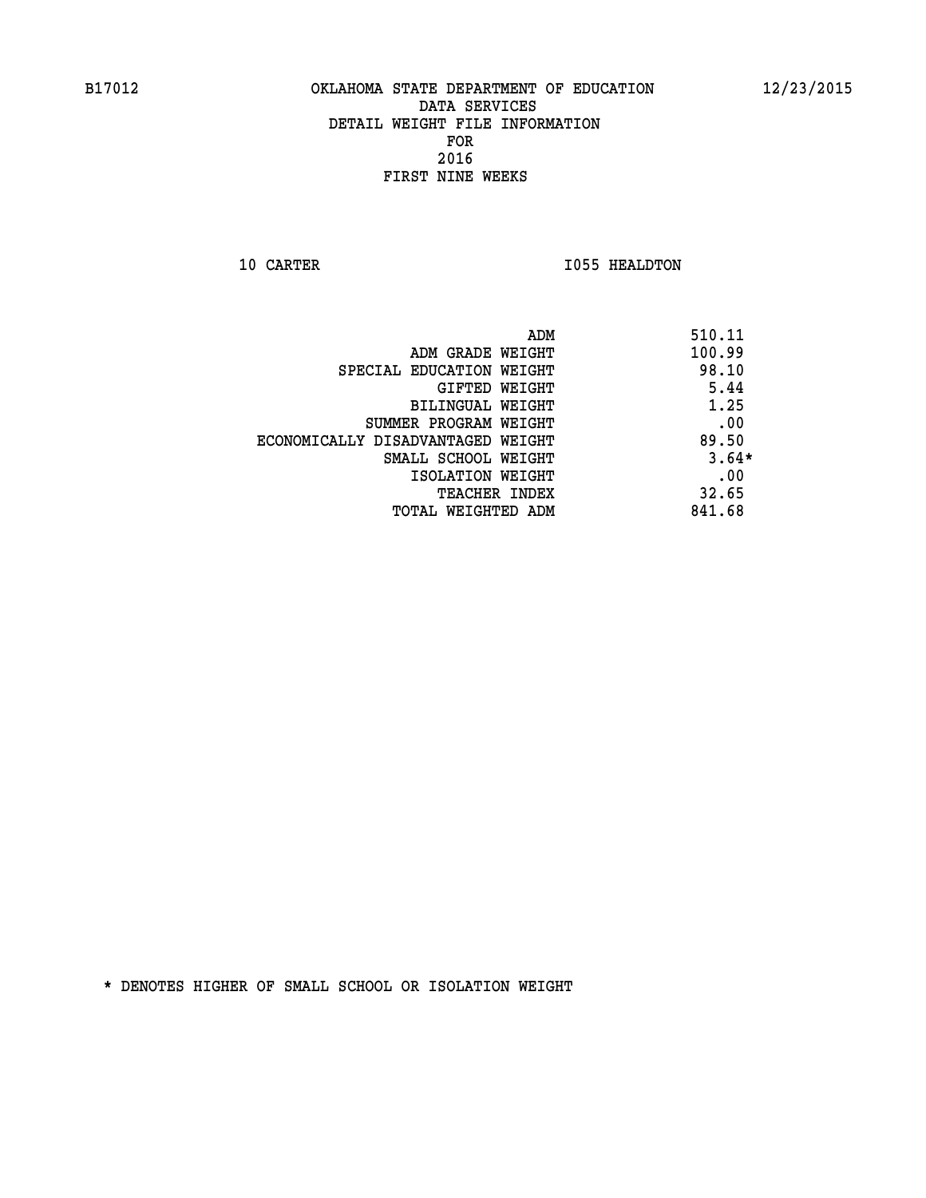B17012 OKLAHOMA STATE DEPARTMENT OF EDUCATION 12/23/2015

DATA SERVICES
DETAIL WEIGHT FILE INFORMATION
FOR
2016
FIRST NINE WEEKS

10 CARTER I055 HEALDTON

| | |
|---|---|
| ADM | 510.11 |
| ADM GRADE WEIGHT | 100.99 |
| SPECIAL EDUCATION WEIGHT | 98.10 |
| GIFTED WEIGHT | 5.44 |
| BILINGUAL WEIGHT | 1.25 |
| SUMMER PROGRAM WEIGHT | .00 |
| ECONOMICALLY DISADVANTAGED WEIGHT | 89.50 |
| SMALL SCHOOL WEIGHT | 3.64* |
| ISOLATION WEIGHT | .00 |
| TEACHER INDEX | 32.65 |
| TOTAL WEIGHTED ADM | 841.68 |

* DENOTES HIGHER OF SMALL SCHOOL OR ISOLATION WEIGHT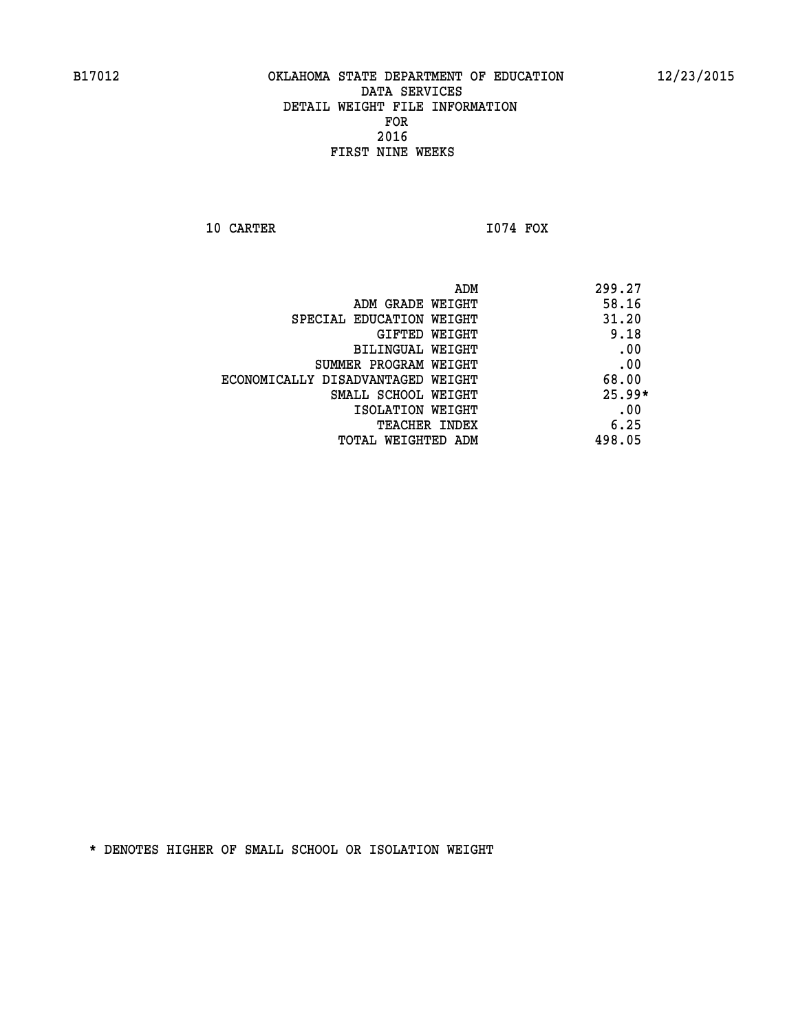B17012 OKLAHOMA STATE DEPARTMENT OF EDUCATION 12/23/2015

DATA SERVICES
DETAIL WEIGHT FILE INFORMATION
FOR
2016
FIRST NINE WEEKS

10 CARTER I074 FOX

| | |
|---|---|
| ADM | 299.27 |
| ADM GRADE WEIGHT | 58.16 |
| SPECIAL EDUCATION WEIGHT | 31.20 |
| GIFTED WEIGHT | 9.18 |
| BILINGUAL WEIGHT | .00 |
| SUMMER PROGRAM WEIGHT | .00 |
| ECONOMICALLY DISADVANTAGED WEIGHT | 68.00 |
| SMALL SCHOOL WEIGHT | 25.99* |
| ISOLATION WEIGHT | .00 |
| TEACHER INDEX | 6.25 |
| TOTAL WEIGHTED ADM | 498.05 |

* DENOTES HIGHER OF SMALL SCHOOL OR ISOLATION WEIGHT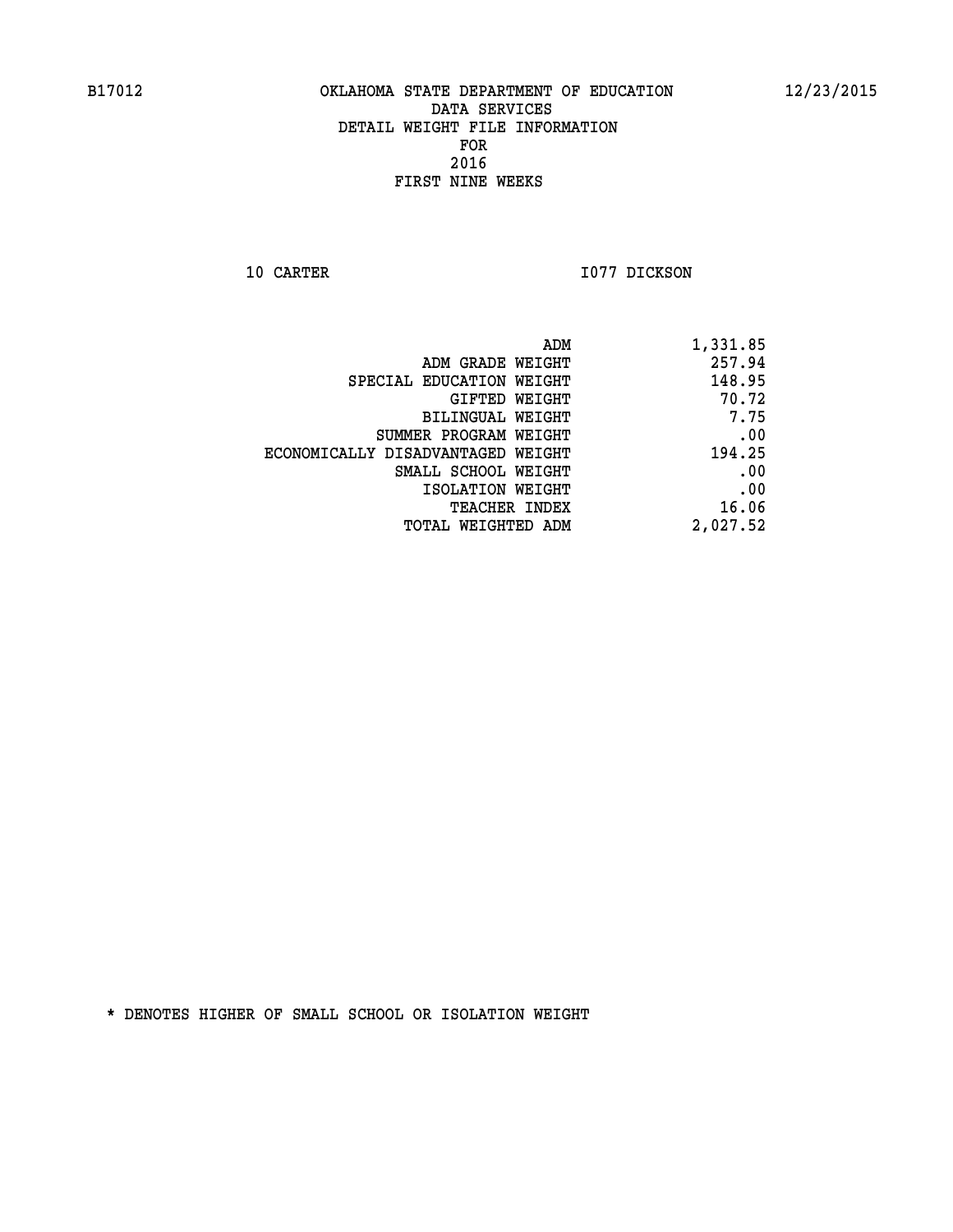B17012 OKLAHOMA STATE DEPARTMENT OF EDUCATION 12/23/2015

DATA SERVICES
DETAIL WEIGHT FILE INFORMATION
FOR
2016
FIRST NINE WEEKS

10 CARTER I077 DICKSON

| | |
|---|---|
| ADM | 1,331.85 |
| ADM GRADE WEIGHT | 257.94 |
| SPECIAL EDUCATION WEIGHT | 148.95 |
| GIFTED WEIGHT | 70.72 |
| BILINGUAL WEIGHT | 7.75 |
| SUMMER PROGRAM WEIGHT | .00 |
| ECONOMICALLY DISADVANTAGED WEIGHT | 194.25 |
| SMALL SCHOOL WEIGHT | .00 |
| ISOLATION WEIGHT | .00 |
| TEACHER INDEX | 16.06 |
| TOTAL WEIGHTED ADM | 2,027.52 |

* DENOTES HIGHER OF SMALL SCHOOL OR ISOLATION WEIGHT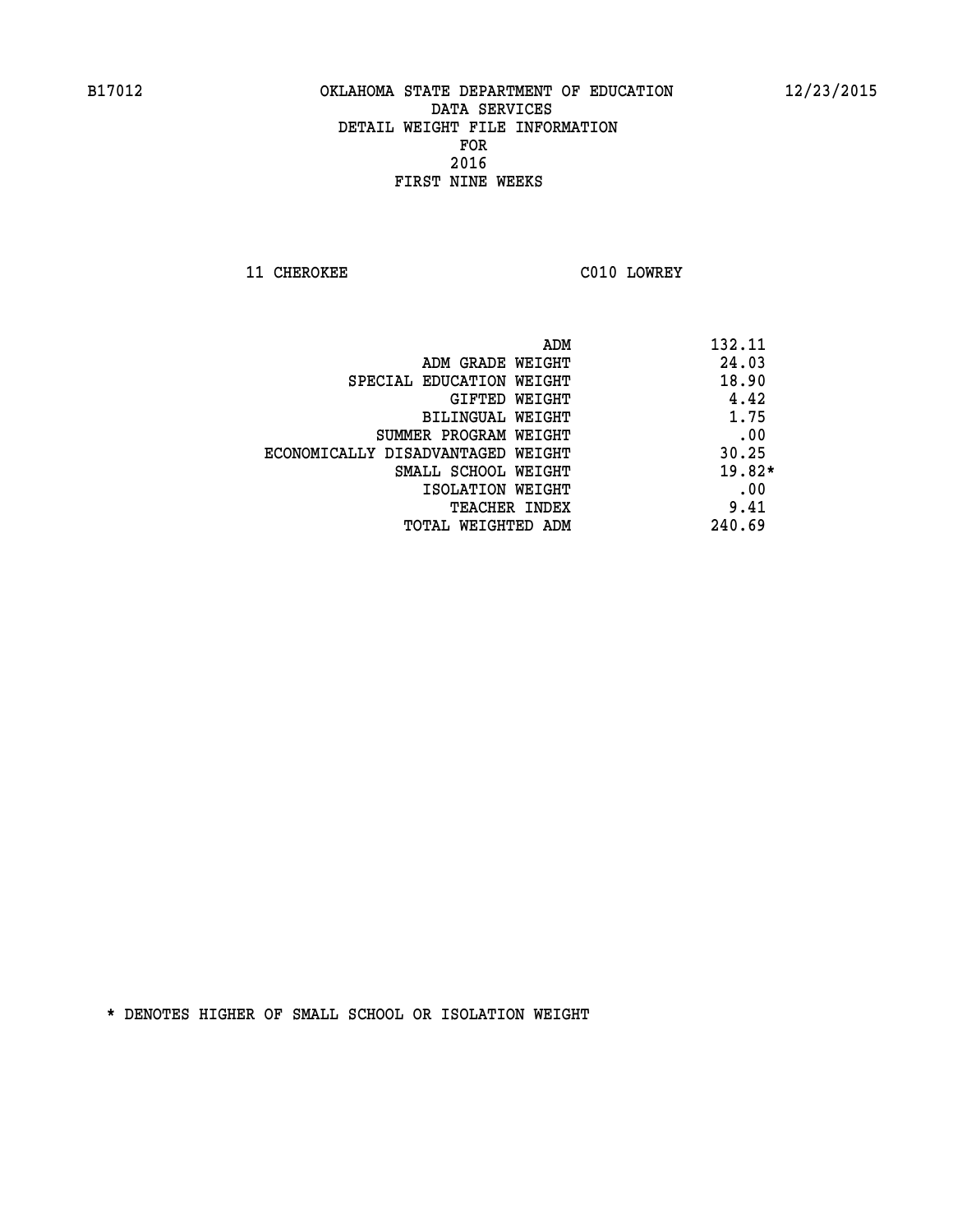B17012 OKLAHOMA STATE DEPARTMENT OF EDUCATION 12/23/2015

DATA SERVICES
DETAIL WEIGHT FILE INFORMATION
FOR
2016
FIRST NINE WEEKS

11 CHEROKEE C010 LOWREY

| | |
|---|---|
| ADM | 132.11 |
| ADM GRADE WEIGHT | 24.03 |
| SPECIAL EDUCATION WEIGHT | 18.90 |
| GIFTED WEIGHT | 4.42 |
| BILINGUAL WEIGHT | 1.75 |
| SUMMER PROGRAM WEIGHT | .00 |
| ECONOMICALLY DISADVANTAGED WEIGHT | 30.25 |
| SMALL SCHOOL WEIGHT | 19.82* |
| ISOLATION WEIGHT | .00 |
| TEACHER INDEX | 9.41 |
| TOTAL WEIGHTED ADM | 240.69 |

* DENOTES HIGHER OF SMALL SCHOOL OR ISOLATION WEIGHT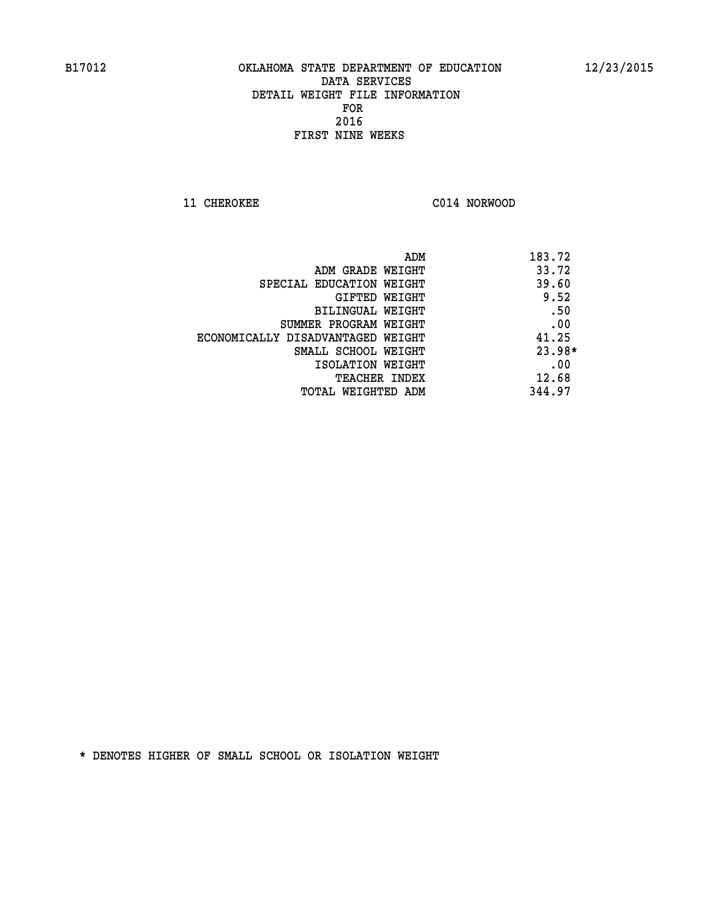B17012 OKLAHOMA STATE DEPARTMENT OF EDUCATION 12/23/2015

DATA SERVICES
DETAIL WEIGHT FILE INFORMATION
FOR
2016
FIRST NINE WEEKS

11 CHEROKEE C014 NORWOOD

| | |
|---|---|
| ADM | 183.72 |
| ADM GRADE WEIGHT | 33.72 |
| SPECIAL EDUCATION WEIGHT | 39.60 |
| GIFTED WEIGHT | 9.52 |
| BILINGUAL WEIGHT | .50 |
| SUMMER PROGRAM WEIGHT | .00 |
| ECONOMICALLY DISADVANTAGED WEIGHT | 41.25 |
| SMALL SCHOOL WEIGHT | 23.98* |
| ISOLATION WEIGHT | .00 |
| TEACHER INDEX | 12.68 |
| TOTAL WEIGHTED ADM | 344.97 |

* DENOTES HIGHER OF SMALL SCHOOL OR ISOLATION WEIGHT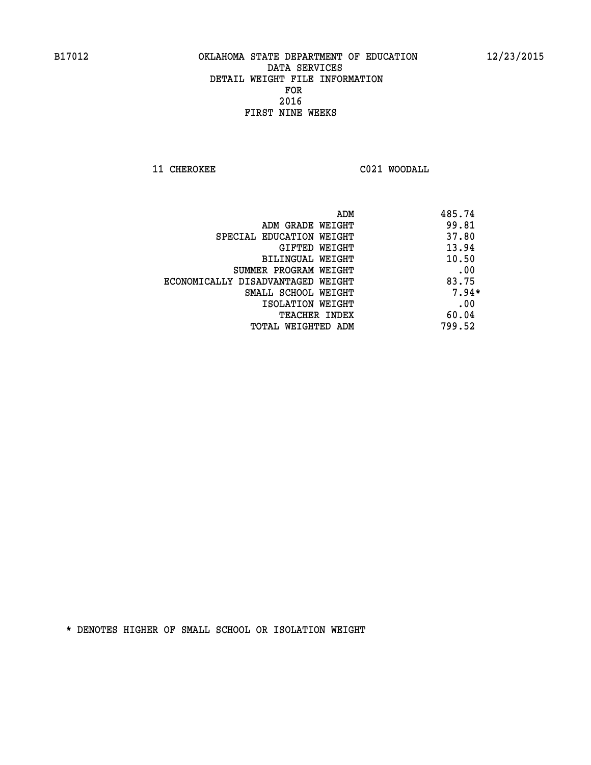B17012 OKLAHOMA STATE DEPARTMENT OF EDUCATION 12/23/2015

DATA SERVICES
DETAIL WEIGHT FILE INFORMATION
FOR
2016
FIRST NINE WEEKS

11 CHEROKEE C021 WOODALL

| | |
|---|---|
| ADM | 485.74 |
| ADM GRADE WEIGHT | 99.81 |
| SPECIAL EDUCATION WEIGHT | 37.80 |
| GIFTED WEIGHT | 13.94 |
| BILINGUAL WEIGHT | 10.50 |
| SUMMER PROGRAM WEIGHT | .00 |
| ECONOMICALLY DISADVANTAGED WEIGHT | 83.75 |
| SMALL SCHOOL WEIGHT | 7.94* |
| ISOLATION WEIGHT | .00 |
| TEACHER INDEX | 60.04 |
| TOTAL WEIGHTED ADM | 799.52 |

* DENOTES HIGHER OF SMALL SCHOOL OR ISOLATION WEIGHT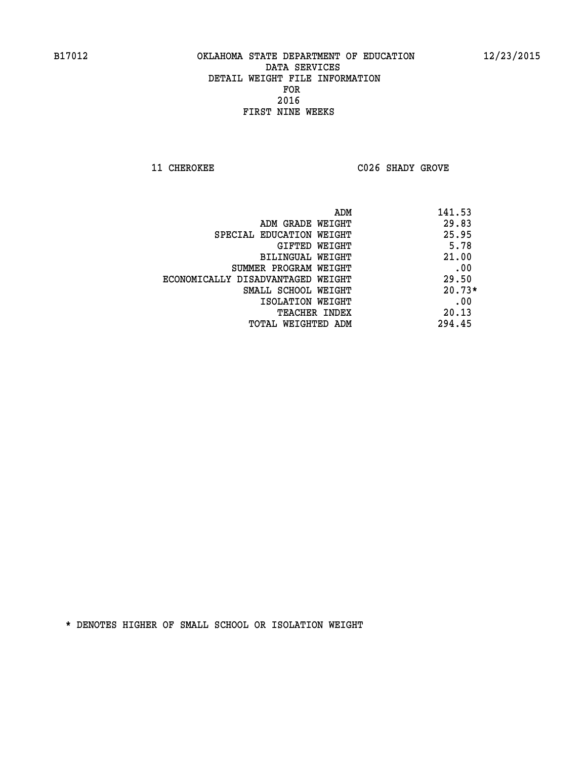B17012 OKLAHOMA STATE DEPARTMENT OF EDUCATION 12/23/2015

DATA SERVICES
DETAIL WEIGHT FILE INFORMATION
FOR
2016
FIRST NINE WEEKS

11 CHEROKEE C026 SHADY GROVE

| | |
|---|---|
| ADM | 141.53 |
| ADM GRADE WEIGHT | 29.83 |
| SPECIAL EDUCATION WEIGHT | 25.95 |
| GIFTED WEIGHT | 5.78 |
| BILINGUAL WEIGHT | 21.00 |
| SUMMER PROGRAM WEIGHT | .00 |
| ECONOMICALLY DISADVANTAGED WEIGHT | 29.50 |
| SMALL SCHOOL WEIGHT | 20.73* |
| ISOLATION WEIGHT | .00 |
| TEACHER INDEX | 20.13 |
| TOTAL WEIGHTED ADM | 294.45 |

* DENOTES HIGHER OF SMALL SCHOOL OR ISOLATION WEIGHT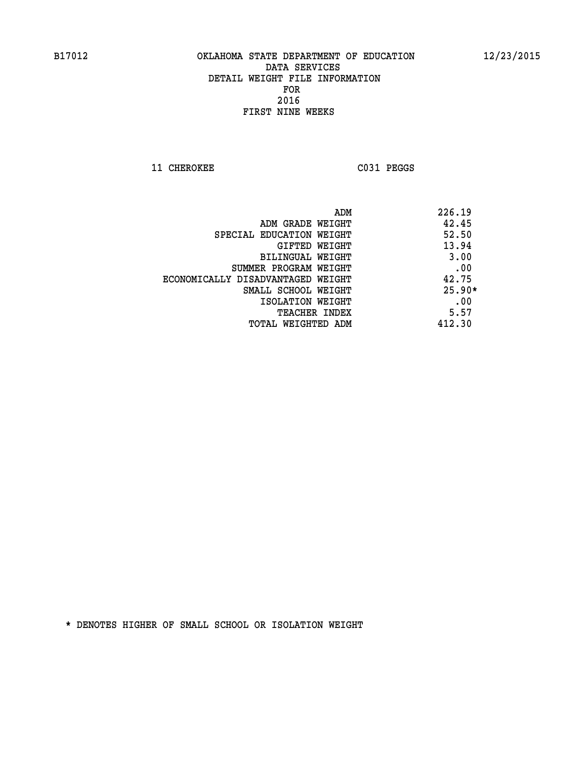B17012 OKLAHOMA STATE DEPARTMENT OF EDUCATION 12/23/2015

DATA SERVICES
DETAIL WEIGHT FILE INFORMATION
FOR
2016
FIRST NINE WEEKS

11 CHEROKEE C031 PEGGS

| | |
|---|---|
| ADM | 226.19 |
| ADM GRADE WEIGHT | 42.45 |
| SPECIAL EDUCATION WEIGHT | 52.50 |
| GIFTED WEIGHT | 13.94 |
| BILINGUAL WEIGHT | 3.00 |
| SUMMER PROGRAM WEIGHT | .00 |
| ECONOMICALLY DISADVANTAGED WEIGHT | 42.75 |
| SMALL SCHOOL WEIGHT | 25.90* |
| ISOLATION WEIGHT | .00 |
| TEACHER INDEX | 5.57 |
| TOTAL WEIGHTED ADM | 412.30 |

* DENOTES HIGHER OF SMALL SCHOOL OR ISOLATION WEIGHT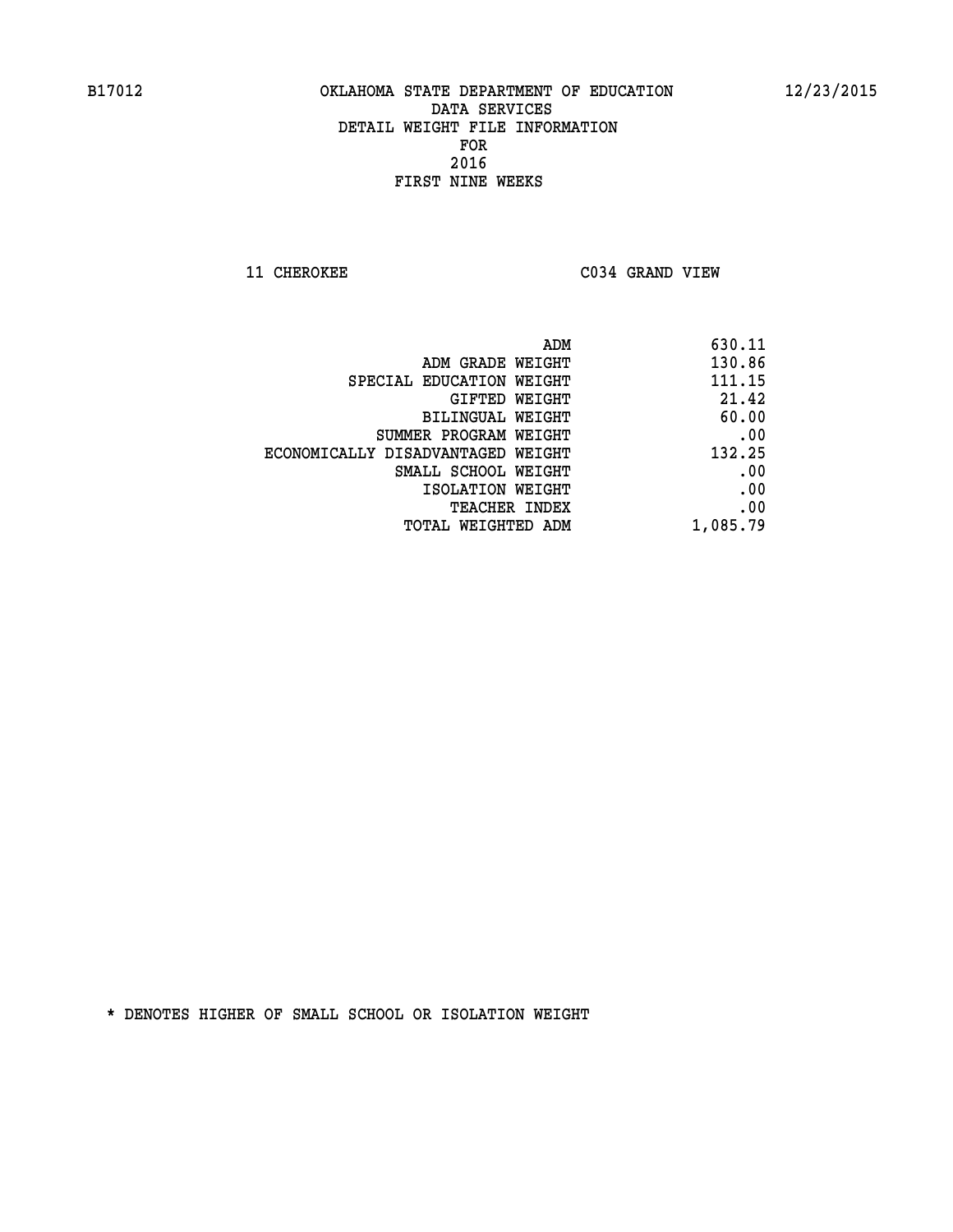B17012 OKLAHOMA STATE DEPARTMENT OF EDUCATION 12/23/2015

DATA SERVICES
DETAIL WEIGHT FILE INFORMATION
FOR
2016
FIRST NINE WEEKS

11 CHEROKEE C034 GRAND VIEW

| | |
|---|---|
| ADM | 630.11 |
| ADM GRADE WEIGHT | 130.86 |
| SPECIAL EDUCATION WEIGHT | 111.15 |
| GIFTED WEIGHT | 21.42 |
| BILINGUAL WEIGHT | 60.00 |
| SUMMER PROGRAM WEIGHT | .00 |
| ECONOMICALLY DISADVANTAGED WEIGHT | 132.25 |
| SMALL SCHOOL WEIGHT | .00 |
| ISOLATION WEIGHT | .00 |
| TEACHER INDEX | .00 |
| TOTAL WEIGHTED ADM | 1,085.79 |

* DENOTES HIGHER OF SMALL SCHOOL OR ISOLATION WEIGHT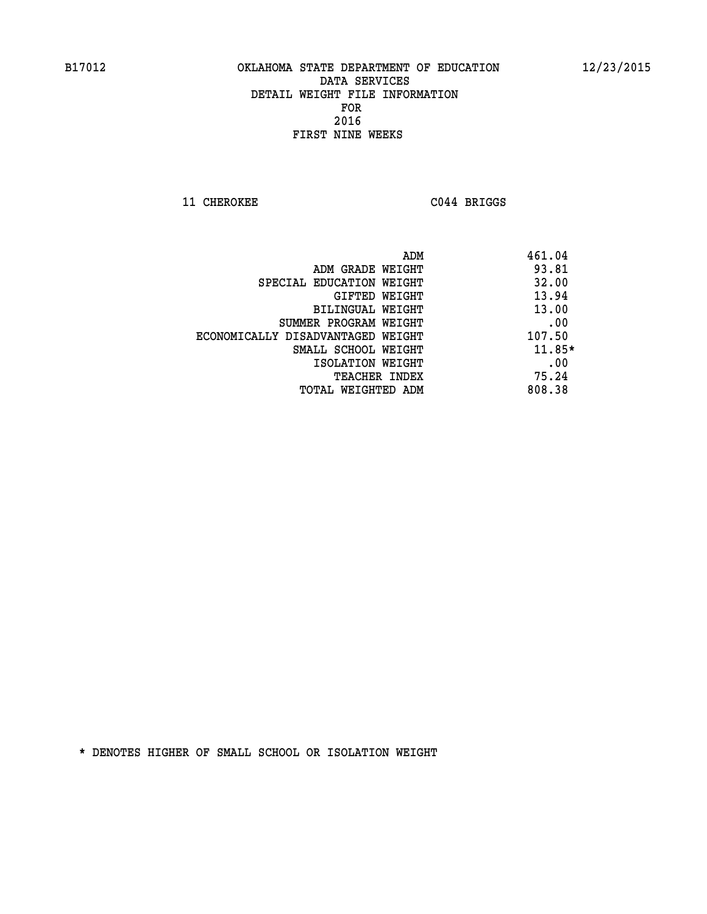B17012 OKLAHOMA STATE DEPARTMENT OF EDUCATION 12/23/2015

DATA SERVICES
DETAIL WEIGHT FILE INFORMATION
FOR
2016
FIRST NINE WEEKS

11 CHEROKEE C044 BRIGGS

| | |
|---|---|
| ADM | 461.04 |
| ADM GRADE WEIGHT | 93.81 |
| SPECIAL EDUCATION WEIGHT | 32.00 |
| GIFTED WEIGHT | 13.94 |
| BILINGUAL WEIGHT | 13.00 |
| SUMMER PROGRAM WEIGHT | .00 |
| ECONOMICALLY DISADVANTAGED WEIGHT | 107.50 |
| SMALL SCHOOL WEIGHT | 11.85* |
| ISOLATION WEIGHT | .00 |
| TEACHER INDEX | 75.24 |
| TOTAL WEIGHTED ADM | 808.38 |

* DENOTES HIGHER OF SMALL SCHOOL OR ISOLATION WEIGHT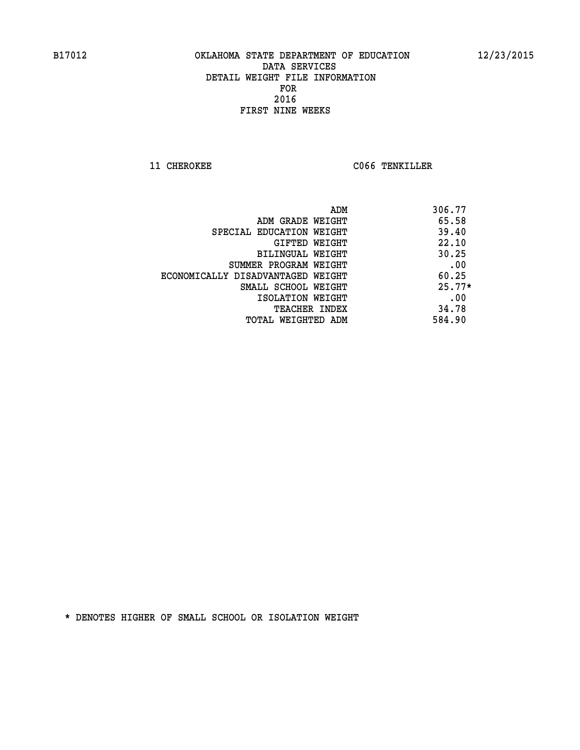B17012 OKLAHOMA STATE DEPARTMENT OF EDUCATION 12/23/2015

DATA SERVICES
DETAIL WEIGHT FILE INFORMATION
FOR
2016
FIRST NINE WEEKS

11 CHEROKEE C066 TENKILLER

| | |
|---|---|
| ADM | 306.77 |
| ADM GRADE WEIGHT | 65.58 |
| SPECIAL EDUCATION WEIGHT | 39.40 |
| GIFTED WEIGHT | 22.10 |
| BILINGUAL WEIGHT | 30.25 |
| SUMMER PROGRAM WEIGHT | .00 |
| ECONOMICALLY DISADVANTAGED WEIGHT | 60.25 |
| SMALL SCHOOL WEIGHT | 25.77* |
| ISOLATION WEIGHT | .00 |
| TEACHER INDEX | 34.78 |
| TOTAL WEIGHTED ADM | 584.90 |

* DENOTES HIGHER OF SMALL SCHOOL OR ISOLATION WEIGHT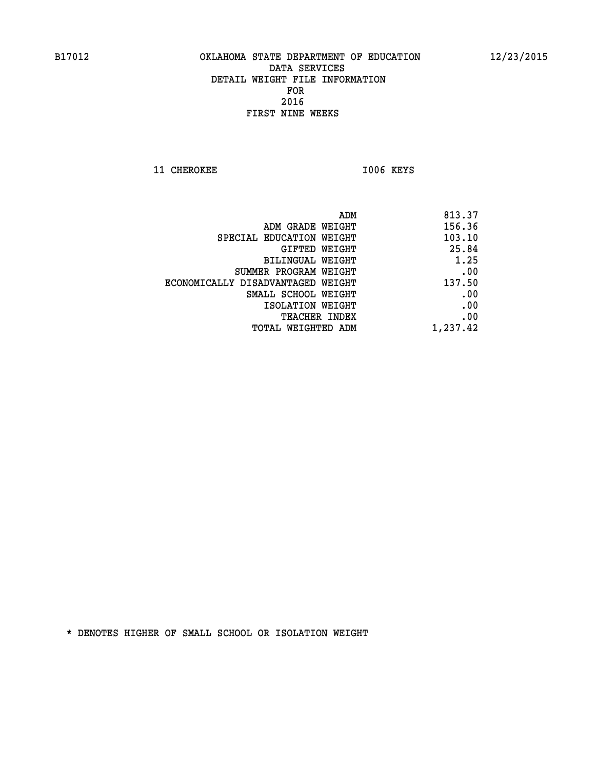B17012 OKLAHOMA STATE DEPARTMENT OF EDUCATION 12/23/2015

DATA SERVICES
DETAIL WEIGHT FILE INFORMATION
FOR
2016
FIRST NINE WEEKS

11 CHEROKEE I006 KEYS

| | |
|---|---|
| ADM | 813.37 |
| ADM GRADE WEIGHT | 156.36 |
| SPECIAL EDUCATION WEIGHT | 103.10 |
| GIFTED WEIGHT | 25.84 |
| BILINGUAL WEIGHT | 1.25 |
| SUMMER PROGRAM WEIGHT | .00 |
| ECONOMICALLY DISADVANTAGED WEIGHT | 137.50 |
| SMALL SCHOOL WEIGHT | .00 |
| ISOLATION WEIGHT | .00 |
| TEACHER INDEX | .00 |
| TOTAL WEIGHTED ADM | 1,237.42 |

* DENOTES HIGHER OF SMALL SCHOOL OR ISOLATION WEIGHT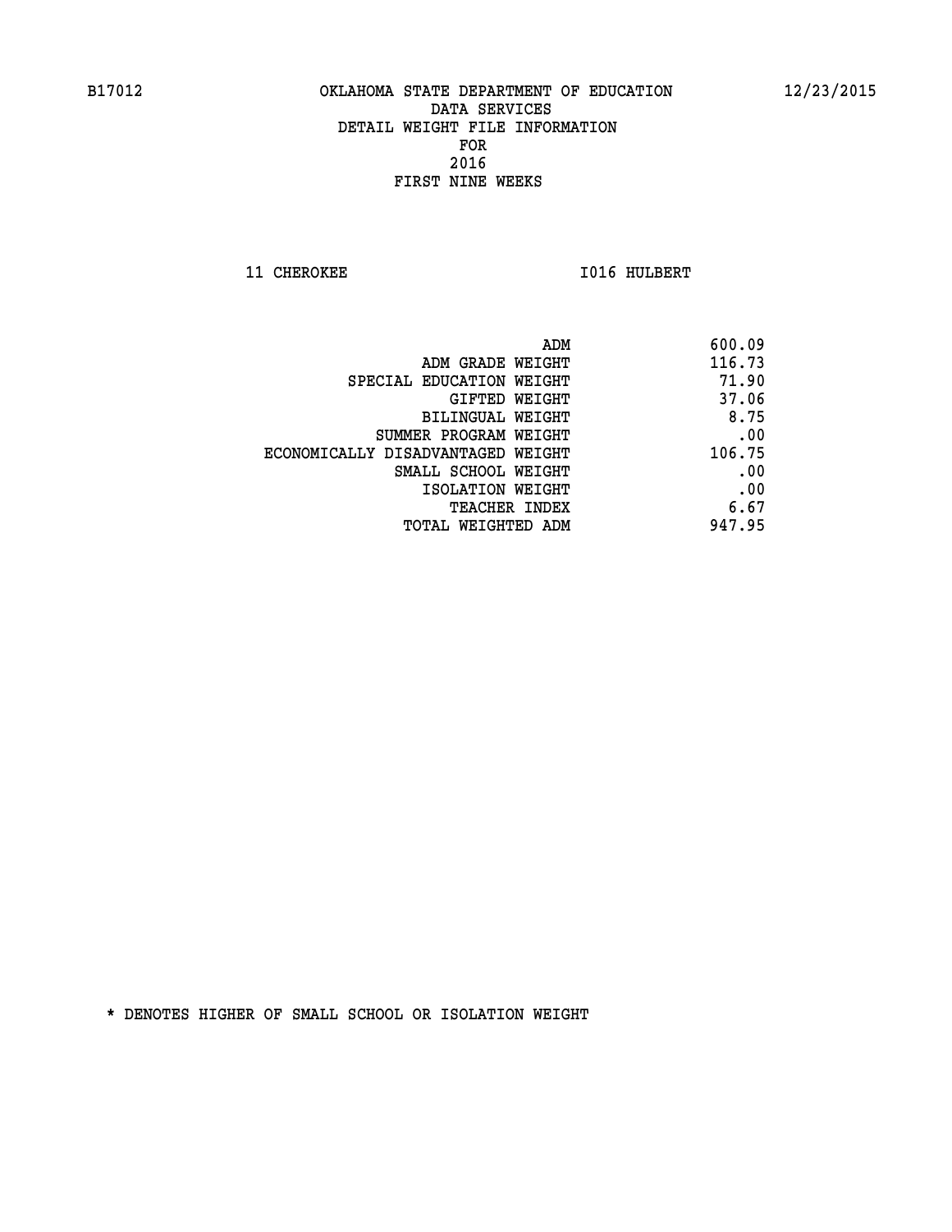B17012 OKLAHOMA STATE DEPARTMENT OF EDUCATION 12/23/2015

DATA SERVICES
DETAIL WEIGHT FILE INFORMATION
FOR
2016
FIRST NINE WEEKS

11 CHEROKEE I016 HULBERT

| | |
|---|---|
| ADM | 600.09 |
| ADM GRADE WEIGHT | 116.73 |
| SPECIAL EDUCATION WEIGHT | 71.90 |
| GIFTED WEIGHT | 37.06 |
| BILINGUAL WEIGHT | 8.75 |
| SUMMER PROGRAM WEIGHT | .00 |
| ECONOMICALLY DISADVANTAGED WEIGHT | 106.75 |
| SMALL SCHOOL WEIGHT | .00 |
| ISOLATION WEIGHT | .00 |
| TEACHER INDEX | 6.67 |
| TOTAL WEIGHTED ADM | 947.95 |

* DENOTES HIGHER OF SMALL SCHOOL OR ISOLATION WEIGHT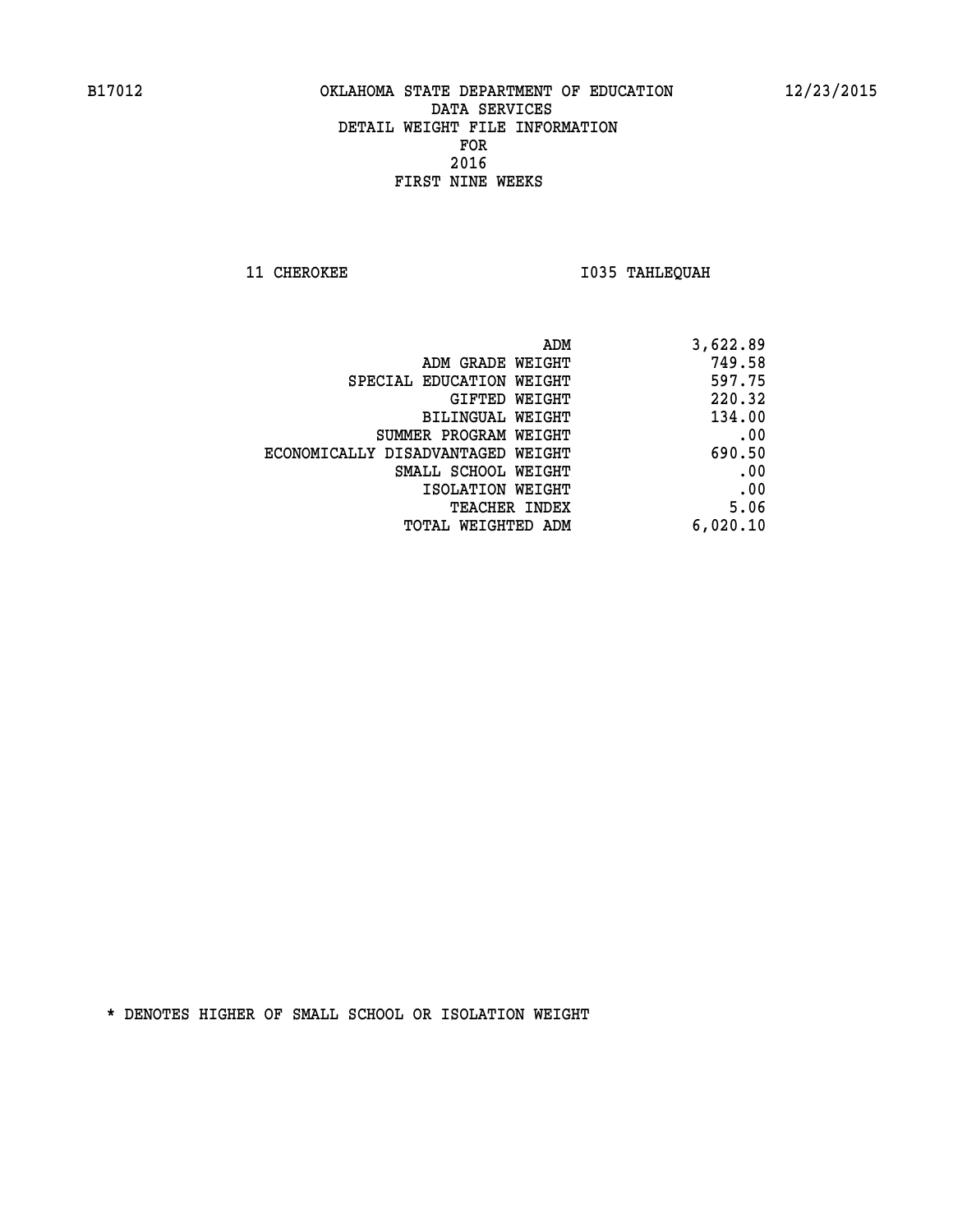B17012 OKLAHOMA STATE DEPARTMENT OF EDUCATION 12/23/2015

DATA SERVICES
DETAIL WEIGHT FILE INFORMATION
FOR
2016
FIRST NINE WEEKS

11 CHEROKEE I035 TAHLEQUAH

| | |
|---|---|
| ADM | 3,622.89 |
| ADM GRADE WEIGHT | 749.58 |
| SPECIAL EDUCATION WEIGHT | 597.75 |
| GIFTED WEIGHT | 220.32 |
| BILINGUAL WEIGHT | 134.00 |
| SUMMER PROGRAM WEIGHT | .00 |
| ECONOMICALLY DISADVANTAGED WEIGHT | 690.50 |
| SMALL SCHOOL WEIGHT | .00 |
| ISOLATION WEIGHT | .00 |
| TEACHER INDEX | 5.06 |
| TOTAL WEIGHTED ADM | 6,020.10 |

* DENOTES HIGHER OF SMALL SCHOOL OR ISOLATION WEIGHT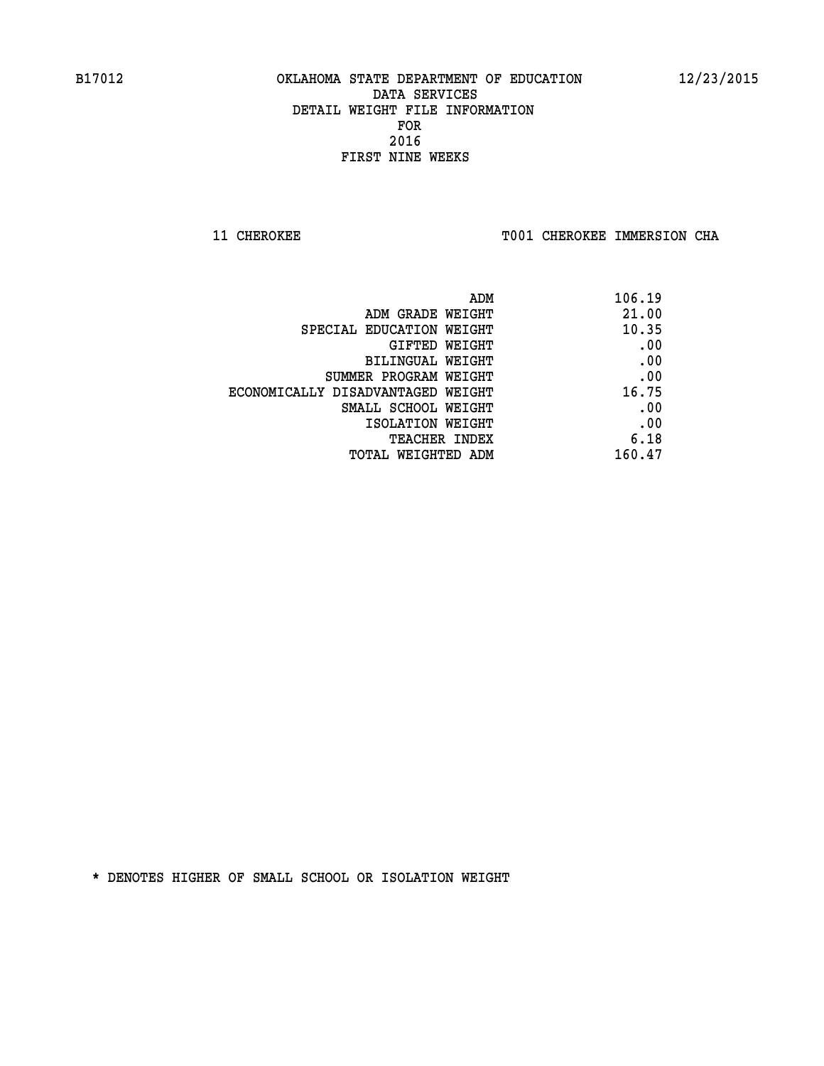B17012 OKLAHOMA STATE DEPARTMENT OF EDUCATION 12/23/2015

DATA SERVICES
DETAIL WEIGHT FILE INFORMATION
FOR
2016
FIRST NINE WEEKS

11 CHEROKEE T001 CHEROKEE IMMERSION CHA

| | |
|---|---|
| ADM | 106.19 |
| ADM GRADE WEIGHT | 21.00 |
| SPECIAL EDUCATION WEIGHT | 10.35 |
| GIFTED WEIGHT | .00 |
| BILINGUAL WEIGHT | .00 |
| SUMMER PROGRAM WEIGHT | .00 |
| ECONOMICALLY DISADVANTAGED WEIGHT | 16.75 |
| SMALL SCHOOL WEIGHT | .00 |
| ISOLATION WEIGHT | .00 |
| TEACHER INDEX | 6.18 |
| TOTAL WEIGHTED ADM | 160.47 |

* DENOTES HIGHER OF SMALL SCHOOL OR ISOLATION WEIGHT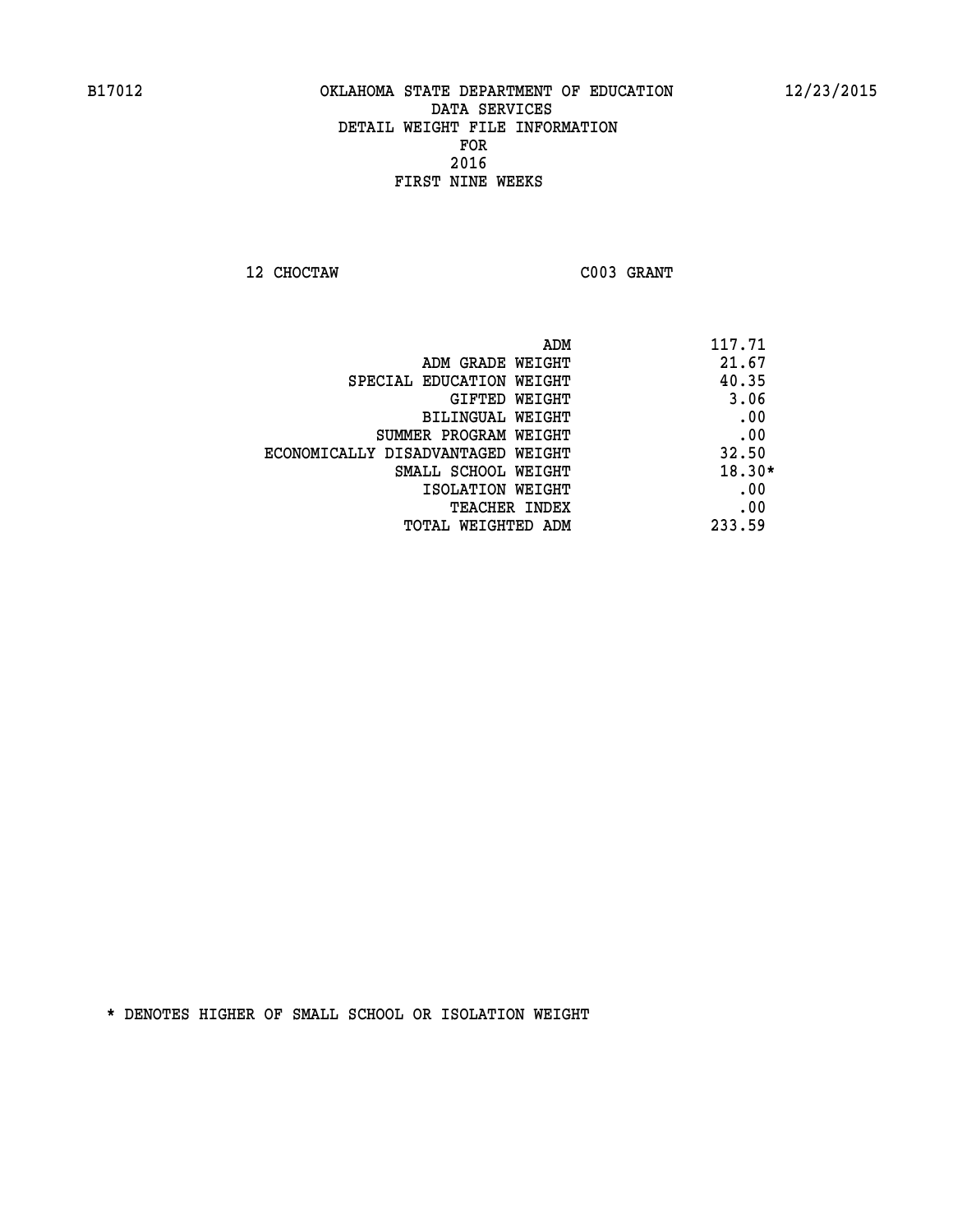B17012 OKLAHOMA STATE DEPARTMENT OF EDUCATION 12/23/2015

DATA SERVICES
DETAIL WEIGHT FILE INFORMATION
FOR
2016
FIRST NINE WEEKS

12 CHOCTAW C003 GRANT

| | |
|---|---|
| ADM | 117.71 |
| ADM GRADE WEIGHT | 21.67 |
| SPECIAL EDUCATION WEIGHT | 40.35 |
| GIFTED WEIGHT | 3.06 |
| BILINGUAL WEIGHT | .00 |
| SUMMER PROGRAM WEIGHT | .00 |
| ECONOMICALLY DISADVANTAGED WEIGHT | 32.50 |
| SMALL SCHOOL WEIGHT | 18.30* |
| ISOLATION WEIGHT | .00 |
| TEACHER INDEX | .00 |
| TOTAL WEIGHTED ADM | 233.59 |

* DENOTES HIGHER OF SMALL SCHOOL OR ISOLATION WEIGHT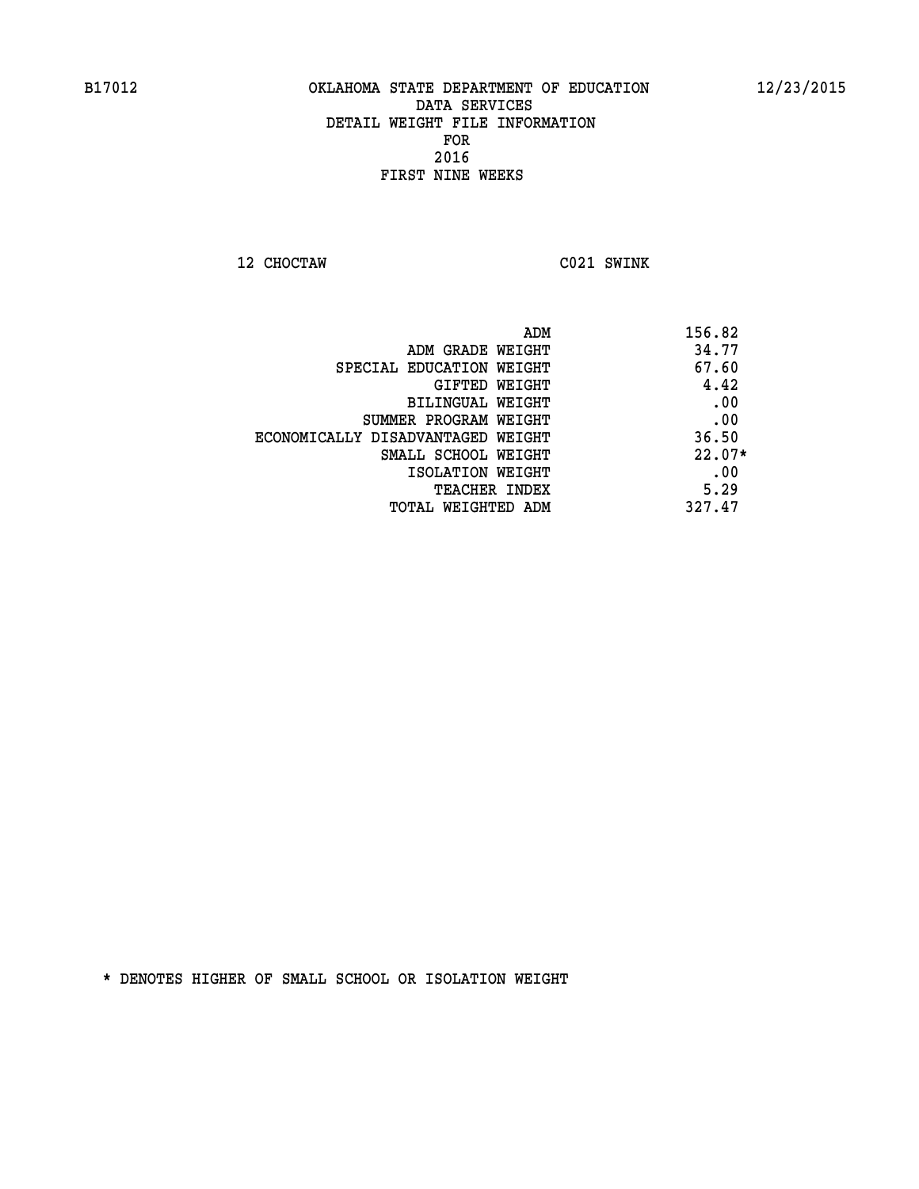OKLAHOMA STATE DEPARTMENT OF EDUCATION
DATA SERVICES
DETAIL WEIGHT FILE INFORMATION
FOR
2016
FIRST NINE WEEKS

B17012 12/23/2015

12 CHOCTAW C021 SWINK

| | |
|---|---|
| ADM | 156.82 |
| ADM GRADE WEIGHT | 34.77 |
| SPECIAL EDUCATION WEIGHT | 67.60 |
| GIFTED WEIGHT | 4.42 |
| BILINGUAL WEIGHT | .00 |
| SUMMER PROGRAM WEIGHT | .00 |
| ECONOMICALLY DISADVANTAGED WEIGHT | 36.50 |
| SMALL SCHOOL WEIGHT | 22.07* |
| ISOLATION WEIGHT | .00 |
| TEACHER INDEX | 5.29 |
| TOTAL WEIGHTED ADM | 327.47 |

* DENOTES HIGHER OF SMALL SCHOOL OR ISOLATION WEIGHT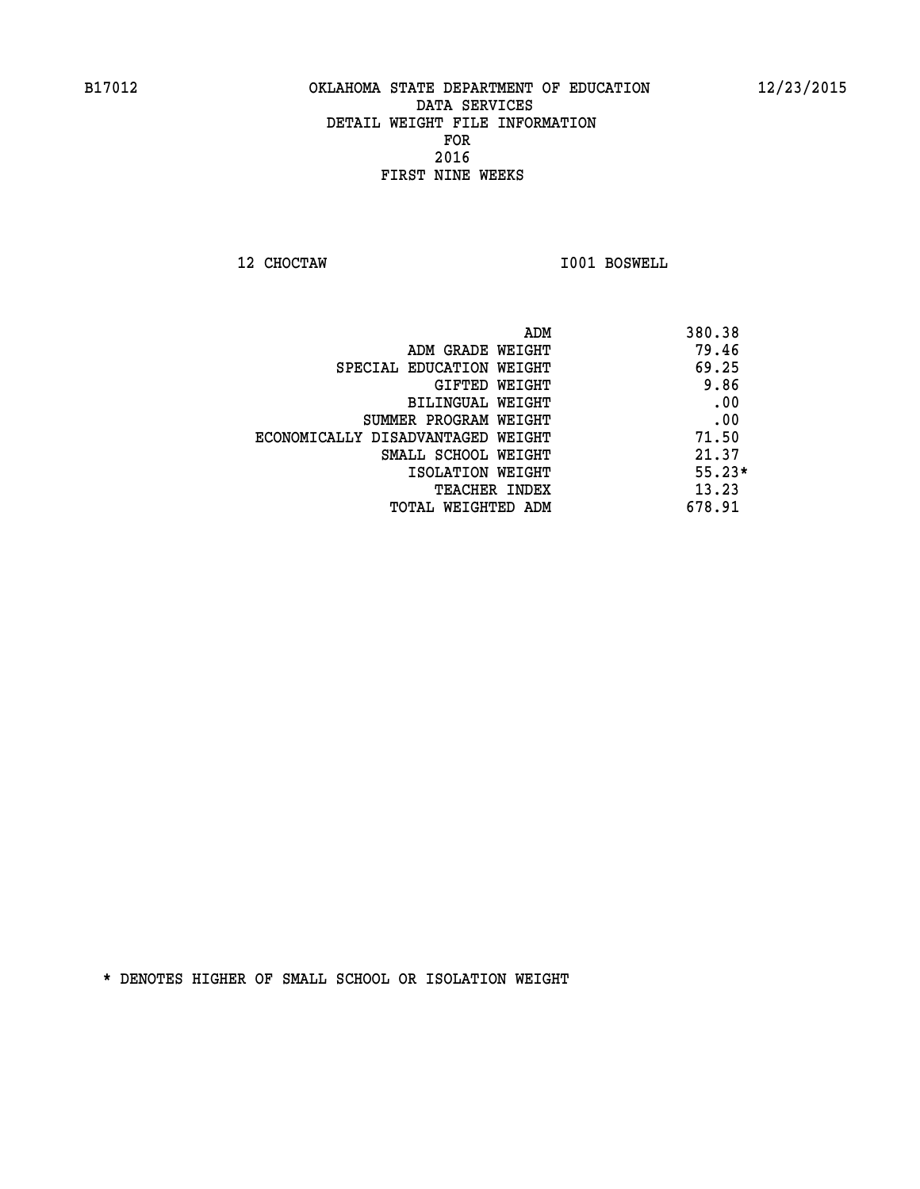B17012 OKLAHOMA STATE DEPARTMENT OF EDUCATION 12/23/2015

DATA SERVICES
DETAIL WEIGHT FILE INFORMATION
FOR
2016
FIRST NINE WEEKS

12 CHOCTAW I001 BOSWELL

| | |
|---|---|
| ADM | 380.38 |
| ADM GRADE WEIGHT | 79.46 |
| SPECIAL EDUCATION WEIGHT | 69.25 |
| GIFTED WEIGHT | 9.86 |
| BILINGUAL WEIGHT | .00 |
| SUMMER PROGRAM WEIGHT | .00 |
| ECONOMICALLY DISADVANTAGED WEIGHT | 71.50 |
| SMALL SCHOOL WEIGHT | 21.37 |
| ISOLATION WEIGHT | 55.23* |
| TEACHER INDEX | 13.23 |
| TOTAL WEIGHTED ADM | 678.91 |

* DENOTES HIGHER OF SMALL SCHOOL OR ISOLATION WEIGHT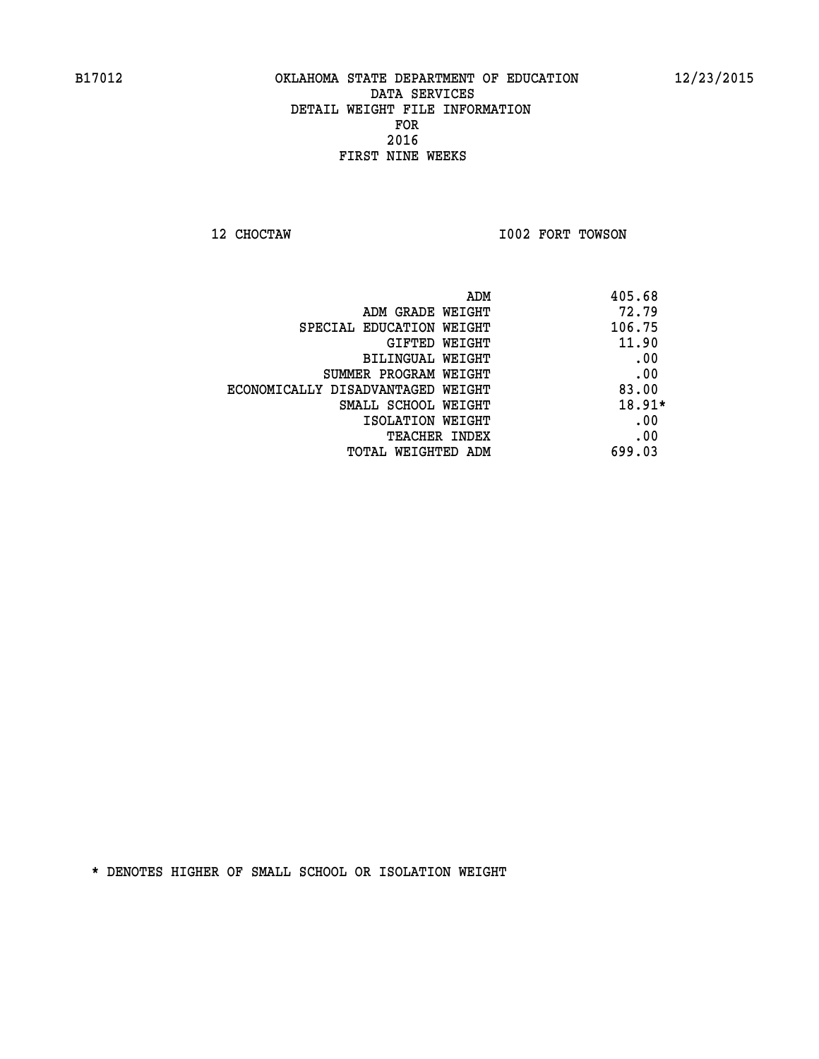OKLAHOMA STATE DEPARTMENT OF EDUCATION
DATA SERVICES
DETAIL WEIGHT FILE INFORMATION
FOR
2016
FIRST NINE WEEKS

12 CHOCTAW — I002 FORT TOWSON

| | |
|---|---|
| ADM | 405.68 |
| ADM GRADE WEIGHT | 72.79 |
| SPECIAL EDUCATION WEIGHT | 106.75 |
| GIFTED WEIGHT | 11.90 |
| BILINGUAL WEIGHT | .00 |
| SUMMER PROGRAM WEIGHT | .00 |
| ECONOMICALLY DISADVANTAGED WEIGHT | 83.00 |
| SMALL SCHOOL WEIGHT | 18.91* |
| ISOLATION WEIGHT | .00 |
| TEACHER INDEX | .00 |
| TOTAL WEIGHTED ADM | 699.03 |

* DENOTES HIGHER OF SMALL SCHOOL OR ISOLATION WEIGHT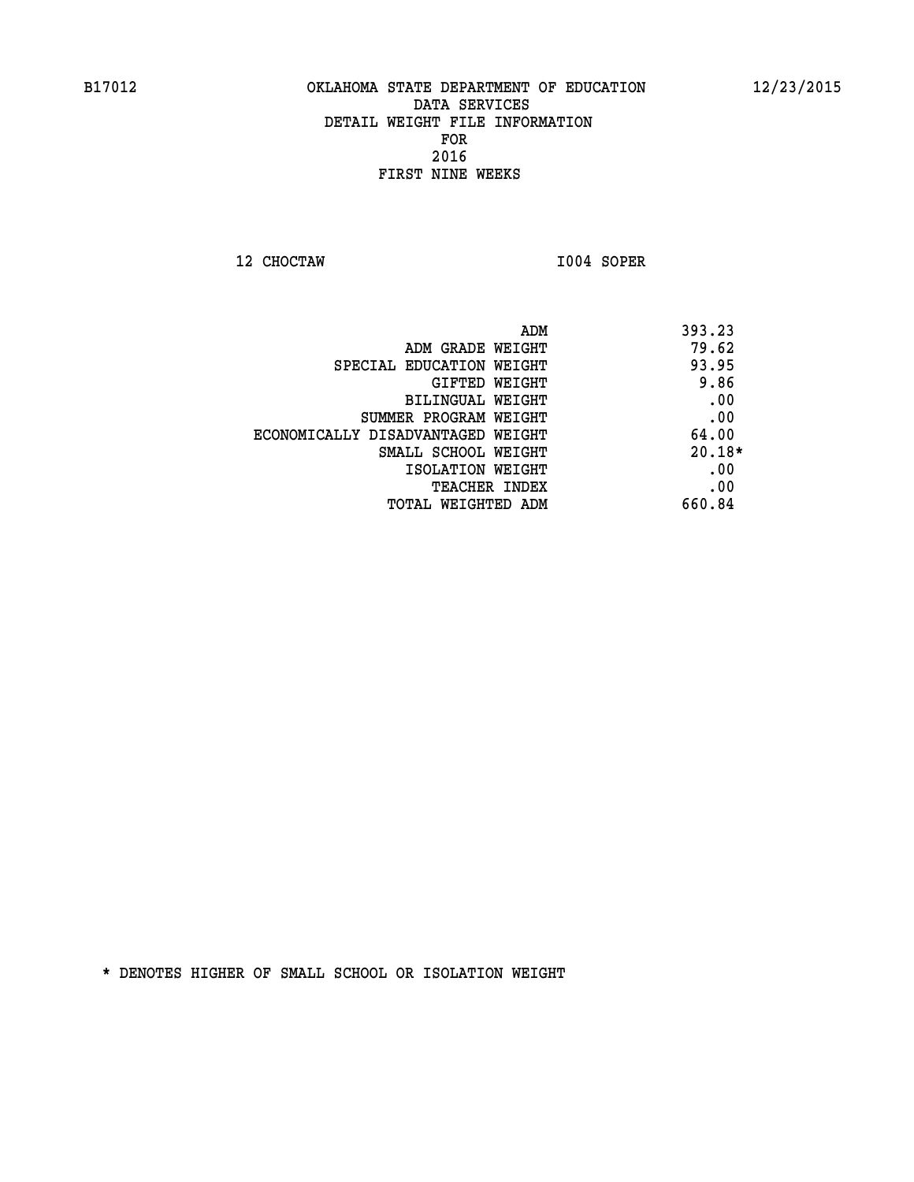B17012 OKLAHOMA STATE DEPARTMENT OF EDUCATION 12/23/2015

DATA SERVICES
DETAIL WEIGHT FILE INFORMATION
FOR
2016
FIRST NINE WEEKS

12 CHOCTAW I004 SOPER

| | |
|---|---|
| ADM | 393.23 |
| ADM GRADE WEIGHT | 79.62 |
| SPECIAL EDUCATION WEIGHT | 93.95 |
| GIFTED WEIGHT | 9.86 |
| BILINGUAL WEIGHT | .00 |
| SUMMER PROGRAM WEIGHT | .00 |
| ECONOMICALLY DISADVANTAGED WEIGHT | 64.00 |
| SMALL SCHOOL WEIGHT | 20.18* |
| ISOLATION WEIGHT | .00 |
| TEACHER INDEX | .00 |
| TOTAL WEIGHTED ADM | 660.84 |

* DENOTES HIGHER OF SMALL SCHOOL OR ISOLATION WEIGHT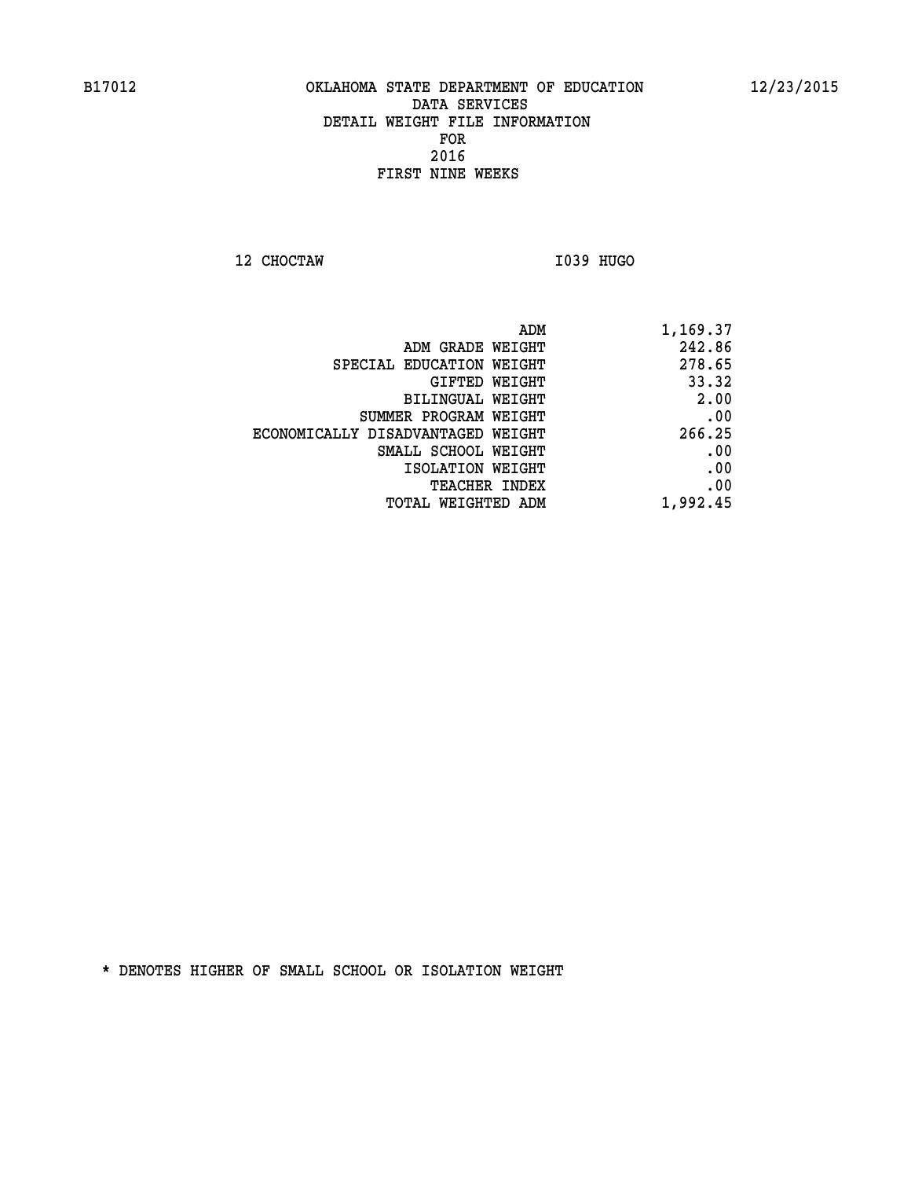B17012 OKLAHOMA STATE DEPARTMENT OF EDUCATION 12/23/2015

DATA SERVICES
DETAIL WEIGHT FILE INFORMATION
FOR
2016
FIRST NINE WEEKS

12 CHOCTAW I039 HUGO

| | |
|---|---|
| ADM | 1,169.37 |
| ADM GRADE WEIGHT | 242.86 |
| SPECIAL EDUCATION WEIGHT | 278.65 |
| GIFTED WEIGHT | 33.32 |
| BILINGUAL WEIGHT | 2.00 |
| SUMMER PROGRAM WEIGHT | .00 |
| ECONOMICALLY DISADVANTAGED WEIGHT | 266.25 |
| SMALL SCHOOL WEIGHT | .00 |
| ISOLATION WEIGHT | .00 |
| TEACHER INDEX | .00 |
| TOTAL WEIGHTED ADM | 1,992.45 |

* DENOTES HIGHER OF SMALL SCHOOL OR ISOLATION WEIGHT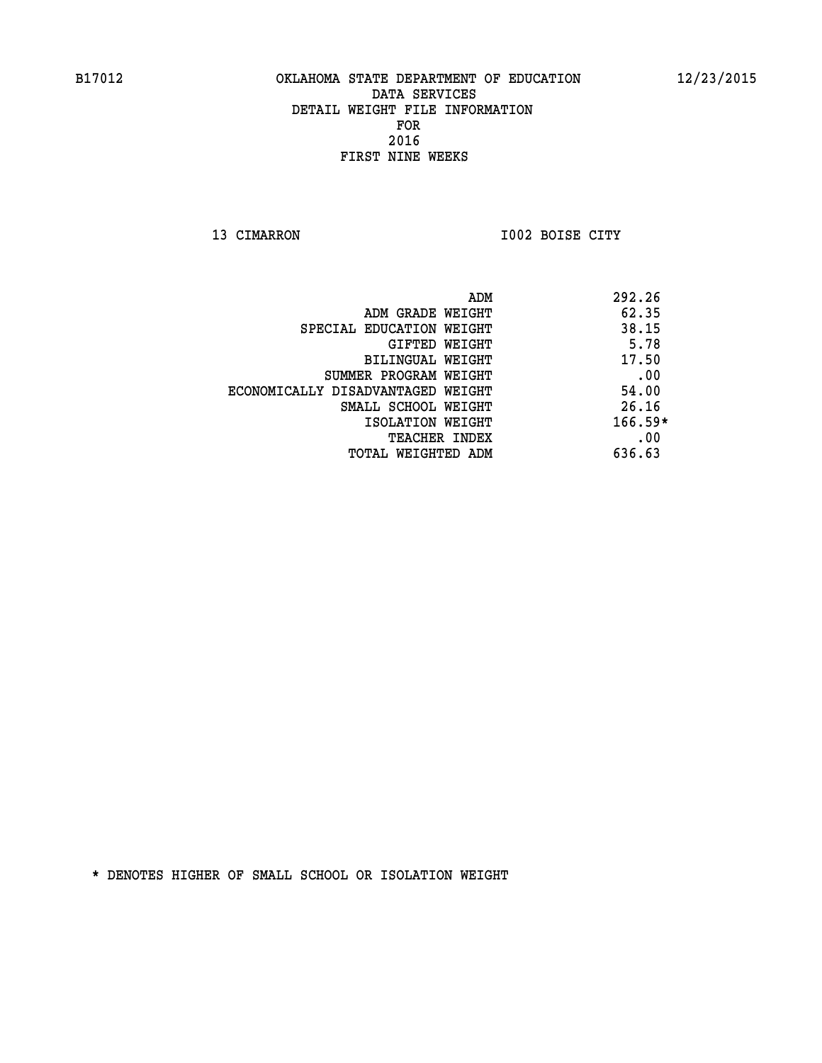B17012 OKLAHOMA STATE DEPARTMENT OF EDUCATION 12/23/2015

DATA SERVICES

DETAIL WEIGHT FILE INFORMATION

FOR

2016

FIRST NINE WEEKS

13 CIMARRON I002 BOISE CITY

| | |
|---|---|
| ADM | 292.26 |
| ADM GRADE WEIGHT | 62.35 |
| SPECIAL EDUCATION WEIGHT | 38.15 |
| GIFTED WEIGHT | 5.78 |
| BILINGUAL WEIGHT | 17.50 |
| SUMMER PROGRAM WEIGHT | .00 |
| ECONOMICALLY DISADVANTAGED WEIGHT | 54.00 |
| SMALL SCHOOL WEIGHT | 26.16 |
| ISOLATION WEIGHT | 166.59* |
| TEACHER INDEX | .00 |
| TOTAL WEIGHTED ADM | 636.63 |

* DENOTES HIGHER OF SMALL SCHOOL OR ISOLATION WEIGHT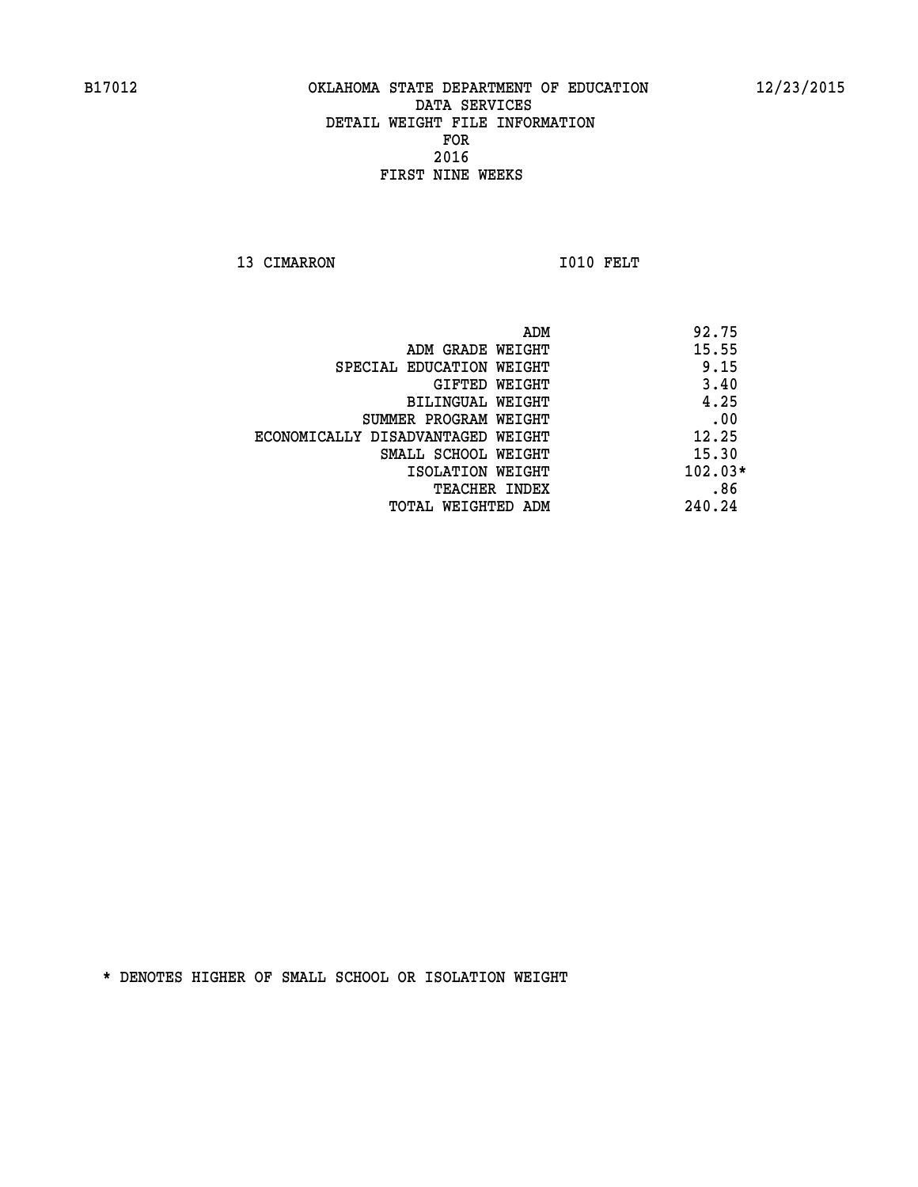B17012 OKLAHOMA STATE DEPARTMENT OF EDUCATION 12/23/2015

DATA SERVICES
DETAIL WEIGHT FILE INFORMATION
FOR
2016
FIRST NINE WEEKS

13 CIMARRON I010 FELT

| | |
|---|---|
| ADM | 92.75 |
| ADM GRADE WEIGHT | 15.55 |
| SPECIAL EDUCATION WEIGHT | 9.15 |
| GIFTED WEIGHT | 3.40 |
| BILINGUAL WEIGHT | 4.25 |
| SUMMER PROGRAM WEIGHT | .00 |
| ECONOMICALLY DISADVANTAGED WEIGHT | 12.25 |
| SMALL SCHOOL WEIGHT | 15.30 |
| ISOLATION WEIGHT | 102.03* |
| TEACHER INDEX | .86 |
| TOTAL WEIGHTED ADM | 240.24 |

* DENOTES HIGHER OF SMALL SCHOOL OR ISOLATION WEIGHT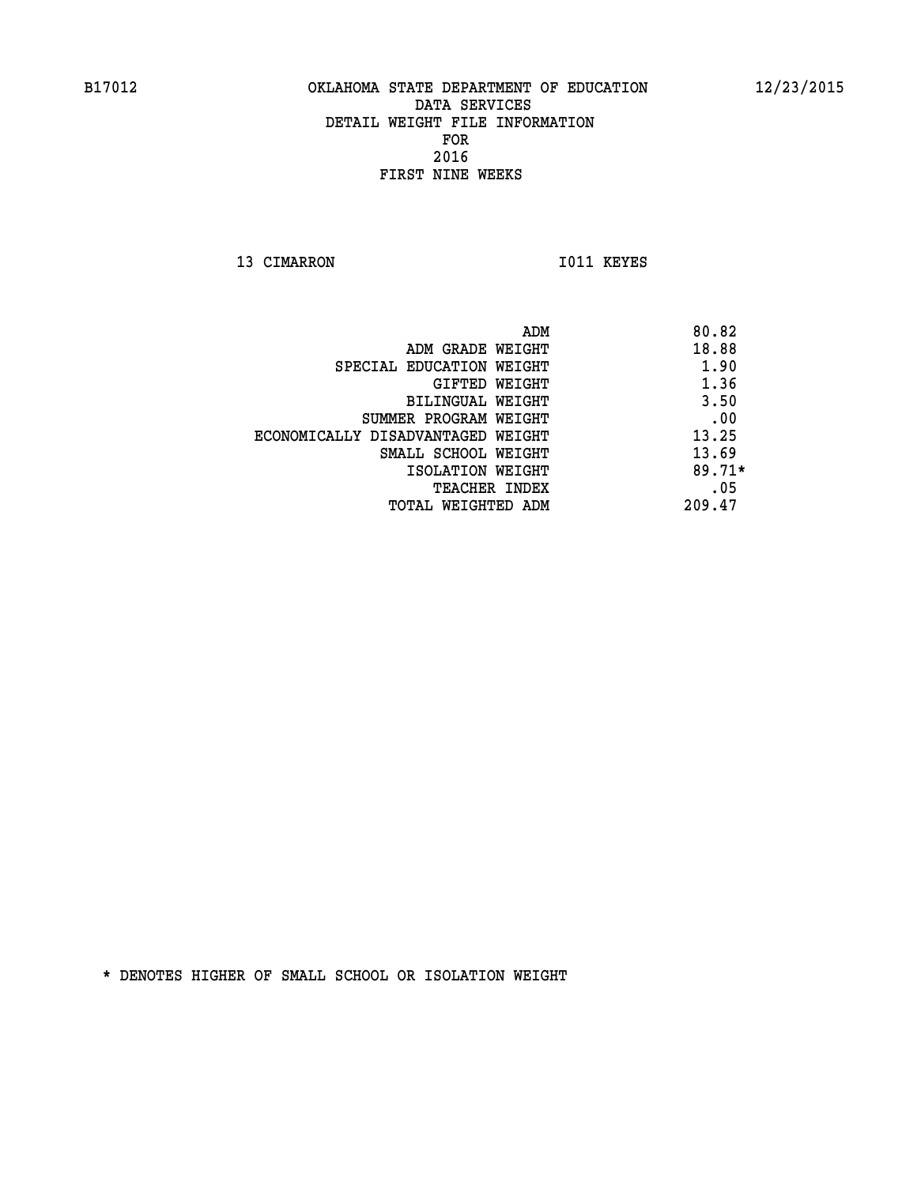B17012 OKLAHOMA STATE DEPARTMENT OF EDUCATION 12/23/2015

DATA SERVICES
DETAIL WEIGHT FILE INFORMATION
FOR
2016
FIRST NINE WEEKS

13 CIMARRON I011 KEYES

| | |
|---|---|
| ADM | 80.82 |
| ADM GRADE WEIGHT | 18.88 |
| SPECIAL EDUCATION WEIGHT | 1.90 |
| GIFTED WEIGHT | 1.36 |
| BILINGUAL WEIGHT | 3.50 |
| SUMMER PROGRAM WEIGHT | .00 |
| ECONOMICALLY DISADVANTAGED WEIGHT | 13.25 |
| SMALL SCHOOL WEIGHT | 13.69 |
| ISOLATION WEIGHT | 89.71* |
| TEACHER INDEX | .05 |
| TOTAL WEIGHTED ADM | 209.47 |

* DENOTES HIGHER OF SMALL SCHOOL OR ISOLATION WEIGHT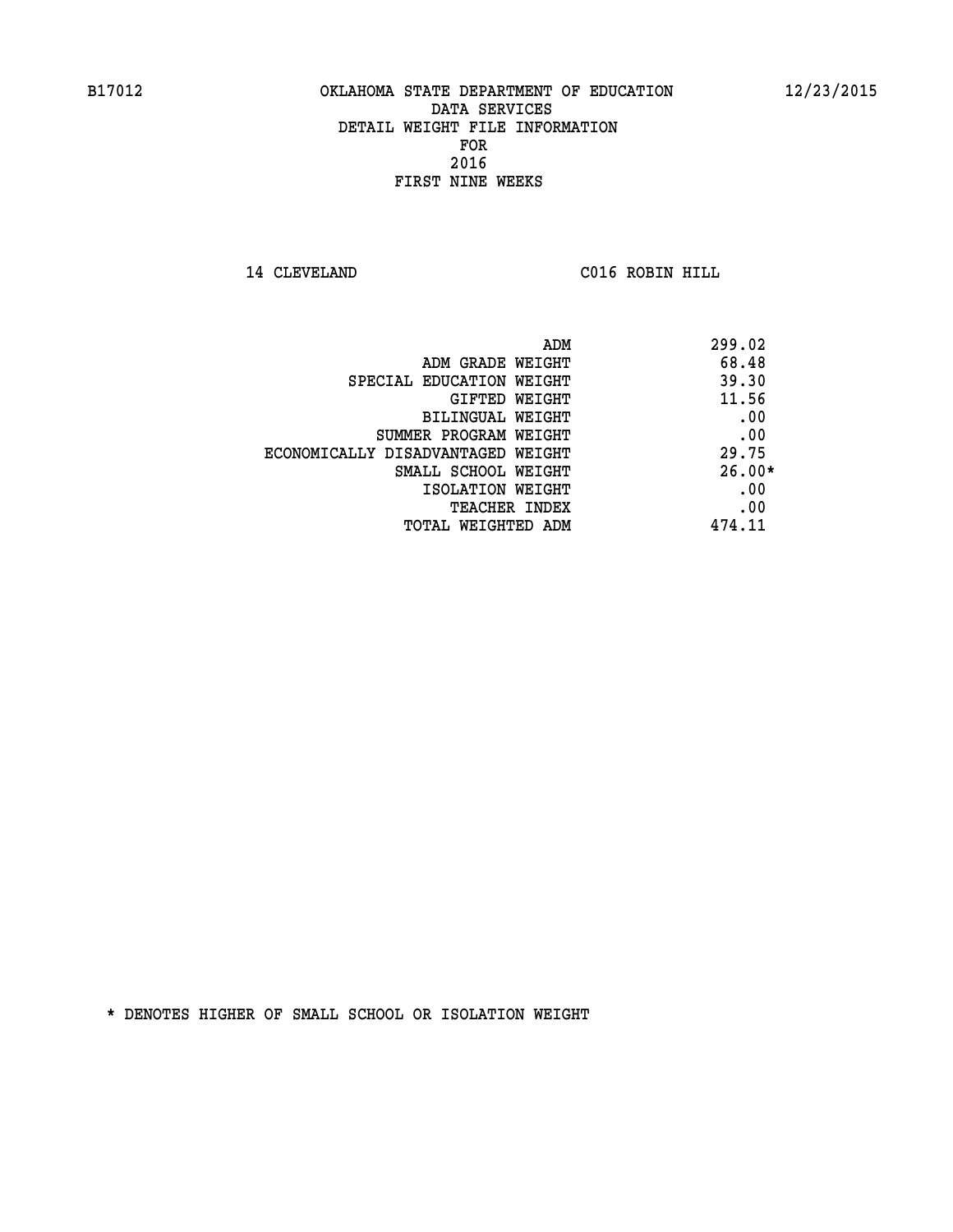B17012 OKLAHOMA STATE DEPARTMENT OF EDUCATION 12/23/2015

DATA SERVICES
DETAIL WEIGHT FILE INFORMATION
FOR
2016
FIRST NINE WEEKS

14 CLEVELAND C016 ROBIN HILL

| | |
|---|---|
| ADM | 299.02 |
| ADM GRADE WEIGHT | 68.48 |
| SPECIAL EDUCATION WEIGHT | 39.30 |
| GIFTED WEIGHT | 11.56 |
| BILINGUAL WEIGHT | .00 |
| SUMMER PROGRAM WEIGHT | .00 |
| ECONOMICALLY DISADVANTAGED WEIGHT | 29.75 |
| SMALL SCHOOL WEIGHT | 26.00* |
| ISOLATION WEIGHT | .00 |
| TEACHER INDEX | .00 |
| TOTAL WEIGHTED ADM | 474.11 |

* DENOTES HIGHER OF SMALL SCHOOL OR ISOLATION WEIGHT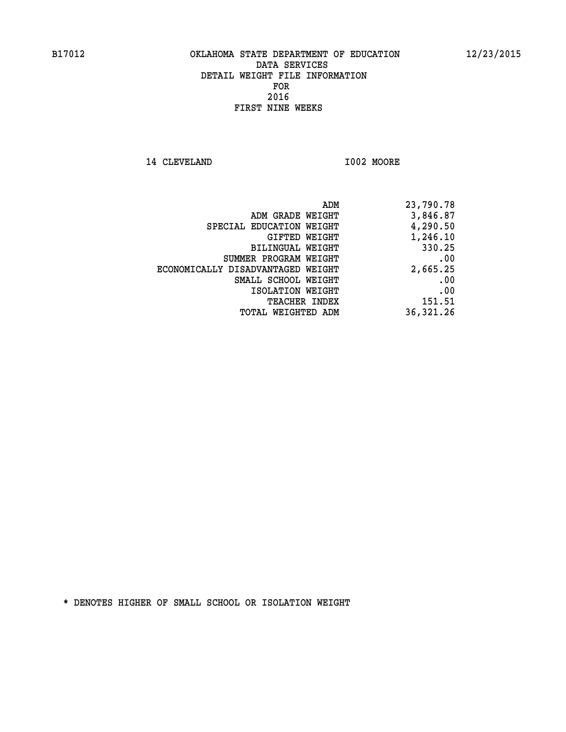B17012 OKLAHOMA STATE DEPARTMENT OF EDUCATION 12/23/2015

DATA SERVICES
DETAIL WEIGHT FILE INFORMATION
FOR
2016
FIRST NINE WEEKS

14 CLEVELAND I002 MOORE

| | |
|---|---|
| ADM | 23,790.78 |
| ADM GRADE WEIGHT | 3,846.87 |
| SPECIAL EDUCATION WEIGHT | 4,290.50 |
| GIFTED WEIGHT | 1,246.10 |
| BILINGUAL WEIGHT | 330.25 |
| SUMMER PROGRAM WEIGHT | .00 |
| ECONOMICALLY DISADVANTAGED WEIGHT | 2,665.25 |
| SMALL SCHOOL WEIGHT | .00 |
| ISOLATION WEIGHT | .00 |
| TEACHER INDEX | 151.51 |
| TOTAL WEIGHTED ADM | 36,321.26 |

* DENOTES HIGHER OF SMALL SCHOOL OR ISOLATION WEIGHT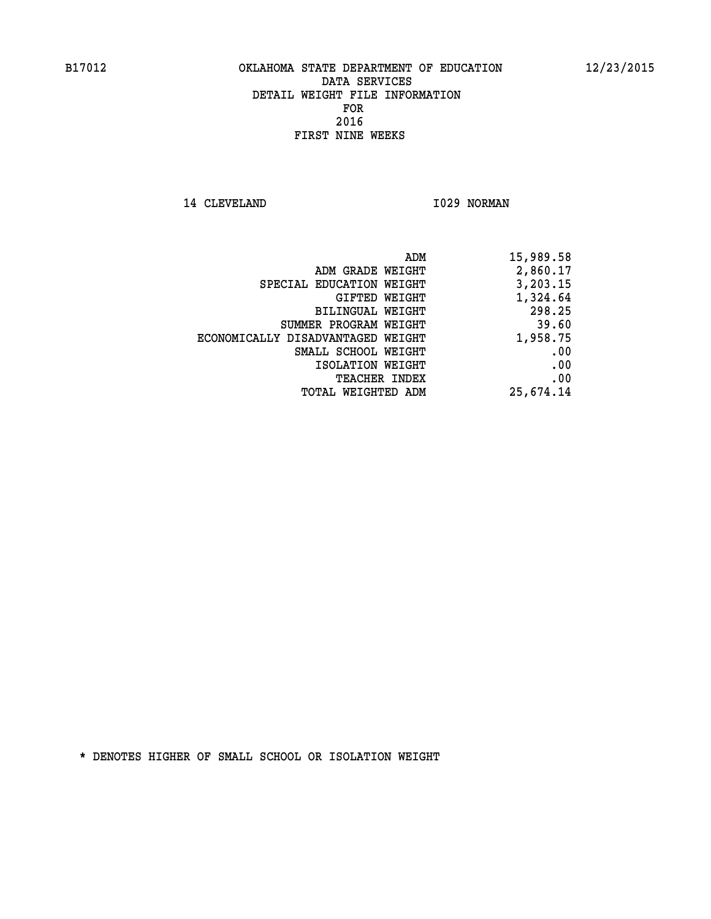B17012 OKLAHOMA STATE DEPARTMENT OF EDUCATION 12/23/2015

DATA SERVICES
DETAIL WEIGHT FILE INFORMATION
FOR
2016
FIRST NINE WEEKS

14 CLEVELAND I029 NORMAN

| | |
|---|---|
| ADM | 15,989.58 |
| ADM GRADE WEIGHT | 2,860.17 |
| SPECIAL EDUCATION WEIGHT | 3,203.15 |
| GIFTED WEIGHT | 1,324.64 |
| BILINGUAL WEIGHT | 298.25 |
| SUMMER PROGRAM WEIGHT | 39.60 |
| ECONOMICALLY DISADVANTAGED WEIGHT | 1,958.75 |
| SMALL SCHOOL WEIGHT | .00 |
| ISOLATION WEIGHT | .00 |
| TEACHER INDEX | .00 |
| TOTAL WEIGHTED ADM | 25,674.14 |

* DENOTES HIGHER OF SMALL SCHOOL OR ISOLATION WEIGHT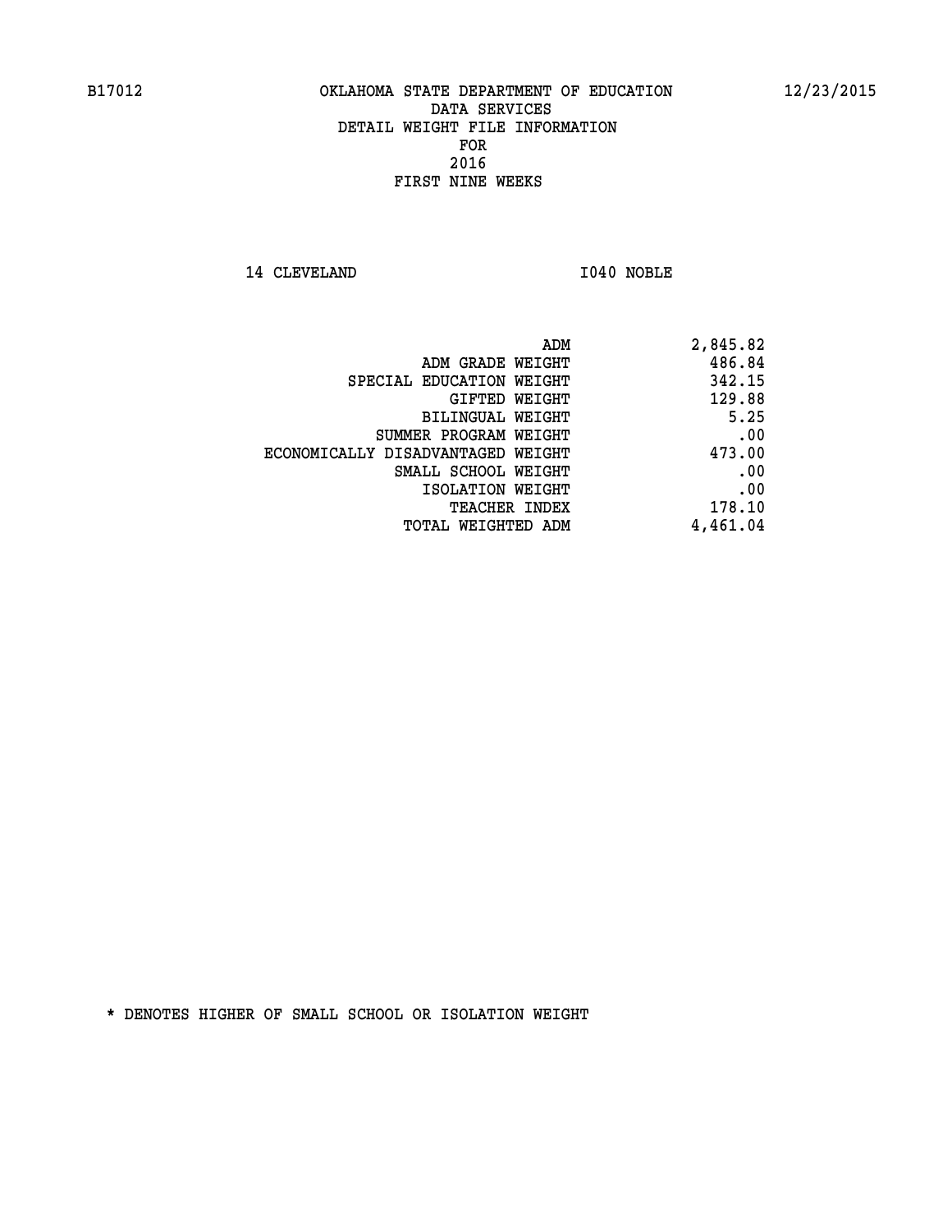B17012 OKLAHOMA STATE DEPARTMENT OF EDUCATION 12/23/2015

DATA SERVICES
DETAIL WEIGHT FILE INFORMATION
FOR
2016
FIRST NINE WEEKS

14 CLEVELAND I040 NOBLE

| | |
|---|---|
| ADM | 2,845.82 |
| ADM GRADE WEIGHT | 486.84 |
| SPECIAL EDUCATION WEIGHT | 342.15 |
| GIFTED WEIGHT | 129.88 |
| BILINGUAL WEIGHT | 5.25 |
| SUMMER PROGRAM WEIGHT | .00 |
| ECONOMICALLY DISADVANTAGED WEIGHT | 473.00 |
| SMALL SCHOOL WEIGHT | .00 |
| ISOLATION WEIGHT | .00 |
| TEACHER INDEX | 178.10 |
| TOTAL WEIGHTED ADM | 4,461.04 |

* DENOTES HIGHER OF SMALL SCHOOL OR ISOLATION WEIGHT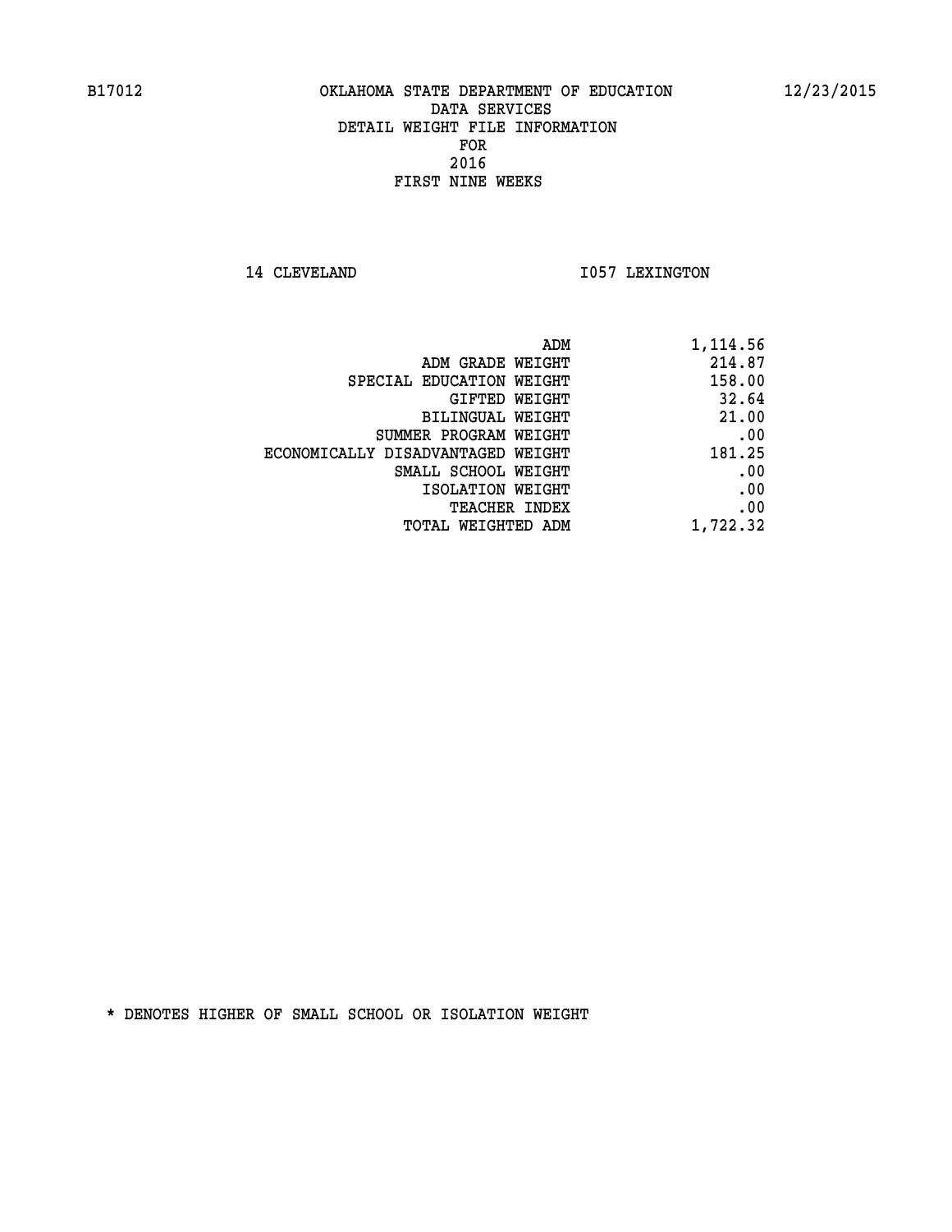B17012 OKLAHOMA STATE DEPARTMENT OF EDUCATION 12/23/2015

DATA SERVICES
DETAIL WEIGHT FILE INFORMATION
FOR
2016
FIRST NINE WEEKS

14 CLEVELAND I057 LEXINGTON

| | |
|---|---|
| ADM | 1,114.56 |
| ADM GRADE WEIGHT | 214.87 |
| SPECIAL EDUCATION WEIGHT | 158.00 |
| GIFTED WEIGHT | 32.64 |
| BILINGUAL WEIGHT | 21.00 |
| SUMMER PROGRAM WEIGHT | .00 |
| ECONOMICALLY DISADVANTAGED WEIGHT | 181.25 |
| SMALL SCHOOL WEIGHT | .00 |
| ISOLATION WEIGHT | .00 |
| TEACHER INDEX | .00 |
| TOTAL WEIGHTED ADM | 1,722.32 |

* DENOTES HIGHER OF SMALL SCHOOL OR ISOLATION WEIGHT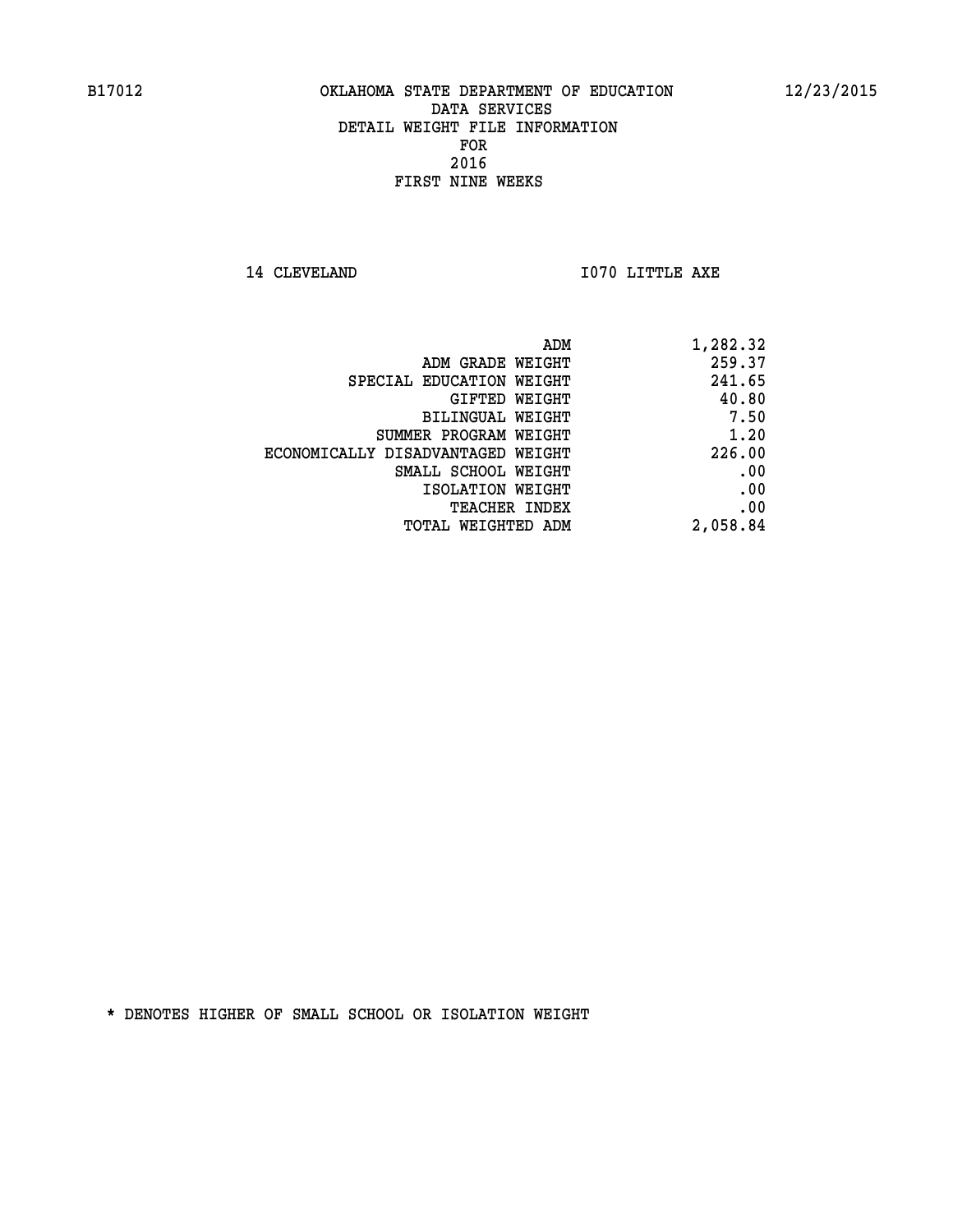B17012 OKLAHOMA STATE DEPARTMENT OF EDUCATION 12/23/2015

DATA SERVICES
DETAIL WEIGHT FILE INFORMATION
FOR
2016
FIRST NINE WEEKS

14 CLEVELAND I070 LITTLE AXE

| | |
|---|---|
| ADM | 1,282.32 |
| ADM GRADE WEIGHT | 259.37 |
| SPECIAL EDUCATION WEIGHT | 241.65 |
| GIFTED WEIGHT | 40.80 |
| BILINGUAL WEIGHT | 7.50 |
| SUMMER PROGRAM WEIGHT | 1.20 |
| ECONOMICALLY DISADVANTAGED WEIGHT | 226.00 |
| SMALL SCHOOL WEIGHT | .00 |
| ISOLATION WEIGHT | .00 |
| TEACHER INDEX | .00 |
| TOTAL WEIGHTED ADM | 2,058.84 |

* DENOTES HIGHER OF SMALL SCHOOL OR ISOLATION WEIGHT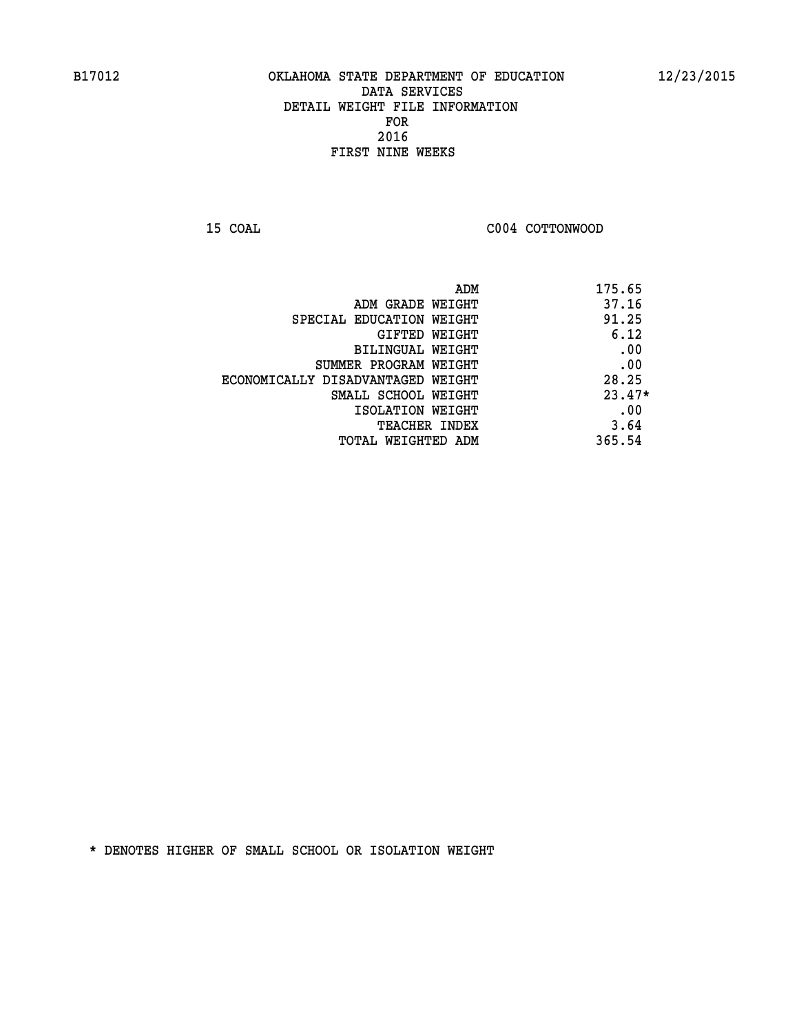B17012 OKLAHOMA STATE DEPARTMENT OF EDUCATION 12/23/2015

DATA SERVICES
DETAIL WEIGHT FILE INFORMATION
FOR
2016
FIRST NINE WEEKS

15 COAL C004 COTTONWOOD

| | |
|---|---|
| ADM | 175.65 |
| ADM GRADE WEIGHT | 37.16 |
| SPECIAL EDUCATION WEIGHT | 91.25 |
| GIFTED WEIGHT | 6.12 |
| BILINGUAL WEIGHT | .00 |
| SUMMER PROGRAM WEIGHT | .00 |
| ECONOMICALLY DISADVANTAGED WEIGHT | 28.25 |
| SMALL SCHOOL WEIGHT | 23.47* |
| ISOLATION WEIGHT | .00 |
| TEACHER INDEX | 3.64 |
| TOTAL WEIGHTED ADM | 365.54 |

* DENOTES HIGHER OF SMALL SCHOOL OR ISOLATION WEIGHT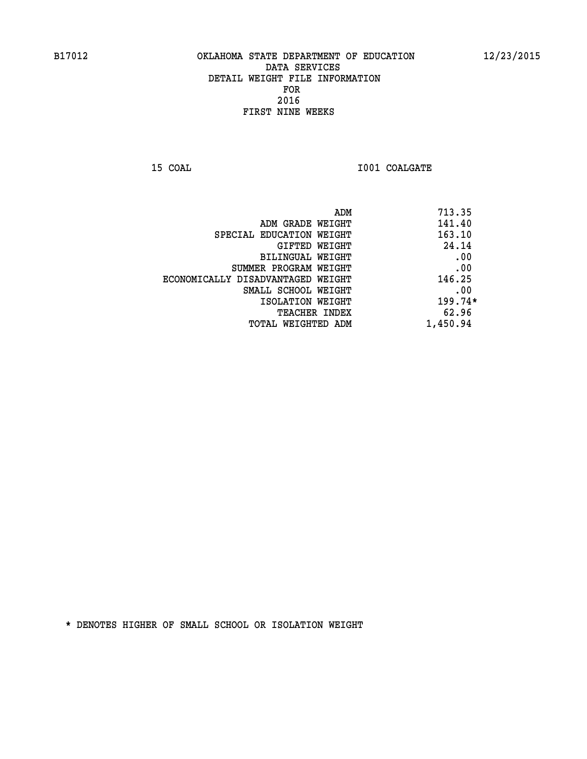B17012 OKLAHOMA STATE DEPARTMENT OF EDUCATION 12/23/2015

DATA SERVICES
DETAIL WEIGHT FILE INFORMATION
FOR
2016
FIRST NINE WEEKS

15 COAL I001 COALGATE

| | |
|---|---|
| ADM | 713.35 |
| ADM GRADE WEIGHT | 141.40 |
| SPECIAL EDUCATION WEIGHT | 163.10 |
| GIFTED WEIGHT | 24.14 |
| BILINGUAL WEIGHT | .00 |
| SUMMER PROGRAM WEIGHT | .00 |
| ECONOMICALLY DISADVANTAGED WEIGHT | 146.25 |
| SMALL SCHOOL WEIGHT | .00 |
| ISOLATION WEIGHT | 199.74* |
| TEACHER INDEX | 62.96 |
| TOTAL WEIGHTED ADM | 1,450.94 |

* DENOTES HIGHER OF SMALL SCHOOL OR ISOLATION WEIGHT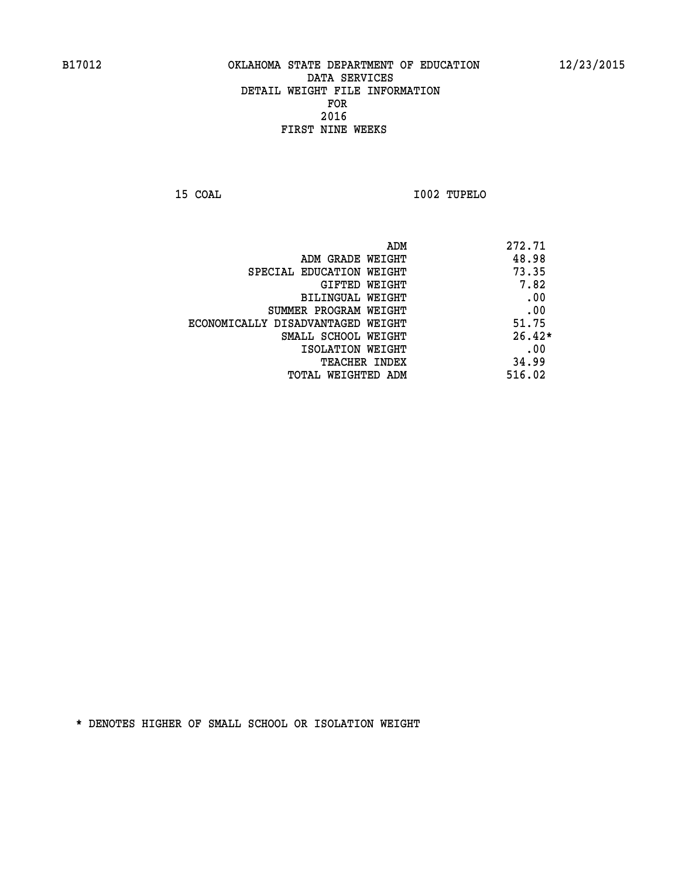OKLAHOMA STATE DEPARTMENT OF EDUCATION
DATA SERVICES
DETAIL WEIGHT FILE INFORMATION
FOR
2016
FIRST NINE WEEKS

15 COAL I002 TUPELO

| | |
|---|---|
| ADM | 272.71 |
| ADM GRADE WEIGHT | 48.98 |
| SPECIAL EDUCATION WEIGHT | 73.35 |
| GIFTED WEIGHT | 7.82 |
| BILINGUAL WEIGHT | .00 |
| SUMMER PROGRAM WEIGHT | .00 |
| ECONOMICALLY DISADVANTAGED WEIGHT | 51.75 |
| SMALL SCHOOL WEIGHT | 26.42* |
| ISOLATION WEIGHT | .00 |
| TEACHER INDEX | 34.99 |
| TOTAL WEIGHTED ADM | 516.02 |

* DENOTES HIGHER OF SMALL SCHOOL OR ISOLATION WEIGHT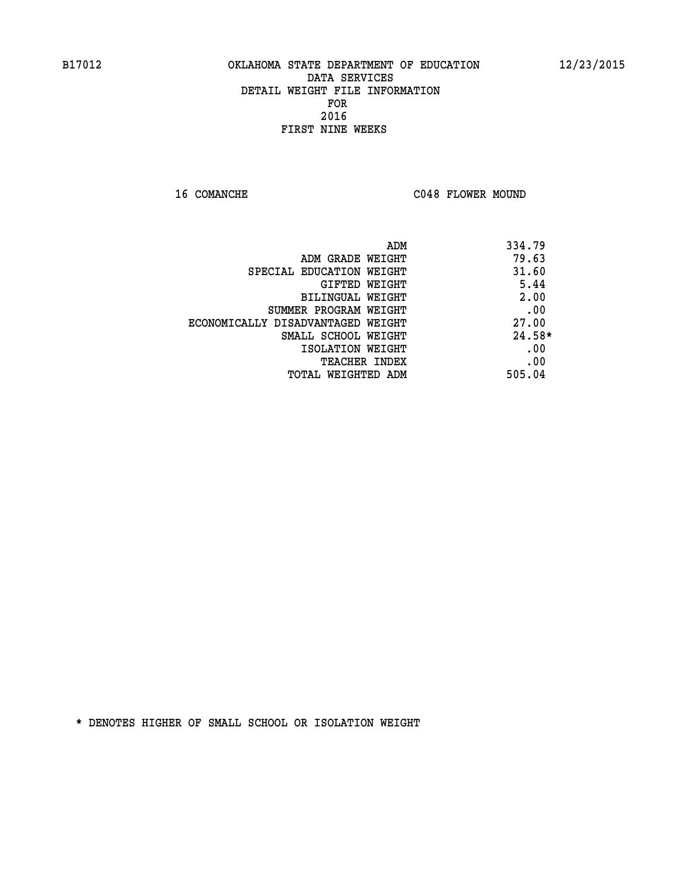B17012 OKLAHOMA STATE DEPARTMENT OF EDUCATION 12/23/2015

DATA SERVICES
DETAIL WEIGHT FILE INFORMATION
FOR
2016
FIRST NINE WEEKS

16 COMANCHE C048 FLOWER MOUND

| | |
|---|---|
| ADM | 334.79 |
| ADM GRADE WEIGHT | 79.63 |
| SPECIAL EDUCATION WEIGHT | 31.60 |
| GIFTED WEIGHT | 5.44 |
| BILINGUAL WEIGHT | 2.00 |
| SUMMER PROGRAM WEIGHT | .00 |
| ECONOMICALLY DISADVANTAGED WEIGHT | 27.00 |
| SMALL SCHOOL WEIGHT | 24.58* |
| ISOLATION WEIGHT | .00 |
| TEACHER INDEX | .00 |
| TOTAL WEIGHTED ADM | 505.04 |

* DENOTES HIGHER OF SMALL SCHOOL OR ISOLATION WEIGHT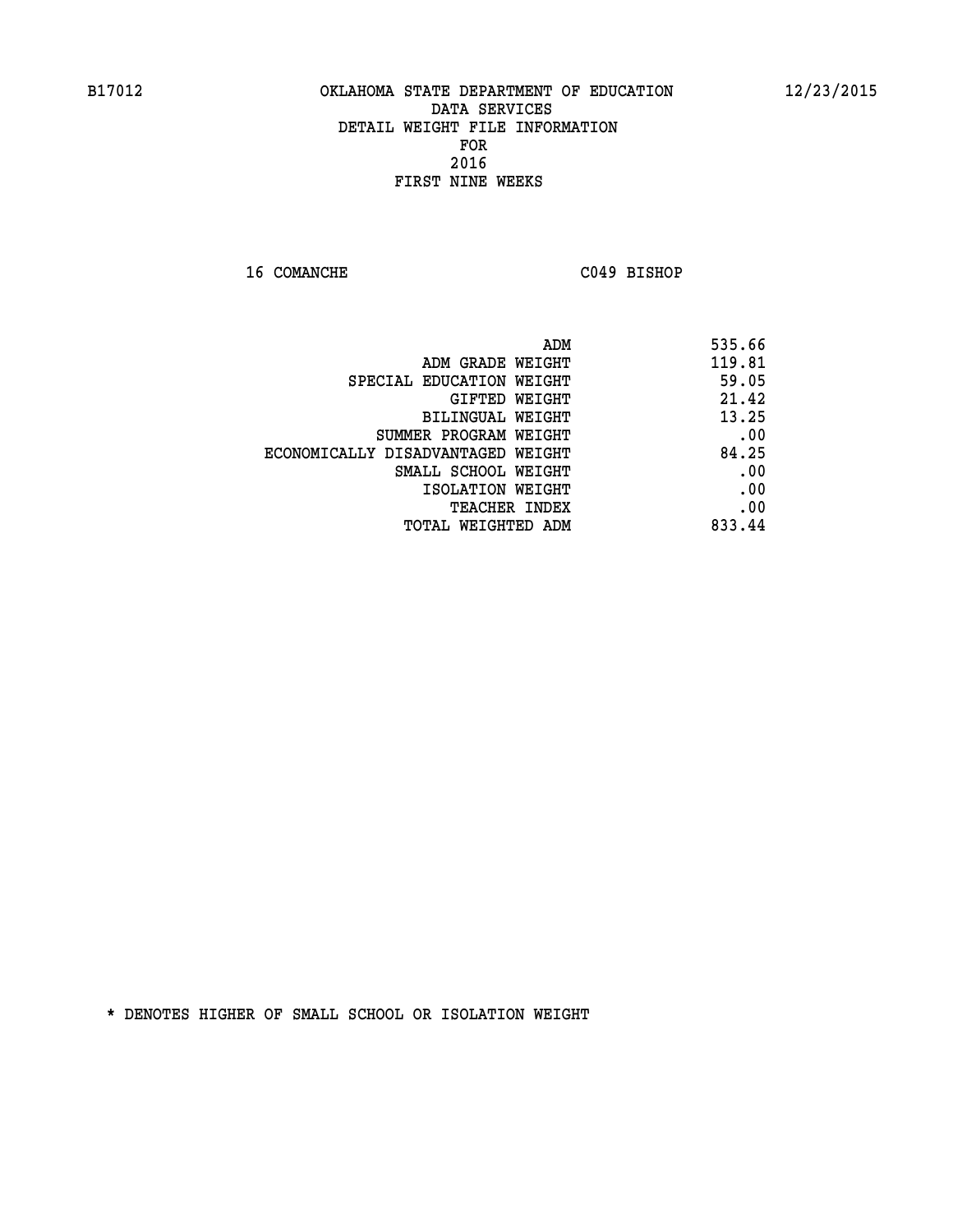B17012 OKLAHOMA STATE DEPARTMENT OF EDUCATION 12/23/2015

DATA SERVICES
DETAIL WEIGHT FILE INFORMATION
FOR
2016
FIRST NINE WEEKS

16 COMANCHE C049 BISHOP

| | |
|---|---|
| ADM | 535.66 |
| ADM GRADE WEIGHT | 119.81 |
| SPECIAL EDUCATION WEIGHT | 59.05 |
| GIFTED WEIGHT | 21.42 |
| BILINGUAL WEIGHT | 13.25 |
| SUMMER PROGRAM WEIGHT | .00 |
| ECONOMICALLY DISADVANTAGED WEIGHT | 84.25 |
| SMALL SCHOOL WEIGHT | .00 |
| ISOLATION WEIGHT | .00 |
| TEACHER INDEX | .00 |
| TOTAL WEIGHTED ADM | 833.44 |

* DENOTES HIGHER OF SMALL SCHOOL OR ISOLATION WEIGHT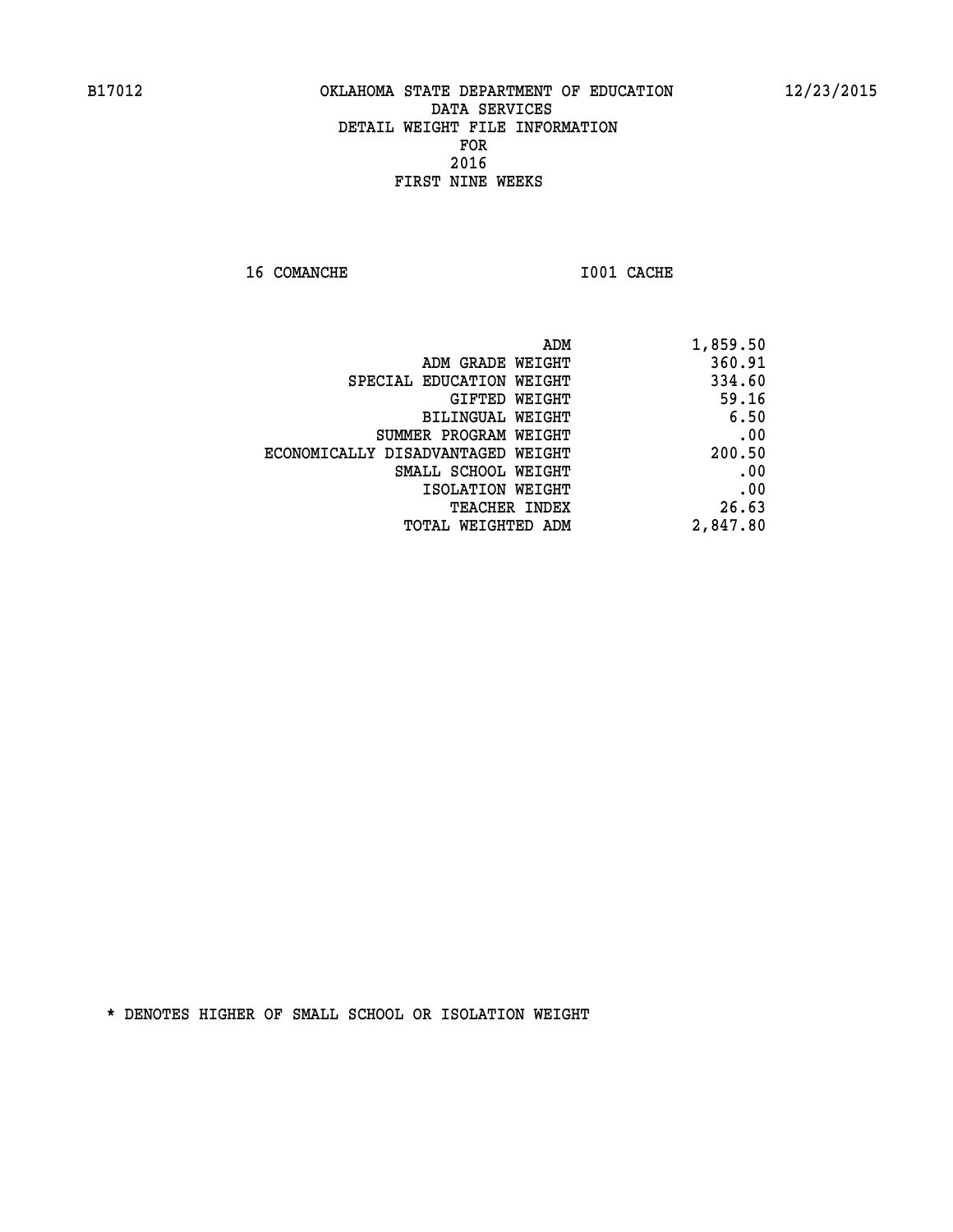B17012 OKLAHOMA STATE DEPARTMENT OF EDUCATION 12/23/2015

DATA SERVICES

DETAIL WEIGHT FILE INFORMATION

FOR

2016

FIRST NINE WEEKS

16 COMANCHE I001 CACHE

| | |
|---|---|
| ADM | 1,859.50 |
| ADM GRADE WEIGHT | 360.91 |
| SPECIAL EDUCATION WEIGHT | 334.60 |
| GIFTED WEIGHT | 59.16 |
| BILINGUAL WEIGHT | 6.50 |
| SUMMER PROGRAM WEIGHT | .00 |
| ECONOMICALLY DISADVANTAGED WEIGHT | 200.50 |
| SMALL SCHOOL WEIGHT | .00 |
| ISOLATION WEIGHT | .00 |
| TEACHER INDEX | 26.63 |
| TOTAL WEIGHTED ADM | 2,847.80 |

* DENOTES HIGHER OF SMALL SCHOOL OR ISOLATION WEIGHT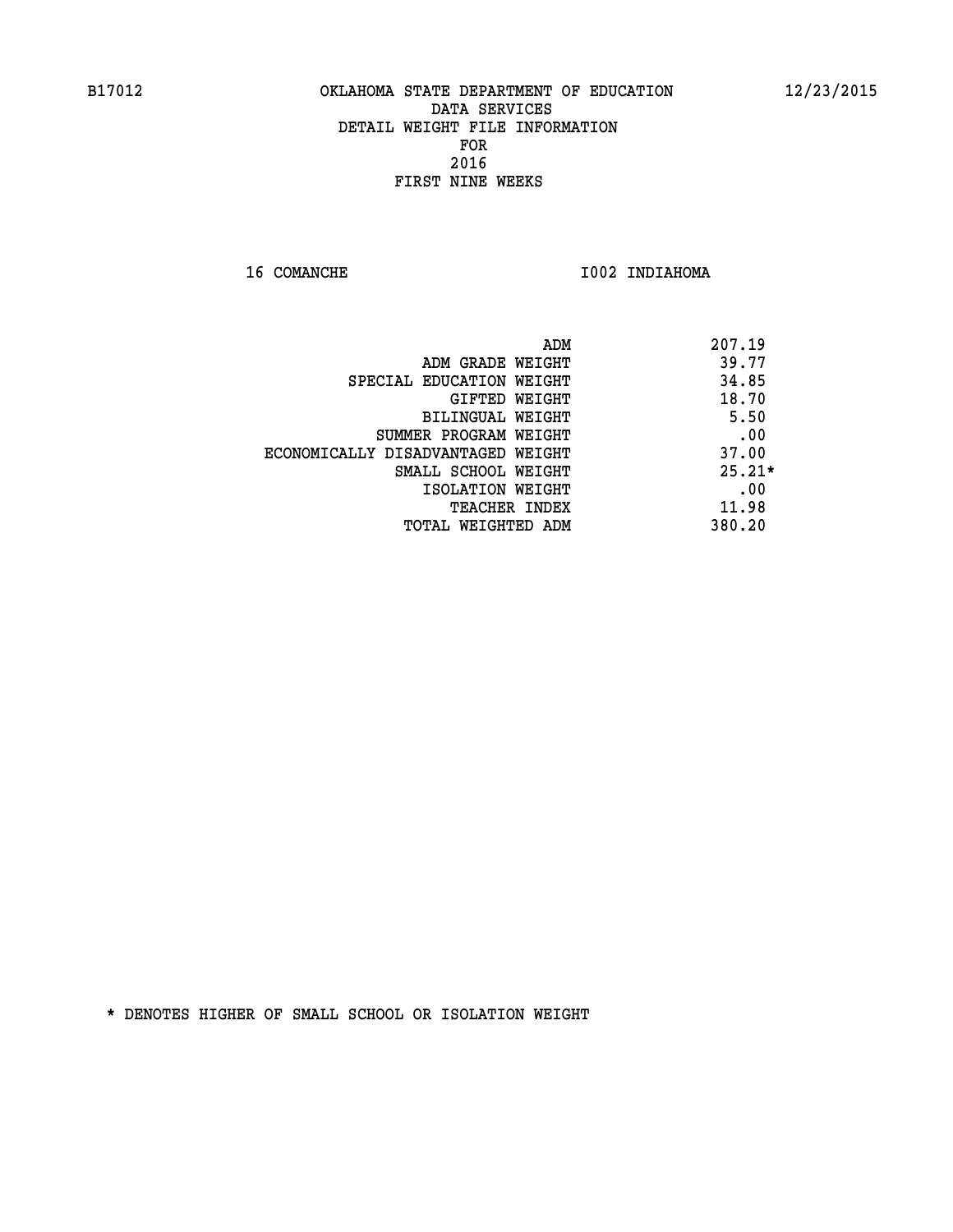B17012 OKLAHOMA STATE DEPARTMENT OF EDUCATION 12/23/2015

DATA SERVICES
DETAIL WEIGHT FILE INFORMATION
FOR
2016
FIRST NINE WEEKS

16 COMANCHE I002 INDIAHOMA

| | |
|---|---|
| ADM | 207.19 |
| ADM GRADE WEIGHT | 39.77 |
| SPECIAL EDUCATION WEIGHT | 34.85 |
| GIFTED WEIGHT | 18.70 |
| BILINGUAL WEIGHT | 5.50 |
| SUMMER PROGRAM WEIGHT | .00 |
| ECONOMICALLY DISADVANTAGED WEIGHT | 37.00 |
| SMALL SCHOOL WEIGHT | 25.21* |
| ISOLATION WEIGHT | .00 |
| TEACHER INDEX | 11.98 |
| TOTAL WEIGHTED ADM | 380.20 |

* DENOTES HIGHER OF SMALL SCHOOL OR ISOLATION WEIGHT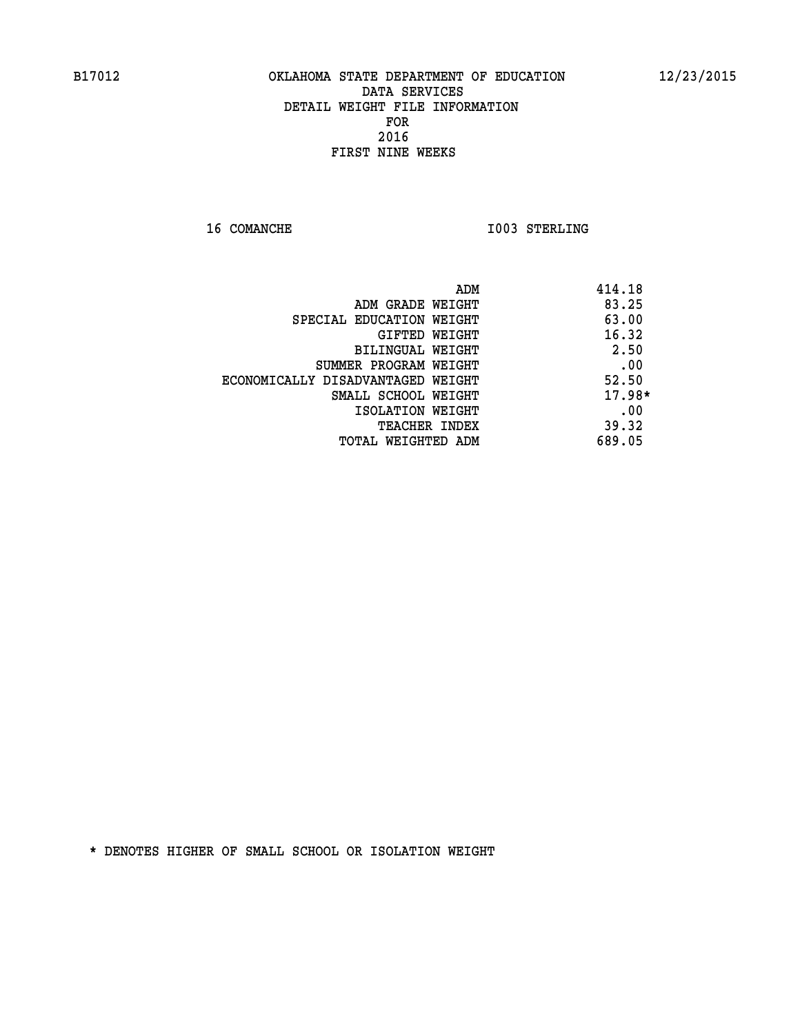B17012 OKLAHOMA STATE DEPARTMENT OF EDUCATION 12/23/2015

DATA SERVICES
DETAIL WEIGHT FILE INFORMATION
FOR
2016
FIRST NINE WEEKS

16 COMANCHE I003 STERLING

| | |
|---|---|
| ADM | 414.18 |
| ADM GRADE WEIGHT | 83.25 |
| SPECIAL EDUCATION WEIGHT | 63.00 |
| GIFTED WEIGHT | 16.32 |
| BILINGUAL WEIGHT | 2.50 |
| SUMMER PROGRAM WEIGHT | .00 |
| ECONOMICALLY DISADVANTAGED WEIGHT | 52.50 |
| SMALL SCHOOL WEIGHT | 17.98* |
| ISOLATION WEIGHT | .00 |
| TEACHER INDEX | 39.32 |
| TOTAL WEIGHTED ADM | 689.05 |

* DENOTES HIGHER OF SMALL SCHOOL OR ISOLATION WEIGHT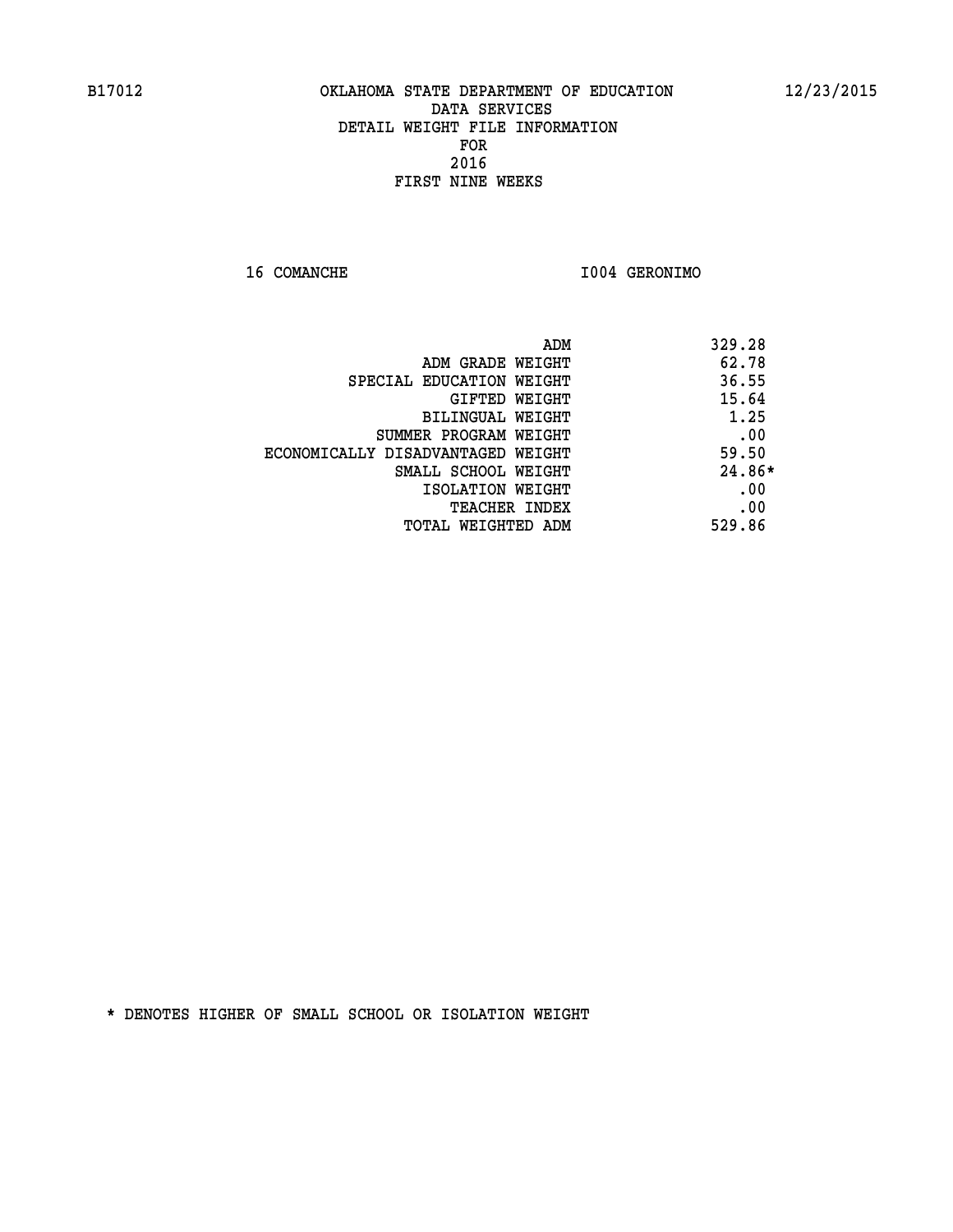B17012 OKLAHOMA STATE DEPARTMENT OF EDUCATION 12/23/2015

DATA SERVICES
DETAIL WEIGHT FILE INFORMATION
FOR
2016
FIRST NINE WEEKS

16 COMANCHE I004 GERONIMO

| | |
|---|---|
| ADM | 329.28 |
| ADM GRADE WEIGHT | 62.78 |
| SPECIAL EDUCATION WEIGHT | 36.55 |
| GIFTED WEIGHT | 15.64 |
| BILINGUAL WEIGHT | 1.25 |
| SUMMER PROGRAM WEIGHT | .00 |
| ECONOMICALLY DISADVANTAGED WEIGHT | 59.50 |
| SMALL SCHOOL WEIGHT | 24.86* |
| ISOLATION WEIGHT | .00 |
| TEACHER INDEX | .00 |
| TOTAL WEIGHTED ADM | 529.86 |

* DENOTES HIGHER OF SMALL SCHOOL OR ISOLATION WEIGHT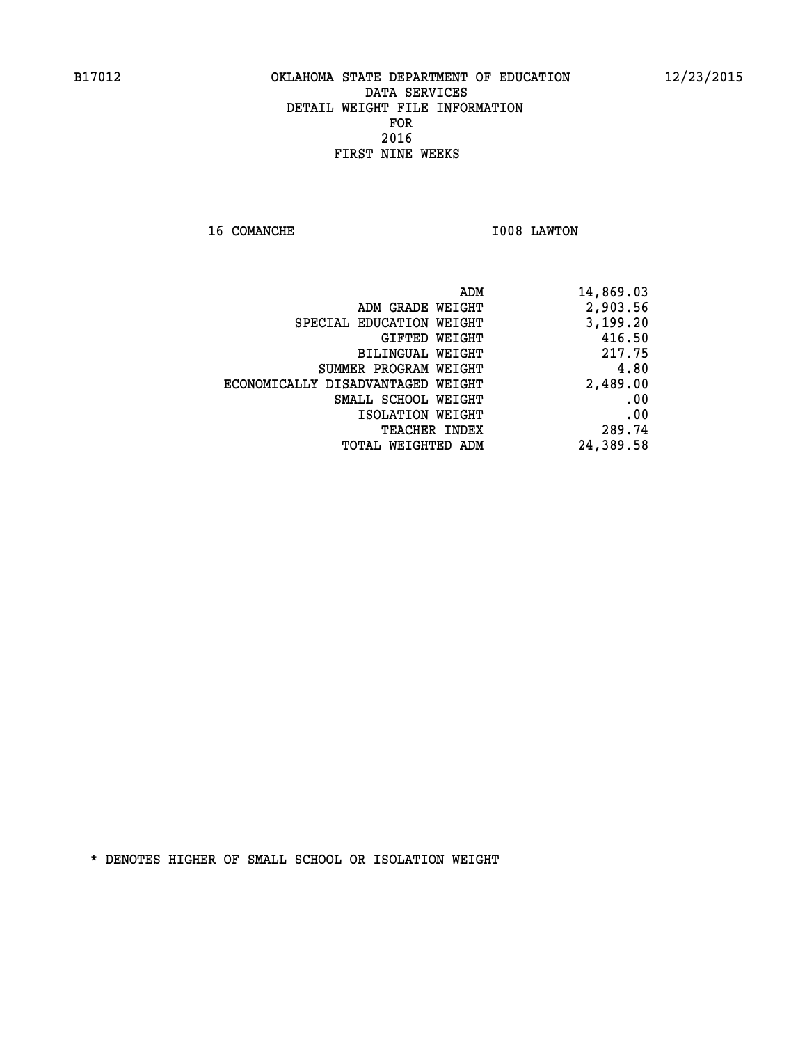B17012 OKLAHOMA STATE DEPARTMENT OF EDUCATION 12/23/2015

DATA SERVICES
DETAIL WEIGHT FILE INFORMATION
FOR
2016
FIRST NINE WEEKS

16 COMANCHE I008 LAWTON

| | |
|---|---|
| ADM | 14,869.03 |
| ADM GRADE WEIGHT | 2,903.56 |
| SPECIAL EDUCATION WEIGHT | 3,199.20 |
| GIFTED WEIGHT | 416.50 |
| BILINGUAL WEIGHT | 217.75 |
| SUMMER PROGRAM WEIGHT | 4.80 |
| ECONOMICALLY DISADVANTAGED WEIGHT | 2,489.00 |
| SMALL SCHOOL WEIGHT | .00 |
| ISOLATION WEIGHT | .00 |
| TEACHER INDEX | 289.74 |
| TOTAL WEIGHTED ADM | 24,389.58 |

* DENOTES HIGHER OF SMALL SCHOOL OR ISOLATION WEIGHT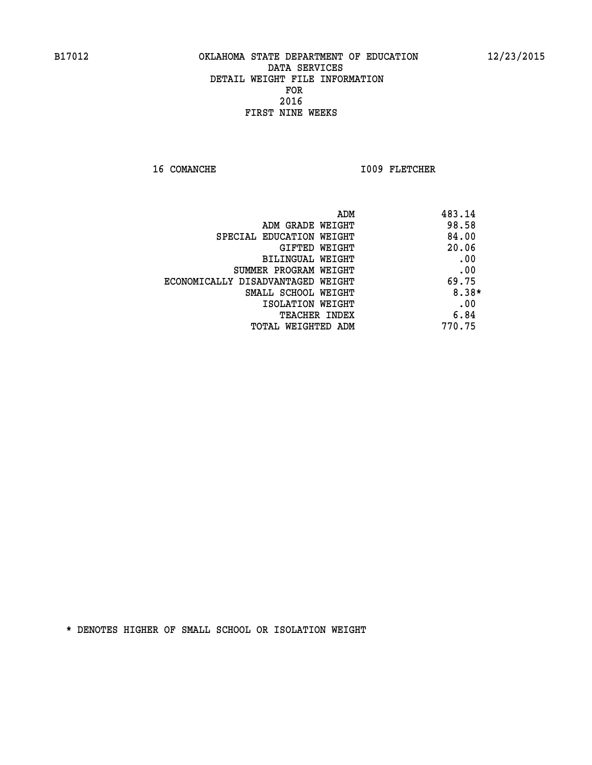B17012 OKLAHOMA STATE DEPARTMENT OF EDUCATION 12/23/2015

DATA SERVICES
DETAIL WEIGHT FILE INFORMATION
FOR
2016
FIRST NINE WEEKS

16 COMANCHE I009 FLETCHER

| | |
|---|---|
| ADM | 483.14 |
| ADM GRADE WEIGHT | 98.58 |
| SPECIAL EDUCATION WEIGHT | 84.00 |
| GIFTED WEIGHT | 20.06 |
| BILINGUAL WEIGHT | .00 |
| SUMMER PROGRAM WEIGHT | .00 |
| ECONOMICALLY DISADVANTAGED WEIGHT | 69.75 |
| SMALL SCHOOL WEIGHT | 8.38* |
| ISOLATION WEIGHT | .00 |
| TEACHER INDEX | 6.84 |
| TOTAL WEIGHTED ADM | 770.75 |

* DENOTES HIGHER OF SMALL SCHOOL OR ISOLATION WEIGHT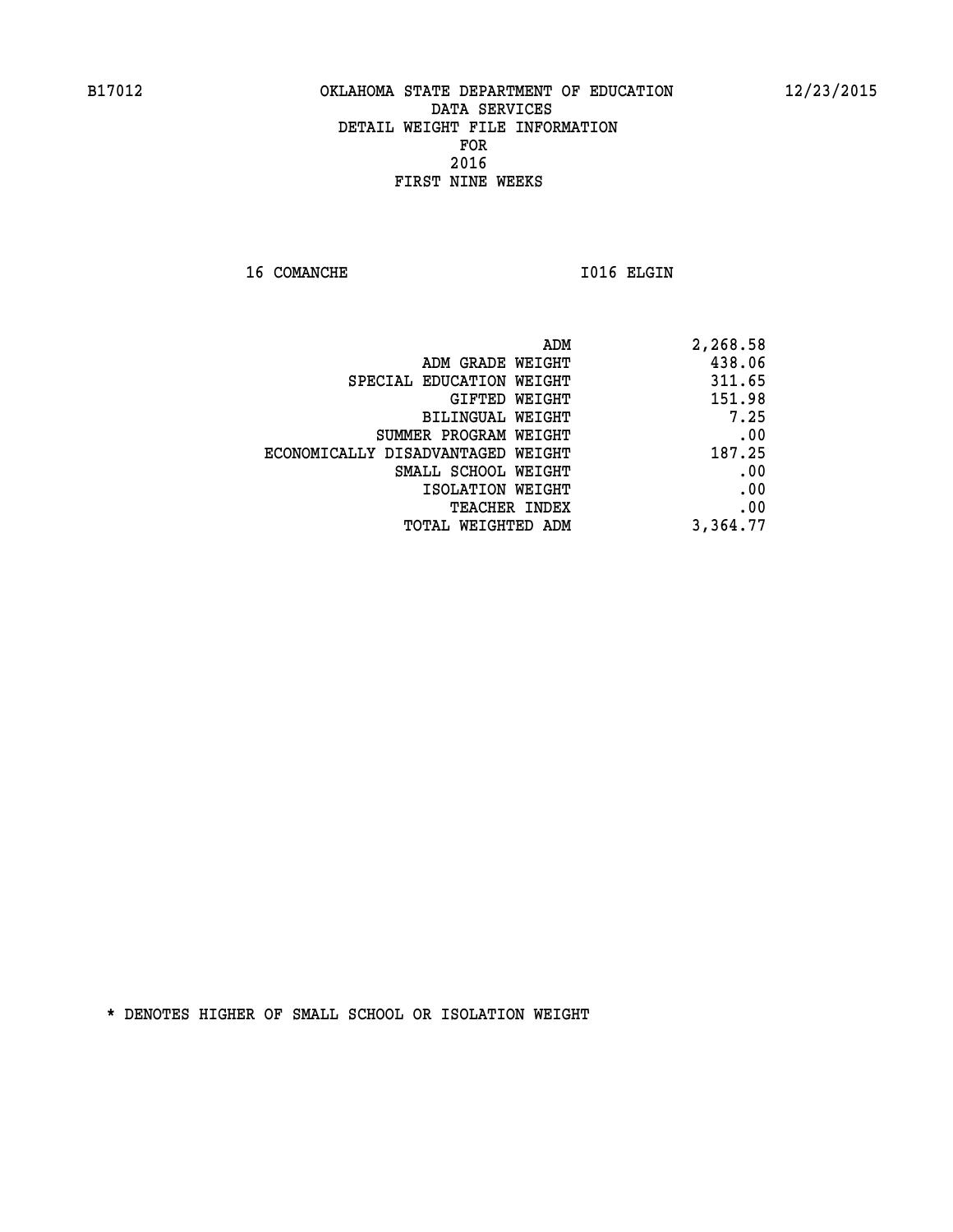B17012 OKLAHOMA STATE DEPARTMENT OF EDUCATION 12/23/2015

DATA SERVICES
DETAIL WEIGHT FILE INFORMATION
FOR
2016
FIRST NINE WEEKS

16 COMANCHE I016 ELGIN

| | |
|---|---|
| ADM | 2,268.58 |
| ADM GRADE WEIGHT | 438.06 |
| SPECIAL EDUCATION WEIGHT | 311.65 |
| GIFTED WEIGHT | 151.98 |
| BILINGUAL WEIGHT | 7.25 |
| SUMMER PROGRAM WEIGHT | .00 |
| ECONOMICALLY DISADVANTAGED WEIGHT | 187.25 |
| SMALL SCHOOL WEIGHT | .00 |
| ISOLATION WEIGHT | .00 |
| TEACHER INDEX | .00 |
| TOTAL WEIGHTED ADM | 3,364.77 |

* DENOTES HIGHER OF SMALL SCHOOL OR ISOLATION WEIGHT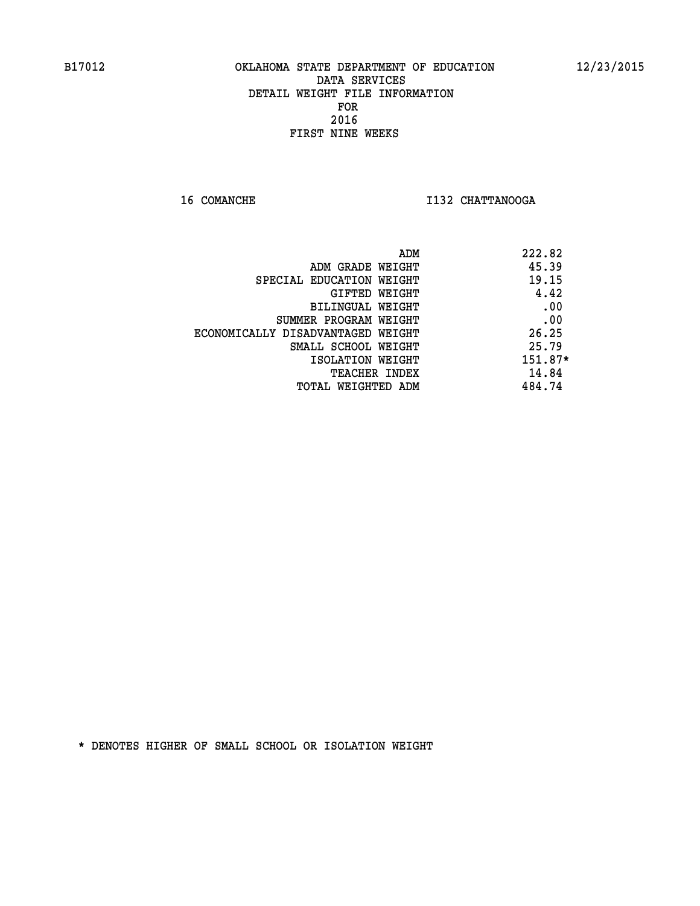B17012 OKLAHOMA STATE DEPARTMENT OF EDUCATION 12/23/2015

DATA SERVICES
DETAIL WEIGHT FILE INFORMATION
FOR
2016
FIRST NINE WEEKS

16 COMANCHE I132 CHATTANOOGA

| | |
|---|---|
| ADM | 222.82 |
| ADM GRADE WEIGHT | 45.39 |
| SPECIAL EDUCATION WEIGHT | 19.15 |
| GIFTED WEIGHT | 4.42 |
| BILINGUAL WEIGHT | .00 |
| SUMMER PROGRAM WEIGHT | .00 |
| ECONOMICALLY DISADVANTAGED WEIGHT | 26.25 |
| SMALL SCHOOL WEIGHT | 25.79 |
| ISOLATION WEIGHT | 151.87* |
| TEACHER INDEX | 14.84 |
| TOTAL WEIGHTED ADM | 484.74 |

* DENOTES HIGHER OF SMALL SCHOOL OR ISOLATION WEIGHT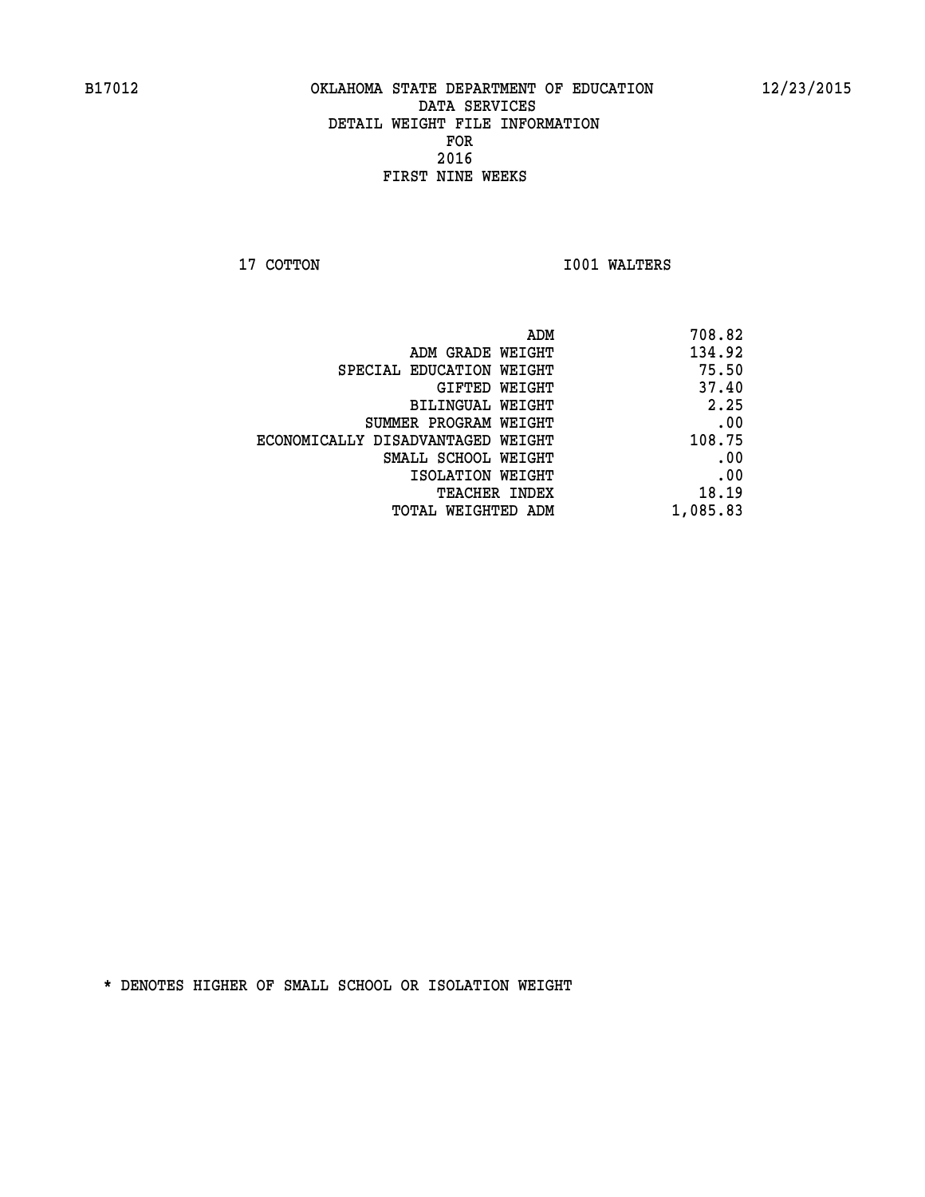# OKLAHOMA STATE DEPARTMENT OF EDUCATION
## DATA SERVICES
## DETAIL WEIGHT FILE INFORMATION
## FOR
## 2016
## FIRST NINE WEEKS

B17012 — 12/23/2015

17 COTTON — I001 WALTERS

| | |
|---|---|
| ADM | 708.82 |
| ADM GRADE WEIGHT | 134.92 |
| SPECIAL EDUCATION WEIGHT | 75.50 |
| GIFTED WEIGHT | 37.40 |
| BILINGUAL WEIGHT | 2.25 |
| SUMMER PROGRAM WEIGHT | .00 |
| ECONOMICALLY DISADVANTAGED WEIGHT | 108.75 |
| SMALL SCHOOL WEIGHT | .00 |
| ISOLATION WEIGHT | .00 |
| TEACHER INDEX | 18.19 |
| TOTAL WEIGHTED ADM | 1,085.83 |

* DENOTES HIGHER OF SMALL SCHOOL OR ISOLATION WEIGHT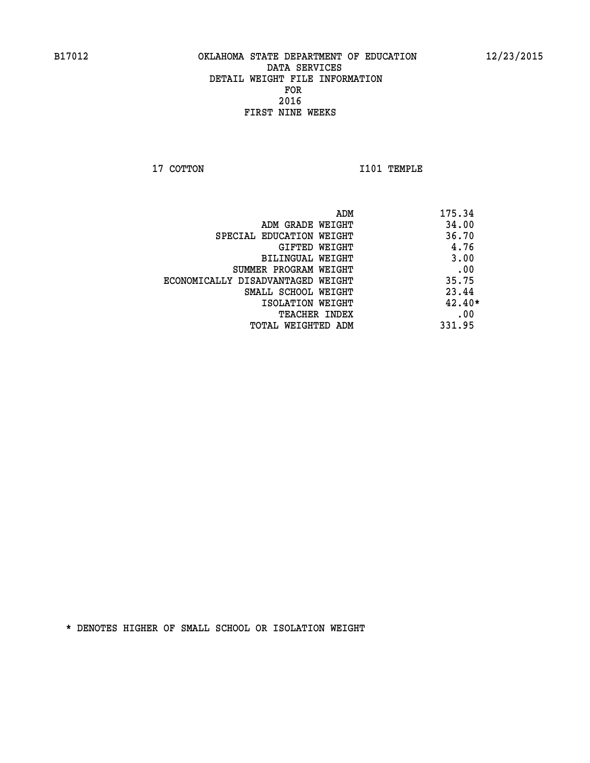B17012 OKLAHOMA STATE DEPARTMENT OF EDUCATION 12/23/2015

DATA SERVICES
DETAIL WEIGHT FILE INFORMATION
FOR
2016
FIRST NINE WEEKS

17 COTTON I101 TEMPLE

| | |
|---|---|
| ADM | 175.34 |
| ADM GRADE WEIGHT | 34.00 |
| SPECIAL EDUCATION WEIGHT | 36.70 |
| GIFTED WEIGHT | 4.76 |
| BILINGUAL WEIGHT | 3.00 |
| SUMMER PROGRAM WEIGHT | .00 |
| ECONOMICALLY DISADVANTAGED WEIGHT | 35.75 |
| SMALL SCHOOL WEIGHT | 23.44 |
| ISOLATION WEIGHT | 42.40* |
| TEACHER INDEX | .00 |
| TOTAL WEIGHTED ADM | 331.95 |

* DENOTES HIGHER OF SMALL SCHOOL OR ISOLATION WEIGHT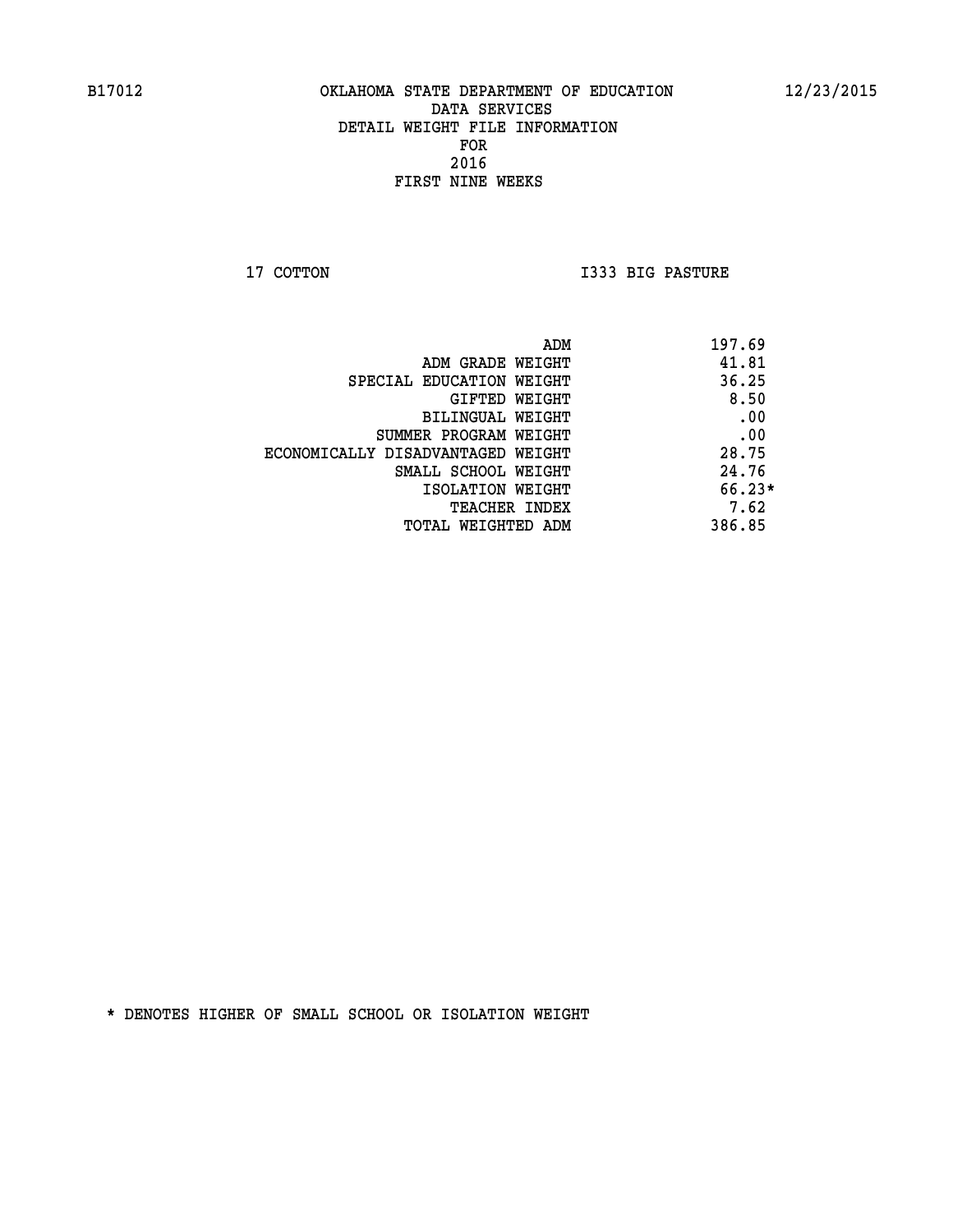B17012 OKLAHOMA STATE DEPARTMENT OF EDUCATION 12/23/2015

DATA SERVICES
DETAIL WEIGHT FILE INFORMATION
FOR
2016
FIRST NINE WEEKS

17 COTTON I333 BIG PASTURE

| | |
|---|---|
| ADM | 197.69 |
| ADM GRADE WEIGHT | 41.81 |
| SPECIAL EDUCATION WEIGHT | 36.25 |
| GIFTED WEIGHT | 8.50 |
| BILINGUAL WEIGHT | .00 |
| SUMMER PROGRAM WEIGHT | .00 |
| ECONOMICALLY DISADVANTAGED WEIGHT | 28.75 |
| SMALL SCHOOL WEIGHT | 24.76 |
| ISOLATION WEIGHT | 66.23* |
| TEACHER INDEX | 7.62 |
| TOTAL WEIGHTED ADM | 386.85 |

* DENOTES HIGHER OF SMALL SCHOOL OR ISOLATION WEIGHT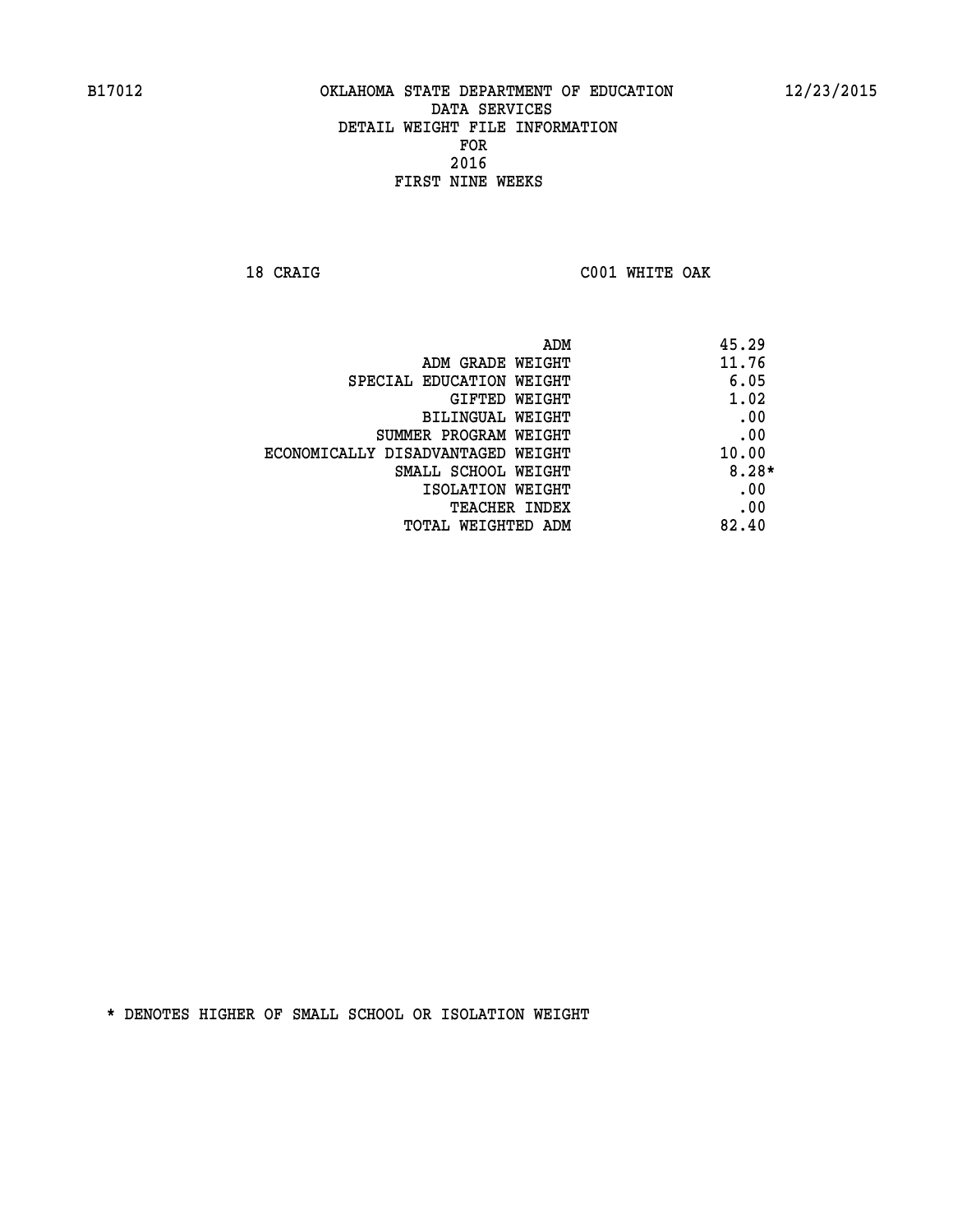B17012 OKLAHOMA STATE DEPARTMENT OF EDUCATION 12/23/2015

DATA SERVICES
DETAIL WEIGHT FILE INFORMATION
FOR
2016
FIRST NINE WEEKS

18 CRAIG C001 WHITE OAK

| | |
|---|---|
| ADM | 45.29 |
| ADM GRADE WEIGHT | 11.76 |
| SPECIAL EDUCATION WEIGHT | 6.05 |
| GIFTED WEIGHT | 1.02 |
| BILINGUAL WEIGHT | .00 |
| SUMMER PROGRAM WEIGHT | .00 |
| ECONOMICALLY DISADVANTAGED WEIGHT | 10.00 |
| SMALL SCHOOL WEIGHT | 8.28* |
| ISOLATION WEIGHT | .00 |
| TEACHER INDEX | .00 |
| TOTAL WEIGHTED ADM | 82.40 |

* DENOTES HIGHER OF SMALL SCHOOL OR ISOLATION WEIGHT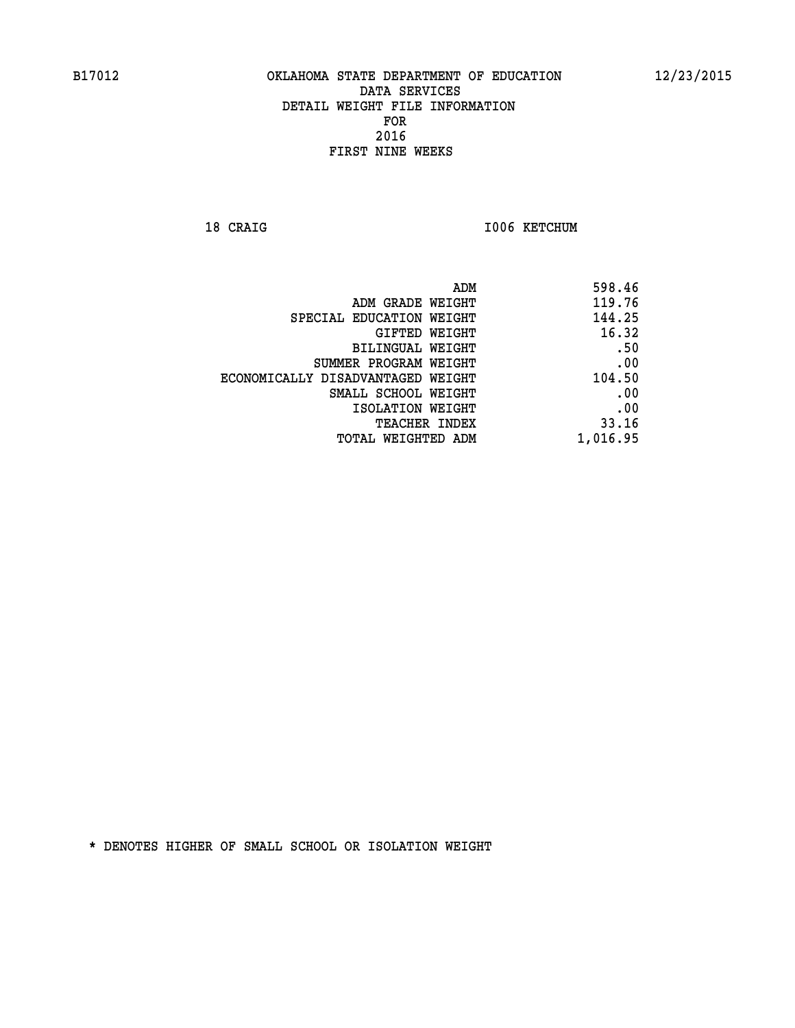B17012 OKLAHOMA STATE DEPARTMENT OF EDUCATION 12/23/2015

DATA SERVICES

DETAIL WEIGHT FILE INFORMATION

FOR

2016

FIRST NINE WEEKS

18 CRAIG I006 KETCHUM

| | |
|---|---|
| ADM | 598.46 |
| ADM GRADE WEIGHT | 119.76 |
| SPECIAL EDUCATION WEIGHT | 144.25 |
| GIFTED WEIGHT | 16.32 |
| BILINGUAL WEIGHT | .50 |
| SUMMER PROGRAM WEIGHT | .00 |
| ECONOMICALLY DISADVANTAGED WEIGHT | 104.50 |
| SMALL SCHOOL WEIGHT | .00 |
| ISOLATION WEIGHT | .00 |
| TEACHER INDEX | 33.16 |
| TOTAL WEIGHTED ADM | 1,016.95 |

* DENOTES HIGHER OF SMALL SCHOOL OR ISOLATION WEIGHT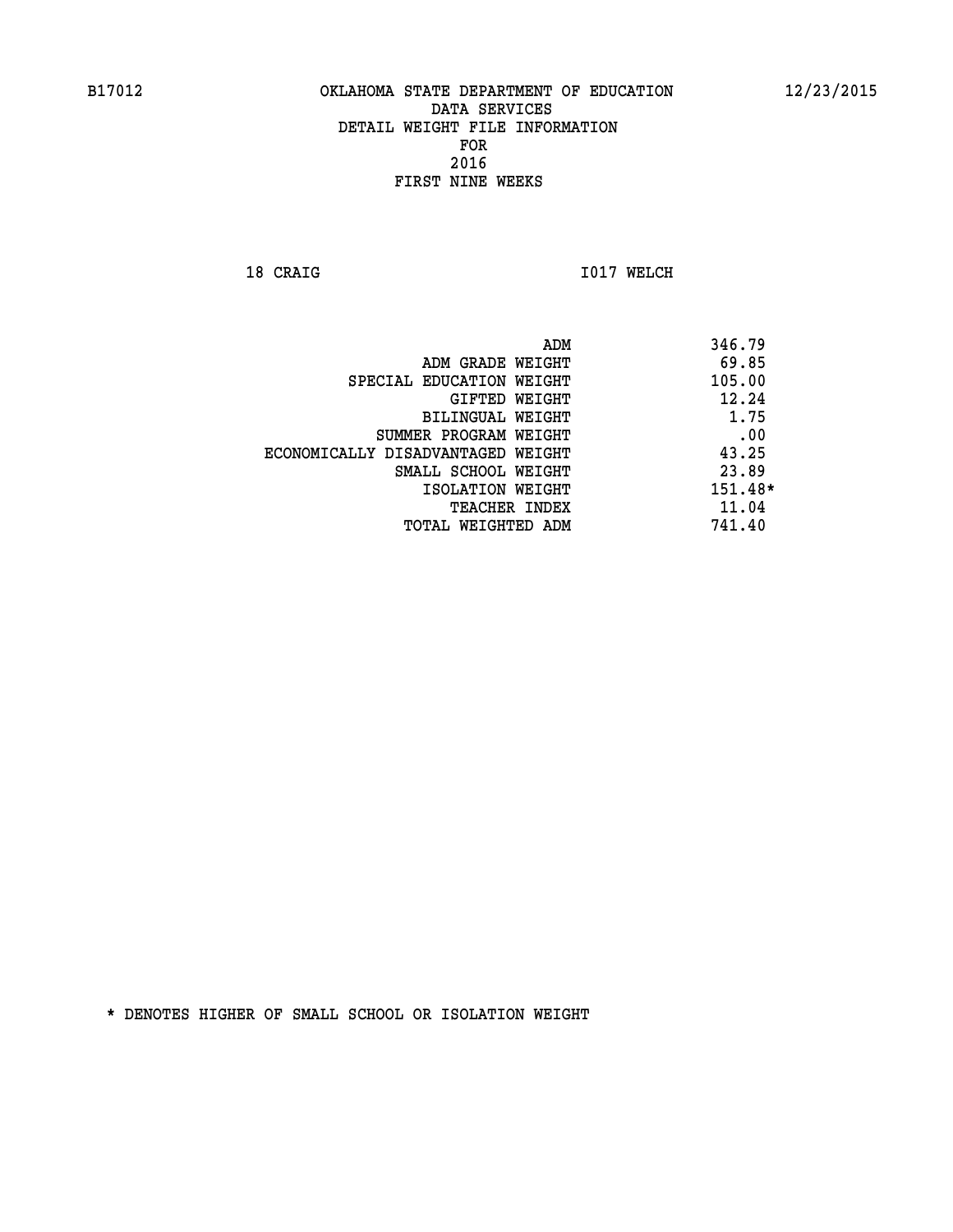B17012 OKLAHOMA STATE DEPARTMENT OF EDUCATION 12/23/2015

DATA SERVICES
DETAIL WEIGHT FILE INFORMATION
FOR
2016
FIRST NINE WEEKS

18 CRAIG I017 WELCH

| | |
|---|---|
| ADM | 346.79 |
| ADM GRADE WEIGHT | 69.85 |
| SPECIAL EDUCATION WEIGHT | 105.00 |
| GIFTED WEIGHT | 12.24 |
| BILINGUAL WEIGHT | 1.75 |
| SUMMER PROGRAM WEIGHT | .00 |
| ECONOMICALLY DISADVANTAGED WEIGHT | 43.25 |
| SMALL SCHOOL WEIGHT | 23.89 |
| ISOLATION WEIGHT | 151.48* |
| TEACHER INDEX | 11.04 |
| TOTAL WEIGHTED ADM | 741.40 |

* DENOTES HIGHER OF SMALL SCHOOL OR ISOLATION WEIGHT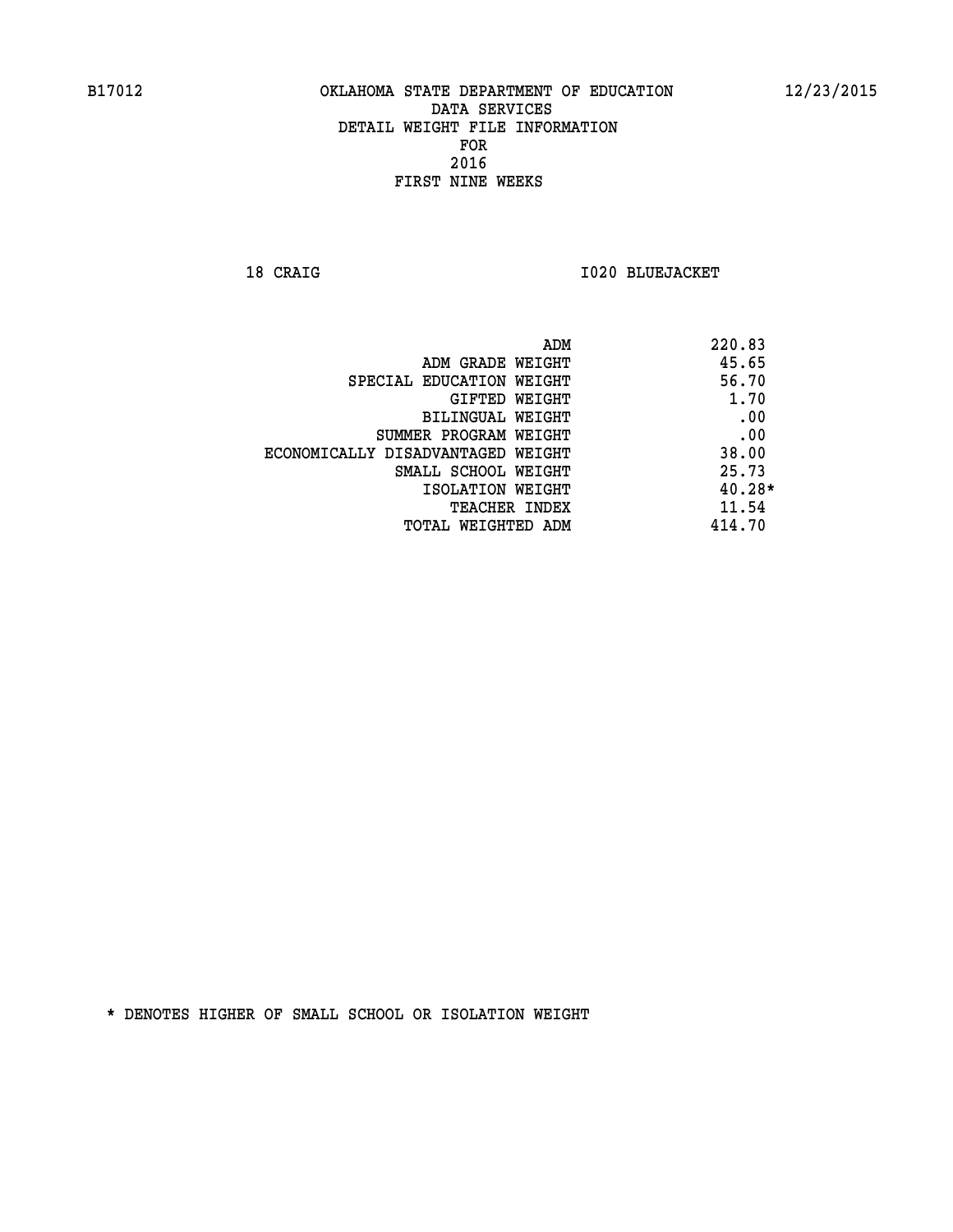B17012 OKLAHOMA STATE DEPARTMENT OF EDUCATION 12/23/2015

DATA SERVICES
DETAIL WEIGHT FILE INFORMATION
FOR
2016
FIRST NINE WEEKS

18 CRAIG I020 BLUEJACKET

| | |
|---|---|
| ADM | 220.83 |
| ADM GRADE WEIGHT | 45.65 |
| SPECIAL EDUCATION WEIGHT | 56.70 |
| GIFTED WEIGHT | 1.70 |
| BILINGUAL WEIGHT | .00 |
| SUMMER PROGRAM WEIGHT | .00 |
| ECONOMICALLY DISADVANTAGED WEIGHT | 38.00 |
| SMALL SCHOOL WEIGHT | 25.73 |
| ISOLATION WEIGHT | 40.28* |
| TEACHER INDEX | 11.54 |
| TOTAL WEIGHTED ADM | 414.70 |

* DENOTES HIGHER OF SMALL SCHOOL OR ISOLATION WEIGHT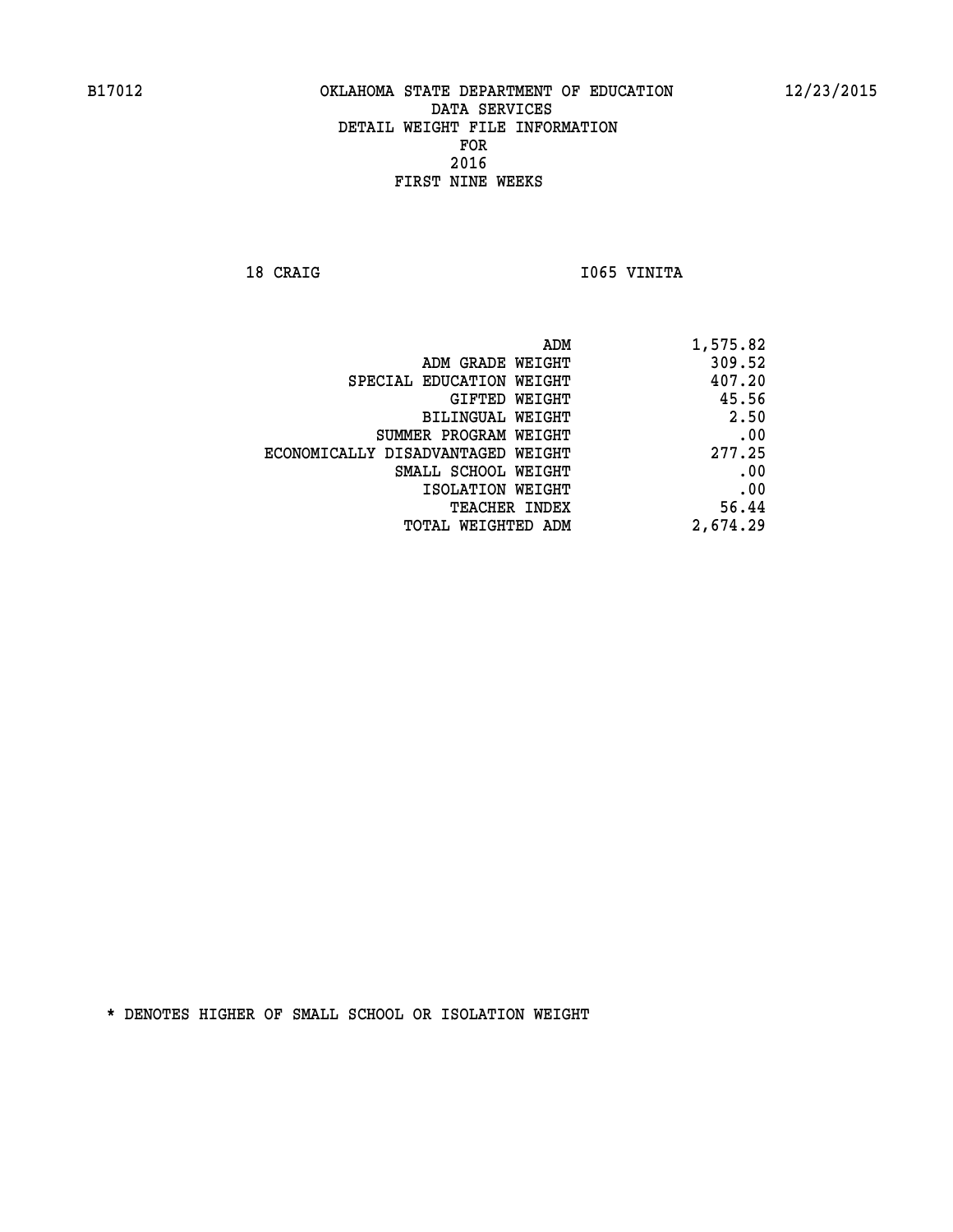B17012 OKLAHOMA STATE DEPARTMENT OF EDUCATION 12/23/2015

DATA SERVICES
DETAIL WEIGHT FILE INFORMATION
FOR
2016
FIRST NINE WEEKS

18 CRAIG I065 VINITA

| | |
|---|---|
| ADM | 1,575.82 |
| ADM GRADE WEIGHT | 309.52 |
| SPECIAL EDUCATION WEIGHT | 407.20 |
| GIFTED WEIGHT | 45.56 |
| BILINGUAL WEIGHT | 2.50 |
| SUMMER PROGRAM WEIGHT | .00 |
| ECONOMICALLY DISADVANTAGED WEIGHT | 277.25 |
| SMALL SCHOOL WEIGHT | .00 |
| ISOLATION WEIGHT | .00 |
| TEACHER INDEX | 56.44 |
| TOTAL WEIGHTED ADM | 2,674.29 |

* DENOTES HIGHER OF SMALL SCHOOL OR ISOLATION WEIGHT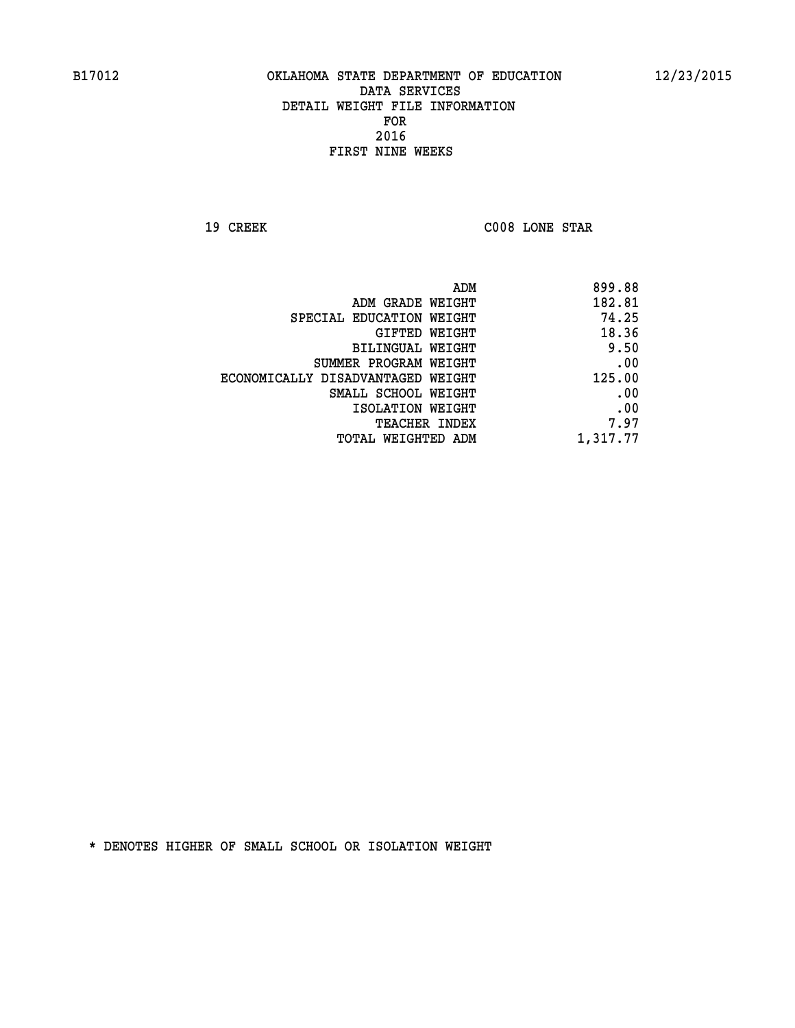# OKLAHOMA STATE DEPARTMENT OF EDUCATION
## DATA SERVICES
## DETAIL WEIGHT FILE INFORMATION
## FOR
## 2016
## FIRST NINE WEEKS

19 CREEK    C008 LONE STAR

| | |
|---|---|
| ADM | 899.88 |
| ADM GRADE WEIGHT | 182.81 |
| SPECIAL EDUCATION WEIGHT | 74.25 |
| GIFTED WEIGHT | 18.36 |
| BILINGUAL WEIGHT | 9.50 |
| SUMMER PROGRAM WEIGHT | .00 |
| ECONOMICALLY DISADVANTAGED WEIGHT | 125.00 |
| SMALL SCHOOL WEIGHT | .00 |
| ISOLATION WEIGHT | .00 |
| TEACHER INDEX | 7.97 |
| TOTAL WEIGHTED ADM | 1,317.77 |

* DENOTES HIGHER OF SMALL SCHOOL OR ISOLATION WEIGHT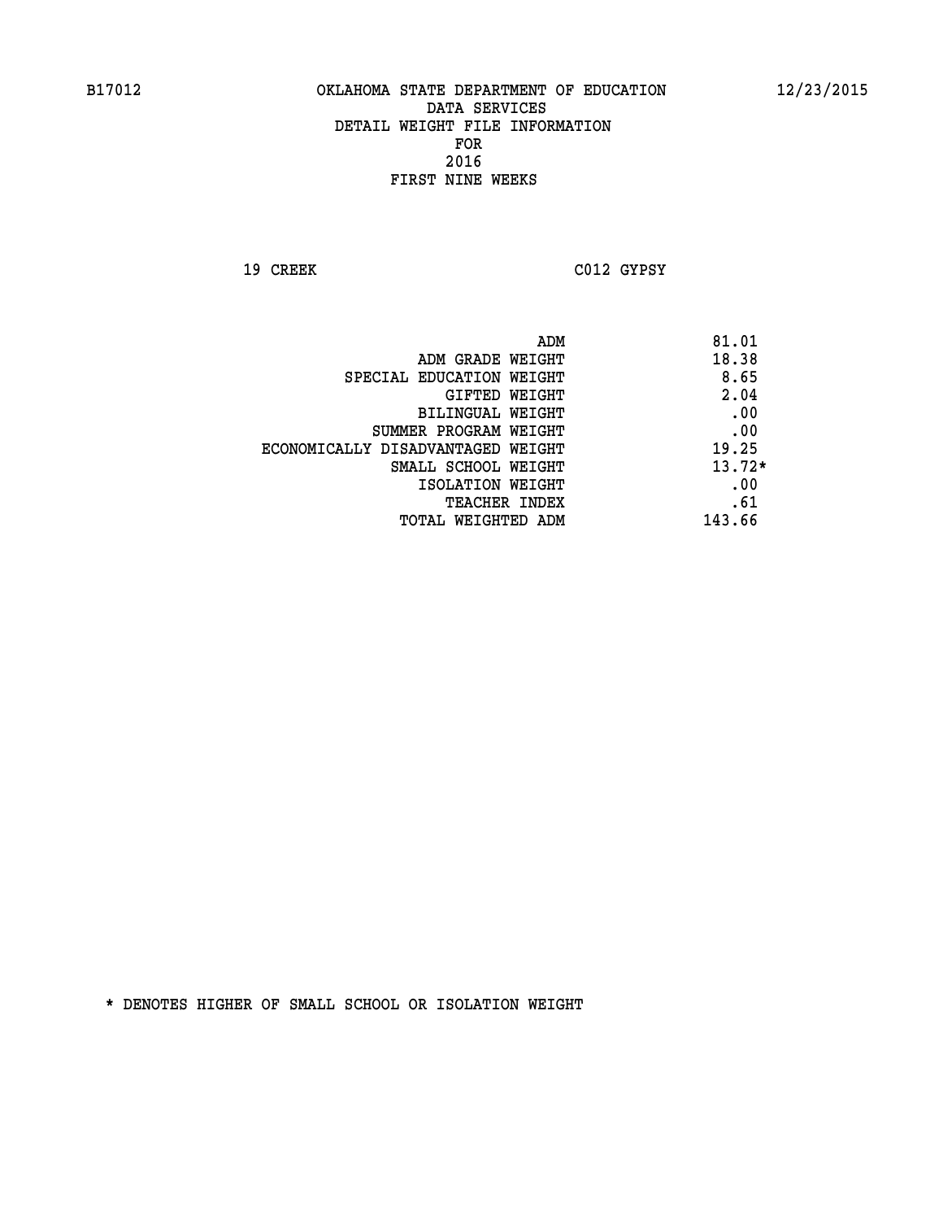B17012 OKLAHOMA STATE DEPARTMENT OF EDUCATION 12/23/2015

DATA SERVICES
DETAIL WEIGHT FILE INFORMATION
FOR
2016
FIRST NINE WEEKS

19 CREEK C012 GYPSY

| | |
|---|---|
| ADM | 81.01 |
| ADM GRADE WEIGHT | 18.38 |
| SPECIAL EDUCATION WEIGHT | 8.65 |
| GIFTED WEIGHT | 2.04 |
| BILINGUAL WEIGHT | .00 |
| SUMMER PROGRAM WEIGHT | .00 |
| ECONOMICALLY DISADVANTAGED WEIGHT | 19.25 |
| SMALL SCHOOL WEIGHT | 13.72* |
| ISOLATION WEIGHT | .00 |
| TEACHER INDEX | .61 |
| TOTAL WEIGHTED ADM | 143.66 |

* DENOTES HIGHER OF SMALL SCHOOL OR ISOLATION WEIGHT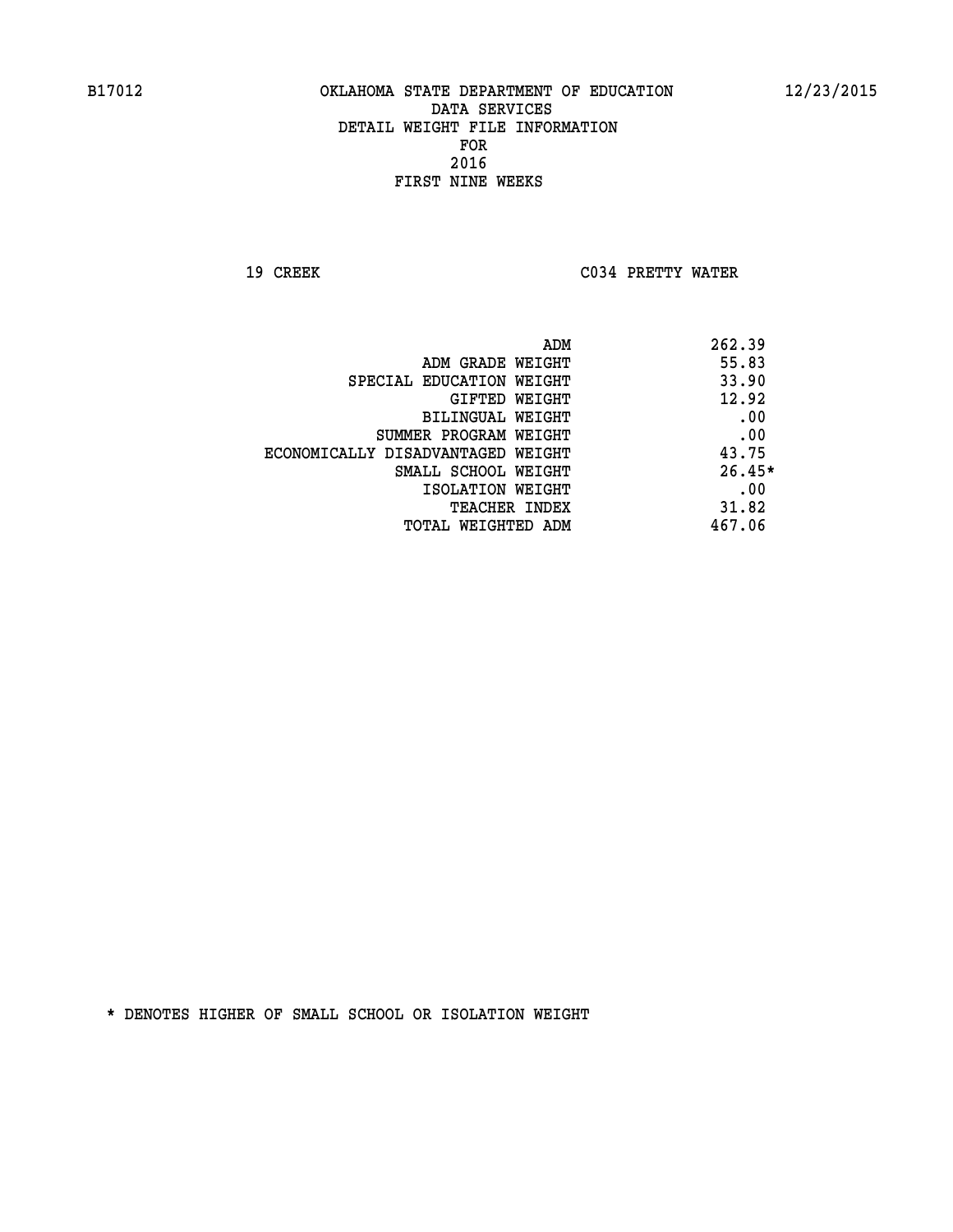B17012 OKLAHOMA STATE DEPARTMENT OF EDUCATION 12/23/2015

DATA SERVICES
DETAIL WEIGHT FILE INFORMATION
FOR
2016
FIRST NINE WEEKS

19 CREEK C034 PRETTY WATER

| | |
|---|---|
| ADM | 262.39 |
| ADM GRADE WEIGHT | 55.83 |
| SPECIAL EDUCATION WEIGHT | 33.90 |
| GIFTED WEIGHT | 12.92 |
| BILINGUAL WEIGHT | .00 |
| SUMMER PROGRAM WEIGHT | .00 |
| ECONOMICALLY DISADVANTAGED WEIGHT | 43.75 |
| SMALL SCHOOL WEIGHT | 26.45* |
| ISOLATION WEIGHT | .00 |
| TEACHER INDEX | 31.82 |
| TOTAL WEIGHTED ADM | 467.06 |

* DENOTES HIGHER OF SMALL SCHOOL OR ISOLATION WEIGHT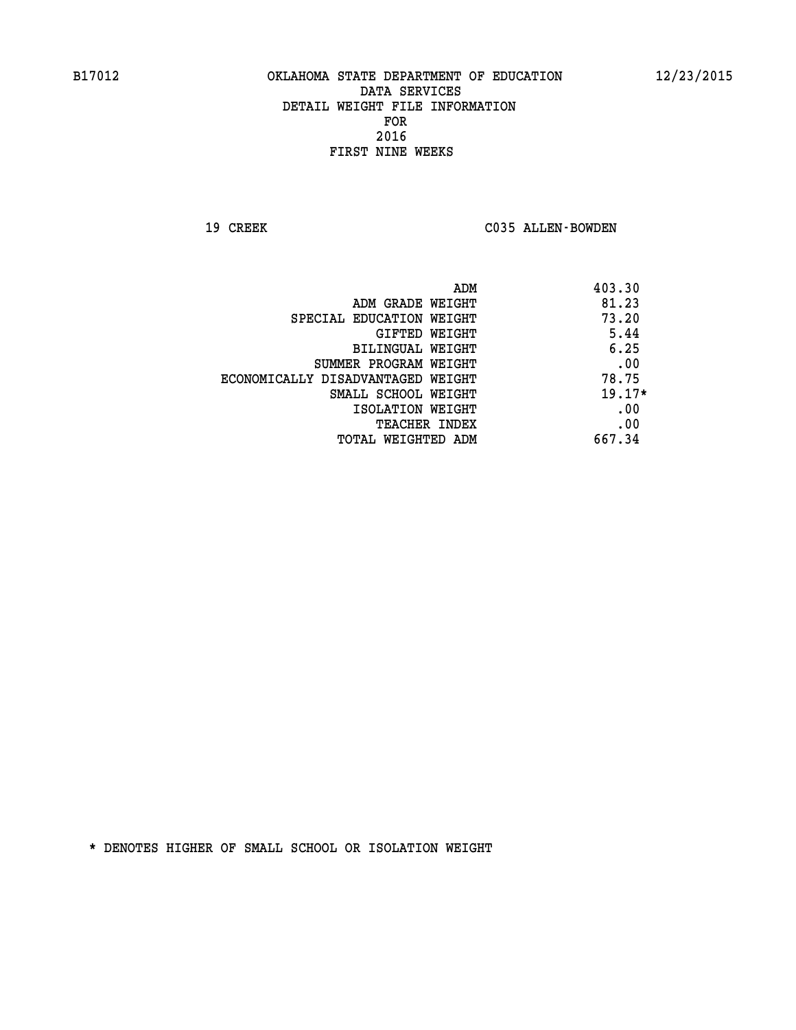B17012 OKLAHOMA STATE DEPARTMENT OF EDUCATION 12/23/2015
DATA SERVICES
DETAIL WEIGHT FILE INFORMATION
FOR
2016
FIRST NINE WEEKS

19 CREEK C035 ALLEN-BOWDEN

| | |
|---|---|
| ADM | 403.30 |
| ADM GRADE WEIGHT | 81.23 |
| SPECIAL EDUCATION WEIGHT | 73.20 |
| GIFTED WEIGHT | 5.44 |
| BILINGUAL WEIGHT | 6.25 |
| SUMMER PROGRAM WEIGHT | .00 |
| ECONOMICALLY DISADVANTAGED WEIGHT | 78.75 |
| SMALL SCHOOL WEIGHT | 19.17* |
| ISOLATION WEIGHT | .00 |
| TEACHER INDEX | .00 |
| TOTAL WEIGHTED ADM | 667.34 |

* DENOTES HIGHER OF SMALL SCHOOL OR ISOLATION WEIGHT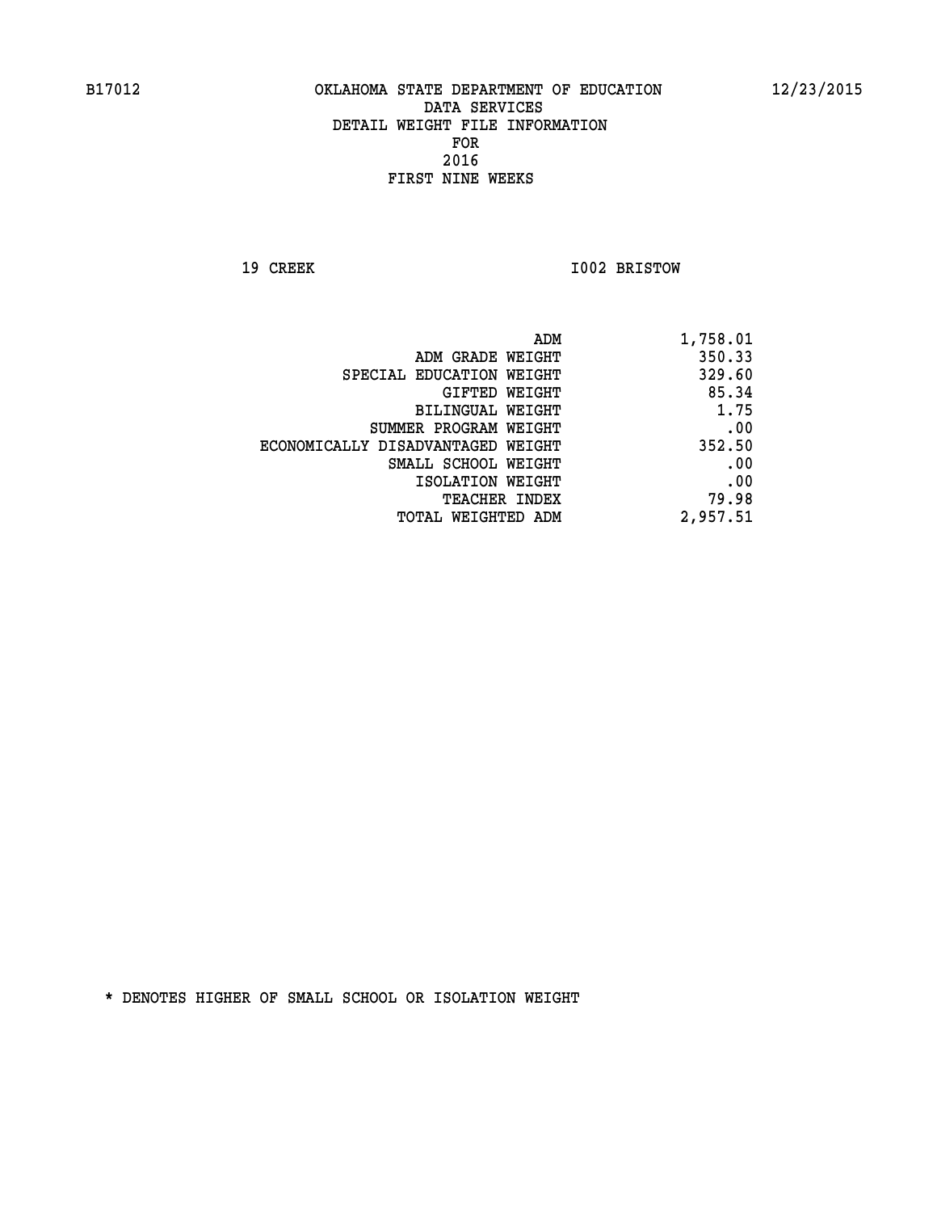B17012 OKLAHOMA STATE DEPARTMENT OF EDUCATION 12/23/2015

DATA SERVICES
DETAIL WEIGHT FILE INFORMATION
FOR
2016
FIRST NINE WEEKS

19 CREEK I002 BRISTOW

| | |
|---|---|
| ADM | 1,758.01 |
| ADM GRADE WEIGHT | 350.33 |
| SPECIAL EDUCATION WEIGHT | 329.60 |
| GIFTED WEIGHT | 85.34 |
| BILINGUAL WEIGHT | 1.75 |
| SUMMER PROGRAM WEIGHT | .00 |
| ECONOMICALLY DISADVANTAGED WEIGHT | 352.50 |
| SMALL SCHOOL WEIGHT | .00 |
| ISOLATION WEIGHT | .00 |
| TEACHER INDEX | 79.98 |
| TOTAL WEIGHTED ADM | 2,957.51 |

* DENOTES HIGHER OF SMALL SCHOOL OR ISOLATION WEIGHT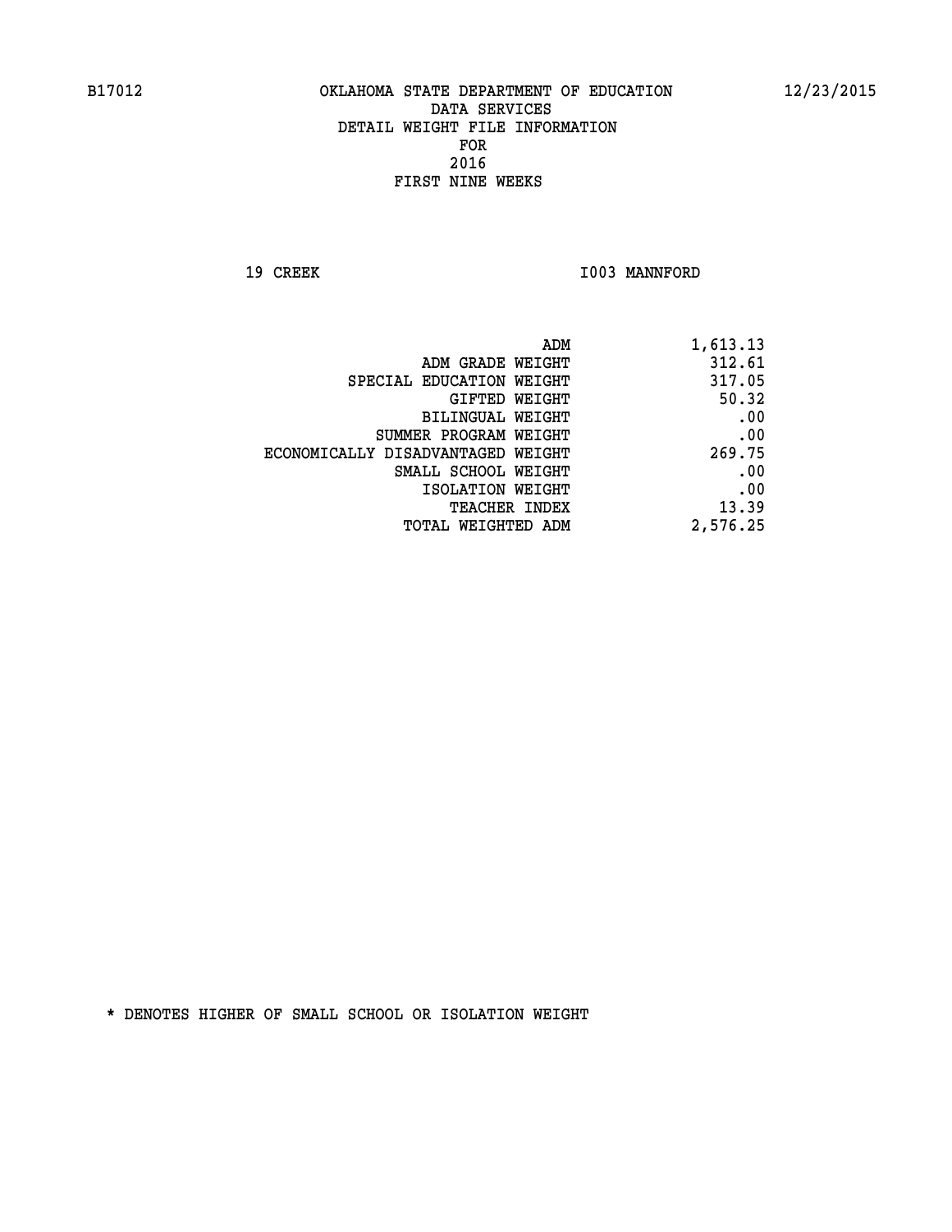B17012 OKLAHOMA STATE DEPARTMENT OF EDUCATION 12/23/2015

DATA SERVICES
DETAIL WEIGHT FILE INFORMATION
FOR
2016
FIRST NINE WEEKS

19 CREEK I003 MANNFORD

| | |
|---|---|
| ADM | 1,613.13 |
| ADM GRADE WEIGHT | 312.61 |
| SPECIAL EDUCATION WEIGHT | 317.05 |
| GIFTED WEIGHT | 50.32 |
| BILINGUAL WEIGHT | .00 |
| SUMMER PROGRAM WEIGHT | .00 |
| ECONOMICALLY DISADVANTAGED WEIGHT | 269.75 |
| SMALL SCHOOL WEIGHT | .00 |
| ISOLATION WEIGHT | .00 |
| TEACHER INDEX | 13.39 |
| TOTAL WEIGHTED ADM | 2,576.25 |

* DENOTES HIGHER OF SMALL SCHOOL OR ISOLATION WEIGHT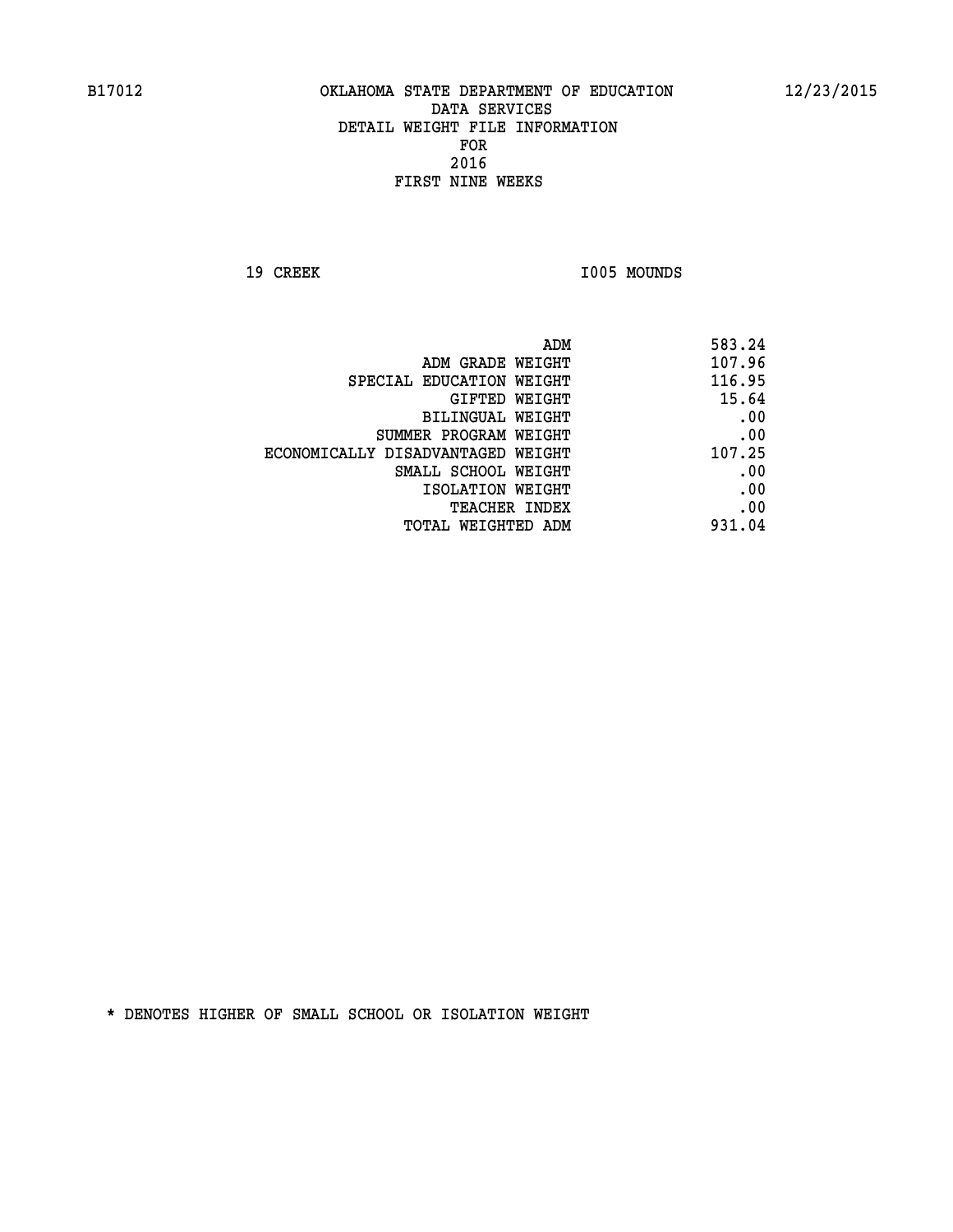B17012 OKLAHOMA STATE DEPARTMENT OF EDUCATION 12/23/2015

DATA SERVICES
DETAIL WEIGHT FILE INFORMATION
FOR
2016
FIRST NINE WEEKS

19 CREEK I005 MOUNDS

| | |
|---|---|
| ADM | 583.24 |
| ADM GRADE WEIGHT | 107.96 |
| SPECIAL EDUCATION WEIGHT | 116.95 |
| GIFTED WEIGHT | 15.64 |
| BILINGUAL WEIGHT | .00 |
| SUMMER PROGRAM WEIGHT | .00 |
| ECONOMICALLY DISADVANTAGED WEIGHT | 107.25 |
| SMALL SCHOOL WEIGHT | .00 |
| ISOLATION WEIGHT | .00 |
| TEACHER INDEX | .00 |
| TOTAL WEIGHTED ADM | 931.04 |

* DENOTES HIGHER OF SMALL SCHOOL OR ISOLATION WEIGHT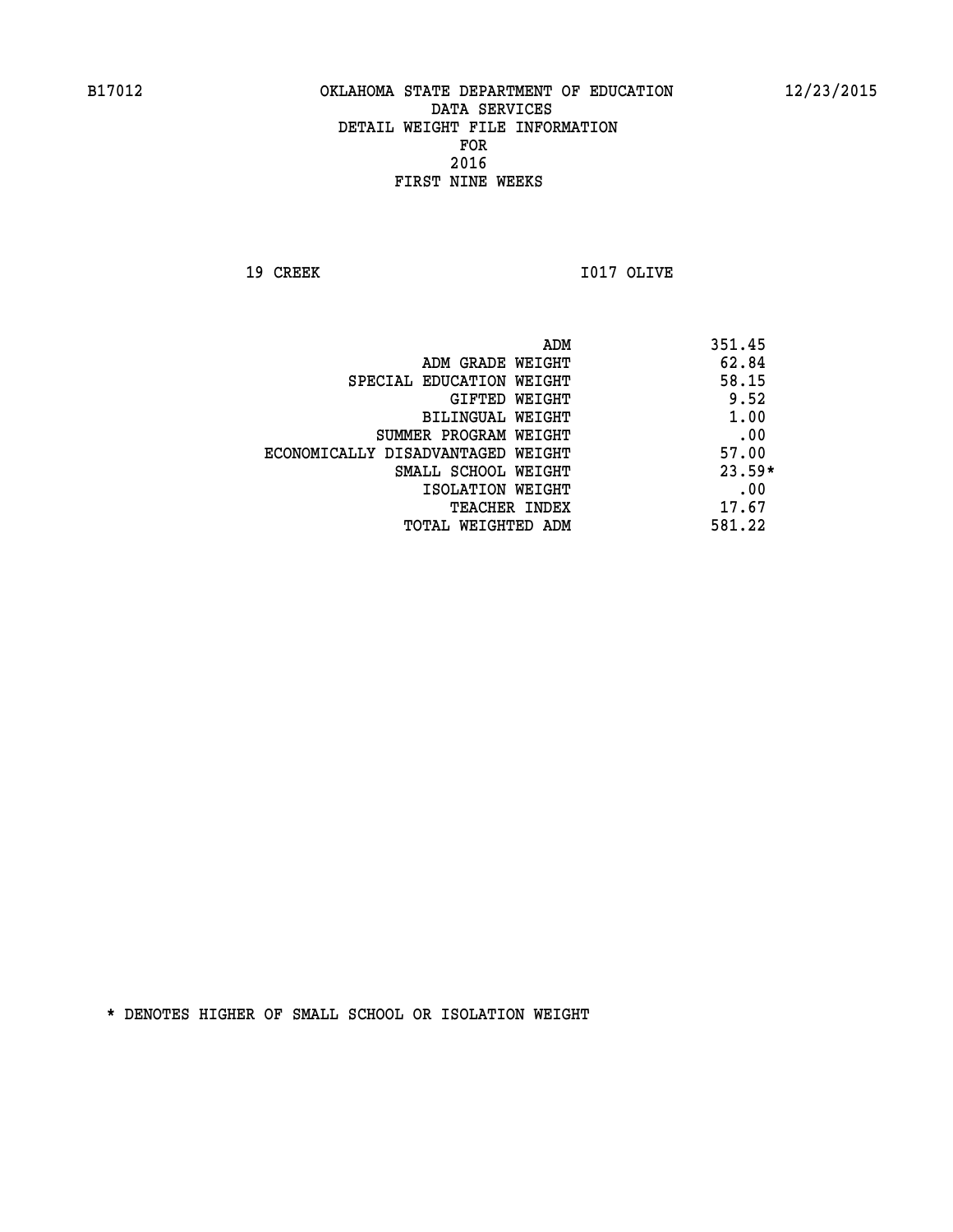B17012 OKLAHOMA STATE DEPARTMENT OF EDUCATION 12/23/2015

DATA SERVICES
DETAIL WEIGHT FILE INFORMATION
FOR
2016
FIRST NINE WEEKS

19 CREEK I017 OLIVE

| | |
|---|---|
| ADM | 351.45 |
| ADM GRADE WEIGHT | 62.84 |
| SPECIAL EDUCATION WEIGHT | 58.15 |
| GIFTED WEIGHT | 9.52 |
| BILINGUAL WEIGHT | 1.00 |
| SUMMER PROGRAM WEIGHT | .00 |
| ECONOMICALLY DISADVANTAGED WEIGHT | 57.00 |
| SMALL SCHOOL WEIGHT | 23.59* |
| ISOLATION WEIGHT | .00 |
| TEACHER INDEX | 17.67 |
| TOTAL WEIGHTED ADM | 581.22 |

* DENOTES HIGHER OF SMALL SCHOOL OR ISOLATION WEIGHT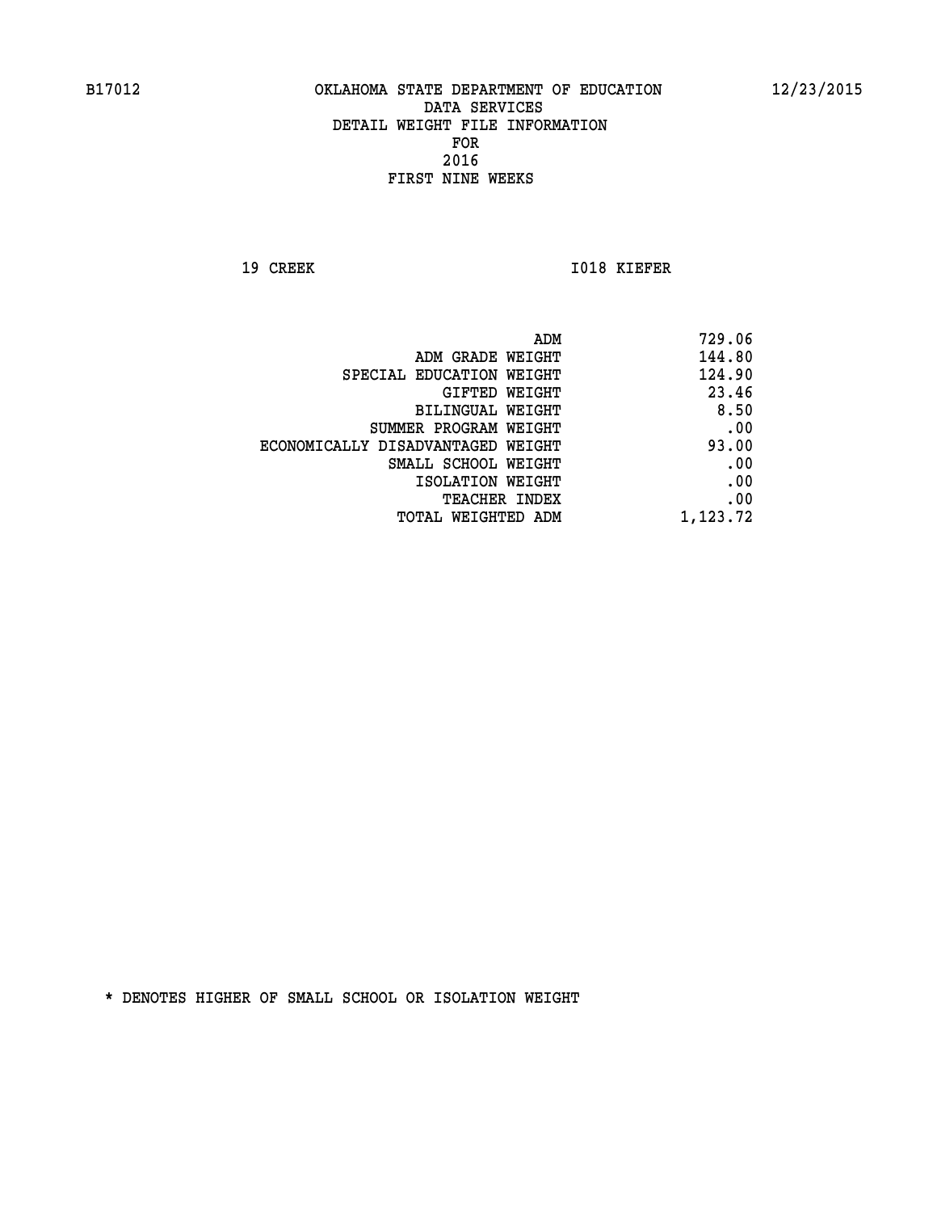# OKLAHOMA STATE DEPARTMENT OF EDUCATION
## DATA SERVICES
## DETAIL WEIGHT FILE INFORMATION
## FOR
## 2016
## FIRST NINE WEEKS

19 CREEK I018 KIEFER

| | |
|---|---|
| ADM | 729.06 |
| ADM GRADE WEIGHT | 144.80 |
| SPECIAL EDUCATION WEIGHT | 124.90 |
| GIFTED WEIGHT | 23.46 |
| BILINGUAL WEIGHT | 8.50 |
| SUMMER PROGRAM WEIGHT | .00 |
| ECONOMICALLY DISADVANTAGED WEIGHT | 93.00 |
| SMALL SCHOOL WEIGHT | .00 |
| ISOLATION WEIGHT | .00 |
| TEACHER INDEX | .00 |
| TOTAL WEIGHTED ADM | 1,123.72 |

* DENOTES HIGHER OF SMALL SCHOOL OR ISOLATION WEIGHT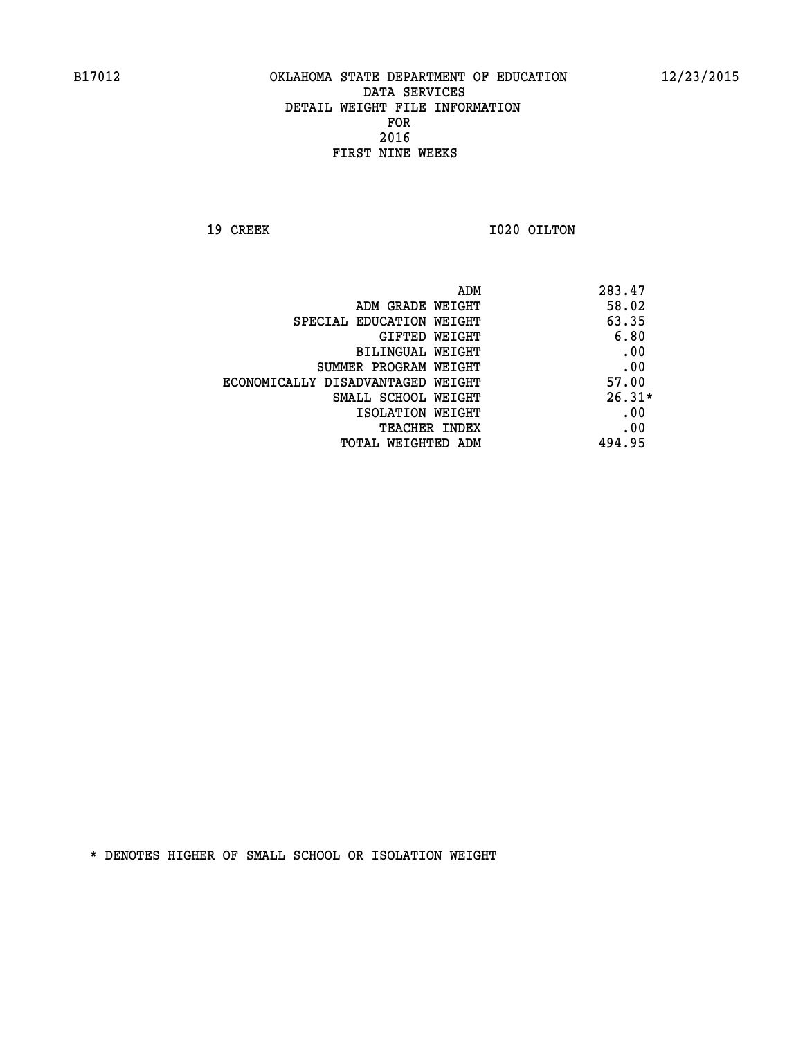B17012 OKLAHOMA STATE DEPARTMENT OF EDUCATION 12/23/2015

DATA SERVICES
DETAIL WEIGHT FILE INFORMATION
FOR
2016
FIRST NINE WEEKS

19 CREEK I020 OILTON

| | |
|---|---|
| ADM | 283.47 |
| ADM GRADE WEIGHT | 58.02 |
| SPECIAL EDUCATION WEIGHT | 63.35 |
| GIFTED WEIGHT | 6.80 |
| BILINGUAL WEIGHT | .00 |
| SUMMER PROGRAM WEIGHT | .00 |
| ECONOMICALLY DISADVANTAGED WEIGHT | 57.00 |
| SMALL SCHOOL WEIGHT | 26.31* |
| ISOLATION WEIGHT | .00 |
| TEACHER INDEX | .00 |
| TOTAL WEIGHTED ADM | 494.95 |

* DENOTES HIGHER OF SMALL SCHOOL OR ISOLATION WEIGHT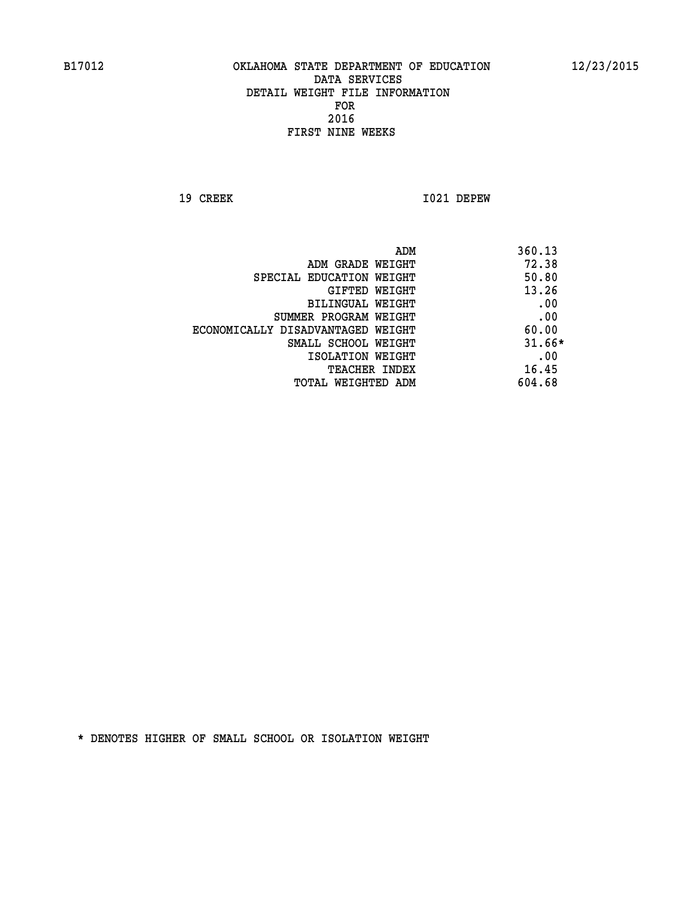B17012 OKLAHOMA STATE DEPARTMENT OF EDUCATION 12/23/2015

DATA SERVICES
DETAIL WEIGHT FILE INFORMATION
FOR
2016
FIRST NINE WEEKS

19 CREEK I021 DEPEW

| | |
|---|---|
| ADM | 360.13 |
| ADM GRADE WEIGHT | 72.38 |
| SPECIAL EDUCATION WEIGHT | 50.80 |
| GIFTED WEIGHT | 13.26 |
| BILINGUAL WEIGHT | .00 |
| SUMMER PROGRAM WEIGHT | .00 |
| ECONOMICALLY DISADVANTAGED WEIGHT | 60.00 |
| SMALL SCHOOL WEIGHT | 31.66* |
| ISOLATION WEIGHT | .00 |
| TEACHER INDEX | 16.45 |
| TOTAL WEIGHTED ADM | 604.68 |

* DENOTES HIGHER OF SMALL SCHOOL OR ISOLATION WEIGHT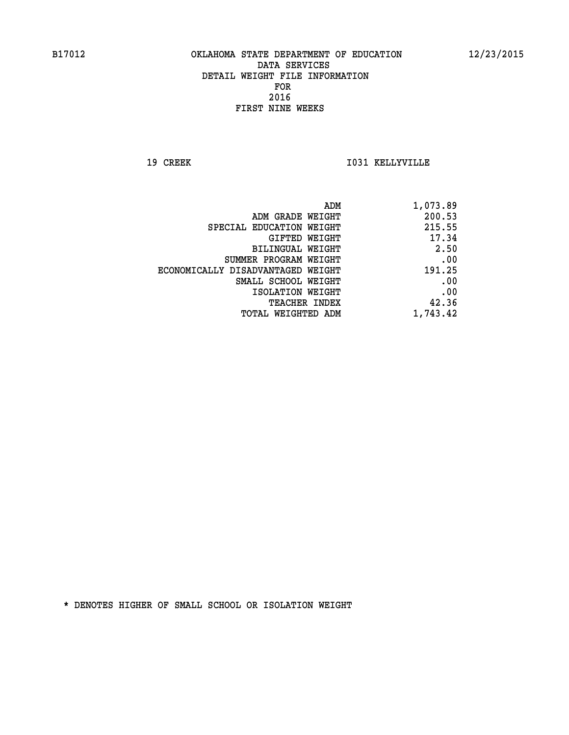B17012 OKLAHOMA STATE DEPARTMENT OF EDUCATION 12/23/2015

DATA SERVICES
DETAIL WEIGHT FILE INFORMATION
FOR
2016
FIRST NINE WEEKS

19 CREEK I031 KELLYVILLE

| | |
|---|---|
| ADM | 1,073.89 |
| ADM GRADE WEIGHT | 200.53 |
| SPECIAL EDUCATION WEIGHT | 215.55 |
| GIFTED WEIGHT | 17.34 |
| BILINGUAL WEIGHT | 2.50 |
| SUMMER PROGRAM WEIGHT | .00 |
| ECONOMICALLY DISADVANTAGED WEIGHT | 191.25 |
| SMALL SCHOOL WEIGHT | .00 |
| ISOLATION WEIGHT | .00 |
| TEACHER INDEX | 42.36 |
| TOTAL WEIGHTED ADM | 1,743.42 |

* DENOTES HIGHER OF SMALL SCHOOL OR ISOLATION WEIGHT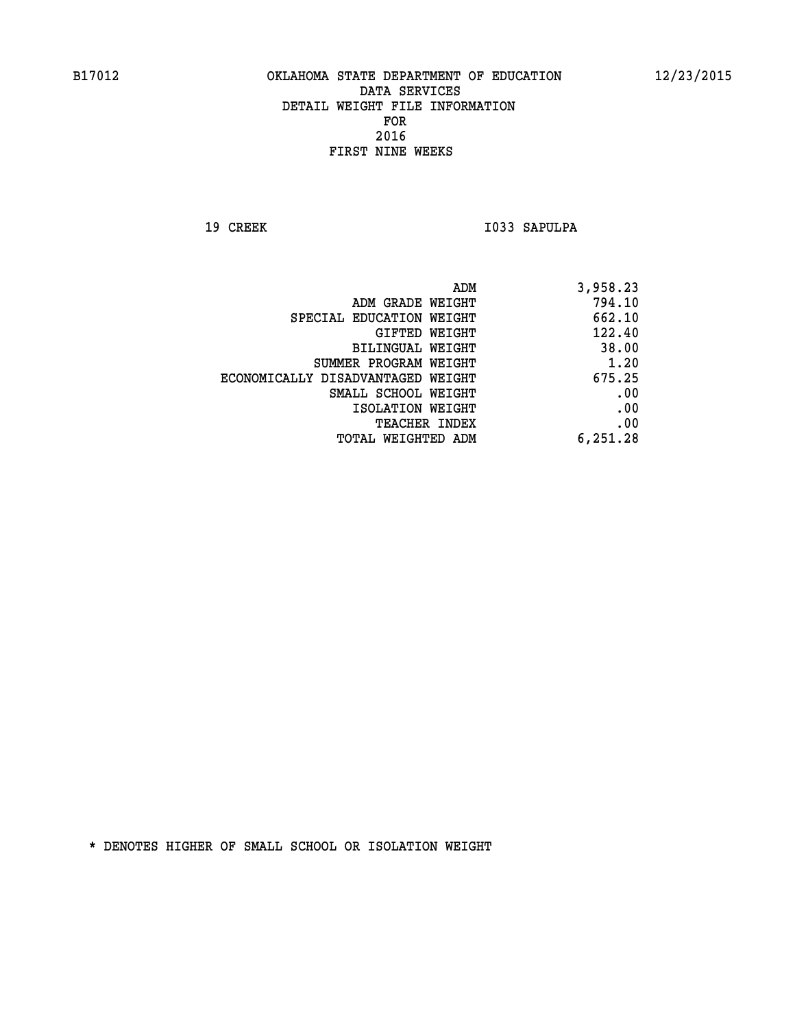B17012 OKLAHOMA STATE DEPARTMENT OF EDUCATION 12/23/2015

DATA SERVICES
DETAIL WEIGHT FILE INFORMATION
FOR
2016
FIRST NINE WEEKS

19 CREEK I033 SAPULPA

| | |
|---|---|
| ADM | 3,958.23 |
| ADM GRADE WEIGHT | 794.10 |
| SPECIAL EDUCATION WEIGHT | 662.10 |
| GIFTED WEIGHT | 122.40 |
| BILINGUAL WEIGHT | 38.00 |
| SUMMER PROGRAM WEIGHT | 1.20 |
| ECONOMICALLY DISADVANTAGED WEIGHT | 675.25 |
| SMALL SCHOOL WEIGHT | .00 |
| ISOLATION WEIGHT | .00 |
| TEACHER INDEX | .00 |
| TOTAL WEIGHTED ADM | 6,251.28 |

* DENOTES HIGHER OF SMALL SCHOOL OR ISOLATION WEIGHT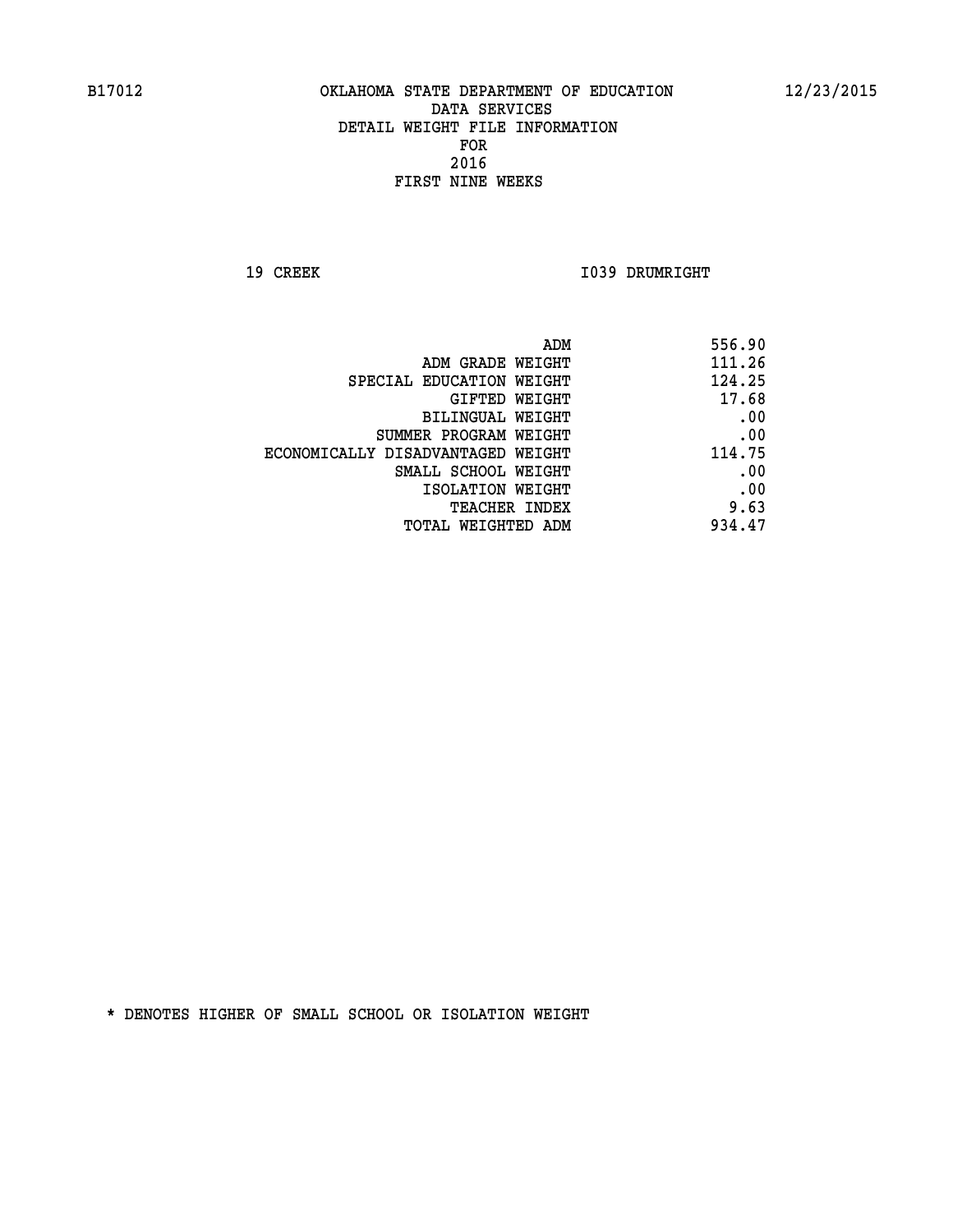B17012 OKLAHOMA STATE DEPARTMENT OF EDUCATION 12/23/2015

DATA SERVICES
DETAIL WEIGHT FILE INFORMATION
FOR
2016
FIRST NINE WEEKS

19 CREEK I039 DRUMRIGHT

| | |
|---|---|
| ADM | 556.90 |
| ADM GRADE WEIGHT | 111.26 |
| SPECIAL EDUCATION WEIGHT | 124.25 |
| GIFTED WEIGHT | 17.68 |
| BILINGUAL WEIGHT | .00 |
| SUMMER PROGRAM WEIGHT | .00 |
| ECONOMICALLY DISADVANTAGED WEIGHT | 114.75 |
| SMALL SCHOOL WEIGHT | .00 |
| ISOLATION WEIGHT | .00 |
| TEACHER INDEX | 9.63 |
| TOTAL WEIGHTED ADM | 934.47 |

* DENOTES HIGHER OF SMALL SCHOOL OR ISOLATION WEIGHT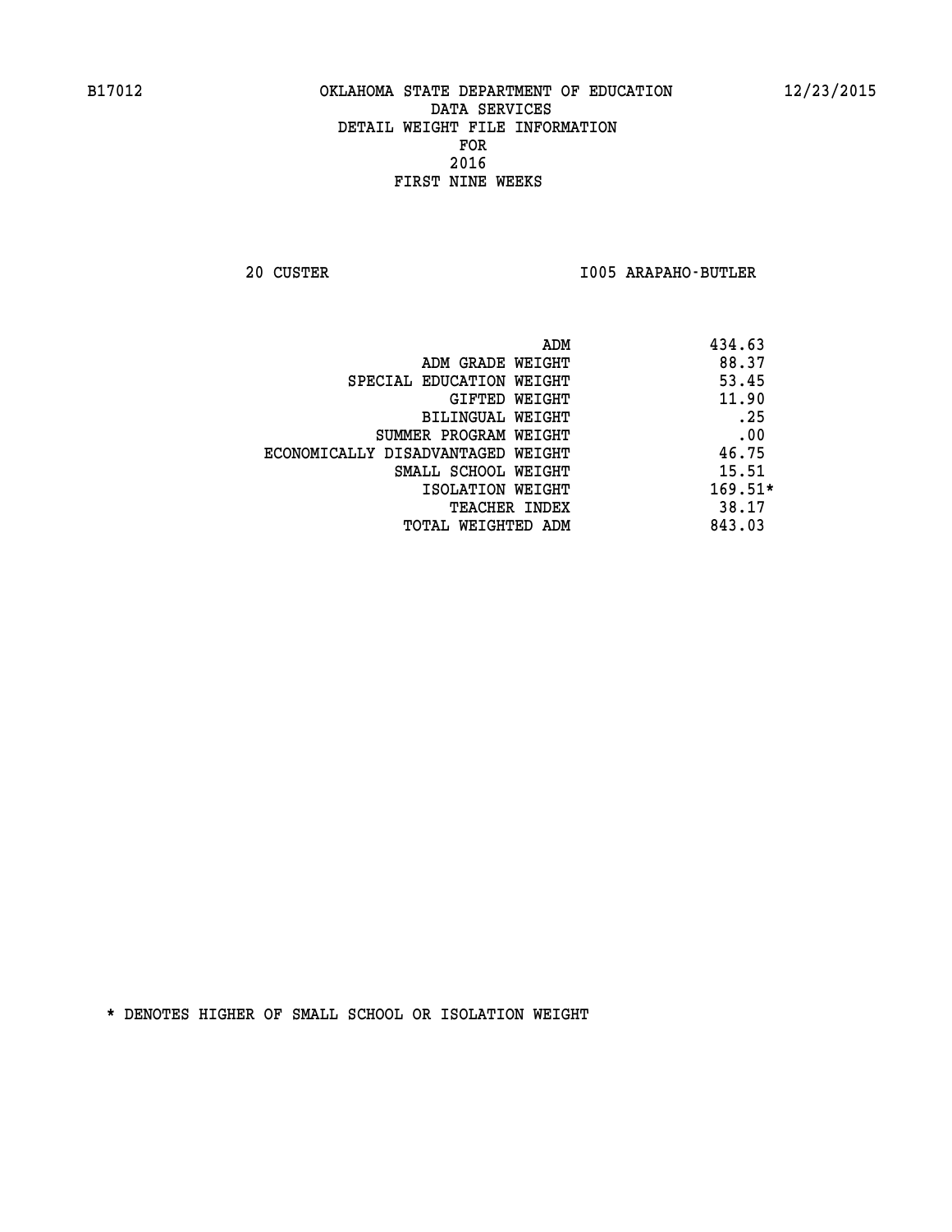B17012 OKLAHOMA STATE DEPARTMENT OF EDUCATION 12/23/2015

DATA SERVICES
DETAIL WEIGHT FILE INFORMATION
FOR
2016
FIRST NINE WEEKS

20 CUSTER I005 ARAPAHO-BUTLER

| | |
|---|---|
| ADM | 434.63 |
| ADM GRADE WEIGHT | 88.37 |
| SPECIAL EDUCATION WEIGHT | 53.45 |
| GIFTED WEIGHT | 11.90 |
| BILINGUAL WEIGHT | .25 |
| SUMMER PROGRAM WEIGHT | .00 |
| ECONOMICALLY DISADVANTAGED WEIGHT | 46.75 |
| SMALL SCHOOL WEIGHT | 15.51 |
| ISOLATION WEIGHT | 169.51* |
| TEACHER INDEX | 38.17 |
| TOTAL WEIGHTED ADM | 843.03 |

* DENOTES HIGHER OF SMALL SCHOOL OR ISOLATION WEIGHT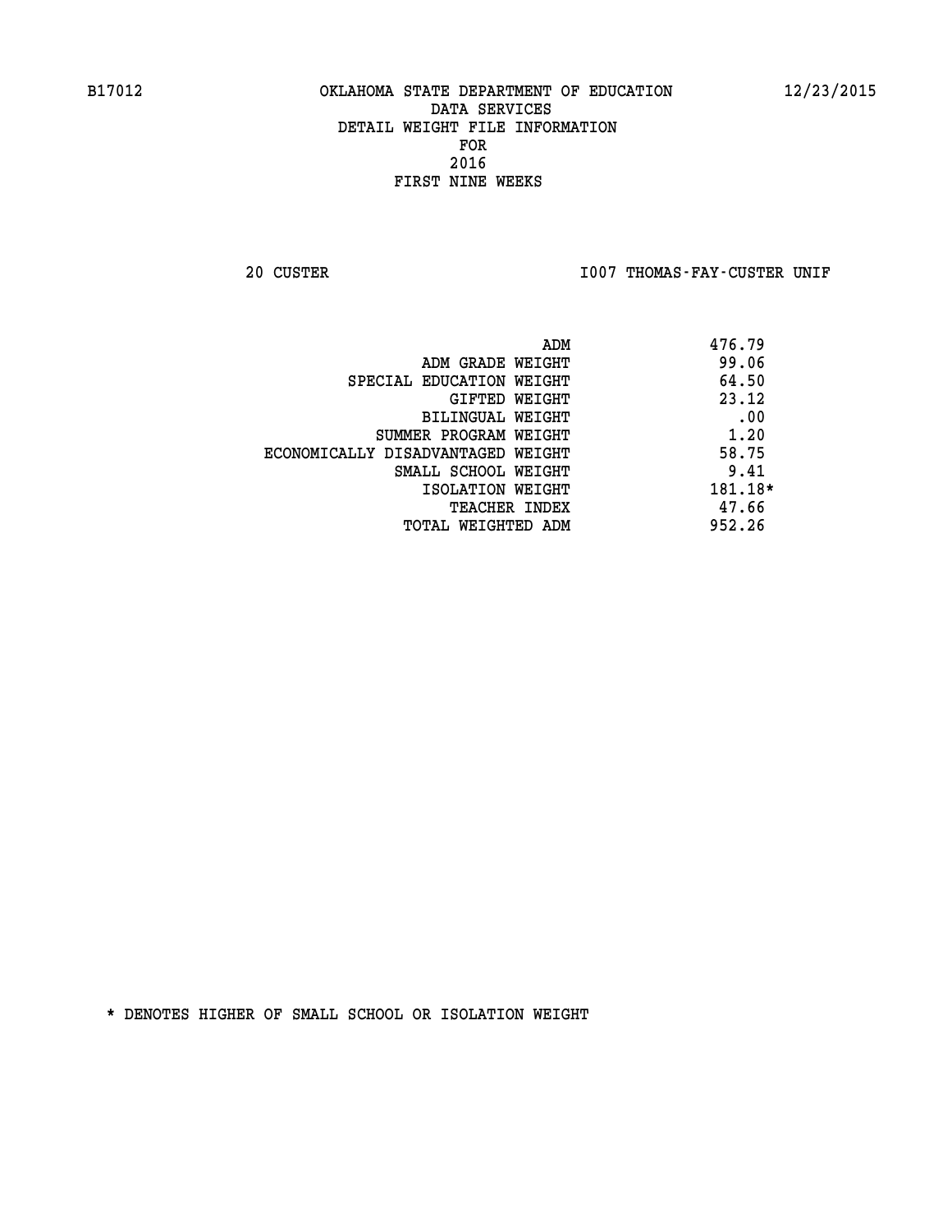B17012 OKLAHOMA STATE DEPARTMENT OF EDUCATION 12/23/2015

DATA SERVICES
DETAIL WEIGHT FILE INFORMATION
FOR
2016
FIRST NINE WEEKS

20 CUSTER I007 THOMAS-FAY-CUSTER UNIF

| | |
|---|---|
| ADM | 476.79 |
| ADM GRADE WEIGHT | 99.06 |
| SPECIAL EDUCATION WEIGHT | 64.50 |
| GIFTED WEIGHT | 23.12 |
| BILINGUAL WEIGHT | .00 |
| SUMMER PROGRAM WEIGHT | 1.20 |
| ECONOMICALLY DISADVANTAGED WEIGHT | 58.75 |
| SMALL SCHOOL WEIGHT | 9.41 |
| ISOLATION WEIGHT | 181.18* |
| TEACHER INDEX | 47.66 |
| TOTAL WEIGHTED ADM | 952.26 |

* DENOTES HIGHER OF SMALL SCHOOL OR ISOLATION WEIGHT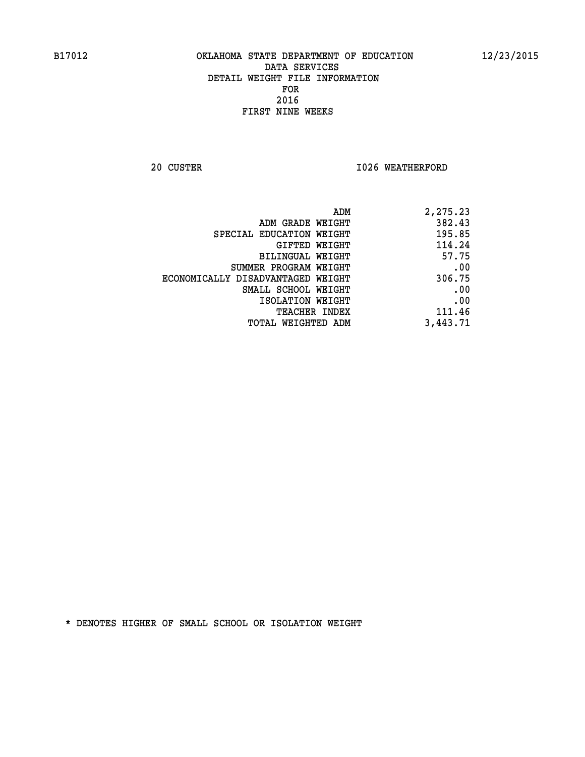B17012 OKLAHOMA STATE DEPARTMENT OF EDUCATION 12/23/2015

DATA SERVICES
DETAIL WEIGHT FILE INFORMATION
FOR
2016
FIRST NINE WEEKS

20 CUSTER I026 WEATHERFORD

| | |
|---|---|
| ADM | 2,275.23 |
| ADM GRADE WEIGHT | 382.43 |
| SPECIAL EDUCATION WEIGHT | 195.85 |
| GIFTED WEIGHT | 114.24 |
| BILINGUAL WEIGHT | 57.75 |
| SUMMER PROGRAM WEIGHT | .00 |
| ECONOMICALLY DISADVANTAGED WEIGHT | 306.75 |
| SMALL SCHOOL WEIGHT | .00 |
| ISOLATION WEIGHT | .00 |
| TEACHER INDEX | 111.46 |
| TOTAL WEIGHTED ADM | 3,443.71 |

* DENOTES HIGHER OF SMALL SCHOOL OR ISOLATION WEIGHT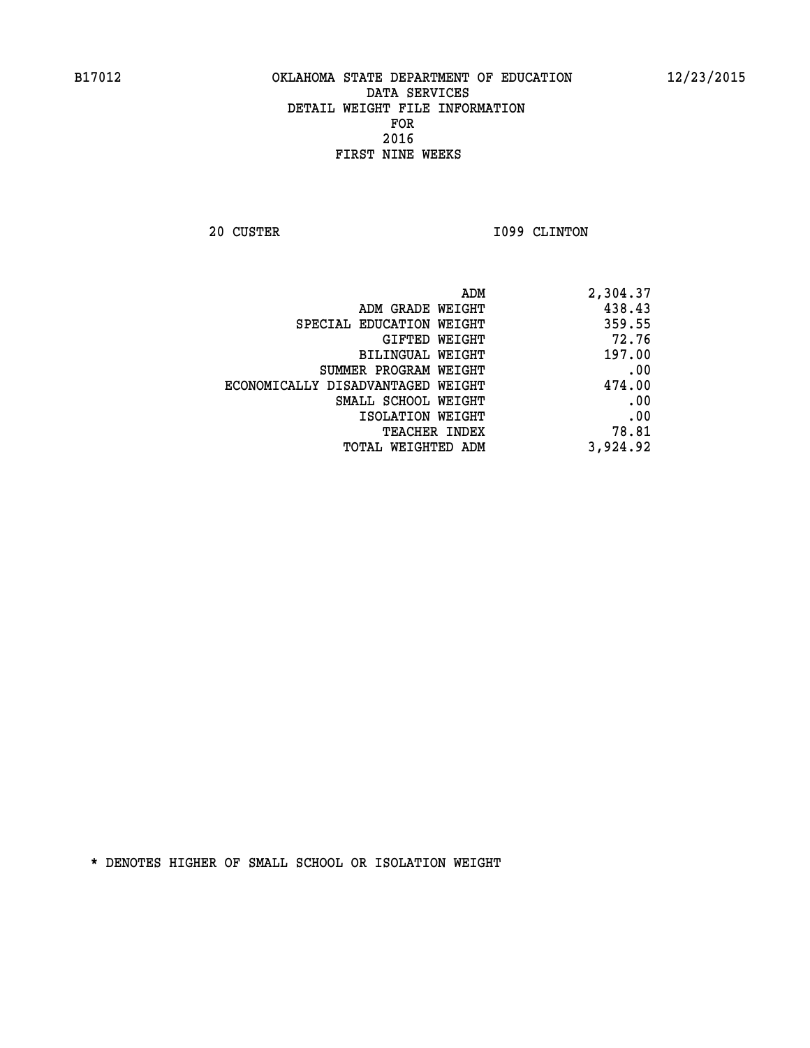OKLAHOMA STATE DEPARTMENT OF EDUCATION
DATA SERVICES
DETAIL WEIGHT FILE INFORMATION
FOR
2016
FIRST NINE WEEKS

20 CUSTER I099 CLINTON

| | |
|---|---|
| ADM | 2,304.37 |
| ADM GRADE WEIGHT | 438.43 |
| SPECIAL EDUCATION WEIGHT | 359.55 |
| GIFTED WEIGHT | 72.76 |
| BILINGUAL WEIGHT | 197.00 |
| SUMMER PROGRAM WEIGHT | .00 |
| ECONOMICALLY DISADVANTAGED WEIGHT | 474.00 |
| SMALL SCHOOL WEIGHT | .00 |
| ISOLATION WEIGHT | .00 |
| TEACHER INDEX | 78.81 |
| TOTAL WEIGHTED ADM | 3,924.92 |

* DENOTES HIGHER OF SMALL SCHOOL OR ISOLATION WEIGHT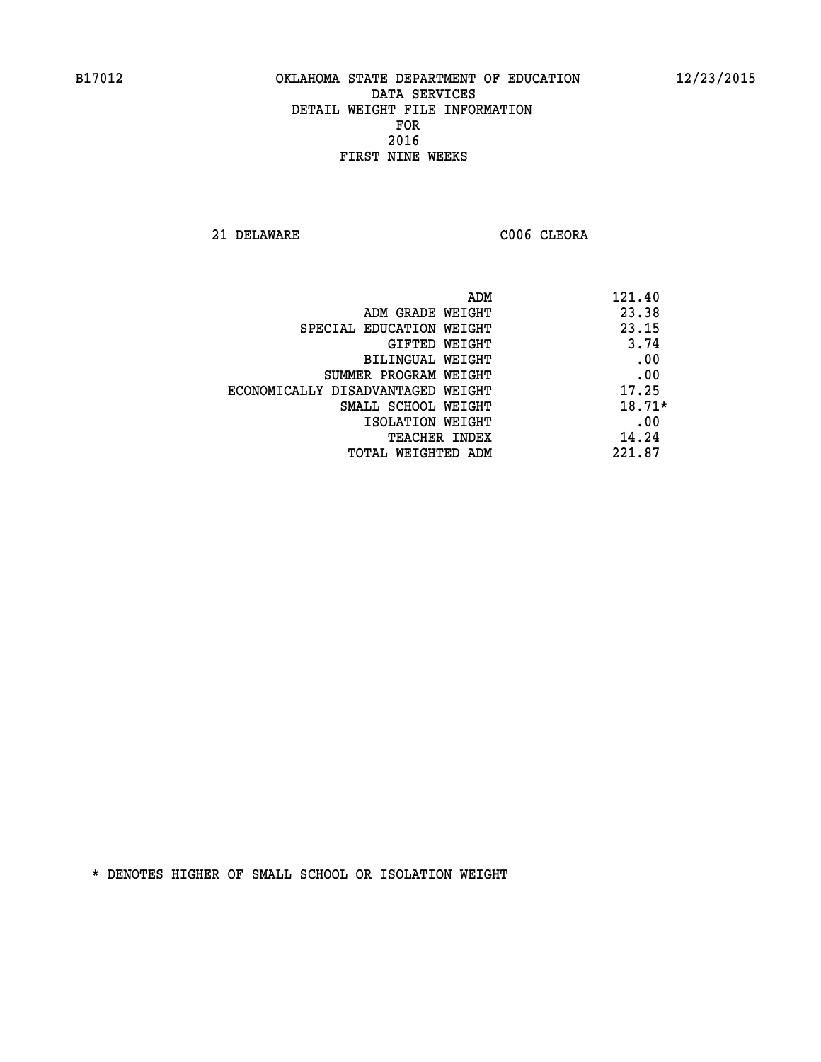B17012 OKLAHOMA STATE DEPARTMENT OF EDUCATION 12/23/2015

DATA SERVICES

DETAIL WEIGHT FILE INFORMATION

FOR

2016

FIRST NINE WEEKS

21 DELAWARE C006 CLEORA

| | |
|---|---|
| ADM | 121.40 |
| ADM GRADE WEIGHT | 23.38 |
| SPECIAL EDUCATION WEIGHT | 23.15 |
| GIFTED WEIGHT | 3.74 |
| BILINGUAL WEIGHT | .00 |
| SUMMER PROGRAM WEIGHT | .00 |
| ECONOMICALLY DISADVANTAGED WEIGHT | 17.25 |
| SMALL SCHOOL WEIGHT | 18.71* |
| ISOLATION WEIGHT | .00 |
| TEACHER INDEX | 14.24 |
| TOTAL WEIGHTED ADM | 221.87 |

* DENOTES HIGHER OF SMALL SCHOOL OR ISOLATION WEIGHT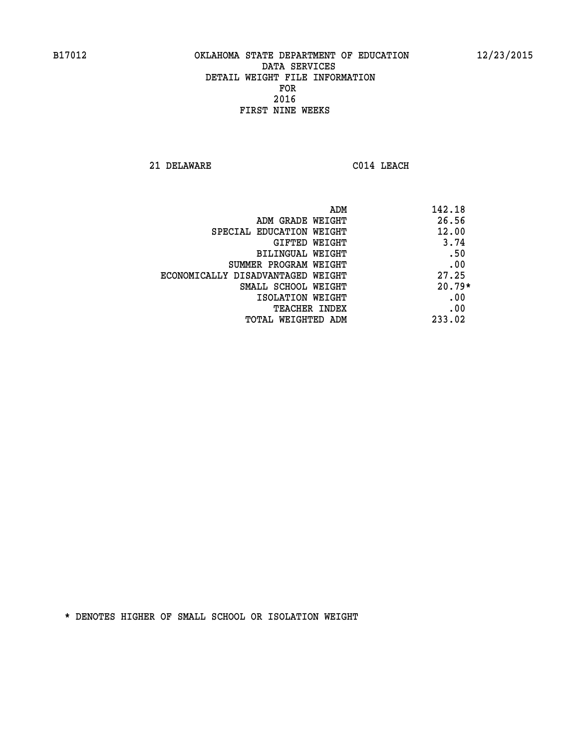B17012 OKLAHOMA STATE DEPARTMENT OF EDUCATION 12/23/2015

DATA SERVICES
DETAIL WEIGHT FILE INFORMATION
FOR
2016
FIRST NINE WEEKS

21 DELAWARE C014 LEACH

| | |
|---|---|
| ADM | 142.18 |
| ADM GRADE WEIGHT | 26.56 |
| SPECIAL EDUCATION WEIGHT | 12.00 |
| GIFTED WEIGHT | 3.74 |
| BILINGUAL WEIGHT | .50 |
| SUMMER PROGRAM WEIGHT | .00 |
| ECONOMICALLY DISADVANTAGED WEIGHT | 27.25 |
| SMALL SCHOOL WEIGHT | 20.79* |
| ISOLATION WEIGHT | .00 |
| TEACHER INDEX | .00 |
| TOTAL WEIGHTED ADM | 233.02 |

* DENOTES HIGHER OF SMALL SCHOOL OR ISOLATION WEIGHT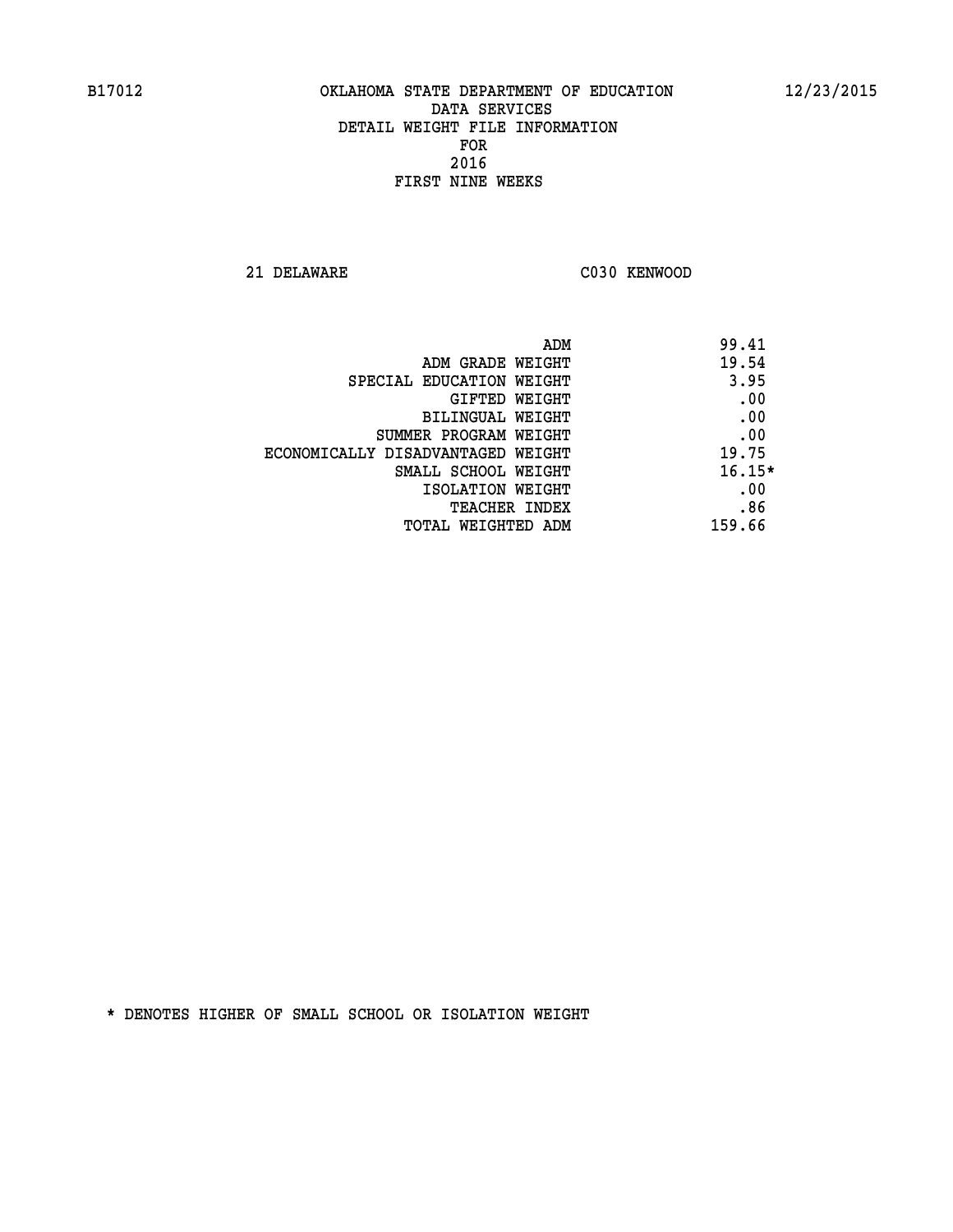OKLAHOMA STATE DEPARTMENT OF EDUCATION
DATA SERVICES
DETAIL WEIGHT FILE INFORMATION
FOR
2016
FIRST NINE WEEKS

21 DELAWARE C030 KENWOOD

| | |
|---|---|
| ADM | 99.41 |
| ADM GRADE WEIGHT | 19.54 |
| SPECIAL EDUCATION WEIGHT | 3.95 |
| GIFTED WEIGHT | .00 |
| BILINGUAL WEIGHT | .00 |
| SUMMER PROGRAM WEIGHT | .00 |
| ECONOMICALLY DISADVANTAGED WEIGHT | 19.75 |
| SMALL SCHOOL WEIGHT | 16.15* |
| ISOLATION WEIGHT | .00 |
| TEACHER INDEX | .86 |
| TOTAL WEIGHTED ADM | 159.66 |

* DENOTES HIGHER OF SMALL SCHOOL OR ISOLATION WEIGHT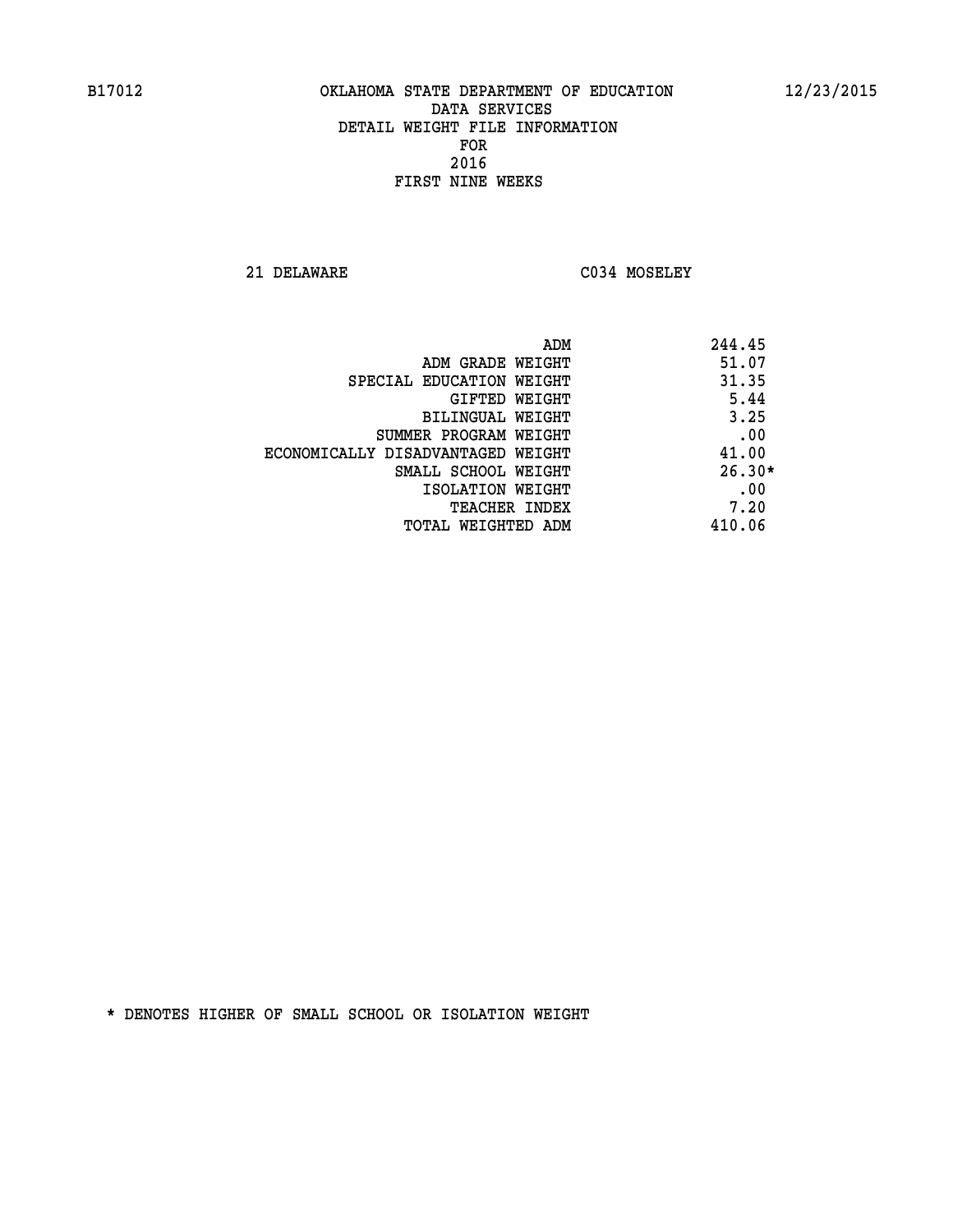B17012 OKLAHOMA STATE DEPARTMENT OF EDUCATION 12/23/2015

DATA SERVICES
DETAIL WEIGHT FILE INFORMATION
FOR
2016
FIRST NINE WEEKS

21 DELAWARE C034 MOSELEY

| | |
|---|---|
| ADM | 244.45 |
| ADM GRADE WEIGHT | 51.07 |
| SPECIAL EDUCATION WEIGHT | 31.35 |
| GIFTED WEIGHT | 5.44 |
| BILINGUAL WEIGHT | 3.25 |
| SUMMER PROGRAM WEIGHT | .00 |
| ECONOMICALLY DISADVANTAGED WEIGHT | 41.00 |
| SMALL SCHOOL WEIGHT | 26.30* |
| ISOLATION WEIGHT | .00 |
| TEACHER INDEX | 7.20 |
| TOTAL WEIGHTED ADM | 410.06 |

* DENOTES HIGHER OF SMALL SCHOOL OR ISOLATION WEIGHT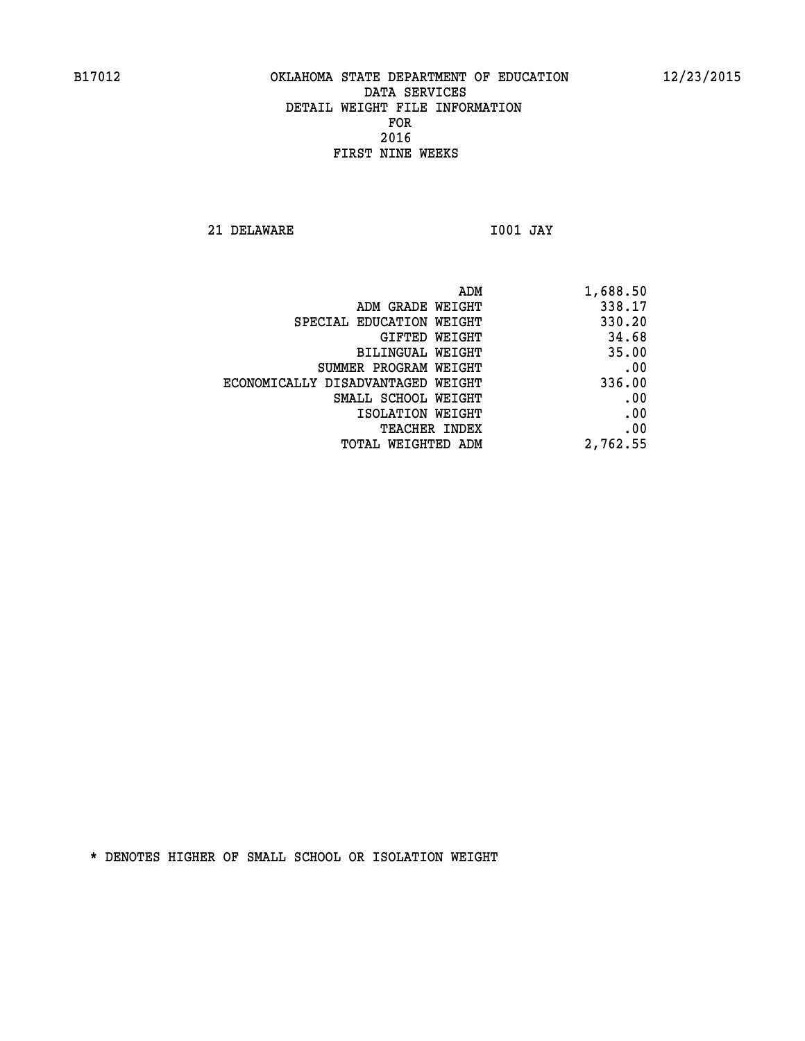B17012 OKLAHOMA STATE DEPARTMENT OF EDUCATION 12/23/2015

DATA SERVICES

DETAIL WEIGHT FILE INFORMATION

FOR

2016

FIRST NINE WEEKS

21 DELAWARE I001 JAY

| | |
|---|---|
| ADM | 1,688.50 |
| ADM GRADE WEIGHT | 338.17 |
| SPECIAL EDUCATION WEIGHT | 330.20 |
| GIFTED WEIGHT | 34.68 |
| BILINGUAL WEIGHT | 35.00 |
| SUMMER PROGRAM WEIGHT | .00 |
| ECONOMICALLY DISADVANTAGED WEIGHT | 336.00 |
| SMALL SCHOOL WEIGHT | .00 |
| ISOLATION WEIGHT | .00 |
| TEACHER INDEX | .00 |
| TOTAL WEIGHTED ADM | 2,762.55 |

* DENOTES HIGHER OF SMALL SCHOOL OR ISOLATION WEIGHT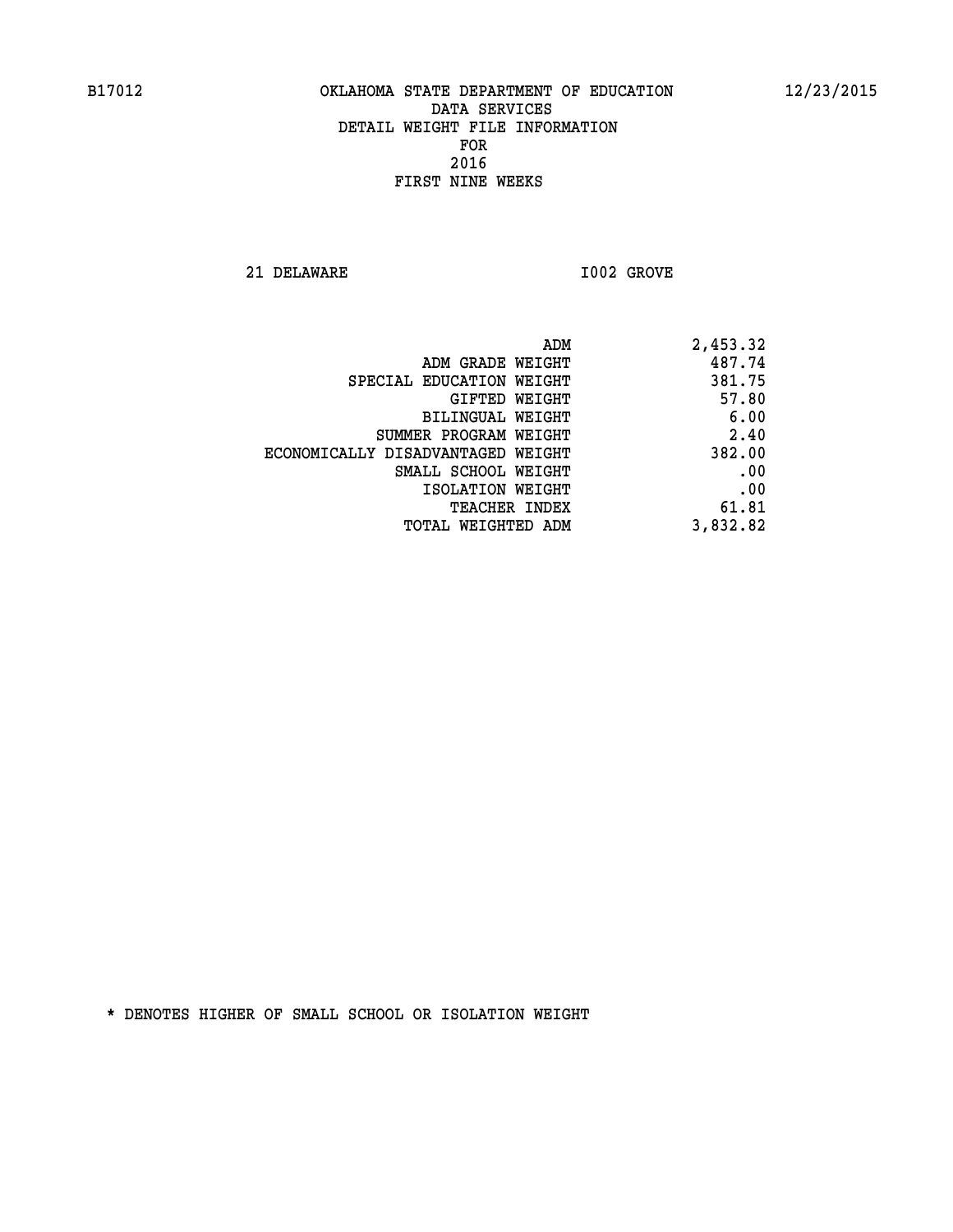OKLAHOMA STATE DEPARTMENT OF EDUCATION
DATA SERVICES
DETAIL WEIGHT FILE INFORMATION
FOR
2016
FIRST NINE WEEKS

21 DELAWARE I002 GROVE

| | |
|---|---|
| ADM | 2,453.32 |
| ADM GRADE WEIGHT | 487.74 |
| SPECIAL EDUCATION WEIGHT | 381.75 |
| GIFTED WEIGHT | 57.80 |
| BILINGUAL WEIGHT | 6.00 |
| SUMMER PROGRAM WEIGHT | 2.40 |
| ECONOMICALLY DISADVANTAGED WEIGHT | 382.00 |
| SMALL SCHOOL WEIGHT | .00 |
| ISOLATION WEIGHT | .00 |
| TEACHER INDEX | 61.81 |
| TOTAL WEIGHTED ADM | 3,832.82 |

* DENOTES HIGHER OF SMALL SCHOOL OR ISOLATION WEIGHT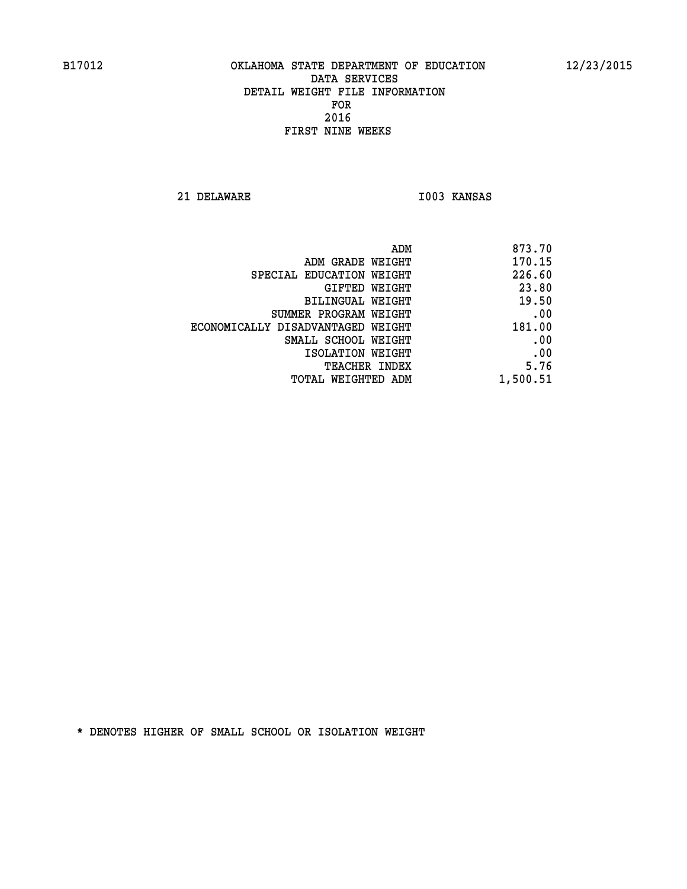B17012 OKLAHOMA STATE DEPARTMENT OF EDUCATION 12/23/2015

DATA SERVICES
DETAIL WEIGHT FILE INFORMATION
FOR
2016
FIRST NINE WEEKS

21 DELAWARE I003 KANSAS

| | |
|---|---|
| ADM | 873.70 |
| ADM GRADE WEIGHT | 170.15 |
| SPECIAL EDUCATION WEIGHT | 226.60 |
| GIFTED WEIGHT | 23.80 |
| BILINGUAL WEIGHT | 19.50 |
| SUMMER PROGRAM WEIGHT | .00 |
| ECONOMICALLY DISADVANTAGED WEIGHT | 181.00 |
| SMALL SCHOOL WEIGHT | .00 |
| ISOLATION WEIGHT | .00 |
| TEACHER INDEX | 5.76 |
| TOTAL WEIGHTED ADM | 1,500.51 |

* DENOTES HIGHER OF SMALL SCHOOL OR ISOLATION WEIGHT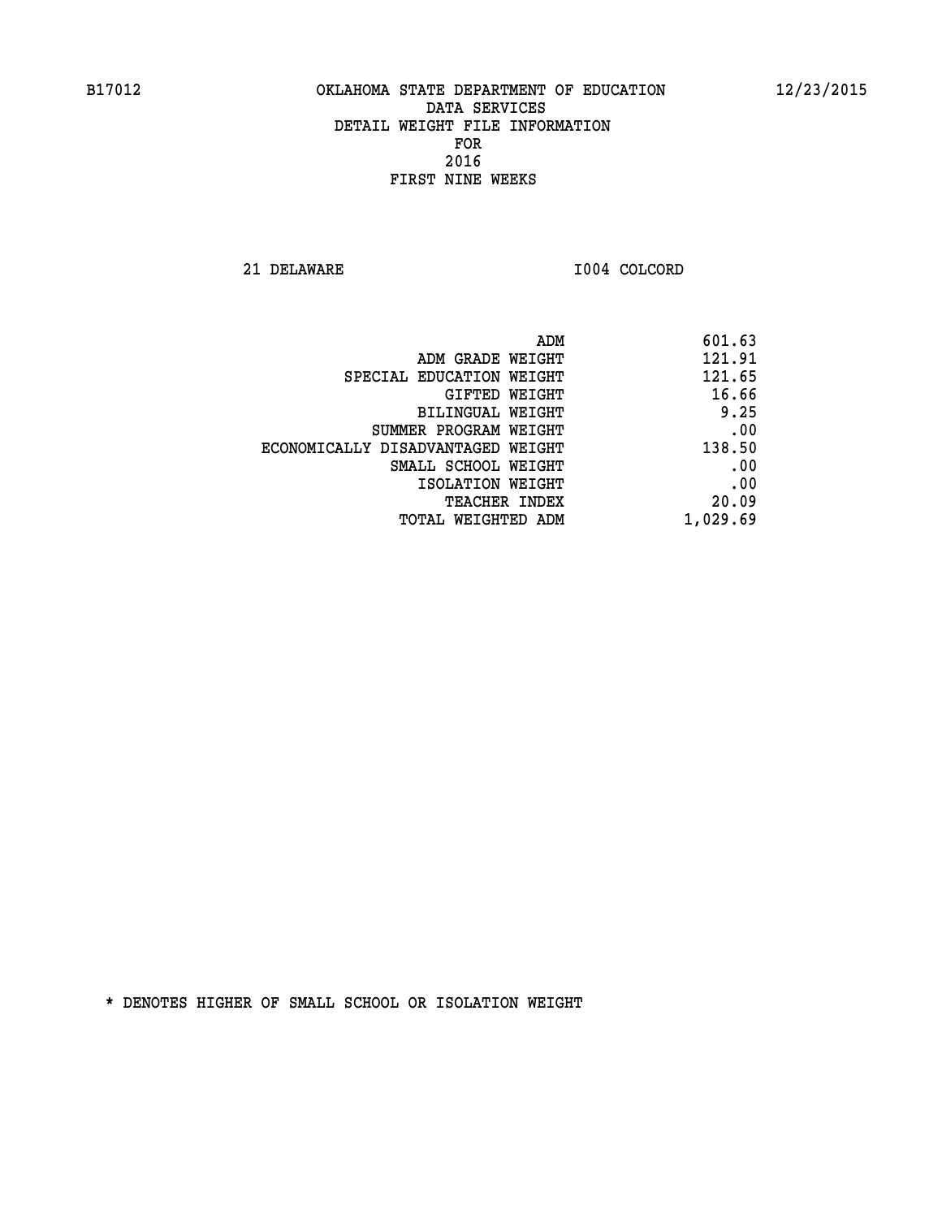B17012 OKLAHOMA STATE DEPARTMENT OF EDUCATION 12/23/2015

DATA SERVICES
DETAIL WEIGHT FILE INFORMATION
FOR
2016
FIRST NINE WEEKS

21 DELAWARE I004 COLCORD

| | |
|---|---|
| ADM | 601.63 |
| ADM GRADE WEIGHT | 121.91 |
| SPECIAL EDUCATION WEIGHT | 121.65 |
| GIFTED WEIGHT | 16.66 |
| BILINGUAL WEIGHT | 9.25 |
| SUMMER PROGRAM WEIGHT | .00 |
| ECONOMICALLY DISADVANTAGED WEIGHT | 138.50 |
| SMALL SCHOOL WEIGHT | .00 |
| ISOLATION WEIGHT | .00 |
| TEACHER INDEX | 20.09 |
| TOTAL WEIGHTED ADM | 1,029.69 |

* DENOTES HIGHER OF SMALL SCHOOL OR ISOLATION WEIGHT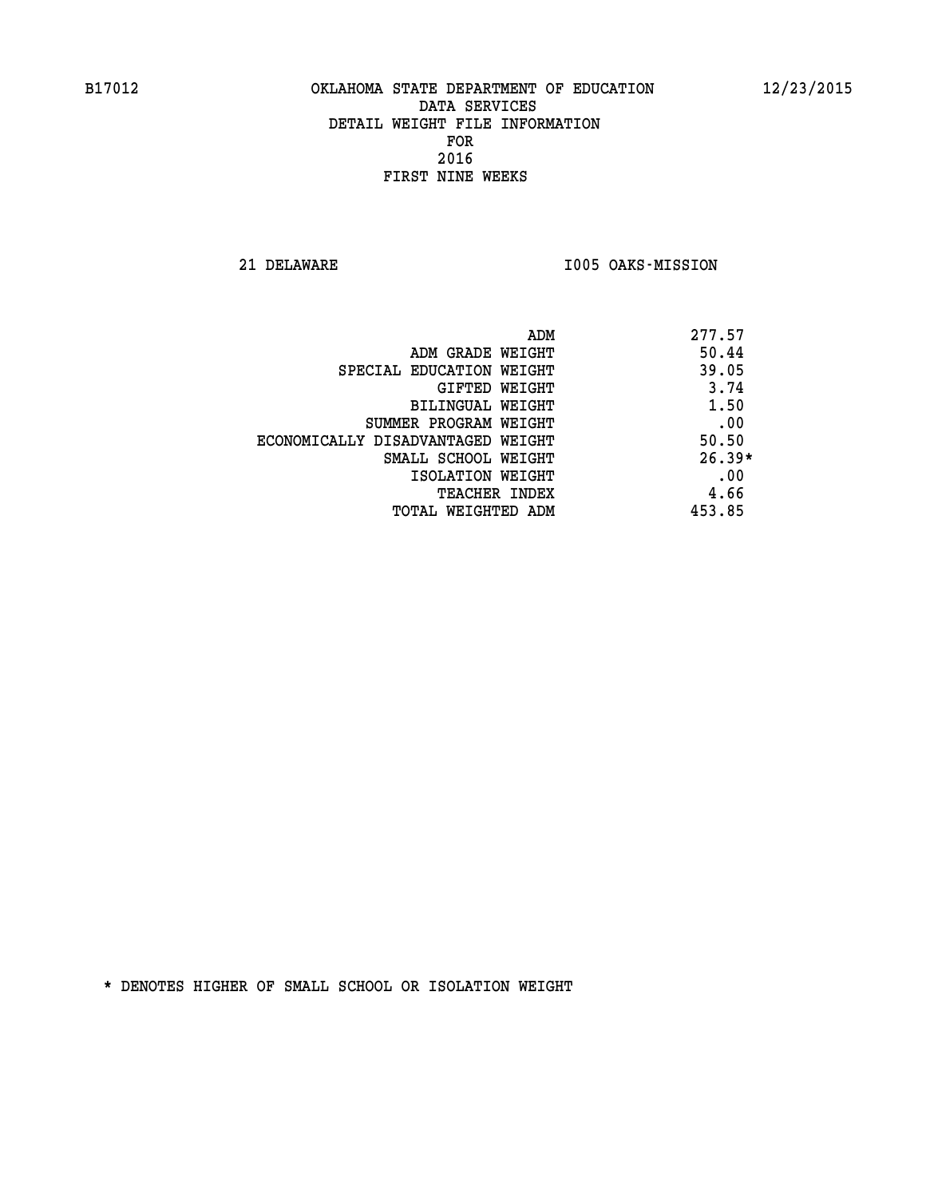B17012 OKLAHOMA STATE DEPARTMENT OF EDUCATION 12/23/2015

DATA SERVICES
DETAIL WEIGHT FILE INFORMATION
FOR
2016
FIRST NINE WEEKS

21 DELAWARE I005 OAKS-MISSION

| | |
|---|---|
| ADM | 277.57 |
| ADM GRADE WEIGHT | 50.44 |
| SPECIAL EDUCATION WEIGHT | 39.05 |
| GIFTED WEIGHT | 3.74 |
| BILINGUAL WEIGHT | 1.50 |
| SUMMER PROGRAM WEIGHT | .00 |
| ECONOMICALLY DISADVANTAGED WEIGHT | 50.50 |
| SMALL SCHOOL WEIGHT | 26.39* |
| ISOLATION WEIGHT | .00 |
| TEACHER INDEX | 4.66 |
| TOTAL WEIGHTED ADM | 453.85 |

* DENOTES HIGHER OF SMALL SCHOOL OR ISOLATION WEIGHT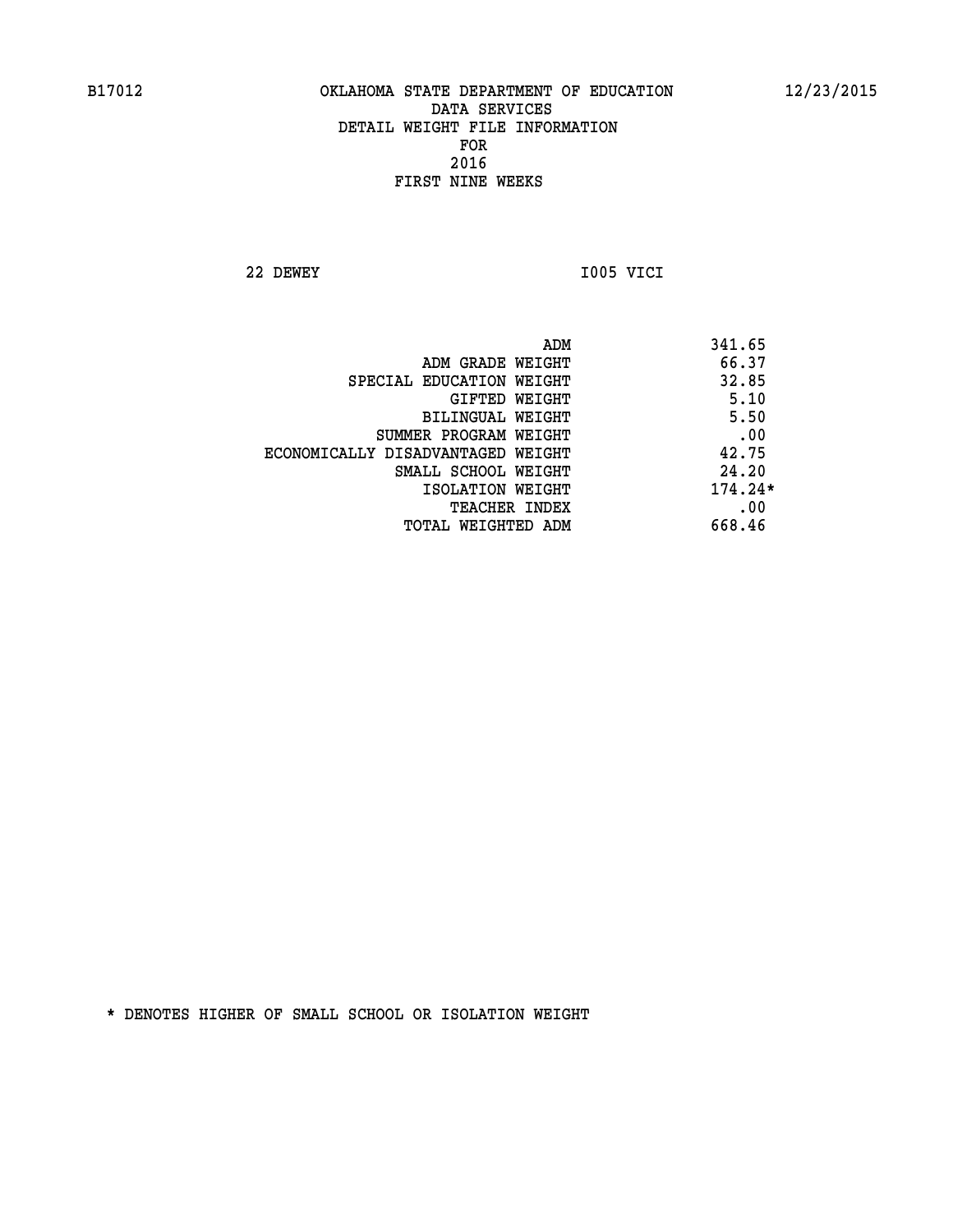B17012 OKLAHOMA STATE DEPARTMENT OF EDUCATION 12/23/2015

DATA SERVICES
DETAIL WEIGHT FILE INFORMATION
FOR
2016
FIRST NINE WEEKS

22 DEWEY I005 VICI

| | |
|---|---|
| ADM | 341.65 |
| ADM GRADE WEIGHT | 66.37 |
| SPECIAL EDUCATION WEIGHT | 32.85 |
| GIFTED WEIGHT | 5.10 |
| BILINGUAL WEIGHT | 5.50 |
| SUMMER PROGRAM WEIGHT | .00 |
| ECONOMICALLY DISADVANTAGED WEIGHT | 42.75 |
| SMALL SCHOOL WEIGHT | 24.20 |
| ISOLATION WEIGHT | 174.24* |
| TEACHER INDEX | .00 |
| TOTAL WEIGHTED ADM | 668.46 |

* DENOTES HIGHER OF SMALL SCHOOL OR ISOLATION WEIGHT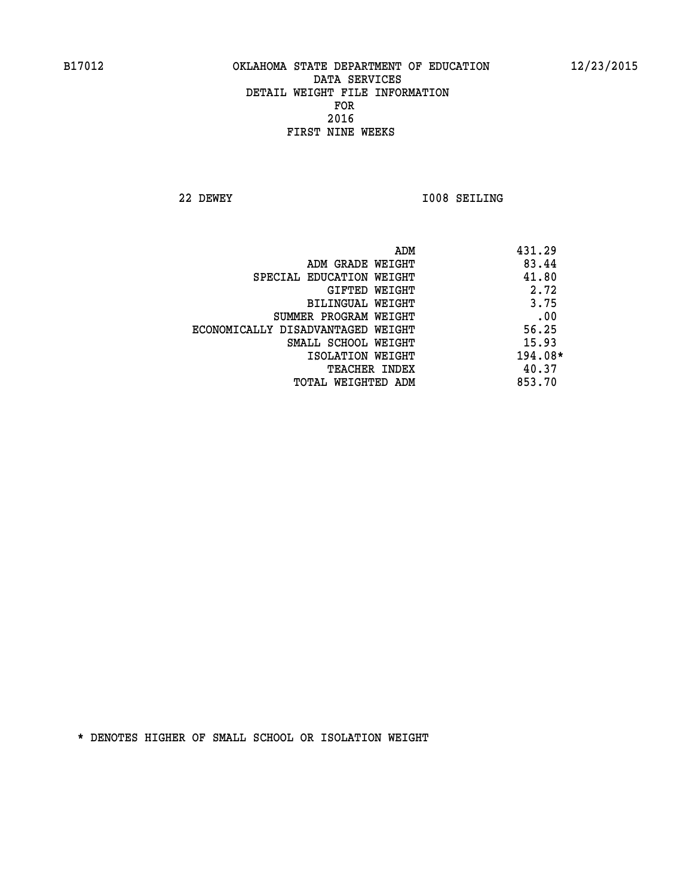B17012 OKLAHOMA STATE DEPARTMENT OF EDUCATION 12/23/2015

DATA SERVICES
DETAIL WEIGHT FILE INFORMATION
FOR
2016
FIRST NINE WEEKS

22 DEWEY I008 SEILING

| | |
|---|---|
| ADM | 431.29 |
| ADM GRADE WEIGHT | 83.44 |
| SPECIAL EDUCATION WEIGHT | 41.80 |
| GIFTED WEIGHT | 2.72 |
| BILINGUAL WEIGHT | 3.75 |
| SUMMER PROGRAM WEIGHT | .00 |
| ECONOMICALLY DISADVANTAGED WEIGHT | 56.25 |
| SMALL SCHOOL WEIGHT | 15.93 |
| ISOLATION WEIGHT | 194.08* |
| TEACHER INDEX | 40.37 |
| TOTAL WEIGHTED ADM | 853.70 |

* DENOTES HIGHER OF SMALL SCHOOL OR ISOLATION WEIGHT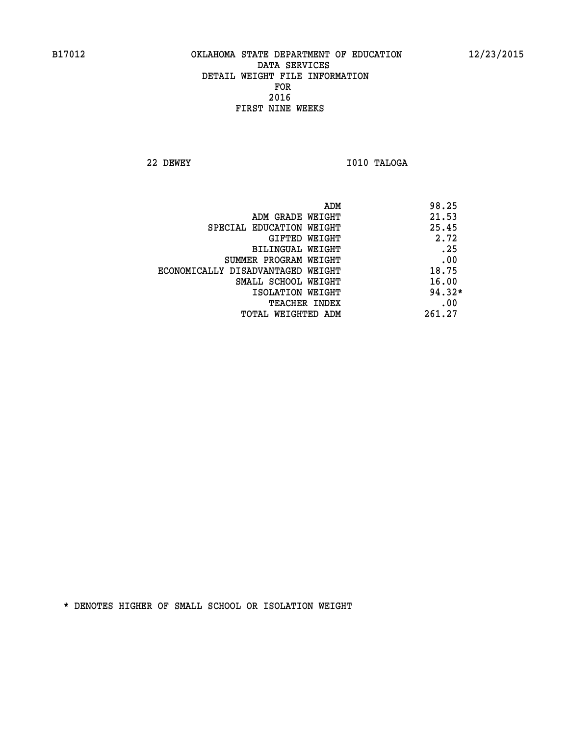B17012 OKLAHOMA STATE DEPARTMENT OF EDUCATION 12/23/2015

DATA SERVICES
DETAIL WEIGHT FILE INFORMATION
FOR
2016
FIRST NINE WEEKS

22 DEWEY I010 TALOGA

| | |
|---|---|
| ADM | 98.25 |
| ADM GRADE WEIGHT | 21.53 |
| SPECIAL EDUCATION WEIGHT | 25.45 |
| GIFTED WEIGHT | 2.72 |
| BILINGUAL WEIGHT | .25 |
| SUMMER PROGRAM WEIGHT | .00 |
| ECONOMICALLY DISADVANTAGED WEIGHT | 18.75 |
| SMALL SCHOOL WEIGHT | 16.00 |
| ISOLATION WEIGHT | 94.32* |
| TEACHER INDEX | .00 |
| TOTAL WEIGHTED ADM | 261.27 |

* DENOTES HIGHER OF SMALL SCHOOL OR ISOLATION WEIGHT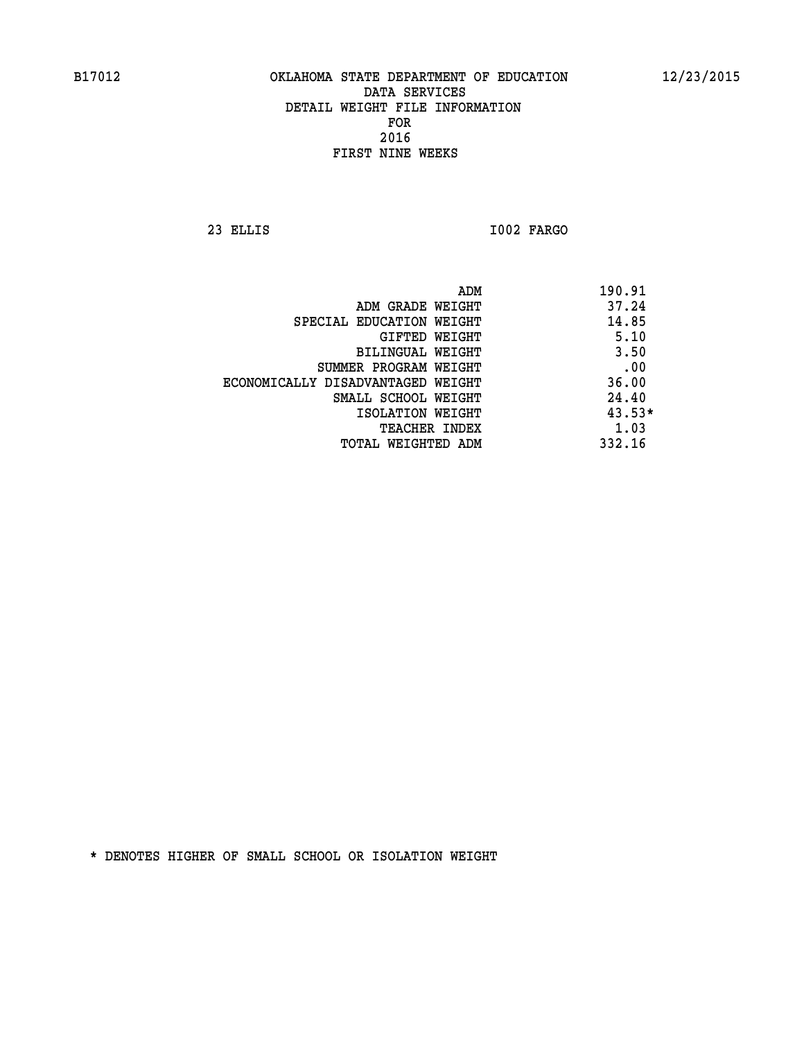B17012 OKLAHOMA STATE DEPARTMENT OF EDUCATION 12/23/2015

DATA SERVICES

DETAIL WEIGHT FILE INFORMATION

FOR

2016

FIRST NINE WEEKS

23 ELLIS I002 FARGO

| | |
|---|---|
| ADM | 190.91 |
| ADM GRADE WEIGHT | 37.24 |
| SPECIAL EDUCATION WEIGHT | 14.85 |
| GIFTED WEIGHT | 5.10 |
| BILINGUAL WEIGHT | 3.50 |
| SUMMER PROGRAM WEIGHT | .00 |
| ECONOMICALLY DISADVANTAGED WEIGHT | 36.00 |
| SMALL SCHOOL WEIGHT | 24.40 |
| ISOLATION WEIGHT | 43.53* |
| TEACHER INDEX | 1.03 |
| TOTAL WEIGHTED ADM | 332.16 |

* DENOTES HIGHER OF SMALL SCHOOL OR ISOLATION WEIGHT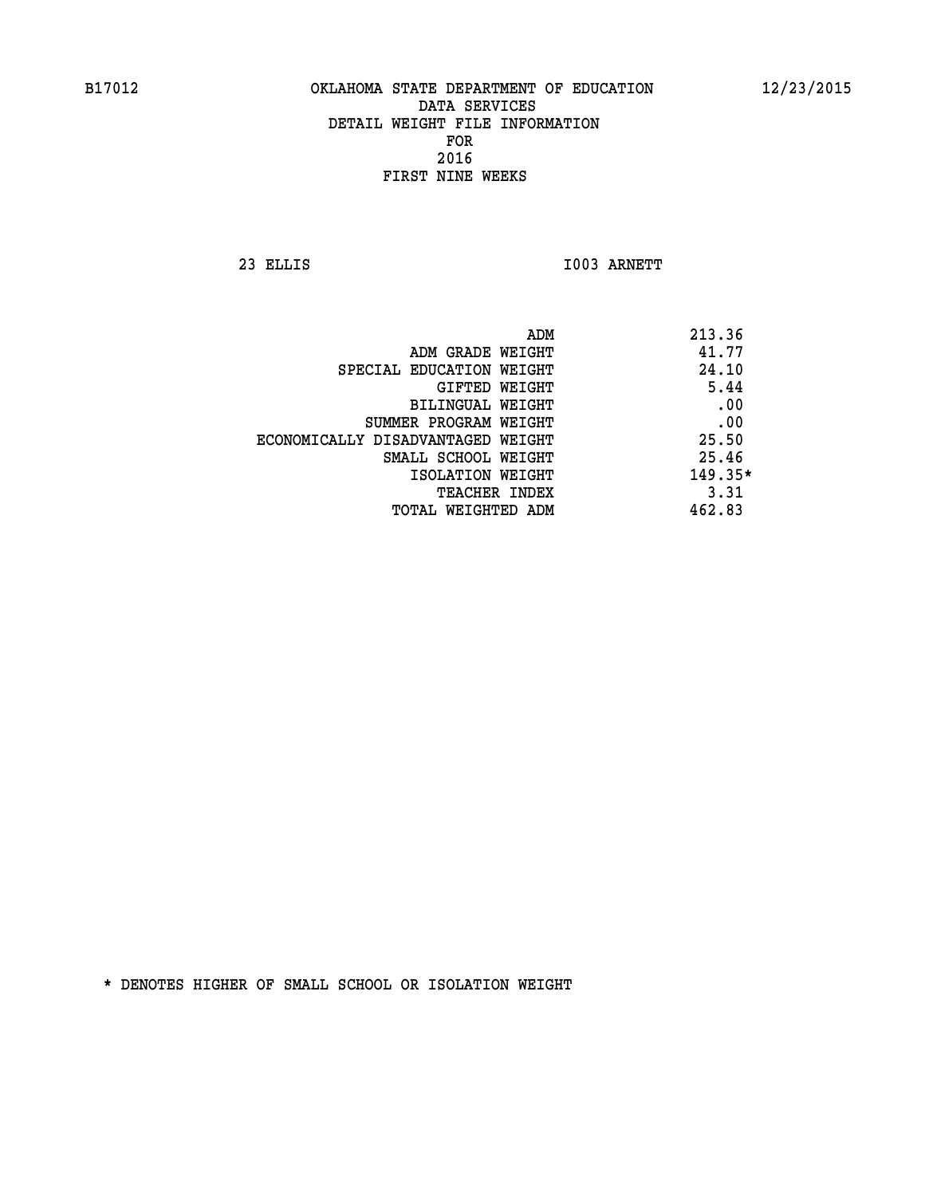B17012 OKLAHOMA STATE DEPARTMENT OF EDUCATION 12/23/2015

DATA SERVICES
DETAIL WEIGHT FILE INFORMATION
FOR
2016
FIRST NINE WEEKS

23 ELLIS I003 ARNETT

| | |
|---|---|
| ADM | 213.36 |
| ADM GRADE WEIGHT | 41.77 |
| SPECIAL EDUCATION WEIGHT | 24.10 |
| GIFTED WEIGHT | 5.44 |
| BILINGUAL WEIGHT | .00 |
| SUMMER PROGRAM WEIGHT | .00 |
| ECONOMICALLY DISADVANTAGED WEIGHT | 25.50 |
| SMALL SCHOOL WEIGHT | 25.46 |
| ISOLATION WEIGHT | 149.35* |
| TEACHER INDEX | 3.31 |
| TOTAL WEIGHTED ADM | 462.83 |

* DENOTES HIGHER OF SMALL SCHOOL OR ISOLATION WEIGHT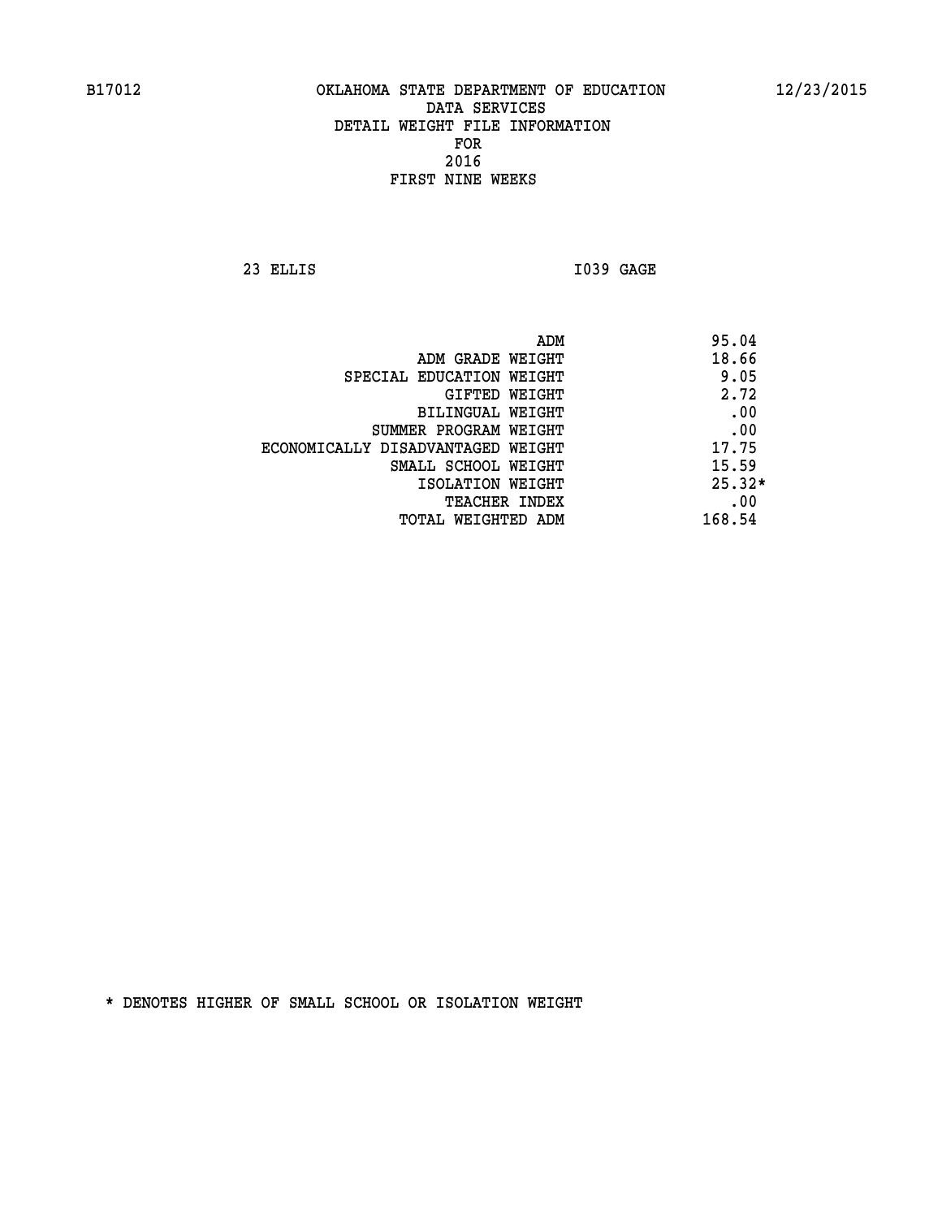B17012 OKLAHOMA STATE DEPARTMENT OF EDUCATION 12/23/2015

DATA SERVICES

DETAIL WEIGHT FILE INFORMATION

FOR

2016

FIRST NINE WEEKS

23 ELLIS I039 GAGE

| | |
|---|---|
| ADM | 95.04 |
| ADM GRADE WEIGHT | 18.66 |
| SPECIAL EDUCATION WEIGHT | 9.05 |
| GIFTED WEIGHT | 2.72 |
| BILINGUAL WEIGHT | .00 |
| SUMMER PROGRAM WEIGHT | .00 |
| ECONOMICALLY DISADVANTAGED WEIGHT | 17.75 |
| SMALL SCHOOL WEIGHT | 15.59 |
| ISOLATION WEIGHT | 25.32* |
| TEACHER INDEX | .00 |
| TOTAL WEIGHTED ADM | 168.54 |

* DENOTES HIGHER OF SMALL SCHOOL OR ISOLATION WEIGHT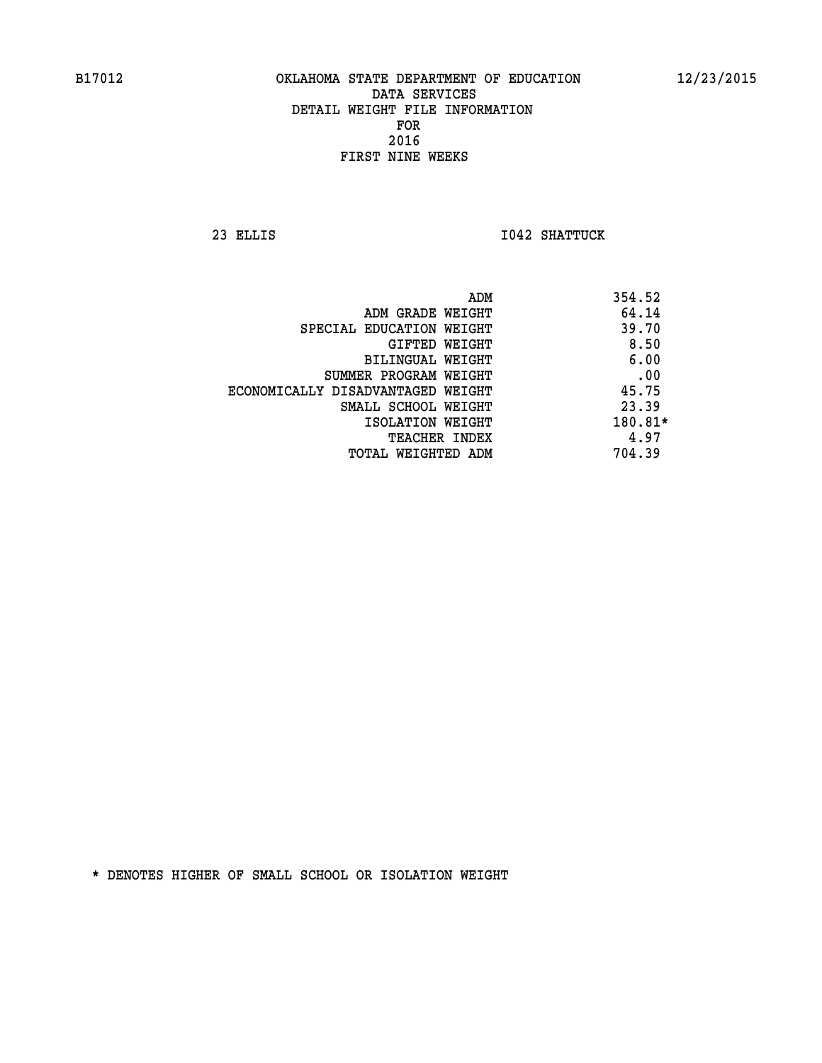B17012 OKLAHOMA STATE DEPARTMENT OF EDUCATION 12/23/2015

DATA SERVICES
DETAIL WEIGHT FILE INFORMATION
FOR
2016
FIRST NINE WEEKS

23 ELLIS I042 SHATTUCK

| | |
|---|---|
| ADM | 354.52 |
| ADM GRADE WEIGHT | 64.14 |
| SPECIAL EDUCATION WEIGHT | 39.70 |
| GIFTED WEIGHT | 8.50 |
| BILINGUAL WEIGHT | 6.00 |
| SUMMER PROGRAM WEIGHT | .00 |
| ECONOMICALLY DISADVANTAGED WEIGHT | 45.75 |
| SMALL SCHOOL WEIGHT | 23.39 |
| ISOLATION WEIGHT | 180.81* |
| TEACHER INDEX | 4.97 |
| TOTAL WEIGHTED ADM | 704.39 |

* DENOTES HIGHER OF SMALL SCHOOL OR ISOLATION WEIGHT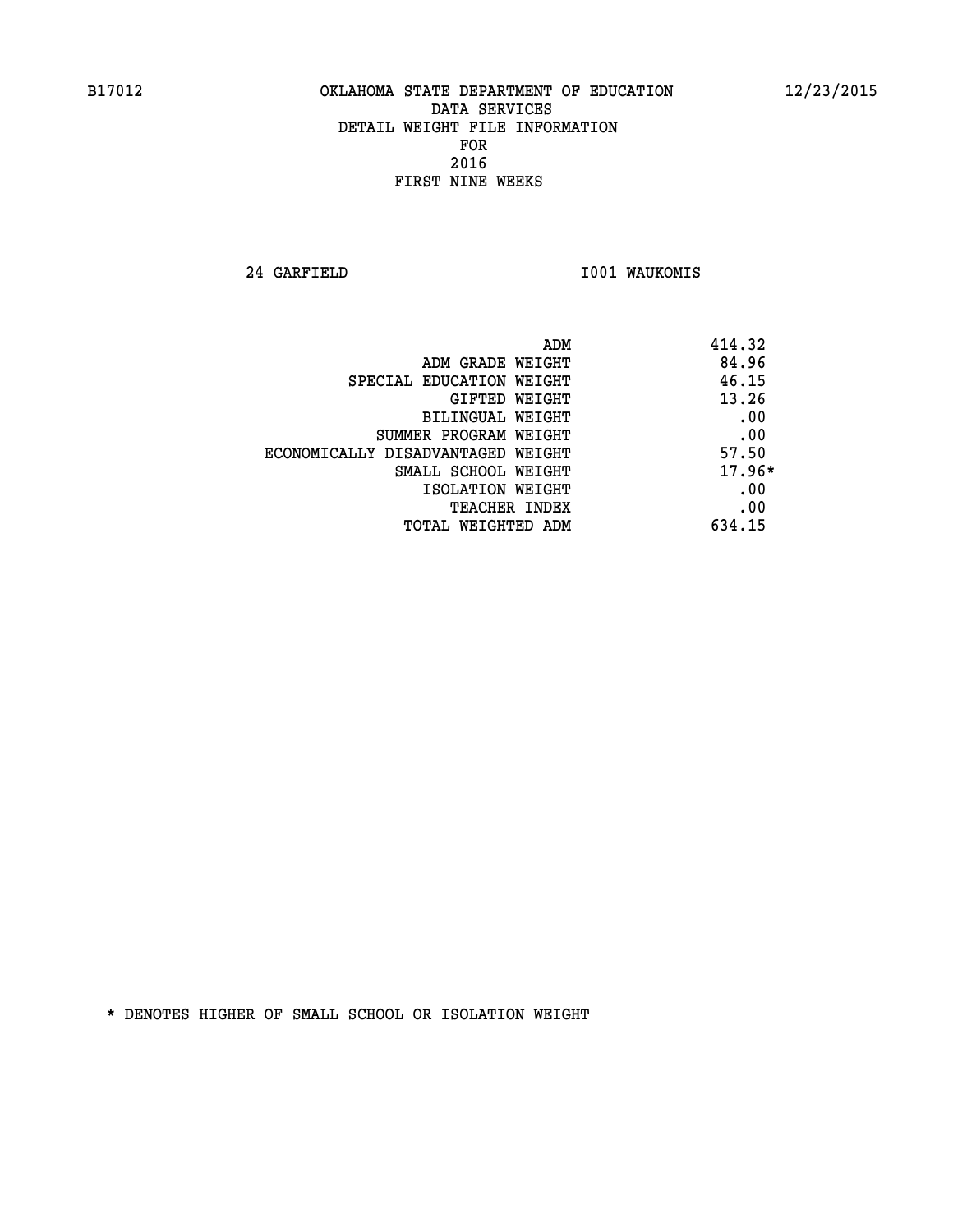B17012 OKLAHOMA STATE DEPARTMENT OF EDUCATION 12/23/2015

DATA SERVICES
DETAIL WEIGHT FILE INFORMATION
FOR
2016
FIRST NINE WEEKS

24 GARFIELD I001 WAUKOMIS

| | |
|---|---|
| ADM | 414.32 |
| ADM GRADE WEIGHT | 84.96 |
| SPECIAL EDUCATION WEIGHT | 46.15 |
| GIFTED WEIGHT | 13.26 |
| BILINGUAL WEIGHT | .00 |
| SUMMER PROGRAM WEIGHT | .00 |
| ECONOMICALLY DISADVANTAGED WEIGHT | 57.50 |
| SMALL SCHOOL WEIGHT | 17.96* |
| ISOLATION WEIGHT | .00 |
| TEACHER INDEX | .00 |
| TOTAL WEIGHTED ADM | 634.15 |

* DENOTES HIGHER OF SMALL SCHOOL OR ISOLATION WEIGHT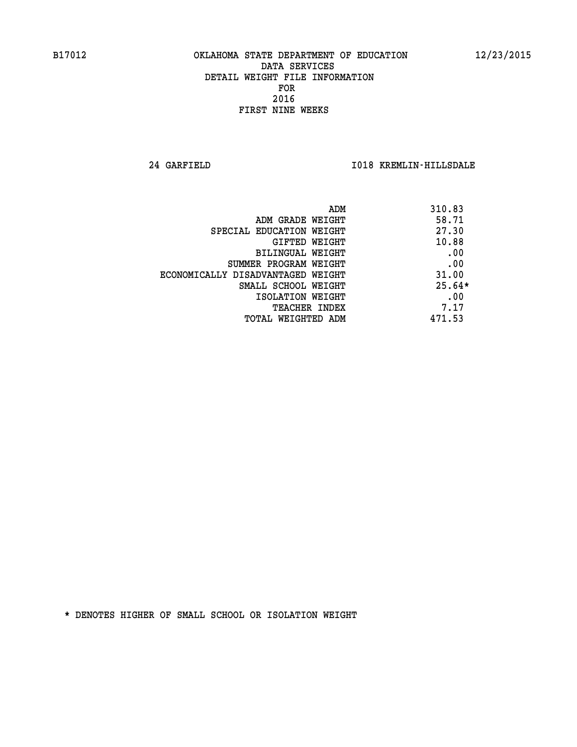OKLAHOMA STATE DEPARTMENT OF EDUCATION
DATA SERVICES
DETAIL WEIGHT FILE INFORMATION
FOR
2016
FIRST NINE WEEKS

24 GARFIELD — I018 KREMLIN-HILLSDALE

| | |
|---|---|
| ADM | 310.83 |
| ADM GRADE WEIGHT | 58.71 |
| SPECIAL EDUCATION WEIGHT | 27.30 |
| GIFTED WEIGHT | 10.88 |
| BILINGUAL WEIGHT | .00 |
| SUMMER PROGRAM WEIGHT | .00 |
| ECONOMICALLY DISADVANTAGED WEIGHT | 31.00 |
| SMALL SCHOOL WEIGHT | 25.64* |
| ISOLATION WEIGHT | .00 |
| TEACHER INDEX | 7.17 |
| TOTAL WEIGHTED ADM | 471.53 |

* DENOTES HIGHER OF SMALL SCHOOL OR ISOLATION WEIGHT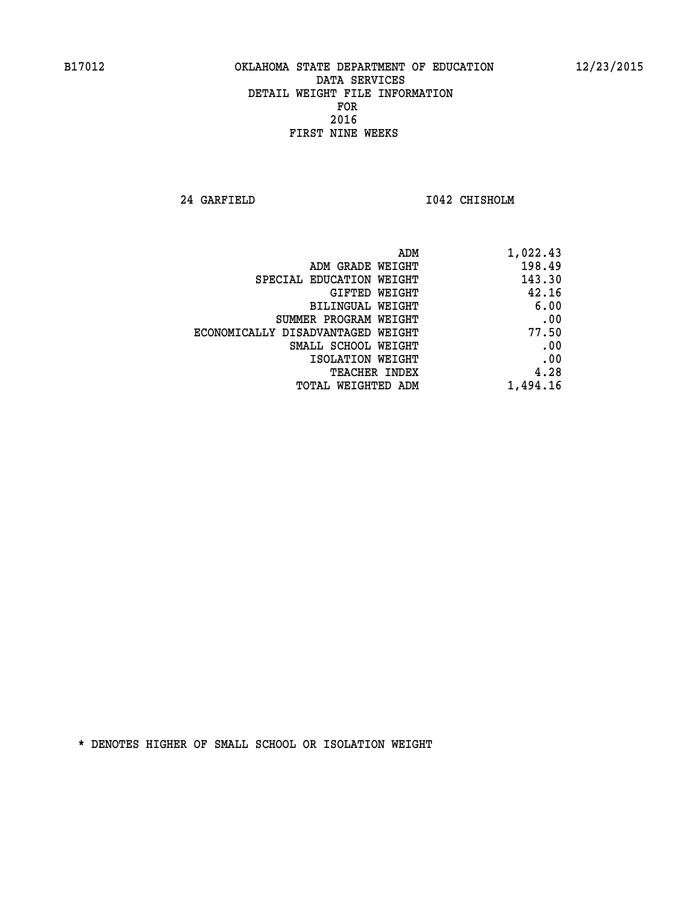B17012 OKLAHOMA STATE DEPARTMENT OF EDUCATION 12/23/2015

DATA SERVICES
DETAIL WEIGHT FILE INFORMATION
FOR
2016
FIRST NINE WEEKS

24 GARFIELD I042 CHISHOLM

| | |
|---|---|
| ADM | 1,022.43 |
| ADM GRADE WEIGHT | 198.49 |
| SPECIAL EDUCATION WEIGHT | 143.30 |
| GIFTED WEIGHT | 42.16 |
| BILINGUAL WEIGHT | 6.00 |
| SUMMER PROGRAM WEIGHT | .00 |
| ECONOMICALLY DISADVANTAGED WEIGHT | 77.50 |
| SMALL SCHOOL WEIGHT | .00 |
| ISOLATION WEIGHT | .00 |
| TEACHER INDEX | 4.28 |
| TOTAL WEIGHTED ADM | 1,494.16 |

* DENOTES HIGHER OF SMALL SCHOOL OR ISOLATION WEIGHT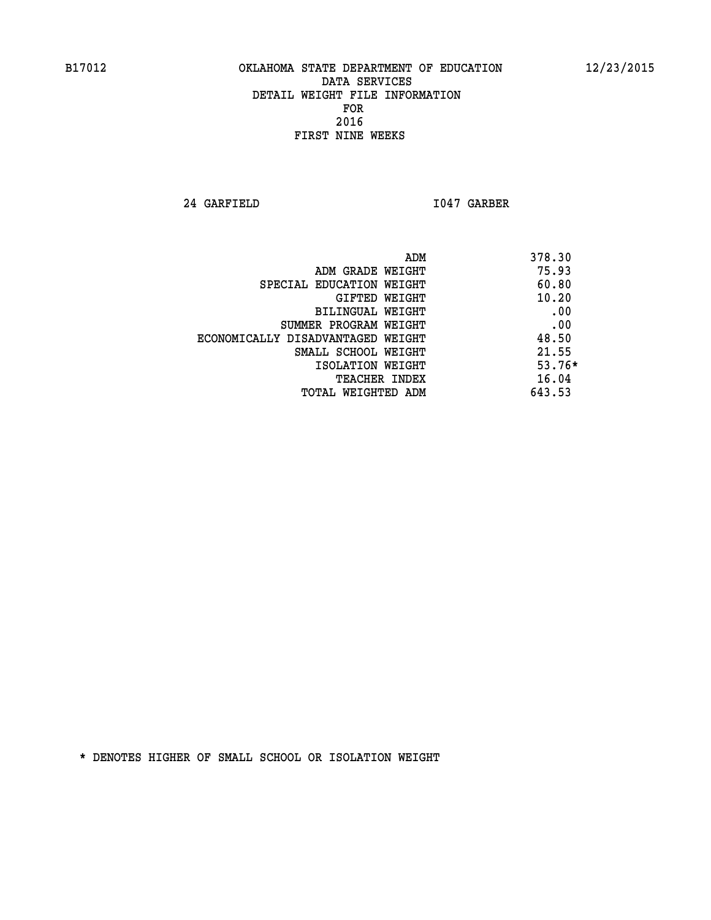B17012 OKLAHOMA STATE DEPARTMENT OF EDUCATION 12/23/2015

DATA SERVICES
DETAIL WEIGHT FILE INFORMATION
FOR
2016
FIRST NINE WEEKS

24 GARFIELD I047 GARBER

| | |
|---|---|
| ADM | 378.30 |
| ADM GRADE WEIGHT | 75.93 |
| SPECIAL EDUCATION WEIGHT | 60.80 |
| GIFTED WEIGHT | 10.20 |
| BILINGUAL WEIGHT | .00 |
| SUMMER PROGRAM WEIGHT | .00 |
| ECONOMICALLY DISADVANTAGED WEIGHT | 48.50 |
| SMALL SCHOOL WEIGHT | 21.55 |
| ISOLATION WEIGHT | 53.76* |
| TEACHER INDEX | 16.04 |
| TOTAL WEIGHTED ADM | 643.53 |

* DENOTES HIGHER OF SMALL SCHOOL OR ISOLATION WEIGHT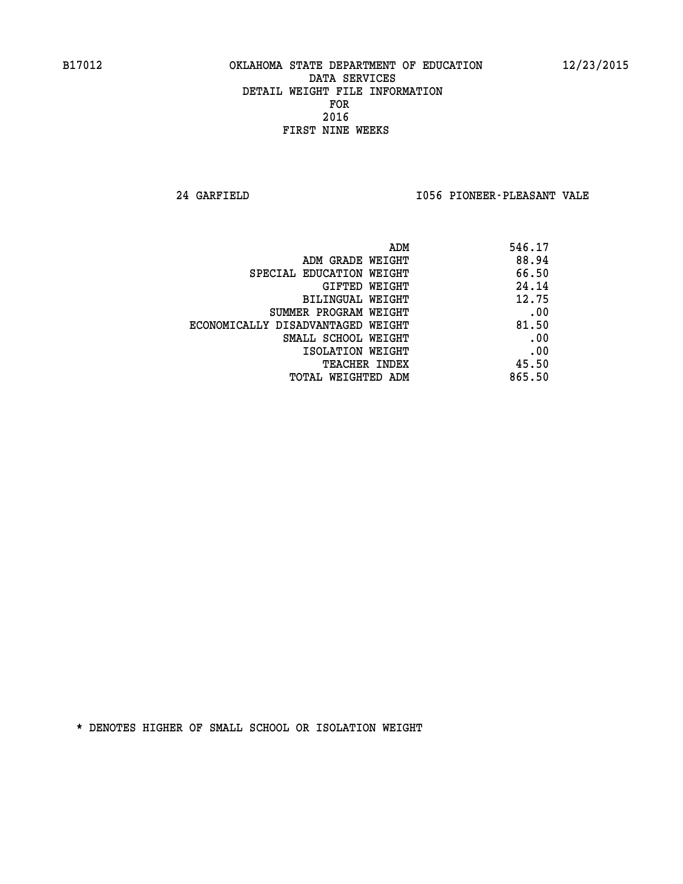B17012 OKLAHOMA STATE DEPARTMENT OF EDUCATION 12/23/2015

DATA SERVICES
DETAIL WEIGHT FILE INFORMATION
FOR
2016
FIRST NINE WEEKS

24 GARFIELD I056 PIONEER-PLEASANT VALE

| | |
|---|---|
| ADM | 546.17 |
| ADM GRADE WEIGHT | 88.94 |
| SPECIAL EDUCATION WEIGHT | 66.50 |
| GIFTED WEIGHT | 24.14 |
| BILINGUAL WEIGHT | 12.75 |
| SUMMER PROGRAM WEIGHT | .00 |
| ECONOMICALLY DISADVANTAGED WEIGHT | 81.50 |
| SMALL SCHOOL WEIGHT | .00 |
| ISOLATION WEIGHT | .00 |
| TEACHER INDEX | 45.50 |
| TOTAL WEIGHTED ADM | 865.50 |

* DENOTES HIGHER OF SMALL SCHOOL OR ISOLATION WEIGHT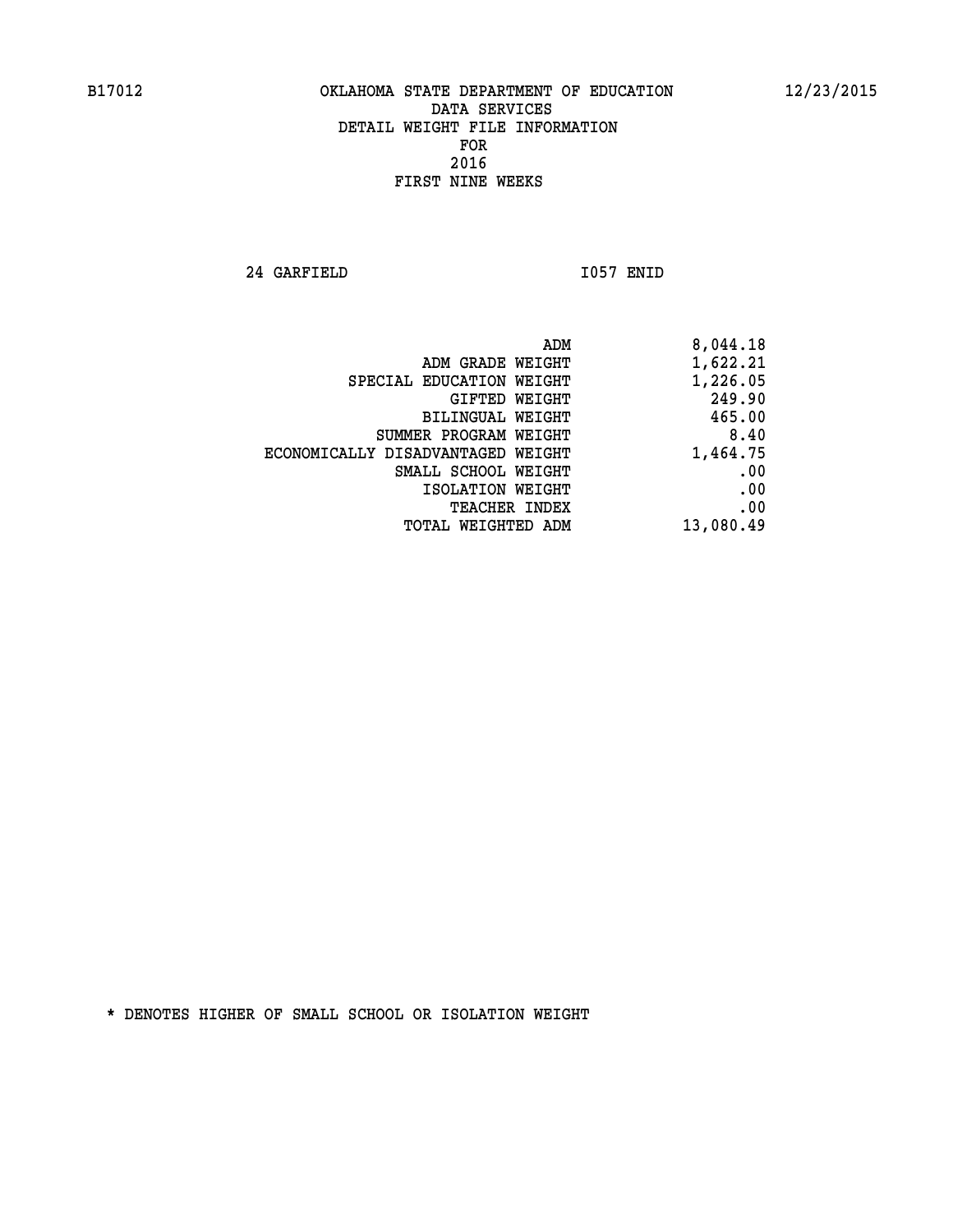B17012 OKLAHOMA STATE DEPARTMENT OF EDUCATION 12/23/2015

DATA SERVICES
DETAIL WEIGHT FILE INFORMATION
FOR
2016
FIRST NINE WEEKS

24 GARFIELD I057 ENID

| | |
|---|---|
| ADM | 8,044.18 |
| ADM GRADE WEIGHT | 1,622.21 |
| SPECIAL EDUCATION WEIGHT | 1,226.05 |
| GIFTED WEIGHT | 249.90 |
| BILINGUAL WEIGHT | 465.00 |
| SUMMER PROGRAM WEIGHT | 8.40 |
| ECONOMICALLY DISADVANTAGED WEIGHT | 1,464.75 |
| SMALL SCHOOL WEIGHT | .00 |
| ISOLATION WEIGHT | .00 |
| TEACHER INDEX | .00 |
| TOTAL WEIGHTED ADM | 13,080.49 |

* DENOTES HIGHER OF SMALL SCHOOL OR ISOLATION WEIGHT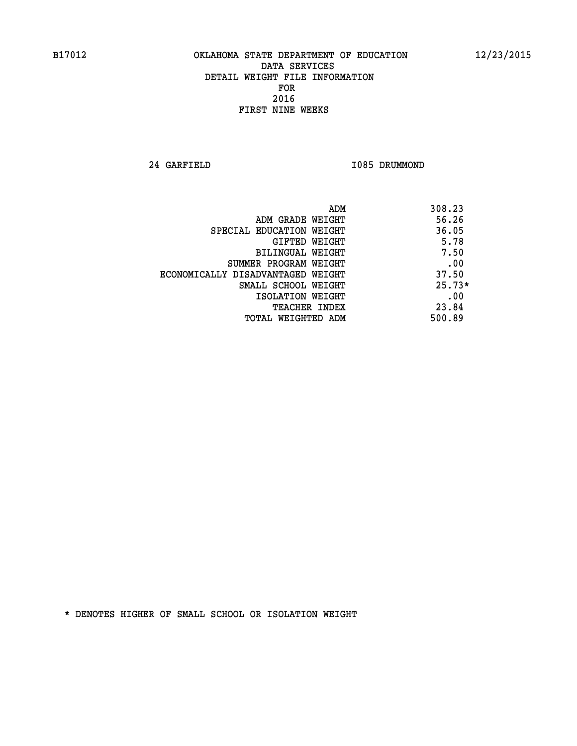B17012 OKLAHOMA STATE DEPARTMENT OF EDUCATION 12/23/2015

DATA SERVICES
DETAIL WEIGHT FILE INFORMATION
FOR
2016
FIRST NINE WEEKS

24 GARFIELD I085 DRUMMOND

| | |
|---|---|
| ADM | 308.23 |
| ADM GRADE WEIGHT | 56.26 |
| SPECIAL EDUCATION WEIGHT | 36.05 |
| GIFTED WEIGHT | 5.78 |
| BILINGUAL WEIGHT | 7.50 |
| SUMMER PROGRAM WEIGHT | .00 |
| ECONOMICALLY DISADVANTAGED WEIGHT | 37.50 |
| SMALL SCHOOL WEIGHT | 25.73* |
| ISOLATION WEIGHT | .00 |
| TEACHER INDEX | 23.84 |
| TOTAL WEIGHTED ADM | 500.89 |

* DENOTES HIGHER OF SMALL SCHOOL OR ISOLATION WEIGHT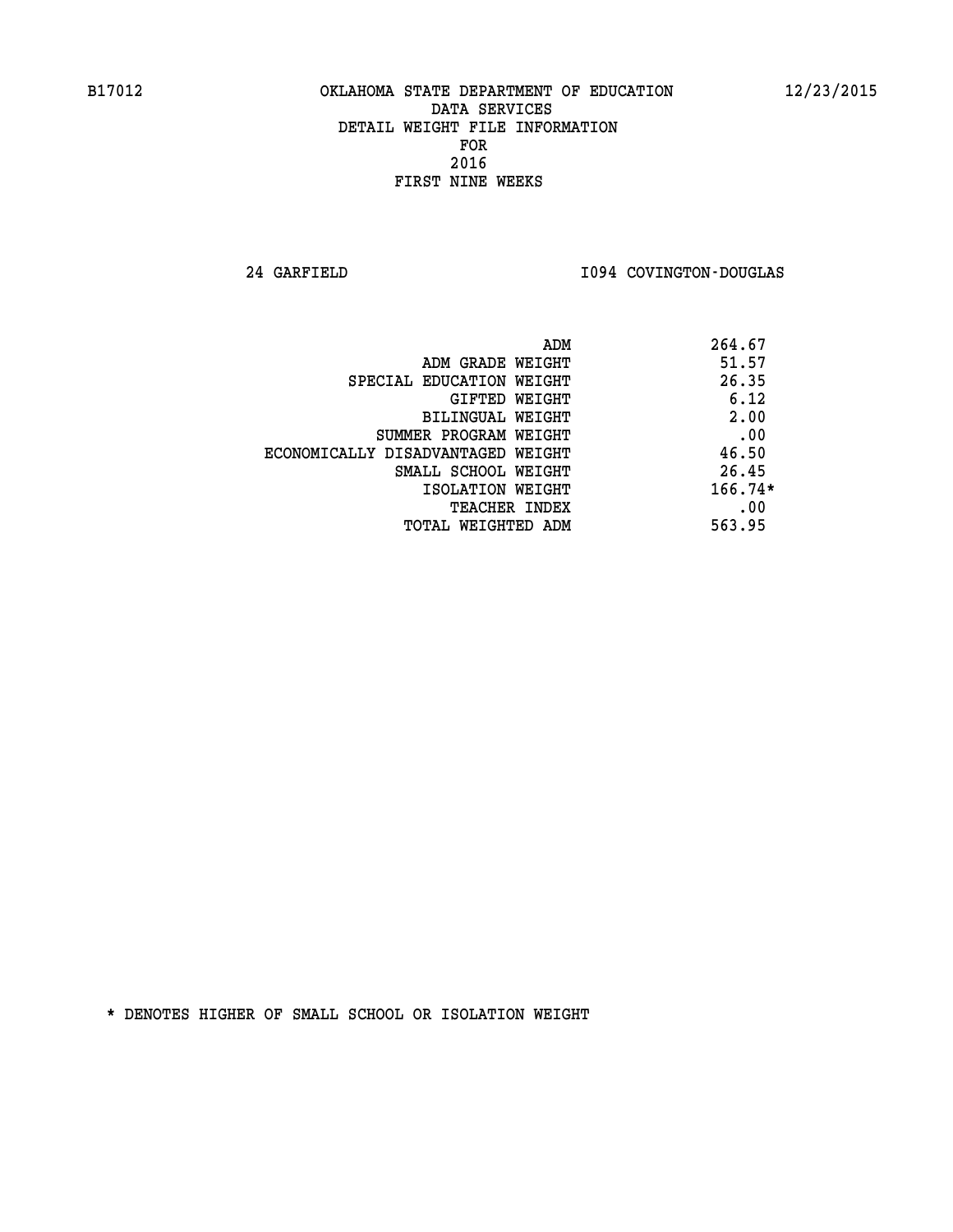B17012 OKLAHOMA STATE DEPARTMENT OF EDUCATION 12/23/2015

DATA SERVICES
DETAIL WEIGHT FILE INFORMATION
FOR
2016
FIRST NINE WEEKS

24 GARFIELD I094 COVINGTON-DOUGLAS

| | |
|---|---|
| ADM | 264.67 |
| ADM GRADE WEIGHT | 51.57 |
| SPECIAL EDUCATION WEIGHT | 26.35 |
| GIFTED WEIGHT | 6.12 |
| BILINGUAL WEIGHT | 2.00 |
| SUMMER PROGRAM WEIGHT | .00 |
| ECONOMICALLY DISADVANTAGED WEIGHT | 46.50 |
| SMALL SCHOOL WEIGHT | 26.45 |
| ISOLATION WEIGHT | 166.74* |
| TEACHER INDEX | .00 |
| TOTAL WEIGHTED ADM | 563.95 |

* DENOTES HIGHER OF SMALL SCHOOL OR ISOLATION WEIGHT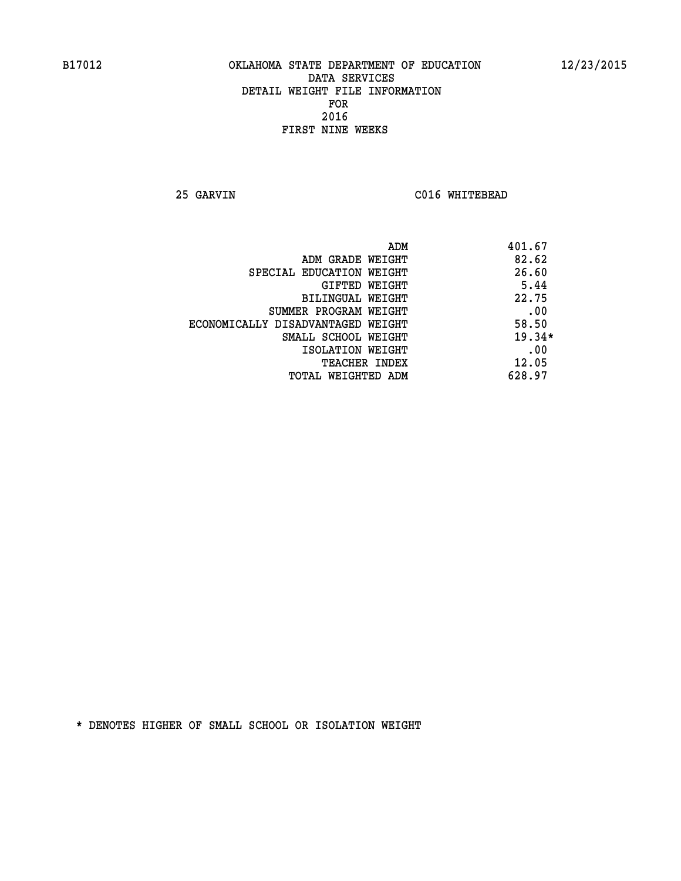B17012 OKLAHOMA STATE DEPARTMENT OF EDUCATION 12/23/2015

DATA SERVICES
DETAIL WEIGHT FILE INFORMATION
FOR
2016
FIRST NINE WEEKS

25 GARVIN C016 WHITEBEAD

| | |
|---|---|
| ADM | 401.67 |
| ADM GRADE WEIGHT | 82.62 |
| SPECIAL EDUCATION WEIGHT | 26.60 |
| GIFTED WEIGHT | 5.44 |
| BILINGUAL WEIGHT | 22.75 |
| SUMMER PROGRAM WEIGHT | .00 |
| ECONOMICALLY DISADVANTAGED WEIGHT | 58.50 |
| SMALL SCHOOL WEIGHT | 19.34* |
| ISOLATION WEIGHT | .00 |
| TEACHER INDEX | 12.05 |
| TOTAL WEIGHTED ADM | 628.97 |

* DENOTES HIGHER OF SMALL SCHOOL OR ISOLATION WEIGHT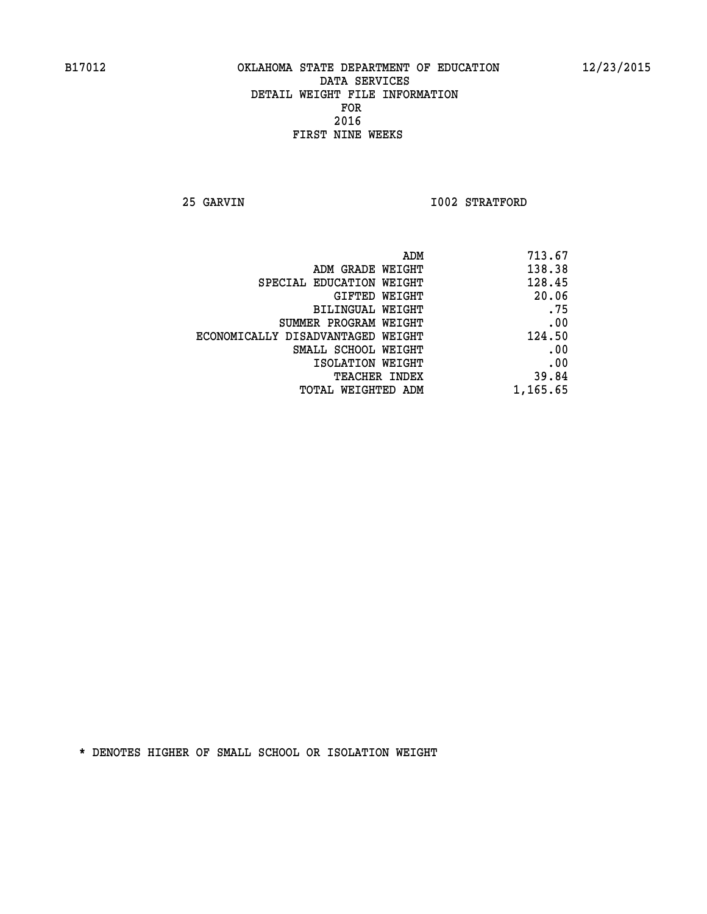B17012 OKLAHOMA STATE DEPARTMENT OF EDUCATION 12/23/2015

DATA SERVICES
DETAIL WEIGHT FILE INFORMATION
FOR
2016
FIRST NINE WEEKS

25 GARVIN I002 STRATFORD

| | |
|---|---|
| ADM | 713.67 |
| ADM GRADE WEIGHT | 138.38 |
| SPECIAL EDUCATION WEIGHT | 128.45 |
| GIFTED WEIGHT | 20.06 |
| BILINGUAL WEIGHT | .75 |
| SUMMER PROGRAM WEIGHT | .00 |
| ECONOMICALLY DISADVANTAGED WEIGHT | 124.50 |
| SMALL SCHOOL WEIGHT | .00 |
| ISOLATION WEIGHT | .00 |
| TEACHER INDEX | 39.84 |
| TOTAL WEIGHTED ADM | 1,165.65 |

* DENOTES HIGHER OF SMALL SCHOOL OR ISOLATION WEIGHT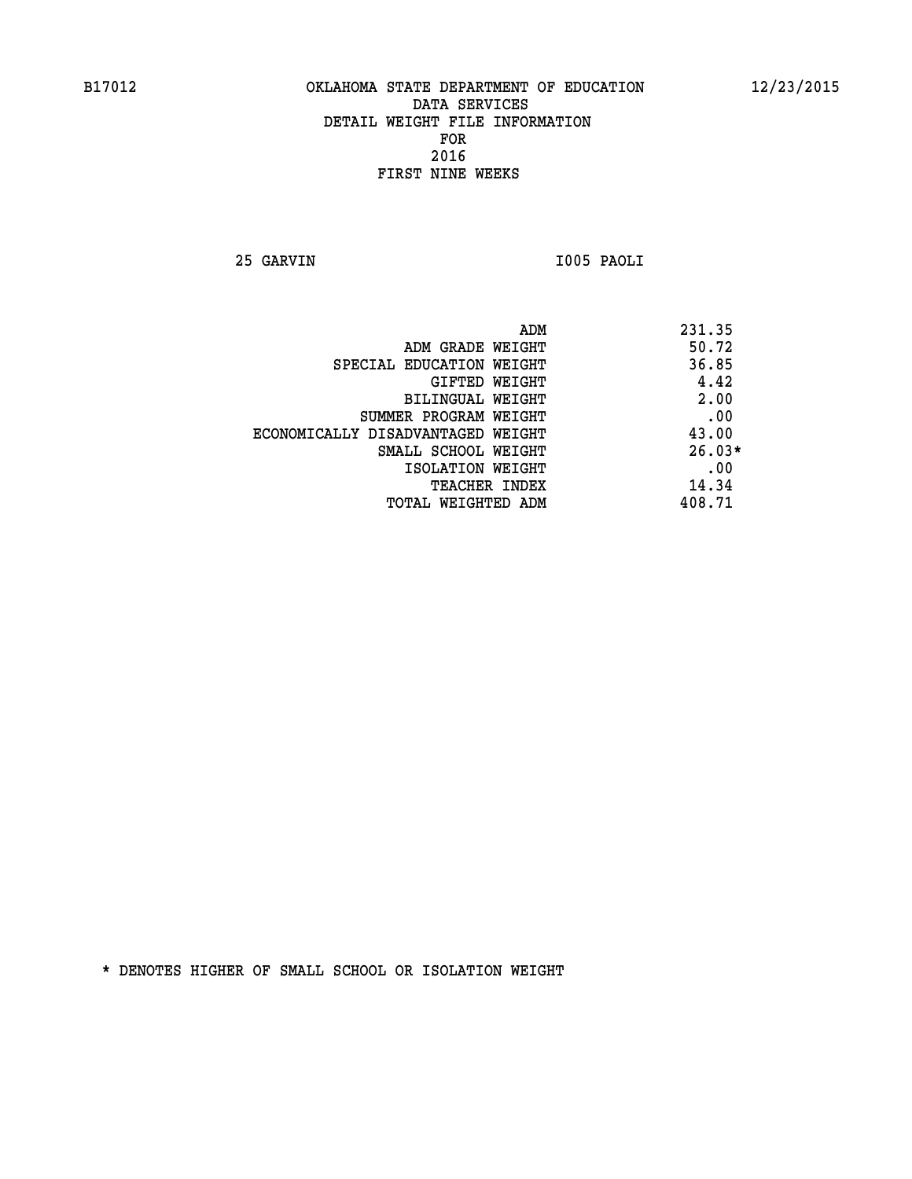B17012 OKLAHOMA STATE DEPARTMENT OF EDUCATION 12/23/2015

DATA SERVICES
DETAIL WEIGHT FILE INFORMATION
FOR
2016
FIRST NINE WEEKS

25 GARVIN I005 PAOLI

| | |
|---|---|
| ADM | 231.35 |
| ADM GRADE WEIGHT | 50.72 |
| SPECIAL EDUCATION WEIGHT | 36.85 |
| GIFTED WEIGHT | 4.42 |
| BILINGUAL WEIGHT | 2.00 |
| SUMMER PROGRAM WEIGHT | .00 |
| ECONOMICALLY DISADVANTAGED WEIGHT | 43.00 |
| SMALL SCHOOL WEIGHT | 26.03* |
| ISOLATION WEIGHT | .00 |
| TEACHER INDEX | 14.34 |
| TOTAL WEIGHTED ADM | 408.71 |

* DENOTES HIGHER OF SMALL SCHOOL OR ISOLATION WEIGHT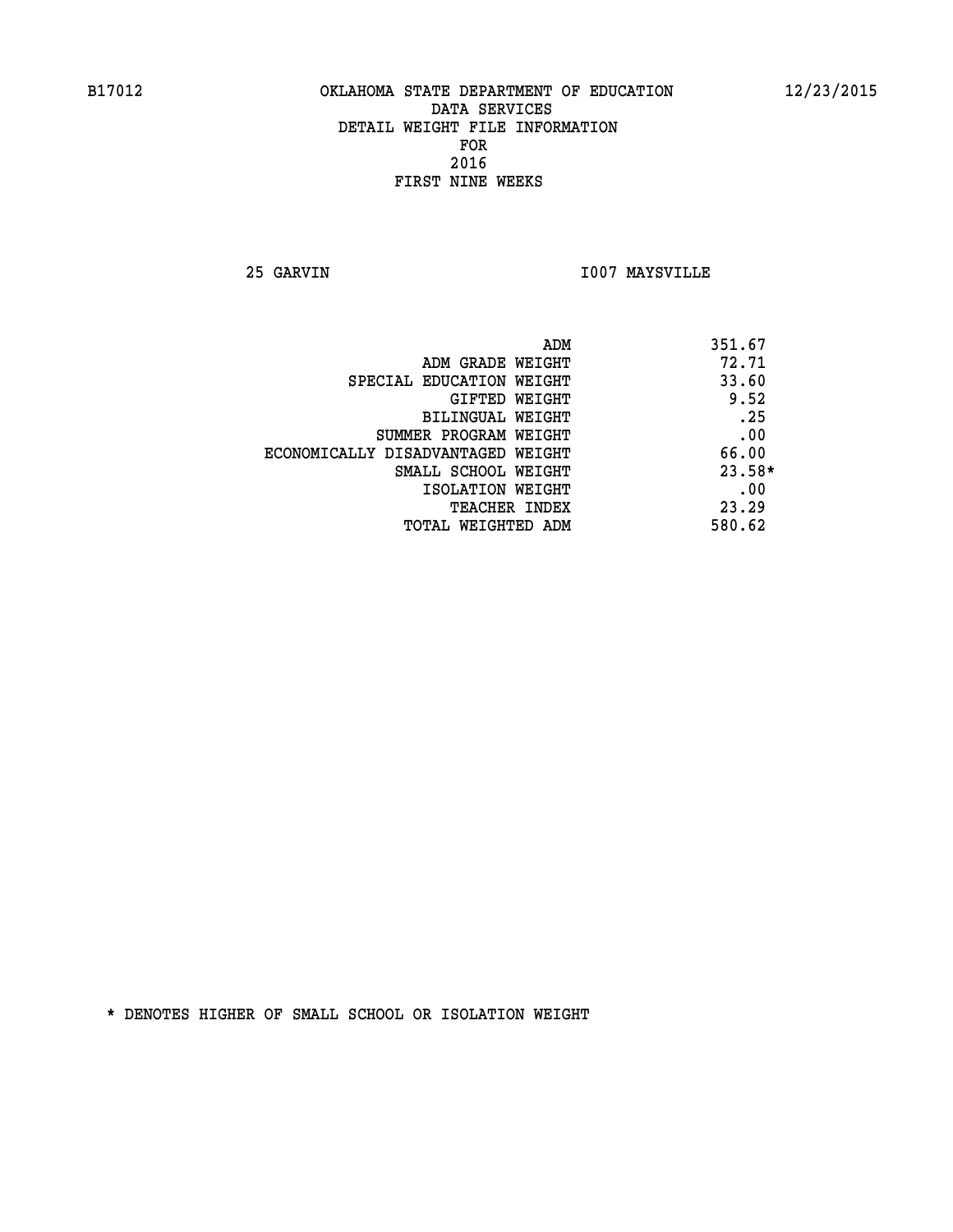B17012 OKLAHOMA STATE DEPARTMENT OF EDUCATION 12/23/2015
DATA SERVICES
DETAIL WEIGHT FILE INFORMATION
FOR
2016
FIRST NINE WEEKS

25 GARVIN I007 MAYSVILLE

| | |
|---|---|
| ADM | 351.67 |
| ADM GRADE WEIGHT | 72.71 |
| SPECIAL EDUCATION WEIGHT | 33.60 |
| GIFTED WEIGHT | 9.52 |
| BILINGUAL WEIGHT | .25 |
| SUMMER PROGRAM WEIGHT | .00 |
| ECONOMICALLY DISADVANTAGED WEIGHT | 66.00 |
| SMALL SCHOOL WEIGHT | 23.58* |
| ISOLATION WEIGHT | .00 |
| TEACHER INDEX | 23.29 |
| TOTAL WEIGHTED ADM | 580.62 |

* DENOTES HIGHER OF SMALL SCHOOL OR ISOLATION WEIGHT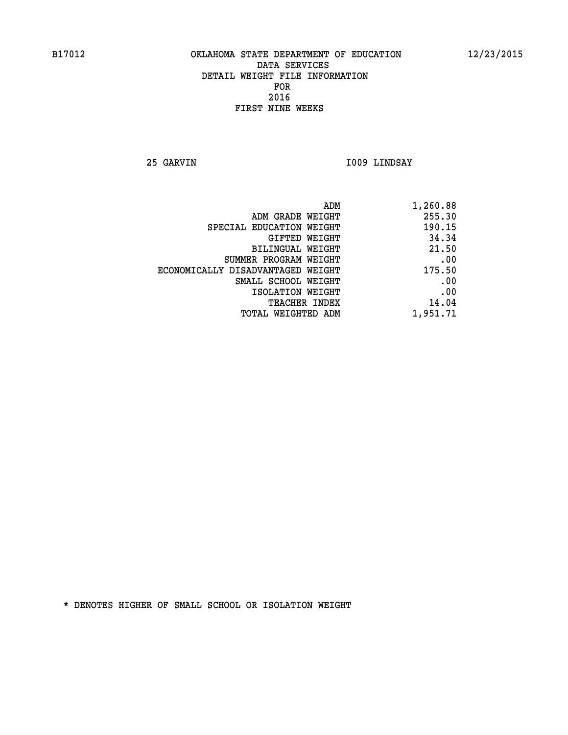B17012 OKLAHOMA STATE DEPARTMENT OF EDUCATION 12/23/2015

DATA SERVICES
DETAIL WEIGHT FILE INFORMATION
FOR
2016
FIRST NINE WEEKS

25 GARVIN I009 LINDSAY

| | |
|---|---|
| ADM | 1,260.88 |
| ADM GRADE WEIGHT | 255.30 |
| SPECIAL EDUCATION WEIGHT | 190.15 |
| GIFTED WEIGHT | 34.34 |
| BILINGUAL WEIGHT | 21.50 |
| SUMMER PROGRAM WEIGHT | .00 |
| ECONOMICALLY DISADVANTAGED WEIGHT | 175.50 |
| SMALL SCHOOL WEIGHT | .00 |
| ISOLATION WEIGHT | .00 |
| TEACHER INDEX | 14.04 |
| TOTAL WEIGHTED ADM | 1,951.71 |

* DENOTES HIGHER OF SMALL SCHOOL OR ISOLATION WEIGHT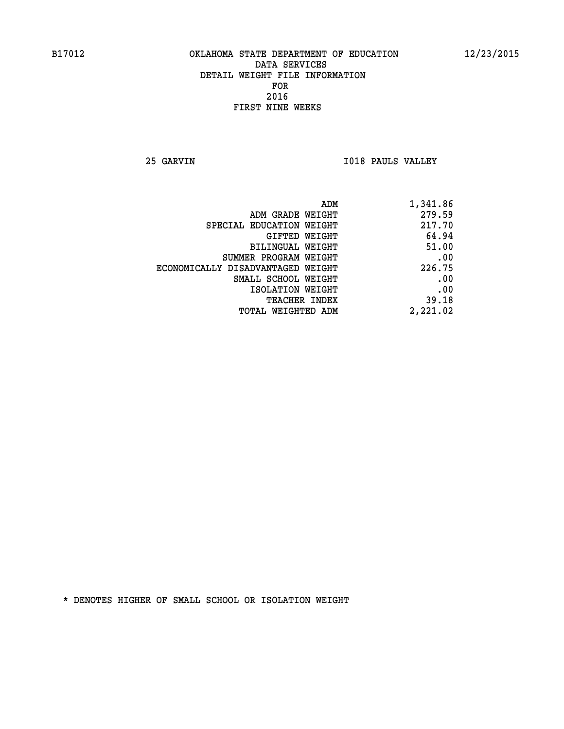B17012 OKLAHOMA STATE DEPARTMENT OF EDUCATION 12/23/2015

DATA SERVICES

DETAIL WEIGHT FILE INFORMATION

FOR

2016

FIRST NINE WEEKS

25 GARVIN I018 PAULS VALLEY

| | |
|---|---|
| ADM | 1,341.86 |
| ADM GRADE WEIGHT | 279.59 |
| SPECIAL EDUCATION WEIGHT | 217.70 |
| GIFTED WEIGHT | 64.94 |
| BILINGUAL WEIGHT | 51.00 |
| SUMMER PROGRAM WEIGHT | .00 |
| ECONOMICALLY DISADVANTAGED WEIGHT | 226.75 |
| SMALL SCHOOL WEIGHT | .00 |
| ISOLATION WEIGHT | .00 |
| TEACHER INDEX | 39.18 |
| TOTAL WEIGHTED ADM | 2,221.02 |

* DENOTES HIGHER OF SMALL SCHOOL OR ISOLATION WEIGHT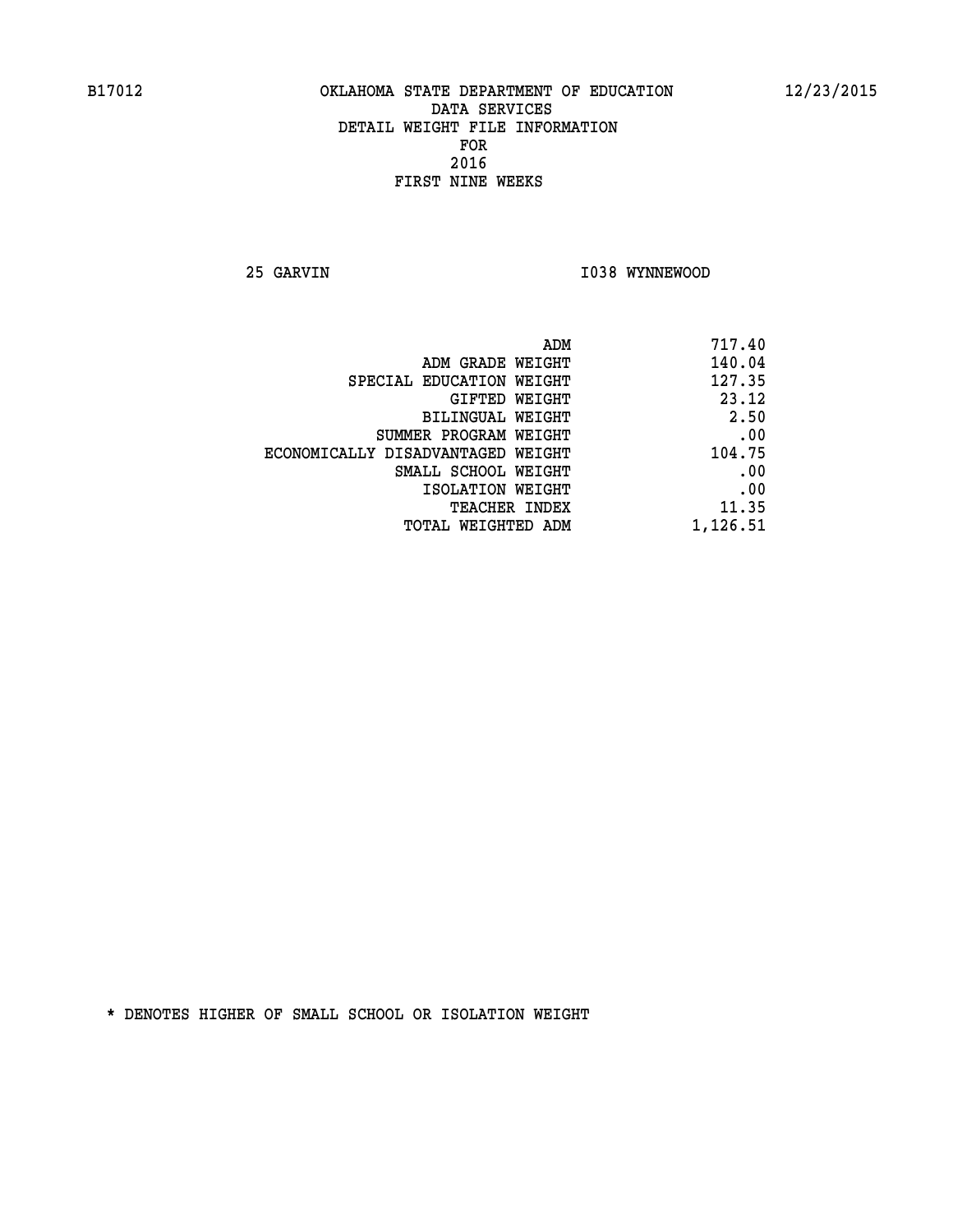B17012 OKLAHOMA STATE DEPARTMENT OF EDUCATION 12/23/2015

DATA SERVICES

DETAIL WEIGHT FILE INFORMATION

FOR

2016

FIRST NINE WEEKS

25 GARVIN I038 WYNNEWOOD

| | |
|---|---|
| ADM | 717.40 |
| ADM GRADE WEIGHT | 140.04 |
| SPECIAL EDUCATION WEIGHT | 127.35 |
| GIFTED WEIGHT | 23.12 |
| BILINGUAL WEIGHT | 2.50 |
| SUMMER PROGRAM WEIGHT | .00 |
| ECONOMICALLY DISADVANTAGED WEIGHT | 104.75 |
| SMALL SCHOOL WEIGHT | .00 |
| ISOLATION WEIGHT | .00 |
| TEACHER INDEX | 11.35 |
| TOTAL WEIGHTED ADM | 1,126.51 |

* DENOTES HIGHER OF SMALL SCHOOL OR ISOLATION WEIGHT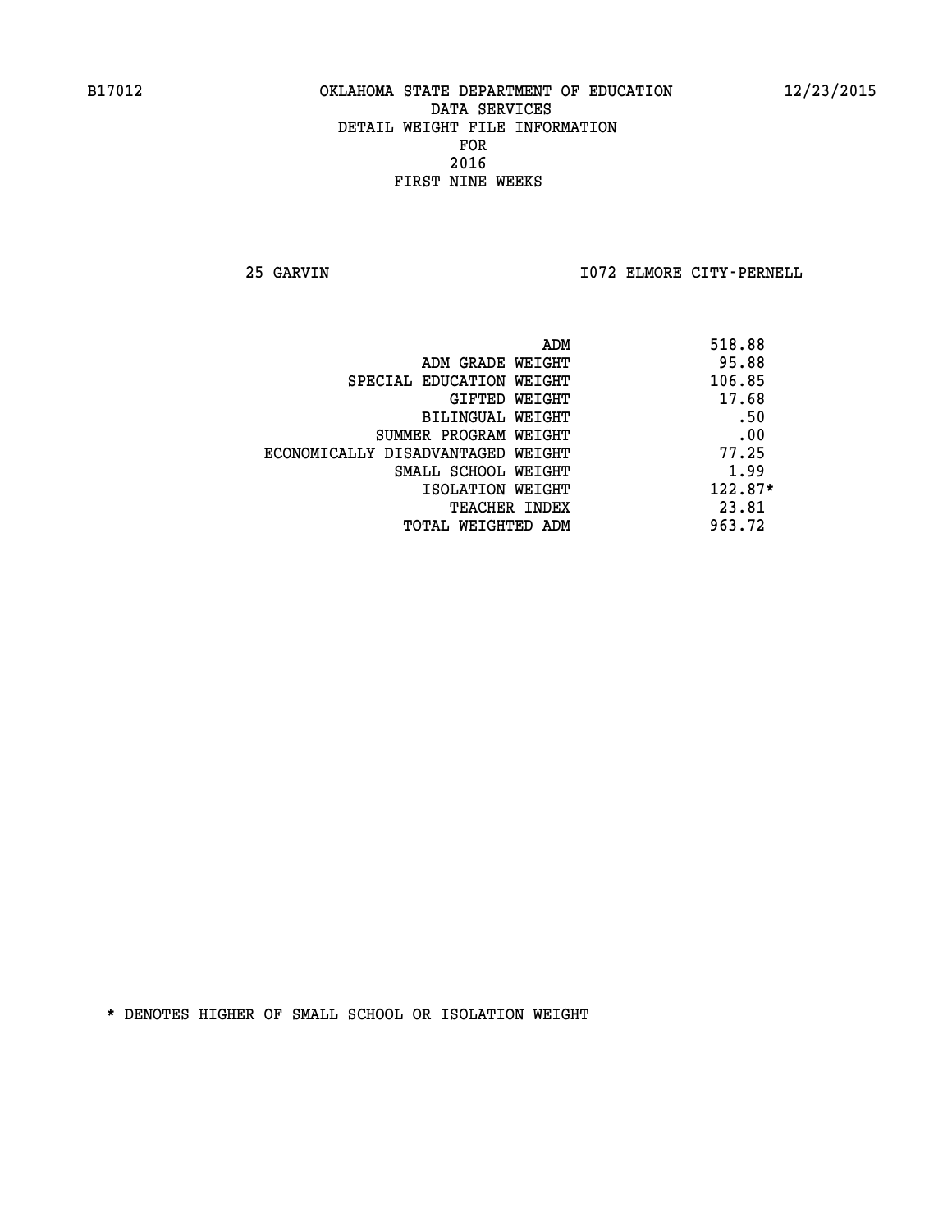B17012 OKLAHOMA STATE DEPARTMENT OF EDUCATION 12/23/2015

DATA SERVICES
DETAIL WEIGHT FILE INFORMATION
FOR
2016
FIRST NINE WEEKS

25 GARVIN I072 ELMORE CITY-PERNELL

| | |
|---|---|
| ADM | 518.88 |
| ADM GRADE WEIGHT | 95.88 |
| SPECIAL EDUCATION WEIGHT | 106.85 |
| GIFTED WEIGHT | 17.68 |
| BILINGUAL WEIGHT | .50 |
| SUMMER PROGRAM WEIGHT | .00 |
| ECONOMICALLY DISADVANTAGED WEIGHT | 77.25 |
| SMALL SCHOOL WEIGHT | 1.99 |
| ISOLATION WEIGHT | 122.87* |
| TEACHER INDEX | 23.81 |
| TOTAL WEIGHTED ADM | 963.72 |

* DENOTES HIGHER OF SMALL SCHOOL OR ISOLATION WEIGHT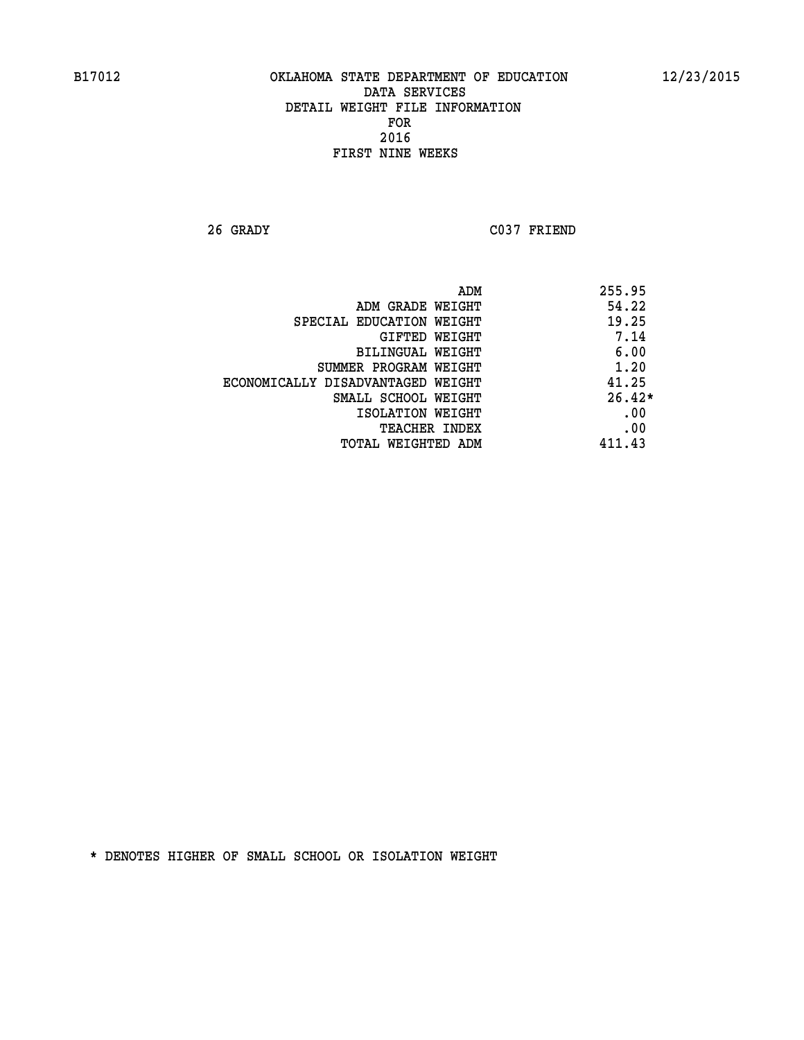B17012 OKLAHOMA STATE DEPARTMENT OF EDUCATION 12/23/2015

DATA SERVICES
DETAIL WEIGHT FILE INFORMATION
FOR
2016
FIRST NINE WEEKS

26 GRADY C037 FRIEND

| | |
|---|---|
| ADM | 255.95 |
| ADM GRADE WEIGHT | 54.22 |
| SPECIAL EDUCATION WEIGHT | 19.25 |
| GIFTED WEIGHT | 7.14 |
| BILINGUAL WEIGHT | 6.00 |
| SUMMER PROGRAM WEIGHT | 1.20 |
| ECONOMICALLY DISADVANTAGED WEIGHT | 41.25 |
| SMALL SCHOOL WEIGHT | 26.42* |
| ISOLATION WEIGHT | .00 |
| TEACHER INDEX | .00 |
| TOTAL WEIGHTED ADM | 411.43 |

* DENOTES HIGHER OF SMALL SCHOOL OR ISOLATION WEIGHT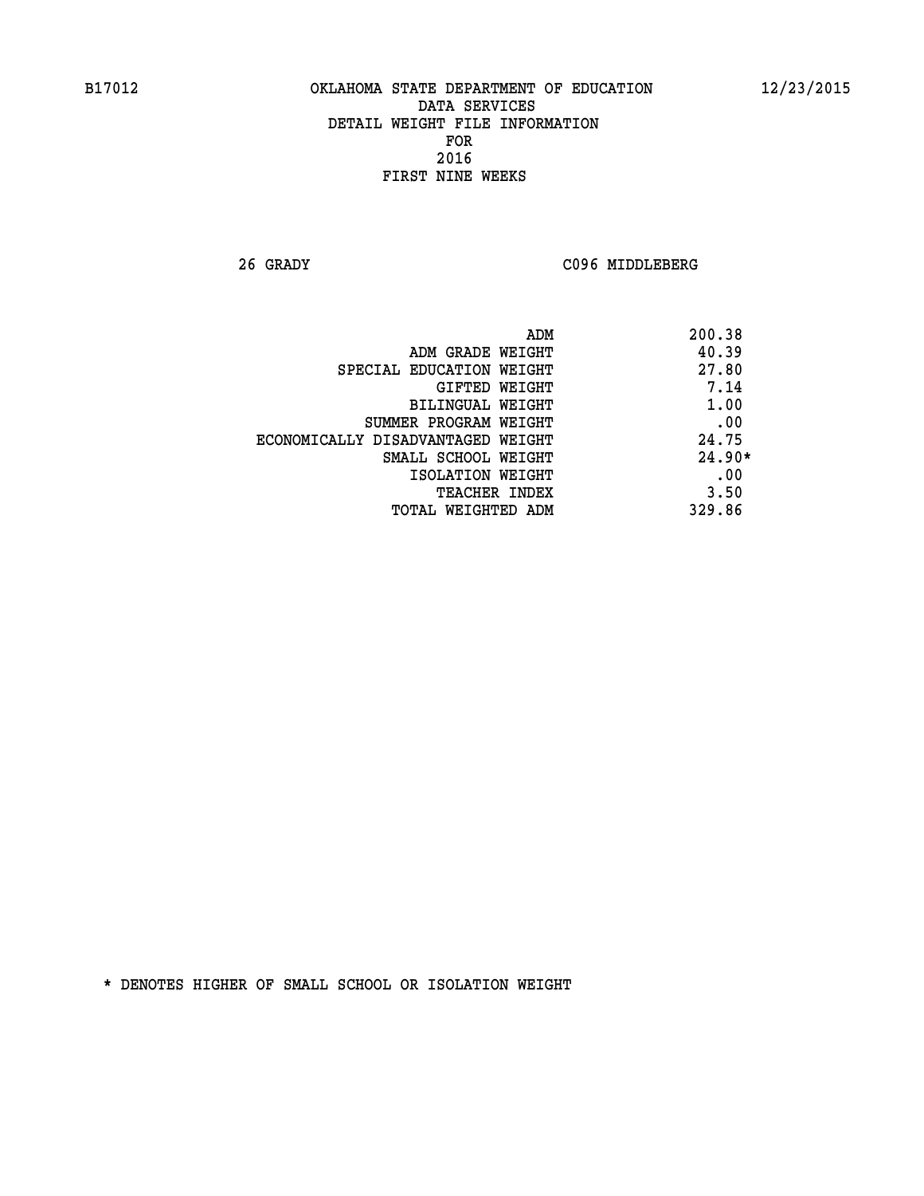B17012 OKLAHOMA STATE DEPARTMENT OF EDUCATION 12/23/2015

DATA SERVICES
DETAIL WEIGHT FILE INFORMATION
FOR
2016
FIRST NINE WEEKS

26 GRADY C096 MIDDLEBERG

| | |
|---|---|
| ADM | 200.38 |
| ADM GRADE WEIGHT | 40.39 |
| SPECIAL EDUCATION WEIGHT | 27.80 |
| GIFTED WEIGHT | 7.14 |
| BILINGUAL WEIGHT | 1.00 |
| SUMMER PROGRAM WEIGHT | .00 |
| ECONOMICALLY DISADVANTAGED WEIGHT | 24.75 |
| SMALL SCHOOL WEIGHT | 24.90* |
| ISOLATION WEIGHT | .00 |
| TEACHER INDEX | 3.50 |
| TOTAL WEIGHTED ADM | 329.86 |

* DENOTES HIGHER OF SMALL SCHOOL OR ISOLATION WEIGHT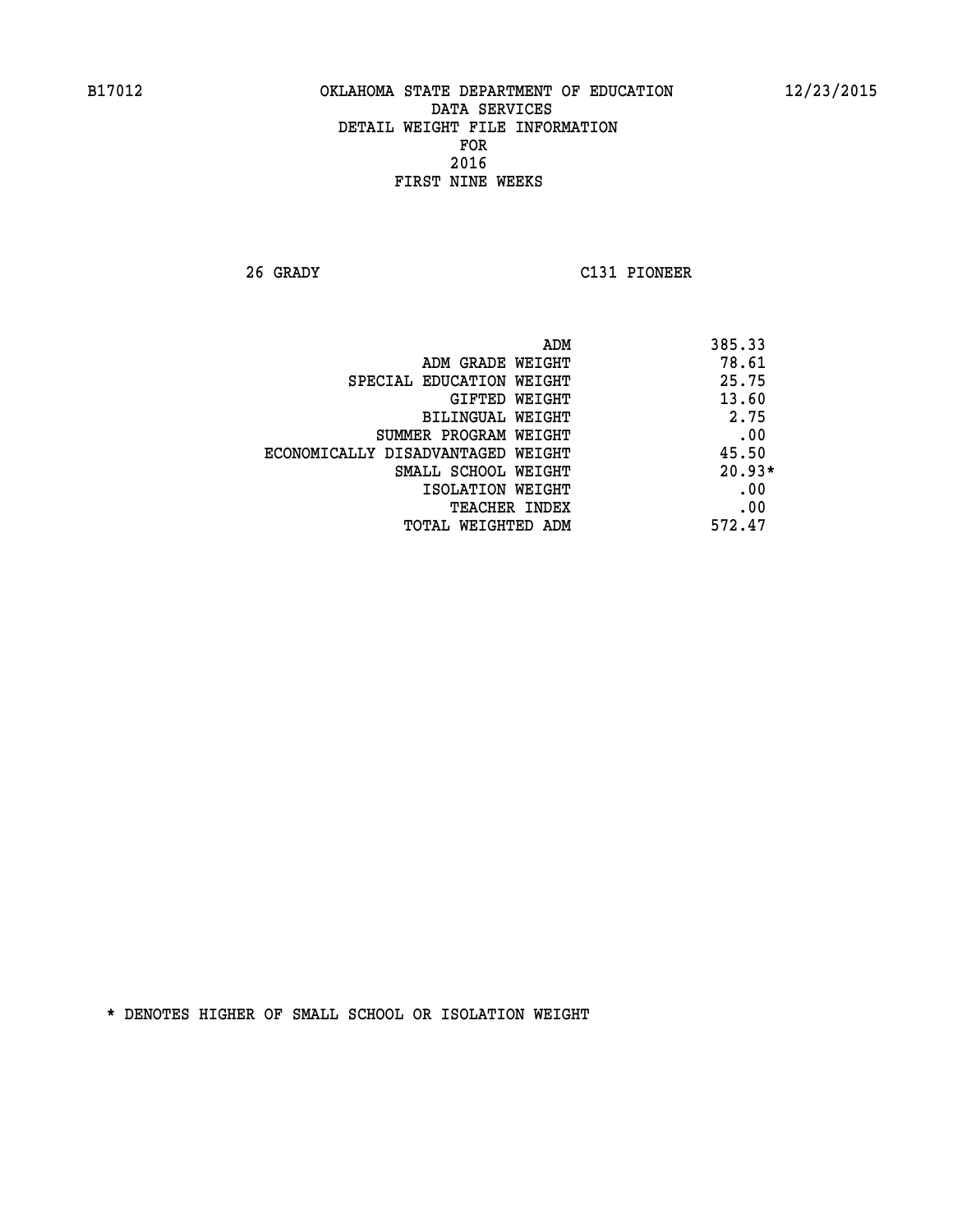B17012 OKLAHOMA STATE DEPARTMENT OF EDUCATION 12/23/2015

DATA SERVICES
DETAIL WEIGHT FILE INFORMATION
FOR
2016
FIRST NINE WEEKS

26 GRADY C131 PIONEER

| | |
|---|---|
| ADM | 385.33 |
| ADM GRADE WEIGHT | 78.61 |
| SPECIAL EDUCATION WEIGHT | 25.75 |
| GIFTED WEIGHT | 13.60 |
| BILINGUAL WEIGHT | 2.75 |
| SUMMER PROGRAM WEIGHT | .00 |
| ECONOMICALLY DISADVANTAGED WEIGHT | 45.50 |
| SMALL SCHOOL WEIGHT | 20.93* |
| ISOLATION WEIGHT | .00 |
| TEACHER INDEX | .00 |
| TOTAL WEIGHTED ADM | 572.47 |

* DENOTES HIGHER OF SMALL SCHOOL OR ISOLATION WEIGHT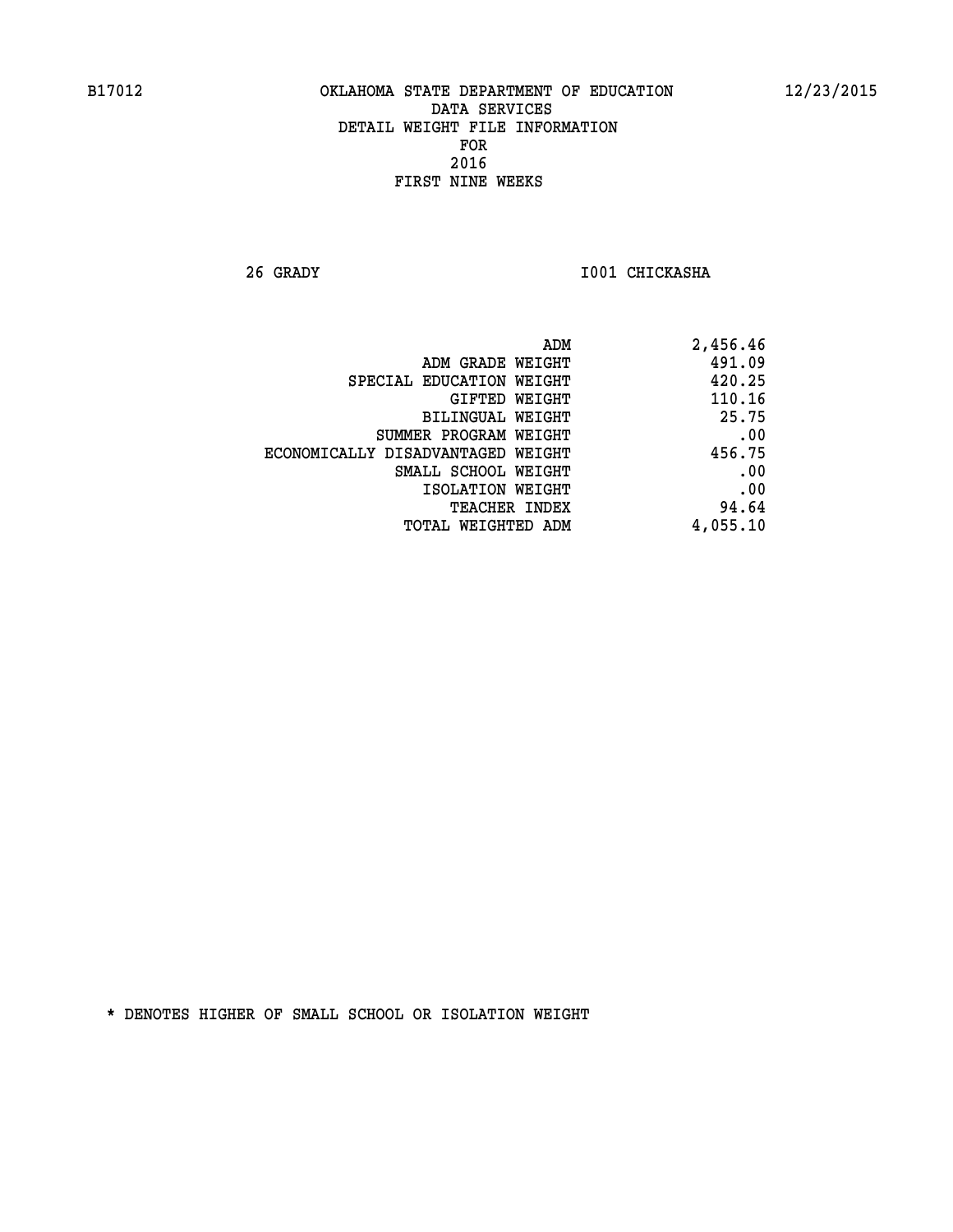B17012 OKLAHOMA STATE DEPARTMENT OF EDUCATION 12/23/2015

DATA SERVICES
DETAIL WEIGHT FILE INFORMATION
FOR
2016
FIRST NINE WEEKS

26 GRADY I001 CHICKASHA

| | |
|---|---|
| ADM | 2,456.46 |
| ADM GRADE WEIGHT | 491.09 |
| SPECIAL EDUCATION WEIGHT | 420.25 |
| GIFTED WEIGHT | 110.16 |
| BILINGUAL WEIGHT | 25.75 |
| SUMMER PROGRAM WEIGHT | .00 |
| ECONOMICALLY DISADVANTAGED WEIGHT | 456.75 |
| SMALL SCHOOL WEIGHT | .00 |
| ISOLATION WEIGHT | .00 |
| TEACHER INDEX | 94.64 |
| TOTAL WEIGHTED ADM | 4,055.10 |

* DENOTES HIGHER OF SMALL SCHOOL OR ISOLATION WEIGHT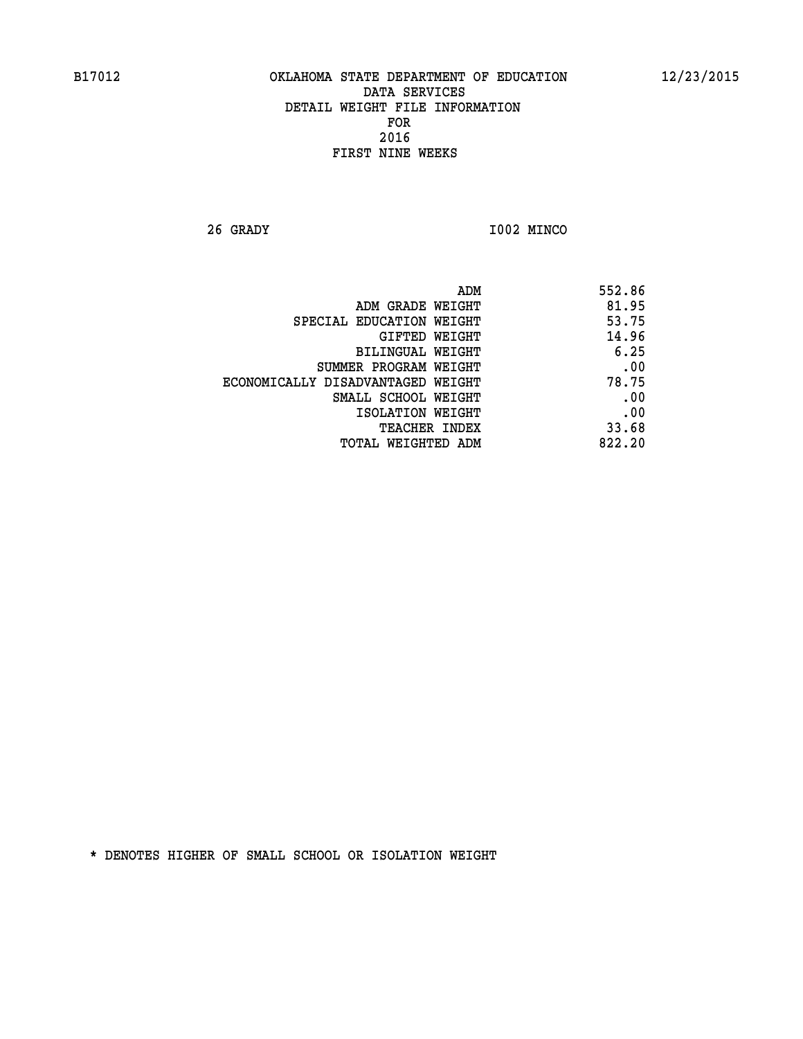B17012 OKLAHOMA STATE DEPARTMENT OF EDUCATION 12/23/2015

DATA SERVICES
DETAIL WEIGHT FILE INFORMATION
FOR
2016
FIRST NINE WEEKS

26 GRADY I002 MINCO

| | |
|---|---|
| ADM | 552.86 |
| ADM GRADE WEIGHT | 81.95 |
| SPECIAL EDUCATION WEIGHT | 53.75 |
| GIFTED WEIGHT | 14.96 |
| BILINGUAL WEIGHT | 6.25 |
| SUMMER PROGRAM WEIGHT | .00 |
| ECONOMICALLY DISADVANTAGED WEIGHT | 78.75 |
| SMALL SCHOOL WEIGHT | .00 |
| ISOLATION WEIGHT | .00 |
| TEACHER INDEX | 33.68 |
| TOTAL WEIGHTED ADM | 822.20 |

* DENOTES HIGHER OF SMALL SCHOOL OR ISOLATION WEIGHT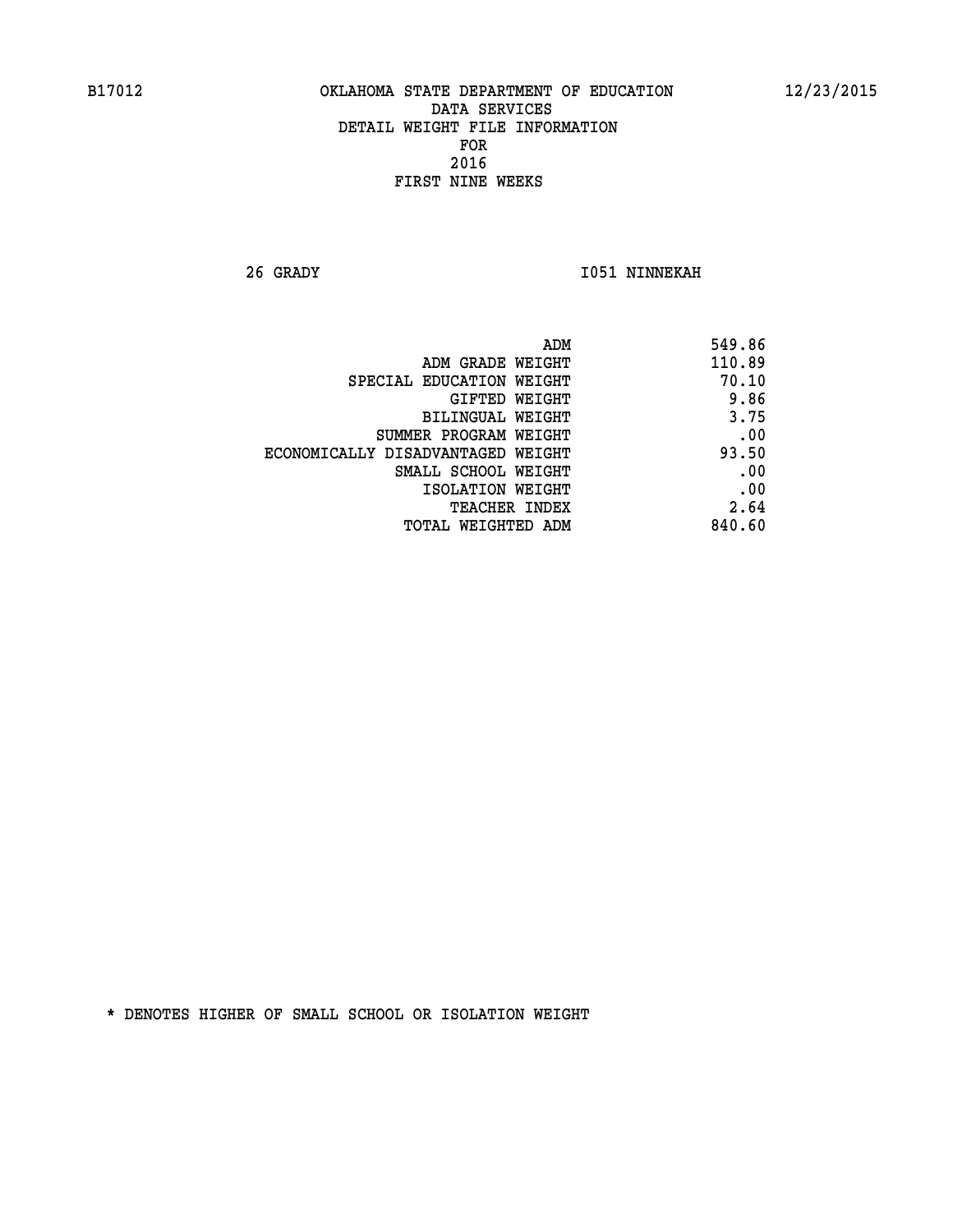26 GRADY I051 NINNEKAH

| | |
|---|---|
| ADM | 549.86 |
| ADM GRADE WEIGHT | 110.89 |
| SPECIAL EDUCATION WEIGHT | 70.10 |
| GIFTED WEIGHT | 9.86 |
| BILINGUAL WEIGHT | 3.75 |
| SUMMER PROGRAM WEIGHT | .00 |
| ECONOMICALLY DISADVANTAGED WEIGHT | 93.50 |
| SMALL SCHOOL WEIGHT | .00 |
| ISOLATION WEIGHT | .00 |
| TEACHER INDEX | 2.64 |
| TOTAL WEIGHTED ADM | 840.60 |

* DENOTES HIGHER OF SMALL SCHOOL OR ISOLATION WEIGHT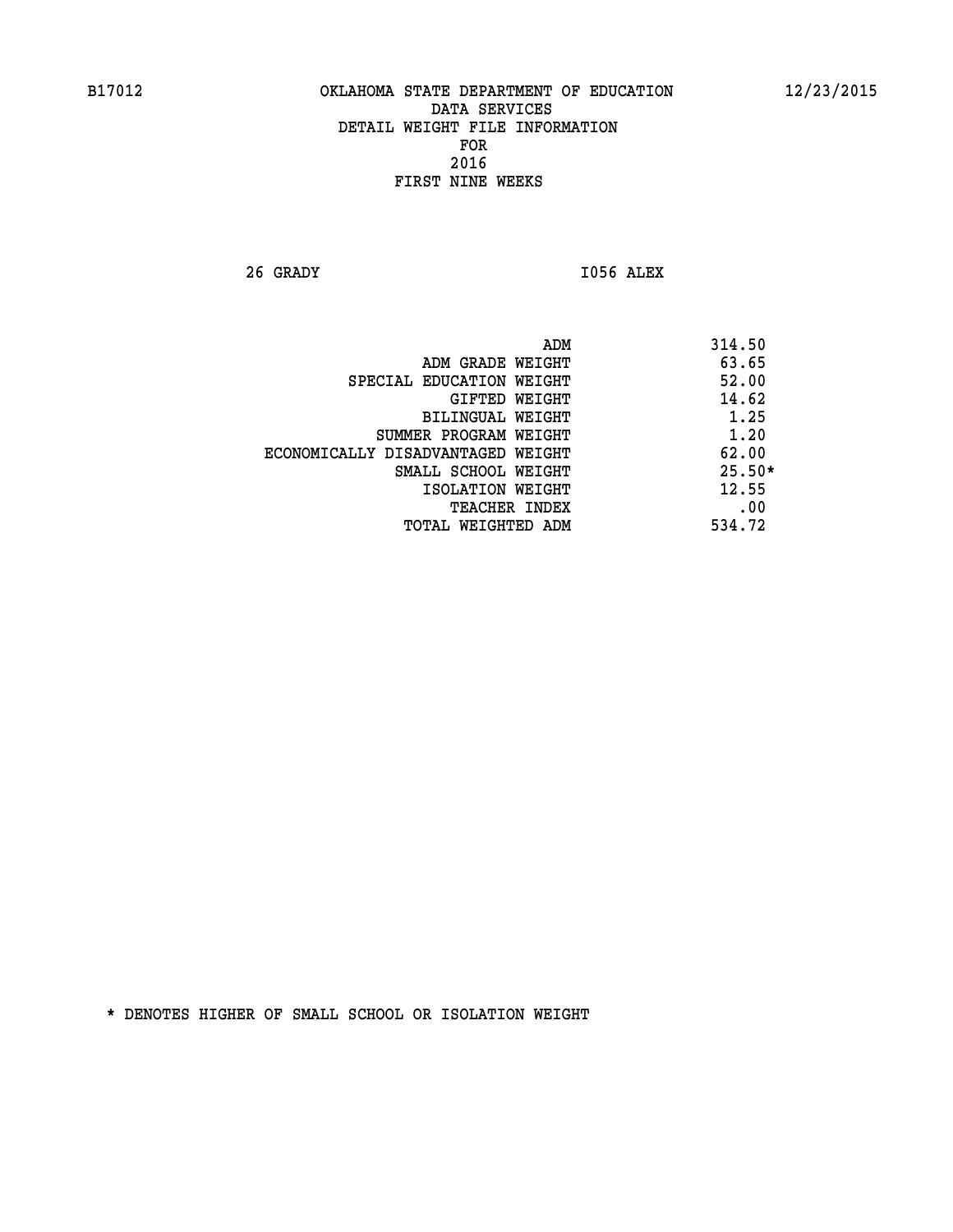B17012 OKLAHOMA STATE DEPARTMENT OF EDUCATION 12/23/2015

DATA SERVICES
DETAIL WEIGHT FILE INFORMATION
FOR
2016
FIRST NINE WEEKS

26 GRADY I056 ALEX

| | |
|---|---|
| ADM | 314.50 |
| ADM GRADE WEIGHT | 63.65 |
| SPECIAL EDUCATION WEIGHT | 52.00 |
| GIFTED WEIGHT | 14.62 |
| BILINGUAL WEIGHT | 1.25 |
| SUMMER PROGRAM WEIGHT | 1.20 |
| ECONOMICALLY DISADVANTAGED WEIGHT | 62.00 |
| SMALL SCHOOL WEIGHT | 25.50* |
| ISOLATION WEIGHT | 12.55 |
| TEACHER INDEX | .00 |
| TOTAL WEIGHTED ADM | 534.72 |

* DENOTES HIGHER OF SMALL SCHOOL OR ISOLATION WEIGHT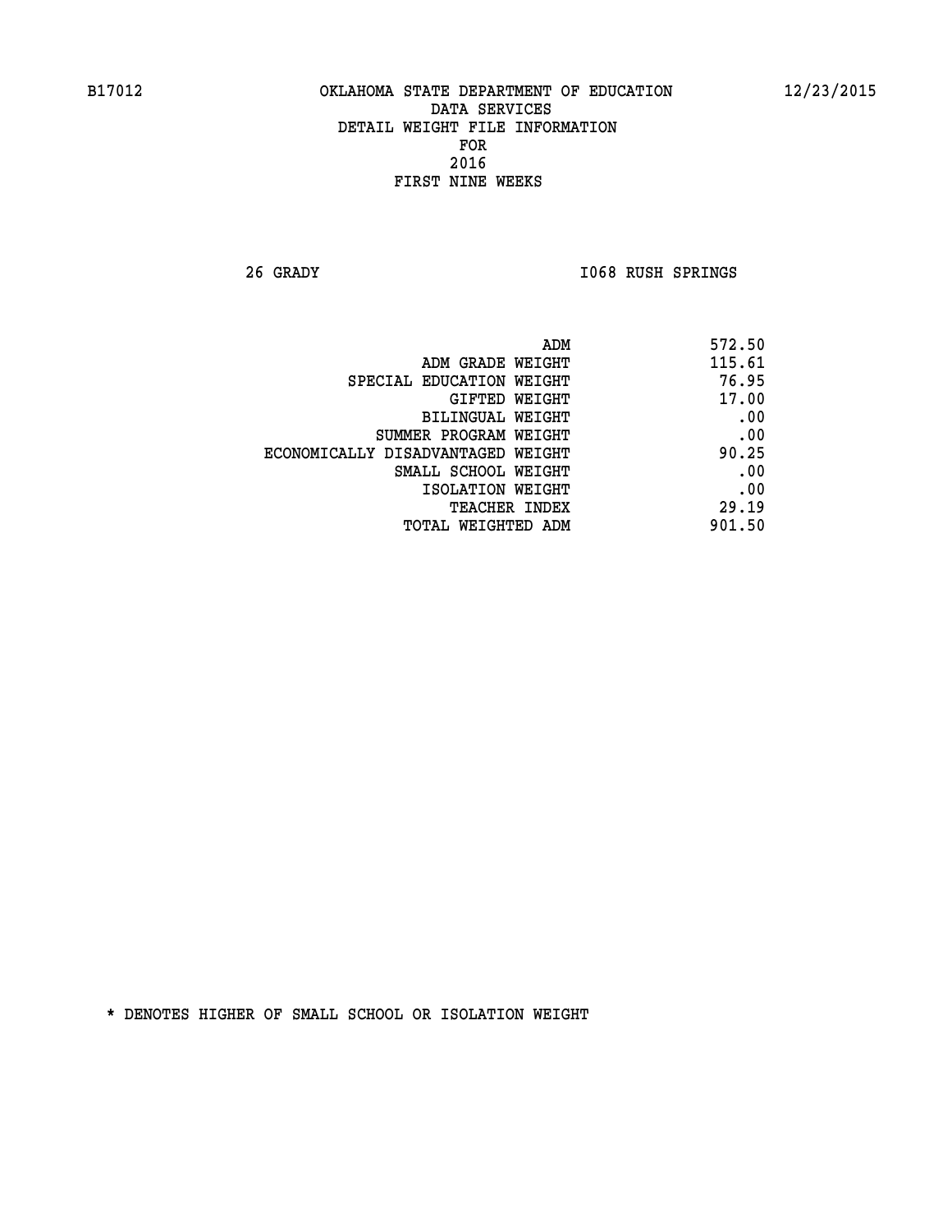B17012 OKLAHOMA STATE DEPARTMENT OF EDUCATION 12/23/2015

DATA SERVICES
DETAIL WEIGHT FILE INFORMATION
FOR
2016
FIRST NINE WEEKS

26 GRADY I068 RUSH SPRINGS

| | |
|---|---|
| ADM | 572.50 |
| ADM GRADE WEIGHT | 115.61 |
| SPECIAL EDUCATION WEIGHT | 76.95 |
| GIFTED WEIGHT | 17.00 |
| BILINGUAL WEIGHT | .00 |
| SUMMER PROGRAM WEIGHT | .00 |
| ECONOMICALLY DISADVANTAGED WEIGHT | 90.25 |
| SMALL SCHOOL WEIGHT | .00 |
| ISOLATION WEIGHT | .00 |
| TEACHER INDEX | 29.19 |
| TOTAL WEIGHTED ADM | 901.50 |

* DENOTES HIGHER OF SMALL SCHOOL OR ISOLATION WEIGHT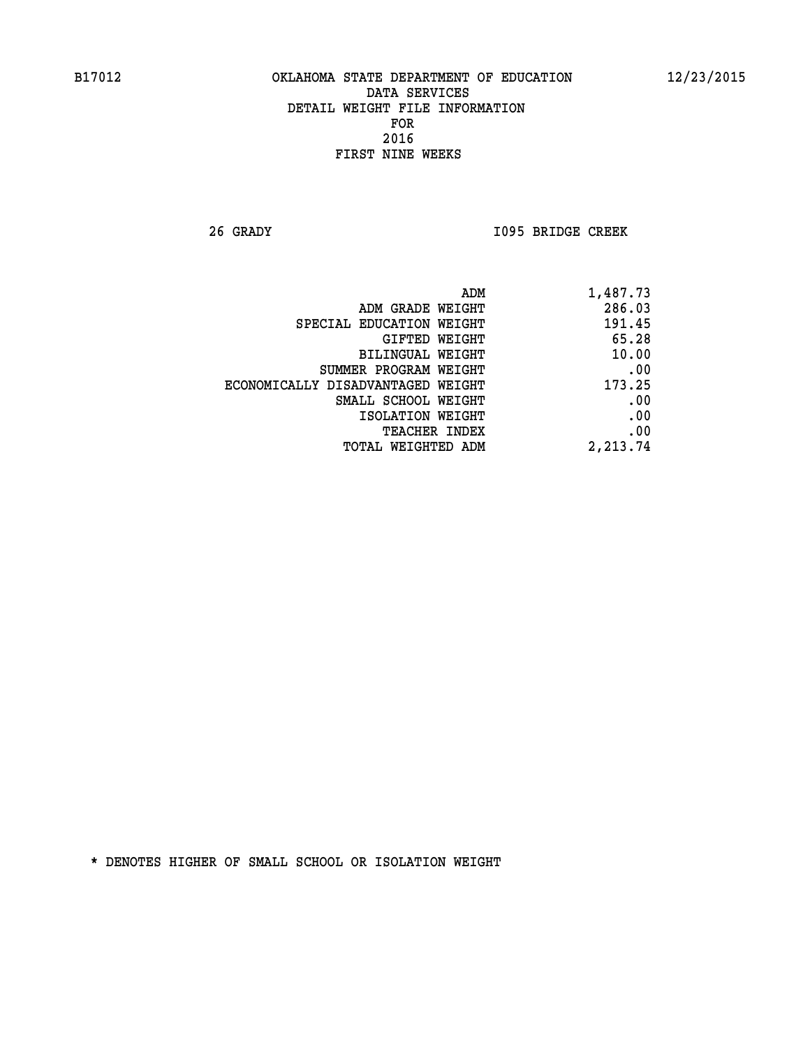B17012 OKLAHOMA STATE DEPARTMENT OF EDUCATION 12/23/2015

DATA SERVICES
DETAIL WEIGHT FILE INFORMATION
FOR
2016
FIRST NINE WEEKS

26 GRADY I095 BRIDGE CREEK

| | |
|---|---|
| ADM | 1,487.73 |
| ADM GRADE WEIGHT | 286.03 |
| SPECIAL EDUCATION WEIGHT | 191.45 |
| GIFTED WEIGHT | 65.28 |
| BILINGUAL WEIGHT | 10.00 |
| SUMMER PROGRAM WEIGHT | .00 |
| ECONOMICALLY DISADVANTAGED WEIGHT | 173.25 |
| SMALL SCHOOL WEIGHT | .00 |
| ISOLATION WEIGHT | .00 |
| TEACHER INDEX | .00 |
| TOTAL WEIGHTED ADM | 2,213.74 |

* DENOTES HIGHER OF SMALL SCHOOL OR ISOLATION WEIGHT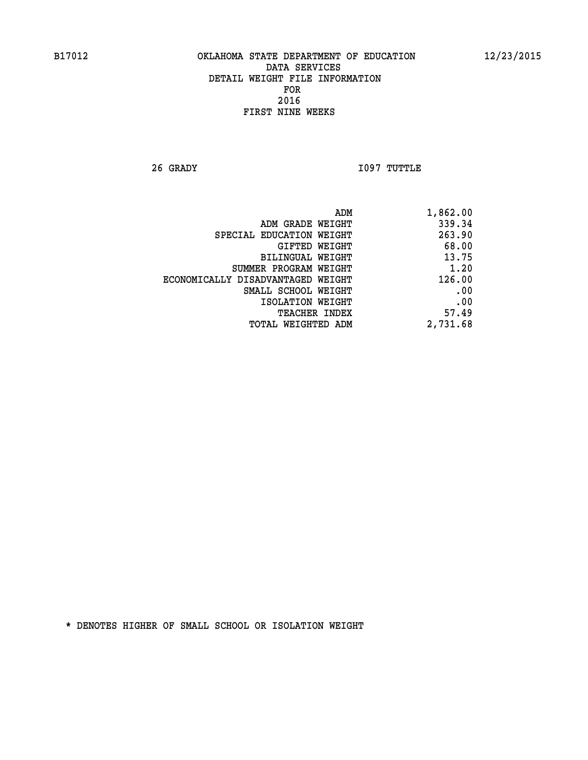B17012 OKLAHOMA STATE DEPARTMENT OF EDUCATION 12/23/2015

DATA SERVICES
DETAIL WEIGHT FILE INFORMATION
FOR
2016
FIRST NINE WEEKS

26 GRADY I097 TUTTLE

| | |
|---|---|
| ADM | 1,862.00 |
| ADM GRADE WEIGHT | 339.34 |
| SPECIAL EDUCATION WEIGHT | 263.90 |
| GIFTED WEIGHT | 68.00 |
| BILINGUAL WEIGHT | 13.75 |
| SUMMER PROGRAM WEIGHT | 1.20 |
| ECONOMICALLY DISADVANTAGED WEIGHT | 126.00 |
| SMALL SCHOOL WEIGHT | .00 |
| ISOLATION WEIGHT | .00 |
| TEACHER INDEX | 57.49 |
| TOTAL WEIGHTED ADM | 2,731.68 |

* DENOTES HIGHER OF SMALL SCHOOL OR ISOLATION WEIGHT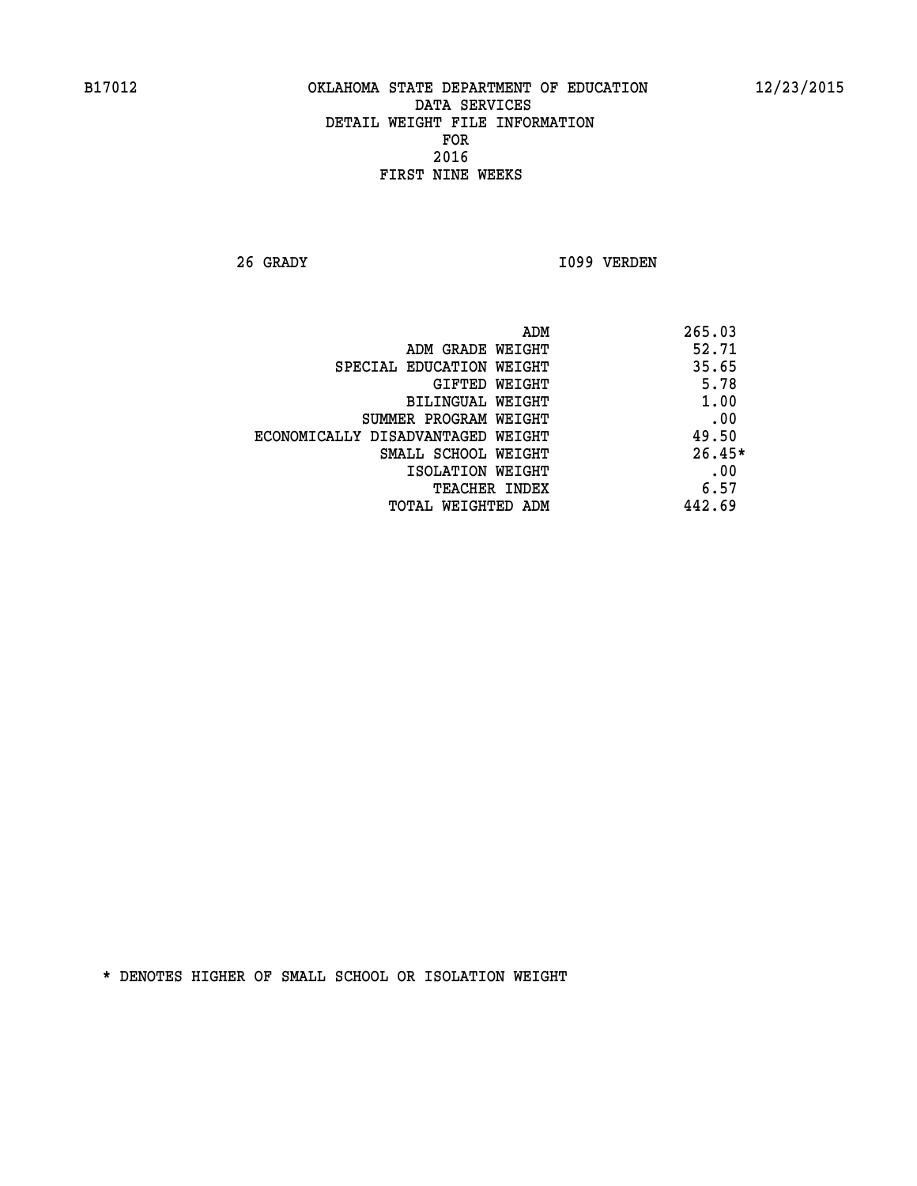B17012 OKLAHOMA STATE DEPARTMENT OF EDUCATION 12/23/2015

DATA SERVICES
DETAIL WEIGHT FILE INFORMATION
FOR
2016
FIRST NINE WEEKS

26 GRADY I099 VERDEN

| | |
|---|---|
| ADM | 265.03 |
| ADM GRADE WEIGHT | 52.71 |
| SPECIAL EDUCATION WEIGHT | 35.65 |
| GIFTED WEIGHT | 5.78 |
| BILINGUAL WEIGHT | 1.00 |
| SUMMER PROGRAM WEIGHT | .00 |
| ECONOMICALLY DISADVANTAGED WEIGHT | 49.50 |
| SMALL SCHOOL WEIGHT | 26.45* |
| ISOLATION WEIGHT | .00 |
| TEACHER INDEX | 6.57 |
| TOTAL WEIGHTED ADM | 442.69 |

* DENOTES HIGHER OF SMALL SCHOOL OR ISOLATION WEIGHT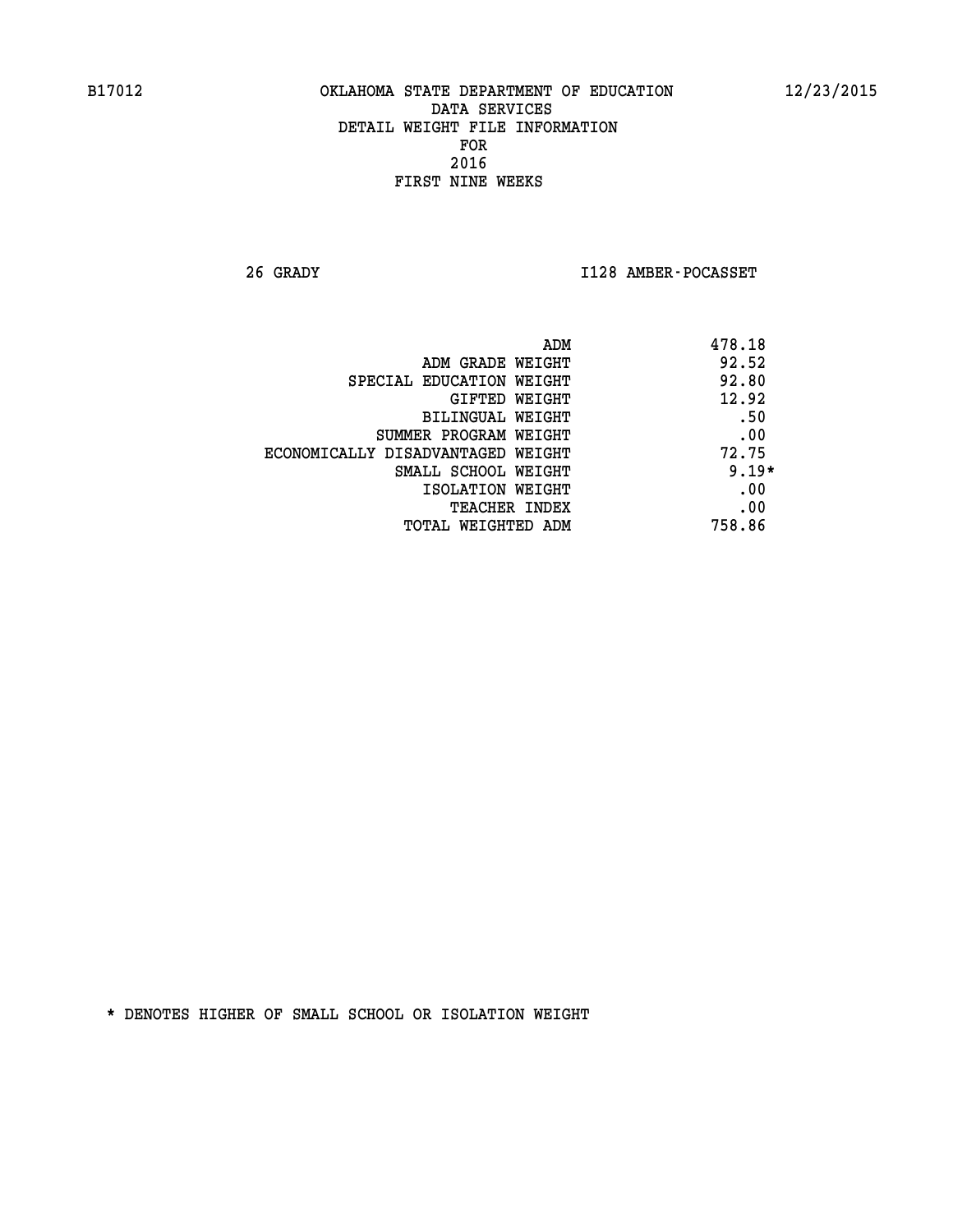B17012 OKLAHOMA STATE DEPARTMENT OF EDUCATION 12/23/2015

DATA SERVICES
DETAIL WEIGHT FILE INFORMATION
FOR
2016
FIRST NINE WEEKS

26 GRADY I128 AMBER-POCASSET

| | |
|---|---|
| ADM | 478.18 |
| ADM GRADE WEIGHT | 92.52 |
| SPECIAL EDUCATION WEIGHT | 92.80 |
| GIFTED WEIGHT | 12.92 |
| BILINGUAL WEIGHT | .50 |
| SUMMER PROGRAM WEIGHT | .00 |
| ECONOMICALLY DISADVANTAGED WEIGHT | 72.75 |
| SMALL SCHOOL WEIGHT | 9.19* |
| ISOLATION WEIGHT | .00 |
| TEACHER INDEX | .00 |
| TOTAL WEIGHTED ADM | 758.86 |

* DENOTES HIGHER OF SMALL SCHOOL OR ISOLATION WEIGHT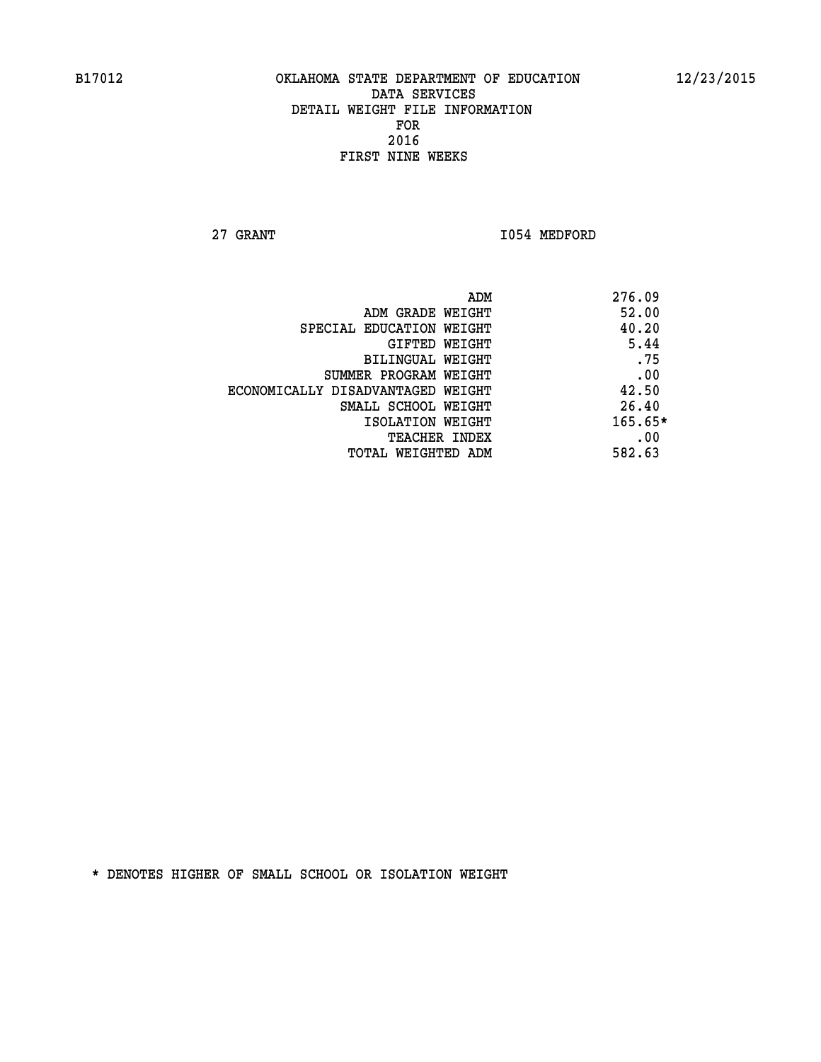B17012 OKLAHOMA STATE DEPARTMENT OF EDUCATION 12/23/2015

DATA SERVICES
DETAIL WEIGHT FILE INFORMATION
FOR
2016
FIRST NINE WEEKS

27 GRANT I054 MEDFORD

| | |
|---|---|
| ADM | 276.09 |
| ADM GRADE WEIGHT | 52.00 |
| SPECIAL EDUCATION WEIGHT | 40.20 |
| GIFTED WEIGHT | 5.44 |
| BILINGUAL WEIGHT | .75 |
| SUMMER PROGRAM WEIGHT | .00 |
| ECONOMICALLY DISADVANTAGED WEIGHT | 42.50 |
| SMALL SCHOOL WEIGHT | 26.40 |
| ISOLATION WEIGHT | 165.65* |
| TEACHER INDEX | .00 |
| TOTAL WEIGHTED ADM | 582.63 |

* DENOTES HIGHER OF SMALL SCHOOL OR ISOLATION WEIGHT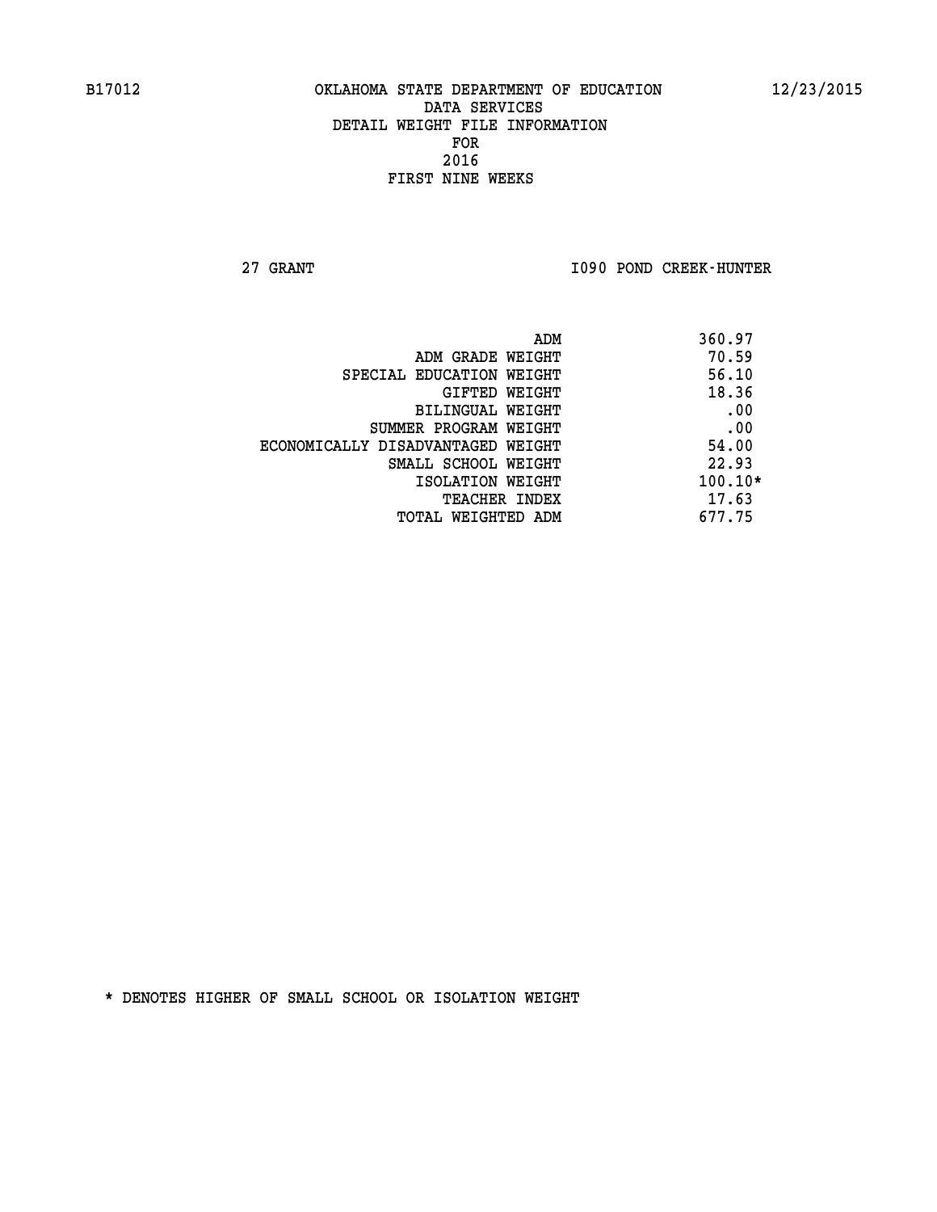B17012 OKLAHOMA STATE DEPARTMENT OF EDUCATION 12/23/2015

DATA SERVICES
DETAIL WEIGHT FILE INFORMATION
FOR
2016
FIRST NINE WEEKS

27 GRANT I090 POND CREEK-HUNTER

| | |
|---|---|
| ADM | 360.97 |
| ADM GRADE WEIGHT | 70.59 |
| SPECIAL EDUCATION WEIGHT | 56.10 |
| GIFTED WEIGHT | 18.36 |
| BILINGUAL WEIGHT | .00 |
| SUMMER PROGRAM WEIGHT | .00 |
| ECONOMICALLY DISADVANTAGED WEIGHT | 54.00 |
| SMALL SCHOOL WEIGHT | 22.93 |
| ISOLATION WEIGHT | 100.10* |
| TEACHER INDEX | 17.63 |
| TOTAL WEIGHTED ADM | 677.75 |

* DENOTES HIGHER OF SMALL SCHOOL OR ISOLATION WEIGHT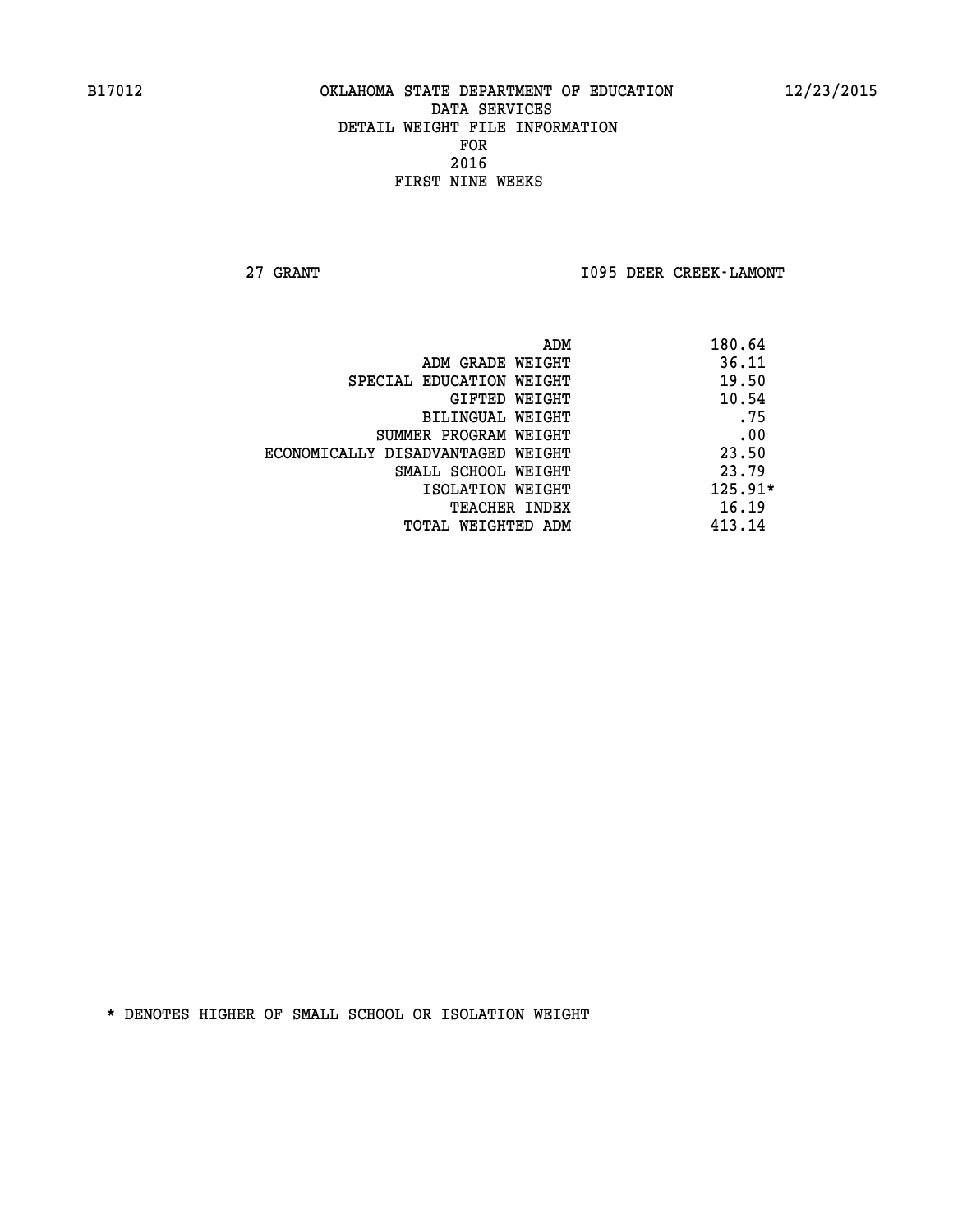B17012 OKLAHOMA STATE DEPARTMENT OF EDUCATION 12/23/2015

DATA SERVICES
DETAIL WEIGHT FILE INFORMATION
FOR
2016
FIRST NINE WEEKS

27 GRANT I095 DEER CREEK-LAMONT

| | |
|---|---|
| ADM | 180.64 |
| ADM GRADE WEIGHT | 36.11 |
| SPECIAL EDUCATION WEIGHT | 19.50 |
| GIFTED WEIGHT | 10.54 |
| BILINGUAL WEIGHT | .75 |
| SUMMER PROGRAM WEIGHT | .00 |
| ECONOMICALLY DISADVANTAGED WEIGHT | 23.50 |
| SMALL SCHOOL WEIGHT | 23.79 |
| ISOLATION WEIGHT | 125.91* |
| TEACHER INDEX | 16.19 |
| TOTAL WEIGHTED ADM | 413.14 |

* DENOTES HIGHER OF SMALL SCHOOL OR ISOLATION WEIGHT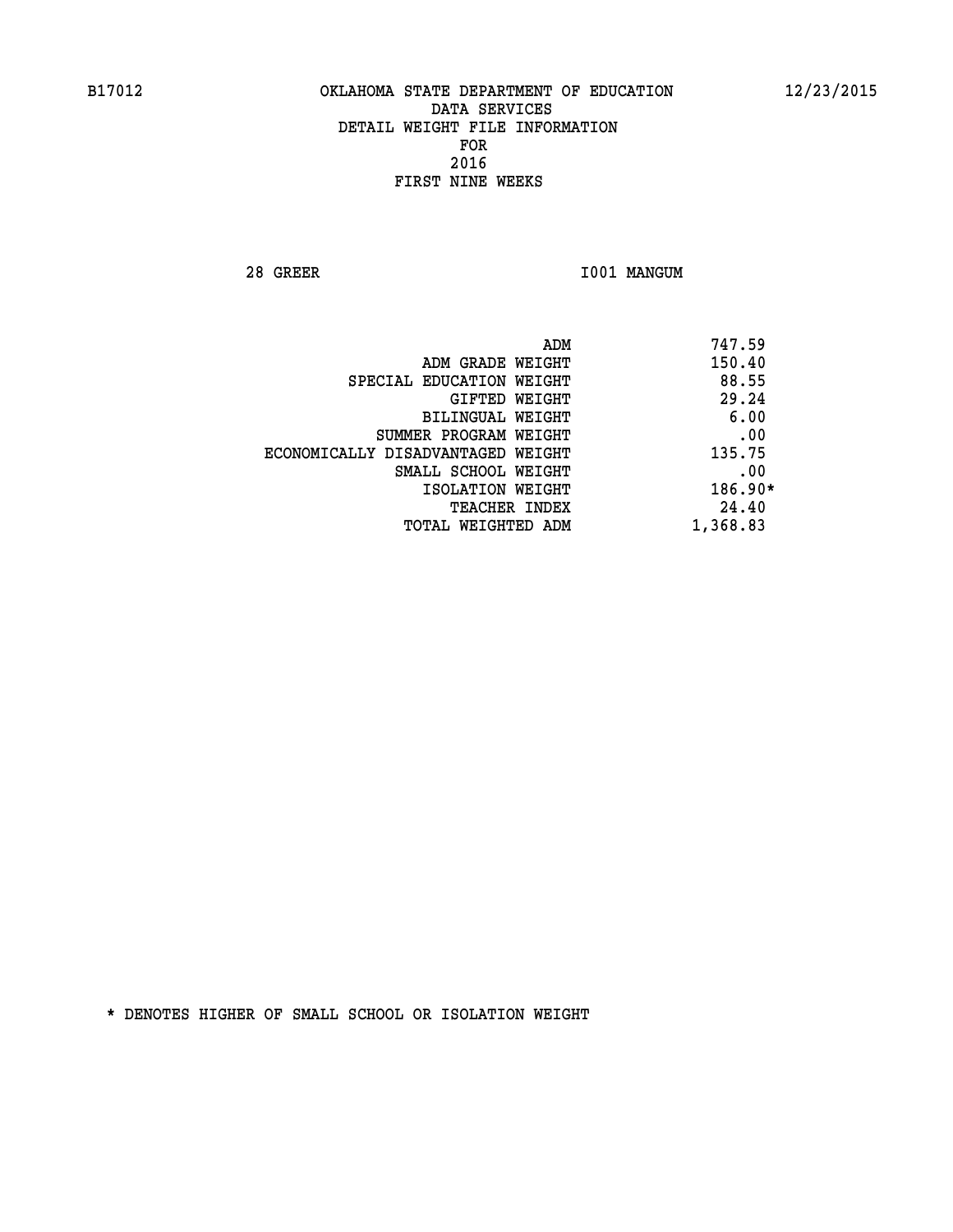B17012 OKLAHOMA STATE DEPARTMENT OF EDUCATION 12/23/2015

DATA SERVICES
DETAIL WEIGHT FILE INFORMATION
FOR
2016
FIRST NINE WEEKS

28 GREER I001 MANGUM

| | |
|---|---|
| ADM | 747.59 |
| ADM GRADE WEIGHT | 150.40 |
| SPECIAL EDUCATION WEIGHT | 88.55 |
| GIFTED WEIGHT | 29.24 |
| BILINGUAL WEIGHT | 6.00 |
| SUMMER PROGRAM WEIGHT | .00 |
| ECONOMICALLY DISADVANTAGED WEIGHT | 135.75 |
| SMALL SCHOOL WEIGHT | .00 |
| ISOLATION WEIGHT | 186.90* |
| TEACHER INDEX | 24.40 |
| TOTAL WEIGHTED ADM | 1,368.83 |

* DENOTES HIGHER OF SMALL SCHOOL OR ISOLATION WEIGHT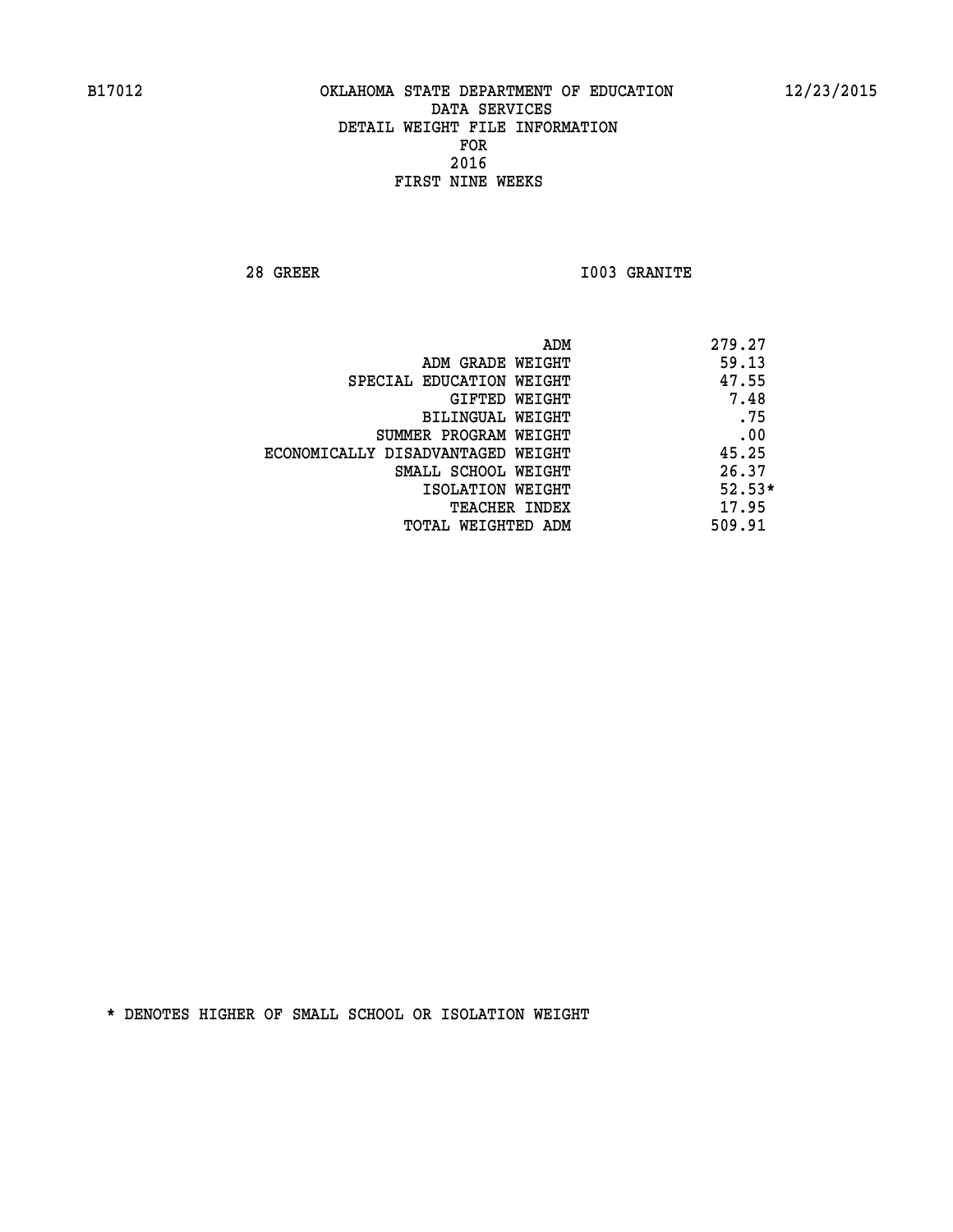B17012 OKLAHOMA STATE DEPARTMENT OF EDUCATION 12/23/2015

DATA SERVICES
DETAIL WEIGHT FILE INFORMATION
FOR
2016
FIRST NINE WEEKS

28 GREER I003 GRANITE

| | |
|---|---|
| ADM | 279.27 |
| ADM GRADE WEIGHT | 59.13 |
| SPECIAL EDUCATION WEIGHT | 47.55 |
| GIFTED WEIGHT | 7.48 |
| BILINGUAL WEIGHT | .75 |
| SUMMER PROGRAM WEIGHT | .00 |
| ECONOMICALLY DISADVANTAGED WEIGHT | 45.25 |
| SMALL SCHOOL WEIGHT | 26.37 |
| ISOLATION WEIGHT | 52.53* |
| TEACHER INDEX | 17.95 |
| TOTAL WEIGHTED ADM | 509.91 |

* DENOTES HIGHER OF SMALL SCHOOL OR ISOLATION WEIGHT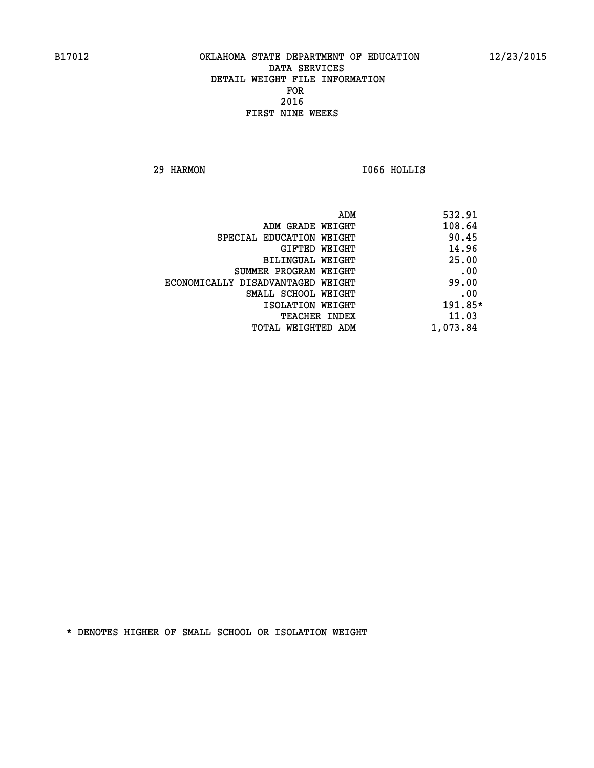B17012 OKLAHOMA STATE DEPARTMENT OF EDUCATION 12/23/2015

DATA SERVICES
DETAIL WEIGHT FILE INFORMATION
FOR
2016
FIRST NINE WEEKS

29 HARMON I066 HOLLIS

| | |
|---|---|
| ADM | 532.91 |
| ADM GRADE WEIGHT | 108.64 |
| SPECIAL EDUCATION WEIGHT | 90.45 |
| GIFTED WEIGHT | 14.96 |
| BILINGUAL WEIGHT | 25.00 |
| SUMMER PROGRAM WEIGHT | .00 |
| ECONOMICALLY DISADVANTAGED WEIGHT | 99.00 |
| SMALL SCHOOL WEIGHT | .00 |
| ISOLATION WEIGHT | 191.85* |
| TEACHER INDEX | 11.03 |
| TOTAL WEIGHTED ADM | 1,073.84 |

* DENOTES HIGHER OF SMALL SCHOOL OR ISOLATION WEIGHT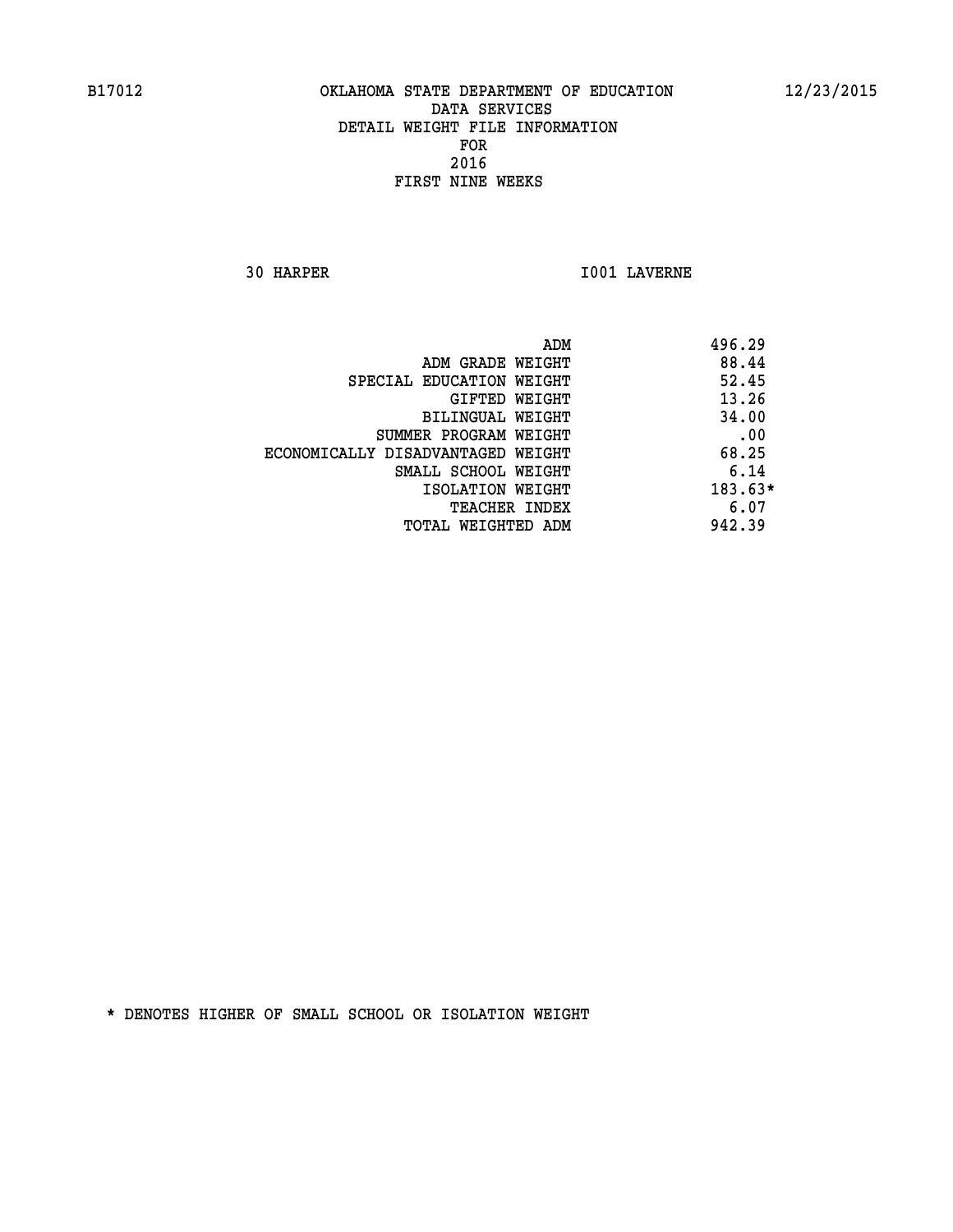B17012 OKLAHOMA STATE DEPARTMENT OF EDUCATION 12/23/2015

DATA SERVICES
DETAIL WEIGHT FILE INFORMATION
FOR
2016
FIRST NINE WEEKS

30 HARPER I001 LAVERNE

| | |
|---|---|
| ADM | 496.29 |
| ADM GRADE WEIGHT | 88.44 |
| SPECIAL EDUCATION WEIGHT | 52.45 |
| GIFTED WEIGHT | 13.26 |
| BILINGUAL WEIGHT | 34.00 |
| SUMMER PROGRAM WEIGHT | .00 |
| ECONOMICALLY DISADVANTAGED WEIGHT | 68.25 |
| SMALL SCHOOL WEIGHT | 6.14 |
| ISOLATION WEIGHT | 183.63* |
| TEACHER INDEX | 6.07 |
| TOTAL WEIGHTED ADM | 942.39 |

* DENOTES HIGHER OF SMALL SCHOOL OR ISOLATION WEIGHT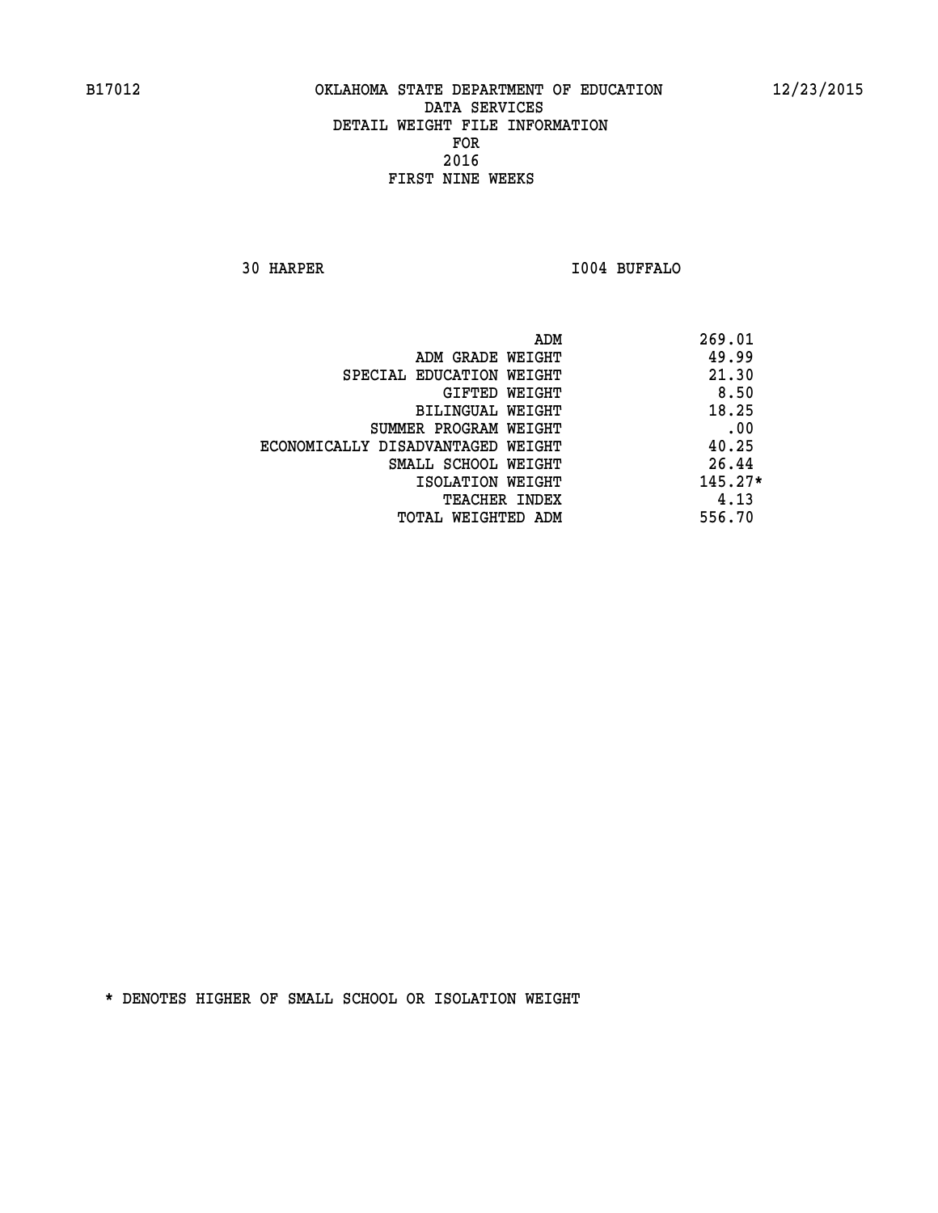B17012 OKLAHOMA STATE DEPARTMENT OF EDUCATION 12/23/2015

DATA SERVICES
DETAIL WEIGHT FILE INFORMATION
FOR
2016
FIRST NINE WEEKS

30 HARPER I004 BUFFALO

| | |
|---|---|
| ADM | 269.01 |
| ADM GRADE WEIGHT | 49.99 |
| SPECIAL EDUCATION WEIGHT | 21.30 |
| GIFTED WEIGHT | 8.50 |
| BILINGUAL WEIGHT | 18.25 |
| SUMMER PROGRAM WEIGHT | .00 |
| ECONOMICALLY DISADVANTAGED WEIGHT | 40.25 |
| SMALL SCHOOL WEIGHT | 26.44 |
| ISOLATION WEIGHT | 145.27* |
| TEACHER INDEX | 4.13 |
| TOTAL WEIGHTED ADM | 556.70 |

* DENOTES HIGHER OF SMALL SCHOOL OR ISOLATION WEIGHT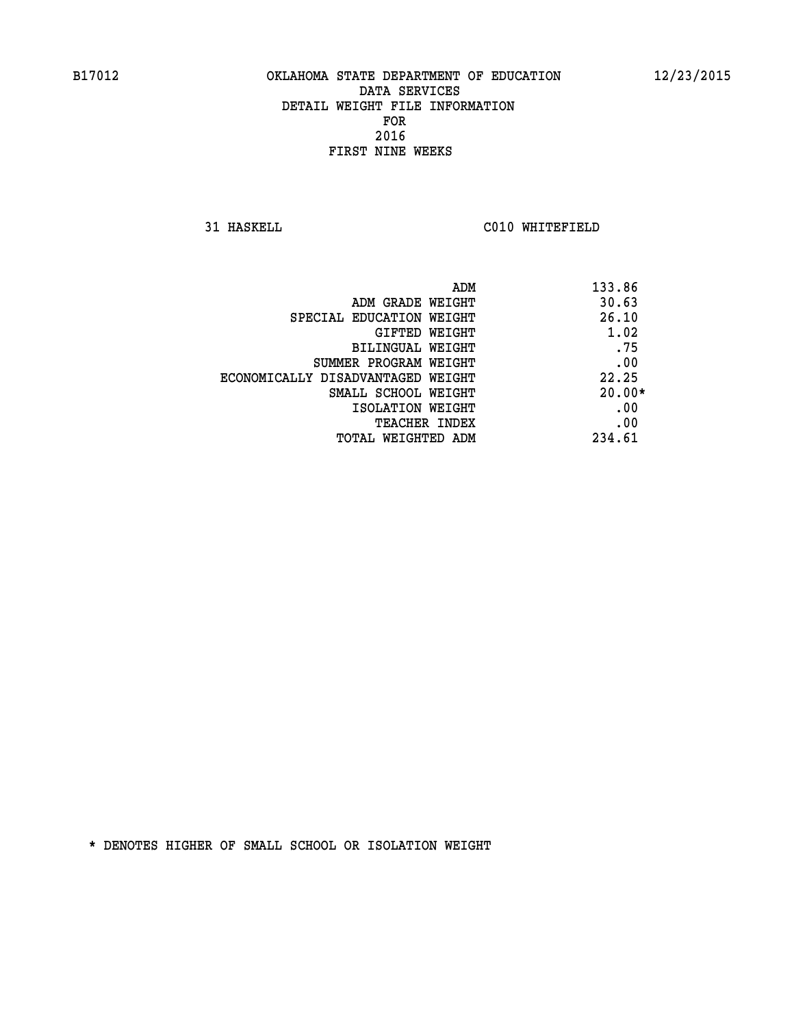B17012 OKLAHOMA STATE DEPARTMENT OF EDUCATION 12/23/2015

DATA SERVICES
DETAIL WEIGHT FILE INFORMATION
FOR
2016
FIRST NINE WEEKS

31 HASKELL C010 WHITEFIELD

| | |
|---|---|
| ADM | 133.86 |
| ADM GRADE WEIGHT | 30.63 |
| SPECIAL EDUCATION WEIGHT | 26.10 |
| GIFTED WEIGHT | 1.02 |
| BILINGUAL WEIGHT | .75 |
| SUMMER PROGRAM WEIGHT | .00 |
| ECONOMICALLY DISADVANTAGED WEIGHT | 22.25 |
| SMALL SCHOOL WEIGHT | 20.00* |
| ISOLATION WEIGHT | .00 |
| TEACHER INDEX | .00 |
| TOTAL WEIGHTED ADM | 234.61 |

* DENOTES HIGHER OF SMALL SCHOOL OR ISOLATION WEIGHT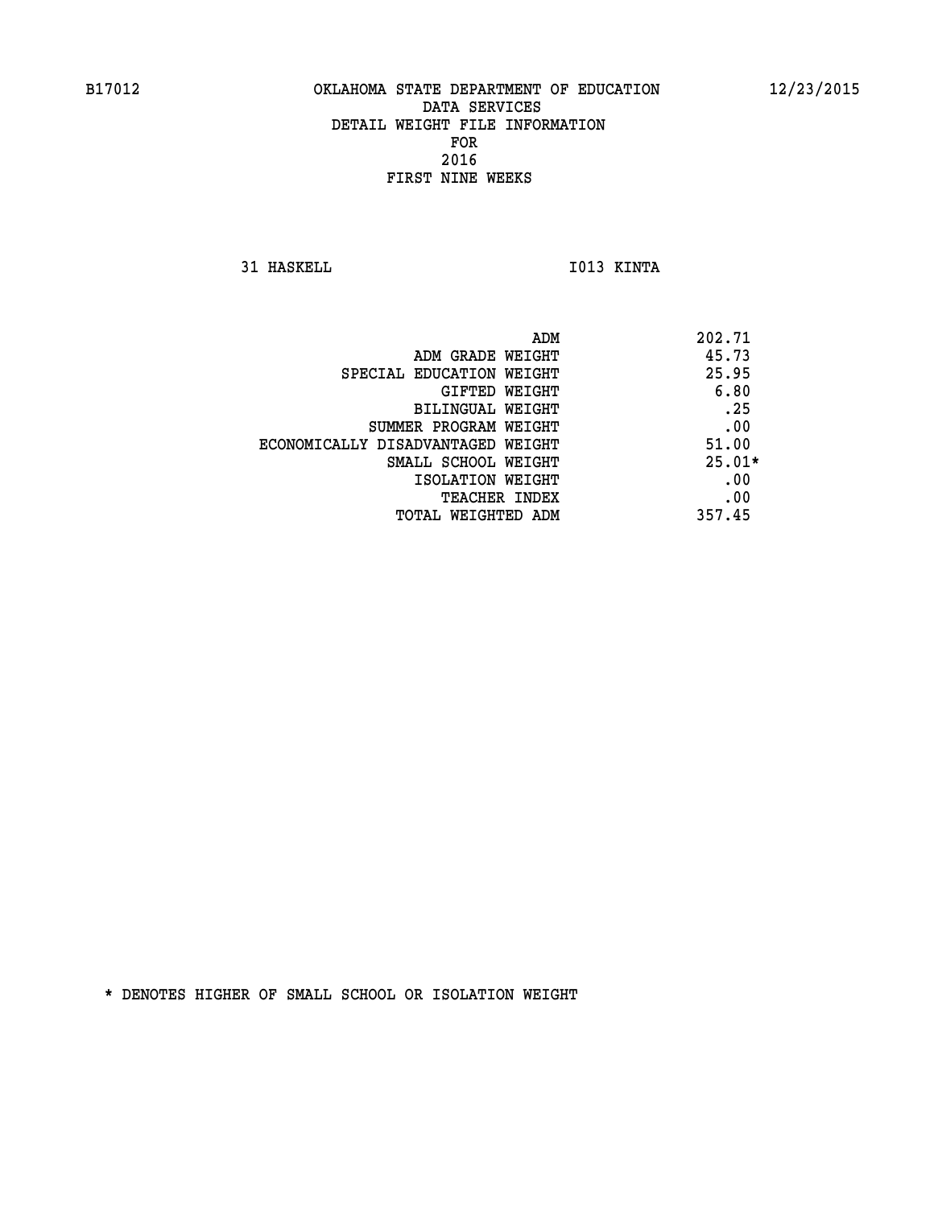B17012 OKLAHOMA STATE DEPARTMENT OF EDUCATION 12/23/2015

DATA SERVICES
DETAIL WEIGHT FILE INFORMATION
FOR
2016
FIRST NINE WEEKS

31 HASKELL I013 KINTA

| | |
|---|---|
| ADM | 202.71 |
| ADM GRADE WEIGHT | 45.73 |
| SPECIAL EDUCATION WEIGHT | 25.95 |
| GIFTED WEIGHT | 6.80 |
| BILINGUAL WEIGHT | .25 |
| SUMMER PROGRAM WEIGHT | .00 |
| ECONOMICALLY DISADVANTAGED WEIGHT | 51.00 |
| SMALL SCHOOL WEIGHT | 25.01* |
| ISOLATION WEIGHT | .00 |
| TEACHER INDEX | .00 |
| TOTAL WEIGHTED ADM | 357.45 |

* DENOTES HIGHER OF SMALL SCHOOL OR ISOLATION WEIGHT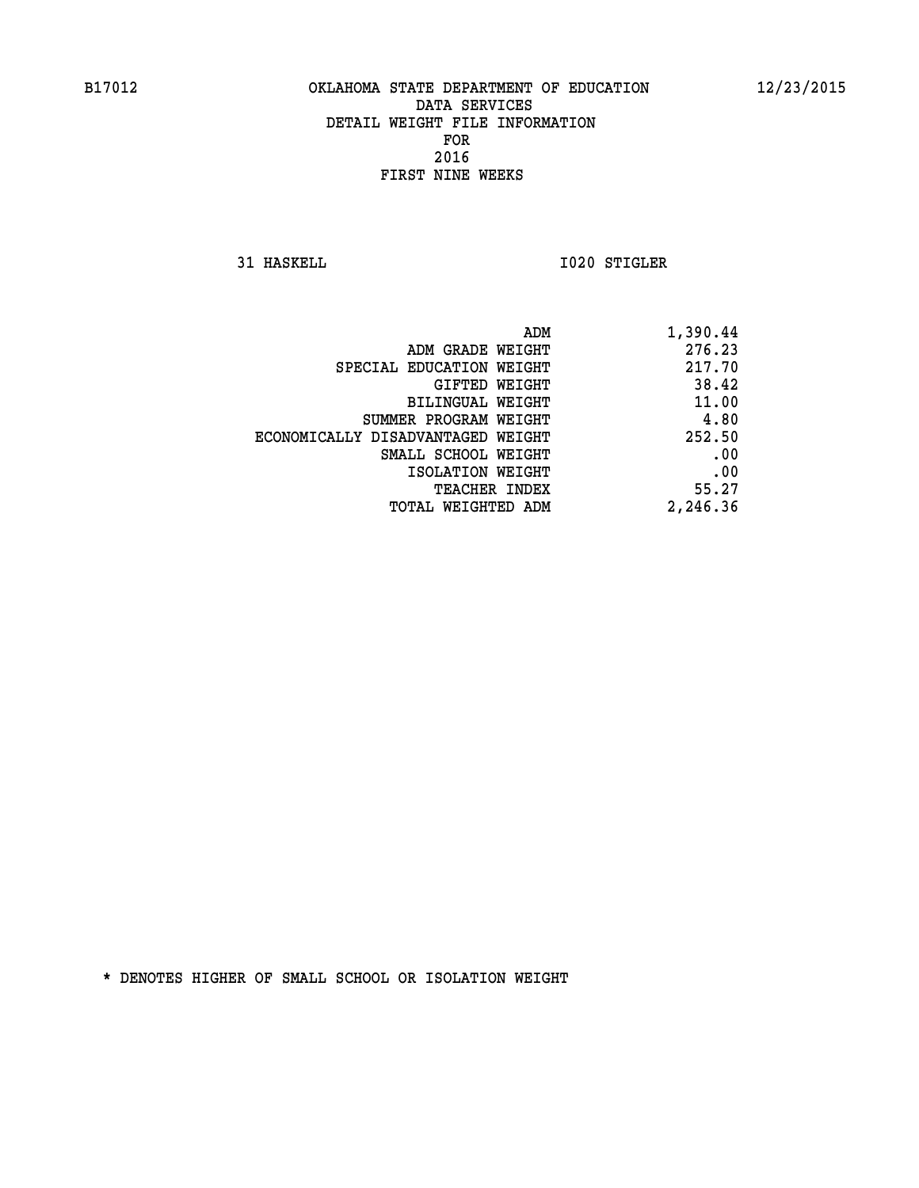B17012 OKLAHOMA STATE DEPARTMENT OF EDUCATION 12/23/2015

DATA SERVICES
DETAIL WEIGHT FILE INFORMATION
FOR
2016
FIRST NINE WEEKS

31 HASKELL I020 STIGLER

| | |
|---|---|
| ADM | 1,390.44 |
| ADM GRADE WEIGHT | 276.23 |
| SPECIAL EDUCATION WEIGHT | 217.70 |
| GIFTED WEIGHT | 38.42 |
| BILINGUAL WEIGHT | 11.00 |
| SUMMER PROGRAM WEIGHT | 4.80 |
| ECONOMICALLY DISADVANTAGED WEIGHT | 252.50 |
| SMALL SCHOOL WEIGHT | .00 |
| ISOLATION WEIGHT | .00 |
| TEACHER INDEX | 55.27 |
| TOTAL WEIGHTED ADM | 2,246.36 |

* DENOTES HIGHER OF SMALL SCHOOL OR ISOLATION WEIGHT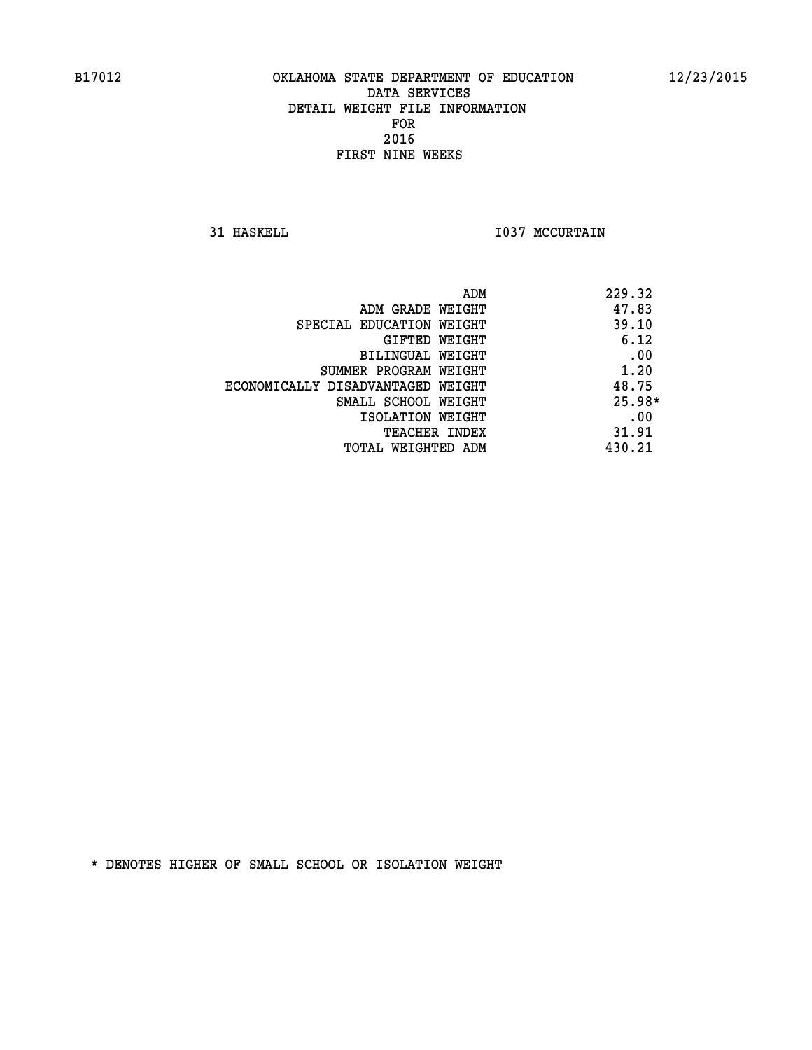B17012 OKLAHOMA STATE DEPARTMENT OF EDUCATION 12/23/2015

DATA SERVICES
DETAIL WEIGHT FILE INFORMATION
FOR
2016
FIRST NINE WEEKS

31 HASKELL I037 MCCURTAIN

| | |
|---|---|
| ADM | 229.32 |
| ADM GRADE WEIGHT | 47.83 |
| SPECIAL EDUCATION WEIGHT | 39.10 |
| GIFTED WEIGHT | 6.12 |
| BILINGUAL WEIGHT | .00 |
| SUMMER PROGRAM WEIGHT | 1.20 |
| ECONOMICALLY DISADVANTAGED WEIGHT | 48.75 |
| SMALL SCHOOL WEIGHT | 25.98* |
| ISOLATION WEIGHT | .00 |
| TEACHER INDEX | 31.91 |
| TOTAL WEIGHTED ADM | 430.21 |

* DENOTES HIGHER OF SMALL SCHOOL OR ISOLATION WEIGHT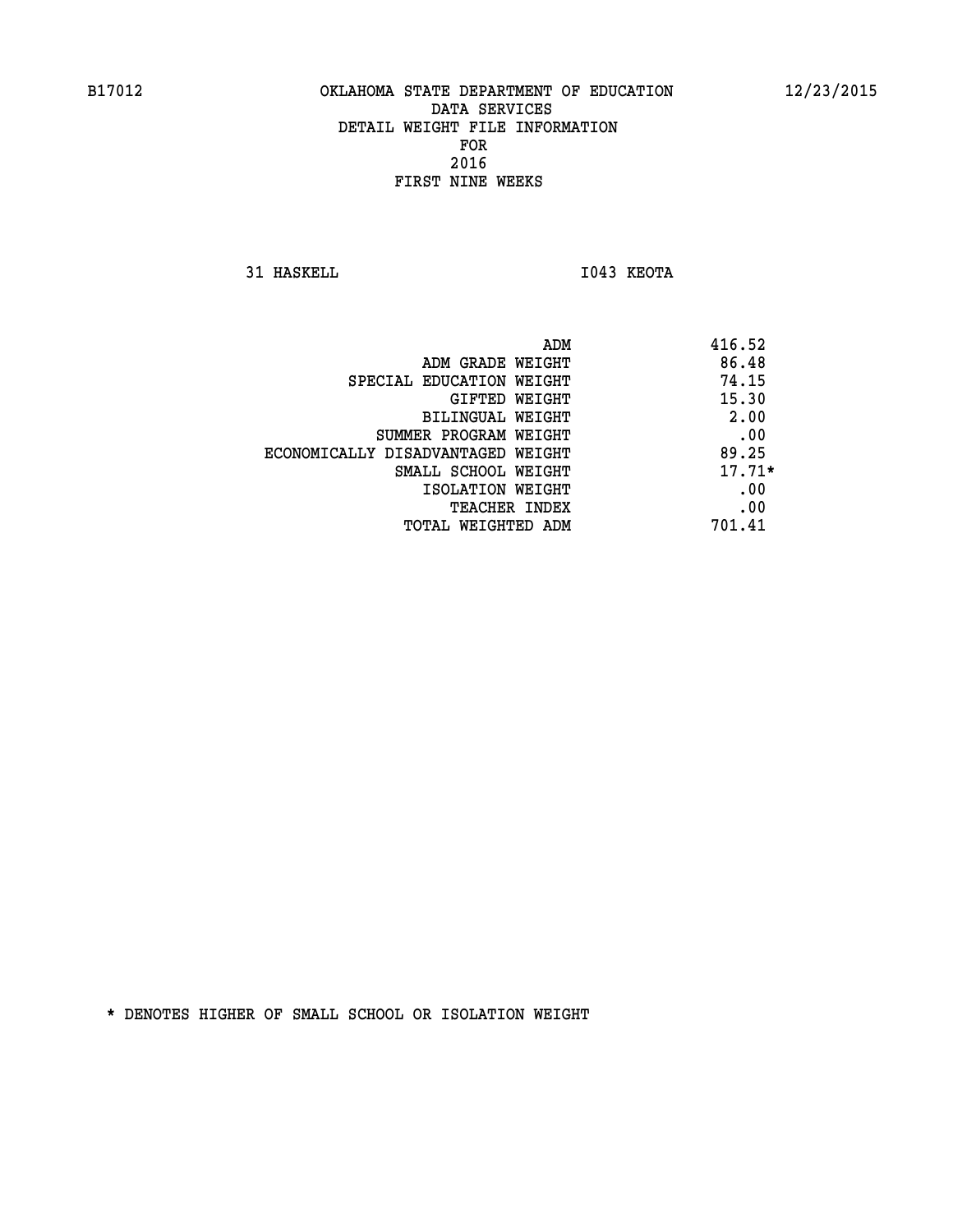B17012 OKLAHOMA STATE DEPARTMENT OF EDUCATION 12/23/2015

DATA SERVICES
DETAIL WEIGHT FILE INFORMATION
FOR
2016
FIRST NINE WEEKS

31 HASKELL I043 KEOTA

| | |
|---|---|
| ADM | 416.52 |
| ADM GRADE WEIGHT | 86.48 |
| SPECIAL EDUCATION WEIGHT | 74.15 |
| GIFTED WEIGHT | 15.30 |
| BILINGUAL WEIGHT | 2.00 |
| SUMMER PROGRAM WEIGHT | .00 |
| ECONOMICALLY DISADVANTAGED WEIGHT | 89.25 |
| SMALL SCHOOL WEIGHT | 17.71* |
| ISOLATION WEIGHT | .00 |
| TEACHER INDEX | .00 |
| TOTAL WEIGHTED ADM | 701.41 |

* DENOTES HIGHER OF SMALL SCHOOL OR ISOLATION WEIGHT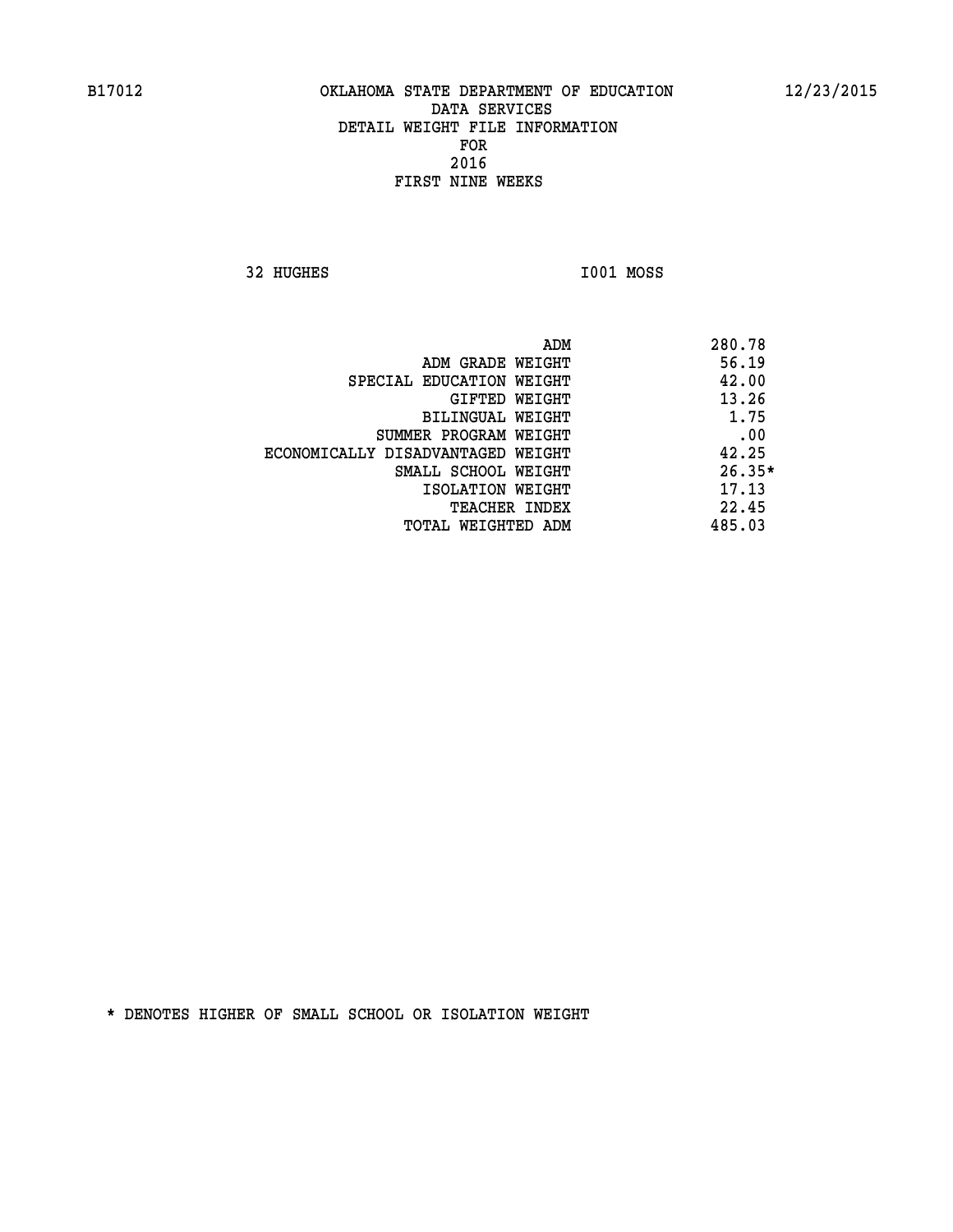B17012 OKLAHOMA STATE DEPARTMENT OF EDUCATION 12/23/2015

DATA SERVICES
DETAIL WEIGHT FILE INFORMATION
FOR
2016
FIRST NINE WEEKS

32 HUGHES I001 MOSS

| | |
|---|---|
| ADM | 280.78 |
| ADM GRADE WEIGHT | 56.19 |
| SPECIAL EDUCATION WEIGHT | 42.00 |
| GIFTED WEIGHT | 13.26 |
| BILINGUAL WEIGHT | 1.75 |
| SUMMER PROGRAM WEIGHT | .00 |
| ECONOMICALLY DISADVANTAGED WEIGHT | 42.25 |
| SMALL SCHOOL WEIGHT | 26.35* |
| ISOLATION WEIGHT | 17.13 |
| TEACHER INDEX | 22.45 |
| TOTAL WEIGHTED ADM | 485.03 |

* DENOTES HIGHER OF SMALL SCHOOL OR ISOLATION WEIGHT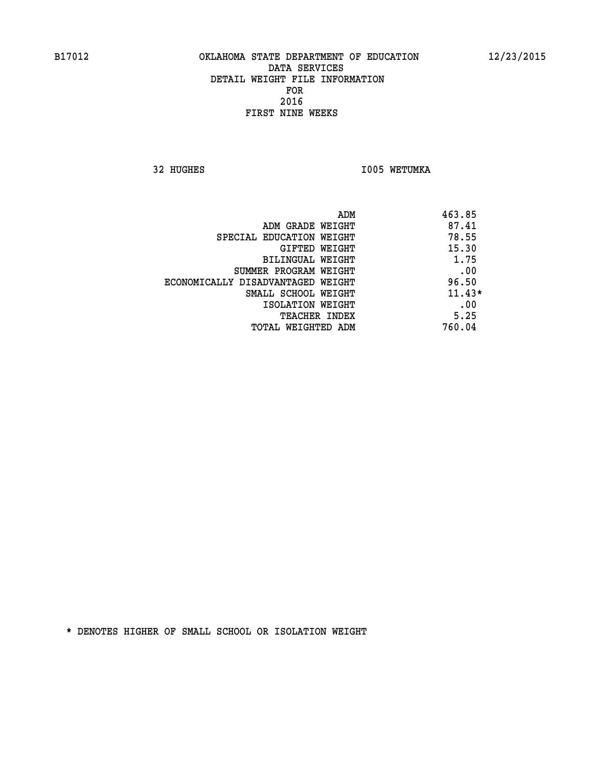B17012 OKLAHOMA STATE DEPARTMENT OF EDUCATION 12/23/2015

DATA SERVICES
DETAIL WEIGHT FILE INFORMATION
FOR
2016
FIRST NINE WEEKS

32 HUGHES I005 WETUMKA

| | |
|---|---|
| ADM | 463.85 |
| ADM GRADE WEIGHT | 87.41 |
| SPECIAL EDUCATION WEIGHT | 78.55 |
| GIFTED WEIGHT | 15.30 |
| BILINGUAL WEIGHT | 1.75 |
| SUMMER PROGRAM WEIGHT | .00 |
| ECONOMICALLY DISADVANTAGED WEIGHT | 96.50 |
| SMALL SCHOOL WEIGHT | 11.43* |
| ISOLATION WEIGHT | .00 |
| TEACHER INDEX | 5.25 |
| TOTAL WEIGHTED ADM | 760.04 |

* DENOTES HIGHER OF SMALL SCHOOL OR ISOLATION WEIGHT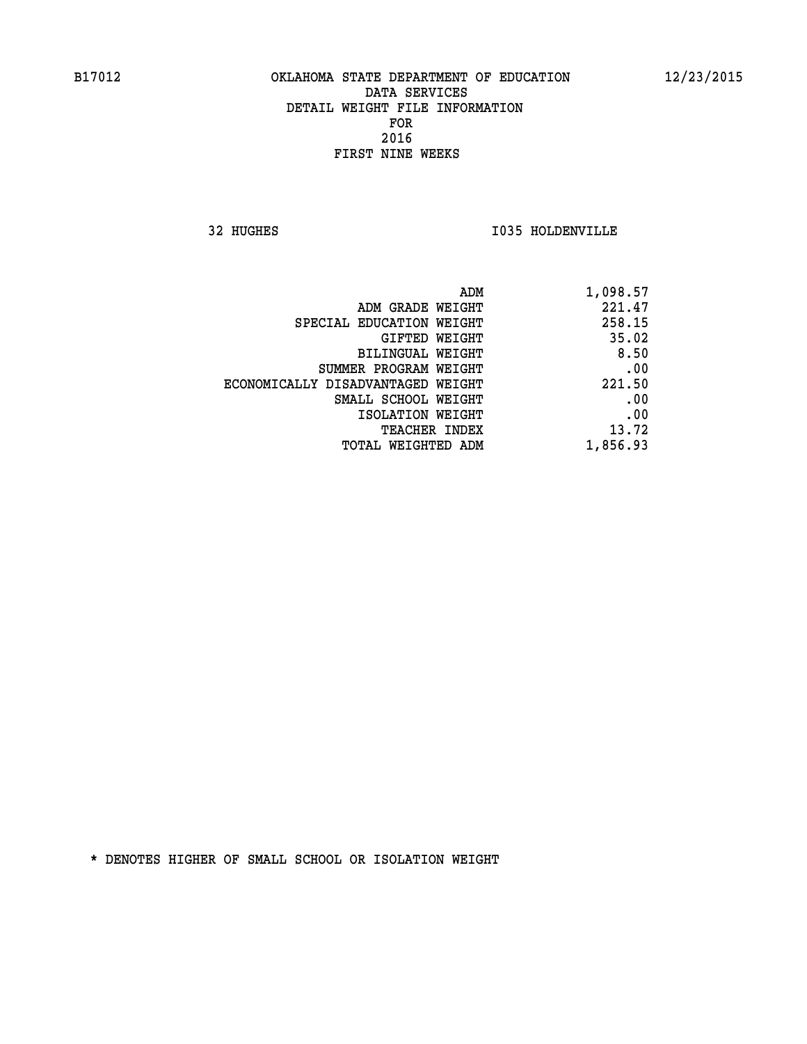B17012 OKLAHOMA STATE DEPARTMENT OF EDUCATION 12/23/2015

DATA SERVICES
DETAIL WEIGHT FILE INFORMATION
FOR
2016
FIRST NINE WEEKS

32 HUGHES I035 HOLDENVILLE

| | |
|---|---|
| ADM | 1,098.57 |
| ADM GRADE WEIGHT | 221.47 |
| SPECIAL EDUCATION WEIGHT | 258.15 |
| GIFTED WEIGHT | 35.02 |
| BILINGUAL WEIGHT | 8.50 |
| SUMMER PROGRAM WEIGHT | .00 |
| ECONOMICALLY DISADVANTAGED WEIGHT | 221.50 |
| SMALL SCHOOL WEIGHT | .00 |
| ISOLATION WEIGHT | .00 |
| TEACHER INDEX | 13.72 |
| TOTAL WEIGHTED ADM | 1,856.93 |

* DENOTES HIGHER OF SMALL SCHOOL OR ISOLATION WEIGHT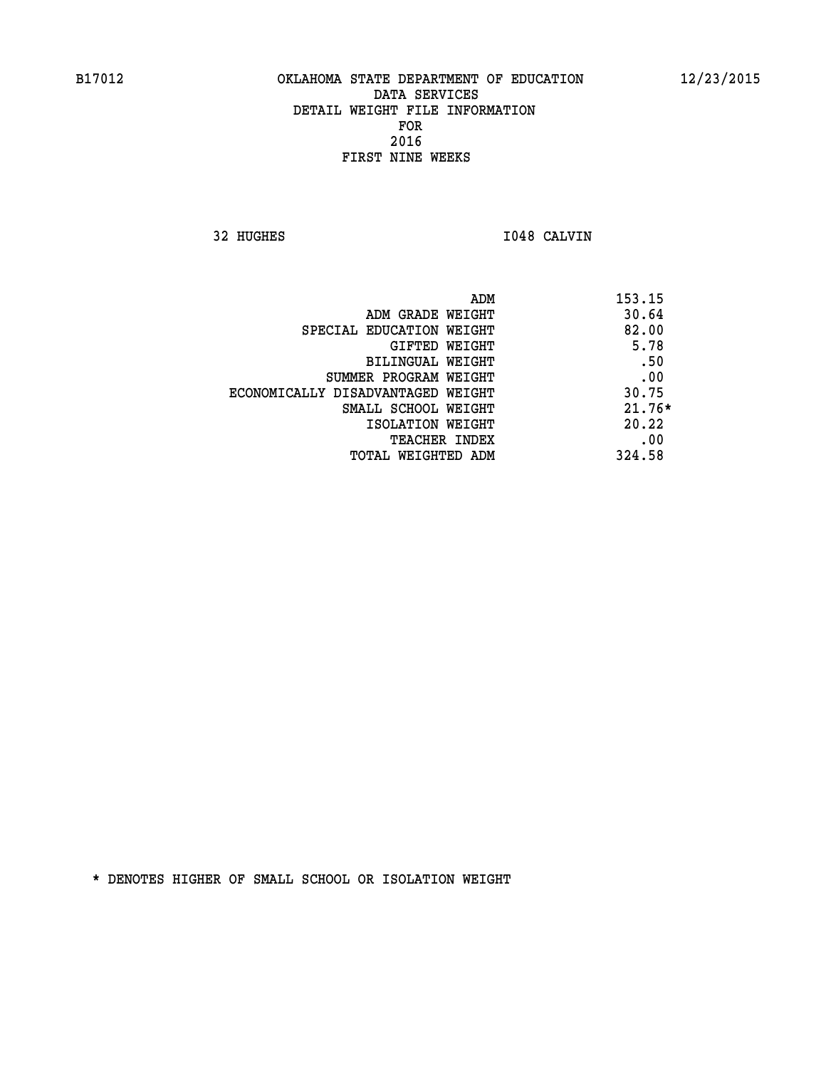B17012 OKLAHOMA STATE DEPARTMENT OF EDUCATION 12/23/2015

DATA SERVICES
DETAIL WEIGHT FILE INFORMATION
FOR
2016
FIRST NINE WEEKS

32 HUGHES I048 CALVIN

| | |
|---|---|
| ADM | 153.15 |
| ADM GRADE WEIGHT | 30.64 |
| SPECIAL EDUCATION WEIGHT | 82.00 |
| GIFTED WEIGHT | 5.78 |
| BILINGUAL WEIGHT | .50 |
| SUMMER PROGRAM WEIGHT | .00 |
| ECONOMICALLY DISADVANTAGED WEIGHT | 30.75 |
| SMALL SCHOOL WEIGHT | 21.76* |
| ISOLATION WEIGHT | 20.22 |
| TEACHER INDEX | .00 |
| TOTAL WEIGHTED ADM | 324.58 |

* DENOTES HIGHER OF SMALL SCHOOL OR ISOLATION WEIGHT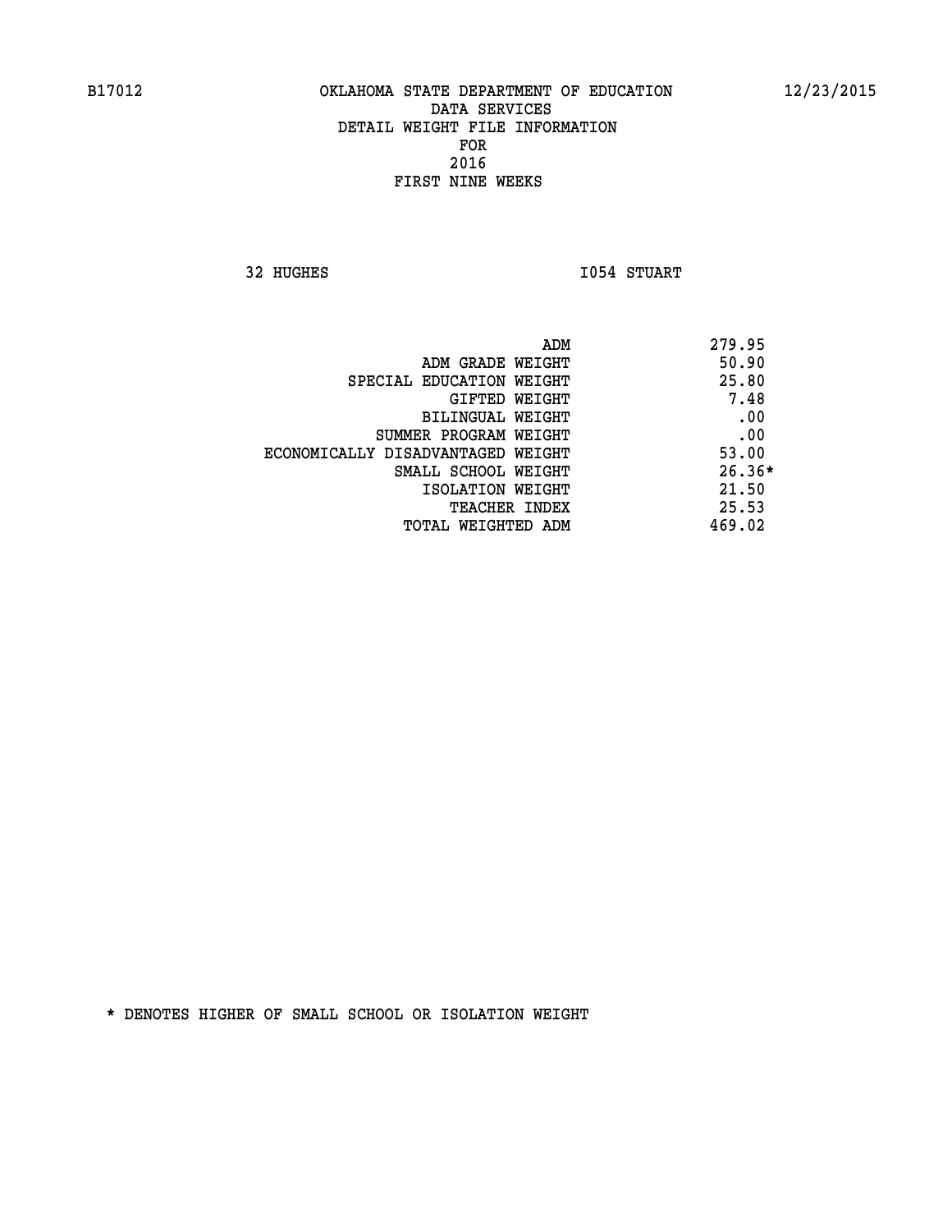B17012 OKLAHOMA STATE DEPARTMENT OF EDUCATION 12/23/2015

DATA SERVICES
DETAIL WEIGHT FILE INFORMATION
FOR
2016
FIRST NINE WEEKS

32 HUGHES I054 STUART

| | |
|---|---|
| ADM | 279.95 |
| ADM GRADE WEIGHT | 50.90 |
| SPECIAL EDUCATION WEIGHT | 25.80 |
| GIFTED WEIGHT | 7.48 |
| BILINGUAL WEIGHT | .00 |
| SUMMER PROGRAM WEIGHT | .00 |
| ECONOMICALLY DISADVANTAGED WEIGHT | 53.00 |
| SMALL SCHOOL WEIGHT | 26.36* |
| ISOLATION WEIGHT | 21.50 |
| TEACHER INDEX | 25.53 |
| TOTAL WEIGHTED ADM | 469.02 |

* DENOTES HIGHER OF SMALL SCHOOL OR ISOLATION WEIGHT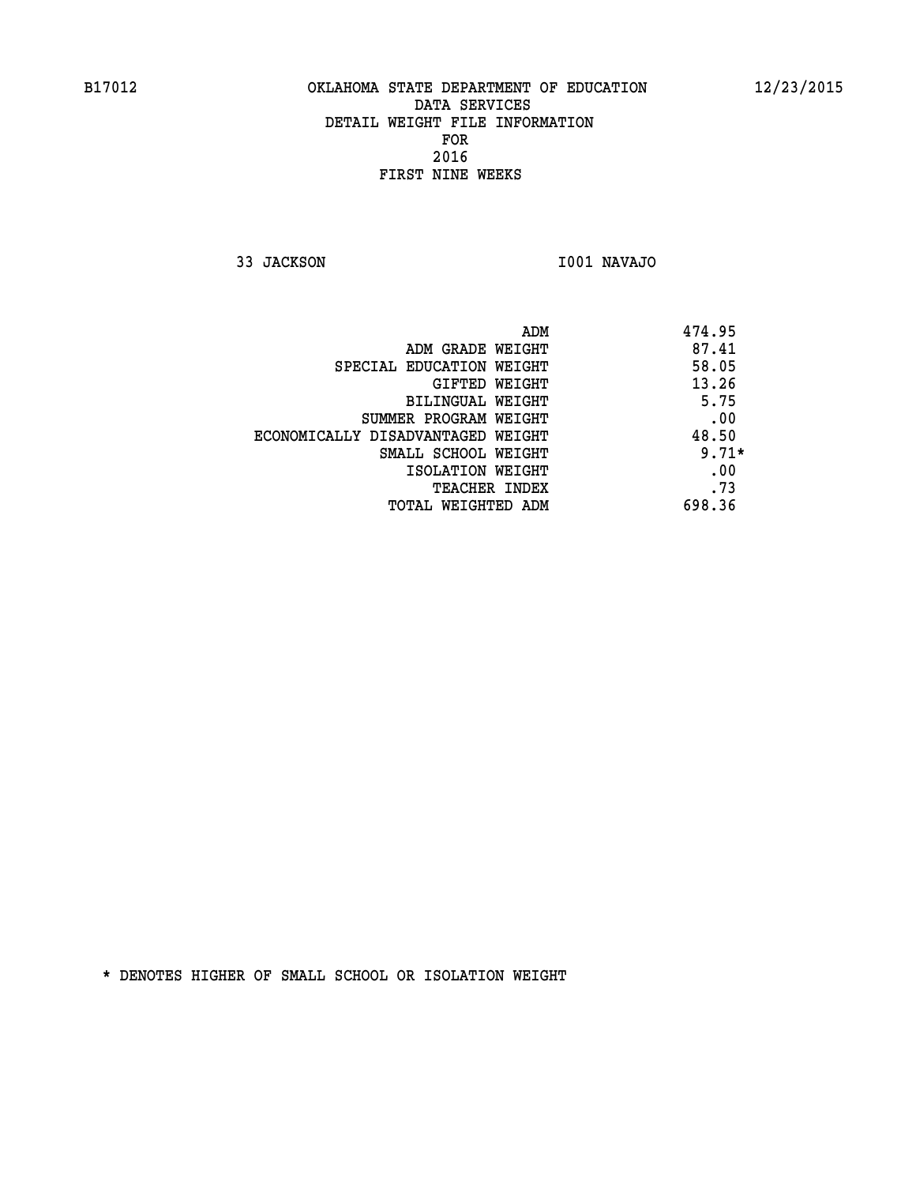B17012 OKLAHOMA STATE DEPARTMENT OF EDUCATION 12/23/2015

DATA SERVICES
DETAIL WEIGHT FILE INFORMATION
FOR
2016
FIRST NINE WEEKS

33 JACKSON I001 NAVAJO

| | |
|---|---|
| ADM | 474.95 |
| ADM GRADE WEIGHT | 87.41 |
| SPECIAL EDUCATION WEIGHT | 58.05 |
| GIFTED WEIGHT | 13.26 |
| BILINGUAL WEIGHT | 5.75 |
| SUMMER PROGRAM WEIGHT | .00 |
| ECONOMICALLY DISADVANTAGED WEIGHT | 48.50 |
| SMALL SCHOOL WEIGHT | 9.71* |
| ISOLATION WEIGHT | .00 |
| TEACHER INDEX | .73 |
| TOTAL WEIGHTED ADM | 698.36 |

* DENOTES HIGHER OF SMALL SCHOOL OR ISOLATION WEIGHT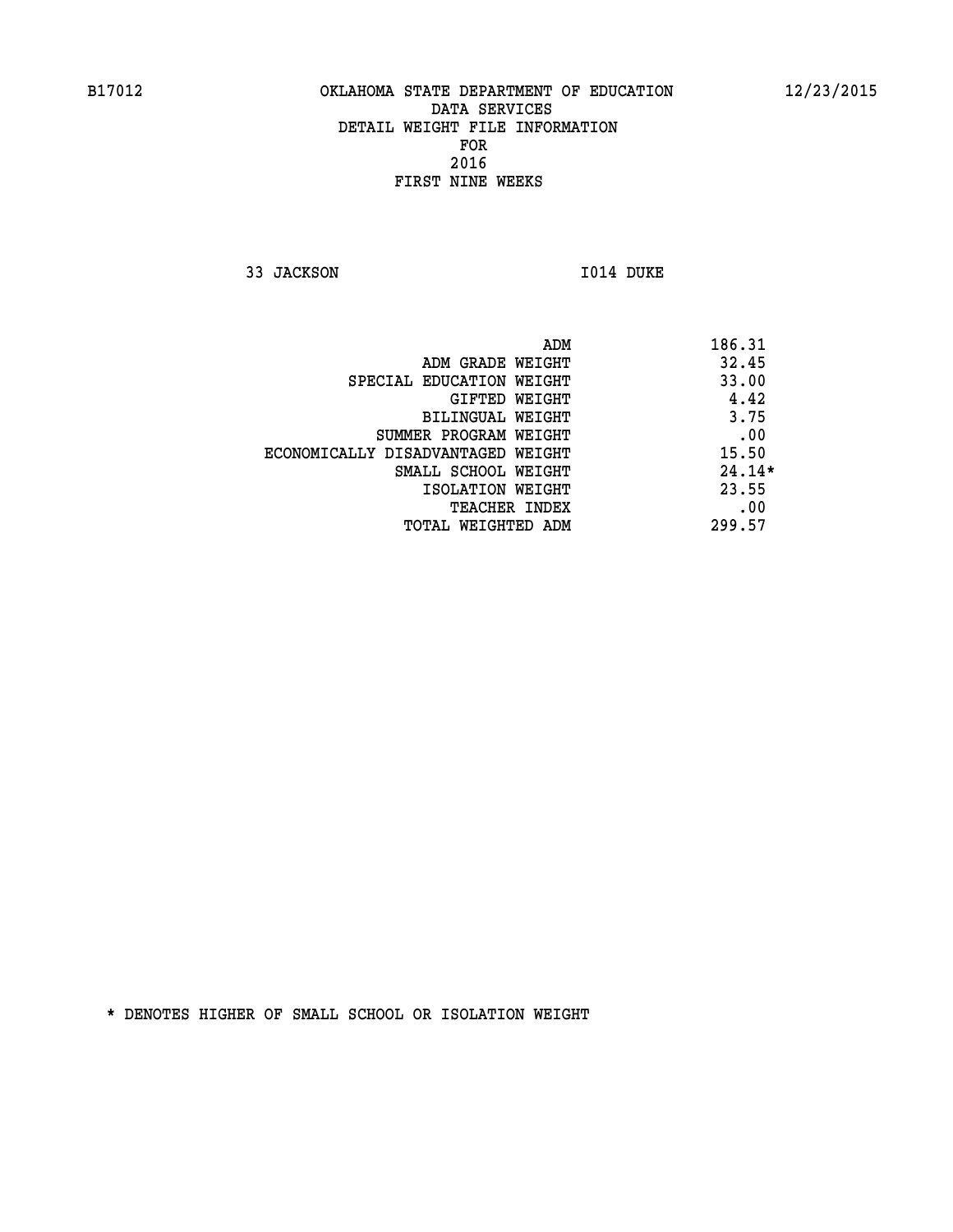B17012 OKLAHOMA STATE DEPARTMENT OF EDUCATION 12/23/2015

DATA SERVICES
DETAIL WEIGHT FILE INFORMATION
FOR
2016
FIRST NINE WEEKS

33 JACKSON I014 DUKE

| | |
|---|---|
| ADM | 186.31 |
| ADM GRADE WEIGHT | 32.45 |
| SPECIAL EDUCATION WEIGHT | 33.00 |
| GIFTED WEIGHT | 4.42 |
| BILINGUAL WEIGHT | 3.75 |
| SUMMER PROGRAM WEIGHT | .00 |
| ECONOMICALLY DISADVANTAGED WEIGHT | 15.50 |
| SMALL SCHOOL WEIGHT | 24.14* |
| ISOLATION WEIGHT | 23.55 |
| TEACHER INDEX | .00 |
| TOTAL WEIGHTED ADM | 299.57 |

* DENOTES HIGHER OF SMALL SCHOOL OR ISOLATION WEIGHT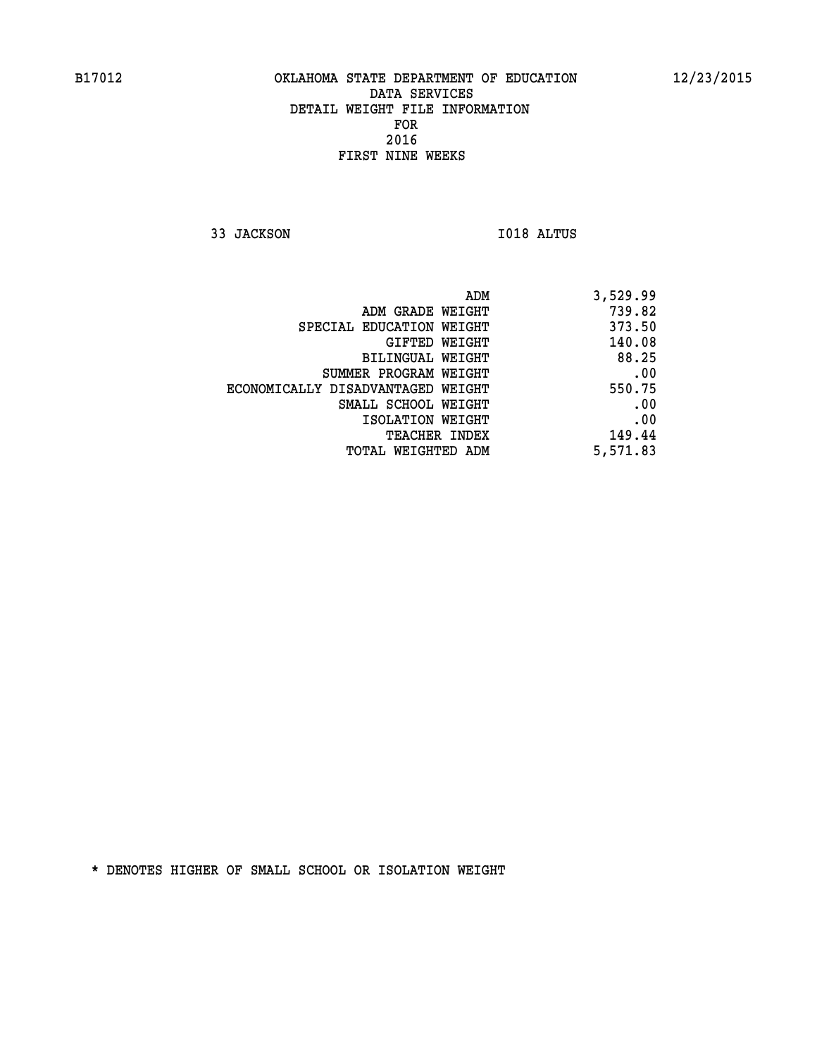B17012 OKLAHOMA STATE DEPARTMENT OF EDUCATION 12/23/2015

DATA SERVICES
DETAIL WEIGHT FILE INFORMATION
FOR
2016
FIRST NINE WEEKS

33 JACKSON I018 ALTUS

| | |
|---|---|
| ADM | 3,529.99 |
| ADM GRADE WEIGHT | 739.82 |
| SPECIAL EDUCATION WEIGHT | 373.50 |
| GIFTED WEIGHT | 140.08 |
| BILINGUAL WEIGHT | 88.25 |
| SUMMER PROGRAM WEIGHT | .00 |
| ECONOMICALLY DISADVANTAGED WEIGHT | 550.75 |
| SMALL SCHOOL WEIGHT | .00 |
| ISOLATION WEIGHT | .00 |
| TEACHER INDEX | 149.44 |
| TOTAL WEIGHTED ADM | 5,571.83 |

* DENOTES HIGHER OF SMALL SCHOOL OR ISOLATION WEIGHT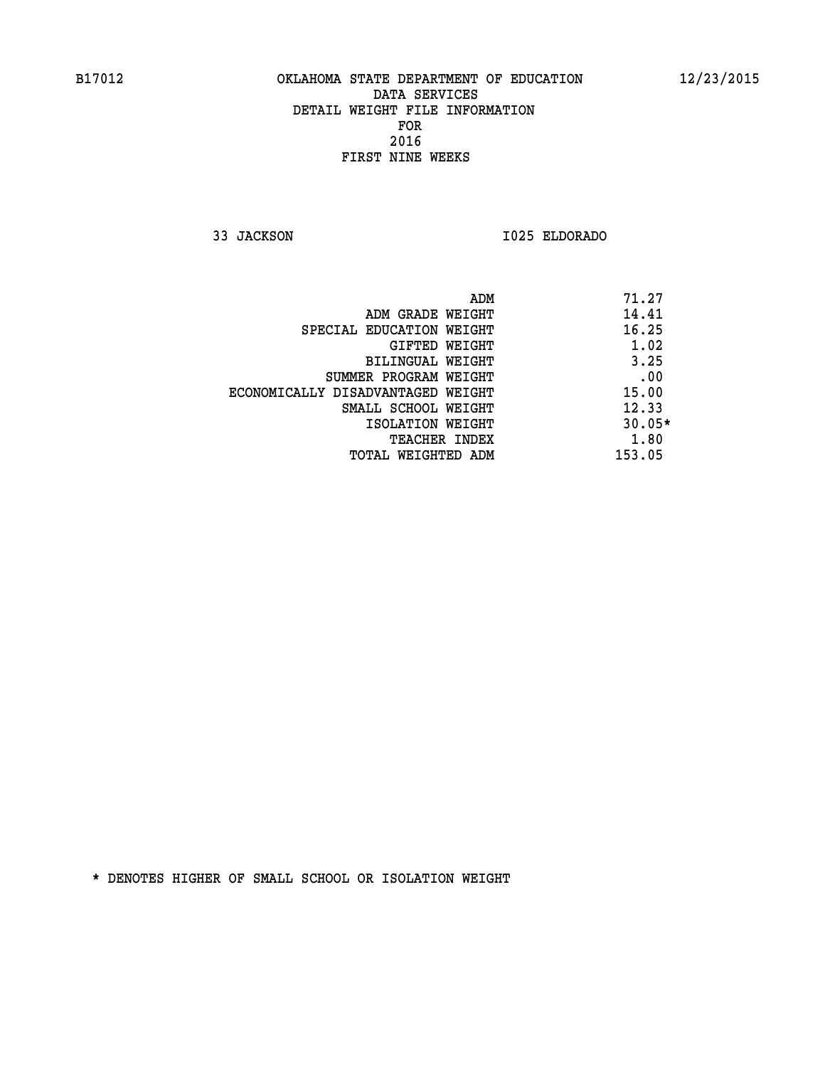B17012 OKLAHOMA STATE DEPARTMENT OF EDUCATION 12/23/2015

DATA SERVICES
DETAIL WEIGHT FILE INFORMATION
FOR
2016
FIRST NINE WEEKS

33 JACKSON I025 ELDORADO

| | |
|---|---|
| ADM | 71.27 |
| ADM GRADE WEIGHT | 14.41 |
| SPECIAL EDUCATION WEIGHT | 16.25 |
| GIFTED WEIGHT | 1.02 |
| BILINGUAL WEIGHT | 3.25 |
| SUMMER PROGRAM WEIGHT | .00 |
| ECONOMICALLY DISADVANTAGED WEIGHT | 15.00 |
| SMALL SCHOOL WEIGHT | 12.33 |
| ISOLATION WEIGHT | 30.05* |
| TEACHER INDEX | 1.80 |
| TOTAL WEIGHTED ADM | 153.05 |

* DENOTES HIGHER OF SMALL SCHOOL OR ISOLATION WEIGHT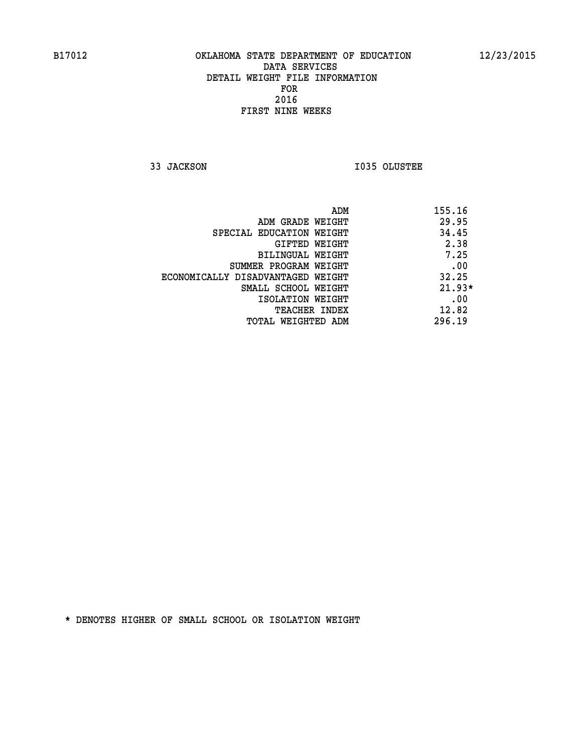B17012 OKLAHOMA STATE DEPARTMENT OF EDUCATION 12/23/2015

DATA SERVICES
DETAIL WEIGHT FILE INFORMATION
FOR
2016
FIRST NINE WEEKS

33 JACKSON I035 OLUSTEE

| | |
|---|---|
| ADM | 155.16 |
| ADM GRADE WEIGHT | 29.95 |
| SPECIAL EDUCATION WEIGHT | 34.45 |
| GIFTED WEIGHT | 2.38 |
| BILINGUAL WEIGHT | 7.25 |
| SUMMER PROGRAM WEIGHT | .00 |
| ECONOMICALLY DISADVANTAGED WEIGHT | 32.25 |
| SMALL SCHOOL WEIGHT | 21.93* |
| ISOLATION WEIGHT | .00 |
| TEACHER INDEX | 12.82 |
| TOTAL WEIGHTED ADM | 296.19 |

* DENOTES HIGHER OF SMALL SCHOOL OR ISOLATION WEIGHT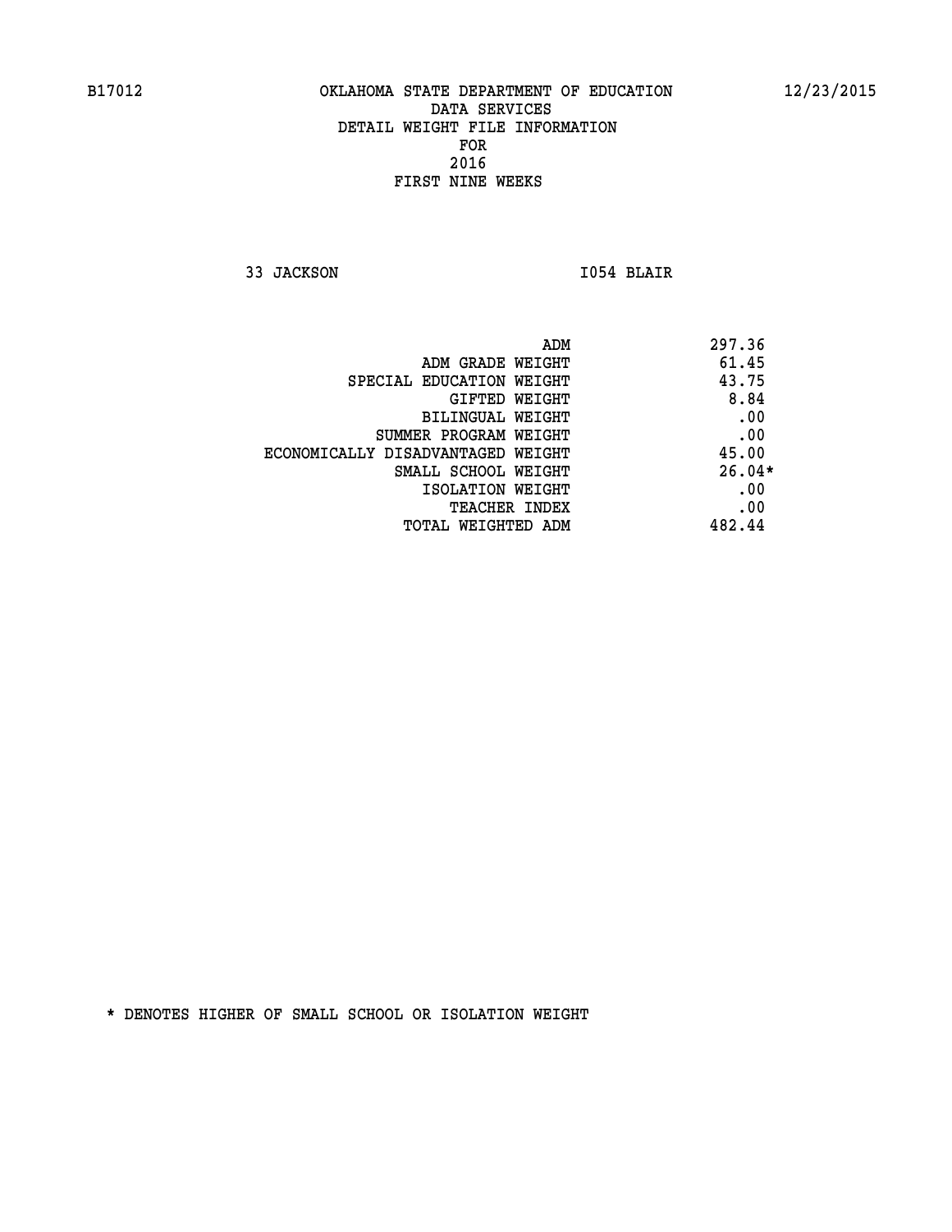B17012 OKLAHOMA STATE DEPARTMENT OF EDUCATION 12/23/2015

DATA SERVICES
DETAIL WEIGHT FILE INFORMATION
FOR
2016
FIRST NINE WEEKS

33 JACKSON I054 BLAIR

| | |
|---|---|
| ADM | 297.36 |
| ADM GRADE WEIGHT | 61.45 |
| SPECIAL EDUCATION WEIGHT | 43.75 |
| GIFTED WEIGHT | 8.84 |
| BILINGUAL WEIGHT | .00 |
| SUMMER PROGRAM WEIGHT | .00 |
| ECONOMICALLY DISADVANTAGED WEIGHT | 45.00 |
| SMALL SCHOOL WEIGHT | 26.04* |
| ISOLATION WEIGHT | .00 |
| TEACHER INDEX | .00 |
| TOTAL WEIGHTED ADM | 482.44 |

* DENOTES HIGHER OF SMALL SCHOOL OR ISOLATION WEIGHT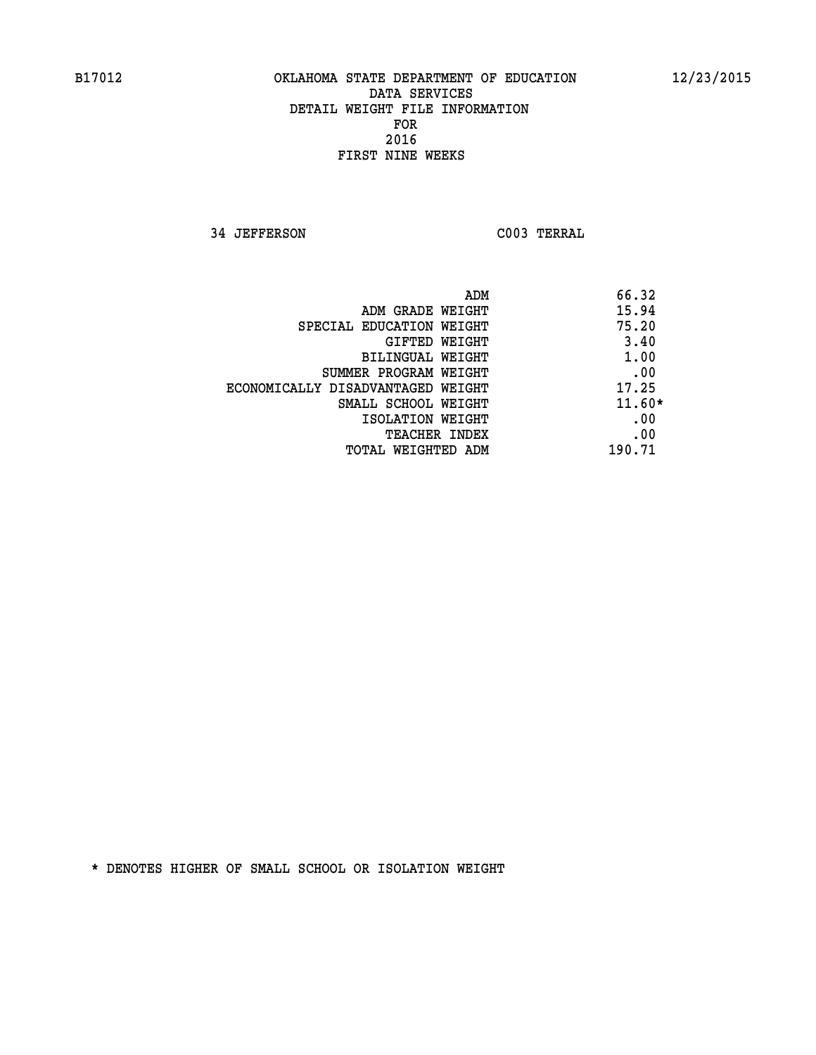B17012 OKLAHOMA STATE DEPARTMENT OF EDUCATION 12/23/2015

DATA SERVICES
DETAIL WEIGHT FILE INFORMATION
FOR
2016
FIRST NINE WEEKS

34 JEFFERSON C003 TERRAL

| | |
|---|---|
| ADM | 66.32 |
| ADM GRADE WEIGHT | 15.94 |
| SPECIAL EDUCATION WEIGHT | 75.20 |
| GIFTED WEIGHT | 3.40 |
| BILINGUAL WEIGHT | 1.00 |
| SUMMER PROGRAM WEIGHT | .00 |
| ECONOMICALLY DISADVANTAGED WEIGHT | 17.25 |
| SMALL SCHOOL WEIGHT | 11.60* |
| ISOLATION WEIGHT | .00 |
| TEACHER INDEX | .00 |
| TOTAL WEIGHTED ADM | 190.71 |

* DENOTES HIGHER OF SMALL SCHOOL OR ISOLATION WEIGHT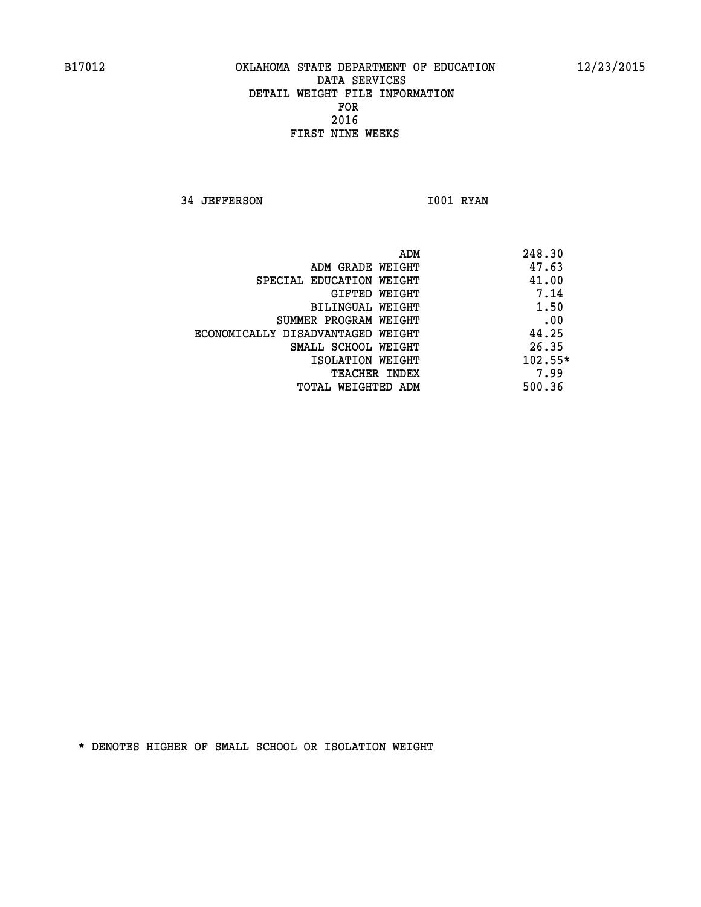B17012 OKLAHOMA STATE DEPARTMENT OF EDUCATION 12/23/2015

DATA SERVICES
DETAIL WEIGHT FILE INFORMATION
FOR
2016
FIRST NINE WEEKS

34 JEFFERSON I001 RYAN

| | |
|---|---|
| ADM | 248.30 |
| ADM GRADE WEIGHT | 47.63 |
| SPECIAL EDUCATION WEIGHT | 41.00 |
| GIFTED WEIGHT | 7.14 |
| BILINGUAL WEIGHT | 1.50 |
| SUMMER PROGRAM WEIGHT | .00 |
| ECONOMICALLY DISADVANTAGED WEIGHT | 44.25 |
| SMALL SCHOOL WEIGHT | 26.35 |
| ISOLATION WEIGHT | 102.55* |
| TEACHER INDEX | 7.99 |
| TOTAL WEIGHTED ADM | 500.36 |

* DENOTES HIGHER OF SMALL SCHOOL OR ISOLATION WEIGHT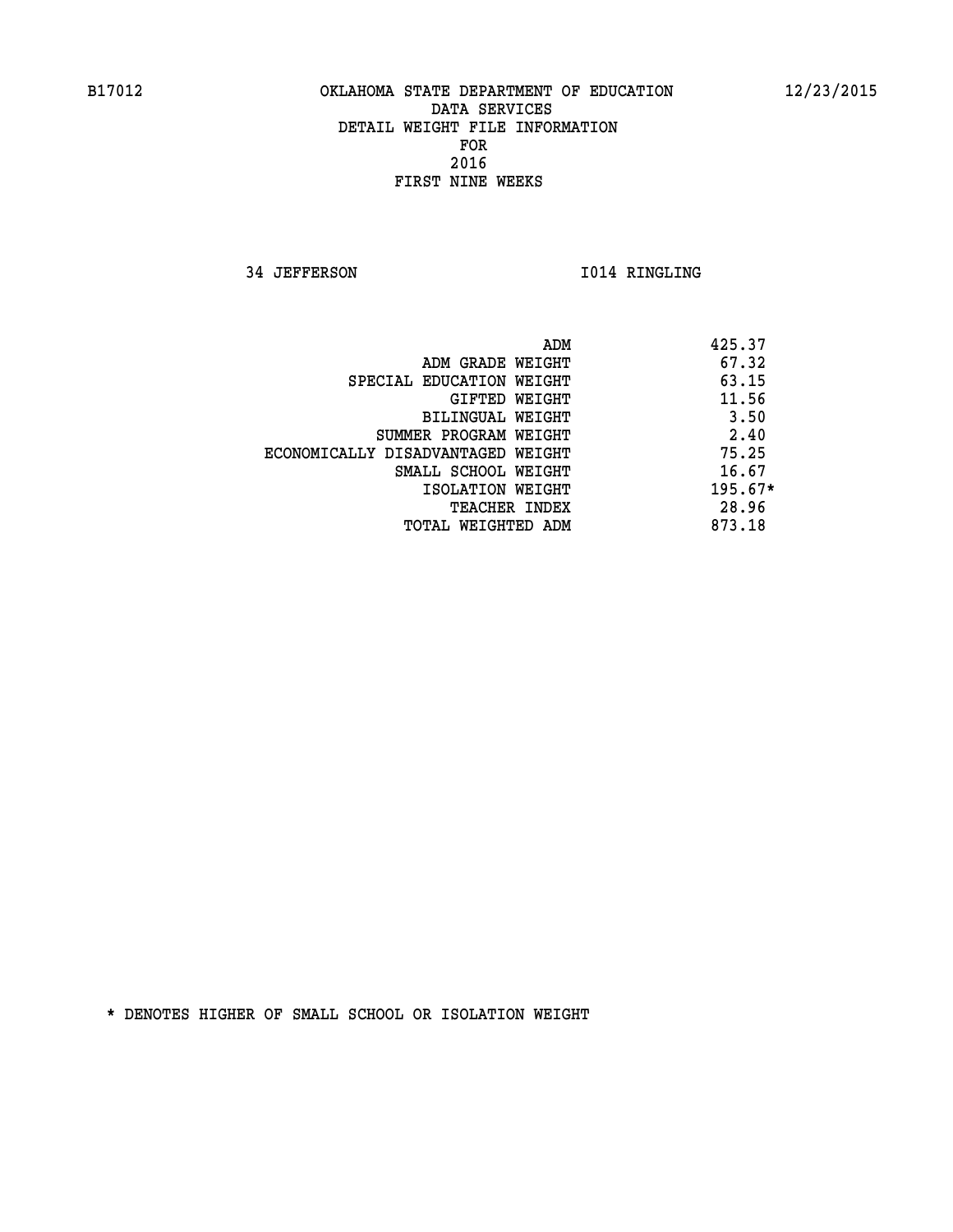B17012 OKLAHOMA STATE DEPARTMENT OF EDUCATION 12/23/2015

DATA SERVICES
DETAIL WEIGHT FILE INFORMATION
FOR
2016
FIRST NINE WEEKS

34 JEFFERSON I014 RINGLING

| | |
|---|---|
| ADM | 425.37 |
| ADM GRADE WEIGHT | 67.32 |
| SPECIAL EDUCATION WEIGHT | 63.15 |
| GIFTED WEIGHT | 11.56 |
| BILINGUAL WEIGHT | 3.50 |
| SUMMER PROGRAM WEIGHT | 2.40 |
| ECONOMICALLY DISADVANTAGED WEIGHT | 75.25 |
| SMALL SCHOOL WEIGHT | 16.67 |
| ISOLATION WEIGHT | 195.67* |
| TEACHER INDEX | 28.96 |
| TOTAL WEIGHTED ADM | 873.18 |

* DENOTES HIGHER OF SMALL SCHOOL OR ISOLATION WEIGHT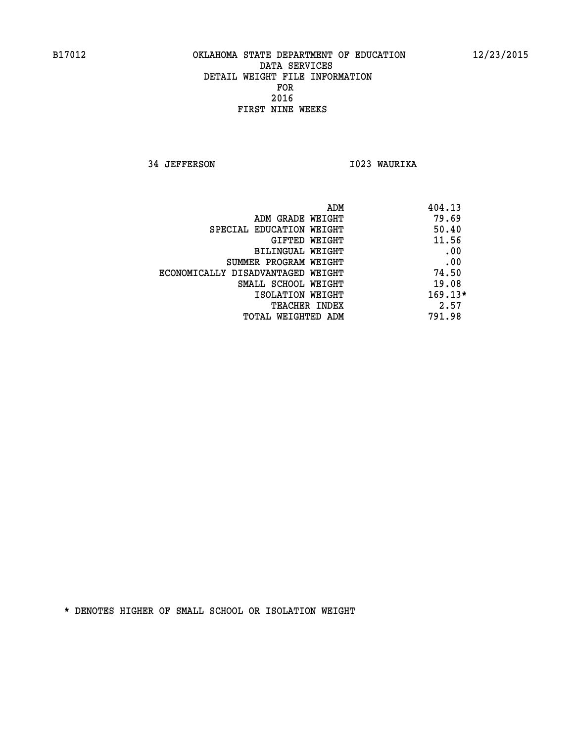B17012 OKLAHOMA STATE DEPARTMENT OF EDUCATION 12/23/2015

DATA SERVICES
DETAIL WEIGHT FILE INFORMATION
FOR
2016
FIRST NINE WEEKS

34 JEFFERSON I023 WAURIKA

| | |
|---|---|
| ADM | 404.13 |
| ADM GRADE WEIGHT | 79.69 |
| SPECIAL EDUCATION WEIGHT | 50.40 |
| GIFTED WEIGHT | 11.56 |
| BILINGUAL WEIGHT | .00 |
| SUMMER PROGRAM WEIGHT | .00 |
| ECONOMICALLY DISADVANTAGED WEIGHT | 74.50 |
| SMALL SCHOOL WEIGHT | 19.08 |
| ISOLATION WEIGHT | 169.13* |
| TEACHER INDEX | 2.57 |
| TOTAL WEIGHTED ADM | 791.98 |

* DENOTES HIGHER OF SMALL SCHOOL OR ISOLATION WEIGHT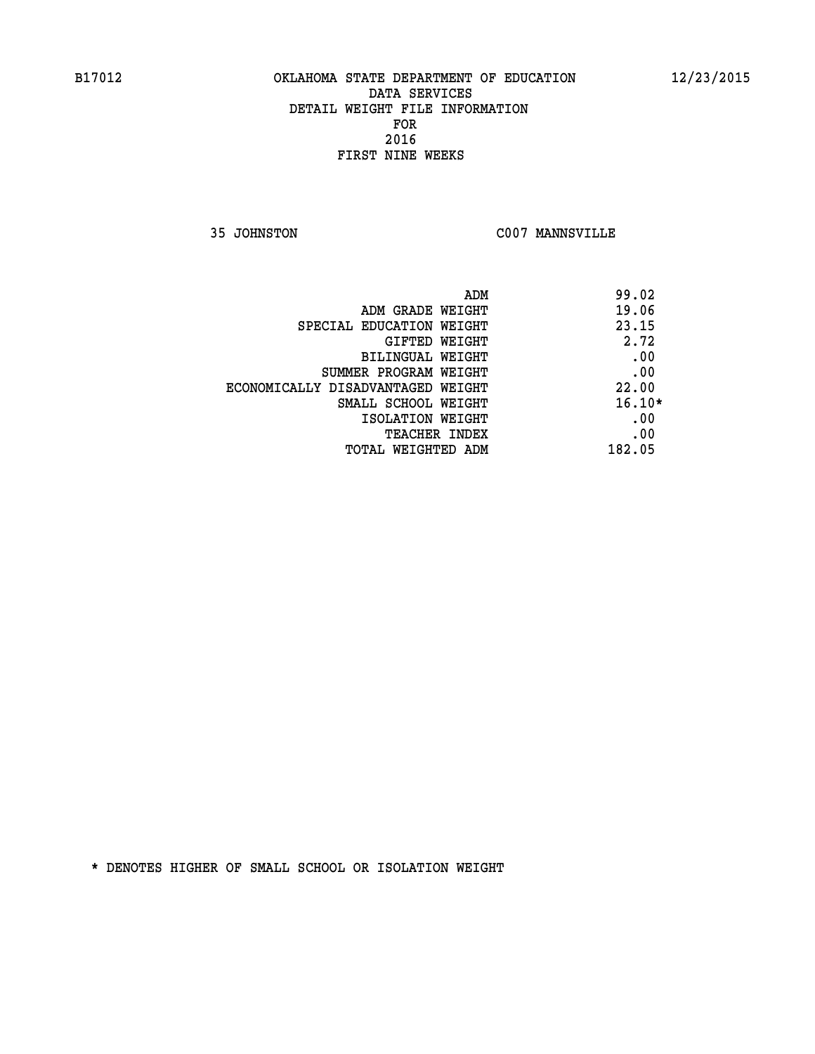B17012 OKLAHOMA STATE DEPARTMENT OF EDUCATION 12/23/2015

DATA SERVICES
DETAIL WEIGHT FILE INFORMATION
FOR
2016
FIRST NINE WEEKS

35 JOHNSTON C007 MANNSVILLE

| | |
|---|---|
| ADM | 99.02 |
| ADM GRADE WEIGHT | 19.06 |
| SPECIAL EDUCATION WEIGHT | 23.15 |
| GIFTED WEIGHT | 2.72 |
| BILINGUAL WEIGHT | .00 |
| SUMMER PROGRAM WEIGHT | .00 |
| ECONOMICALLY DISADVANTAGED WEIGHT | 22.00 |
| SMALL SCHOOL WEIGHT | 16.10* |
| ISOLATION WEIGHT | .00 |
| TEACHER INDEX | .00 |
| TOTAL WEIGHTED ADM | 182.05 |

* DENOTES HIGHER OF SMALL SCHOOL OR ISOLATION WEIGHT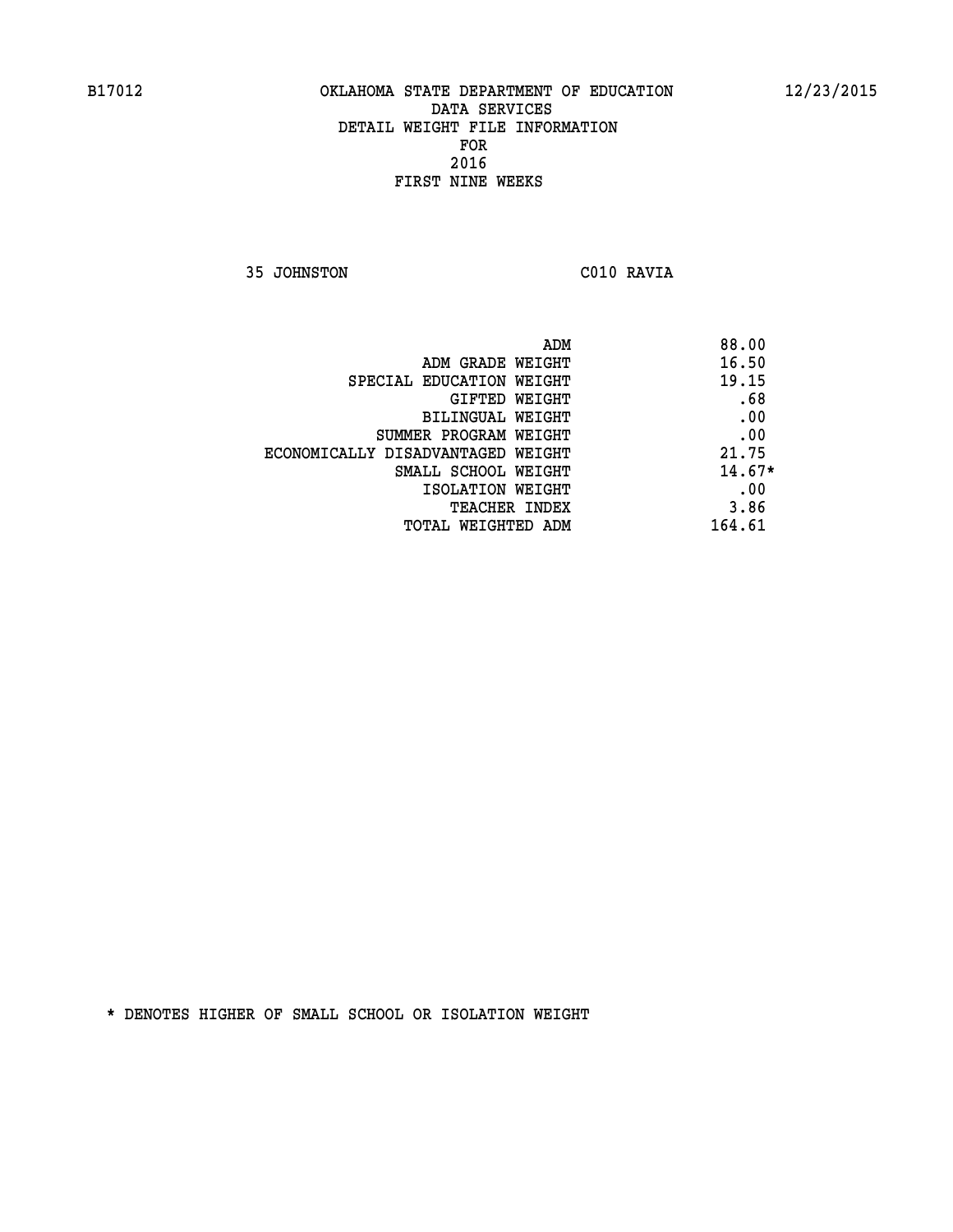B17012 OKLAHOMA STATE DEPARTMENT OF EDUCATION 12/23/2015

DATA SERVICES
DETAIL WEIGHT FILE INFORMATION
FOR
2016
FIRST NINE WEEKS

35 JOHNSTON C010 RAVIA

| | |
|---|---|
| ADM | 88.00 |
| ADM GRADE WEIGHT | 16.50 |
| SPECIAL EDUCATION WEIGHT | 19.15 |
| GIFTED WEIGHT | .68 |
| BILINGUAL WEIGHT | .00 |
| SUMMER PROGRAM WEIGHT | .00 |
| ECONOMICALLY DISADVANTAGED WEIGHT | 21.75 |
| SMALL SCHOOL WEIGHT | 14.67* |
| ISOLATION WEIGHT | .00 |
| TEACHER INDEX | 3.86 |
| TOTAL WEIGHTED ADM | 164.61 |

* DENOTES HIGHER OF SMALL SCHOOL OR ISOLATION WEIGHT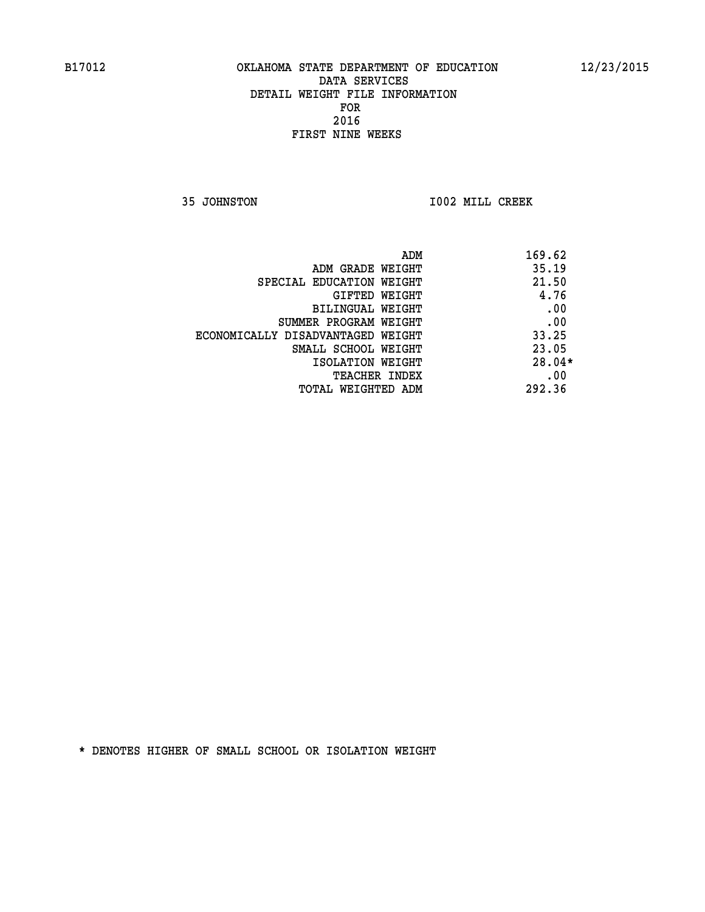B17012 OKLAHOMA STATE DEPARTMENT OF EDUCATION 12/23/2015

DATA SERVICES
DETAIL WEIGHT FILE INFORMATION
FOR
2016
FIRST NINE WEEKS

35 JOHNSTON I002 MILL CREEK

| | |
|---|---|
| ADM | 169.62 |
| ADM GRADE WEIGHT | 35.19 |
| SPECIAL EDUCATION WEIGHT | 21.50 |
| GIFTED WEIGHT | 4.76 |
| BILINGUAL WEIGHT | .00 |
| SUMMER PROGRAM WEIGHT | .00 |
| ECONOMICALLY DISADVANTAGED WEIGHT | 33.25 |
| SMALL SCHOOL WEIGHT | 23.05 |
| ISOLATION WEIGHT | 28.04* |
| TEACHER INDEX | .00 |
| TOTAL WEIGHTED ADM | 292.36 |

* DENOTES HIGHER OF SMALL SCHOOL OR ISOLATION WEIGHT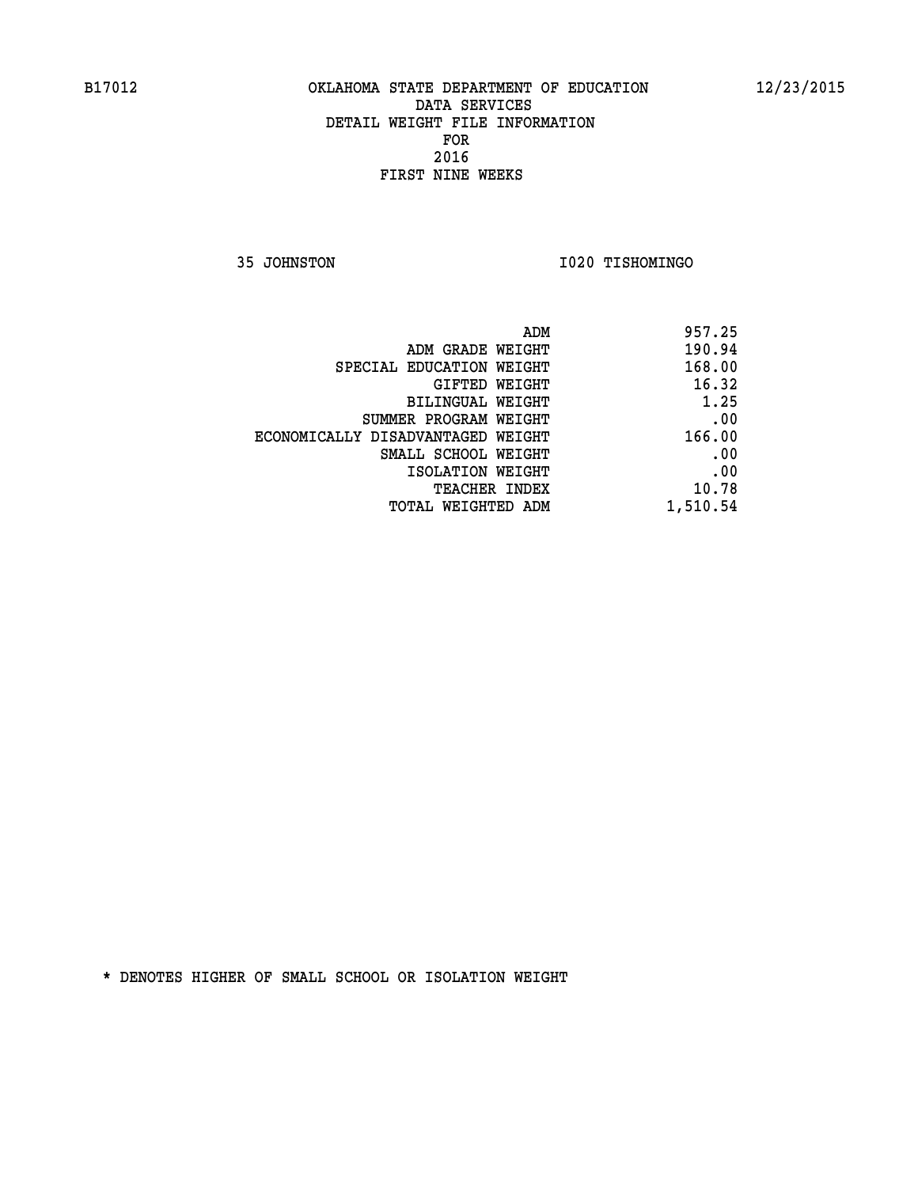B17012 OKLAHOMA STATE DEPARTMENT OF EDUCATION 12/23/2015

DATA SERVICES
DETAIL WEIGHT FILE INFORMATION
FOR
2016
FIRST NINE WEEKS

35 JOHNSTON I020 TISHOMINGO

| | |
|---|---|
| ADM | 957.25 |
| ADM GRADE WEIGHT | 190.94 |
| SPECIAL EDUCATION WEIGHT | 168.00 |
| GIFTED WEIGHT | 16.32 |
| BILINGUAL WEIGHT | 1.25 |
| SUMMER PROGRAM WEIGHT | .00 |
| ECONOMICALLY DISADVANTAGED WEIGHT | 166.00 |
| SMALL SCHOOL WEIGHT | .00 |
| ISOLATION WEIGHT | .00 |
| TEACHER INDEX | 10.78 |
| TOTAL WEIGHTED ADM | 1,510.54 |

* DENOTES HIGHER OF SMALL SCHOOL OR ISOLATION WEIGHT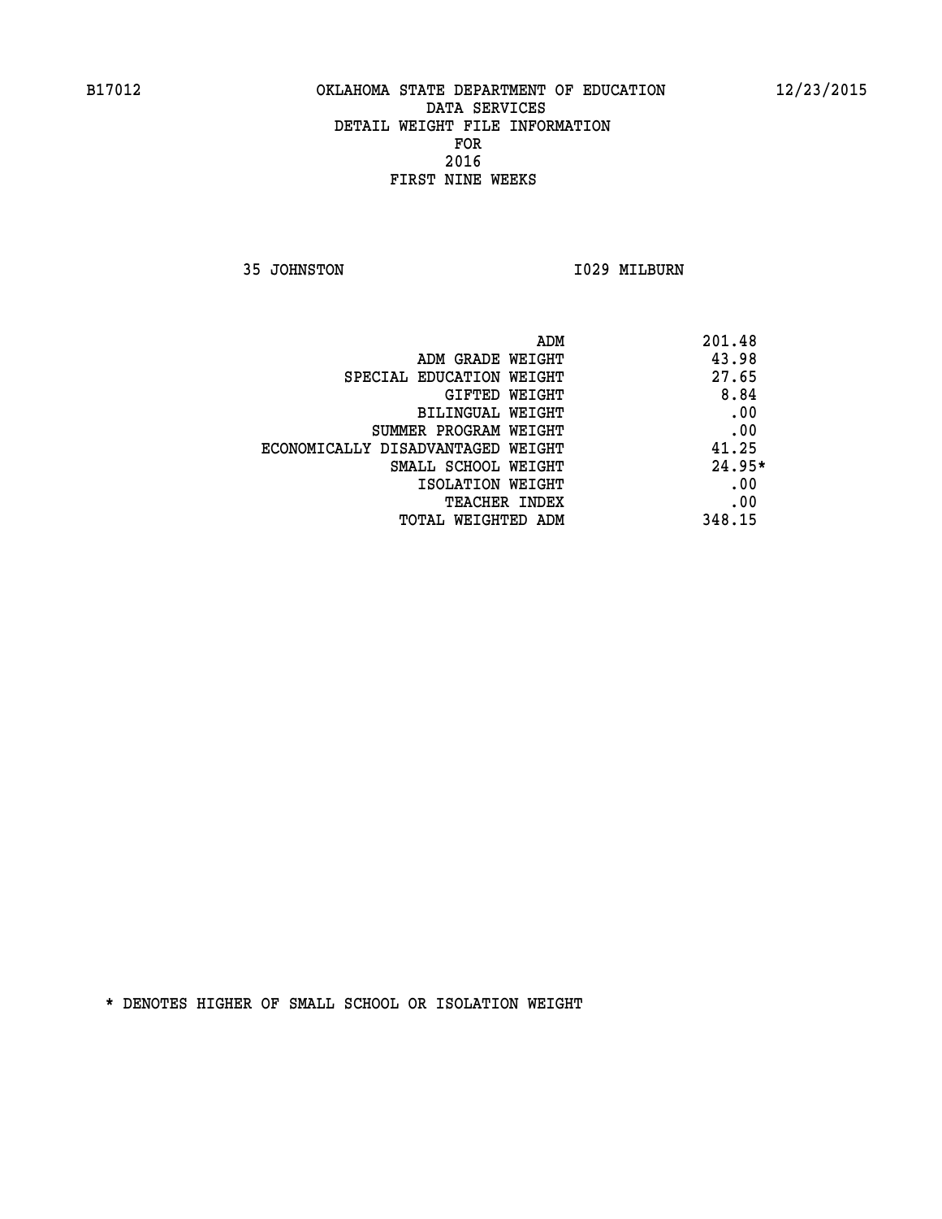B17012 OKLAHOMA STATE DEPARTMENT OF EDUCATION 12/23/2015

DATA SERVICES
DETAIL WEIGHT FILE INFORMATION
FOR
2016
FIRST NINE WEEKS

35 JOHNSTON I029 MILBURN

| | |
|---|---|
| ADM | 201.48 |
| ADM GRADE WEIGHT | 43.98 |
| SPECIAL EDUCATION WEIGHT | 27.65 |
| GIFTED WEIGHT | 8.84 |
| BILINGUAL WEIGHT | .00 |
| SUMMER PROGRAM WEIGHT | .00 |
| ECONOMICALLY DISADVANTAGED WEIGHT | 41.25 |
| SMALL SCHOOL WEIGHT | 24.95* |
| ISOLATION WEIGHT | .00 |
| TEACHER INDEX | .00 |
| TOTAL WEIGHTED ADM | 348.15 |

* DENOTES HIGHER OF SMALL SCHOOL OR ISOLATION WEIGHT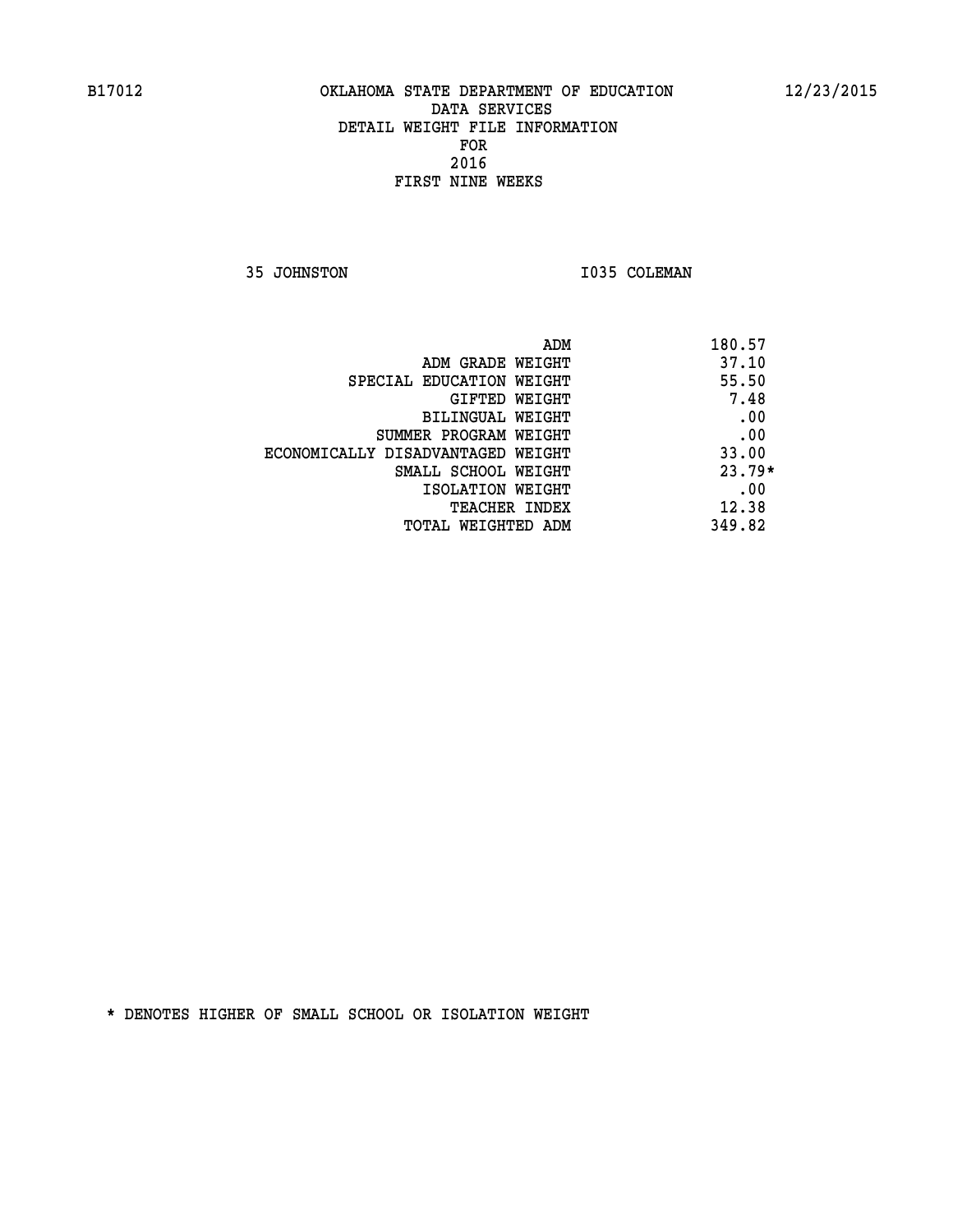B17012 OKLAHOMA STATE DEPARTMENT OF EDUCATION 12/23/2015

DATA SERVICES
DETAIL WEIGHT FILE INFORMATION
FOR
2016
FIRST NINE WEEKS

35 JOHNSTON I035 COLEMAN

| | |
|---|---|
| ADM | 180.57 |
| ADM GRADE WEIGHT | 37.10 |
| SPECIAL EDUCATION WEIGHT | 55.50 |
| GIFTED WEIGHT | 7.48 |
| BILINGUAL WEIGHT | .00 |
| SUMMER PROGRAM WEIGHT | .00 |
| ECONOMICALLY DISADVANTAGED WEIGHT | 33.00 |
| SMALL SCHOOL WEIGHT | 23.79* |
| ISOLATION WEIGHT | .00 |
| TEACHER INDEX | 12.38 |
| TOTAL WEIGHTED ADM | 349.82 |

* DENOTES HIGHER OF SMALL SCHOOL OR ISOLATION WEIGHT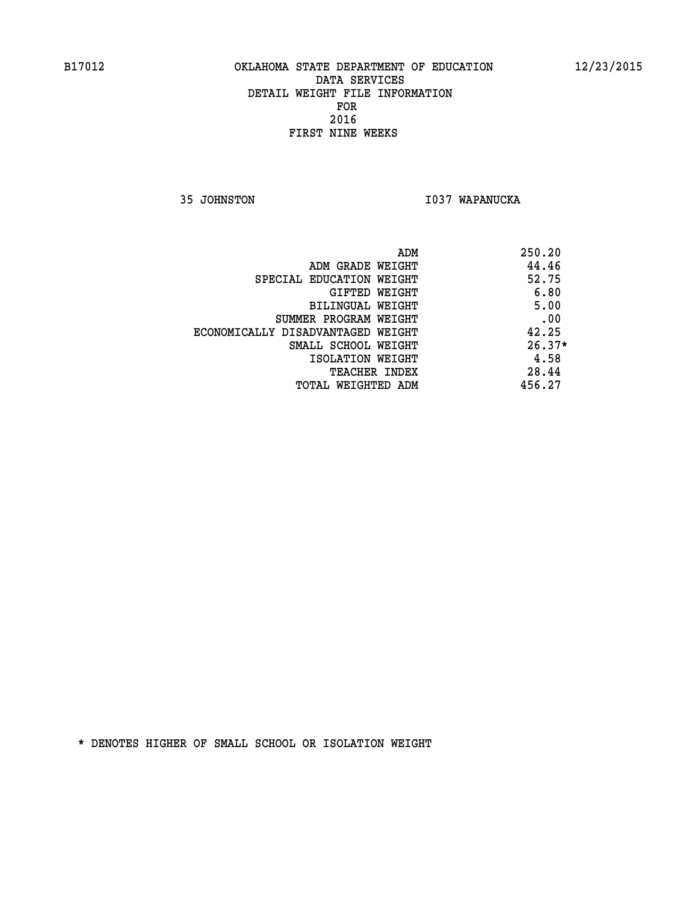# OKLAHOMA STATE DEPARTMENT OF EDUCATION
## DATA SERVICES
## DETAIL WEIGHT FILE INFORMATION
## FOR
## 2016
## FIRST NINE WEEKS

35 JOHNSTON I037 WAPANUCKA

| | |
|---|---|
| ADM | 250.20 |
| ADM GRADE WEIGHT | 44.46 |
| SPECIAL EDUCATION WEIGHT | 52.75 |
| GIFTED WEIGHT | 6.80 |
| BILINGUAL WEIGHT | 5.00 |
| SUMMER PROGRAM WEIGHT | .00 |
| ECONOMICALLY DISADVANTAGED WEIGHT | 42.25 |
| SMALL SCHOOL WEIGHT | 26.37* |
| ISOLATION WEIGHT | 4.58 |
| TEACHER INDEX | 28.44 |
| TOTAL WEIGHTED ADM | 456.27 |

* DENOTES HIGHER OF SMALL SCHOOL OR ISOLATION WEIGHT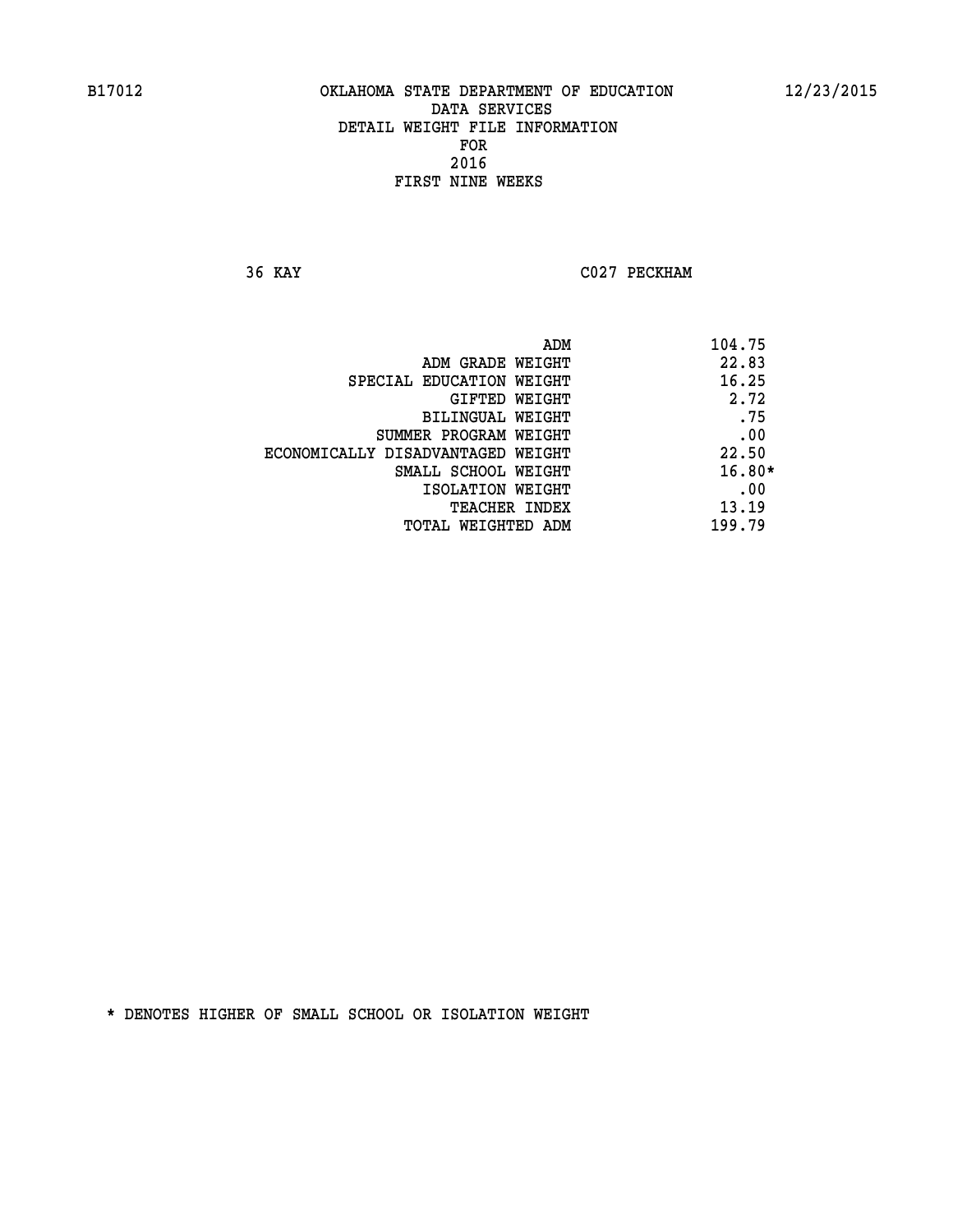B17012 OKLAHOMA STATE DEPARTMENT OF EDUCATION 12/23/2015

DATA SERVICES
DETAIL WEIGHT FILE INFORMATION
FOR
2016
FIRST NINE WEEKS

36 KAY C027 PECKHAM

| | |
|---|---|
| ADM | 104.75 |
| ADM GRADE WEIGHT | 22.83 |
| SPECIAL EDUCATION WEIGHT | 16.25 |
| GIFTED WEIGHT | 2.72 |
| BILINGUAL WEIGHT | .75 |
| SUMMER PROGRAM WEIGHT | .00 |
| ECONOMICALLY DISADVANTAGED WEIGHT | 22.50 |
| SMALL SCHOOL WEIGHT | 16.80* |
| ISOLATION WEIGHT | .00 |
| TEACHER INDEX | 13.19 |
| TOTAL WEIGHTED ADM | 199.79 |

* DENOTES HIGHER OF SMALL SCHOOL OR ISOLATION WEIGHT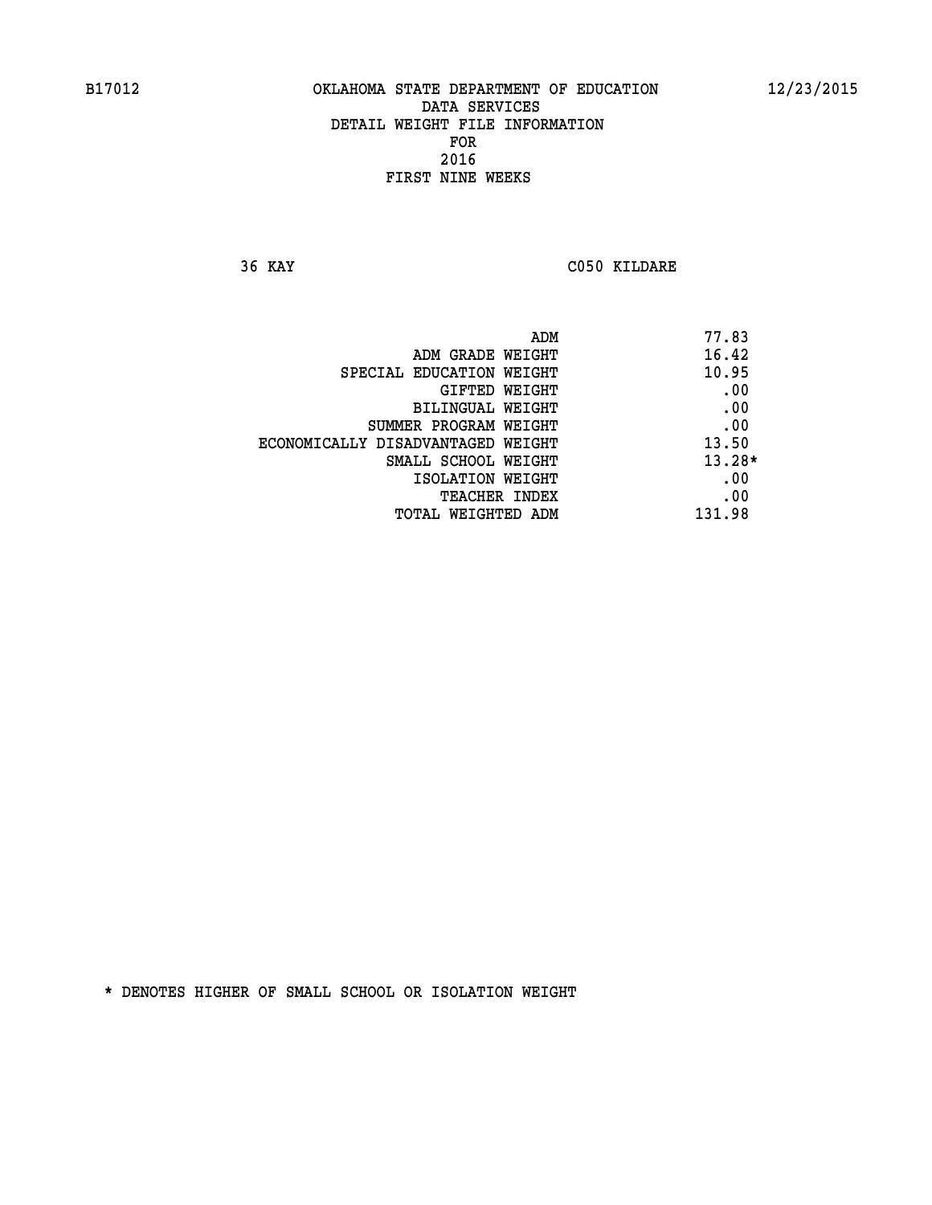B17012 OKLAHOMA STATE DEPARTMENT OF EDUCATION 12/23/2015

DATA SERVICES
DETAIL WEIGHT FILE INFORMATION
FOR
2016
FIRST NINE WEEKS

36 KAY C050 KILDARE

| | |
|---|---|
| ADM | 77.83 |
| ADM GRADE WEIGHT | 16.42 |
| SPECIAL EDUCATION WEIGHT | 10.95 |
| GIFTED WEIGHT | .00 |
| BILINGUAL WEIGHT | .00 |
| SUMMER PROGRAM WEIGHT | .00 |
| ECONOMICALLY DISADVANTAGED WEIGHT | 13.50 |
| SMALL SCHOOL WEIGHT | 13.28* |
| ISOLATION WEIGHT | .00 |
| TEACHER INDEX | .00 |
| TOTAL WEIGHTED ADM | 131.98 |

* DENOTES HIGHER OF SMALL SCHOOL OR ISOLATION WEIGHT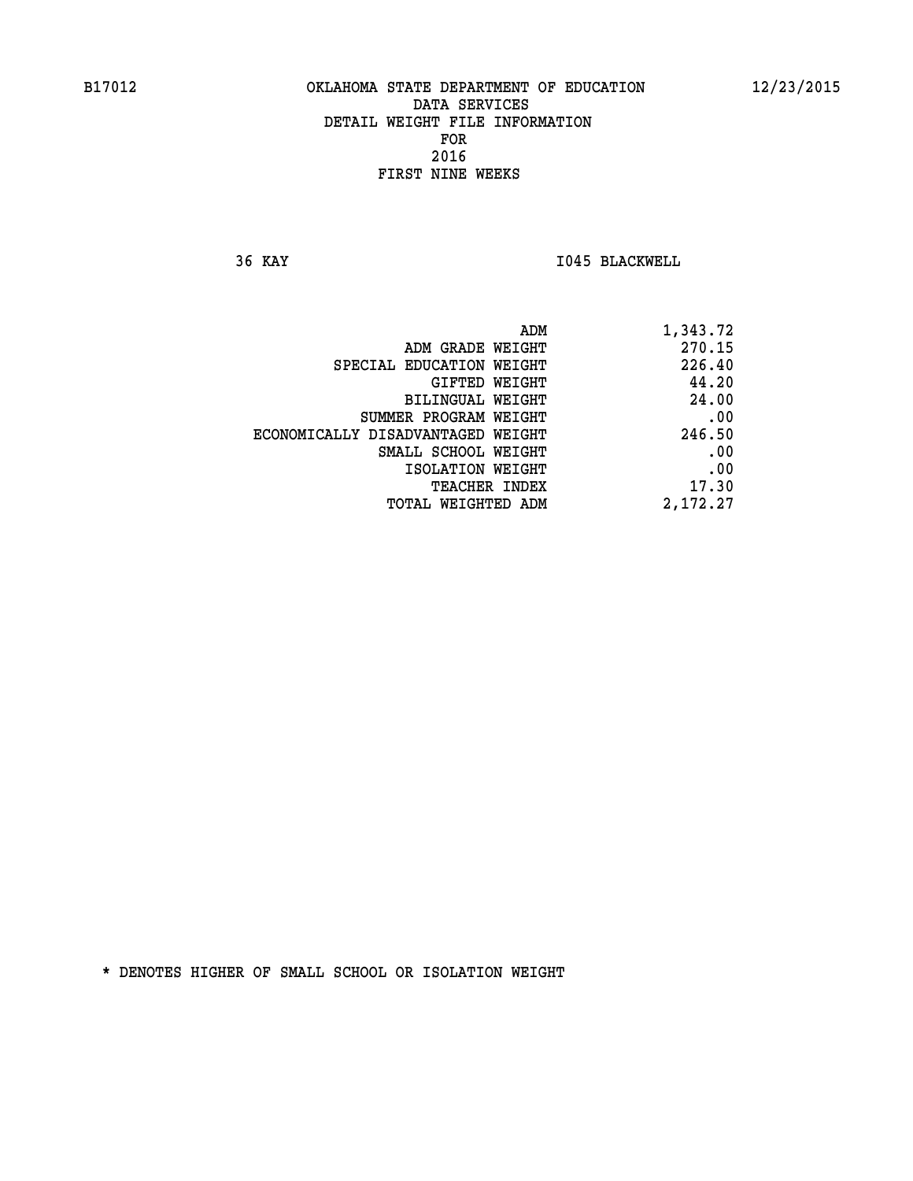# OKLAHOMA STATE DEPARTMENT OF EDUCATION
## DATA SERVICES
## DETAIL WEIGHT FILE INFORMATION
## FOR
## 2016
## FIRST NINE WEEKS

B17012 — 12/23/2015

36 KAY — I045 BLACKWELL

| | |
|---|---|
| ADM | 1,343.72 |
| ADM GRADE WEIGHT | 270.15 |
| SPECIAL EDUCATION WEIGHT | 226.40 |
| GIFTED WEIGHT | 44.20 |
| BILINGUAL WEIGHT | 24.00 |
| SUMMER PROGRAM WEIGHT | .00 |
| ECONOMICALLY DISADVANTAGED WEIGHT | 246.50 |
| SMALL SCHOOL WEIGHT | .00 |
| ISOLATION WEIGHT | .00 |
| TEACHER INDEX | 17.30 |
| TOTAL WEIGHTED ADM | 2,172.27 |

* DENOTES HIGHER OF SMALL SCHOOL OR ISOLATION WEIGHT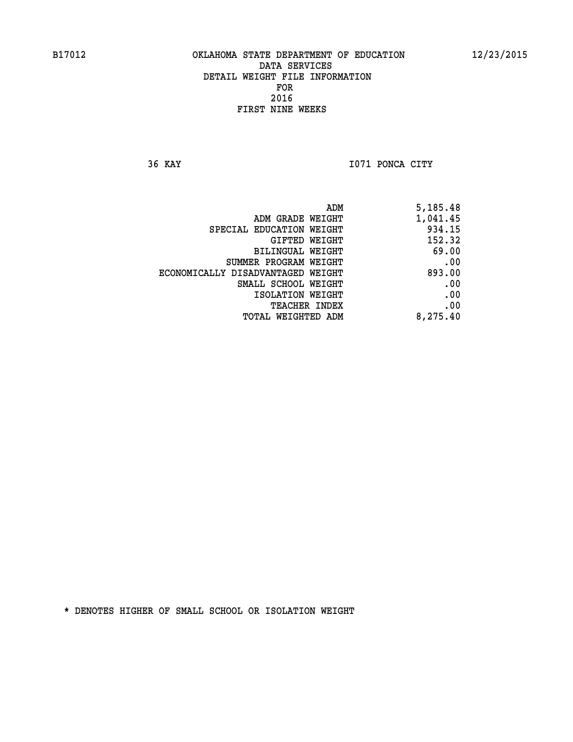B17012 OKLAHOMA STATE DEPARTMENT OF EDUCATION 12/23/2015

DATA SERVICES

DETAIL WEIGHT FILE INFORMATION

FOR

2016

FIRST NINE WEEKS

36 KAY I071 PONCA CITY

| | |
|---|---|
| ADM | 5,185.48 |
| ADM GRADE WEIGHT | 1,041.45 |
| SPECIAL EDUCATION WEIGHT | 934.15 |
| GIFTED WEIGHT | 152.32 |
| BILINGUAL WEIGHT | 69.00 |
| SUMMER PROGRAM WEIGHT | .00 |
| ECONOMICALLY DISADVANTAGED WEIGHT | 893.00 |
| SMALL SCHOOL WEIGHT | .00 |
| ISOLATION WEIGHT | .00 |
| TEACHER INDEX | .00 |
| TOTAL WEIGHTED ADM | 8,275.40 |

* DENOTES HIGHER OF SMALL SCHOOL OR ISOLATION WEIGHT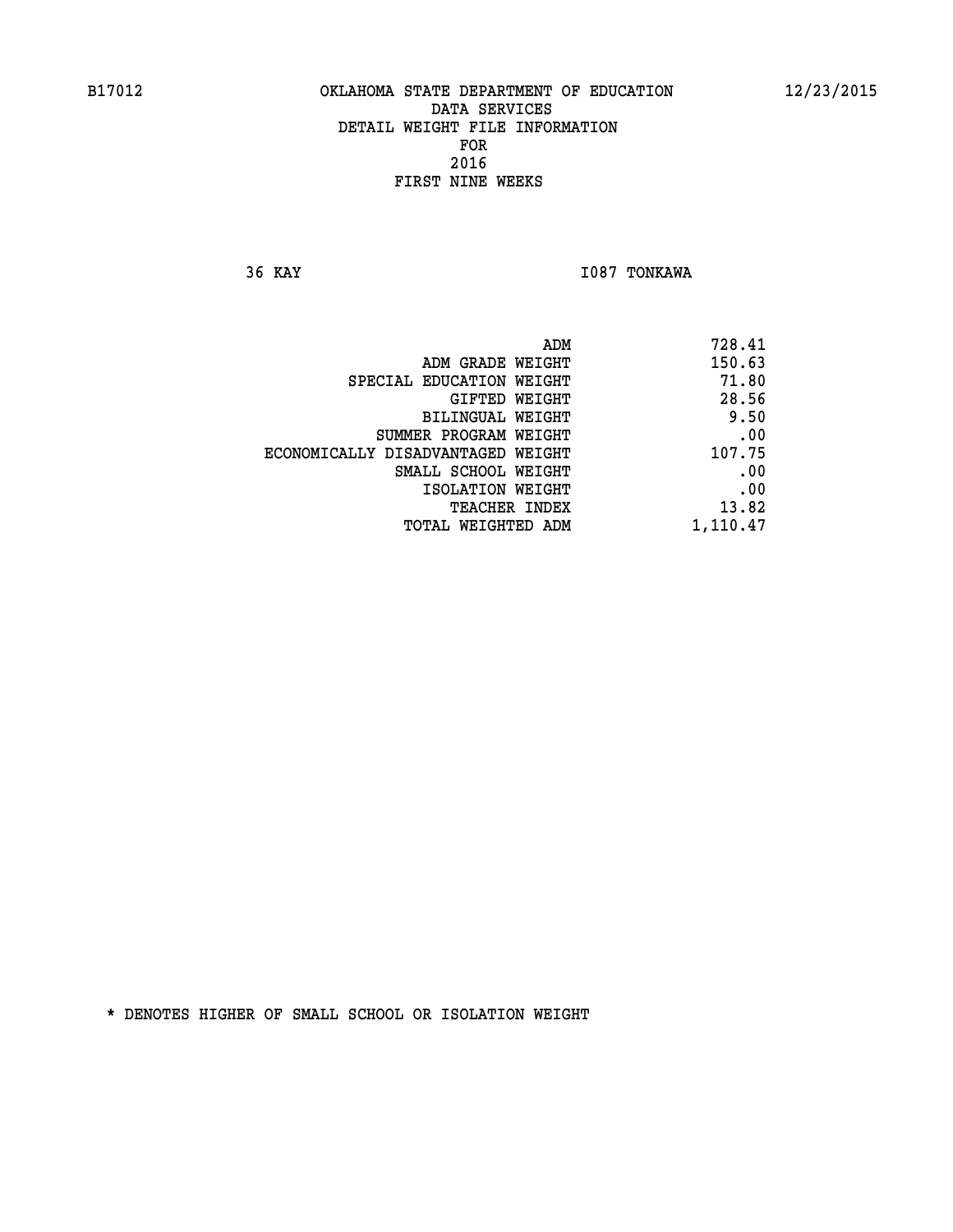B17012 OKLAHOMA STATE DEPARTMENT OF EDUCATION 12/23/2015

DATA SERVICES
DETAIL WEIGHT FILE INFORMATION
FOR
2016
FIRST NINE WEEKS

36 KAY I087 TONKAWA

| | |
|---|---|
| ADM | 728.41 |
| ADM GRADE WEIGHT | 150.63 |
| SPECIAL EDUCATION WEIGHT | 71.80 |
| GIFTED WEIGHT | 28.56 |
| BILINGUAL WEIGHT | 9.50 |
| SUMMER PROGRAM WEIGHT | .00 |
| ECONOMICALLY DISADVANTAGED WEIGHT | 107.75 |
| SMALL SCHOOL WEIGHT | .00 |
| ISOLATION WEIGHT | .00 |
| TEACHER INDEX | 13.82 |
| TOTAL WEIGHTED ADM | 1,110.47 |

* DENOTES HIGHER OF SMALL SCHOOL OR ISOLATION WEIGHT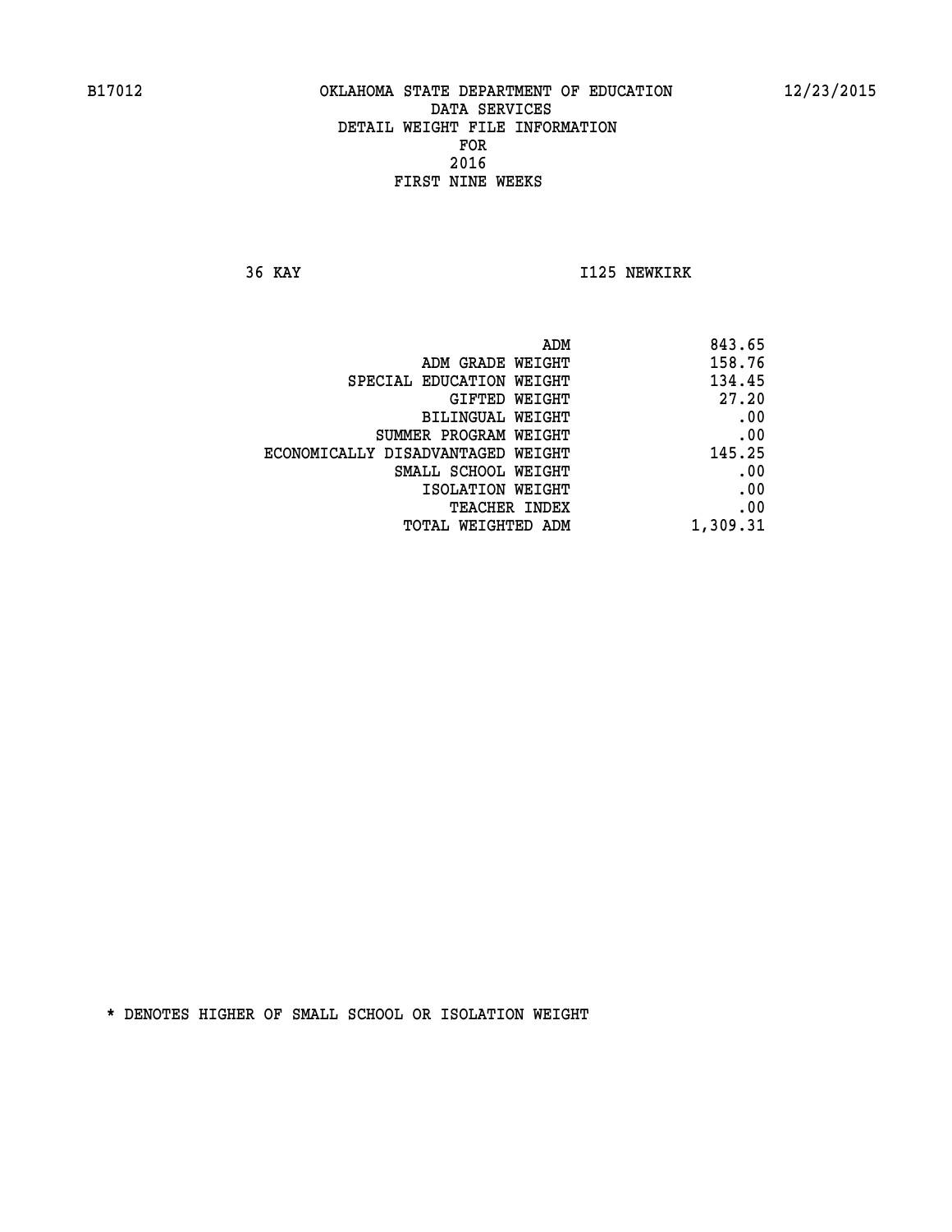B17012 OKLAHOMA STATE DEPARTMENT OF EDUCATION 12/23/2015

DATA SERVICES
DETAIL WEIGHT FILE INFORMATION
FOR
2016
FIRST NINE WEEKS

36 KAY I125 NEWKIRK

| | |
|---|---|
| ADM | 843.65 |
| ADM GRADE WEIGHT | 158.76 |
| SPECIAL EDUCATION WEIGHT | 134.45 |
| GIFTED WEIGHT | 27.20 |
| BILINGUAL WEIGHT | .00 |
| SUMMER PROGRAM WEIGHT | .00 |
| ECONOMICALLY DISADVANTAGED WEIGHT | 145.25 |
| SMALL SCHOOL WEIGHT | .00 |
| ISOLATION WEIGHT | .00 |
| TEACHER INDEX | .00 |
| TOTAL WEIGHTED ADM | 1,309.31 |

* DENOTES HIGHER OF SMALL SCHOOL OR ISOLATION WEIGHT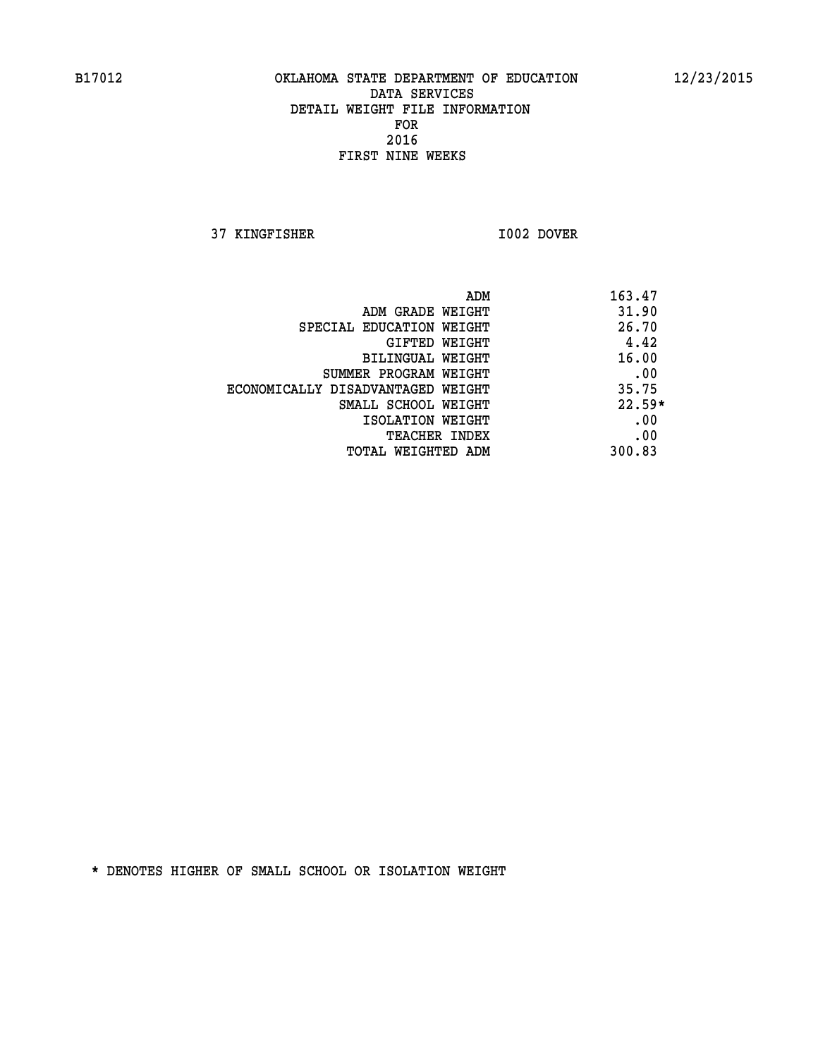B17012 OKLAHOMA STATE DEPARTMENT OF EDUCATION 12/23/2015

DATA SERVICES
DETAIL WEIGHT FILE INFORMATION
FOR
2016
FIRST NINE WEEKS

37 KINGFISHER I002 DOVER

| | |
|---|---|
| ADM | 163.47 |
| ADM GRADE WEIGHT | 31.90 |
| SPECIAL EDUCATION WEIGHT | 26.70 |
| GIFTED WEIGHT | 4.42 |
| BILINGUAL WEIGHT | 16.00 |
| SUMMER PROGRAM WEIGHT | .00 |
| ECONOMICALLY DISADVANTAGED WEIGHT | 35.75 |
| SMALL SCHOOL WEIGHT | 22.59* |
| ISOLATION WEIGHT | .00 |
| TEACHER INDEX | .00 |
| TOTAL WEIGHTED ADM | 300.83 |

* DENOTES HIGHER OF SMALL SCHOOL OR ISOLATION WEIGHT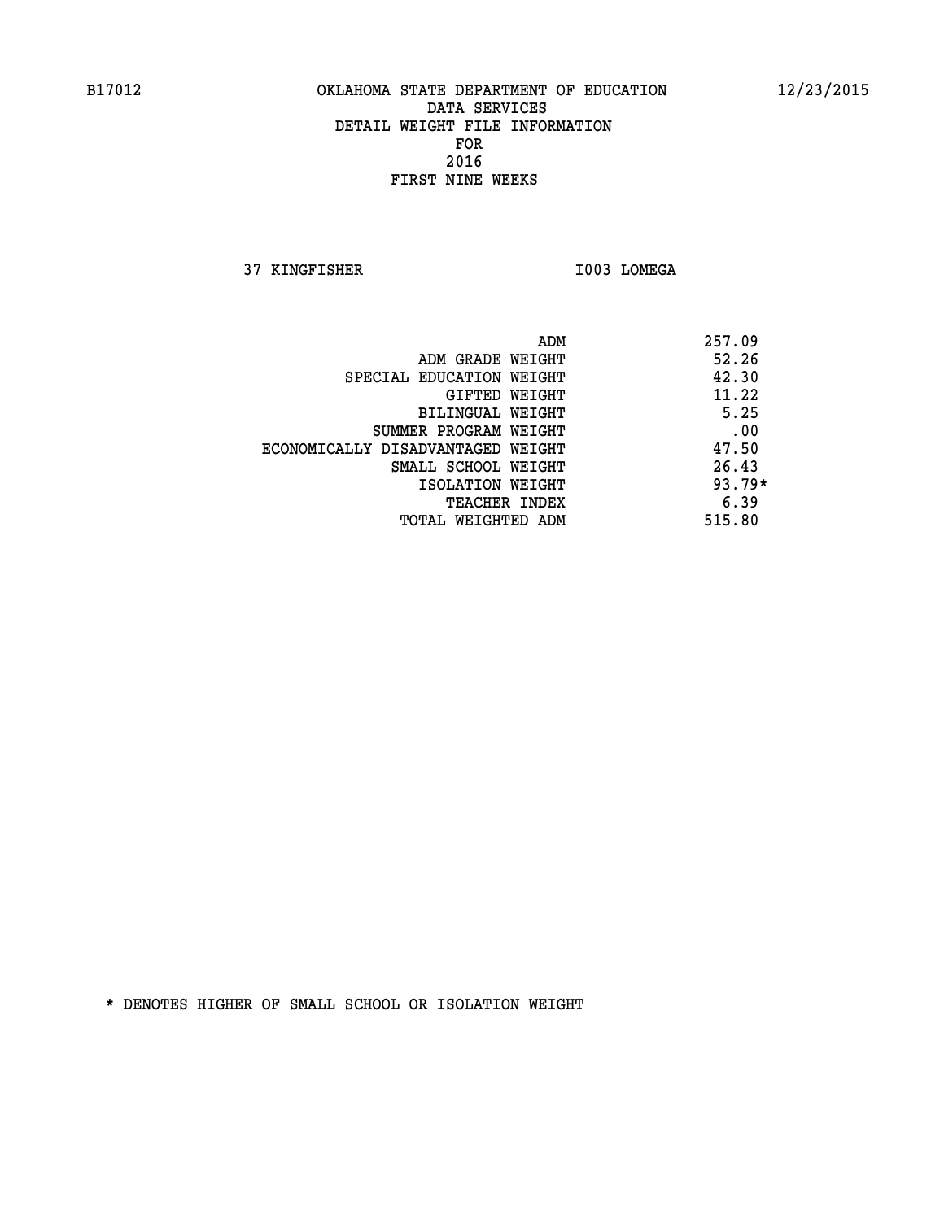B17012 OKLAHOMA STATE DEPARTMENT OF EDUCATION 12/23/2015

DATA SERVICES
DETAIL WEIGHT FILE INFORMATION
FOR
2016
FIRST NINE WEEKS

37 KINGFISHER I003 LOMEGA

| | |
|---|---|
| ADM | 257.09 |
| ADM GRADE WEIGHT | 52.26 |
| SPECIAL EDUCATION WEIGHT | 42.30 |
| GIFTED WEIGHT | 11.22 |
| BILINGUAL WEIGHT | 5.25 |
| SUMMER PROGRAM WEIGHT | .00 |
| ECONOMICALLY DISADVANTAGED WEIGHT | 47.50 |
| SMALL SCHOOL WEIGHT | 26.43 |
| ISOLATION WEIGHT | 93.79* |
| TEACHER INDEX | 6.39 |
| TOTAL WEIGHTED ADM | 515.80 |

* DENOTES HIGHER OF SMALL SCHOOL OR ISOLATION WEIGHT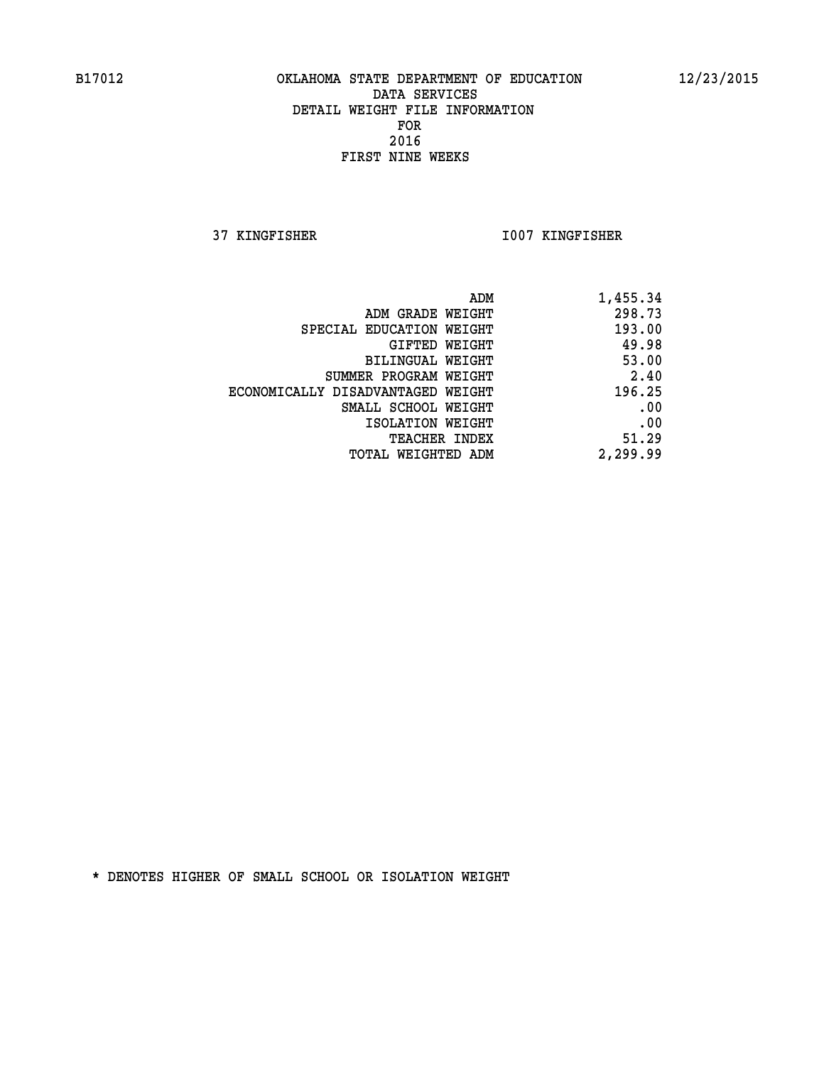B17012 OKLAHOMA STATE DEPARTMENT OF EDUCATION 12/23/2015

DATA SERVICES
DETAIL WEIGHT FILE INFORMATION
FOR
2016
FIRST NINE WEEKS

37 KINGFISHER I007 KINGFISHER

| | |
|---|---|
| ADM | 1,455.34 |
| ADM GRADE WEIGHT | 298.73 |
| SPECIAL EDUCATION WEIGHT | 193.00 |
| GIFTED WEIGHT | 49.98 |
| BILINGUAL WEIGHT | 53.00 |
| SUMMER PROGRAM WEIGHT | 2.40 |
| ECONOMICALLY DISADVANTAGED WEIGHT | 196.25 |
| SMALL SCHOOL WEIGHT | .00 |
| ISOLATION WEIGHT | .00 |
| TEACHER INDEX | 51.29 |
| TOTAL WEIGHTED ADM | 2,299.99 |

* DENOTES HIGHER OF SMALL SCHOOL OR ISOLATION WEIGHT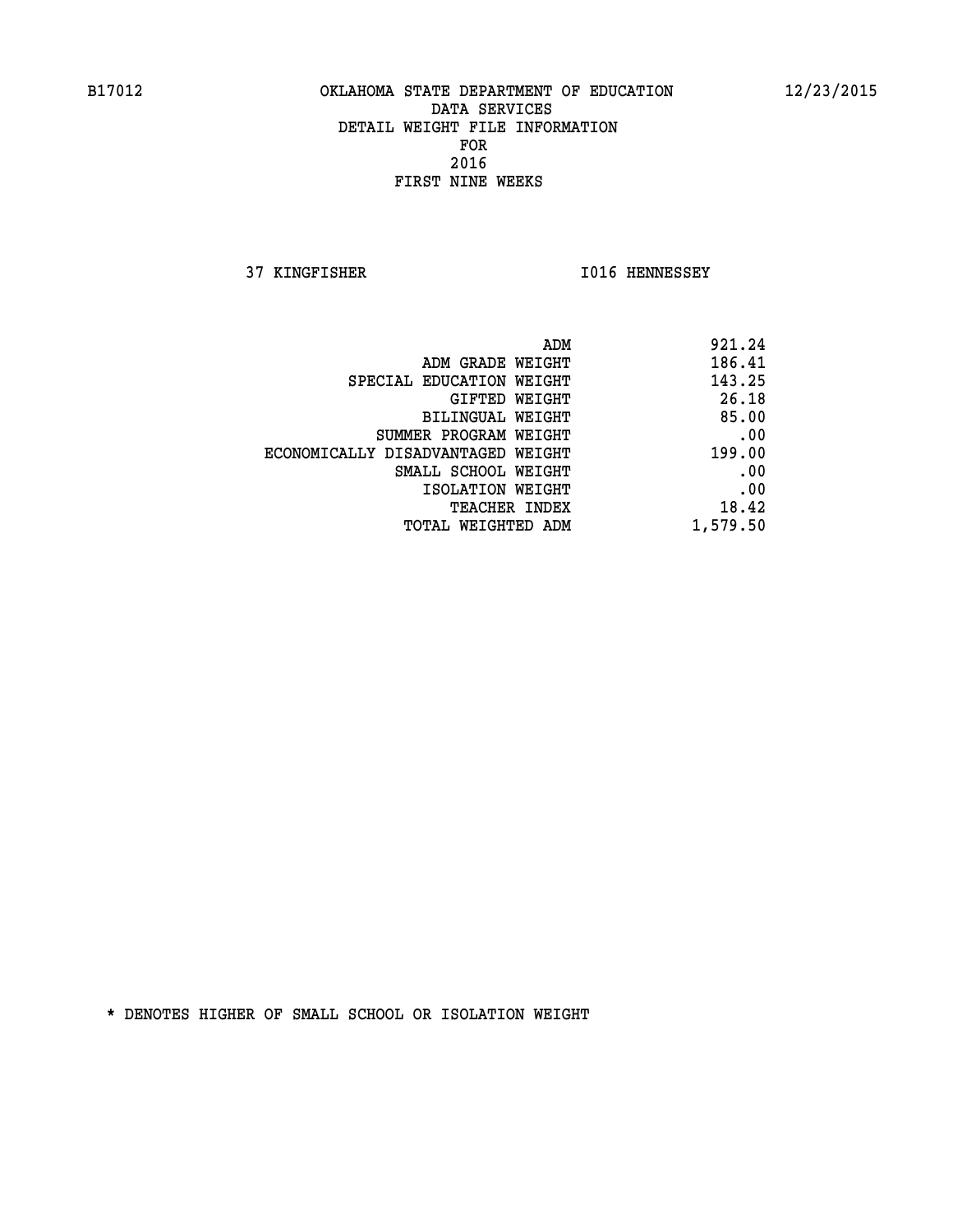B17012 OKLAHOMA STATE DEPARTMENT OF EDUCATION 12/23/2015

DATA SERVICES
DETAIL WEIGHT FILE INFORMATION
FOR
2016
FIRST NINE WEEKS

37 KINGFISHER I016 HENNESSEY

| | |
|---|---|
| ADM | 921.24 |
| ADM GRADE WEIGHT | 186.41 |
| SPECIAL EDUCATION WEIGHT | 143.25 |
| GIFTED WEIGHT | 26.18 |
| BILINGUAL WEIGHT | 85.00 |
| SUMMER PROGRAM WEIGHT | .00 |
| ECONOMICALLY DISADVANTAGED WEIGHT | 199.00 |
| SMALL SCHOOL WEIGHT | .00 |
| ISOLATION WEIGHT | .00 |
| TEACHER INDEX | 18.42 |
| TOTAL WEIGHTED ADM | 1,579.50 |

* DENOTES HIGHER OF SMALL SCHOOL OR ISOLATION WEIGHT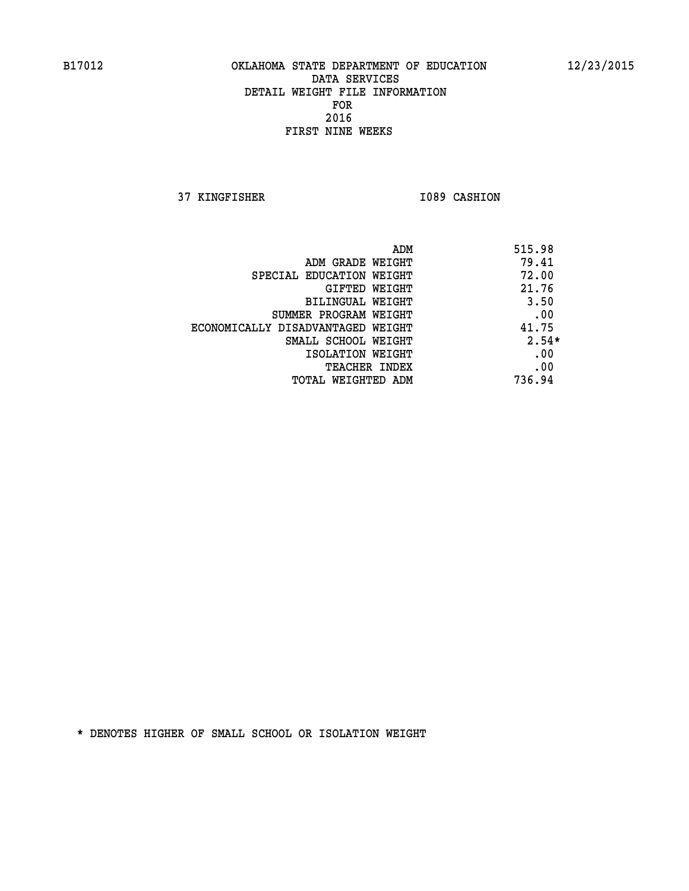B17012 OKLAHOMA STATE DEPARTMENT OF EDUCATION 12/23/2015

DATA SERVICES
DETAIL WEIGHT FILE INFORMATION
FOR
2016
FIRST NINE WEEKS

37 KINGFISHER I089 CASHION

| | |
|---|---|
| ADM | 515.98 |
| ADM GRADE WEIGHT | 79.41 |
| SPECIAL EDUCATION WEIGHT | 72.00 |
| GIFTED WEIGHT | 21.76 |
| BILINGUAL WEIGHT | 3.50 |
| SUMMER PROGRAM WEIGHT | .00 |
| ECONOMICALLY DISADVANTAGED WEIGHT | 41.75 |
| SMALL SCHOOL WEIGHT | 2.54* |
| ISOLATION WEIGHT | .00 |
| TEACHER INDEX | .00 |
| TOTAL WEIGHTED ADM | 736.94 |

* DENOTES HIGHER OF SMALL SCHOOL OR ISOLATION WEIGHT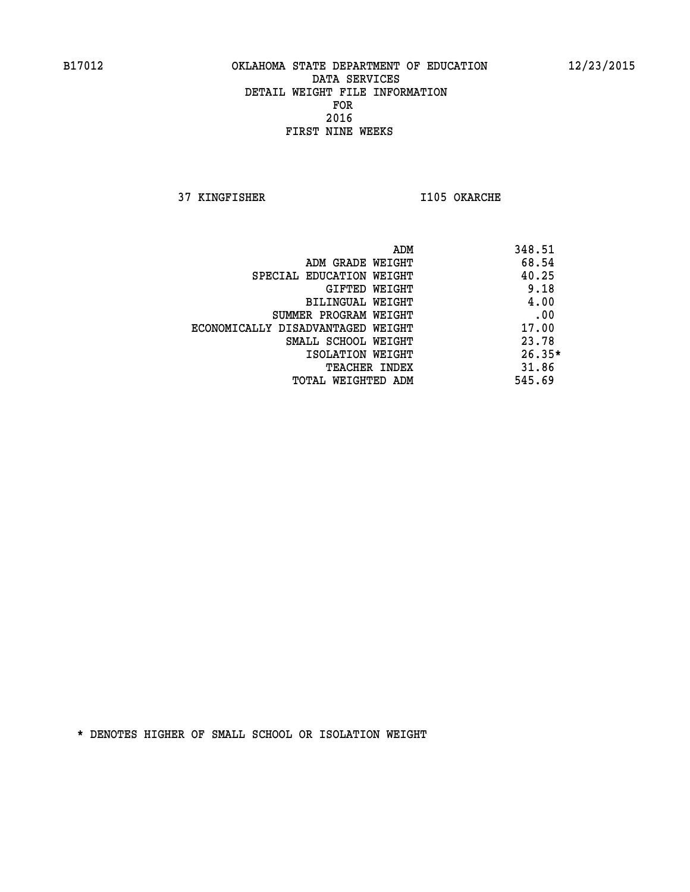B17012 OKLAHOMA STATE DEPARTMENT OF EDUCATION 12/23/2015

DATA SERVICES
DETAIL WEIGHT FILE INFORMATION
FOR
2016
FIRST NINE WEEKS

37 KINGFISHER I105 OKARCHE

| | |
|---|---|
| ADM | 348.51 |
| ADM GRADE WEIGHT | 68.54 |
| SPECIAL EDUCATION WEIGHT | 40.25 |
| GIFTED WEIGHT | 9.18 |
| BILINGUAL WEIGHT | 4.00 |
| SUMMER PROGRAM WEIGHT | .00 |
| ECONOMICALLY DISADVANTAGED WEIGHT | 17.00 |
| SMALL SCHOOL WEIGHT | 23.78 |
| ISOLATION WEIGHT | 26.35* |
| TEACHER INDEX | 31.86 |
| TOTAL WEIGHTED ADM | 545.69 |

* DENOTES HIGHER OF SMALL SCHOOL OR ISOLATION WEIGHT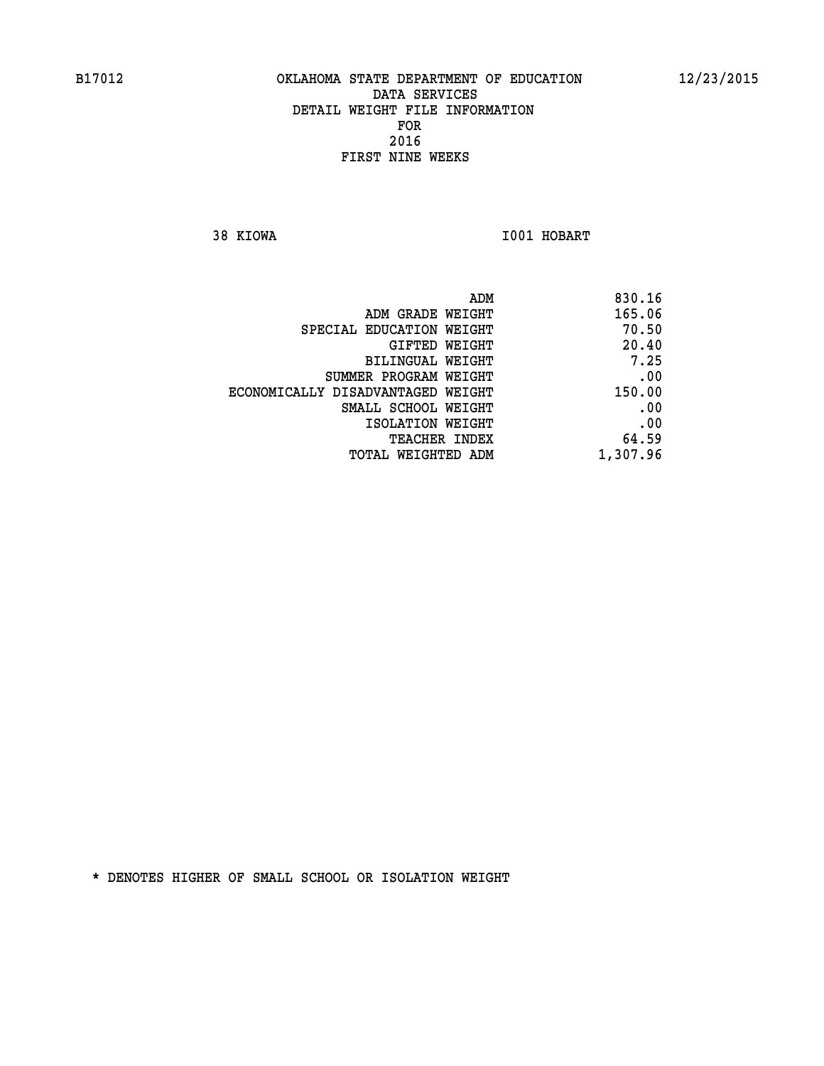B17012 OKLAHOMA STATE DEPARTMENT OF EDUCATION 12/23/2015

DATA SERVICES
DETAIL WEIGHT FILE INFORMATION
FOR
2016
FIRST NINE WEEKS

38 KIOWA I001 HOBART

| | |
|---|---|
| ADM | 830.16 |
| ADM GRADE WEIGHT | 165.06 |
| SPECIAL EDUCATION WEIGHT | 70.50 |
| GIFTED WEIGHT | 20.40 |
| BILINGUAL WEIGHT | 7.25 |
| SUMMER PROGRAM WEIGHT | .00 |
| ECONOMICALLY DISADVANTAGED WEIGHT | 150.00 |
| SMALL SCHOOL WEIGHT | .00 |
| ISOLATION WEIGHT | .00 |
| TEACHER INDEX | 64.59 |
| TOTAL WEIGHTED ADM | 1,307.96 |

* DENOTES HIGHER OF SMALL SCHOOL OR ISOLATION WEIGHT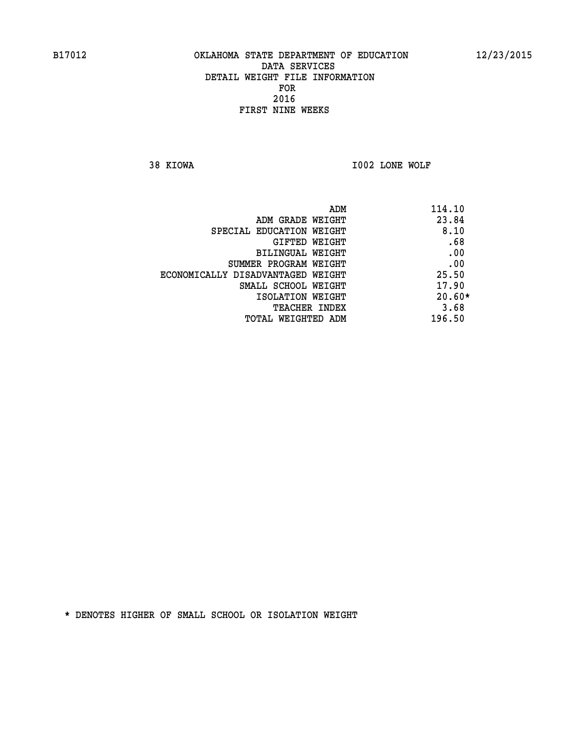B17012 OKLAHOMA STATE DEPARTMENT OF EDUCATION 12/23/2015

DATA SERVICES
DETAIL WEIGHT FILE INFORMATION
FOR
2016
FIRST NINE WEEKS

38 KIOWA I002 LONE WOLF

| | |
|---|---|
| ADM | 114.10 |
| ADM GRADE WEIGHT | 23.84 |
| SPECIAL EDUCATION WEIGHT | 8.10 |
| GIFTED WEIGHT | .68 |
| BILINGUAL WEIGHT | .00 |
| SUMMER PROGRAM WEIGHT | .00 |
| ECONOMICALLY DISADVANTAGED WEIGHT | 25.50 |
| SMALL SCHOOL WEIGHT | 17.90 |
| ISOLATION WEIGHT | 20.60* |
| TEACHER INDEX | 3.68 |
| TOTAL WEIGHTED ADM | 196.50 |

* DENOTES HIGHER OF SMALL SCHOOL OR ISOLATION WEIGHT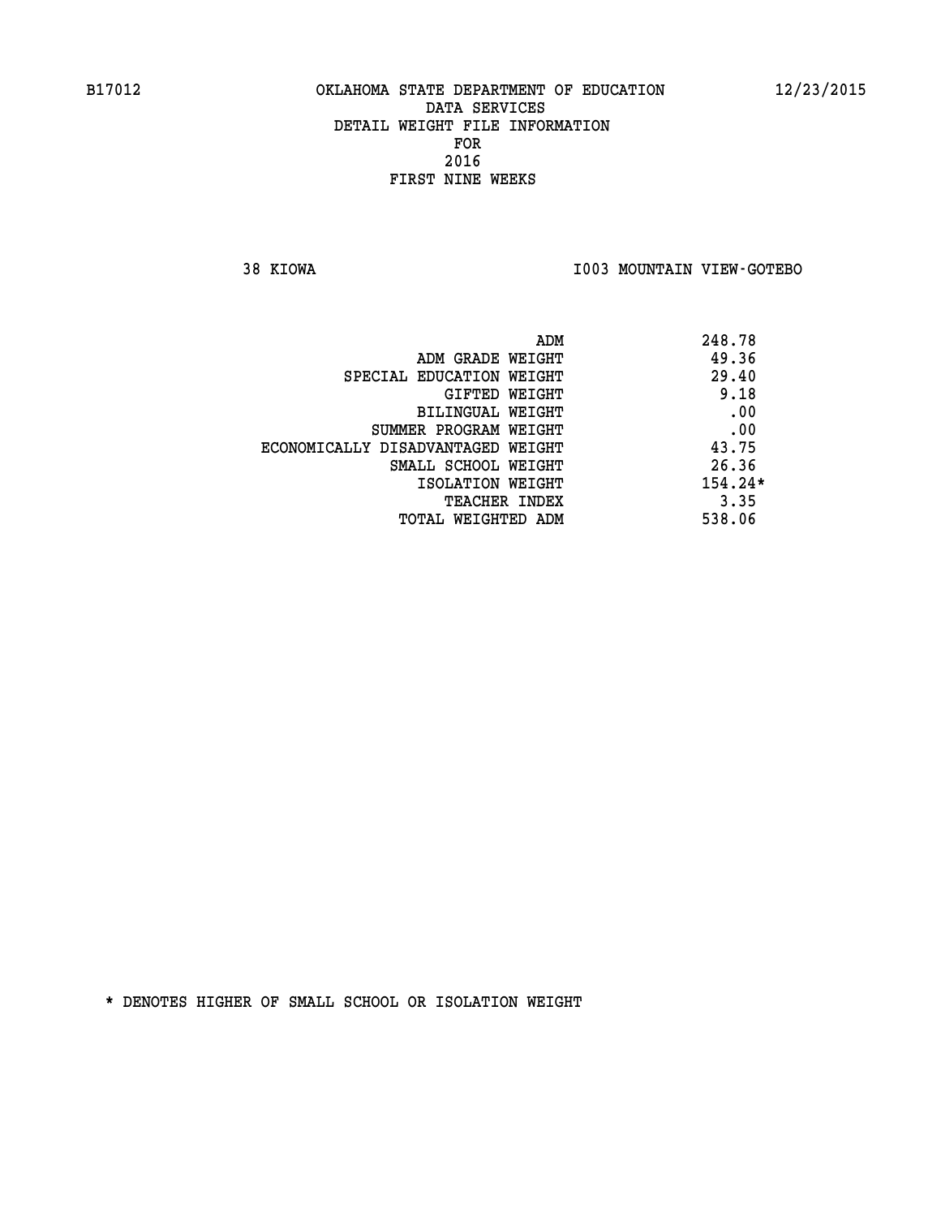B17012 OKLAHOMA STATE DEPARTMENT OF EDUCATION 12/23/2015

DATA SERVICES
DETAIL WEIGHT FILE INFORMATION
FOR
2016
FIRST NINE WEEKS

38 KIOWA I003 MOUNTAIN VIEW-GOTEBO

| | |
|---|---|
| ADM | 248.78 |
| ADM GRADE WEIGHT | 49.36 |
| SPECIAL EDUCATION WEIGHT | 29.40 |
| GIFTED WEIGHT | 9.18 |
| BILINGUAL WEIGHT | .00 |
| SUMMER PROGRAM WEIGHT | .00 |
| ECONOMICALLY DISADVANTAGED WEIGHT | 43.75 |
| SMALL SCHOOL WEIGHT | 26.36 |
| ISOLATION WEIGHT | 154.24* |
| TEACHER INDEX | 3.35 |
| TOTAL WEIGHTED ADM | 538.06 |

* DENOTES HIGHER OF SMALL SCHOOL OR ISOLATION WEIGHT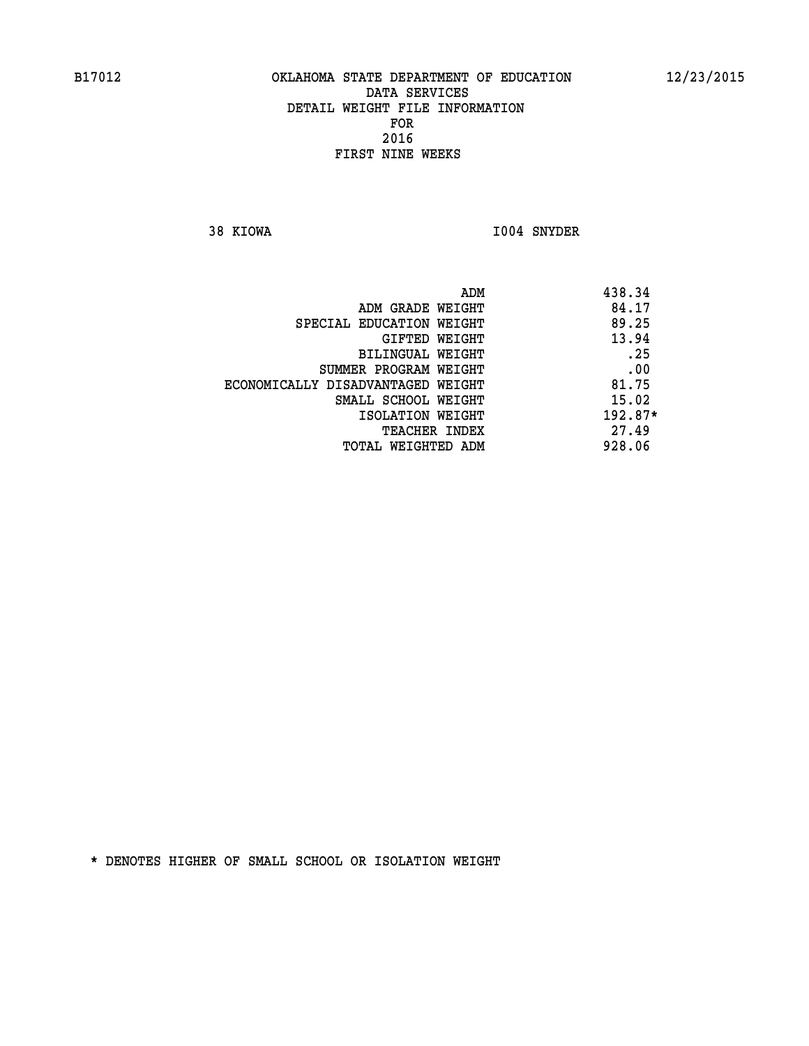B17012 OKLAHOMA STATE DEPARTMENT OF EDUCATION 12/23/2015

DATA SERVICES
DETAIL WEIGHT FILE INFORMATION
FOR
2016
FIRST NINE WEEKS

38 KIOWA I004 SNYDER

| | |
|---|---|
| ADM | 438.34 |
| ADM GRADE WEIGHT | 84.17 |
| SPECIAL EDUCATION WEIGHT | 89.25 |
| GIFTED WEIGHT | 13.94 |
| BILINGUAL WEIGHT | .25 |
| SUMMER PROGRAM WEIGHT | .00 |
| ECONOMICALLY DISADVANTAGED WEIGHT | 81.75 |
| SMALL SCHOOL WEIGHT | 15.02 |
| ISOLATION WEIGHT | 192.87* |
| TEACHER INDEX | 27.49 |
| TOTAL WEIGHTED ADM | 928.06 |

* DENOTES HIGHER OF SMALL SCHOOL OR ISOLATION WEIGHT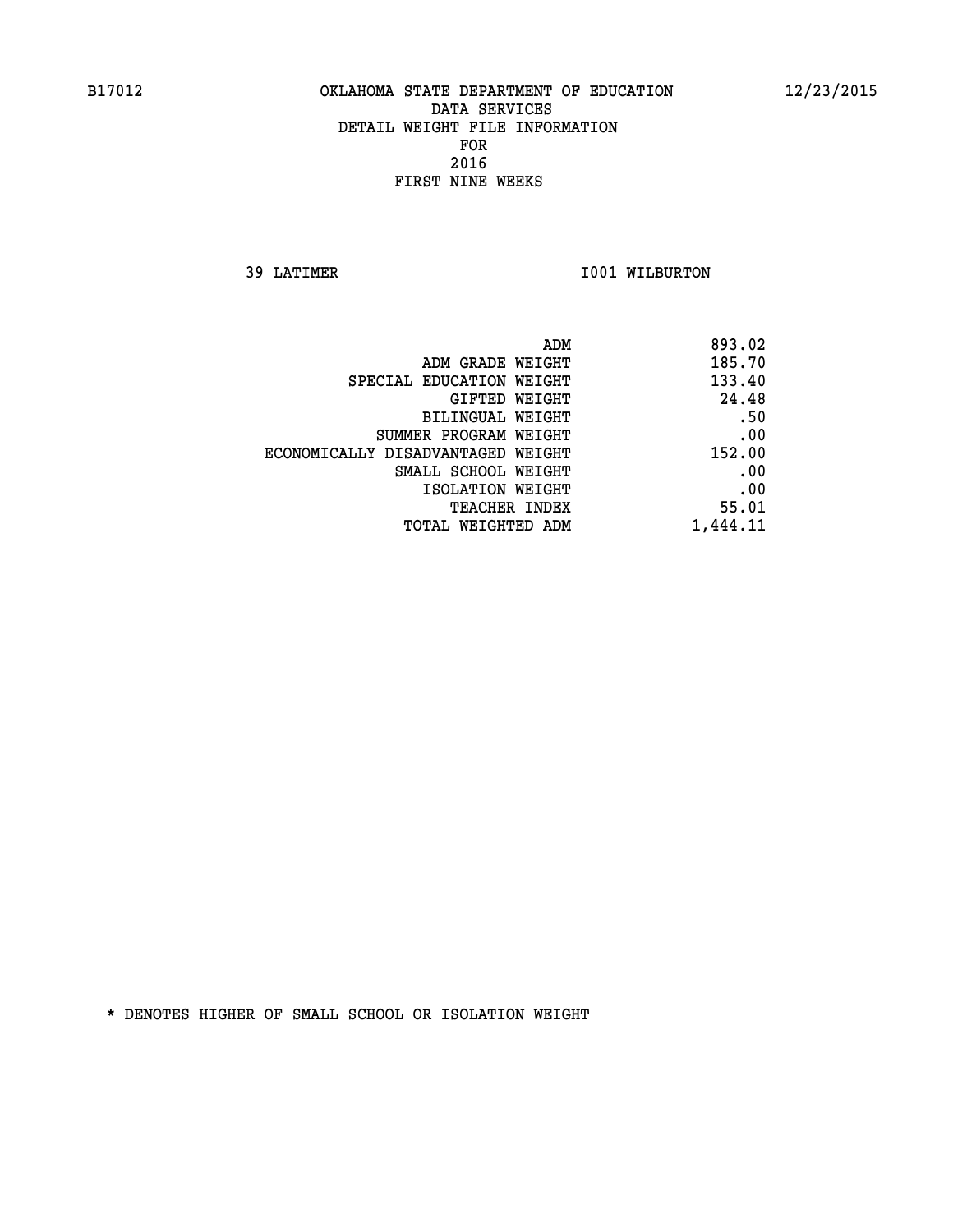B17012 OKLAHOMA STATE DEPARTMENT OF EDUCATION 12/23/2015

DATA SERVICES
DETAIL WEIGHT FILE INFORMATION
FOR
2016
FIRST NINE WEEKS

39 LATIMER I001 WILBURTON

| | |
|---|---|
| ADM | 893.02 |
| ADM GRADE WEIGHT | 185.70 |
| SPECIAL EDUCATION WEIGHT | 133.40 |
| GIFTED WEIGHT | 24.48 |
| BILINGUAL WEIGHT | .50 |
| SUMMER PROGRAM WEIGHT | .00 |
| ECONOMICALLY DISADVANTAGED WEIGHT | 152.00 |
| SMALL SCHOOL WEIGHT | .00 |
| ISOLATION WEIGHT | .00 |
| TEACHER INDEX | 55.01 |
| TOTAL WEIGHTED ADM | 1,444.11 |

* DENOTES HIGHER OF SMALL SCHOOL OR ISOLATION WEIGHT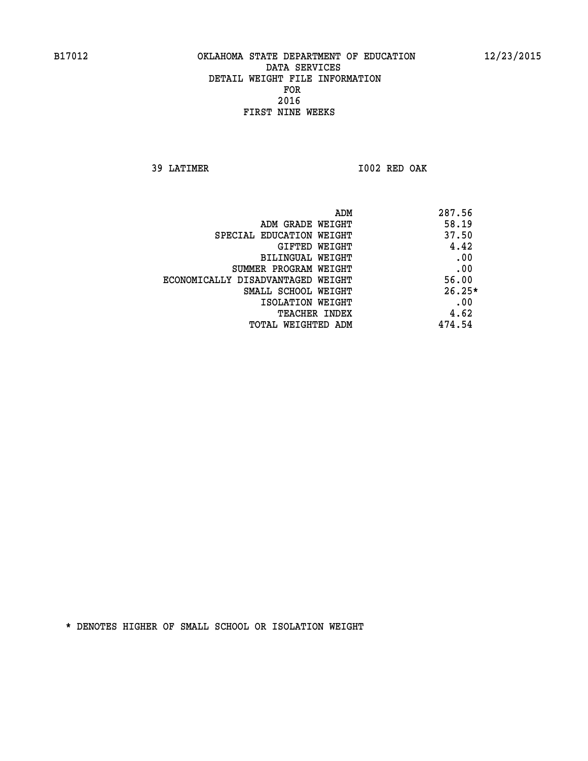B17012 OKLAHOMA STATE DEPARTMENT OF EDUCATION 12/23/2015

DATA SERVICES
DETAIL WEIGHT FILE INFORMATION
FOR
2016
FIRST NINE WEEKS

39 LATIMER I002 RED OAK

| | |
|---|---|
| ADM | 287.56 |
| ADM GRADE WEIGHT | 58.19 |
| SPECIAL EDUCATION WEIGHT | 37.50 |
| GIFTED WEIGHT | 4.42 |
| BILINGUAL WEIGHT | .00 |
| SUMMER PROGRAM WEIGHT | .00 |
| ECONOMICALLY DISADVANTAGED WEIGHT | 56.00 |
| SMALL SCHOOL WEIGHT | 26.25* |
| ISOLATION WEIGHT | .00 |
| TEACHER INDEX | 4.62 |
| TOTAL WEIGHTED ADM | 474.54 |

* DENOTES HIGHER OF SMALL SCHOOL OR ISOLATION WEIGHT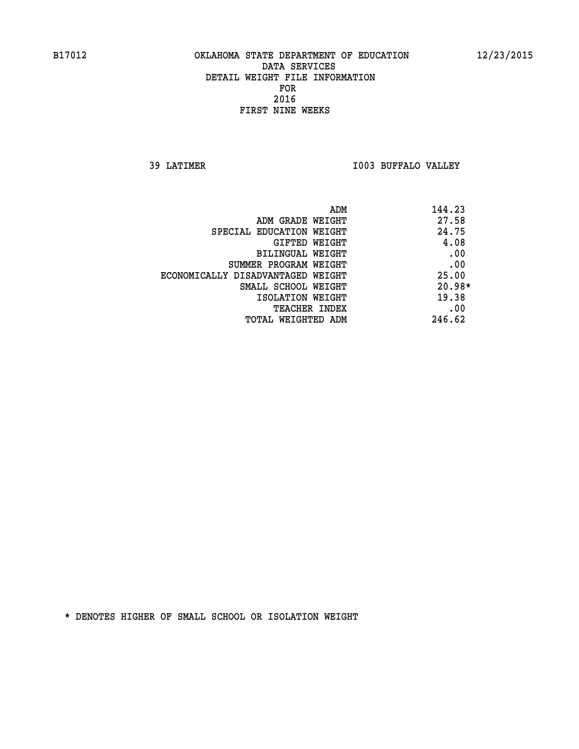B17012 OKLAHOMA STATE DEPARTMENT OF EDUCATION 12/23/2015

DATA SERVICES
DETAIL WEIGHT FILE INFORMATION
FOR
2016
FIRST NINE WEEKS

39 LATIMER I003 BUFFALO VALLEY

| | |
|---|---|
| ADM | 144.23 |
| ADM GRADE WEIGHT | 27.58 |
| SPECIAL EDUCATION WEIGHT | 24.75 |
| GIFTED WEIGHT | 4.08 |
| BILINGUAL WEIGHT | .00 |
| SUMMER PROGRAM WEIGHT | .00 |
| ECONOMICALLY DISADVANTAGED WEIGHT | 25.00 |
| SMALL SCHOOL WEIGHT | 20.98* |
| ISOLATION WEIGHT | 19.38 |
| TEACHER INDEX | .00 |
| TOTAL WEIGHTED ADM | 246.62 |

* DENOTES HIGHER OF SMALL SCHOOL OR ISOLATION WEIGHT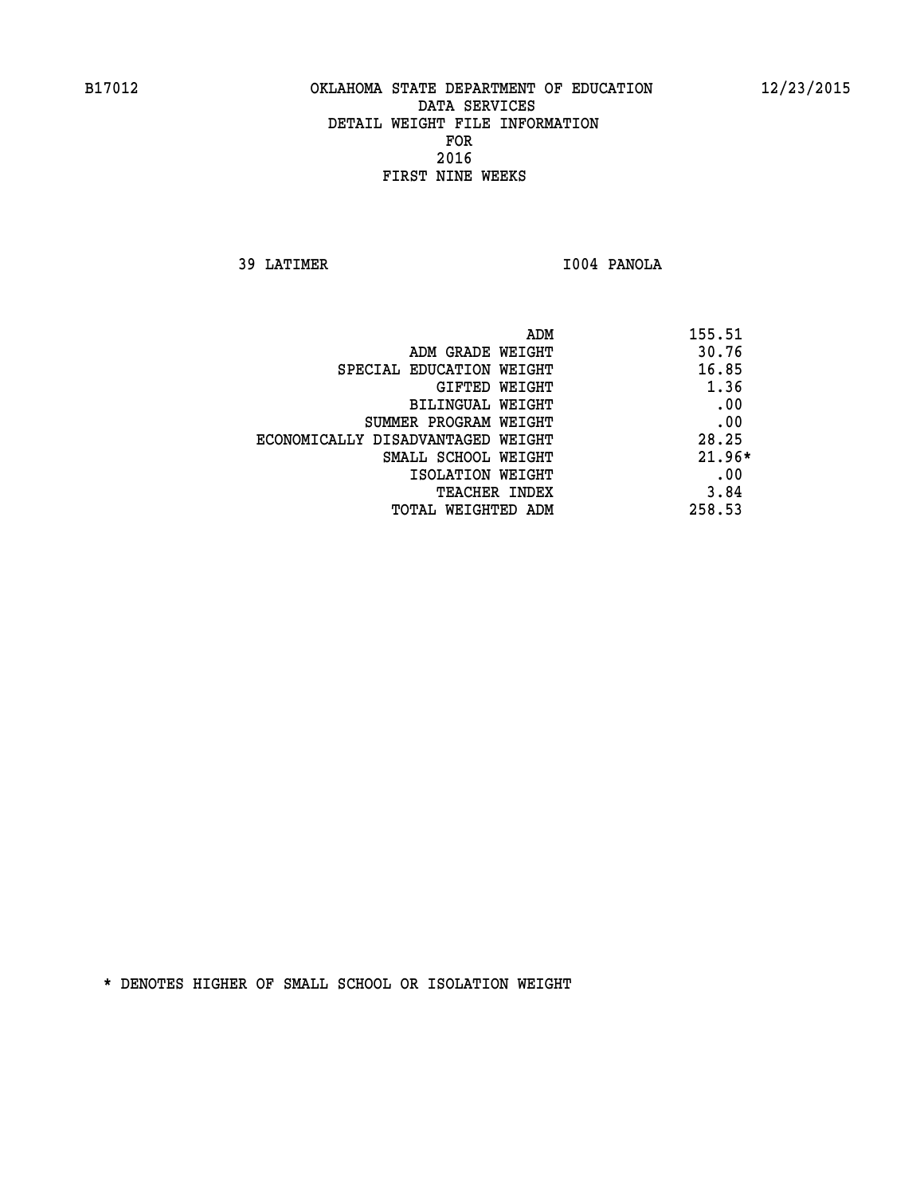B17012 OKLAHOMA STATE DEPARTMENT OF EDUCATION 12/23/2015

DATA SERVICES
DETAIL WEIGHT FILE INFORMATION
FOR
2016
FIRST NINE WEEKS

39 LATIMER I004 PANOLA

| | |
|---|---|
| ADM | 155.51 |
| ADM GRADE WEIGHT | 30.76 |
| SPECIAL EDUCATION WEIGHT | 16.85 |
| GIFTED WEIGHT | 1.36 |
| BILINGUAL WEIGHT | .00 |
| SUMMER PROGRAM WEIGHT | .00 |
| ECONOMICALLY DISADVANTAGED WEIGHT | 28.25 |
| SMALL SCHOOL WEIGHT | 21.96* |
| ISOLATION WEIGHT | .00 |
| TEACHER INDEX | 3.84 |
| TOTAL WEIGHTED ADM | 258.53 |

* DENOTES HIGHER OF SMALL SCHOOL OR ISOLATION WEIGHT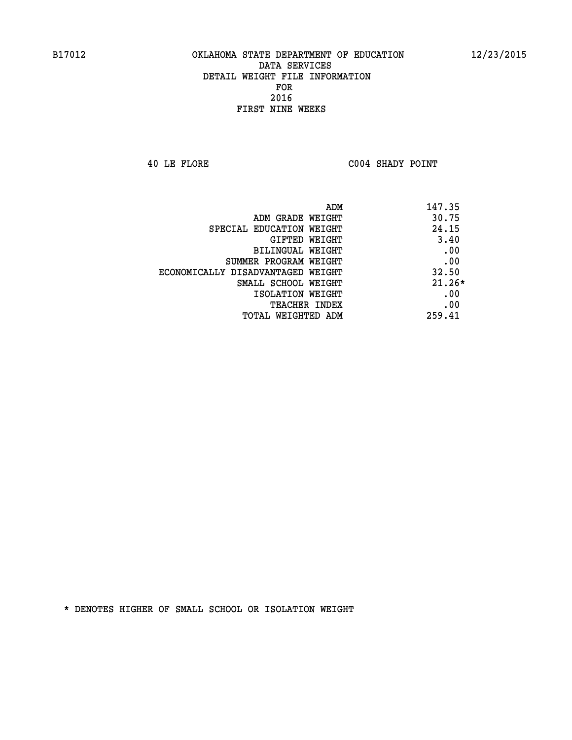B17012 OKLAHOMA STATE DEPARTMENT OF EDUCATION 12/23/2015

DATA SERVICES
DETAIL WEIGHT FILE INFORMATION
FOR
2016
FIRST NINE WEEKS

40 LE FLORE C004 SHADY POINT

| | |
|---|---|
| ADM | 147.35 |
| ADM GRADE WEIGHT | 30.75 |
| SPECIAL EDUCATION WEIGHT | 24.15 |
| GIFTED WEIGHT | 3.40 |
| BILINGUAL WEIGHT | .00 |
| SUMMER PROGRAM WEIGHT | .00 |
| ECONOMICALLY DISADVANTAGED WEIGHT | 32.50 |
| SMALL SCHOOL WEIGHT | 21.26* |
| ISOLATION WEIGHT | .00 |
| TEACHER INDEX | .00 |
| TOTAL WEIGHTED ADM | 259.41 |

* DENOTES HIGHER OF SMALL SCHOOL OR ISOLATION WEIGHT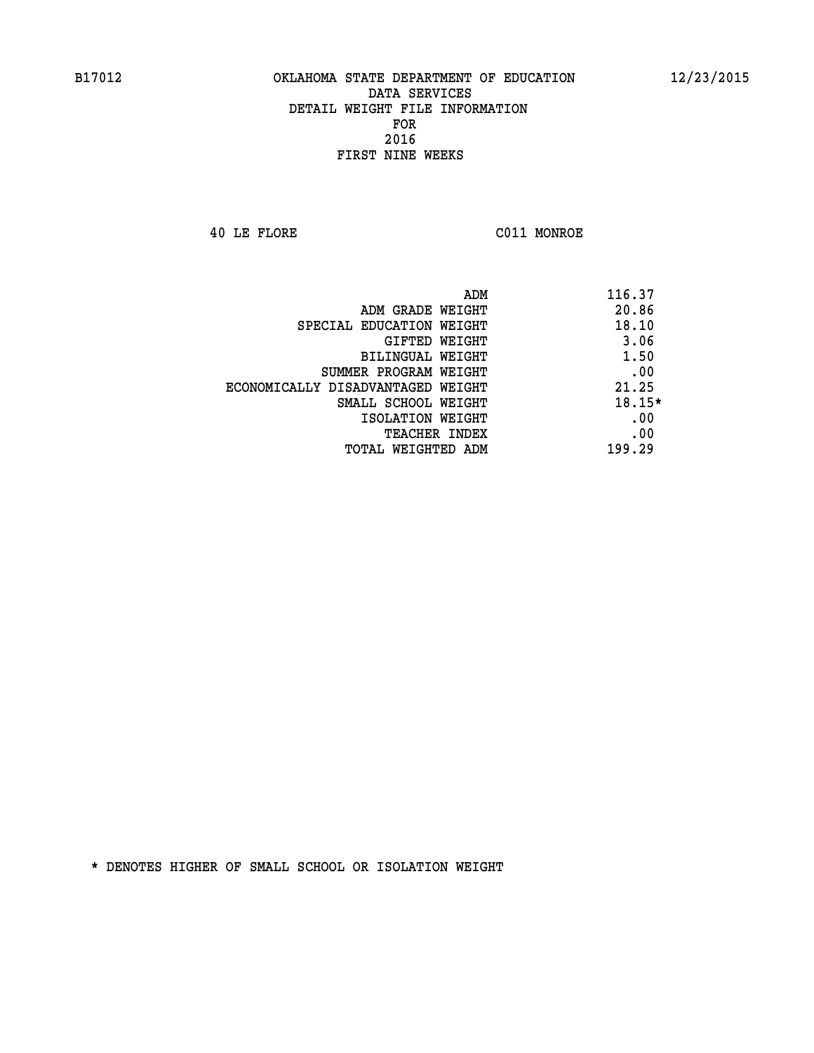B17012 OKLAHOMA STATE DEPARTMENT OF EDUCATION 12/23/2015

DATA SERVICES
DETAIL WEIGHT FILE INFORMATION
FOR
2016
FIRST NINE WEEKS

40 LE FLORE C011 MONROE

| | |
|---|---|
| ADM | 116.37 |
| ADM GRADE WEIGHT | 20.86 |
| SPECIAL EDUCATION WEIGHT | 18.10 |
| GIFTED WEIGHT | 3.06 |
| BILINGUAL WEIGHT | 1.50 |
| SUMMER PROGRAM WEIGHT | .00 |
| ECONOMICALLY DISADVANTAGED WEIGHT | 21.25 |
| SMALL SCHOOL WEIGHT | 18.15* |
| ISOLATION WEIGHT | .00 |
| TEACHER INDEX | .00 |
| TOTAL WEIGHTED ADM | 199.29 |

* DENOTES HIGHER OF SMALL SCHOOL OR ISOLATION WEIGHT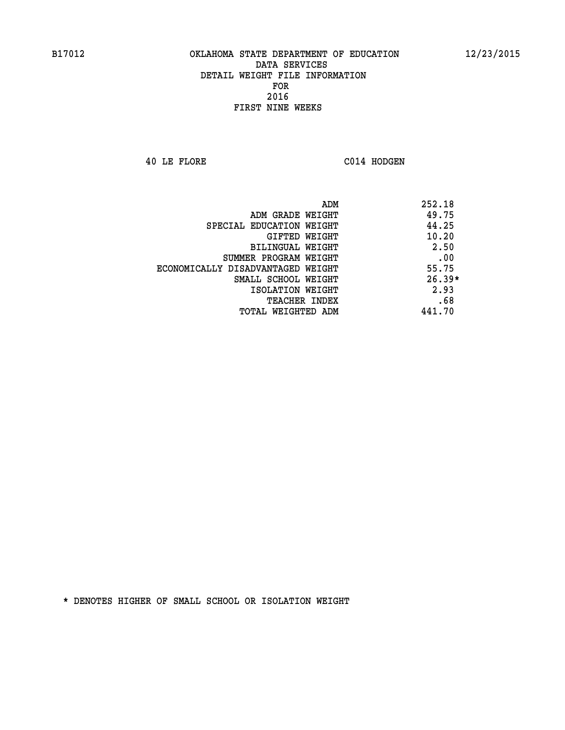B17012 OKLAHOMA STATE DEPARTMENT OF EDUCATION 12/23/2015

DATA SERVICES
DETAIL WEIGHT FILE INFORMATION
FOR
2016
FIRST NINE WEEKS

40 LE FLORE C014 HODGEN

| | |
|---|---|
| ADM | 252.18 |
| ADM GRADE WEIGHT | 49.75 |
| SPECIAL EDUCATION WEIGHT | 44.25 |
| GIFTED WEIGHT | 10.20 |
| BILINGUAL WEIGHT | 2.50 |
| SUMMER PROGRAM WEIGHT | .00 |
| ECONOMICALLY DISADVANTAGED WEIGHT | 55.75 |
| SMALL SCHOOL WEIGHT | 26.39* |
| ISOLATION WEIGHT | 2.93 |
| TEACHER INDEX | .68 |
| TOTAL WEIGHTED ADM | 441.70 |

* DENOTES HIGHER OF SMALL SCHOOL OR ISOLATION WEIGHT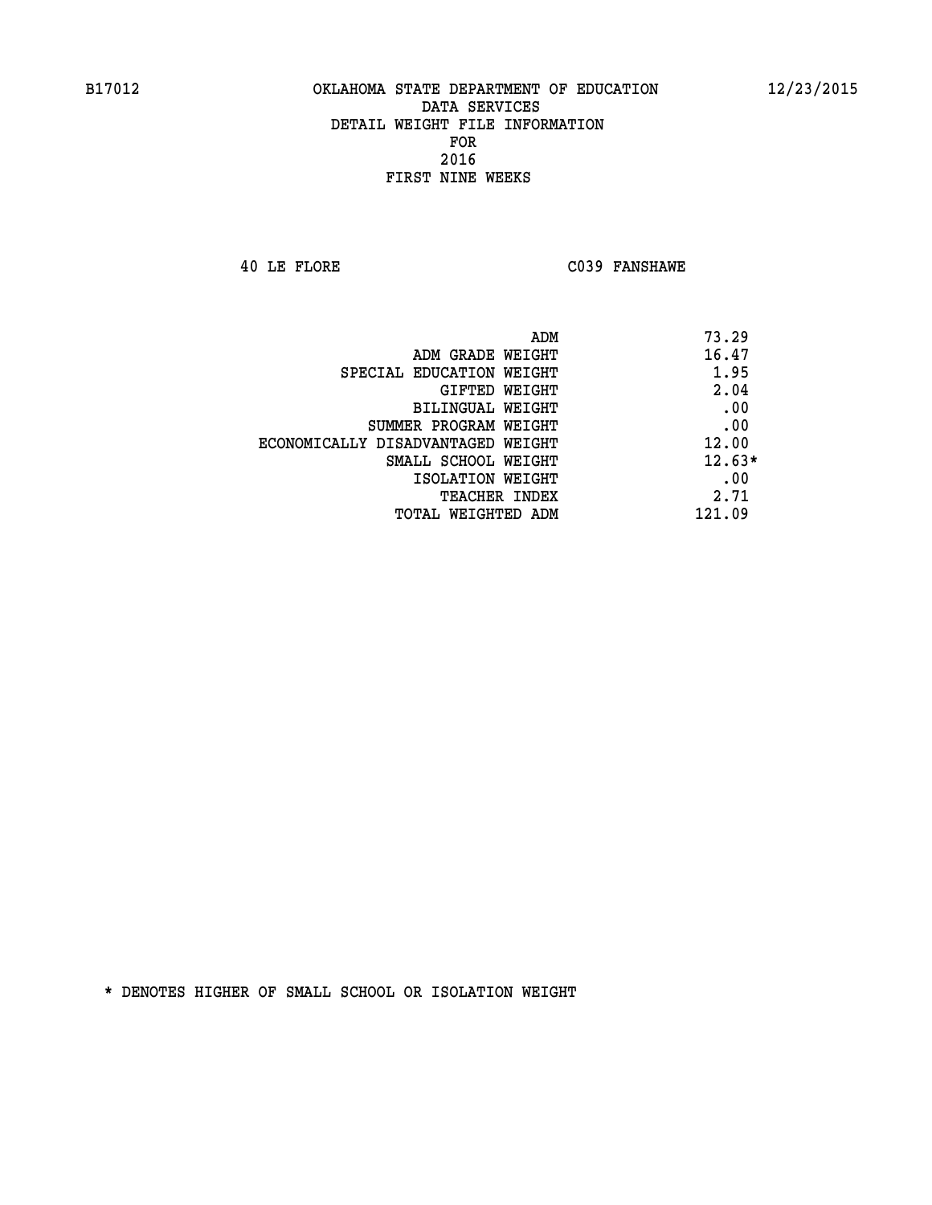B17012 OKLAHOMA STATE DEPARTMENT OF EDUCATION 12/23/2015

DATA SERVICES
DETAIL WEIGHT FILE INFORMATION
FOR
2016
FIRST NINE WEEKS

40 LE FLORE C039 FANSHAWE

| | |
|---|---|
| ADM | 73.29 |
| ADM GRADE WEIGHT | 16.47 |
| SPECIAL EDUCATION WEIGHT | 1.95 |
| GIFTED WEIGHT | 2.04 |
| BILINGUAL WEIGHT | .00 |
| SUMMER PROGRAM WEIGHT | .00 |
| ECONOMICALLY DISADVANTAGED WEIGHT | 12.00 |
| SMALL SCHOOL WEIGHT | 12.63* |
| ISOLATION WEIGHT | .00 |
| TEACHER INDEX | 2.71 |
| TOTAL WEIGHTED ADM | 121.09 |

* DENOTES HIGHER OF SMALL SCHOOL OR ISOLATION WEIGHT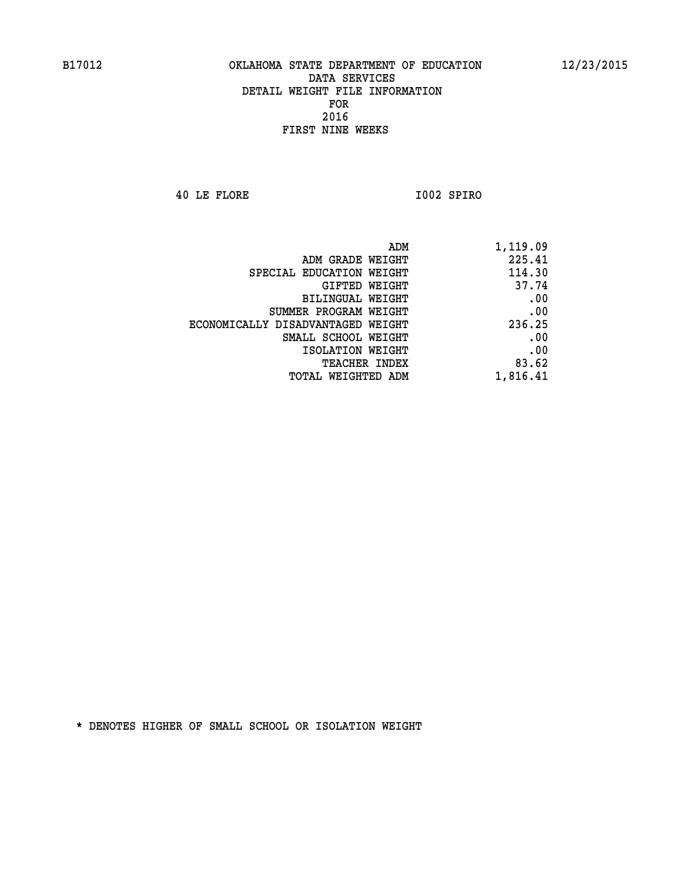B17012 OKLAHOMA STATE DEPARTMENT OF EDUCATION 12/23/2015

DATA SERVICES
DETAIL WEIGHT FILE INFORMATION
FOR
2016
FIRST NINE WEEKS

40 LE FLORE I002 SPIRO

| | |
|---|---|
| ADM | 1,119.09 |
| ADM GRADE WEIGHT | 225.41 |
| SPECIAL EDUCATION WEIGHT | 114.30 |
| GIFTED WEIGHT | 37.74 |
| BILINGUAL WEIGHT | .00 |
| SUMMER PROGRAM WEIGHT | .00 |
| ECONOMICALLY DISADVANTAGED WEIGHT | 236.25 |
| SMALL SCHOOL WEIGHT | .00 |
| ISOLATION WEIGHT | .00 |
| TEACHER INDEX | 83.62 |
| TOTAL WEIGHTED ADM | 1,816.41 |

* DENOTES HIGHER OF SMALL SCHOOL OR ISOLATION WEIGHT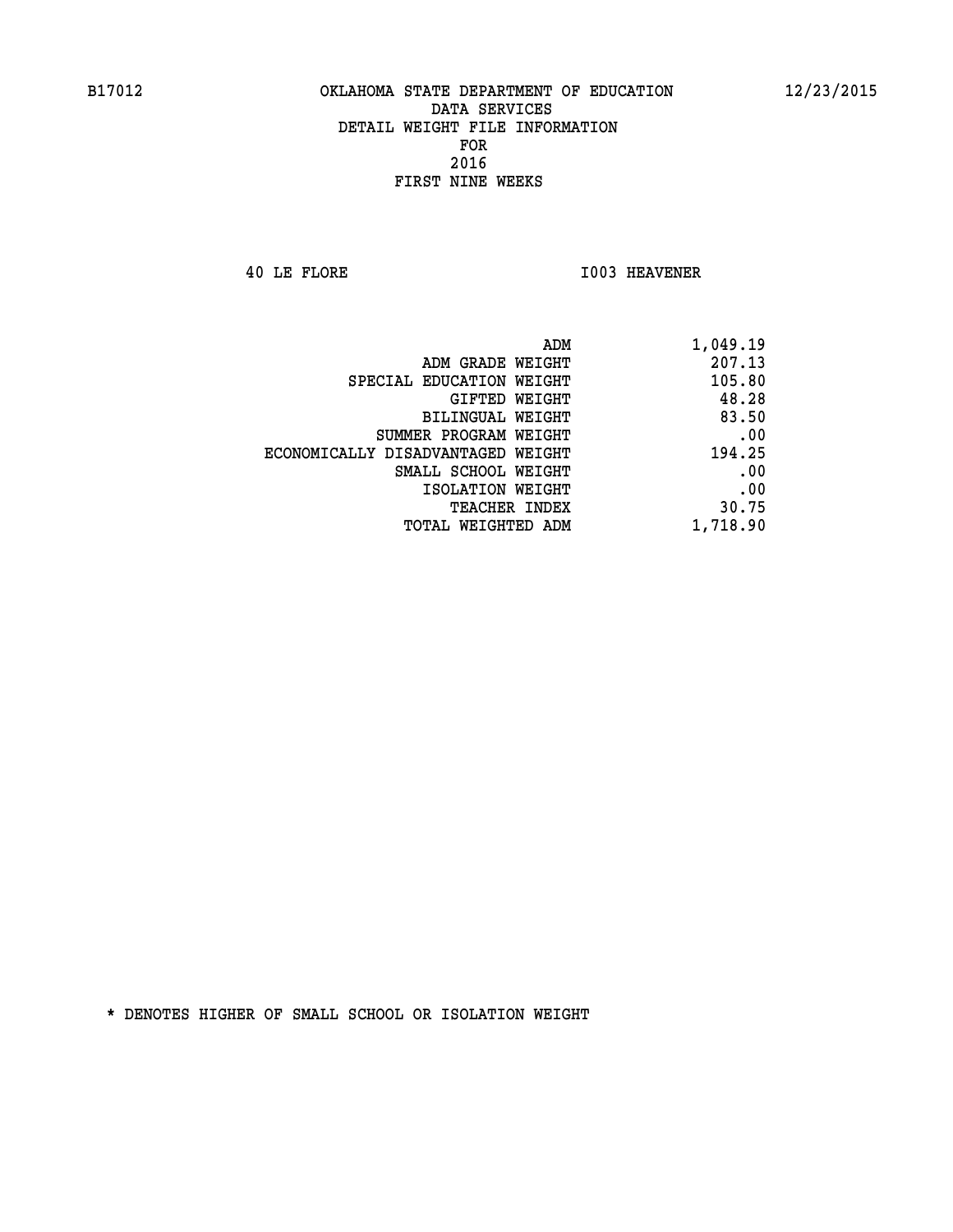B17012 OKLAHOMA STATE DEPARTMENT OF EDUCATION 12/23/2015

DATA SERVICES
DETAIL WEIGHT FILE INFORMATION
FOR
2016
FIRST NINE WEEKS

40 LE FLORE I003 HEAVENER

| | |
|---|---|
| ADM | 1,049.19 |
| ADM GRADE WEIGHT | 207.13 |
| SPECIAL EDUCATION WEIGHT | 105.80 |
| GIFTED WEIGHT | 48.28 |
| BILINGUAL WEIGHT | 83.50 |
| SUMMER PROGRAM WEIGHT | .00 |
| ECONOMICALLY DISADVANTAGED WEIGHT | 194.25 |
| SMALL SCHOOL WEIGHT | .00 |
| ISOLATION WEIGHT | .00 |
| TEACHER INDEX | 30.75 |
| TOTAL WEIGHTED ADM | 1,718.90 |

* DENOTES HIGHER OF SMALL SCHOOL OR ISOLATION WEIGHT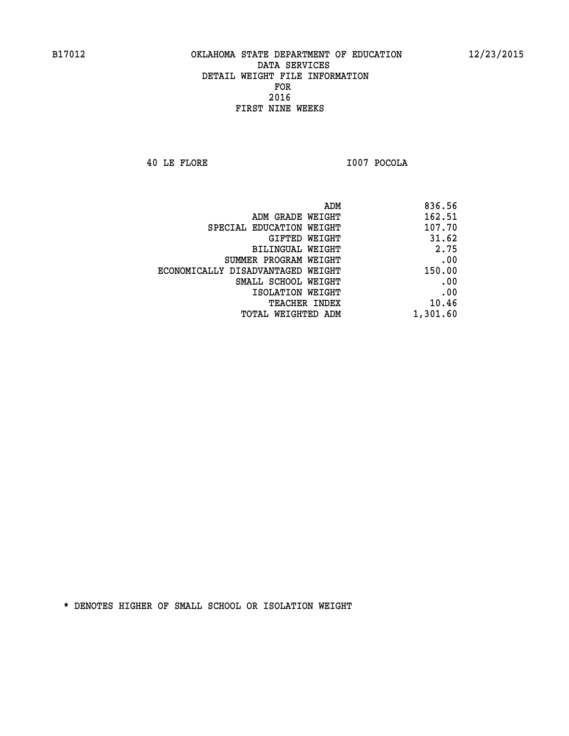B17012 OKLAHOMA STATE DEPARTMENT OF EDUCATION 12/23/2015

DATA SERVICES
DETAIL WEIGHT FILE INFORMATION
FOR
2016
FIRST NINE WEEKS

40 LE FLORE I007 POCOLA

| | |
|---|---|
| ADM | 836.56 |
| ADM GRADE WEIGHT | 162.51 |
| SPECIAL EDUCATION WEIGHT | 107.70 |
| GIFTED WEIGHT | 31.62 |
| BILINGUAL WEIGHT | 2.75 |
| SUMMER PROGRAM WEIGHT | .00 |
| ECONOMICALLY DISADVANTAGED WEIGHT | 150.00 |
| SMALL SCHOOL WEIGHT | .00 |
| ISOLATION WEIGHT | .00 |
| TEACHER INDEX | 10.46 |
| TOTAL WEIGHTED ADM | 1,301.60 |

* DENOTES HIGHER OF SMALL SCHOOL OR ISOLATION WEIGHT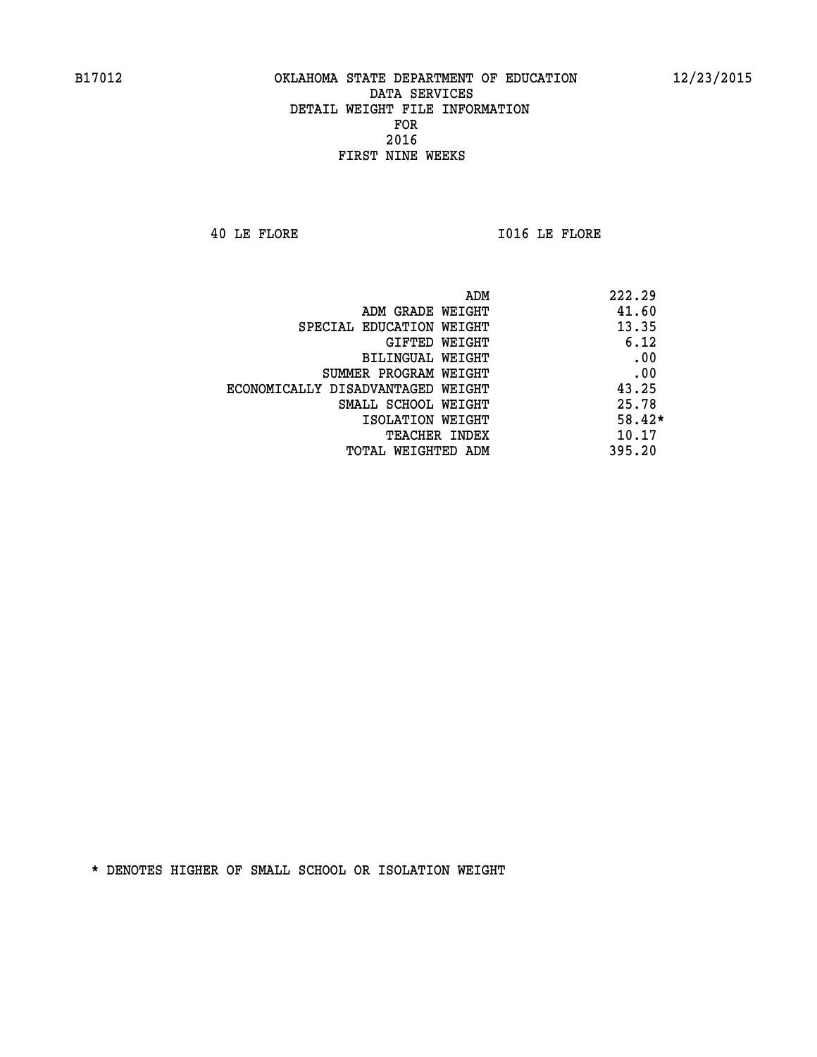B17012 OKLAHOMA STATE DEPARTMENT OF EDUCATION 12/23/2015

DATA SERVICES
DETAIL WEIGHT FILE INFORMATION
FOR
2016
FIRST NINE WEEKS

40 LE FLORE I016 LE FLORE

| | |
|---|---|
| ADM | 222.29 |
| ADM GRADE WEIGHT | 41.60 |
| SPECIAL EDUCATION WEIGHT | 13.35 |
| GIFTED WEIGHT | 6.12 |
| BILINGUAL WEIGHT | .00 |
| SUMMER PROGRAM WEIGHT | .00 |
| ECONOMICALLY DISADVANTAGED WEIGHT | 43.25 |
| SMALL SCHOOL WEIGHT | 25.78 |
| ISOLATION WEIGHT | 58.42* |
| TEACHER INDEX | 10.17 |
| TOTAL WEIGHTED ADM | 395.20 |

* DENOTES HIGHER OF SMALL SCHOOL OR ISOLATION WEIGHT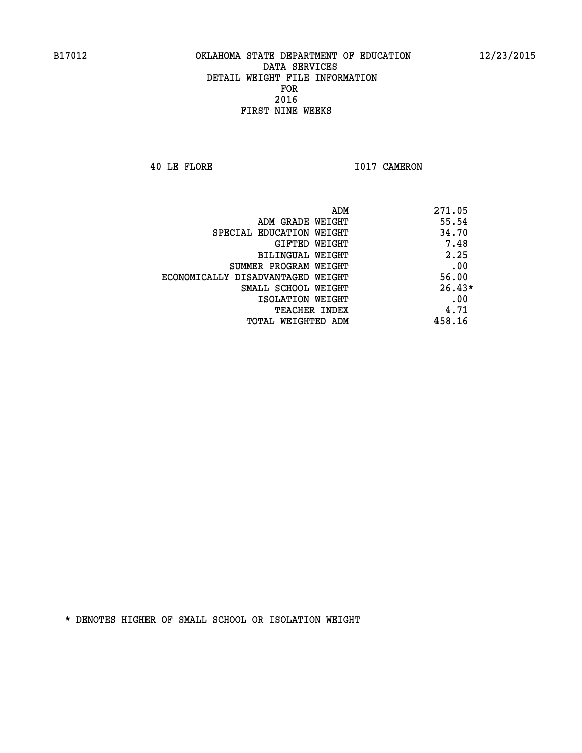B17012 OKLAHOMA STATE DEPARTMENT OF EDUCATION 12/23/2015

DATA SERVICES
DETAIL WEIGHT FILE INFORMATION
FOR
2016
FIRST NINE WEEKS

40 LE FLORE I017 CAMERON

| | |
|---|---|
| ADM | 271.05 |
| ADM GRADE WEIGHT | 55.54 |
| SPECIAL EDUCATION WEIGHT | 34.70 |
| GIFTED WEIGHT | 7.48 |
| BILINGUAL WEIGHT | 2.25 |
| SUMMER PROGRAM WEIGHT | .00 |
| ECONOMICALLY DISADVANTAGED WEIGHT | 56.00 |
| SMALL SCHOOL WEIGHT | 26.43* |
| ISOLATION WEIGHT | .00 |
| TEACHER INDEX | 4.71 |
| TOTAL WEIGHTED ADM | 458.16 |

* DENOTES HIGHER OF SMALL SCHOOL OR ISOLATION WEIGHT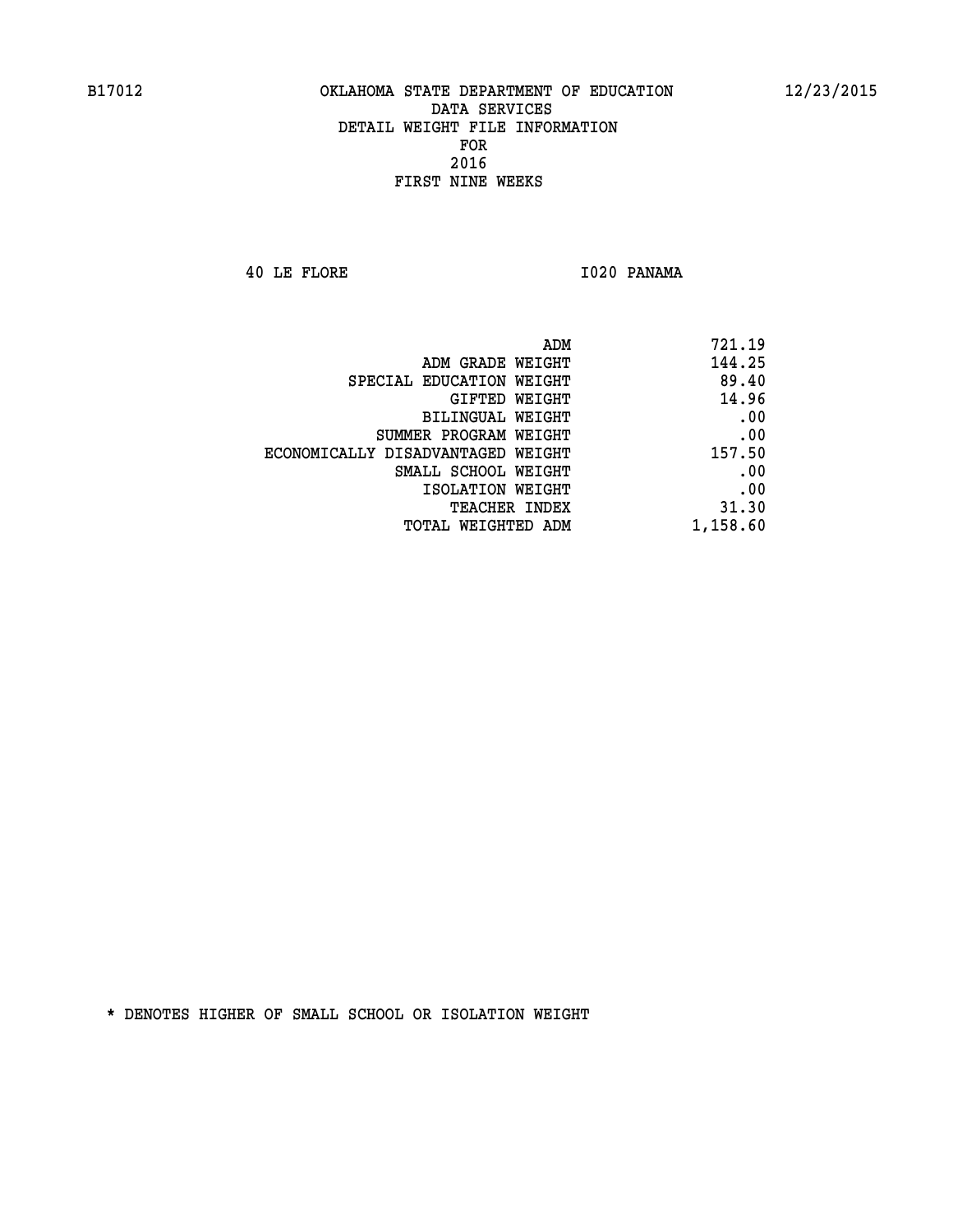B17012 OKLAHOMA STATE DEPARTMENT OF EDUCATION 12/23/2015

DATA SERVICES
DETAIL WEIGHT FILE INFORMATION
FOR
2016
FIRST NINE WEEKS

40 LE FLORE I020 PANAMA

| | |
|---|---|
| ADM | 721.19 |
| ADM GRADE WEIGHT | 144.25 |
| SPECIAL EDUCATION WEIGHT | 89.40 |
| GIFTED WEIGHT | 14.96 |
| BILINGUAL WEIGHT | .00 |
| SUMMER PROGRAM WEIGHT | .00 |
| ECONOMICALLY DISADVANTAGED WEIGHT | 157.50 |
| SMALL SCHOOL WEIGHT | .00 |
| ISOLATION WEIGHT | .00 |
| TEACHER INDEX | 31.30 |
| TOTAL WEIGHTED ADM | 1,158.60 |

* DENOTES HIGHER OF SMALL SCHOOL OR ISOLATION WEIGHT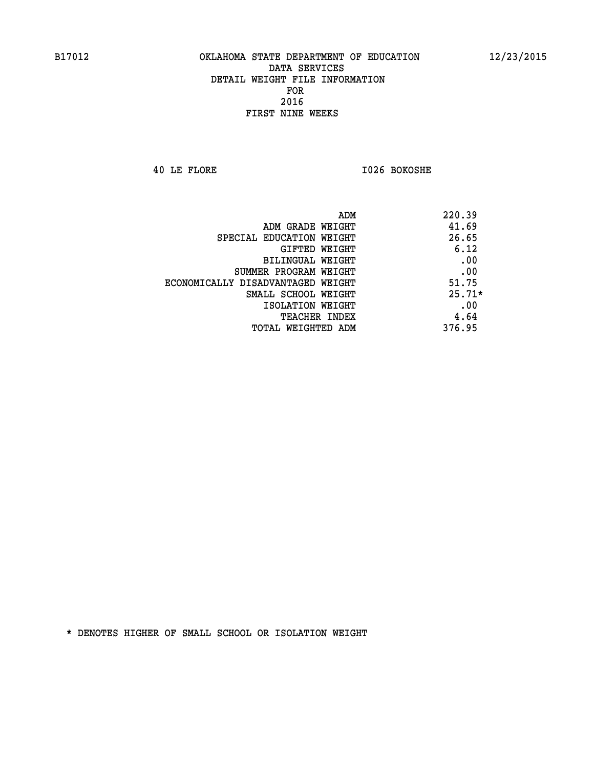B17012 OKLAHOMA STATE DEPARTMENT OF EDUCATION 12/23/2015

DATA SERVICES
DETAIL WEIGHT FILE INFORMATION
FOR
2016
FIRST NINE WEEKS

40 LE FLORE I026 BOKOSHE

| | |
|---|---|
| ADM | 220.39 |
| ADM GRADE WEIGHT | 41.69 |
| SPECIAL EDUCATION WEIGHT | 26.65 |
| GIFTED WEIGHT | 6.12 |
| BILINGUAL WEIGHT | .00 |
| SUMMER PROGRAM WEIGHT | .00 |
| ECONOMICALLY DISADVANTAGED WEIGHT | 51.75 |
| SMALL SCHOOL WEIGHT | 25.71* |
| ISOLATION WEIGHT | .00 |
| TEACHER INDEX | 4.64 |
| TOTAL WEIGHTED ADM | 376.95 |

* DENOTES HIGHER OF SMALL SCHOOL OR ISOLATION WEIGHT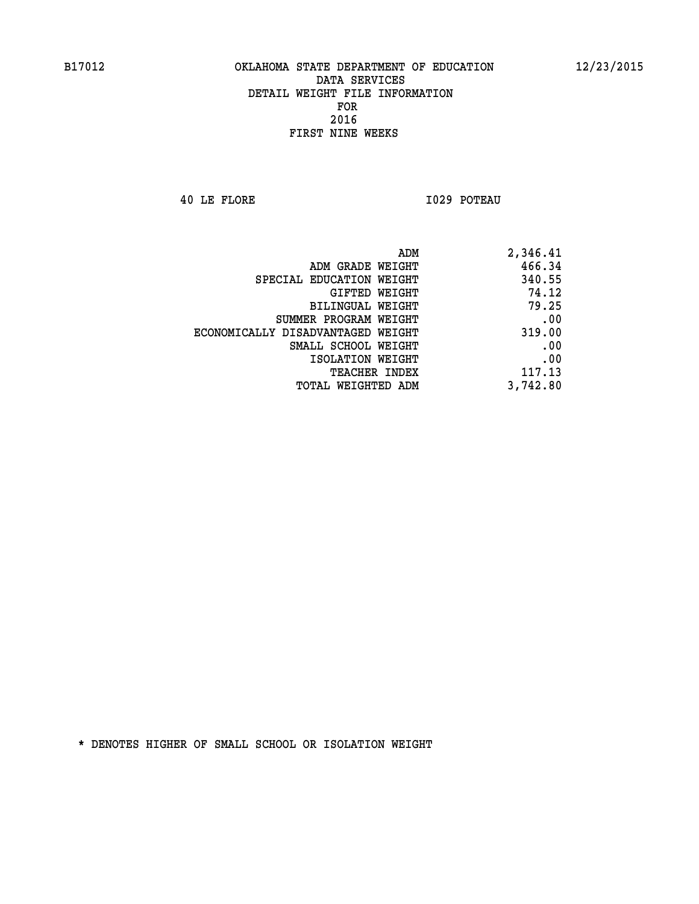B17012 OKLAHOMA STATE DEPARTMENT OF EDUCATION 12/23/2015

DATA SERVICES
DETAIL WEIGHT FILE INFORMATION
FOR
2016
FIRST NINE WEEKS

40 LE FLORE I029 POTEAU

| | |
|---|---|
| ADM | 2,346.41 |
| ADM GRADE WEIGHT | 466.34 |
| SPECIAL EDUCATION WEIGHT | 340.55 |
| GIFTED WEIGHT | 74.12 |
| BILINGUAL WEIGHT | 79.25 |
| SUMMER PROGRAM WEIGHT | .00 |
| ECONOMICALLY DISADVANTAGED WEIGHT | 319.00 |
| SMALL SCHOOL WEIGHT | .00 |
| ISOLATION WEIGHT | .00 |
| TEACHER INDEX | 117.13 |
| TOTAL WEIGHTED ADM | 3,742.80 |

* DENOTES HIGHER OF SMALL SCHOOL OR ISOLATION WEIGHT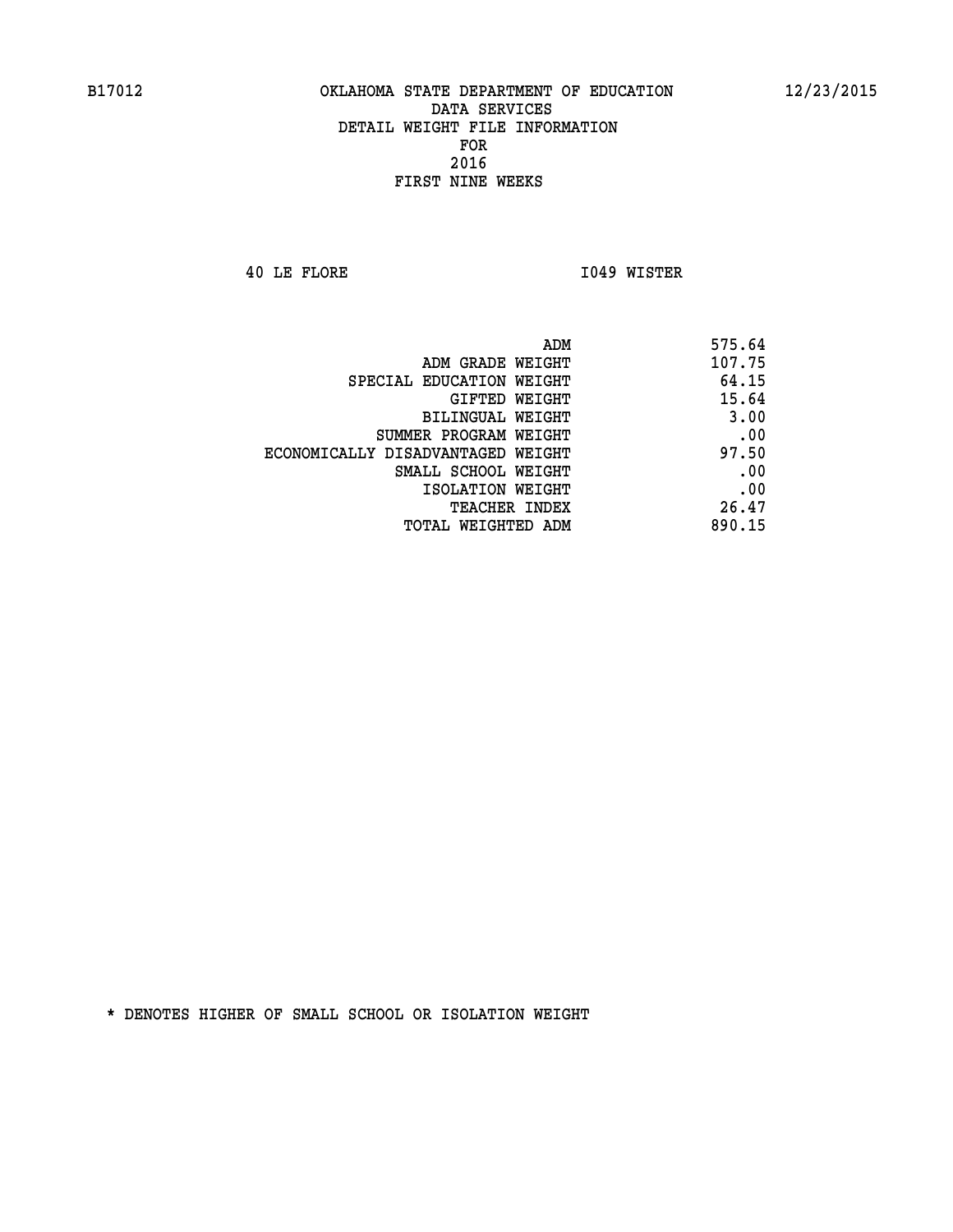B17012 OKLAHOMA STATE DEPARTMENT OF EDUCATION 12/23/2015

DATA SERVICES
DETAIL WEIGHT FILE INFORMATION
FOR
2016
FIRST NINE WEEKS

40 LE FLORE I049 WISTER

| | |
|---|---|
| ADM | 575.64 |
| ADM GRADE WEIGHT | 107.75 |
| SPECIAL EDUCATION WEIGHT | 64.15 |
| GIFTED WEIGHT | 15.64 |
| BILINGUAL WEIGHT | 3.00 |
| SUMMER PROGRAM WEIGHT | .00 |
| ECONOMICALLY DISADVANTAGED WEIGHT | 97.50 |
| SMALL SCHOOL WEIGHT | .00 |
| ISOLATION WEIGHT | .00 |
| TEACHER INDEX | 26.47 |
| TOTAL WEIGHTED ADM | 890.15 |

* DENOTES HIGHER OF SMALL SCHOOL OR ISOLATION WEIGHT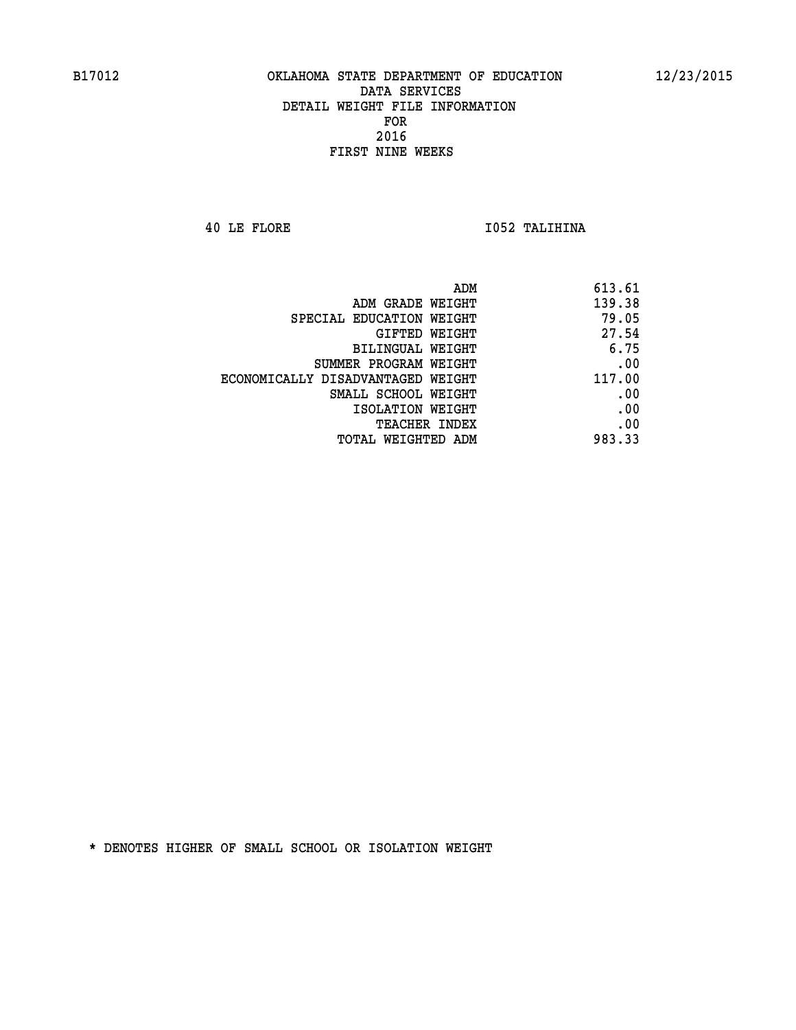B17012 OKLAHOMA STATE DEPARTMENT OF EDUCATION 12/23/2015

DATA SERVICES
DETAIL WEIGHT FILE INFORMATION
FOR
2016
FIRST NINE WEEKS

40 LE FLORE I052 TALIHINA

| | |
|---|---|
| ADM | 613.61 |
| ADM GRADE WEIGHT | 139.38 |
| SPECIAL EDUCATION WEIGHT | 79.05 |
| GIFTED WEIGHT | 27.54 |
| BILINGUAL WEIGHT | 6.75 |
| SUMMER PROGRAM WEIGHT | .00 |
| ECONOMICALLY DISADVANTAGED WEIGHT | 117.00 |
| SMALL SCHOOL WEIGHT | .00 |
| ISOLATION WEIGHT | .00 |
| TEACHER INDEX | .00 |
| TOTAL WEIGHTED ADM | 983.33 |

* DENOTES HIGHER OF SMALL SCHOOL OR ISOLATION WEIGHT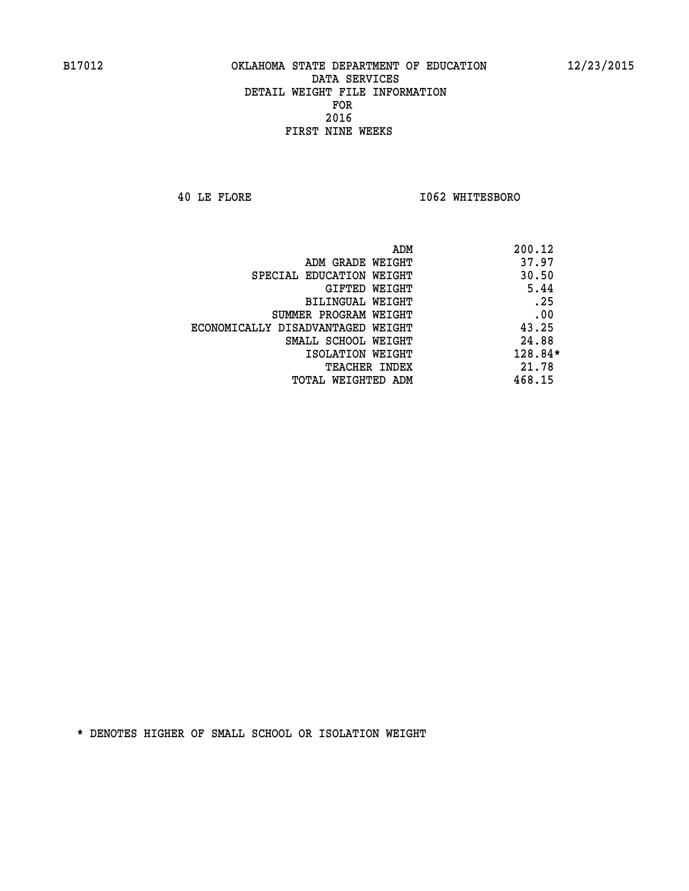B17012 OKLAHOMA STATE DEPARTMENT OF EDUCATION 12/23/2015

DATA SERVICES
DETAIL WEIGHT FILE INFORMATION
FOR
2016
FIRST NINE WEEKS

40 LE FLORE I062 WHITESBORO

| | |
|---|---|
| ADM | 200.12 |
| ADM GRADE WEIGHT | 37.97 |
| SPECIAL EDUCATION WEIGHT | 30.50 |
| GIFTED WEIGHT | 5.44 |
| BILINGUAL WEIGHT | .25 |
| SUMMER PROGRAM WEIGHT | .00 |
| ECONOMICALLY DISADVANTAGED WEIGHT | 43.25 |
| SMALL SCHOOL WEIGHT | 24.88 |
| ISOLATION WEIGHT | 128.84* |
| TEACHER INDEX | 21.78 |
| TOTAL WEIGHTED ADM | 468.15 |

* DENOTES HIGHER OF SMALL SCHOOL OR ISOLATION WEIGHT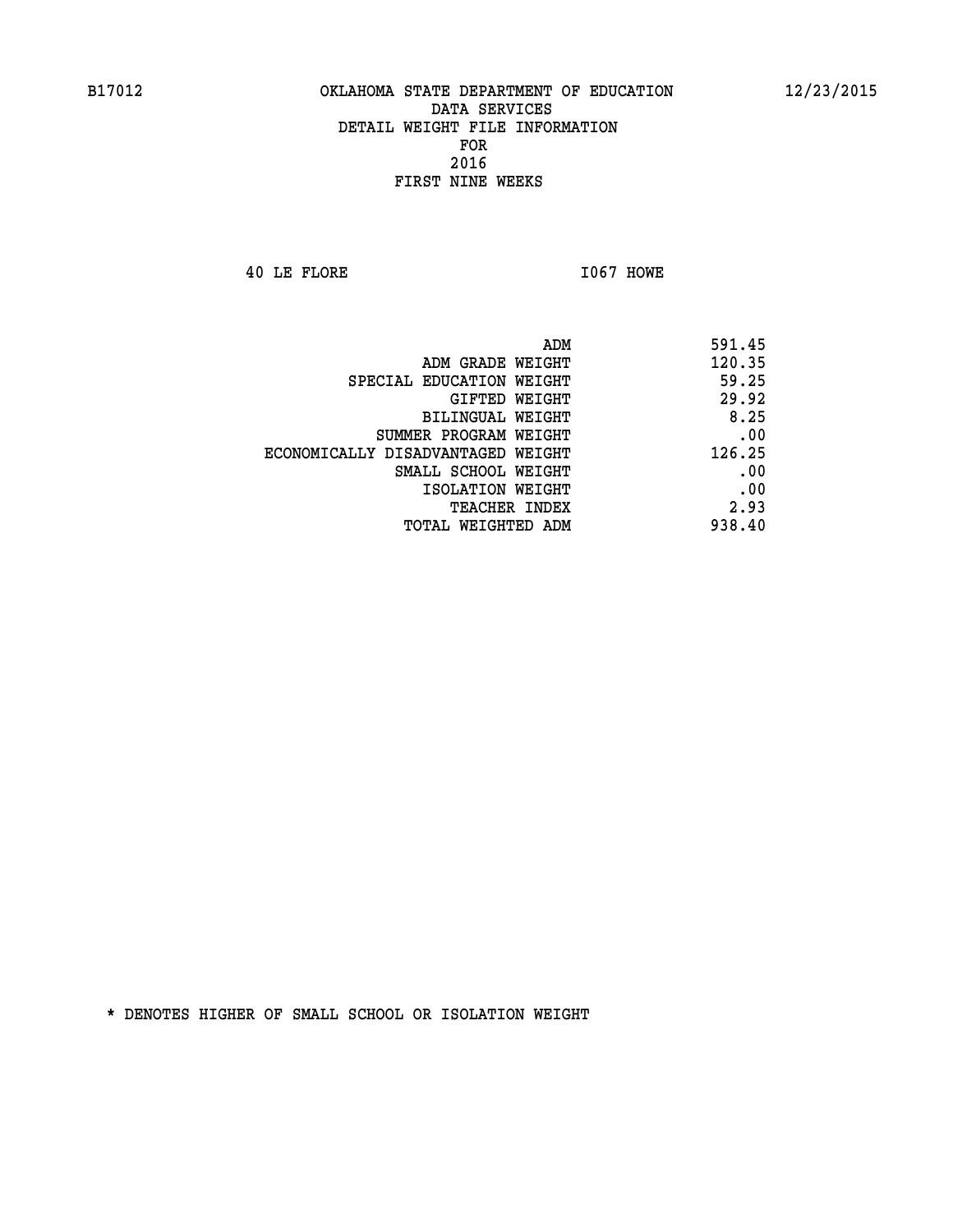B17012 OKLAHOMA STATE DEPARTMENT OF EDUCATION 12/23/2015

DATA SERVICES
DETAIL WEIGHT FILE INFORMATION
FOR
2016
FIRST NINE WEEKS

40 LE FLORE I067 HOWE

| | |
|---|---|
| ADM | 591.45 |
| ADM GRADE WEIGHT | 120.35 |
| SPECIAL EDUCATION WEIGHT | 59.25 |
| GIFTED WEIGHT | 29.92 |
| BILINGUAL WEIGHT | 8.25 |
| SUMMER PROGRAM WEIGHT | .00 |
| ECONOMICALLY DISADVANTAGED WEIGHT | 126.25 |
| SMALL SCHOOL WEIGHT | .00 |
| ISOLATION WEIGHT | .00 |
| TEACHER INDEX | 2.93 |
| TOTAL WEIGHTED ADM | 938.40 |

* DENOTES HIGHER OF SMALL SCHOOL OR ISOLATION WEIGHT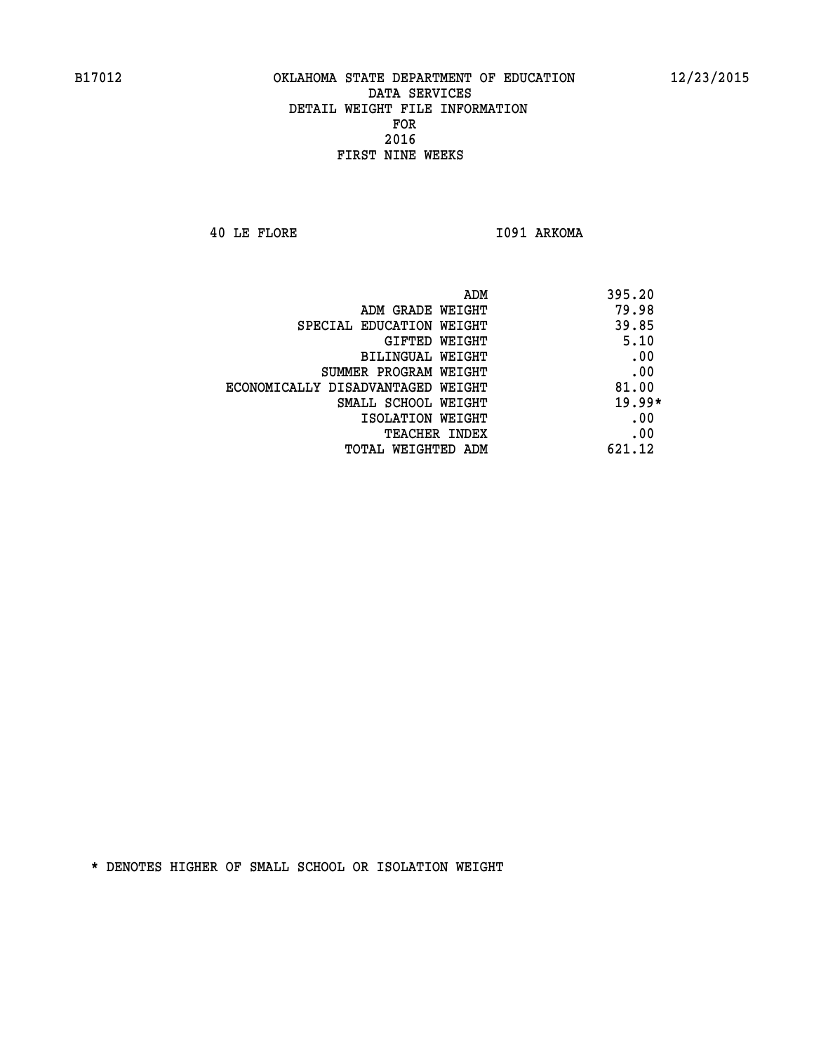B17012 OKLAHOMA STATE DEPARTMENT OF EDUCATION 12/23/2015

DATA SERVICES
DETAIL WEIGHT FILE INFORMATION
FOR
2016
FIRST NINE WEEKS

40 LE FLORE I091 ARKOMA

| | |
|---|---|
| ADM | 395.20 |
| ADM GRADE WEIGHT | 79.98 |
| SPECIAL EDUCATION WEIGHT | 39.85 |
| GIFTED WEIGHT | 5.10 |
| BILINGUAL WEIGHT | .00 |
| SUMMER PROGRAM WEIGHT | .00 |
| ECONOMICALLY DISADVANTAGED WEIGHT | 81.00 |
| SMALL SCHOOL WEIGHT | 19.99* |
| ISOLATION WEIGHT | .00 |
| TEACHER INDEX | .00 |
| TOTAL WEIGHTED ADM | 621.12 |

* DENOTES HIGHER OF SMALL SCHOOL OR ISOLATION WEIGHT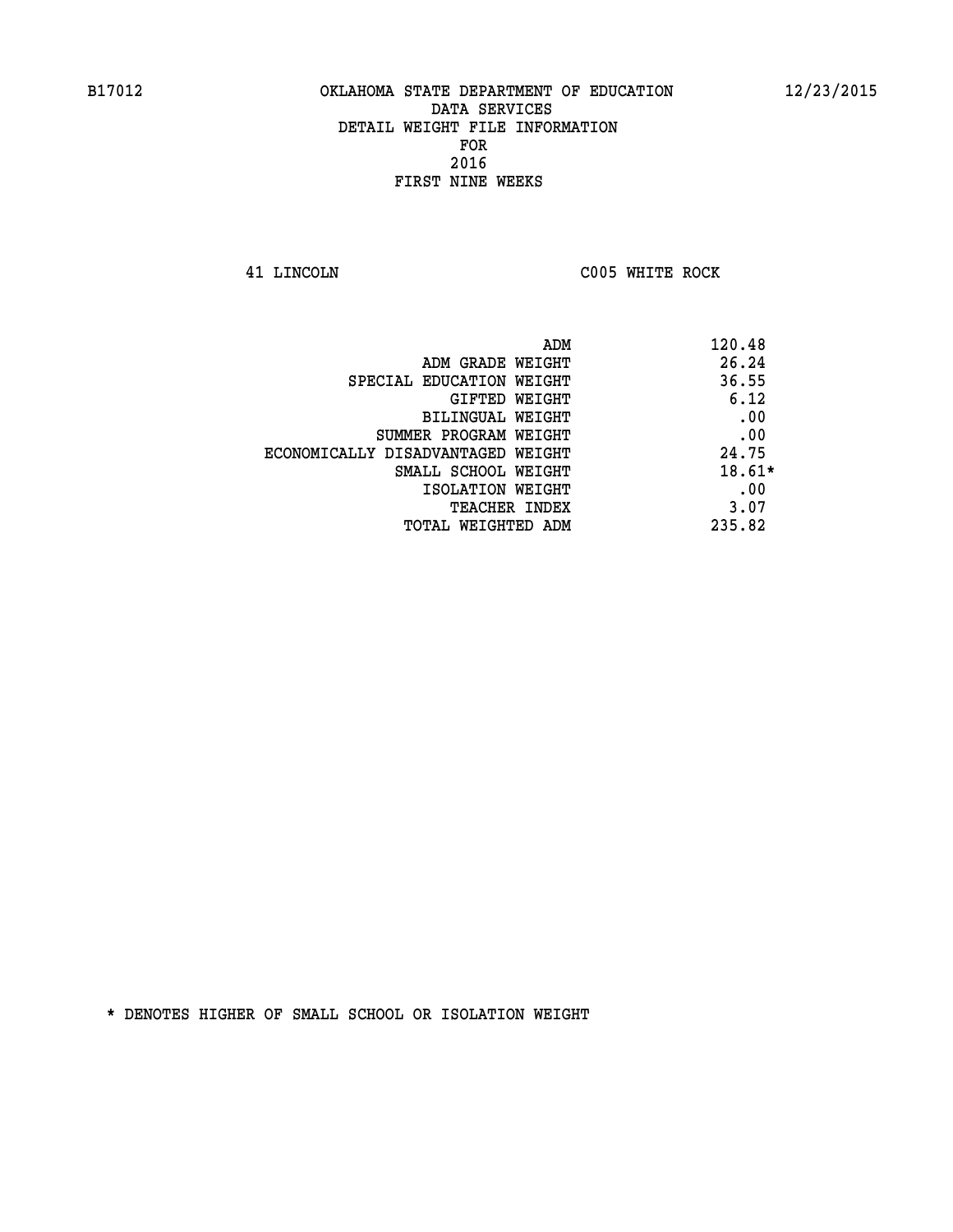B17012 OKLAHOMA STATE DEPARTMENT OF EDUCATION 12/23/2015

DATA SERVICES
DETAIL WEIGHT FILE INFORMATION
FOR
2016
FIRST NINE WEEKS

41 LINCOLN C005 WHITE ROCK

| | |
|---|---|
| ADM | 120.48 |
| ADM GRADE WEIGHT | 26.24 |
| SPECIAL EDUCATION WEIGHT | 36.55 |
| GIFTED WEIGHT | 6.12 |
| BILINGUAL WEIGHT | .00 |
| SUMMER PROGRAM WEIGHT | .00 |
| ECONOMICALLY DISADVANTAGED WEIGHT | 24.75 |
| SMALL SCHOOL WEIGHT | 18.61* |
| ISOLATION WEIGHT | .00 |
| TEACHER INDEX | 3.07 |
| TOTAL WEIGHTED ADM | 235.82 |

* DENOTES HIGHER OF SMALL SCHOOL OR ISOLATION WEIGHT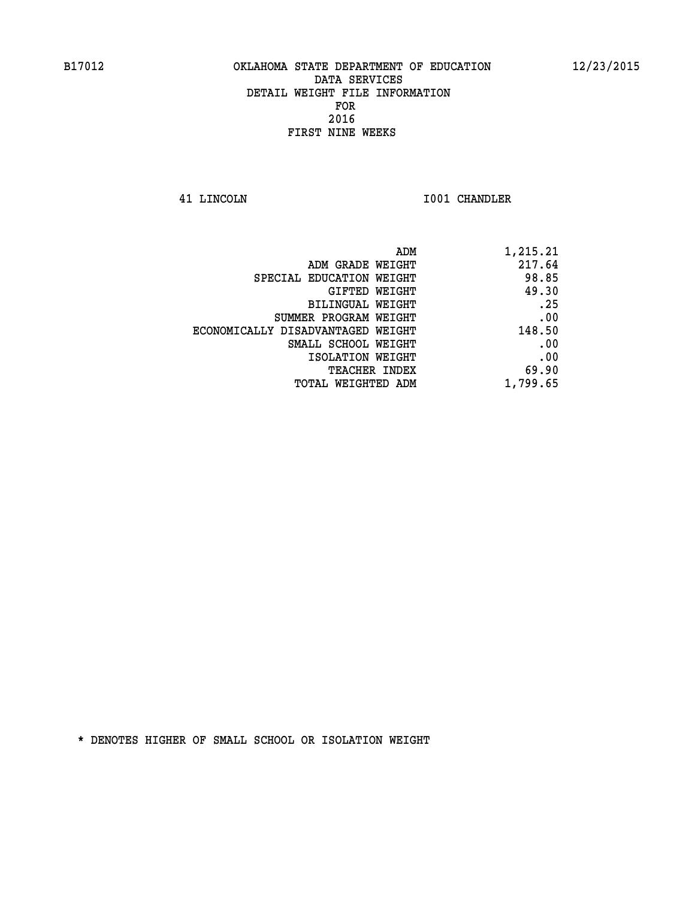B17012 OKLAHOMA STATE DEPARTMENT OF EDUCATION 12/23/2015

DATA SERVICES
DETAIL WEIGHT FILE INFORMATION
FOR
2016
FIRST NINE WEEKS

41 LINCOLN I001 CHANDLER

| | |
|---|---|
| ADM | 1,215.21 |
| ADM GRADE WEIGHT | 217.64 |
| SPECIAL EDUCATION WEIGHT | 98.85 |
| GIFTED WEIGHT | 49.30 |
| BILINGUAL WEIGHT | .25 |
| SUMMER PROGRAM WEIGHT | .00 |
| ECONOMICALLY DISADVANTAGED WEIGHT | 148.50 |
| SMALL SCHOOL WEIGHT | .00 |
| ISOLATION WEIGHT | .00 |
| TEACHER INDEX | 69.90 |
| TOTAL WEIGHTED ADM | 1,799.65 |

* DENOTES HIGHER OF SMALL SCHOOL OR ISOLATION WEIGHT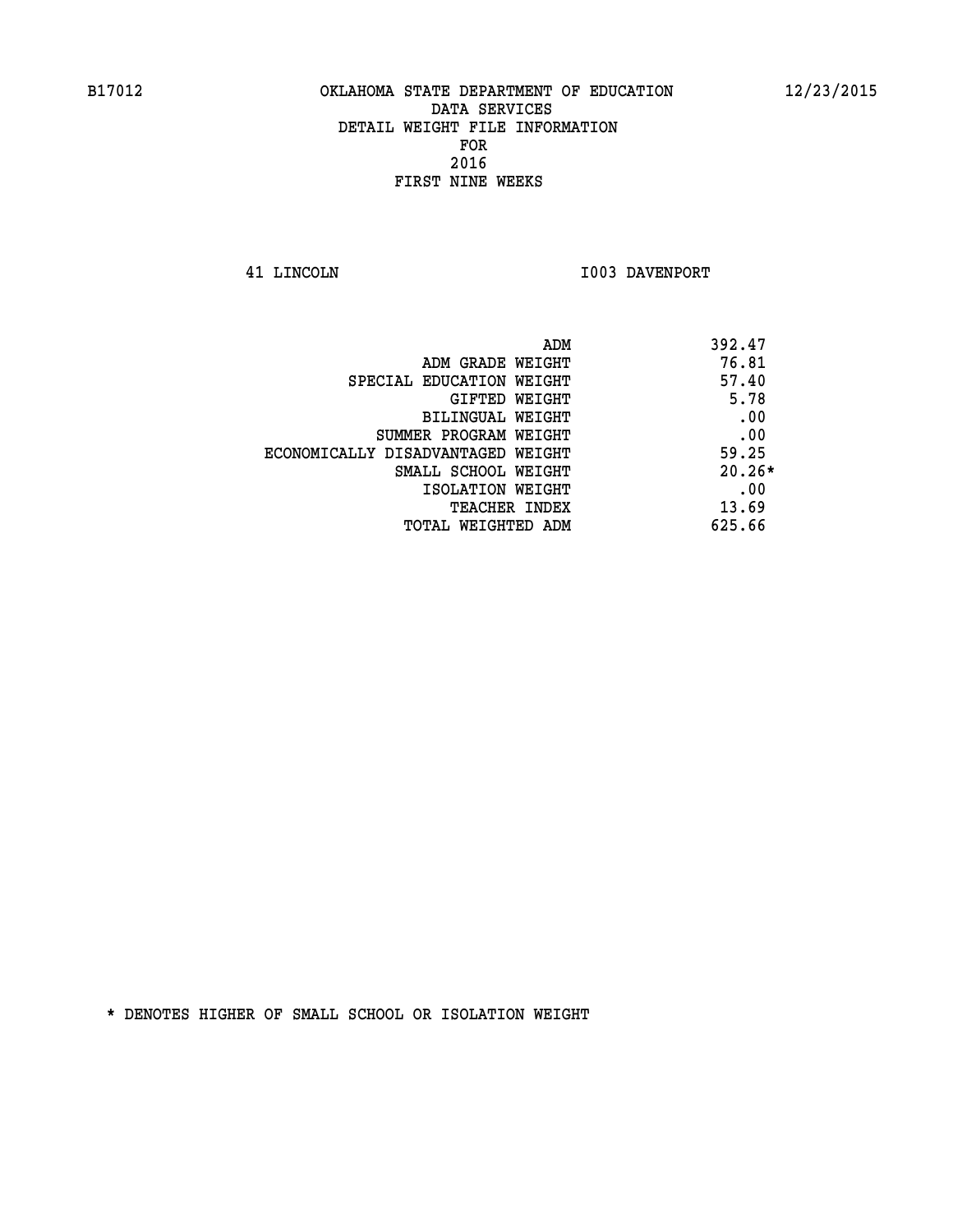B17012 OKLAHOMA STATE DEPARTMENT OF EDUCATION 12/23/2015

DATA SERVICES
DETAIL WEIGHT FILE INFORMATION
FOR
2016
FIRST NINE WEEKS

41 LINCOLN I003 DAVENPORT

| | |
|---|---|
| ADM | 392.47 |
| ADM GRADE WEIGHT | 76.81 |
| SPECIAL EDUCATION WEIGHT | 57.40 |
| GIFTED WEIGHT | 5.78 |
| BILINGUAL WEIGHT | .00 |
| SUMMER PROGRAM WEIGHT | .00 |
| ECONOMICALLY DISADVANTAGED WEIGHT | 59.25 |
| SMALL SCHOOL WEIGHT | 20.26* |
| ISOLATION WEIGHT | .00 |
| TEACHER INDEX | 13.69 |
| TOTAL WEIGHTED ADM | 625.66 |

* DENOTES HIGHER OF SMALL SCHOOL OR ISOLATION WEIGHT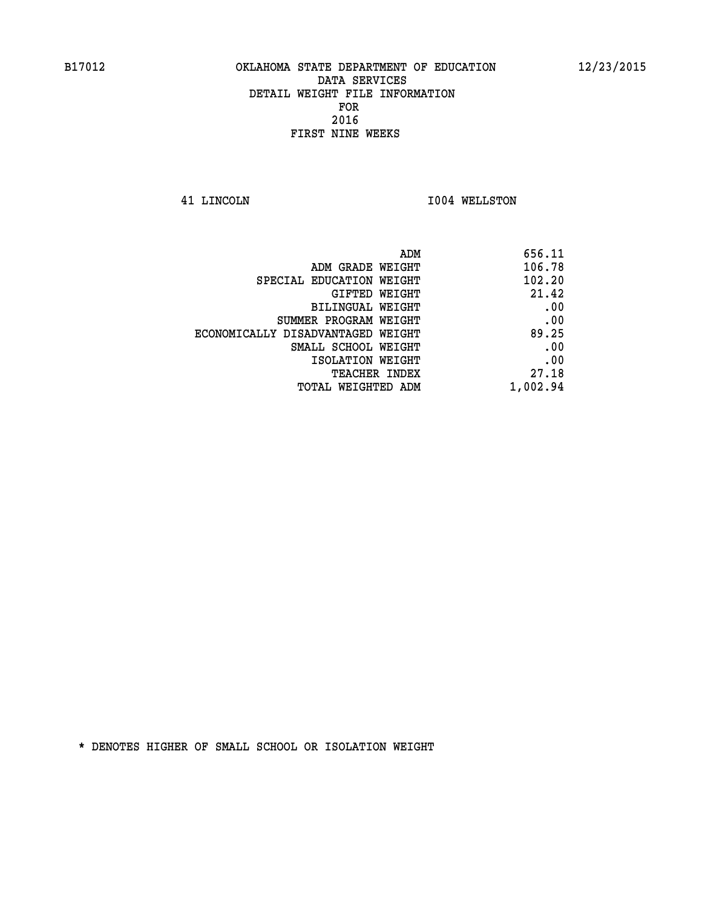B17012 OKLAHOMA STATE DEPARTMENT OF EDUCATION 12/23/2015

DATA SERVICES
DETAIL WEIGHT FILE INFORMATION
FOR
2016
FIRST NINE WEEKS

41 LINCOLN I004 WELLSTON

| | |
|---|---|
| ADM | 656.11 |
| ADM GRADE WEIGHT | 106.78 |
| SPECIAL EDUCATION WEIGHT | 102.20 |
| GIFTED WEIGHT | 21.42 |
| BILINGUAL WEIGHT | .00 |
| SUMMER PROGRAM WEIGHT | .00 |
| ECONOMICALLY DISADVANTAGED WEIGHT | 89.25 |
| SMALL SCHOOL WEIGHT | .00 |
| ISOLATION WEIGHT | .00 |
| TEACHER INDEX | 27.18 |
| TOTAL WEIGHTED ADM | 1,002.94 |

* DENOTES HIGHER OF SMALL SCHOOL OR ISOLATION WEIGHT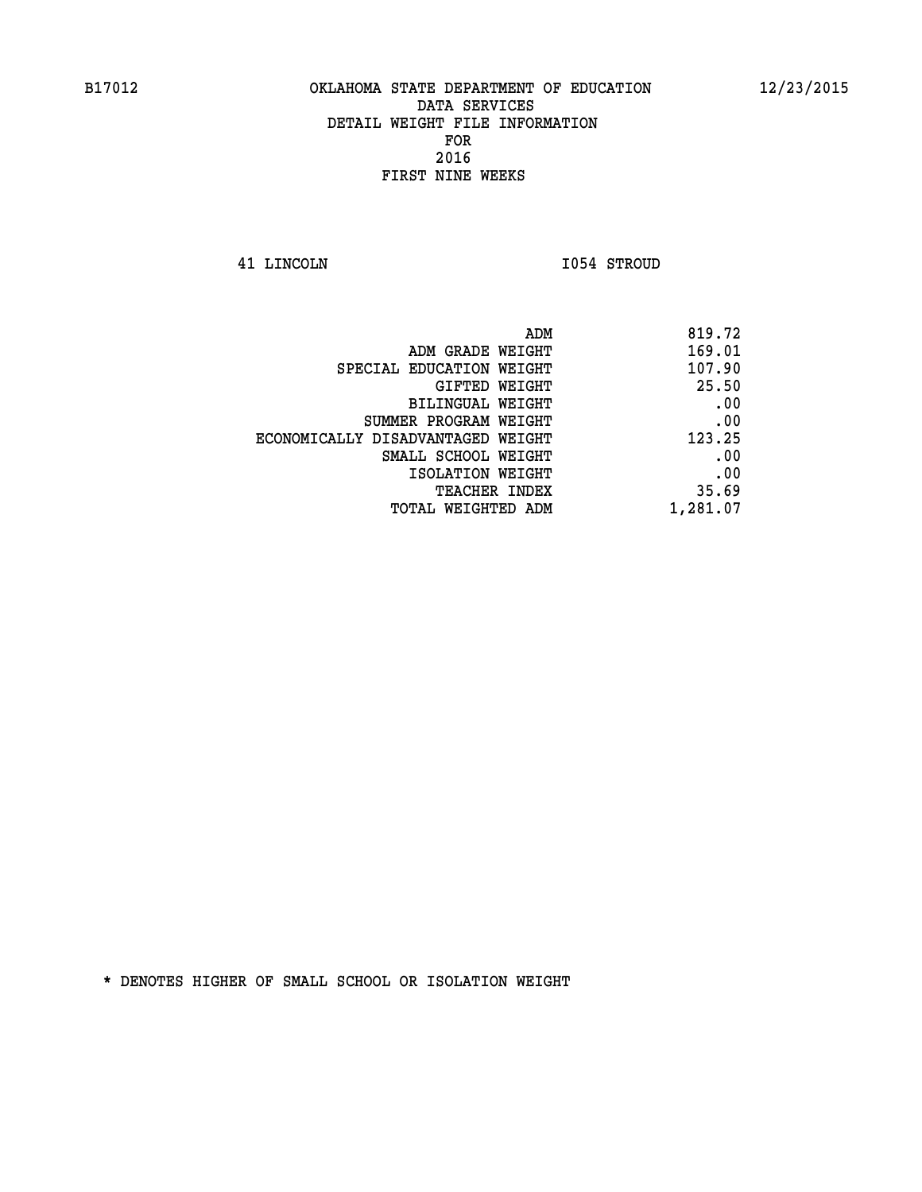B17012 OKLAHOMA STATE DEPARTMENT OF EDUCATION 12/23/2015

DATA SERVICES
DETAIL WEIGHT FILE INFORMATION
FOR
2016
FIRST NINE WEEKS

41 LINCOLN I054 STROUD

| | |
|---|---|
| ADM | 819.72 |
| ADM GRADE WEIGHT | 169.01 |
| SPECIAL EDUCATION WEIGHT | 107.90 |
| GIFTED WEIGHT | 25.50 |
| BILINGUAL WEIGHT | .00 |
| SUMMER PROGRAM WEIGHT | .00 |
| ECONOMICALLY DISADVANTAGED WEIGHT | 123.25 |
| SMALL SCHOOL WEIGHT | .00 |
| ISOLATION WEIGHT | .00 |
| TEACHER INDEX | 35.69 |
| TOTAL WEIGHTED ADM | 1,281.07 |

* DENOTES HIGHER OF SMALL SCHOOL OR ISOLATION WEIGHT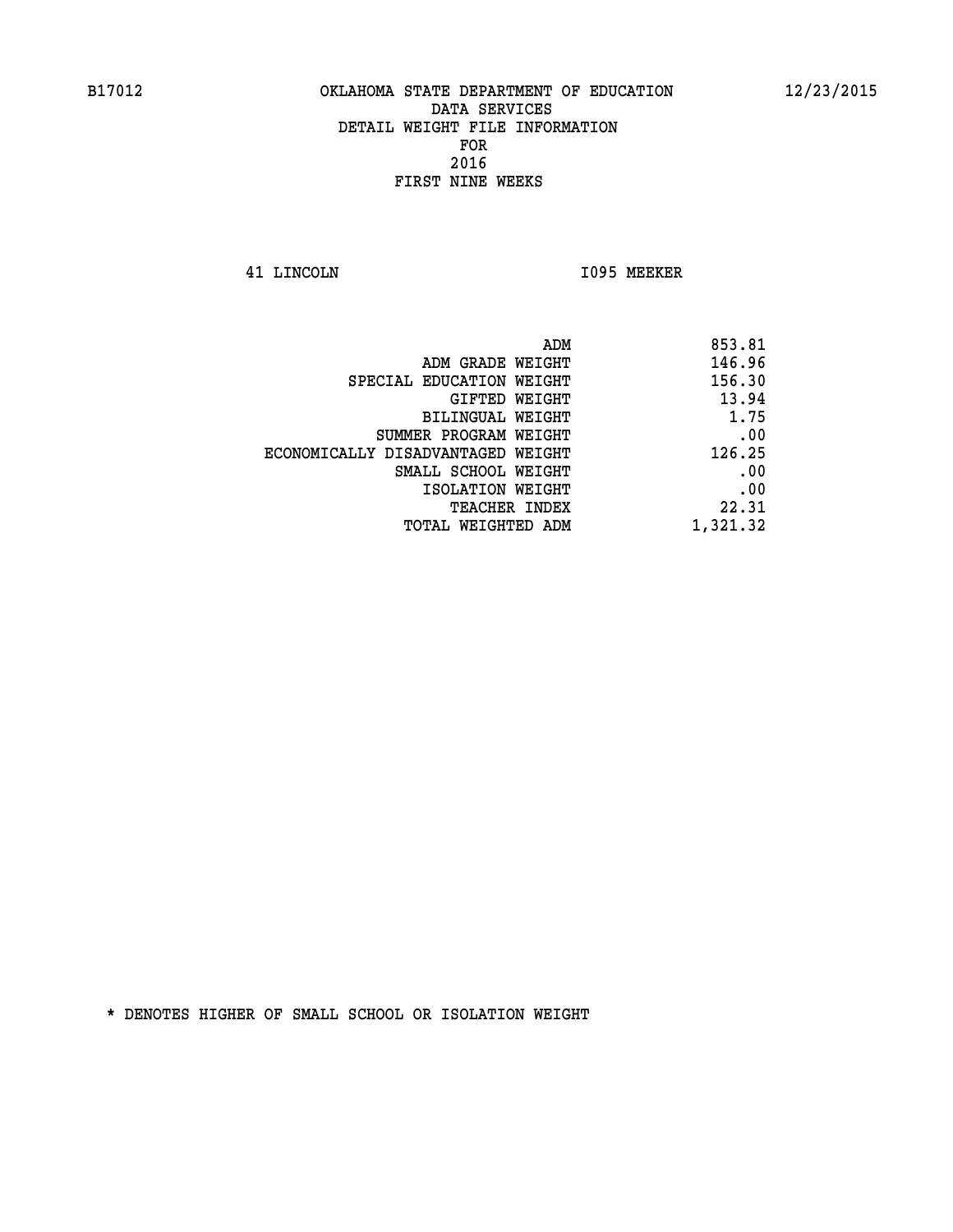B17012 OKLAHOMA STATE DEPARTMENT OF EDUCATION 12/23/2015

DATA SERVICES
DETAIL WEIGHT FILE INFORMATION
FOR
2016
FIRST NINE WEEKS

41 LINCOLN I095 MEEKER

| | |
|---|---|
| ADM | 853.81 |
| ADM GRADE WEIGHT | 146.96 |
| SPECIAL EDUCATION WEIGHT | 156.30 |
| GIFTED WEIGHT | 13.94 |
| BILINGUAL WEIGHT | 1.75 |
| SUMMER PROGRAM WEIGHT | .00 |
| ECONOMICALLY DISADVANTAGED WEIGHT | 126.25 |
| SMALL SCHOOL WEIGHT | .00 |
| ISOLATION WEIGHT | .00 |
| TEACHER INDEX | 22.31 |
| TOTAL WEIGHTED ADM | 1,321.32 |

* DENOTES HIGHER OF SMALL SCHOOL OR ISOLATION WEIGHT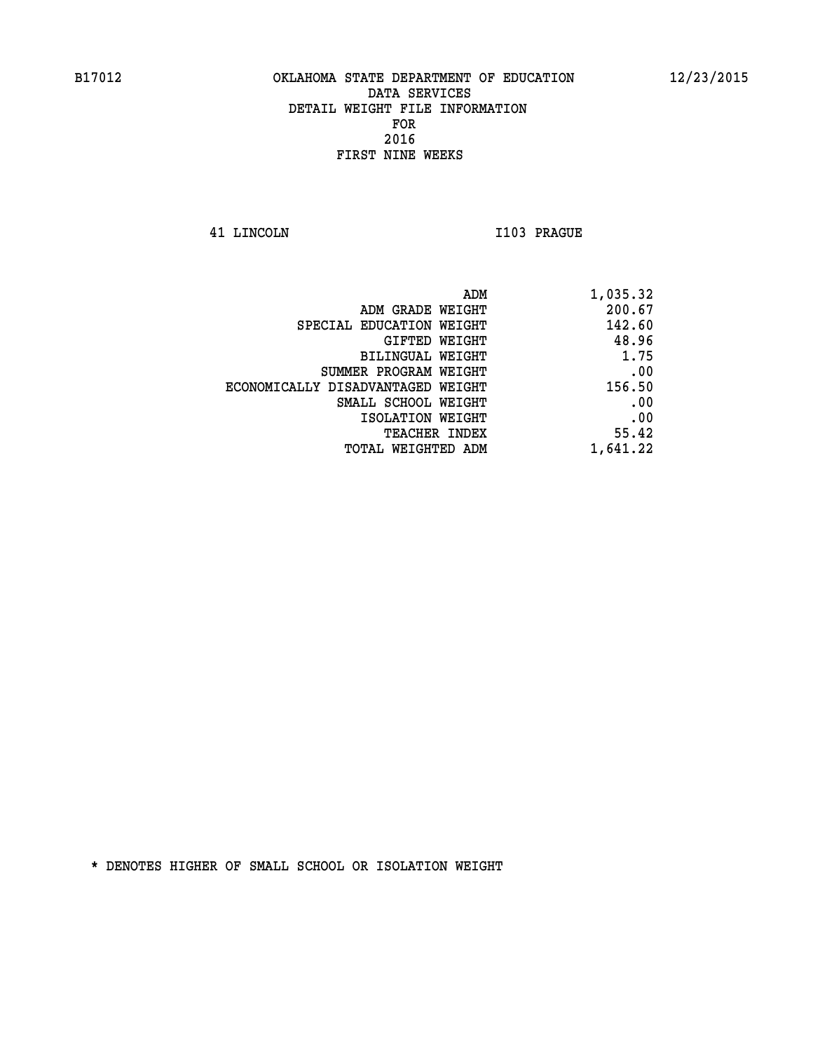B17012 OKLAHOMA STATE DEPARTMENT OF EDUCATION 12/23/2015

DATA SERVICES
DETAIL WEIGHT FILE INFORMATION
FOR
2016
FIRST NINE WEEKS

41 LINCOLN I103 PRAGUE

| | |
|---|---|
| ADM | 1,035.32 |
| ADM GRADE WEIGHT | 200.67 |
| SPECIAL EDUCATION WEIGHT | 142.60 |
| GIFTED WEIGHT | 48.96 |
| BILINGUAL WEIGHT | 1.75 |
| SUMMER PROGRAM WEIGHT | .00 |
| ECONOMICALLY DISADVANTAGED WEIGHT | 156.50 |
| SMALL SCHOOL WEIGHT | .00 |
| ISOLATION WEIGHT | .00 |
| TEACHER INDEX | 55.42 |
| TOTAL WEIGHTED ADM | 1,641.22 |

* DENOTES HIGHER OF SMALL SCHOOL OR ISOLATION WEIGHT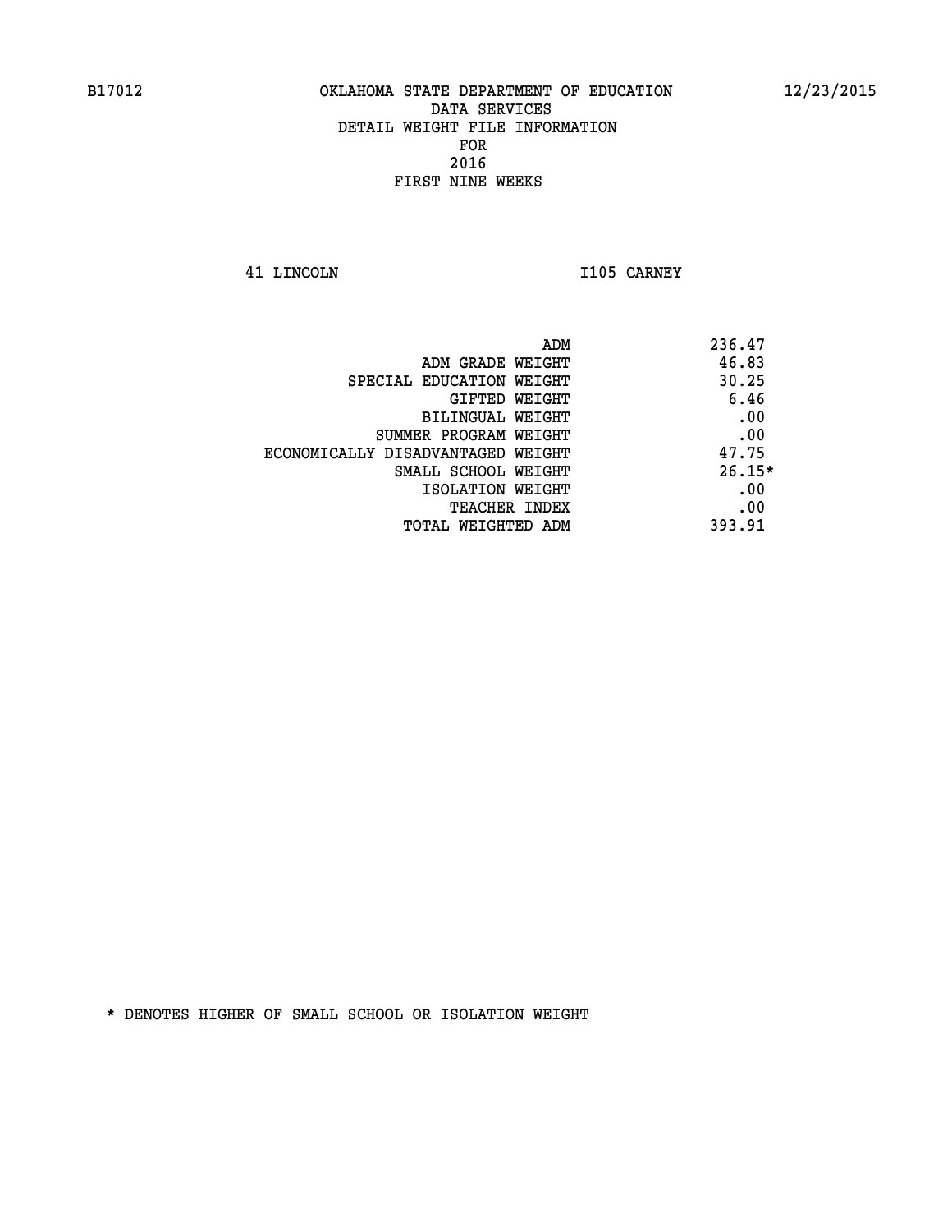B17012 OKLAHOMA STATE DEPARTMENT OF EDUCATION 12/23/2015

DATA SERVICES
DETAIL WEIGHT FILE INFORMATION
FOR
2016
FIRST NINE WEEKS

41 LINCOLN I105 CARNEY

| | |
|---|---|
| ADM | 236.47 |
| ADM GRADE WEIGHT | 46.83 |
| SPECIAL EDUCATION WEIGHT | 30.25 |
| GIFTED WEIGHT | 6.46 |
| BILINGUAL WEIGHT | .00 |
| SUMMER PROGRAM WEIGHT | .00 |
| ECONOMICALLY DISADVANTAGED WEIGHT | 47.75 |
| SMALL SCHOOL WEIGHT | 26.15* |
| ISOLATION WEIGHT | .00 |
| TEACHER INDEX | .00 |
| TOTAL WEIGHTED ADM | 393.91 |

* DENOTES HIGHER OF SMALL SCHOOL OR ISOLATION WEIGHT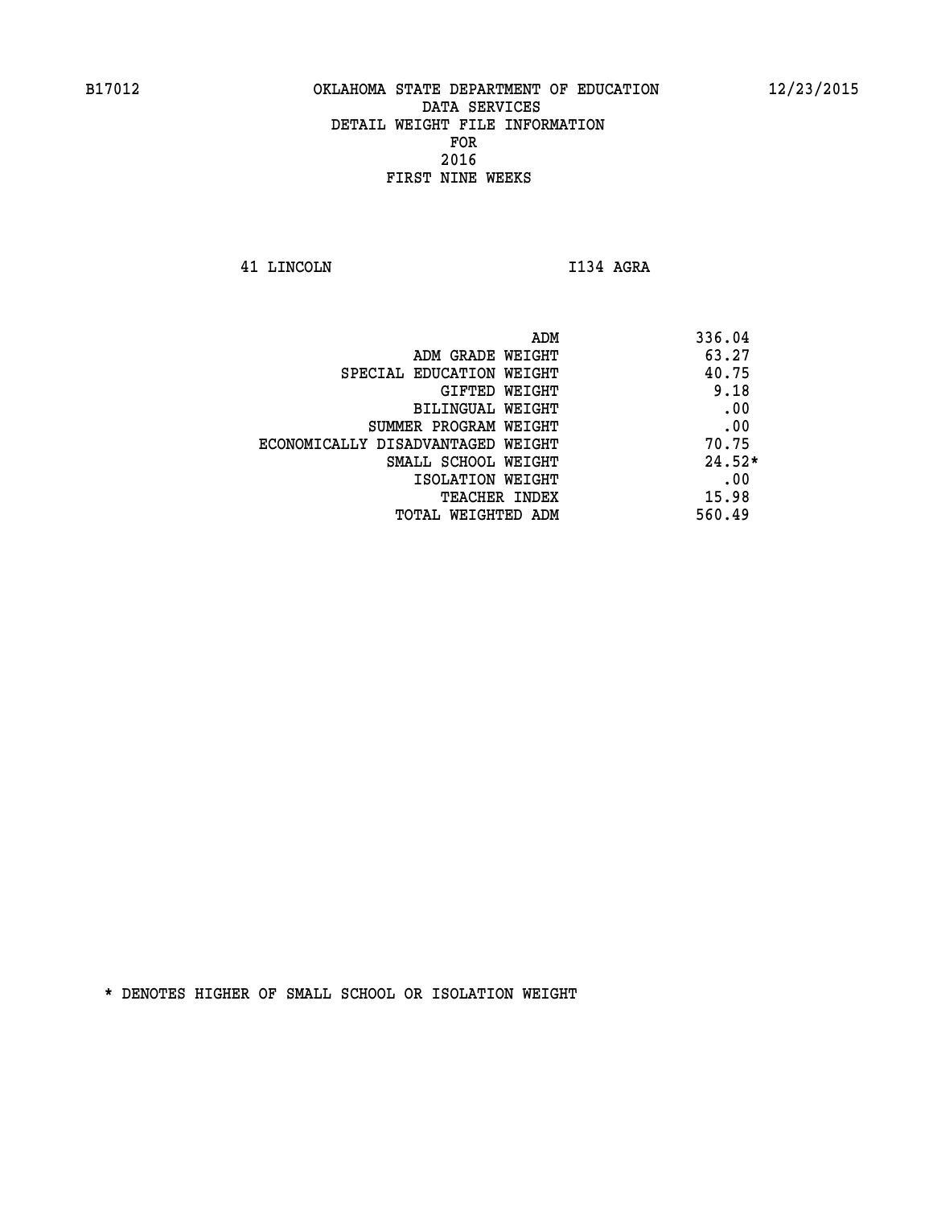B17012 OKLAHOMA STATE DEPARTMENT OF EDUCATION 12/23/2015

DATA SERVICES
DETAIL WEIGHT FILE INFORMATION
FOR
2016
FIRST NINE WEEKS

41 LINCOLN I134 AGRA

| | |
|---|---|
| ADM | 336.04 |
| ADM GRADE WEIGHT | 63.27 |
| SPECIAL EDUCATION WEIGHT | 40.75 |
| GIFTED WEIGHT | 9.18 |
| BILINGUAL WEIGHT | .00 |
| SUMMER PROGRAM WEIGHT | .00 |
| ECONOMICALLY DISADVANTAGED WEIGHT | 70.75 |
| SMALL SCHOOL WEIGHT | 24.52* |
| ISOLATION WEIGHT | .00 |
| TEACHER INDEX | 15.98 |
| TOTAL WEIGHTED ADM | 560.49 |

* DENOTES HIGHER OF SMALL SCHOOL OR ISOLATION WEIGHT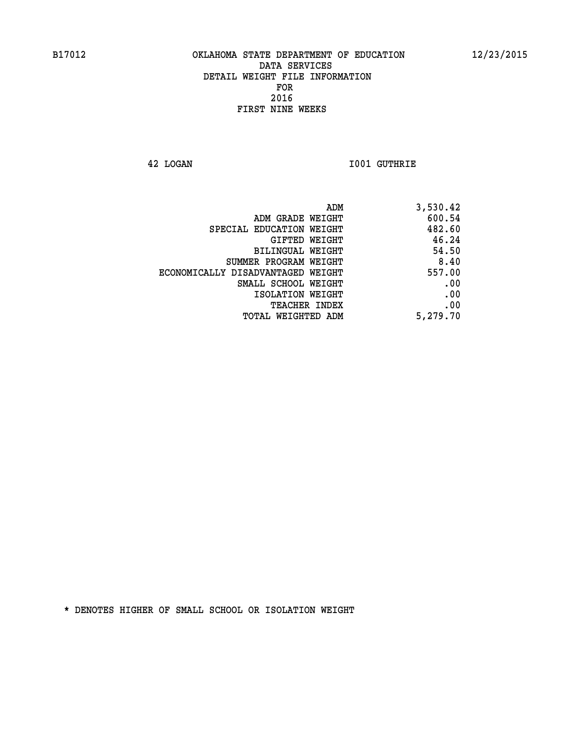B17012 OKLAHOMA STATE DEPARTMENT OF EDUCATION 12/23/2015

DATA SERVICES

DETAIL WEIGHT FILE INFORMATION

FOR

2016

FIRST NINE WEEKS

42 LOGAN I001 GUTHRIE

| | |
|---|---|
| ADM | 3,530.42 |
| ADM GRADE WEIGHT | 600.54 |
| SPECIAL EDUCATION WEIGHT | 482.60 |
| GIFTED WEIGHT | 46.24 |
| BILINGUAL WEIGHT | 54.50 |
| SUMMER PROGRAM WEIGHT | 8.40 |
| ECONOMICALLY DISADVANTAGED WEIGHT | 557.00 |
| SMALL SCHOOL WEIGHT | .00 |
| ISOLATION WEIGHT | .00 |
| TEACHER INDEX | .00 |
| TOTAL WEIGHTED ADM | 5,279.70 |

* DENOTES HIGHER OF SMALL SCHOOL OR ISOLATION WEIGHT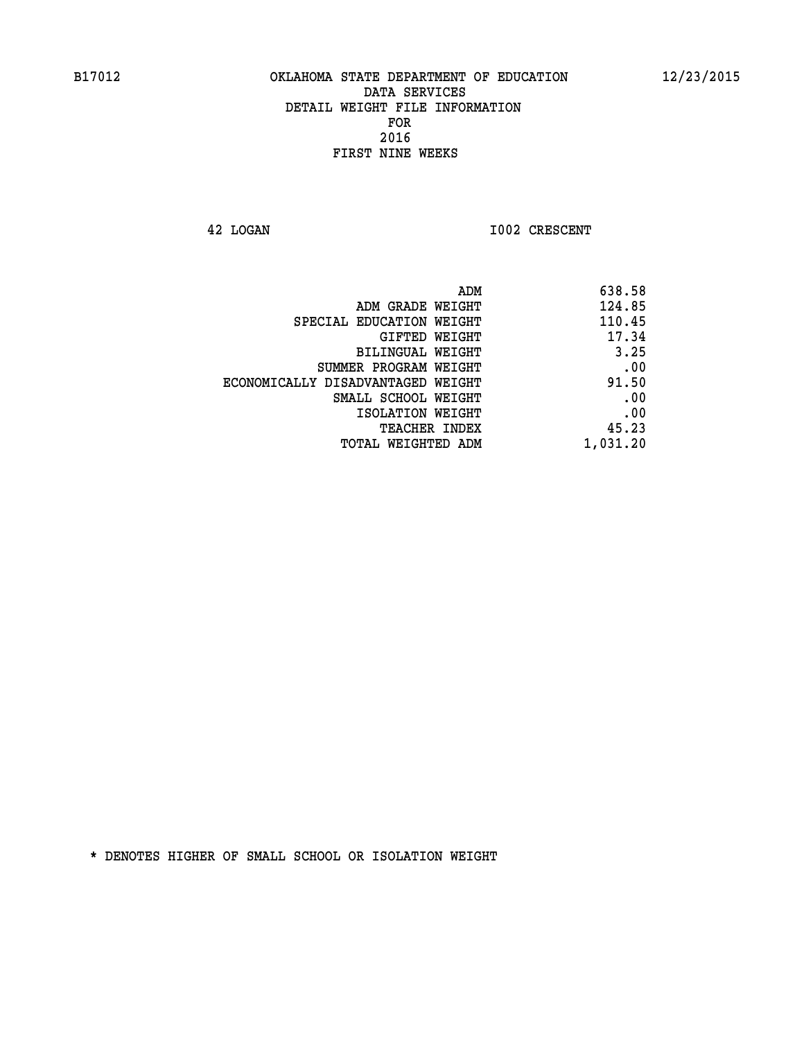B17012 OKLAHOMA STATE DEPARTMENT OF EDUCATION 12/23/2015

DATA SERVICES
DETAIL WEIGHT FILE INFORMATION
FOR
2016
FIRST NINE WEEKS

42 LOGAN I002 CRESCENT

| | |
|---|---|
| ADM | 638.58 |
| ADM GRADE WEIGHT | 124.85 |
| SPECIAL EDUCATION WEIGHT | 110.45 |
| GIFTED WEIGHT | 17.34 |
| BILINGUAL WEIGHT | 3.25 |
| SUMMER PROGRAM WEIGHT | .00 |
| ECONOMICALLY DISADVANTAGED WEIGHT | 91.50 |
| SMALL SCHOOL WEIGHT | .00 |
| ISOLATION WEIGHT | .00 |
| TEACHER INDEX | 45.23 |
| TOTAL WEIGHTED ADM | 1,031.20 |

* DENOTES HIGHER OF SMALL SCHOOL OR ISOLATION WEIGHT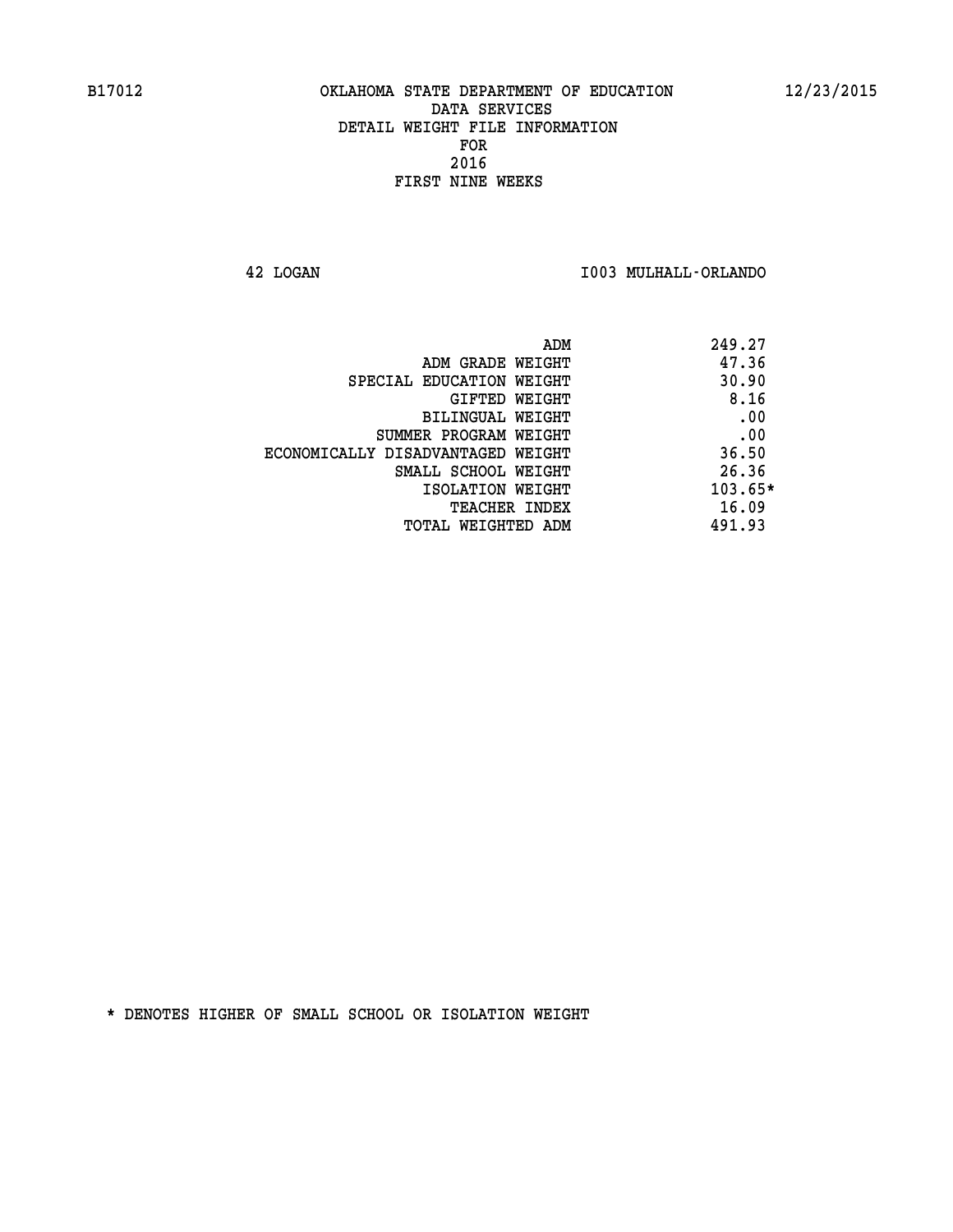B17012 OKLAHOMA STATE DEPARTMENT OF EDUCATION 12/23/2015

DATA SERVICES
DETAIL WEIGHT FILE INFORMATION
FOR
2016
FIRST NINE WEEKS

42 LOGAN I003 MULHALL-ORLANDO

| | |
|---|---|
| ADM | 249.27 |
| ADM GRADE WEIGHT | 47.36 |
| SPECIAL EDUCATION WEIGHT | 30.90 |
| GIFTED WEIGHT | 8.16 |
| BILINGUAL WEIGHT | .00 |
| SUMMER PROGRAM WEIGHT | .00 |
| ECONOMICALLY DISADVANTAGED WEIGHT | 36.50 |
| SMALL SCHOOL WEIGHT | 26.36 |
| ISOLATION WEIGHT | 103.65* |
| TEACHER INDEX | 16.09 |
| TOTAL WEIGHTED ADM | 491.93 |

* DENOTES HIGHER OF SMALL SCHOOL OR ISOLATION WEIGHT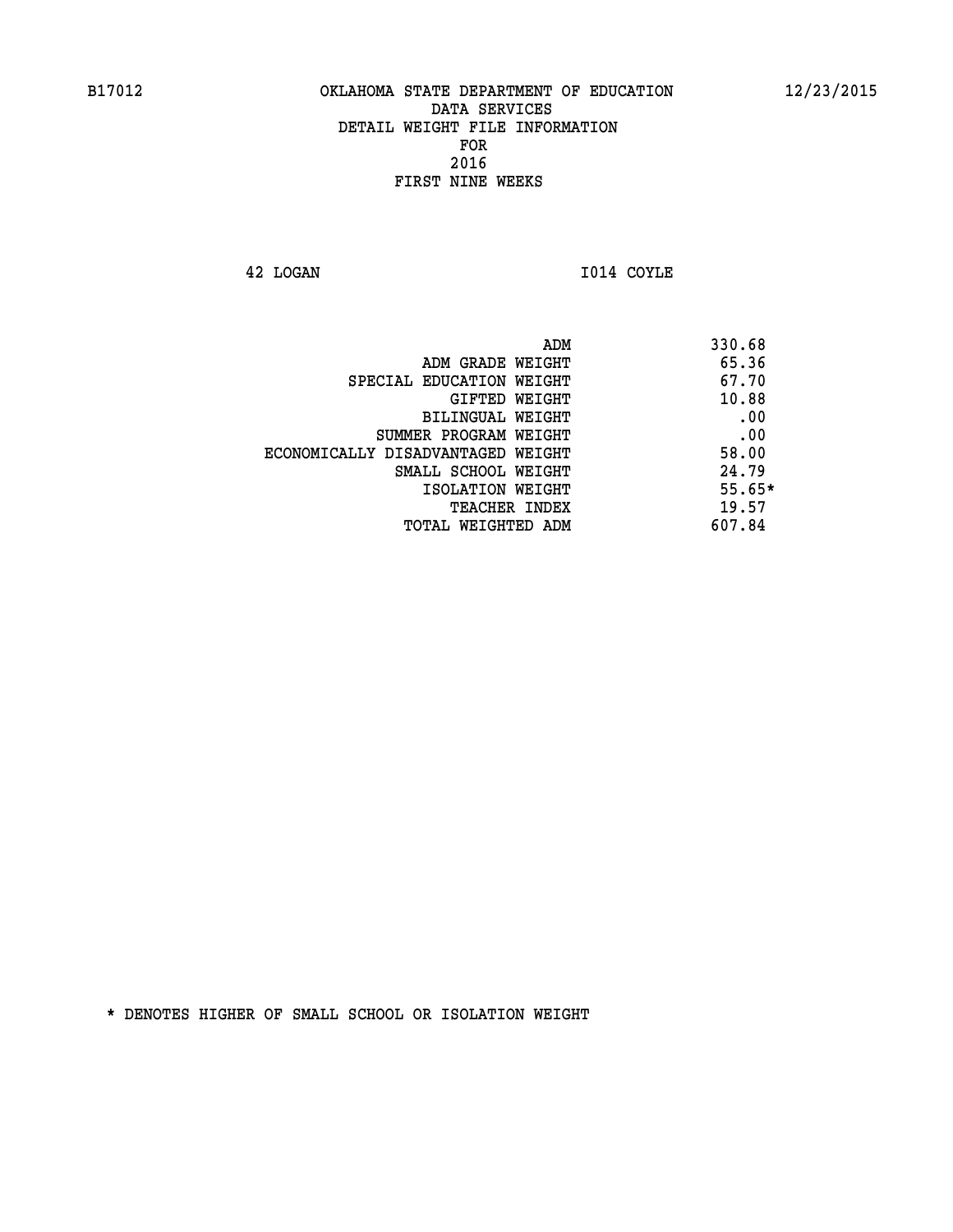B17012 OKLAHOMA STATE DEPARTMENT OF EDUCATION 12/23/2015

DATA SERVICES
DETAIL WEIGHT FILE INFORMATION
FOR
2016
FIRST NINE WEEKS

42 LOGAN I014 COYLE

| | |
|---|---|
| ADM | 330.68 |
| ADM GRADE WEIGHT | 65.36 |
| SPECIAL EDUCATION WEIGHT | 67.70 |
| GIFTED WEIGHT | 10.88 |
| BILINGUAL WEIGHT | .00 |
| SUMMER PROGRAM WEIGHT | .00 |
| ECONOMICALLY DISADVANTAGED WEIGHT | 58.00 |
| SMALL SCHOOL WEIGHT | 24.79 |
| ISOLATION WEIGHT | 55.65* |
| TEACHER INDEX | 19.57 |
| TOTAL WEIGHTED ADM | 607.84 |

* DENOTES HIGHER OF SMALL SCHOOL OR ISOLATION WEIGHT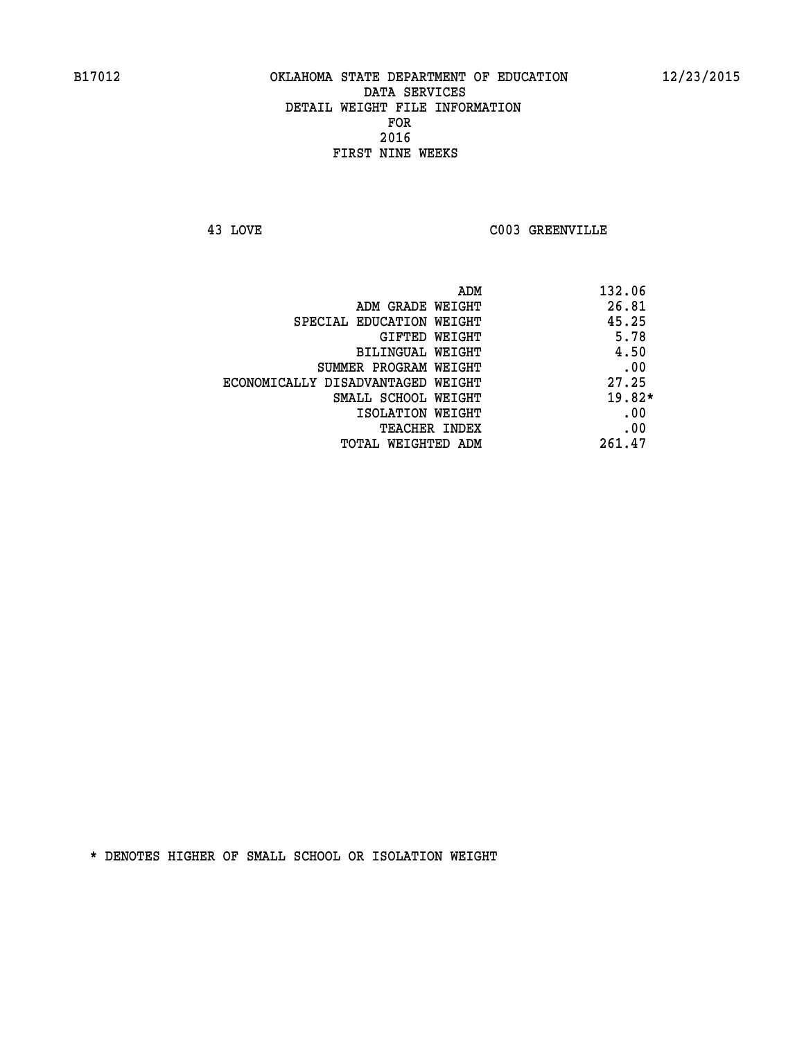B17012 OKLAHOMA STATE DEPARTMENT OF EDUCATION 12/23/2015

DATA SERVICES
DETAIL WEIGHT FILE INFORMATION
FOR
2016
FIRST NINE WEEKS

43 LOVE C003 GREENVILLE

| | |
|---|---|
| ADM | 132.06 |
| ADM GRADE WEIGHT | 26.81 |
| SPECIAL EDUCATION WEIGHT | 45.25 |
| GIFTED WEIGHT | 5.78 |
| BILINGUAL WEIGHT | 4.50 |
| SUMMER PROGRAM WEIGHT | .00 |
| ECONOMICALLY DISADVANTAGED WEIGHT | 27.25 |
| SMALL SCHOOL WEIGHT | 19.82* |
| ISOLATION WEIGHT | .00 |
| TEACHER INDEX | .00 |
| TOTAL WEIGHTED ADM | 261.47 |

* DENOTES HIGHER OF SMALL SCHOOL OR ISOLATION WEIGHT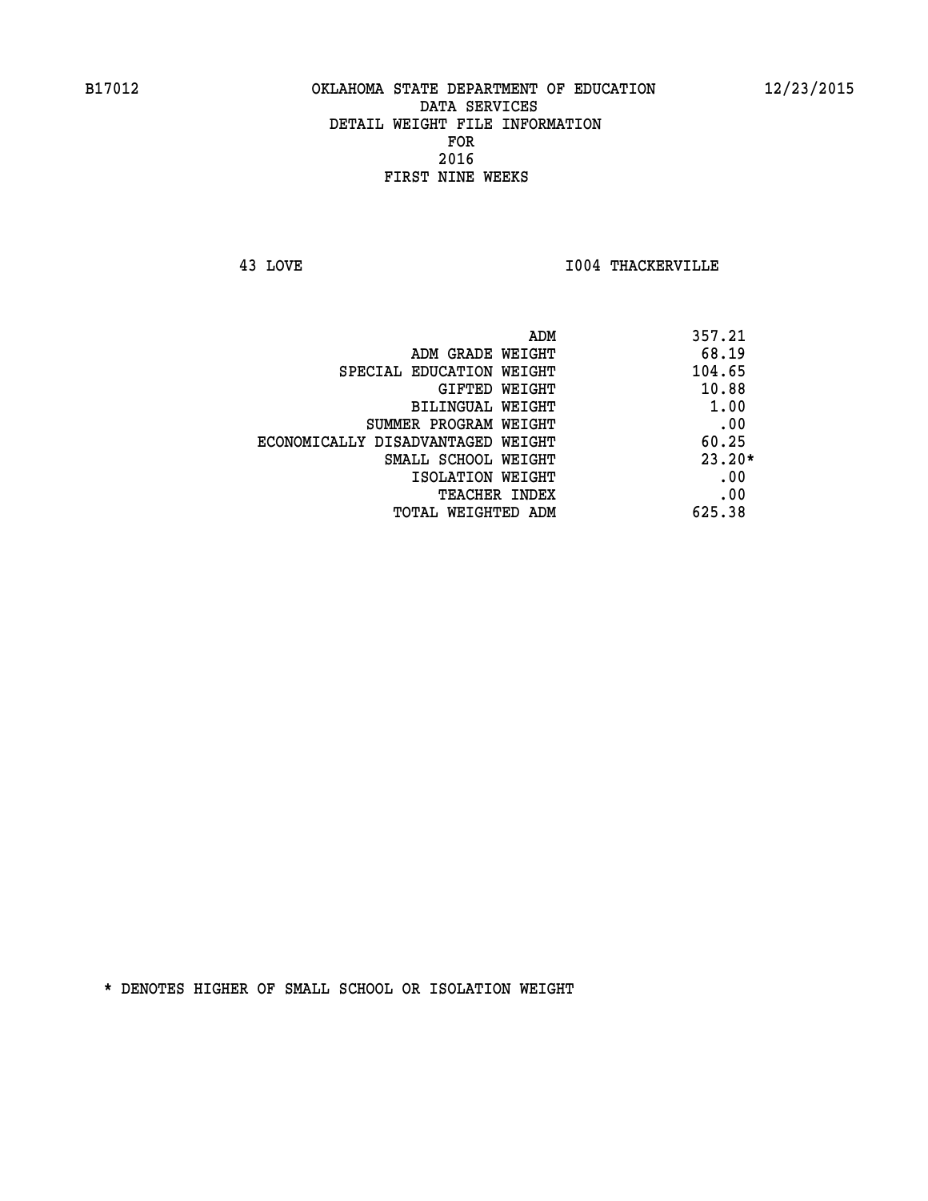B17012 OKLAHOMA STATE DEPARTMENT OF EDUCATION 12/23/2015

DATA SERVICES
DETAIL WEIGHT FILE INFORMATION
FOR
2016
FIRST NINE WEEKS

43 LOVE I004 THACKERVILLE

| | |
|---|---|
| ADM | 357.21 |
| ADM GRADE WEIGHT | 68.19 |
| SPECIAL EDUCATION WEIGHT | 104.65 |
| GIFTED WEIGHT | 10.88 |
| BILINGUAL WEIGHT | 1.00 |
| SUMMER PROGRAM WEIGHT | .00 |
| ECONOMICALLY DISADVANTAGED WEIGHT | 60.25 |
| SMALL SCHOOL WEIGHT | 23.20* |
| ISOLATION WEIGHT | .00 |
| TEACHER INDEX | .00 |
| TOTAL WEIGHTED ADM | 625.38 |

* DENOTES HIGHER OF SMALL SCHOOL OR ISOLATION WEIGHT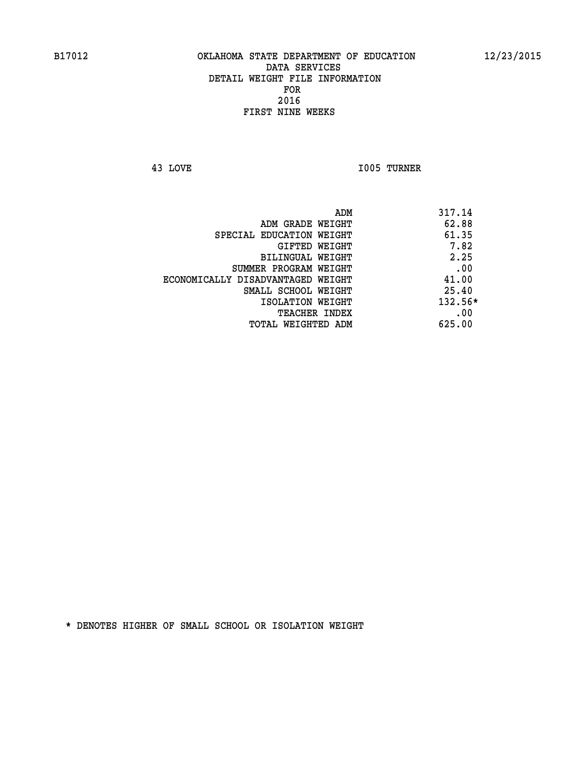# OKLAHOMA STATE DEPARTMENT OF EDUCATION
## DATA SERVICES
## DETAIL WEIGHT FILE INFORMATION
## FOR
## 2016
## FIRST NINE WEEKS

B17012 — 12/23/2015

43 LOVE — I005 TURNER

| | |
|---|---|
| ADM | 317.14 |
| ADM GRADE WEIGHT | 62.88 |
| SPECIAL EDUCATION WEIGHT | 61.35 |
| GIFTED WEIGHT | 7.82 |
| BILINGUAL WEIGHT | 2.25 |
| SUMMER PROGRAM WEIGHT | .00 |
| ECONOMICALLY DISADVANTAGED WEIGHT | 41.00 |
| SMALL SCHOOL WEIGHT | 25.40 |
| ISOLATION WEIGHT | 132.56* |
| TEACHER INDEX | .00 |
| TOTAL WEIGHTED ADM | 625.00 |

* DENOTES HIGHER OF SMALL SCHOOL OR ISOLATION WEIGHT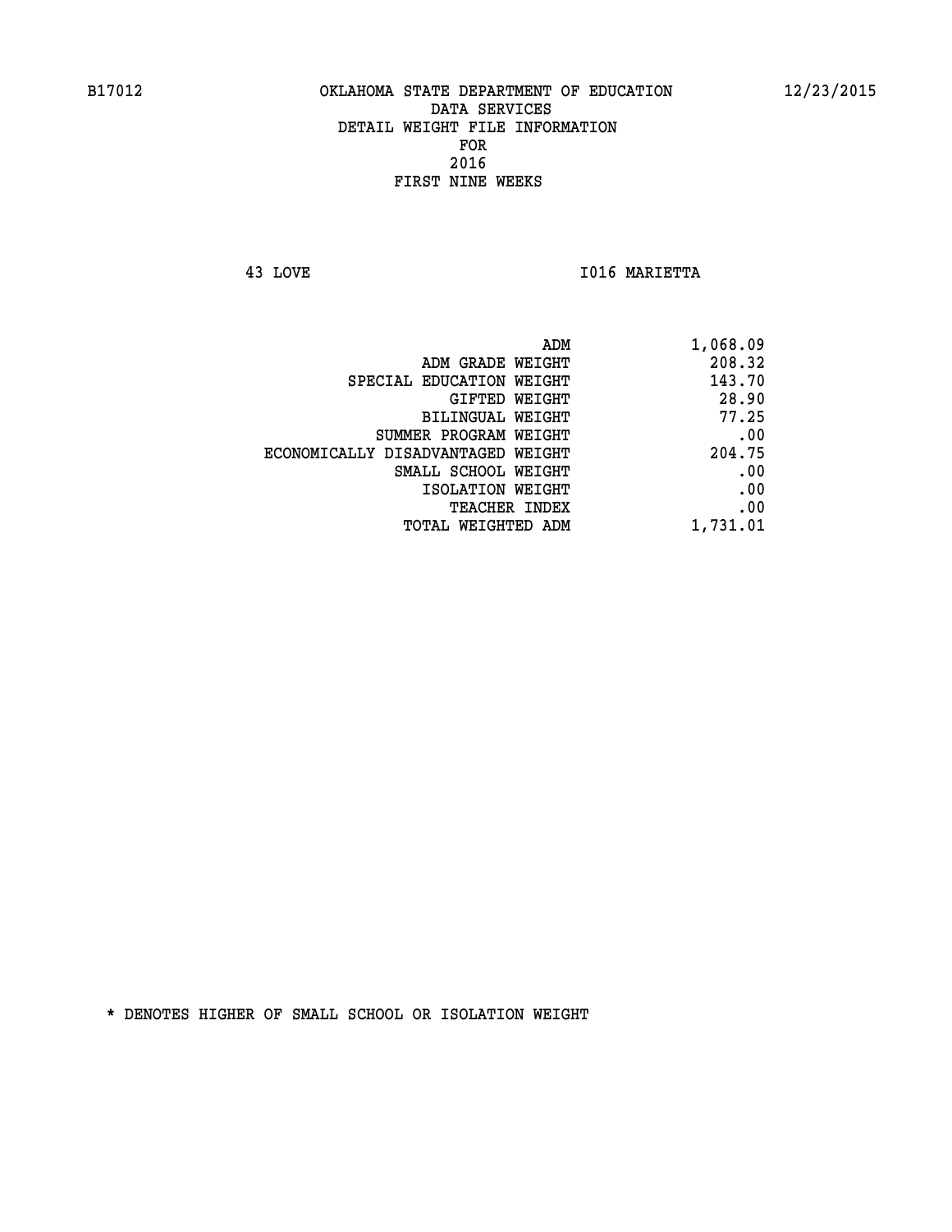B17012 OKLAHOMA STATE DEPARTMENT OF EDUCATION 12/23/2015

DATA SERVICES
DETAIL WEIGHT FILE INFORMATION
FOR
2016
FIRST NINE WEEKS

43 LOVE I016 MARIETTA

| | |
|---|---|
| ADM | 1,068.09 |
| ADM GRADE WEIGHT | 208.32 |
| SPECIAL EDUCATION WEIGHT | 143.70 |
| GIFTED WEIGHT | 28.90 |
| BILINGUAL WEIGHT | 77.25 |
| SUMMER PROGRAM WEIGHT | .00 |
| ECONOMICALLY DISADVANTAGED WEIGHT | 204.75 |
| SMALL SCHOOL WEIGHT | .00 |
| ISOLATION WEIGHT | .00 |
| TEACHER INDEX | .00 |
| TOTAL WEIGHTED ADM | 1,731.01 |

* DENOTES HIGHER OF SMALL SCHOOL OR ISOLATION WEIGHT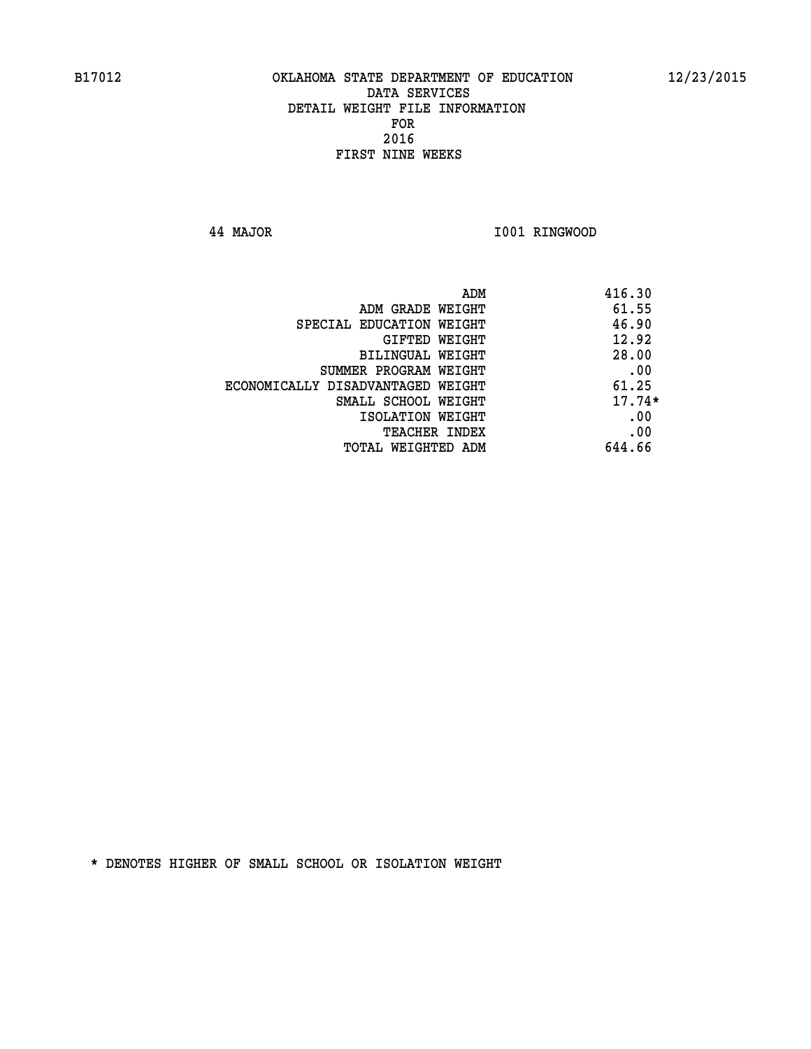OKLAHOMA STATE DEPARTMENT OF EDUCATION
DATA SERVICES
DETAIL WEIGHT FILE INFORMATION
FOR
2016
FIRST NINE WEEKS

44 MAJOR I001 RINGWOOD

| | |
|---|---|
| ADM | 416.30 |
| ADM GRADE WEIGHT | 61.55 |
| SPECIAL EDUCATION WEIGHT | 46.90 |
| GIFTED WEIGHT | 12.92 |
| BILINGUAL WEIGHT | 28.00 |
| SUMMER PROGRAM WEIGHT | .00 |
| ECONOMICALLY DISADVANTAGED WEIGHT | 61.25 |
| SMALL SCHOOL WEIGHT | 17.74* |
| ISOLATION WEIGHT | .00 |
| TEACHER INDEX | .00 |
| TOTAL WEIGHTED ADM | 644.66 |

* DENOTES HIGHER OF SMALL SCHOOL OR ISOLATION WEIGHT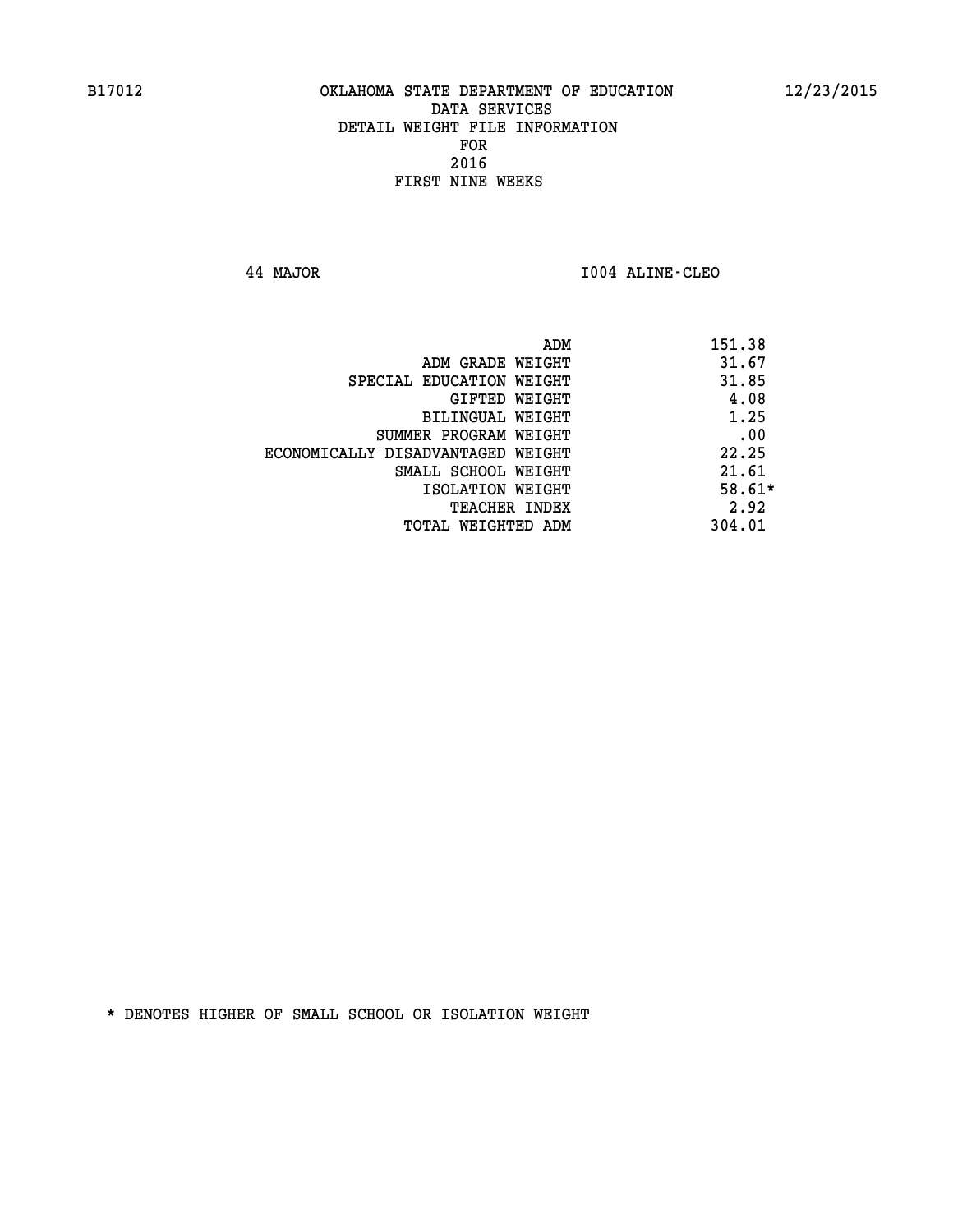B17012 OKLAHOMA STATE DEPARTMENT OF EDUCATION 12/23/2015

DATA SERVICES
DETAIL WEIGHT FILE INFORMATION
FOR
2016
FIRST NINE WEEKS

44 MAJOR I004 ALINE-CLEO

| | |
|---|---|
| ADM | 151.38 |
| ADM GRADE WEIGHT | 31.67 |
| SPECIAL EDUCATION WEIGHT | 31.85 |
| GIFTED WEIGHT | 4.08 |
| BILINGUAL WEIGHT | 1.25 |
| SUMMER PROGRAM WEIGHT | .00 |
| ECONOMICALLY DISADVANTAGED WEIGHT | 22.25 |
| SMALL SCHOOL WEIGHT | 21.61 |
| ISOLATION WEIGHT | 58.61* |
| TEACHER INDEX | 2.92 |
| TOTAL WEIGHTED ADM | 304.01 |

* DENOTES HIGHER OF SMALL SCHOOL OR ISOLATION WEIGHT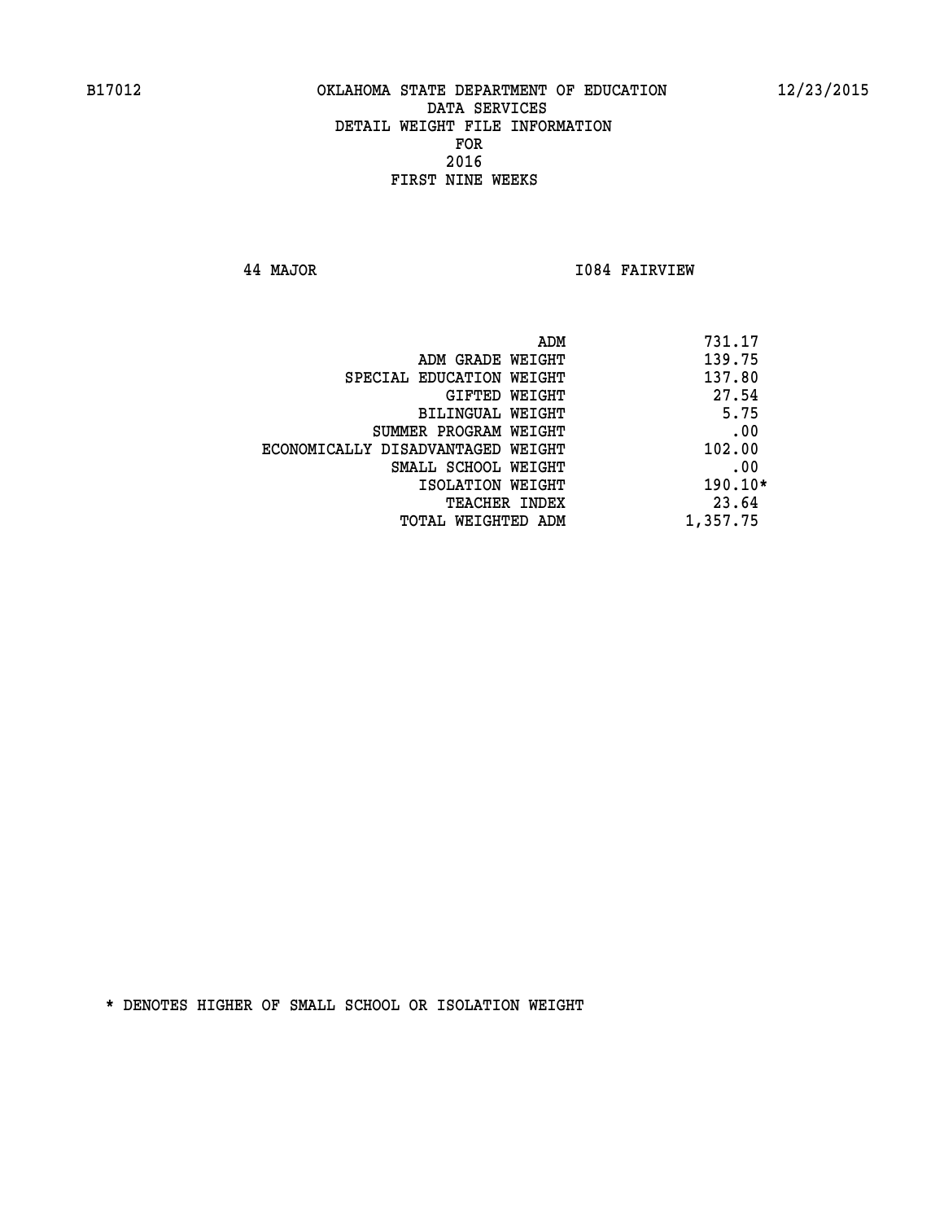OKLAHOMA STATE DEPARTMENT OF EDUCATION
DATA SERVICES
DETAIL WEIGHT FILE INFORMATION
FOR
2016
FIRST NINE WEEKS

44 MAJOR    I084 FAIRVIEW

| | |
|---|---|
| ADM | 731.17 |
| ADM GRADE WEIGHT | 139.75 |
| SPECIAL EDUCATION WEIGHT | 137.80 |
| GIFTED WEIGHT | 27.54 |
| BILINGUAL WEIGHT | 5.75 |
| SUMMER PROGRAM WEIGHT | .00 |
| ECONOMICALLY DISADVANTAGED WEIGHT | 102.00 |
| SMALL SCHOOL WEIGHT | .00 |
| ISOLATION WEIGHT | 190.10* |
| TEACHER INDEX | 23.64 |
| TOTAL WEIGHTED ADM | 1,357.75 |

* DENOTES HIGHER OF SMALL SCHOOL OR ISOLATION WEIGHT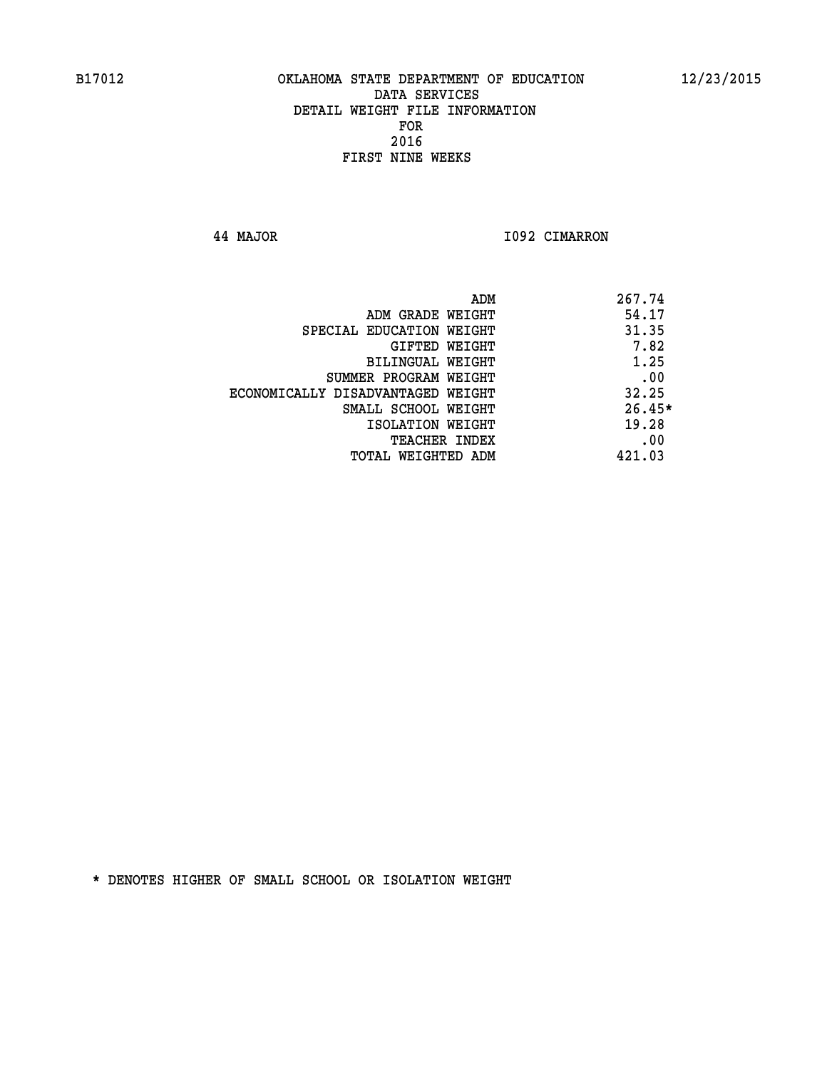B17012 OKLAHOMA STATE DEPARTMENT OF EDUCATION 12/23/2015

DATA SERVICES
DETAIL WEIGHT FILE INFORMATION
FOR
2016
FIRST NINE WEEKS

44 MAJOR I092 CIMARRON

| | |
|---|---|
| ADM | 267.74 |
| ADM GRADE WEIGHT | 54.17 |
| SPECIAL EDUCATION WEIGHT | 31.35 |
| GIFTED WEIGHT | 7.82 |
| BILINGUAL WEIGHT | 1.25 |
| SUMMER PROGRAM WEIGHT | .00 |
| ECONOMICALLY DISADVANTAGED WEIGHT | 32.25 |
| SMALL SCHOOL WEIGHT | 26.45* |
| ISOLATION WEIGHT | 19.28 |
| TEACHER INDEX | .00 |
| TOTAL WEIGHTED ADM | 421.03 |

* DENOTES HIGHER OF SMALL SCHOOL OR ISOLATION WEIGHT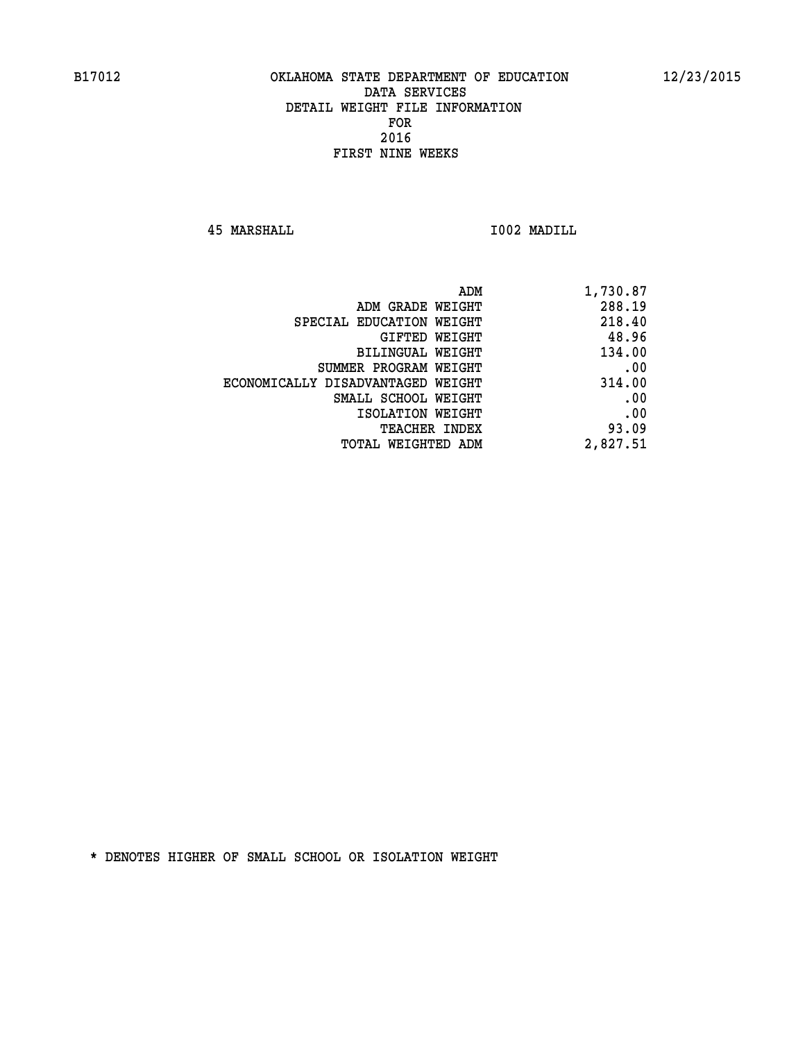B17012 OKLAHOMA STATE DEPARTMENT OF EDUCATION 12/23/2015

DATA SERVICES
DETAIL WEIGHT FILE INFORMATION
FOR
2016
FIRST NINE WEEKS

45 MARSHALL I002 MADILL

| | |
|---|---|
| ADM | 1,730.87 |
| ADM GRADE WEIGHT | 288.19 |
| SPECIAL EDUCATION WEIGHT | 218.40 |
| GIFTED WEIGHT | 48.96 |
| BILINGUAL WEIGHT | 134.00 |
| SUMMER PROGRAM WEIGHT | .00 |
| ECONOMICALLY DISADVANTAGED WEIGHT | 314.00 |
| SMALL SCHOOL WEIGHT | .00 |
| ISOLATION WEIGHT | .00 |
| TEACHER INDEX | 93.09 |
| TOTAL WEIGHTED ADM | 2,827.51 |

* DENOTES HIGHER OF SMALL SCHOOL OR ISOLATION WEIGHT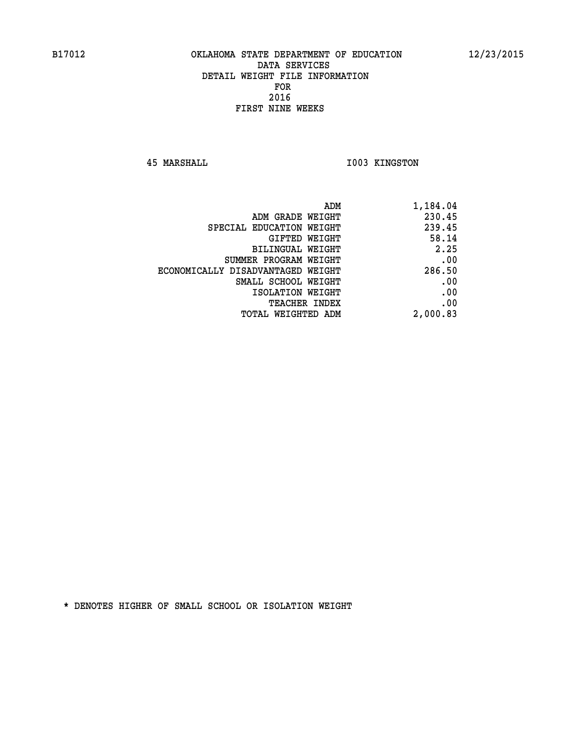B17012 OKLAHOMA STATE DEPARTMENT OF EDUCATION 12/23/2015

DATA SERVICES
DETAIL WEIGHT FILE INFORMATION
FOR
2016
FIRST NINE WEEKS

45 MARSHALL I003 KINGSTON

| | |
|---|---|
| ADM | 1,184.04 |
| ADM GRADE WEIGHT | 230.45 |
| SPECIAL EDUCATION WEIGHT | 239.45 |
| GIFTED WEIGHT | 58.14 |
| BILINGUAL WEIGHT | 2.25 |
| SUMMER PROGRAM WEIGHT | .00 |
| ECONOMICALLY DISADVANTAGED WEIGHT | 286.50 |
| SMALL SCHOOL WEIGHT | .00 |
| ISOLATION WEIGHT | .00 |
| TEACHER INDEX | .00 |
| TOTAL WEIGHTED ADM | 2,000.83 |

* DENOTES HIGHER OF SMALL SCHOOL OR ISOLATION WEIGHT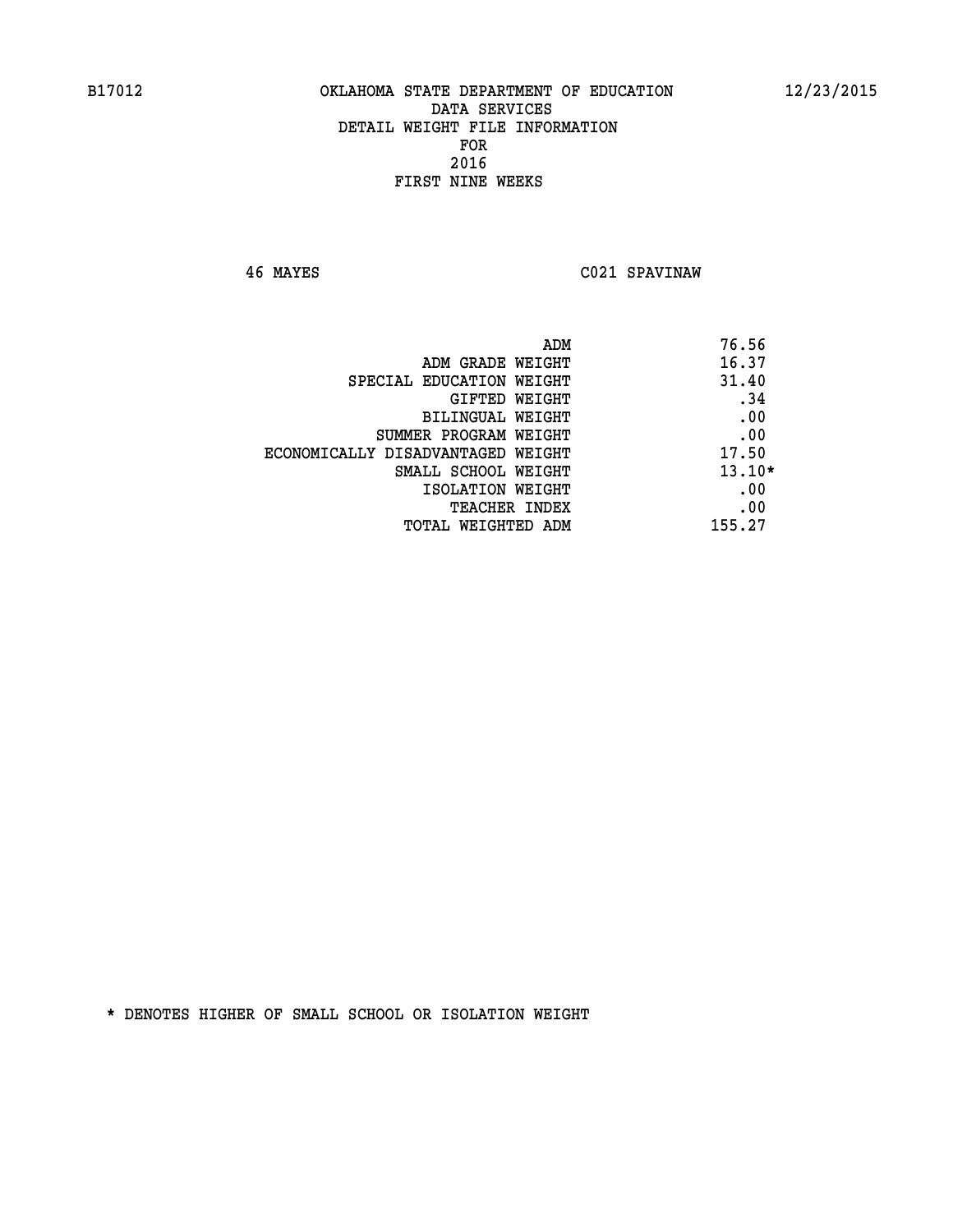B17012 OKLAHOMA STATE DEPARTMENT OF EDUCATION 12/23/2015

DATA SERVICES
DETAIL WEIGHT FILE INFORMATION
FOR
2016
FIRST NINE WEEKS

46 MAYES C021 SPAVINAW

| | |
|---|---|
| ADM | 76.56 |
| ADM GRADE WEIGHT | 16.37 |
| SPECIAL EDUCATION WEIGHT | 31.40 |
| GIFTED WEIGHT | .34 |
| BILINGUAL WEIGHT | .00 |
| SUMMER PROGRAM WEIGHT | .00 |
| ECONOMICALLY DISADVANTAGED WEIGHT | 17.50 |
| SMALL SCHOOL WEIGHT | 13.10* |
| ISOLATION WEIGHT | .00 |
| TEACHER INDEX | .00 |
| TOTAL WEIGHTED ADM | 155.27 |

* DENOTES HIGHER OF SMALL SCHOOL OR ISOLATION WEIGHT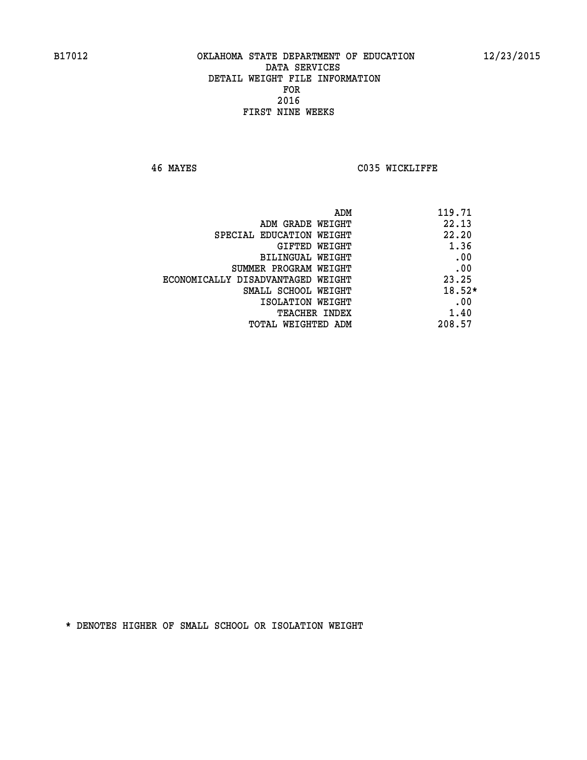B17012 OKLAHOMA STATE DEPARTMENT OF EDUCATION 12/23/2015

DATA SERVICES
DETAIL WEIGHT FILE INFORMATION
FOR
2016
FIRST NINE WEEKS

46 MAYES C035 WICKLIFFE

| | |
|---|---|
| ADM | 119.71 |
| ADM GRADE WEIGHT | 22.13 |
| SPECIAL EDUCATION WEIGHT | 22.20 |
| GIFTED WEIGHT | 1.36 |
| BILINGUAL WEIGHT | .00 |
| SUMMER PROGRAM WEIGHT | .00 |
| ECONOMICALLY DISADVANTAGED WEIGHT | 23.25 |
| SMALL SCHOOL WEIGHT | 18.52* |
| ISOLATION WEIGHT | .00 |
| TEACHER INDEX | 1.40 |
| TOTAL WEIGHTED ADM | 208.57 |

* DENOTES HIGHER OF SMALL SCHOOL OR ISOLATION WEIGHT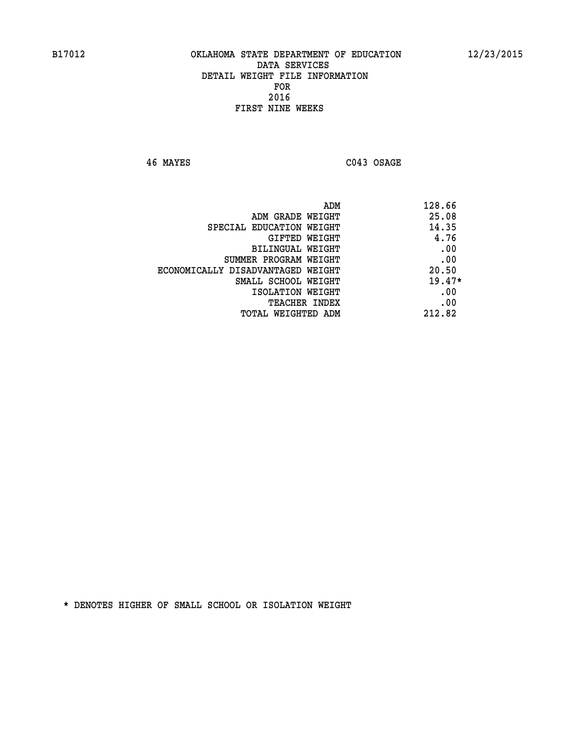B17012 OKLAHOMA STATE DEPARTMENT OF EDUCATION 12/23/2015

DATA SERVICES
DETAIL WEIGHT FILE INFORMATION
FOR
2016
FIRST NINE WEEKS

46 MAYES C043 OSAGE

| | |
|---|---|
| ADM | 128.66 |
| ADM GRADE WEIGHT | 25.08 |
| SPECIAL EDUCATION WEIGHT | 14.35 |
| GIFTED WEIGHT | 4.76 |
| BILINGUAL WEIGHT | .00 |
| SUMMER PROGRAM WEIGHT | .00 |
| ECONOMICALLY DISADVANTAGED WEIGHT | 20.50 |
| SMALL SCHOOL WEIGHT | 19.47* |
| ISOLATION WEIGHT | .00 |
| TEACHER INDEX | .00 |
| TOTAL WEIGHTED ADM | 212.82 |

* DENOTES HIGHER OF SMALL SCHOOL OR ISOLATION WEIGHT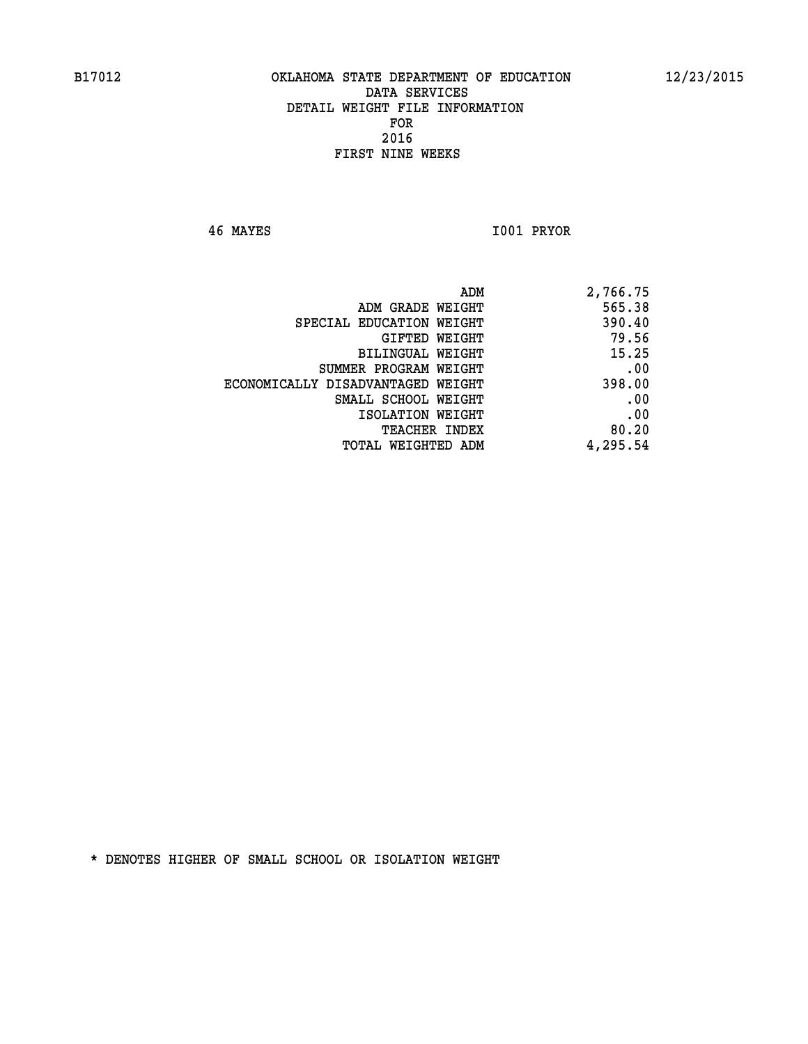B17012 OKLAHOMA STATE DEPARTMENT OF EDUCATION 12/23/2015

DATA SERVICES
DETAIL WEIGHT FILE INFORMATION
FOR
2016
FIRST NINE WEEKS

46 MAYES I001 PRYOR

| | |
|---|---|
| ADM | 2,766.75 |
| ADM GRADE WEIGHT | 565.38 |
| SPECIAL EDUCATION WEIGHT | 390.40 |
| GIFTED WEIGHT | 79.56 |
| BILINGUAL WEIGHT | 15.25 |
| SUMMER PROGRAM WEIGHT | .00 |
| ECONOMICALLY DISADVANTAGED WEIGHT | 398.00 |
| SMALL SCHOOL WEIGHT | .00 |
| ISOLATION WEIGHT | .00 |
| TEACHER INDEX | 80.20 |
| TOTAL WEIGHTED ADM | 4,295.54 |

* DENOTES HIGHER OF SMALL SCHOOL OR ISOLATION WEIGHT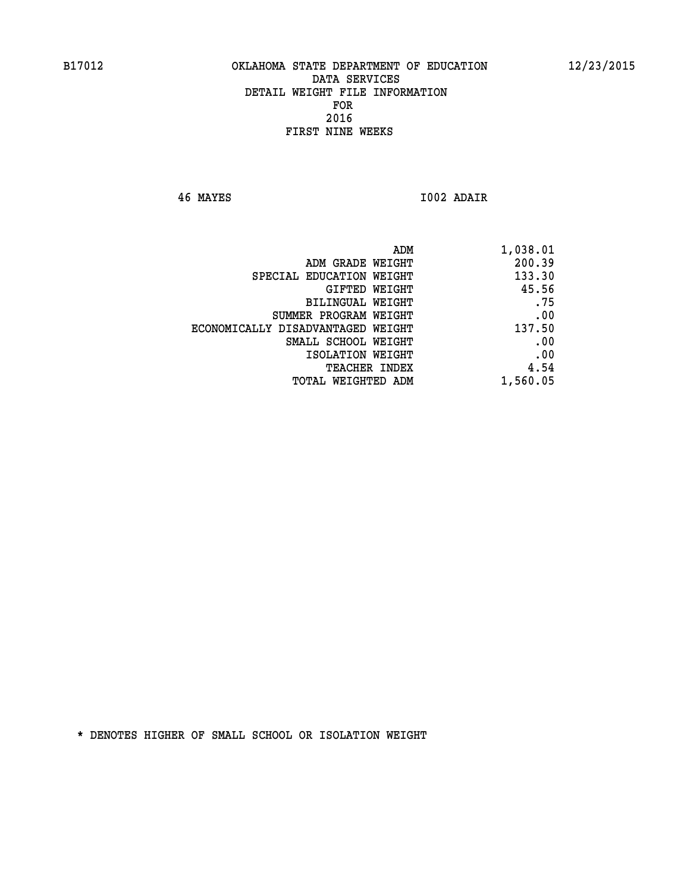B17012 OKLAHOMA STATE DEPARTMENT OF EDUCATION 12/23/2015

DATA SERVICES
DETAIL WEIGHT FILE INFORMATION
FOR
2016
FIRST NINE WEEKS

46 MAYES I002 ADAIR

| | |
|---|---|
| ADM | 1,038.01 |
| ADM GRADE WEIGHT | 200.39 |
| SPECIAL EDUCATION WEIGHT | 133.30 |
| GIFTED WEIGHT | 45.56 |
| BILINGUAL WEIGHT | .75 |
| SUMMER PROGRAM WEIGHT | .00 |
| ECONOMICALLY DISADVANTAGED WEIGHT | 137.50 |
| SMALL SCHOOL WEIGHT | .00 |
| ISOLATION WEIGHT | .00 |
| TEACHER INDEX | 4.54 |
| TOTAL WEIGHTED ADM | 1,560.05 |

* DENOTES HIGHER OF SMALL SCHOOL OR ISOLATION WEIGHT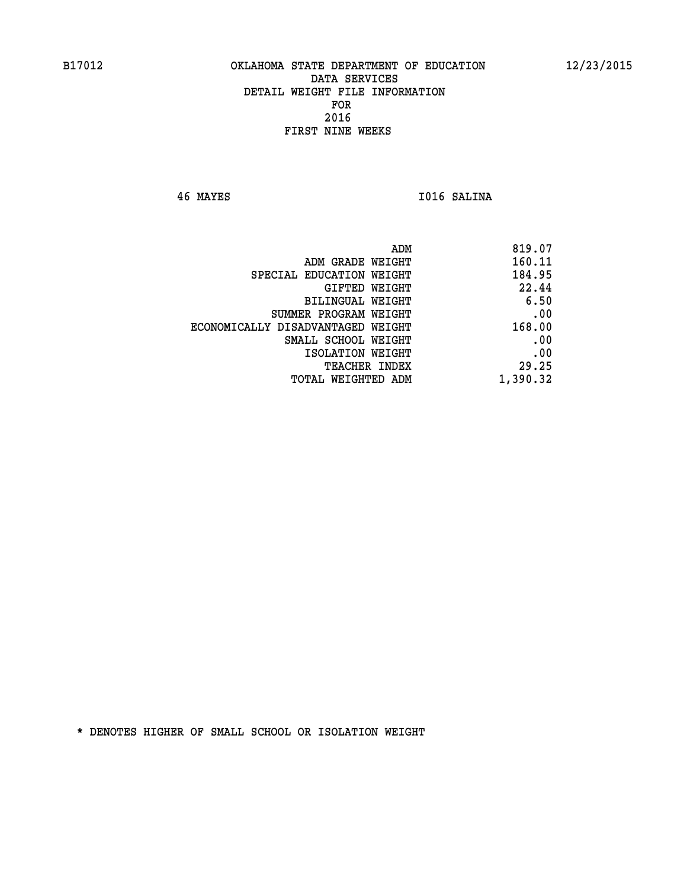# OKLAHOMA STATE DEPARTMENT OF EDUCATION
## DATA SERVICES
## DETAIL WEIGHT FILE INFORMATION
## FOR
## 2016
## FIRST NINE WEEKS

46 MAYES I016 SALINA

| | |
|---|---|
| ADM | 819.07 |
| ADM GRADE WEIGHT | 160.11 |
| SPECIAL EDUCATION WEIGHT | 184.95 |
| GIFTED WEIGHT | 22.44 |
| BILINGUAL WEIGHT | 6.50 |
| SUMMER PROGRAM WEIGHT | .00 |
| ECONOMICALLY DISADVANTAGED WEIGHT | 168.00 |
| SMALL SCHOOL WEIGHT | .00 |
| ISOLATION WEIGHT | .00 |
| TEACHER INDEX | 29.25 |
| TOTAL WEIGHTED ADM | 1,390.32 |

* DENOTES HIGHER OF SMALL SCHOOL OR ISOLATION WEIGHT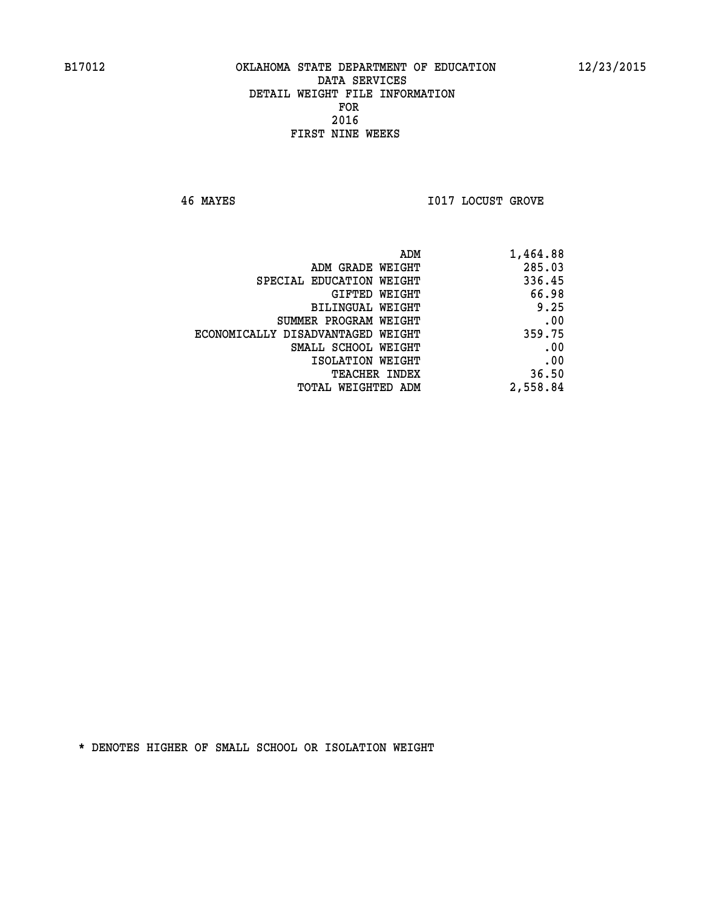B17012 OKLAHOMA STATE DEPARTMENT OF EDUCATION 12/23/2015

DATA SERVICES

DETAIL WEIGHT FILE INFORMATION

FOR

2016

FIRST NINE WEEKS

46 MAYES I017 LOCUST GROVE

| | |
|---|---|
| ADM | 1,464.88 |
| ADM GRADE WEIGHT | 285.03 |
| SPECIAL EDUCATION WEIGHT | 336.45 |
| GIFTED WEIGHT | 66.98 |
| BILINGUAL WEIGHT | 9.25 |
| SUMMER PROGRAM WEIGHT | .00 |
| ECONOMICALLY DISADVANTAGED WEIGHT | 359.75 |
| SMALL SCHOOL WEIGHT | .00 |
| ISOLATION WEIGHT | .00 |
| TEACHER INDEX | 36.50 |
| TOTAL WEIGHTED ADM | 2,558.84 |

* DENOTES HIGHER OF SMALL SCHOOL OR ISOLATION WEIGHT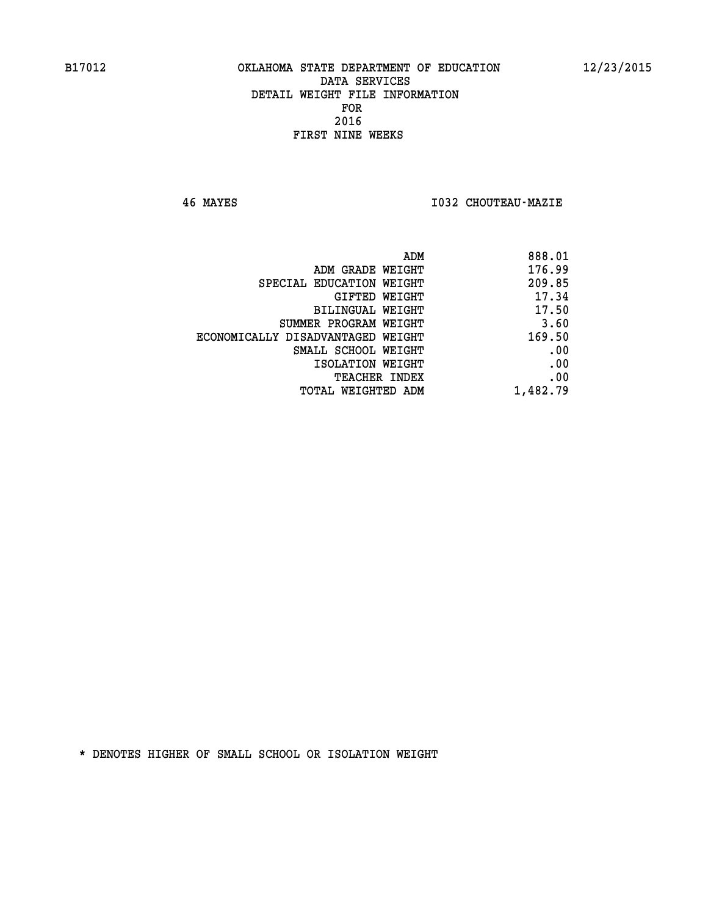B17012 OKLAHOMA STATE DEPARTMENT OF EDUCATION 12/23/2015

DATA SERVICES
DETAIL WEIGHT FILE INFORMATION
FOR
2016
FIRST NINE WEEKS

46 MAYES I032 CHOUTEAU-MAZIE

| | |
|---|---|
| ADM | 888.01 |
| ADM GRADE WEIGHT | 176.99 |
| SPECIAL EDUCATION WEIGHT | 209.85 |
| GIFTED WEIGHT | 17.34 |
| BILINGUAL WEIGHT | 17.50 |
| SUMMER PROGRAM WEIGHT | 3.60 |
| ECONOMICALLY DISADVANTAGED WEIGHT | 169.50 |
| SMALL SCHOOL WEIGHT | .00 |
| ISOLATION WEIGHT | .00 |
| TEACHER INDEX | .00 |
| TOTAL WEIGHTED ADM | 1,482.79 |

* DENOTES HIGHER OF SMALL SCHOOL OR ISOLATION WEIGHT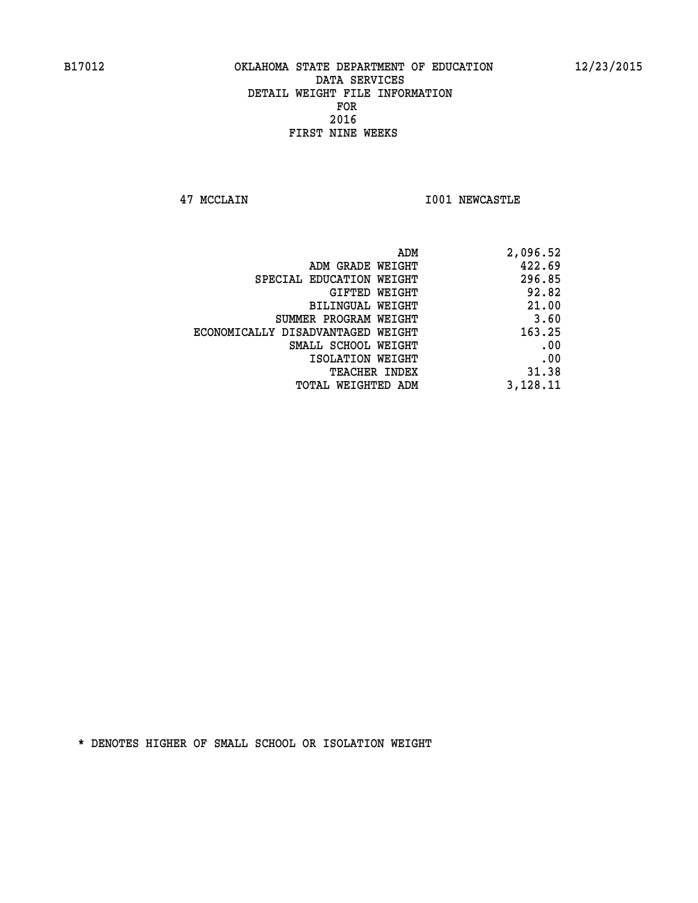B17012 OKLAHOMA STATE DEPARTMENT OF EDUCATION 12/23/2015

DATA SERVICES
DETAIL WEIGHT FILE INFORMATION
FOR
2016
FIRST NINE WEEKS

47 MCCLAIN I001 NEWCASTLE

| | |
|---|---|
| ADM | 2,096.52 |
| ADM GRADE WEIGHT | 422.69 |
| SPECIAL EDUCATION WEIGHT | 296.85 |
| GIFTED WEIGHT | 92.82 |
| BILINGUAL WEIGHT | 21.00 |
| SUMMER PROGRAM WEIGHT | 3.60 |
| ECONOMICALLY DISADVANTAGED WEIGHT | 163.25 |
| SMALL SCHOOL WEIGHT | .00 |
| ISOLATION WEIGHT | .00 |
| TEACHER INDEX | 31.38 |
| TOTAL WEIGHTED ADM | 3,128.11 |

* DENOTES HIGHER OF SMALL SCHOOL OR ISOLATION WEIGHT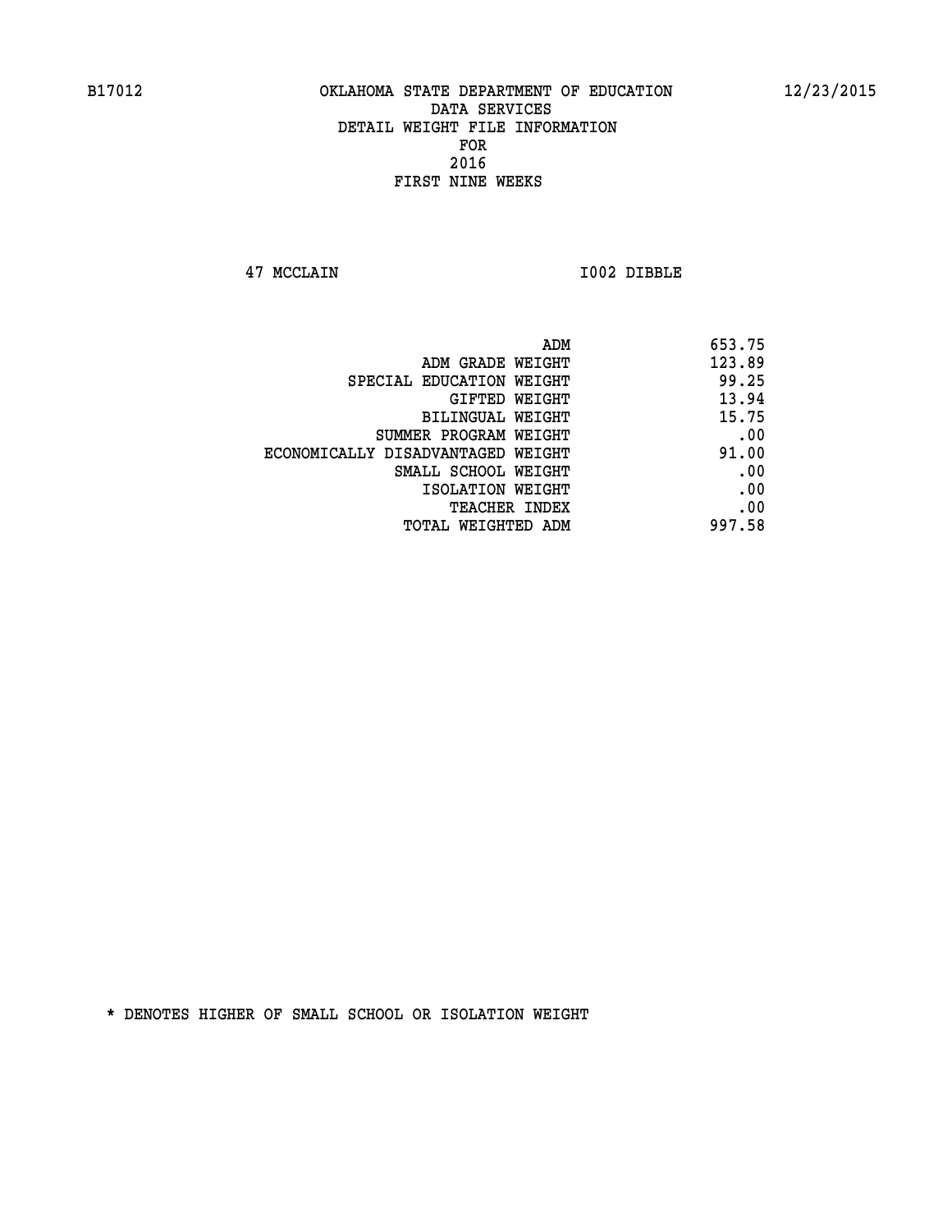B17012 OKLAHOMA STATE DEPARTMENT OF EDUCATION 12/23/2015

DATA SERVICES
DETAIL WEIGHT FILE INFORMATION
FOR
2016
FIRST NINE WEEKS

47 MCCLAIN I002 DIBBLE

| | |
|---|---|
| ADM | 653.75 |
| ADM GRADE WEIGHT | 123.89 |
| SPECIAL EDUCATION WEIGHT | 99.25 |
| GIFTED WEIGHT | 13.94 |
| BILINGUAL WEIGHT | 15.75 |
| SUMMER PROGRAM WEIGHT | .00 |
| ECONOMICALLY DISADVANTAGED WEIGHT | 91.00 |
| SMALL SCHOOL WEIGHT | .00 |
| ISOLATION WEIGHT | .00 |
| TEACHER INDEX | .00 |
| TOTAL WEIGHTED ADM | 997.58 |

* DENOTES HIGHER OF SMALL SCHOOL OR ISOLATION WEIGHT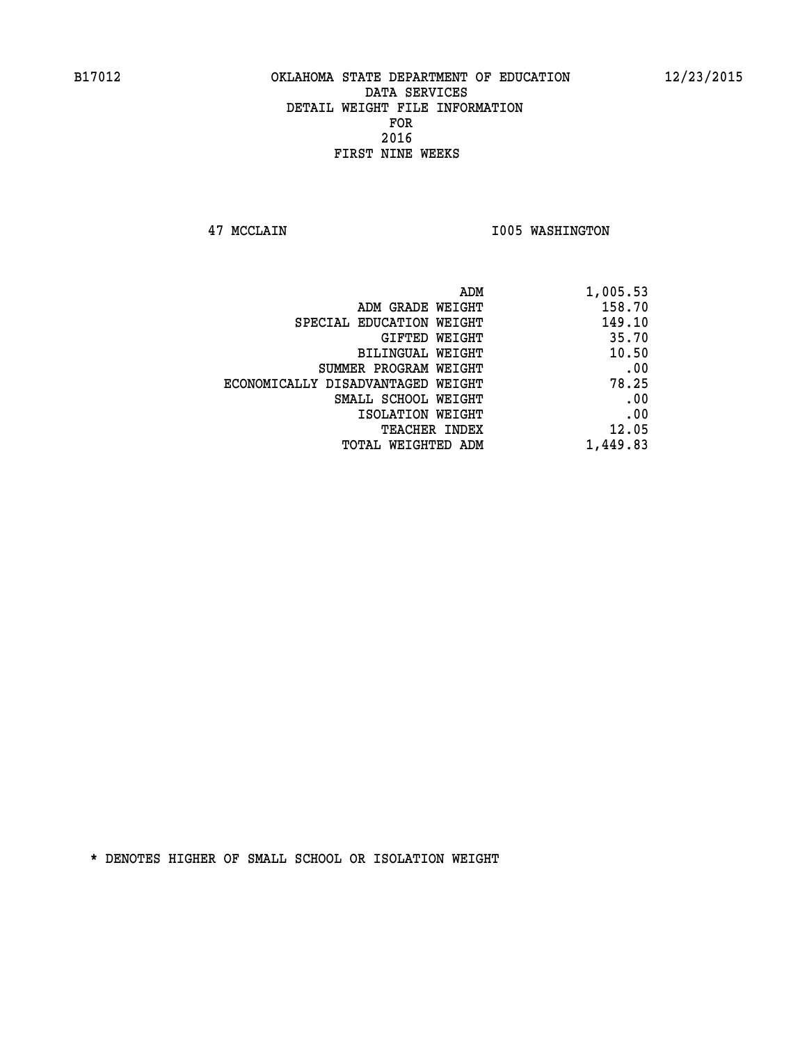B17012 OKLAHOMA STATE DEPARTMENT OF EDUCATION 12/23/2015

DATA SERVICES
DETAIL WEIGHT FILE INFORMATION
FOR
2016
FIRST NINE WEEKS

47 MCCLAIN I005 WASHINGTON

| | |
|---|---|
| ADM | 1,005.53 |
| ADM GRADE WEIGHT | 158.70 |
| SPECIAL EDUCATION WEIGHT | 149.10 |
| GIFTED WEIGHT | 35.70 |
| BILINGUAL WEIGHT | 10.50 |
| SUMMER PROGRAM WEIGHT | .00 |
| ECONOMICALLY DISADVANTAGED WEIGHT | 78.25 |
| SMALL SCHOOL WEIGHT | .00 |
| ISOLATION WEIGHT | .00 |
| TEACHER INDEX | 12.05 |
| TOTAL WEIGHTED ADM | 1,449.83 |

* DENOTES HIGHER OF SMALL SCHOOL OR ISOLATION WEIGHT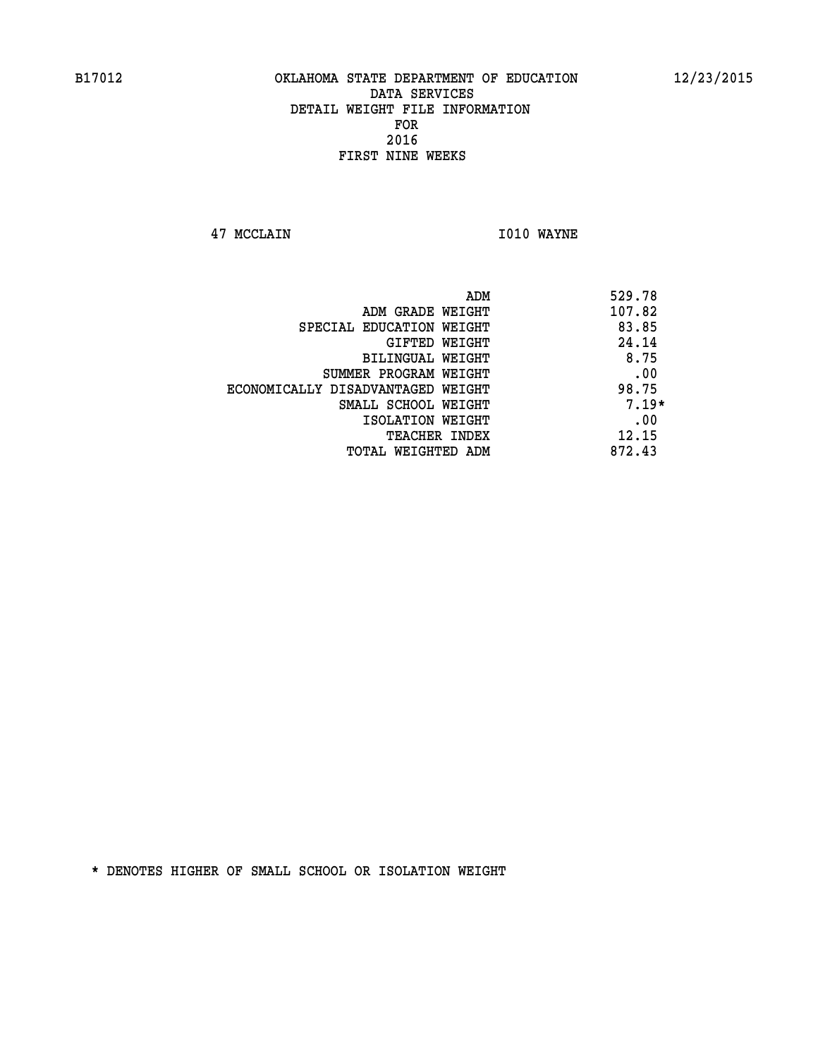B17012 OKLAHOMA STATE DEPARTMENT OF EDUCATION 12/23/2015

DATA SERVICES
DETAIL WEIGHT FILE INFORMATION
FOR
2016
FIRST NINE WEEKS

47 MCCLAIN I010 WAYNE

| | |
|---|---|
| ADM | 529.78 |
| ADM GRADE WEIGHT | 107.82 |
| SPECIAL EDUCATION WEIGHT | 83.85 |
| GIFTED WEIGHT | 24.14 |
| BILINGUAL WEIGHT | 8.75 |
| SUMMER PROGRAM WEIGHT | .00 |
| ECONOMICALLY DISADVANTAGED WEIGHT | 98.75 |
| SMALL SCHOOL WEIGHT | 7.19* |
| ISOLATION WEIGHT | .00 |
| TEACHER INDEX | 12.15 |
| TOTAL WEIGHTED ADM | 872.43 |

* DENOTES HIGHER OF SMALL SCHOOL OR ISOLATION WEIGHT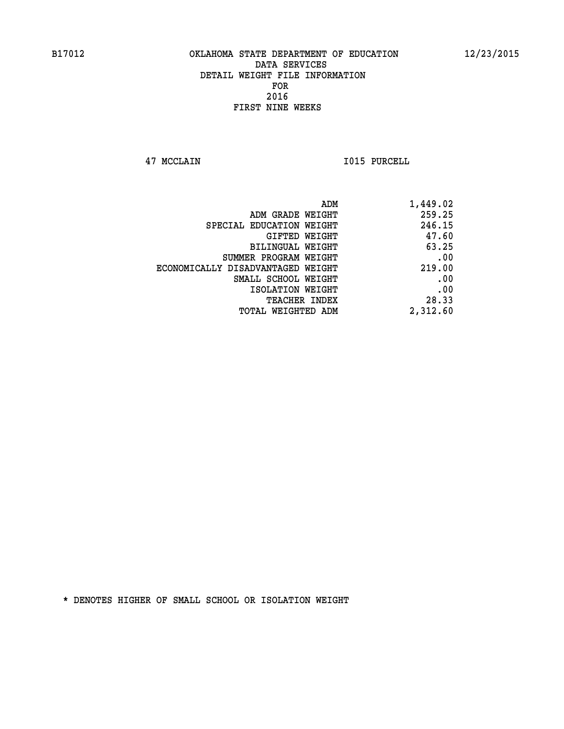B17012 OKLAHOMA STATE DEPARTMENT OF EDUCATION 12/23/2015

DATA SERVICES
DETAIL WEIGHT FILE INFORMATION
FOR
2016
FIRST NINE WEEKS

47 MCCLAIN I015 PURCELL

| | |
|---|---|
| ADM | 1,449.02 |
| ADM GRADE WEIGHT | 259.25 |
| SPECIAL EDUCATION WEIGHT | 246.15 |
| GIFTED WEIGHT | 47.60 |
| BILINGUAL WEIGHT | 63.25 |
| SUMMER PROGRAM WEIGHT | .00 |
| ECONOMICALLY DISADVANTAGED WEIGHT | 219.00 |
| SMALL SCHOOL WEIGHT | .00 |
| ISOLATION WEIGHT | .00 |
| TEACHER INDEX | 28.33 |
| TOTAL WEIGHTED ADM | 2,312.60 |

* DENOTES HIGHER OF SMALL SCHOOL OR ISOLATION WEIGHT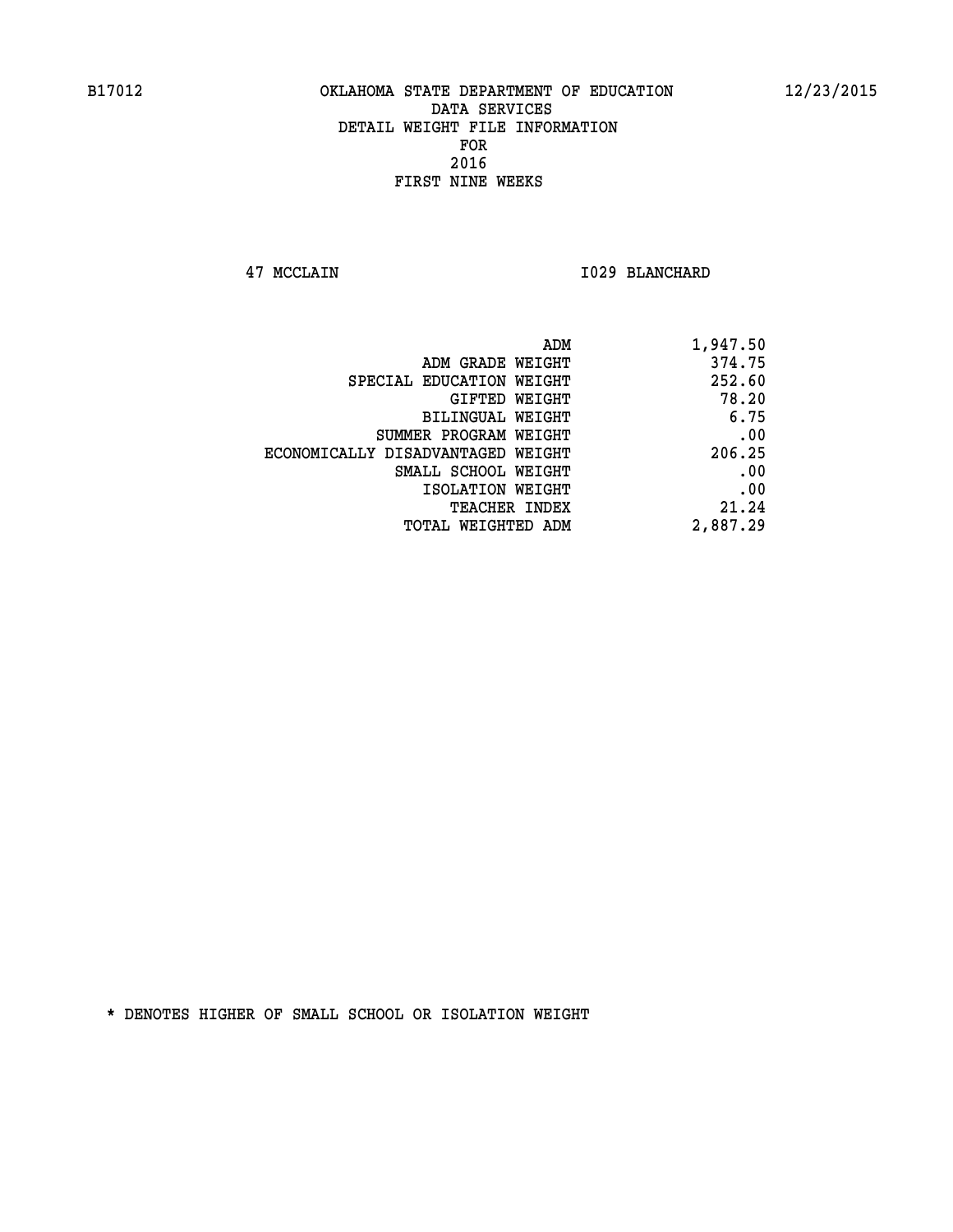B17012 OKLAHOMA STATE DEPARTMENT OF EDUCATION 12/23/2015

DATA SERVICES
DETAIL WEIGHT FILE INFORMATION
FOR
2016
FIRST NINE WEEKS

47 MCCLAIN I029 BLANCHARD

| | |
|---|---|
| ADM | 1,947.50 |
| ADM GRADE WEIGHT | 374.75 |
| SPECIAL EDUCATION WEIGHT | 252.60 |
| GIFTED WEIGHT | 78.20 |
| BILINGUAL WEIGHT | 6.75 |
| SUMMER PROGRAM WEIGHT | .00 |
| ECONOMICALLY DISADVANTAGED WEIGHT | 206.25 |
| SMALL SCHOOL WEIGHT | .00 |
| ISOLATION WEIGHT | .00 |
| TEACHER INDEX | 21.24 |
| TOTAL WEIGHTED ADM | 2,887.29 |

* DENOTES HIGHER OF SMALL SCHOOL OR ISOLATION WEIGHT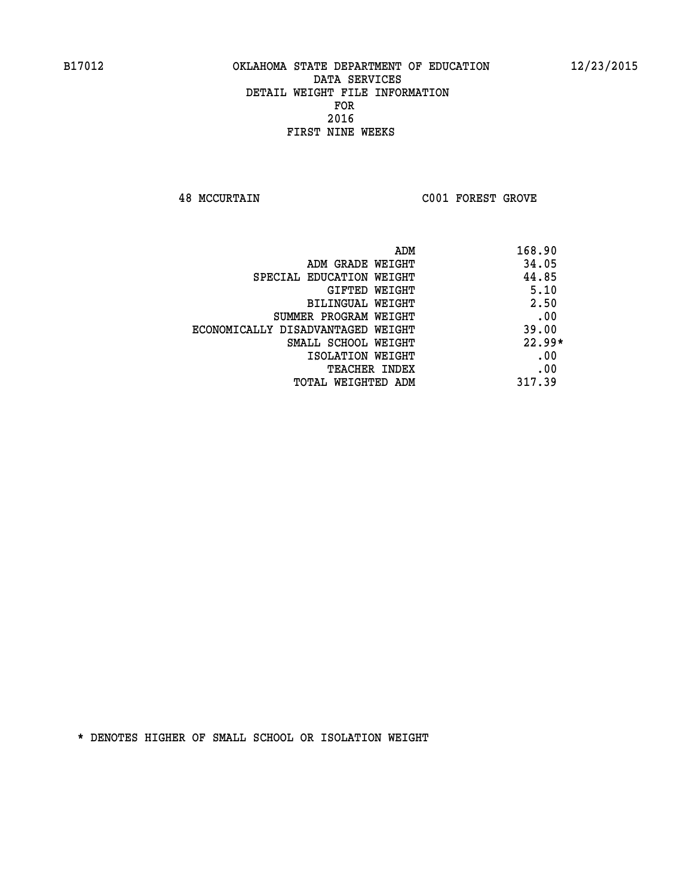B17012 OKLAHOMA STATE DEPARTMENT OF EDUCATION 12/23/2015

DATA SERVICES
DETAIL WEIGHT FILE INFORMATION
FOR
2016
FIRST NINE WEEKS

48 MCCURTAIN C001 FOREST GROVE

| | |
|---|---|
| ADM | 168.90 |
| ADM GRADE WEIGHT | 34.05 |
| SPECIAL EDUCATION WEIGHT | 44.85 |
| GIFTED WEIGHT | 5.10 |
| BILINGUAL WEIGHT | 2.50 |
| SUMMER PROGRAM WEIGHT | .00 |
| ECONOMICALLY DISADVANTAGED WEIGHT | 39.00 |
| SMALL SCHOOL WEIGHT | 22.99* |
| ISOLATION WEIGHT | .00 |
| TEACHER INDEX | .00 |
| TOTAL WEIGHTED ADM | 317.39 |

* DENOTES HIGHER OF SMALL SCHOOL OR ISOLATION WEIGHT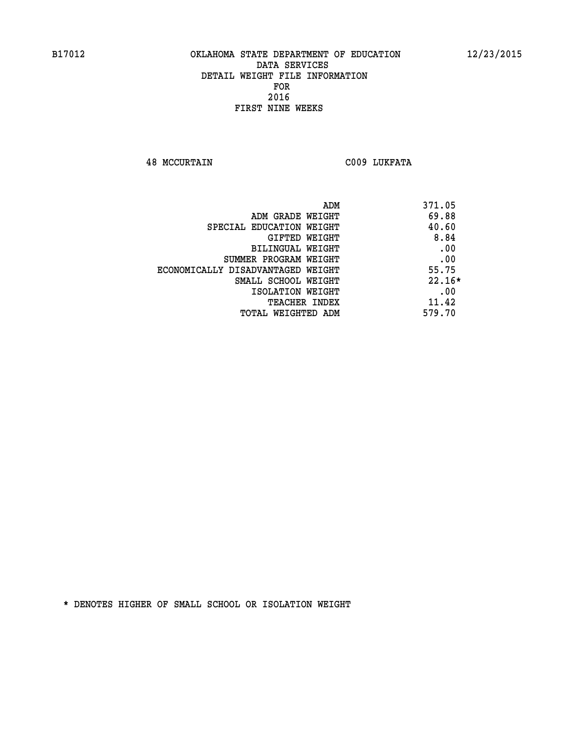B17012 OKLAHOMA STATE DEPARTMENT OF EDUCATION 12/23/2015

DATA SERVICES
DETAIL WEIGHT FILE INFORMATION
FOR
2016
FIRST NINE WEEKS

48 MCCURTAIN C009 LUKFATA

| | |
|---|---|
| ADM | 371.05 |
| ADM GRADE WEIGHT | 69.88 |
| SPECIAL EDUCATION WEIGHT | 40.60 |
| GIFTED WEIGHT | 8.84 |
| BILINGUAL WEIGHT | .00 |
| SUMMER PROGRAM WEIGHT | .00 |
| ECONOMICALLY DISADVANTAGED WEIGHT | 55.75 |
| SMALL SCHOOL WEIGHT | 22.16* |
| ISOLATION WEIGHT | .00 |
| TEACHER INDEX | 11.42 |
| TOTAL WEIGHTED ADM | 579.70 |

* DENOTES HIGHER OF SMALL SCHOOL OR ISOLATION WEIGHT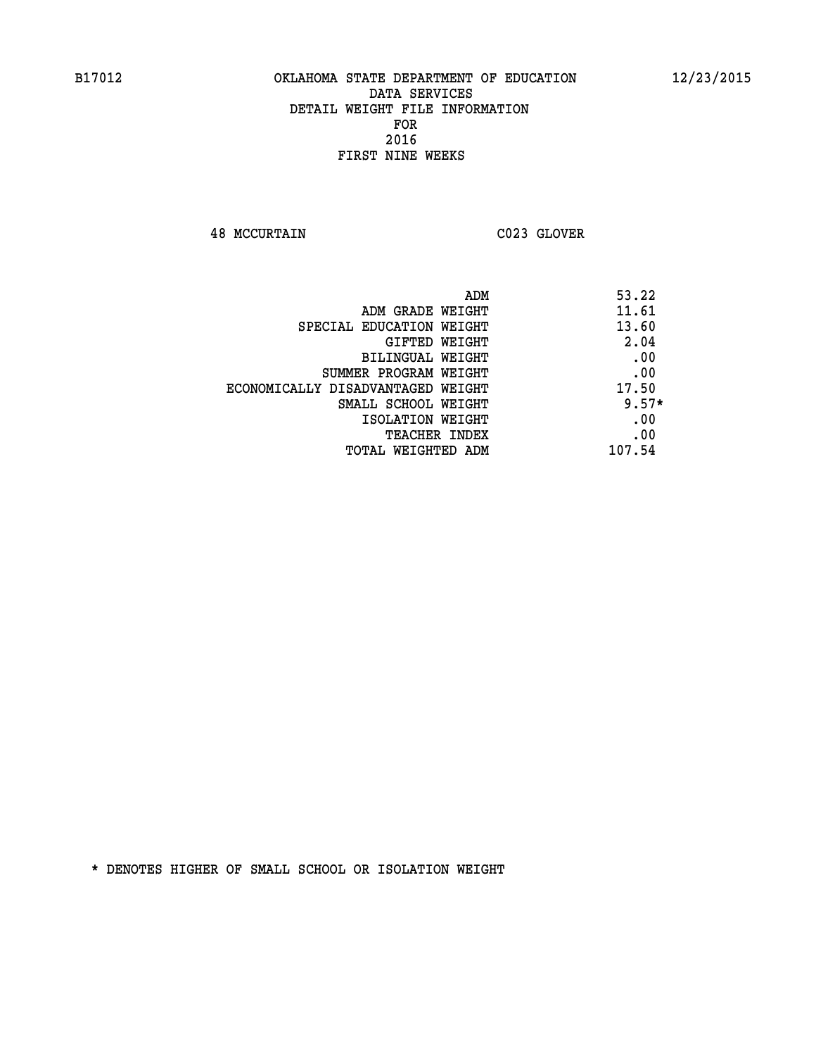B17012 OKLAHOMA STATE DEPARTMENT OF EDUCATION 12/23/2015

DATA SERVICES
DETAIL WEIGHT FILE INFORMATION
FOR
2016
FIRST NINE WEEKS

48 MCCURTAIN C023 GLOVER

| | |
|---|---|
| ADM | 53.22 |
| ADM GRADE WEIGHT | 11.61 |
| SPECIAL EDUCATION WEIGHT | 13.60 |
| GIFTED WEIGHT | 2.04 |
| BILINGUAL WEIGHT | .00 |
| SUMMER PROGRAM WEIGHT | .00 |
| ECONOMICALLY DISADVANTAGED WEIGHT | 17.50 |
| SMALL SCHOOL WEIGHT | 9.57* |
| ISOLATION WEIGHT | .00 |
| TEACHER INDEX | .00 |
| TOTAL WEIGHTED ADM | 107.54 |

* DENOTES HIGHER OF SMALL SCHOOL OR ISOLATION WEIGHT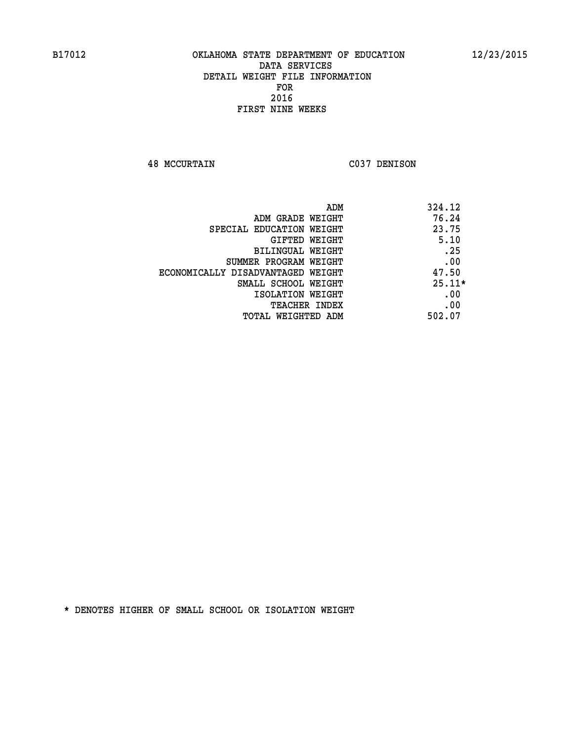B17012 OKLAHOMA STATE DEPARTMENT OF EDUCATION 12/23/2015

DATA SERVICES
DETAIL WEIGHT FILE INFORMATION
FOR
2016
FIRST NINE WEEKS

48 MCCURTAIN C037 DENISON

| | |
|---|---|
| ADM | 324.12 |
| ADM GRADE WEIGHT | 76.24 |
| SPECIAL EDUCATION WEIGHT | 23.75 |
| GIFTED WEIGHT | 5.10 |
| BILINGUAL WEIGHT | .25 |
| SUMMER PROGRAM WEIGHT | .00 |
| ECONOMICALLY DISADVANTAGED WEIGHT | 47.50 |
| SMALL SCHOOL WEIGHT | 25.11* |
| ISOLATION WEIGHT | .00 |
| TEACHER INDEX | .00 |
| TOTAL WEIGHTED ADM | 502.07 |

* DENOTES HIGHER OF SMALL SCHOOL OR ISOLATION WEIGHT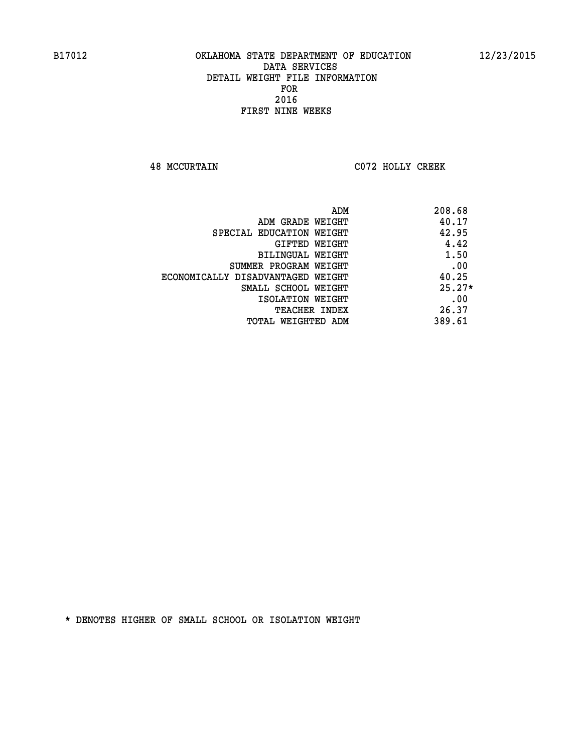B17012 OKLAHOMA STATE DEPARTMENT OF EDUCATION 12/23/2015

DATA SERVICES
DETAIL WEIGHT FILE INFORMATION
FOR
2016
FIRST NINE WEEKS

48 MCCURTAIN C072 HOLLY CREEK

| | |
|---|---|
| ADM | 208.68 |
| ADM GRADE WEIGHT | 40.17 |
| SPECIAL EDUCATION WEIGHT | 42.95 |
| GIFTED WEIGHT | 4.42 |
| BILINGUAL WEIGHT | 1.50 |
| SUMMER PROGRAM WEIGHT | .00 |
| ECONOMICALLY DISADVANTAGED WEIGHT | 40.25 |
| SMALL SCHOOL WEIGHT | 25.27* |
| ISOLATION WEIGHT | .00 |
| TEACHER INDEX | 26.37 |
| TOTAL WEIGHTED ADM | 389.61 |

* DENOTES HIGHER OF SMALL SCHOOL OR ISOLATION WEIGHT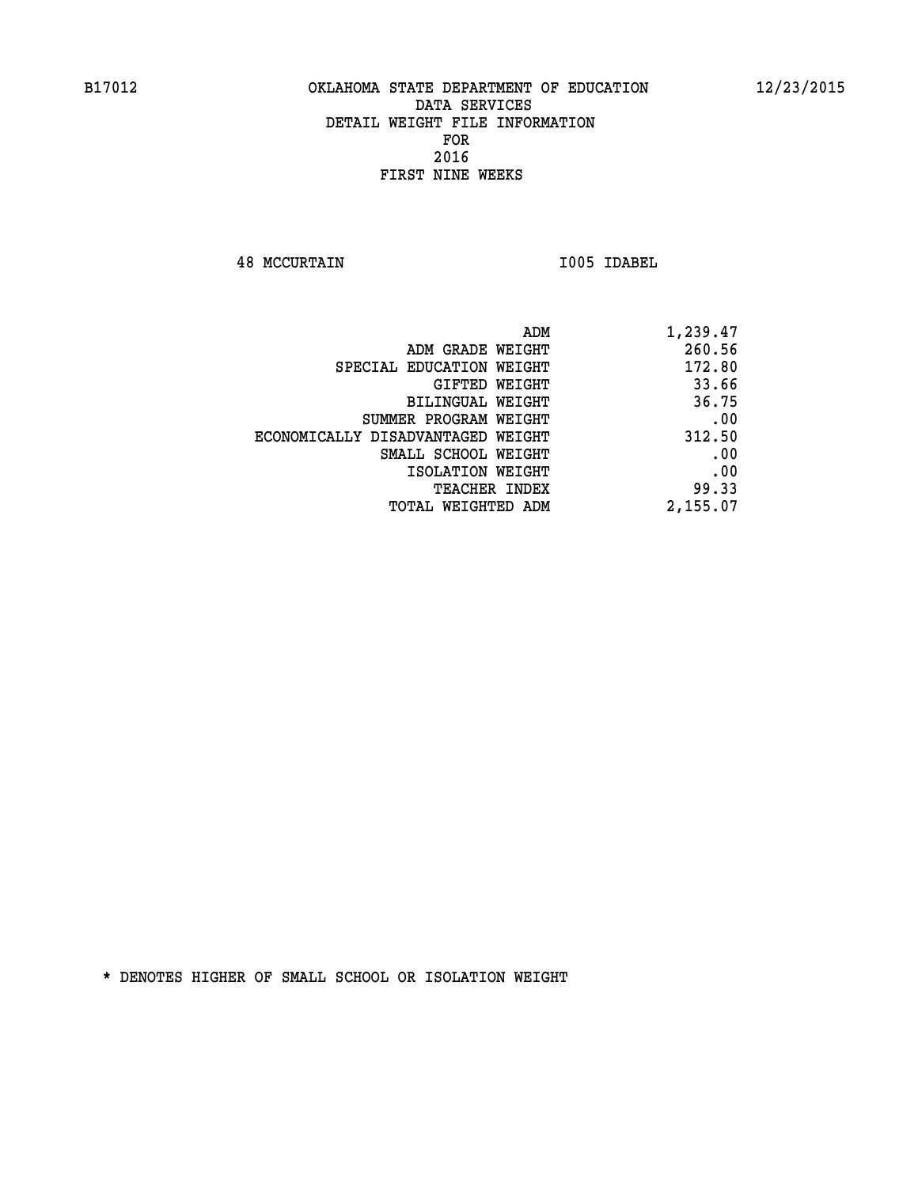B17012 OKLAHOMA STATE DEPARTMENT OF EDUCATION 12/23/2015

DATA SERVICES
DETAIL WEIGHT FILE INFORMATION
FOR
2016
FIRST NINE WEEKS

48 MCCURTAIN I005 IDABEL

| | |
|---|---|
| ADM | 1,239.47 |
| ADM GRADE WEIGHT | 260.56 |
| SPECIAL EDUCATION WEIGHT | 172.80 |
| GIFTED WEIGHT | 33.66 |
| BILINGUAL WEIGHT | 36.75 |
| SUMMER PROGRAM WEIGHT | .00 |
| ECONOMICALLY DISADVANTAGED WEIGHT | 312.50 |
| SMALL SCHOOL WEIGHT | .00 |
| ISOLATION WEIGHT | .00 |
| TEACHER INDEX | 99.33 |
| TOTAL WEIGHTED ADM | 2,155.07 |

* DENOTES HIGHER OF SMALL SCHOOL OR ISOLATION WEIGHT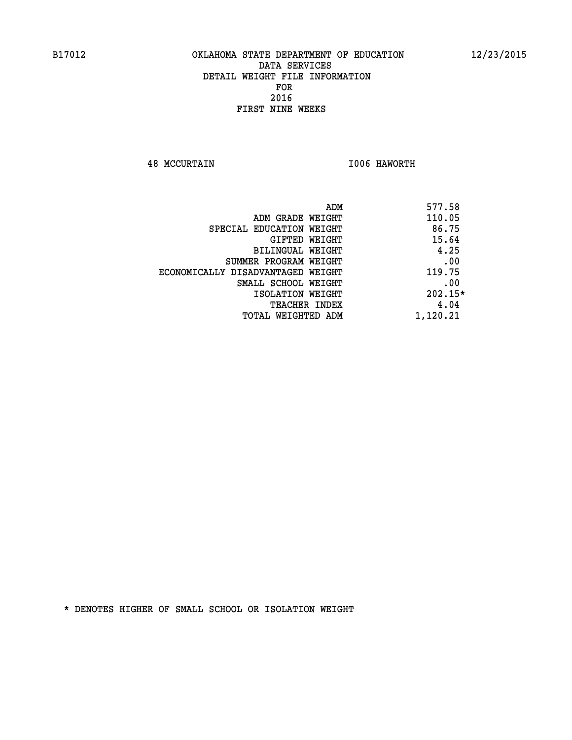B17012 OKLAHOMA STATE DEPARTMENT OF EDUCATION 12/23/2015

DATA SERVICES
DETAIL WEIGHT FILE INFORMATION
FOR
2016
FIRST NINE WEEKS

48 MCCURTAIN I006 HAWORTH

| | |
|---|---|
| ADM | 577.58 |
| ADM GRADE WEIGHT | 110.05 |
| SPECIAL EDUCATION WEIGHT | 86.75 |
| GIFTED WEIGHT | 15.64 |
| BILINGUAL WEIGHT | 4.25 |
| SUMMER PROGRAM WEIGHT | .00 |
| ECONOMICALLY DISADVANTAGED WEIGHT | 119.75 |
| SMALL SCHOOL WEIGHT | .00 |
| ISOLATION WEIGHT | 202.15* |
| TEACHER INDEX | 4.04 |
| TOTAL WEIGHTED ADM | 1,120.21 |

* DENOTES HIGHER OF SMALL SCHOOL OR ISOLATION WEIGHT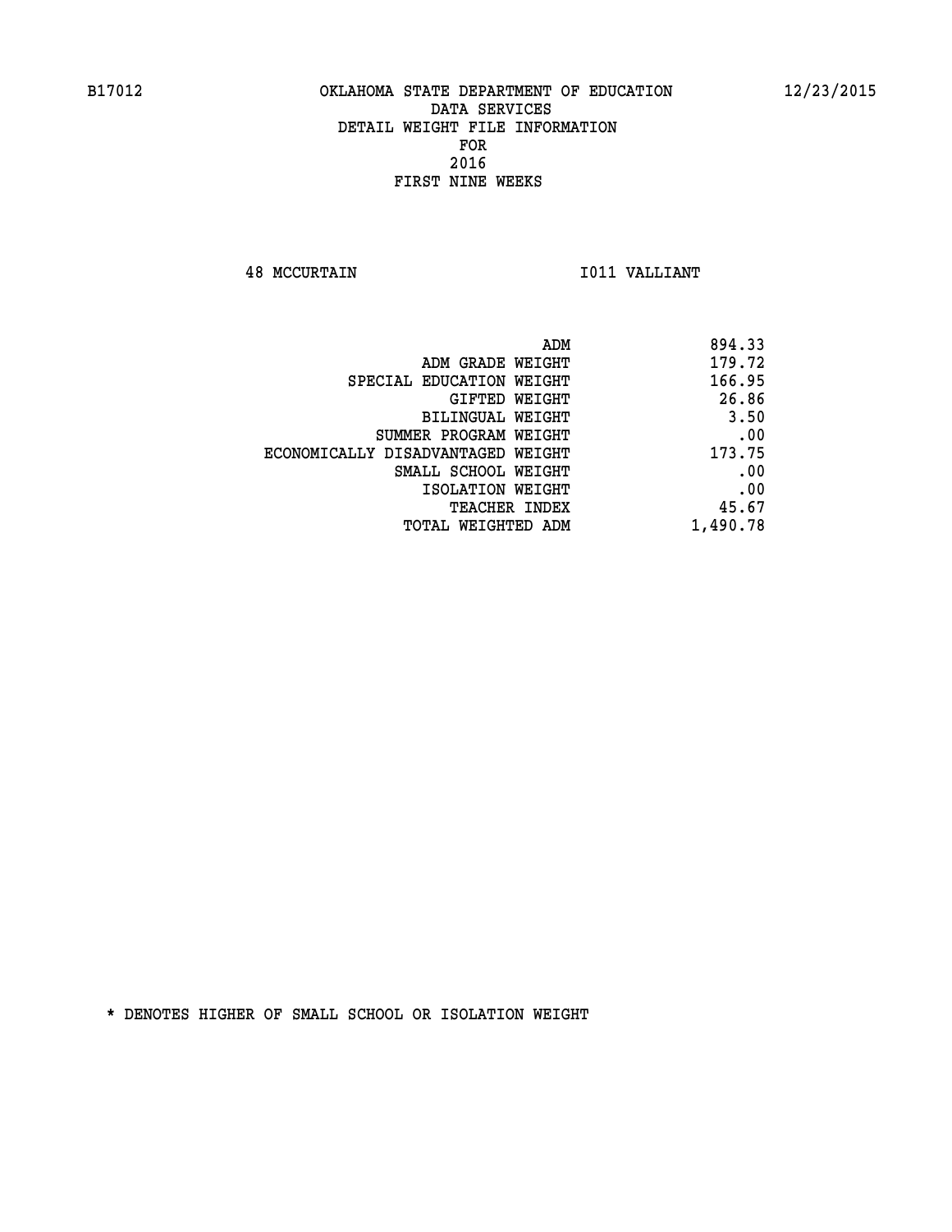B17012 OKLAHOMA STATE DEPARTMENT OF EDUCATION 12/23/2015

DATA SERVICES
DETAIL WEIGHT FILE INFORMATION
FOR
2016
FIRST NINE WEEKS

48 MCCURTAIN I011 VALLIANT

| | |
|---|---|
| ADM | 894.33 |
| ADM GRADE WEIGHT | 179.72 |
| SPECIAL EDUCATION WEIGHT | 166.95 |
| GIFTED WEIGHT | 26.86 |
| BILINGUAL WEIGHT | 3.50 |
| SUMMER PROGRAM WEIGHT | .00 |
| ECONOMICALLY DISADVANTAGED WEIGHT | 173.75 |
| SMALL SCHOOL WEIGHT | .00 |
| ISOLATION WEIGHT | .00 |
| TEACHER INDEX | 45.67 |
| TOTAL WEIGHTED ADM | 1,490.78 |

* DENOTES HIGHER OF SMALL SCHOOL OR ISOLATION WEIGHT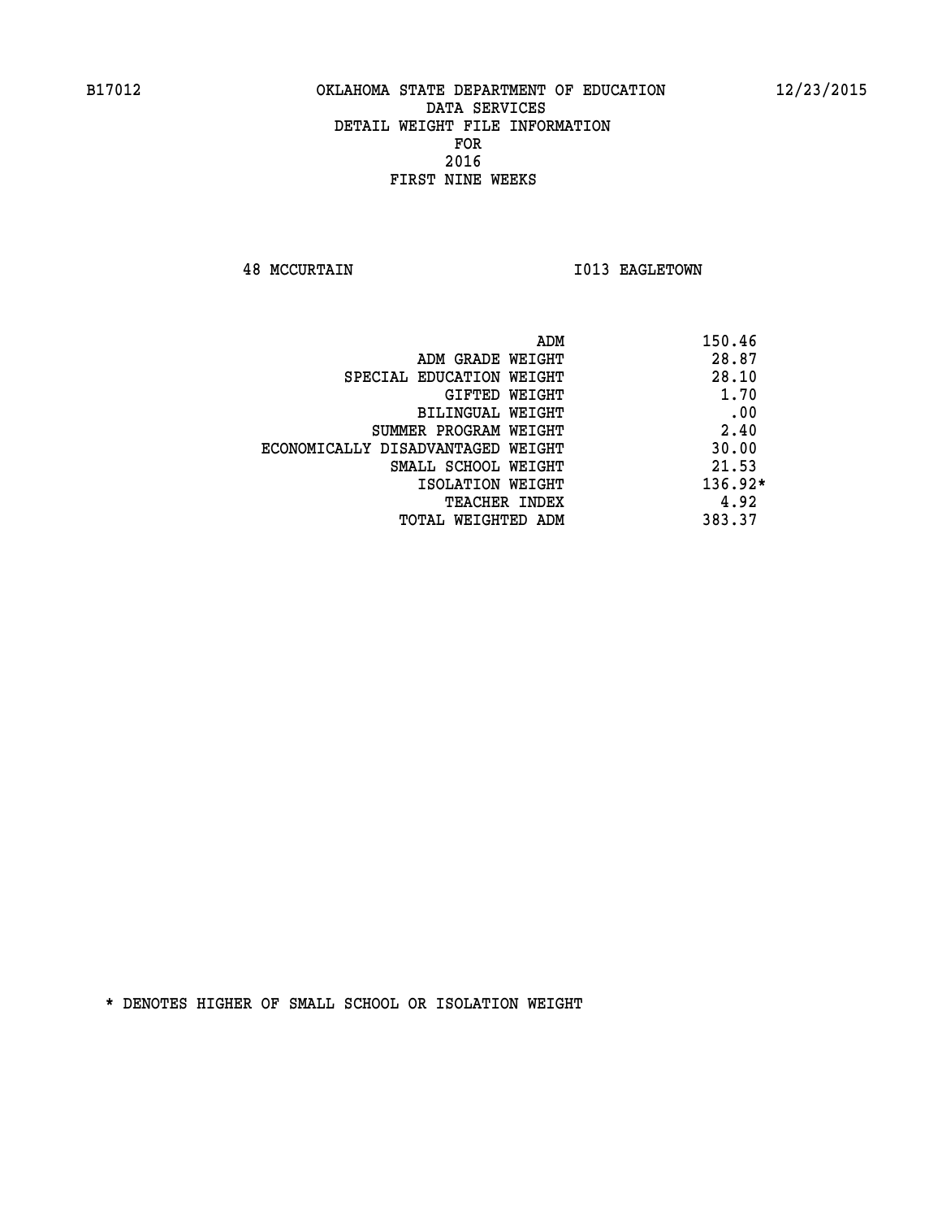OKLAHOMA STATE DEPARTMENT OF EDUCATION
DATA SERVICES
DETAIL WEIGHT FILE INFORMATION
FOR
2016
FIRST NINE WEEKS

48 MCCURTAIN I013 EAGLETOWN

| | |
|---|---|
| ADM | 150.46 |
| ADM GRADE WEIGHT | 28.87 |
| SPECIAL EDUCATION WEIGHT | 28.10 |
| GIFTED WEIGHT | 1.70 |
| BILINGUAL WEIGHT | .00 |
| SUMMER PROGRAM WEIGHT | 2.40 |
| ECONOMICALLY DISADVANTAGED WEIGHT | 30.00 |
| SMALL SCHOOL WEIGHT | 21.53 |
| ISOLATION WEIGHT | 136.92* |
| TEACHER INDEX | 4.92 |
| TOTAL WEIGHTED ADM | 383.37 |

* DENOTES HIGHER OF SMALL SCHOOL OR ISOLATION WEIGHT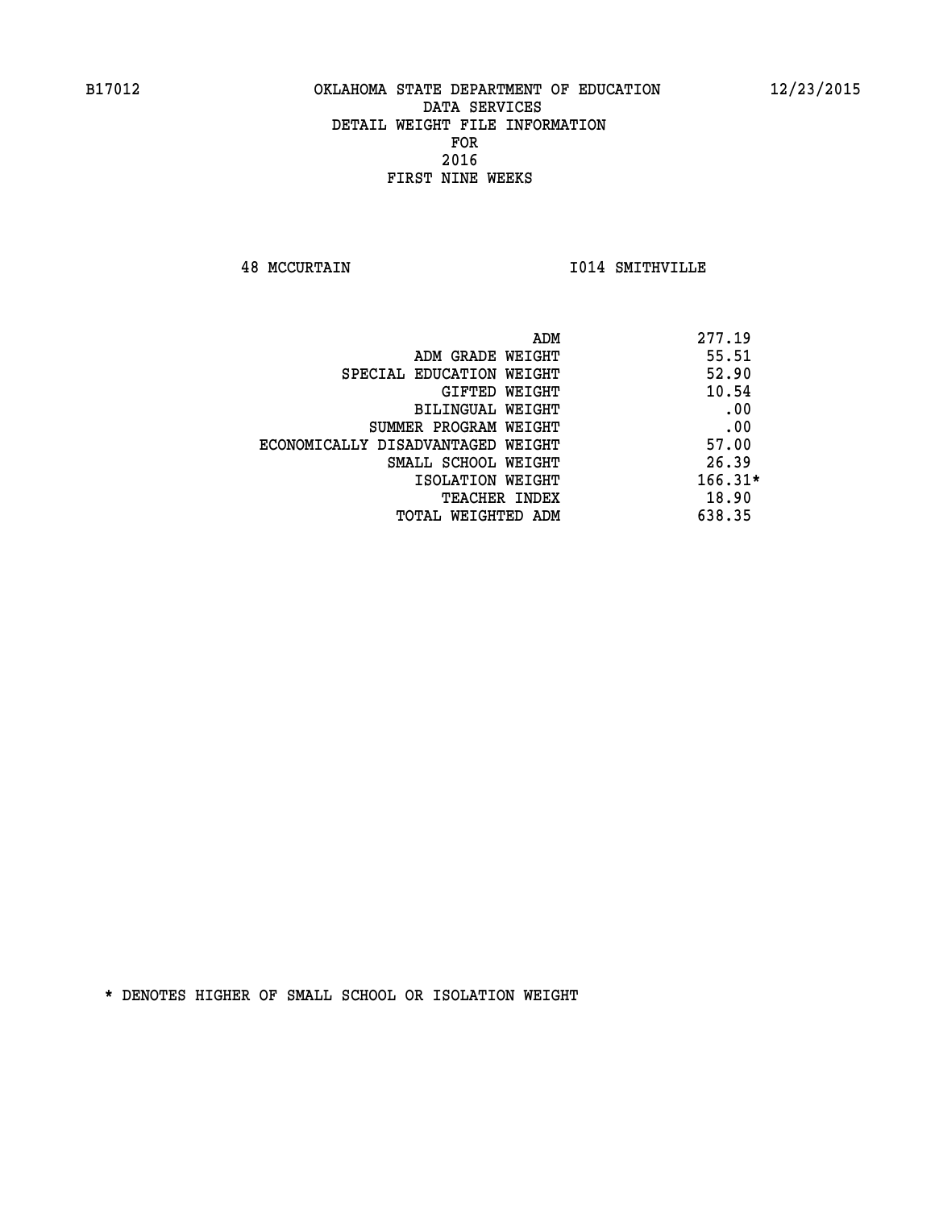B17012 OKLAHOMA STATE DEPARTMENT OF EDUCATION 12/23/2015

DATA SERVICES
DETAIL WEIGHT FILE INFORMATION
FOR
2016
FIRST NINE WEEKS

48 MCCURTAIN I014 SMITHVILLE

| | |
|---|---|
| ADM | 277.19 |
| ADM GRADE WEIGHT | 55.51 |
| SPECIAL EDUCATION WEIGHT | 52.90 |
| GIFTED WEIGHT | 10.54 |
| BILINGUAL WEIGHT | .00 |
| SUMMER PROGRAM WEIGHT | .00 |
| ECONOMICALLY DISADVANTAGED WEIGHT | 57.00 |
| SMALL SCHOOL WEIGHT | 26.39 |
| ISOLATION WEIGHT | 166.31* |
| TEACHER INDEX | 18.90 |
| TOTAL WEIGHTED ADM | 638.35 |

* DENOTES HIGHER OF SMALL SCHOOL OR ISOLATION WEIGHT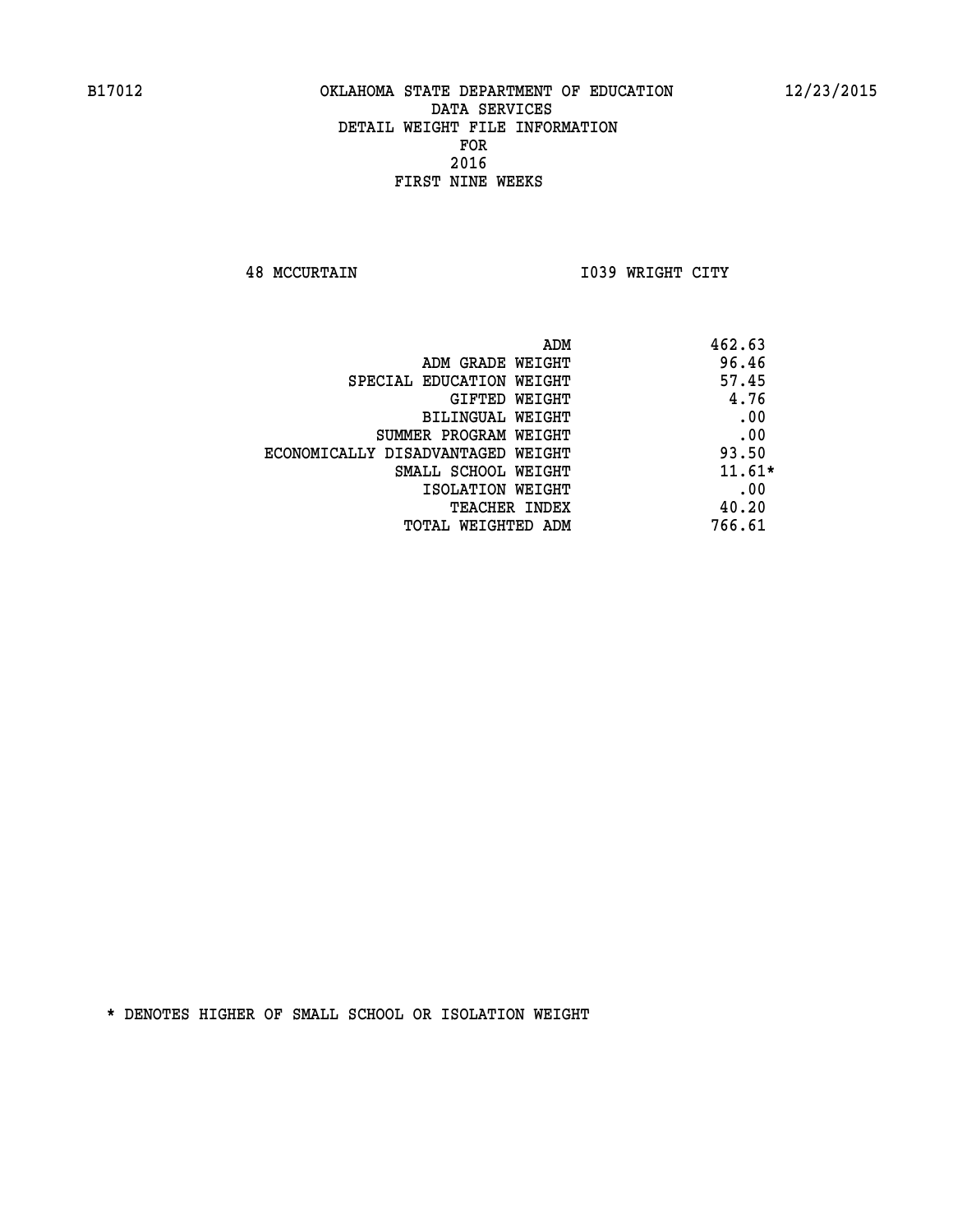B17012 OKLAHOMA STATE DEPARTMENT OF EDUCATION 12/23/2015

DATA SERVICES
DETAIL WEIGHT FILE INFORMATION
FOR
2016
FIRST NINE WEEKS

48 MCCURTAIN I039 WRIGHT CITY

| | |
|---|---|
| ADM | 462.63 |
| ADM GRADE WEIGHT | 96.46 |
| SPECIAL EDUCATION WEIGHT | 57.45 |
| GIFTED WEIGHT | 4.76 |
| BILINGUAL WEIGHT | .00 |
| SUMMER PROGRAM WEIGHT | .00 |
| ECONOMICALLY DISADVANTAGED WEIGHT | 93.50 |
| SMALL SCHOOL WEIGHT | 11.61* |
| ISOLATION WEIGHT | .00 |
| TEACHER INDEX | 40.20 |
| TOTAL WEIGHTED ADM | 766.61 |

* DENOTES HIGHER OF SMALL SCHOOL OR ISOLATION WEIGHT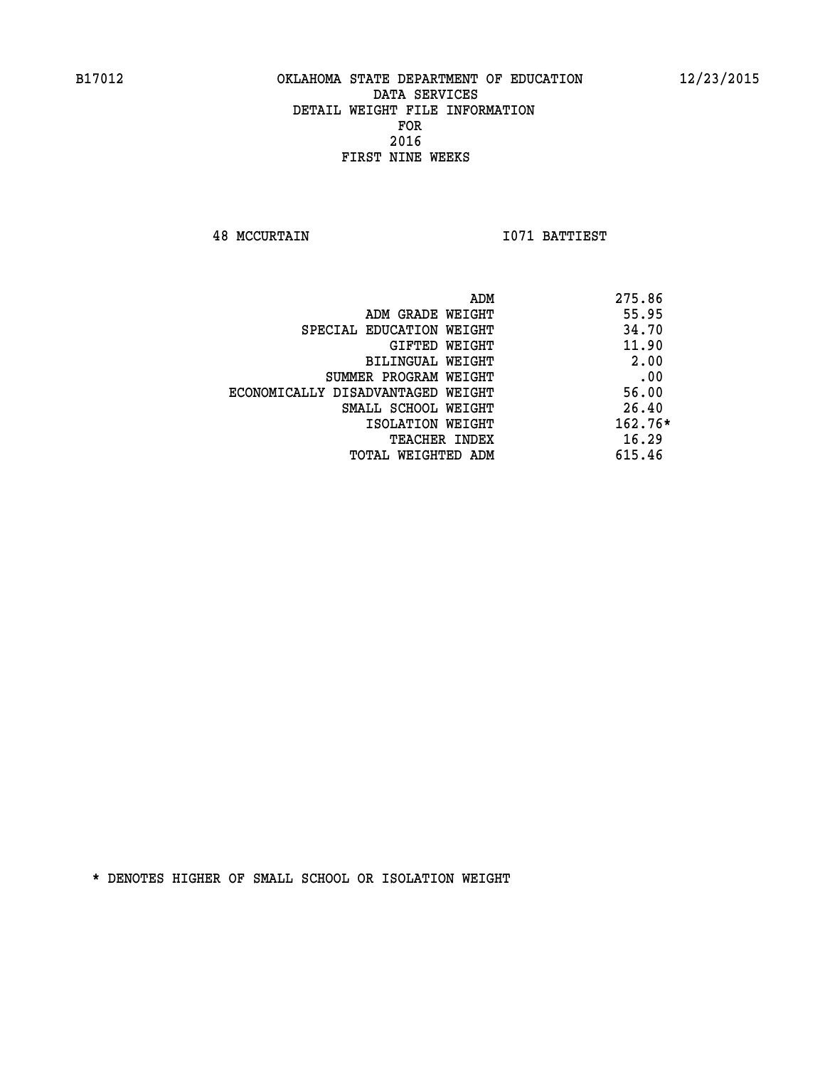B17012 OKLAHOMA STATE DEPARTMENT OF EDUCATION 12/23/2015

DATA SERVICES
DETAIL WEIGHT FILE INFORMATION
FOR
2016
FIRST NINE WEEKS

48 MCCURTAIN I071 BATTIEST

| | |
|---|---|
| ADM | 275.86 |
| ADM GRADE WEIGHT | 55.95 |
| SPECIAL EDUCATION WEIGHT | 34.70 |
| GIFTED WEIGHT | 11.90 |
| BILINGUAL WEIGHT | 2.00 |
| SUMMER PROGRAM WEIGHT | .00 |
| ECONOMICALLY DISADVANTAGED WEIGHT | 56.00 |
| SMALL SCHOOL WEIGHT | 26.40 |
| ISOLATION WEIGHT | 162.76* |
| TEACHER INDEX | 16.29 |
| TOTAL WEIGHTED ADM | 615.46 |

* DENOTES HIGHER OF SMALL SCHOOL OR ISOLATION WEIGHT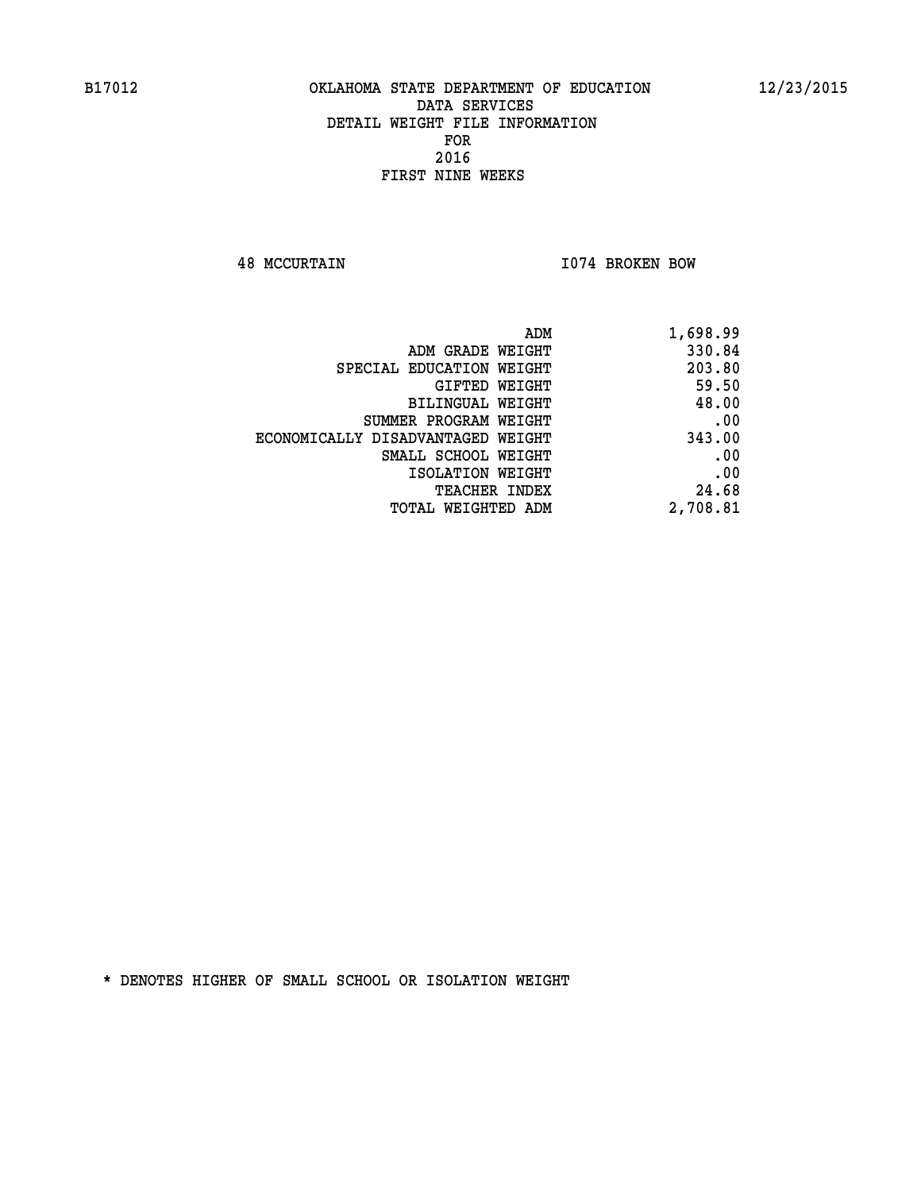B17012 OKLAHOMA STATE DEPARTMENT OF EDUCATION 12/23/2015

DATA SERVICES
DETAIL WEIGHT FILE INFORMATION
FOR
2016
FIRST NINE WEEKS

48 MCCURTAIN I074 BROKEN BOW

| | |
|---|---|
| ADM | 1,698.99 |
| ADM GRADE WEIGHT | 330.84 |
| SPECIAL EDUCATION WEIGHT | 203.80 |
| GIFTED WEIGHT | 59.50 |
| BILINGUAL WEIGHT | 48.00 |
| SUMMER PROGRAM WEIGHT | .00 |
| ECONOMICALLY DISADVANTAGED WEIGHT | 343.00 |
| SMALL SCHOOL WEIGHT | .00 |
| ISOLATION WEIGHT | .00 |
| TEACHER INDEX | 24.68 |
| TOTAL WEIGHTED ADM | 2,708.81 |

* DENOTES HIGHER OF SMALL SCHOOL OR ISOLATION WEIGHT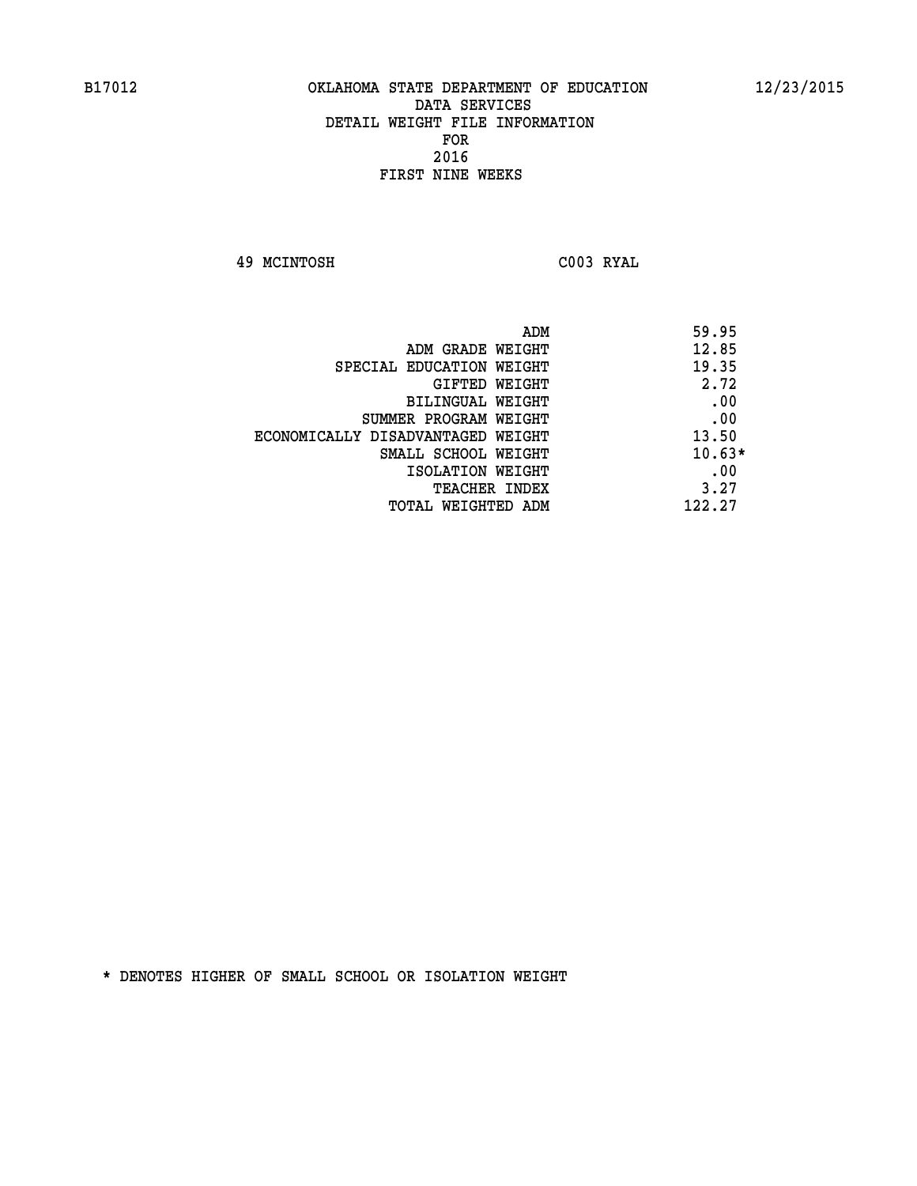B17012 OKLAHOMA STATE DEPARTMENT OF EDUCATION 12/23/2015

DATA SERVICES
DETAIL WEIGHT FILE INFORMATION
FOR
2016
FIRST NINE WEEKS

49 MCINTOSH C003 RYAL

| | |
|---|---|
| ADM | 59.95 |
| ADM GRADE WEIGHT | 12.85 |
| SPECIAL EDUCATION WEIGHT | 19.35 |
| GIFTED WEIGHT | 2.72 |
| BILINGUAL WEIGHT | .00 |
| SUMMER PROGRAM WEIGHT | .00 |
| ECONOMICALLY DISADVANTAGED WEIGHT | 13.50 |
| SMALL SCHOOL WEIGHT | 10.63* |
| ISOLATION WEIGHT | .00 |
| TEACHER INDEX | 3.27 |
| TOTAL WEIGHTED ADM | 122.27 |

* DENOTES HIGHER OF SMALL SCHOOL OR ISOLATION WEIGHT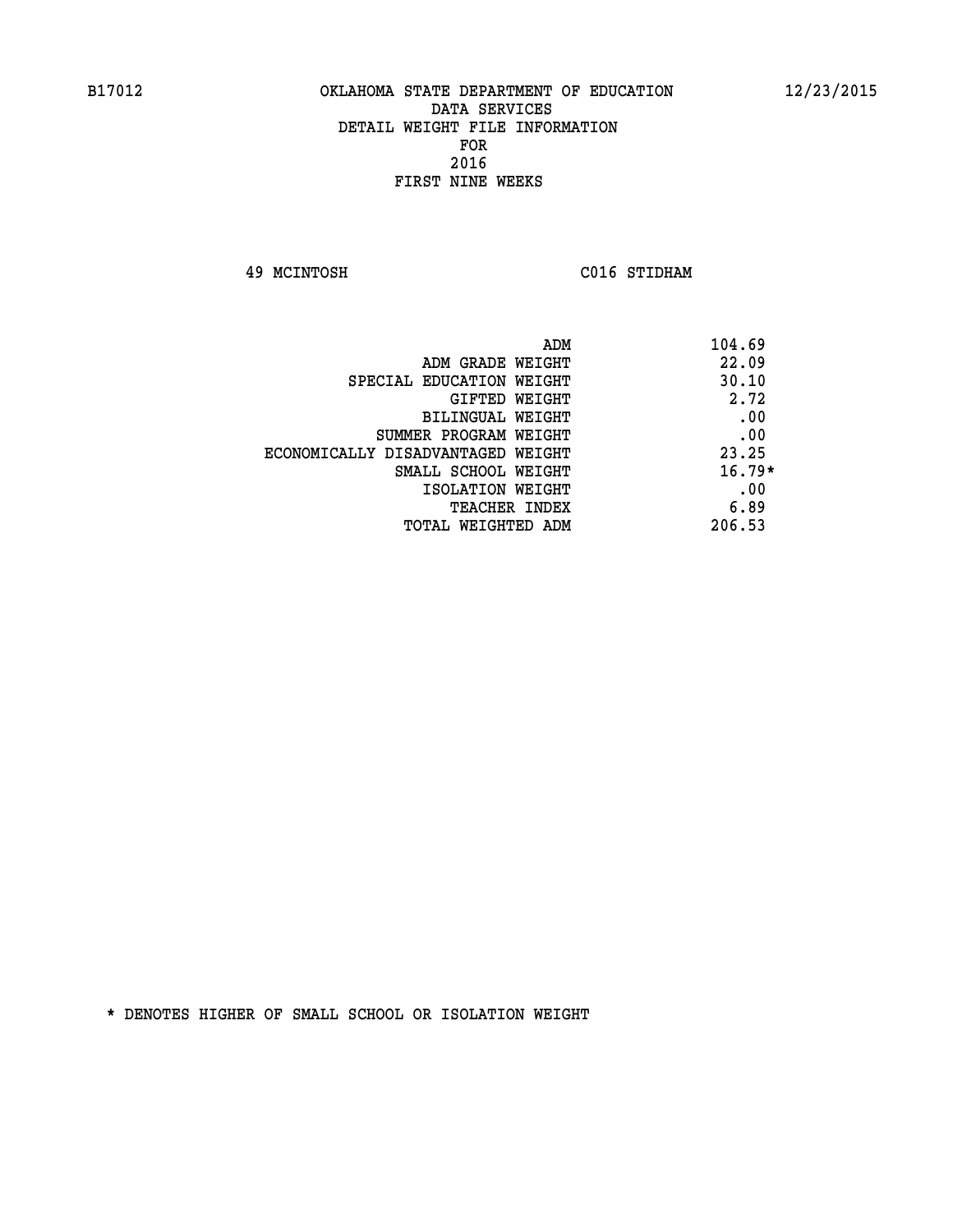B17012 OKLAHOMA STATE DEPARTMENT OF EDUCATION 12/23/2015

DATA SERVICES
DETAIL WEIGHT FILE INFORMATION
FOR
2016
FIRST NINE WEEKS

49 MCINTOSH C016 STIDHAM

| | |
|---|---|
| ADM | 104.69 |
| ADM GRADE WEIGHT | 22.09 |
| SPECIAL EDUCATION WEIGHT | 30.10 |
| GIFTED WEIGHT | 2.72 |
| BILINGUAL WEIGHT | .00 |
| SUMMER PROGRAM WEIGHT | .00 |
| ECONOMICALLY DISADVANTAGED WEIGHT | 23.25 |
| SMALL SCHOOL WEIGHT | 16.79* |
| ISOLATION WEIGHT | .00 |
| TEACHER INDEX | 6.89 |
| TOTAL WEIGHTED ADM | 206.53 |

* DENOTES HIGHER OF SMALL SCHOOL OR ISOLATION WEIGHT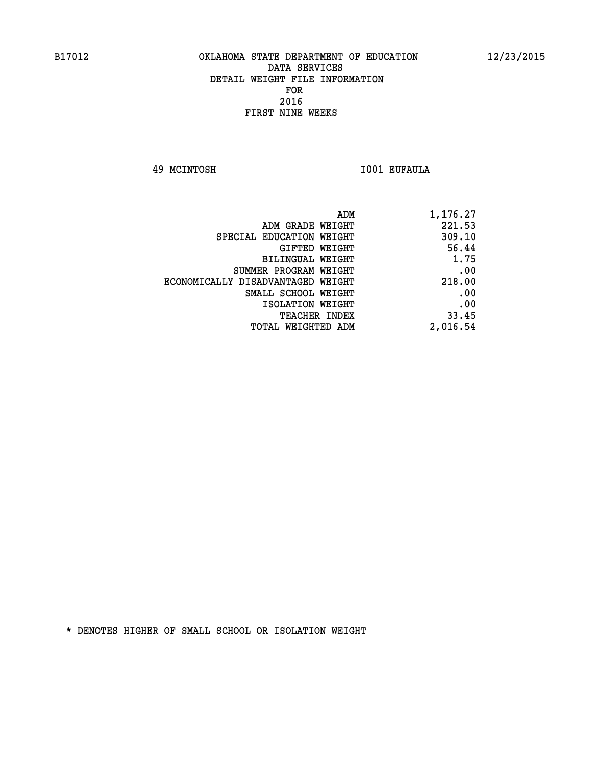B17012 OKLAHOMA STATE DEPARTMENT OF EDUCATION 12/23/2015

DATA SERVICES
DETAIL WEIGHT FILE INFORMATION
FOR
2016
FIRST NINE WEEKS

49 MCINTOSH I001 EUFAULA

| | |
|---|---|
| ADM | 1,176.27 |
| ADM GRADE WEIGHT | 221.53 |
| SPECIAL EDUCATION WEIGHT | 309.10 |
| GIFTED WEIGHT | 56.44 |
| BILINGUAL WEIGHT | 1.75 |
| SUMMER PROGRAM WEIGHT | .00 |
| ECONOMICALLY DISADVANTAGED WEIGHT | 218.00 |
| SMALL SCHOOL WEIGHT | .00 |
| ISOLATION WEIGHT | .00 |
| TEACHER INDEX | 33.45 |
| TOTAL WEIGHTED ADM | 2,016.54 |

* DENOTES HIGHER OF SMALL SCHOOL OR ISOLATION WEIGHT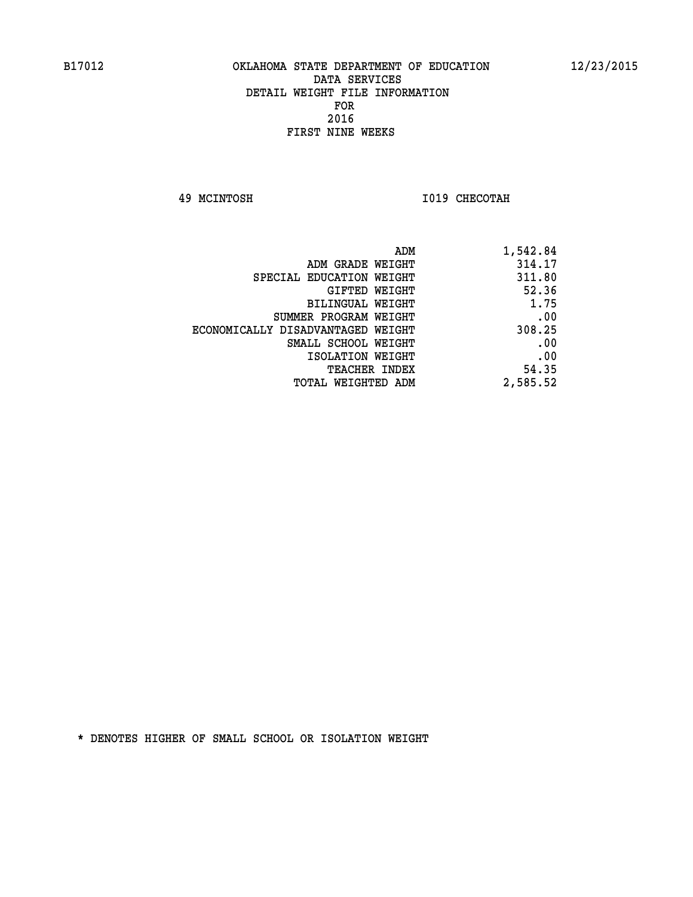B17012 OKLAHOMA STATE DEPARTMENT OF EDUCATION 12/23/2015

DATA SERVICES
DETAIL WEIGHT FILE INFORMATION
FOR
2016
FIRST NINE WEEKS

49 MCINTOSH I019 CHECOTAH

| | |
|---|---|
| ADM | 1,542.84 |
| ADM GRADE WEIGHT | 314.17 |
| SPECIAL EDUCATION WEIGHT | 311.80 |
| GIFTED WEIGHT | 52.36 |
| BILINGUAL WEIGHT | 1.75 |
| SUMMER PROGRAM WEIGHT | .00 |
| ECONOMICALLY DISADVANTAGED WEIGHT | 308.25 |
| SMALL SCHOOL WEIGHT | .00 |
| ISOLATION WEIGHT | .00 |
| TEACHER INDEX | 54.35 |
| TOTAL WEIGHTED ADM | 2,585.52 |

* DENOTES HIGHER OF SMALL SCHOOL OR ISOLATION WEIGHT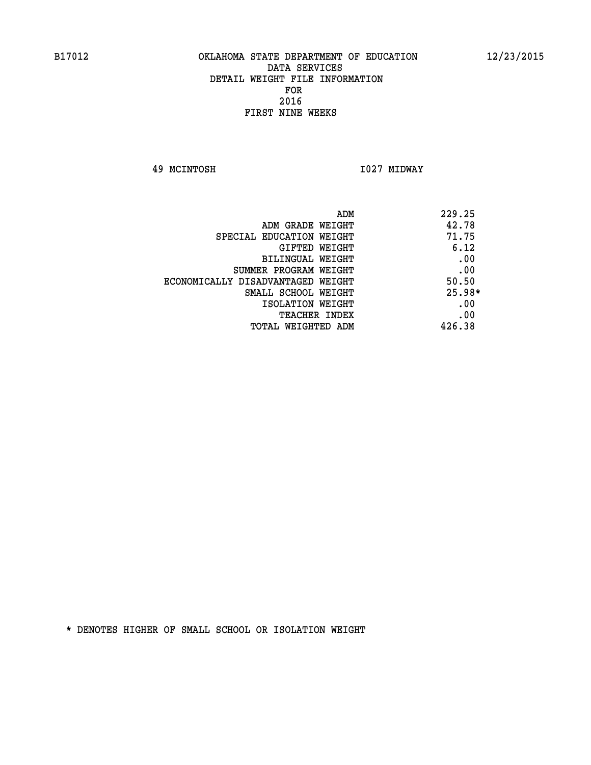B17012 OKLAHOMA STATE DEPARTMENT OF EDUCATION 12/23/2015

DATA SERVICES
DETAIL WEIGHT FILE INFORMATION
FOR
2016
FIRST NINE WEEKS

49 MCINTOSH I027 MIDWAY

| | |
|---|---|
| ADM | 229.25 |
| ADM GRADE WEIGHT | 42.78 |
| SPECIAL EDUCATION WEIGHT | 71.75 |
| GIFTED WEIGHT | 6.12 |
| BILINGUAL WEIGHT | .00 |
| SUMMER PROGRAM WEIGHT | .00 |
| ECONOMICALLY DISADVANTAGED WEIGHT | 50.50 |
| SMALL SCHOOL WEIGHT | 25.98* |
| ISOLATION WEIGHT | .00 |
| TEACHER INDEX | .00 |
| TOTAL WEIGHTED ADM | 426.38 |

* DENOTES HIGHER OF SMALL SCHOOL OR ISOLATION WEIGHT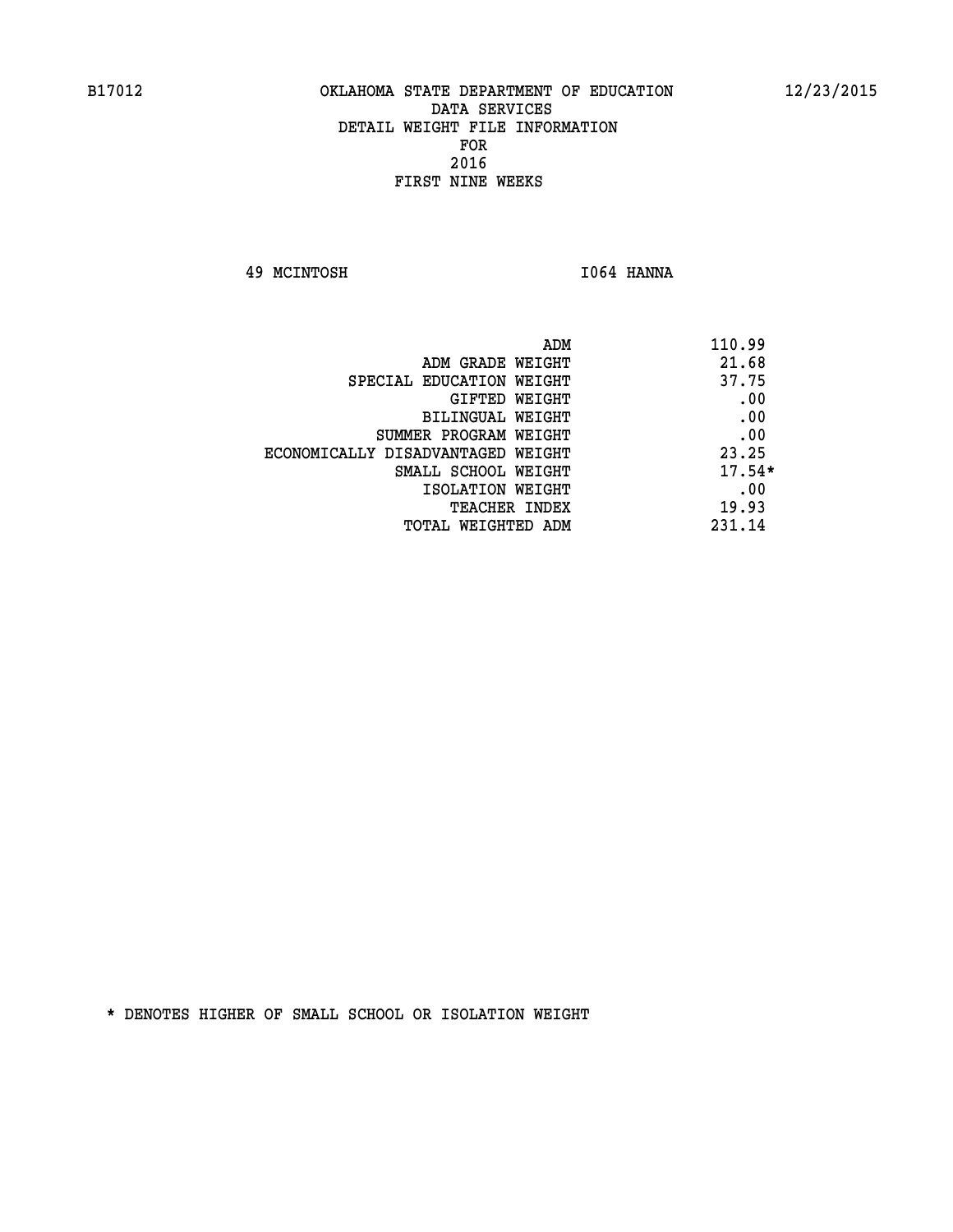B17012 OKLAHOMA STATE DEPARTMENT OF EDUCATION 12/23/2015

DATA SERVICES
DETAIL WEIGHT FILE INFORMATION
FOR
2016
FIRST NINE WEEKS

49 MCINTOSH I064 HANNA

| | |
|---|---|
| ADM | 110.99 |
| ADM GRADE WEIGHT | 21.68 |
| SPECIAL EDUCATION WEIGHT | 37.75 |
| GIFTED WEIGHT | .00 |
| BILINGUAL WEIGHT | .00 |
| SUMMER PROGRAM WEIGHT | .00 |
| ECONOMICALLY DISADVANTAGED WEIGHT | 23.25 |
| SMALL SCHOOL WEIGHT | 17.54* |
| ISOLATION WEIGHT | .00 |
| TEACHER INDEX | 19.93 |
| TOTAL WEIGHTED ADM | 231.14 |

* DENOTES HIGHER OF SMALL SCHOOL OR ISOLATION WEIGHT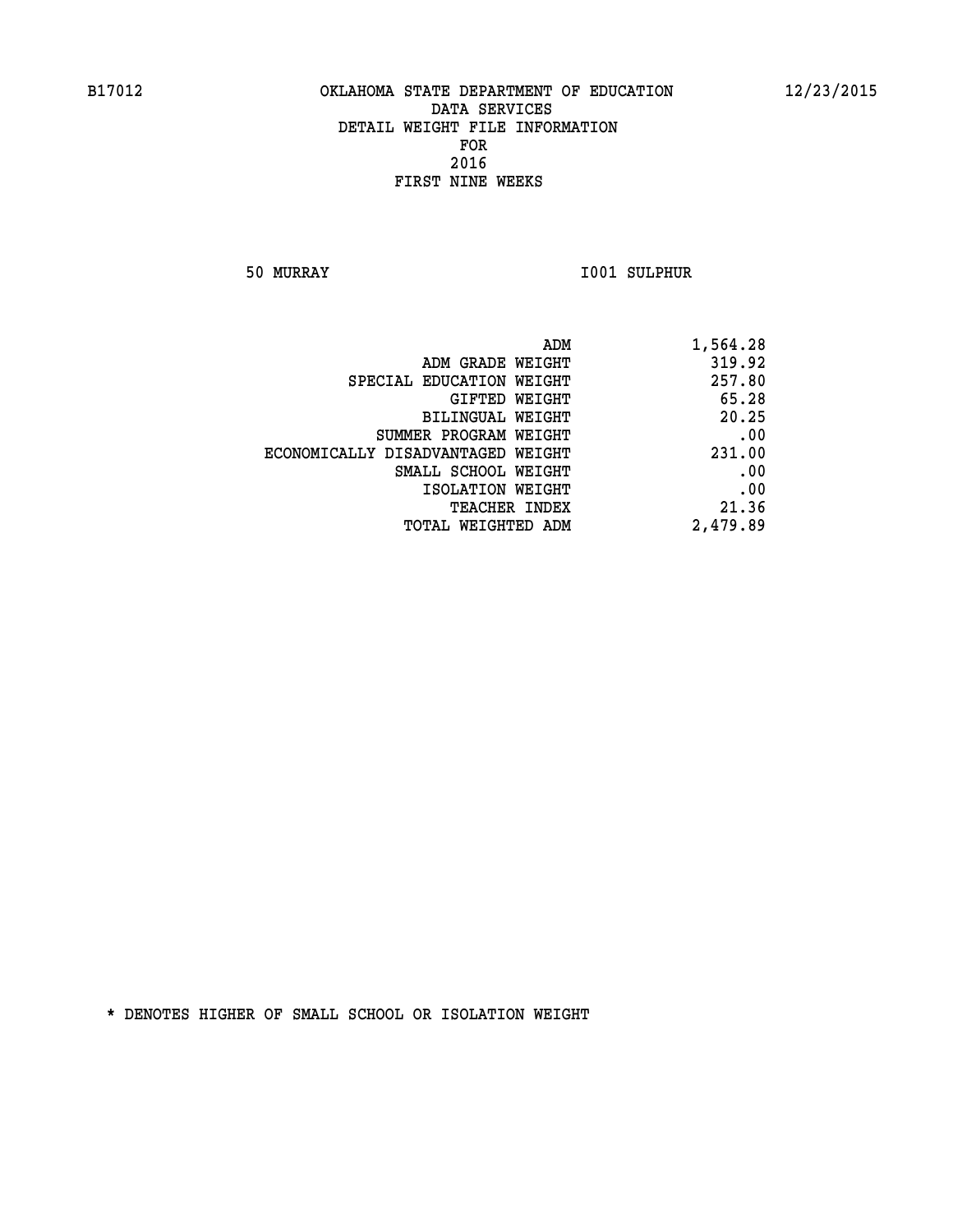B17012 OKLAHOMA STATE DEPARTMENT OF EDUCATION 12/23/2015

DATA SERVICES
DETAIL WEIGHT FILE INFORMATION
FOR
2016
FIRST NINE WEEKS

50 MURRAY I001 SULPHUR

| | |
|---|---|
| ADM | 1,564.28 |
| ADM GRADE WEIGHT | 319.92 |
| SPECIAL EDUCATION WEIGHT | 257.80 |
| GIFTED WEIGHT | 65.28 |
| BILINGUAL WEIGHT | 20.25 |
| SUMMER PROGRAM WEIGHT | .00 |
| ECONOMICALLY DISADVANTAGED WEIGHT | 231.00 |
| SMALL SCHOOL WEIGHT | .00 |
| ISOLATION WEIGHT | .00 |
| TEACHER INDEX | 21.36 |
| TOTAL WEIGHTED ADM | 2,479.89 |

* DENOTES HIGHER OF SMALL SCHOOL OR ISOLATION WEIGHT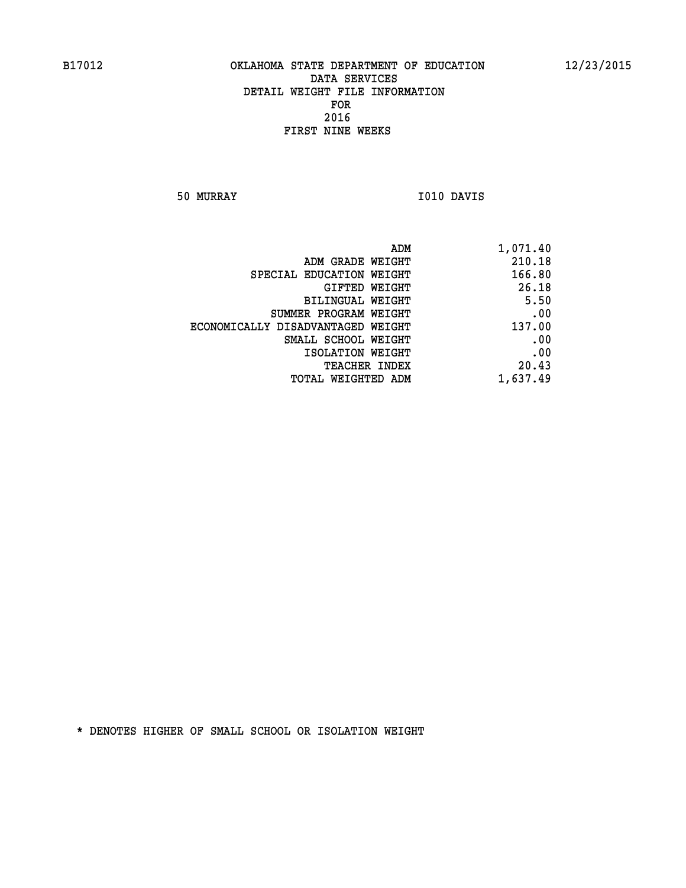OKLAHOMA STATE DEPARTMENT OF EDUCATION
DATA SERVICES
DETAIL WEIGHT FILE INFORMATION
FOR
2016
FIRST NINE WEEKS

50 MURRAY — I010 DAVIS

| | |
|---|---|
| ADM | 1,071.40 |
| ADM GRADE WEIGHT | 210.18 |
| SPECIAL EDUCATION WEIGHT | 166.80 |
| GIFTED WEIGHT | 26.18 |
| BILINGUAL WEIGHT | 5.50 |
| SUMMER PROGRAM WEIGHT | .00 |
| ECONOMICALLY DISADVANTAGED WEIGHT | 137.00 |
| SMALL SCHOOL WEIGHT | .00 |
| ISOLATION WEIGHT | .00 |
| TEACHER INDEX | 20.43 |
| TOTAL WEIGHTED ADM | 1,637.49 |

* DENOTES HIGHER OF SMALL SCHOOL OR ISOLATION WEIGHT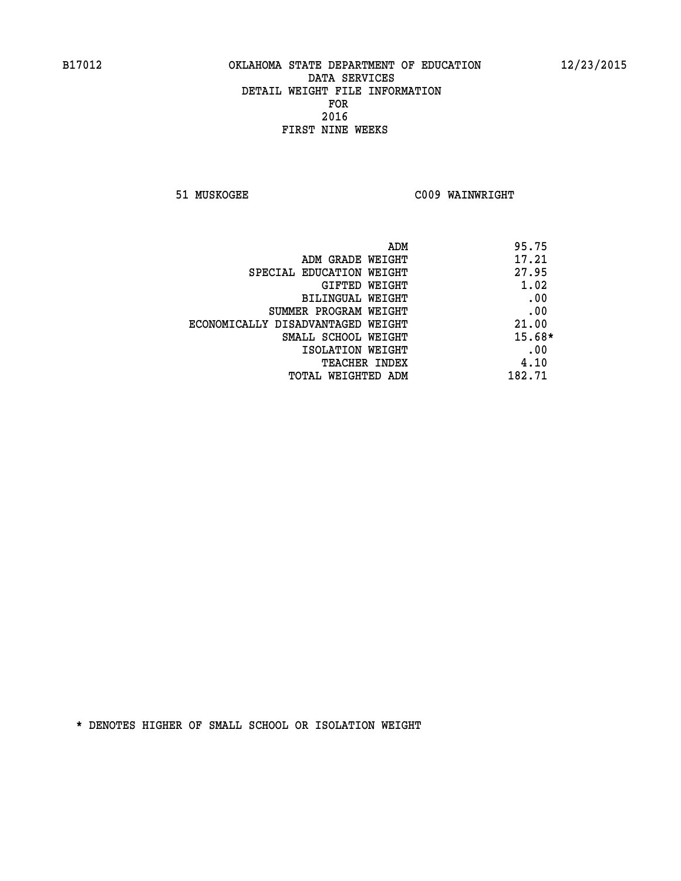B17012 OKLAHOMA STATE DEPARTMENT OF EDUCATION 12/23/2015

DATA SERVICES
DETAIL WEIGHT FILE INFORMATION
FOR
2016
FIRST NINE WEEKS

51 MUSKOGEE C009 WAINWRIGHT

| | |
|---|---|
| ADM | 95.75 |
| ADM GRADE WEIGHT | 17.21 |
| SPECIAL EDUCATION WEIGHT | 27.95 |
| GIFTED WEIGHT | 1.02 |
| BILINGUAL WEIGHT | .00 |
| SUMMER PROGRAM WEIGHT | .00 |
| ECONOMICALLY DISADVANTAGED WEIGHT | 21.00 |
| SMALL SCHOOL WEIGHT | 15.68* |
| ISOLATION WEIGHT | .00 |
| TEACHER INDEX | 4.10 |
| TOTAL WEIGHTED ADM | 182.71 |

* DENOTES HIGHER OF SMALL SCHOOL OR ISOLATION WEIGHT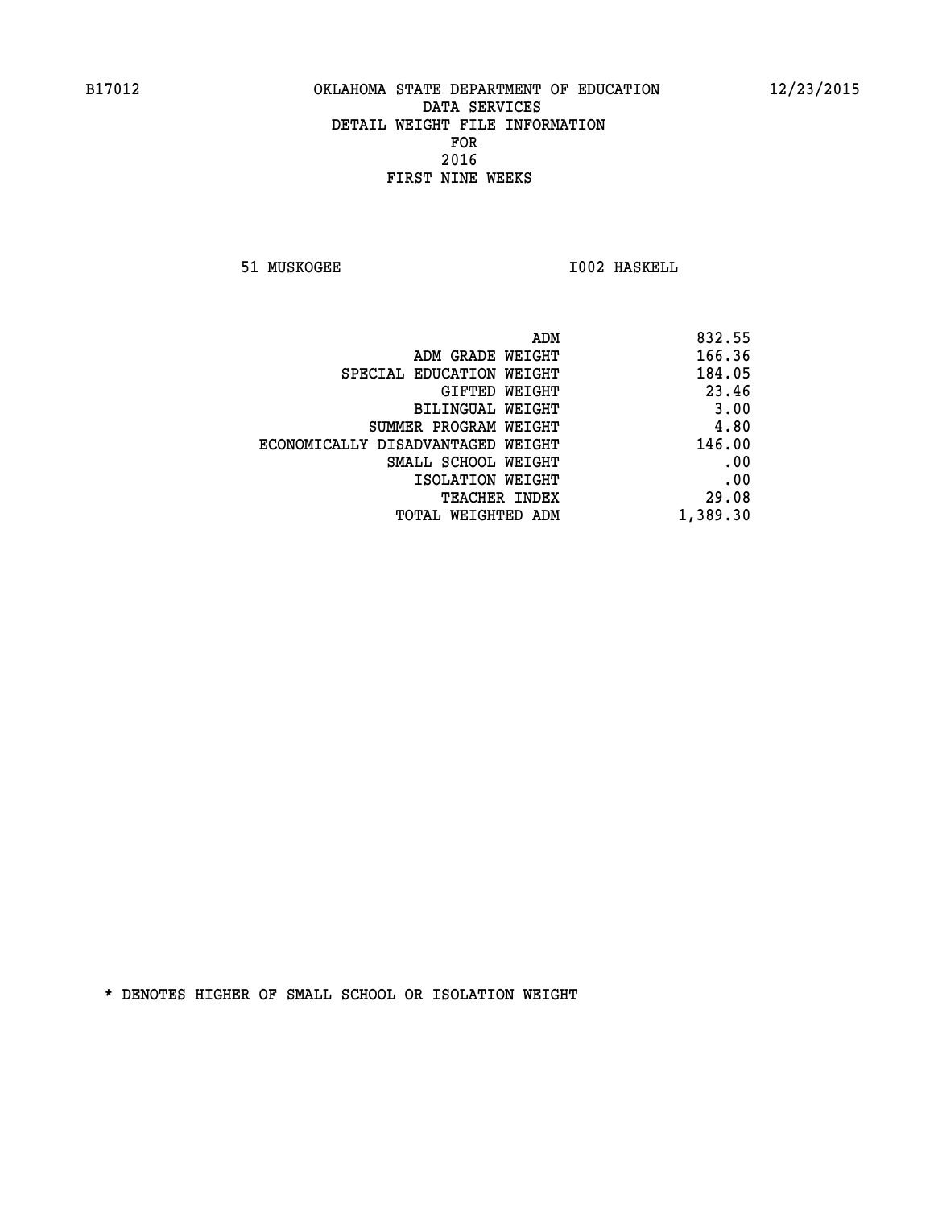B17012 OKLAHOMA STATE DEPARTMENT OF EDUCATION 12/23/2015

DATA SERVICES
DETAIL WEIGHT FILE INFORMATION
FOR
2016
FIRST NINE WEEKS

51 MUSKOGEE I002 HASKELL

| | |
|---|---|
| ADM | 832.55 |
| ADM GRADE WEIGHT | 166.36 |
| SPECIAL EDUCATION WEIGHT | 184.05 |
| GIFTED WEIGHT | 23.46 |
| BILINGUAL WEIGHT | 3.00 |
| SUMMER PROGRAM WEIGHT | 4.80 |
| ECONOMICALLY DISADVANTAGED WEIGHT | 146.00 |
| SMALL SCHOOL WEIGHT | .00 |
| ISOLATION WEIGHT | .00 |
| TEACHER INDEX | 29.08 |
| TOTAL WEIGHTED ADM | 1,389.30 |

* DENOTES HIGHER OF SMALL SCHOOL OR ISOLATION WEIGHT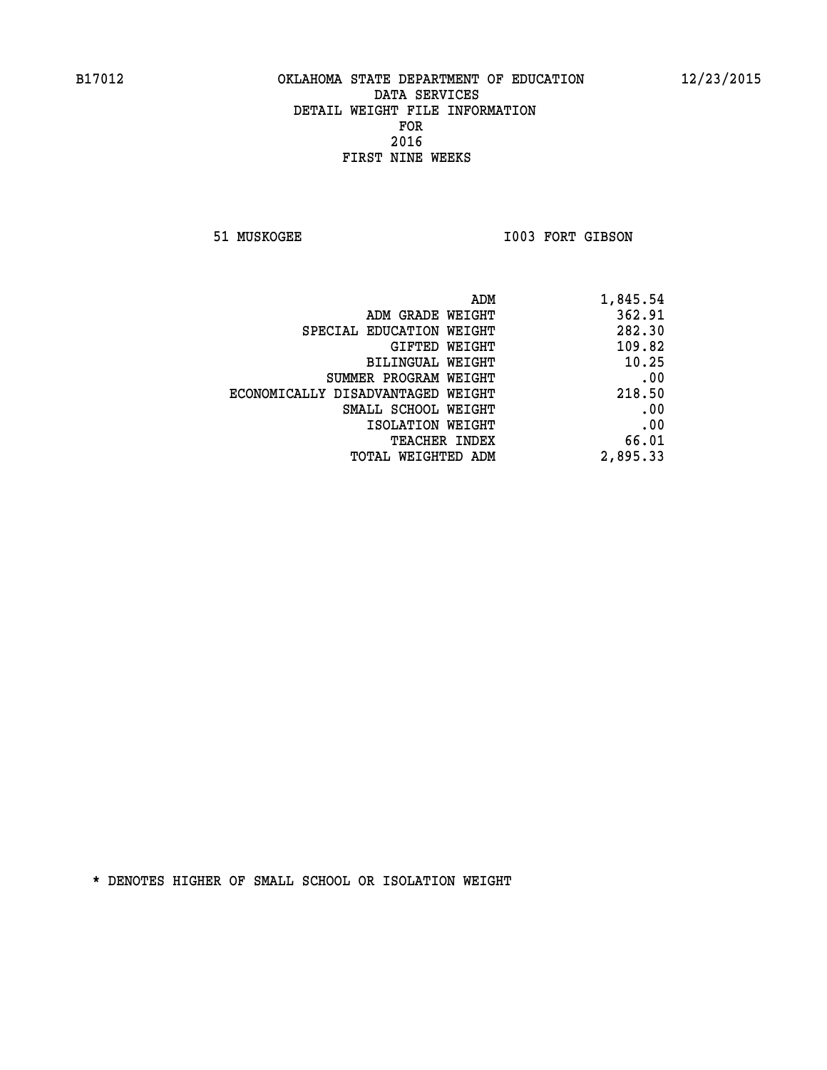B17012 OKLAHOMA STATE DEPARTMENT OF EDUCATION 12/23/2015

DATA SERVICES
DETAIL WEIGHT FILE INFORMATION
FOR
2016
FIRST NINE WEEKS

51 MUSKOGEE I003 FORT GIBSON

| | |
|---|---|
| ADM | 1,845.54 |
| ADM GRADE WEIGHT | 362.91 |
| SPECIAL EDUCATION WEIGHT | 282.30 |
| GIFTED WEIGHT | 109.82 |
| BILINGUAL WEIGHT | 10.25 |
| SUMMER PROGRAM WEIGHT | .00 |
| ECONOMICALLY DISADVANTAGED WEIGHT | 218.50 |
| SMALL SCHOOL WEIGHT | .00 |
| ISOLATION WEIGHT | .00 |
| TEACHER INDEX | 66.01 |
| TOTAL WEIGHTED ADM | 2,895.33 |

* DENOTES HIGHER OF SMALL SCHOOL OR ISOLATION WEIGHT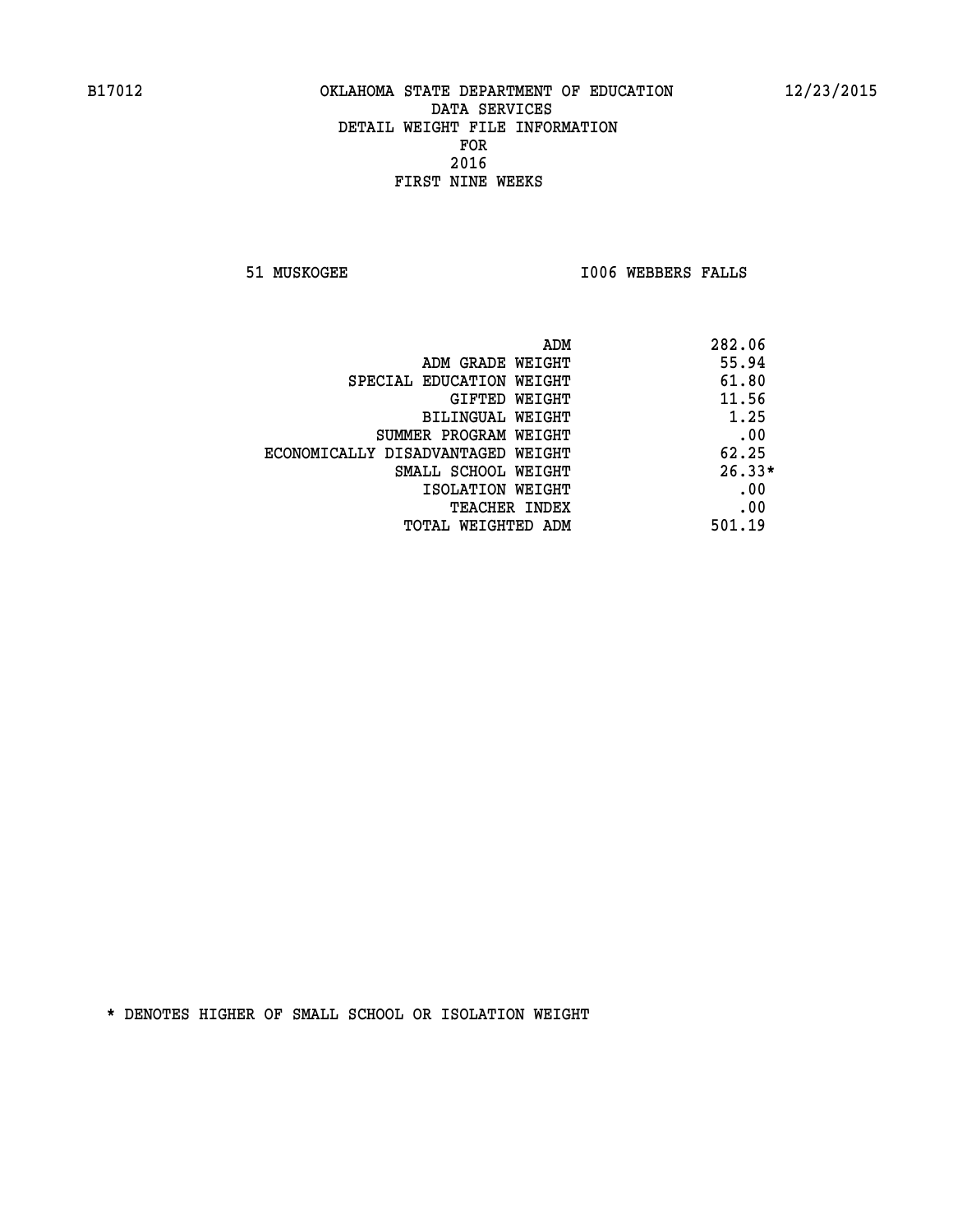B17012 OKLAHOMA STATE DEPARTMENT OF EDUCATION 12/23/2015

DATA SERVICES
DETAIL WEIGHT FILE INFORMATION
FOR
2016
FIRST NINE WEEKS

51 MUSKOGEE I006 WEBBERS FALLS

| | |
|---|---|
| ADM | 282.06 |
| ADM GRADE WEIGHT | 55.94 |
| SPECIAL EDUCATION WEIGHT | 61.80 |
| GIFTED WEIGHT | 11.56 |
| BILINGUAL WEIGHT | 1.25 |
| SUMMER PROGRAM WEIGHT | .00 |
| ECONOMICALLY DISADVANTAGED WEIGHT | 62.25 |
| SMALL SCHOOL WEIGHT | 26.33* |
| ISOLATION WEIGHT | .00 |
| TEACHER INDEX | .00 |
| TOTAL WEIGHTED ADM | 501.19 |

* DENOTES HIGHER OF SMALL SCHOOL OR ISOLATION WEIGHT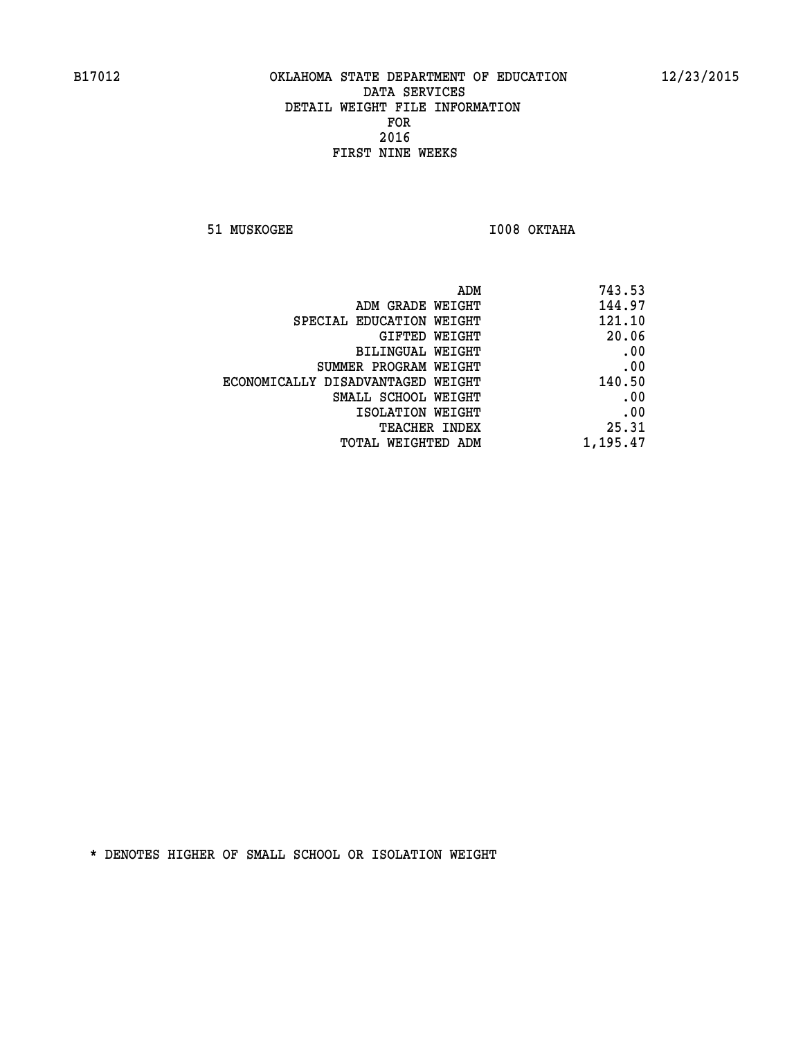B17012 OKLAHOMA STATE DEPARTMENT OF EDUCATION 12/23/2015

DATA SERVICES
DETAIL WEIGHT FILE INFORMATION
FOR
2016
FIRST NINE WEEKS

51 MUSKOGEE I008 OKTAHA

| | |
|---|---|
| ADM | 743.53 |
| ADM GRADE WEIGHT | 144.97 |
| SPECIAL EDUCATION WEIGHT | 121.10 |
| GIFTED WEIGHT | 20.06 |
| BILINGUAL WEIGHT | .00 |
| SUMMER PROGRAM WEIGHT | .00 |
| ECONOMICALLY DISADVANTAGED WEIGHT | 140.50 |
| SMALL SCHOOL WEIGHT | .00 |
| ISOLATION WEIGHT | .00 |
| TEACHER INDEX | 25.31 |
| TOTAL WEIGHTED ADM | 1,195.47 |

* DENOTES HIGHER OF SMALL SCHOOL OR ISOLATION WEIGHT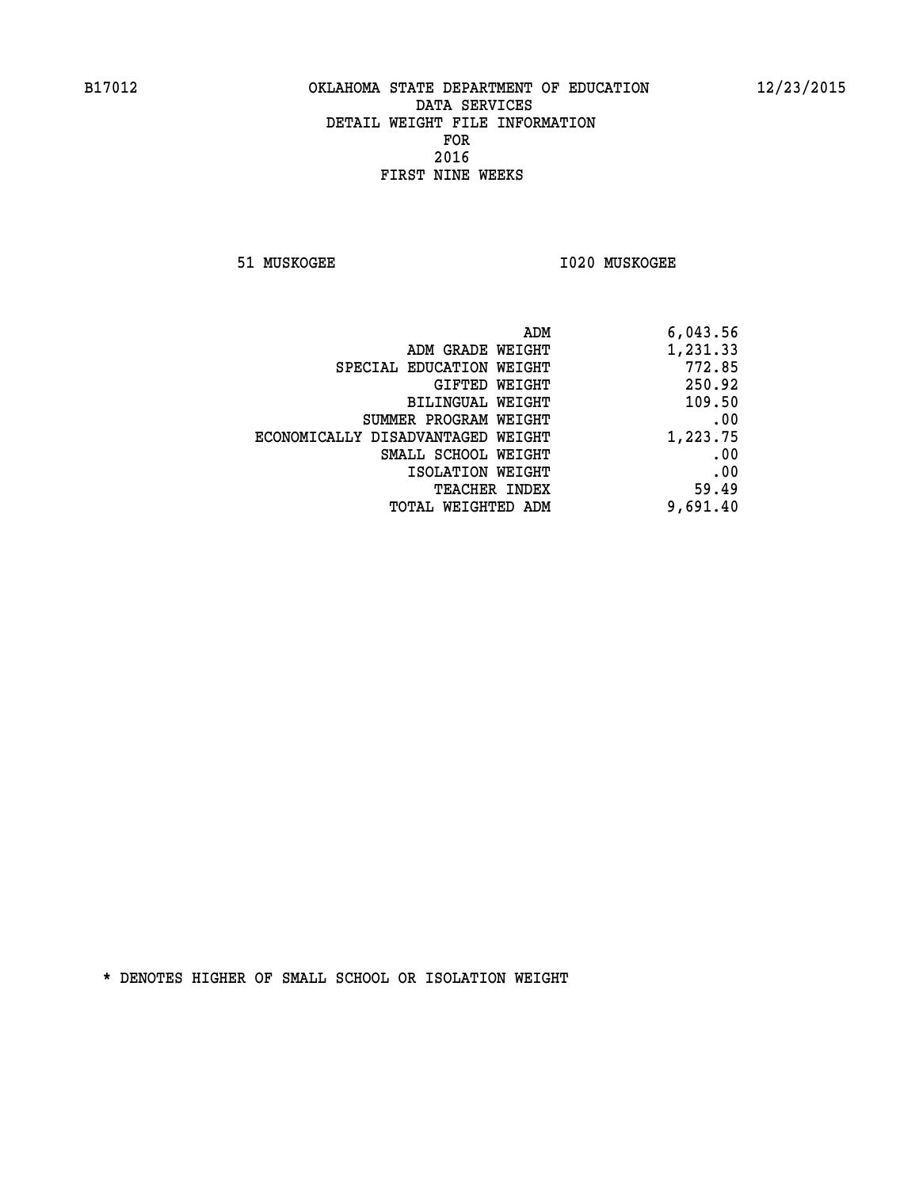B17012 OKLAHOMA STATE DEPARTMENT OF EDUCATION 12/23/2015

DATA SERVICES
DETAIL WEIGHT FILE INFORMATION
FOR
2016
FIRST NINE WEEKS

51 MUSKOGEE I020 MUSKOGEE

| | |
|---|---|
| ADM | 6,043.56 |
| ADM GRADE WEIGHT | 1,231.33 |
| SPECIAL EDUCATION WEIGHT | 772.85 |
| GIFTED WEIGHT | 250.92 |
| BILINGUAL WEIGHT | 109.50 |
| SUMMER PROGRAM WEIGHT | .00 |
| ECONOMICALLY DISADVANTAGED WEIGHT | 1,223.75 |
| SMALL SCHOOL WEIGHT | .00 |
| ISOLATION WEIGHT | .00 |
| TEACHER INDEX | 59.49 |
| TOTAL WEIGHTED ADM | 9,691.40 |

* DENOTES HIGHER OF SMALL SCHOOL OR ISOLATION WEIGHT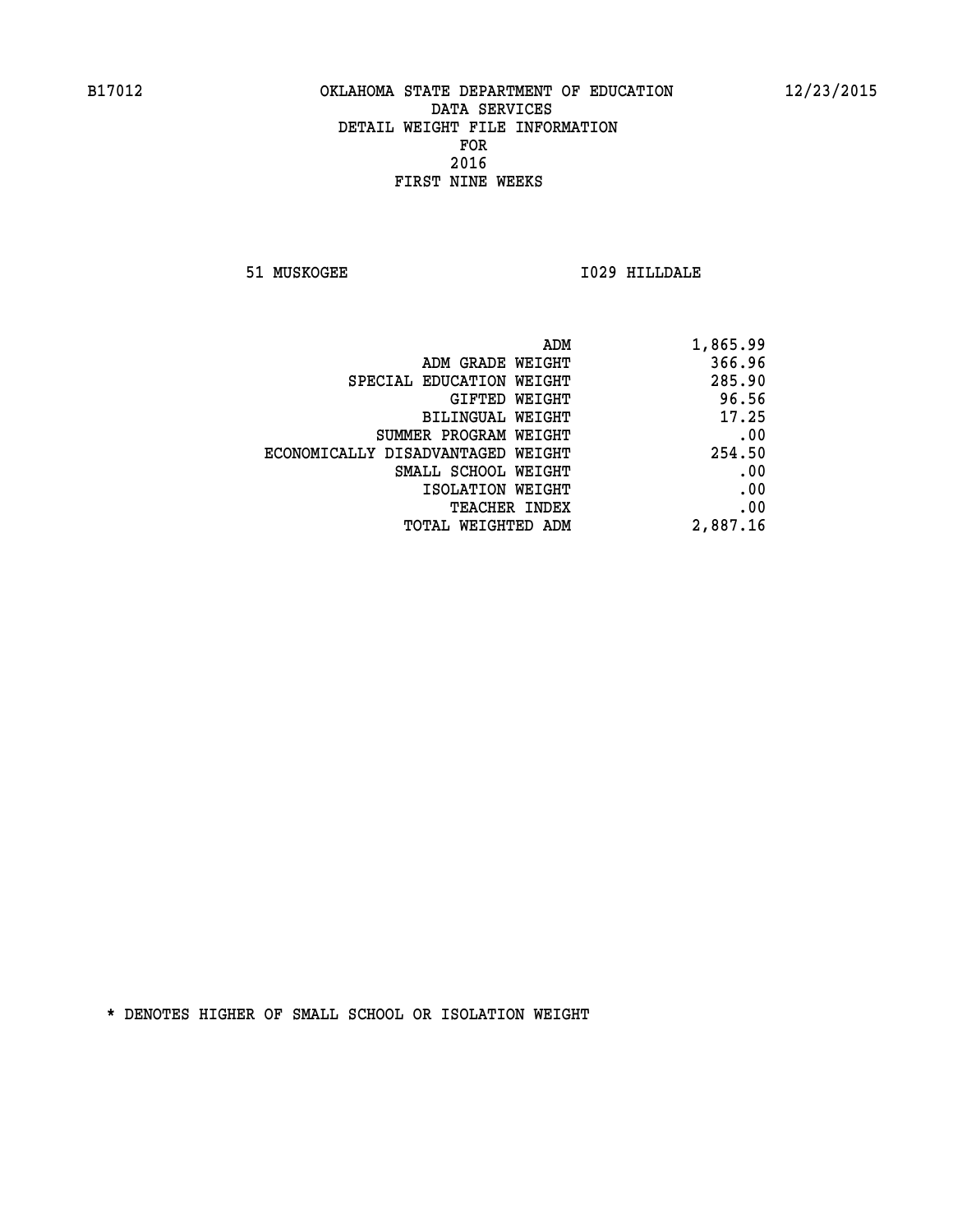B17012 OKLAHOMA STATE DEPARTMENT OF EDUCATION 12/23/2015

DATA SERVICES
DETAIL WEIGHT FILE INFORMATION
FOR
2016
FIRST NINE WEEKS

51 MUSKOGEE I029 HILLDALE

| | |
|---|---|
| ADM | 1,865.99 |
| ADM GRADE WEIGHT | 366.96 |
| SPECIAL EDUCATION WEIGHT | 285.90 |
| GIFTED WEIGHT | 96.56 |
| BILINGUAL WEIGHT | 17.25 |
| SUMMER PROGRAM WEIGHT | .00 |
| ECONOMICALLY DISADVANTAGED WEIGHT | 254.50 |
| SMALL SCHOOL WEIGHT | .00 |
| ISOLATION WEIGHT | .00 |
| TEACHER INDEX | .00 |
| TOTAL WEIGHTED ADM | 2,887.16 |

* DENOTES HIGHER OF SMALL SCHOOL OR ISOLATION WEIGHT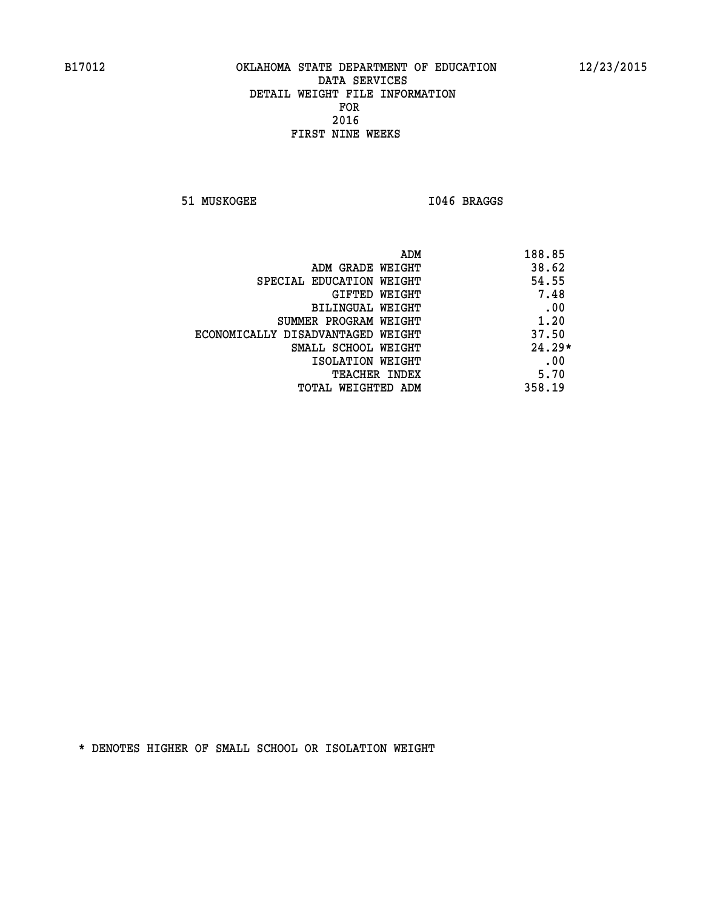B17012 OKLAHOMA STATE DEPARTMENT OF EDUCATION 12/23/2015

DATA SERVICES
DETAIL WEIGHT FILE INFORMATION
FOR
2016
FIRST NINE WEEKS

51 MUSKOGEE I046 BRAGGS

| | |
|---|---|
| ADM | 188.85 |
| ADM GRADE WEIGHT | 38.62 |
| SPECIAL EDUCATION WEIGHT | 54.55 |
| GIFTED WEIGHT | 7.48 |
| BILINGUAL WEIGHT | .00 |
| SUMMER PROGRAM WEIGHT | 1.20 |
| ECONOMICALLY DISADVANTAGED WEIGHT | 37.50 |
| SMALL SCHOOL WEIGHT | 24.29* |
| ISOLATION WEIGHT | .00 |
| TEACHER INDEX | 5.70 |
| TOTAL WEIGHTED ADM | 358.19 |

* DENOTES HIGHER OF SMALL SCHOOL OR ISOLATION WEIGHT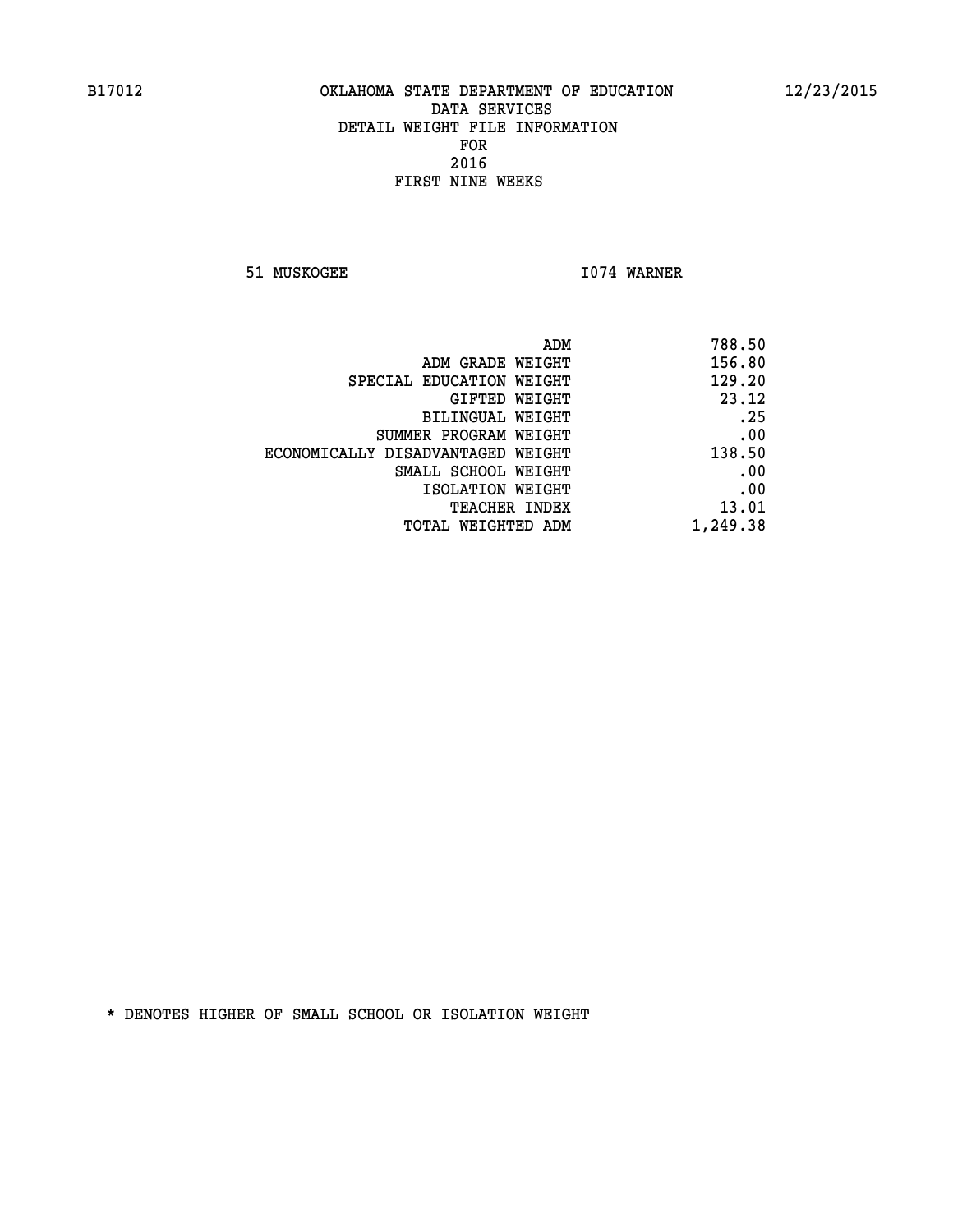B17012 OKLAHOMA STATE DEPARTMENT OF EDUCATION 12/23/2015

DATA SERVICES
DETAIL WEIGHT FILE INFORMATION
FOR
2016
FIRST NINE WEEKS

51 MUSKOGEE I074 WARNER

| | |
|---|---|
| ADM | 788.50 |
| ADM GRADE WEIGHT | 156.80 |
| SPECIAL EDUCATION WEIGHT | 129.20 |
| GIFTED WEIGHT | 23.12 |
| BILINGUAL WEIGHT | .25 |
| SUMMER PROGRAM WEIGHT | .00 |
| ECONOMICALLY DISADVANTAGED WEIGHT | 138.50 |
| SMALL SCHOOL WEIGHT | .00 |
| ISOLATION WEIGHT | .00 |
| TEACHER INDEX | 13.01 |
| TOTAL WEIGHTED ADM | 1,249.38 |

* DENOTES HIGHER OF SMALL SCHOOL OR ISOLATION WEIGHT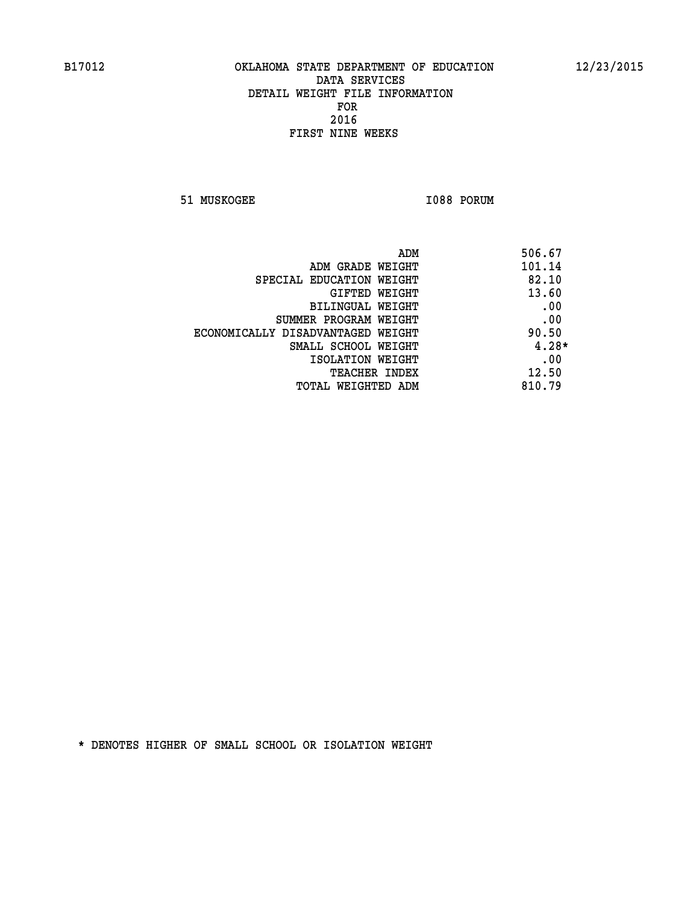B17012 OKLAHOMA STATE DEPARTMENT OF EDUCATION 12/23/2015

DATA SERVICES
DETAIL WEIGHT FILE INFORMATION
FOR
2016
FIRST NINE WEEKS

51 MUSKOGEE I088 PORUM

| | |
|---|---|
| ADM | 506.67 |
| ADM GRADE WEIGHT | 101.14 |
| SPECIAL EDUCATION WEIGHT | 82.10 |
| GIFTED WEIGHT | 13.60 |
| BILINGUAL WEIGHT | .00 |
| SUMMER PROGRAM WEIGHT | .00 |
| ECONOMICALLY DISADVANTAGED WEIGHT | 90.50 |
| SMALL SCHOOL WEIGHT | 4.28* |
| ISOLATION WEIGHT | .00 |
| TEACHER INDEX | 12.50 |
| TOTAL WEIGHTED ADM | 810.79 |

* DENOTES HIGHER OF SMALL SCHOOL OR ISOLATION WEIGHT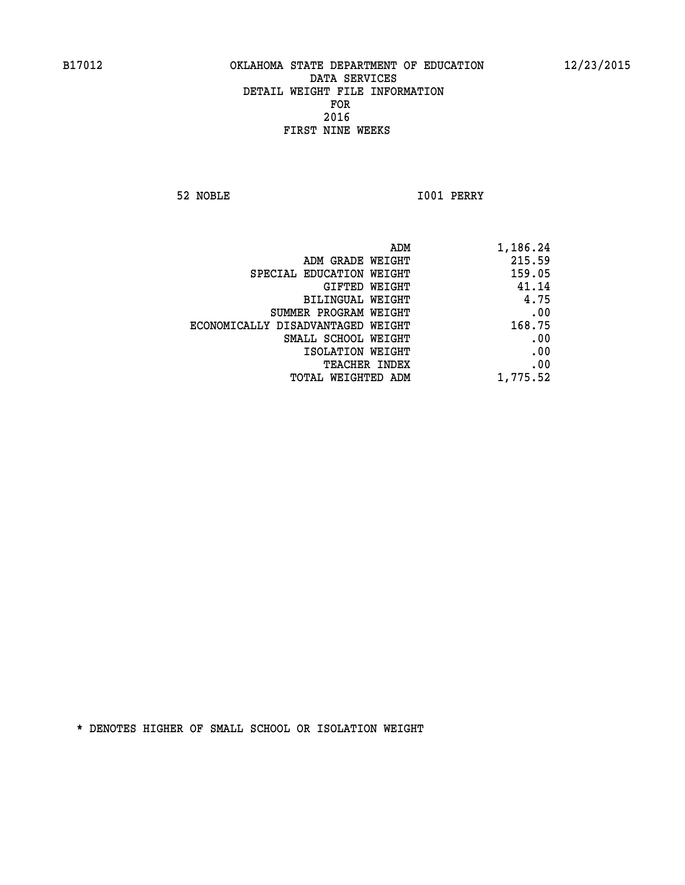B17012 OKLAHOMA STATE DEPARTMENT OF EDUCATION 12/23/2015

DATA SERVICES
DETAIL WEIGHT FILE INFORMATION
FOR
2016
FIRST NINE WEEKS

52 NOBLE I001 PERRY

| | |
|---|---|
| ADM | 1,186.24 |
| ADM GRADE WEIGHT | 215.59 |
| SPECIAL EDUCATION WEIGHT | 159.05 |
| GIFTED WEIGHT | 41.14 |
| BILINGUAL WEIGHT | 4.75 |
| SUMMER PROGRAM WEIGHT | .00 |
| ECONOMICALLY DISADVANTAGED WEIGHT | 168.75 |
| SMALL SCHOOL WEIGHT | .00 |
| ISOLATION WEIGHT | .00 |
| TEACHER INDEX | .00 |
| TOTAL WEIGHTED ADM | 1,775.52 |

* DENOTES HIGHER OF SMALL SCHOOL OR ISOLATION WEIGHT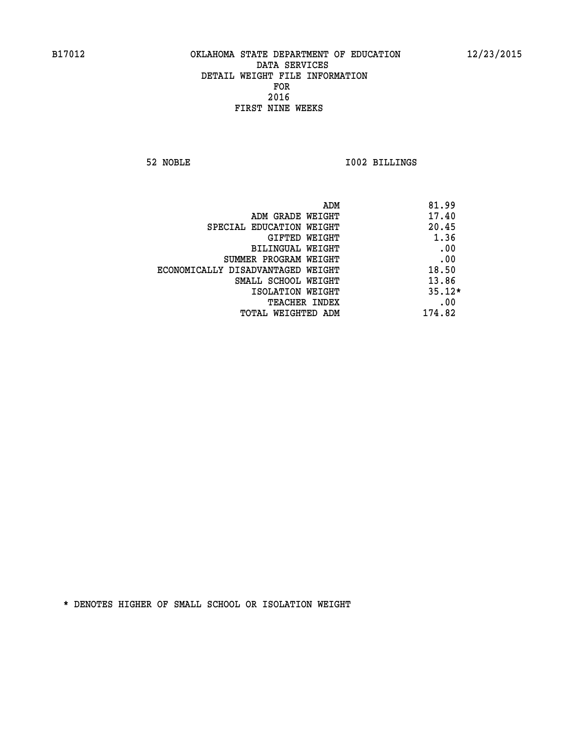B17012 OKLAHOMA STATE DEPARTMENT OF EDUCATION 12/23/2015

DATA SERVICES
DETAIL WEIGHT FILE INFORMATION
FOR
2016
FIRST NINE WEEKS

52 NOBLE I002 BILLINGS

| | |
|---|---|
| ADM | 81.99 |
| ADM GRADE WEIGHT | 17.40 |
| SPECIAL EDUCATION WEIGHT | 20.45 |
| GIFTED WEIGHT | 1.36 |
| BILINGUAL WEIGHT | .00 |
| SUMMER PROGRAM WEIGHT | .00 |
| ECONOMICALLY DISADVANTAGED WEIGHT | 18.50 |
| SMALL SCHOOL WEIGHT | 13.86 |
| ISOLATION WEIGHT | 35.12* |
| TEACHER INDEX | .00 |
| TOTAL WEIGHTED ADM | 174.82 |

* DENOTES HIGHER OF SMALL SCHOOL OR ISOLATION WEIGHT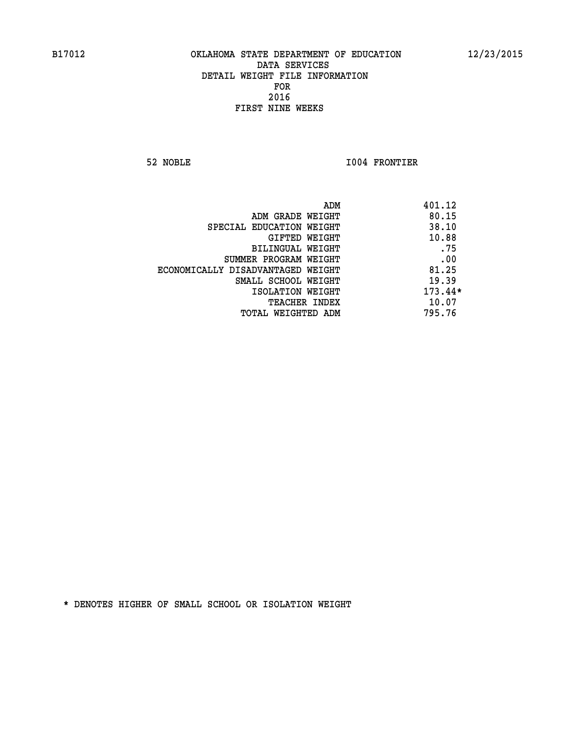B17012 OKLAHOMA STATE DEPARTMENT OF EDUCATION 12/23/2015

DATA SERVICES
DETAIL WEIGHT FILE INFORMATION
FOR
2016
FIRST NINE WEEKS

52 NOBLE I004 FRONTIER

| | |
|---|---|
| ADM | 401.12 |
| ADM GRADE WEIGHT | 80.15 |
| SPECIAL EDUCATION WEIGHT | 38.10 |
| GIFTED WEIGHT | 10.88 |
| BILINGUAL WEIGHT | .75 |
| SUMMER PROGRAM WEIGHT | .00 |
| ECONOMICALLY DISADVANTAGED WEIGHT | 81.25 |
| SMALL SCHOOL WEIGHT | 19.39 |
| ISOLATION WEIGHT | 173.44* |
| TEACHER INDEX | 10.07 |
| TOTAL WEIGHTED ADM | 795.76 |

* DENOTES HIGHER OF SMALL SCHOOL OR ISOLATION WEIGHT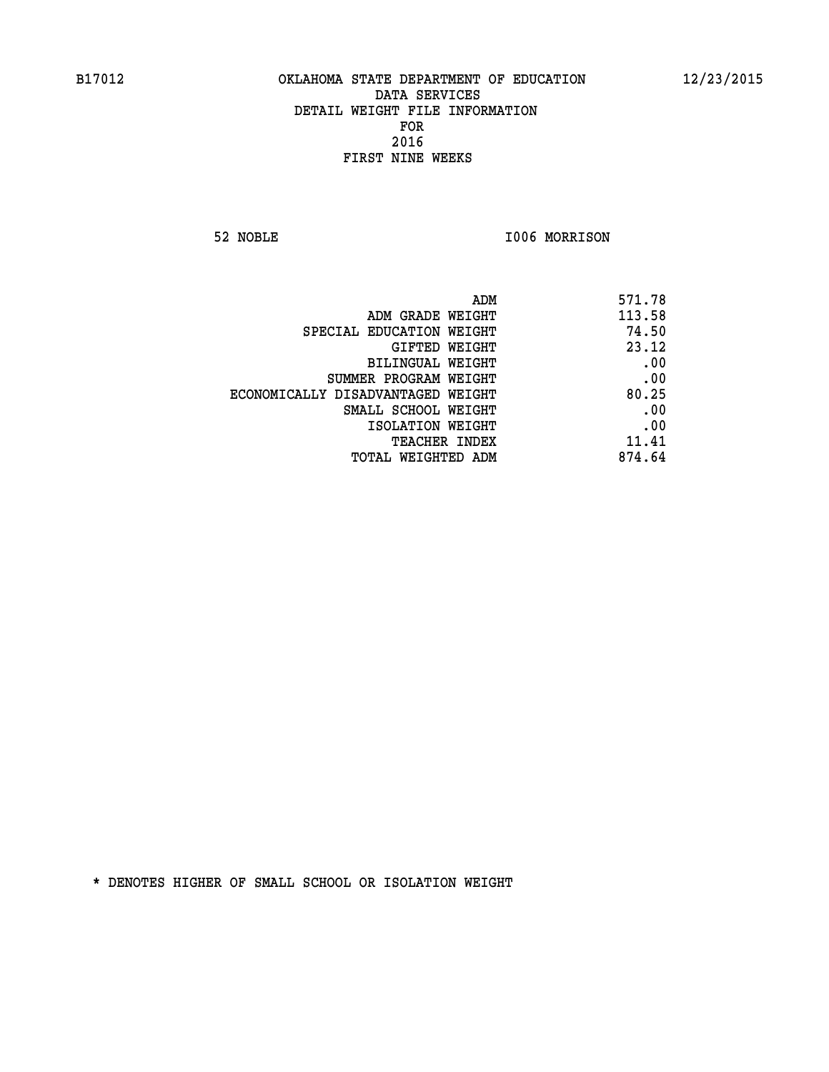B17012 OKLAHOMA STATE DEPARTMENT OF EDUCATION 12/23/2015

DATA SERVICES
DETAIL WEIGHT FILE INFORMATION
FOR
2016
FIRST NINE WEEKS

52 NOBLE I006 MORRISON

| | |
|---|---|
| ADM | 571.78 |
| ADM GRADE WEIGHT | 113.58 |
| SPECIAL EDUCATION WEIGHT | 74.50 |
| GIFTED WEIGHT | 23.12 |
| BILINGUAL WEIGHT | .00 |
| SUMMER PROGRAM WEIGHT | .00 |
| ECONOMICALLY DISADVANTAGED WEIGHT | 80.25 |
| SMALL SCHOOL WEIGHT | .00 |
| ISOLATION WEIGHT | .00 |
| TEACHER INDEX | 11.41 |
| TOTAL WEIGHTED ADM | 874.64 |

* DENOTES HIGHER OF SMALL SCHOOL OR ISOLATION WEIGHT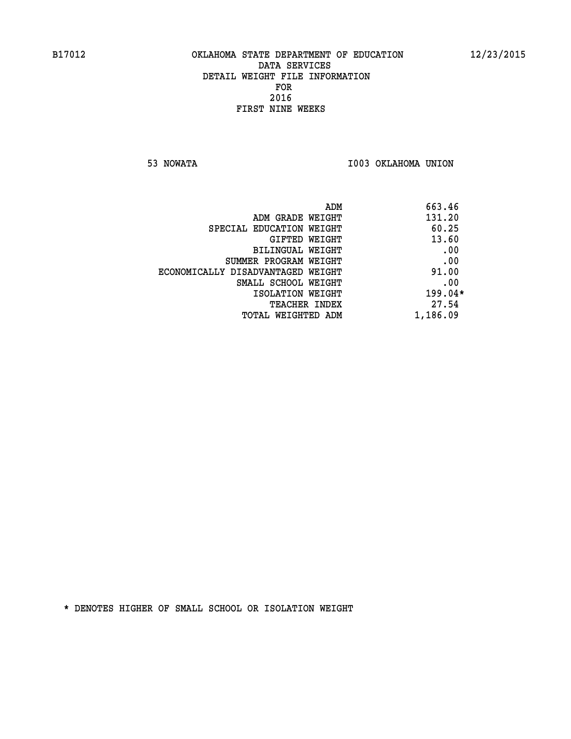B17012 OKLAHOMA STATE DEPARTMENT OF EDUCATION 12/23/2015

DATA SERVICES
DETAIL WEIGHT FILE INFORMATION
FOR
2016
FIRST NINE WEEKS

53 NOWATA I003 OKLAHOMA UNION

| | |
|---|---|
| ADM | 663.46 |
| ADM GRADE WEIGHT | 131.20 |
| SPECIAL EDUCATION WEIGHT | 60.25 |
| GIFTED WEIGHT | 13.60 |
| BILINGUAL WEIGHT | .00 |
| SUMMER PROGRAM WEIGHT | .00 |
| ECONOMICALLY DISADVANTAGED WEIGHT | 91.00 |
| SMALL SCHOOL WEIGHT | .00 |
| ISOLATION WEIGHT | 199.04* |
| TEACHER INDEX | 27.54 |
| TOTAL WEIGHTED ADM | 1,186.09 |

* DENOTES HIGHER OF SMALL SCHOOL OR ISOLATION WEIGHT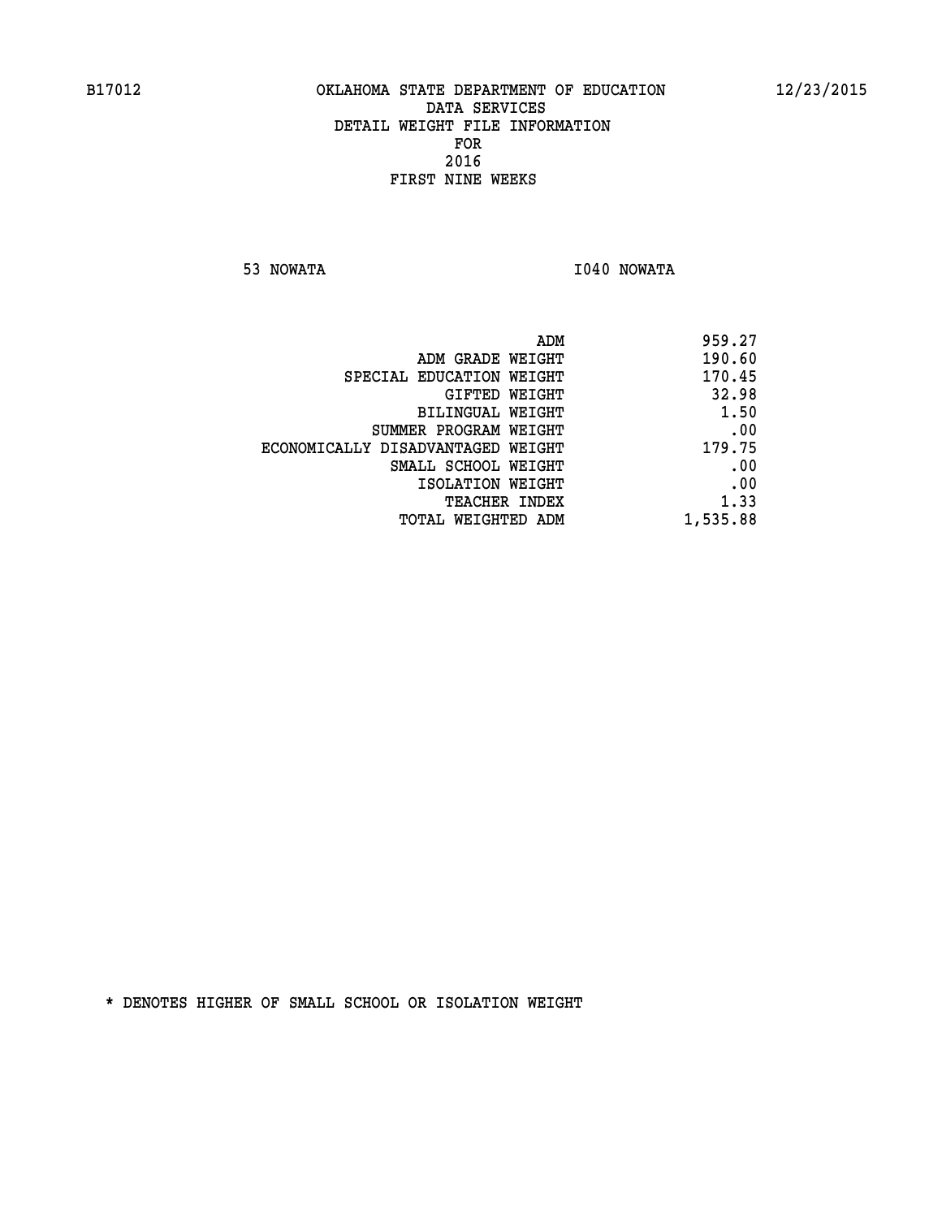B17012 OKLAHOMA STATE DEPARTMENT OF EDUCATION 12/23/2015

DATA SERVICES
DETAIL WEIGHT FILE INFORMATION
FOR
2016
FIRST NINE WEEKS

53 NOWATA I040 NOWATA

| | |
|---|---|
| ADM | 959.27 |
| ADM GRADE WEIGHT | 190.60 |
| SPECIAL EDUCATION WEIGHT | 170.45 |
| GIFTED WEIGHT | 32.98 |
| BILINGUAL WEIGHT | 1.50 |
| SUMMER PROGRAM WEIGHT | .00 |
| ECONOMICALLY DISADVANTAGED WEIGHT | 179.75 |
| SMALL SCHOOL WEIGHT | .00 |
| ISOLATION WEIGHT | .00 |
| TEACHER INDEX | 1.33 |
| TOTAL WEIGHTED ADM | 1,535.88 |

* DENOTES HIGHER OF SMALL SCHOOL OR ISOLATION WEIGHT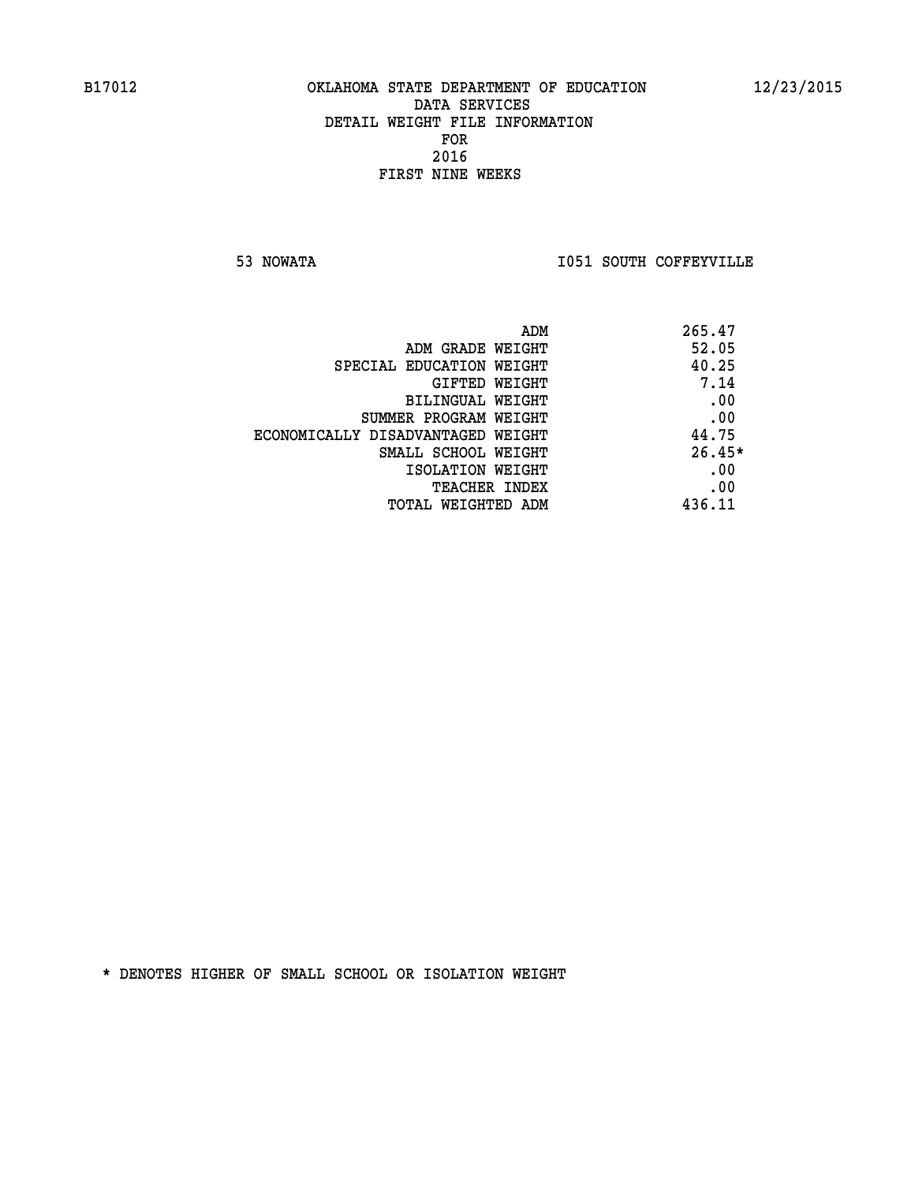B17012 OKLAHOMA STATE DEPARTMENT OF EDUCATION 12/23/2015

DATA SERVICES
DETAIL WEIGHT FILE INFORMATION
FOR
2016
FIRST NINE WEEKS

53 NOWATA I051 SOUTH COFFEYVILLE

| | |
|---|---|
| ADM | 265.47 |
| ADM GRADE WEIGHT | 52.05 |
| SPECIAL EDUCATION WEIGHT | 40.25 |
| GIFTED WEIGHT | 7.14 |
| BILINGUAL WEIGHT | .00 |
| SUMMER PROGRAM WEIGHT | .00 |
| ECONOMICALLY DISADVANTAGED WEIGHT | 44.75 |
| SMALL SCHOOL WEIGHT | 26.45* |
| ISOLATION WEIGHT | .00 |
| TEACHER INDEX | .00 |
| TOTAL WEIGHTED ADM | 436.11 |

* DENOTES HIGHER OF SMALL SCHOOL OR ISOLATION WEIGHT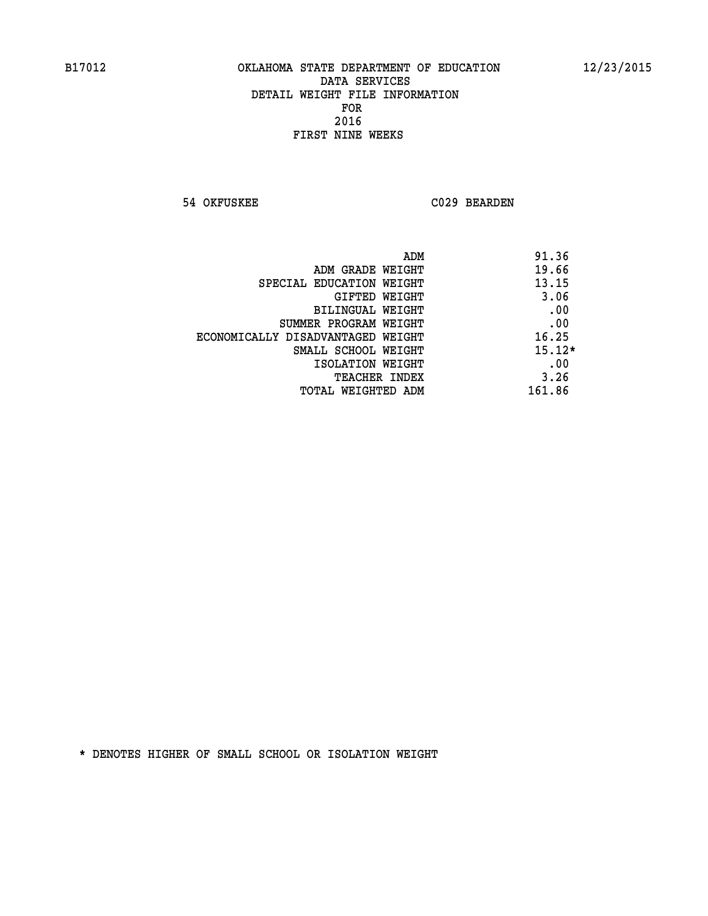# OKLAHOMA STATE DEPARTMENT OF EDUCATION
## DATA SERVICES
## DETAIL WEIGHT FILE INFORMATION
## FOR
## 2016
## FIRST NINE WEEKS

54 OKFUSKEE C029 BEARDEN

| | |
|---|---|
| ADM | 91.36 |
| ADM GRADE WEIGHT | 19.66 |
| SPECIAL EDUCATION WEIGHT | 13.15 |
| GIFTED WEIGHT | 3.06 |
| BILINGUAL WEIGHT | .00 |
| SUMMER PROGRAM WEIGHT | .00 |
| ECONOMICALLY DISADVANTAGED WEIGHT | 16.25 |
| SMALL SCHOOL WEIGHT | 15.12* |
| ISOLATION WEIGHT | .00 |
| TEACHER INDEX | 3.26 |
| TOTAL WEIGHTED ADM | 161.86 |

* DENOTES HIGHER OF SMALL SCHOOL OR ISOLATION WEIGHT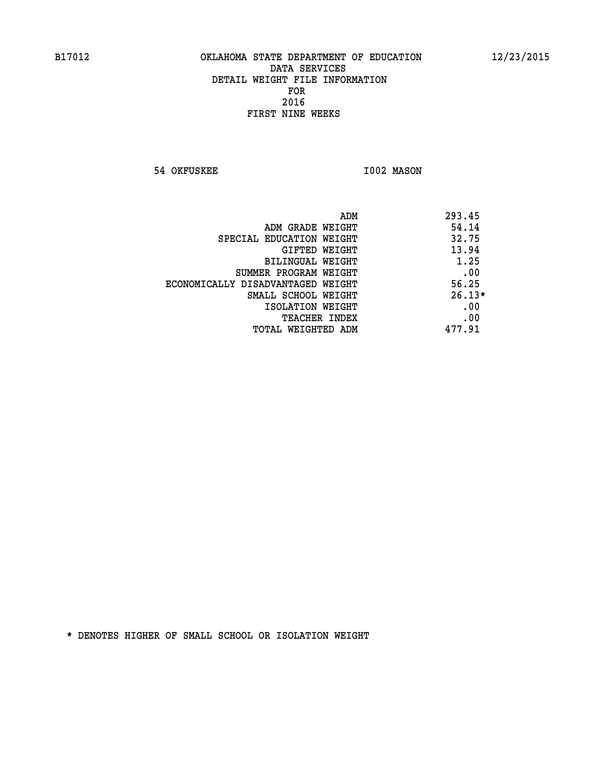B17012 OKLAHOMA STATE DEPARTMENT OF EDUCATION 12/23/2015

DATA SERVICES
DETAIL WEIGHT FILE INFORMATION
FOR
2016
FIRST NINE WEEKS

54 OKFUSKEE I002 MASON

| | |
|---|---|
| ADM | 293.45 |
| ADM GRADE WEIGHT | 54.14 |
| SPECIAL EDUCATION WEIGHT | 32.75 |
| GIFTED WEIGHT | 13.94 |
| BILINGUAL WEIGHT | 1.25 |
| SUMMER PROGRAM WEIGHT | .00 |
| ECONOMICALLY DISADVANTAGED WEIGHT | 56.25 |
| SMALL SCHOOL WEIGHT | 26.13* |
| ISOLATION WEIGHT | .00 |
| TEACHER INDEX | .00 |
| TOTAL WEIGHTED ADM | 477.91 |

* DENOTES HIGHER OF SMALL SCHOOL OR ISOLATION WEIGHT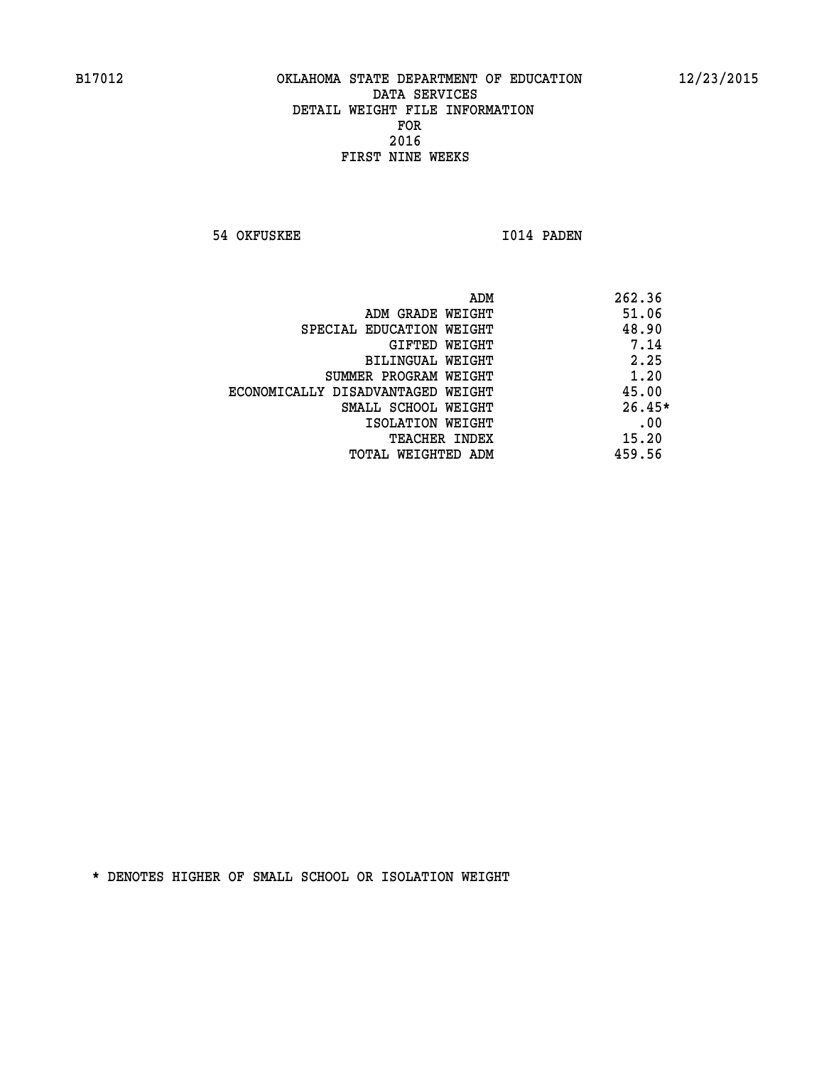B17012 OKLAHOMA STATE DEPARTMENT OF EDUCATION 12/23/2015

DATA SERVICES
DETAIL WEIGHT FILE INFORMATION
FOR
2016
FIRST NINE WEEKS

54 OKFUSKEE I014 PADEN

| | |
|---|---|
| ADM | 262.36 |
| ADM GRADE WEIGHT | 51.06 |
| SPECIAL EDUCATION WEIGHT | 48.90 |
| GIFTED WEIGHT | 7.14 |
| BILINGUAL WEIGHT | 2.25 |
| SUMMER PROGRAM WEIGHT | 1.20 |
| ECONOMICALLY DISADVANTAGED WEIGHT | 45.00 |
| SMALL SCHOOL WEIGHT | 26.45* |
| ISOLATION WEIGHT | .00 |
| TEACHER INDEX | 15.20 |
| TOTAL WEIGHTED ADM | 459.56 |

* DENOTES HIGHER OF SMALL SCHOOL OR ISOLATION WEIGHT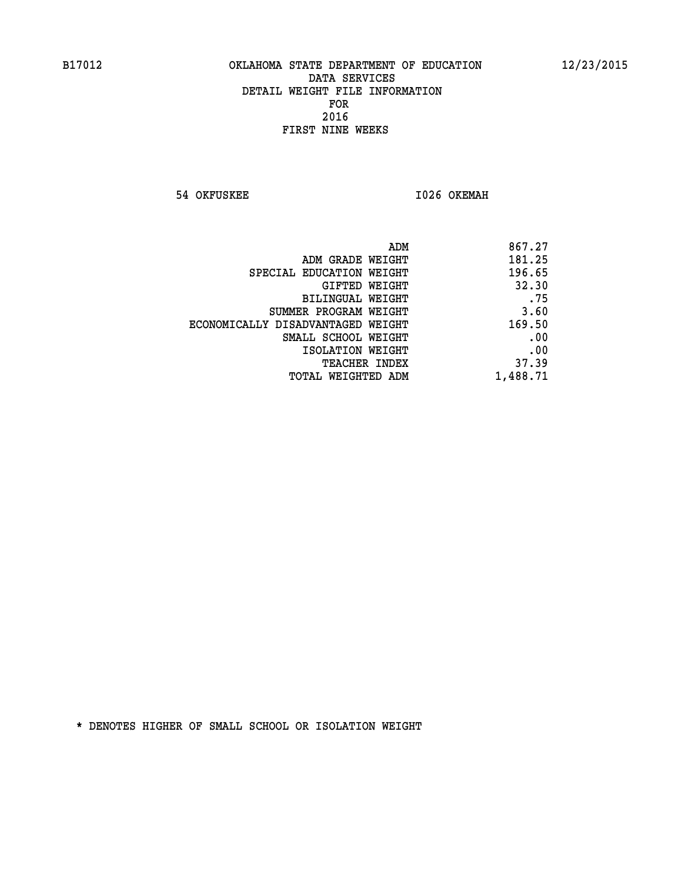B17012 OKLAHOMA STATE DEPARTMENT OF EDUCATION 12/23/2015

DATA SERVICES
DETAIL WEIGHT FILE INFORMATION
FOR
2016
FIRST NINE WEEKS

54 OKFUSKEE I026 OKEMAH

| | |
|---|---|
| ADM | 867.27 |
| ADM GRADE WEIGHT | 181.25 |
| SPECIAL EDUCATION WEIGHT | 196.65 |
| GIFTED WEIGHT | 32.30 |
| BILINGUAL WEIGHT | .75 |
| SUMMER PROGRAM WEIGHT | 3.60 |
| ECONOMICALLY DISADVANTAGED WEIGHT | 169.50 |
| SMALL SCHOOL WEIGHT | .00 |
| ISOLATION WEIGHT | .00 |
| TEACHER INDEX | 37.39 |
| TOTAL WEIGHTED ADM | 1,488.71 |

* DENOTES HIGHER OF SMALL SCHOOL OR ISOLATION WEIGHT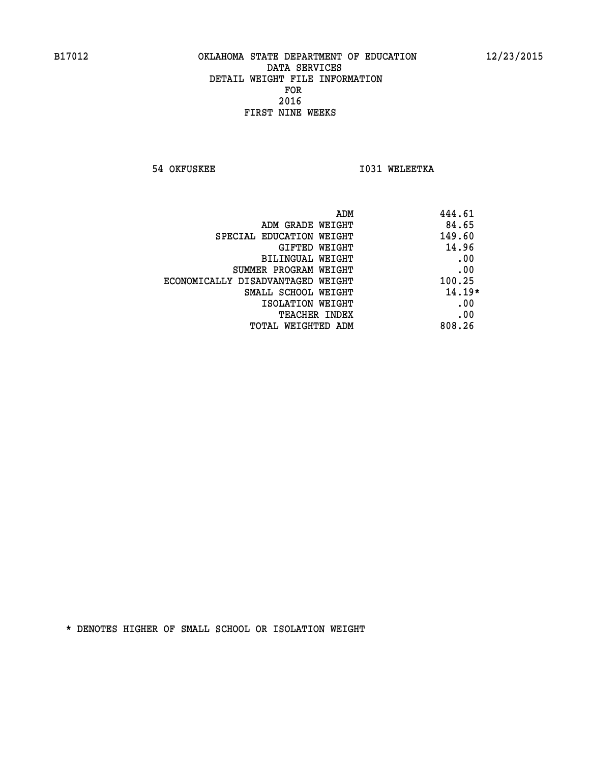B17012 OKLAHOMA STATE DEPARTMENT OF EDUCATION 12/23/2015

DATA SERVICES
DETAIL WEIGHT FILE INFORMATION
FOR
2016
FIRST NINE WEEKS

54 OKFUSKEE I031 WELEETKA

| | |
|---|---|
| ADM | 444.61 |
| ADM GRADE WEIGHT | 84.65 |
| SPECIAL EDUCATION WEIGHT | 149.60 |
| GIFTED WEIGHT | 14.96 |
| BILINGUAL WEIGHT | .00 |
| SUMMER PROGRAM WEIGHT | .00 |
| ECONOMICALLY DISADVANTAGED WEIGHT | 100.25 |
| SMALL SCHOOL WEIGHT | 14.19* |
| ISOLATION WEIGHT | .00 |
| TEACHER INDEX | .00 |
| TOTAL WEIGHTED ADM | 808.26 |

* DENOTES HIGHER OF SMALL SCHOOL OR ISOLATION WEIGHT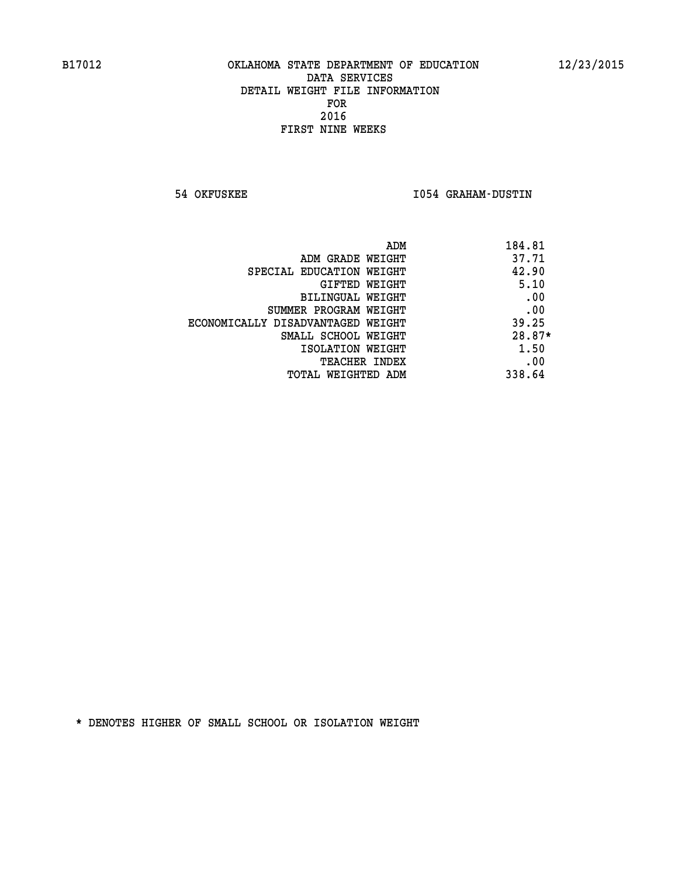B17012 OKLAHOMA STATE DEPARTMENT OF EDUCATION 12/23/2015

DATA SERVICES
DETAIL WEIGHT FILE INFORMATION
FOR
2016
FIRST NINE WEEKS

54 OKFUSKEE I054 GRAHAM-DUSTIN

| | |
|---|---|
| ADM | 184.81 |
| ADM GRADE WEIGHT | 37.71 |
| SPECIAL EDUCATION WEIGHT | 42.90 |
| GIFTED WEIGHT | 5.10 |
| BILINGUAL WEIGHT | .00 |
| SUMMER PROGRAM WEIGHT | .00 |
| ECONOMICALLY DISADVANTAGED WEIGHT | 39.25 |
| SMALL SCHOOL WEIGHT | 28.87* |
| ISOLATION WEIGHT | 1.50 |
| TEACHER INDEX | .00 |
| TOTAL WEIGHTED ADM | 338.64 |

* DENOTES HIGHER OF SMALL SCHOOL OR ISOLATION WEIGHT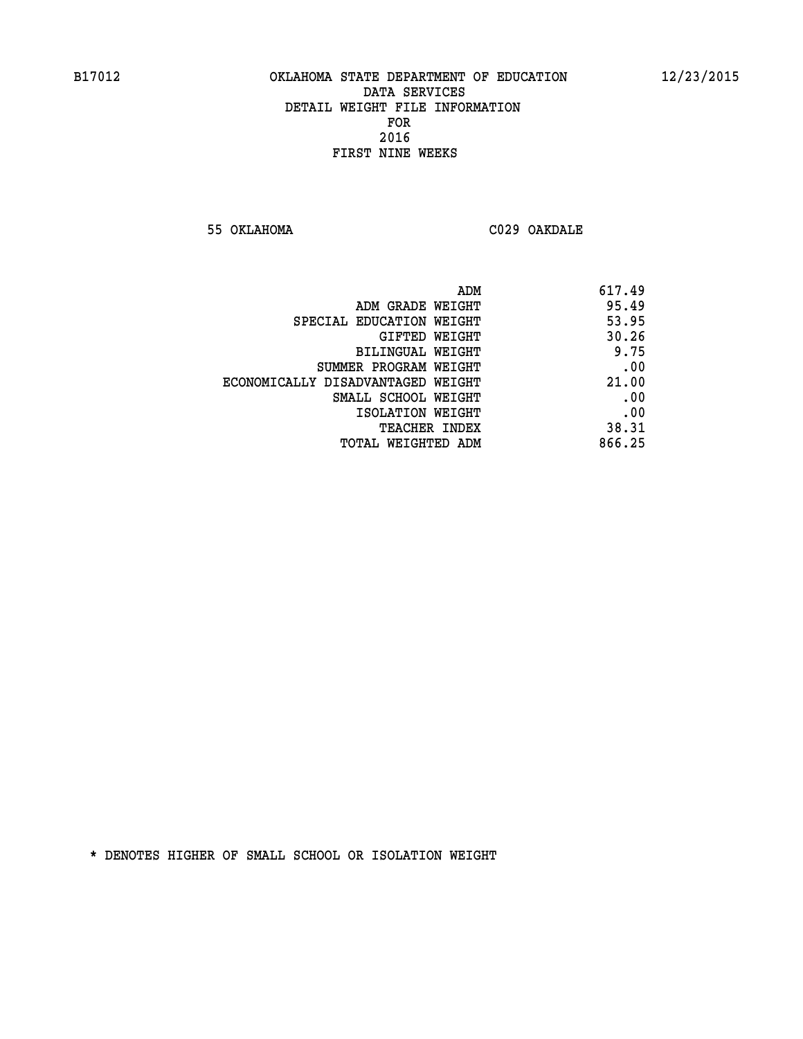B17012 OKLAHOMA STATE DEPARTMENT OF EDUCATION 12/23/2015

DATA SERVICES
DETAIL WEIGHT FILE INFORMATION
FOR
2016
FIRST NINE WEEKS

55 OKLAHOMA C029 OAKDALE

| | |
|---|---|
| ADM | 617.49 |
| ADM GRADE WEIGHT | 95.49 |
| SPECIAL EDUCATION WEIGHT | 53.95 |
| GIFTED WEIGHT | 30.26 |
| BILINGUAL WEIGHT | 9.75 |
| SUMMER PROGRAM WEIGHT | .00 |
| ECONOMICALLY DISADVANTAGED WEIGHT | 21.00 |
| SMALL SCHOOL WEIGHT | .00 |
| ISOLATION WEIGHT | .00 |
| TEACHER INDEX | 38.31 |
| TOTAL WEIGHTED ADM | 866.25 |

* DENOTES HIGHER OF SMALL SCHOOL OR ISOLATION WEIGHT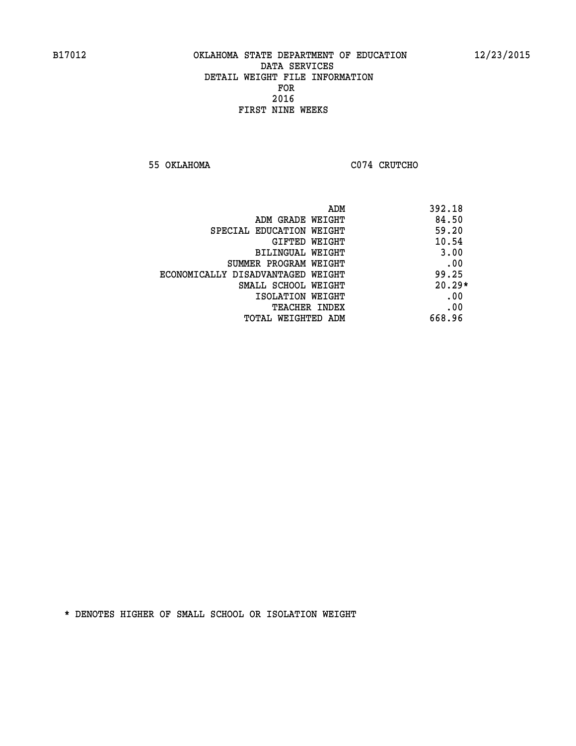B17012 OKLAHOMA STATE DEPARTMENT OF EDUCATION 12/23/2015

DATA SERVICES
DETAIL WEIGHT FILE INFORMATION
FOR
2016
FIRST NINE WEEKS

55 OKLAHOMA C074 CRUTCHO

| | |
|---|---|
| ADM | 392.18 |
| ADM GRADE WEIGHT | 84.50 |
| SPECIAL EDUCATION WEIGHT | 59.20 |
| GIFTED WEIGHT | 10.54 |
| BILINGUAL WEIGHT | 3.00 |
| SUMMER PROGRAM WEIGHT | .00 |
| ECONOMICALLY DISADVANTAGED WEIGHT | 99.25 |
| SMALL SCHOOL WEIGHT | 20.29* |
| ISOLATION WEIGHT | .00 |
| TEACHER INDEX | .00 |
| TOTAL WEIGHTED ADM | 668.96 |

* DENOTES HIGHER OF SMALL SCHOOL OR ISOLATION WEIGHT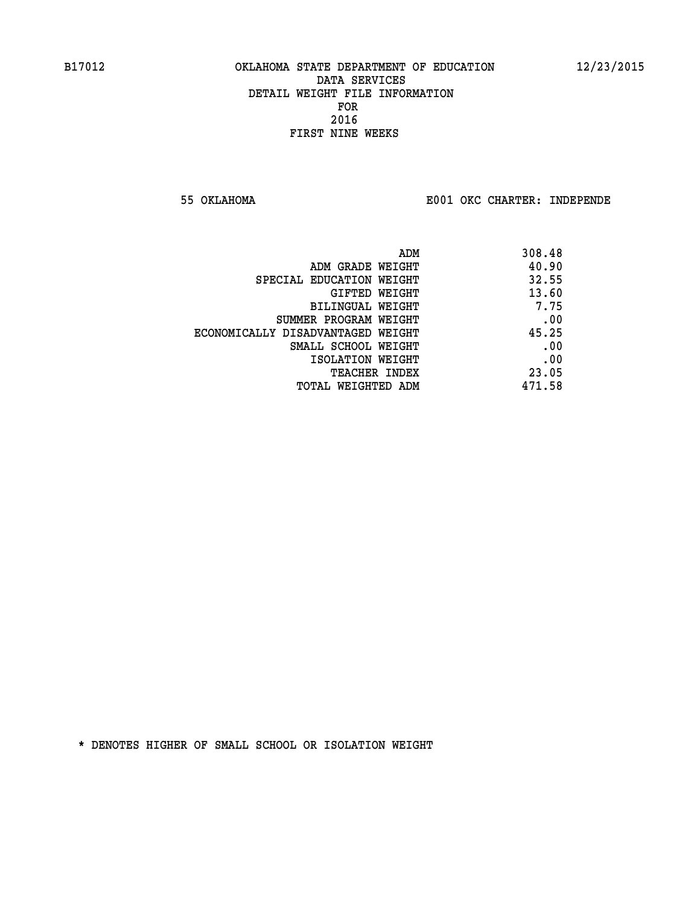B17012 OKLAHOMA STATE DEPARTMENT OF EDUCATION 12/23/2015

DATA SERVICES

DETAIL WEIGHT FILE INFORMATION

FOR

2016

FIRST NINE WEEKS

55 OKLAHOMA E001 OKC CHARTER: INDEPENDE

| | |
|---|---|
| ADM | 308.48 |
| ADM GRADE WEIGHT | 40.90 |
| SPECIAL EDUCATION WEIGHT | 32.55 |
| GIFTED WEIGHT | 13.60 |
| BILINGUAL WEIGHT | 7.75 |
| SUMMER PROGRAM WEIGHT | .00 |
| ECONOMICALLY DISADVANTAGED WEIGHT | 45.25 |
| SMALL SCHOOL WEIGHT | .00 |
| ISOLATION WEIGHT | .00 |
| TEACHER INDEX | 23.05 |
| TOTAL WEIGHTED ADM | 471.58 |

* DENOTES HIGHER OF SMALL SCHOOL OR ISOLATION WEIGHT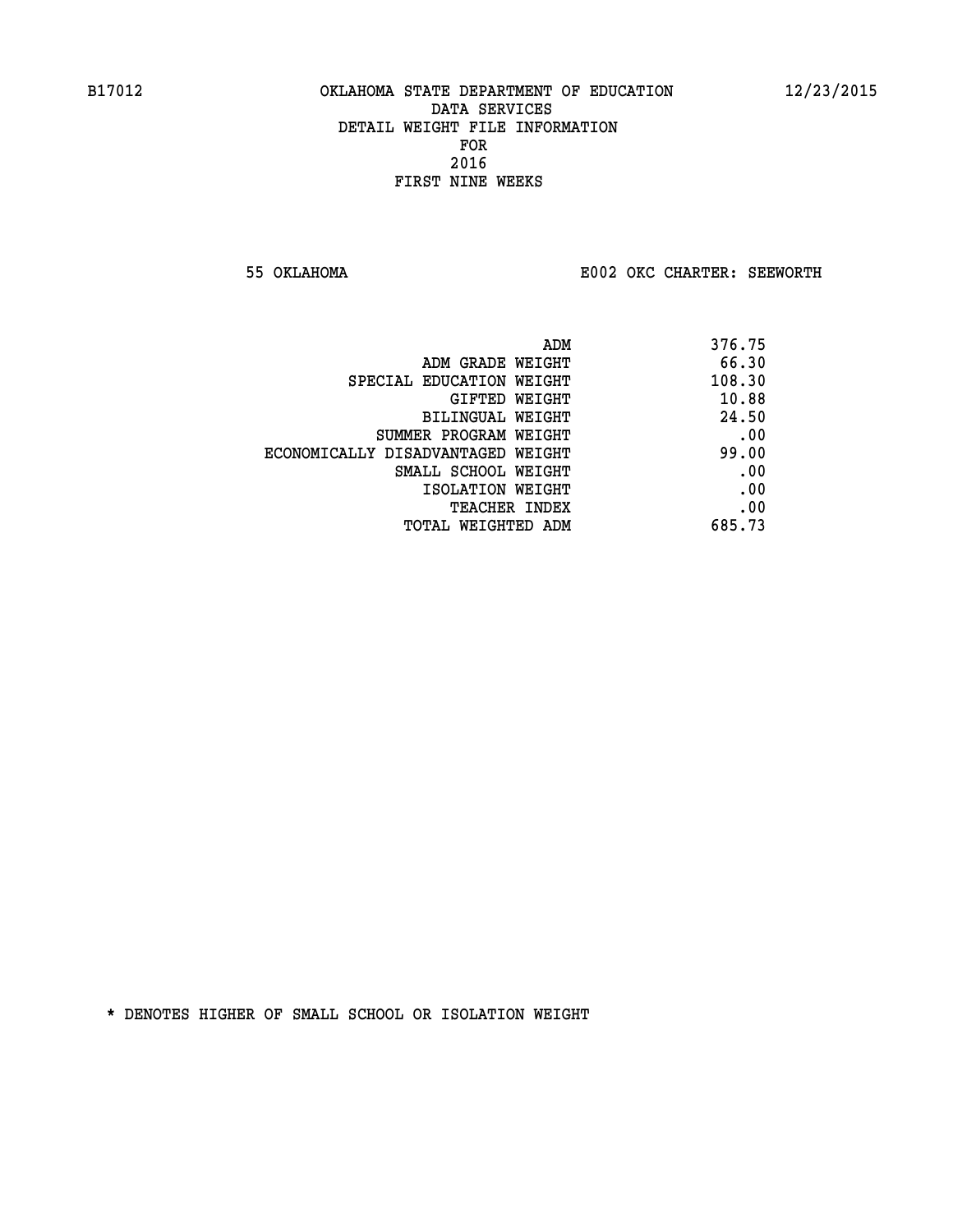B17012 OKLAHOMA STATE DEPARTMENT OF EDUCATION 12/23/2015

DATA SERVICES
DETAIL WEIGHT FILE INFORMATION
FOR
2016
FIRST NINE WEEKS

55 OKLAHOMA E002 OKC CHARTER: SEEWORTH

| | |
|---|---|
| ADM | 376.75 |
| ADM GRADE WEIGHT | 66.30 |
| SPECIAL EDUCATION WEIGHT | 108.30 |
| GIFTED WEIGHT | 10.88 |
| BILINGUAL WEIGHT | 24.50 |
| SUMMER PROGRAM WEIGHT | .00 |
| ECONOMICALLY DISADVANTAGED WEIGHT | 99.00 |
| SMALL SCHOOL WEIGHT | .00 |
| ISOLATION WEIGHT | .00 |
| TEACHER INDEX | .00 |
| TOTAL WEIGHTED ADM | 685.73 |

* DENOTES HIGHER OF SMALL SCHOOL OR ISOLATION WEIGHT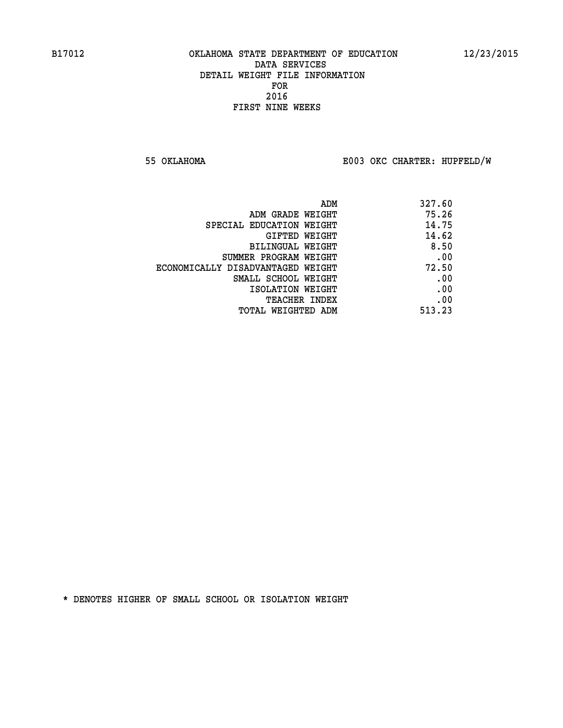B17012 OKLAHOMA STATE DEPARTMENT OF EDUCATION 12/23/2015

DATA SERVICES
DETAIL WEIGHT FILE INFORMATION
FOR
2016
FIRST NINE WEEKS

55 OKLAHOMA E003 OKC CHARTER: HUPFELD/W

| | |
|---|---|
| ADM | 327.60 |
| ADM GRADE WEIGHT | 75.26 |
| SPECIAL EDUCATION WEIGHT | 14.75 |
| GIFTED WEIGHT | 14.62 |
| BILINGUAL WEIGHT | 8.50 |
| SUMMER PROGRAM WEIGHT | .00 |
| ECONOMICALLY DISADVANTAGED WEIGHT | 72.50 |
| SMALL SCHOOL WEIGHT | .00 |
| ISOLATION WEIGHT | .00 |
| TEACHER INDEX | .00 |
| TOTAL WEIGHTED ADM | 513.23 |

* DENOTES HIGHER OF SMALL SCHOOL OR ISOLATION WEIGHT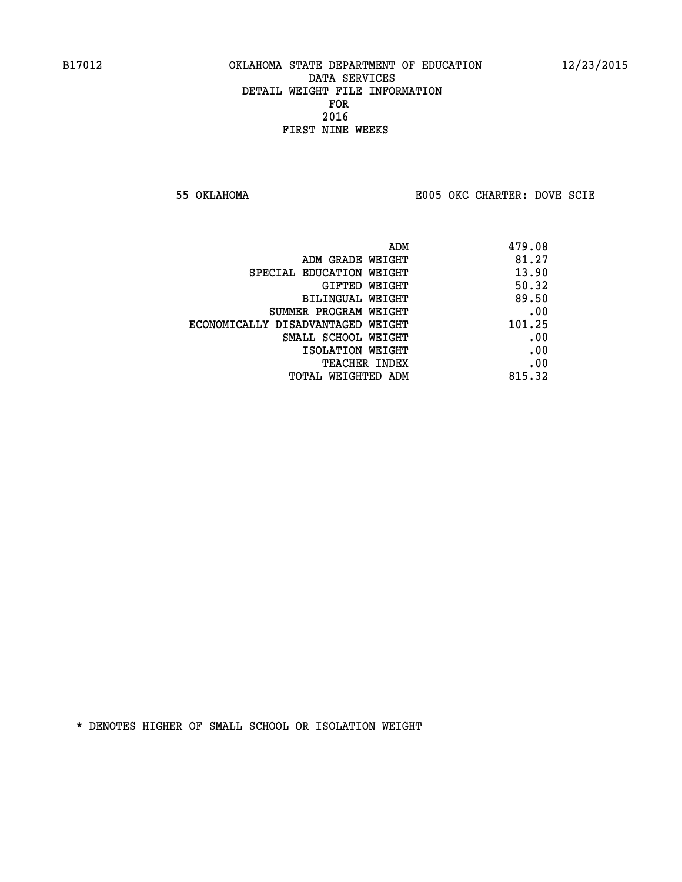OKLAHOMA STATE DEPARTMENT OF EDUCATION
DATA SERVICES
DETAIL WEIGHT FILE INFORMATION
FOR
2016
FIRST NINE WEEKS

55 OKLAHOMA    E005 OKC CHARTER: DOVE SCIE

| | |
|---|---|
| ADM | 479.08 |
| ADM GRADE WEIGHT | 81.27 |
| SPECIAL EDUCATION WEIGHT | 13.90 |
| GIFTED WEIGHT | 50.32 |
| BILINGUAL WEIGHT | 89.50 |
| SUMMER PROGRAM WEIGHT | .00 |
| ECONOMICALLY DISADVANTAGED WEIGHT | 101.25 |
| SMALL SCHOOL WEIGHT | .00 |
| ISOLATION WEIGHT | .00 |
| TEACHER INDEX | .00 |
| TOTAL WEIGHTED ADM | 815.32 |

* DENOTES HIGHER OF SMALL SCHOOL OR ISOLATION WEIGHT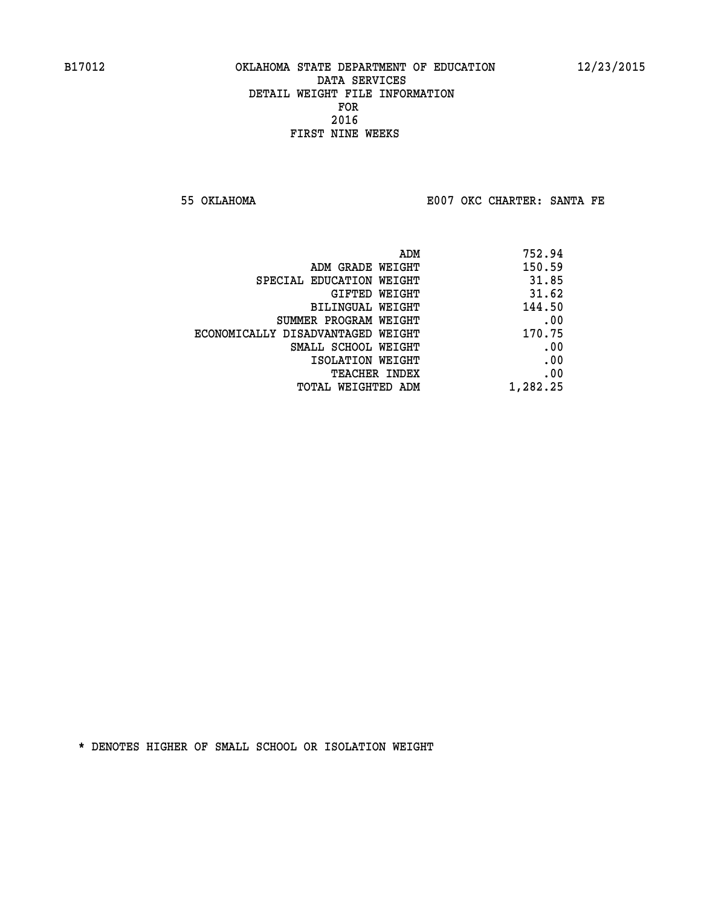B17012 OKLAHOMA STATE DEPARTMENT OF EDUCATION 12/23/2015

DATA SERVICES
DETAIL WEIGHT FILE INFORMATION
FOR
2016
FIRST NINE WEEKS

55 OKLAHOMA E007 OKC CHARTER: SANTA FE

| | |
|---|---|
| ADM | 752.94 |
| ADM GRADE WEIGHT | 150.59 |
| SPECIAL EDUCATION WEIGHT | 31.85 |
| GIFTED WEIGHT | 31.62 |
| BILINGUAL WEIGHT | 144.50 |
| SUMMER PROGRAM WEIGHT | .00 |
| ECONOMICALLY DISADVANTAGED WEIGHT | 170.75 |
| SMALL SCHOOL WEIGHT | .00 |
| ISOLATION WEIGHT | .00 |
| TEACHER INDEX | .00 |
| TOTAL WEIGHTED ADM | 1,282.25 |

* DENOTES HIGHER OF SMALL SCHOOL OR ISOLATION WEIGHT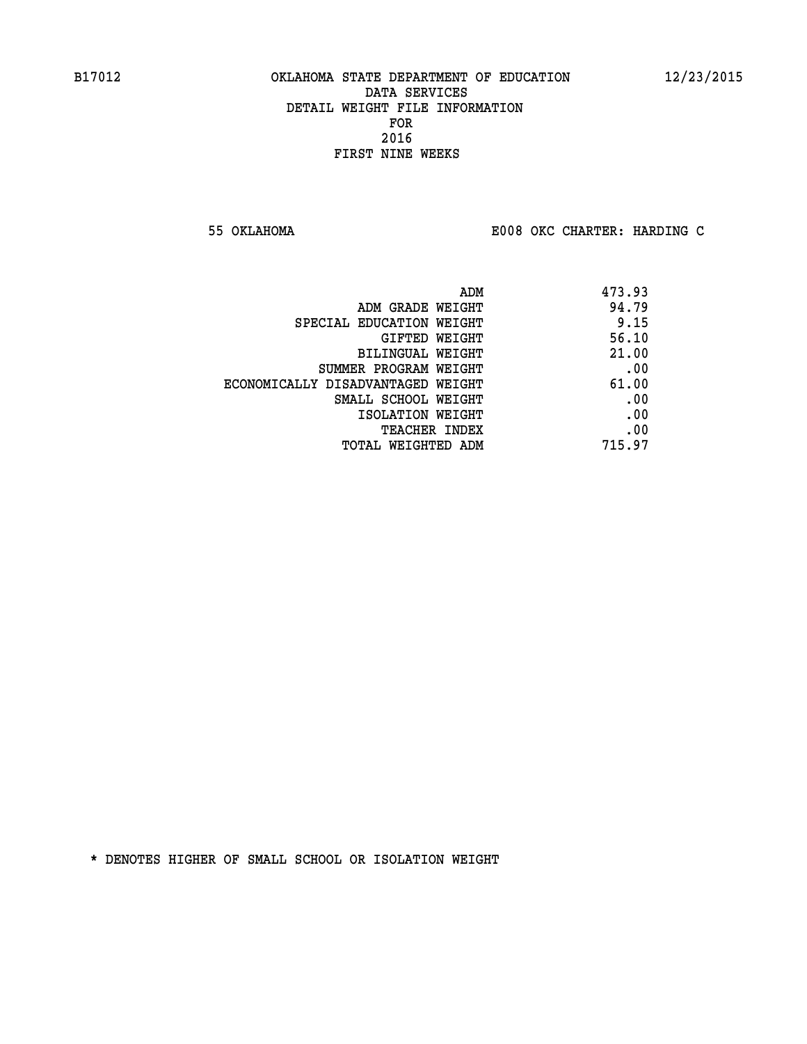B17012 OKLAHOMA STATE DEPARTMENT OF EDUCATION 12/23/2015

DATA SERVICES
DETAIL WEIGHT FILE INFORMATION
FOR
2016
FIRST NINE WEEKS

55 OKLAHOMA E008 OKC CHARTER: HARDING C

| | |
|---|---|
| ADM | 473.93 |
| ADM GRADE WEIGHT | 94.79 |
| SPECIAL EDUCATION WEIGHT | 9.15 |
| GIFTED WEIGHT | 56.10 |
| BILINGUAL WEIGHT | 21.00 |
| SUMMER PROGRAM WEIGHT | .00 |
| ECONOMICALLY DISADVANTAGED WEIGHT | 61.00 |
| SMALL SCHOOL WEIGHT | .00 |
| ISOLATION WEIGHT | .00 |
| TEACHER INDEX | .00 |
| TOTAL WEIGHTED ADM | 715.97 |

* DENOTES HIGHER OF SMALL SCHOOL OR ISOLATION WEIGHT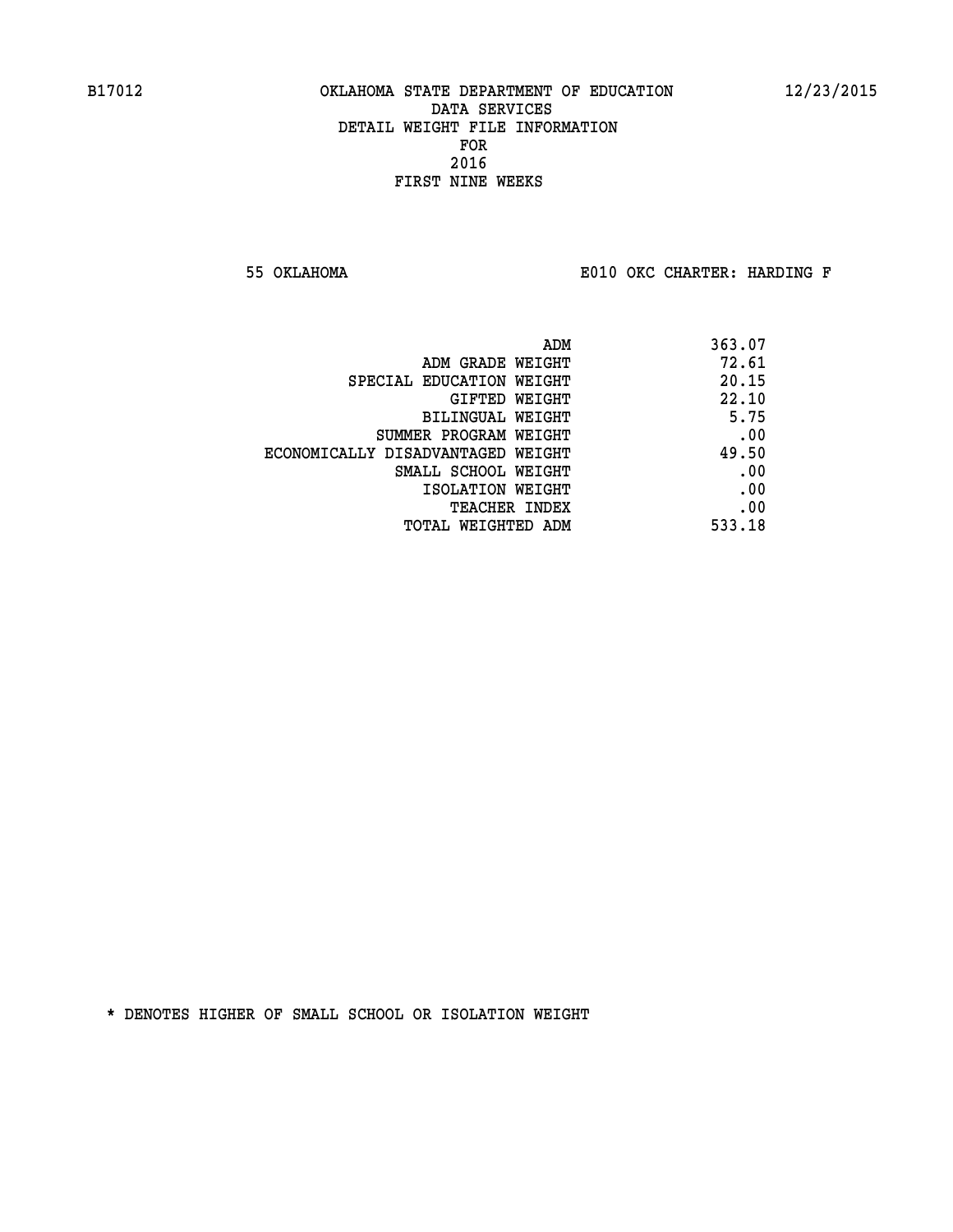B17012 OKLAHOMA STATE DEPARTMENT OF EDUCATION 12/23/2015

DATA SERVICES
DETAIL WEIGHT FILE INFORMATION
FOR
2016
FIRST NINE WEEKS

55 OKLAHOMA E010 OKC CHARTER: HARDING F

| | |
|---|---|
| ADM | 363.07 |
| ADM GRADE WEIGHT | 72.61 |
| SPECIAL EDUCATION WEIGHT | 20.15 |
| GIFTED WEIGHT | 22.10 |
| BILINGUAL WEIGHT | 5.75 |
| SUMMER PROGRAM WEIGHT | .00 |
| ECONOMICALLY DISADVANTAGED WEIGHT | 49.50 |
| SMALL SCHOOL WEIGHT | .00 |
| ISOLATION WEIGHT | .00 |
| TEACHER INDEX | .00 |
| TOTAL WEIGHTED ADM | 533.18 |

* DENOTES HIGHER OF SMALL SCHOOL OR ISOLATION WEIGHT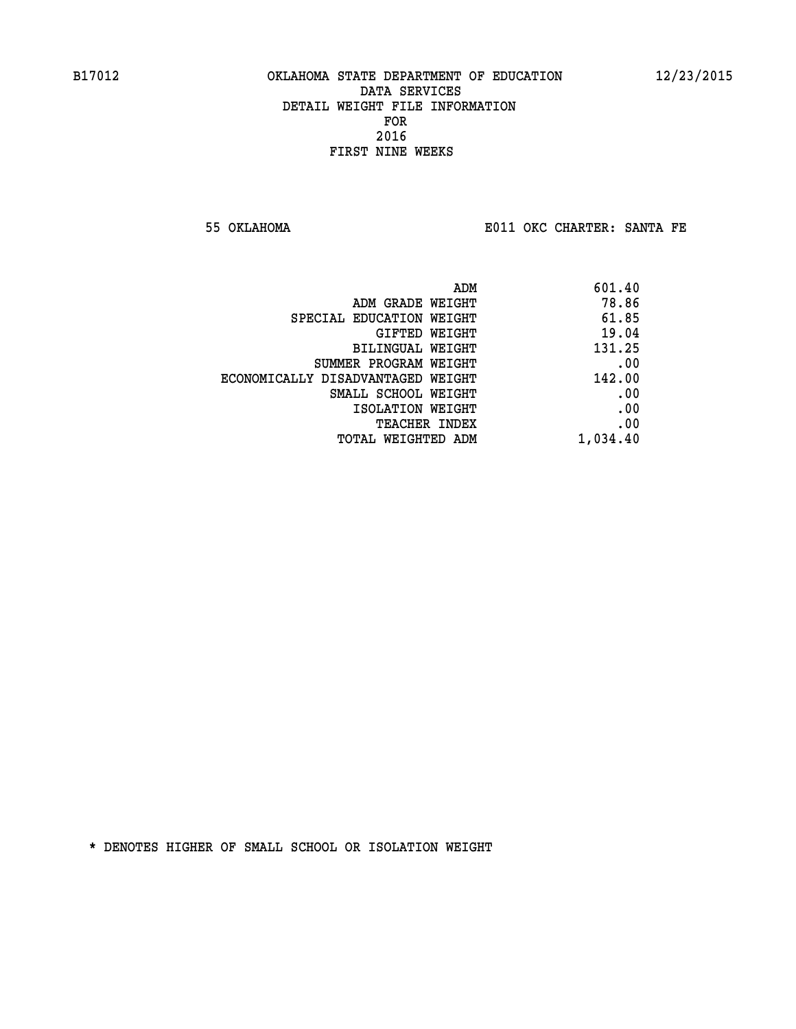B17012 OKLAHOMA STATE DEPARTMENT OF EDUCATION 12/23/2015

DATA SERVICES
DETAIL WEIGHT FILE INFORMATION
FOR
2016
FIRST NINE WEEKS

55 OKLAHOMA E011 OKC CHARTER: SANTA FE

| | |
|---|---|
| ADM | 601.40 |
| ADM GRADE WEIGHT | 78.86 |
| SPECIAL EDUCATION WEIGHT | 61.85 |
| GIFTED WEIGHT | 19.04 |
| BILINGUAL WEIGHT | 131.25 |
| SUMMER PROGRAM WEIGHT | .00 |
| ECONOMICALLY DISADVANTAGED WEIGHT | 142.00 |
| SMALL SCHOOL WEIGHT | .00 |
| ISOLATION WEIGHT | .00 |
| TEACHER INDEX | .00 |
| TOTAL WEIGHTED ADM | 1,034.40 |

* DENOTES HIGHER OF SMALL SCHOOL OR ISOLATION WEIGHT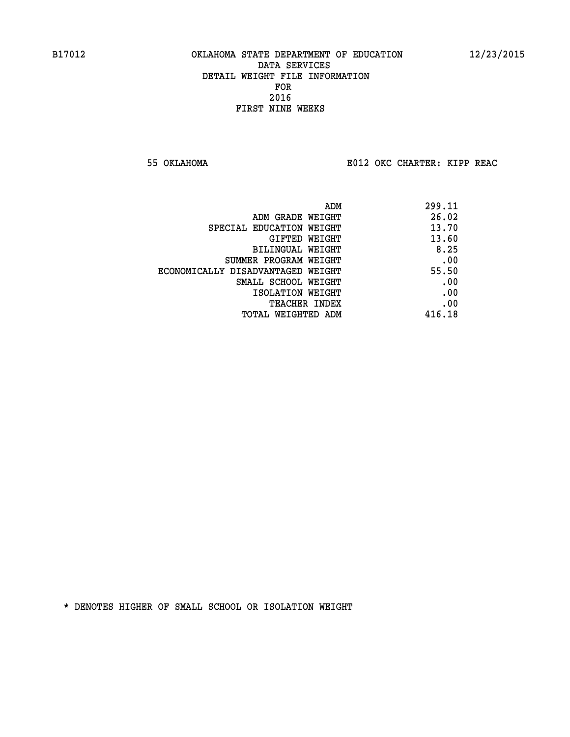B17012 OKLAHOMA STATE DEPARTMENT OF EDUCATION 12/23/2015

DATA SERVICES
DETAIL WEIGHT FILE INFORMATION
FOR
2016
FIRST NINE WEEKS

55 OKLAHOMA E012 OKC CHARTER: KIPP REAC

| | |
|---|---|
| ADM | 299.11 |
| ADM GRADE WEIGHT | 26.02 |
| SPECIAL EDUCATION WEIGHT | 13.70 |
| GIFTED WEIGHT | 13.60 |
| BILINGUAL WEIGHT | 8.25 |
| SUMMER PROGRAM WEIGHT | .00 |
| ECONOMICALLY DISADVANTAGED WEIGHT | 55.50 |
| SMALL SCHOOL WEIGHT | .00 |
| ISOLATION WEIGHT | .00 |
| TEACHER INDEX | .00 |
| TOTAL WEIGHTED ADM | 416.18 |

* DENOTES HIGHER OF SMALL SCHOOL OR ISOLATION WEIGHT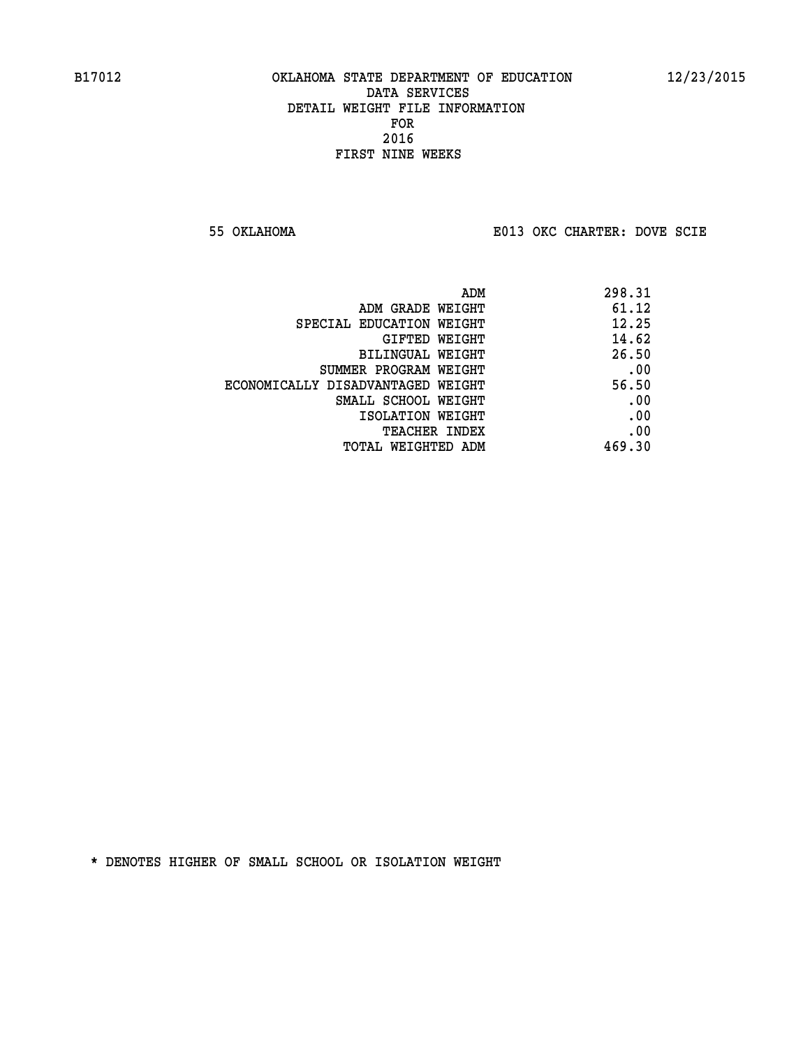B17012 OKLAHOMA STATE DEPARTMENT OF EDUCATION 12/23/2015

DATA SERVICES
DETAIL WEIGHT FILE INFORMATION
FOR
2016
FIRST NINE WEEKS

55 OKLAHOMA E013 OKC CHARTER: DOVE SCIE

| | |
|---|---|
| ADM | 298.31 |
| ADM GRADE WEIGHT | 61.12 |
| SPECIAL EDUCATION WEIGHT | 12.25 |
| GIFTED WEIGHT | 14.62 |
| BILINGUAL WEIGHT | 26.50 |
| SUMMER PROGRAM WEIGHT | .00 |
| ECONOMICALLY DISADVANTAGED WEIGHT | 56.50 |
| SMALL SCHOOL WEIGHT | .00 |
| ISOLATION WEIGHT | .00 |
| TEACHER INDEX | .00 |
| TOTAL WEIGHTED ADM | 469.30 |

* DENOTES HIGHER OF SMALL SCHOOL OR ISOLATION WEIGHT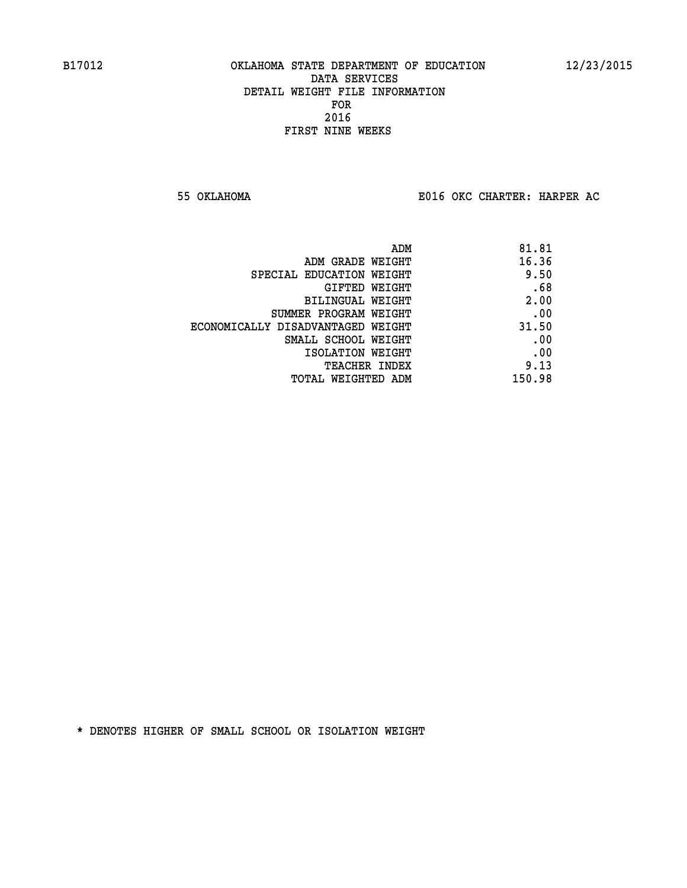# OKLAHOMA STATE DEPARTMENT OF EDUCATION
## DATA SERVICES
## DETAIL WEIGHT FILE INFORMATION
## FOR
## 2016
## FIRST NINE WEEKS

B17012 — 12/23/2015

55 OKLAHOMA — E016 OKC CHARTER: HARPER AC

| | |
|---|---|
| ADM | 81.81 |
| ADM GRADE WEIGHT | 16.36 |
| SPECIAL EDUCATION WEIGHT | 9.50 |
| GIFTED WEIGHT | .68 |
| BILINGUAL WEIGHT | 2.00 |
| SUMMER PROGRAM WEIGHT | .00 |
| ECONOMICALLY DISADVANTAGED WEIGHT | 31.50 |
| SMALL SCHOOL WEIGHT | .00 |
| ISOLATION WEIGHT | .00 |
| TEACHER INDEX | 9.13 |
| TOTAL WEIGHTED ADM | 150.98 |

* DENOTES HIGHER OF SMALL SCHOOL OR ISOLATION WEIGHT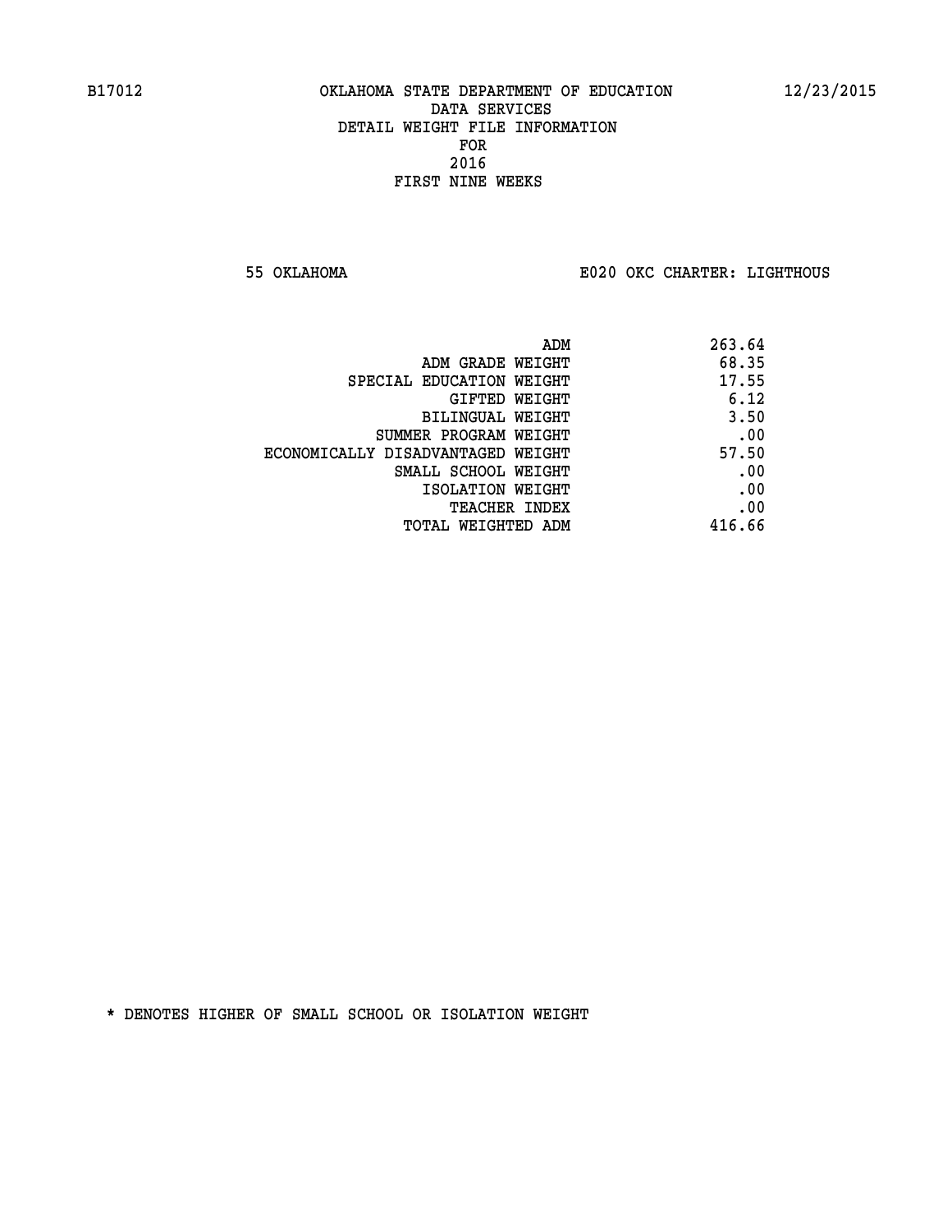B17012 OKLAHOMA STATE DEPARTMENT OF EDUCATION 12/23/2015

DATA SERVICES
DETAIL WEIGHT FILE INFORMATION
FOR
2016
FIRST NINE WEEKS

55 OKLAHOMA E020 OKC CHARTER: LIGHTHOUS

| | |
|---|---|
| ADM | 263.64 |
| ADM GRADE WEIGHT | 68.35 |
| SPECIAL EDUCATION WEIGHT | 17.55 |
| GIFTED WEIGHT | 6.12 |
| BILINGUAL WEIGHT | 3.50 |
| SUMMER PROGRAM WEIGHT | .00 |
| ECONOMICALLY DISADVANTAGED WEIGHT | 57.50 |
| SMALL SCHOOL WEIGHT | .00 |
| ISOLATION WEIGHT | .00 |
| TEACHER INDEX | .00 |
| TOTAL WEIGHTED ADM | 416.66 |

* DENOTES HIGHER OF SMALL SCHOOL OR ISOLATION WEIGHT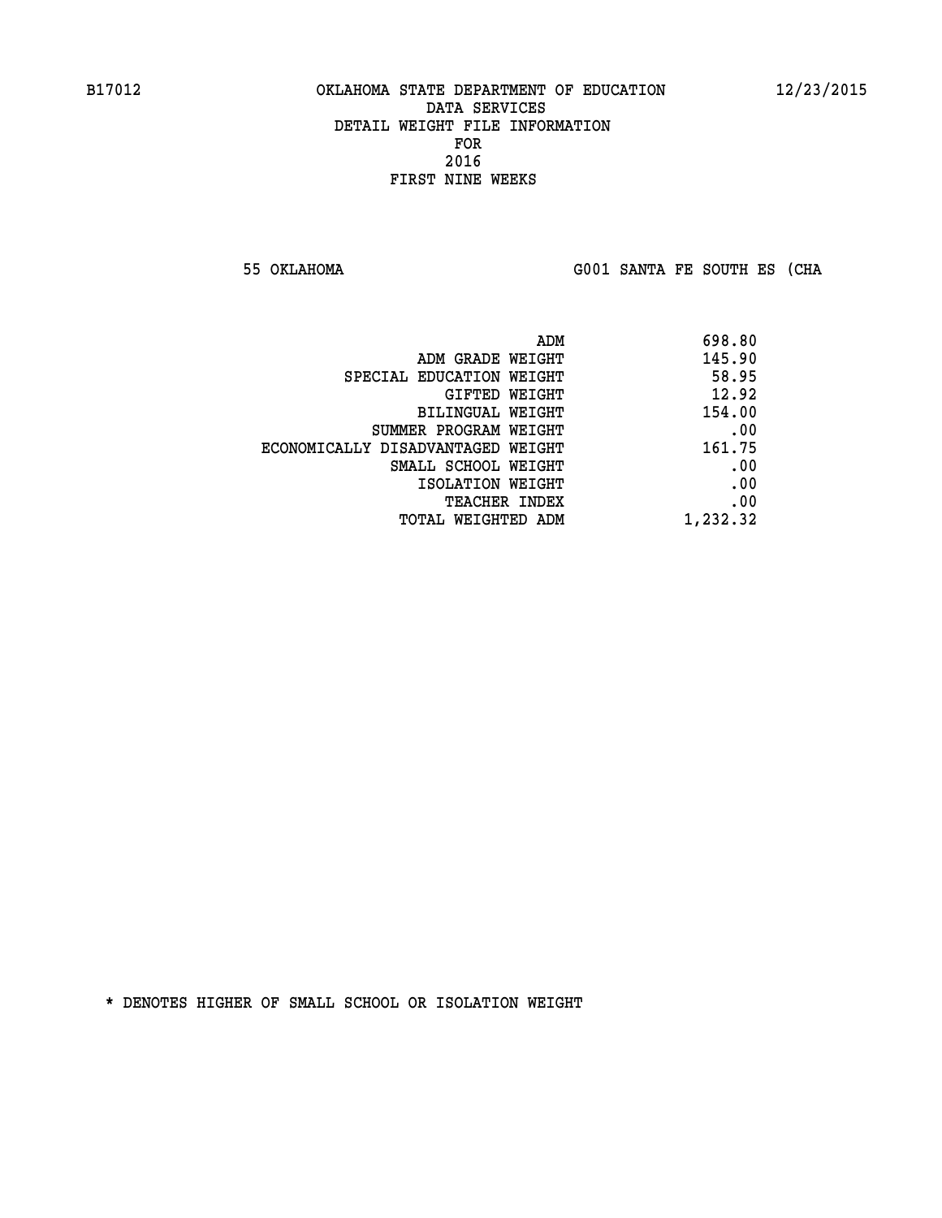B17012 OKLAHOMA STATE DEPARTMENT OF EDUCATION 12/23/2015

DATA SERVICES
DETAIL WEIGHT FILE INFORMATION
FOR
2016
FIRST NINE WEEKS

55 OKLAHOMA G001 SANTA FE SOUTH ES (CHA

| | |
|---|---|
| ADM | 698.80 |
| ADM GRADE WEIGHT | 145.90 |
| SPECIAL EDUCATION WEIGHT | 58.95 |
| GIFTED WEIGHT | 12.92 |
| BILINGUAL WEIGHT | 154.00 |
| SUMMER PROGRAM WEIGHT | .00 |
| ECONOMICALLY DISADVANTAGED WEIGHT | 161.75 |
| SMALL SCHOOL WEIGHT | .00 |
| ISOLATION WEIGHT | .00 |
| TEACHER INDEX | .00 |
| TOTAL WEIGHTED ADM | 1,232.32 |

* DENOTES HIGHER OF SMALL SCHOOL OR ISOLATION WEIGHT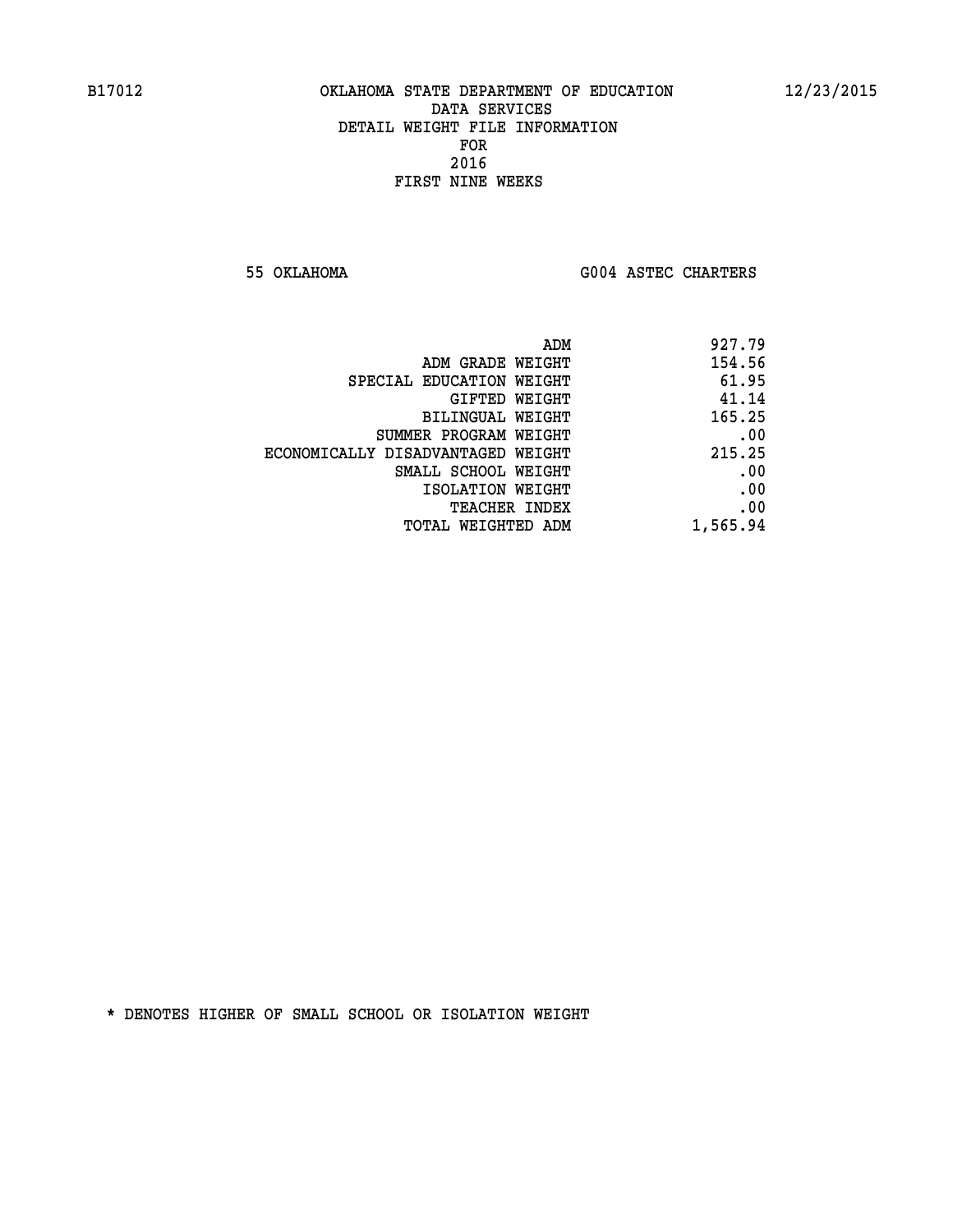B17012 OKLAHOMA STATE DEPARTMENT OF EDUCATION 12/23/2015

DATA SERVICES
DETAIL WEIGHT FILE INFORMATION
FOR
2016
FIRST NINE WEEKS

55 OKLAHOMA G004 ASTEC CHARTERS

| | |
|---|---|
| ADM | 927.79 |
| ADM GRADE WEIGHT | 154.56 |
| SPECIAL EDUCATION WEIGHT | 61.95 |
| GIFTED WEIGHT | 41.14 |
| BILINGUAL WEIGHT | 165.25 |
| SUMMER PROGRAM WEIGHT | .00 |
| ECONOMICALLY DISADVANTAGED WEIGHT | 215.25 |
| SMALL SCHOOL WEIGHT | .00 |
| ISOLATION WEIGHT | .00 |
| TEACHER INDEX | .00 |
| TOTAL WEIGHTED ADM | 1,565.94 |

* DENOTES HIGHER OF SMALL SCHOOL OR ISOLATION WEIGHT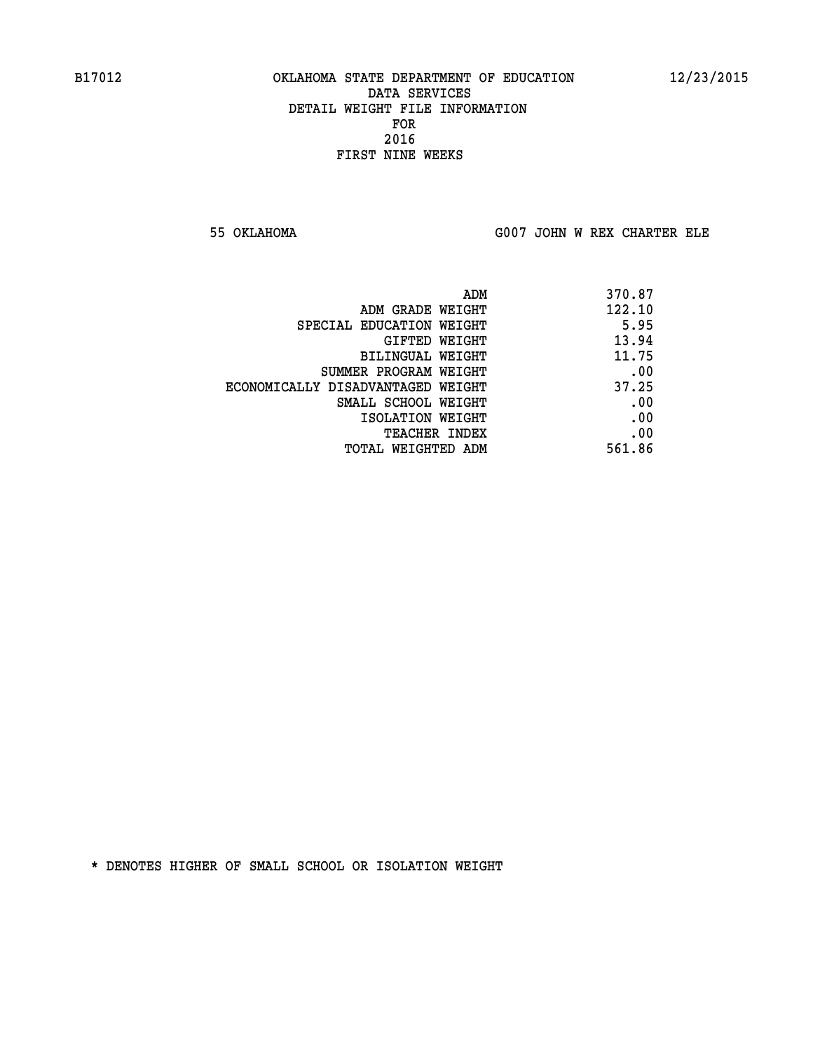B17012 OKLAHOMA STATE DEPARTMENT OF EDUCATION 12/23/2015

DATA SERVICES
DETAIL WEIGHT FILE INFORMATION
FOR
2016
FIRST NINE WEEKS

55 OKLAHOMA G007 JOHN W REX CHARTER ELE

| | |
|---|---|
| ADM | 370.87 |
| ADM GRADE WEIGHT | 122.10 |
| SPECIAL EDUCATION WEIGHT | 5.95 |
| GIFTED WEIGHT | 13.94 |
| BILINGUAL WEIGHT | 11.75 |
| SUMMER PROGRAM WEIGHT | .00 |
| ECONOMICALLY DISADVANTAGED WEIGHT | 37.25 |
| SMALL SCHOOL WEIGHT | .00 |
| ISOLATION WEIGHT | .00 |
| TEACHER INDEX | .00 |
| TOTAL WEIGHTED ADM | 561.86 |

* DENOTES HIGHER OF SMALL SCHOOL OR ISOLATION WEIGHT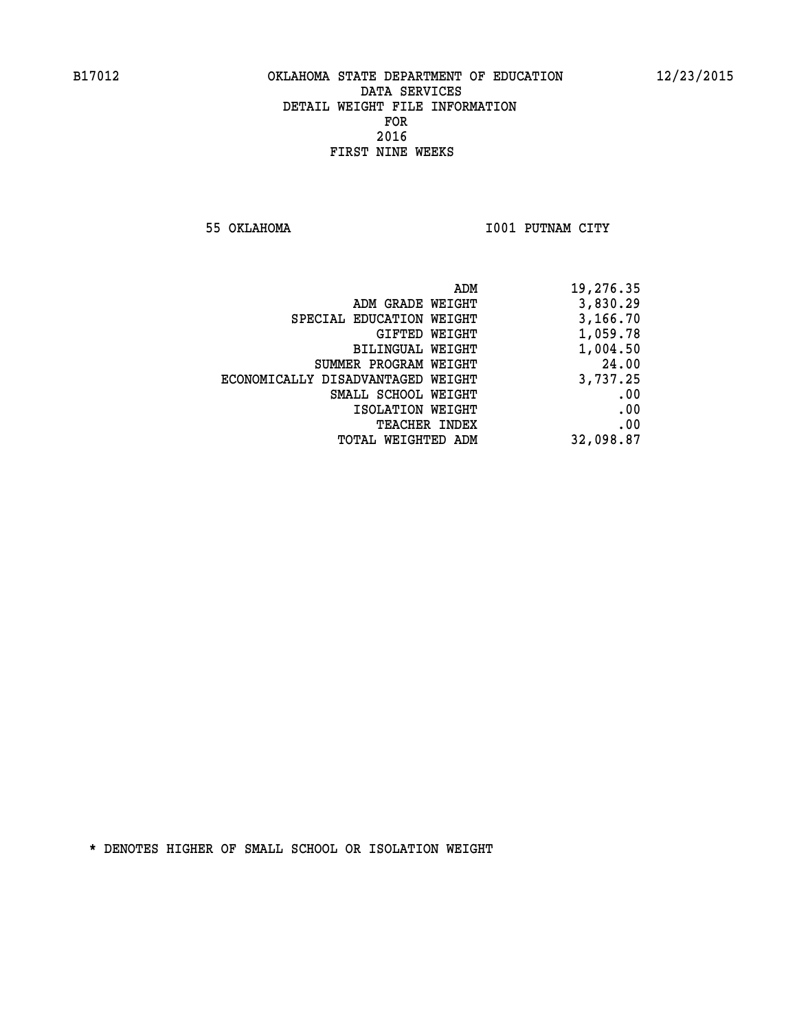B17012 OKLAHOMA STATE DEPARTMENT OF EDUCATION 12/23/2015

DATA SERVICES
DETAIL WEIGHT FILE INFORMATION
FOR
2016
FIRST NINE WEEKS

55 OKLAHOMA I001 PUTNAM CITY

| | |
|---|---|
| ADM | 19,276.35 |
| ADM GRADE WEIGHT | 3,830.29 |
| SPECIAL EDUCATION WEIGHT | 3,166.70 |
| GIFTED WEIGHT | 1,059.78 |
| BILINGUAL WEIGHT | 1,004.50 |
| SUMMER PROGRAM WEIGHT | 24.00 |
| ECONOMICALLY DISADVANTAGED WEIGHT | 3,737.25 |
| SMALL SCHOOL WEIGHT | .00 |
| ISOLATION WEIGHT | .00 |
| TEACHER INDEX | .00 |
| TOTAL WEIGHTED ADM | 32,098.87 |

* DENOTES HIGHER OF SMALL SCHOOL OR ISOLATION WEIGHT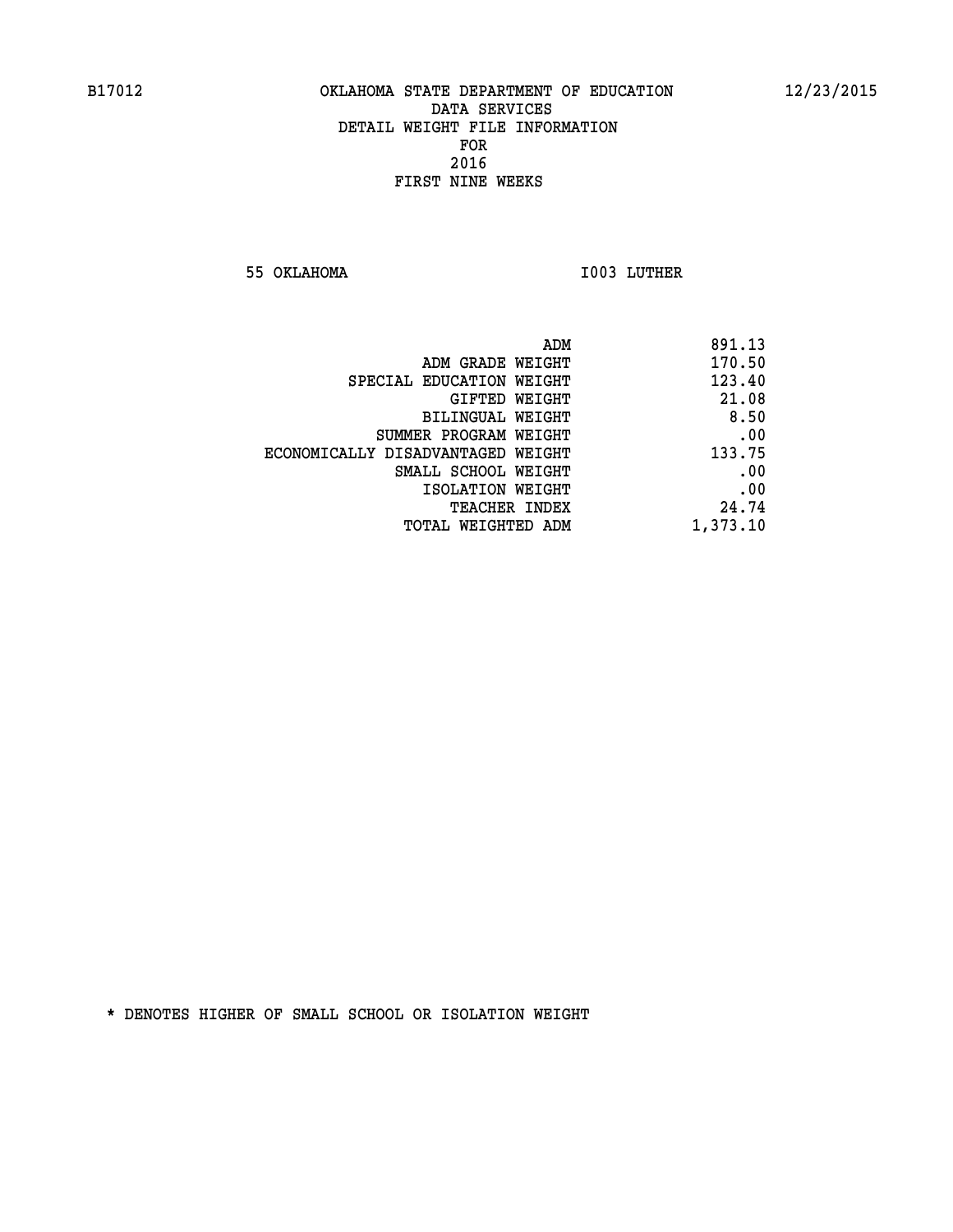B17012 OKLAHOMA STATE DEPARTMENT OF EDUCATION 12/23/2015

DATA SERVICES
DETAIL WEIGHT FILE INFORMATION
FOR
2016
FIRST NINE WEEKS

55 OKLAHOMA I003 LUTHER

| | |
|---|---|
| ADM | 891.13 |
| ADM GRADE WEIGHT | 170.50 |
| SPECIAL EDUCATION WEIGHT | 123.40 |
| GIFTED WEIGHT | 21.08 |
| BILINGUAL WEIGHT | 8.50 |
| SUMMER PROGRAM WEIGHT | .00 |
| ECONOMICALLY DISADVANTAGED WEIGHT | 133.75 |
| SMALL SCHOOL WEIGHT | .00 |
| ISOLATION WEIGHT | .00 |
| TEACHER INDEX | 24.74 |
| TOTAL WEIGHTED ADM | 1,373.10 |

* DENOTES HIGHER OF SMALL SCHOOL OR ISOLATION WEIGHT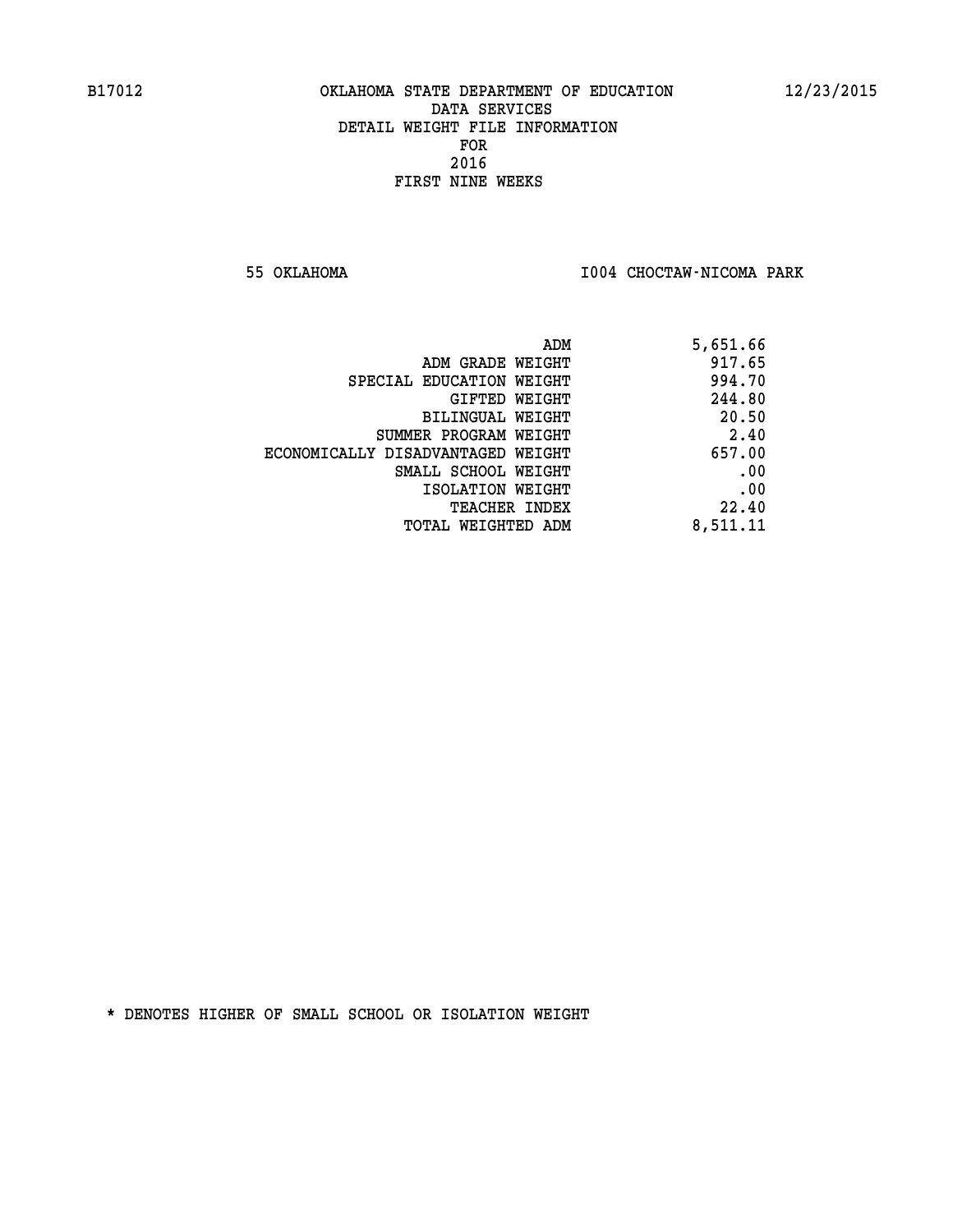B17012 OKLAHOMA STATE DEPARTMENT OF EDUCATION 12/23/2015

DATA SERVICES
DETAIL WEIGHT FILE INFORMATION
FOR
2016
FIRST NINE WEEKS

55 OKLAHOMA I004 CHOCTAW-NICOMA PARK

| | |
|---|---|
| ADM | 5,651.66 |
| ADM GRADE WEIGHT | 917.65 |
| SPECIAL EDUCATION WEIGHT | 994.70 |
| GIFTED WEIGHT | 244.80 |
| BILINGUAL WEIGHT | 20.50 |
| SUMMER PROGRAM WEIGHT | 2.40 |
| ECONOMICALLY DISADVANTAGED WEIGHT | 657.00 |
| SMALL SCHOOL WEIGHT | .00 |
| ISOLATION WEIGHT | .00 |
| TEACHER INDEX | 22.40 |
| TOTAL WEIGHTED ADM | 8,511.11 |

* DENOTES HIGHER OF SMALL SCHOOL OR ISOLATION WEIGHT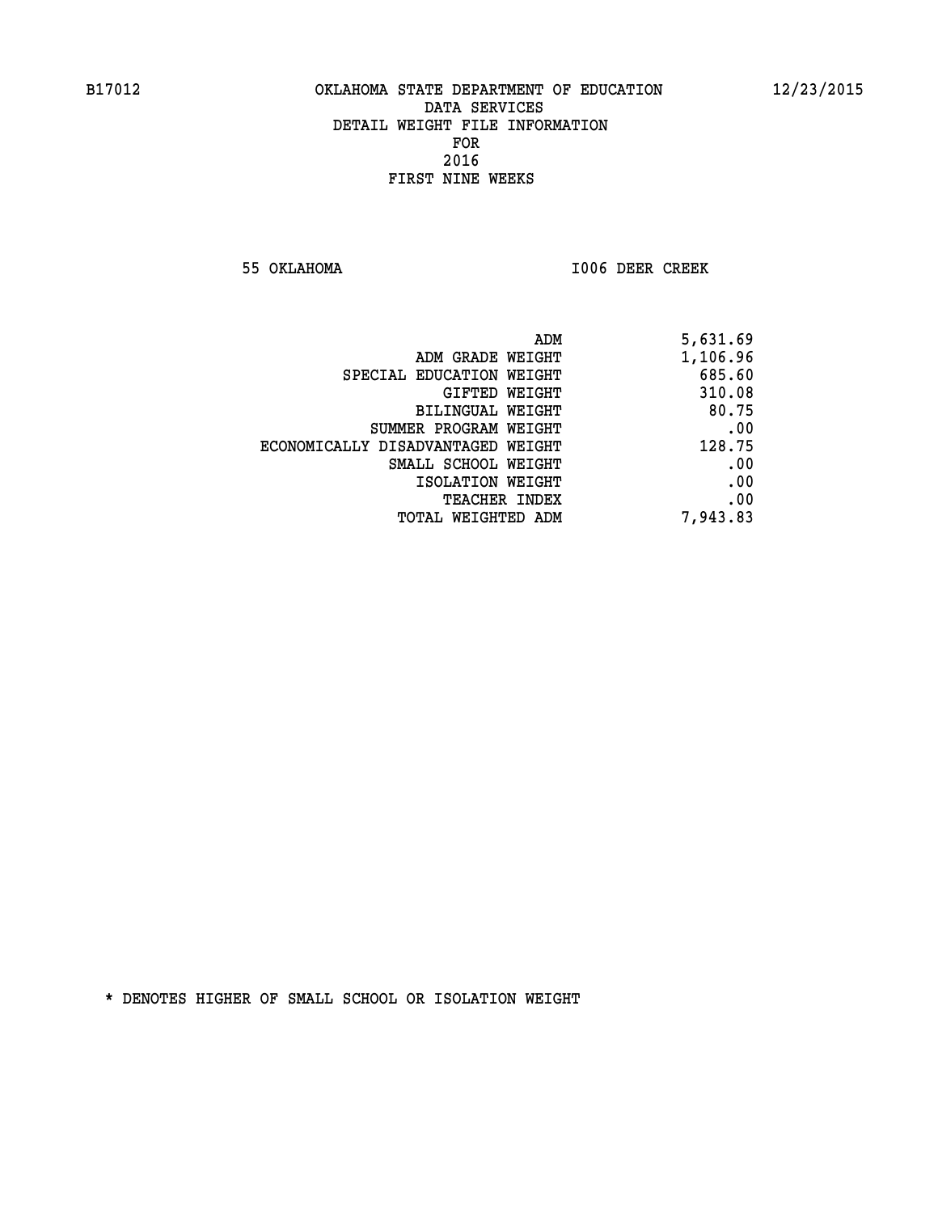B17012 OKLAHOMA STATE DEPARTMENT OF EDUCATION 12/23/2015

DATA SERVICES

DETAIL WEIGHT FILE INFORMATION

FOR

2016

FIRST NINE WEEKS

55 OKLAHOMA I006 DEER CREEK

| | |
|---|---|
| ADM | 5,631.69 |
| ADM GRADE WEIGHT | 1,106.96 |
| SPECIAL EDUCATION WEIGHT | 685.60 |
| GIFTED WEIGHT | 310.08 |
| BILINGUAL WEIGHT | 80.75 |
| SUMMER PROGRAM WEIGHT | .00 |
| ECONOMICALLY DISADVANTAGED WEIGHT | 128.75 |
| SMALL SCHOOL WEIGHT | .00 |
| ISOLATION WEIGHT | .00 |
| TEACHER INDEX | .00 |
| TOTAL WEIGHTED ADM | 7,943.83 |

* DENOTES HIGHER OF SMALL SCHOOL OR ISOLATION WEIGHT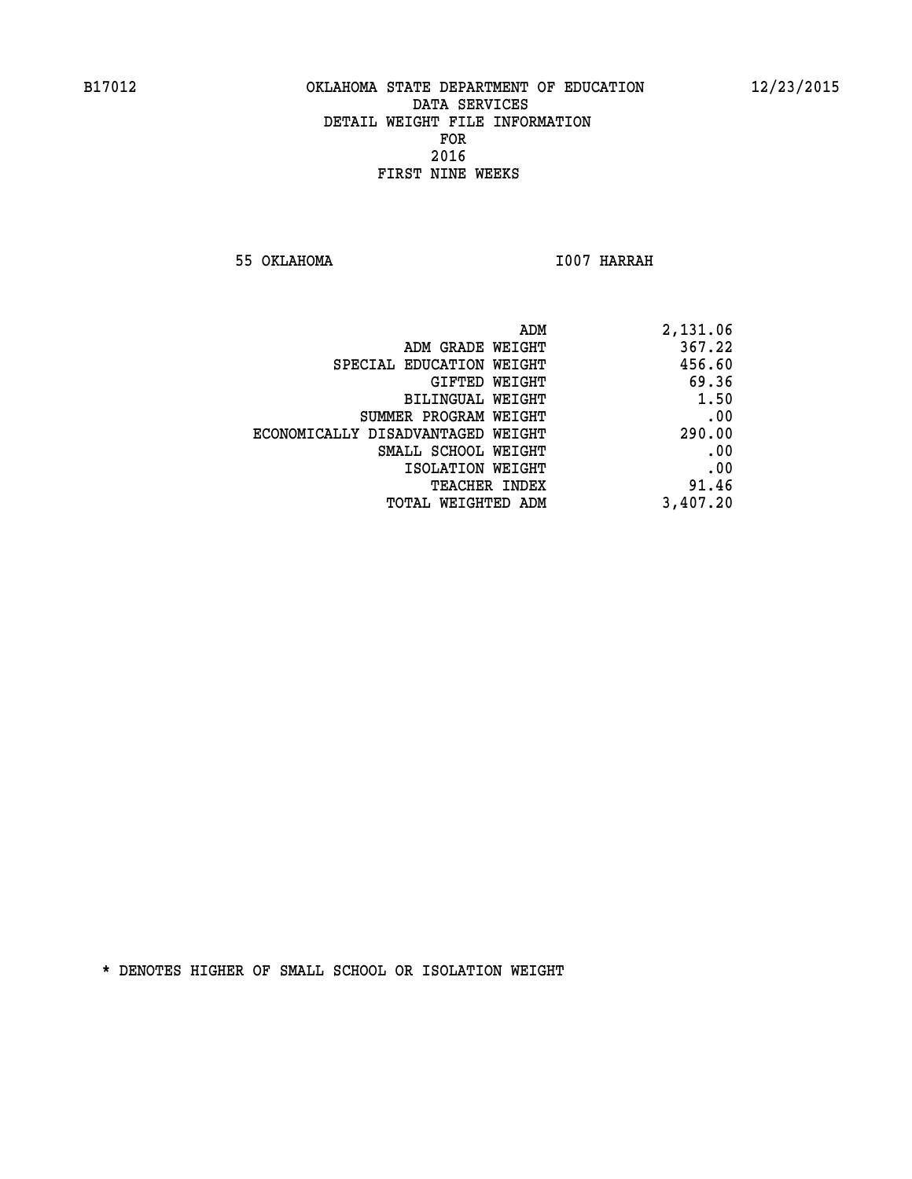B17012 OKLAHOMA STATE DEPARTMENT OF EDUCATION 12/23/2015

DATA SERVICES

DETAIL WEIGHT FILE INFORMATION

FOR

2016

FIRST NINE WEEKS

55 OKLAHOMA I007 HARRAH

| | |
|---|---|
| ADM | 2,131.06 |
| ADM GRADE WEIGHT | 367.22 |
| SPECIAL EDUCATION WEIGHT | 456.60 |
| GIFTED WEIGHT | 69.36 |
| BILINGUAL WEIGHT | 1.50 |
| SUMMER PROGRAM WEIGHT | .00 |
| ECONOMICALLY DISADVANTAGED WEIGHT | 290.00 |
| SMALL SCHOOL WEIGHT | .00 |
| ISOLATION WEIGHT | .00 |
| TEACHER INDEX | 91.46 |
| TOTAL WEIGHTED ADM | 3,407.20 |

* DENOTES HIGHER OF SMALL SCHOOL OR ISOLATION WEIGHT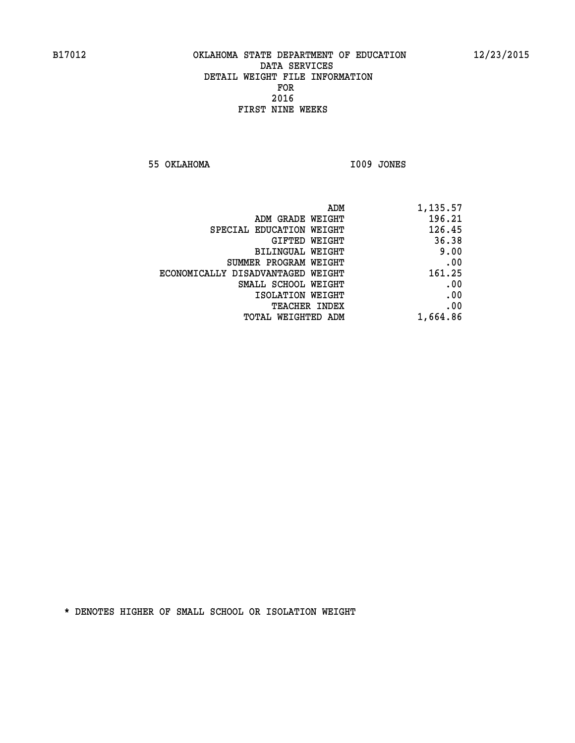B17012 OKLAHOMA STATE DEPARTMENT OF EDUCATION 12/23/2015

DATA SERVICES
DETAIL WEIGHT FILE INFORMATION
FOR
2016
FIRST NINE WEEKS

55 OKLAHOMA I009 JONES

| | |
|---|---|
| ADM | 1,135.57 |
| ADM GRADE WEIGHT | 196.21 |
| SPECIAL EDUCATION WEIGHT | 126.45 |
| GIFTED WEIGHT | 36.38 |
| BILINGUAL WEIGHT | 9.00 |
| SUMMER PROGRAM WEIGHT | .00 |
| ECONOMICALLY DISADVANTAGED WEIGHT | 161.25 |
| SMALL SCHOOL WEIGHT | .00 |
| ISOLATION WEIGHT | .00 |
| TEACHER INDEX | .00 |
| TOTAL WEIGHTED ADM | 1,664.86 |

* DENOTES HIGHER OF SMALL SCHOOL OR ISOLATION WEIGHT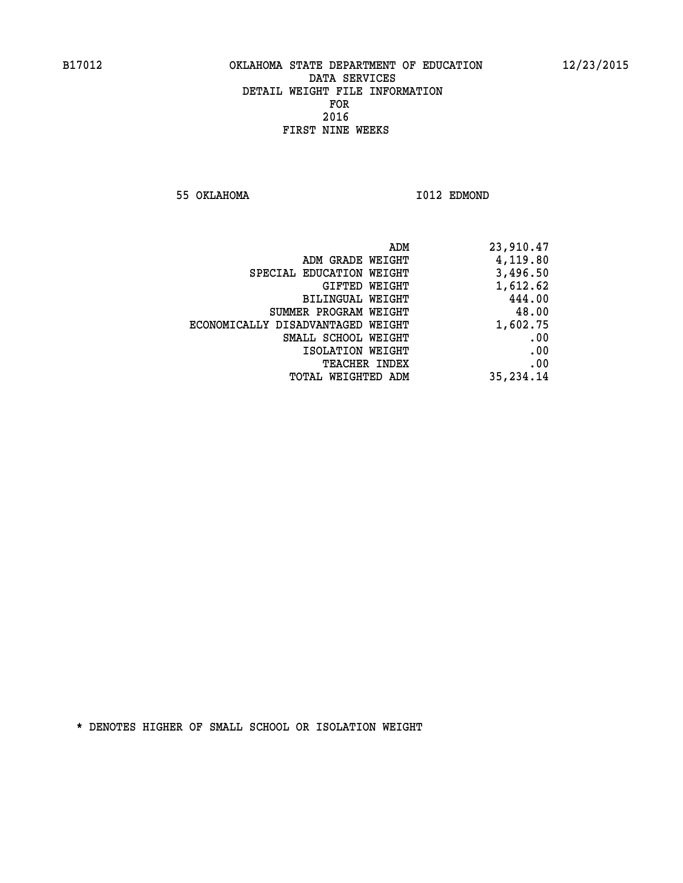B17012 OKLAHOMA STATE DEPARTMENT OF EDUCATION 12/23/2015

DATA SERVICES
DETAIL WEIGHT FILE INFORMATION
FOR
2016
FIRST NINE WEEKS

55 OKLAHOMA I012 EDMOND

| | |
|---|---|
| ADM | 23,910.47 |
| ADM GRADE WEIGHT | 4,119.80 |
| SPECIAL EDUCATION WEIGHT | 3,496.50 |
| GIFTED WEIGHT | 1,612.62 |
| BILINGUAL WEIGHT | 444.00 |
| SUMMER PROGRAM WEIGHT | 48.00 |
| ECONOMICALLY DISADVANTAGED WEIGHT | 1,602.75 |
| SMALL SCHOOL WEIGHT | .00 |
| ISOLATION WEIGHT | .00 |
| TEACHER INDEX | .00 |
| TOTAL WEIGHTED ADM | 35,234.14 |

* DENOTES HIGHER OF SMALL SCHOOL OR ISOLATION WEIGHT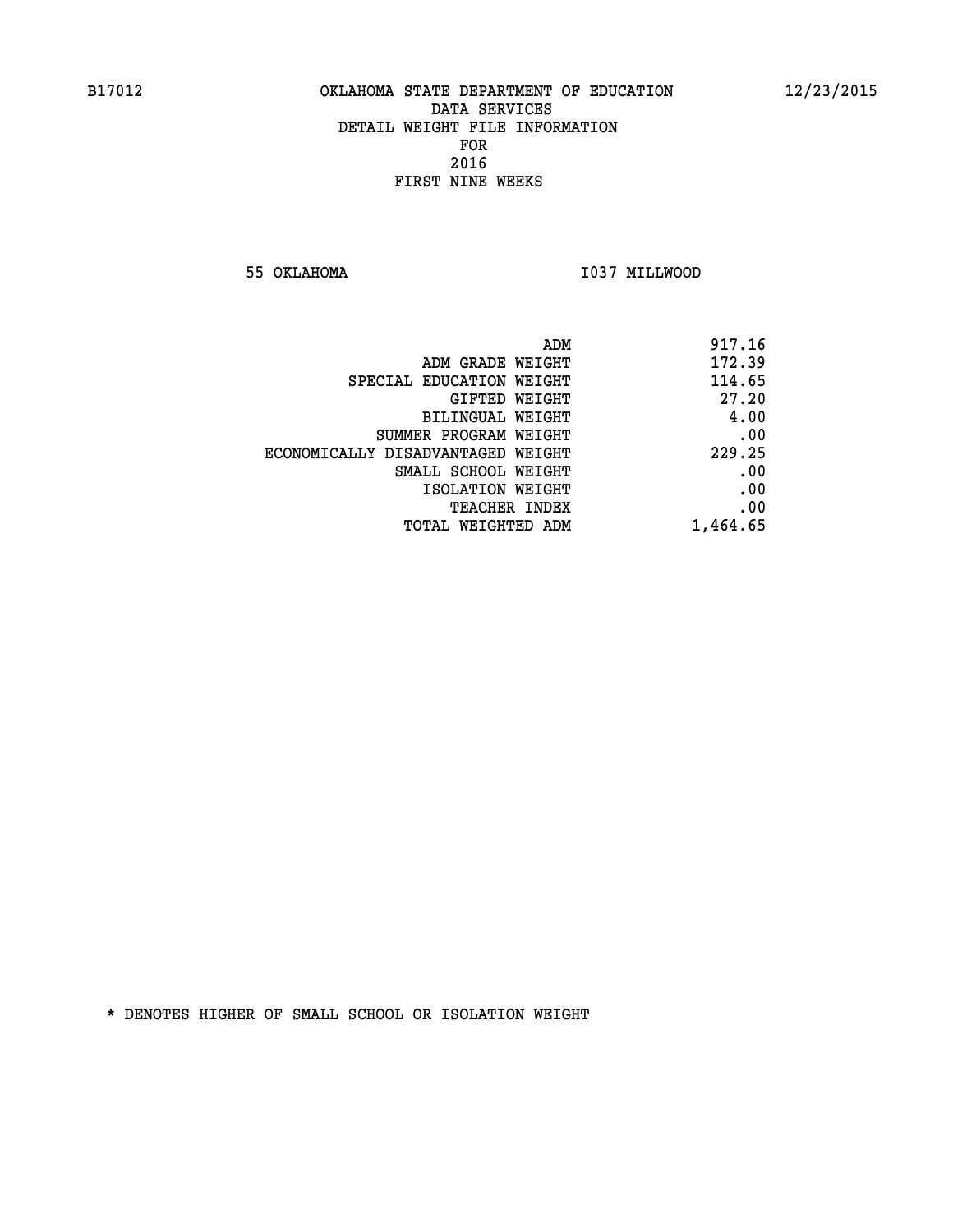B17012 OKLAHOMA STATE DEPARTMENT OF EDUCATION 12/23/2015

DATA SERVICES
DETAIL WEIGHT FILE INFORMATION
FOR
2016
FIRST NINE WEEKS

55 OKLAHOMA I037 MILLWOOD

| | |
|---|---|
| ADM | 917.16 |
| ADM GRADE WEIGHT | 172.39 |
| SPECIAL EDUCATION WEIGHT | 114.65 |
| GIFTED WEIGHT | 27.20 |
| BILINGUAL WEIGHT | 4.00 |
| SUMMER PROGRAM WEIGHT | .00 |
| ECONOMICALLY DISADVANTAGED WEIGHT | 229.25 |
| SMALL SCHOOL WEIGHT | .00 |
| ISOLATION WEIGHT | .00 |
| TEACHER INDEX | .00 |
| TOTAL WEIGHTED ADM | 1,464.65 |

* DENOTES HIGHER OF SMALL SCHOOL OR ISOLATION WEIGHT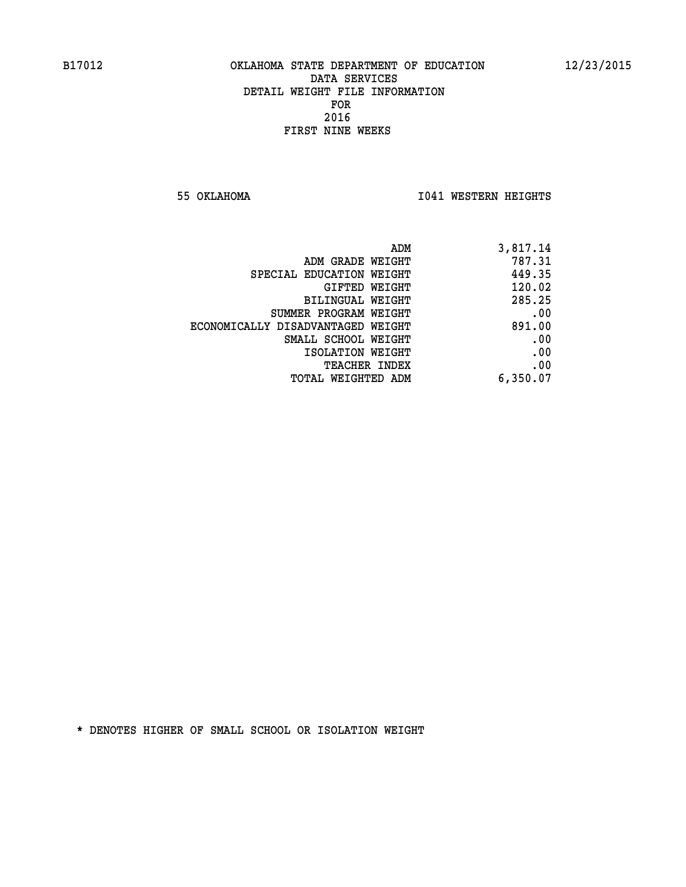B17012 OKLAHOMA STATE DEPARTMENT OF EDUCATION 12/23/2015

DATA SERVICES
DETAIL WEIGHT FILE INFORMATION
FOR
2016
FIRST NINE WEEKS

55 OKLAHOMA I041 WESTERN HEIGHTS

| | |
|---|---|
| ADM | 3,817.14 |
| ADM GRADE WEIGHT | 787.31 |
| SPECIAL EDUCATION WEIGHT | 449.35 |
| GIFTED WEIGHT | 120.02 |
| BILINGUAL WEIGHT | 285.25 |
| SUMMER PROGRAM WEIGHT | .00 |
| ECONOMICALLY DISADVANTAGED WEIGHT | 891.00 |
| SMALL SCHOOL WEIGHT | .00 |
| ISOLATION WEIGHT | .00 |
| TEACHER INDEX | .00 |
| TOTAL WEIGHTED ADM | 6,350.07 |

* DENOTES HIGHER OF SMALL SCHOOL OR ISOLATION WEIGHT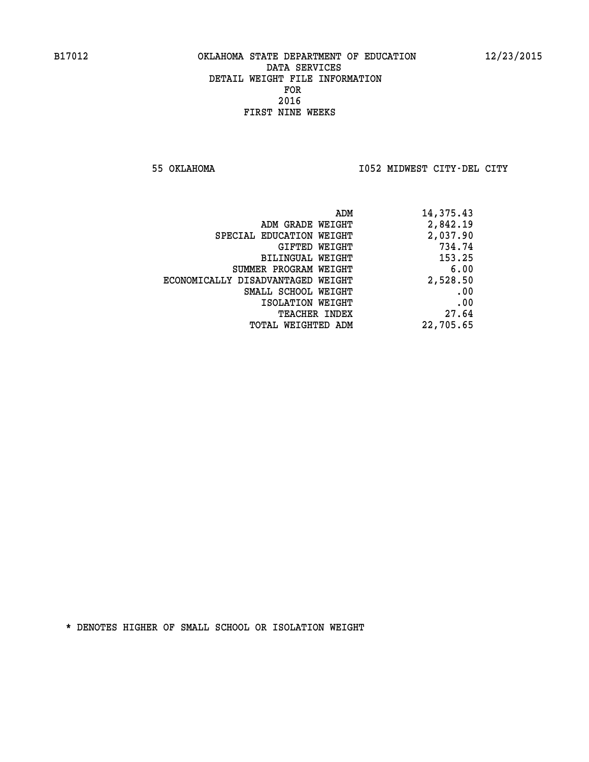B17012 OKLAHOMA STATE DEPARTMENT OF EDUCATION 12/23/2015

DATA SERVICES
DETAIL WEIGHT FILE INFORMATION
FOR
2016
FIRST NINE WEEKS

55 OKLAHOMA I052 MIDWEST CITY-DEL CITY

| | |
|---|---:|
| ADM | 14,375.43 |
| ADM GRADE WEIGHT | 2,842.19 |
| SPECIAL EDUCATION WEIGHT | 2,037.90 |
| GIFTED WEIGHT | 734.74 |
| BILINGUAL WEIGHT | 153.25 |
| SUMMER PROGRAM WEIGHT | 6.00 |
| ECONOMICALLY DISADVANTAGED WEIGHT | 2,528.50 |
| SMALL SCHOOL WEIGHT | .00 |
| ISOLATION WEIGHT | .00 |
| TEACHER INDEX | 27.64 |
| TOTAL WEIGHTED ADM | 22,705.65 |

* DENOTES HIGHER OF SMALL SCHOOL OR ISOLATION WEIGHT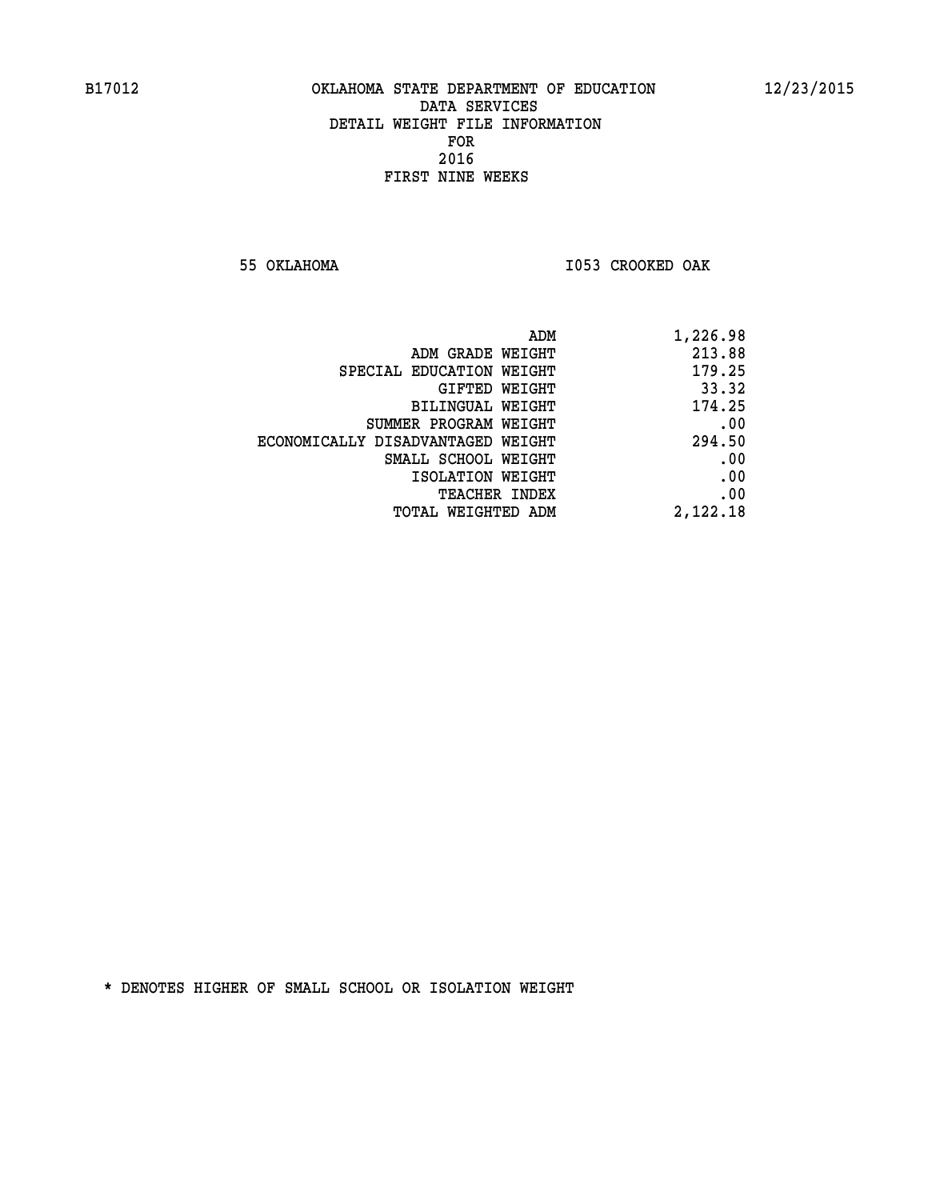B17012 OKLAHOMA STATE DEPARTMENT OF EDUCATION 12/23/2015

DATA SERVICES
DETAIL WEIGHT FILE INFORMATION
FOR
2016
FIRST NINE WEEKS

55 OKLAHOMA I053 CROOKED OAK

| | |
|---|---|
| ADM | 1,226.98 |
| ADM GRADE WEIGHT | 213.88 |
| SPECIAL EDUCATION WEIGHT | 179.25 |
| GIFTED WEIGHT | 33.32 |
| BILINGUAL WEIGHT | 174.25 |
| SUMMER PROGRAM WEIGHT | .00 |
| ECONOMICALLY DISADVANTAGED WEIGHT | 294.50 |
| SMALL SCHOOL WEIGHT | .00 |
| ISOLATION WEIGHT | .00 |
| TEACHER INDEX | .00 |
| TOTAL WEIGHTED ADM | 2,122.18 |

* DENOTES HIGHER OF SMALL SCHOOL OR ISOLATION WEIGHT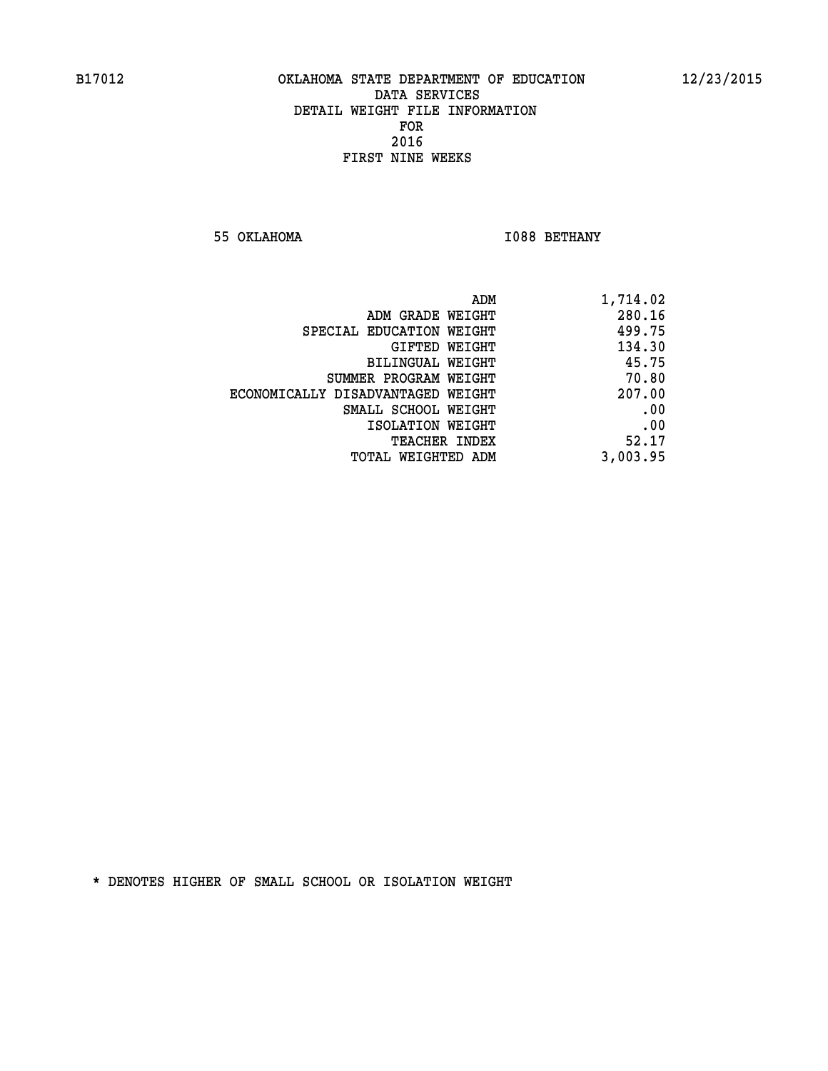B17012 OKLAHOMA STATE DEPARTMENT OF EDUCATION 12/23/2015

DATA SERVICES
DETAIL WEIGHT FILE INFORMATION
FOR
2016
FIRST NINE WEEKS

55 OKLAHOMA I088 BETHANY

| | |
|---|---|
| ADM | 1,714.02 |
| ADM GRADE WEIGHT | 280.16 |
| SPECIAL EDUCATION WEIGHT | 499.75 |
| GIFTED WEIGHT | 134.30 |
| BILINGUAL WEIGHT | 45.75 |
| SUMMER PROGRAM WEIGHT | 70.80 |
| ECONOMICALLY DISADVANTAGED WEIGHT | 207.00 |
| SMALL SCHOOL WEIGHT | .00 |
| ISOLATION WEIGHT | .00 |
| TEACHER INDEX | 52.17 |
| TOTAL WEIGHTED ADM | 3,003.95 |

* DENOTES HIGHER OF SMALL SCHOOL OR ISOLATION WEIGHT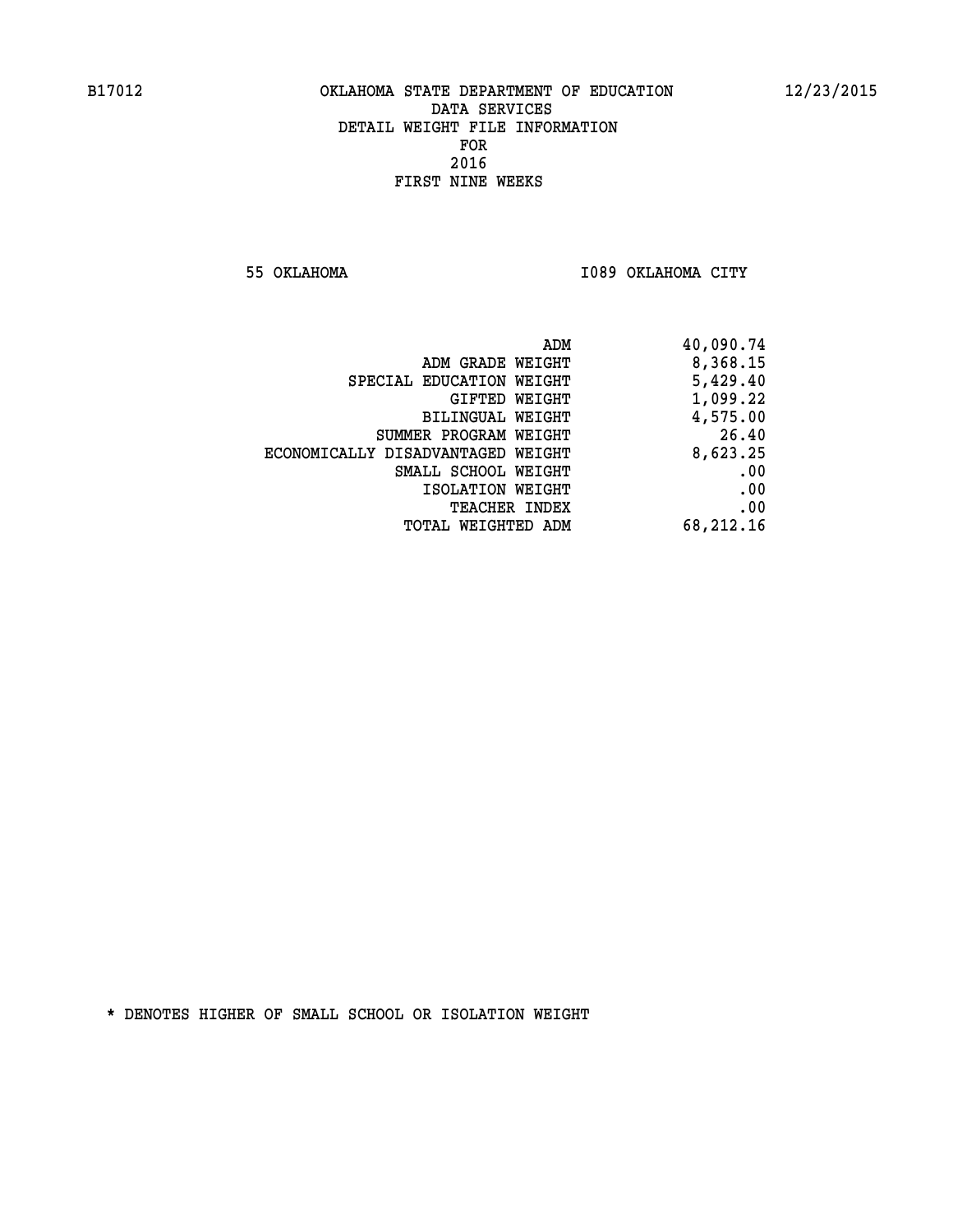B17012 OKLAHOMA STATE DEPARTMENT OF EDUCATION 12/23/2015

DATA SERVICES
DETAIL WEIGHT FILE INFORMATION
FOR
2016
FIRST NINE WEEKS

55 OKLAHOMA I089 OKLAHOMA CITY

| | |
|---|---|
| ADM | 40,090.74 |
| ADM GRADE WEIGHT | 8,368.15 |
| SPECIAL EDUCATION WEIGHT | 5,429.40 |
| GIFTED WEIGHT | 1,099.22 |
| BILINGUAL WEIGHT | 4,575.00 |
| SUMMER PROGRAM WEIGHT | 26.40 |
| ECONOMICALLY DISADVANTAGED WEIGHT | 8,623.25 |
| SMALL SCHOOL WEIGHT | .00 |
| ISOLATION WEIGHT | .00 |
| TEACHER INDEX | .00 |
| TOTAL WEIGHTED ADM | 68,212.16 |

* DENOTES HIGHER OF SMALL SCHOOL OR ISOLATION WEIGHT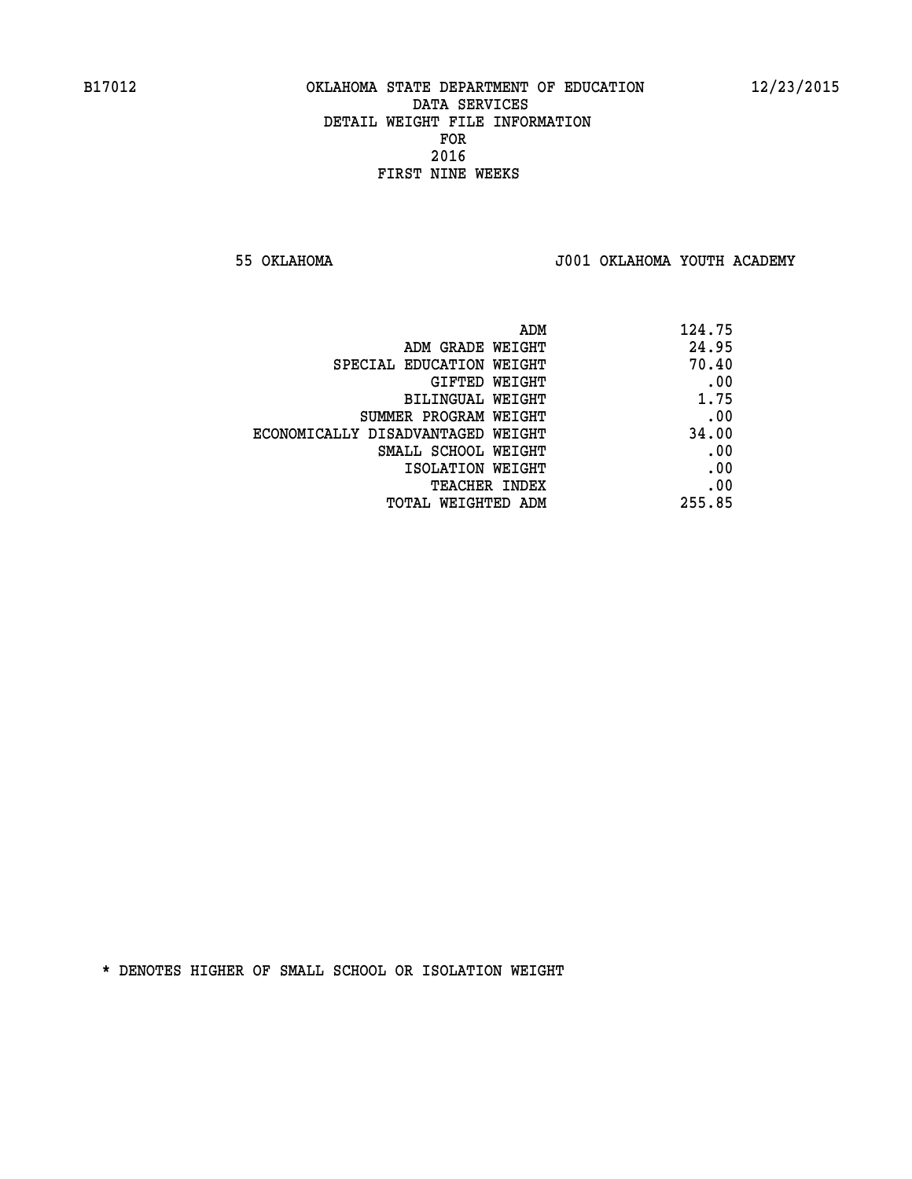B17012 OKLAHOMA STATE DEPARTMENT OF EDUCATION 12/23/2015

DATA SERVICES

DETAIL WEIGHT FILE INFORMATION

FOR

2016

FIRST NINE WEEKS

55 OKLAHOMA J001 OKLAHOMA YOUTH ACADEMY

| | |
|---|---|
| ADM | 124.75 |
| ADM GRADE WEIGHT | 24.95 |
| SPECIAL EDUCATION WEIGHT | 70.40 |
| GIFTED WEIGHT | .00 |
| BILINGUAL WEIGHT | 1.75 |
| SUMMER PROGRAM WEIGHT | .00 |
| ECONOMICALLY DISADVANTAGED WEIGHT | 34.00 |
| SMALL SCHOOL WEIGHT | .00 |
| ISOLATION WEIGHT | .00 |
| TEACHER INDEX | .00 |
| TOTAL WEIGHTED ADM | 255.85 |

* DENOTES HIGHER OF SMALL SCHOOL OR ISOLATION WEIGHT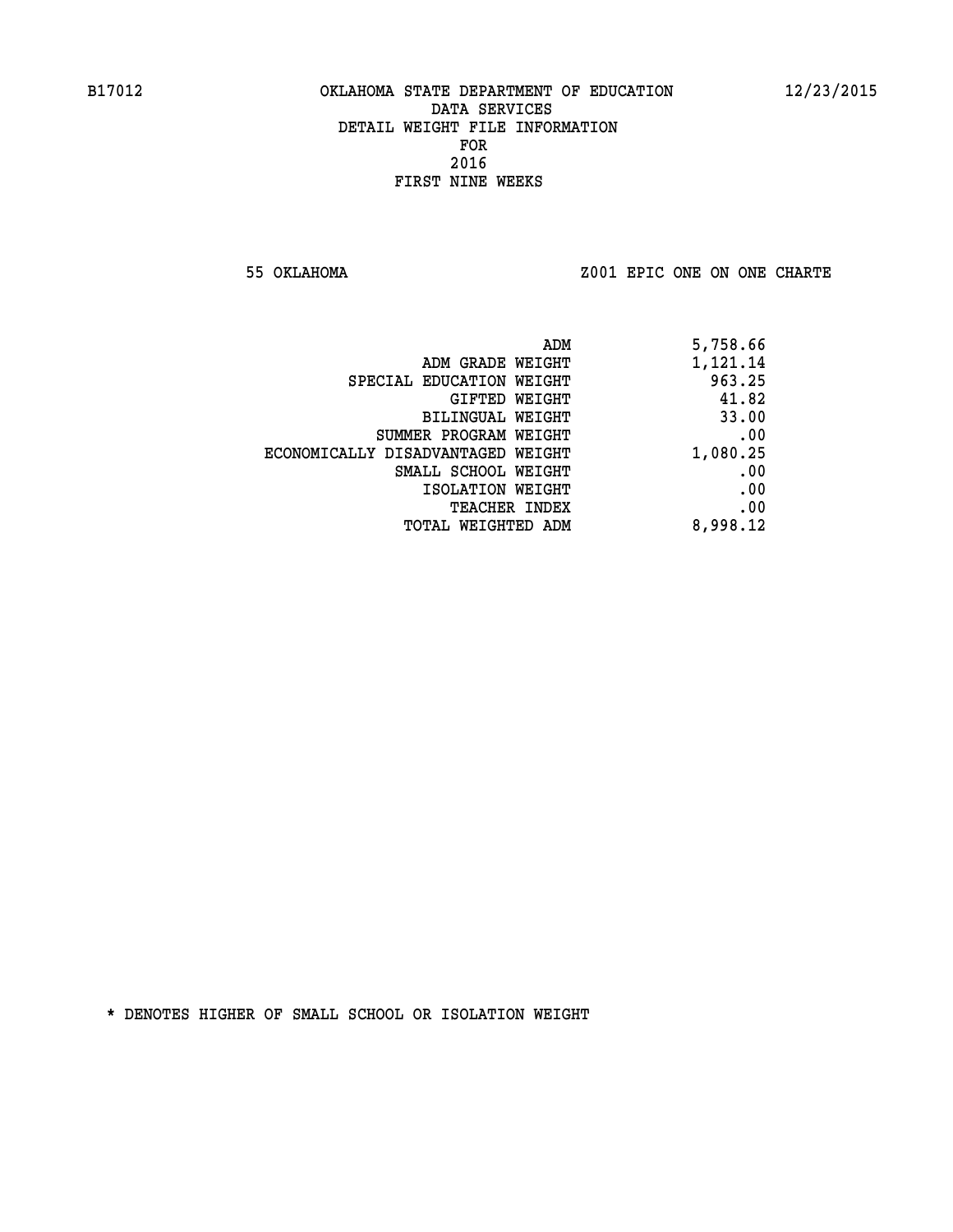B17012 OKLAHOMA STATE DEPARTMENT OF EDUCATION 12/23/2015

DATA SERVICES
DETAIL WEIGHT FILE INFORMATION
FOR
2016
FIRST NINE WEEKS

55 OKLAHOMA Z001 EPIC ONE ON ONE CHARTE

| | |
|---|---|
| ADM | 5,758.66 |
| ADM GRADE WEIGHT | 1,121.14 |
| SPECIAL EDUCATION WEIGHT | 963.25 |
| GIFTED WEIGHT | 41.82 |
| BILINGUAL WEIGHT | 33.00 |
| SUMMER PROGRAM WEIGHT | .00 |
| ECONOMICALLY DISADVANTAGED WEIGHT | 1,080.25 |
| SMALL SCHOOL WEIGHT | .00 |
| ISOLATION WEIGHT | .00 |
| TEACHER INDEX | .00 |
| TOTAL WEIGHTED ADM | 8,998.12 |

* DENOTES HIGHER OF SMALL SCHOOL OR ISOLATION WEIGHT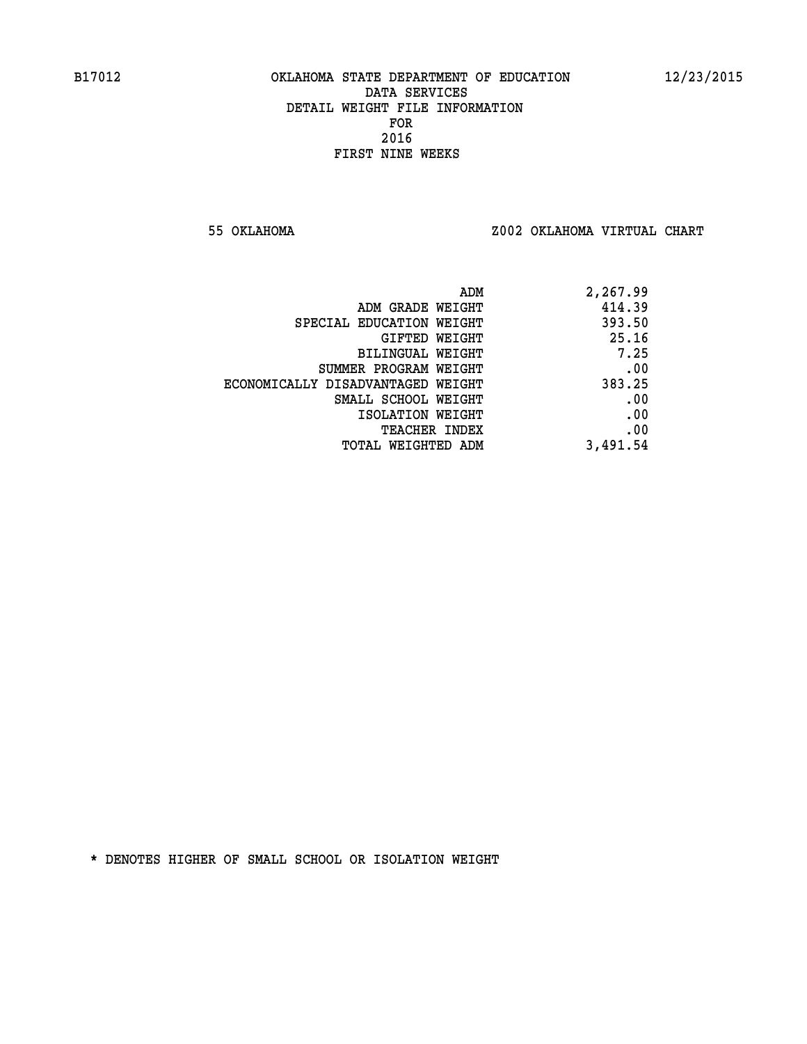B17012 OKLAHOMA STATE DEPARTMENT OF EDUCATION 12/23/2015

DATA SERVICES
DETAIL WEIGHT FILE INFORMATION
FOR
2016
FIRST NINE WEEKS

55 OKLAHOMA Z002 OKLAHOMA VIRTUAL CHART

| | |
|---|---|
| ADM | 2,267.99 |
| ADM GRADE WEIGHT | 414.39 |
| SPECIAL EDUCATION WEIGHT | 393.50 |
| GIFTED WEIGHT | 25.16 |
| BILINGUAL WEIGHT | 7.25 |
| SUMMER PROGRAM WEIGHT | .00 |
| ECONOMICALLY DISADVANTAGED WEIGHT | 383.25 |
| SMALL SCHOOL WEIGHT | .00 |
| ISOLATION WEIGHT | .00 |
| TEACHER INDEX | .00 |
| TOTAL WEIGHTED ADM | 3,491.54 |

* DENOTES HIGHER OF SMALL SCHOOL OR ISOLATION WEIGHT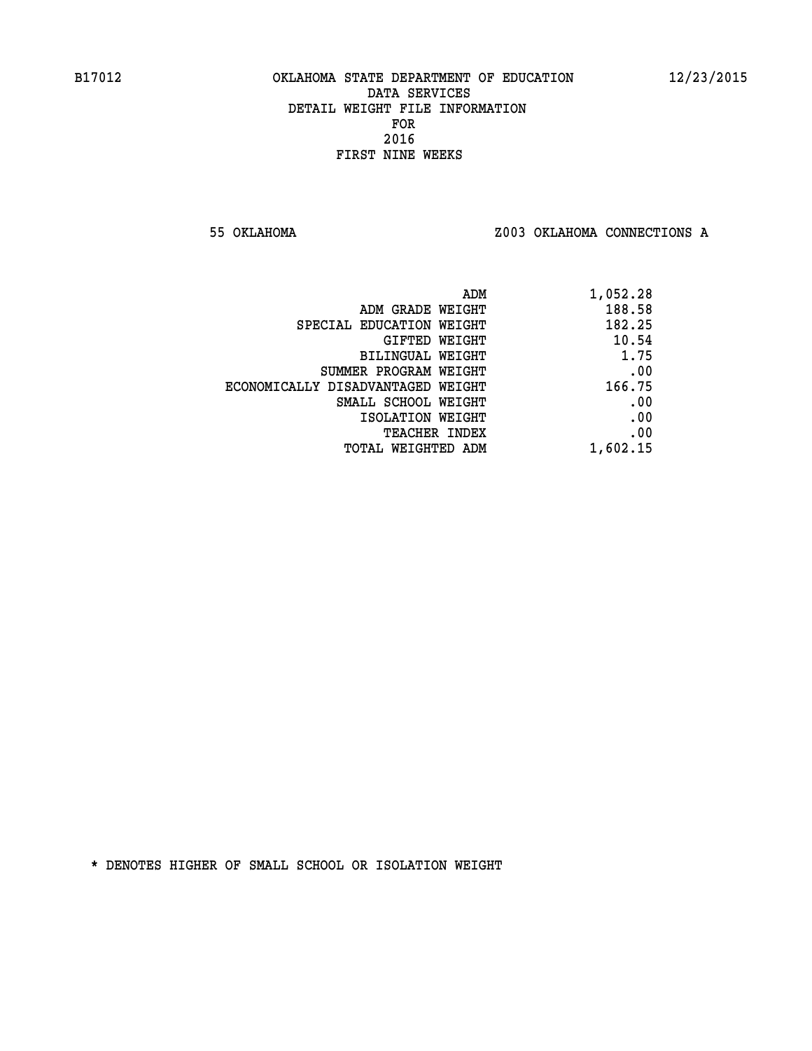B17012 OKLAHOMA STATE DEPARTMENT OF EDUCATION 12/23/2015

DATA SERVICES
DETAIL WEIGHT FILE INFORMATION
FOR
2016
FIRST NINE WEEKS

55 OKLAHOMA Z003 OKLAHOMA CONNECTIONS A

| | |
|---|---|
| ADM | 1,052.28 |
| ADM GRADE WEIGHT | 188.58 |
| SPECIAL EDUCATION WEIGHT | 182.25 |
| GIFTED WEIGHT | 10.54 |
| BILINGUAL WEIGHT | 1.75 |
| SUMMER PROGRAM WEIGHT | .00 |
| ECONOMICALLY DISADVANTAGED WEIGHT | 166.75 |
| SMALL SCHOOL WEIGHT | .00 |
| ISOLATION WEIGHT | .00 |
| TEACHER INDEX | .00 |
| TOTAL WEIGHTED ADM | 1,602.15 |

* DENOTES HIGHER OF SMALL SCHOOL OR ISOLATION WEIGHT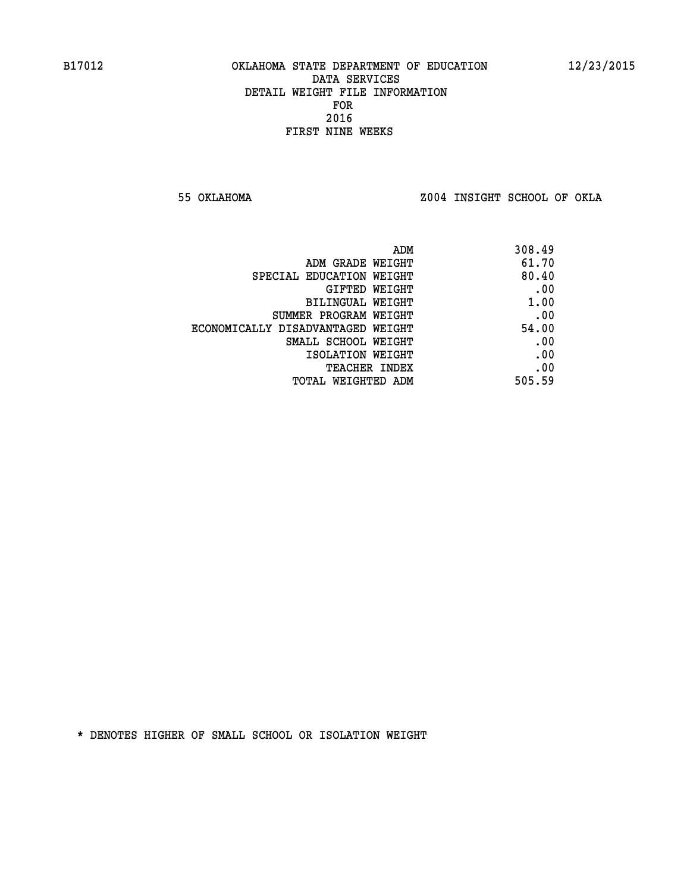B17012 OKLAHOMA STATE DEPARTMENT OF EDUCATION 12/23/2015

DATA SERVICES
DETAIL WEIGHT FILE INFORMATION
FOR
2016
FIRST NINE WEEKS

55 OKLAHOMA Z004 INSIGHT SCHOOL OF OKLA

| | |
|---|---|
| ADM | 308.49 |
| ADM GRADE WEIGHT | 61.70 |
| SPECIAL EDUCATION WEIGHT | 80.40 |
| GIFTED WEIGHT | .00 |
| BILINGUAL WEIGHT | 1.00 |
| SUMMER PROGRAM WEIGHT | .00 |
| ECONOMICALLY DISADVANTAGED WEIGHT | 54.00 |
| SMALL SCHOOL WEIGHT | .00 |
| ISOLATION WEIGHT | .00 |
| TEACHER INDEX | .00 |
| TOTAL WEIGHTED ADM | 505.59 |

* DENOTES HIGHER OF SMALL SCHOOL OR ISOLATION WEIGHT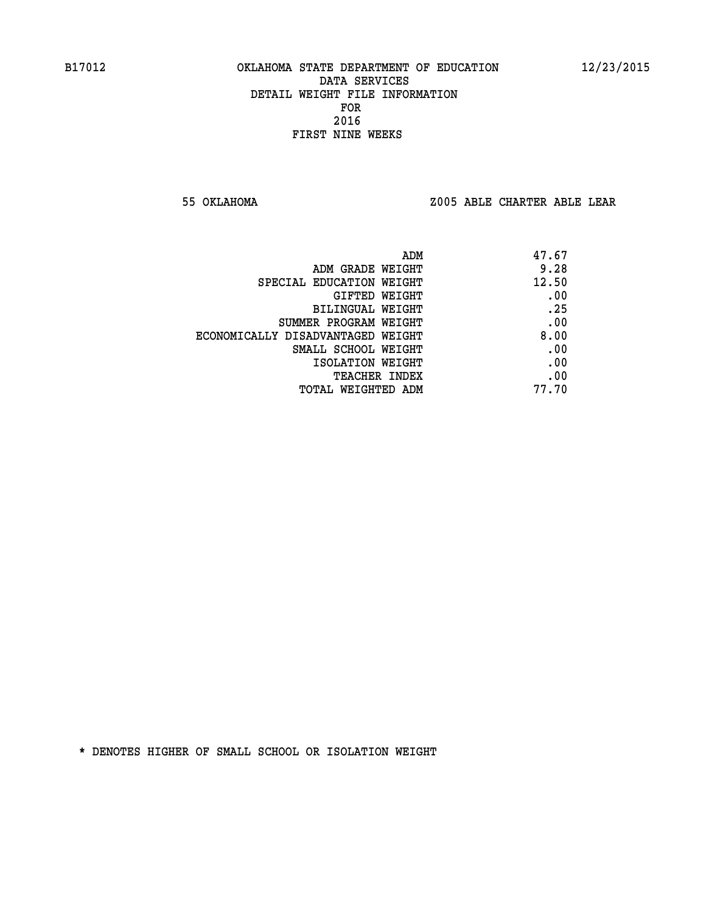B17012 OKLAHOMA STATE DEPARTMENT OF EDUCATION 12/23/2015

DATA SERVICES
DETAIL WEIGHT FILE INFORMATION
FOR
2016
FIRST NINE WEEKS

55 OKLAHOMA Z005 ABLE CHARTER ABLE LEAR

| | |
|---|---|
| ADM | 47.67 |
| ADM GRADE WEIGHT | 9.28 |
| SPECIAL EDUCATION WEIGHT | 12.50 |
| GIFTED WEIGHT | .00 |
| BILINGUAL WEIGHT | .25 |
| SUMMER PROGRAM WEIGHT | .00 |
| ECONOMICALLY DISADVANTAGED WEIGHT | 8.00 |
| SMALL SCHOOL WEIGHT | .00 |
| ISOLATION WEIGHT | .00 |
| TEACHER INDEX | .00 |
| TOTAL WEIGHTED ADM | 77.70 |

* DENOTES HIGHER OF SMALL SCHOOL OR ISOLATION WEIGHT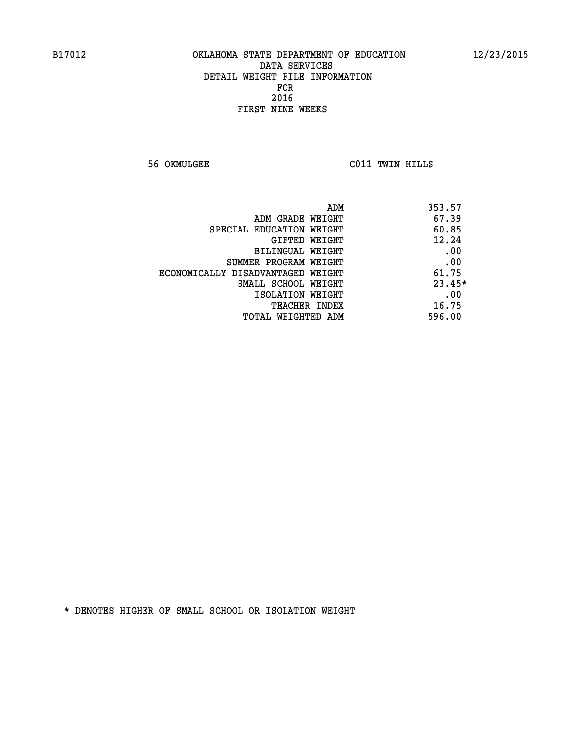B17012 OKLAHOMA STATE DEPARTMENT OF EDUCATION 12/23/2015

DATA SERVICES
DETAIL WEIGHT FILE INFORMATION
FOR
2016
FIRST NINE WEEKS

56 OKMULGEE C011 TWIN HILLS

| | |
|---|---|
| ADM | 353.57 |
| ADM GRADE WEIGHT | 67.39 |
| SPECIAL EDUCATION WEIGHT | 60.85 |
| GIFTED WEIGHT | 12.24 |
| BILINGUAL WEIGHT | .00 |
| SUMMER PROGRAM WEIGHT | .00 |
| ECONOMICALLY DISADVANTAGED WEIGHT | 61.75 |
| SMALL SCHOOL WEIGHT | 23.45* |
| ISOLATION WEIGHT | .00 |
| TEACHER INDEX | 16.75 |
| TOTAL WEIGHTED ADM | 596.00 |

* DENOTES HIGHER OF SMALL SCHOOL OR ISOLATION WEIGHT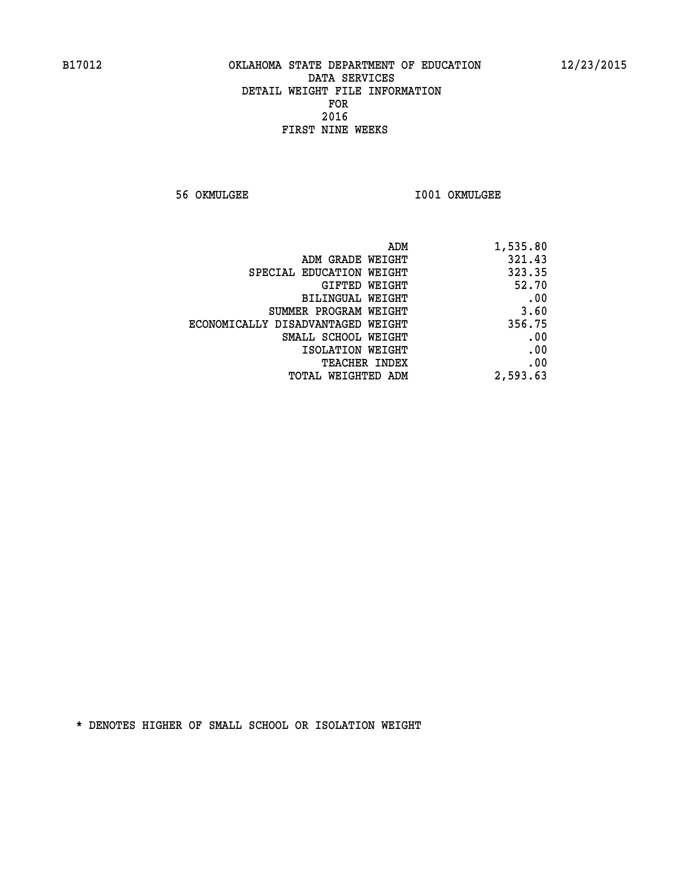B17012 OKLAHOMA STATE DEPARTMENT OF EDUCATION 12/23/2015

DATA SERVICES
DETAIL WEIGHT FILE INFORMATION
FOR
2016
FIRST NINE WEEKS

56 OKMULGEE I001 OKMULGEE

| | |
|---|---|
| ADM | 1,535.80 |
| ADM GRADE WEIGHT | 321.43 |
| SPECIAL EDUCATION WEIGHT | 323.35 |
| GIFTED WEIGHT | 52.70 |
| BILINGUAL WEIGHT | .00 |
| SUMMER PROGRAM WEIGHT | 3.60 |
| ECONOMICALLY DISADVANTAGED WEIGHT | 356.75 |
| SMALL SCHOOL WEIGHT | .00 |
| ISOLATION WEIGHT | .00 |
| TEACHER INDEX | .00 |
| TOTAL WEIGHTED ADM | 2,593.63 |

* DENOTES HIGHER OF SMALL SCHOOL OR ISOLATION WEIGHT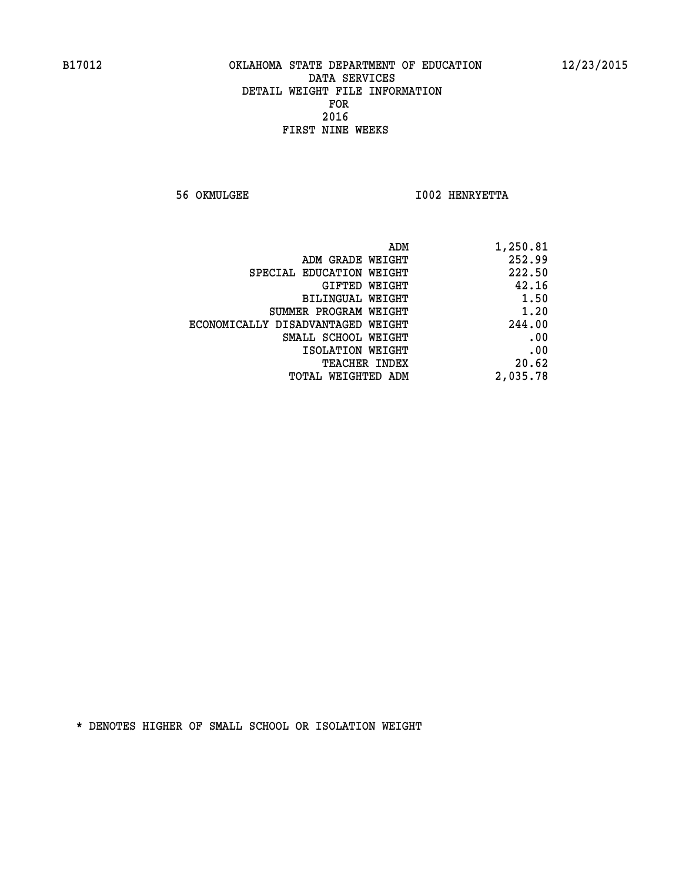B17012 OKLAHOMA STATE DEPARTMENT OF EDUCATION 12/23/2015

DATA SERVICES
DETAIL WEIGHT FILE INFORMATION
FOR
2016
FIRST NINE WEEKS

56 OKMULGEE I002 HENRYETTA

| | |
|---|---|
| ADM | 1,250.81 |
| ADM GRADE WEIGHT | 252.99 |
| SPECIAL EDUCATION WEIGHT | 222.50 |
| GIFTED WEIGHT | 42.16 |
| BILINGUAL WEIGHT | 1.50 |
| SUMMER PROGRAM WEIGHT | 1.20 |
| ECONOMICALLY DISADVANTAGED WEIGHT | 244.00 |
| SMALL SCHOOL WEIGHT | .00 |
| ISOLATION WEIGHT | .00 |
| TEACHER INDEX | 20.62 |
| TOTAL WEIGHTED ADM | 2,035.78 |

* DENOTES HIGHER OF SMALL SCHOOL OR ISOLATION WEIGHT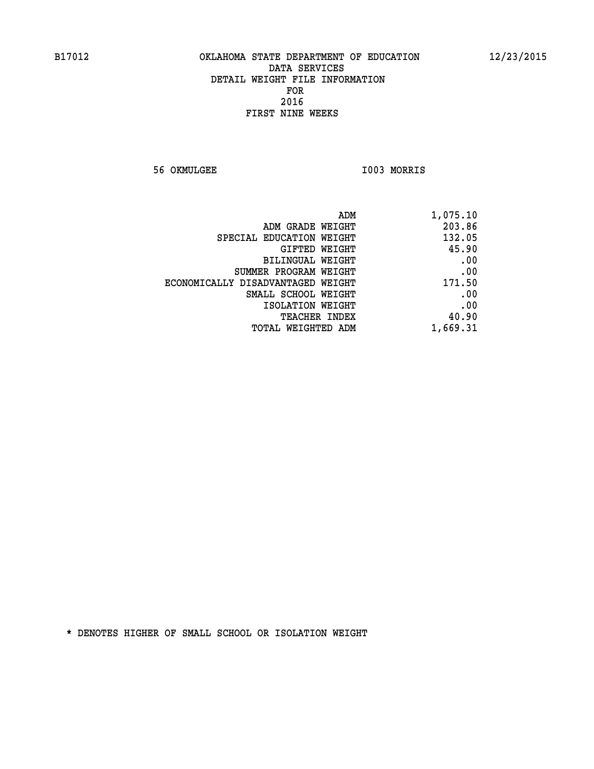OKLAHOMA STATE DEPARTMENT OF EDUCATION
DATA SERVICES
DETAIL WEIGHT FILE INFORMATION
FOR
2016
FIRST NINE WEEKS

56 OKMULGEE I003 MORRIS

| | |
|---|---|
| ADM | 1,075.10 |
| ADM GRADE WEIGHT | 203.86 |
| SPECIAL EDUCATION WEIGHT | 132.05 |
| GIFTED WEIGHT | 45.90 |
| BILINGUAL WEIGHT | .00 |
| SUMMER PROGRAM WEIGHT | .00 |
| ECONOMICALLY DISADVANTAGED WEIGHT | 171.50 |
| SMALL SCHOOL WEIGHT | .00 |
| ISOLATION WEIGHT | .00 |
| TEACHER INDEX | 40.90 |
| TOTAL WEIGHTED ADM | 1,669.31 |

* DENOTES HIGHER OF SMALL SCHOOL OR ISOLATION WEIGHT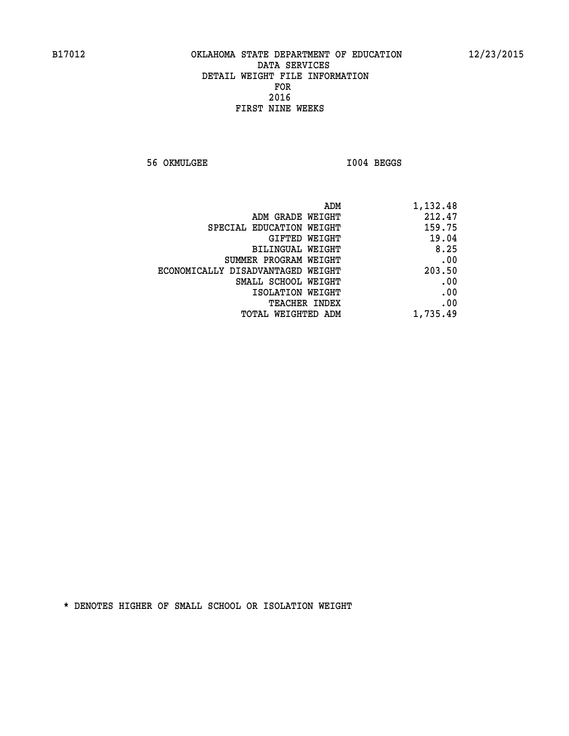# OKLAHOMA STATE DEPARTMENT OF EDUCATION
## DATA SERVICES
## DETAIL WEIGHT FILE INFORMATION
## FOR
## 2016
## FIRST NINE WEEKS

B17012 — 12/23/2015

56 OKMULGEE — I004 BEGGS

| | |
|---|---|
| ADM | 1,132.48 |
| ADM GRADE WEIGHT | 212.47 |
| SPECIAL EDUCATION WEIGHT | 159.75 |
| GIFTED WEIGHT | 19.04 |
| BILINGUAL WEIGHT | 8.25 |
| SUMMER PROGRAM WEIGHT | .00 |
| ECONOMICALLY DISADVANTAGED WEIGHT | 203.50 |
| SMALL SCHOOL WEIGHT | .00 |
| ISOLATION WEIGHT | .00 |
| TEACHER INDEX | .00 |
| TOTAL WEIGHTED ADM | 1,735.49 |

* DENOTES HIGHER OF SMALL SCHOOL OR ISOLATION WEIGHT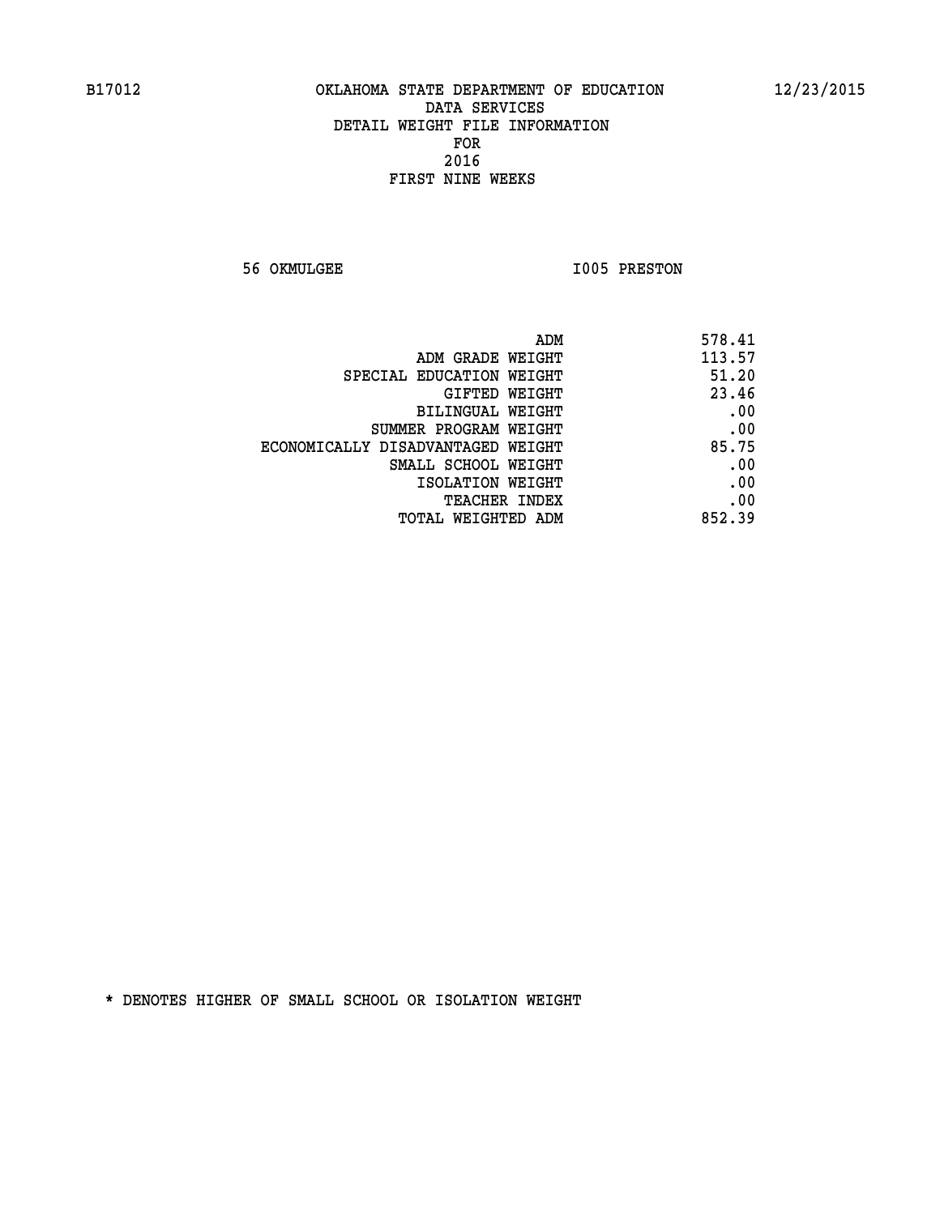B17012 OKLAHOMA STATE DEPARTMENT OF EDUCATION 12/23/2015

DATA SERVICES
DETAIL WEIGHT FILE INFORMATION
FOR
2016
FIRST NINE WEEKS

56 OKMULGEE I005 PRESTON

| | |
|---|---|
| ADM | 578.41 |
| ADM GRADE WEIGHT | 113.57 |
| SPECIAL EDUCATION WEIGHT | 51.20 |
| GIFTED WEIGHT | 23.46 |
| BILINGUAL WEIGHT | .00 |
| SUMMER PROGRAM WEIGHT | .00 |
| ECONOMICALLY DISADVANTAGED WEIGHT | 85.75 |
| SMALL SCHOOL WEIGHT | .00 |
| ISOLATION WEIGHT | .00 |
| TEACHER INDEX | .00 |
| TOTAL WEIGHTED ADM | 852.39 |

* DENOTES HIGHER OF SMALL SCHOOL OR ISOLATION WEIGHT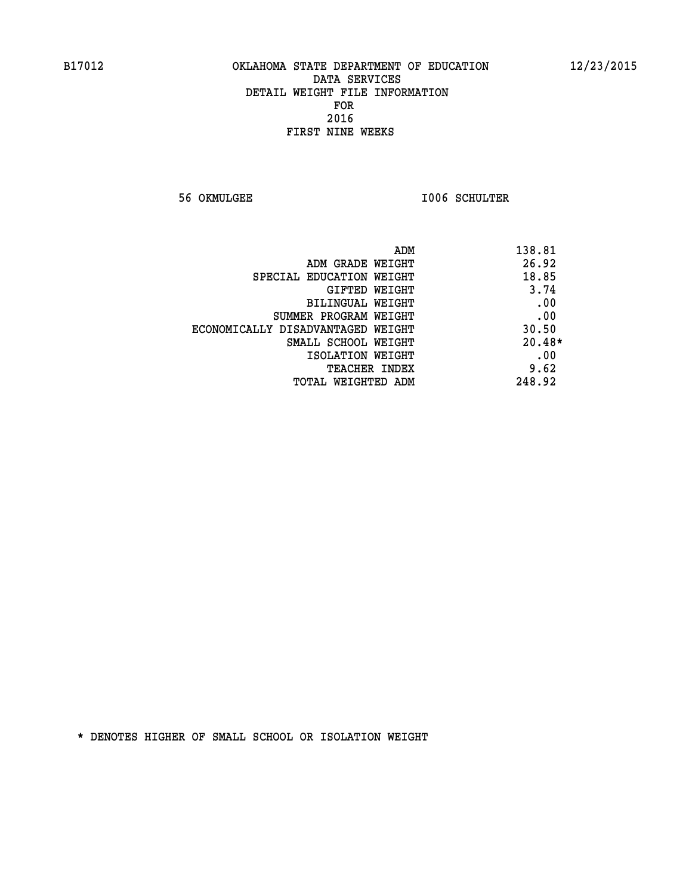B17012 OKLAHOMA STATE DEPARTMENT OF EDUCATION 12/23/2015

DATA SERVICES
DETAIL WEIGHT FILE INFORMATION
FOR
2016
FIRST NINE WEEKS

56 OKMULGEE I006 SCHULTER

| | |
|---|---|
| ADM | 138.81 |
| ADM GRADE WEIGHT | 26.92 |
| SPECIAL EDUCATION WEIGHT | 18.85 |
| GIFTED WEIGHT | 3.74 |
| BILINGUAL WEIGHT | .00 |
| SUMMER PROGRAM WEIGHT | .00 |
| ECONOMICALLY DISADVANTAGED WEIGHT | 30.50 |
| SMALL SCHOOL WEIGHT | 20.48* |
| ISOLATION WEIGHT | .00 |
| TEACHER INDEX | 9.62 |
| TOTAL WEIGHTED ADM | 248.92 |

* DENOTES HIGHER OF SMALL SCHOOL OR ISOLATION WEIGHT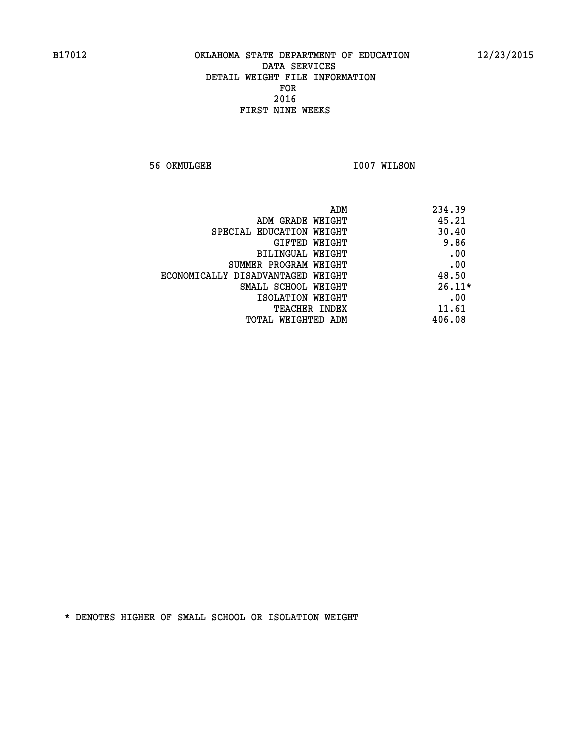B17012 OKLAHOMA STATE DEPARTMENT OF EDUCATION 12/23/2015

DATA SERVICES
DETAIL WEIGHT FILE INFORMATION
FOR
2016
FIRST NINE WEEKS

56 OKMULGEE I007 WILSON

| | |
|---|---|
| ADM | 234.39 |
| ADM GRADE WEIGHT | 45.21 |
| SPECIAL EDUCATION WEIGHT | 30.40 |
| GIFTED WEIGHT | 9.86 |
| BILINGUAL WEIGHT | .00 |
| SUMMER PROGRAM WEIGHT | .00 |
| ECONOMICALLY DISADVANTAGED WEIGHT | 48.50 |
| SMALL SCHOOL WEIGHT | 26.11* |
| ISOLATION WEIGHT | .00 |
| TEACHER INDEX | 11.61 |
| TOTAL WEIGHTED ADM | 406.08 |

* DENOTES HIGHER OF SMALL SCHOOL OR ISOLATION WEIGHT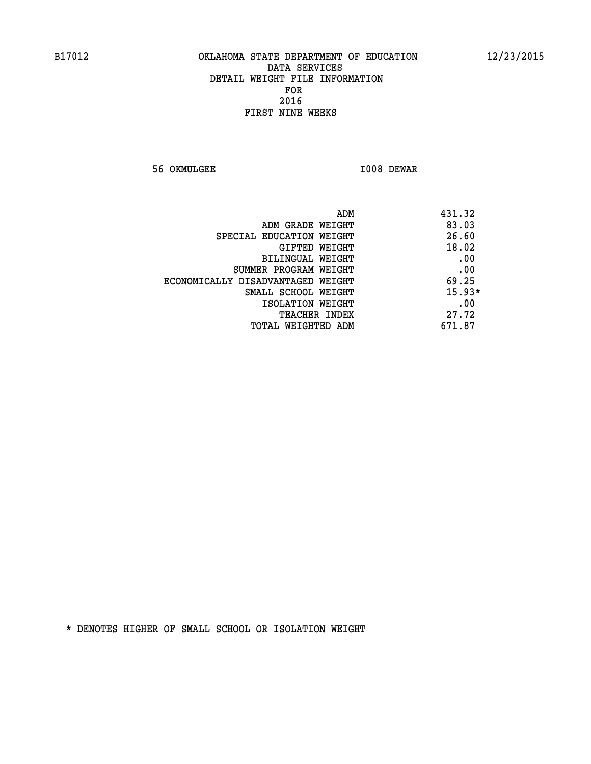B17012 OKLAHOMA STATE DEPARTMENT OF EDUCATION 12/23/2015

DATA SERVICES
DETAIL WEIGHT FILE INFORMATION
FOR
2016
FIRST NINE WEEKS

56 OKMULGEE I008 DEWAR

| | |
|---|---|
| ADM | 431.32 |
| ADM GRADE WEIGHT | 83.03 |
| SPECIAL EDUCATION WEIGHT | 26.60 |
| GIFTED WEIGHT | 18.02 |
| BILINGUAL WEIGHT | .00 |
| SUMMER PROGRAM WEIGHT | .00 |
| ECONOMICALLY DISADVANTAGED WEIGHT | 69.25 |
| SMALL SCHOOL WEIGHT | 15.93* |
| ISOLATION WEIGHT | .00 |
| TEACHER INDEX | 27.72 |
| TOTAL WEIGHTED ADM | 671.87 |

* DENOTES HIGHER OF SMALL SCHOOL OR ISOLATION WEIGHT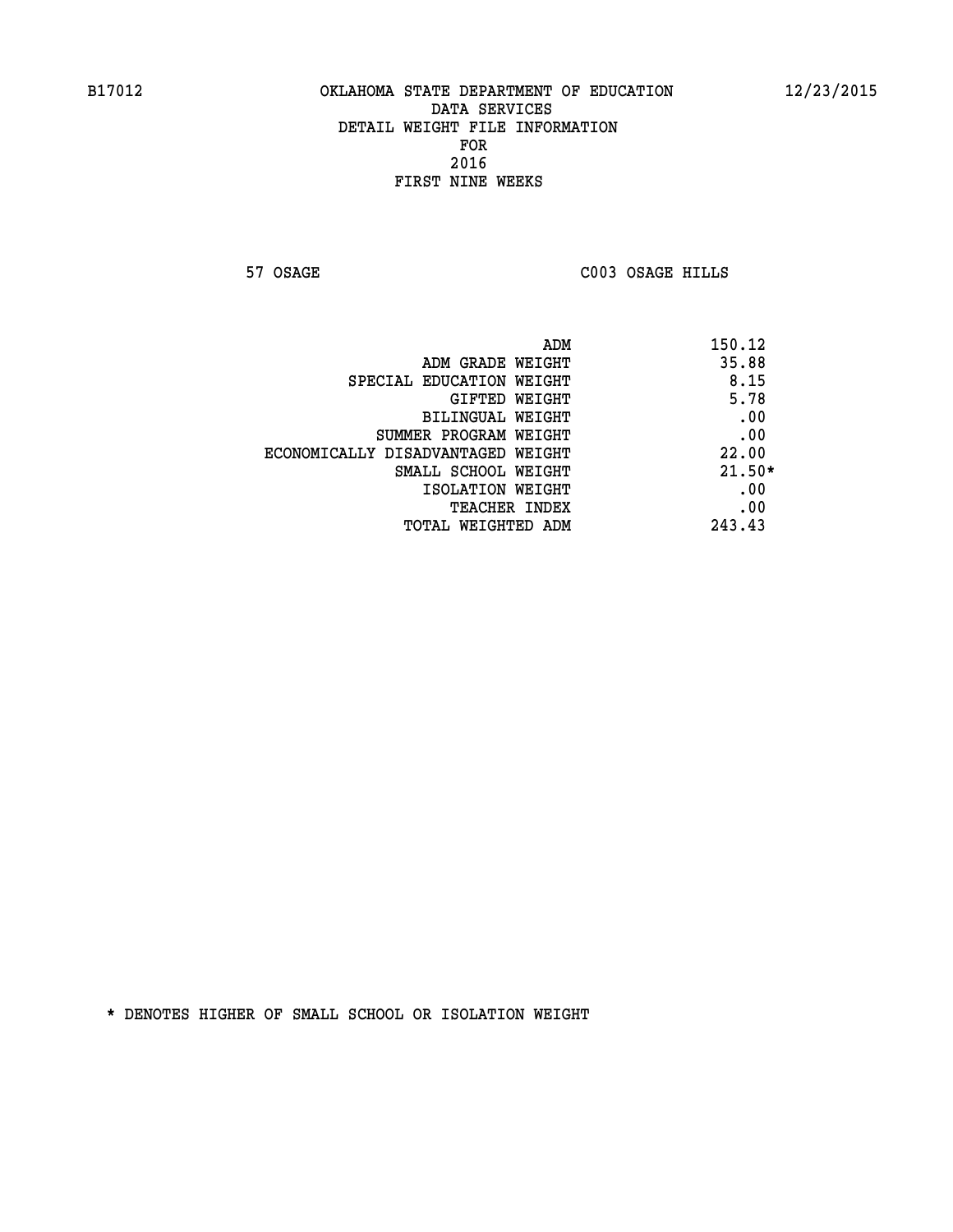B17012 OKLAHOMA STATE DEPARTMENT OF EDUCATION 12/23/2015

DATA SERVICES
DETAIL WEIGHT FILE INFORMATION
FOR
2016
FIRST NINE WEEKS

57 OSAGE C003 OSAGE HILLS

| | |
|---|---|
| ADM | 150.12 |
| ADM GRADE WEIGHT | 35.88 |
| SPECIAL EDUCATION WEIGHT | 8.15 |
| GIFTED WEIGHT | 5.78 |
| BILINGUAL WEIGHT | .00 |
| SUMMER PROGRAM WEIGHT | .00 |
| ECONOMICALLY DISADVANTAGED WEIGHT | 22.00 |
| SMALL SCHOOL WEIGHT | 21.50* |
| ISOLATION WEIGHT | .00 |
| TEACHER INDEX | .00 |
| TOTAL WEIGHTED ADM | 243.43 |

* DENOTES HIGHER OF SMALL SCHOOL OR ISOLATION WEIGHT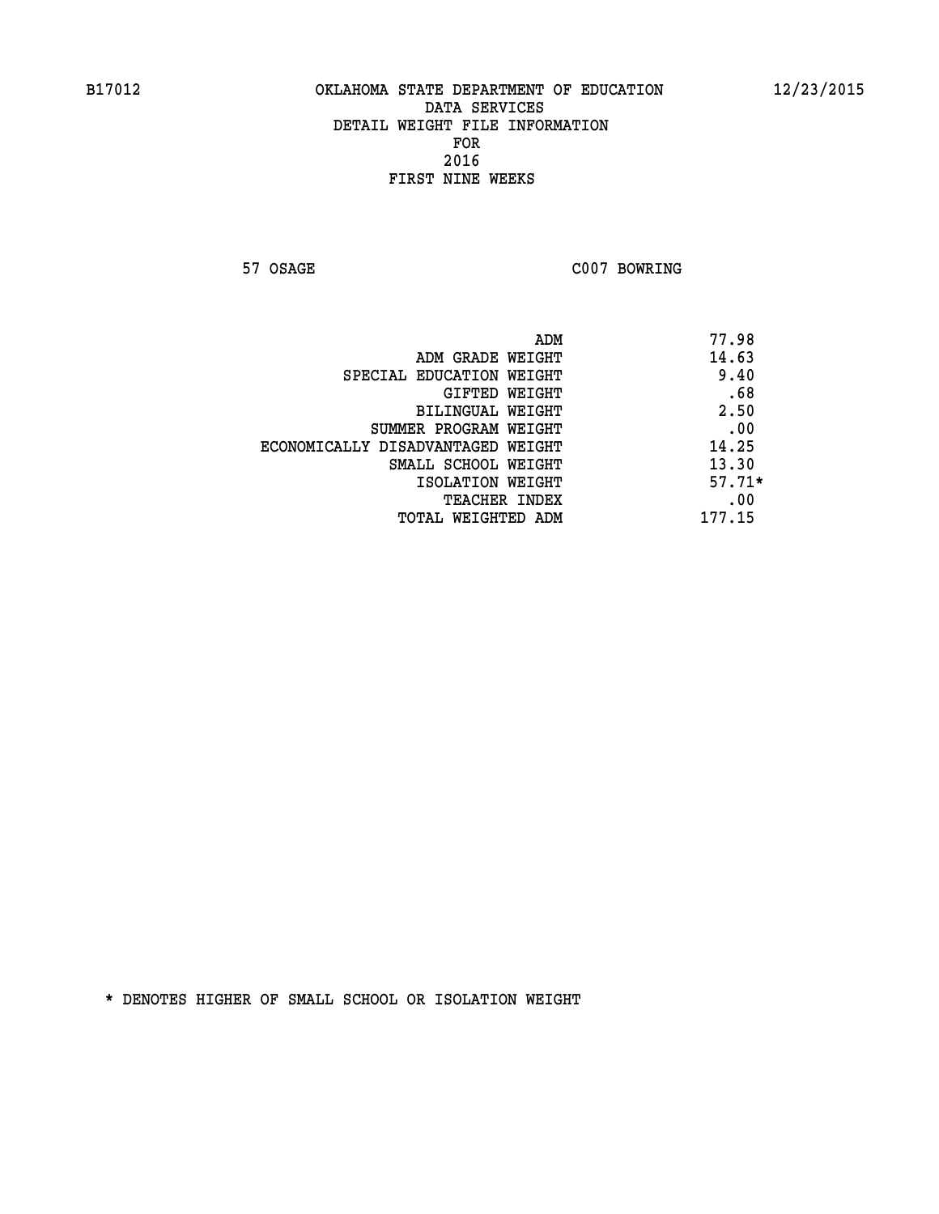B17012 OKLAHOMA STATE DEPARTMENT OF EDUCATION 12/23/2015

DATA SERVICES
DETAIL WEIGHT FILE INFORMATION
FOR
2016
FIRST NINE WEEKS

57 OSAGE C007 BOWRING

| | |
|---|---|
| ADM | 77.98 |
| ADM GRADE WEIGHT | 14.63 |
| SPECIAL EDUCATION WEIGHT | 9.40 |
| GIFTED WEIGHT | .68 |
| BILINGUAL WEIGHT | 2.50 |
| SUMMER PROGRAM WEIGHT | .00 |
| ECONOMICALLY DISADVANTAGED WEIGHT | 14.25 |
| SMALL SCHOOL WEIGHT | 13.30 |
| ISOLATION WEIGHT | 57.71* |
| TEACHER INDEX | .00 |
| TOTAL WEIGHTED ADM | 177.15 |

* DENOTES HIGHER OF SMALL SCHOOL OR ISOLATION WEIGHT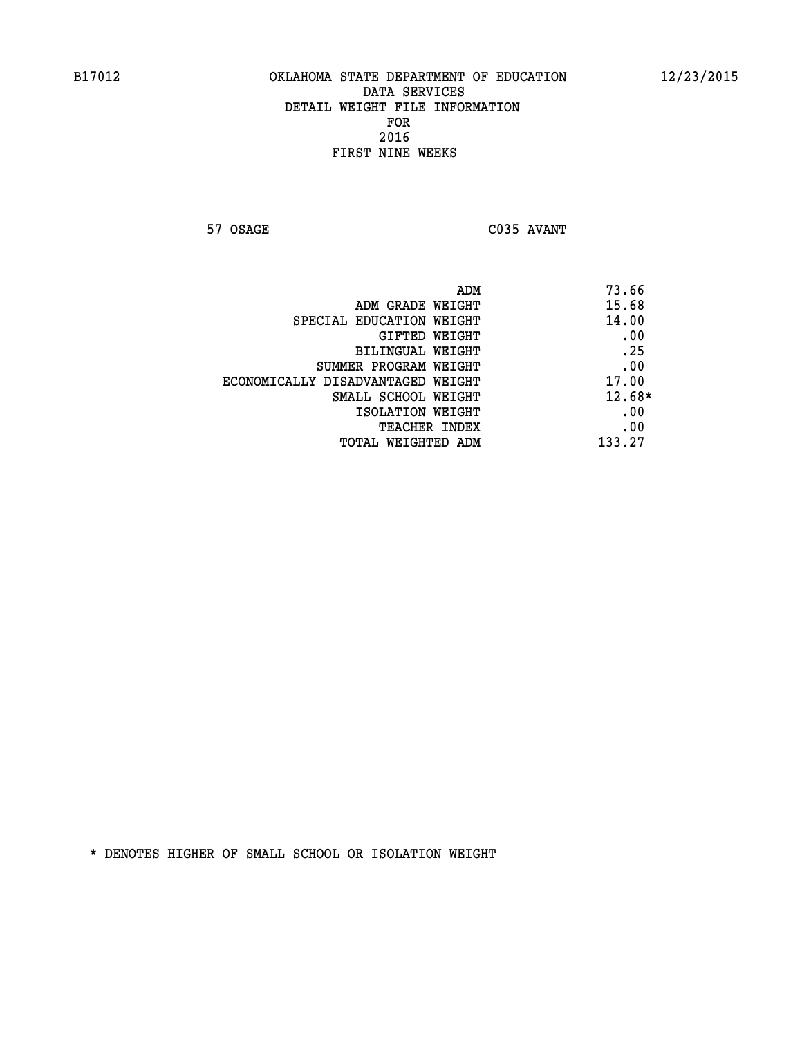OKLAHOMA STATE DEPARTMENT OF EDUCATION
DATA SERVICES
DETAIL WEIGHT FILE INFORMATION
FOR
2016
FIRST NINE WEEKS

57 OSAGE C035 AVANT

| | |
|---|---|
| ADM | 73.66 |
| ADM GRADE WEIGHT | 15.68 |
| SPECIAL EDUCATION WEIGHT | 14.00 |
| GIFTED WEIGHT | .00 |
| BILINGUAL WEIGHT | .25 |
| SUMMER PROGRAM WEIGHT | .00 |
| ECONOMICALLY DISADVANTAGED WEIGHT | 17.00 |
| SMALL SCHOOL WEIGHT | 12.68* |
| ISOLATION WEIGHT | .00 |
| TEACHER INDEX | .00 |
| TOTAL WEIGHTED ADM | 133.27 |

* DENOTES HIGHER OF SMALL SCHOOL OR ISOLATION WEIGHT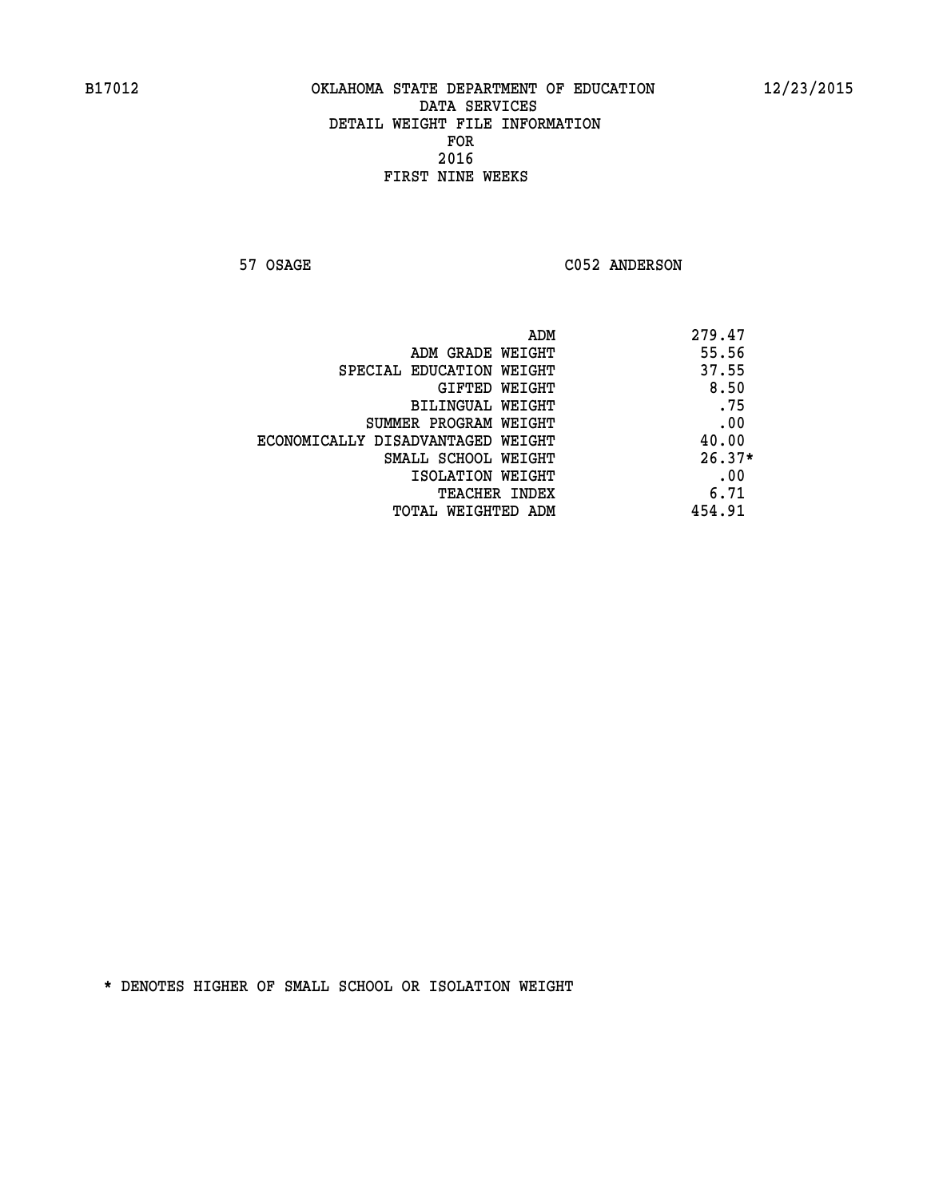B17012 OKLAHOMA STATE DEPARTMENT OF EDUCATION 12/23/2015

DATA SERVICES
DETAIL WEIGHT FILE INFORMATION
FOR
2016
FIRST NINE WEEKS

57 OSAGE C052 ANDERSON

| | |
|---|---|
| ADM | 279.47 |
| ADM GRADE WEIGHT | 55.56 |
| SPECIAL EDUCATION WEIGHT | 37.55 |
| GIFTED WEIGHT | 8.50 |
| BILINGUAL WEIGHT | .75 |
| SUMMER PROGRAM WEIGHT | .00 |
| ECONOMICALLY DISADVANTAGED WEIGHT | 40.00 |
| SMALL SCHOOL WEIGHT | 26.37* |
| ISOLATION WEIGHT | .00 |
| TEACHER INDEX | 6.71 |
| TOTAL WEIGHTED ADM | 454.91 |

* DENOTES HIGHER OF SMALL SCHOOL OR ISOLATION WEIGHT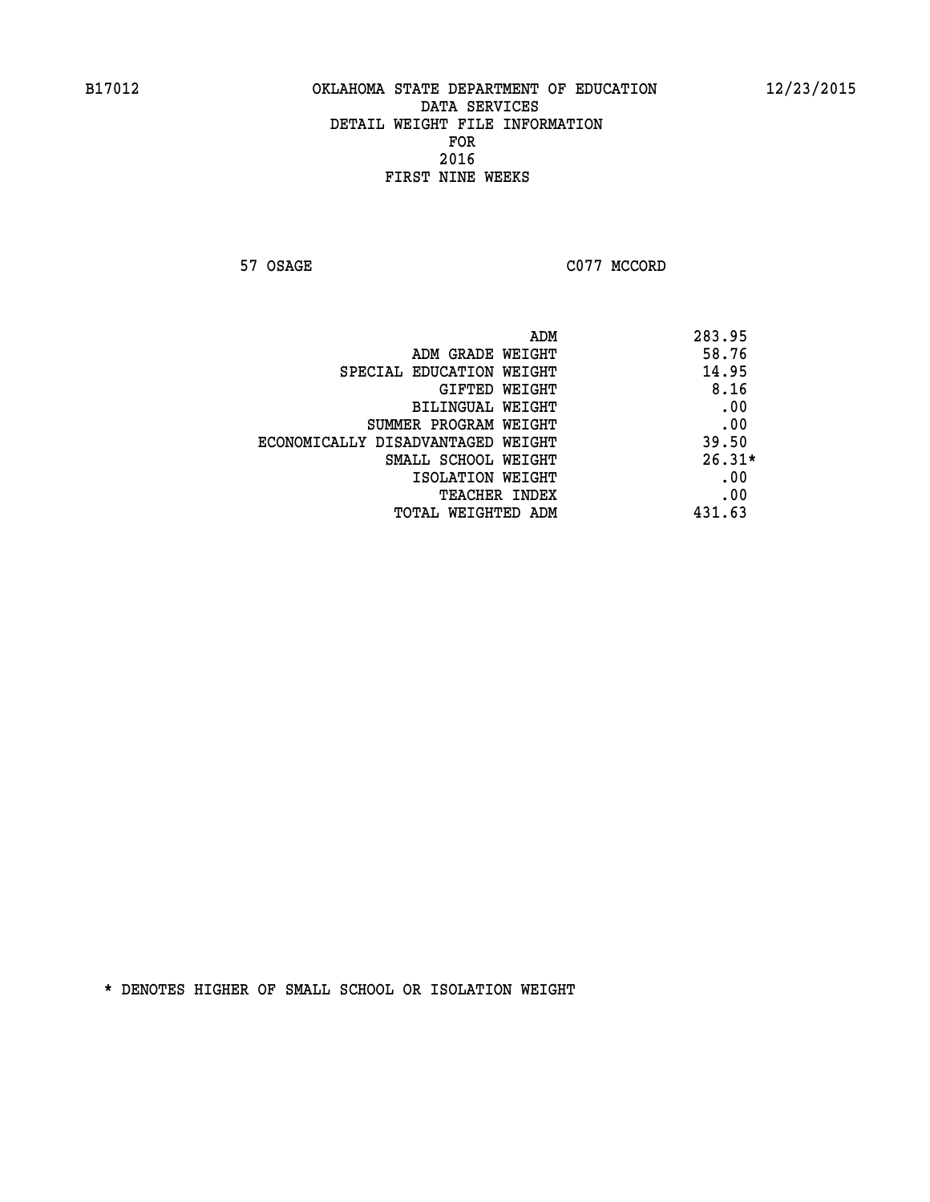B17012 OKLAHOMA STATE DEPARTMENT OF EDUCATION 12/23/2015

DATA SERVICES
DETAIL WEIGHT FILE INFORMATION
FOR
2016
FIRST NINE WEEKS

57 OSAGE C077 MCCORD

| | |
|---|---|
| ADM | 283.95 |
| ADM GRADE WEIGHT | 58.76 |
| SPECIAL EDUCATION WEIGHT | 14.95 |
| GIFTED WEIGHT | 8.16 |
| BILINGUAL WEIGHT | .00 |
| SUMMER PROGRAM WEIGHT | .00 |
| ECONOMICALLY DISADVANTAGED WEIGHT | 39.50 |
| SMALL SCHOOL WEIGHT | 26.31* |
| ISOLATION WEIGHT | .00 |
| TEACHER INDEX | .00 |
| TOTAL WEIGHTED ADM | 431.63 |

* DENOTES HIGHER OF SMALL SCHOOL OR ISOLATION WEIGHT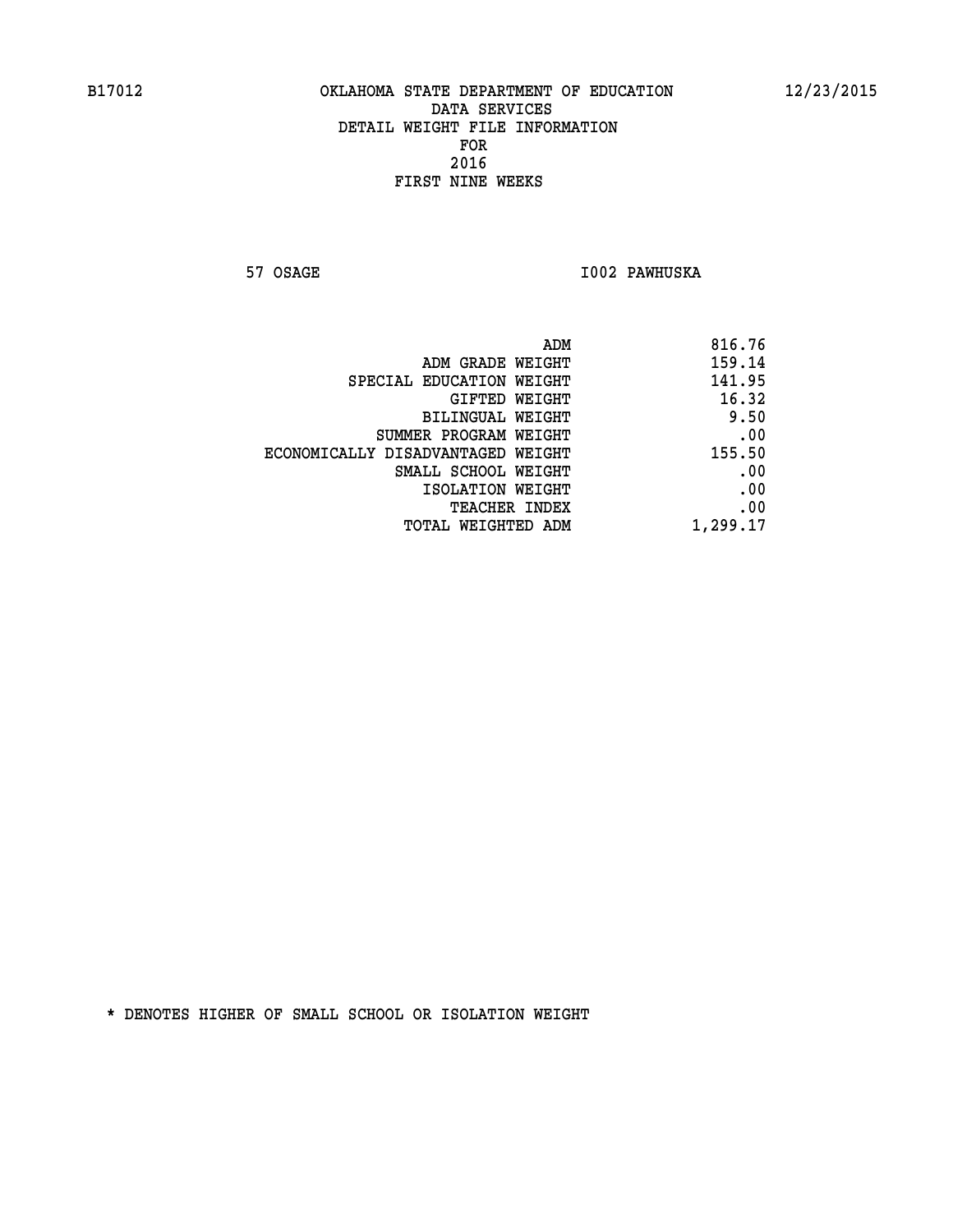B17012 OKLAHOMA STATE DEPARTMENT OF EDUCATION 12/23/2015

DATA SERVICES
DETAIL WEIGHT FILE INFORMATION
FOR
2016
FIRST NINE WEEKS

57 OSAGE I002 PAWHUSKA

| | |
|---|---|
| ADM | 816.76 |
| ADM GRADE WEIGHT | 159.14 |
| SPECIAL EDUCATION WEIGHT | 141.95 |
| GIFTED WEIGHT | 16.32 |
| BILINGUAL WEIGHT | 9.50 |
| SUMMER PROGRAM WEIGHT | .00 |
| ECONOMICALLY DISADVANTAGED WEIGHT | 155.50 |
| SMALL SCHOOL WEIGHT | .00 |
| ISOLATION WEIGHT | .00 |
| TEACHER INDEX | .00 |
| TOTAL WEIGHTED ADM | 1,299.17 |

* DENOTES HIGHER OF SMALL SCHOOL OR ISOLATION WEIGHT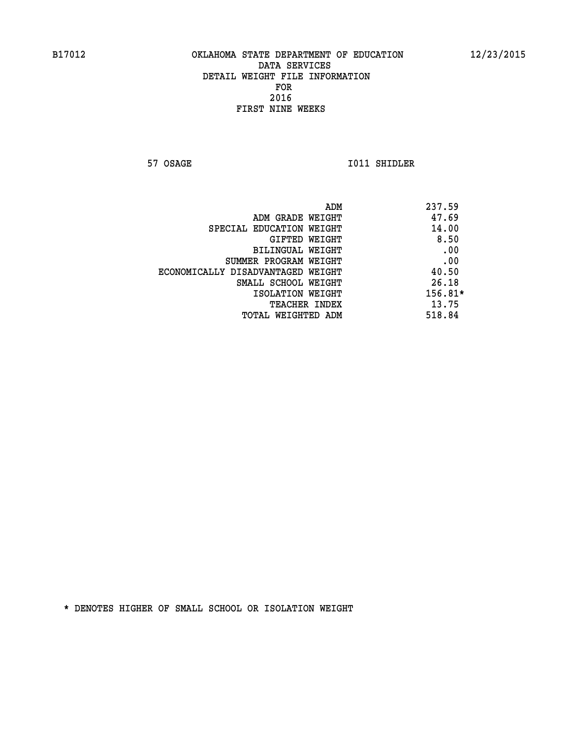B17012 OKLAHOMA STATE DEPARTMENT OF EDUCATION 12/23/2015

DATA SERVICES
DETAIL WEIGHT FILE INFORMATION
FOR
2016
FIRST NINE WEEKS

57 OSAGE I011 SHIDLER

| | |
|---|---|
| ADM | 237.59 |
| ADM GRADE WEIGHT | 47.69 |
| SPECIAL EDUCATION WEIGHT | 14.00 |
| GIFTED WEIGHT | 8.50 |
| BILINGUAL WEIGHT | .00 |
| SUMMER PROGRAM WEIGHT | .00 |
| ECONOMICALLY DISADVANTAGED WEIGHT | 40.50 |
| SMALL SCHOOL WEIGHT | 26.18 |
| ISOLATION WEIGHT | 156.81* |
| TEACHER INDEX | 13.75 |
| TOTAL WEIGHTED ADM | 518.84 |

* DENOTES HIGHER OF SMALL SCHOOL OR ISOLATION WEIGHT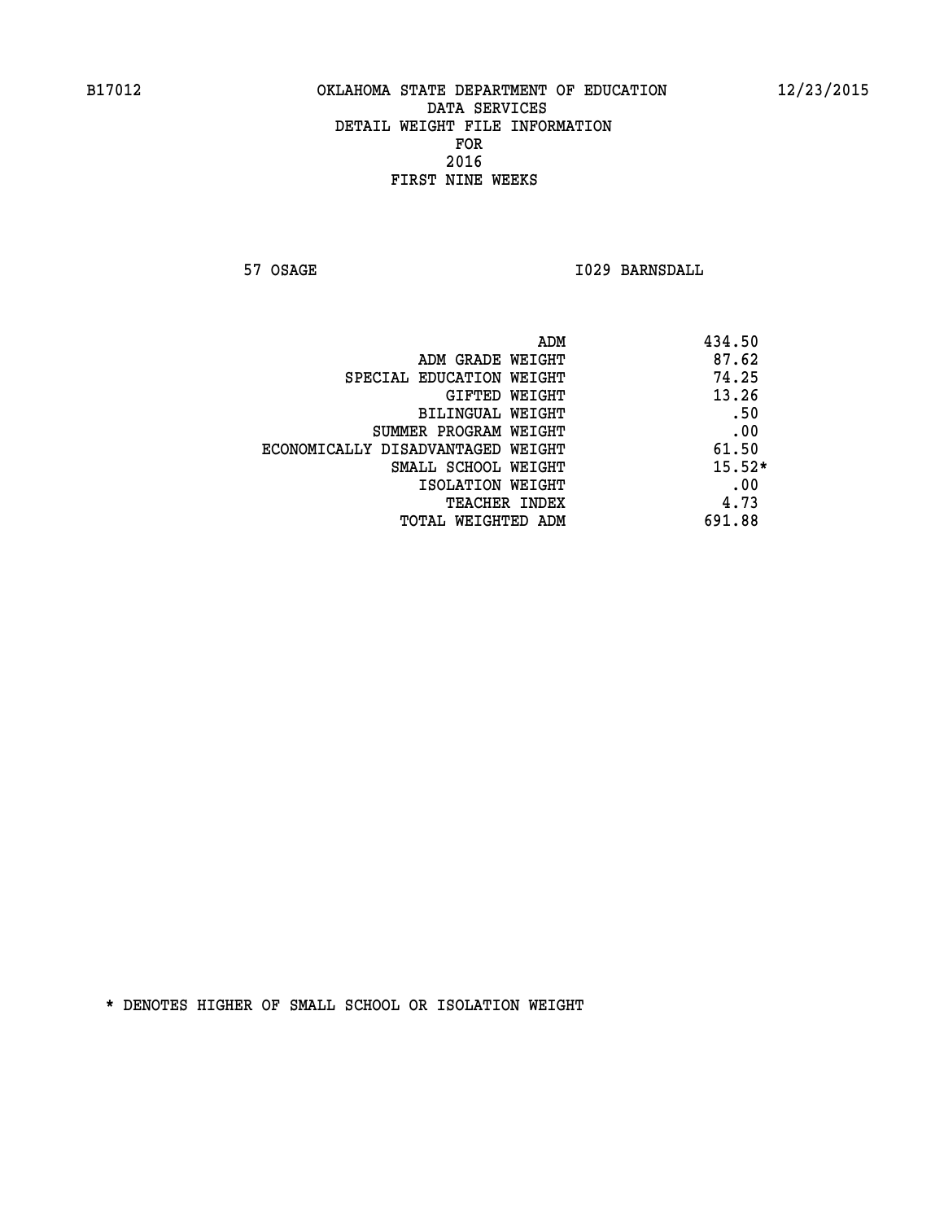B17012 OKLAHOMA STATE DEPARTMENT OF EDUCATION 12/23/2015

DATA SERVICES
DETAIL WEIGHT FILE INFORMATION
FOR
2016
FIRST NINE WEEKS

57 OSAGE I029 BARNSDALL

| | |
|---|---|
| ADM | 434.50 |
| ADM GRADE WEIGHT | 87.62 |
| SPECIAL EDUCATION WEIGHT | 74.25 |
| GIFTED WEIGHT | 13.26 |
| BILINGUAL WEIGHT | .50 |
| SUMMER PROGRAM WEIGHT | .00 |
| ECONOMICALLY DISADVANTAGED WEIGHT | 61.50 |
| SMALL SCHOOL WEIGHT | 15.52* |
| ISOLATION WEIGHT | .00 |
| TEACHER INDEX | 4.73 |
| TOTAL WEIGHTED ADM | 691.88 |

* DENOTES HIGHER OF SMALL SCHOOL OR ISOLATION WEIGHT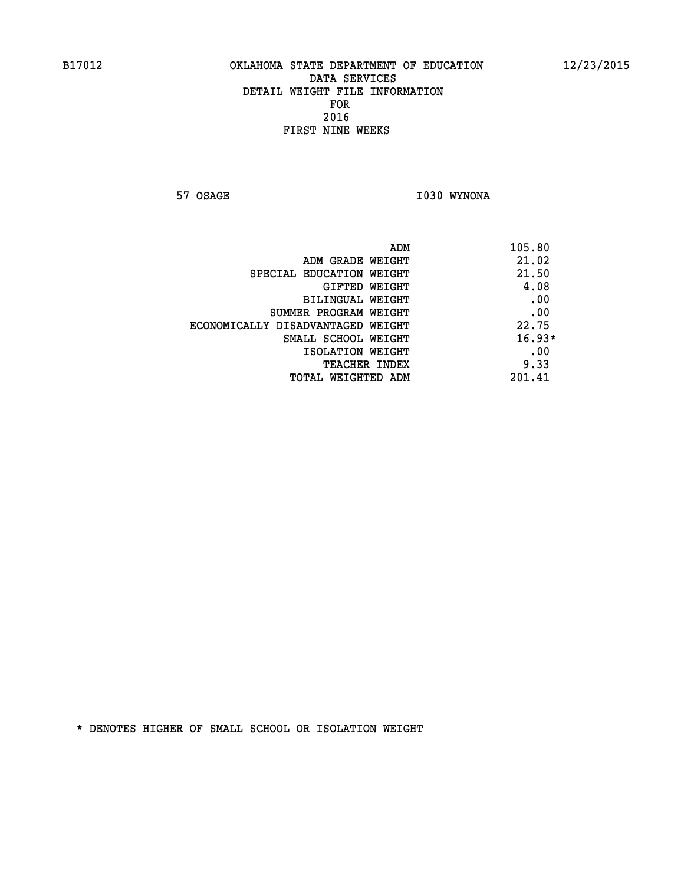OKLAHOMA STATE DEPARTMENT OF EDUCATION
DATA SERVICES
DETAIL WEIGHT FILE INFORMATION
FOR
2016
FIRST NINE WEEKS

57 OSAGE I030 WYNONA

| | |
|---|---|
| ADM | 105.80 |
| ADM GRADE WEIGHT | 21.02 |
| SPECIAL EDUCATION WEIGHT | 21.50 |
| GIFTED WEIGHT | 4.08 |
| BILINGUAL WEIGHT | .00 |
| SUMMER PROGRAM WEIGHT | .00 |
| ECONOMICALLY DISADVANTAGED WEIGHT | 22.75 |
| SMALL SCHOOL WEIGHT | 16.93* |
| ISOLATION WEIGHT | .00 |
| TEACHER INDEX | 9.33 |
| TOTAL WEIGHTED ADM | 201.41 |

* DENOTES HIGHER OF SMALL SCHOOL OR ISOLATION WEIGHT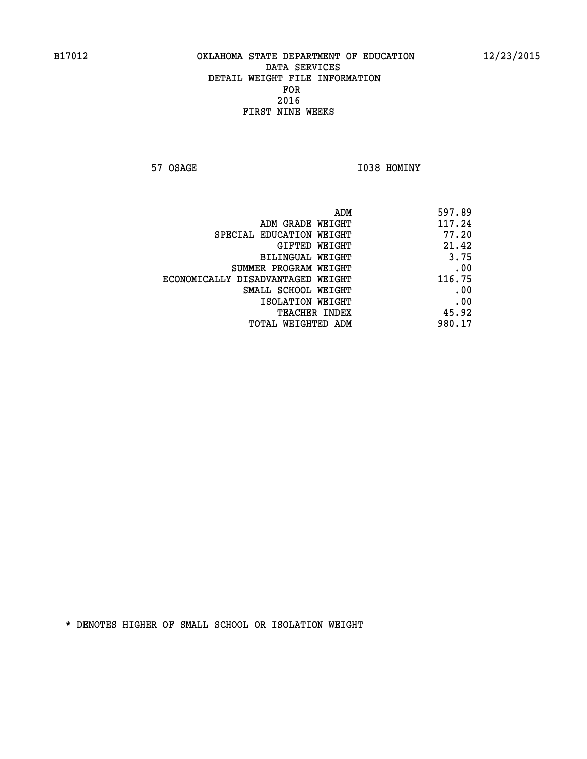B17012 OKLAHOMA STATE DEPARTMENT OF EDUCATION 12/23/2015

DATA SERVICES
DETAIL WEIGHT FILE INFORMATION
FOR
2016
FIRST NINE WEEKS

57 OSAGE I038 HOMINY

| | |
|---|---|
| ADM | 597.89 |
| ADM GRADE WEIGHT | 117.24 |
| SPECIAL EDUCATION WEIGHT | 77.20 |
| GIFTED WEIGHT | 21.42 |
| BILINGUAL WEIGHT | 3.75 |
| SUMMER PROGRAM WEIGHT | .00 |
| ECONOMICALLY DISADVANTAGED WEIGHT | 116.75 |
| SMALL SCHOOL WEIGHT | .00 |
| ISOLATION WEIGHT | .00 |
| TEACHER INDEX | 45.92 |
| TOTAL WEIGHTED ADM | 980.17 |

* DENOTES HIGHER OF SMALL SCHOOL OR ISOLATION WEIGHT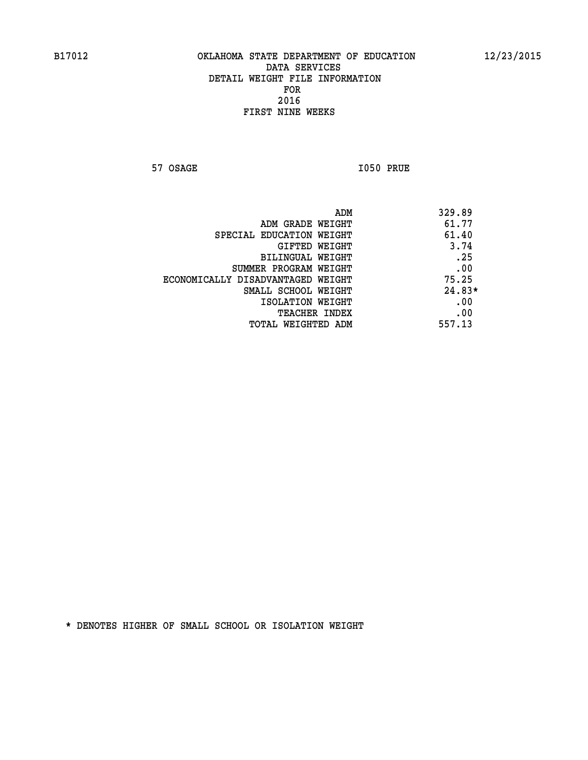B17012 OKLAHOMA STATE DEPARTMENT OF EDUCATION 12/23/2015

DATA SERVICES
DETAIL WEIGHT FILE INFORMATION
FOR
2016
FIRST NINE WEEKS

57 OSAGE I050 PRUE

| | |
|---|---|
| ADM | 329.89 |
| ADM GRADE WEIGHT | 61.77 |
| SPECIAL EDUCATION WEIGHT | 61.40 |
| GIFTED WEIGHT | 3.74 |
| BILINGUAL WEIGHT | .25 |
| SUMMER PROGRAM WEIGHT | .00 |
| ECONOMICALLY DISADVANTAGED WEIGHT | 75.25 |
| SMALL SCHOOL WEIGHT | 24.83* |
| ISOLATION WEIGHT | .00 |
| TEACHER INDEX | .00 |
| TOTAL WEIGHTED ADM | 557.13 |

* DENOTES HIGHER OF SMALL SCHOOL OR ISOLATION WEIGHT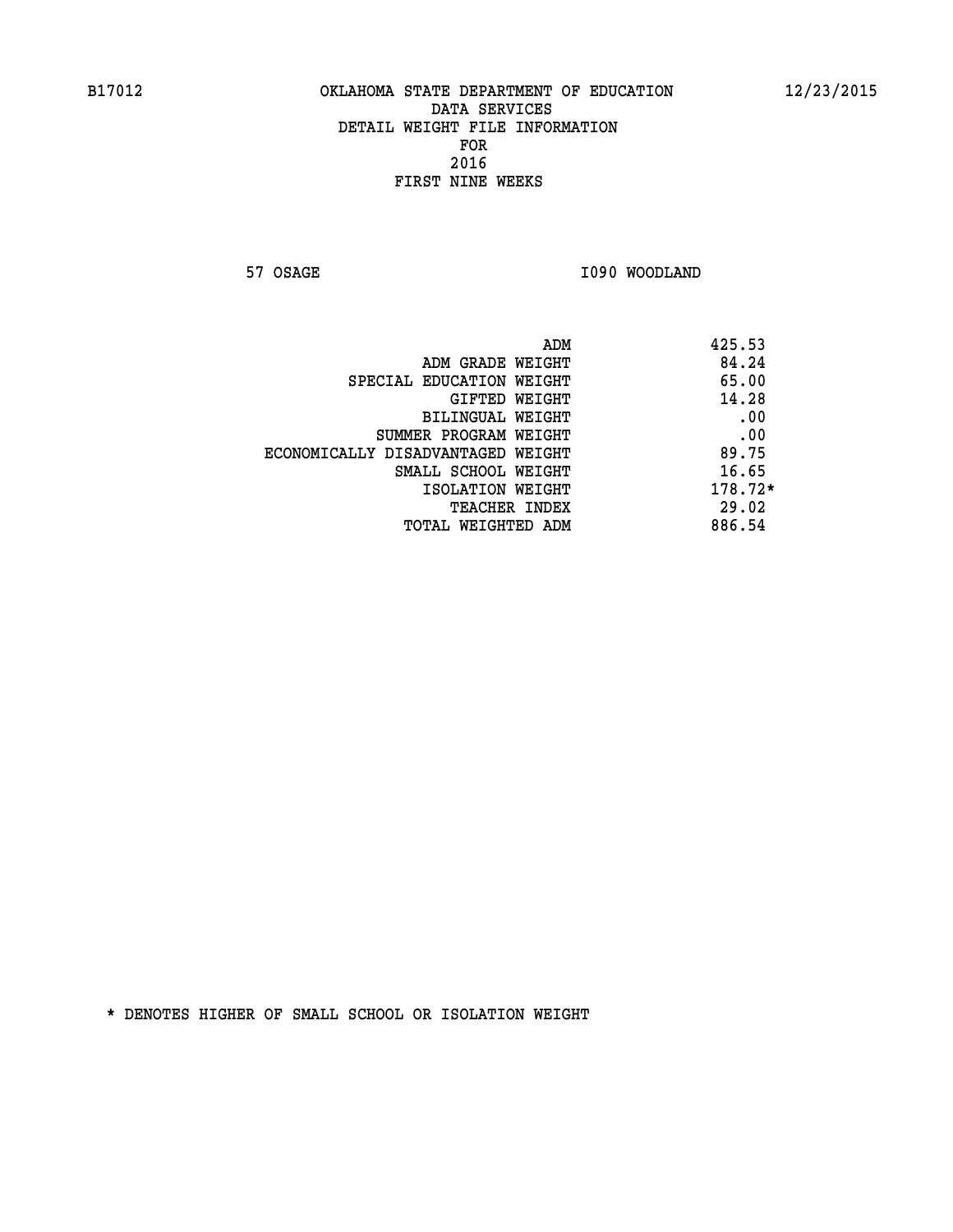# OKLAHOMA STATE DEPARTMENT OF EDUCATION
## DATA SERVICES
## DETAIL WEIGHT FILE INFORMATION
## FOR
## 2016
## FIRST NINE WEEKS

B17012 — 12/23/2015

57 OSAGE — I090 WOODLAND

| | |
|---|---|
| ADM | 425.53 |
| ADM GRADE WEIGHT | 84.24 |
| SPECIAL EDUCATION WEIGHT | 65.00 |
| GIFTED WEIGHT | 14.28 |
| BILINGUAL WEIGHT | .00 |
| SUMMER PROGRAM WEIGHT | .00 |
| ECONOMICALLY DISADVANTAGED WEIGHT | 89.75 |
| SMALL SCHOOL WEIGHT | 16.65 |
| ISOLATION WEIGHT | 178.72* |
| TEACHER INDEX | 29.02 |
| TOTAL WEIGHTED ADM | 886.54 |

* DENOTES HIGHER OF SMALL SCHOOL OR ISOLATION WEIGHT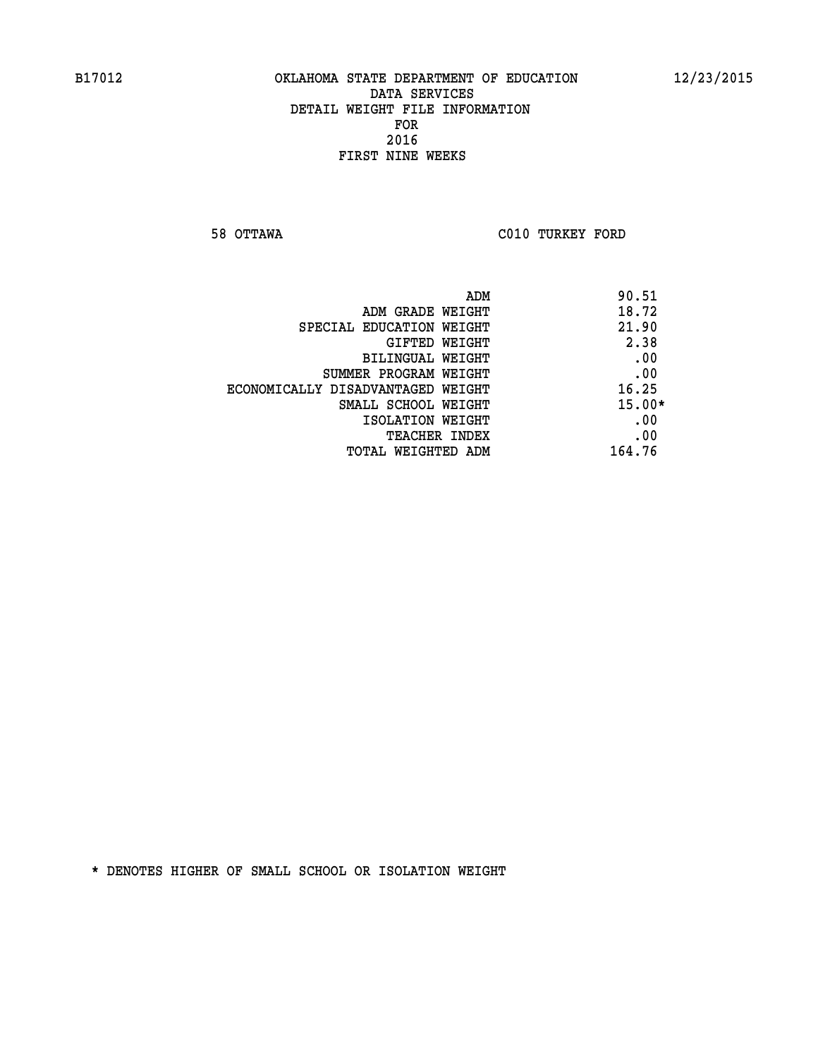B17012 OKLAHOMA STATE DEPARTMENT OF EDUCATION 12/23/2015

DATA SERVICES
DETAIL WEIGHT FILE INFORMATION
FOR
2016
FIRST NINE WEEKS

58 OTTAWA C010 TURKEY FORD

| | |
|---|---|
| ADM | 90.51 |
| ADM GRADE WEIGHT | 18.72 |
| SPECIAL EDUCATION WEIGHT | 21.90 |
| GIFTED WEIGHT | 2.38 |
| BILINGUAL WEIGHT | .00 |
| SUMMER PROGRAM WEIGHT | .00 |
| ECONOMICALLY DISADVANTAGED WEIGHT | 16.25 |
| SMALL SCHOOL WEIGHT | 15.00* |
| ISOLATION WEIGHT | .00 |
| TEACHER INDEX | .00 |
| TOTAL WEIGHTED ADM | 164.76 |

* DENOTES HIGHER OF SMALL SCHOOL OR ISOLATION WEIGHT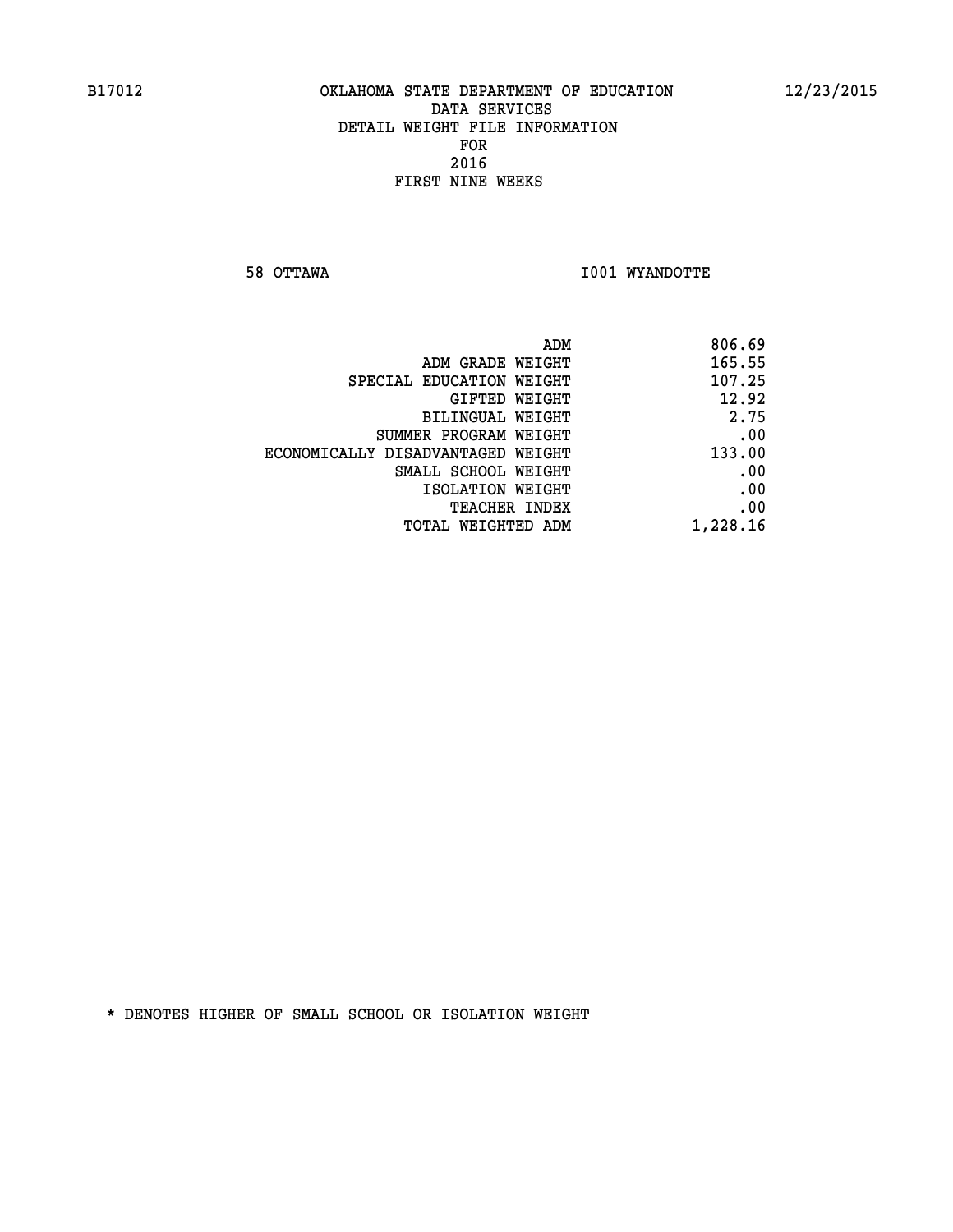B17012 OKLAHOMA STATE DEPARTMENT OF EDUCATION 12/23/2015

DATA SERVICES
DETAIL WEIGHT FILE INFORMATION
FOR
2016
FIRST NINE WEEKS

58 OTTAWA I001 WYANDOTTE

| | |
|---|---|
| ADM | 806.69 |
| ADM GRADE WEIGHT | 165.55 |
| SPECIAL EDUCATION WEIGHT | 107.25 |
| GIFTED WEIGHT | 12.92 |
| BILINGUAL WEIGHT | 2.75 |
| SUMMER PROGRAM WEIGHT | .00 |
| ECONOMICALLY DISADVANTAGED WEIGHT | 133.00 |
| SMALL SCHOOL WEIGHT | .00 |
| ISOLATION WEIGHT | .00 |
| TEACHER INDEX | .00 |
| TOTAL WEIGHTED ADM | 1,228.16 |

* DENOTES HIGHER OF SMALL SCHOOL OR ISOLATION WEIGHT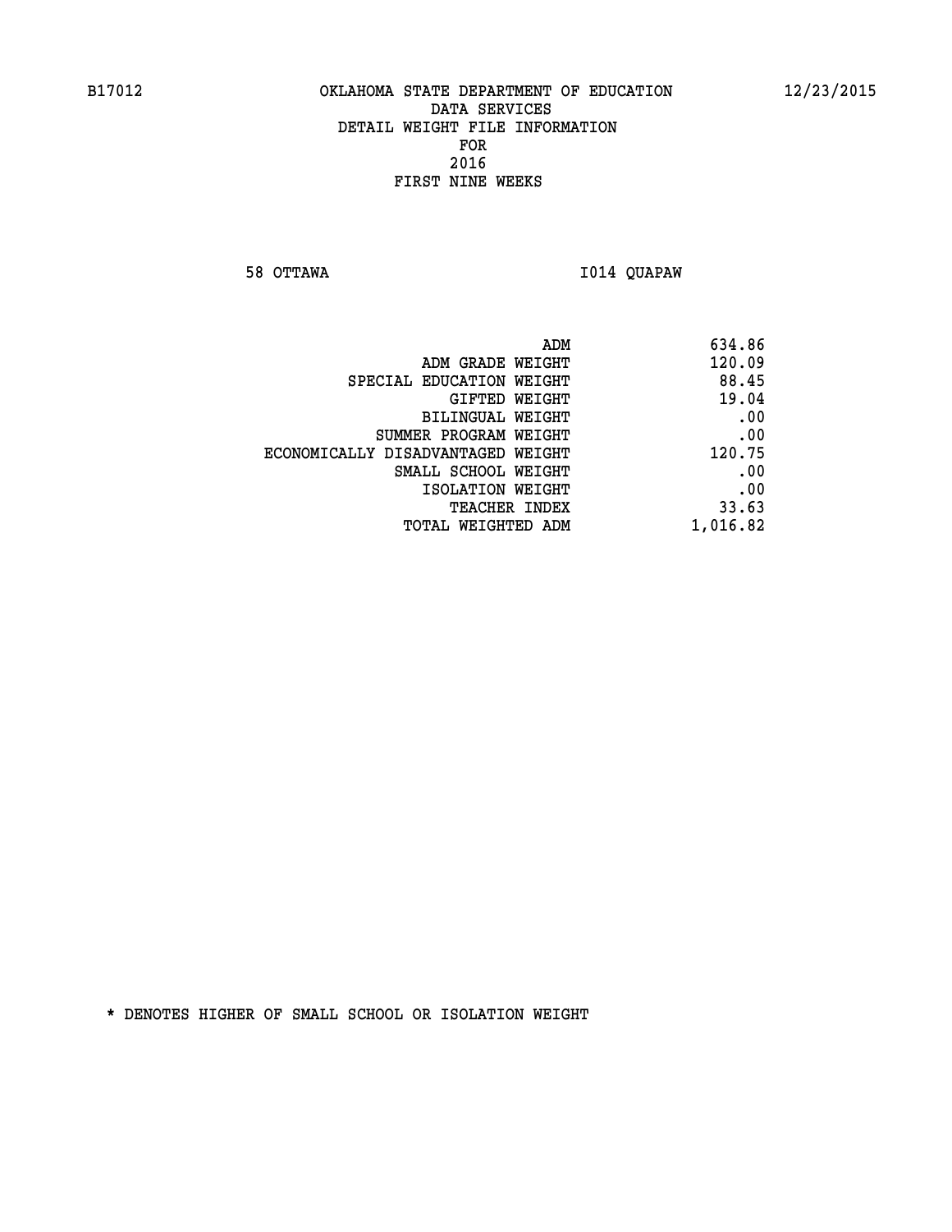B17012 OKLAHOMA STATE DEPARTMENT OF EDUCATION 12/23/2015

DATA SERVICES
DETAIL WEIGHT FILE INFORMATION
FOR
2016
FIRST NINE WEEKS

58 OTTAWA I014 QUAPAW

| | |
|---|---|
| ADM | 634.86 |
| ADM GRADE WEIGHT | 120.09 |
| SPECIAL EDUCATION WEIGHT | 88.45 |
| GIFTED WEIGHT | 19.04 |
| BILINGUAL WEIGHT | .00 |
| SUMMER PROGRAM WEIGHT | .00 |
| ECONOMICALLY DISADVANTAGED WEIGHT | 120.75 |
| SMALL SCHOOL WEIGHT | .00 |
| ISOLATION WEIGHT | .00 |
| TEACHER INDEX | 33.63 |
| TOTAL WEIGHTED ADM | 1,016.82 |

* DENOTES HIGHER OF SMALL SCHOOL OR ISOLATION WEIGHT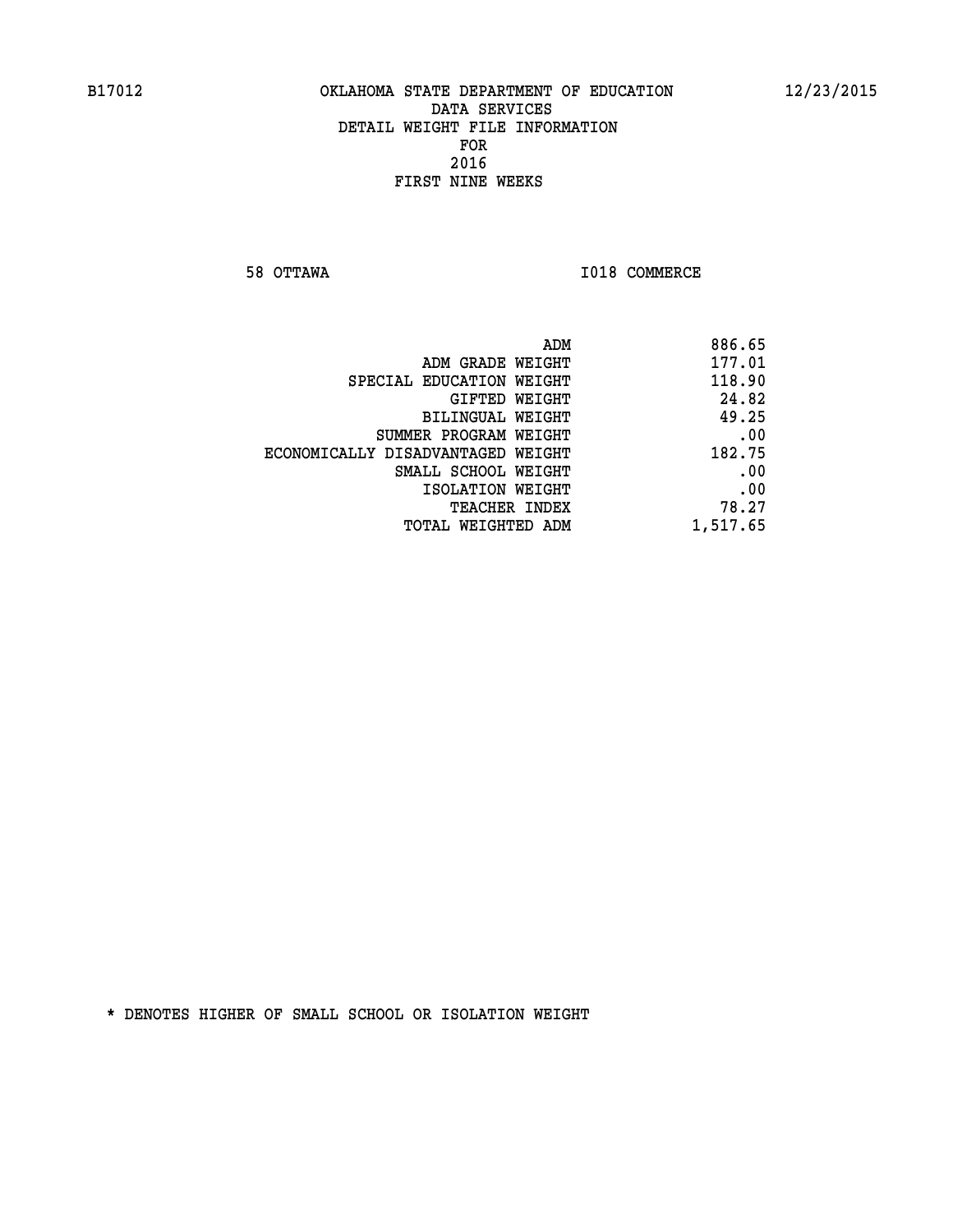B17012 OKLAHOMA STATE DEPARTMENT OF EDUCATION 12/23/2015

DATA SERVICES
DETAIL WEIGHT FILE INFORMATION
FOR
2016
FIRST NINE WEEKS

58 OTTAWA I018 COMMERCE

| | |
|---|---|
| ADM | 886.65 |
| ADM GRADE WEIGHT | 177.01 |
| SPECIAL EDUCATION WEIGHT | 118.90 |
| GIFTED WEIGHT | 24.82 |
| BILINGUAL WEIGHT | 49.25 |
| SUMMER PROGRAM WEIGHT | .00 |
| ECONOMICALLY DISADVANTAGED WEIGHT | 182.75 |
| SMALL SCHOOL WEIGHT | .00 |
| ISOLATION WEIGHT | .00 |
| TEACHER INDEX | 78.27 |
| TOTAL WEIGHTED ADM | 1,517.65 |

* DENOTES HIGHER OF SMALL SCHOOL OR ISOLATION WEIGHT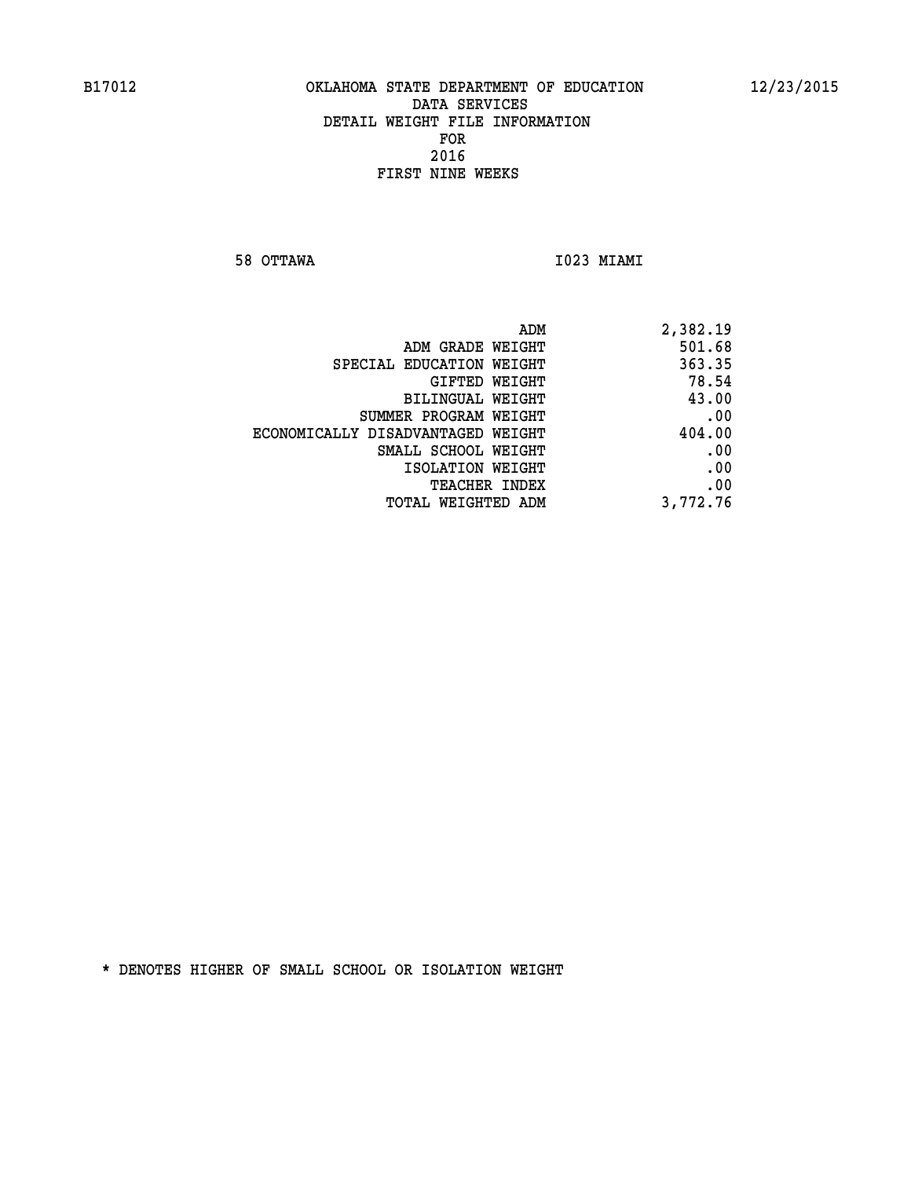B17012 OKLAHOMA STATE DEPARTMENT OF EDUCATION 12/23/2015

DATA SERVICES
DETAIL WEIGHT FILE INFORMATION
FOR
2016
FIRST NINE WEEKS

58 OTTAWA I023 MIAMI

| | |
|---|---|
| ADM | 2,382.19 |
| ADM GRADE WEIGHT | 501.68 |
| SPECIAL EDUCATION WEIGHT | 363.35 |
| GIFTED WEIGHT | 78.54 |
| BILINGUAL WEIGHT | 43.00 |
| SUMMER PROGRAM WEIGHT | .00 |
| ECONOMICALLY DISADVANTAGED WEIGHT | 404.00 |
| SMALL SCHOOL WEIGHT | .00 |
| ISOLATION WEIGHT | .00 |
| TEACHER INDEX | .00 |
| TOTAL WEIGHTED ADM | 3,772.76 |

* DENOTES HIGHER OF SMALL SCHOOL OR ISOLATION WEIGHT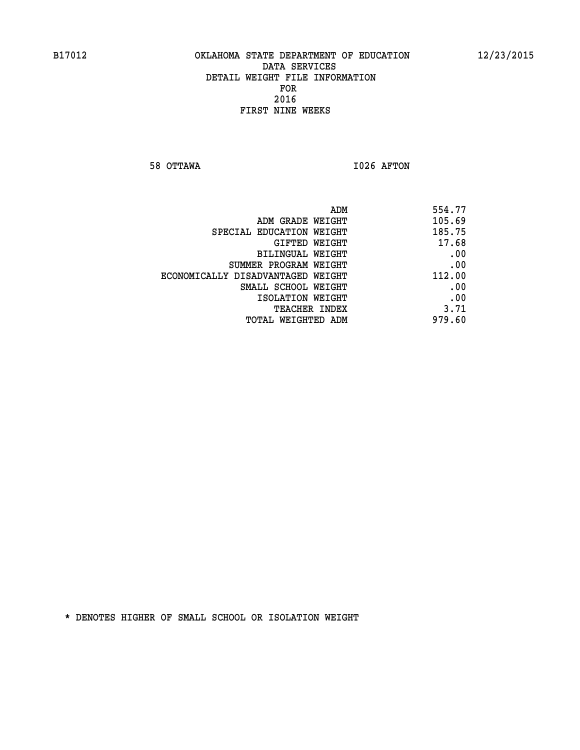B17012 OKLAHOMA STATE DEPARTMENT OF EDUCATION 12/23/2015

DATA SERVICES
DETAIL WEIGHT FILE INFORMATION
FOR
2016
FIRST NINE WEEKS

58 OTTAWA I026 AFTON

| | |
|---|---|
| ADM | 554.77 |
| ADM GRADE WEIGHT | 105.69 |
| SPECIAL EDUCATION WEIGHT | 185.75 |
| GIFTED WEIGHT | 17.68 |
| BILINGUAL WEIGHT | .00 |
| SUMMER PROGRAM WEIGHT | .00 |
| ECONOMICALLY DISADVANTAGED WEIGHT | 112.00 |
| SMALL SCHOOL WEIGHT | .00 |
| ISOLATION WEIGHT | .00 |
| TEACHER INDEX | 3.71 |
| TOTAL WEIGHTED ADM | 979.60 |

* DENOTES HIGHER OF SMALL SCHOOL OR ISOLATION WEIGHT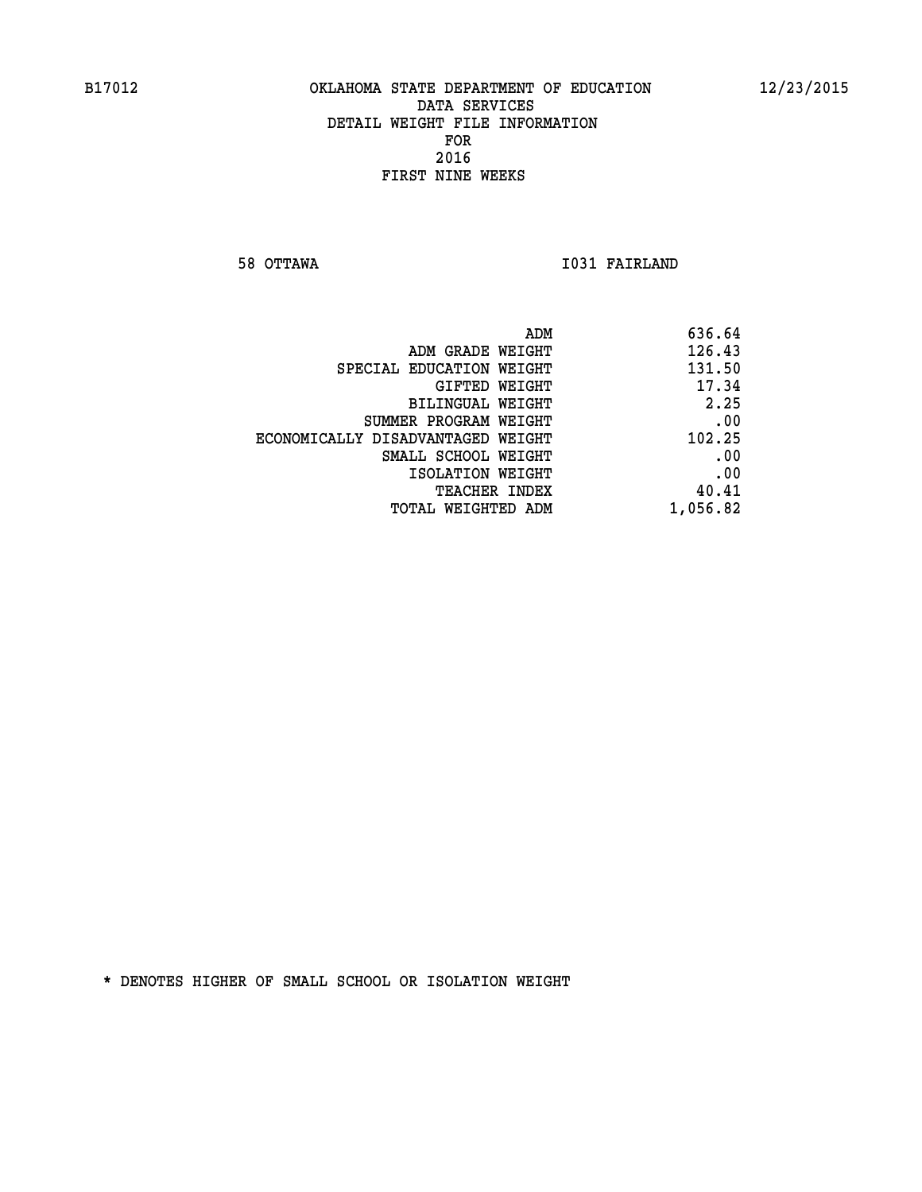B17012 OKLAHOMA STATE DEPARTMENT OF EDUCATION 12/23/2015

DATA SERVICES
DETAIL WEIGHT FILE INFORMATION
FOR
2016
FIRST NINE WEEKS

58 OTTAWA I031 FAIRLAND

| | |
|---|---|
| ADM | 636.64 |
| ADM GRADE WEIGHT | 126.43 |
| SPECIAL EDUCATION WEIGHT | 131.50 |
| GIFTED WEIGHT | 17.34 |
| BILINGUAL WEIGHT | 2.25 |
| SUMMER PROGRAM WEIGHT | .00 |
| ECONOMICALLY DISADVANTAGED WEIGHT | 102.25 |
| SMALL SCHOOL WEIGHT | .00 |
| ISOLATION WEIGHT | .00 |
| TEACHER INDEX | 40.41 |
| TOTAL WEIGHTED ADM | 1,056.82 |

* DENOTES HIGHER OF SMALL SCHOOL OR ISOLATION WEIGHT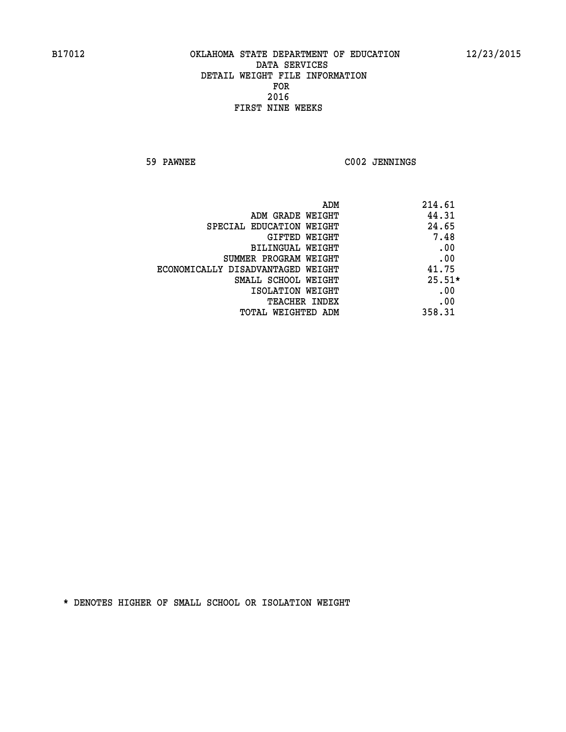B17012 OKLAHOMA STATE DEPARTMENT OF EDUCATION 12/23/2015

DATA SERVICES
DETAIL WEIGHT FILE INFORMATION
FOR
2016
FIRST NINE WEEKS

59 PAWNEE C002 JENNINGS

| | |
|---|---|
| ADM | 214.61 |
| ADM GRADE WEIGHT | 44.31 |
| SPECIAL EDUCATION WEIGHT | 24.65 |
| GIFTED WEIGHT | 7.48 |
| BILINGUAL WEIGHT | .00 |
| SUMMER PROGRAM WEIGHT | .00 |
| ECONOMICALLY DISADVANTAGED WEIGHT | 41.75 |
| SMALL SCHOOL WEIGHT | 25.51* |
| ISOLATION WEIGHT | .00 |
| TEACHER INDEX | .00 |
| TOTAL WEIGHTED ADM | 358.31 |

* DENOTES HIGHER OF SMALL SCHOOL OR ISOLATION WEIGHT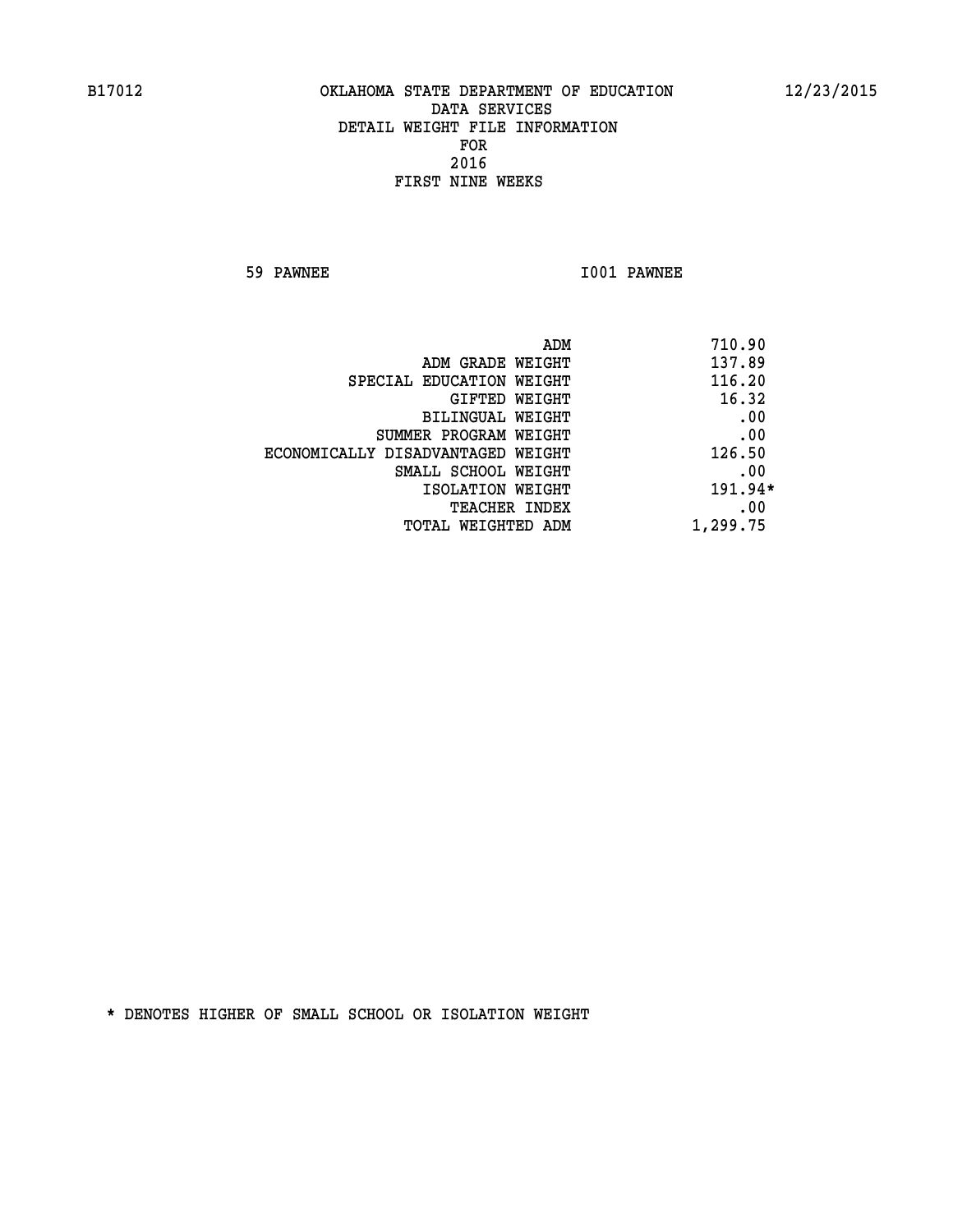B17012 OKLAHOMA STATE DEPARTMENT OF EDUCATION 12/23/2015

DATA SERVICES
DETAIL WEIGHT FILE INFORMATION
FOR
2016
FIRST NINE WEEKS

59 PAWNEE I001 PAWNEE

| | |
|---|---|
| ADM | 710.90 |
| ADM GRADE WEIGHT | 137.89 |
| SPECIAL EDUCATION WEIGHT | 116.20 |
| GIFTED WEIGHT | 16.32 |
| BILINGUAL WEIGHT | .00 |
| SUMMER PROGRAM WEIGHT | .00 |
| ECONOMICALLY DISADVANTAGED WEIGHT | 126.50 |
| SMALL SCHOOL WEIGHT | .00 |
| ISOLATION WEIGHT | 191.94* |
| TEACHER INDEX | .00 |
| TOTAL WEIGHTED ADM | 1,299.75 |

* DENOTES HIGHER OF SMALL SCHOOL OR ISOLATION WEIGHT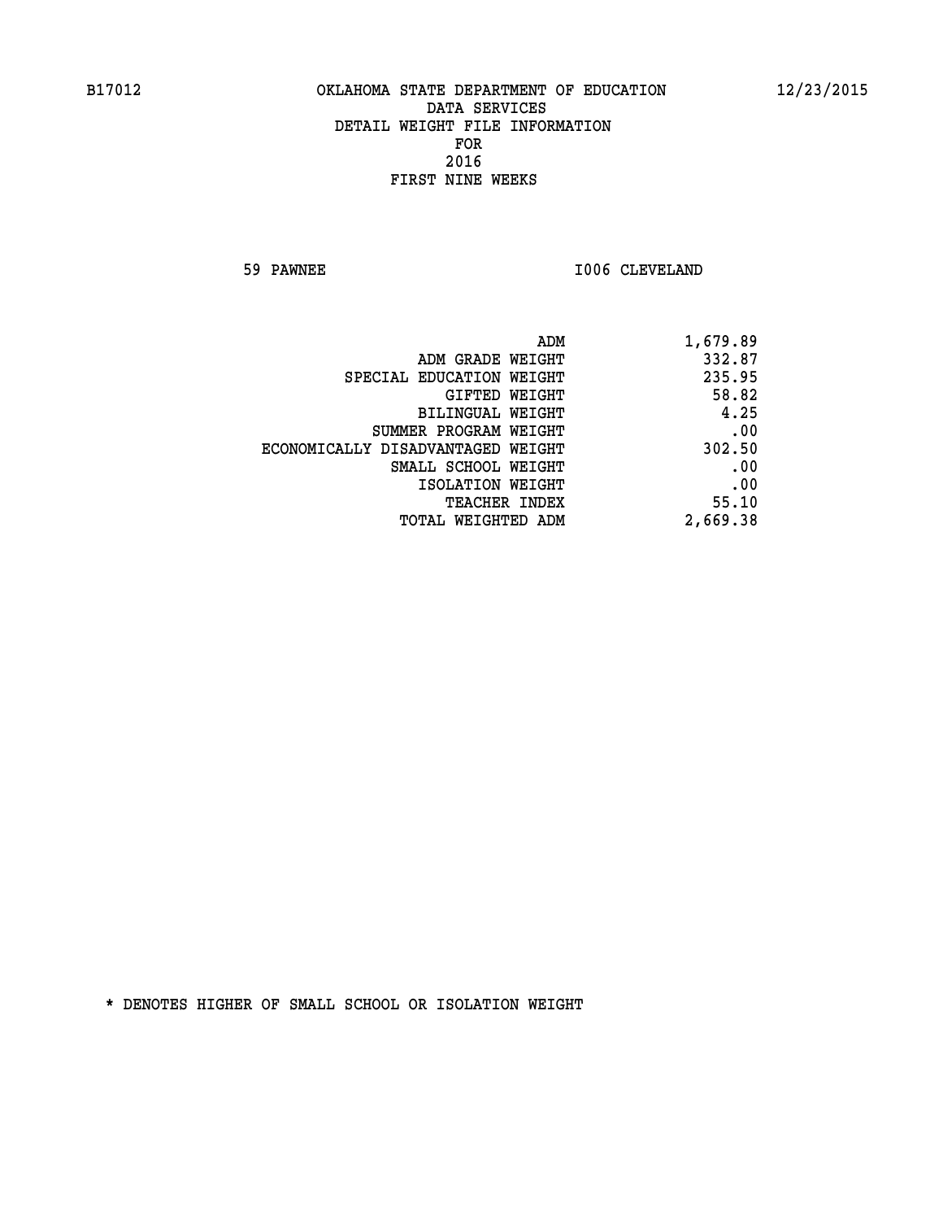B17012 OKLAHOMA STATE DEPARTMENT OF EDUCATION 12/23/2015

DATA SERVICES
DETAIL WEIGHT FILE INFORMATION
FOR
2016
FIRST NINE WEEKS

59 PAWNEE I006 CLEVELAND

| | |
|---|---|
| ADM | 1,679.89 |
| ADM GRADE WEIGHT | 332.87 |
| SPECIAL EDUCATION WEIGHT | 235.95 |
| GIFTED WEIGHT | 58.82 |
| BILINGUAL WEIGHT | 4.25 |
| SUMMER PROGRAM WEIGHT | .00 |
| ECONOMICALLY DISADVANTAGED WEIGHT | 302.50 |
| SMALL SCHOOL WEIGHT | .00 |
| ISOLATION WEIGHT | .00 |
| TEACHER INDEX | 55.10 |
| TOTAL WEIGHTED ADM | 2,669.38 |

* DENOTES HIGHER OF SMALL SCHOOL OR ISOLATION WEIGHT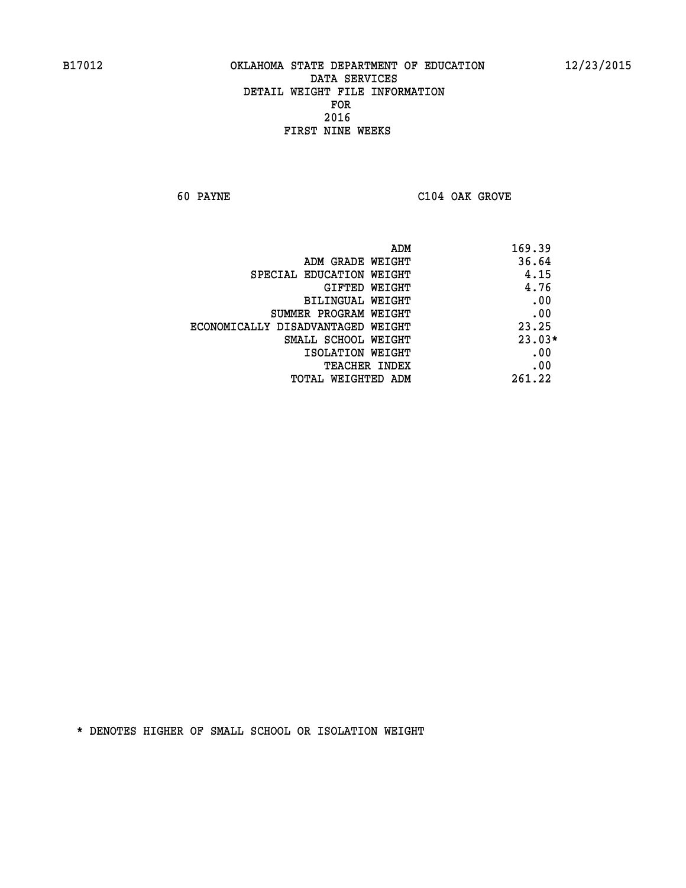B17012 OKLAHOMA STATE DEPARTMENT OF EDUCATION 12/23/2015

DATA SERVICES
DETAIL WEIGHT FILE INFORMATION
FOR
2016
FIRST NINE WEEKS

60 PAYNE C104 OAK GROVE

| | |
|---|---|
| ADM | 169.39 |
| ADM GRADE WEIGHT | 36.64 |
| SPECIAL EDUCATION WEIGHT | 4.15 |
| GIFTED WEIGHT | 4.76 |
| BILINGUAL WEIGHT | .00 |
| SUMMER PROGRAM WEIGHT | .00 |
| ECONOMICALLY DISADVANTAGED WEIGHT | 23.25 |
| SMALL SCHOOL WEIGHT | 23.03* |
| ISOLATION WEIGHT | .00 |
| TEACHER INDEX | .00 |
| TOTAL WEIGHTED ADM | 261.22 |

* DENOTES HIGHER OF SMALL SCHOOL OR ISOLATION WEIGHT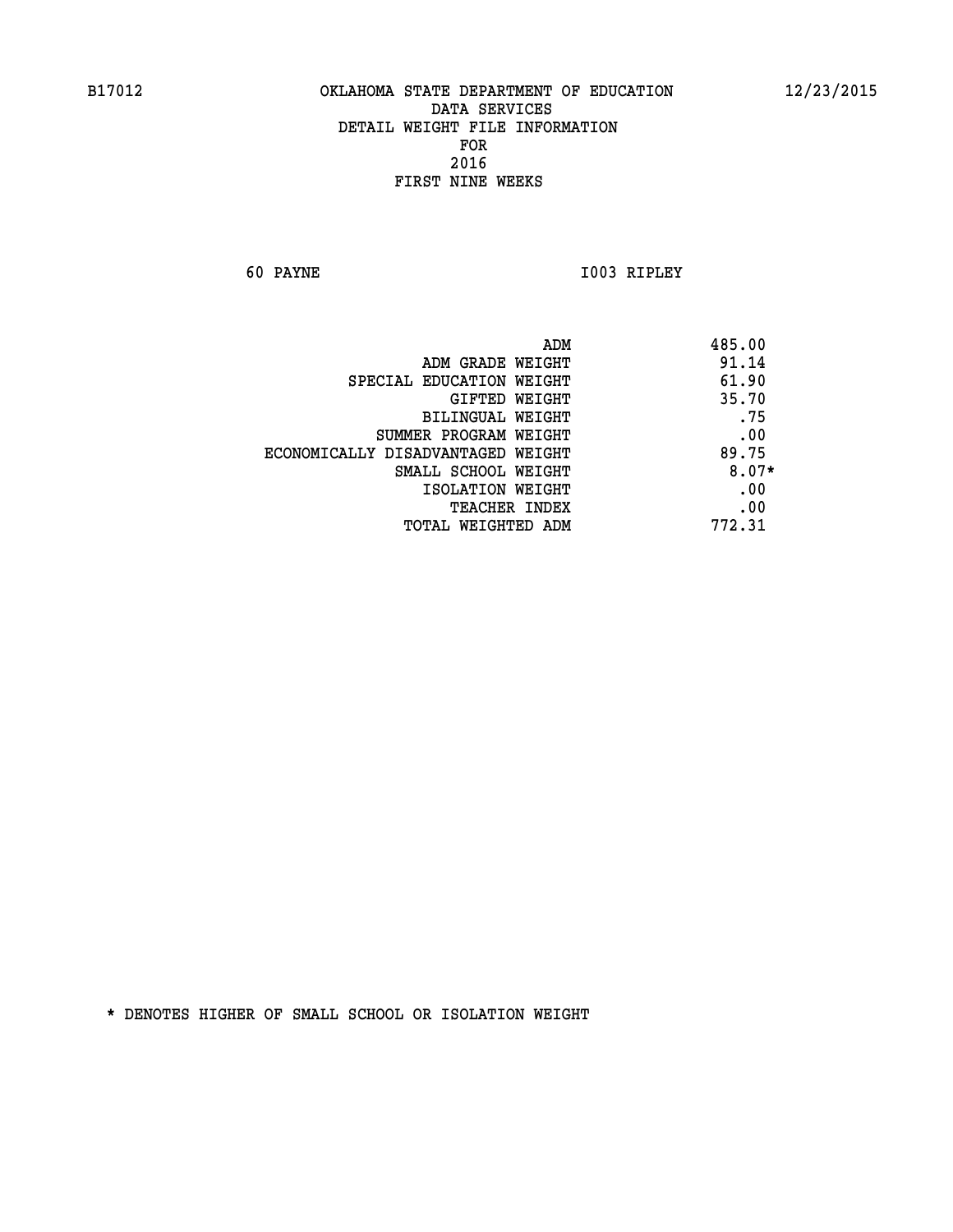B17012 OKLAHOMA STATE DEPARTMENT OF EDUCATION 12/23/2015

DATA SERVICES
DETAIL WEIGHT FILE INFORMATION
FOR
2016
FIRST NINE WEEKS

60 PAYNE I003 RIPLEY

| | |
|---|---|
| ADM | 485.00 |
| ADM GRADE WEIGHT | 91.14 |
| SPECIAL EDUCATION WEIGHT | 61.90 |
| GIFTED WEIGHT | 35.70 |
| BILINGUAL WEIGHT | .75 |
| SUMMER PROGRAM WEIGHT | .00 |
| ECONOMICALLY DISADVANTAGED WEIGHT | 89.75 |
| SMALL SCHOOL WEIGHT | 8.07* |
| ISOLATION WEIGHT | .00 |
| TEACHER INDEX | .00 |
| TOTAL WEIGHTED ADM | 772.31 |

* DENOTES HIGHER OF SMALL SCHOOL OR ISOLATION WEIGHT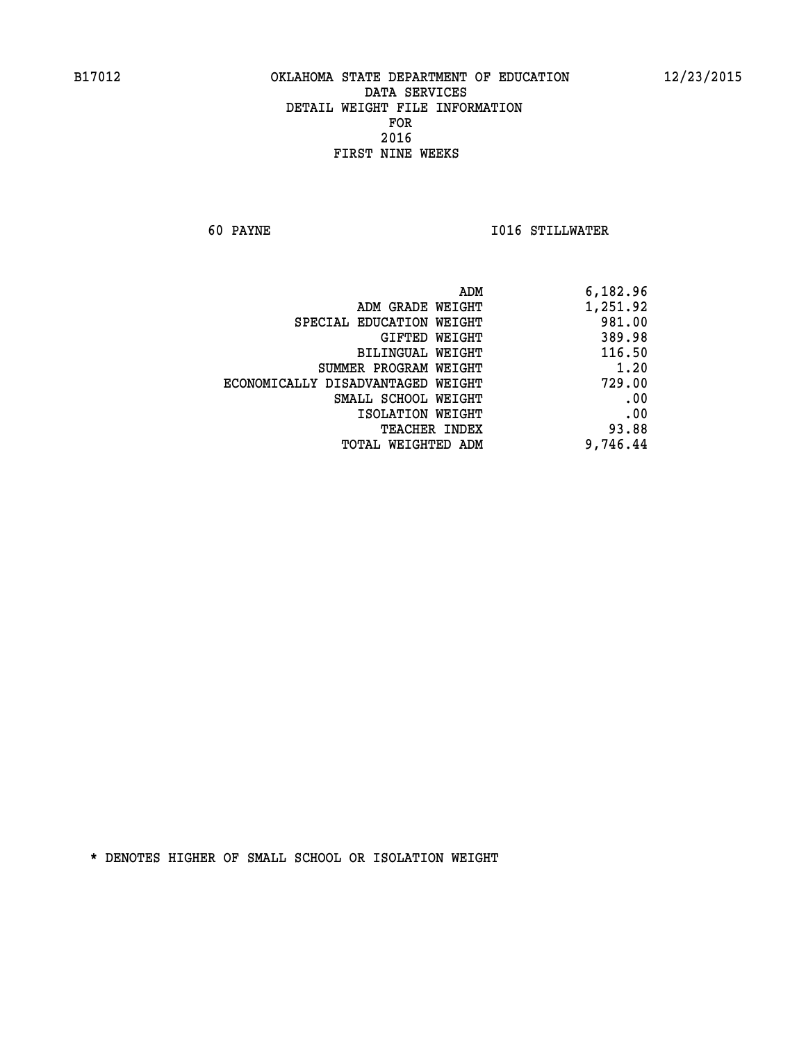B17012 OKLAHOMA STATE DEPARTMENT OF EDUCATION 12/23/2015

DATA SERVICES
DETAIL WEIGHT FILE INFORMATION
FOR
2016
FIRST NINE WEEKS

60 PAYNE I016 STILLWATER

| | |
|---|---|
| ADM | 6,182.96 |
| ADM GRADE WEIGHT | 1,251.92 |
| SPECIAL EDUCATION WEIGHT | 981.00 |
| GIFTED WEIGHT | 389.98 |
| BILINGUAL WEIGHT | 116.50 |
| SUMMER PROGRAM WEIGHT | 1.20 |
| ECONOMICALLY DISADVANTAGED WEIGHT | 729.00 |
| SMALL SCHOOL WEIGHT | .00 |
| ISOLATION WEIGHT | .00 |
| TEACHER INDEX | 93.88 |
| TOTAL WEIGHTED ADM | 9,746.44 |

* DENOTES HIGHER OF SMALL SCHOOL OR ISOLATION WEIGHT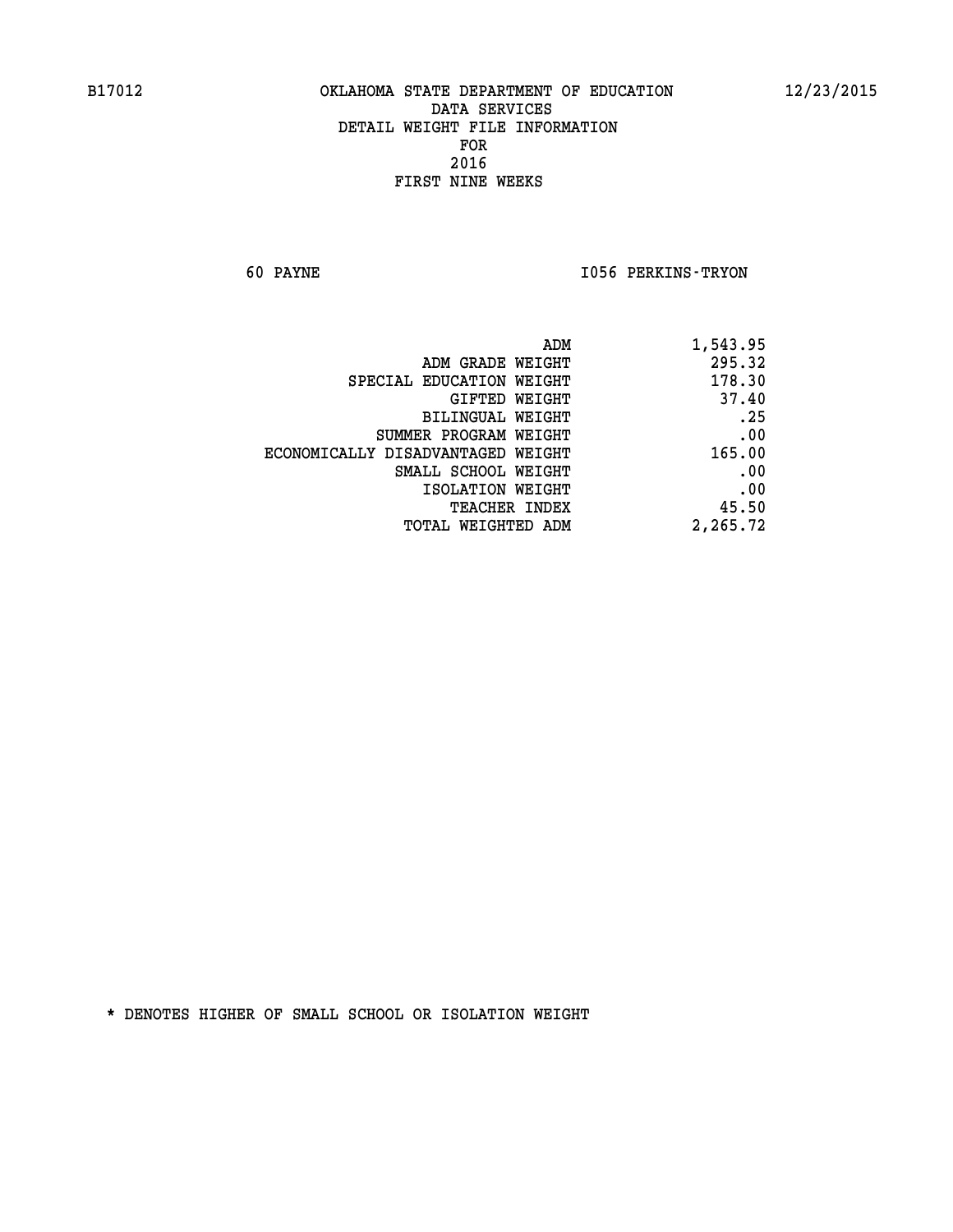B17012 OKLAHOMA STATE DEPARTMENT OF EDUCATION 12/23/2015

DATA SERVICES
DETAIL WEIGHT FILE INFORMATION
FOR
2016
FIRST NINE WEEKS

60 PAYNE I056 PERKINS-TRYON

| | |
|---|---|
| ADM | 1,543.95 |
| ADM GRADE WEIGHT | 295.32 |
| SPECIAL EDUCATION WEIGHT | 178.30 |
| GIFTED WEIGHT | 37.40 |
| BILINGUAL WEIGHT | .25 |
| SUMMER PROGRAM WEIGHT | .00 |
| ECONOMICALLY DISADVANTAGED WEIGHT | 165.00 |
| SMALL SCHOOL WEIGHT | .00 |
| ISOLATION WEIGHT | .00 |
| TEACHER INDEX | 45.50 |
| TOTAL WEIGHTED ADM | 2,265.72 |

* DENOTES HIGHER OF SMALL SCHOOL OR ISOLATION WEIGHT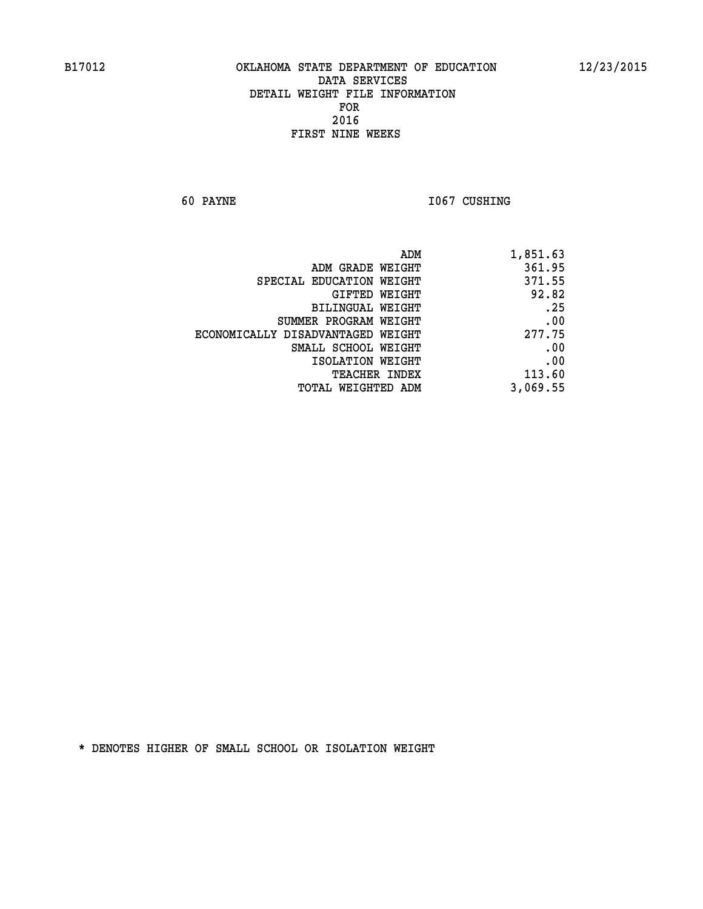B17012 OKLAHOMA STATE DEPARTMENT OF EDUCATION 12/23/2015

DATA SERVICES
DETAIL WEIGHT FILE INFORMATION
FOR
2016
FIRST NINE WEEKS

60 PAYNE I067 CUSHING

| | |
|---|---|
| ADM | 1,851.63 |
| ADM GRADE WEIGHT | 361.95 |
| SPECIAL EDUCATION WEIGHT | 371.55 |
| GIFTED WEIGHT | 92.82 |
| BILINGUAL WEIGHT | .25 |
| SUMMER PROGRAM WEIGHT | .00 |
| ECONOMICALLY DISADVANTAGED WEIGHT | 277.75 |
| SMALL SCHOOL WEIGHT | .00 |
| ISOLATION WEIGHT | .00 |
| TEACHER INDEX | 113.60 |
| TOTAL WEIGHTED ADM | 3,069.55 |

* DENOTES HIGHER OF SMALL SCHOOL OR ISOLATION WEIGHT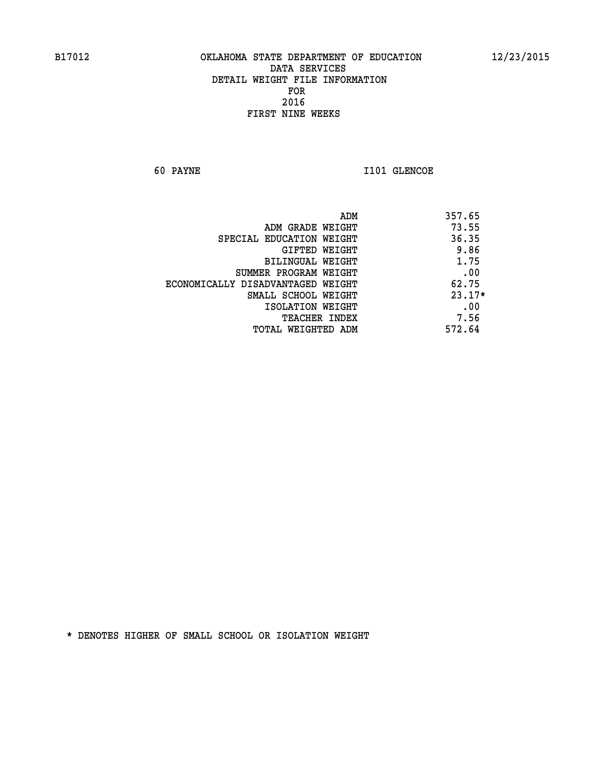B17012 OKLAHOMA STATE DEPARTMENT OF EDUCATION 12/23/2015

DATA SERVICES
DETAIL WEIGHT FILE INFORMATION
FOR
2016
FIRST NINE WEEKS

60 PAYNE I101 GLENCOE

| | |
|---|---|
| ADM | 357.65 |
| ADM GRADE WEIGHT | 73.55 |
| SPECIAL EDUCATION WEIGHT | 36.35 |
| GIFTED WEIGHT | 9.86 |
| BILINGUAL WEIGHT | 1.75 |
| SUMMER PROGRAM WEIGHT | .00 |
| ECONOMICALLY DISADVANTAGED WEIGHT | 62.75 |
| SMALL SCHOOL WEIGHT | 23.17* |
| ISOLATION WEIGHT | .00 |
| TEACHER INDEX | 7.56 |
| TOTAL WEIGHTED ADM | 572.64 |

* DENOTES HIGHER OF SMALL SCHOOL OR ISOLATION WEIGHT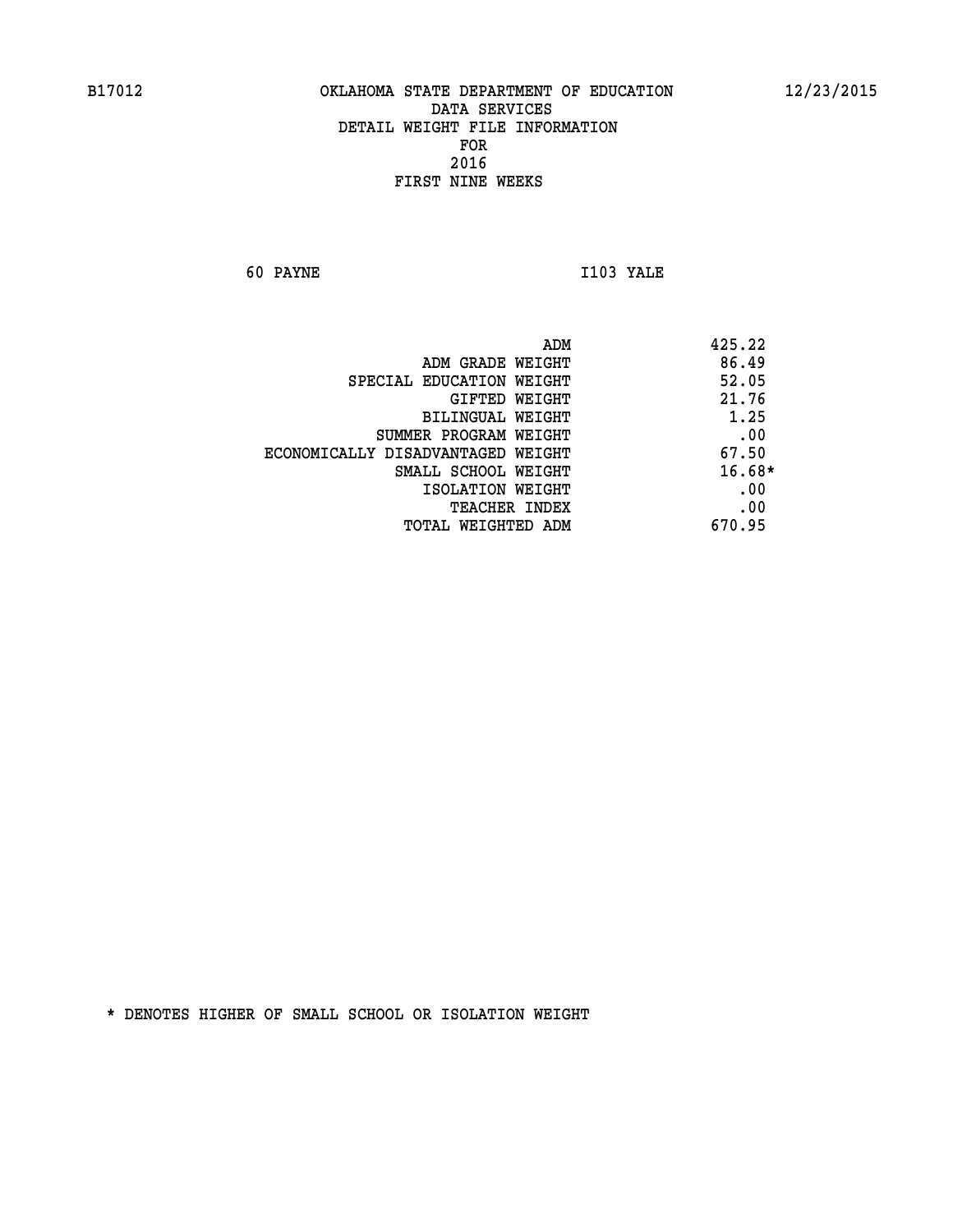OKLAHOMA STATE DEPARTMENT OF EDUCATION
DATA SERVICES
DETAIL WEIGHT FILE INFORMATION
FOR
2016
FIRST NINE WEEKS

60 PAYNE I103 YALE

| | |
|---|---|
| ADM | 425.22 |
| ADM GRADE WEIGHT | 86.49 |
| SPECIAL EDUCATION WEIGHT | 52.05 |
| GIFTED WEIGHT | 21.76 |
| BILINGUAL WEIGHT | 1.25 |
| SUMMER PROGRAM WEIGHT | .00 |
| ECONOMICALLY DISADVANTAGED WEIGHT | 67.50 |
| SMALL SCHOOL WEIGHT | 16.68* |
| ISOLATION WEIGHT | .00 |
| TEACHER INDEX | .00 |
| TOTAL WEIGHTED ADM | 670.95 |

* DENOTES HIGHER OF SMALL SCHOOL OR ISOLATION WEIGHT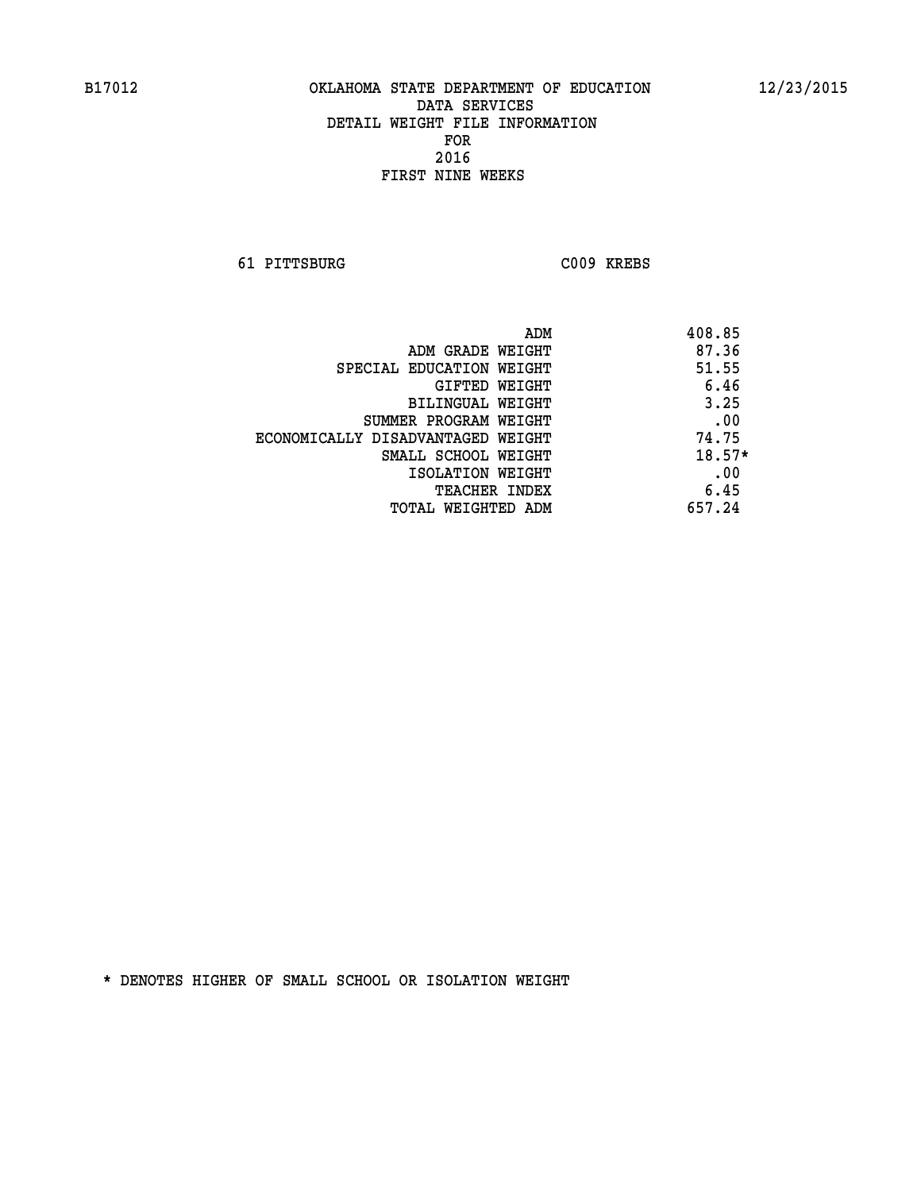B17012 OKLAHOMA STATE DEPARTMENT OF EDUCATION 12/23/2015

DATA SERVICES
DETAIL WEIGHT FILE INFORMATION
FOR
2016
FIRST NINE WEEKS

61 PITTSBURG C009 KREBS

| | |
|---|---|
| ADM | 408.85 |
| ADM GRADE WEIGHT | 87.36 |
| SPECIAL EDUCATION WEIGHT | 51.55 |
| GIFTED WEIGHT | 6.46 |
| BILINGUAL WEIGHT | 3.25 |
| SUMMER PROGRAM WEIGHT | .00 |
| ECONOMICALLY DISADVANTAGED WEIGHT | 74.75 |
| SMALL SCHOOL WEIGHT | 18.57* |
| ISOLATION WEIGHT | .00 |
| TEACHER INDEX | 6.45 |
| TOTAL WEIGHTED ADM | 657.24 |

* DENOTES HIGHER OF SMALL SCHOOL OR ISOLATION WEIGHT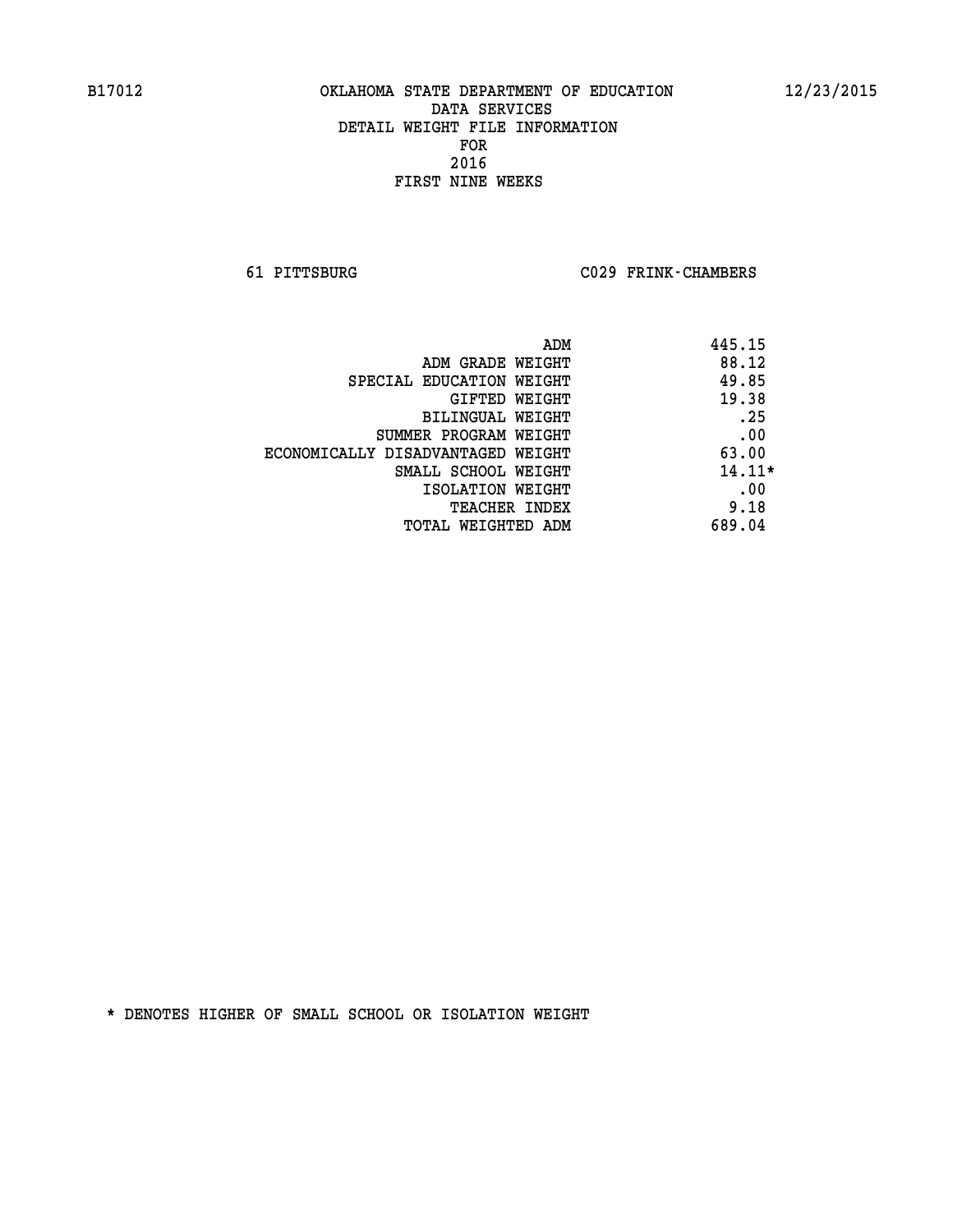B17012 OKLAHOMA STATE DEPARTMENT OF EDUCATION 12/23/2015

DATA SERVICES
DETAIL WEIGHT FILE INFORMATION
FOR
2016
FIRST NINE WEEKS

61 PITTSBURG C029 FRINK-CHAMBERS

| | |
|---|---|
| ADM | 445.15 |
| ADM GRADE WEIGHT | 88.12 |
| SPECIAL EDUCATION WEIGHT | 49.85 |
| GIFTED WEIGHT | 19.38 |
| BILINGUAL WEIGHT | .25 |
| SUMMER PROGRAM WEIGHT | .00 |
| ECONOMICALLY DISADVANTAGED WEIGHT | 63.00 |
| SMALL SCHOOL WEIGHT | 14.11* |
| ISOLATION WEIGHT | .00 |
| TEACHER INDEX | 9.18 |
| TOTAL WEIGHTED ADM | 689.04 |

* DENOTES HIGHER OF SMALL SCHOOL OR ISOLATION WEIGHT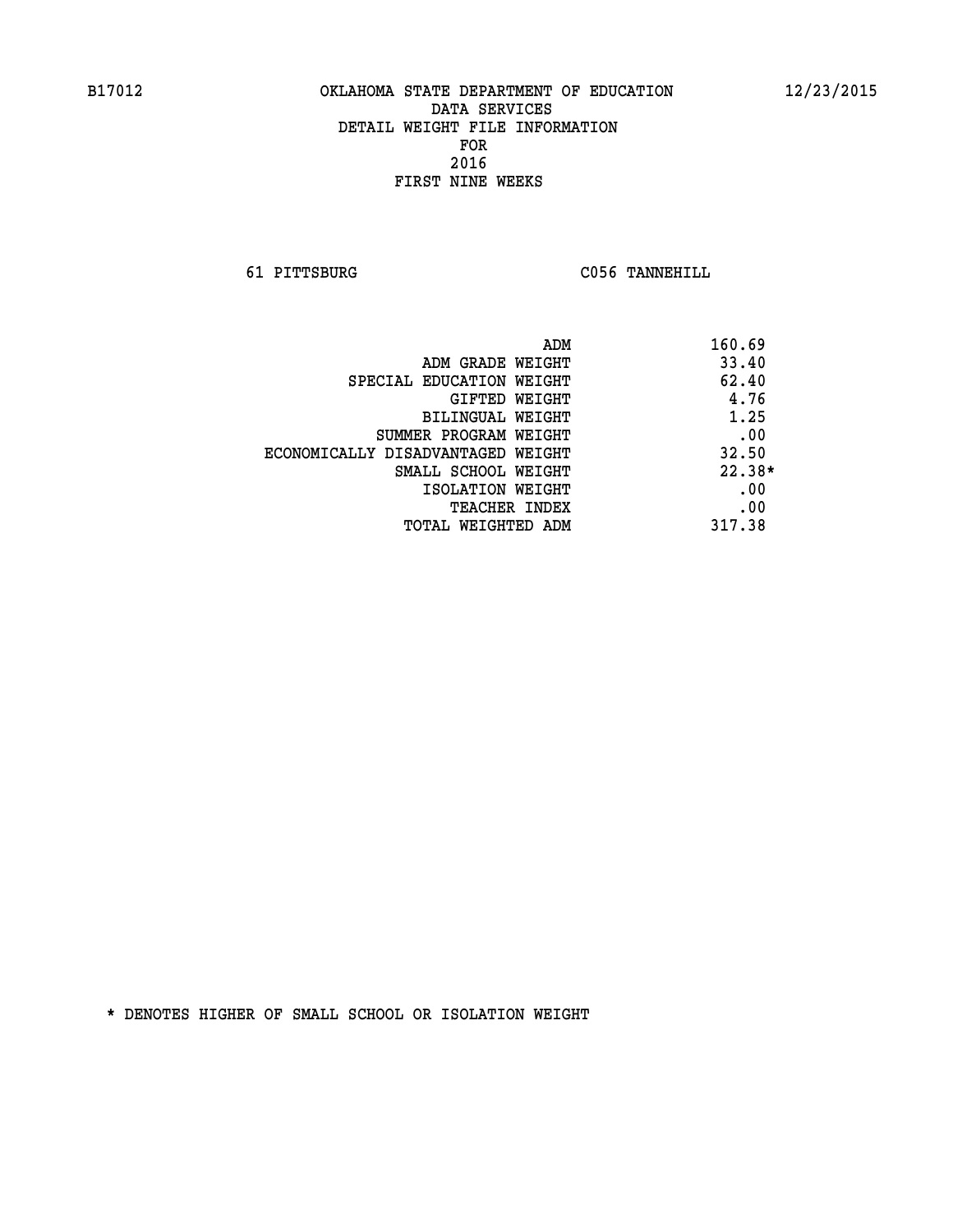B17012 OKLAHOMA STATE DEPARTMENT OF EDUCATION 12/23/2015

DATA SERVICES
DETAIL WEIGHT FILE INFORMATION
FOR
2016
FIRST NINE WEEKS

61 PITTSBURG C056 TANNEHILL

| | |
|---|---|
| ADM | 160.69 |
| ADM GRADE WEIGHT | 33.40 |
| SPECIAL EDUCATION WEIGHT | 62.40 |
| GIFTED WEIGHT | 4.76 |
| BILINGUAL WEIGHT | 1.25 |
| SUMMER PROGRAM WEIGHT | .00 |
| ECONOMICALLY DISADVANTAGED WEIGHT | 32.50 |
| SMALL SCHOOL WEIGHT | 22.38* |
| ISOLATION WEIGHT | .00 |
| TEACHER INDEX | .00 |
| TOTAL WEIGHTED ADM | 317.38 |

* DENOTES HIGHER OF SMALL SCHOOL OR ISOLATION WEIGHT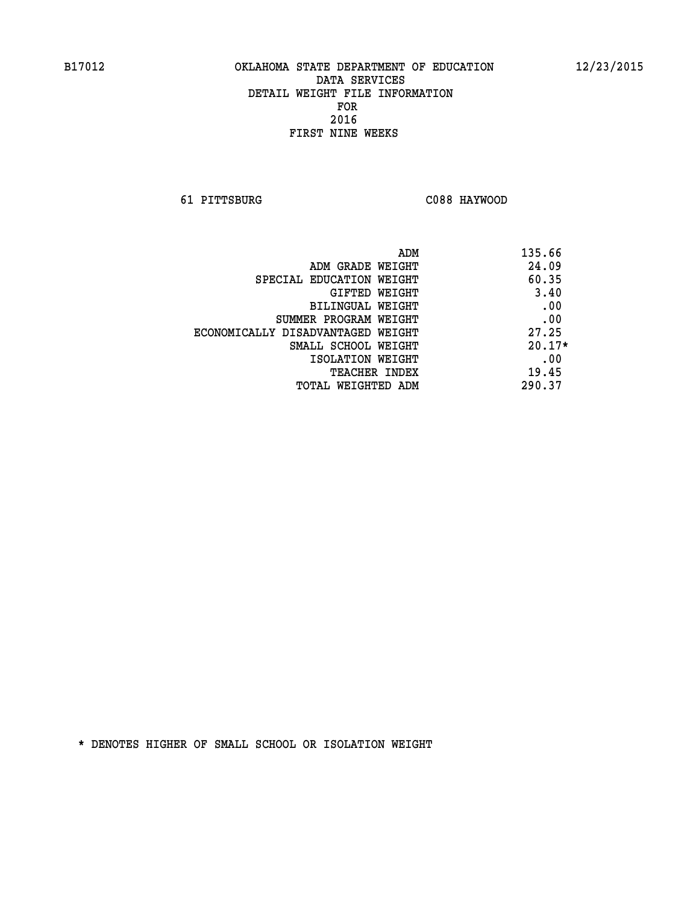B17012 OKLAHOMA STATE DEPARTMENT OF EDUCATION 12/23/2015

DATA SERVICES
DETAIL WEIGHT FILE INFORMATION
FOR
2016
FIRST NINE WEEKS

61 PITTSBURG C088 HAYWOOD

| | |
|---|---|
| ADM | 135.66 |
| ADM GRADE WEIGHT | 24.09 |
| SPECIAL EDUCATION WEIGHT | 60.35 |
| GIFTED WEIGHT | 3.40 |
| BILINGUAL WEIGHT | .00 |
| SUMMER PROGRAM WEIGHT | .00 |
| ECONOMICALLY DISADVANTAGED WEIGHT | 27.25 |
| SMALL SCHOOL WEIGHT | 20.17* |
| ISOLATION WEIGHT | .00 |
| TEACHER INDEX | 19.45 |
| TOTAL WEIGHTED ADM | 290.37 |

* DENOTES HIGHER OF SMALL SCHOOL OR ISOLATION WEIGHT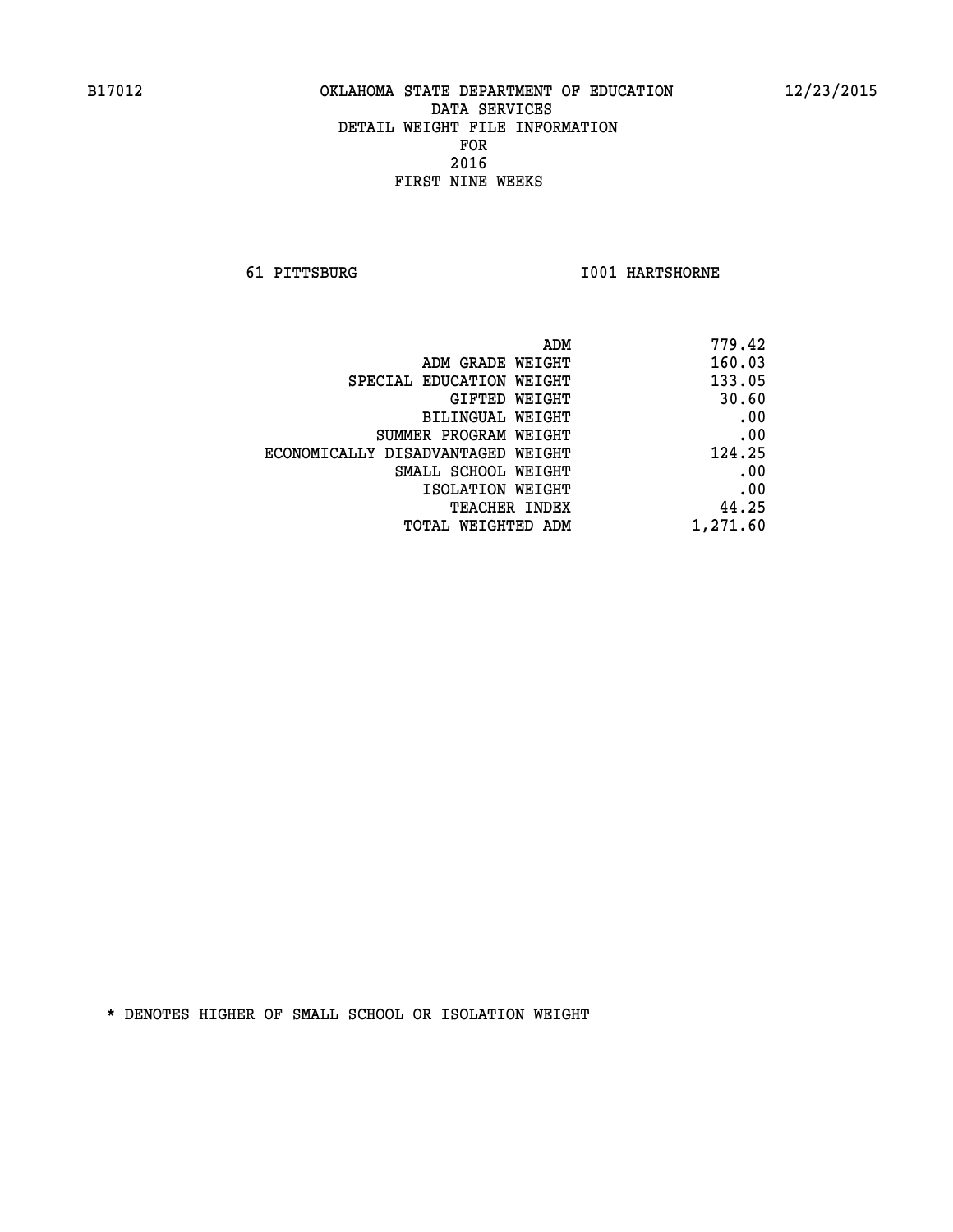B17012 OKLAHOMA STATE DEPARTMENT OF EDUCATION 12/23/2015

DATA SERVICES
DETAIL WEIGHT FILE INFORMATION
FOR
2016
FIRST NINE WEEKS

61 PITTSBURG I001 HARTSHORNE

| | |
|---|---|
| ADM | 779.42 |
| ADM GRADE WEIGHT | 160.03 |
| SPECIAL EDUCATION WEIGHT | 133.05 |
| GIFTED WEIGHT | 30.60 |
| BILINGUAL WEIGHT | .00 |
| SUMMER PROGRAM WEIGHT | .00 |
| ECONOMICALLY DISADVANTAGED WEIGHT | 124.25 |
| SMALL SCHOOL WEIGHT | .00 |
| ISOLATION WEIGHT | .00 |
| TEACHER INDEX | 44.25 |
| TOTAL WEIGHTED ADM | 1,271.60 |

* DENOTES HIGHER OF SMALL SCHOOL OR ISOLATION WEIGHT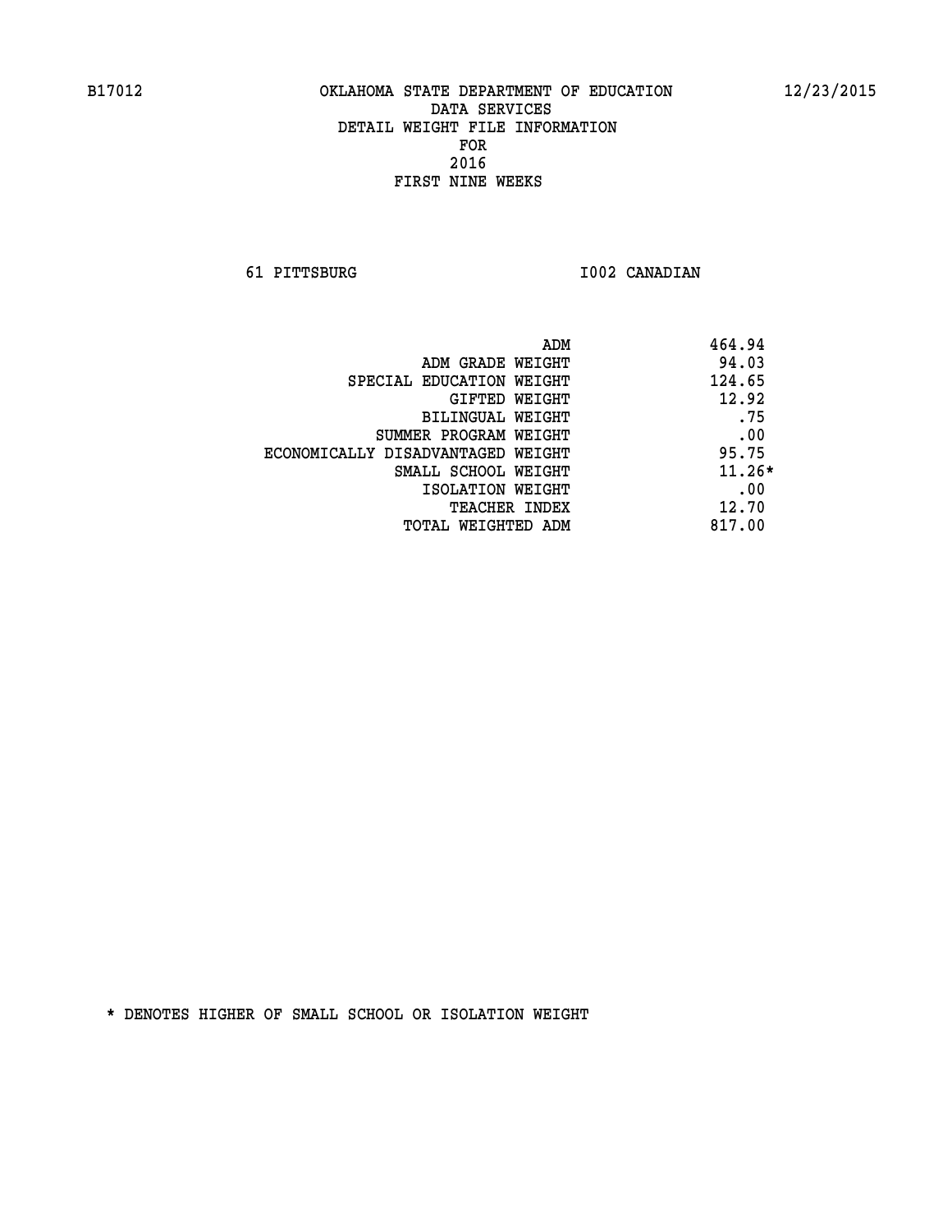B17012 OKLAHOMA STATE DEPARTMENT OF EDUCATION 12/23/2015

DATA SERVICES
DETAIL WEIGHT FILE INFORMATION
FOR
2016
FIRST NINE WEEKS

61 PITTSBURG I002 CANADIAN

| | |
|---|---|
| ADM | 464.94 |
| ADM GRADE WEIGHT | 94.03 |
| SPECIAL EDUCATION WEIGHT | 124.65 |
| GIFTED WEIGHT | 12.92 |
| BILINGUAL WEIGHT | .75 |
| SUMMER PROGRAM WEIGHT | .00 |
| ECONOMICALLY DISADVANTAGED WEIGHT | 95.75 |
| SMALL SCHOOL WEIGHT | 11.26* |
| ISOLATION WEIGHT | .00 |
| TEACHER INDEX | 12.70 |
| TOTAL WEIGHTED ADM | 817.00 |

* DENOTES HIGHER OF SMALL SCHOOL OR ISOLATION WEIGHT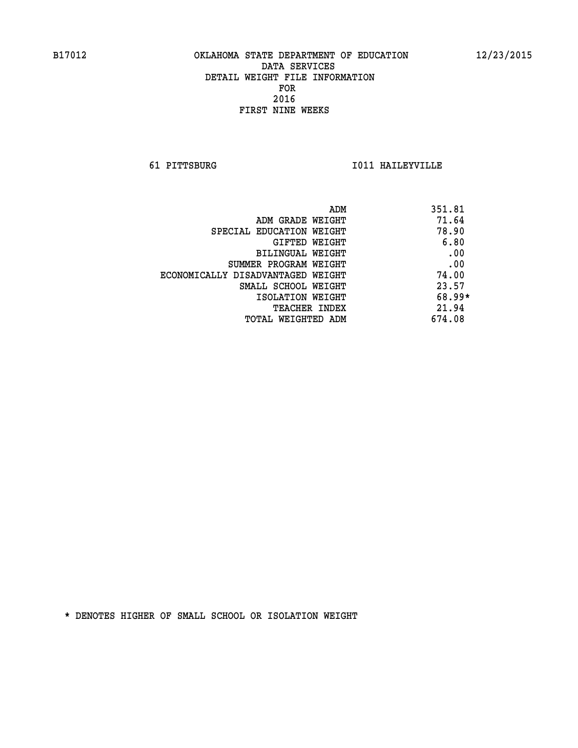B17012 OKLAHOMA STATE DEPARTMENT OF EDUCATION 12/23/2015

DATA SERVICES
DETAIL WEIGHT FILE INFORMATION
FOR
2016
FIRST NINE WEEKS

61 PITTSBURG I011 HAILEYVILLE

| | |
|---|---|
| ADM | 351.81 |
| ADM GRADE WEIGHT | 71.64 |
| SPECIAL EDUCATION WEIGHT | 78.90 |
| GIFTED WEIGHT | 6.80 |
| BILINGUAL WEIGHT | .00 |
| SUMMER PROGRAM WEIGHT | .00 |
| ECONOMICALLY DISADVANTAGED WEIGHT | 74.00 |
| SMALL SCHOOL WEIGHT | 23.57 |
| ISOLATION WEIGHT | 68.99* |
| TEACHER INDEX | 21.94 |
| TOTAL WEIGHTED ADM | 674.08 |

* DENOTES HIGHER OF SMALL SCHOOL OR ISOLATION WEIGHT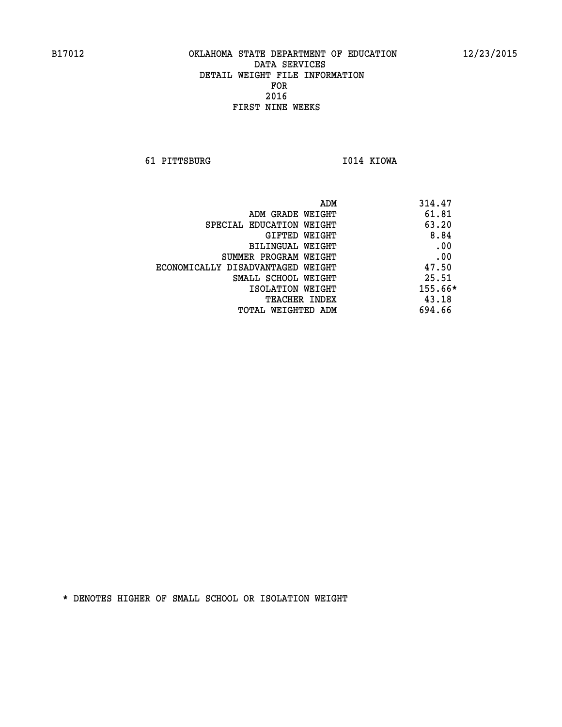OKLAHOMA STATE DEPARTMENT OF EDUCATION
DATA SERVICES
DETAIL WEIGHT FILE INFORMATION
FOR
2016
FIRST NINE WEEKS

61 PITTSBURG I014 KIOWA

| | |
|---|---|
| ADM | 314.47 |
| ADM GRADE WEIGHT | 61.81 |
| SPECIAL EDUCATION WEIGHT | 63.20 |
| GIFTED WEIGHT | 8.84 |
| BILINGUAL WEIGHT | .00 |
| SUMMER PROGRAM WEIGHT | .00 |
| ECONOMICALLY DISADVANTAGED WEIGHT | 47.50 |
| SMALL SCHOOL WEIGHT | 25.51 |
| ISOLATION WEIGHT | 155.66* |
| TEACHER INDEX | 43.18 |
| TOTAL WEIGHTED ADM | 694.66 |

* DENOTES HIGHER OF SMALL SCHOOL OR ISOLATION WEIGHT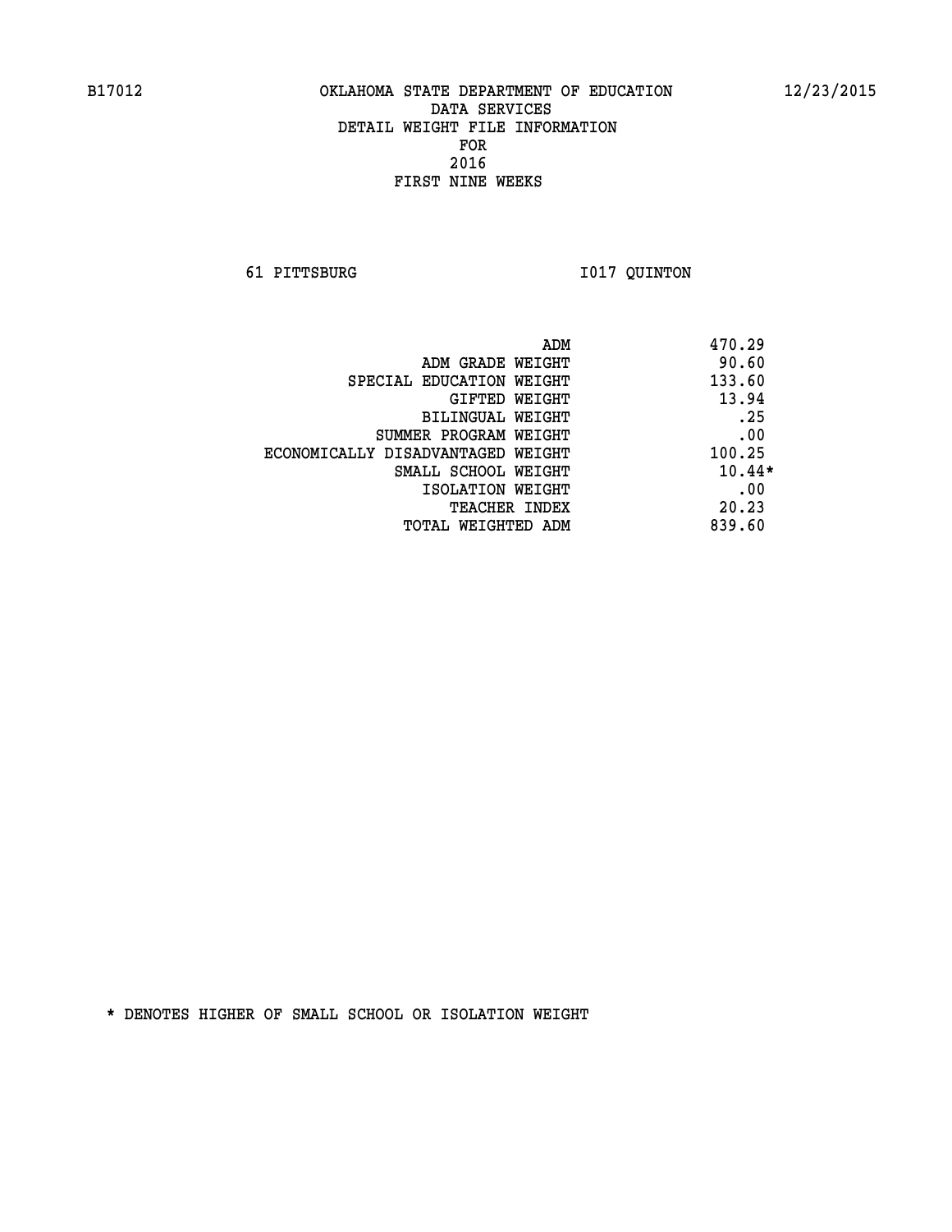# OKLAHOMA STATE DEPARTMENT OF EDUCATION
## DATA SERVICES
## DETAIL WEIGHT FILE INFORMATION
## FOR
## 2016
## FIRST NINE WEEKS

B17012 — 12/23/2015

61 PITTSBURG — I017 QUINTON

| | |
|---|---|
| ADM | 470.29 |
| ADM GRADE WEIGHT | 90.60 |
| SPECIAL EDUCATION WEIGHT | 133.60 |
| GIFTED WEIGHT | 13.94 |
| BILINGUAL WEIGHT | .25 |
| SUMMER PROGRAM WEIGHT | .00 |
| ECONOMICALLY DISADVANTAGED WEIGHT | 100.25 |
| SMALL SCHOOL WEIGHT | 10.44* |
| ISOLATION WEIGHT | .00 |
| TEACHER INDEX | 20.23 |
| TOTAL WEIGHTED ADM | 839.60 |

* DENOTES HIGHER OF SMALL SCHOOL OR ISOLATION WEIGHT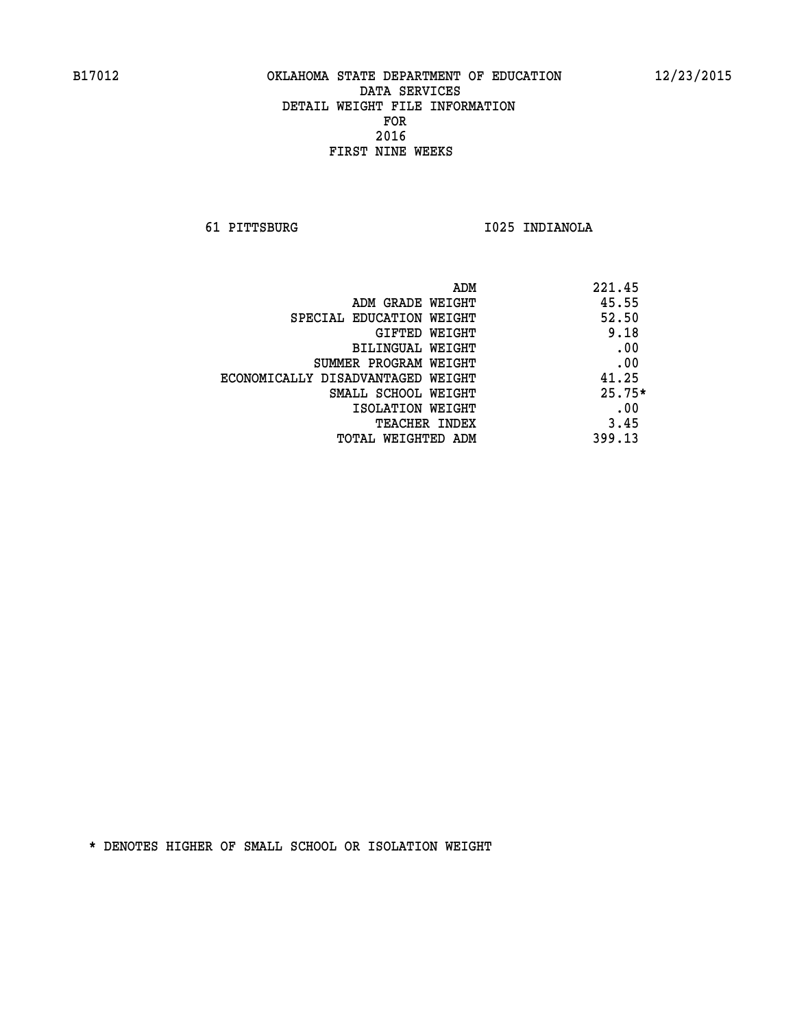B17012 OKLAHOMA STATE DEPARTMENT OF EDUCATION 12/23/2015

DATA SERVICES
DETAIL WEIGHT FILE INFORMATION
FOR
2016
FIRST NINE WEEKS

61 PITTSBURG I025 INDIANOLA

| | |
|---|---|
| ADM | 221.45 |
| ADM GRADE WEIGHT | 45.55 |
| SPECIAL EDUCATION WEIGHT | 52.50 |
| GIFTED WEIGHT | 9.18 |
| BILINGUAL WEIGHT | .00 |
| SUMMER PROGRAM WEIGHT | .00 |
| ECONOMICALLY DISADVANTAGED WEIGHT | 41.25 |
| SMALL SCHOOL WEIGHT | 25.75* |
| ISOLATION WEIGHT | .00 |
| TEACHER INDEX | 3.45 |
| TOTAL WEIGHTED ADM | 399.13 |

* DENOTES HIGHER OF SMALL SCHOOL OR ISOLATION WEIGHT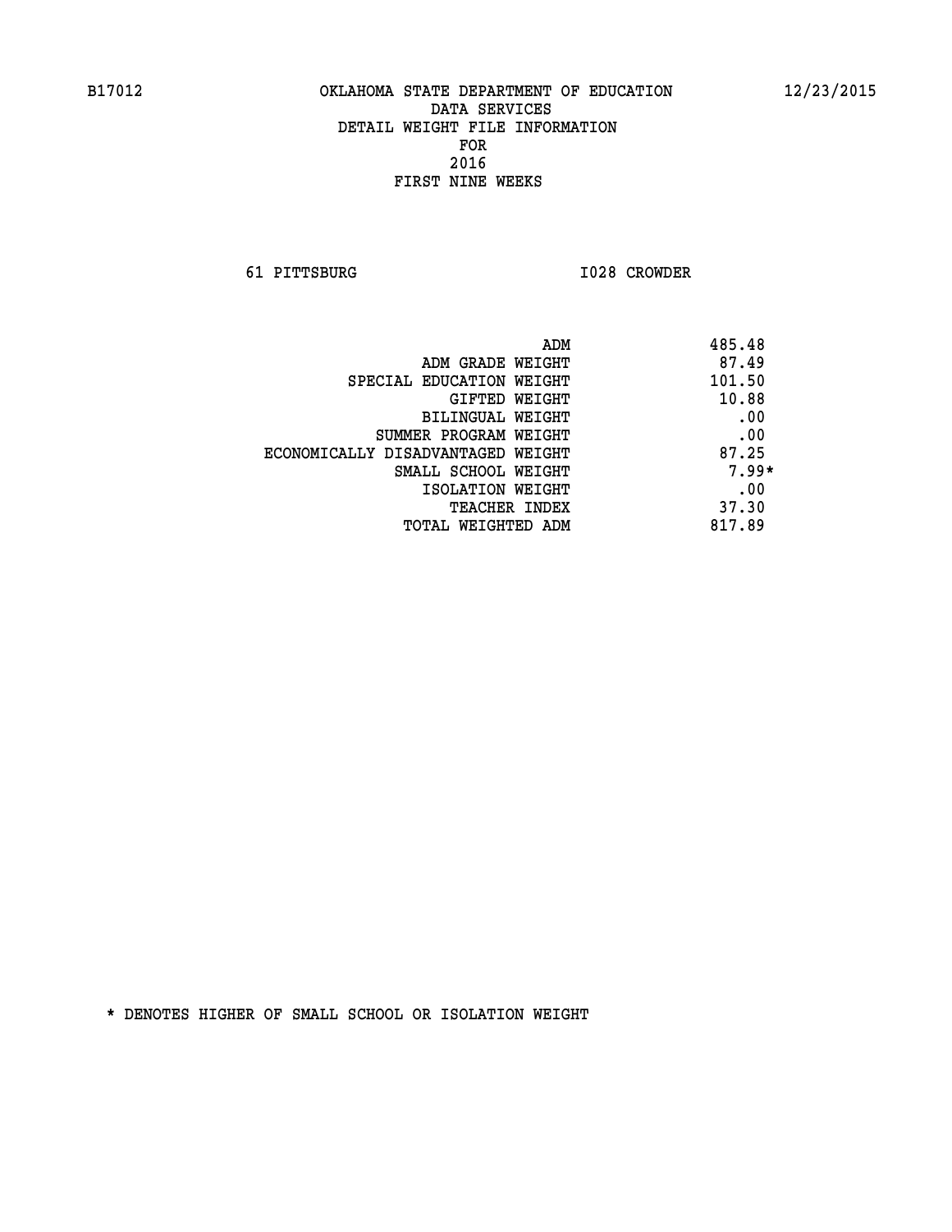B17012 OKLAHOMA STATE DEPARTMENT OF EDUCATION 12/23/2015

DATA SERVICES
DETAIL WEIGHT FILE INFORMATION
FOR
2016
FIRST NINE WEEKS

61 PITTSBURG I028 CROWDER

| | |
|---|---|
| ADM | 485.48 |
| ADM GRADE WEIGHT | 87.49 |
| SPECIAL EDUCATION WEIGHT | 101.50 |
| GIFTED WEIGHT | 10.88 |
| BILINGUAL WEIGHT | .00 |
| SUMMER PROGRAM WEIGHT | .00 |
| ECONOMICALLY DISADVANTAGED WEIGHT | 87.25 |
| SMALL SCHOOL WEIGHT | 7.99* |
| ISOLATION WEIGHT | .00 |
| TEACHER INDEX | 37.30 |
| TOTAL WEIGHTED ADM | 817.89 |

* DENOTES HIGHER OF SMALL SCHOOL OR ISOLATION WEIGHT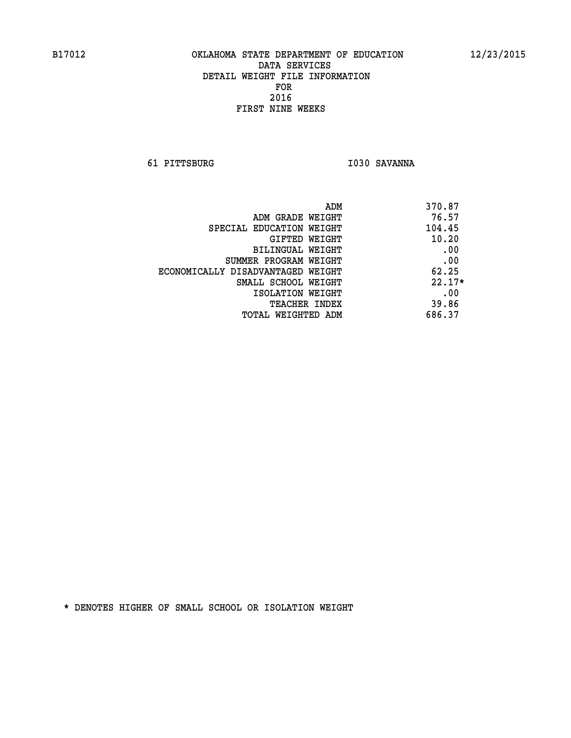B17012 OKLAHOMA STATE DEPARTMENT OF EDUCATION 12/23/2015

DATA SERVICES
DETAIL WEIGHT FILE INFORMATION
FOR
2016
FIRST NINE WEEKS

61 PITTSBURG I030 SAVANNA

| | |
|---|---|
| ADM | 370.87 |
| ADM GRADE WEIGHT | 76.57 |
| SPECIAL EDUCATION WEIGHT | 104.45 |
| GIFTED WEIGHT | 10.20 |
| BILINGUAL WEIGHT | .00 |
| SUMMER PROGRAM WEIGHT | .00 |
| ECONOMICALLY DISADVANTAGED WEIGHT | 62.25 |
| SMALL SCHOOL WEIGHT | 22.17* |
| ISOLATION WEIGHT | .00 |
| TEACHER INDEX | 39.86 |
| TOTAL WEIGHTED ADM | 686.37 |

* DENOTES HIGHER OF SMALL SCHOOL OR ISOLATION WEIGHT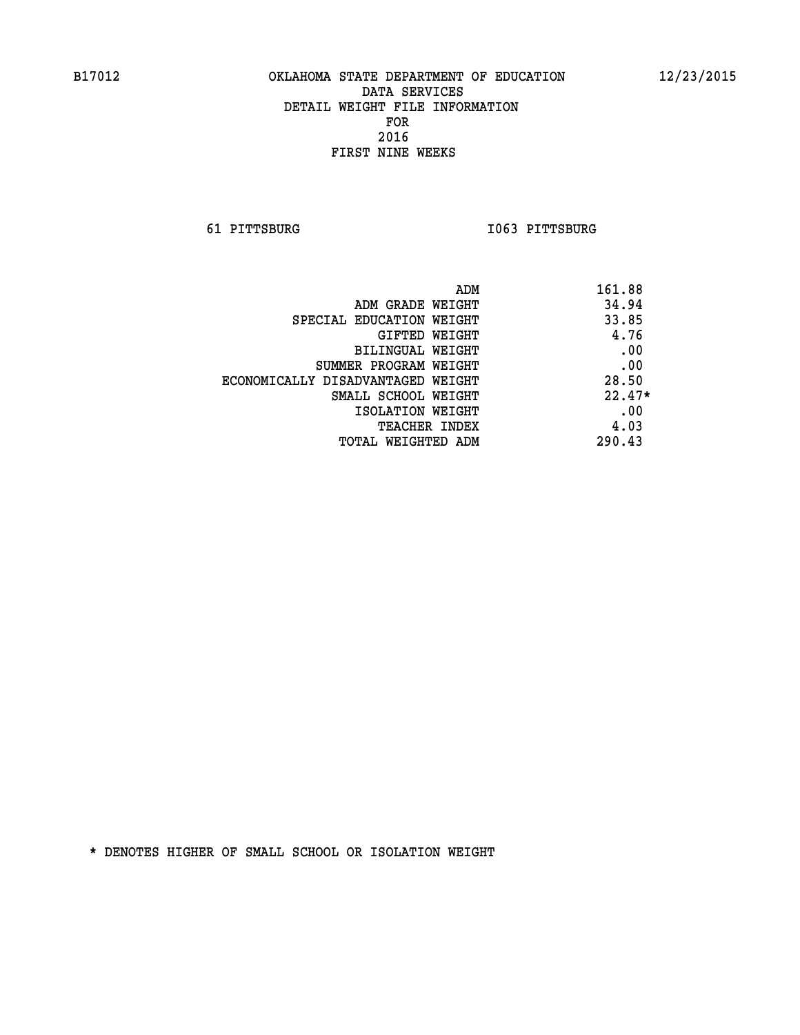B17012 OKLAHOMA STATE DEPARTMENT OF EDUCATION 12/23/2015

DATA SERVICES
DETAIL WEIGHT FILE INFORMATION
FOR
2016
FIRST NINE WEEKS

61 PITTSBURG I063 PITTSBURG

| | |
|---|---|
| ADM | 161.88 |
| ADM GRADE WEIGHT | 34.94 |
| SPECIAL EDUCATION WEIGHT | 33.85 |
| GIFTED WEIGHT | 4.76 |
| BILINGUAL WEIGHT | .00 |
| SUMMER PROGRAM WEIGHT | .00 |
| ECONOMICALLY DISADVANTAGED WEIGHT | 28.50 |
| SMALL SCHOOL WEIGHT | 22.47* |
| ISOLATION WEIGHT | .00 |
| TEACHER INDEX | 4.03 |
| TOTAL WEIGHTED ADM | 290.43 |

* DENOTES HIGHER OF SMALL SCHOOL OR ISOLATION WEIGHT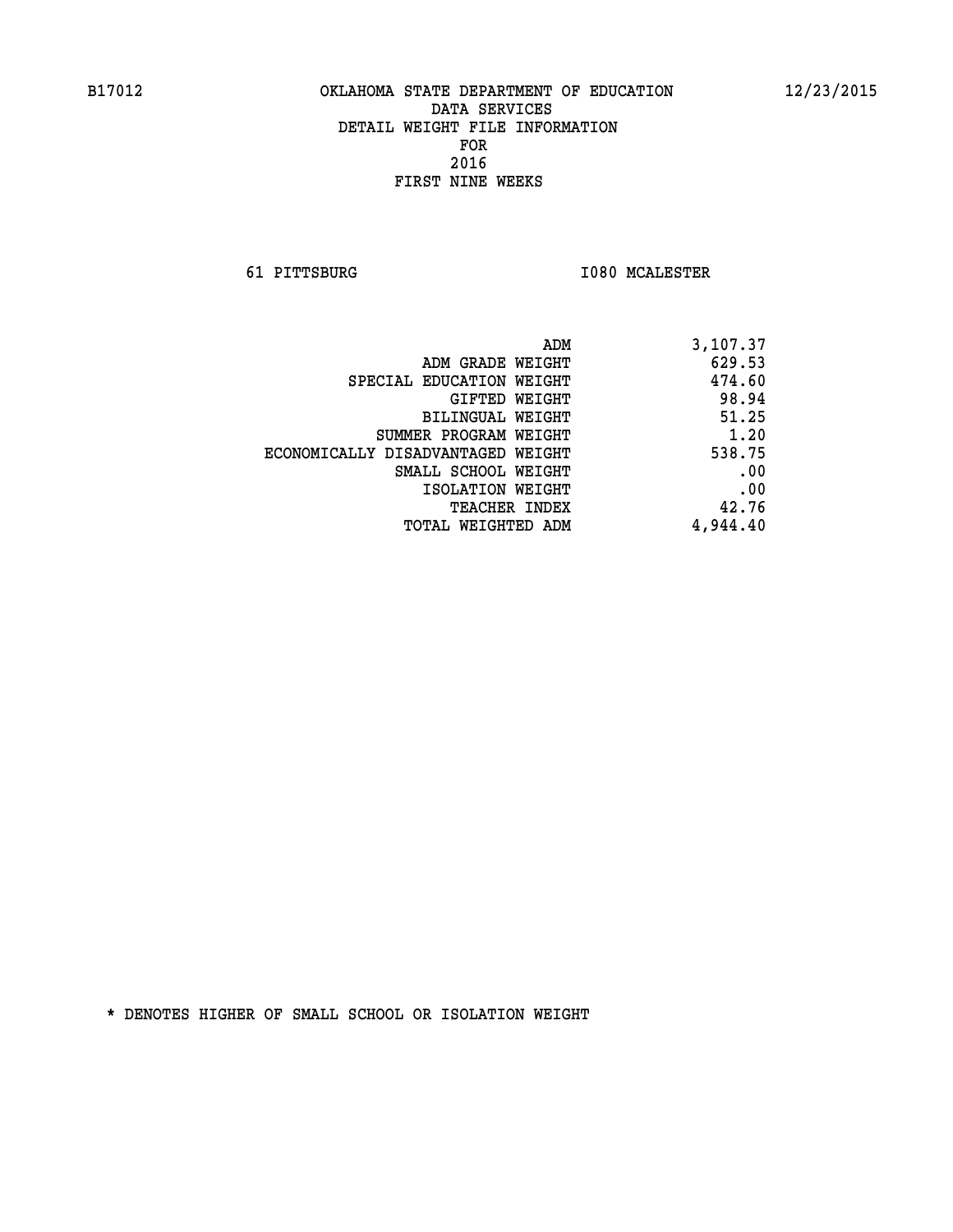B17012 OKLAHOMA STATE DEPARTMENT OF EDUCATION 12/23/2015

DATA SERVICES
DETAIL WEIGHT FILE INFORMATION
FOR
2016
FIRST NINE WEEKS

61 PITTSBURG I080 MCALESTER

| | |
|---|---|
| ADM | 3,107.37 |
| ADM GRADE WEIGHT | 629.53 |
| SPECIAL EDUCATION WEIGHT | 474.60 |
| GIFTED WEIGHT | 98.94 |
| BILINGUAL WEIGHT | 51.25 |
| SUMMER PROGRAM WEIGHT | 1.20 |
| ECONOMICALLY DISADVANTAGED WEIGHT | 538.75 |
| SMALL SCHOOL WEIGHT | .00 |
| ISOLATION WEIGHT | .00 |
| TEACHER INDEX | 42.76 |
| TOTAL WEIGHTED ADM | 4,944.40 |

* DENOTES HIGHER OF SMALL SCHOOL OR ISOLATION WEIGHT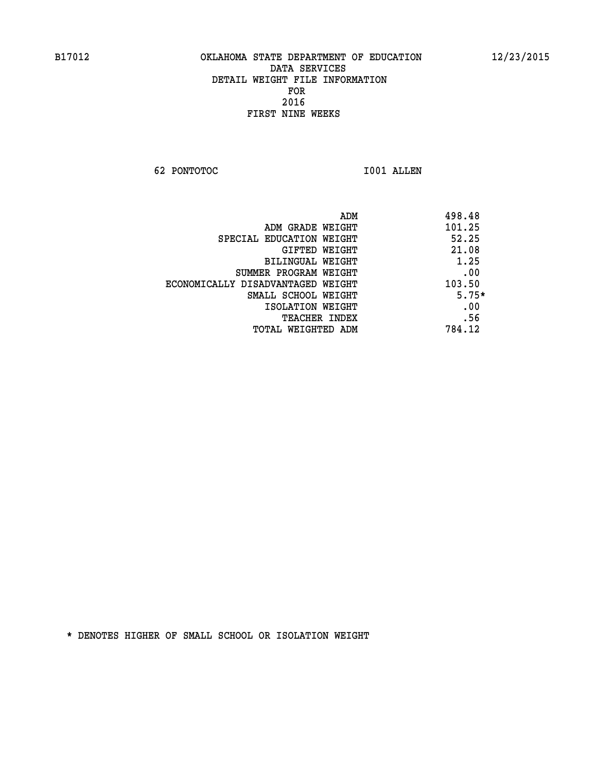B17012 OKLAHOMA STATE DEPARTMENT OF EDUCATION 12/23/2015

DATA SERVICES
DETAIL WEIGHT FILE INFORMATION
FOR
2016
FIRST NINE WEEKS

62 PONTOTOC I001 ALLEN

| | |
|---|---|
| ADM | 498.48 |
| ADM GRADE WEIGHT | 101.25 |
| SPECIAL EDUCATION WEIGHT | 52.25 |
| GIFTED WEIGHT | 21.08 |
| BILINGUAL WEIGHT | 1.25 |
| SUMMER PROGRAM WEIGHT | .00 |
| ECONOMICALLY DISADVANTAGED WEIGHT | 103.50 |
| SMALL SCHOOL WEIGHT | 5.75* |
| ISOLATION WEIGHT | .00 |
| TEACHER INDEX | .56 |
| TOTAL WEIGHTED ADM | 784.12 |

* DENOTES HIGHER OF SMALL SCHOOL OR ISOLATION WEIGHT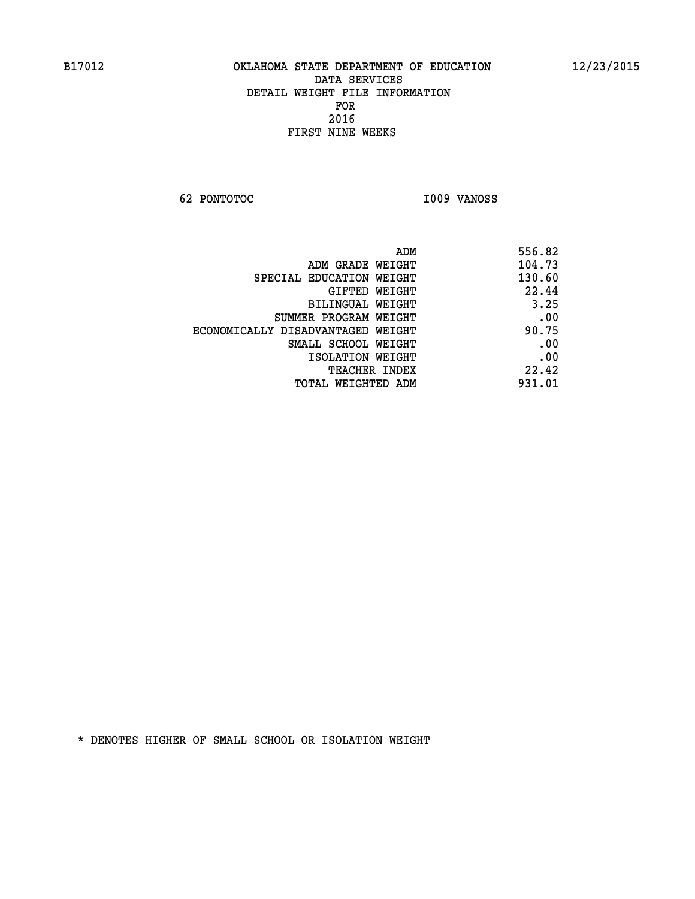B17012 OKLAHOMA STATE DEPARTMENT OF EDUCATION 12/23/2015

DATA SERVICES
DETAIL WEIGHT FILE INFORMATION
FOR
2016
FIRST NINE WEEKS

62 PONTOTOC I009 VANOSS

| | |
|---|---|
| ADM | 556.82 |
| ADM GRADE WEIGHT | 104.73 |
| SPECIAL EDUCATION WEIGHT | 130.60 |
| GIFTED WEIGHT | 22.44 |
| BILINGUAL WEIGHT | 3.25 |
| SUMMER PROGRAM WEIGHT | .00 |
| ECONOMICALLY DISADVANTAGED WEIGHT | 90.75 |
| SMALL SCHOOL WEIGHT | .00 |
| ISOLATION WEIGHT | .00 |
| TEACHER INDEX | 22.42 |
| TOTAL WEIGHTED ADM | 931.01 |

* DENOTES HIGHER OF SMALL SCHOOL OR ISOLATION WEIGHT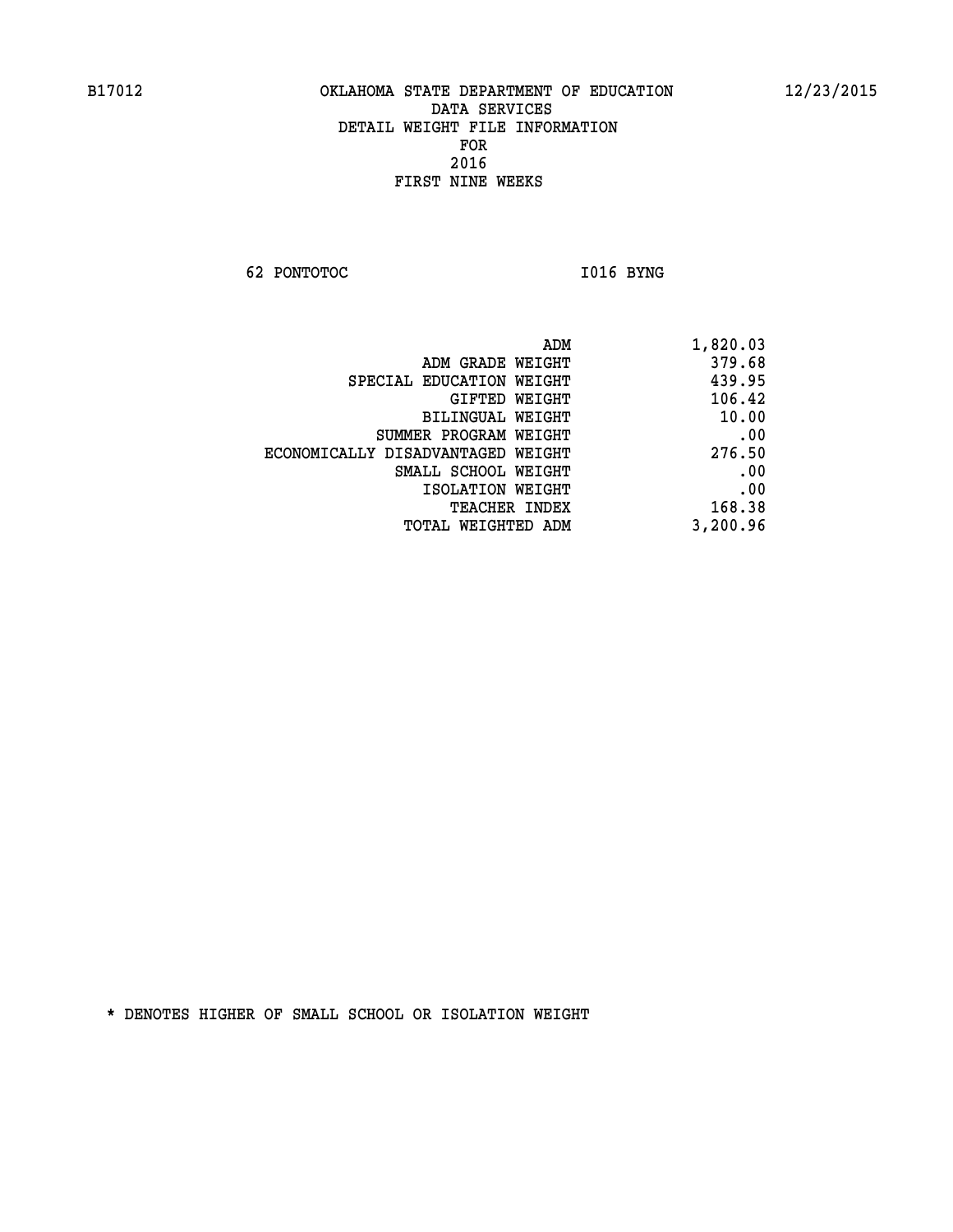B17012 OKLAHOMA STATE DEPARTMENT OF EDUCATION 12/23/2015

DATA SERVICES
DETAIL WEIGHT FILE INFORMATION
FOR
2016
FIRST NINE WEEKS

62 PONTOTOC I016 BYNG

| | |
|---|---|
| ADM | 1,820.03 |
| ADM GRADE WEIGHT | 379.68 |
| SPECIAL EDUCATION WEIGHT | 439.95 |
| GIFTED WEIGHT | 106.42 |
| BILINGUAL WEIGHT | 10.00 |
| SUMMER PROGRAM WEIGHT | .00 |
| ECONOMICALLY DISADVANTAGED WEIGHT | 276.50 |
| SMALL SCHOOL WEIGHT | .00 |
| ISOLATION WEIGHT | .00 |
| TEACHER INDEX | 168.38 |
| TOTAL WEIGHTED ADM | 3,200.96 |

* DENOTES HIGHER OF SMALL SCHOOL OR ISOLATION WEIGHT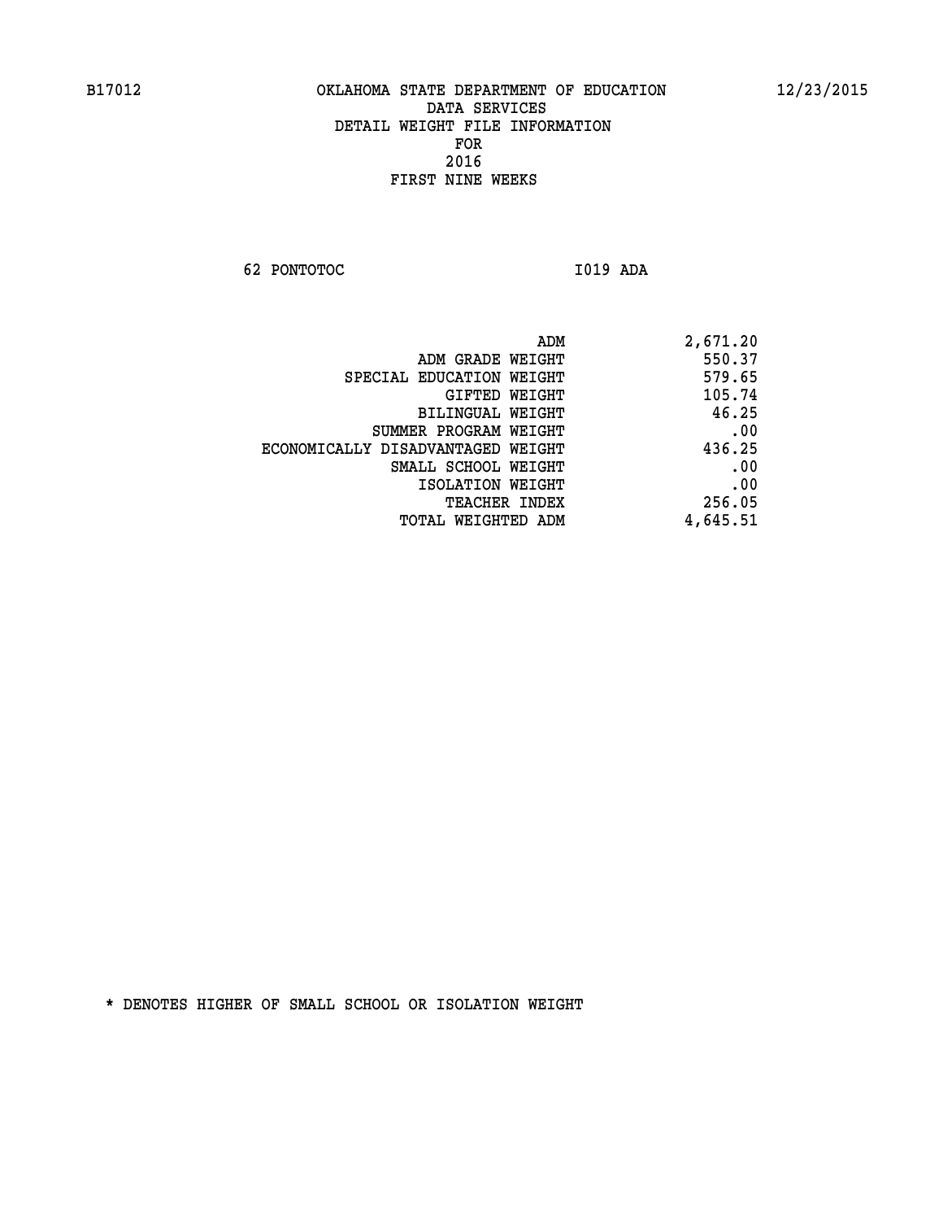B17012 OKLAHOMA STATE DEPARTMENT OF EDUCATION 12/23/2015

DATA SERVICES
DETAIL WEIGHT FILE INFORMATION
FOR
2016
FIRST NINE WEEKS

62 PONTOTOC I019 ADA

| | |
|---|---|
| ADM | 2,671.20 |
| ADM GRADE WEIGHT | 550.37 |
| SPECIAL EDUCATION WEIGHT | 579.65 |
| GIFTED WEIGHT | 105.74 |
| BILINGUAL WEIGHT | 46.25 |
| SUMMER PROGRAM WEIGHT | .00 |
| ECONOMICALLY DISADVANTAGED WEIGHT | 436.25 |
| SMALL SCHOOL WEIGHT | .00 |
| ISOLATION WEIGHT | .00 |
| TEACHER INDEX | 256.05 |
| TOTAL WEIGHTED ADM | 4,645.51 |

* DENOTES HIGHER OF SMALL SCHOOL OR ISOLATION WEIGHT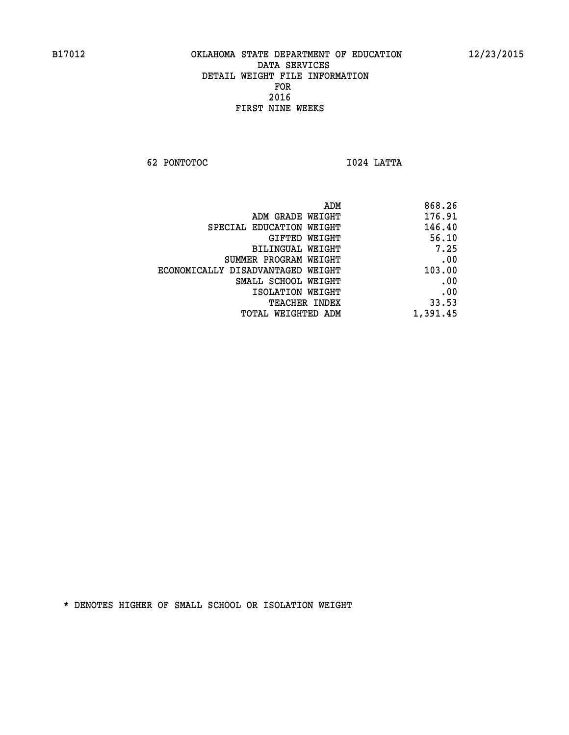B17012 OKLAHOMA STATE DEPARTMENT OF EDUCATION 12/23/2015

DATA SERVICES
DETAIL WEIGHT FILE INFORMATION
FOR
2016
FIRST NINE WEEKS

62 PONTOTOC I024 LATTA

| | |
|---|---|
| ADM | 868.26 |
| ADM GRADE WEIGHT | 176.91 |
| SPECIAL EDUCATION WEIGHT | 146.40 |
| GIFTED WEIGHT | 56.10 |
| BILINGUAL WEIGHT | 7.25 |
| SUMMER PROGRAM WEIGHT | .00 |
| ECONOMICALLY DISADVANTAGED WEIGHT | 103.00 |
| SMALL SCHOOL WEIGHT | .00 |
| ISOLATION WEIGHT | .00 |
| TEACHER INDEX | 33.53 |
| TOTAL WEIGHTED ADM | 1,391.45 |

* DENOTES HIGHER OF SMALL SCHOOL OR ISOLATION WEIGHT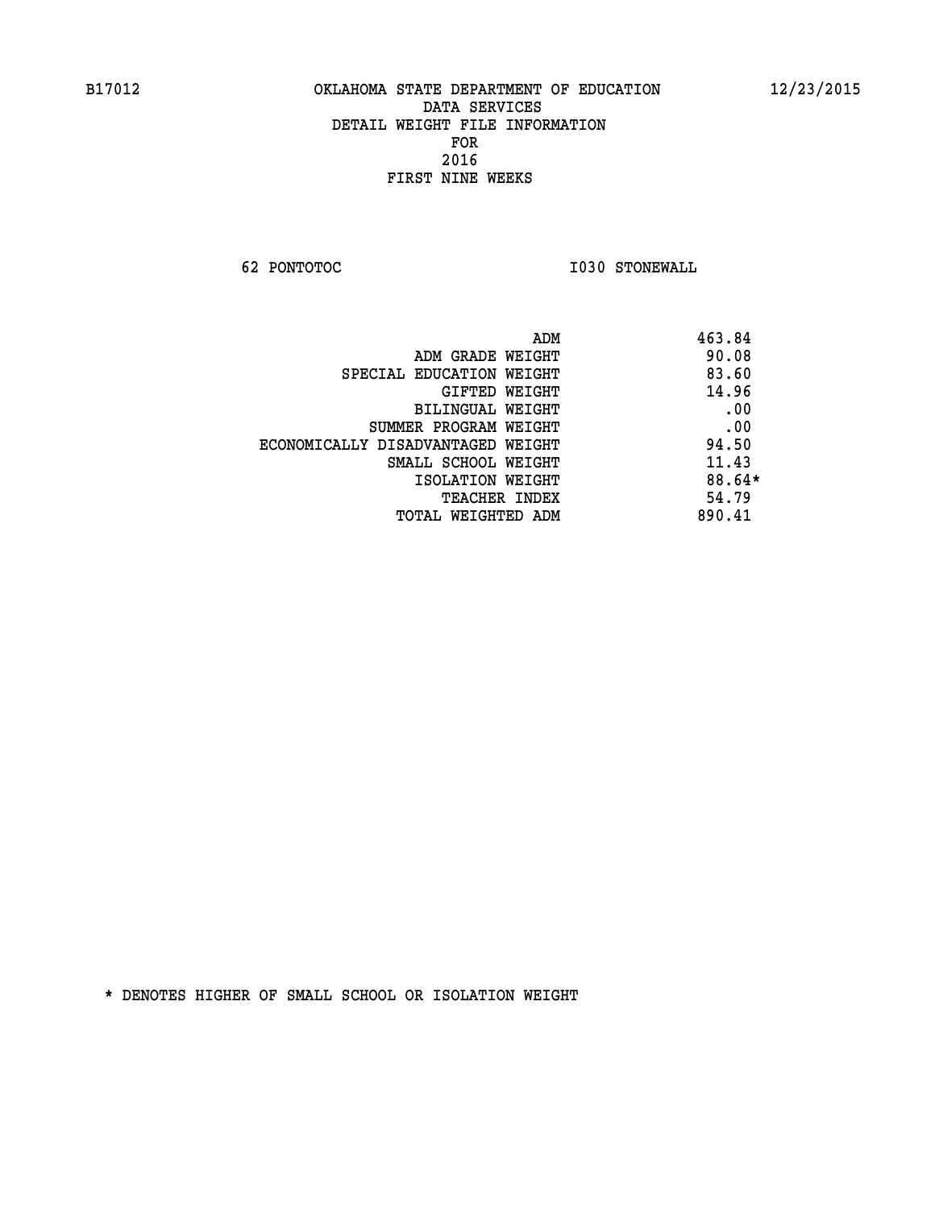B17012 OKLAHOMA STATE DEPARTMENT OF EDUCATION 12/23/2015

DATA SERVICES
DETAIL WEIGHT FILE INFORMATION
FOR
2016
FIRST NINE WEEKS

62 PONTOTOC I030 STONEWALL

| | |
|---|---|
| ADM | 463.84 |
| ADM GRADE WEIGHT | 90.08 |
| SPECIAL EDUCATION WEIGHT | 83.60 |
| GIFTED WEIGHT | 14.96 |
| BILINGUAL WEIGHT | .00 |
| SUMMER PROGRAM WEIGHT | .00 |
| ECONOMICALLY DISADVANTAGED WEIGHT | 94.50 |
| SMALL SCHOOL WEIGHT | 11.43 |
| ISOLATION WEIGHT | 88.64* |
| TEACHER INDEX | 54.79 |
| TOTAL WEIGHTED ADM | 890.41 |

* DENOTES HIGHER OF SMALL SCHOOL OR ISOLATION WEIGHT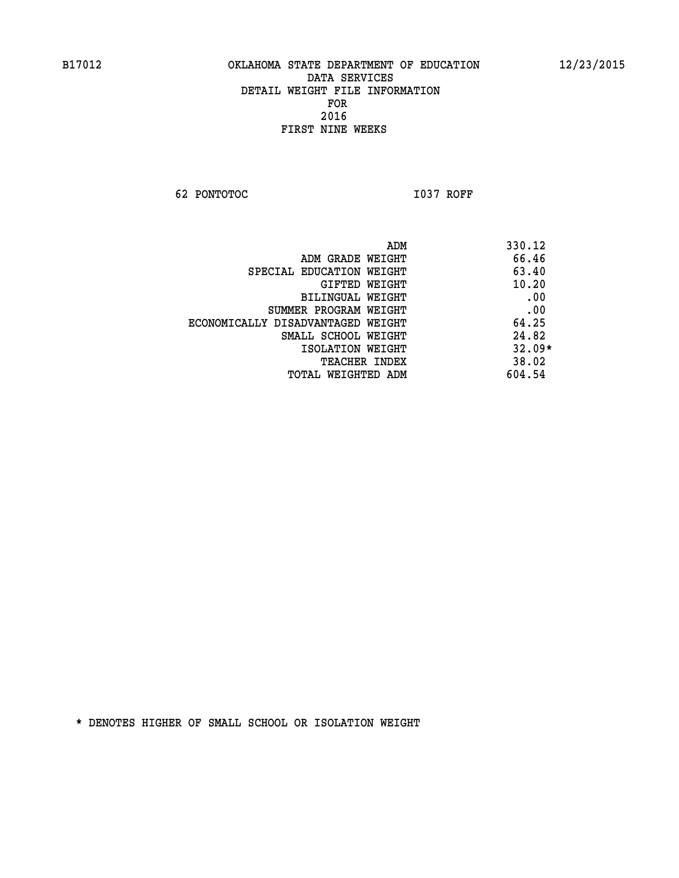OKLAHOMA STATE DEPARTMENT OF EDUCATION
DATA SERVICES
DETAIL WEIGHT FILE INFORMATION
FOR
2016
FIRST NINE WEEKS

62 PONTOTOC I037 ROFF

| | |
|---|---|
| ADM | 330.12 |
| ADM GRADE WEIGHT | 66.46 |
| SPECIAL EDUCATION WEIGHT | 63.40 |
| GIFTED WEIGHT | 10.20 |
| BILINGUAL WEIGHT | .00 |
| SUMMER PROGRAM WEIGHT | .00 |
| ECONOMICALLY DISADVANTAGED WEIGHT | 64.25 |
| SMALL SCHOOL WEIGHT | 24.82 |
| ISOLATION WEIGHT | 32.09* |
| TEACHER INDEX | 38.02 |
| TOTAL WEIGHTED ADM | 604.54 |

* DENOTES HIGHER OF SMALL SCHOOL OR ISOLATION WEIGHT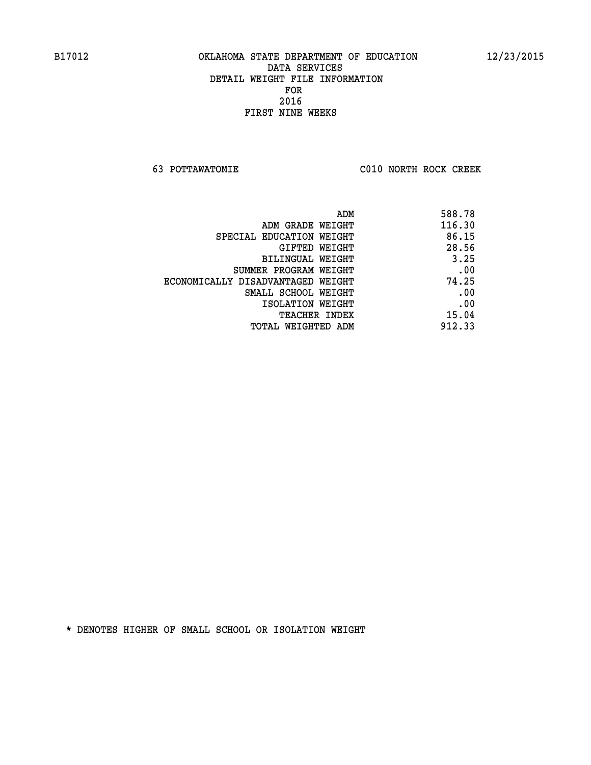B17012 OKLAHOMA STATE DEPARTMENT OF EDUCATION 12/23/2015

DATA SERVICES
DETAIL WEIGHT FILE INFORMATION
FOR
2016
FIRST NINE WEEKS

63 POTTAWATOMIE C010 NORTH ROCK CREEK

| | |
|---|---|
| ADM | 588.78 |
| ADM GRADE WEIGHT | 116.30 |
| SPECIAL EDUCATION WEIGHT | 86.15 |
| GIFTED WEIGHT | 28.56 |
| BILINGUAL WEIGHT | 3.25 |
| SUMMER PROGRAM WEIGHT | .00 |
| ECONOMICALLY DISADVANTAGED WEIGHT | 74.25 |
| SMALL SCHOOL WEIGHT | .00 |
| ISOLATION WEIGHT | .00 |
| TEACHER INDEX | 15.04 |
| TOTAL WEIGHTED ADM | 912.33 |

* DENOTES HIGHER OF SMALL SCHOOL OR ISOLATION WEIGHT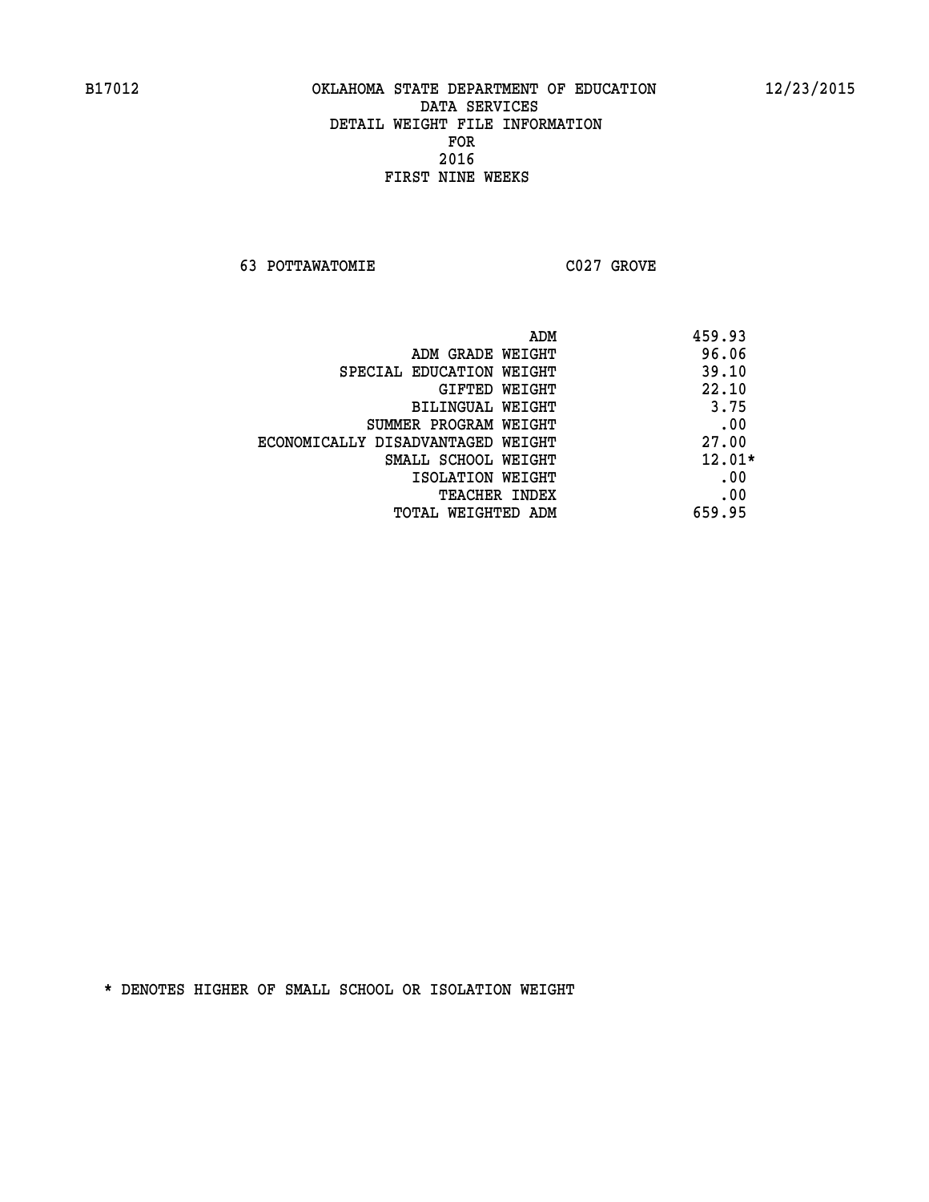OKLAHOMA STATE DEPARTMENT OF EDUCATION
DATA SERVICES
DETAIL WEIGHT FILE INFORMATION
FOR
2016
FIRST NINE WEEKS

63 POTTAWATOMIE C027 GROVE

| | |
|---|---|
| ADM | 459.93 |
| ADM GRADE WEIGHT | 96.06 |
| SPECIAL EDUCATION WEIGHT | 39.10 |
| GIFTED WEIGHT | 22.10 |
| BILINGUAL WEIGHT | 3.75 |
| SUMMER PROGRAM WEIGHT | .00 |
| ECONOMICALLY DISADVANTAGED WEIGHT | 27.00 |
| SMALL SCHOOL WEIGHT | 12.01* |
| ISOLATION WEIGHT | .00 |
| TEACHER INDEX | .00 |
| TOTAL WEIGHTED ADM | 659.95 |

* DENOTES HIGHER OF SMALL SCHOOL OR ISOLATION WEIGHT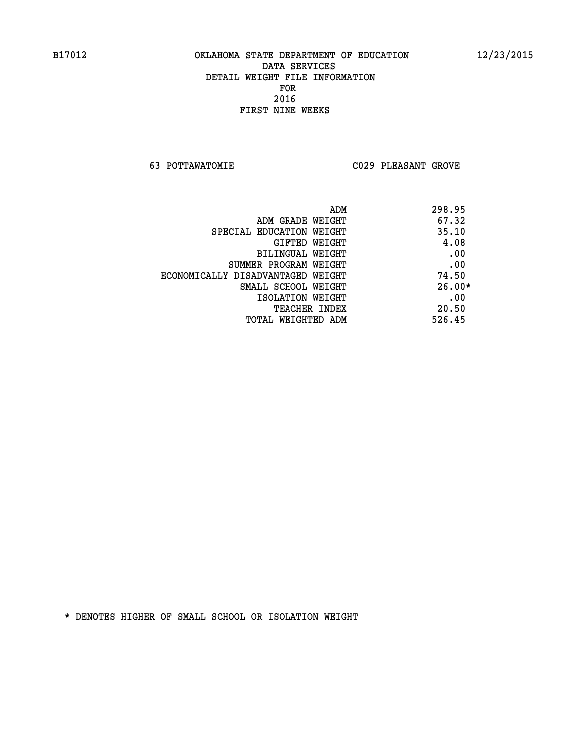B17012 OKLAHOMA STATE DEPARTMENT OF EDUCATION 12/23/2015

DATA SERVICES
DETAIL WEIGHT FILE INFORMATION
FOR
2016
FIRST NINE WEEKS

63 POTTAWATOMIE C029 PLEASANT GROVE

| | |
|---|---|
| ADM | 298.95 |
| ADM GRADE WEIGHT | 67.32 |
| SPECIAL EDUCATION WEIGHT | 35.10 |
| GIFTED WEIGHT | 4.08 |
| BILINGUAL WEIGHT | .00 |
| SUMMER PROGRAM WEIGHT | .00 |
| ECONOMICALLY DISADVANTAGED WEIGHT | 74.50 |
| SMALL SCHOOL WEIGHT | 26.00* |
| ISOLATION WEIGHT | .00 |
| TEACHER INDEX | 20.50 |
| TOTAL WEIGHTED ADM | 526.45 |

* DENOTES HIGHER OF SMALL SCHOOL OR ISOLATION WEIGHT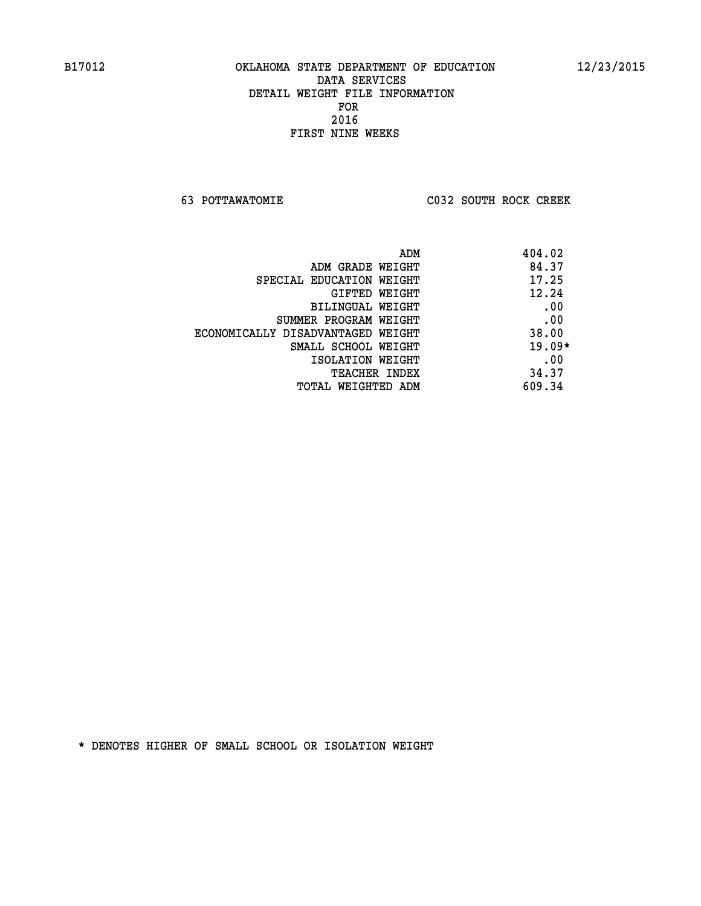B17012 OKLAHOMA STATE DEPARTMENT OF EDUCATION 12/23/2015

DATA SERVICES
DETAIL WEIGHT FILE INFORMATION
FOR
2016
FIRST NINE WEEKS

63 POTTAWATOMIE C032 SOUTH ROCK CREEK

| | |
|---|---|
| ADM | 404.02 |
| ADM GRADE WEIGHT | 84.37 |
| SPECIAL EDUCATION WEIGHT | 17.25 |
| GIFTED WEIGHT | 12.24 |
| BILINGUAL WEIGHT | .00 |
| SUMMER PROGRAM WEIGHT | .00 |
| ECONOMICALLY DISADVANTAGED WEIGHT | 38.00 |
| SMALL SCHOOL WEIGHT | 19.09* |
| ISOLATION WEIGHT | .00 |
| TEACHER INDEX | 34.37 |
| TOTAL WEIGHTED ADM | 609.34 |

* DENOTES HIGHER OF SMALL SCHOOL OR ISOLATION WEIGHT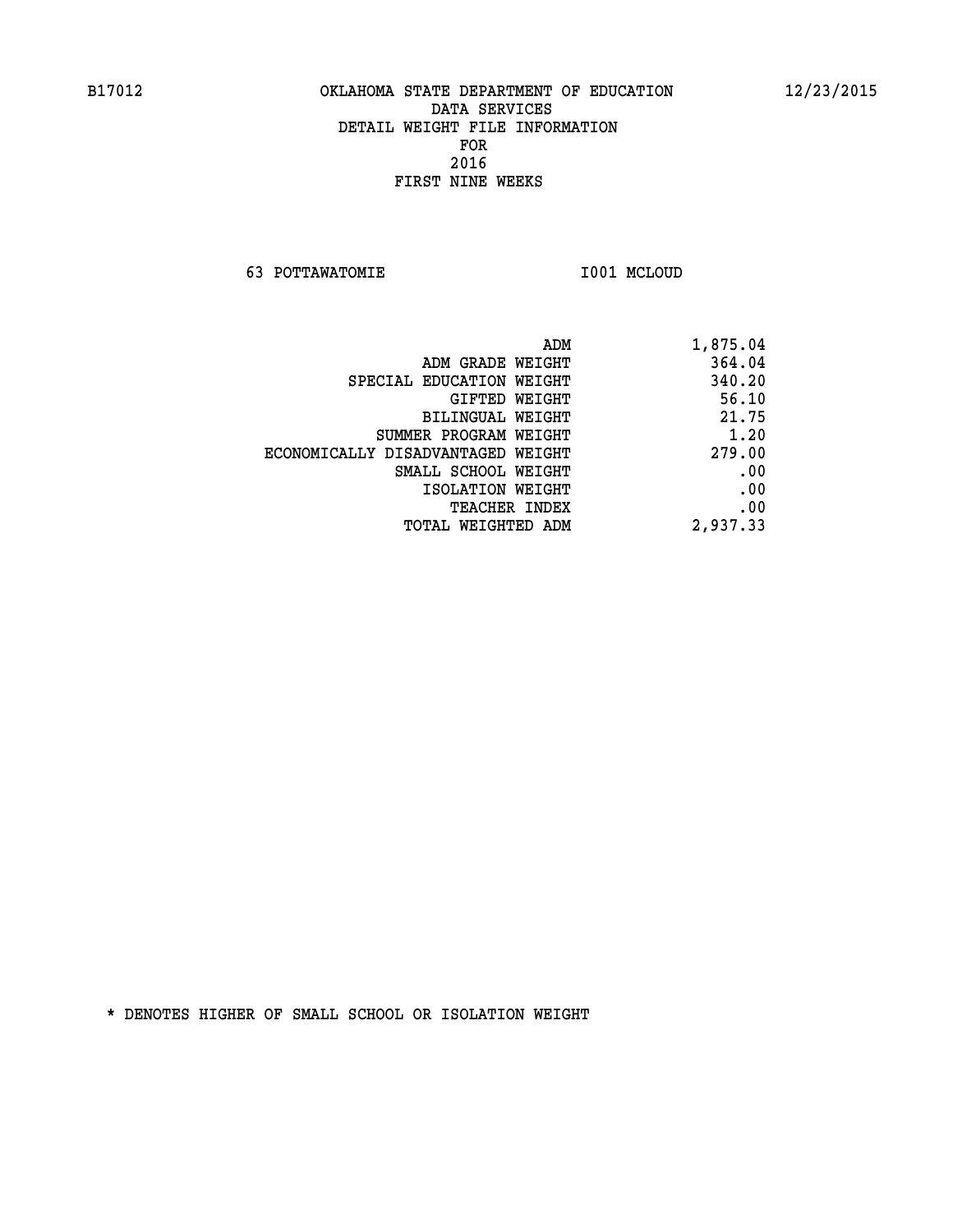B17012 OKLAHOMA STATE DEPARTMENT OF EDUCATION 12/23/2015

DATA SERVICES
DETAIL WEIGHT FILE INFORMATION
FOR
2016
FIRST NINE WEEKS

63 POTTAWATOMIE I001 MCLOUD

| | |
|---|---|
| ADM | 1,875.04 |
| ADM GRADE WEIGHT | 364.04 |
| SPECIAL EDUCATION WEIGHT | 340.20 |
| GIFTED WEIGHT | 56.10 |
| BILINGUAL WEIGHT | 21.75 |
| SUMMER PROGRAM WEIGHT | 1.20 |
| ECONOMICALLY DISADVANTAGED WEIGHT | 279.00 |
| SMALL SCHOOL WEIGHT | .00 |
| ISOLATION WEIGHT | .00 |
| TEACHER INDEX | .00 |
| TOTAL WEIGHTED ADM | 2,937.33 |

* DENOTES HIGHER OF SMALL SCHOOL OR ISOLATION WEIGHT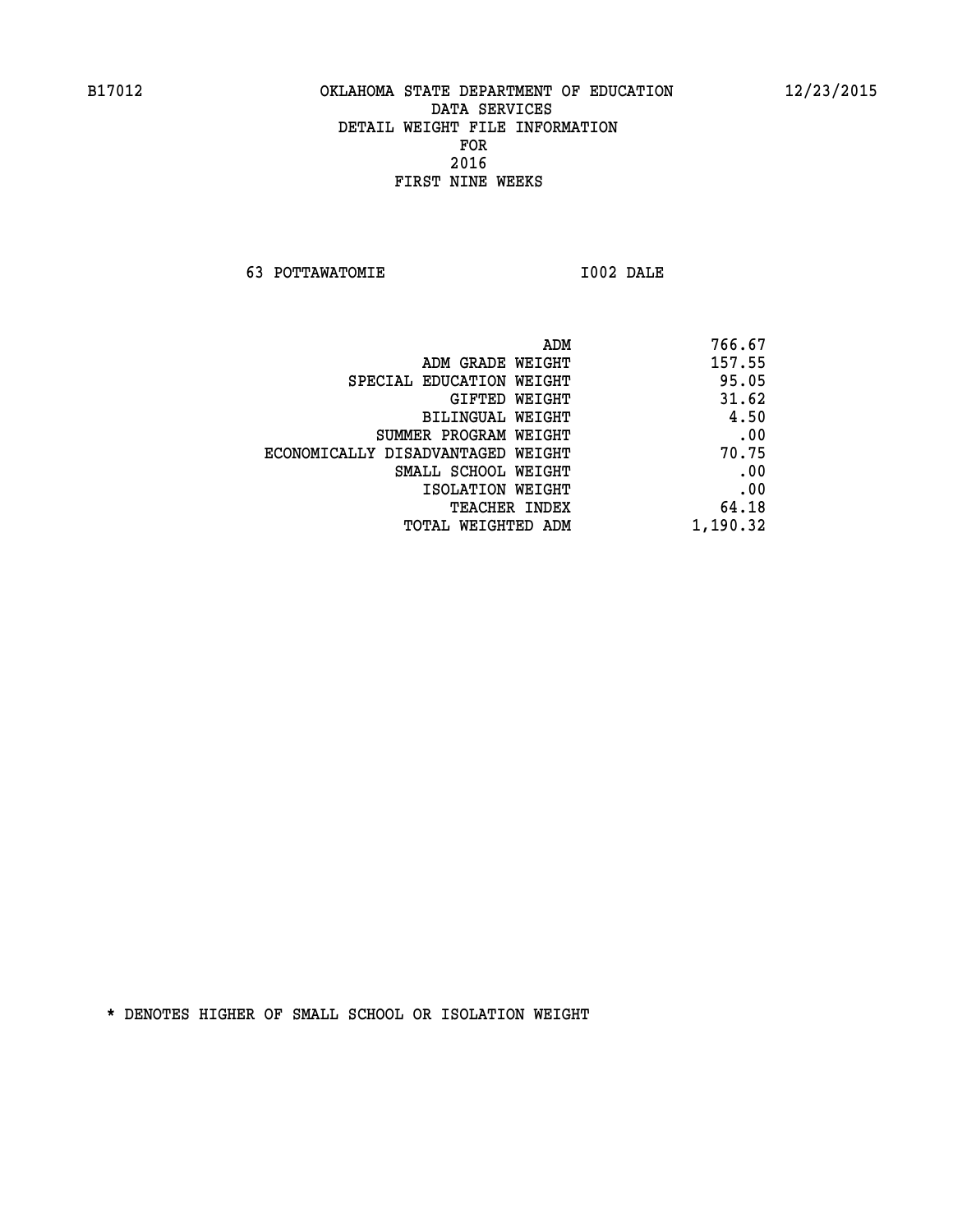B17012 OKLAHOMA STATE DEPARTMENT OF EDUCATION 12/23/2015

DATA SERVICES
DETAIL WEIGHT FILE INFORMATION
FOR
2016
FIRST NINE WEEKS

63 POTTAWATOMIE I002 DALE

| | |
|---|---|
| ADM | 766.67 |
| ADM GRADE WEIGHT | 157.55 |
| SPECIAL EDUCATION WEIGHT | 95.05 |
| GIFTED WEIGHT | 31.62 |
| BILINGUAL WEIGHT | 4.50 |
| SUMMER PROGRAM WEIGHT | .00 |
| ECONOMICALLY DISADVANTAGED WEIGHT | 70.75 |
| SMALL SCHOOL WEIGHT | .00 |
| ISOLATION WEIGHT | .00 |
| TEACHER INDEX | 64.18 |
| TOTAL WEIGHTED ADM | 1,190.32 |

* DENOTES HIGHER OF SMALL SCHOOL OR ISOLATION WEIGHT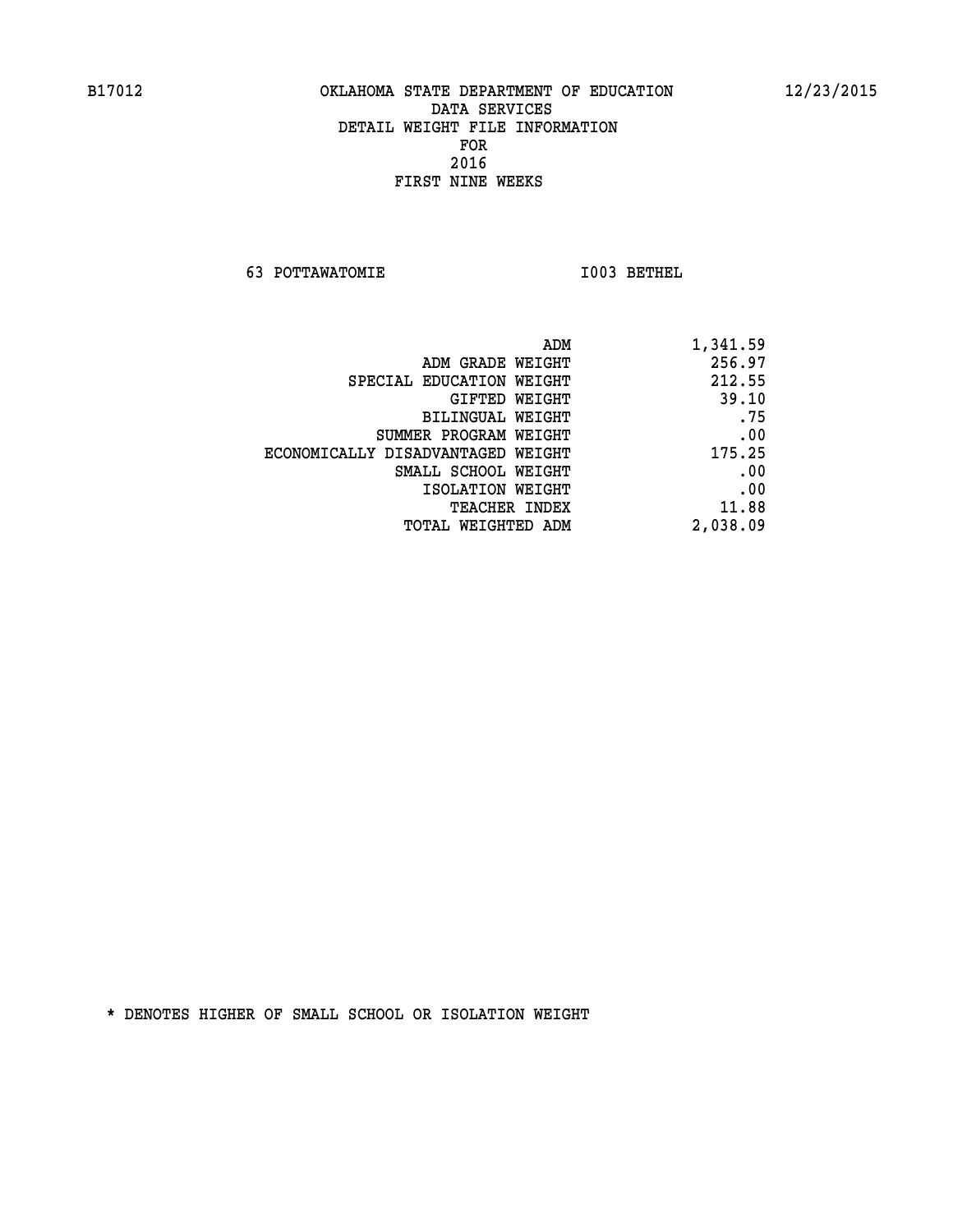B17012 OKLAHOMA STATE DEPARTMENT OF EDUCATION 12/23/2015

DATA SERVICES

DETAIL WEIGHT FILE INFORMATION

FOR

2016

FIRST NINE WEEKS

63 POTTAWATOMIE I003 BETHEL

| | |
|---|---|
| ADM | 1,341.59 |
| ADM GRADE WEIGHT | 256.97 |
| SPECIAL EDUCATION WEIGHT | 212.55 |
| GIFTED WEIGHT | 39.10 |
| BILINGUAL WEIGHT | .75 |
| SUMMER PROGRAM WEIGHT | .00 |
| ECONOMICALLY DISADVANTAGED WEIGHT | 175.25 |
| SMALL SCHOOL WEIGHT | .00 |
| ISOLATION WEIGHT | .00 |
| TEACHER INDEX | 11.88 |
| TOTAL WEIGHTED ADM | 2,038.09 |

* DENOTES HIGHER OF SMALL SCHOOL OR ISOLATION WEIGHT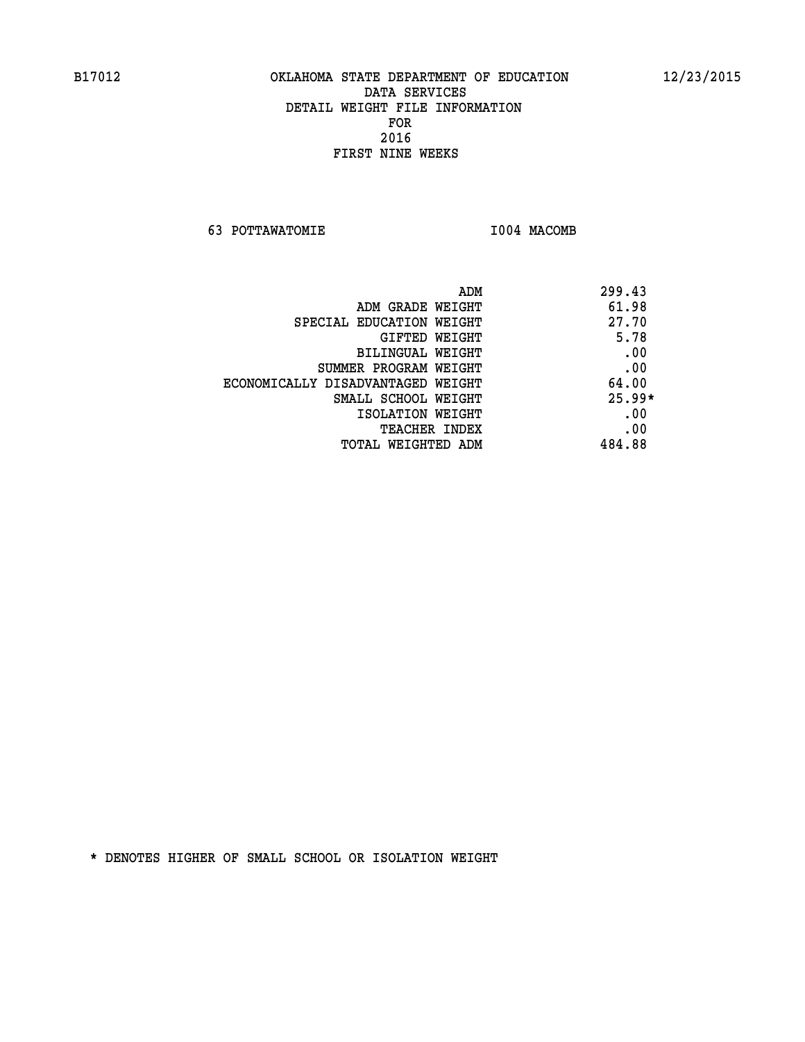B17012 OKLAHOMA STATE DEPARTMENT OF EDUCATION 12/23/2015

DATA SERVICES
DETAIL WEIGHT FILE INFORMATION
FOR
2016
FIRST NINE WEEKS

63 POTTAWATOMIE I004 MACOMB

| | |
|---|---|
| ADM | 299.43 |
| ADM GRADE WEIGHT | 61.98 |
| SPECIAL EDUCATION WEIGHT | 27.70 |
| GIFTED WEIGHT | 5.78 |
| BILINGUAL WEIGHT | .00 |
| SUMMER PROGRAM WEIGHT | .00 |
| ECONOMICALLY DISADVANTAGED WEIGHT | 64.00 |
| SMALL SCHOOL WEIGHT | 25.99* |
| ISOLATION WEIGHT | .00 |
| TEACHER INDEX | .00 |
| TOTAL WEIGHTED ADM | 484.88 |

* DENOTES HIGHER OF SMALL SCHOOL OR ISOLATION WEIGHT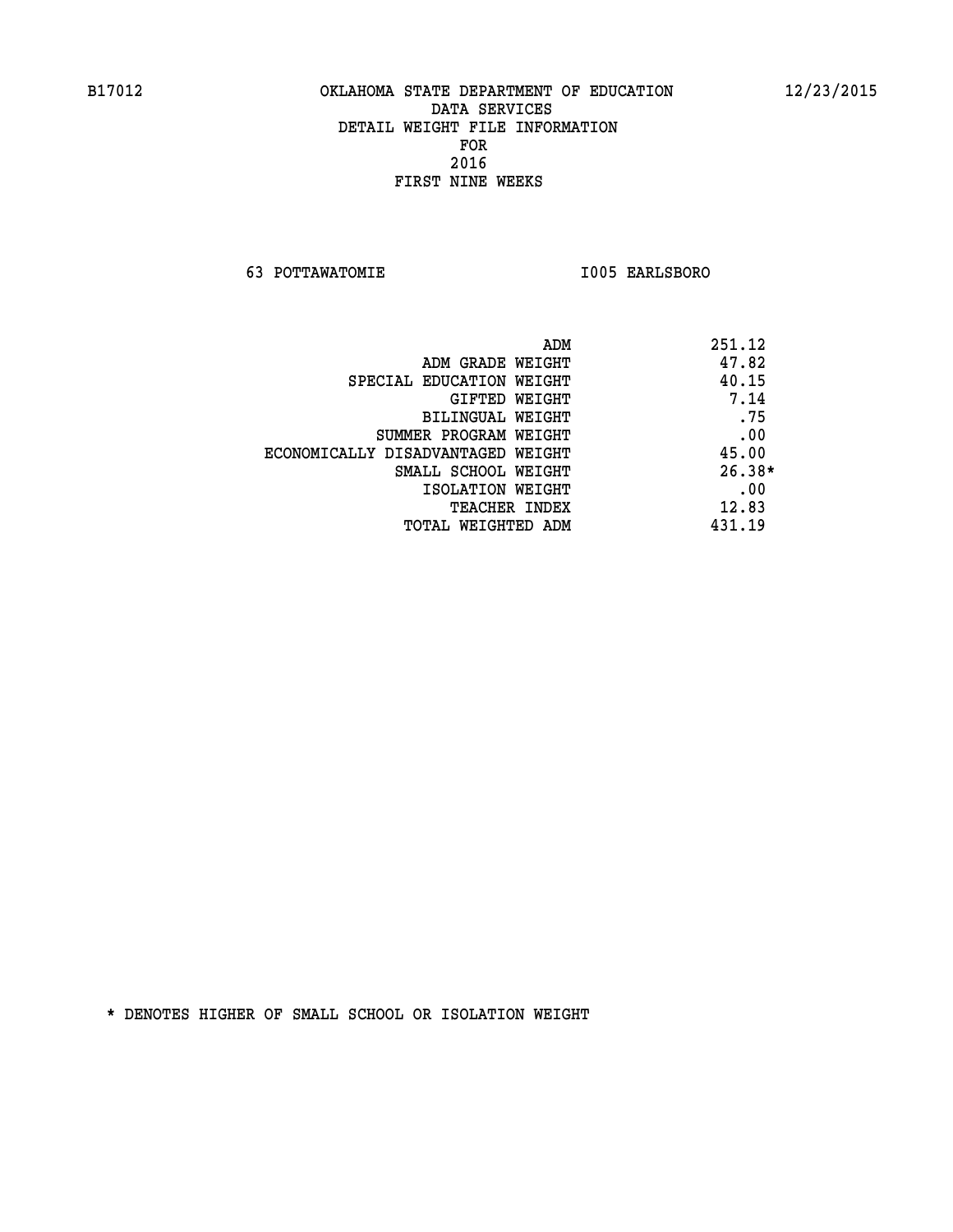B17012 OKLAHOMA STATE DEPARTMENT OF EDUCATION 12/23/2015

DATA SERVICES
DETAIL WEIGHT FILE INFORMATION
FOR
2016
FIRST NINE WEEKS

63 POTTAWATOMIE I005 EARLSBORO

| | |
|---|---|
| ADM | 251.12 |
| ADM GRADE WEIGHT | 47.82 |
| SPECIAL EDUCATION WEIGHT | 40.15 |
| GIFTED WEIGHT | 7.14 |
| BILINGUAL WEIGHT | .75 |
| SUMMER PROGRAM WEIGHT | .00 |
| ECONOMICALLY DISADVANTAGED WEIGHT | 45.00 |
| SMALL SCHOOL WEIGHT | 26.38* |
| ISOLATION WEIGHT | .00 |
| TEACHER INDEX | 12.83 |
| TOTAL WEIGHTED ADM | 431.19 |

* DENOTES HIGHER OF SMALL SCHOOL OR ISOLATION WEIGHT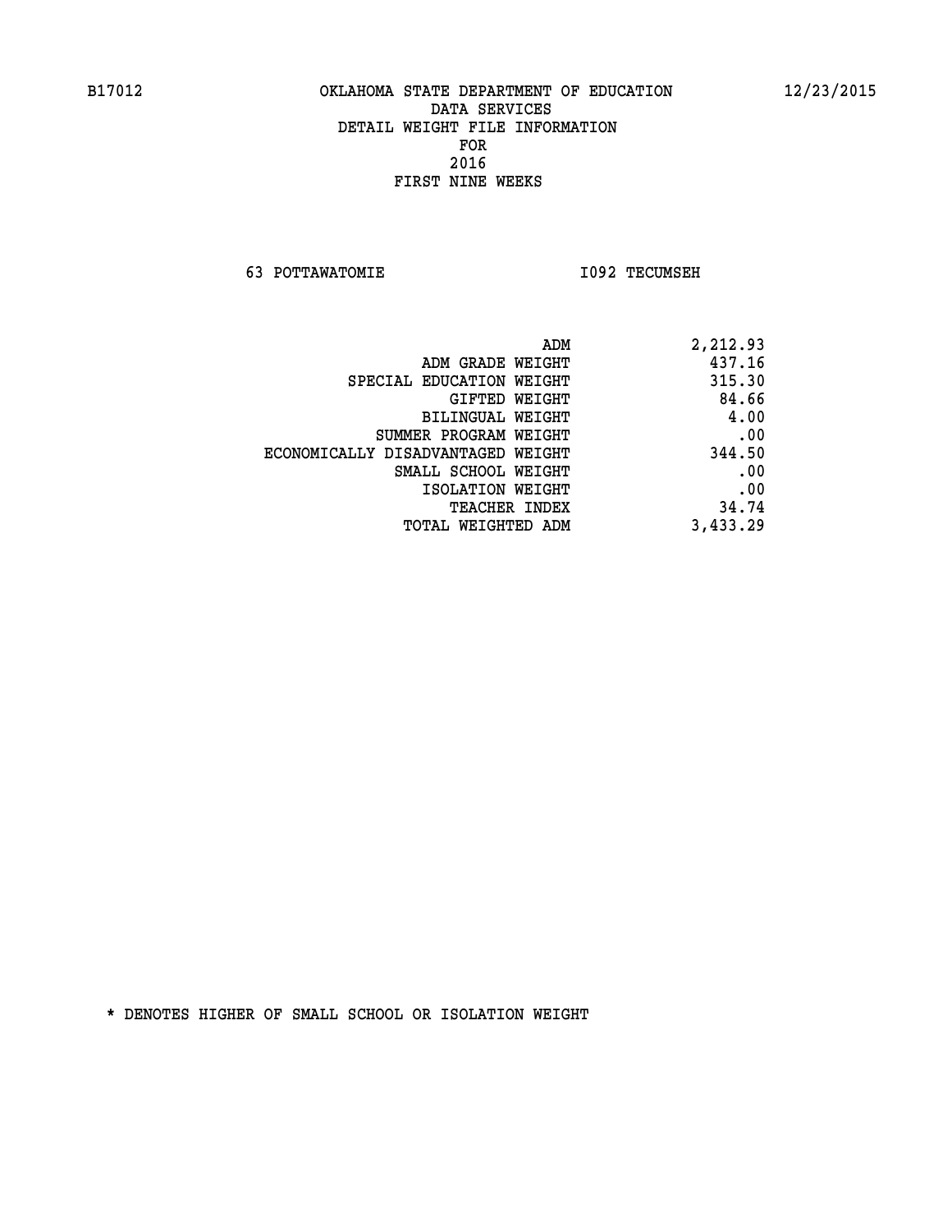B17012 OKLAHOMA STATE DEPARTMENT OF EDUCATION 12/23/2015

DATA SERVICES

DETAIL WEIGHT FILE INFORMATION

FOR

2016

FIRST NINE WEEKS

63 POTTAWATOMIE I092 TECUMSEH

| | |
|---|---|
| ADM | 2,212.93 |
| ADM GRADE WEIGHT | 437.16 |
| SPECIAL EDUCATION WEIGHT | 315.30 |
| GIFTED WEIGHT | 84.66 |
| BILINGUAL WEIGHT | 4.00 |
| SUMMER PROGRAM WEIGHT | .00 |
| ECONOMICALLY DISADVANTAGED WEIGHT | 344.50 |
| SMALL SCHOOL WEIGHT | .00 |
| ISOLATION WEIGHT | .00 |
| TEACHER INDEX | 34.74 |
| TOTAL WEIGHTED ADM | 3,433.29 |

* DENOTES HIGHER OF SMALL SCHOOL OR ISOLATION WEIGHT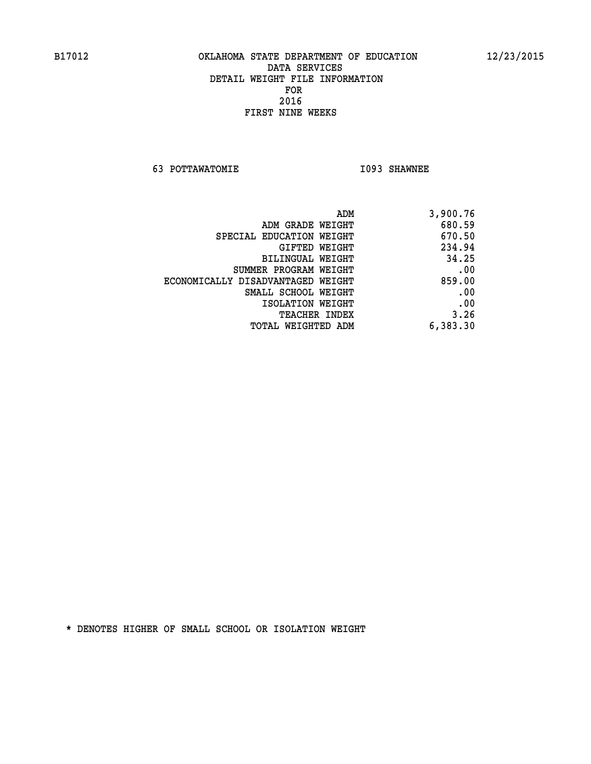B17012 OKLAHOMA STATE DEPARTMENT OF EDUCATION 12/23/2015

DATA SERVICES

DETAIL WEIGHT FILE INFORMATION

FOR

2016

FIRST NINE WEEKS

63 POTTAWATOMIE I093 SHAWNEE

| | |
|---|---|
| ADM | 3,900.76 |
| ADM GRADE WEIGHT | 680.59 |
| SPECIAL EDUCATION WEIGHT | 670.50 |
| GIFTED WEIGHT | 234.94 |
| BILINGUAL WEIGHT | 34.25 |
| SUMMER PROGRAM WEIGHT | .00 |
| ECONOMICALLY DISADVANTAGED WEIGHT | 859.00 |
| SMALL SCHOOL WEIGHT | .00 |
| ISOLATION WEIGHT | .00 |
| TEACHER INDEX | 3.26 |
| TOTAL WEIGHTED ADM | 6,383.30 |

* DENOTES HIGHER OF SMALL SCHOOL OR ISOLATION WEIGHT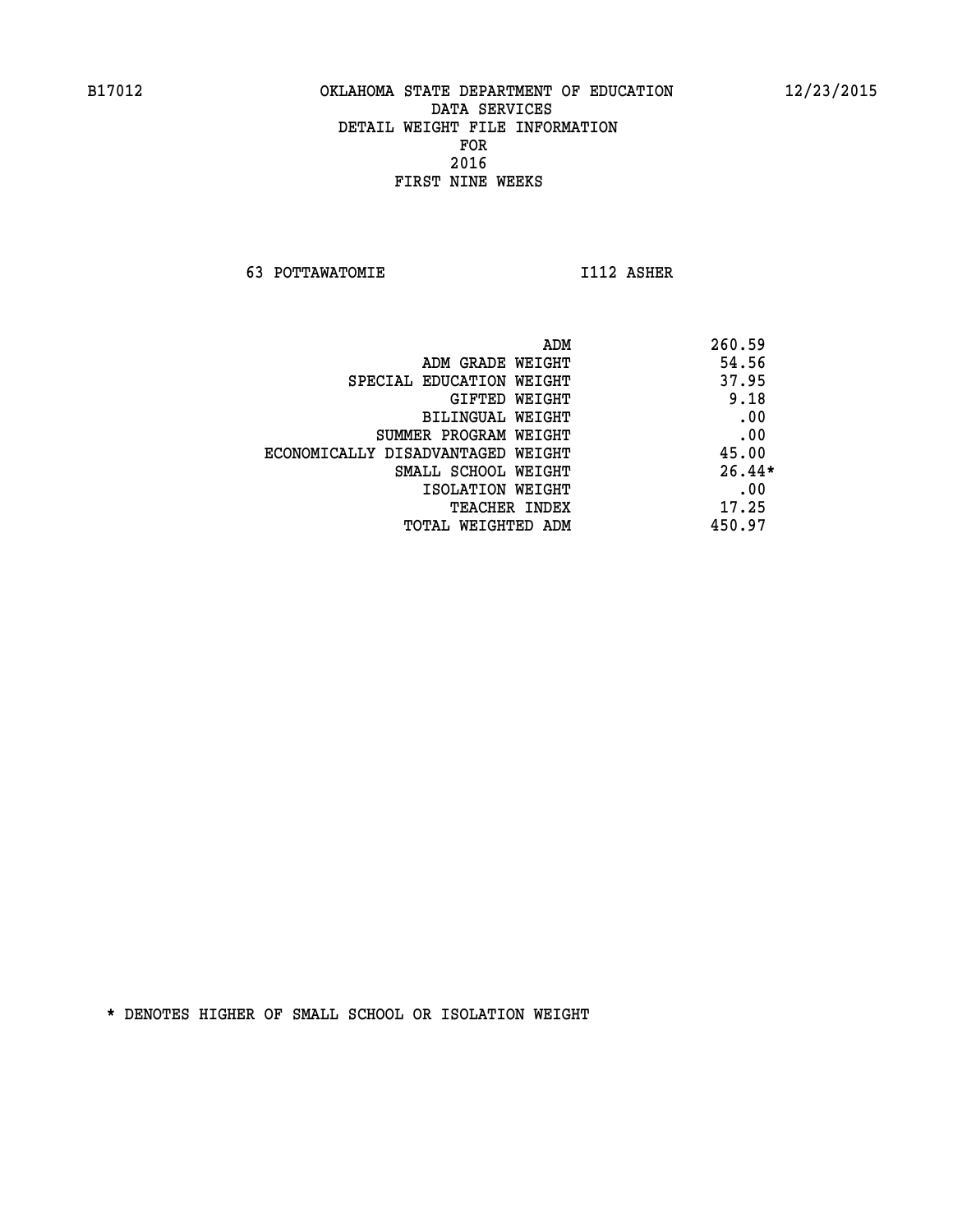B17012 OKLAHOMA STATE DEPARTMENT OF EDUCATION 12/23/2015

DATA SERVICES
DETAIL WEIGHT FILE INFORMATION
FOR
2016
FIRST NINE WEEKS

63 POTTAWATOMIE I112 ASHER

| | |
|---|---|
| ADM | 260.59 |
| ADM GRADE WEIGHT | 54.56 |
| SPECIAL EDUCATION WEIGHT | 37.95 |
| GIFTED WEIGHT | 9.18 |
| BILINGUAL WEIGHT | .00 |
| SUMMER PROGRAM WEIGHT | .00 |
| ECONOMICALLY DISADVANTAGED WEIGHT | 45.00 |
| SMALL SCHOOL WEIGHT | 26.44* |
| ISOLATION WEIGHT | .00 |
| TEACHER INDEX | 17.25 |
| TOTAL WEIGHTED ADM | 450.97 |

* DENOTES HIGHER OF SMALL SCHOOL OR ISOLATION WEIGHT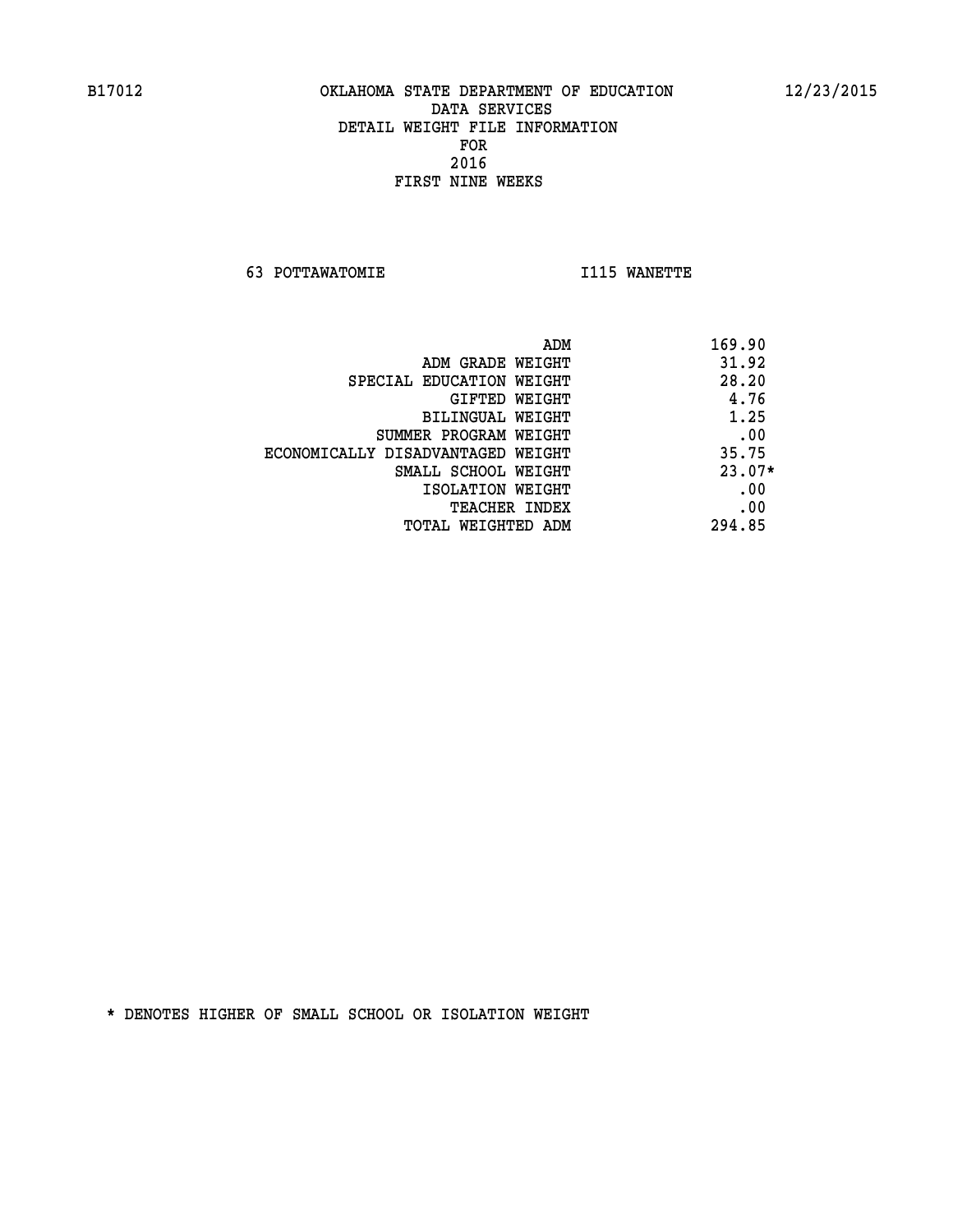B17012 OKLAHOMA STATE DEPARTMENT OF EDUCATION 12/23/2015

DATA SERVICES
DETAIL WEIGHT FILE INFORMATION
FOR
2016
FIRST NINE WEEKS

63 POTTAWATOMIE I115 WANETTE

| | |
|---|---|
| ADM | 169.90 |
| ADM GRADE WEIGHT | 31.92 |
| SPECIAL EDUCATION WEIGHT | 28.20 |
| GIFTED WEIGHT | 4.76 |
| BILINGUAL WEIGHT | 1.25 |
| SUMMER PROGRAM WEIGHT | .00 |
| ECONOMICALLY DISADVANTAGED WEIGHT | 35.75 |
| SMALL SCHOOL WEIGHT | 23.07* |
| ISOLATION WEIGHT | .00 |
| TEACHER INDEX | .00 |
| TOTAL WEIGHTED ADM | 294.85 |

* DENOTES HIGHER OF SMALL SCHOOL OR ISOLATION WEIGHT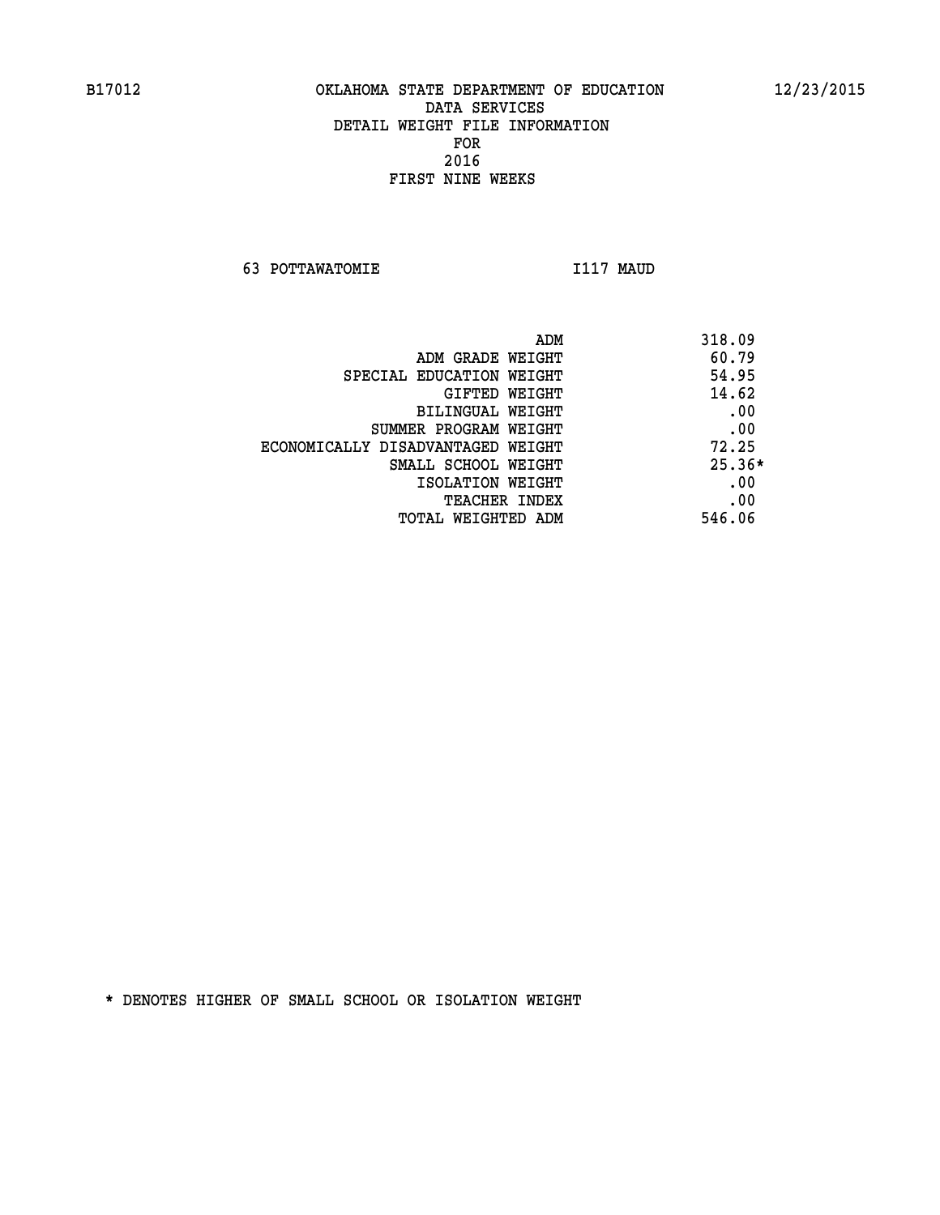OKLAHOMA STATE DEPARTMENT OF EDUCATION
DATA SERVICES
DETAIL WEIGHT FILE INFORMATION
FOR
2016
FIRST NINE WEEKS

63 POTTAWATOMIE I117 MAUD

| | |
|---|---|
| ADM | 318.09 |
| ADM GRADE WEIGHT | 60.79 |
| SPECIAL EDUCATION WEIGHT | 54.95 |
| GIFTED WEIGHT | 14.62 |
| BILINGUAL WEIGHT | .00 |
| SUMMER PROGRAM WEIGHT | .00 |
| ECONOMICALLY DISADVANTAGED WEIGHT | 72.25 |
| SMALL SCHOOL WEIGHT | 25.36* |
| ISOLATION WEIGHT | .00 |
| TEACHER INDEX | .00 |
| TOTAL WEIGHTED ADM | 546.06 |

* DENOTES HIGHER OF SMALL SCHOOL OR ISOLATION WEIGHT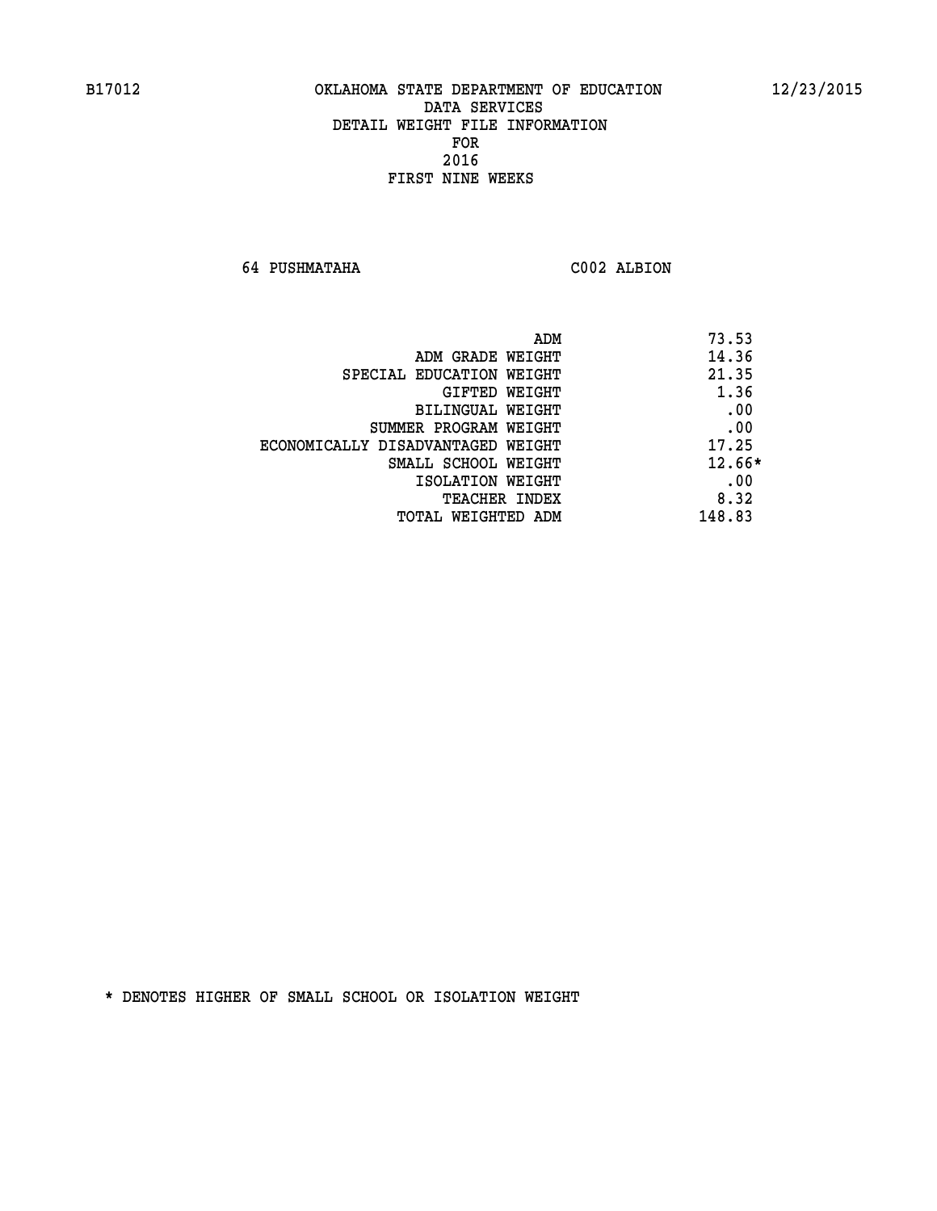B17012 OKLAHOMA STATE DEPARTMENT OF EDUCATION 12/23/2015

DATA SERVICES
DETAIL WEIGHT FILE INFORMATION
FOR
2016
FIRST NINE WEEKS

64 PUSHMATAHA C002 ALBION

| | |
|---|---|
| ADM | 73.53 |
| ADM GRADE WEIGHT | 14.36 |
| SPECIAL EDUCATION WEIGHT | 21.35 |
| GIFTED WEIGHT | 1.36 |
| BILINGUAL WEIGHT | .00 |
| SUMMER PROGRAM WEIGHT | .00 |
| ECONOMICALLY DISADVANTAGED WEIGHT | 17.25 |
| SMALL SCHOOL WEIGHT | 12.66* |
| ISOLATION WEIGHT | .00 |
| TEACHER INDEX | 8.32 |
| TOTAL WEIGHTED ADM | 148.83 |

* DENOTES HIGHER OF SMALL SCHOOL OR ISOLATION WEIGHT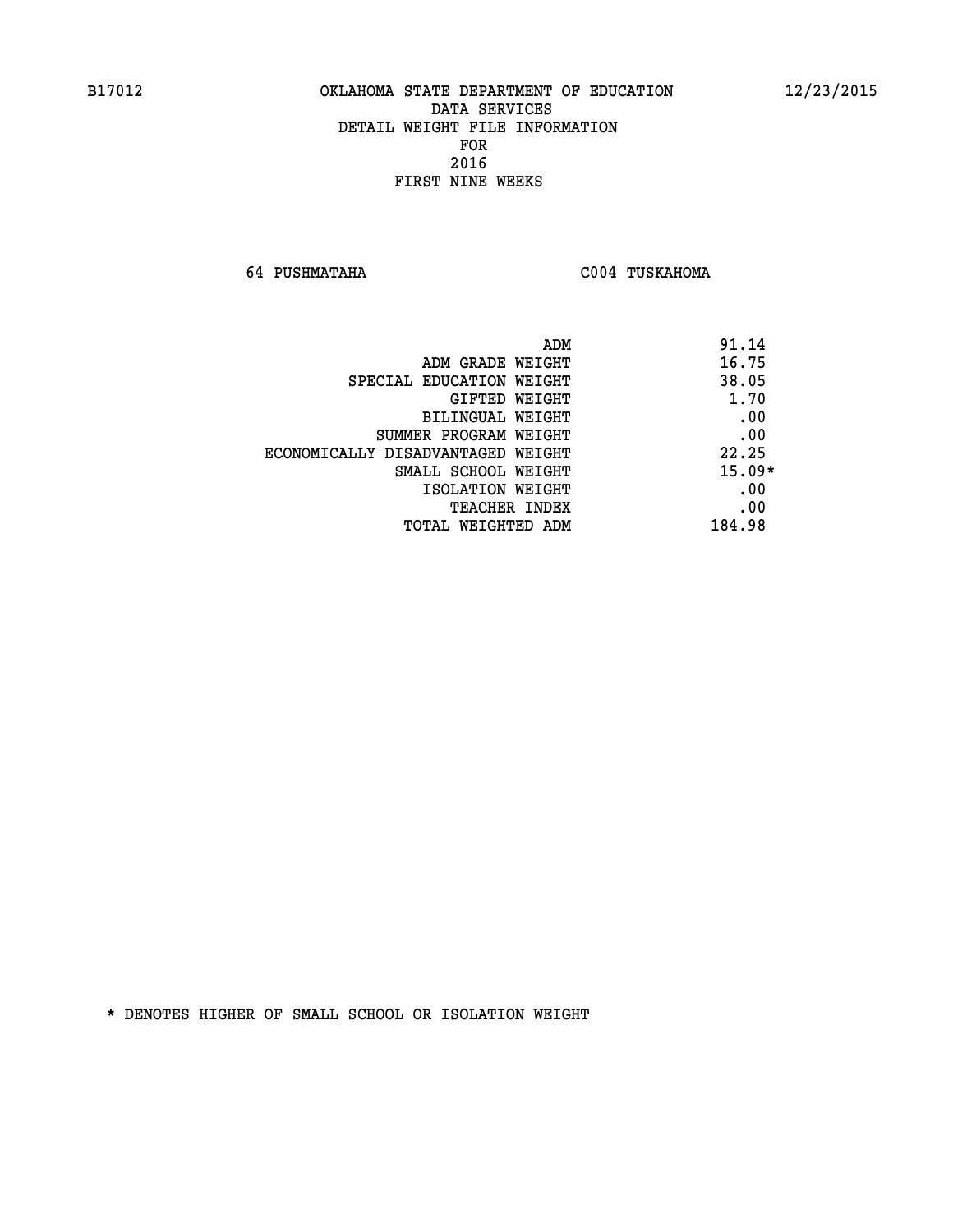B17012 OKLAHOMA STATE DEPARTMENT OF EDUCATION 12/23/2015

DATA SERVICES
DETAIL WEIGHT FILE INFORMATION
FOR
2016
FIRST NINE WEEKS

64 PUSHMATAHA C004 TUSKAHOMA

| | |
|---|---|
| ADM | 91.14 |
| ADM GRADE WEIGHT | 16.75 |
| SPECIAL EDUCATION WEIGHT | 38.05 |
| GIFTED WEIGHT | 1.70 |
| BILINGUAL WEIGHT | .00 |
| SUMMER PROGRAM WEIGHT | .00 |
| ECONOMICALLY DISADVANTAGED WEIGHT | 22.25 |
| SMALL SCHOOL WEIGHT | 15.09* |
| ISOLATION WEIGHT | .00 |
| TEACHER INDEX | .00 |
| TOTAL WEIGHTED ADM | 184.98 |

* DENOTES HIGHER OF SMALL SCHOOL OR ISOLATION WEIGHT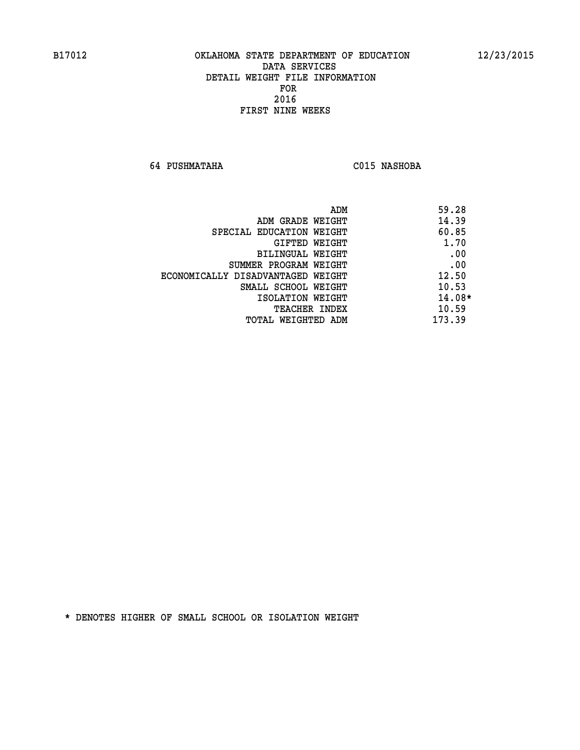B17012 OKLAHOMA STATE DEPARTMENT OF EDUCATION 12/23/2015

DATA SERVICES
DETAIL WEIGHT FILE INFORMATION
FOR
2016
FIRST NINE WEEKS

64 PUSHMATAHA C015 NASHOBA

| | |
|---|---|
| ADM | 59.28 |
| ADM GRADE WEIGHT | 14.39 |
| SPECIAL EDUCATION WEIGHT | 60.85 |
| GIFTED WEIGHT | 1.70 |
| BILINGUAL WEIGHT | .00 |
| SUMMER PROGRAM WEIGHT | .00 |
| ECONOMICALLY DISADVANTAGED WEIGHT | 12.50 |
| SMALL SCHOOL WEIGHT | 10.53 |
| ISOLATION WEIGHT | 14.08* |
| TEACHER INDEX | 10.59 |
| TOTAL WEIGHTED ADM | 173.39 |

* DENOTES HIGHER OF SMALL SCHOOL OR ISOLATION WEIGHT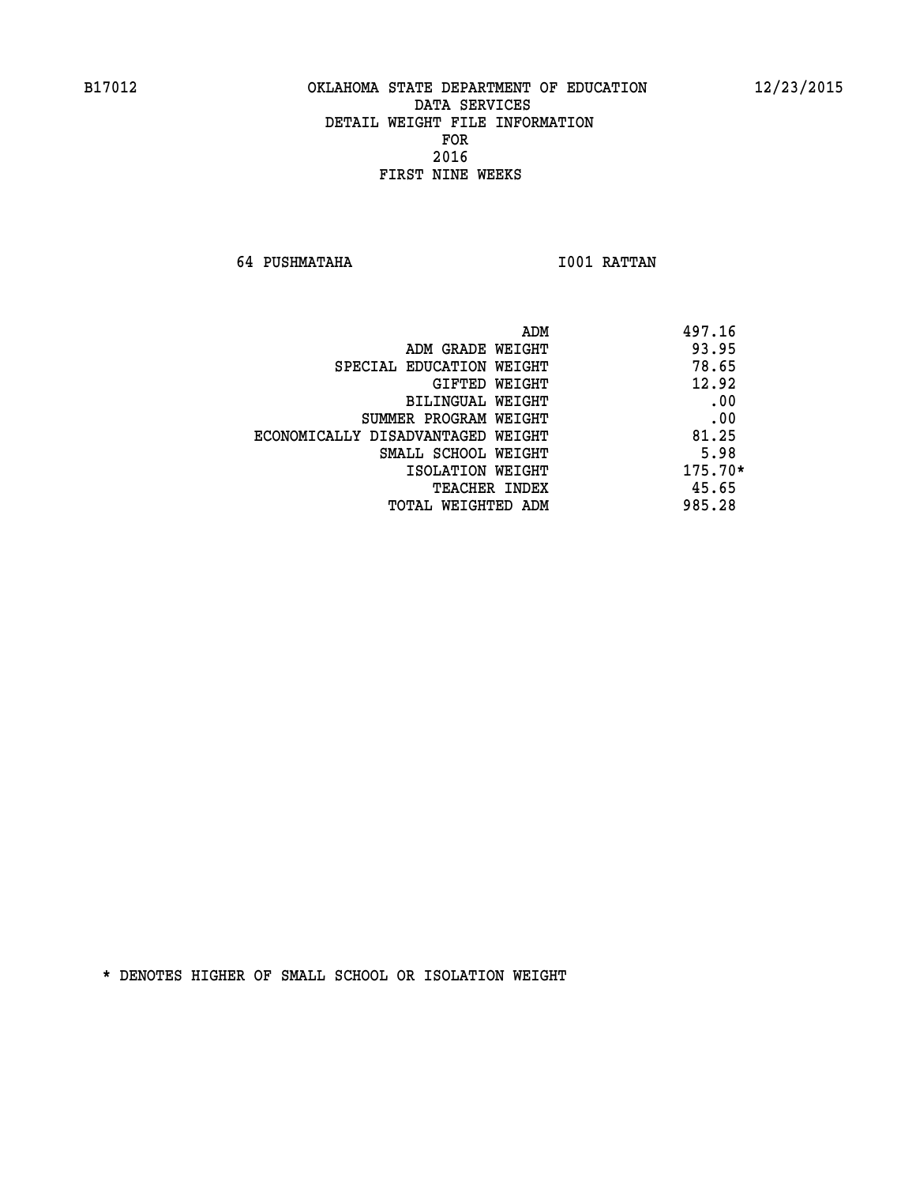B17012 OKLAHOMA STATE DEPARTMENT OF EDUCATION 12/23/2015

DATA SERVICES
DETAIL WEIGHT FILE INFORMATION
FOR
2016
FIRST NINE WEEKS

64 PUSHMATAHA I001 RATTAN

| | |
|---|---|
| ADM | 497.16 |
| ADM GRADE WEIGHT | 93.95 |
| SPECIAL EDUCATION WEIGHT | 78.65 |
| GIFTED WEIGHT | 12.92 |
| BILINGUAL WEIGHT | .00 |
| SUMMER PROGRAM WEIGHT | .00 |
| ECONOMICALLY DISADVANTAGED WEIGHT | 81.25 |
| SMALL SCHOOL WEIGHT | 5.98 |
| ISOLATION WEIGHT | 175.70* |
| TEACHER INDEX | 45.65 |
| TOTAL WEIGHTED ADM | 985.28 |

* DENOTES HIGHER OF SMALL SCHOOL OR ISOLATION WEIGHT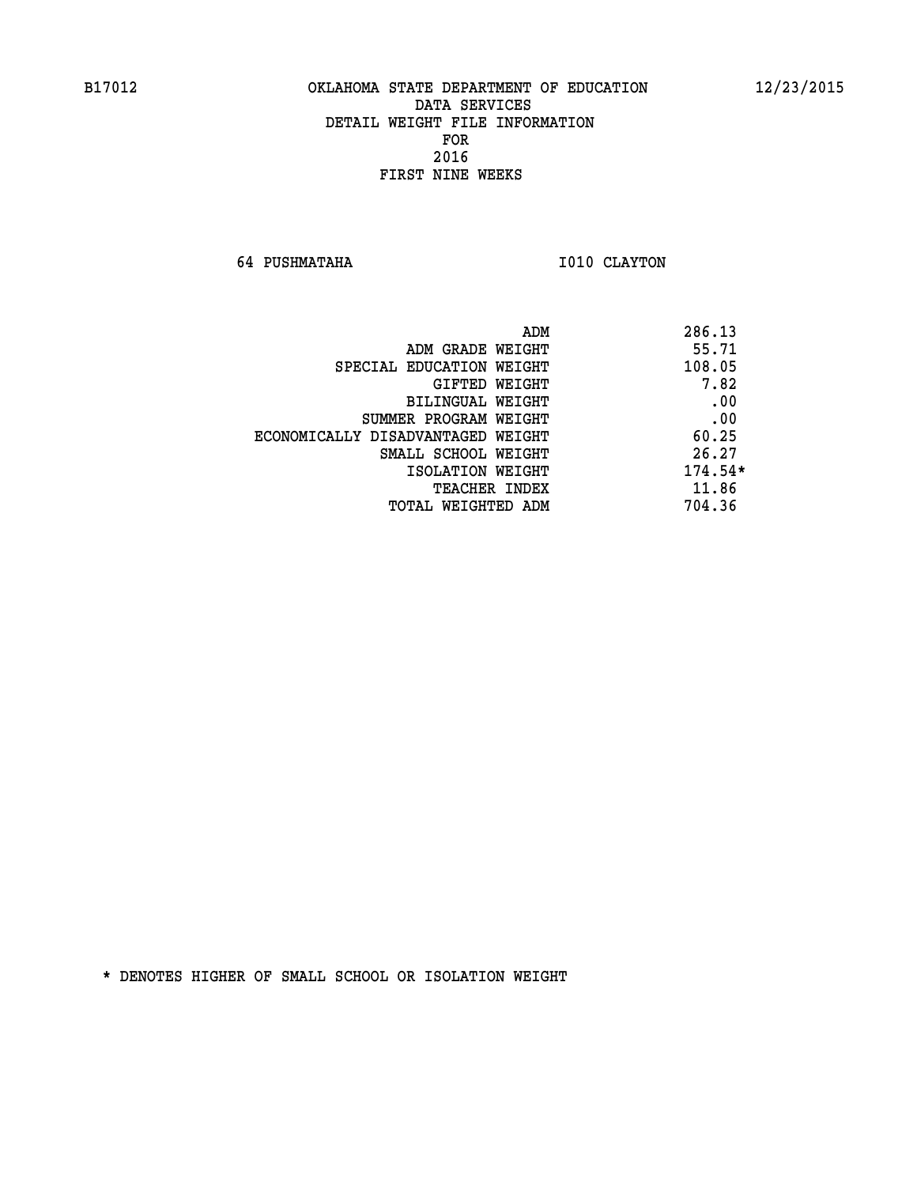B17012 OKLAHOMA STATE DEPARTMENT OF EDUCATION 12/23/2015

DATA SERVICES
DETAIL WEIGHT FILE INFORMATION
FOR
2016
FIRST NINE WEEKS

64 PUSHMATAHA I010 CLAYTON

| | |
|---|---|
| ADM | 286.13 |
| ADM GRADE WEIGHT | 55.71 |
| SPECIAL EDUCATION WEIGHT | 108.05 |
| GIFTED WEIGHT | 7.82 |
| BILINGUAL WEIGHT | .00 |
| SUMMER PROGRAM WEIGHT | .00 |
| ECONOMICALLY DISADVANTAGED WEIGHT | 60.25 |
| SMALL SCHOOL WEIGHT | 26.27 |
| ISOLATION WEIGHT | 174.54* |
| TEACHER INDEX | 11.86 |
| TOTAL WEIGHTED ADM | 704.36 |

* DENOTES HIGHER OF SMALL SCHOOL OR ISOLATION WEIGHT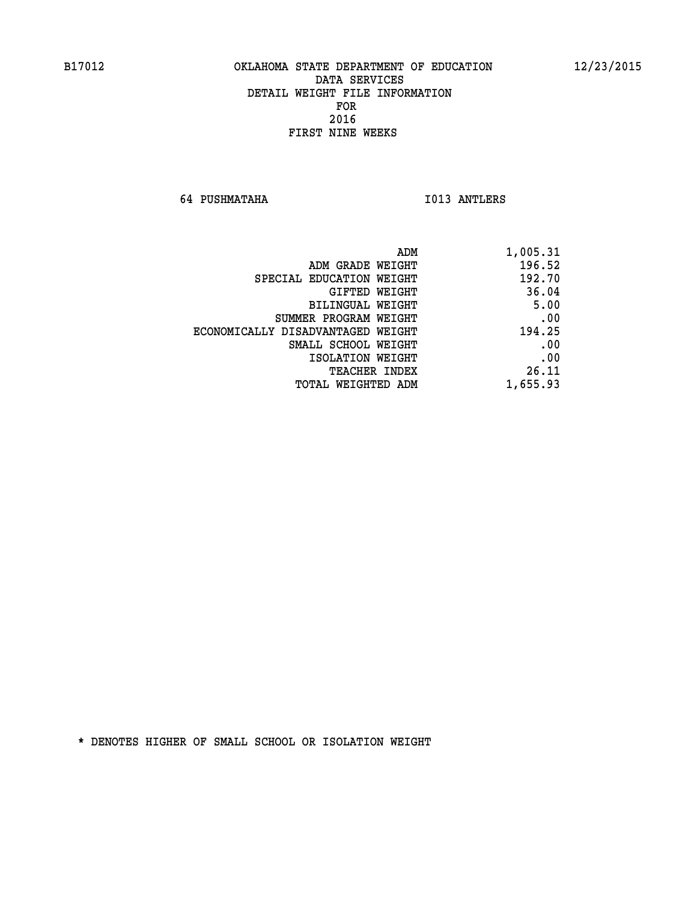B17012 OKLAHOMA STATE DEPARTMENT OF EDUCATION 12/23/2015

DATA SERVICES
DETAIL WEIGHT FILE INFORMATION
FOR
2016
FIRST NINE WEEKS

64 PUSHMATAHA I013 ANTLERS

| | |
|---|---|
| ADM | 1,005.31 |
| ADM GRADE WEIGHT | 196.52 |
| SPECIAL EDUCATION WEIGHT | 192.70 |
| GIFTED WEIGHT | 36.04 |
| BILINGUAL WEIGHT | 5.00 |
| SUMMER PROGRAM WEIGHT | .00 |
| ECONOMICALLY DISADVANTAGED WEIGHT | 194.25 |
| SMALL SCHOOL WEIGHT | .00 |
| ISOLATION WEIGHT | .00 |
| TEACHER INDEX | 26.11 |
| TOTAL WEIGHTED ADM | 1,655.93 |

* DENOTES HIGHER OF SMALL SCHOOL OR ISOLATION WEIGHT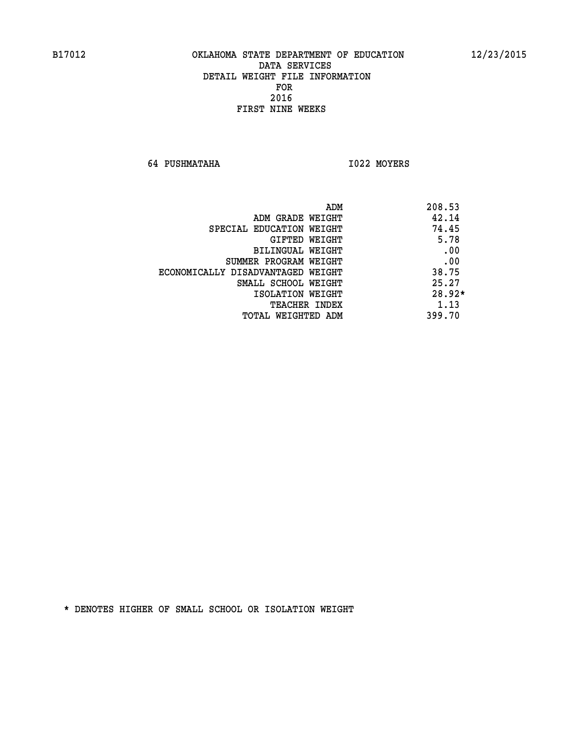B17012 OKLAHOMA STATE DEPARTMENT OF EDUCATION 12/23/2015

DATA SERVICES
DETAIL WEIGHT FILE INFORMATION
FOR
2016
FIRST NINE WEEKS

64 PUSHMATAHA I022 MOYERS

| | |
|---|---|
| ADM | 208.53 |
| ADM GRADE WEIGHT | 42.14 |
| SPECIAL EDUCATION WEIGHT | 74.45 |
| GIFTED WEIGHT | 5.78 |
| BILINGUAL WEIGHT | .00 |
| SUMMER PROGRAM WEIGHT | .00 |
| ECONOMICALLY DISADVANTAGED WEIGHT | 38.75 |
| SMALL SCHOOL WEIGHT | 25.27 |
| ISOLATION WEIGHT | 28.92* |
| TEACHER INDEX | 1.13 |
| TOTAL WEIGHTED ADM | 399.70 |

* DENOTES HIGHER OF SMALL SCHOOL OR ISOLATION WEIGHT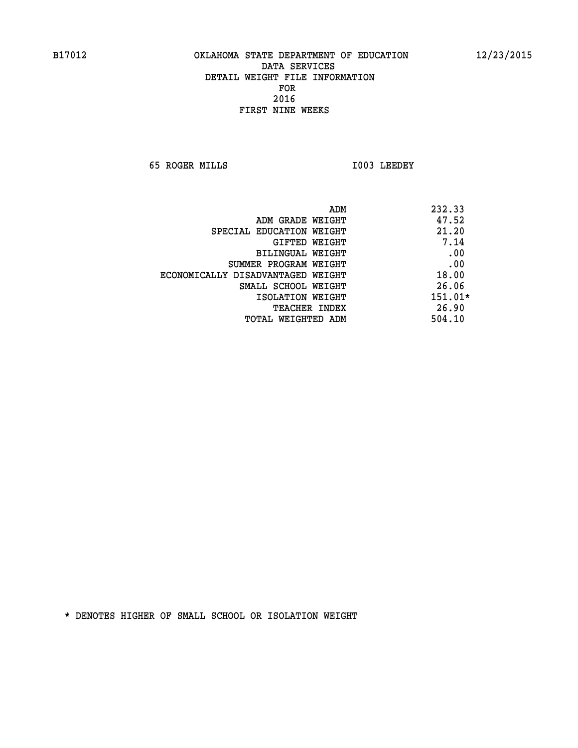B17012 OKLAHOMA STATE DEPARTMENT OF EDUCATION 12/23/2015

DATA SERVICES
DETAIL WEIGHT FILE INFORMATION
FOR
2016
FIRST NINE WEEKS

65 ROGER MILLS I003 LEEDEY

| | |
|---|---|
| ADM | 232.33 |
| ADM GRADE WEIGHT | 47.52 |
| SPECIAL EDUCATION WEIGHT | 21.20 |
| GIFTED WEIGHT | 7.14 |
| BILINGUAL WEIGHT | .00 |
| SUMMER PROGRAM WEIGHT | .00 |
| ECONOMICALLY DISADVANTAGED WEIGHT | 18.00 |
| SMALL SCHOOL WEIGHT | 26.06 |
| ISOLATION WEIGHT | 151.01* |
| TEACHER INDEX | 26.90 |
| TOTAL WEIGHTED ADM | 504.10 |

* DENOTES HIGHER OF SMALL SCHOOL OR ISOLATION WEIGHT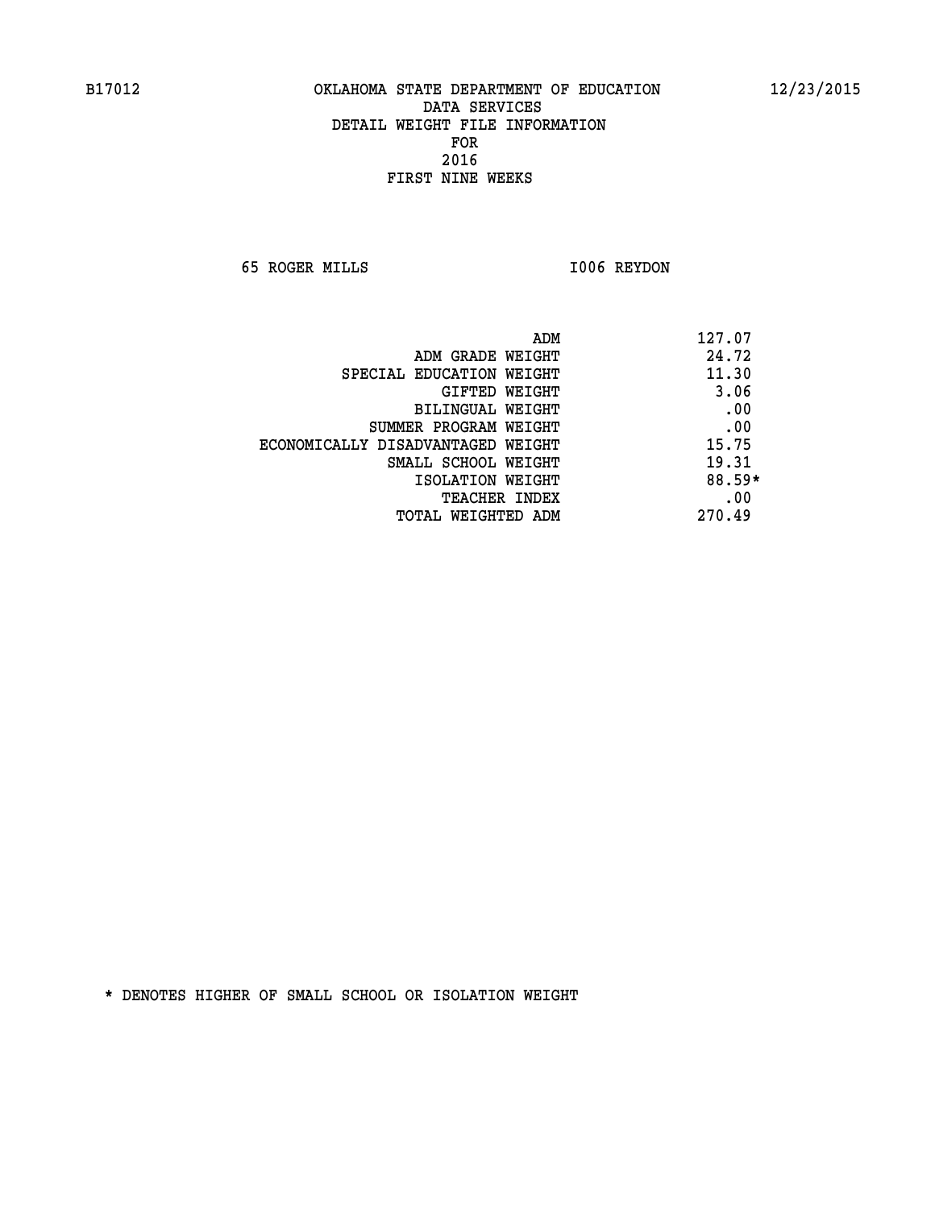B17012 OKLAHOMA STATE DEPARTMENT OF EDUCATION 12/23/2015

DATA SERVICES
DETAIL WEIGHT FILE INFORMATION
FOR
2016
FIRST NINE WEEKS

65 ROGER MILLS I006 REYDON

| | |
|---|---|
| ADM | 127.07 |
| ADM GRADE WEIGHT | 24.72 |
| SPECIAL EDUCATION WEIGHT | 11.30 |
| GIFTED WEIGHT | 3.06 |
| BILINGUAL WEIGHT | .00 |
| SUMMER PROGRAM WEIGHT | .00 |
| ECONOMICALLY DISADVANTAGED WEIGHT | 15.75 |
| SMALL SCHOOL WEIGHT | 19.31 |
| ISOLATION WEIGHT | 88.59* |
| TEACHER INDEX | .00 |
| TOTAL WEIGHTED ADM | 270.49 |

* DENOTES HIGHER OF SMALL SCHOOL OR ISOLATION WEIGHT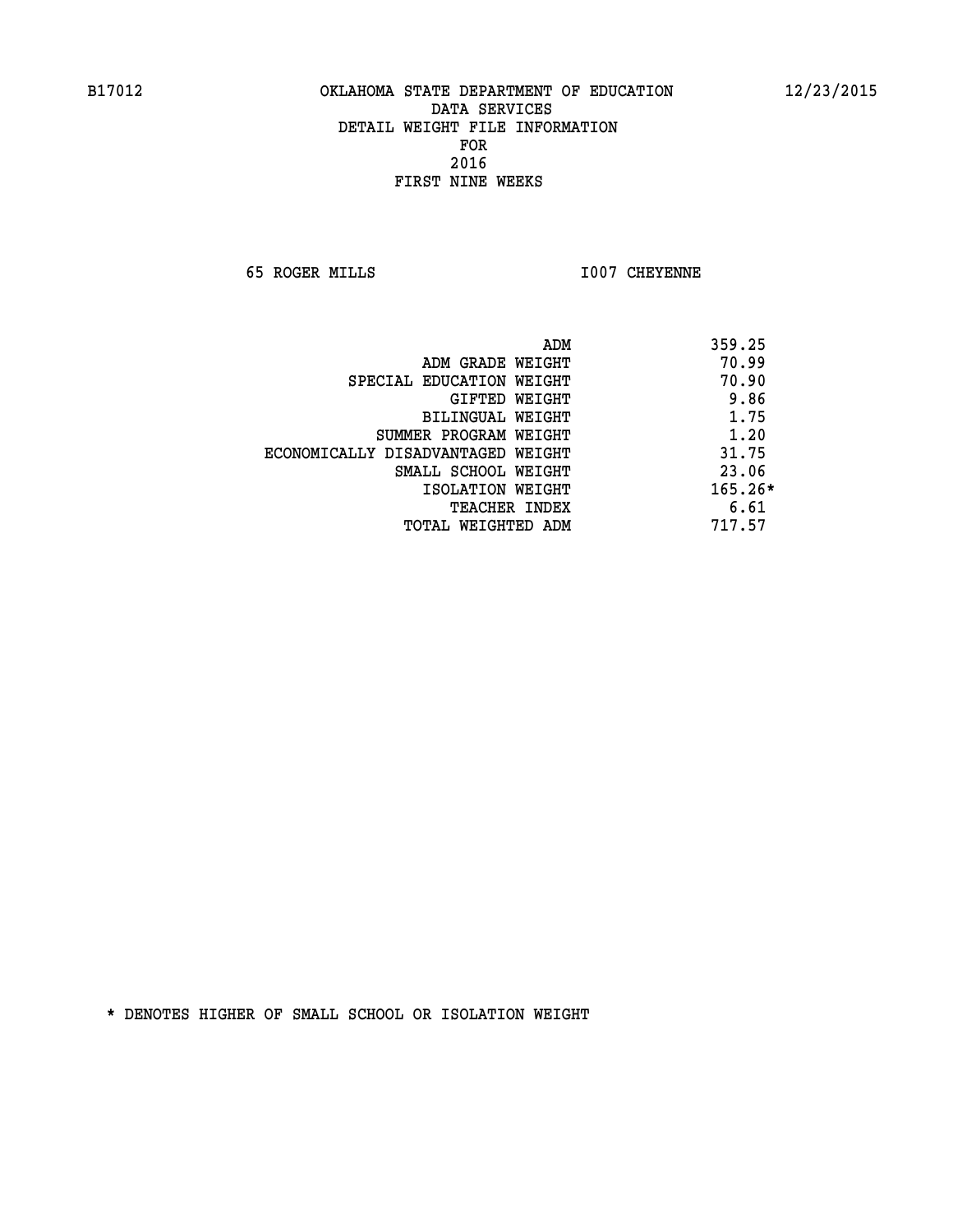B17012 OKLAHOMA STATE DEPARTMENT OF EDUCATION 12/23/2015

DATA SERVICES
DETAIL WEIGHT FILE INFORMATION
FOR
2016
FIRST NINE WEEKS

65 ROGER MILLS I007 CHEYENNE

| | |
|---|---|
| ADM | 359.25 |
| ADM GRADE WEIGHT | 70.99 |
| SPECIAL EDUCATION WEIGHT | 70.90 |
| GIFTED WEIGHT | 9.86 |
| BILINGUAL WEIGHT | 1.75 |
| SUMMER PROGRAM WEIGHT | 1.20 |
| ECONOMICALLY DISADVANTAGED WEIGHT | 31.75 |
| SMALL SCHOOL WEIGHT | 23.06 |
| ISOLATION WEIGHT | 165.26* |
| TEACHER INDEX | 6.61 |
| TOTAL WEIGHTED ADM | 717.57 |

* DENOTES HIGHER OF SMALL SCHOOL OR ISOLATION WEIGHT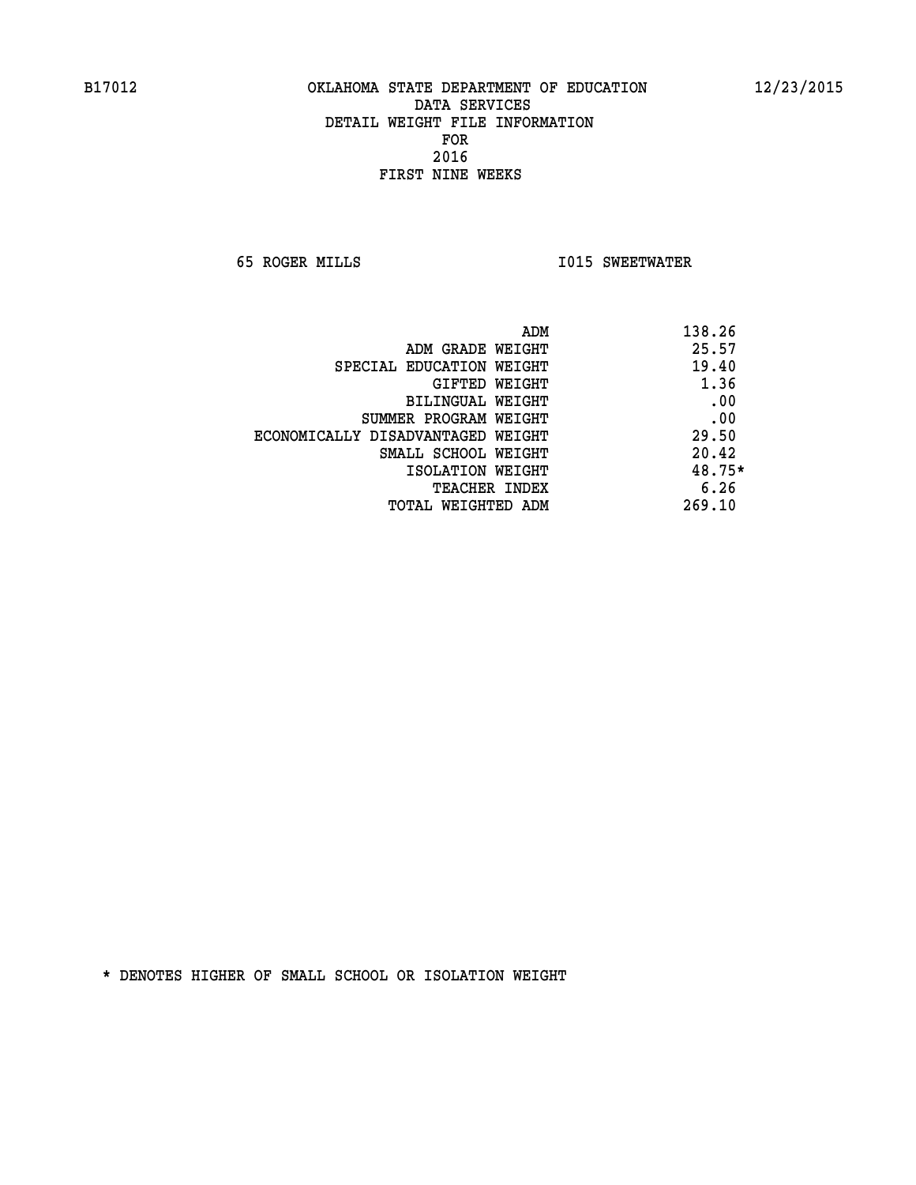B17012 OKLAHOMA STATE DEPARTMENT OF EDUCATION 12/23/2015

DATA SERVICES
DETAIL WEIGHT FILE INFORMATION
FOR
2016
FIRST NINE WEEKS

65 ROGER MILLS I015 SWEETWATER

| | |
|---|---|
| ADM | 138.26 |
| ADM GRADE WEIGHT | 25.57 |
| SPECIAL EDUCATION WEIGHT | 19.40 |
| GIFTED WEIGHT | 1.36 |
| BILINGUAL WEIGHT | .00 |
| SUMMER PROGRAM WEIGHT | .00 |
| ECONOMICALLY DISADVANTAGED WEIGHT | 29.50 |
| SMALL SCHOOL WEIGHT | 20.42 |
| ISOLATION WEIGHT | 48.75* |
| TEACHER INDEX | 6.26 |
| TOTAL WEIGHTED ADM | 269.10 |

* DENOTES HIGHER OF SMALL SCHOOL OR ISOLATION WEIGHT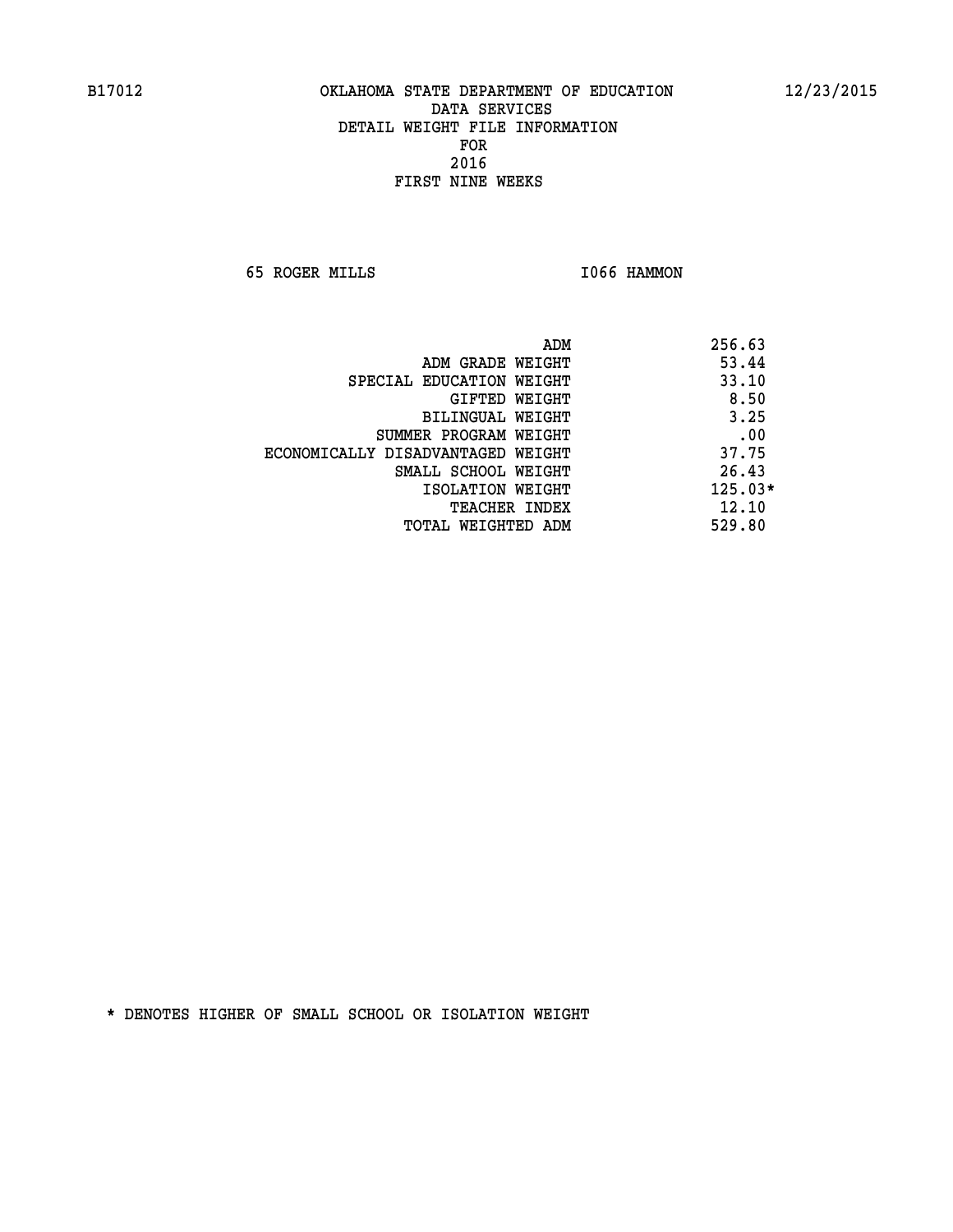OKLAHOMA STATE DEPARTMENT OF EDUCATION
DATA SERVICES
DETAIL WEIGHT FILE INFORMATION
FOR
2016
FIRST NINE WEEKS

65 ROGER MILLS    I066 HAMMON

| | |
|---|---|
| ADM | 256.63 |
| ADM GRADE WEIGHT | 53.44 |
| SPECIAL EDUCATION WEIGHT | 33.10 |
| GIFTED WEIGHT | 8.50 |
| BILINGUAL WEIGHT | 3.25 |
| SUMMER PROGRAM WEIGHT | .00 |
| ECONOMICALLY DISADVANTAGED WEIGHT | 37.75 |
| SMALL SCHOOL WEIGHT | 26.43 |
| ISOLATION WEIGHT | 125.03* |
| TEACHER INDEX | 12.10 |
| TOTAL WEIGHTED ADM | 529.80 |

* DENOTES HIGHER OF SMALL SCHOOL OR ISOLATION WEIGHT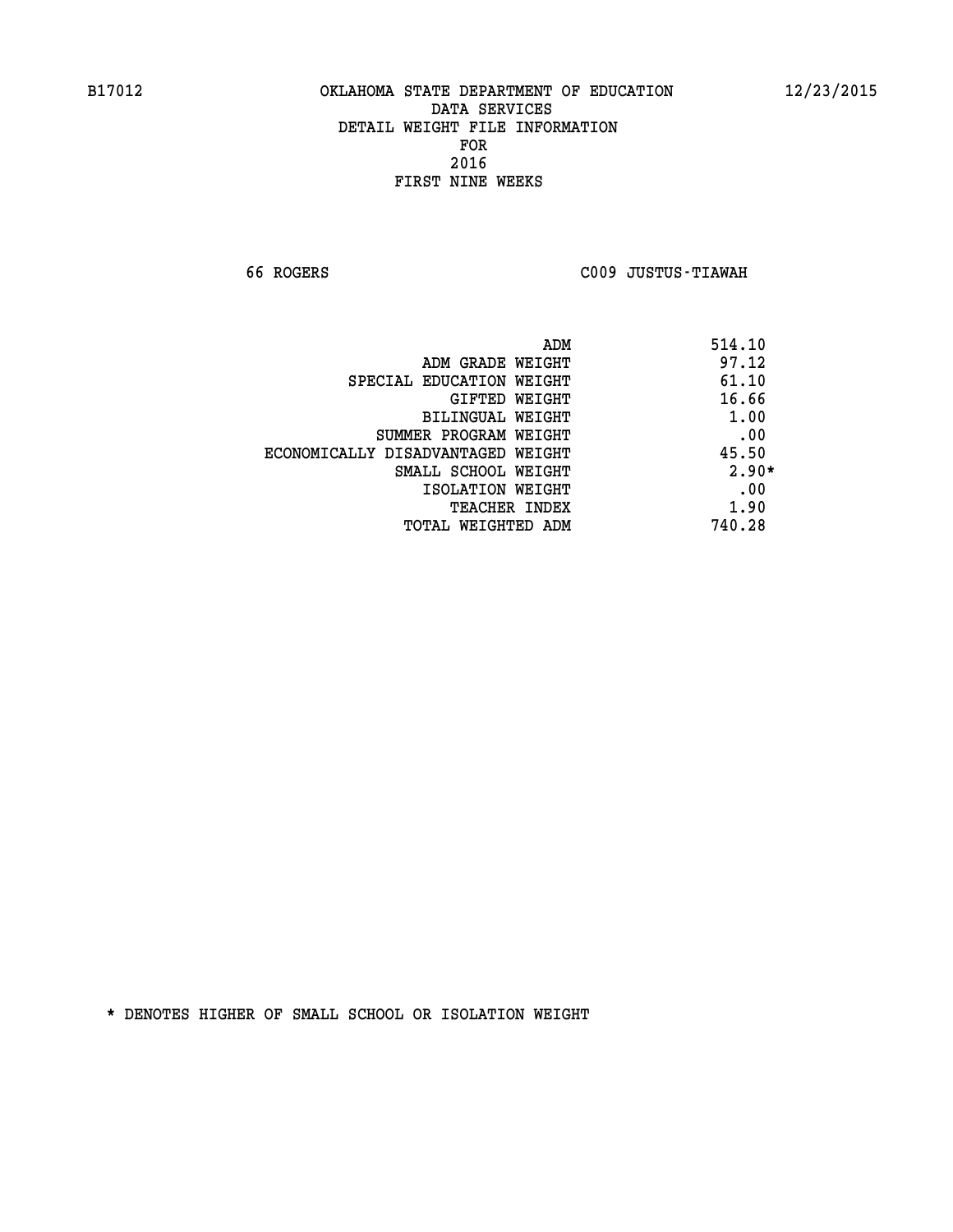B17012 OKLAHOMA STATE DEPARTMENT OF EDUCATION 12/23/2015

DATA SERVICES
DETAIL WEIGHT FILE INFORMATION
FOR
2016
FIRST NINE WEEKS

66 ROGERS C009 JUSTUS-TIAWAH

| | |
|---|---|
| ADM | 514.10 |
| ADM GRADE WEIGHT | 97.12 |
| SPECIAL EDUCATION WEIGHT | 61.10 |
| GIFTED WEIGHT | 16.66 |
| BILINGUAL WEIGHT | 1.00 |
| SUMMER PROGRAM WEIGHT | .00 |
| ECONOMICALLY DISADVANTAGED WEIGHT | 45.50 |
| SMALL SCHOOL WEIGHT | 2.90* |
| ISOLATION WEIGHT | .00 |
| TEACHER INDEX | 1.90 |
| TOTAL WEIGHTED ADM | 740.28 |

* DENOTES HIGHER OF SMALL SCHOOL OR ISOLATION WEIGHT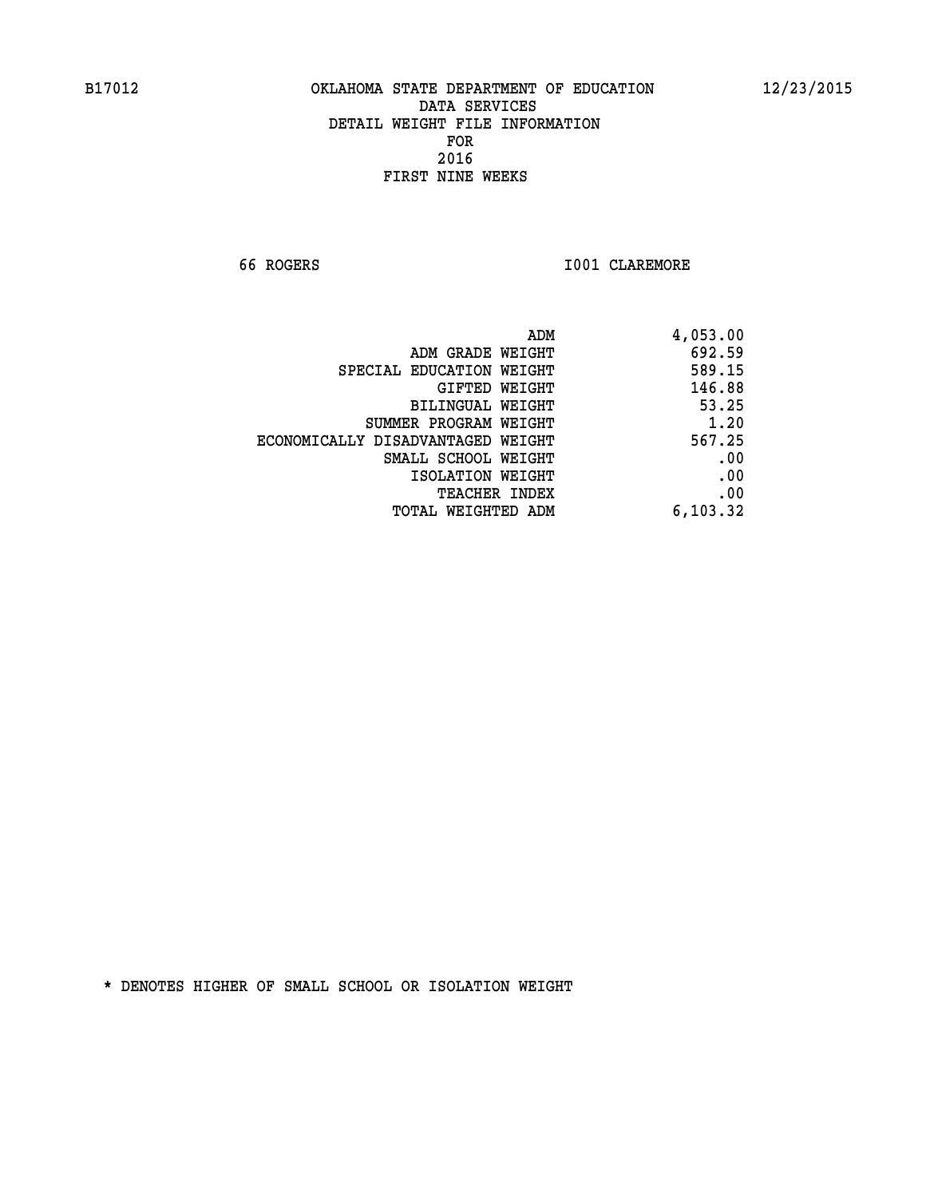B17012 OKLAHOMA STATE DEPARTMENT OF EDUCATION 12/23/2015

DATA SERVICES
DETAIL WEIGHT FILE INFORMATION
FOR
2016
FIRST NINE WEEKS

66 ROGERS I001 CLAREMORE

| | |
|---|---|
| ADM | 4,053.00 |
| ADM GRADE WEIGHT | 692.59 |
| SPECIAL EDUCATION WEIGHT | 589.15 |
| GIFTED WEIGHT | 146.88 |
| BILINGUAL WEIGHT | 53.25 |
| SUMMER PROGRAM WEIGHT | 1.20 |
| ECONOMICALLY DISADVANTAGED WEIGHT | 567.25 |
| SMALL SCHOOL WEIGHT | .00 |
| ISOLATION WEIGHT | .00 |
| TEACHER INDEX | .00 |
| TOTAL WEIGHTED ADM | 6,103.32 |

* DENOTES HIGHER OF SMALL SCHOOL OR ISOLATION WEIGHT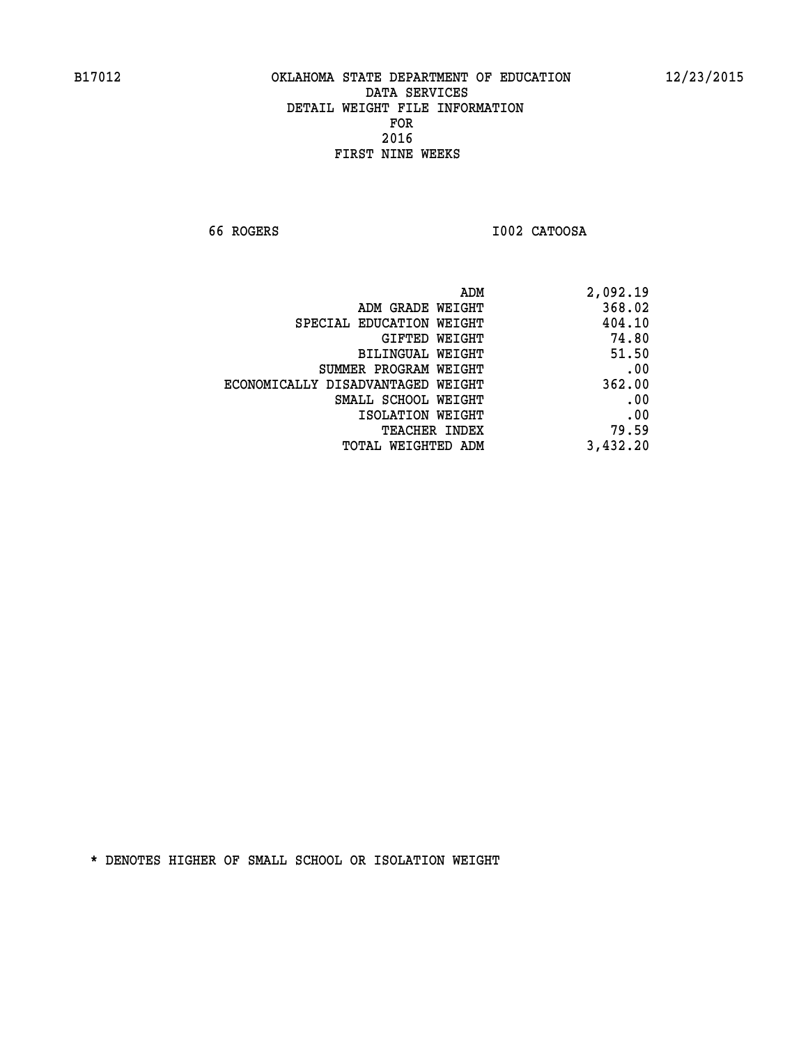B17012 OKLAHOMA STATE DEPARTMENT OF EDUCATION 12/23/2015

DATA SERVICES
DETAIL WEIGHT FILE INFORMATION
FOR
2016
FIRST NINE WEEKS

66 ROGERS I002 CATOOSA

| | |
|---|---|
| ADM | 2,092.19 |
| ADM GRADE WEIGHT | 368.02 |
| SPECIAL EDUCATION WEIGHT | 404.10 |
| GIFTED WEIGHT | 74.80 |
| BILINGUAL WEIGHT | 51.50 |
| SUMMER PROGRAM WEIGHT | .00 |
| ECONOMICALLY DISADVANTAGED WEIGHT | 362.00 |
| SMALL SCHOOL WEIGHT | .00 |
| ISOLATION WEIGHT | .00 |
| TEACHER INDEX | 79.59 |
| TOTAL WEIGHTED ADM | 3,432.20 |

* DENOTES HIGHER OF SMALL SCHOOL OR ISOLATION WEIGHT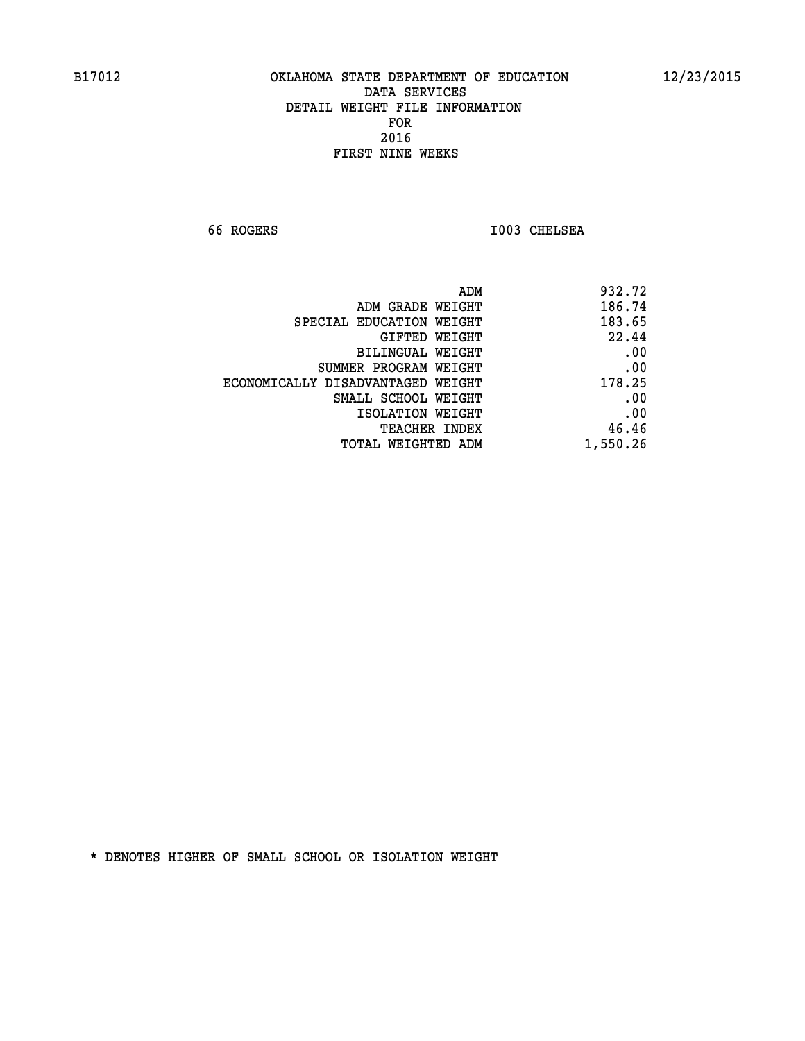B17012 OKLAHOMA STATE DEPARTMENT OF EDUCATION 12/23/2015

DATA SERVICES
DETAIL WEIGHT FILE INFORMATION
FOR
2016
FIRST NINE WEEKS

66 ROGERS I003 CHELSEA

| | |
|---|---|
| ADM | 932.72 |
| ADM GRADE WEIGHT | 186.74 |
| SPECIAL EDUCATION WEIGHT | 183.65 |
| GIFTED WEIGHT | 22.44 |
| BILINGUAL WEIGHT | .00 |
| SUMMER PROGRAM WEIGHT | .00 |
| ECONOMICALLY DISADVANTAGED WEIGHT | 178.25 |
| SMALL SCHOOL WEIGHT | .00 |
| ISOLATION WEIGHT | .00 |
| TEACHER INDEX | 46.46 |
| TOTAL WEIGHTED ADM | 1,550.26 |

* DENOTES HIGHER OF SMALL SCHOOL OR ISOLATION WEIGHT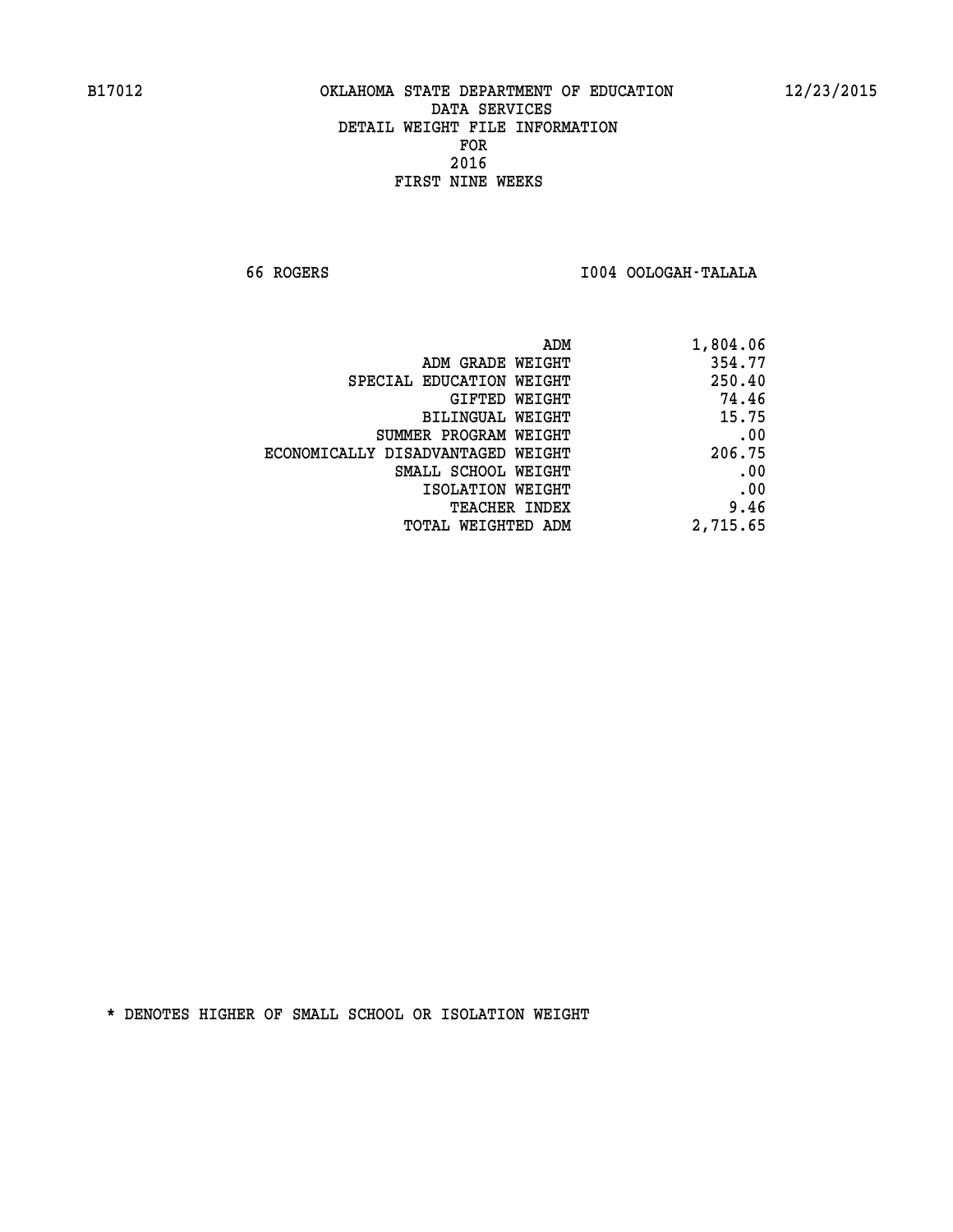B17012 OKLAHOMA STATE DEPARTMENT OF EDUCATION 12/23/2015

DATA SERVICES
DETAIL WEIGHT FILE INFORMATION
FOR
2016
FIRST NINE WEEKS

66 ROGERS I004 OOLOGAH-TALALA

| | |
|---|---|
| ADM | 1,804.06 |
| ADM GRADE WEIGHT | 354.77 |
| SPECIAL EDUCATION WEIGHT | 250.40 |
| GIFTED WEIGHT | 74.46 |
| BILINGUAL WEIGHT | 15.75 |
| SUMMER PROGRAM WEIGHT | .00 |
| ECONOMICALLY DISADVANTAGED WEIGHT | 206.75 |
| SMALL SCHOOL WEIGHT | .00 |
| ISOLATION WEIGHT | .00 |
| TEACHER INDEX | 9.46 |
| TOTAL WEIGHTED ADM | 2,715.65 |

* DENOTES HIGHER OF SMALL SCHOOL OR ISOLATION WEIGHT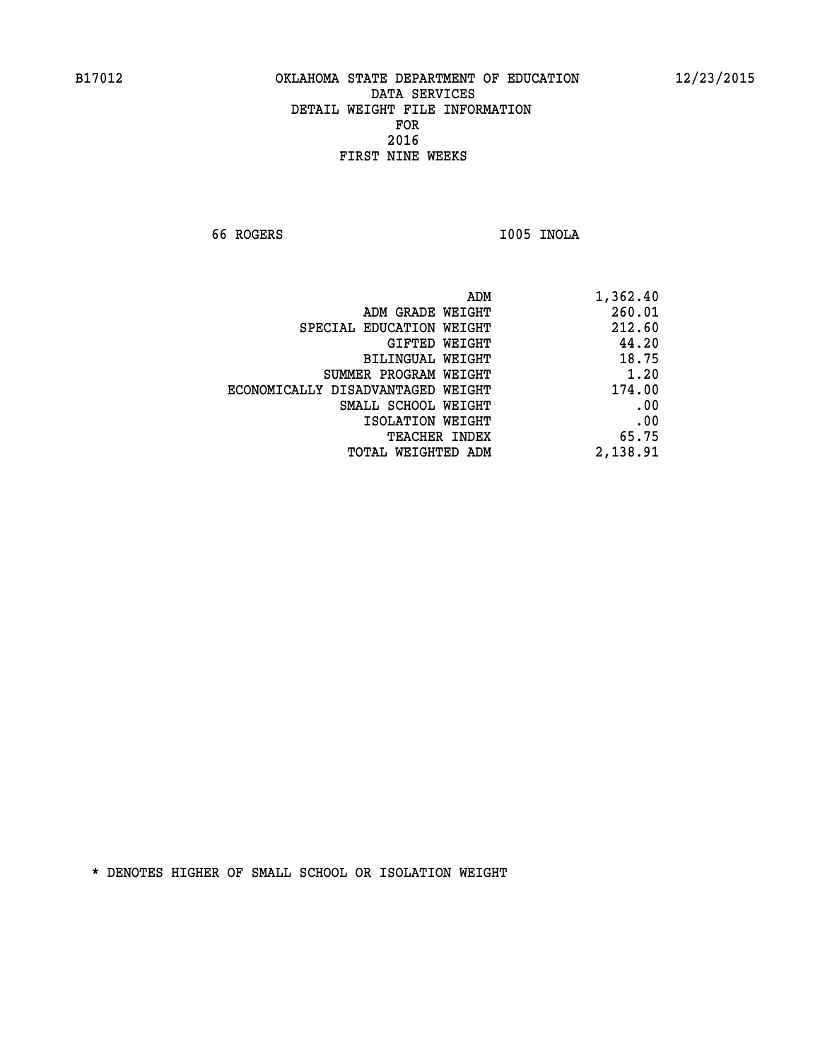B17012 OKLAHOMA STATE DEPARTMENT OF EDUCATION 12/23/2015

DATA SERVICES

DETAIL WEIGHT FILE INFORMATION

FOR

2016

FIRST NINE WEEKS

66 ROGERS I005 INOLA

| | |
|---|---|
| ADM | 1,362.40 |
| ADM GRADE WEIGHT | 260.01 |
| SPECIAL EDUCATION WEIGHT | 212.60 |
| GIFTED WEIGHT | 44.20 |
| BILINGUAL WEIGHT | 18.75 |
| SUMMER PROGRAM WEIGHT | 1.20 |
| ECONOMICALLY DISADVANTAGED WEIGHT | 174.00 |
| SMALL SCHOOL WEIGHT | .00 |
| ISOLATION WEIGHT | .00 |
| TEACHER INDEX | 65.75 |
| TOTAL WEIGHTED ADM | 2,138.91 |

* DENOTES HIGHER OF SMALL SCHOOL OR ISOLATION WEIGHT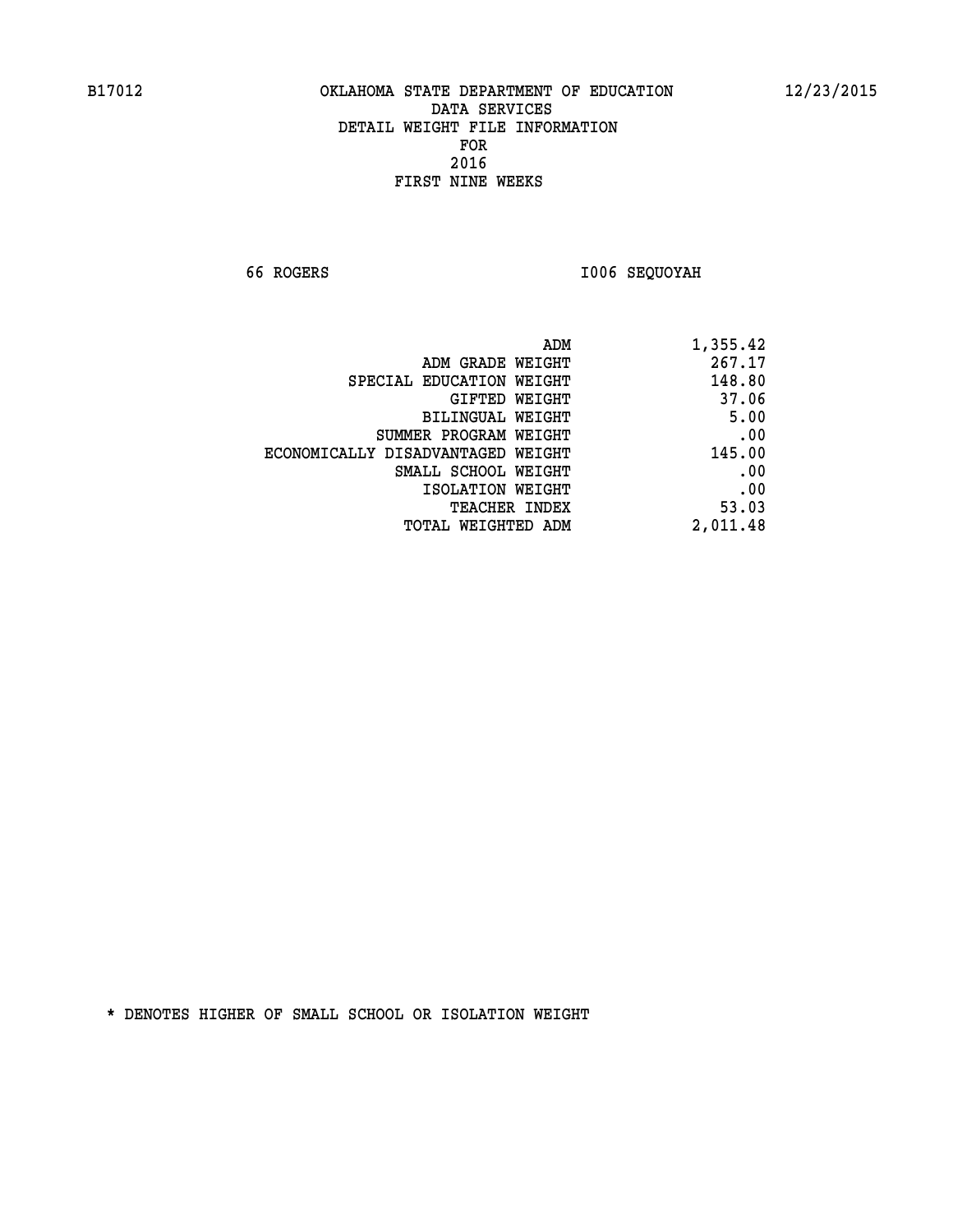B17012 OKLAHOMA STATE DEPARTMENT OF EDUCATION 12/23/2015

DATA SERVICES
DETAIL WEIGHT FILE INFORMATION
FOR
2016
FIRST NINE WEEKS

66 ROGERS I006 SEQUOYAH

| | |
|---|---|
| ADM | 1,355.42 |
| ADM GRADE WEIGHT | 267.17 |
| SPECIAL EDUCATION WEIGHT | 148.80 |
| GIFTED WEIGHT | 37.06 |
| BILINGUAL WEIGHT | 5.00 |
| SUMMER PROGRAM WEIGHT | .00 |
| ECONOMICALLY DISADVANTAGED WEIGHT | 145.00 |
| SMALL SCHOOL WEIGHT | .00 |
| ISOLATION WEIGHT | .00 |
| TEACHER INDEX | 53.03 |
| TOTAL WEIGHTED ADM | 2,011.48 |

* DENOTES HIGHER OF SMALL SCHOOL OR ISOLATION WEIGHT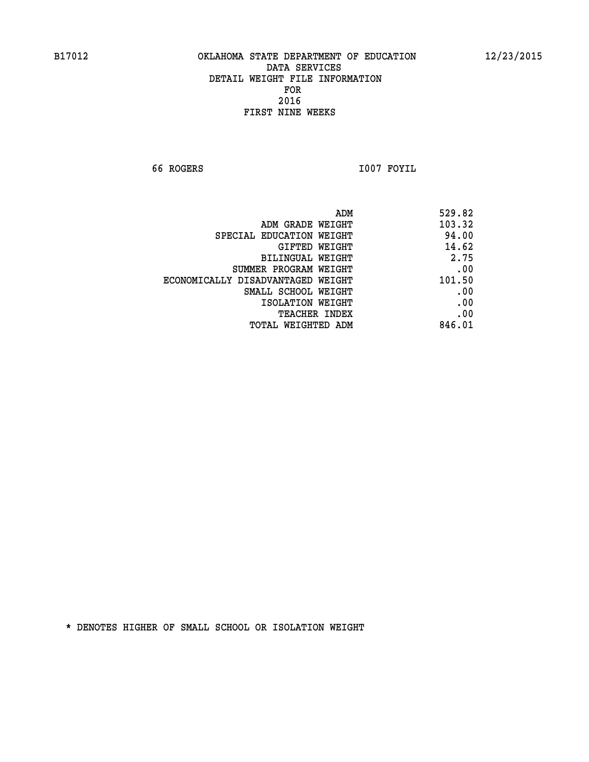B17012 OKLAHOMA STATE DEPARTMENT OF EDUCATION 12/23/2015

DATA SERVICES
DETAIL WEIGHT FILE INFORMATION
FOR
2016
FIRST NINE WEEKS

66 ROGERS I007 FOYIL

| | |
|---|---|
| ADM | 529.82 |
| ADM GRADE WEIGHT | 103.32 |
| SPECIAL EDUCATION WEIGHT | 94.00 |
| GIFTED WEIGHT | 14.62 |
| BILINGUAL WEIGHT | 2.75 |
| SUMMER PROGRAM WEIGHT | .00 |
| ECONOMICALLY DISADVANTAGED WEIGHT | 101.50 |
| SMALL SCHOOL WEIGHT | .00 |
| ISOLATION WEIGHT | .00 |
| TEACHER INDEX | .00 |
| TOTAL WEIGHTED ADM | 846.01 |

* DENOTES HIGHER OF SMALL SCHOOL OR ISOLATION WEIGHT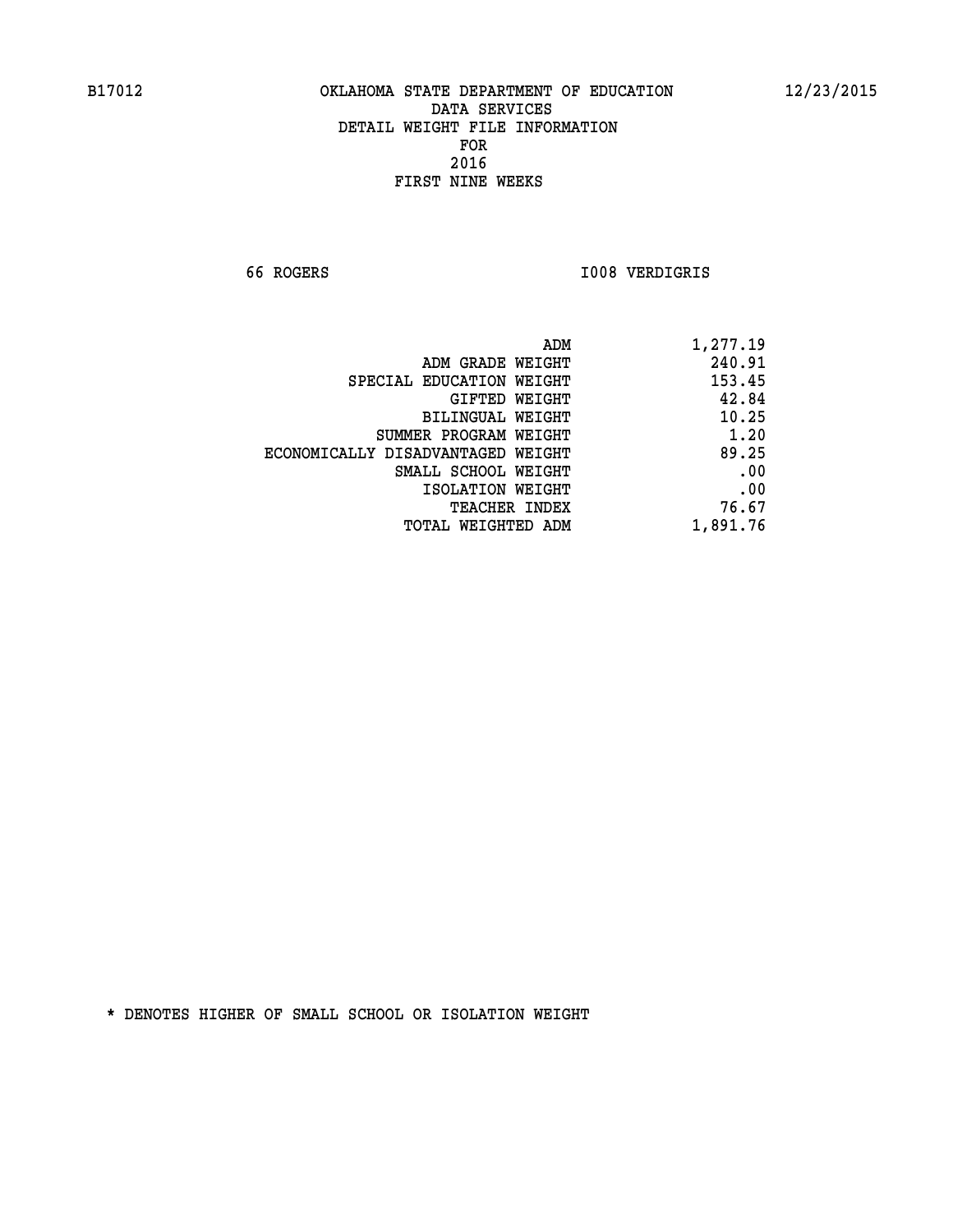B17012 OKLAHOMA STATE DEPARTMENT OF EDUCATION 12/23/2015

DATA SERVICES
DETAIL WEIGHT FILE INFORMATION
FOR
2016
FIRST NINE WEEKS

66 ROGERS I008 VERDIGRIS

| | |
|---|---|
| ADM | 1,277.19 |
| ADM GRADE WEIGHT | 240.91 |
| SPECIAL EDUCATION WEIGHT | 153.45 |
| GIFTED WEIGHT | 42.84 |
| BILINGUAL WEIGHT | 10.25 |
| SUMMER PROGRAM WEIGHT | 1.20 |
| ECONOMICALLY DISADVANTAGED WEIGHT | 89.25 |
| SMALL SCHOOL WEIGHT | .00 |
| ISOLATION WEIGHT | .00 |
| TEACHER INDEX | 76.67 |
| TOTAL WEIGHTED ADM | 1,891.76 |

* DENOTES HIGHER OF SMALL SCHOOL OR ISOLATION WEIGHT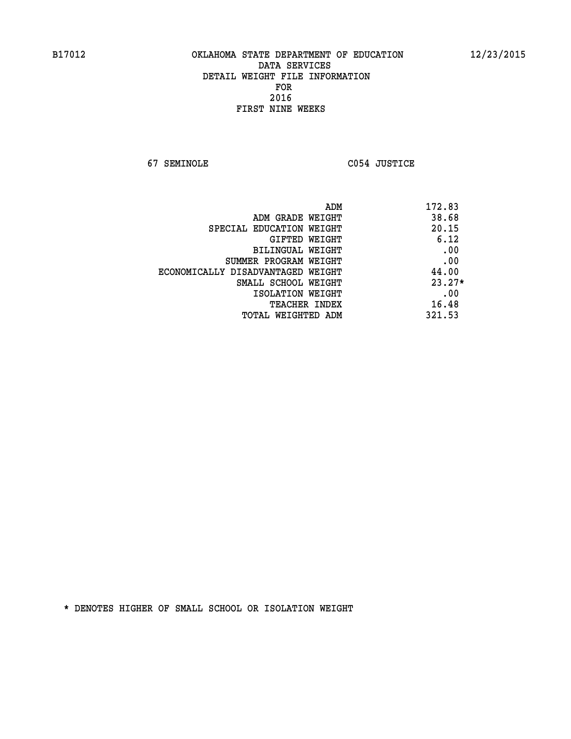B17012 OKLAHOMA STATE DEPARTMENT OF EDUCATION 12/23/2015

DATA SERVICES
DETAIL WEIGHT FILE INFORMATION
FOR
2016
FIRST NINE WEEKS

67 SEMINOLE C054 JUSTICE

| | |
|---|---|
| ADM | 172.83 |
| ADM GRADE WEIGHT | 38.68 |
| SPECIAL EDUCATION WEIGHT | 20.15 |
| GIFTED WEIGHT | 6.12 |
| BILINGUAL WEIGHT | .00 |
| SUMMER PROGRAM WEIGHT | .00 |
| ECONOMICALLY DISADVANTAGED WEIGHT | 44.00 |
| SMALL SCHOOL WEIGHT | 23.27* |
| ISOLATION WEIGHT | .00 |
| TEACHER INDEX | 16.48 |
| TOTAL WEIGHTED ADM | 321.53 |

* DENOTES HIGHER OF SMALL SCHOOL OR ISOLATION WEIGHT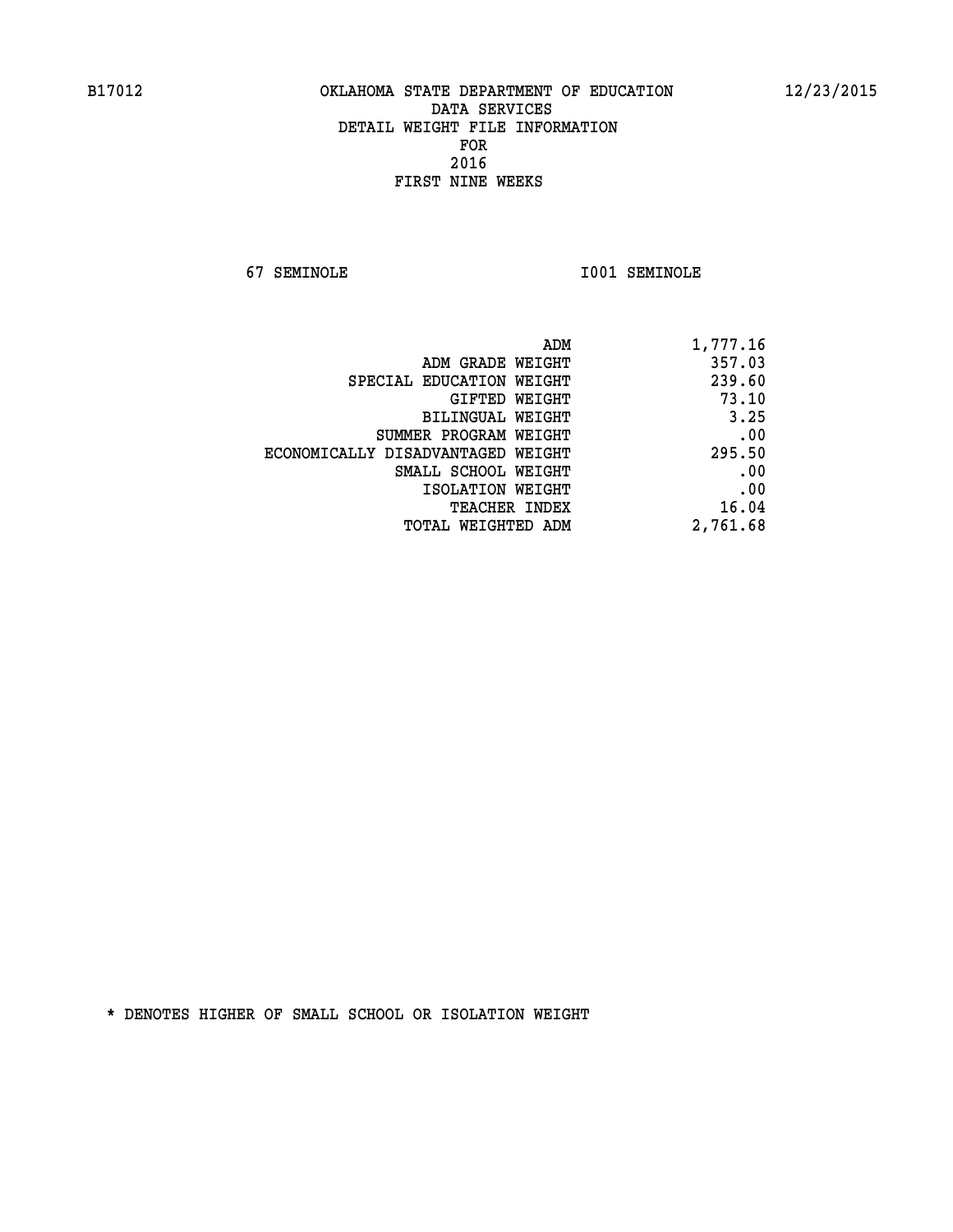B17012 OKLAHOMA STATE DEPARTMENT OF EDUCATION 12/23/2015

DATA SERVICES
DETAIL WEIGHT FILE INFORMATION
FOR
2016
FIRST NINE WEEKS

67 SEMINOLE I001 SEMINOLE

| | |
|---|---|
| ADM | 1,777.16 |
| ADM GRADE WEIGHT | 357.03 |
| SPECIAL EDUCATION WEIGHT | 239.60 |
| GIFTED WEIGHT | 73.10 |
| BILINGUAL WEIGHT | 3.25 |
| SUMMER PROGRAM WEIGHT | .00 |
| ECONOMICALLY DISADVANTAGED WEIGHT | 295.50 |
| SMALL SCHOOL WEIGHT | .00 |
| ISOLATION WEIGHT | .00 |
| TEACHER INDEX | 16.04 |
| TOTAL WEIGHTED ADM | 2,761.68 |

* DENOTES HIGHER OF SMALL SCHOOL OR ISOLATION WEIGHT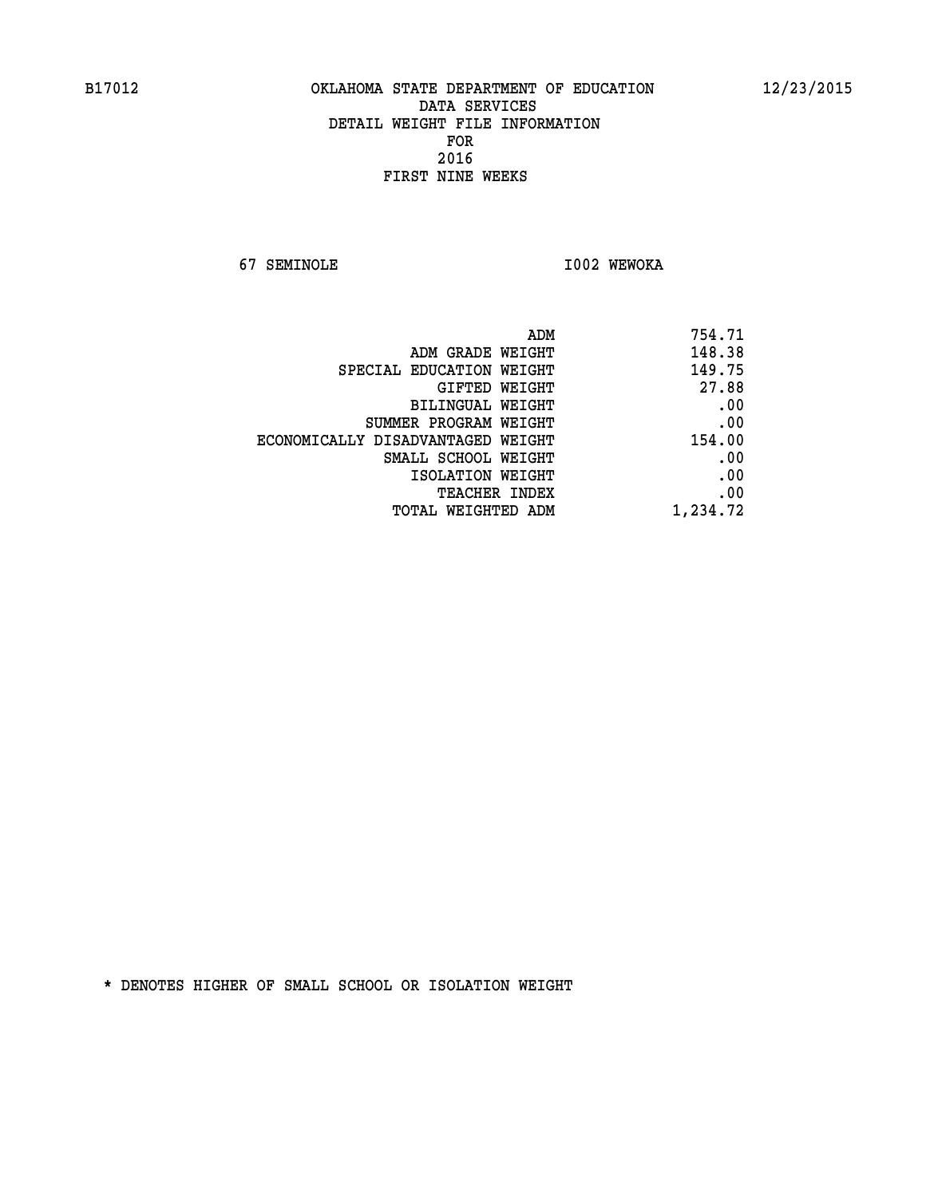B17012 OKLAHOMA STATE DEPARTMENT OF EDUCATION 12/23/2015

DATA SERVICES
DETAIL WEIGHT FILE INFORMATION
FOR
2016
FIRST NINE WEEKS

67 SEMINOLE I002 WEWOKA

| | |
|---|---|
| ADM | 754.71 |
| ADM GRADE WEIGHT | 148.38 |
| SPECIAL EDUCATION WEIGHT | 149.75 |
| GIFTED WEIGHT | 27.88 |
| BILINGUAL WEIGHT | .00 |
| SUMMER PROGRAM WEIGHT | .00 |
| ECONOMICALLY DISADVANTAGED WEIGHT | 154.00 |
| SMALL SCHOOL WEIGHT | .00 |
| ISOLATION WEIGHT | .00 |
| TEACHER INDEX | .00 |
| TOTAL WEIGHTED ADM | 1,234.72 |

* DENOTES HIGHER OF SMALL SCHOOL OR ISOLATION WEIGHT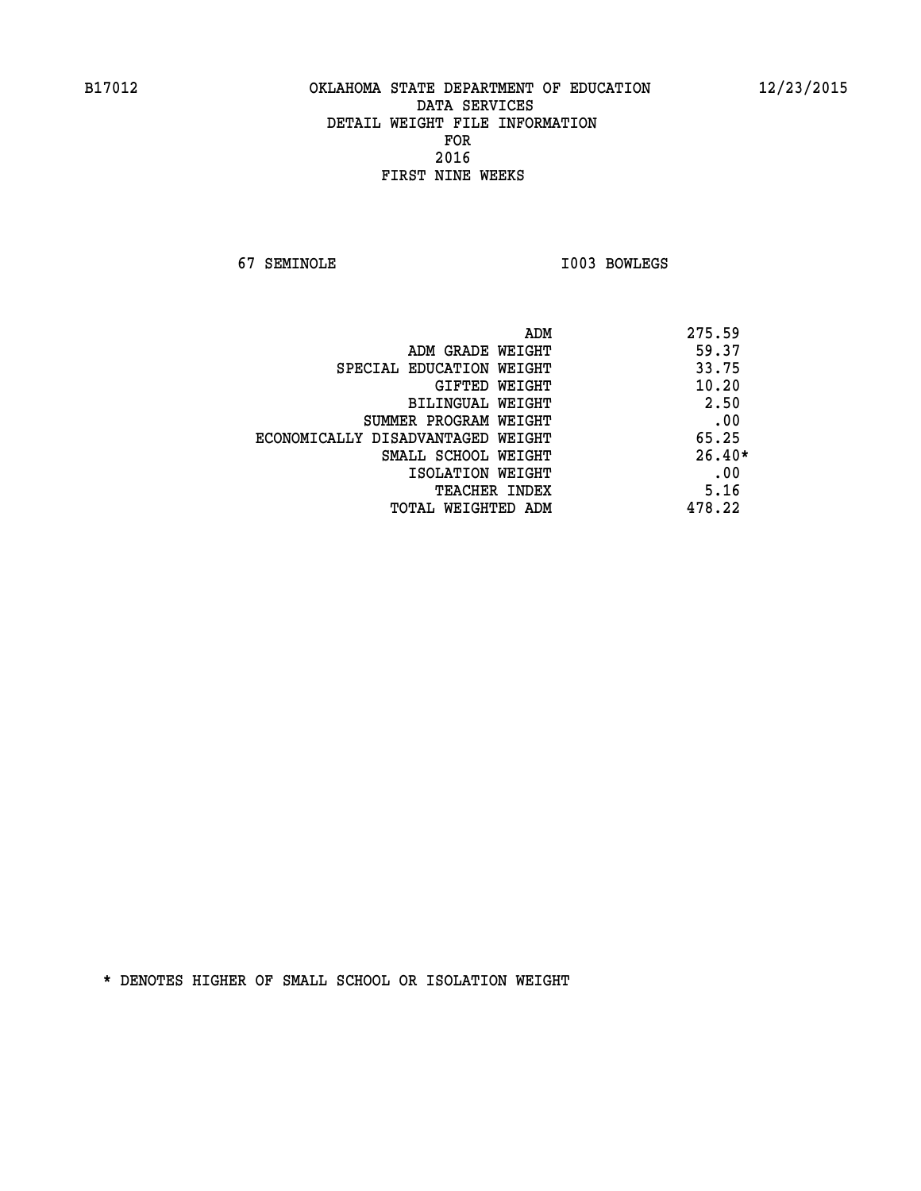B17012 OKLAHOMA STATE DEPARTMENT OF EDUCATION 12/23/2015
DATA SERVICES
DETAIL WEIGHT FILE INFORMATION
FOR
2016
FIRST NINE WEEKS

67 SEMINOLE I003 BOWLEGS

| | |
|---|---|
| ADM | 275.59 |
| ADM GRADE WEIGHT | 59.37 |
| SPECIAL EDUCATION WEIGHT | 33.75 |
| GIFTED WEIGHT | 10.20 |
| BILINGUAL WEIGHT | 2.50 |
| SUMMER PROGRAM WEIGHT | .00 |
| ECONOMICALLY DISADVANTAGED WEIGHT | 65.25 |
| SMALL SCHOOL WEIGHT | 26.40* |
| ISOLATION WEIGHT | .00 |
| TEACHER INDEX | 5.16 |
| TOTAL WEIGHTED ADM | 478.22 |

* DENOTES HIGHER OF SMALL SCHOOL OR ISOLATION WEIGHT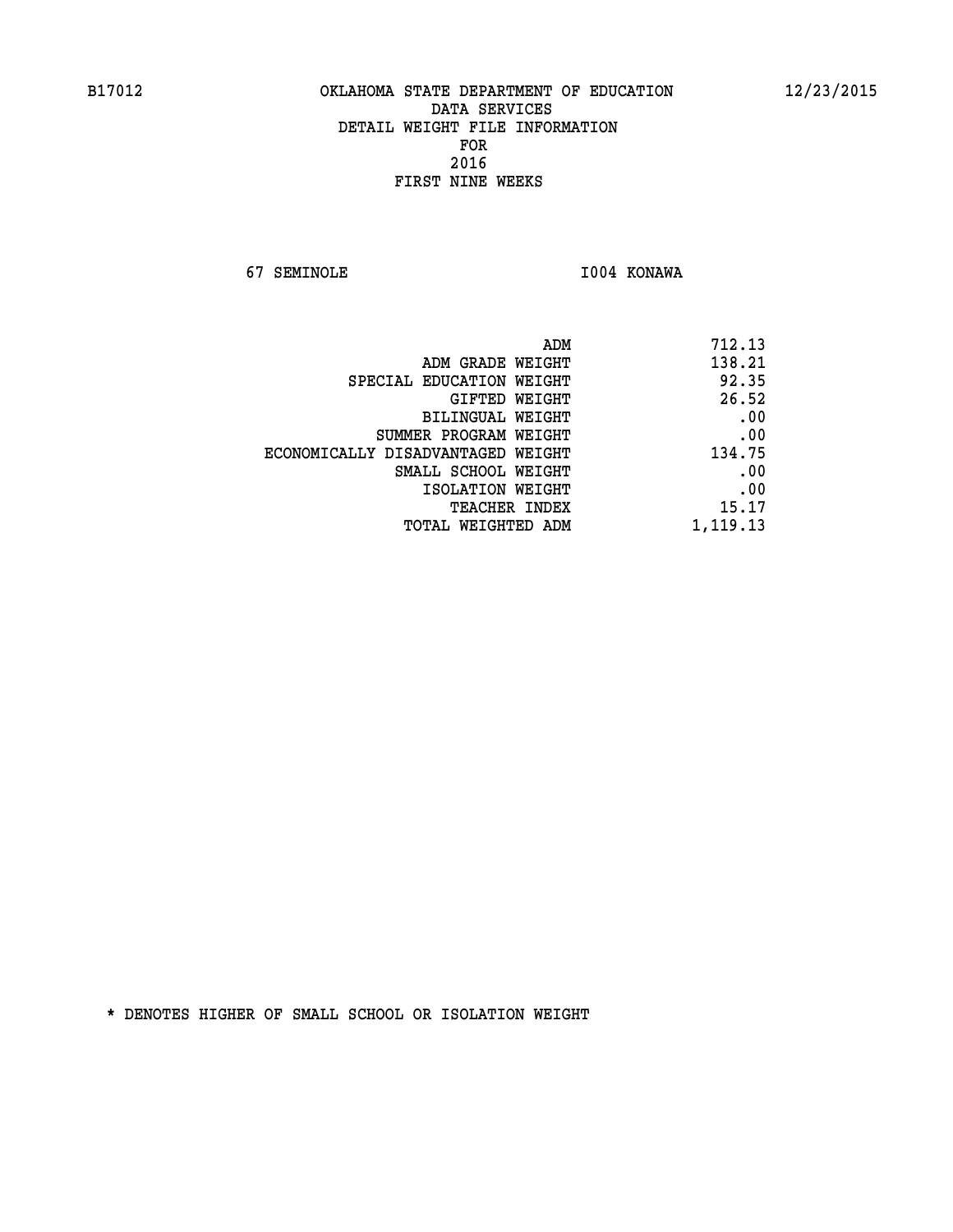B17012 OKLAHOMA STATE DEPARTMENT OF EDUCATION 12/23/2015

DATA SERVICES
DETAIL WEIGHT FILE INFORMATION
FOR
2016
FIRST NINE WEEKS

67 SEMINOLE I004 KONAWA

| | |
|---|---|
| ADM | 712.13 |
| ADM GRADE WEIGHT | 138.21 |
| SPECIAL EDUCATION WEIGHT | 92.35 |
| GIFTED WEIGHT | 26.52 |
| BILINGUAL WEIGHT | .00 |
| SUMMER PROGRAM WEIGHT | .00 |
| ECONOMICALLY DISADVANTAGED WEIGHT | 134.75 |
| SMALL SCHOOL WEIGHT | .00 |
| ISOLATION WEIGHT | .00 |
| TEACHER INDEX | 15.17 |
| TOTAL WEIGHTED ADM | 1,119.13 |

* DENOTES HIGHER OF SMALL SCHOOL OR ISOLATION WEIGHT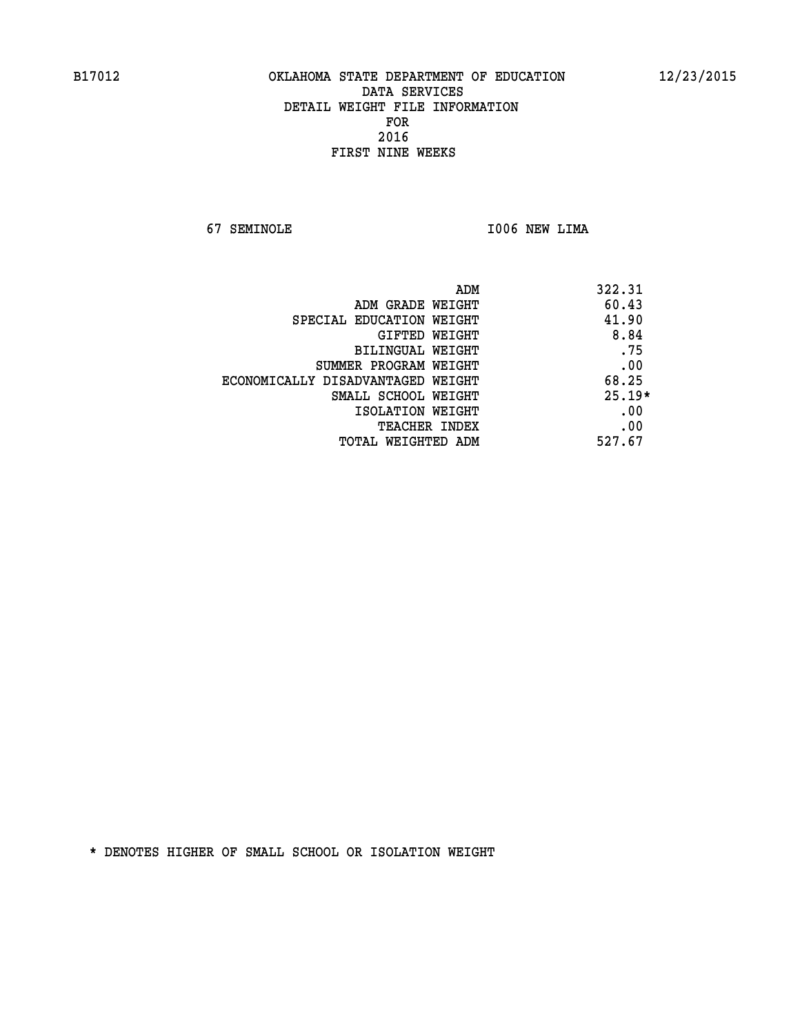B17012 OKLAHOMA STATE DEPARTMENT OF EDUCATION 12/23/2015

DATA SERVICES
DETAIL WEIGHT FILE INFORMATION
FOR
2016
FIRST NINE WEEKS

67 SEMINOLE I006 NEW LIMA

| | |
|---|---|
| ADM | 322.31 |
| ADM GRADE WEIGHT | 60.43 |
| SPECIAL EDUCATION WEIGHT | 41.90 |
| GIFTED WEIGHT | 8.84 |
| BILINGUAL WEIGHT | .75 |
| SUMMER PROGRAM WEIGHT | .00 |
| ECONOMICALLY DISADVANTAGED WEIGHT | 68.25 |
| SMALL SCHOOL WEIGHT | 25.19* |
| ISOLATION WEIGHT | .00 |
| TEACHER INDEX | .00 |
| TOTAL WEIGHTED ADM | 527.67 |

* DENOTES HIGHER OF SMALL SCHOOL OR ISOLATION WEIGHT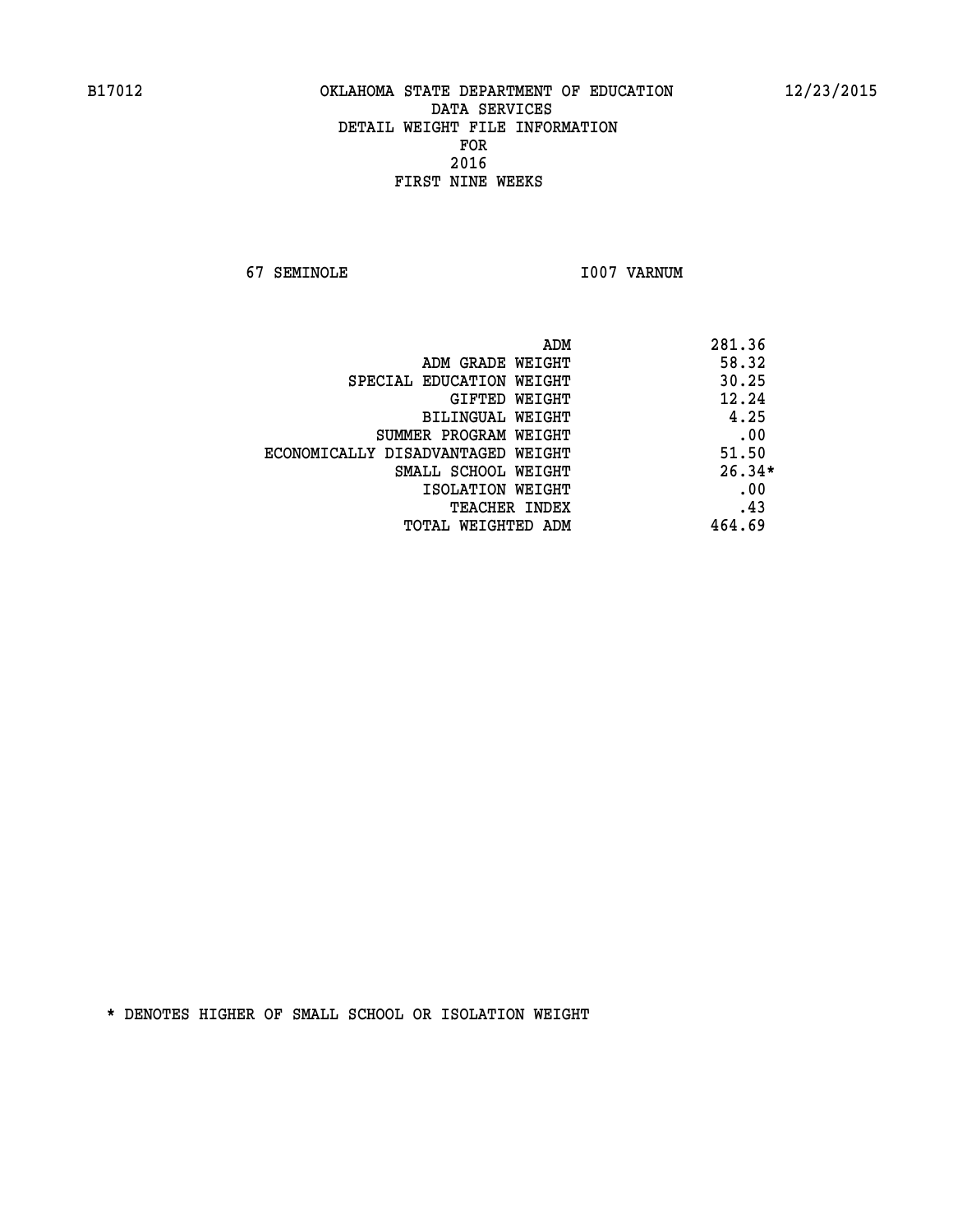B17012 OKLAHOMA STATE DEPARTMENT OF EDUCATION 12/23/2015

DATA SERVICES
DETAIL WEIGHT FILE INFORMATION
FOR
2016
FIRST NINE WEEKS

67 SEMINOLE I007 VARNUM

| | |
|---|---|
| ADM | 281.36 |
| ADM GRADE WEIGHT | 58.32 |
| SPECIAL EDUCATION WEIGHT | 30.25 |
| GIFTED WEIGHT | 12.24 |
| BILINGUAL WEIGHT | 4.25 |
| SUMMER PROGRAM WEIGHT | .00 |
| ECONOMICALLY DISADVANTAGED WEIGHT | 51.50 |
| SMALL SCHOOL WEIGHT | 26.34* |
| ISOLATION WEIGHT | .00 |
| TEACHER INDEX | .43 |
| TOTAL WEIGHTED ADM | 464.69 |

* DENOTES HIGHER OF SMALL SCHOOL OR ISOLATION WEIGHT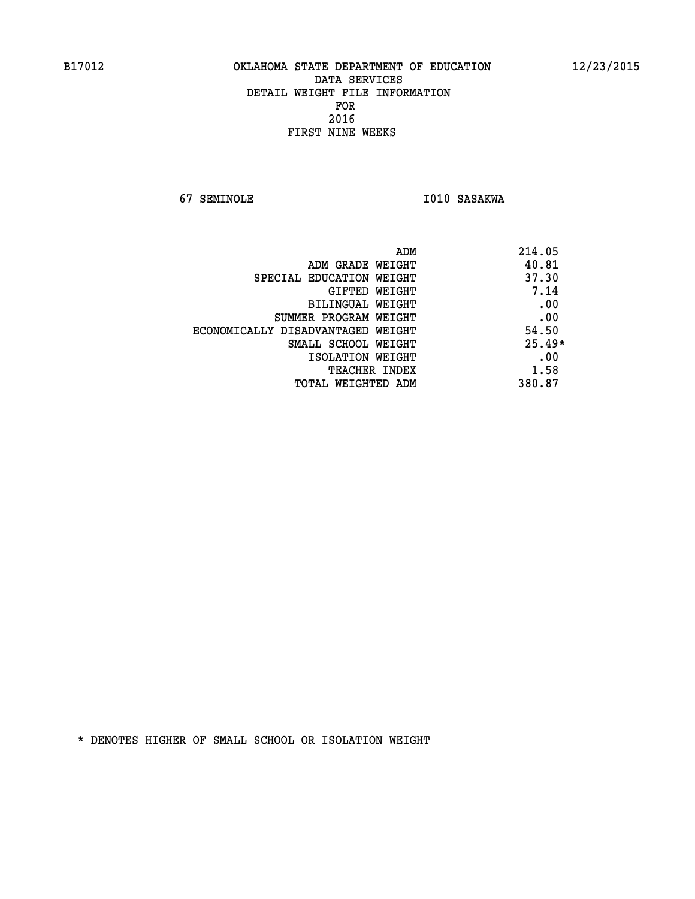B17012 OKLAHOMA STATE DEPARTMENT OF EDUCATION 12/23/2015

DATA SERVICES
DETAIL WEIGHT FILE INFORMATION
FOR
2016
FIRST NINE WEEKS

67 SEMINOLE I010 SASAKWA

| | |
|---|---|
| ADM | 214.05 |
| ADM GRADE WEIGHT | 40.81 |
| SPECIAL EDUCATION WEIGHT | 37.30 |
| GIFTED WEIGHT | 7.14 |
| BILINGUAL WEIGHT | .00 |
| SUMMER PROGRAM WEIGHT | .00 |
| ECONOMICALLY DISADVANTAGED WEIGHT | 54.50 |
| SMALL SCHOOL WEIGHT | 25.49* |
| ISOLATION WEIGHT | .00 |
| TEACHER INDEX | 1.58 |
| TOTAL WEIGHTED ADM | 380.87 |

* DENOTES HIGHER OF SMALL SCHOOL OR ISOLATION WEIGHT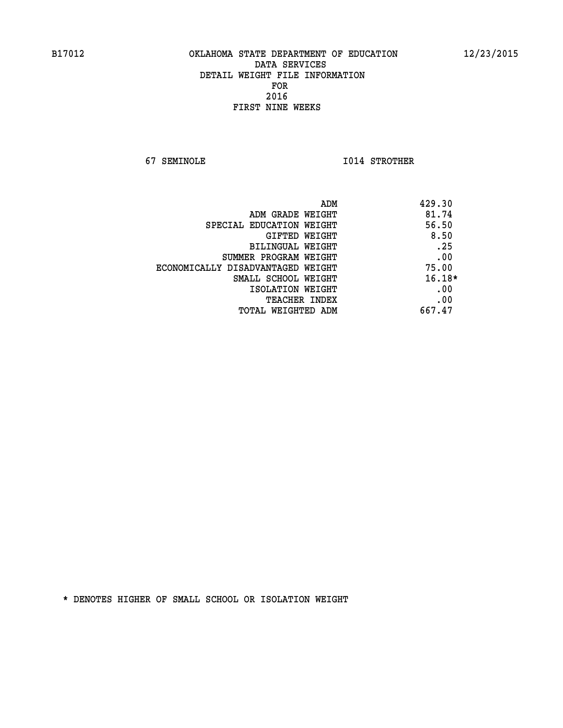B17012 OKLAHOMA STATE DEPARTMENT OF EDUCATION 12/23/2015

DATA SERVICES
DETAIL WEIGHT FILE INFORMATION
FOR
2016
FIRST NINE WEEKS

67 SEMINOLE I014 STROTHER

| | |
|---|---|
| ADM | 429.30 |
| ADM GRADE WEIGHT | 81.74 |
| SPECIAL EDUCATION WEIGHT | 56.50 |
| GIFTED WEIGHT | 8.50 |
| BILINGUAL WEIGHT | .25 |
| SUMMER PROGRAM WEIGHT | .00 |
| ECONOMICALLY DISADVANTAGED WEIGHT | 75.00 |
| SMALL SCHOOL WEIGHT | 16.18* |
| ISOLATION WEIGHT | .00 |
| TEACHER INDEX | .00 |
| TOTAL WEIGHTED ADM | 667.47 |

* DENOTES HIGHER OF SMALL SCHOOL OR ISOLATION WEIGHT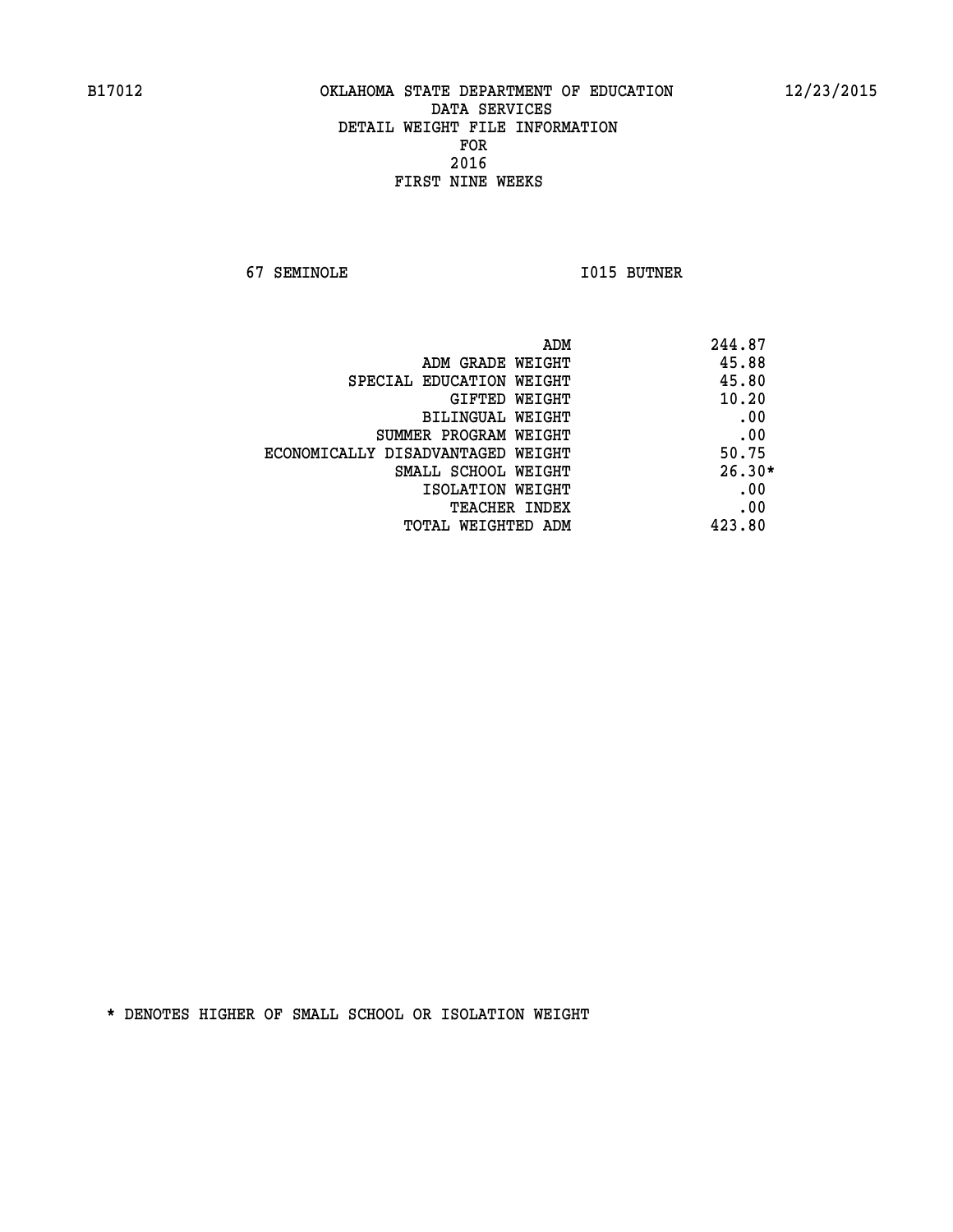B17012 OKLAHOMA STATE DEPARTMENT OF EDUCATION 12/23/2015

DATA SERVICES
DETAIL WEIGHT FILE INFORMATION
FOR
2016
FIRST NINE WEEKS

67 SEMINOLE I015 BUTNER

| | |
|---|---|
| ADM | 244.87 |
| ADM GRADE WEIGHT | 45.88 |
| SPECIAL EDUCATION WEIGHT | 45.80 |
| GIFTED WEIGHT | 10.20 |
| BILINGUAL WEIGHT | .00 |
| SUMMER PROGRAM WEIGHT | .00 |
| ECONOMICALLY DISADVANTAGED WEIGHT | 50.75 |
| SMALL SCHOOL WEIGHT | 26.30* |
| ISOLATION WEIGHT | .00 |
| TEACHER INDEX | .00 |
| TOTAL WEIGHTED ADM | 423.80 |

* DENOTES HIGHER OF SMALL SCHOOL OR ISOLATION WEIGHT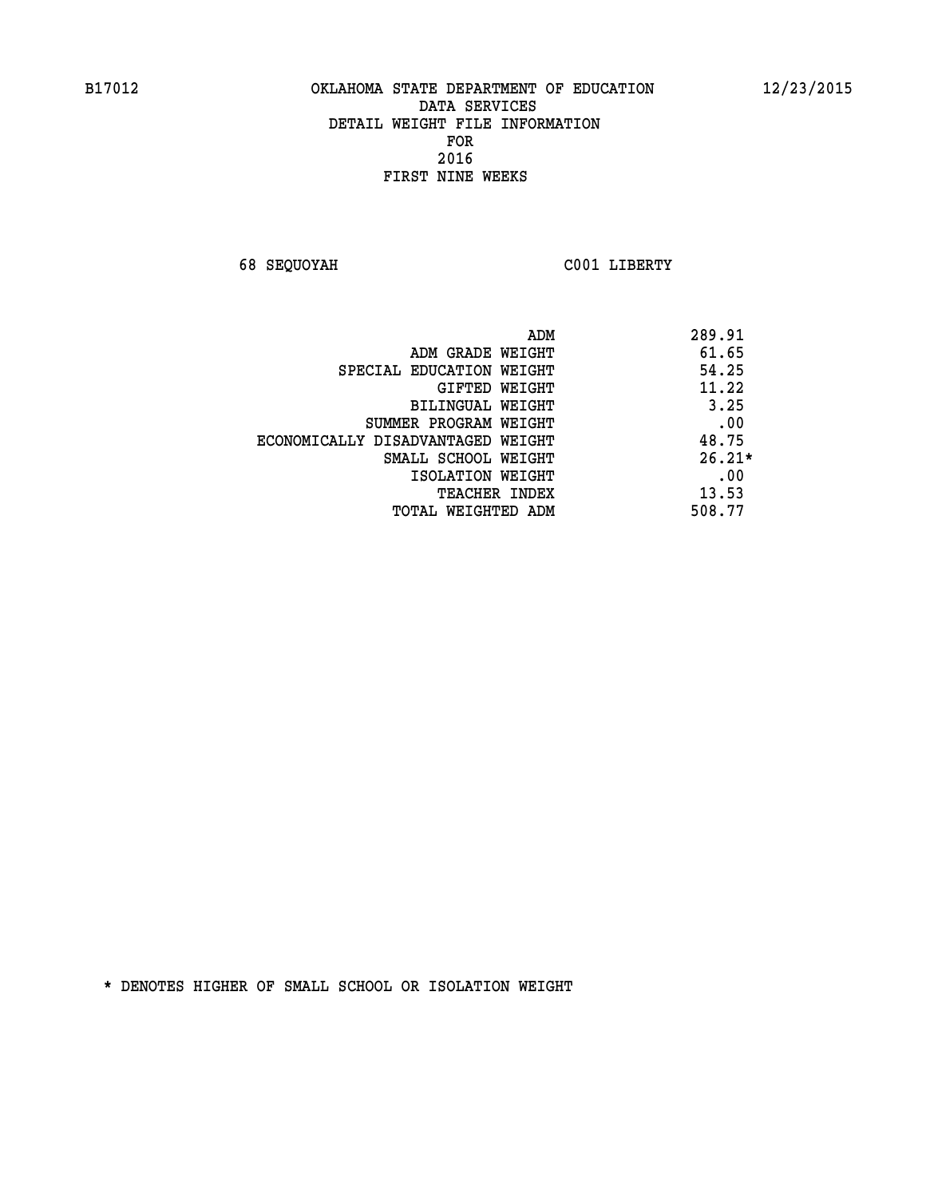B17012 OKLAHOMA STATE DEPARTMENT OF EDUCATION 12/23/2015

DATA SERVICES
DETAIL WEIGHT FILE INFORMATION
FOR
2016
FIRST NINE WEEKS

68 SEQUOYAH C001 LIBERTY

| | |
|---|---|
| ADM | 289.91 |
| ADM GRADE WEIGHT | 61.65 |
| SPECIAL EDUCATION WEIGHT | 54.25 |
| GIFTED WEIGHT | 11.22 |
| BILINGUAL WEIGHT | 3.25 |
| SUMMER PROGRAM WEIGHT | .00 |
| ECONOMICALLY DISADVANTAGED WEIGHT | 48.75 |
| SMALL SCHOOL WEIGHT | 26.21* |
| ISOLATION WEIGHT | .00 |
| TEACHER INDEX | 13.53 |
| TOTAL WEIGHTED ADM | 508.77 |

* DENOTES HIGHER OF SMALL SCHOOL OR ISOLATION WEIGHT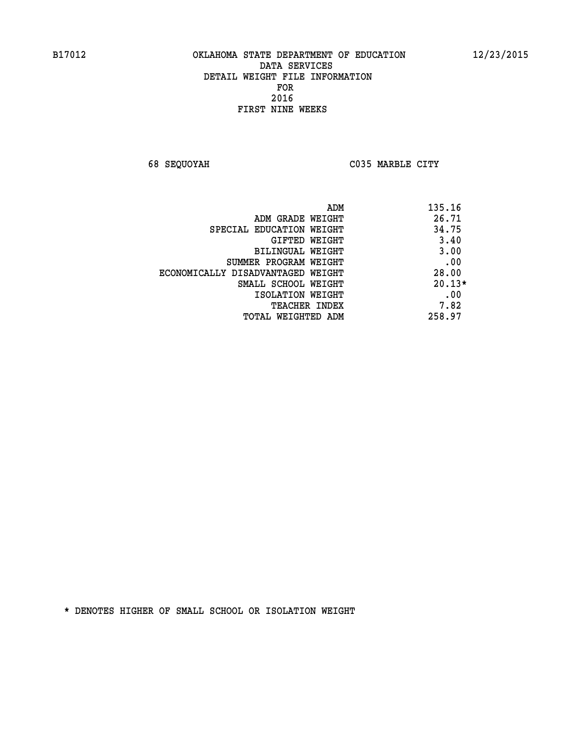B17012 OKLAHOMA STATE DEPARTMENT OF EDUCATION 12/23/2015

DATA SERVICES

DETAIL WEIGHT FILE INFORMATION

FOR

2016

FIRST NINE WEEKS

68 SEQUOYAH C035 MARBLE CITY

| | |
|---|---|
| ADM | 135.16 |
| ADM GRADE WEIGHT | 26.71 |
| SPECIAL EDUCATION WEIGHT | 34.75 |
| GIFTED WEIGHT | 3.40 |
| BILINGUAL WEIGHT | 3.00 |
| SUMMER PROGRAM WEIGHT | .00 |
| ECONOMICALLY DISADVANTAGED WEIGHT | 28.00 |
| SMALL SCHOOL WEIGHT | 20.13* |
| ISOLATION WEIGHT | .00 |
| TEACHER INDEX | 7.82 |
| TOTAL WEIGHTED ADM | 258.97 |

* DENOTES HIGHER OF SMALL SCHOOL OR ISOLATION WEIGHT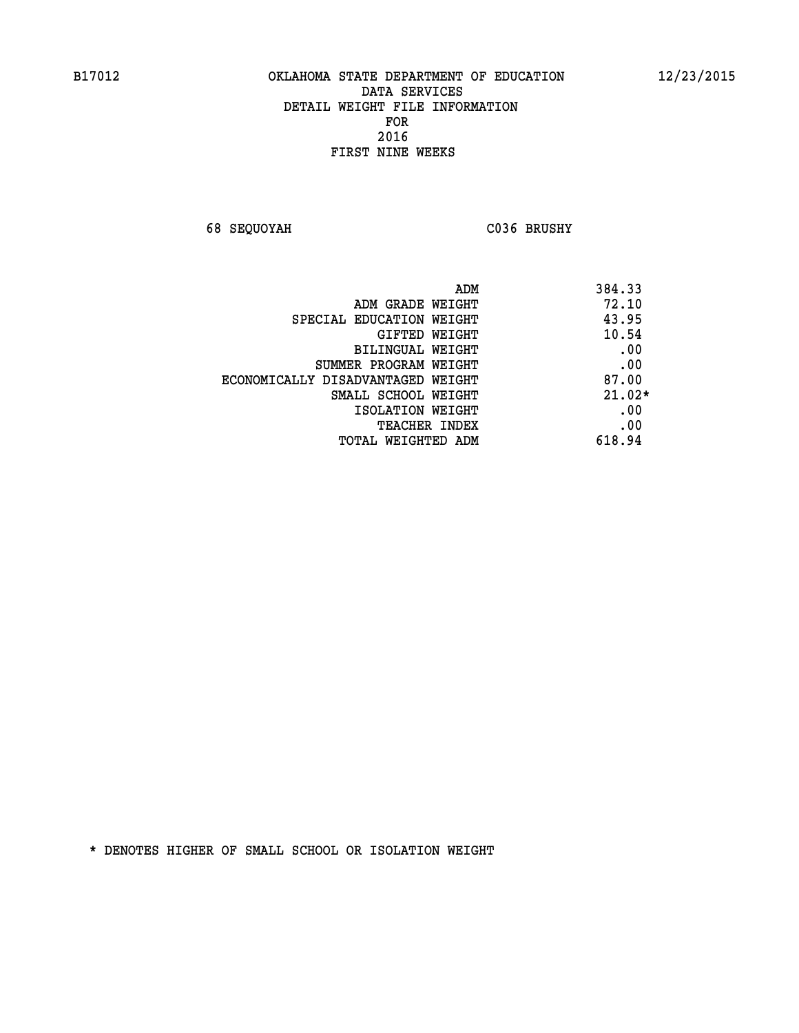B17012 OKLAHOMA STATE DEPARTMENT OF EDUCATION 12/23/2015

DATA SERVICES
DETAIL WEIGHT FILE INFORMATION
FOR
2016
FIRST NINE WEEKS

68 SEQUOYAH C036 BRUSHY

| | |
|---|---|
| ADM | 384.33 |
| ADM GRADE WEIGHT | 72.10 |
| SPECIAL EDUCATION WEIGHT | 43.95 |
| GIFTED WEIGHT | 10.54 |
| BILINGUAL WEIGHT | .00 |
| SUMMER PROGRAM WEIGHT | .00 |
| ECONOMICALLY DISADVANTAGED WEIGHT | 87.00 |
| SMALL SCHOOL WEIGHT | 21.02* |
| ISOLATION WEIGHT | .00 |
| TEACHER INDEX | .00 |
| TOTAL WEIGHTED ADM | 618.94 |

* DENOTES HIGHER OF SMALL SCHOOL OR ISOLATION WEIGHT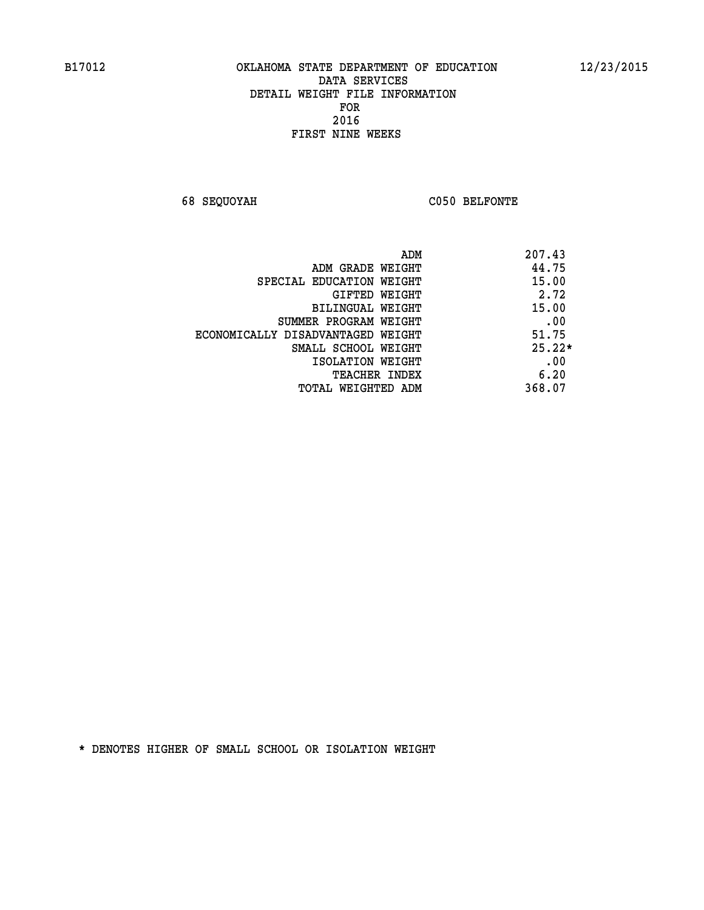OKLAHOMA STATE DEPARTMENT OF EDUCATION
DATA SERVICES
DETAIL WEIGHT FILE INFORMATION
FOR
2016
FIRST NINE WEEKS

68 SEQUOYAH C050 BELFONTE

| | |
|---|---|
| ADM | 207.43 |
| ADM GRADE WEIGHT | 44.75 |
| SPECIAL EDUCATION WEIGHT | 15.00 |
| GIFTED WEIGHT | 2.72 |
| BILINGUAL WEIGHT | 15.00 |
| SUMMER PROGRAM WEIGHT | .00 |
| ECONOMICALLY DISADVANTAGED WEIGHT | 51.75 |
| SMALL SCHOOL WEIGHT | 25.22* |
| ISOLATION WEIGHT | .00 |
| TEACHER INDEX | 6.20 |
| TOTAL WEIGHTED ADM | 368.07 |

* DENOTES HIGHER OF SMALL SCHOOL OR ISOLATION WEIGHT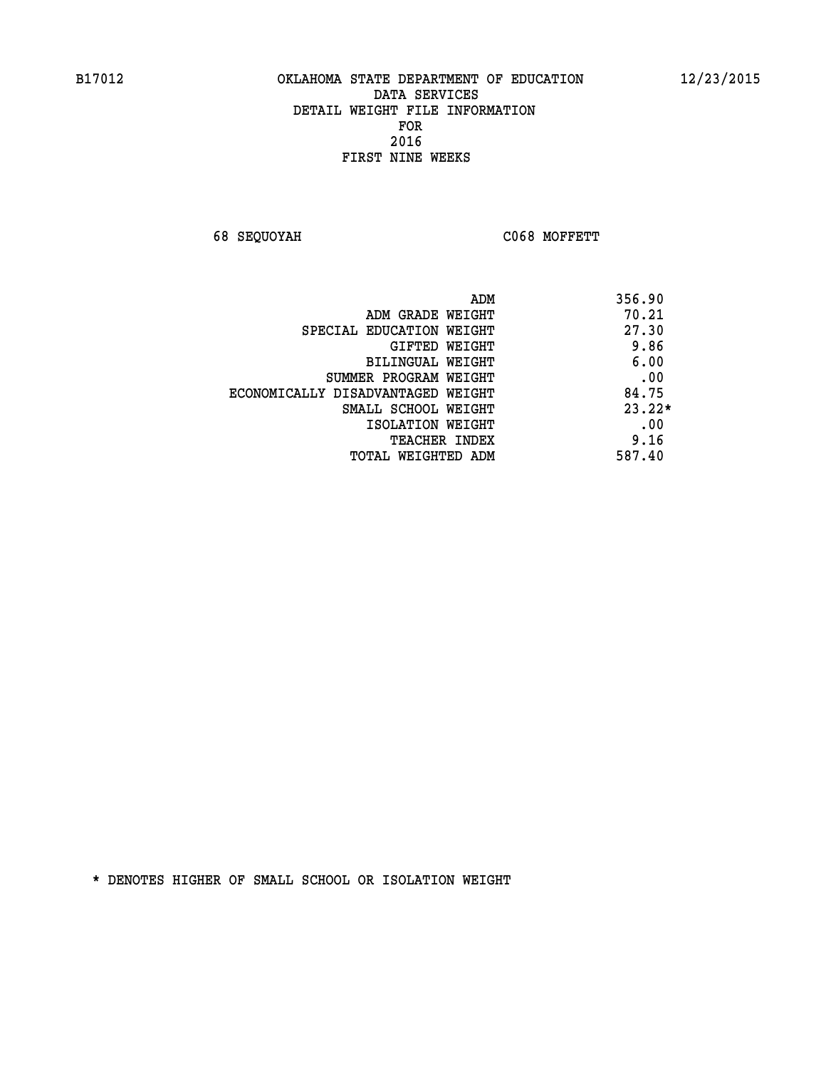B17012 OKLAHOMA STATE DEPARTMENT OF EDUCATION 12/23/2015

DATA SERVICES
DETAIL WEIGHT FILE INFORMATION
FOR
2016
FIRST NINE WEEKS

68 SEQUOYAH C068 MOFFETT

| | |
|---|---|
| ADM | 356.90 |
| ADM GRADE WEIGHT | 70.21 |
| SPECIAL EDUCATION WEIGHT | 27.30 |
| GIFTED WEIGHT | 9.86 |
| BILINGUAL WEIGHT | 6.00 |
| SUMMER PROGRAM WEIGHT | .00 |
| ECONOMICALLY DISADVANTAGED WEIGHT | 84.75 |
| SMALL SCHOOL WEIGHT | 23.22* |
| ISOLATION WEIGHT | .00 |
| TEACHER INDEX | 9.16 |
| TOTAL WEIGHTED ADM | 587.40 |

* DENOTES HIGHER OF SMALL SCHOOL OR ISOLATION WEIGHT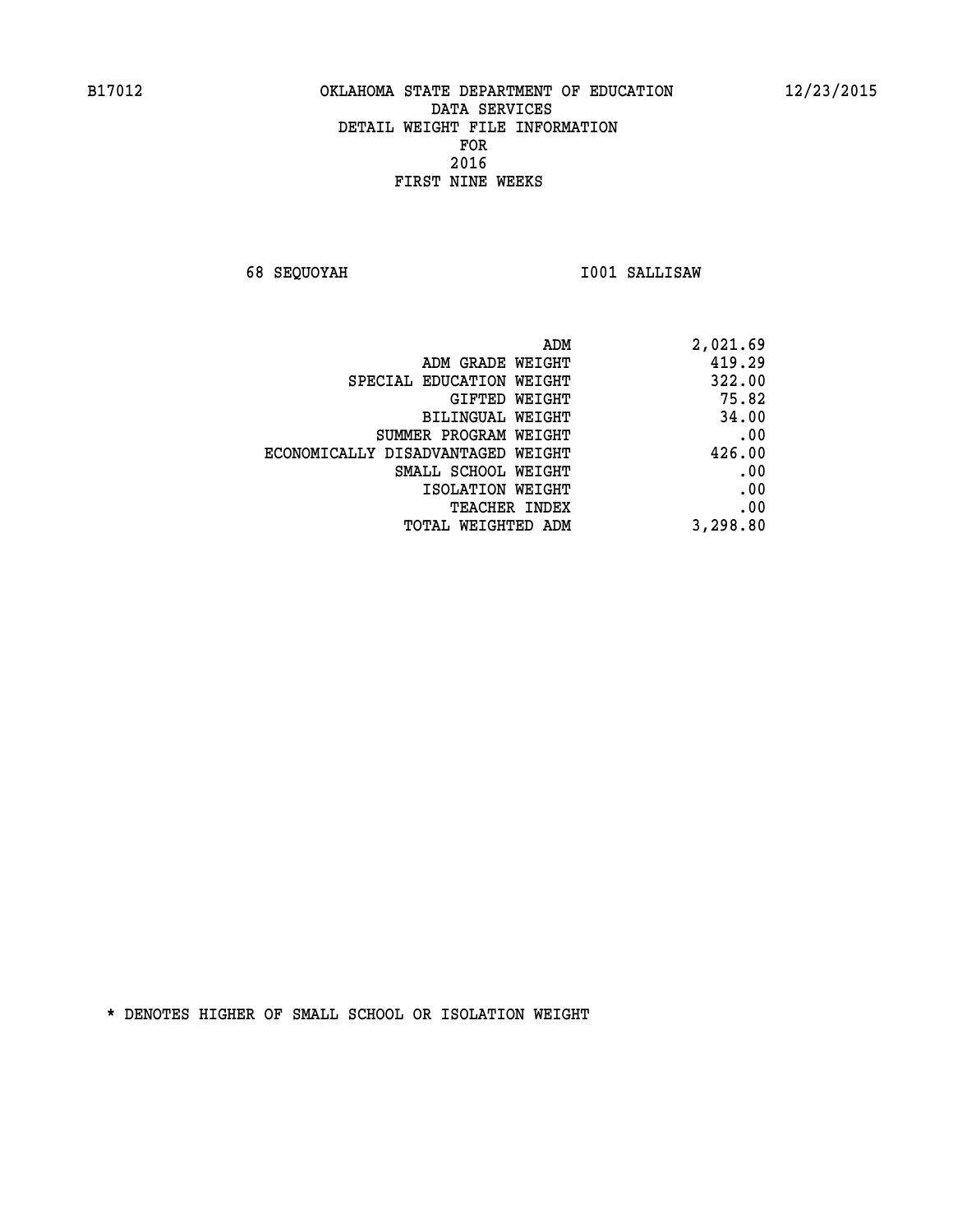B17012 OKLAHOMA STATE DEPARTMENT OF EDUCATION 12/23/2015

DATA SERVICES
DETAIL WEIGHT FILE INFORMATION
FOR
2016
FIRST NINE WEEKS

68 SEQUOYAH I001 SALLISAW

| | |
|---|---|
| ADM | 2,021.69 |
| ADM GRADE WEIGHT | 419.29 |
| SPECIAL EDUCATION WEIGHT | 322.00 |
| GIFTED WEIGHT | 75.82 |
| BILINGUAL WEIGHT | 34.00 |
| SUMMER PROGRAM WEIGHT | .00 |
| ECONOMICALLY DISADVANTAGED WEIGHT | 426.00 |
| SMALL SCHOOL WEIGHT | .00 |
| ISOLATION WEIGHT | .00 |
| TEACHER INDEX | .00 |
| TOTAL WEIGHTED ADM | 3,298.80 |

* DENOTES HIGHER OF SMALL SCHOOL OR ISOLATION WEIGHT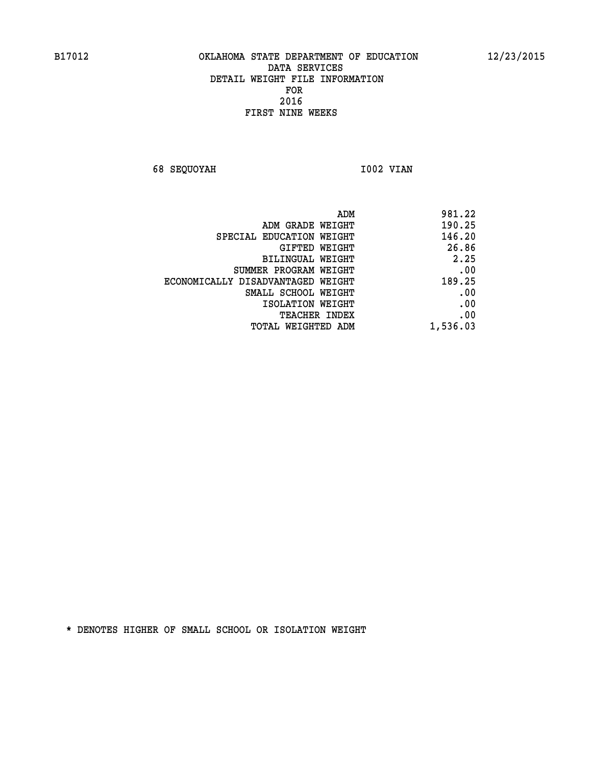B17012 OKLAHOMA STATE DEPARTMENT OF EDUCATION 12/23/2015

DATA SERVICES
DETAIL WEIGHT FILE INFORMATION
FOR
2016
FIRST NINE WEEKS

68 SEQUOYAH I002 VIAN

| | |
|---|---|
| ADM | 981.22 |
| ADM GRADE WEIGHT | 190.25 |
| SPECIAL EDUCATION WEIGHT | 146.20 |
| GIFTED WEIGHT | 26.86 |
| BILINGUAL WEIGHT | 2.25 |
| SUMMER PROGRAM WEIGHT | .00 |
| ECONOMICALLY DISADVANTAGED WEIGHT | 189.25 |
| SMALL SCHOOL WEIGHT | .00 |
| ISOLATION WEIGHT | .00 |
| TEACHER INDEX | .00 |
| TOTAL WEIGHTED ADM | 1,536.03 |

* DENOTES HIGHER OF SMALL SCHOOL OR ISOLATION WEIGHT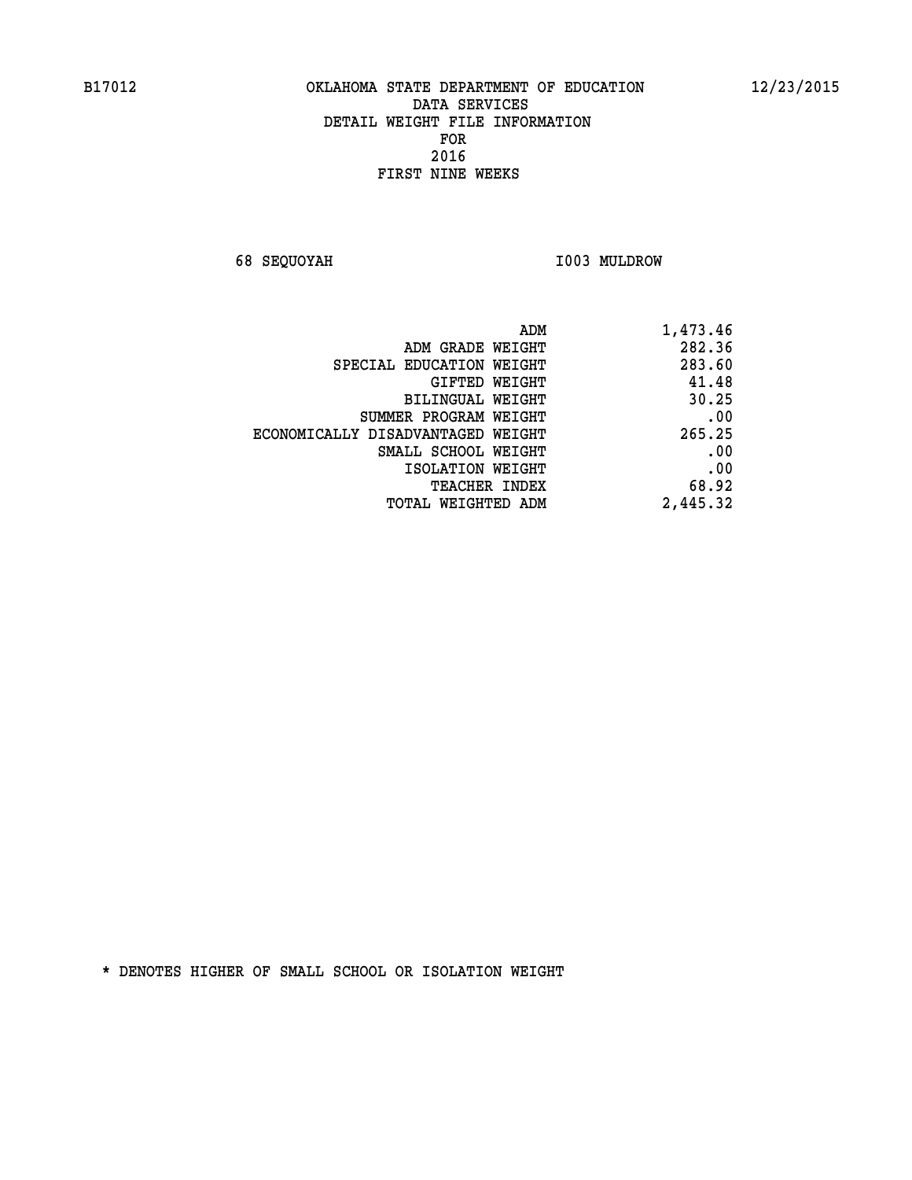B17012 OKLAHOMA STATE DEPARTMENT OF EDUCATION 12/23/2015

DATA SERVICES
DETAIL WEIGHT FILE INFORMATION
FOR
2016
FIRST NINE WEEKS

68 SEQUOYAH I003 MULDROW

| | |
|---|---|
| ADM | 1,473.46 |
| ADM GRADE WEIGHT | 282.36 |
| SPECIAL EDUCATION WEIGHT | 283.60 |
| GIFTED WEIGHT | 41.48 |
| BILINGUAL WEIGHT | 30.25 |
| SUMMER PROGRAM WEIGHT | .00 |
| ECONOMICALLY DISADVANTAGED WEIGHT | 265.25 |
| SMALL SCHOOL WEIGHT | .00 |
| ISOLATION WEIGHT | .00 |
| TEACHER INDEX | 68.92 |
| TOTAL WEIGHTED ADM | 2,445.32 |

* DENOTES HIGHER OF SMALL SCHOOL OR ISOLATION WEIGHT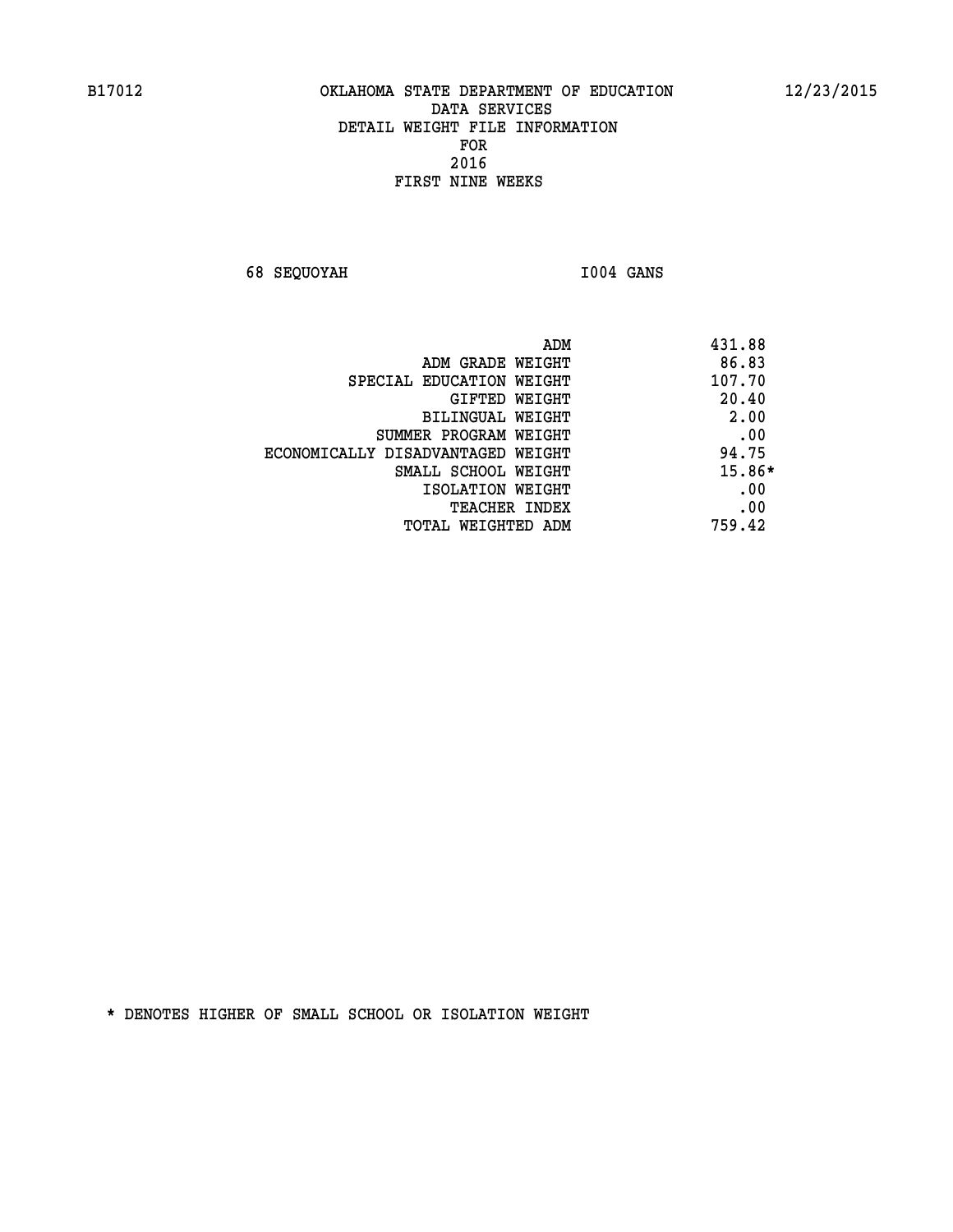B17012 OKLAHOMA STATE DEPARTMENT OF EDUCATION 12/23/2015

DATA SERVICES
DETAIL WEIGHT FILE INFORMATION
FOR
2016
FIRST NINE WEEKS

68 SEQUOYAH I004 GANS

| | |
|---|---|
| ADM | 431.88 |
| ADM GRADE WEIGHT | 86.83 |
| SPECIAL EDUCATION WEIGHT | 107.70 |
| GIFTED WEIGHT | 20.40 |
| BILINGUAL WEIGHT | 2.00 |
| SUMMER PROGRAM WEIGHT | .00 |
| ECONOMICALLY DISADVANTAGED WEIGHT | 94.75 |
| SMALL SCHOOL WEIGHT | 15.86* |
| ISOLATION WEIGHT | .00 |
| TEACHER INDEX | .00 |
| TOTAL WEIGHTED ADM | 759.42 |

* DENOTES HIGHER OF SMALL SCHOOL OR ISOLATION WEIGHT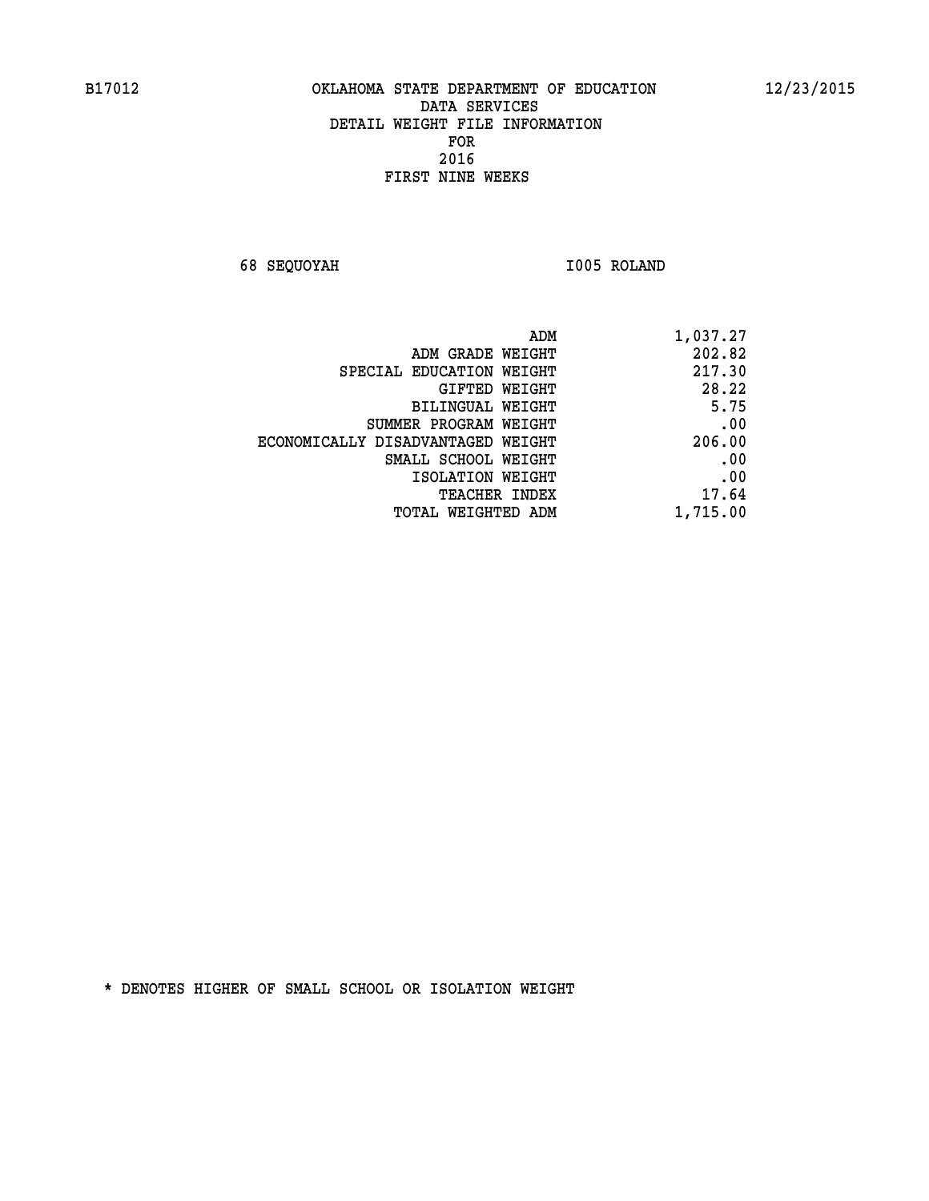B17012 OKLAHOMA STATE DEPARTMENT OF EDUCATION 12/23/2015

DATA SERVICES
DETAIL WEIGHT FILE INFORMATION
FOR
2016
FIRST NINE WEEKS

68 SEQUOYAH I005 ROLAND

| | |
|---|---|
| ADM | 1,037.27 |
| ADM GRADE WEIGHT | 202.82 |
| SPECIAL EDUCATION WEIGHT | 217.30 |
| GIFTED WEIGHT | 28.22 |
| BILINGUAL WEIGHT | 5.75 |
| SUMMER PROGRAM WEIGHT | .00 |
| ECONOMICALLY DISADVANTAGED WEIGHT | 206.00 |
| SMALL SCHOOL WEIGHT | .00 |
| ISOLATION WEIGHT | .00 |
| TEACHER INDEX | 17.64 |
| TOTAL WEIGHTED ADM | 1,715.00 |

* DENOTES HIGHER OF SMALL SCHOOL OR ISOLATION WEIGHT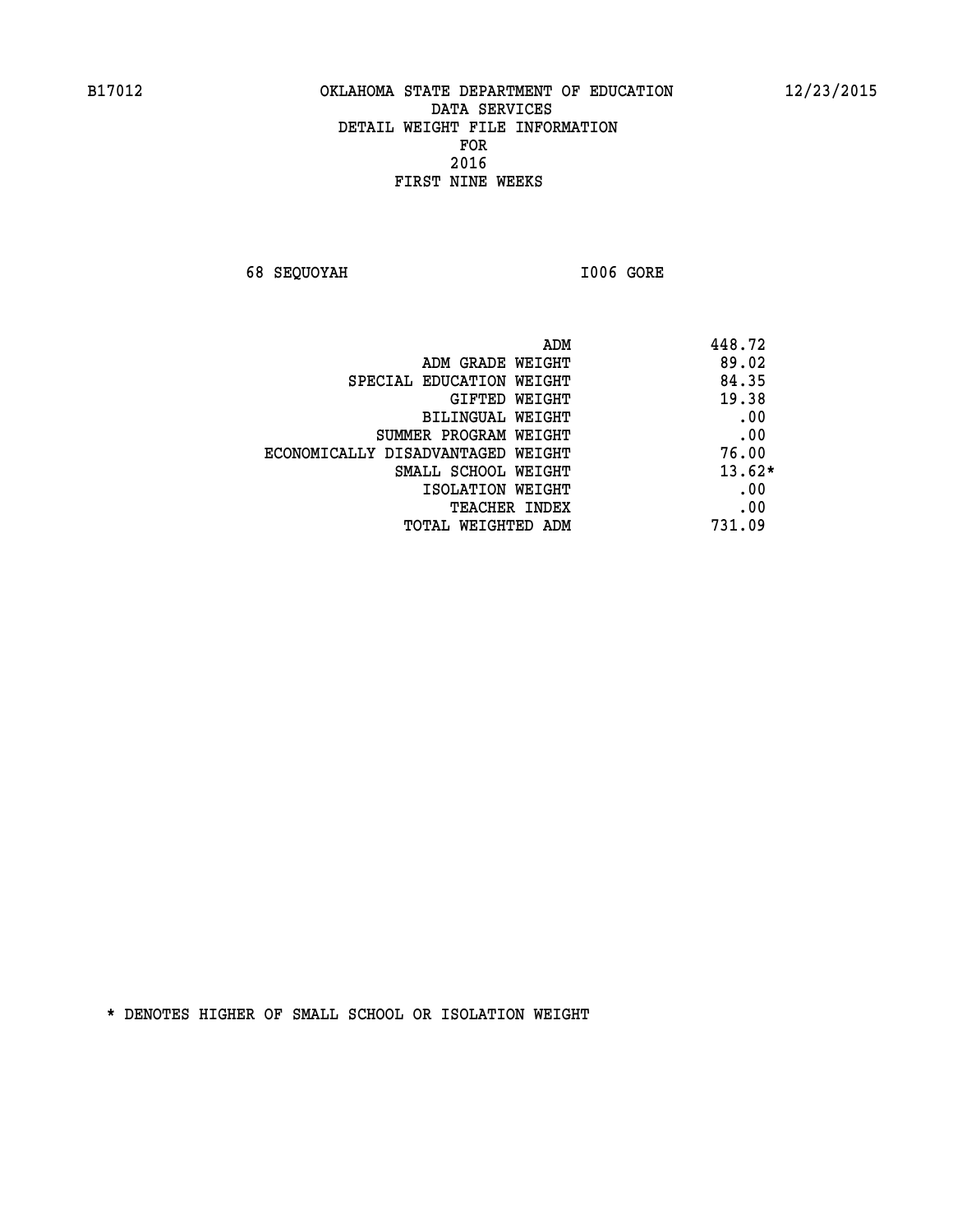B17012 OKLAHOMA STATE DEPARTMENT OF EDUCATION 12/23/2015

DATA SERVICES
DETAIL WEIGHT FILE INFORMATION
FOR
2016
FIRST NINE WEEKS

68 SEQUOYAH I006 GORE

| | |
|---|---|
| ADM | 448.72 |
| ADM GRADE WEIGHT | 89.02 |
| SPECIAL EDUCATION WEIGHT | 84.35 |
| GIFTED WEIGHT | 19.38 |
| BILINGUAL WEIGHT | .00 |
| SUMMER PROGRAM WEIGHT | .00 |
| ECONOMICALLY DISADVANTAGED WEIGHT | 76.00 |
| SMALL SCHOOL WEIGHT | 13.62* |
| ISOLATION WEIGHT | .00 |
| TEACHER INDEX | .00 |
| TOTAL WEIGHTED ADM | 731.09 |

* DENOTES HIGHER OF SMALL SCHOOL OR ISOLATION WEIGHT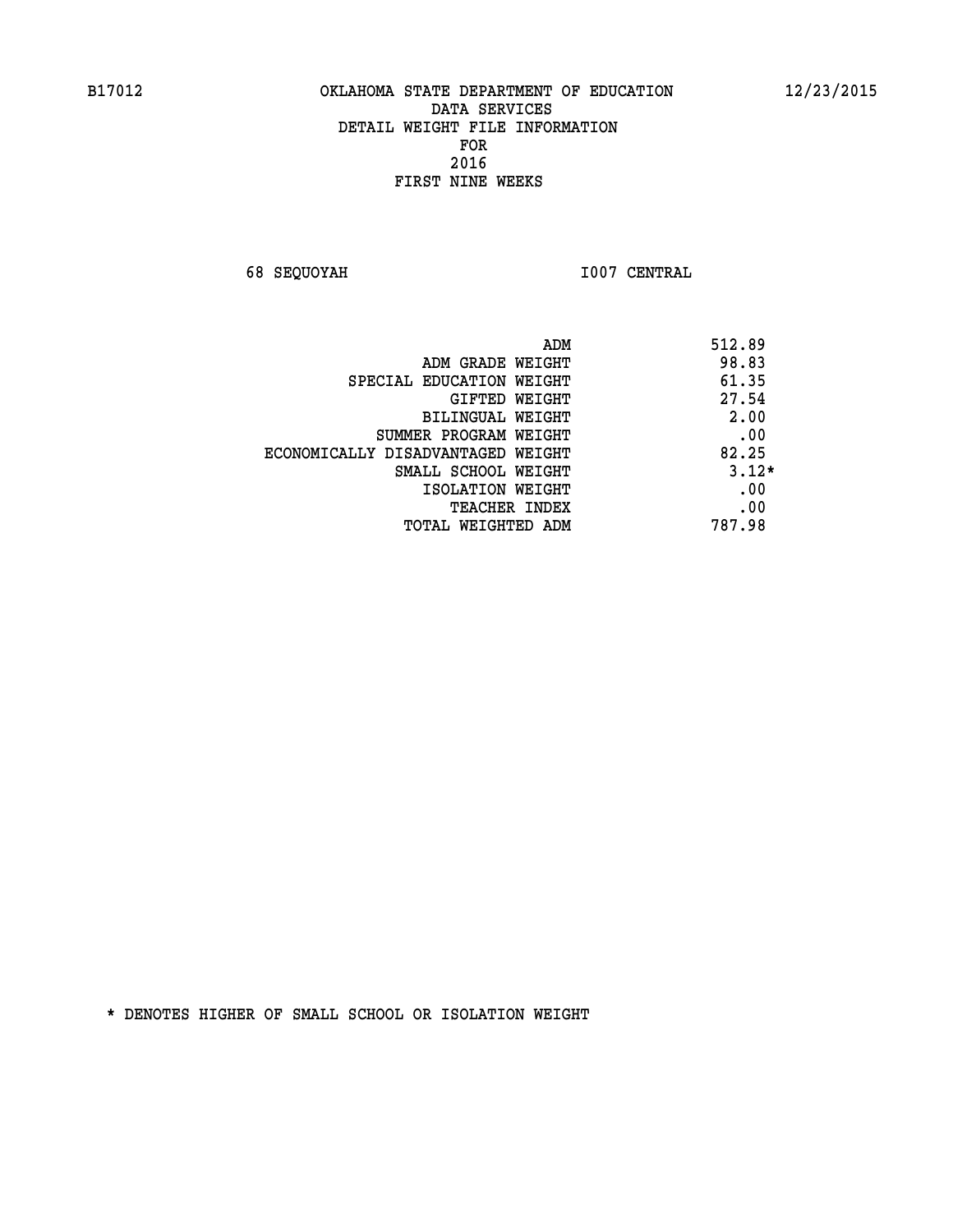B17012 OKLAHOMA STATE DEPARTMENT OF EDUCATION 12/23/2015

DATA SERVICES
DETAIL WEIGHT FILE INFORMATION
FOR
2016
FIRST NINE WEEKS

68 SEQUOYAH I007 CENTRAL

| | |
|---|---|
| ADM | 512.89 |
| ADM GRADE WEIGHT | 98.83 |
| SPECIAL EDUCATION WEIGHT | 61.35 |
| GIFTED WEIGHT | 27.54 |
| BILINGUAL WEIGHT | 2.00 |
| SUMMER PROGRAM WEIGHT | .00 |
| ECONOMICALLY DISADVANTAGED WEIGHT | 82.25 |
| SMALL SCHOOL WEIGHT | 3.12* |
| ISOLATION WEIGHT | .00 |
| TEACHER INDEX | .00 |
| TOTAL WEIGHTED ADM | 787.98 |

* DENOTES HIGHER OF SMALL SCHOOL OR ISOLATION WEIGHT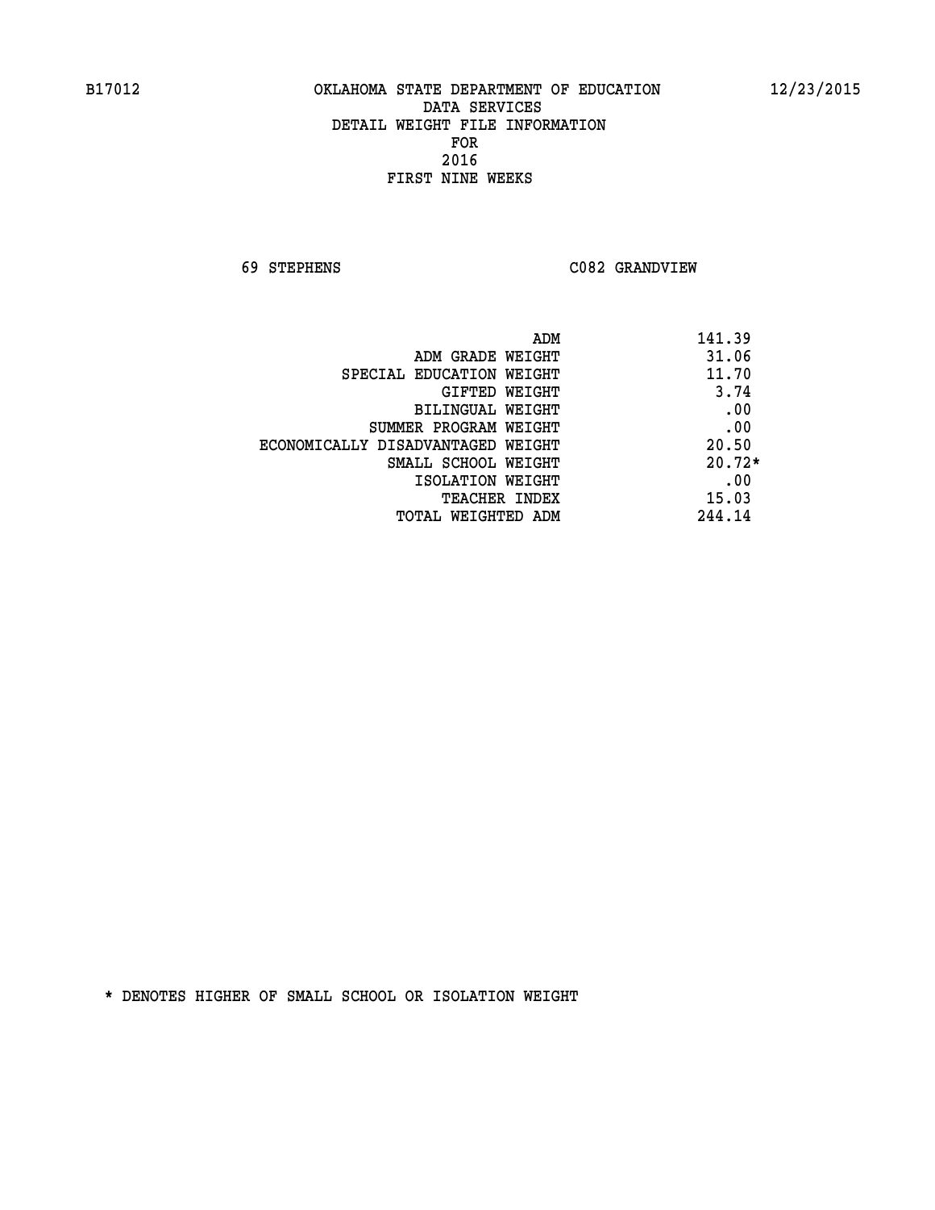# OKLAHOMA STATE DEPARTMENT OF EDUCATION
## DATA SERVICES
## DETAIL WEIGHT FILE INFORMATION
## FOR
## 2016
## FIRST NINE WEEKS

B17012 12/23/2015

69 STEPHENS C082 GRANDVIEW

| | |
|---|---|
| ADM | 141.39 |
| ADM GRADE WEIGHT | 31.06 |
| SPECIAL EDUCATION WEIGHT | 11.70 |
| GIFTED WEIGHT | 3.74 |
| BILINGUAL WEIGHT | .00 |
| SUMMER PROGRAM WEIGHT | .00 |
| ECONOMICALLY DISADVANTAGED WEIGHT | 20.50 |
| SMALL SCHOOL WEIGHT | 20.72* |
| ISOLATION WEIGHT | .00 |
| TEACHER INDEX | 15.03 |
| TOTAL WEIGHTED ADM | 244.14 |

* DENOTES HIGHER OF SMALL SCHOOL OR ISOLATION WEIGHT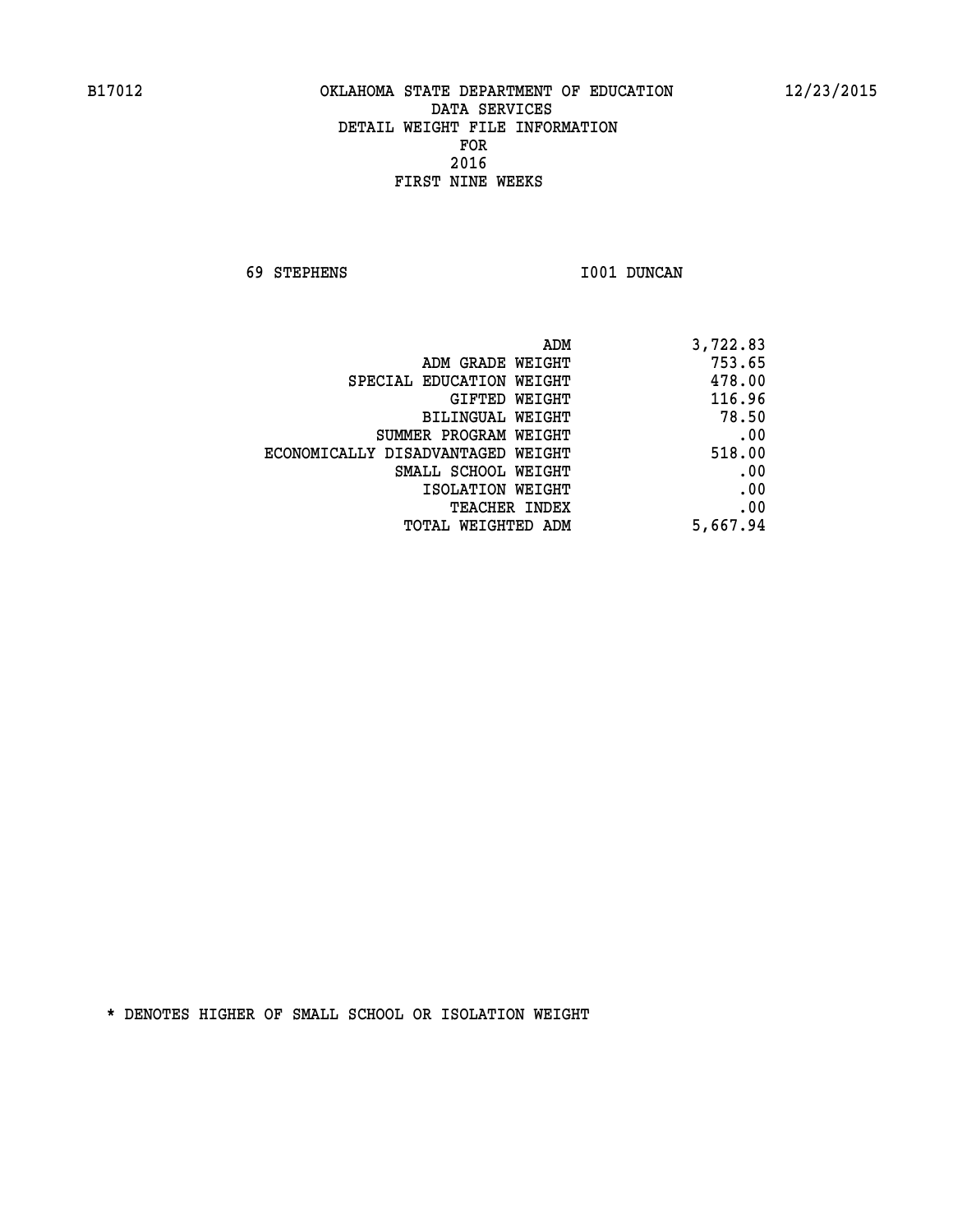B17012 OKLAHOMA STATE DEPARTMENT OF EDUCATION 12/23/2015

DATA SERVICES
DETAIL WEIGHT FILE INFORMATION
FOR
2016
FIRST NINE WEEKS

69 STEPHENS I001 DUNCAN

| | |
|---|---|
| ADM | 3,722.83 |
| ADM GRADE WEIGHT | 753.65 |
| SPECIAL EDUCATION WEIGHT | 478.00 |
| GIFTED WEIGHT | 116.96 |
| BILINGUAL WEIGHT | 78.50 |
| SUMMER PROGRAM WEIGHT | .00 |
| ECONOMICALLY DISADVANTAGED WEIGHT | 518.00 |
| SMALL SCHOOL WEIGHT | .00 |
| ISOLATION WEIGHT | .00 |
| TEACHER INDEX | .00 |
| TOTAL WEIGHTED ADM | 5,667.94 |

* DENOTES HIGHER OF SMALL SCHOOL OR ISOLATION WEIGHT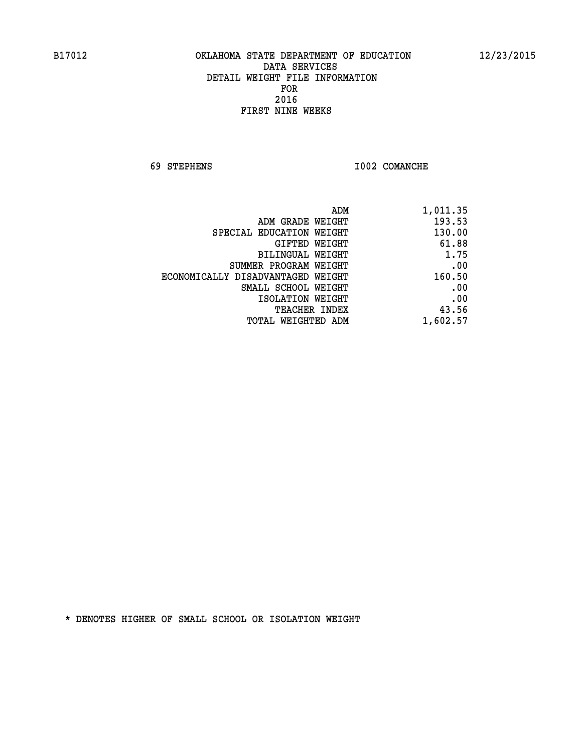B17012 OKLAHOMA STATE DEPARTMENT OF EDUCATION 12/23/2015

DATA SERVICES
DETAIL WEIGHT FILE INFORMATION
FOR
2016
FIRST NINE WEEKS

69 STEPHENS I002 COMANCHE

| | |
|---|---|
| ADM | 1,011.35 |
| ADM GRADE WEIGHT | 193.53 |
| SPECIAL EDUCATION WEIGHT | 130.00 |
| GIFTED WEIGHT | 61.88 |
| BILINGUAL WEIGHT | 1.75 |
| SUMMER PROGRAM WEIGHT | .00 |
| ECONOMICALLY DISADVANTAGED WEIGHT | 160.50 |
| SMALL SCHOOL WEIGHT | .00 |
| ISOLATION WEIGHT | .00 |
| TEACHER INDEX | 43.56 |
| TOTAL WEIGHTED ADM | 1,602.57 |

* DENOTES HIGHER OF SMALL SCHOOL OR ISOLATION WEIGHT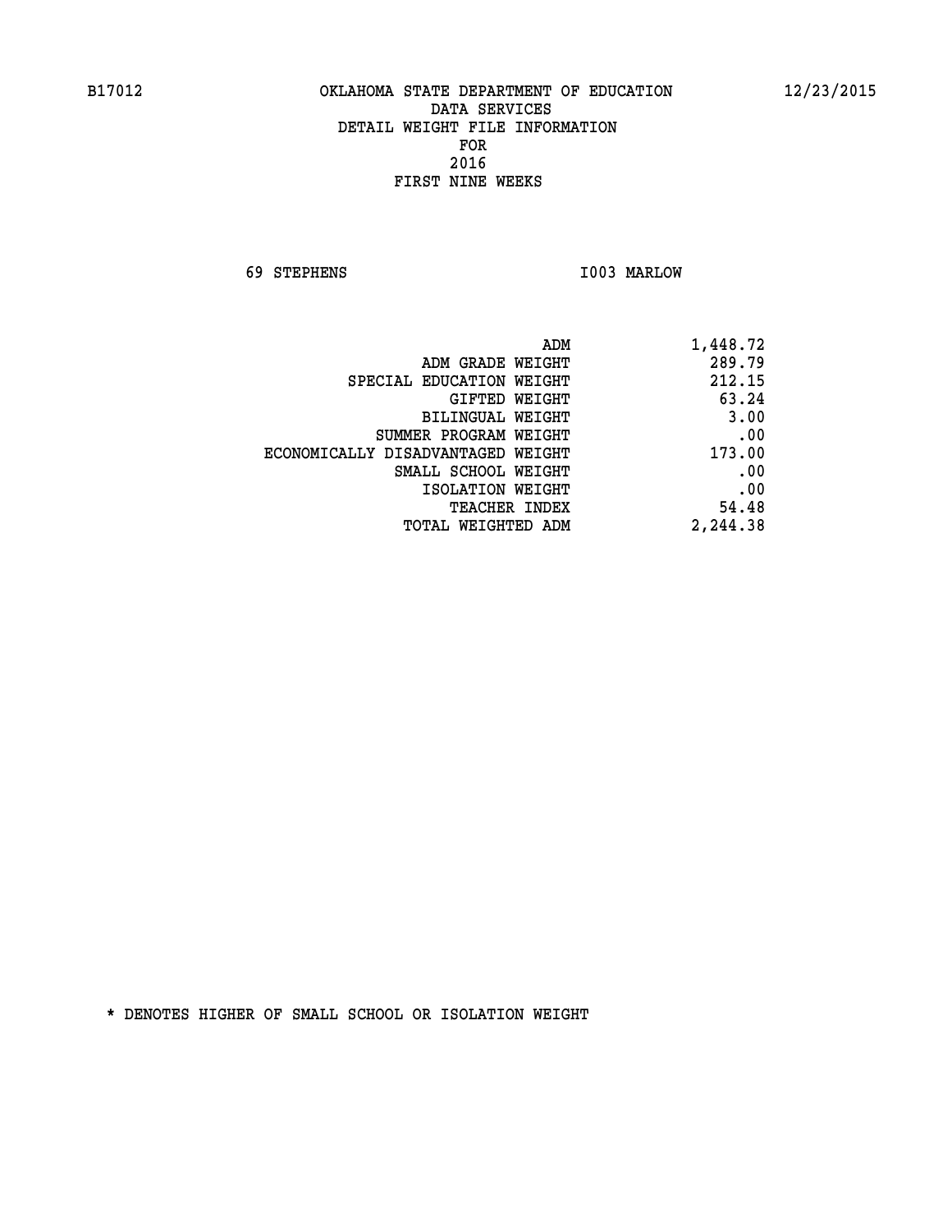B17012 OKLAHOMA STATE DEPARTMENT OF EDUCATION 12/23/2015

DATA SERVICES
DETAIL WEIGHT FILE INFORMATION
FOR
2016
FIRST NINE WEEKS

69 STEPHENS I003 MARLOW

| | |
|---|---|
| ADM | 1,448.72 |
| ADM GRADE WEIGHT | 289.79 |
| SPECIAL EDUCATION WEIGHT | 212.15 |
| GIFTED WEIGHT | 63.24 |
| BILINGUAL WEIGHT | 3.00 |
| SUMMER PROGRAM WEIGHT | .00 |
| ECONOMICALLY DISADVANTAGED WEIGHT | 173.00 |
| SMALL SCHOOL WEIGHT | .00 |
| ISOLATION WEIGHT | .00 |
| TEACHER INDEX | 54.48 |
| TOTAL WEIGHTED ADM | 2,244.38 |

* DENOTES HIGHER OF SMALL SCHOOL OR ISOLATION WEIGHT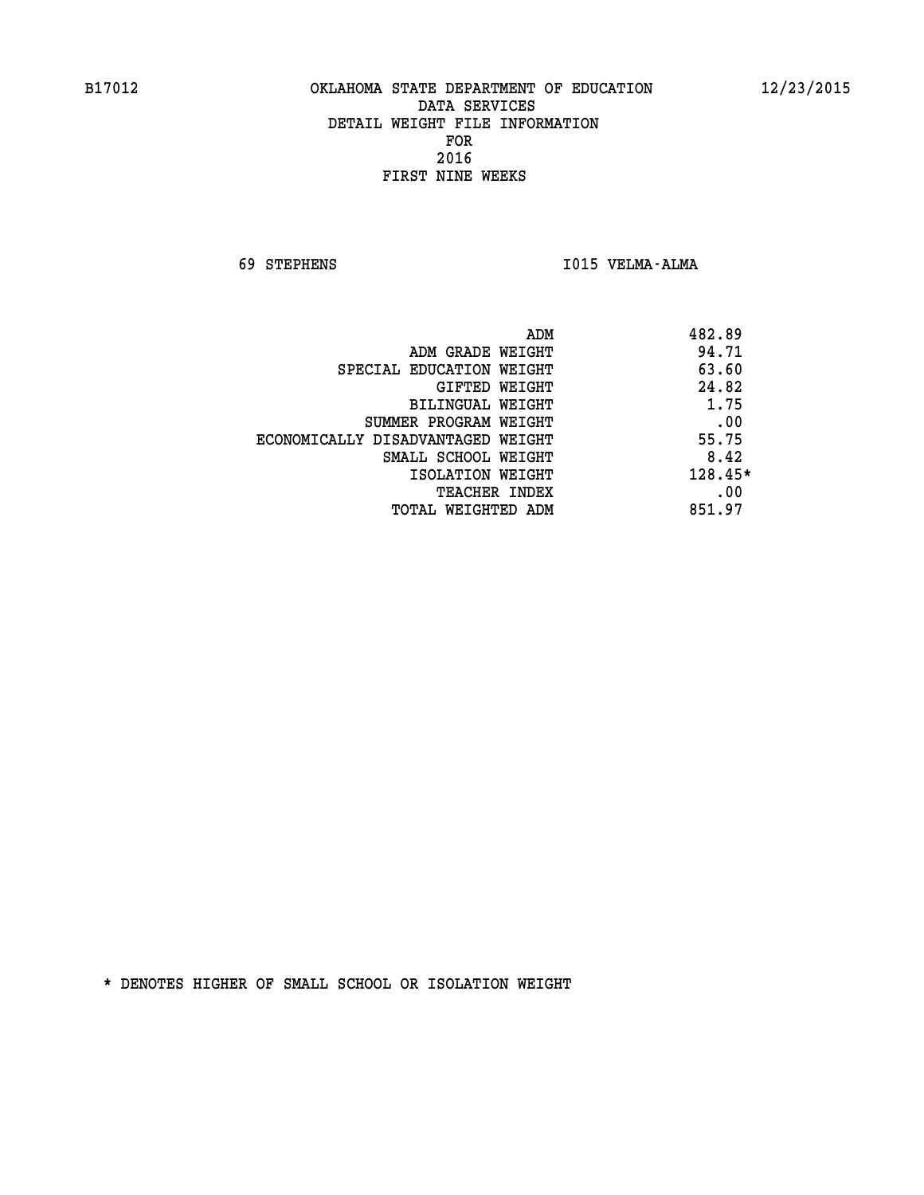B17012 OKLAHOMA STATE DEPARTMENT OF EDUCATION 12/23/2015

DATA SERVICES

DETAIL WEIGHT FILE INFORMATION

FOR

2016

FIRST NINE WEEKS

69 STEPHENS I015 VELMA-ALMA

| | |
|---|---|
| ADM | 482.89 |
| ADM GRADE WEIGHT | 94.71 |
| SPECIAL EDUCATION WEIGHT | 63.60 |
| GIFTED WEIGHT | 24.82 |
| BILINGUAL WEIGHT | 1.75 |
| SUMMER PROGRAM WEIGHT | .00 |
| ECONOMICALLY DISADVANTAGED WEIGHT | 55.75 |
| SMALL SCHOOL WEIGHT | 8.42 |
| ISOLATION WEIGHT | 128.45* |
| TEACHER INDEX | .00 |
| TOTAL WEIGHTED ADM | 851.97 |

* DENOTES HIGHER OF SMALL SCHOOL OR ISOLATION WEIGHT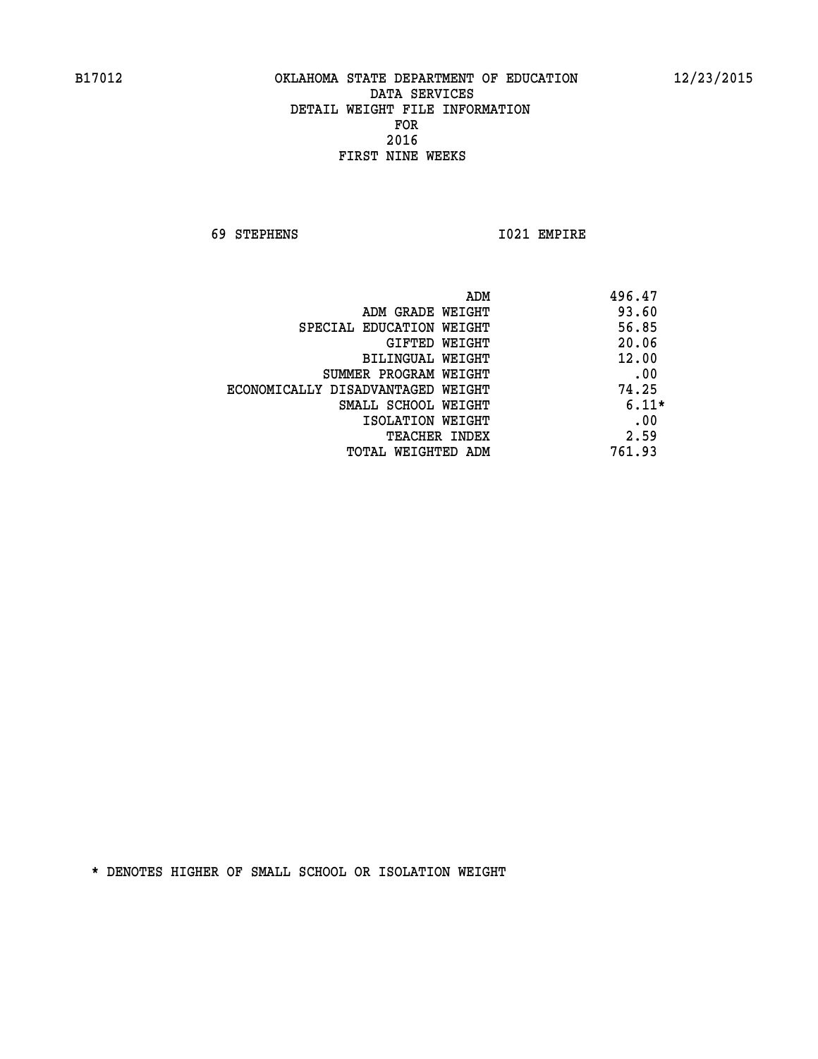B17012 OKLAHOMA STATE DEPARTMENT OF EDUCATION 12/23/2015

DATA SERVICES
DETAIL WEIGHT FILE INFORMATION
FOR
2016
FIRST NINE WEEKS

69 STEPHENS I021 EMPIRE

| | |
|---|---|
| ADM | 496.47 |
| ADM GRADE WEIGHT | 93.60 |
| SPECIAL EDUCATION WEIGHT | 56.85 |
| GIFTED WEIGHT | 20.06 |
| BILINGUAL WEIGHT | 12.00 |
| SUMMER PROGRAM WEIGHT | .00 |
| ECONOMICALLY DISADVANTAGED WEIGHT | 74.25 |
| SMALL SCHOOL WEIGHT | 6.11* |
| ISOLATION WEIGHT | .00 |
| TEACHER INDEX | 2.59 |
| TOTAL WEIGHTED ADM | 761.93 |

* DENOTES HIGHER OF SMALL SCHOOL OR ISOLATION WEIGHT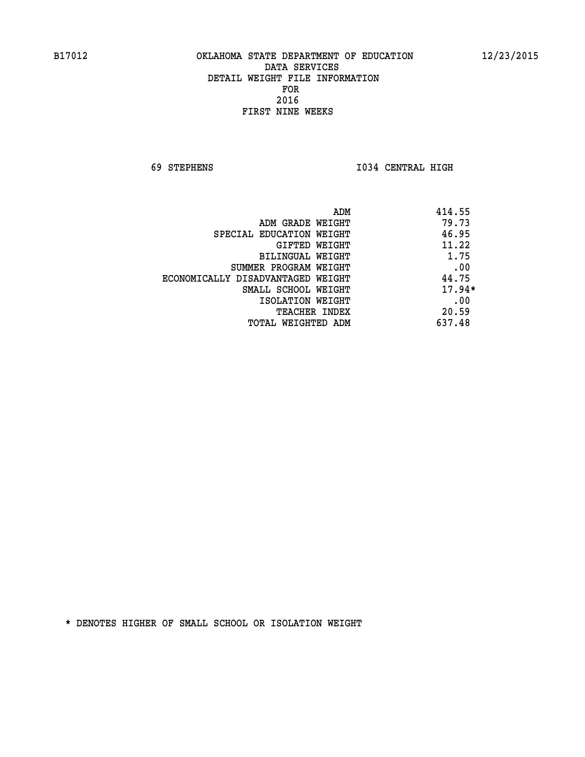OKLAHOMA STATE DEPARTMENT OF EDUCATION
DATA SERVICES
DETAIL WEIGHT FILE INFORMATION
FOR
2016
FIRST NINE WEEKS

69 STEPHENS I034 CENTRAL HIGH

| | |
|---|---|
| ADM | 414.55 |
| ADM GRADE WEIGHT | 79.73 |
| SPECIAL EDUCATION WEIGHT | 46.95 |
| GIFTED WEIGHT | 11.22 |
| BILINGUAL WEIGHT | 1.75 |
| SUMMER PROGRAM WEIGHT | .00 |
| ECONOMICALLY DISADVANTAGED WEIGHT | 44.75 |
| SMALL SCHOOL WEIGHT | 17.94* |
| ISOLATION WEIGHT | .00 |
| TEACHER INDEX | 20.59 |
| TOTAL WEIGHTED ADM | 637.48 |

* DENOTES HIGHER OF SMALL SCHOOL OR ISOLATION WEIGHT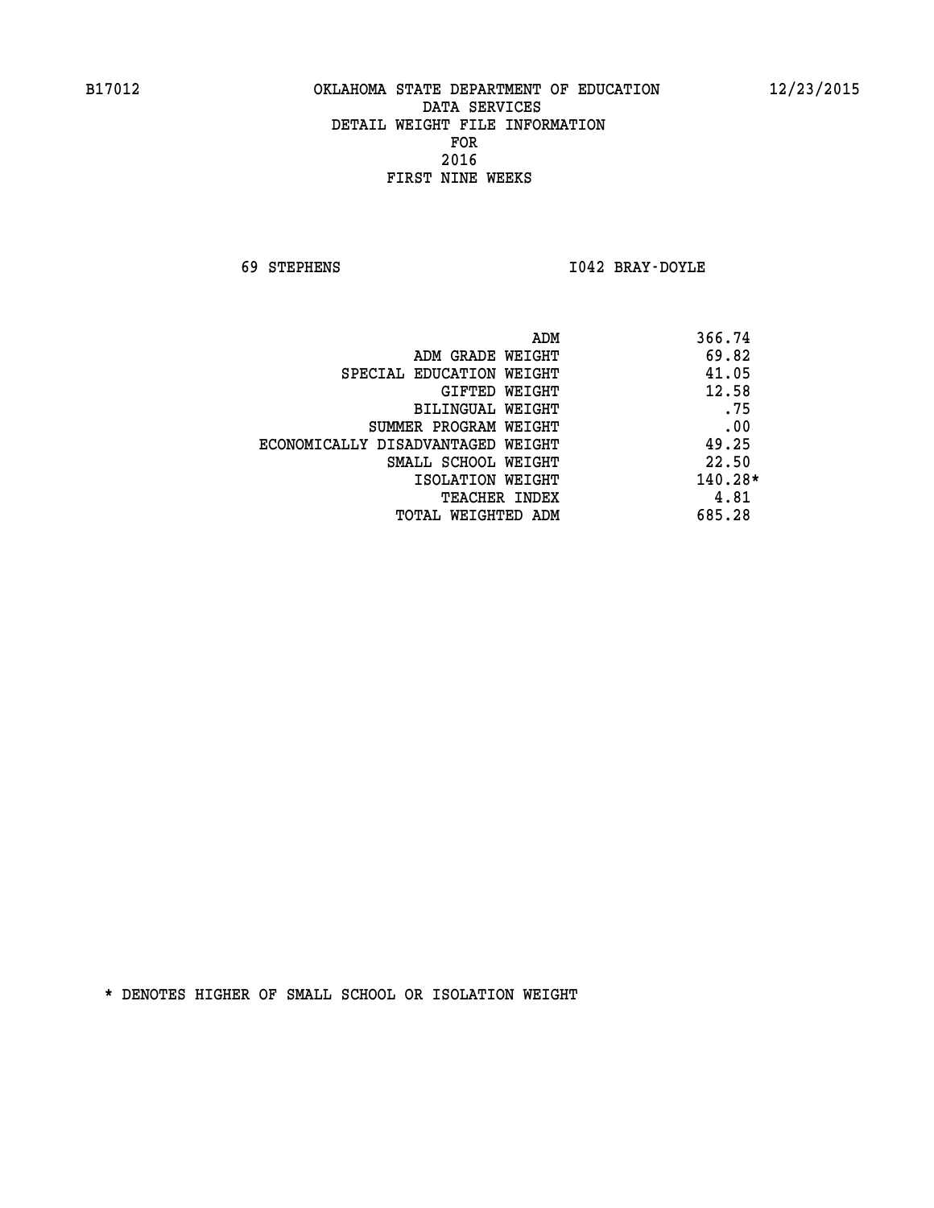B17012 OKLAHOMA STATE DEPARTMENT OF EDUCATION 12/23/2015

DATA SERVICES
DETAIL WEIGHT FILE INFORMATION
FOR
2016
FIRST NINE WEEKS

69 STEPHENS I042 BRAY-DOYLE

| | |
|---|---|
| ADM | 366.74 |
| ADM GRADE WEIGHT | 69.82 |
| SPECIAL EDUCATION WEIGHT | 41.05 |
| GIFTED WEIGHT | 12.58 |
| BILINGUAL WEIGHT | .75 |
| SUMMER PROGRAM WEIGHT | .00 |
| ECONOMICALLY DISADVANTAGED WEIGHT | 49.25 |
| SMALL SCHOOL WEIGHT | 22.50 |
| ISOLATION WEIGHT | 140.28* |
| TEACHER INDEX | 4.81 |
| TOTAL WEIGHTED ADM | 685.28 |

* DENOTES HIGHER OF SMALL SCHOOL OR ISOLATION WEIGHT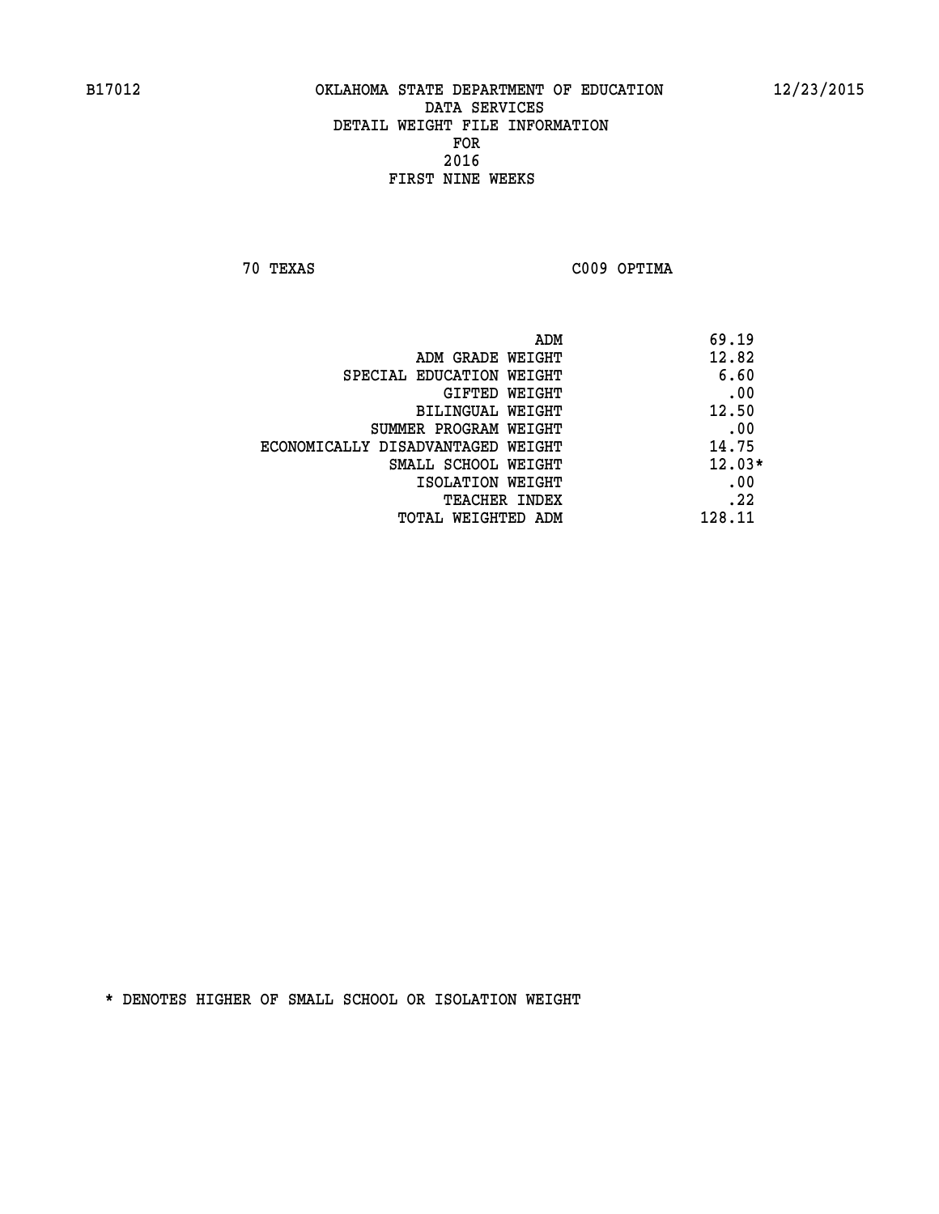B17012 OKLAHOMA STATE DEPARTMENT OF EDUCATION 12/23/2015

DATA SERVICES
DETAIL WEIGHT FILE INFORMATION
FOR
2016
FIRST NINE WEEKS

70 TEXAS C009 OPTIMA

| | |
|---|---|
| ADM | 69.19 |
| ADM GRADE WEIGHT | 12.82 |
| SPECIAL EDUCATION WEIGHT | 6.60 |
| GIFTED WEIGHT | .00 |
| BILINGUAL WEIGHT | 12.50 |
| SUMMER PROGRAM WEIGHT | .00 |
| ECONOMICALLY DISADVANTAGED WEIGHT | 14.75 |
| SMALL SCHOOL WEIGHT | 12.03* |
| ISOLATION WEIGHT | .00 |
| TEACHER INDEX | .22 |
| TOTAL WEIGHTED ADM | 128.11 |

* DENOTES HIGHER OF SMALL SCHOOL OR ISOLATION WEIGHT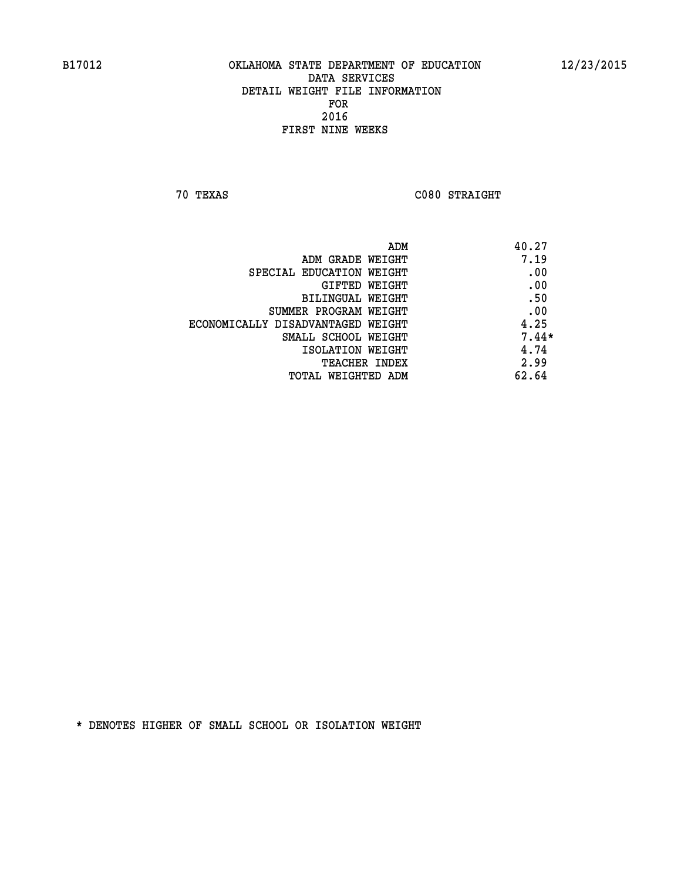B17012 OKLAHOMA STATE DEPARTMENT OF EDUCATION 12/23/2015

DATA SERVICES
DETAIL WEIGHT FILE INFORMATION
FOR
2016
FIRST NINE WEEKS

70 TEXAS C080 STRAIGHT

| | |
|---|---|
| ADM | 40.27 |
| ADM GRADE WEIGHT | 7.19 |
| SPECIAL EDUCATION WEIGHT | .00 |
| GIFTED WEIGHT | .00 |
| BILINGUAL WEIGHT | .50 |
| SUMMER PROGRAM WEIGHT | .00 |
| ECONOMICALLY DISADVANTAGED WEIGHT | 4.25 |
| SMALL SCHOOL WEIGHT | 7.44* |
| ISOLATION WEIGHT | 4.74 |
| TEACHER INDEX | 2.99 |
| TOTAL WEIGHTED ADM | 62.64 |

* DENOTES HIGHER OF SMALL SCHOOL OR ISOLATION WEIGHT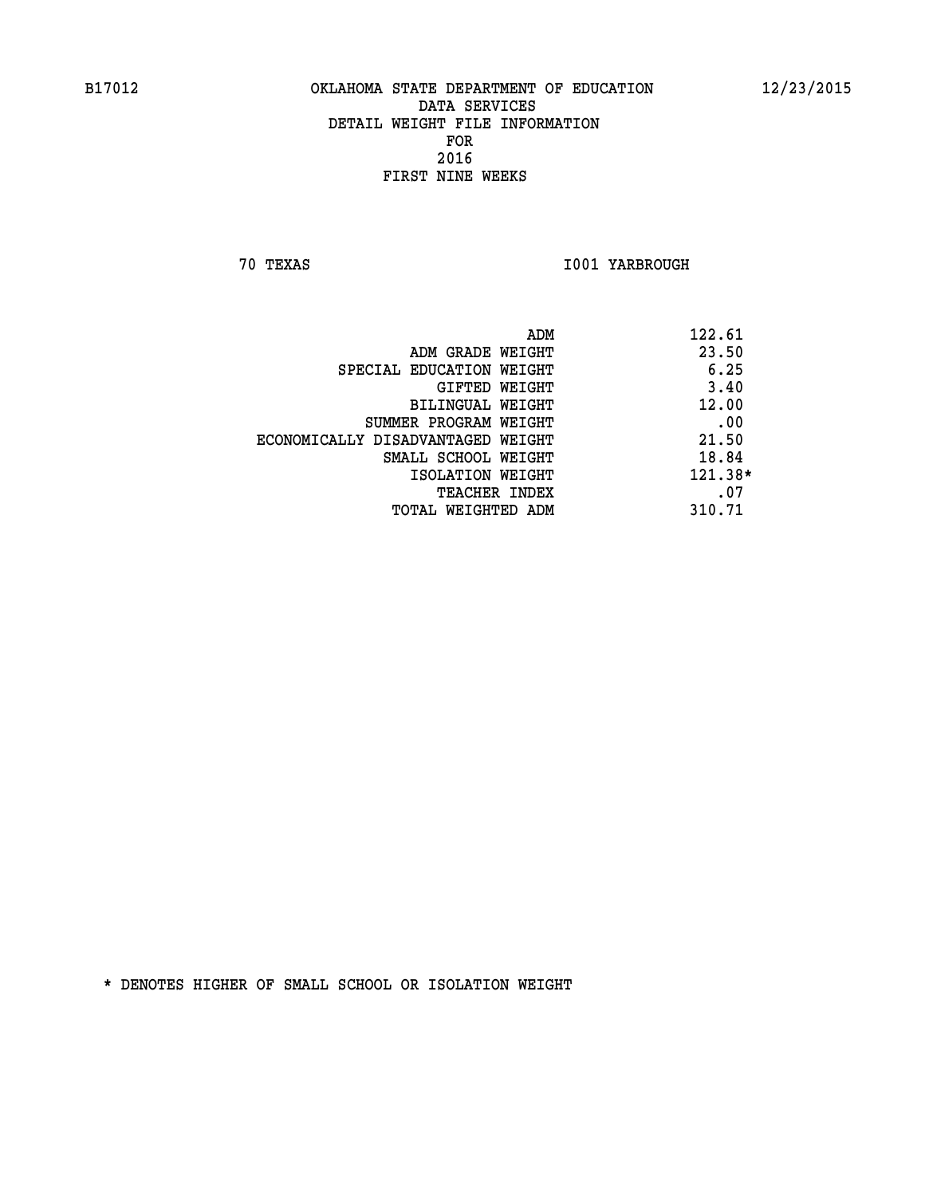B17012 OKLAHOMA STATE DEPARTMENT OF EDUCATION 12/23/2015

DATA SERVICES
DETAIL WEIGHT FILE INFORMATION
FOR
2016
FIRST NINE WEEKS

70 TEXAS I001 YARBROUGH

| | |
|---|---|
| ADM | 122.61 |
| ADM GRADE WEIGHT | 23.50 |
| SPECIAL EDUCATION WEIGHT | 6.25 |
| GIFTED WEIGHT | 3.40 |
| BILINGUAL WEIGHT | 12.00 |
| SUMMER PROGRAM WEIGHT | .00 |
| ECONOMICALLY DISADVANTAGED WEIGHT | 21.50 |
| SMALL SCHOOL WEIGHT | 18.84 |
| ISOLATION WEIGHT | 121.38* |
| TEACHER INDEX | .07 |
| TOTAL WEIGHTED ADM | 310.71 |

* DENOTES HIGHER OF SMALL SCHOOL OR ISOLATION WEIGHT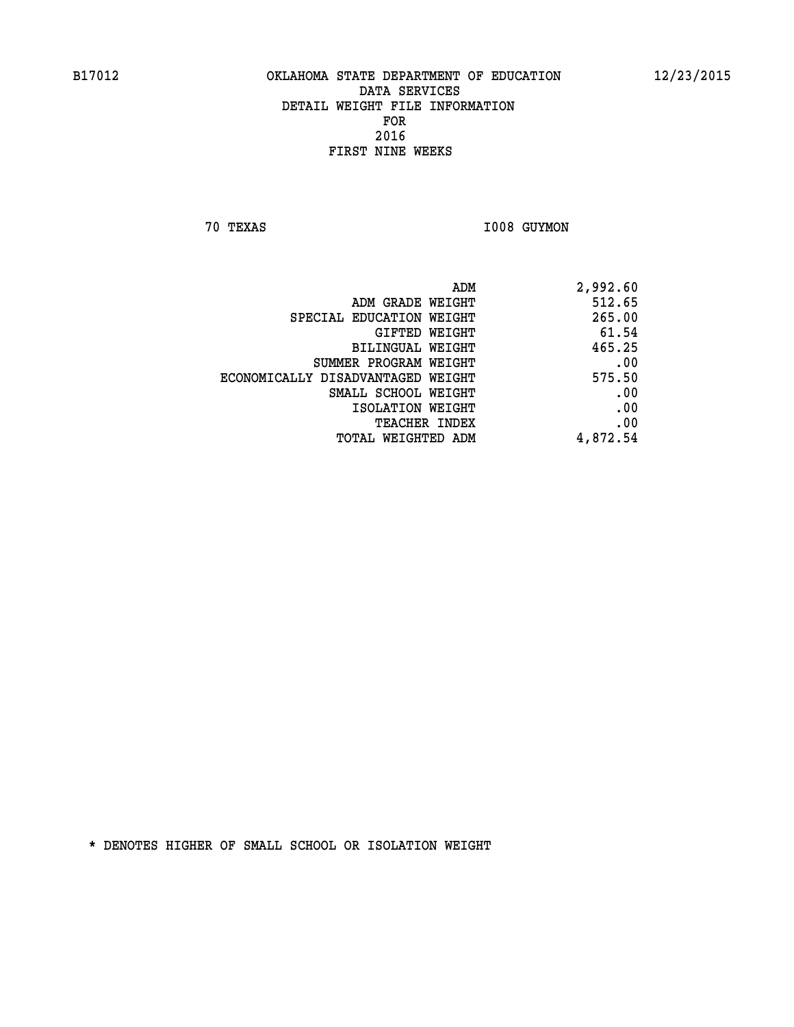B17012 OKLAHOMA STATE DEPARTMENT OF EDUCATION 12/23/2015

DATA SERVICES
DETAIL WEIGHT FILE INFORMATION
FOR
2016
FIRST NINE WEEKS

70 TEXAS I008 GUYMON

| | |
|---|---|
| ADM | 2,992.60 |
| ADM GRADE WEIGHT | 512.65 |
| SPECIAL EDUCATION WEIGHT | 265.00 |
| GIFTED WEIGHT | 61.54 |
| BILINGUAL WEIGHT | 465.25 |
| SUMMER PROGRAM WEIGHT | .00 |
| ECONOMICALLY DISADVANTAGED WEIGHT | 575.50 |
| SMALL SCHOOL WEIGHT | .00 |
| ISOLATION WEIGHT | .00 |
| TEACHER INDEX | .00 |
| TOTAL WEIGHTED ADM | 4,872.54 |

* DENOTES HIGHER OF SMALL SCHOOL OR ISOLATION WEIGHT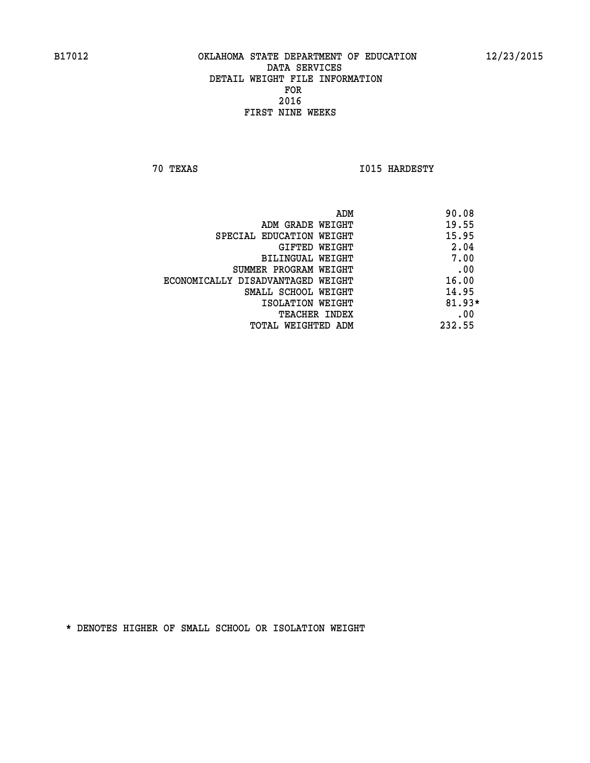B17012 OKLAHOMA STATE DEPARTMENT OF EDUCATION 12/23/2015

DATA SERVICES
DETAIL WEIGHT FILE INFORMATION
FOR
2016
FIRST NINE WEEKS

70 TEXAS I015 HARDESTY

| | |
|---|---|
| ADM | 90.08 |
| ADM GRADE WEIGHT | 19.55 |
| SPECIAL EDUCATION WEIGHT | 15.95 |
| GIFTED WEIGHT | 2.04 |
| BILINGUAL WEIGHT | 7.00 |
| SUMMER PROGRAM WEIGHT | .00 |
| ECONOMICALLY DISADVANTAGED WEIGHT | 16.00 |
| SMALL SCHOOL WEIGHT | 14.95 |
| ISOLATION WEIGHT | 81.93* |
| TEACHER INDEX | .00 |
| TOTAL WEIGHTED ADM | 232.55 |

* DENOTES HIGHER OF SMALL SCHOOL OR ISOLATION WEIGHT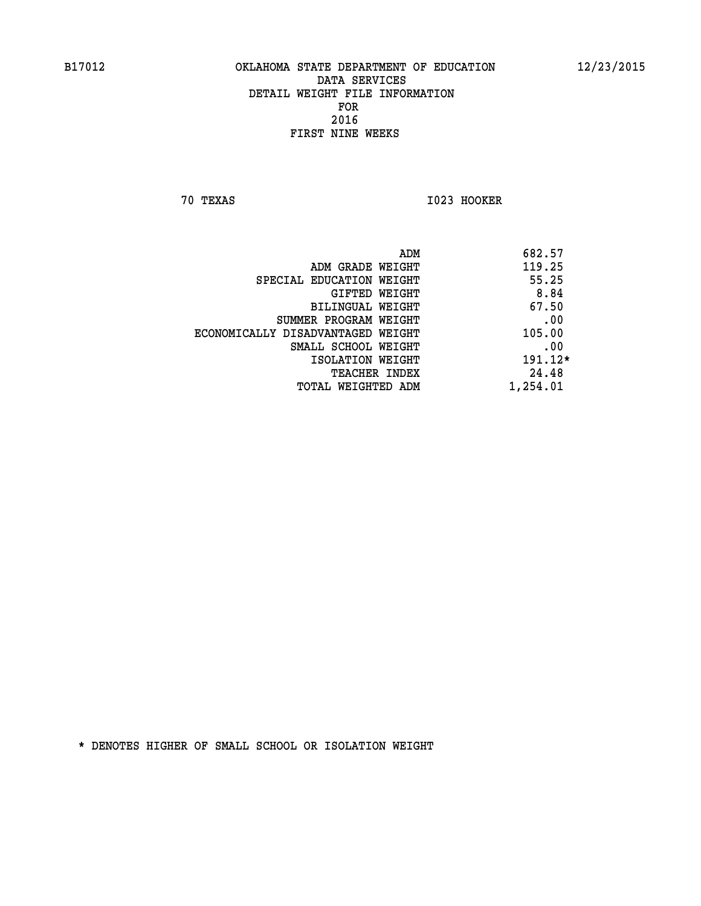B17012 OKLAHOMA STATE DEPARTMENT OF EDUCATION 12/23/2015

DATA SERVICES
DETAIL WEIGHT FILE INFORMATION
FOR
2016
FIRST NINE WEEKS

70 TEXAS I023 HOOKER

| | |
|---|---|
| ADM | 682.57 |
| ADM GRADE WEIGHT | 119.25 |
| SPECIAL EDUCATION WEIGHT | 55.25 |
| GIFTED WEIGHT | 8.84 |
| BILINGUAL WEIGHT | 67.50 |
| SUMMER PROGRAM WEIGHT | .00 |
| ECONOMICALLY DISADVANTAGED WEIGHT | 105.00 |
| SMALL SCHOOL WEIGHT | .00 |
| ISOLATION WEIGHT | 191.12* |
| TEACHER INDEX | 24.48 |
| TOTAL WEIGHTED ADM | 1,254.01 |

* DENOTES HIGHER OF SMALL SCHOOL OR ISOLATION WEIGHT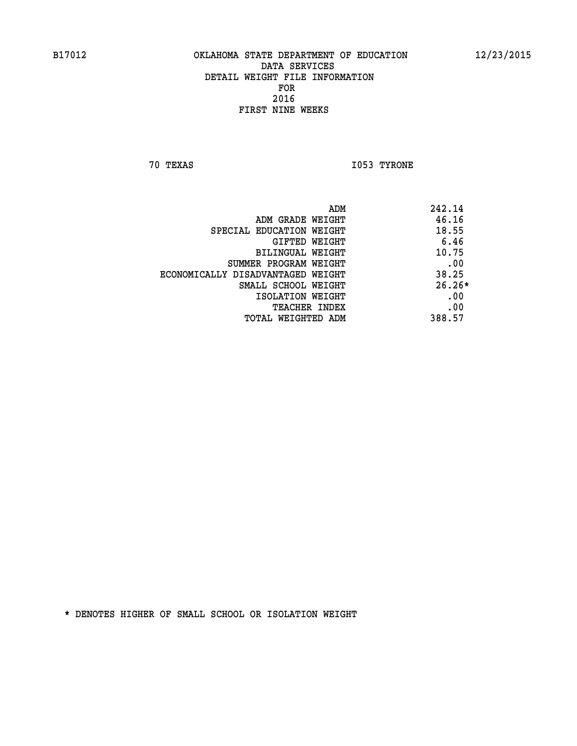B17012 OKLAHOMA STATE DEPARTMENT OF EDUCATION 12/23/2015

DATA SERVICES
DETAIL WEIGHT FILE INFORMATION
FOR
2016
FIRST NINE WEEKS

70 TEXAS I053 TYRONE

| | |
|---|---|
| ADM | 242.14 |
| ADM GRADE WEIGHT | 46.16 |
| SPECIAL EDUCATION WEIGHT | 18.55 |
| GIFTED WEIGHT | 6.46 |
| BILINGUAL WEIGHT | 10.75 |
| SUMMER PROGRAM WEIGHT | .00 |
| ECONOMICALLY DISADVANTAGED WEIGHT | 38.25 |
| SMALL SCHOOL WEIGHT | 26.26* |
| ISOLATION WEIGHT | .00 |
| TEACHER INDEX | .00 |
| TOTAL WEIGHTED ADM | 388.57 |

* DENOTES HIGHER OF SMALL SCHOOL OR ISOLATION WEIGHT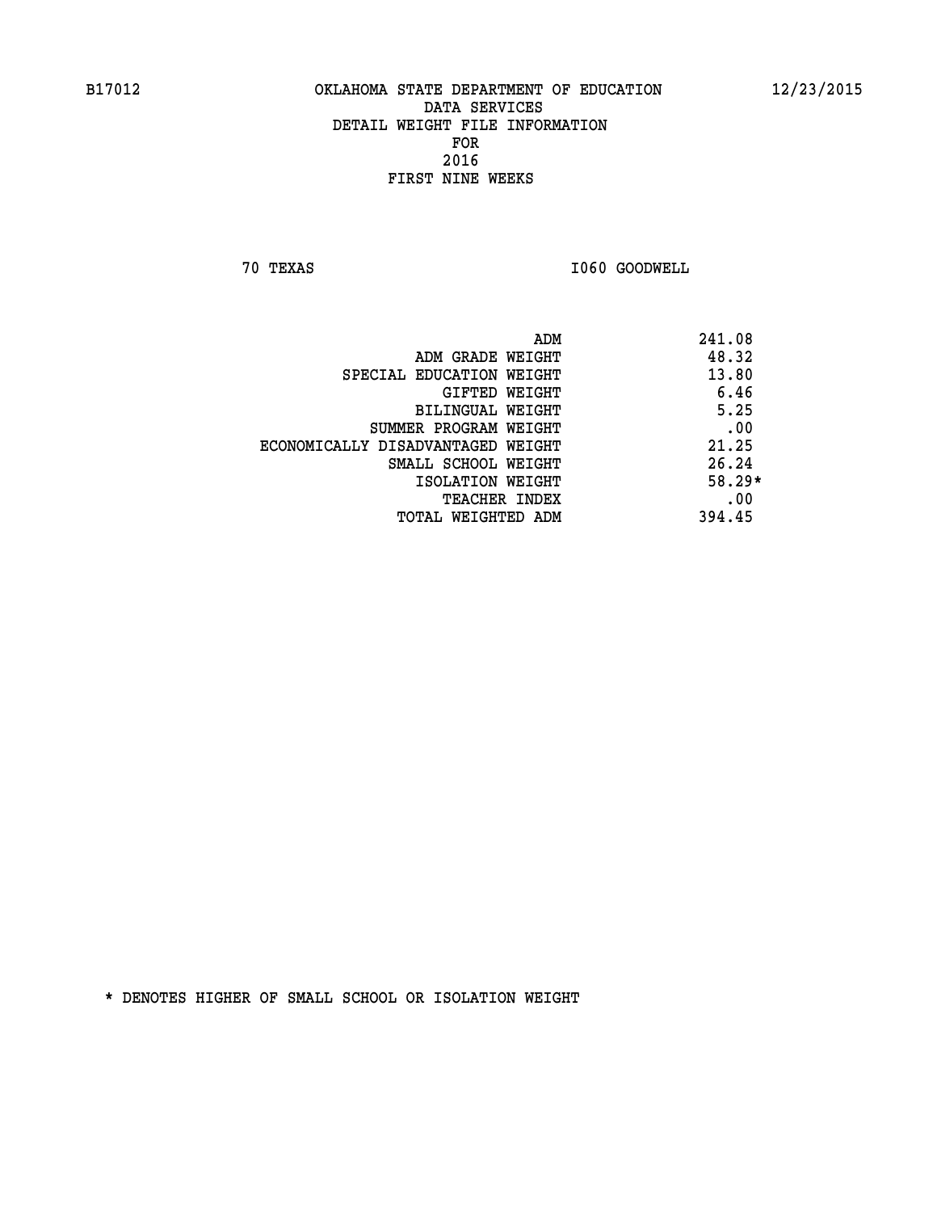B17012 OKLAHOMA STATE DEPARTMENT OF EDUCATION 12/23/2015

DATA SERVICES
DETAIL WEIGHT FILE INFORMATION
FOR
2016
FIRST NINE WEEKS

70 TEXAS I060 GOODWELL

| | |
|---|---|
| ADM | 241.08 |
| ADM GRADE WEIGHT | 48.32 |
| SPECIAL EDUCATION WEIGHT | 13.80 |
| GIFTED WEIGHT | 6.46 |
| BILINGUAL WEIGHT | 5.25 |
| SUMMER PROGRAM WEIGHT | .00 |
| ECONOMICALLY DISADVANTAGED WEIGHT | 21.25 |
| SMALL SCHOOL WEIGHT | 26.24 |
| ISOLATION WEIGHT | 58.29* |
| TEACHER INDEX | .00 |
| TOTAL WEIGHTED ADM | 394.45 |

* DENOTES HIGHER OF SMALL SCHOOL OR ISOLATION WEIGHT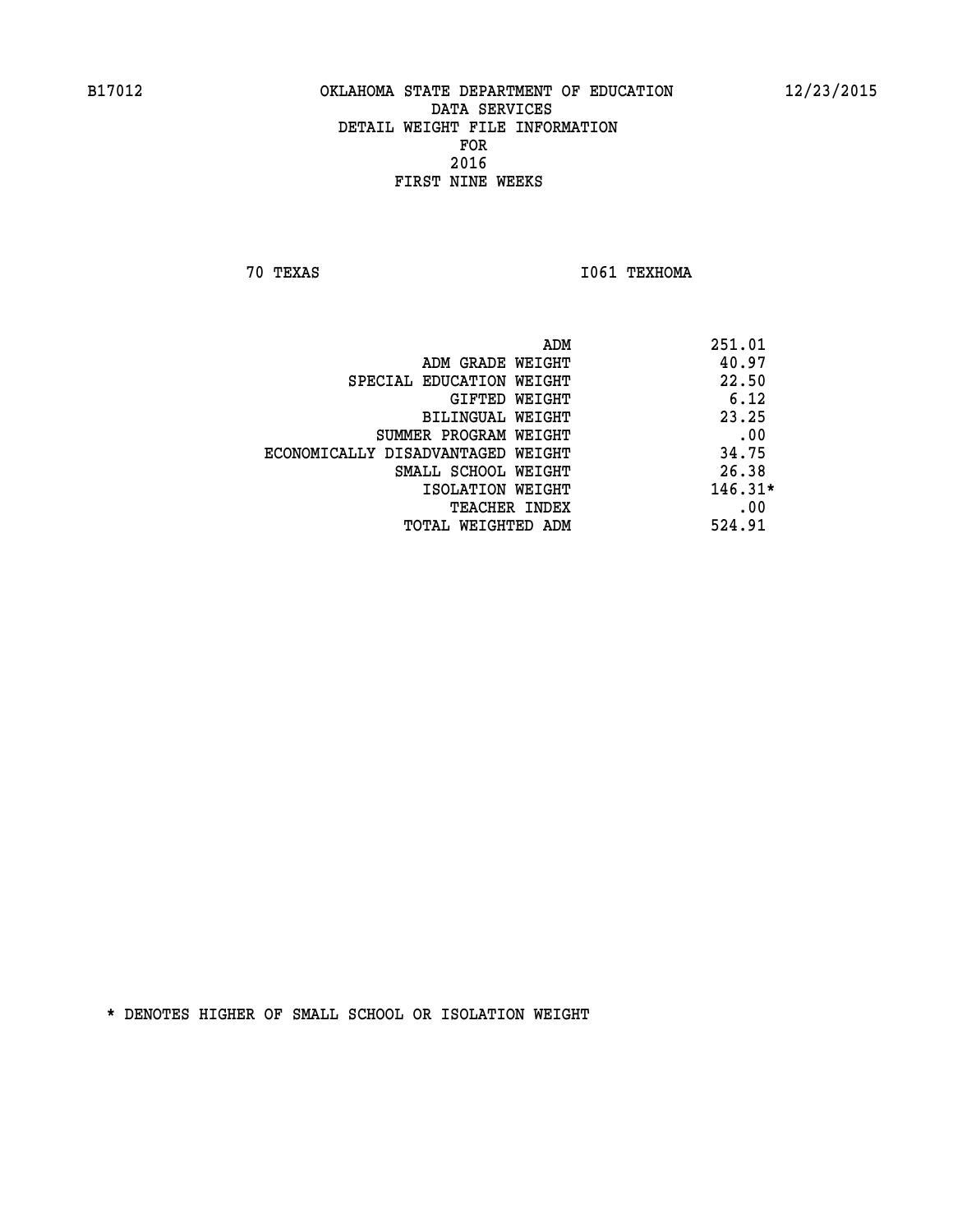B17012 OKLAHOMA STATE DEPARTMENT OF EDUCATION 12/23/2015

DATA SERVICES
DETAIL WEIGHT FILE INFORMATION
FOR
2016
FIRST NINE WEEKS

70 TEXAS I061 TEXHOMA

| | |
|---|---|
| ADM | 251.01 |
| ADM GRADE WEIGHT | 40.97 |
| SPECIAL EDUCATION WEIGHT | 22.50 |
| GIFTED WEIGHT | 6.12 |
| BILINGUAL WEIGHT | 23.25 |
| SUMMER PROGRAM WEIGHT | .00 |
| ECONOMICALLY DISADVANTAGED WEIGHT | 34.75 |
| SMALL SCHOOL WEIGHT | 26.38 |
| ISOLATION WEIGHT | 146.31* |
| TEACHER INDEX | .00 |
| TOTAL WEIGHTED ADM | 524.91 |

* DENOTES HIGHER OF SMALL SCHOOL OR ISOLATION WEIGHT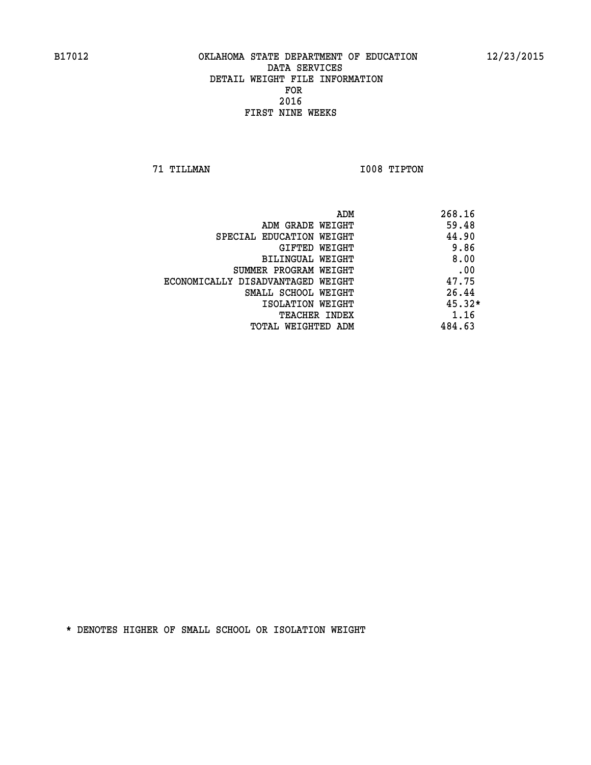B17012 OKLAHOMA STATE DEPARTMENT OF EDUCATION 12/23/2015

DATA SERVICES
DETAIL WEIGHT FILE INFORMATION
FOR
2016
FIRST NINE WEEKS

71 TILLMAN I008 TIPTON

| | |
|---|---|
| ADM | 268.16 |
| ADM GRADE WEIGHT | 59.48 |
| SPECIAL EDUCATION WEIGHT | 44.90 |
| GIFTED WEIGHT | 9.86 |
| BILINGUAL WEIGHT | 8.00 |
| SUMMER PROGRAM WEIGHT | .00 |
| ECONOMICALLY DISADVANTAGED WEIGHT | 47.75 |
| SMALL SCHOOL WEIGHT | 26.44 |
| ISOLATION WEIGHT | 45.32* |
| TEACHER INDEX | 1.16 |
| TOTAL WEIGHTED ADM | 484.63 |

* DENOTES HIGHER OF SMALL SCHOOL OR ISOLATION WEIGHT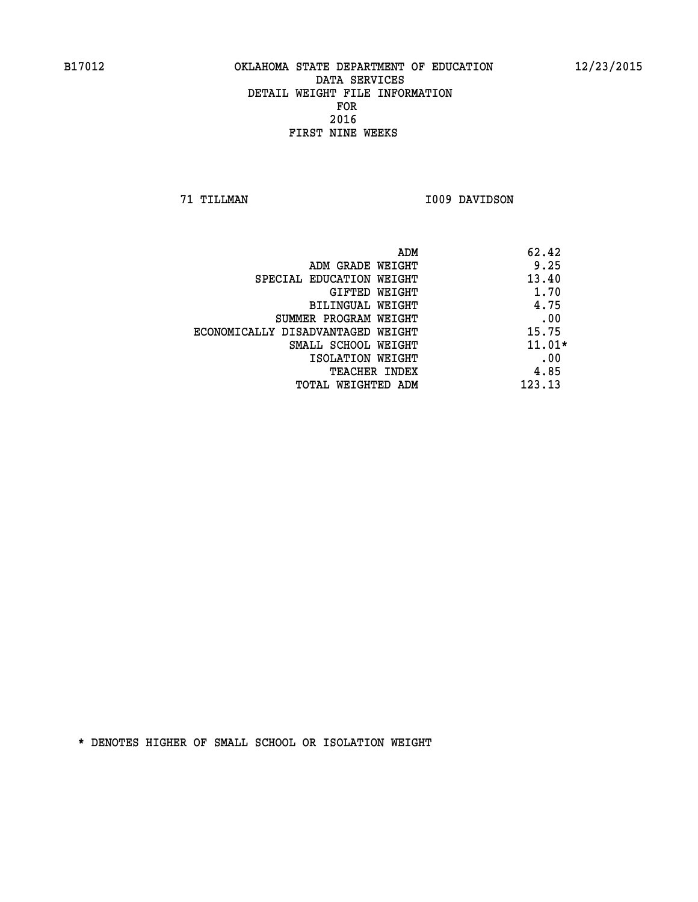B17012 OKLAHOMA STATE DEPARTMENT OF EDUCATION 12/23/2015

DATA SERVICES
DETAIL WEIGHT FILE INFORMATION
FOR
2016
FIRST NINE WEEKS

71 TILLMAN I009 DAVIDSON

| | |
|---|---|
| ADM | 62.42 |
| ADM GRADE WEIGHT | 9.25 |
| SPECIAL EDUCATION WEIGHT | 13.40 |
| GIFTED WEIGHT | 1.70 |
| BILINGUAL WEIGHT | 4.75 |
| SUMMER PROGRAM WEIGHT | .00 |
| ECONOMICALLY DISADVANTAGED WEIGHT | 15.75 |
| SMALL SCHOOL WEIGHT | 11.01* |
| ISOLATION WEIGHT | .00 |
| TEACHER INDEX | 4.85 |
| TOTAL WEIGHTED ADM | 123.13 |

* DENOTES HIGHER OF SMALL SCHOOL OR ISOLATION WEIGHT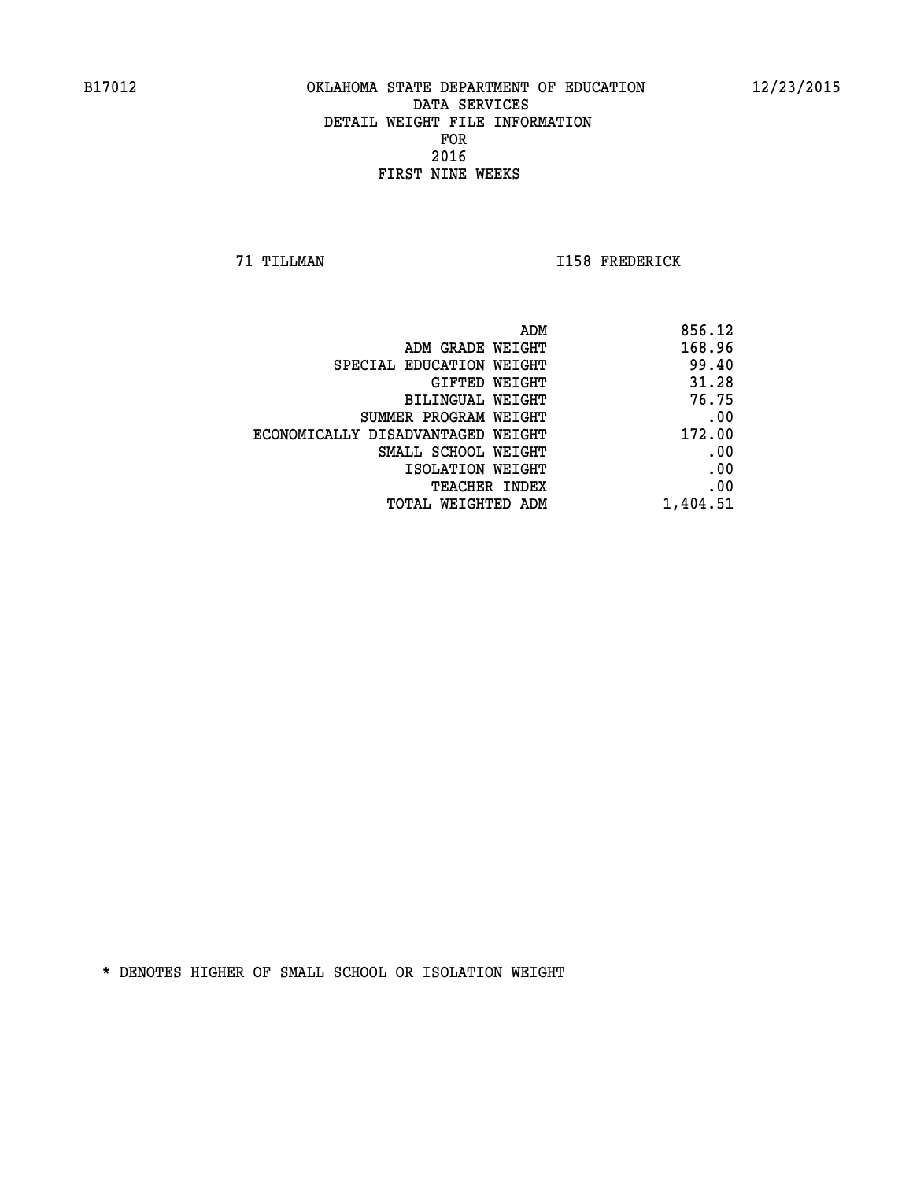B17012 OKLAHOMA STATE DEPARTMENT OF EDUCATION 12/23/2015

DATA SERVICES
DETAIL WEIGHT FILE INFORMATION
FOR
2016
FIRST NINE WEEKS

71 TILLMAN I158 FREDERICK

| | |
|---|---|
| ADM | 856.12 |
| ADM GRADE WEIGHT | 168.96 |
| SPECIAL EDUCATION WEIGHT | 99.40 |
| GIFTED WEIGHT | 31.28 |
| BILINGUAL WEIGHT | 76.75 |
| SUMMER PROGRAM WEIGHT | .00 |
| ECONOMICALLY DISADVANTAGED WEIGHT | 172.00 |
| SMALL SCHOOL WEIGHT | .00 |
| ISOLATION WEIGHT | .00 |
| TEACHER INDEX | .00 |
| TOTAL WEIGHTED ADM | 1,404.51 |

* DENOTES HIGHER OF SMALL SCHOOL OR ISOLATION WEIGHT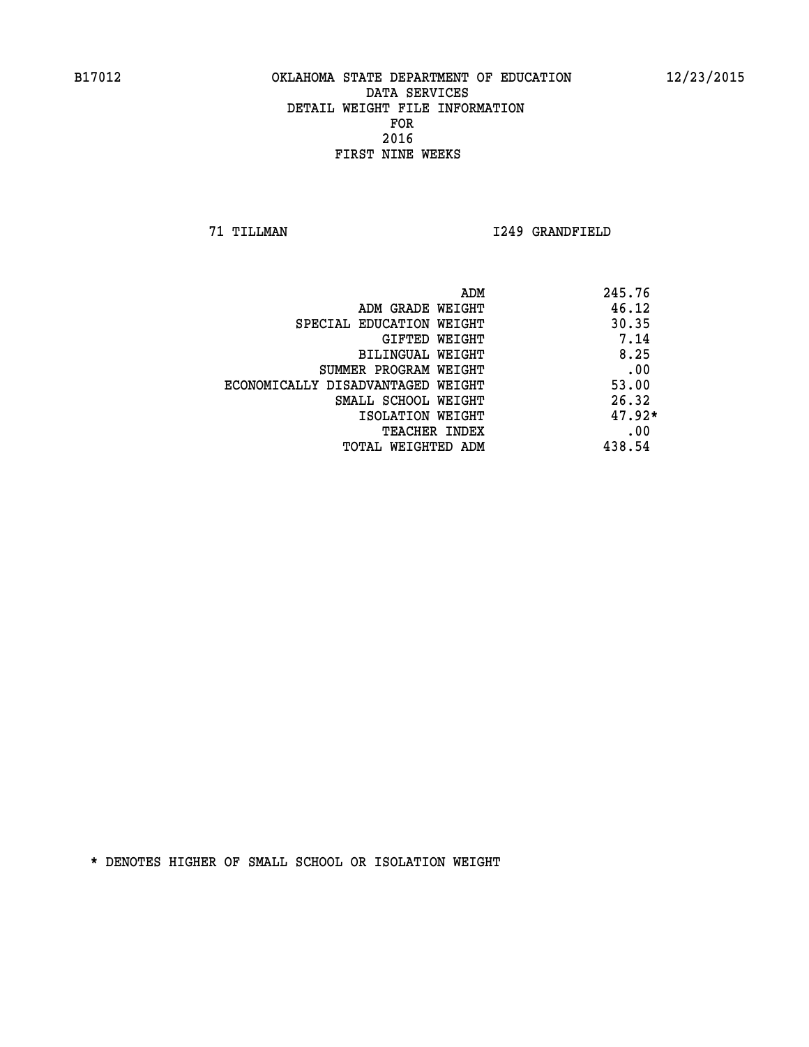B17012 OKLAHOMA STATE DEPARTMENT OF EDUCATION 12/23/2015

DATA SERVICES

DETAIL WEIGHT FILE INFORMATION

FOR

2016

FIRST NINE WEEKS

71 TILLMAN I249 GRANDFIELD

| | |
|---|---|
| ADM | 245.76 |
| ADM GRADE WEIGHT | 46.12 |
| SPECIAL EDUCATION WEIGHT | 30.35 |
| GIFTED WEIGHT | 7.14 |
| BILINGUAL WEIGHT | 8.25 |
| SUMMER PROGRAM WEIGHT | .00 |
| ECONOMICALLY DISADVANTAGED WEIGHT | 53.00 |
| SMALL SCHOOL WEIGHT | 26.32 |
| ISOLATION WEIGHT | 47.92* |
| TEACHER INDEX | .00 |
| TOTAL WEIGHTED ADM | 438.54 |

* DENOTES HIGHER OF SMALL SCHOOL OR ISOLATION WEIGHT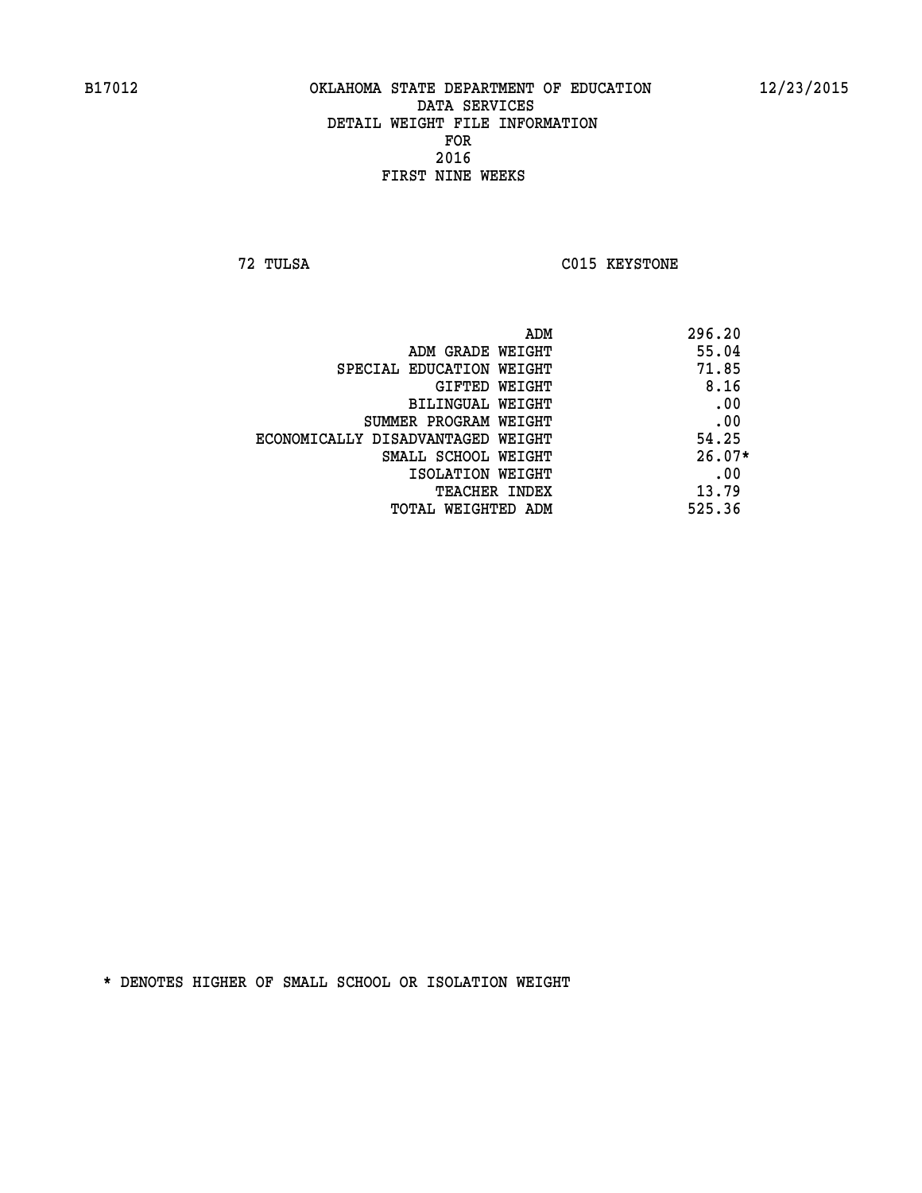B17012 OKLAHOMA STATE DEPARTMENT OF EDUCATION 12/23/2015

DATA SERVICES
DETAIL WEIGHT FILE INFORMATION
FOR
2016
FIRST NINE WEEKS

72 TULSA C015 KEYSTONE

| | |
|---|---|
| ADM | 296.20 |
| ADM GRADE WEIGHT | 55.04 |
| SPECIAL EDUCATION WEIGHT | 71.85 |
| GIFTED WEIGHT | 8.16 |
| BILINGUAL WEIGHT | .00 |
| SUMMER PROGRAM WEIGHT | .00 |
| ECONOMICALLY DISADVANTAGED WEIGHT | 54.25 |
| SMALL SCHOOL WEIGHT | 26.07* |
| ISOLATION WEIGHT | .00 |
| TEACHER INDEX | 13.79 |
| TOTAL WEIGHTED ADM | 525.36 |

* DENOTES HIGHER OF SMALL SCHOOL OR ISOLATION WEIGHT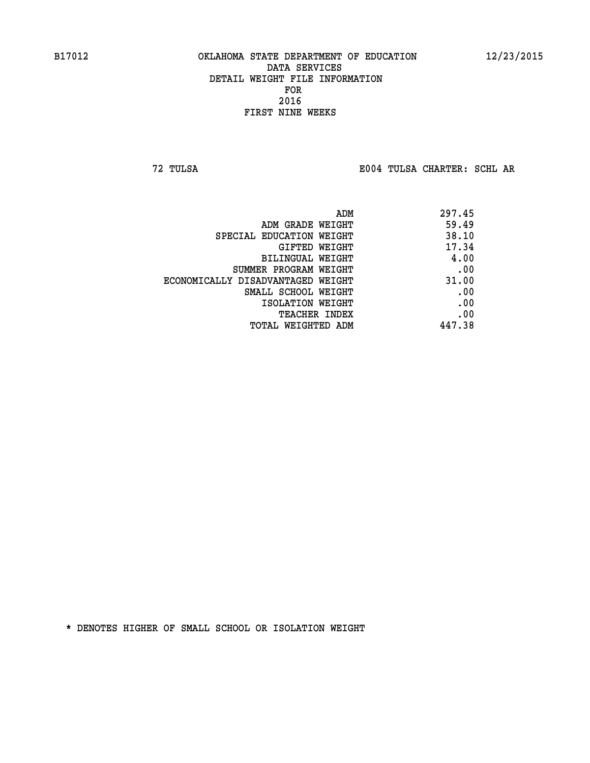B17012 OKLAHOMA STATE DEPARTMENT OF EDUCATION 12/23/2015

DATA SERVICES
DETAIL WEIGHT FILE INFORMATION
FOR
2016
FIRST NINE WEEKS

72 TULSA E004 TULSA CHARTER: SCHL AR

| | |
|---|---|
| ADM | 297.45 |
| ADM GRADE WEIGHT | 59.49 |
| SPECIAL EDUCATION WEIGHT | 38.10 |
| GIFTED WEIGHT | 17.34 |
| BILINGUAL WEIGHT | 4.00 |
| SUMMER PROGRAM WEIGHT | .00 |
| ECONOMICALLY DISADVANTAGED WEIGHT | 31.00 |
| SMALL SCHOOL WEIGHT | .00 |
| ISOLATION WEIGHT | .00 |
| TEACHER INDEX | .00 |
| TOTAL WEIGHTED ADM | 447.38 |

* DENOTES HIGHER OF SMALL SCHOOL OR ISOLATION WEIGHT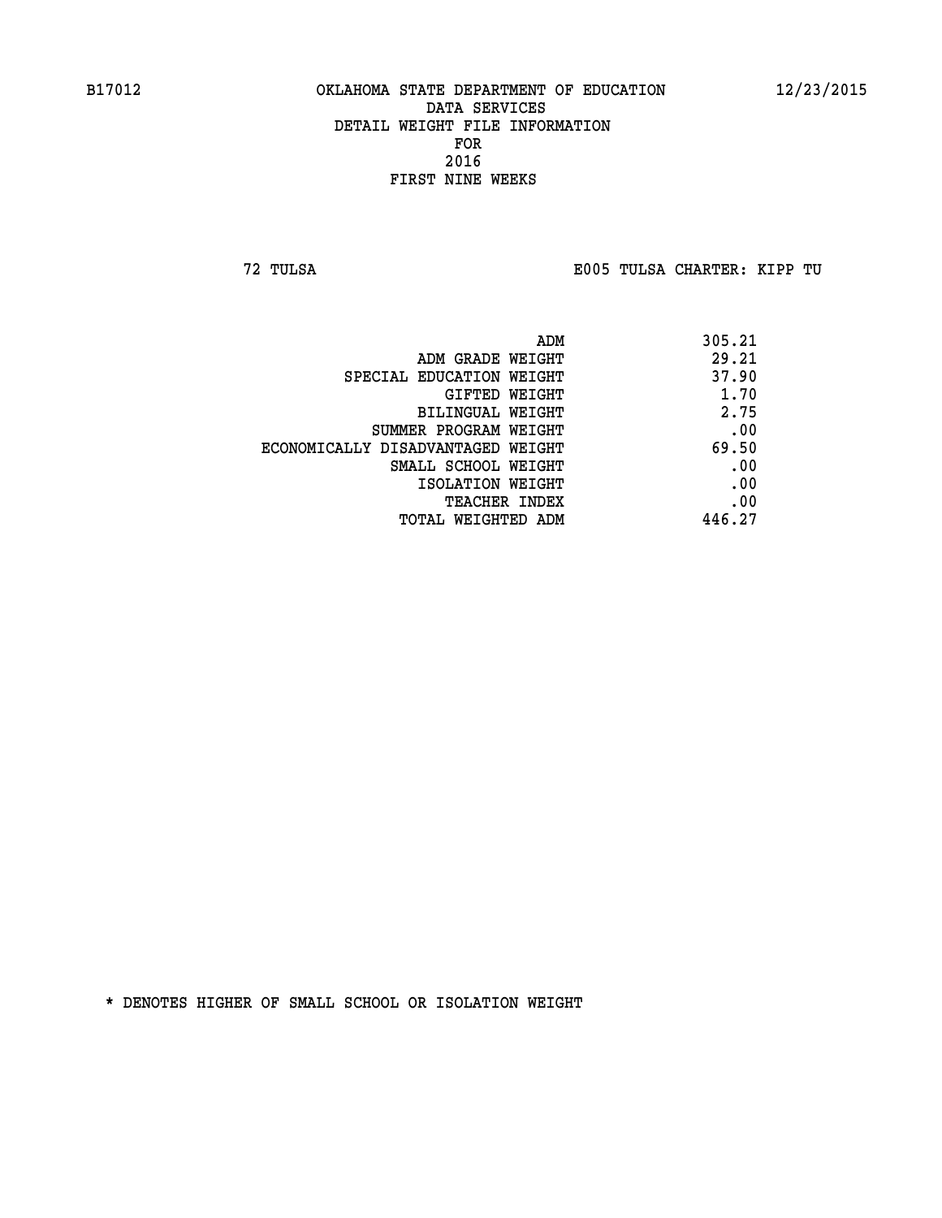B17012 OKLAHOMA STATE DEPARTMENT OF EDUCATION 12/23/2015

DATA SERVICES

DETAIL WEIGHT FILE INFORMATION

FOR

2016

FIRST NINE WEEKS

72 TULSA E005 TULSA CHARTER: KIPP TU

| | |
|---|---|
| ADM | 305.21 |
| ADM GRADE WEIGHT | 29.21 |
| SPECIAL EDUCATION WEIGHT | 37.90 |
| GIFTED WEIGHT | 1.70 |
| BILINGUAL WEIGHT | 2.75 |
| SUMMER PROGRAM WEIGHT | .00 |
| ECONOMICALLY DISADVANTAGED WEIGHT | 69.50 |
| SMALL SCHOOL WEIGHT | .00 |
| ISOLATION WEIGHT | .00 |
| TEACHER INDEX | .00 |
| TOTAL WEIGHTED ADM | 446.27 |

* DENOTES HIGHER OF SMALL SCHOOL OR ISOLATION WEIGHT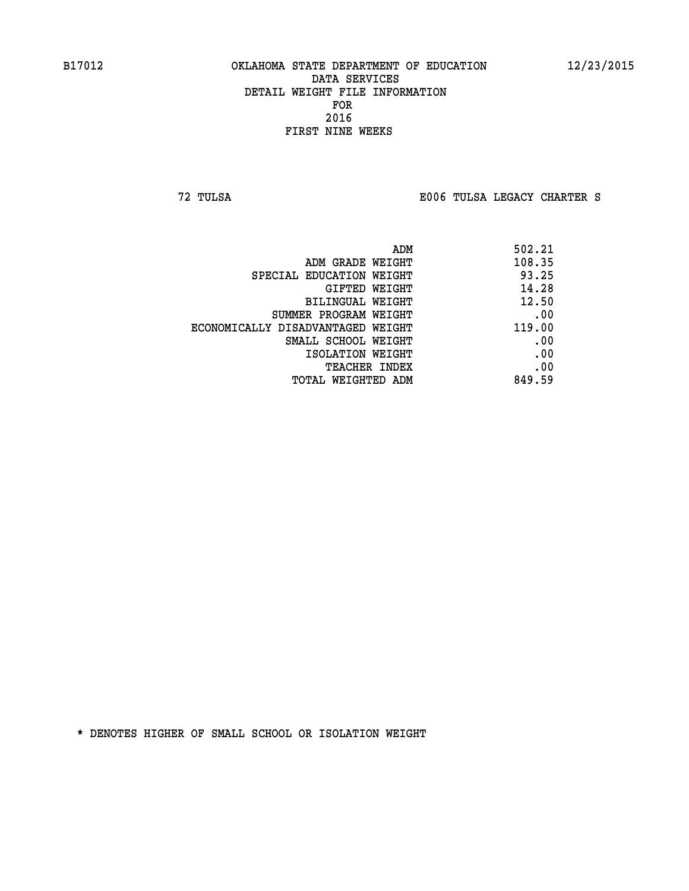B17012 OKLAHOMA STATE DEPARTMENT OF EDUCATION 12/23/2015

DATA SERVICES
DETAIL WEIGHT FILE INFORMATION
FOR
2016
FIRST NINE WEEKS

72 TULSA E006 TULSA LEGACY CHARTER S

| | |
|---|---|
| ADM | 502.21 |
| ADM GRADE WEIGHT | 108.35 |
| SPECIAL EDUCATION WEIGHT | 93.25 |
| GIFTED WEIGHT | 14.28 |
| BILINGUAL WEIGHT | 12.50 |
| SUMMER PROGRAM WEIGHT | .00 |
| ECONOMICALLY DISADVANTAGED WEIGHT | 119.00 |
| SMALL SCHOOL WEIGHT | .00 |
| ISOLATION WEIGHT | .00 |
| TEACHER INDEX | .00 |
| TOTAL WEIGHTED ADM | 849.59 |

* DENOTES HIGHER OF SMALL SCHOOL OR ISOLATION WEIGHT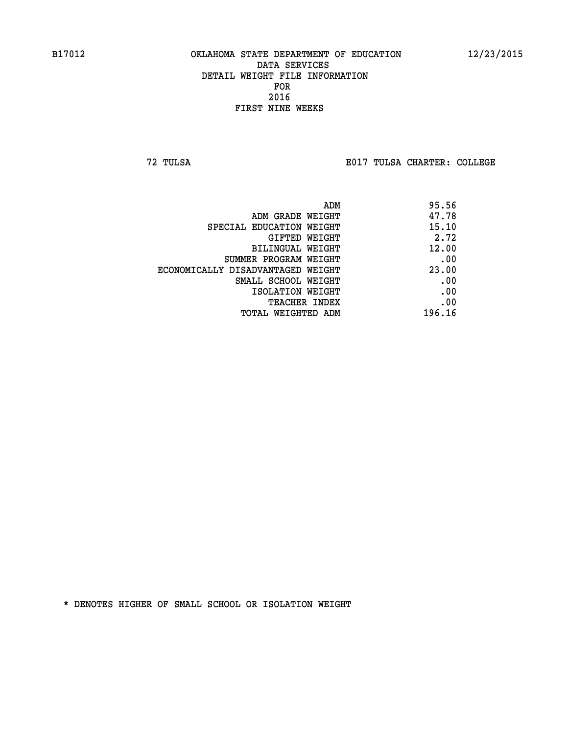B17012 OKLAHOMA STATE DEPARTMENT OF EDUCATION 12/23/2015

DATA SERVICES
DETAIL WEIGHT FILE INFORMATION
FOR
2016
FIRST NINE WEEKS

72 TULSA E017 TULSA CHARTER: COLLEGE

| | |
|---|---|
| ADM | 95.56 |
| ADM GRADE WEIGHT | 47.78 |
| SPECIAL EDUCATION WEIGHT | 15.10 |
| GIFTED WEIGHT | 2.72 |
| BILINGUAL WEIGHT | 12.00 |
| SUMMER PROGRAM WEIGHT | .00 |
| ECONOMICALLY DISADVANTAGED WEIGHT | 23.00 |
| SMALL SCHOOL WEIGHT | .00 |
| ISOLATION WEIGHT | .00 |
| TEACHER INDEX | .00 |
| TOTAL WEIGHTED ADM | 196.16 |

* DENOTES HIGHER OF SMALL SCHOOL OR ISOLATION WEIGHT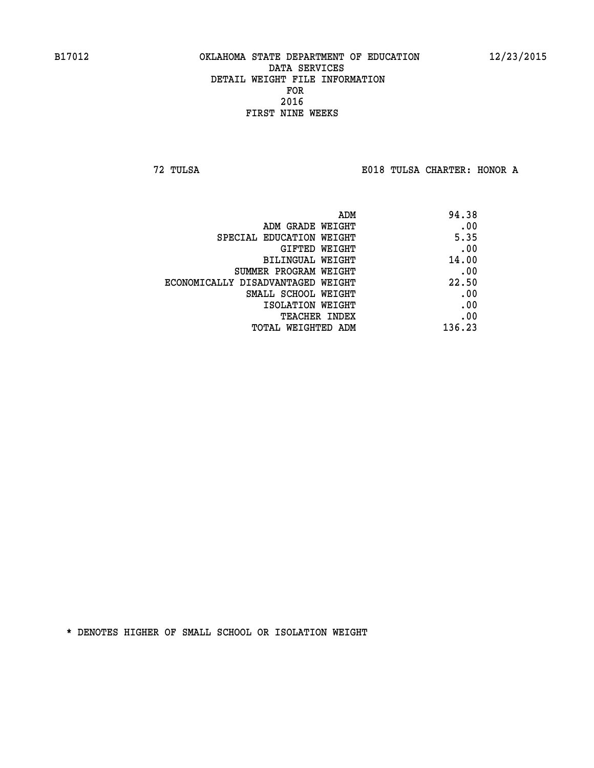B17012 OKLAHOMA STATE DEPARTMENT OF EDUCATION 12/23/2015

DATA SERVICES
DETAIL WEIGHT FILE INFORMATION
FOR
2016
FIRST NINE WEEKS

72 TULSA E018 TULSA CHARTER: HONOR A

| | |
|---|---|
| ADM | 94.38 |
| ADM GRADE WEIGHT | .00 |
| SPECIAL EDUCATION WEIGHT | 5.35 |
| GIFTED WEIGHT | .00 |
| BILINGUAL WEIGHT | 14.00 |
| SUMMER PROGRAM WEIGHT | .00 |
| ECONOMICALLY DISADVANTAGED WEIGHT | 22.50 |
| SMALL SCHOOL WEIGHT | .00 |
| ISOLATION WEIGHT | .00 |
| TEACHER INDEX | .00 |
| TOTAL WEIGHTED ADM | 136.23 |

* DENOTES HIGHER OF SMALL SCHOOL OR ISOLATION WEIGHT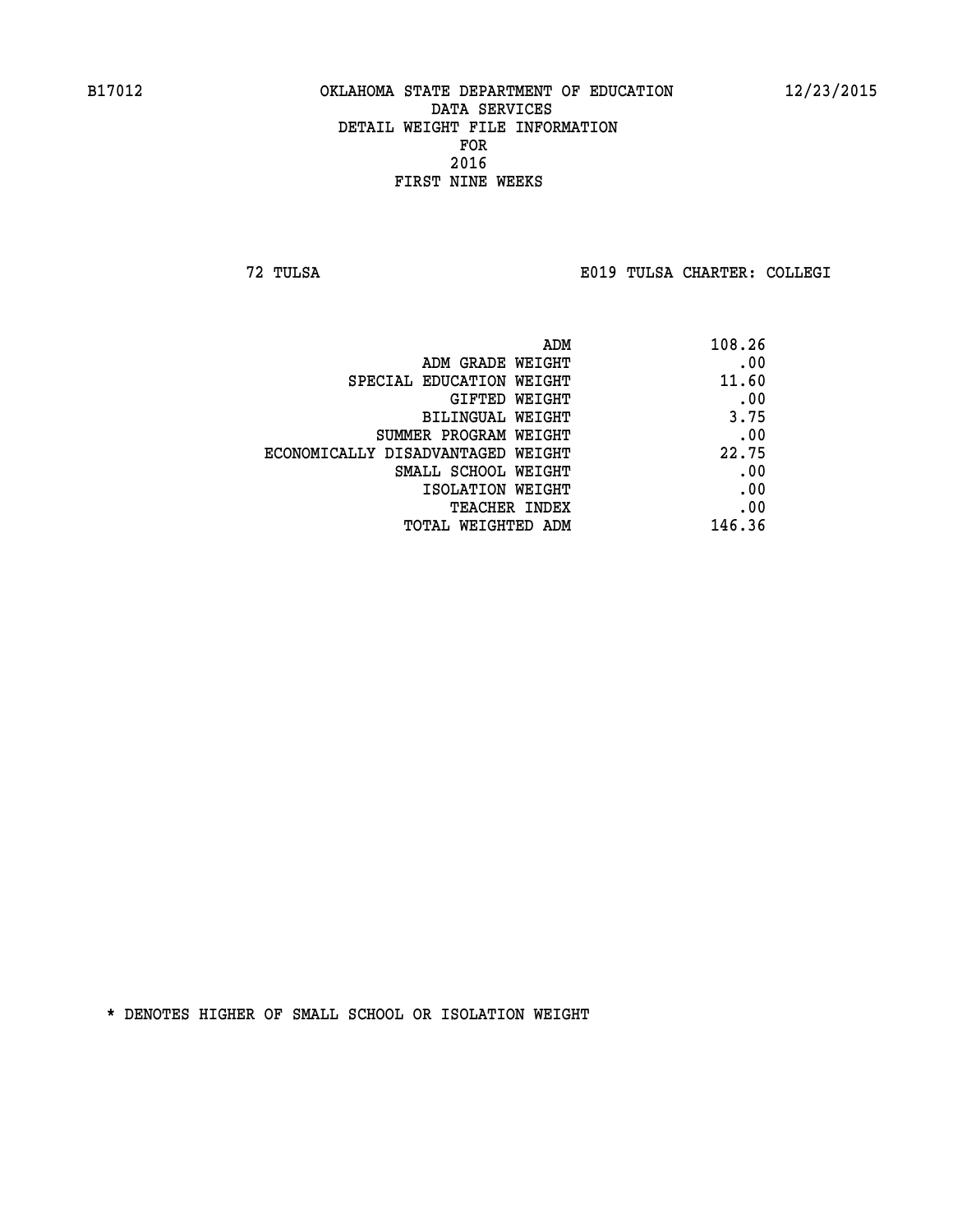B17012 OKLAHOMA STATE DEPARTMENT OF EDUCATION 12/23/2015

DATA SERVICES
DETAIL WEIGHT FILE INFORMATION
FOR
2016
FIRST NINE WEEKS

72 TULSA E019 TULSA CHARTER: COLLEGI

| | |
|---|---|
| ADM | 108.26 |
| ADM GRADE WEIGHT | .00 |
| SPECIAL EDUCATION WEIGHT | 11.60 |
| GIFTED WEIGHT | .00 |
| BILINGUAL WEIGHT | 3.75 |
| SUMMER PROGRAM WEIGHT | .00 |
| ECONOMICALLY DISADVANTAGED WEIGHT | 22.75 |
| SMALL SCHOOL WEIGHT | .00 |
| ISOLATION WEIGHT | .00 |
| TEACHER INDEX | .00 |
| TOTAL WEIGHTED ADM | 146.36 |

* DENOTES HIGHER OF SMALL SCHOOL OR ISOLATION WEIGHT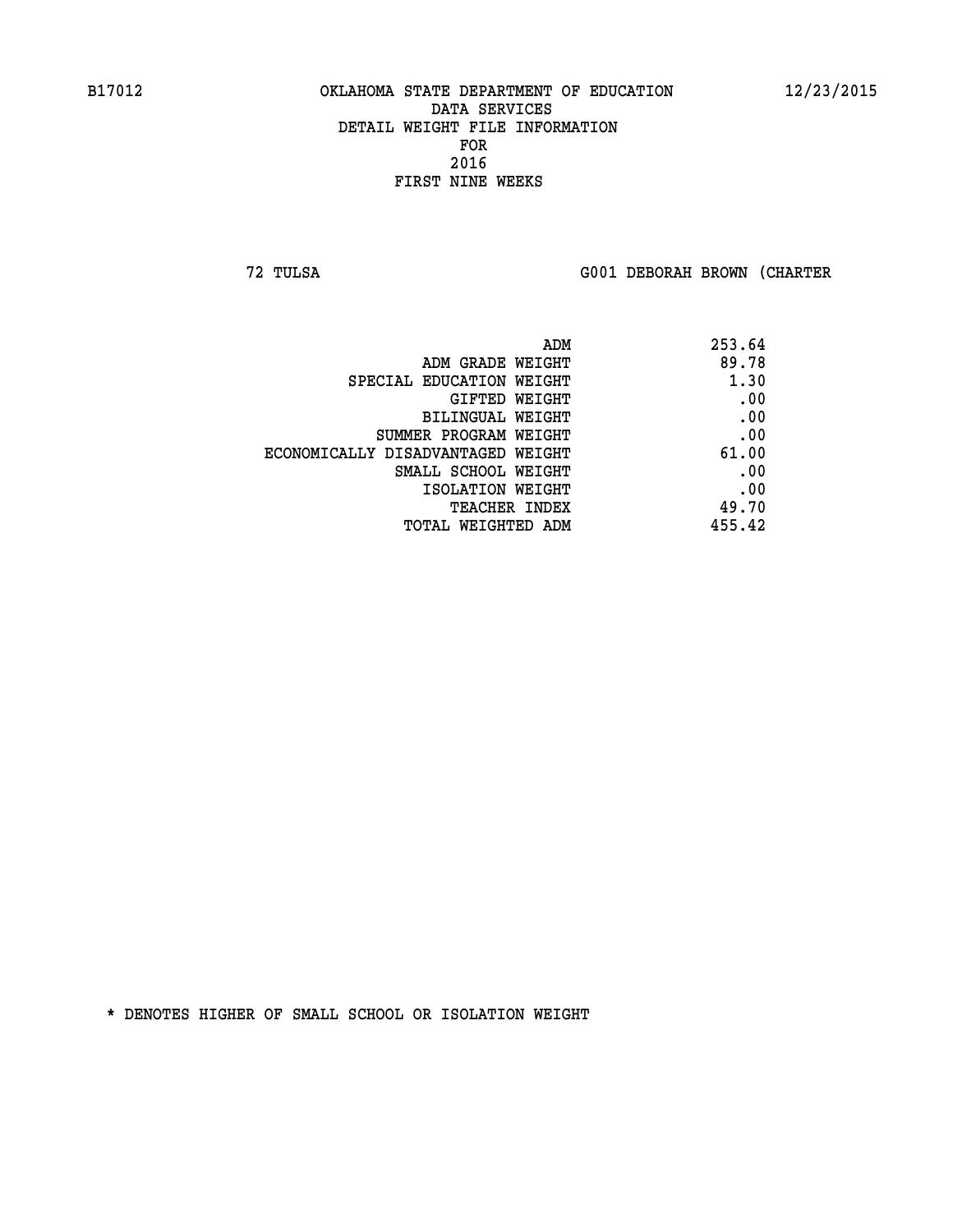B17012 OKLAHOMA STATE DEPARTMENT OF EDUCATION 12/23/2015

DATA SERVICES
DETAIL WEIGHT FILE INFORMATION
FOR
2016
FIRST NINE WEEKS

72 TULSA G001 DEBORAH BROWN (CHARTER

| | |
|---|---|
| ADM | 253.64 |
| ADM GRADE WEIGHT | 89.78 |
| SPECIAL EDUCATION WEIGHT | 1.30 |
| GIFTED WEIGHT | .00 |
| BILINGUAL WEIGHT | .00 |
| SUMMER PROGRAM WEIGHT | .00 |
| ECONOMICALLY DISADVANTAGED WEIGHT | 61.00 |
| SMALL SCHOOL WEIGHT | .00 |
| ISOLATION WEIGHT | .00 |
| TEACHER INDEX | 49.70 |
| TOTAL WEIGHTED ADM | 455.42 |

* DENOTES HIGHER OF SMALL SCHOOL OR ISOLATION WEIGHT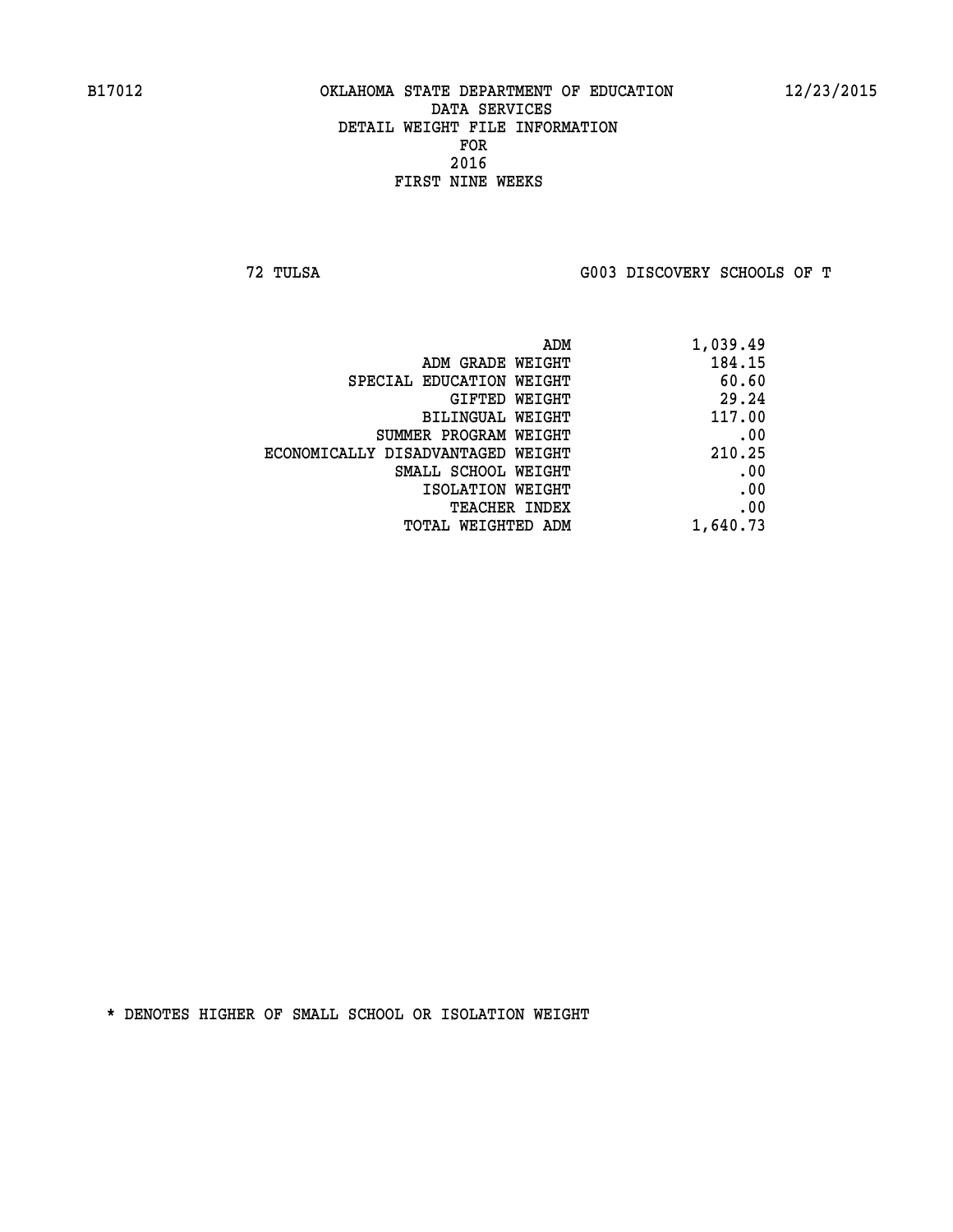OKLAHOMA STATE DEPARTMENT OF EDUCATION
DATA SERVICES
DETAIL WEIGHT FILE INFORMATION
FOR
2016
FIRST NINE WEEKS

72 TULSA G003 DISCOVERY SCHOOLS OF T

| | |
|---|---|
| ADM | 1,039.49 |
| ADM GRADE WEIGHT | 184.15 |
| SPECIAL EDUCATION WEIGHT | 60.60 |
| GIFTED WEIGHT | 29.24 |
| BILINGUAL WEIGHT | 117.00 |
| SUMMER PROGRAM WEIGHT | .00 |
| ECONOMICALLY DISADVANTAGED WEIGHT | 210.25 |
| SMALL SCHOOL WEIGHT | .00 |
| ISOLATION WEIGHT | .00 |
| TEACHER INDEX | .00 |
| TOTAL WEIGHTED ADM | 1,640.73 |

* DENOTES HIGHER OF SMALL SCHOOL OR ISOLATION WEIGHT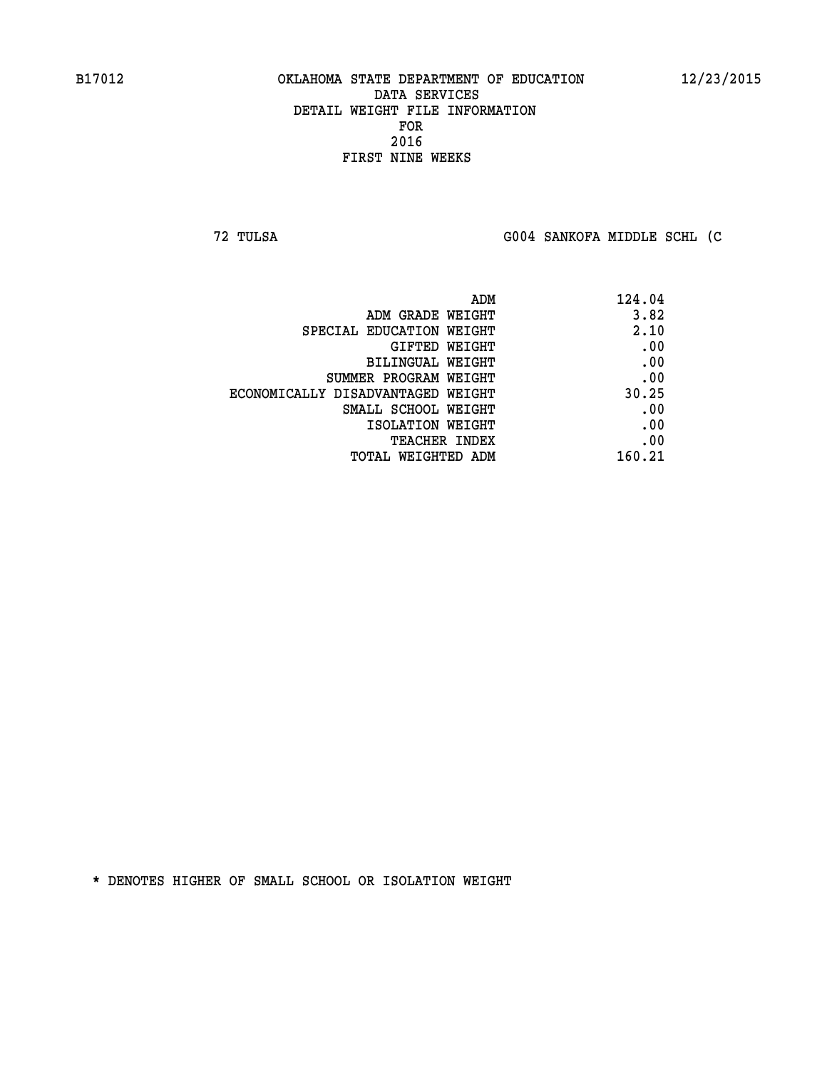B17012 OKLAHOMA STATE DEPARTMENT OF EDUCATION 12/23/2015

DATA SERVICES
DETAIL WEIGHT FILE INFORMATION
FOR
2016
FIRST NINE WEEKS

72 TULSA G004 SANKOFA MIDDLE SCHL (C

| | |
|---|---|
| ADM | 124.04 |
| ADM GRADE WEIGHT | 3.82 |
| SPECIAL EDUCATION WEIGHT | 2.10 |
| GIFTED WEIGHT | .00 |
| BILINGUAL WEIGHT | .00 |
| SUMMER PROGRAM WEIGHT | .00 |
| ECONOMICALLY DISADVANTAGED WEIGHT | 30.25 |
| SMALL SCHOOL WEIGHT | .00 |
| ISOLATION WEIGHT | .00 |
| TEACHER INDEX | .00 |
| TOTAL WEIGHTED ADM | 160.21 |

* DENOTES HIGHER OF SMALL SCHOOL OR ISOLATION WEIGHT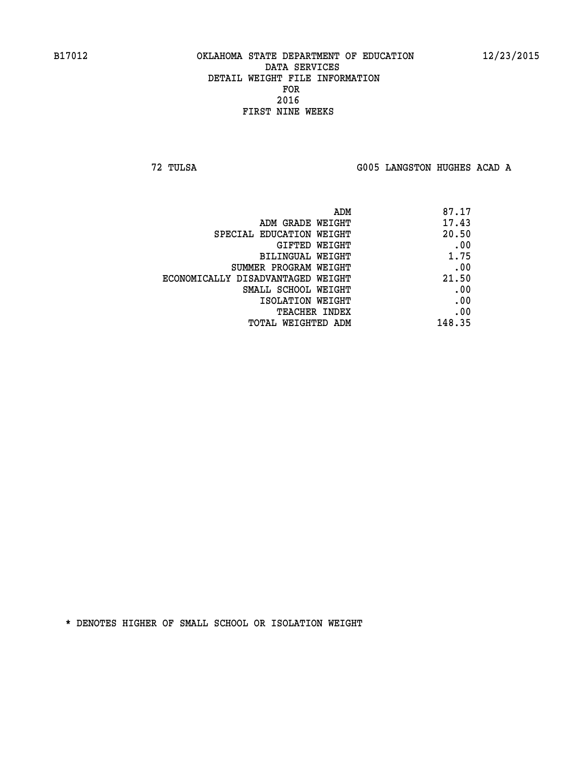B17012 OKLAHOMA STATE DEPARTMENT OF EDUCATION 12/23/2015

DATA SERVICES
DETAIL WEIGHT FILE INFORMATION
FOR
2016
FIRST NINE WEEKS

72 TULSA G005 LANGSTON HUGHES ACAD A

| | |
|---|---|
| ADM | 87.17 |
| ADM GRADE WEIGHT | 17.43 |
| SPECIAL EDUCATION WEIGHT | 20.50 |
| GIFTED WEIGHT | .00 |
| BILINGUAL WEIGHT | 1.75 |
| SUMMER PROGRAM WEIGHT | .00 |
| ECONOMICALLY DISADVANTAGED WEIGHT | 21.50 |
| SMALL SCHOOL WEIGHT | .00 |
| ISOLATION WEIGHT | .00 |
| TEACHER INDEX | .00 |
| TOTAL WEIGHTED ADM | 148.35 |

* DENOTES HIGHER OF SMALL SCHOOL OR ISOLATION WEIGHT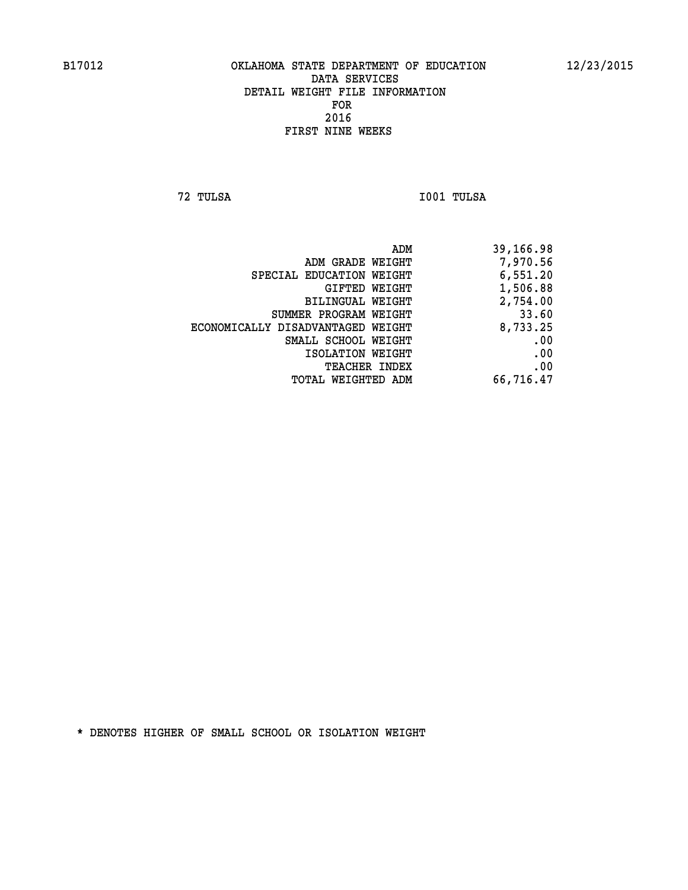B17012 OKLAHOMA STATE DEPARTMENT OF EDUCATION 12/23/2015

DATA SERVICES
DETAIL WEIGHT FILE INFORMATION
FOR
2016
FIRST NINE WEEKS

72 TULSA I001 TULSA

| | |
|---|---|
| ADM | 39,166.98 |
| ADM GRADE WEIGHT | 7,970.56 |
| SPECIAL EDUCATION WEIGHT | 6,551.20 |
| GIFTED WEIGHT | 1,506.88 |
| BILINGUAL WEIGHT | 2,754.00 |
| SUMMER PROGRAM WEIGHT | 33.60 |
| ECONOMICALLY DISADVANTAGED WEIGHT | 8,733.25 |
| SMALL SCHOOL WEIGHT | .00 |
| ISOLATION WEIGHT | .00 |
| TEACHER INDEX | .00 |
| TOTAL WEIGHTED ADM | 66,716.47 |

* DENOTES HIGHER OF SMALL SCHOOL OR ISOLATION WEIGHT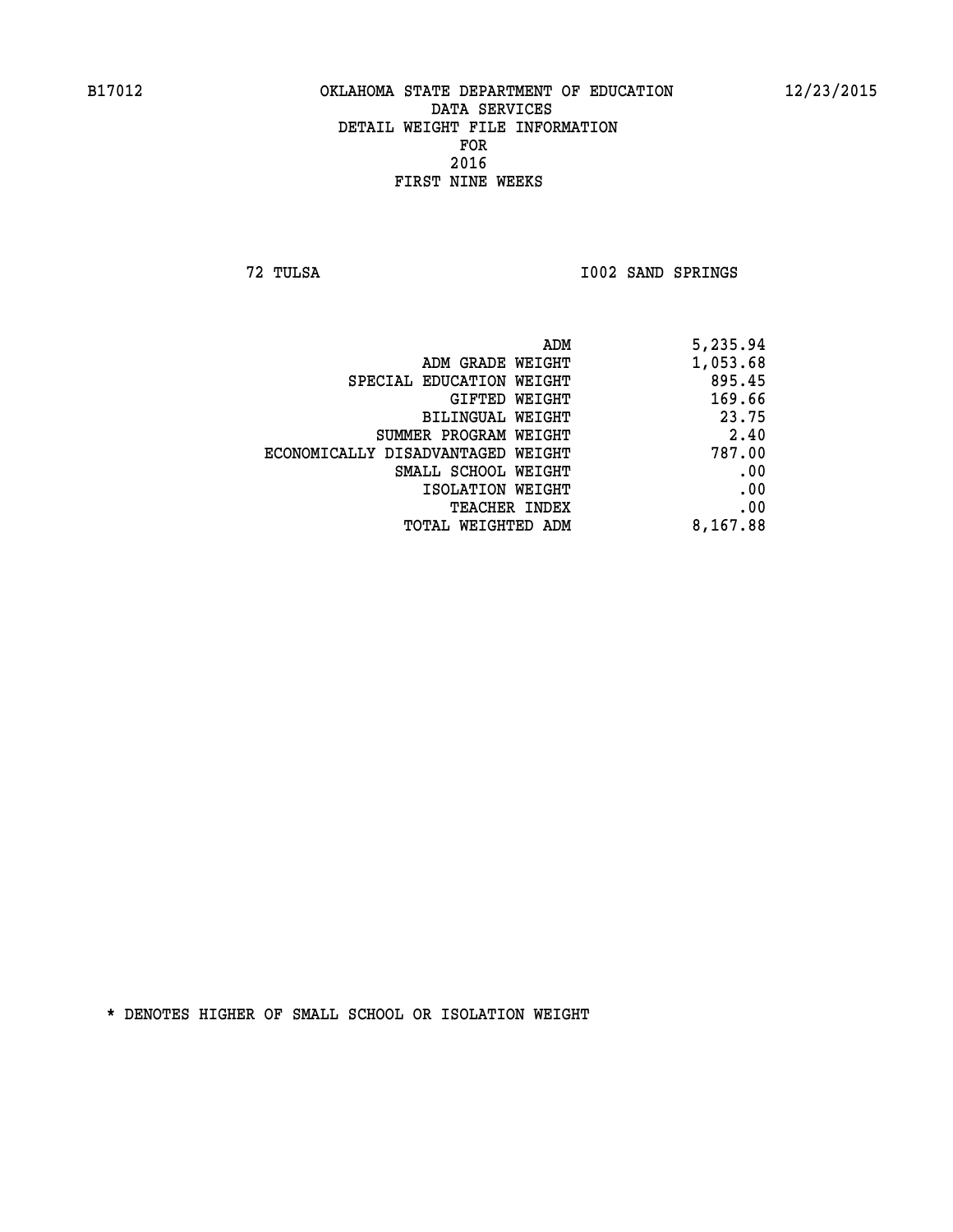B17012 OKLAHOMA STATE DEPARTMENT OF EDUCATION 12/23/2015

DATA SERVICES
DETAIL WEIGHT FILE INFORMATION
FOR
2016
FIRST NINE WEEKS

72 TULSA I002 SAND SPRINGS

| | |
|---|---|
| ADM | 5,235.94 |
| ADM GRADE WEIGHT | 1,053.68 |
| SPECIAL EDUCATION WEIGHT | 895.45 |
| GIFTED WEIGHT | 169.66 |
| BILINGUAL WEIGHT | 23.75 |
| SUMMER PROGRAM WEIGHT | 2.40 |
| ECONOMICALLY DISADVANTAGED WEIGHT | 787.00 |
| SMALL SCHOOL WEIGHT | .00 |
| ISOLATION WEIGHT | .00 |
| TEACHER INDEX | .00 |
| TOTAL WEIGHTED ADM | 8,167.88 |

* DENOTES HIGHER OF SMALL SCHOOL OR ISOLATION WEIGHT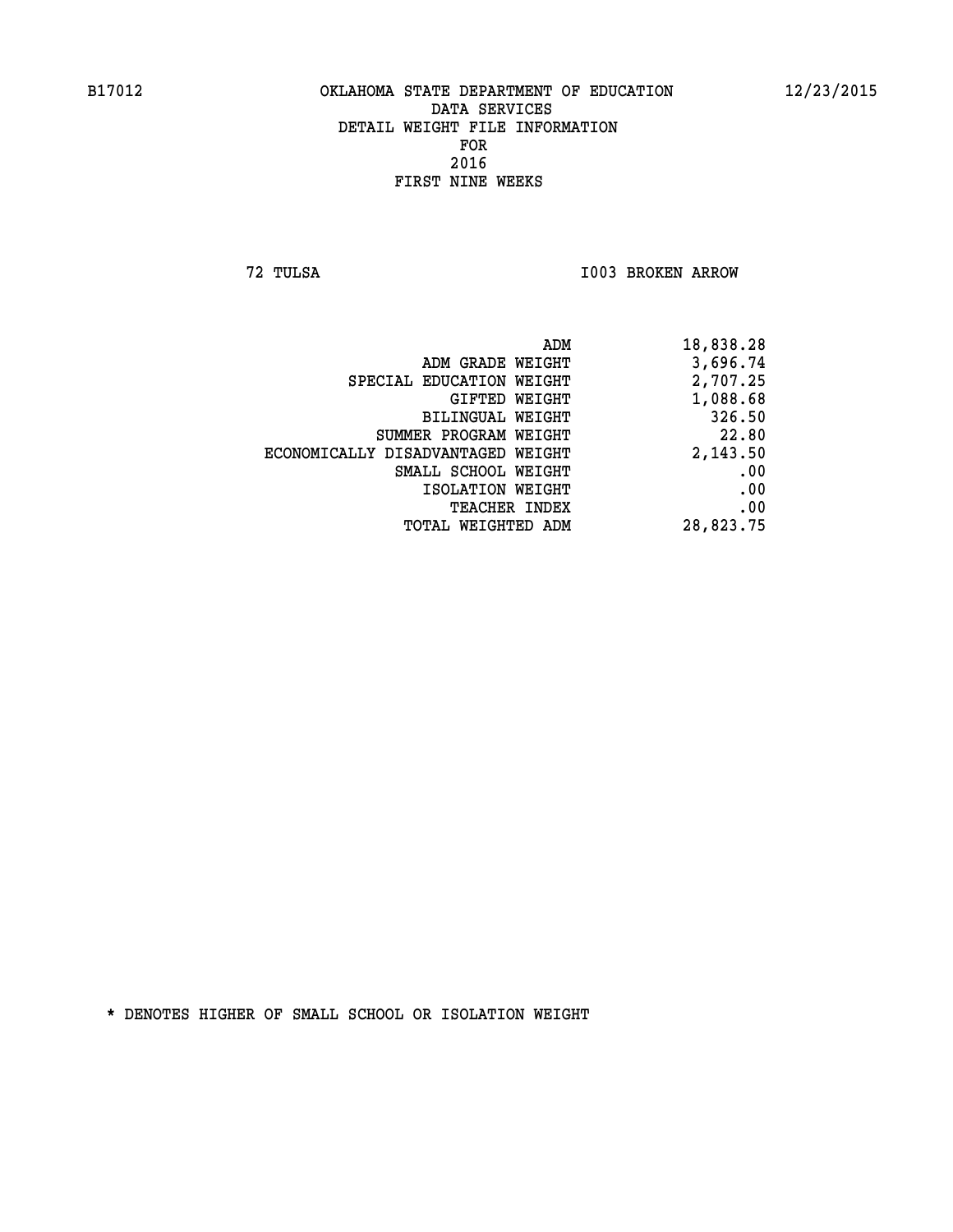B17012 OKLAHOMA STATE DEPARTMENT OF EDUCATION 12/23/2015

DATA SERVICES
DETAIL WEIGHT FILE INFORMATION
FOR
2016
FIRST NINE WEEKS

72 TULSA I003 BROKEN ARROW

| | |
|---|---|
| ADM | 18,838.28 |
| ADM GRADE WEIGHT | 3,696.74 |
| SPECIAL EDUCATION WEIGHT | 2,707.25 |
| GIFTED WEIGHT | 1,088.68 |
| BILINGUAL WEIGHT | 326.50 |
| SUMMER PROGRAM WEIGHT | 22.80 |
| ECONOMICALLY DISADVANTAGED WEIGHT | 2,143.50 |
| SMALL SCHOOL WEIGHT | .00 |
| ISOLATION WEIGHT | .00 |
| TEACHER INDEX | .00 |
| TOTAL WEIGHTED ADM | 28,823.75 |

* DENOTES HIGHER OF SMALL SCHOOL OR ISOLATION WEIGHT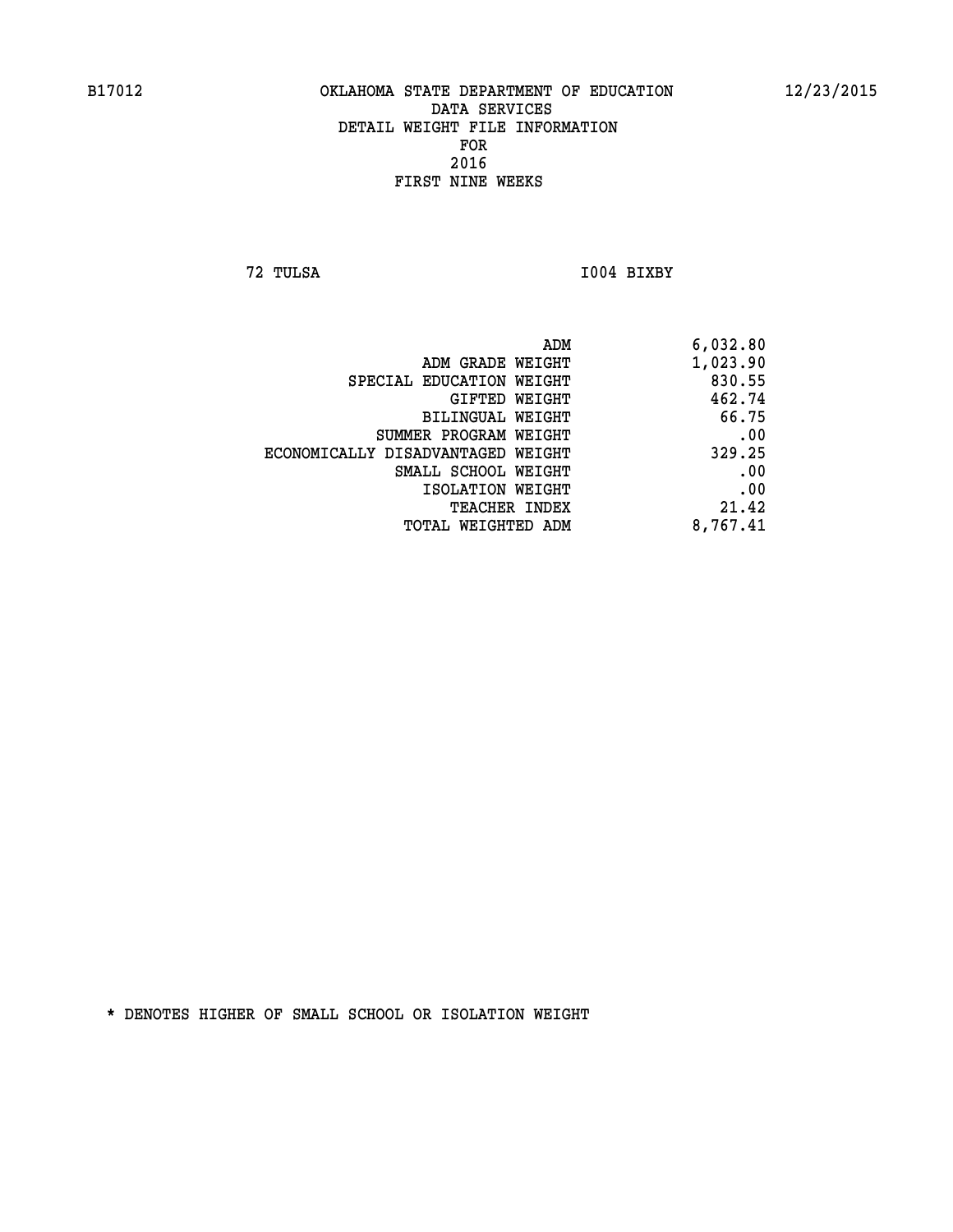B17012 OKLAHOMA STATE DEPARTMENT OF EDUCATION 12/23/2015

DATA SERVICES
DETAIL WEIGHT FILE INFORMATION
FOR
2016
FIRST NINE WEEKS

72 TULSA I004 BIXBY

| | |
|---|---|
| ADM | 6,032.80 |
| ADM GRADE WEIGHT | 1,023.90 |
| SPECIAL EDUCATION WEIGHT | 830.55 |
| GIFTED WEIGHT | 462.74 |
| BILINGUAL WEIGHT | 66.75 |
| SUMMER PROGRAM WEIGHT | .00 |
| ECONOMICALLY DISADVANTAGED WEIGHT | 329.25 |
| SMALL SCHOOL WEIGHT | .00 |
| ISOLATION WEIGHT | .00 |
| TEACHER INDEX | 21.42 |
| TOTAL WEIGHTED ADM | 8,767.41 |

* DENOTES HIGHER OF SMALL SCHOOL OR ISOLATION WEIGHT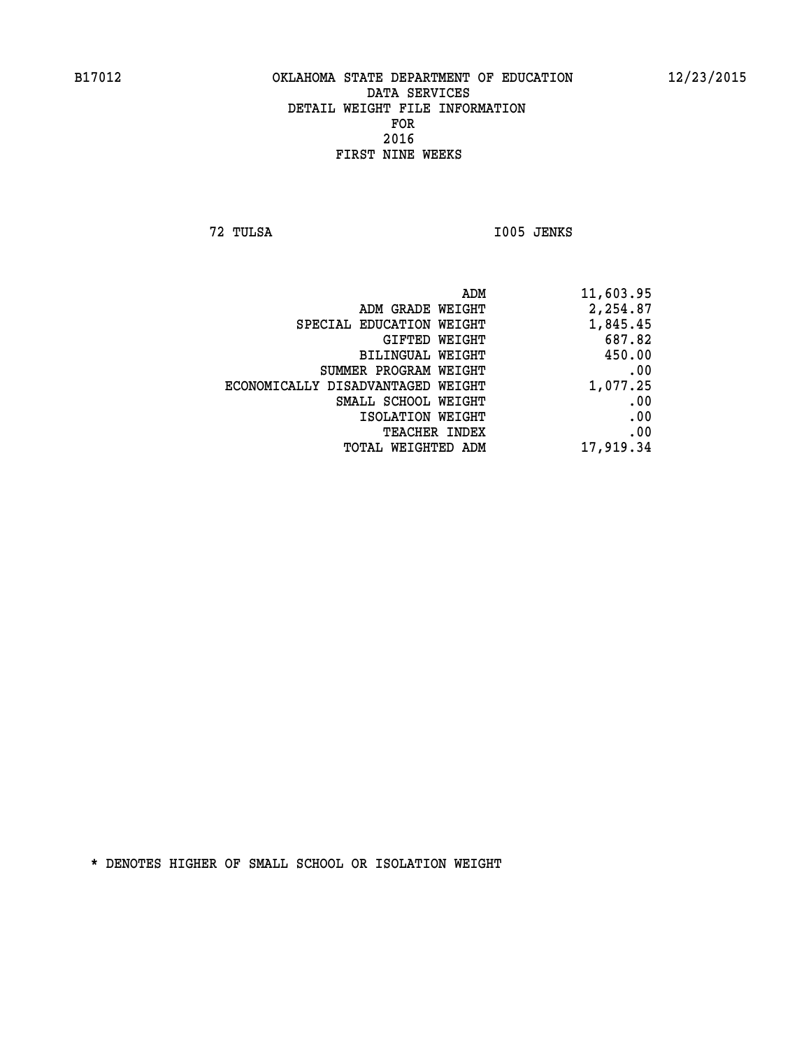B17012 OKLAHOMA STATE DEPARTMENT OF EDUCATION 12/23/2015

DATA SERVICES

DETAIL WEIGHT FILE INFORMATION

FOR

2016

FIRST NINE WEEKS

72 TULSA I005 JENKS

| | |
|---|---|
| ADM | 11,603.95 |
| ADM GRADE WEIGHT | 2,254.87 |
| SPECIAL EDUCATION WEIGHT | 1,845.45 |
| GIFTED WEIGHT | 687.82 |
| BILINGUAL WEIGHT | 450.00 |
| SUMMER PROGRAM WEIGHT | .00 |
| ECONOMICALLY DISADVANTAGED WEIGHT | 1,077.25 |
| SMALL SCHOOL WEIGHT | .00 |
| ISOLATION WEIGHT | .00 |
| TEACHER INDEX | .00 |
| TOTAL WEIGHTED ADM | 17,919.34 |

* DENOTES HIGHER OF SMALL SCHOOL OR ISOLATION WEIGHT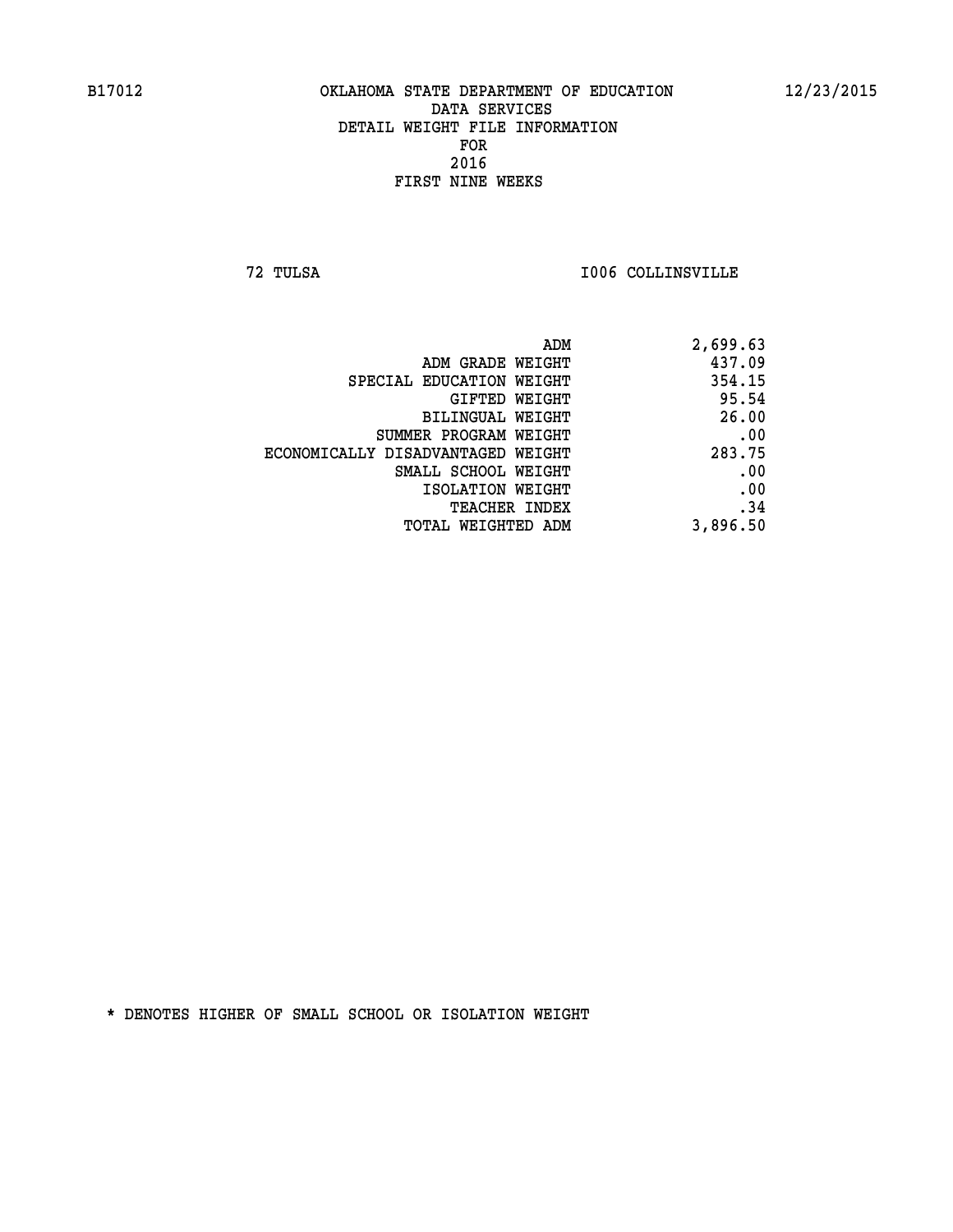B17012 OKLAHOMA STATE DEPARTMENT OF EDUCATION 12/23/2015

DATA SERVICES
DETAIL WEIGHT FILE INFORMATION
FOR
2016
FIRST NINE WEEKS

72 TULSA I006 COLLINSVILLE

| | |
|---|---|
| ADM | 2,699.63 |
| ADM GRADE WEIGHT | 437.09 |
| SPECIAL EDUCATION WEIGHT | 354.15 |
| GIFTED WEIGHT | 95.54 |
| BILINGUAL WEIGHT | 26.00 |
| SUMMER PROGRAM WEIGHT | .00 |
| ECONOMICALLY DISADVANTAGED WEIGHT | 283.75 |
| SMALL SCHOOL WEIGHT | .00 |
| ISOLATION WEIGHT | .00 |
| TEACHER INDEX | .34 |
| TOTAL WEIGHTED ADM | 3,896.50 |

* DENOTES HIGHER OF SMALL SCHOOL OR ISOLATION WEIGHT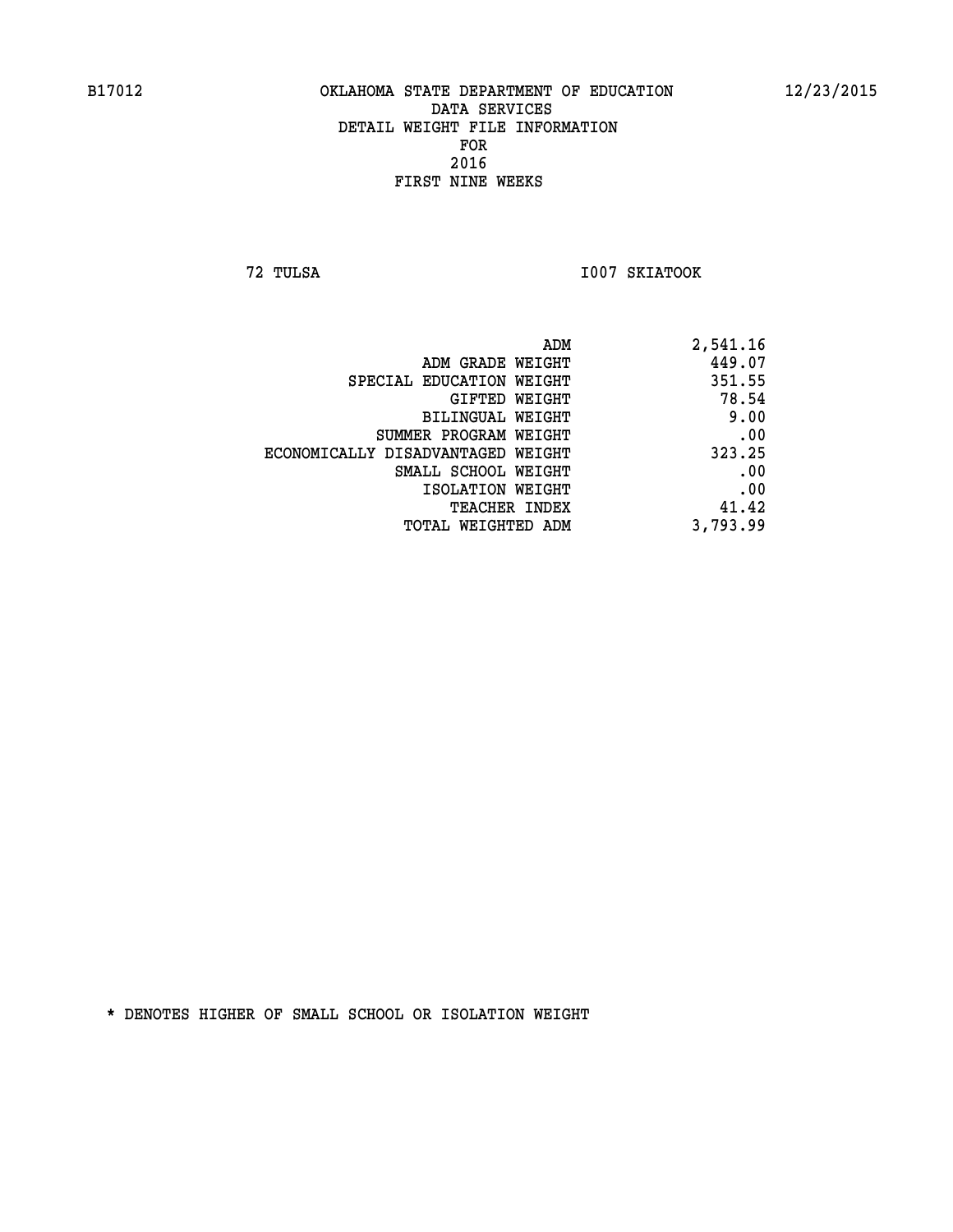B17012 OKLAHOMA STATE DEPARTMENT OF EDUCATION 12/23/2015

DATA SERVICES
DETAIL WEIGHT FILE INFORMATION
FOR
2016
FIRST NINE WEEKS

72 TULSA I007 SKIATOOK

| | |
|---|---|
| ADM | 2,541.16 |
| ADM GRADE WEIGHT | 449.07 |
| SPECIAL EDUCATION WEIGHT | 351.55 |
| GIFTED WEIGHT | 78.54 |
| BILINGUAL WEIGHT | 9.00 |
| SUMMER PROGRAM WEIGHT | .00 |
| ECONOMICALLY DISADVANTAGED WEIGHT | 323.25 |
| SMALL SCHOOL WEIGHT | .00 |
| ISOLATION WEIGHT | .00 |
| TEACHER INDEX | 41.42 |
| TOTAL WEIGHTED ADM | 3,793.99 |

* DENOTES HIGHER OF SMALL SCHOOL OR ISOLATION WEIGHT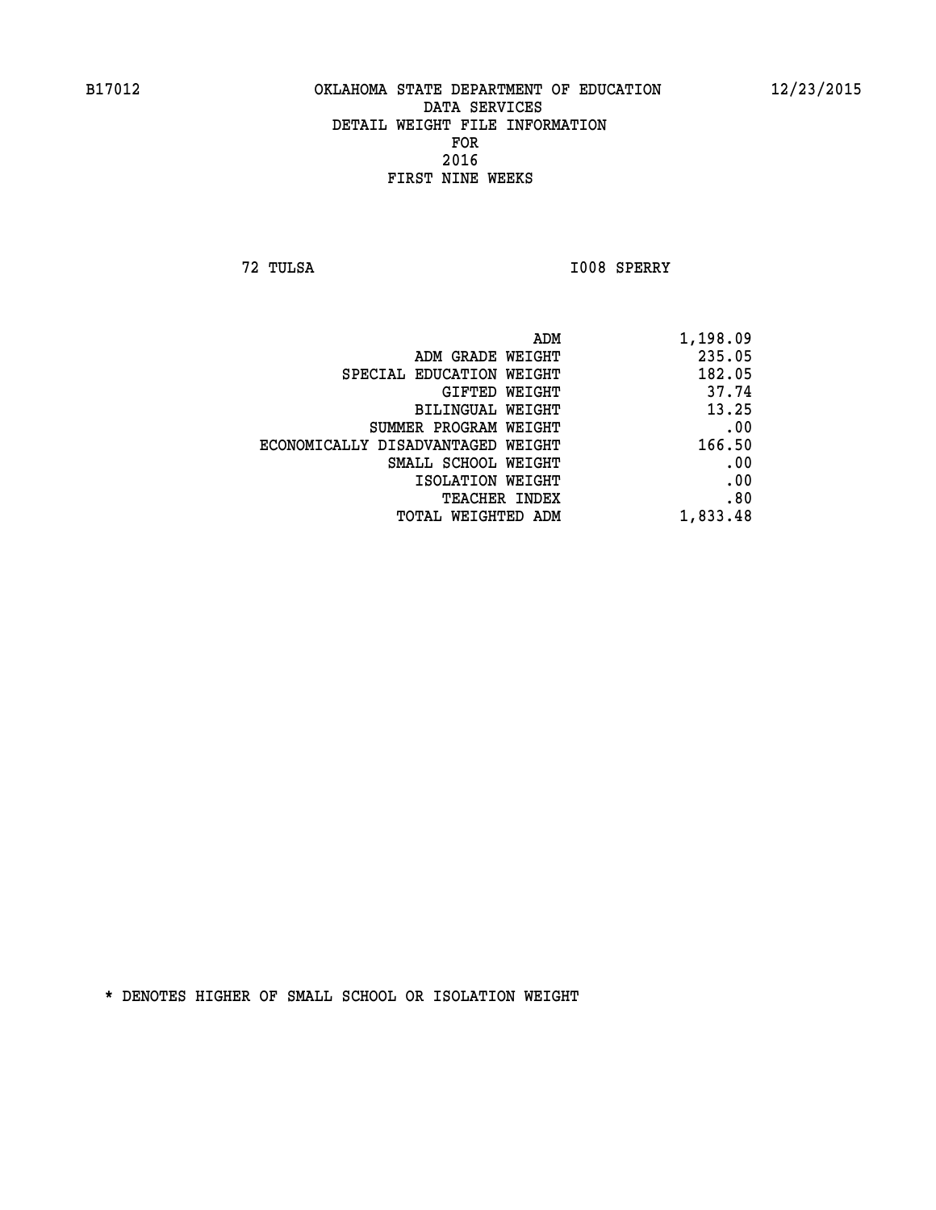B17012 OKLAHOMA STATE DEPARTMENT OF EDUCATION 12/23/2015

DATA SERVICES
DETAIL WEIGHT FILE INFORMATION
FOR
2016
FIRST NINE WEEKS

72 TULSA I008 SPERRY

| | |
|---|---|
| ADM | 1,198.09 |
| ADM GRADE WEIGHT | 235.05 |
| SPECIAL EDUCATION WEIGHT | 182.05 |
| GIFTED WEIGHT | 37.74 |
| BILINGUAL WEIGHT | 13.25 |
| SUMMER PROGRAM WEIGHT | .00 |
| ECONOMICALLY DISADVANTAGED WEIGHT | 166.50 |
| SMALL SCHOOL WEIGHT | .00 |
| ISOLATION WEIGHT | .00 |
| TEACHER INDEX | .80 |
| TOTAL WEIGHTED ADM | 1,833.48 |

* DENOTES HIGHER OF SMALL SCHOOL OR ISOLATION WEIGHT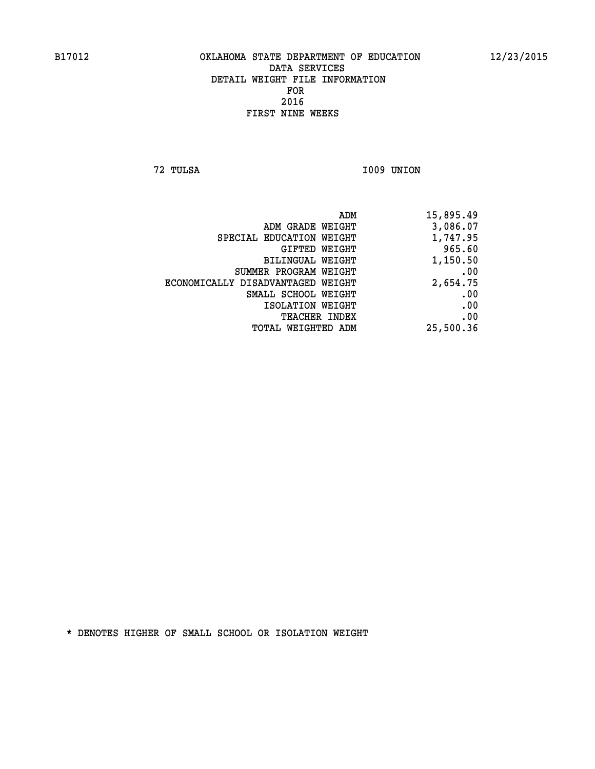B17012 OKLAHOMA STATE DEPARTMENT OF EDUCATION 12/23/2015

DATA SERVICES
DETAIL WEIGHT FILE INFORMATION
FOR
2016
FIRST NINE WEEKS

72 TULSA I009 UNION

| | |
|---|---|
| ADM | 15,895.49 |
| ADM GRADE WEIGHT | 3,086.07 |
| SPECIAL EDUCATION WEIGHT | 1,747.95 |
| GIFTED WEIGHT | 965.60 |
| BILINGUAL WEIGHT | 1,150.50 |
| SUMMER PROGRAM WEIGHT | .00 |
| ECONOMICALLY DISADVANTAGED WEIGHT | 2,654.75 |
| SMALL SCHOOL WEIGHT | .00 |
| ISOLATION WEIGHT | .00 |
| TEACHER INDEX | .00 |
| TOTAL WEIGHTED ADM | 25,500.36 |

* DENOTES HIGHER OF SMALL SCHOOL OR ISOLATION WEIGHT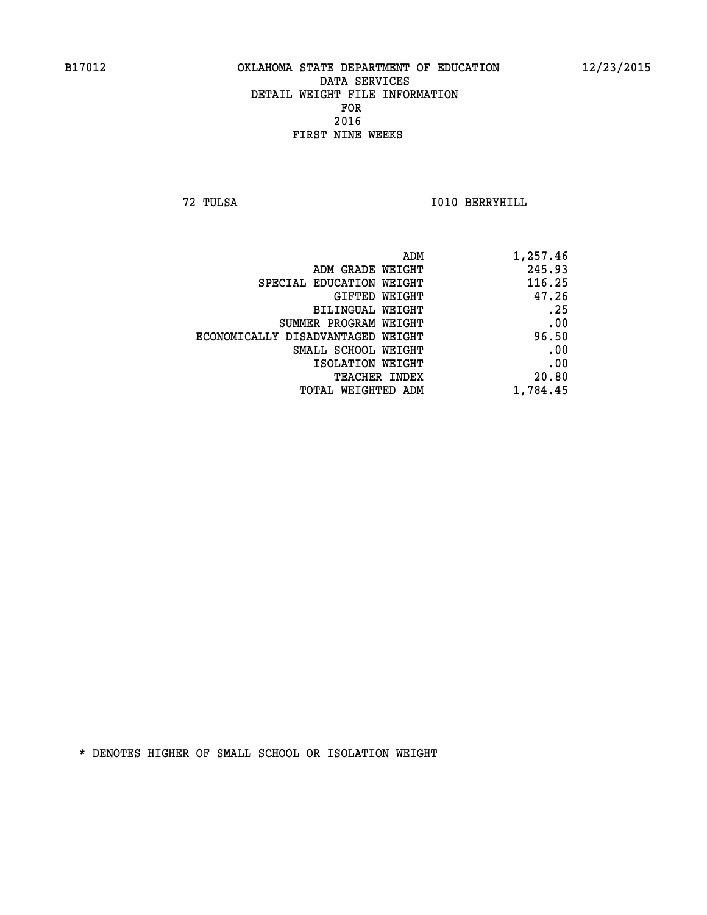B17012 OKLAHOMA STATE DEPARTMENT OF EDUCATION 12/23/2015

DATA SERVICES
DETAIL WEIGHT FILE INFORMATION
FOR
2016
FIRST NINE WEEKS

72 TULSA I010 BERRYHILL

| | |
|---|---|
| ADM | 1,257.46 |
| ADM GRADE WEIGHT | 245.93 |
| SPECIAL EDUCATION WEIGHT | 116.25 |
| GIFTED WEIGHT | 47.26 |
| BILINGUAL WEIGHT | .25 |
| SUMMER PROGRAM WEIGHT | .00 |
| ECONOMICALLY DISADVANTAGED WEIGHT | 96.50 |
| SMALL SCHOOL WEIGHT | .00 |
| ISOLATION WEIGHT | .00 |
| TEACHER INDEX | 20.80 |
| TOTAL WEIGHTED ADM | 1,784.45 |

* DENOTES HIGHER OF SMALL SCHOOL OR ISOLATION WEIGHT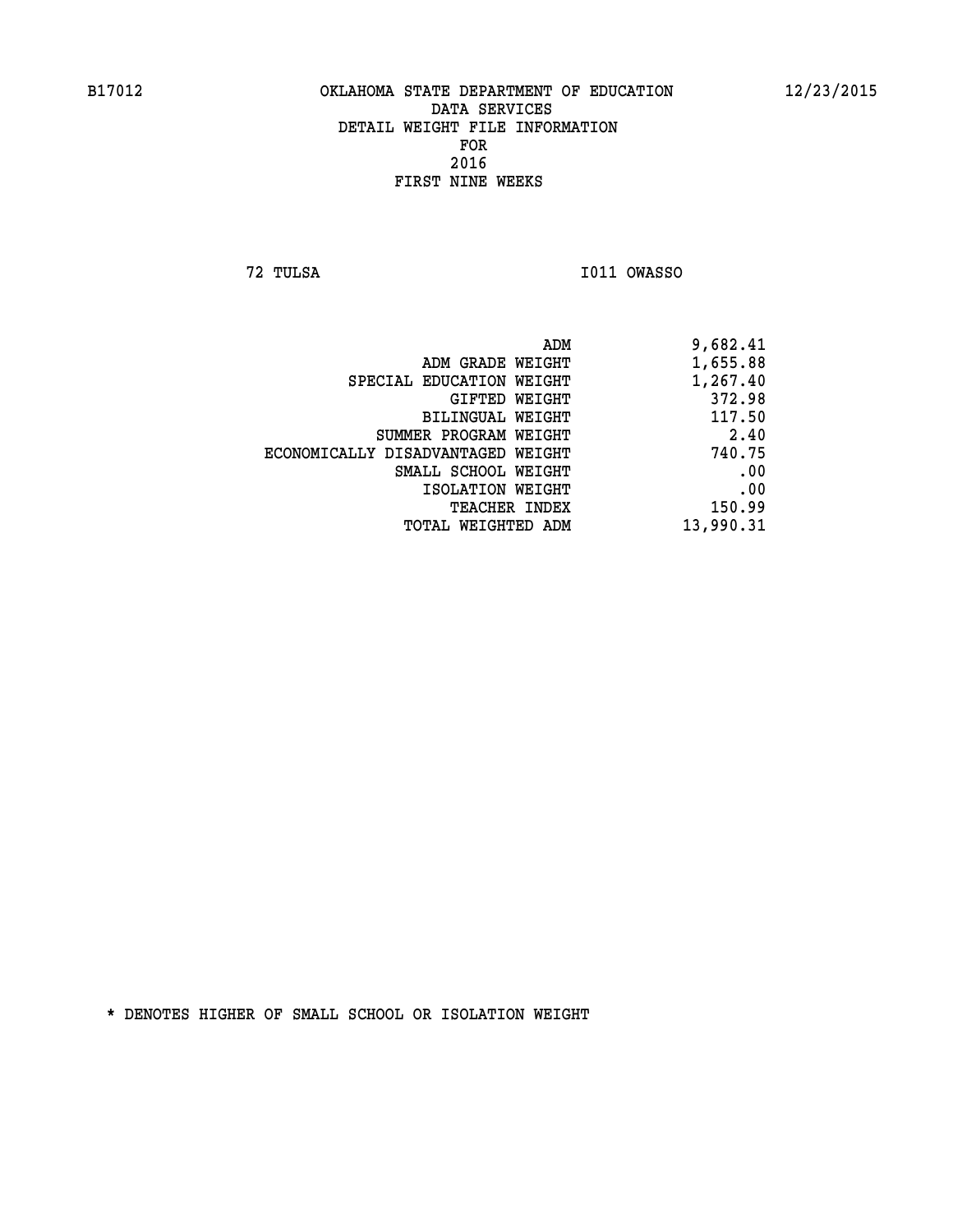OKLAHOMA STATE DEPARTMENT OF EDUCATION
DATA SERVICES
DETAIL WEIGHT FILE INFORMATION
FOR
2016
FIRST NINE WEEKS

72 TULSA I011 OWASSO

| | |
|---|---|
| ADM | 9,682.41 |
| ADM GRADE WEIGHT | 1,655.88 |
| SPECIAL EDUCATION WEIGHT | 1,267.40 |
| GIFTED WEIGHT | 372.98 |
| BILINGUAL WEIGHT | 117.50 |
| SUMMER PROGRAM WEIGHT | 2.40 |
| ECONOMICALLY DISADVANTAGED WEIGHT | 740.75 |
| SMALL SCHOOL WEIGHT | .00 |
| ISOLATION WEIGHT | .00 |
| TEACHER INDEX | 150.99 |
| TOTAL WEIGHTED ADM | 13,990.31 |

* DENOTES HIGHER OF SMALL SCHOOL OR ISOLATION WEIGHT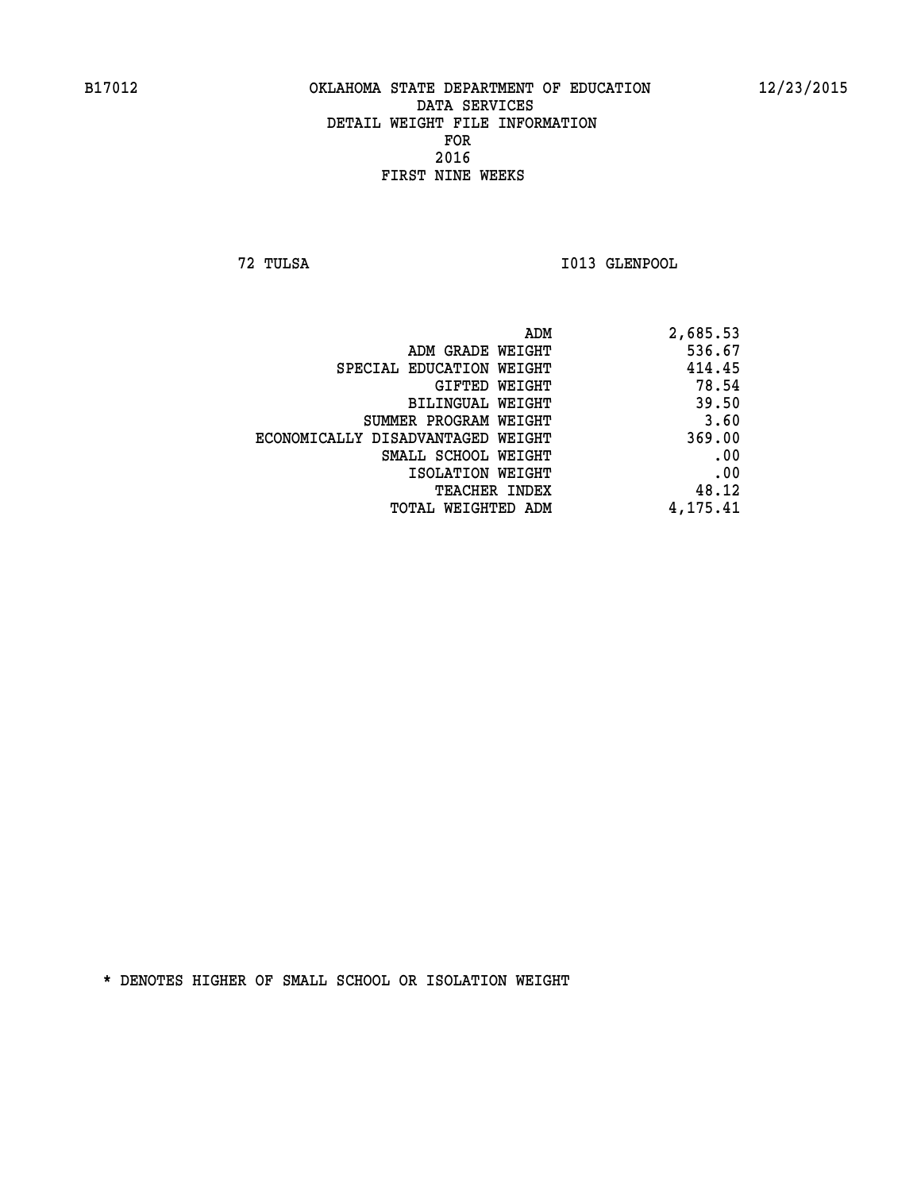B17012 OKLAHOMA STATE DEPARTMENT OF EDUCATION 12/23/2015

DATA SERVICES
DETAIL WEIGHT FILE INFORMATION
FOR
2016
FIRST NINE WEEKS

72 TULSA I013 GLENPOOL

| | |
|---|---|
| ADM | 2,685.53 |
| ADM GRADE WEIGHT | 536.67 |
| SPECIAL EDUCATION WEIGHT | 414.45 |
| GIFTED WEIGHT | 78.54 |
| BILINGUAL WEIGHT | 39.50 |
| SUMMER PROGRAM WEIGHT | 3.60 |
| ECONOMICALLY DISADVANTAGED WEIGHT | 369.00 |
| SMALL SCHOOL WEIGHT | .00 |
| ISOLATION WEIGHT | .00 |
| TEACHER INDEX | 48.12 |
| TOTAL WEIGHTED ADM | 4,175.41 |

* DENOTES HIGHER OF SMALL SCHOOL OR ISOLATION WEIGHT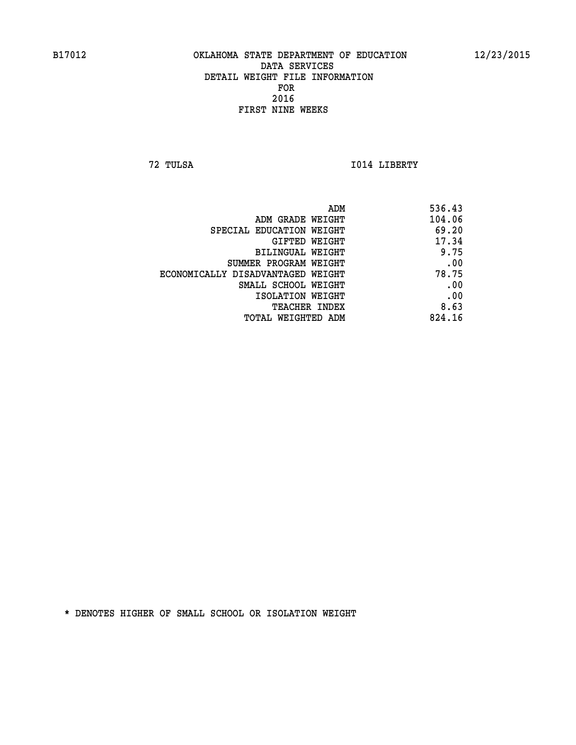B17012 OKLAHOMA STATE DEPARTMENT OF EDUCATION 12/23/2015

DATA SERVICES
DETAIL WEIGHT FILE INFORMATION
FOR
2016
FIRST NINE WEEKS

72 TULSA I014 LIBERTY

| | |
|---|---|
| ADM | 536.43 |
| ADM GRADE WEIGHT | 104.06 |
| SPECIAL EDUCATION WEIGHT | 69.20 |
| GIFTED WEIGHT | 17.34 |
| BILINGUAL WEIGHT | 9.75 |
| SUMMER PROGRAM WEIGHT | .00 |
| ECONOMICALLY DISADVANTAGED WEIGHT | 78.75 |
| SMALL SCHOOL WEIGHT | .00 |
| ISOLATION WEIGHT | .00 |
| TEACHER INDEX | 8.63 |
| TOTAL WEIGHTED ADM | 824.16 |

* DENOTES HIGHER OF SMALL SCHOOL OR ISOLATION WEIGHT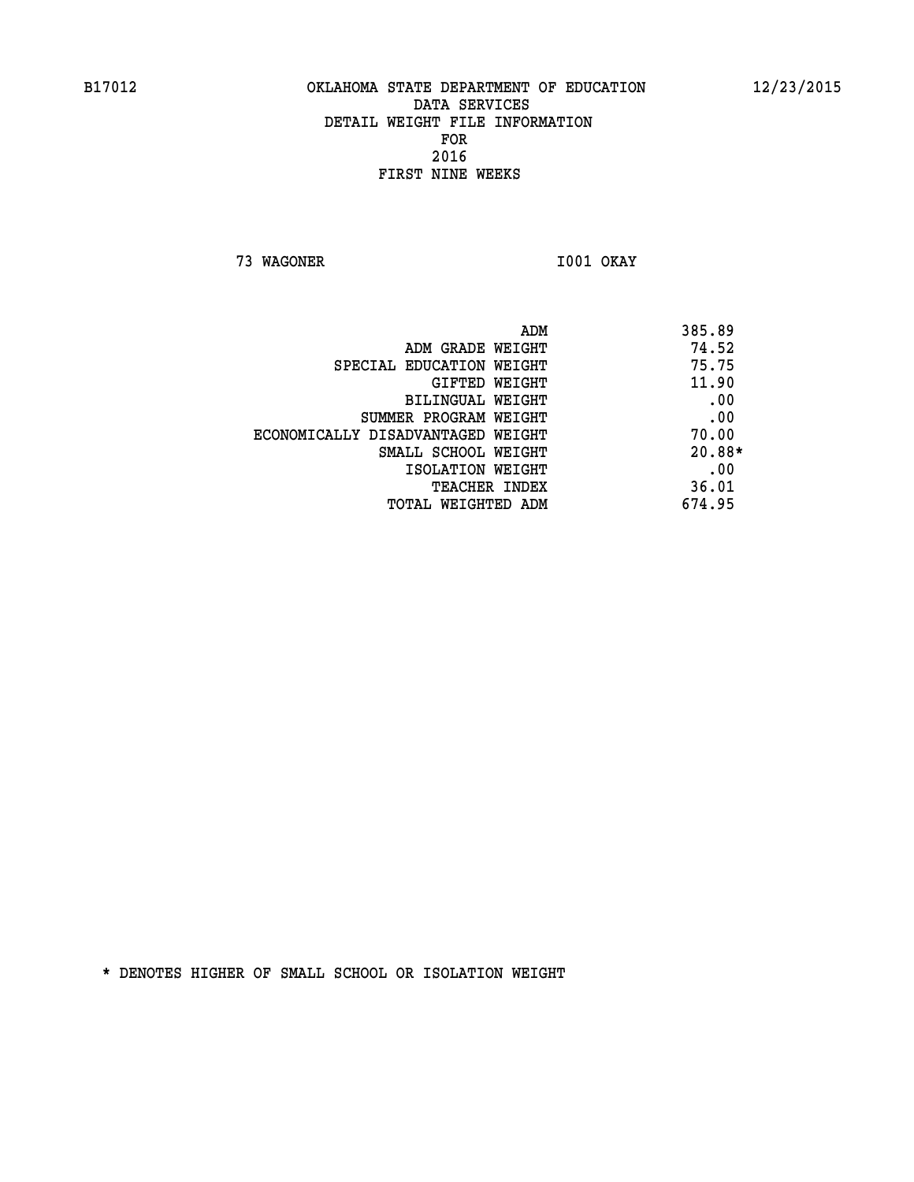OKLAHOMA STATE DEPARTMENT OF EDUCATION
DATA SERVICES
DETAIL WEIGHT FILE INFORMATION
FOR
2016
FIRST NINE WEEKS

73 WAGONER I001 OKAY

| | |
|---|---|
| ADM | 385.89 |
| ADM GRADE WEIGHT | 74.52 |
| SPECIAL EDUCATION WEIGHT | 75.75 |
| GIFTED WEIGHT | 11.90 |
| BILINGUAL WEIGHT | .00 |
| SUMMER PROGRAM WEIGHT | .00 |
| ECONOMICALLY DISADVANTAGED WEIGHT | 70.00 |
| SMALL SCHOOL WEIGHT | 20.88* |
| ISOLATION WEIGHT | .00 |
| TEACHER INDEX | 36.01 |
| TOTAL WEIGHTED ADM | 674.95 |

* DENOTES HIGHER OF SMALL SCHOOL OR ISOLATION WEIGHT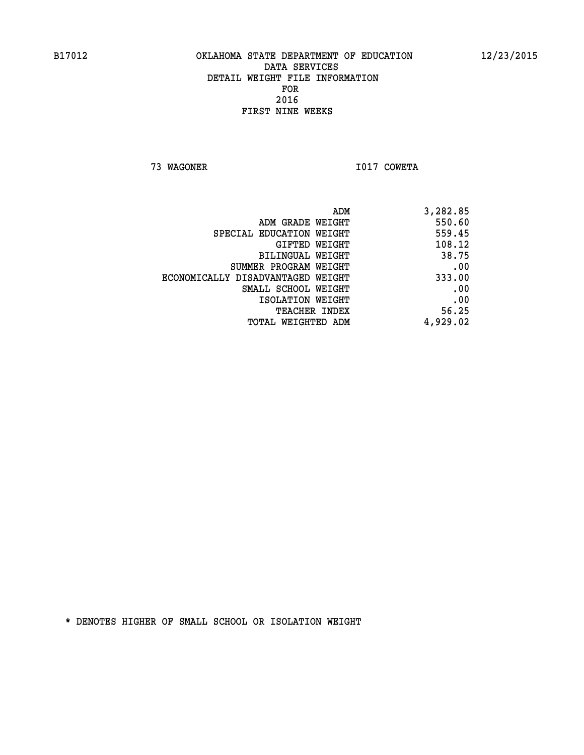B17012 OKLAHOMA STATE DEPARTMENT OF EDUCATION 12/23/2015

DATA SERVICES
DETAIL WEIGHT FILE INFORMATION
FOR
2016
FIRST NINE WEEKS

73 WAGONER I017 COWETA

| | |
|---|---|
| ADM | 3,282.85 |
| ADM GRADE WEIGHT | 550.60 |
| SPECIAL EDUCATION WEIGHT | 559.45 |
| GIFTED WEIGHT | 108.12 |
| BILINGUAL WEIGHT | 38.75 |
| SUMMER PROGRAM WEIGHT | .00 |
| ECONOMICALLY DISADVANTAGED WEIGHT | 333.00 |
| SMALL SCHOOL WEIGHT | .00 |
| ISOLATION WEIGHT | .00 |
| TEACHER INDEX | 56.25 |
| TOTAL WEIGHTED ADM | 4,929.02 |

* DENOTES HIGHER OF SMALL SCHOOL OR ISOLATION WEIGHT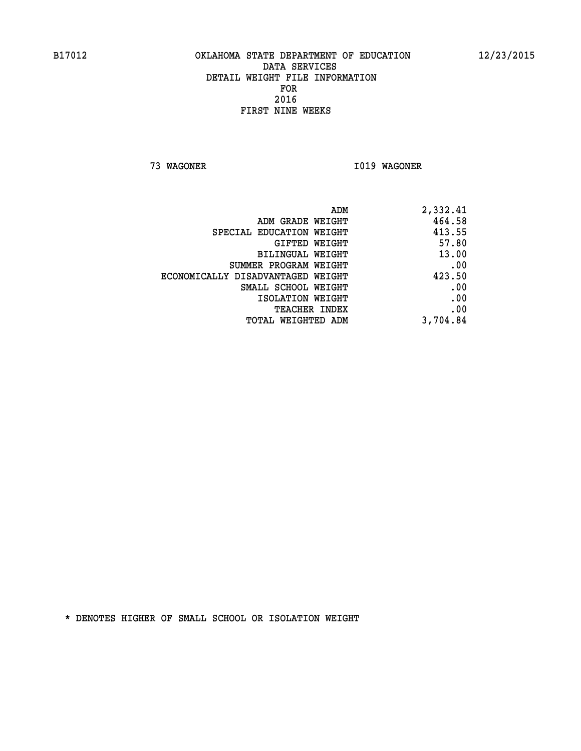B17012 OKLAHOMA STATE DEPARTMENT OF EDUCATION 12/23/2015

DATA SERVICES
DETAIL WEIGHT FILE INFORMATION
FOR
2016
FIRST NINE WEEKS

73 WAGONER I019 WAGONER

| | |
|---|---|
| ADM | 2,332.41 |
| ADM GRADE WEIGHT | 464.58 |
| SPECIAL EDUCATION WEIGHT | 413.55 |
| GIFTED WEIGHT | 57.80 |
| BILINGUAL WEIGHT | 13.00 |
| SUMMER PROGRAM WEIGHT | .00 |
| ECONOMICALLY DISADVANTAGED WEIGHT | 423.50 |
| SMALL SCHOOL WEIGHT | .00 |
| ISOLATION WEIGHT | .00 |
| TEACHER INDEX | .00 |
| TOTAL WEIGHTED ADM | 3,704.84 |

* DENOTES HIGHER OF SMALL SCHOOL OR ISOLATION WEIGHT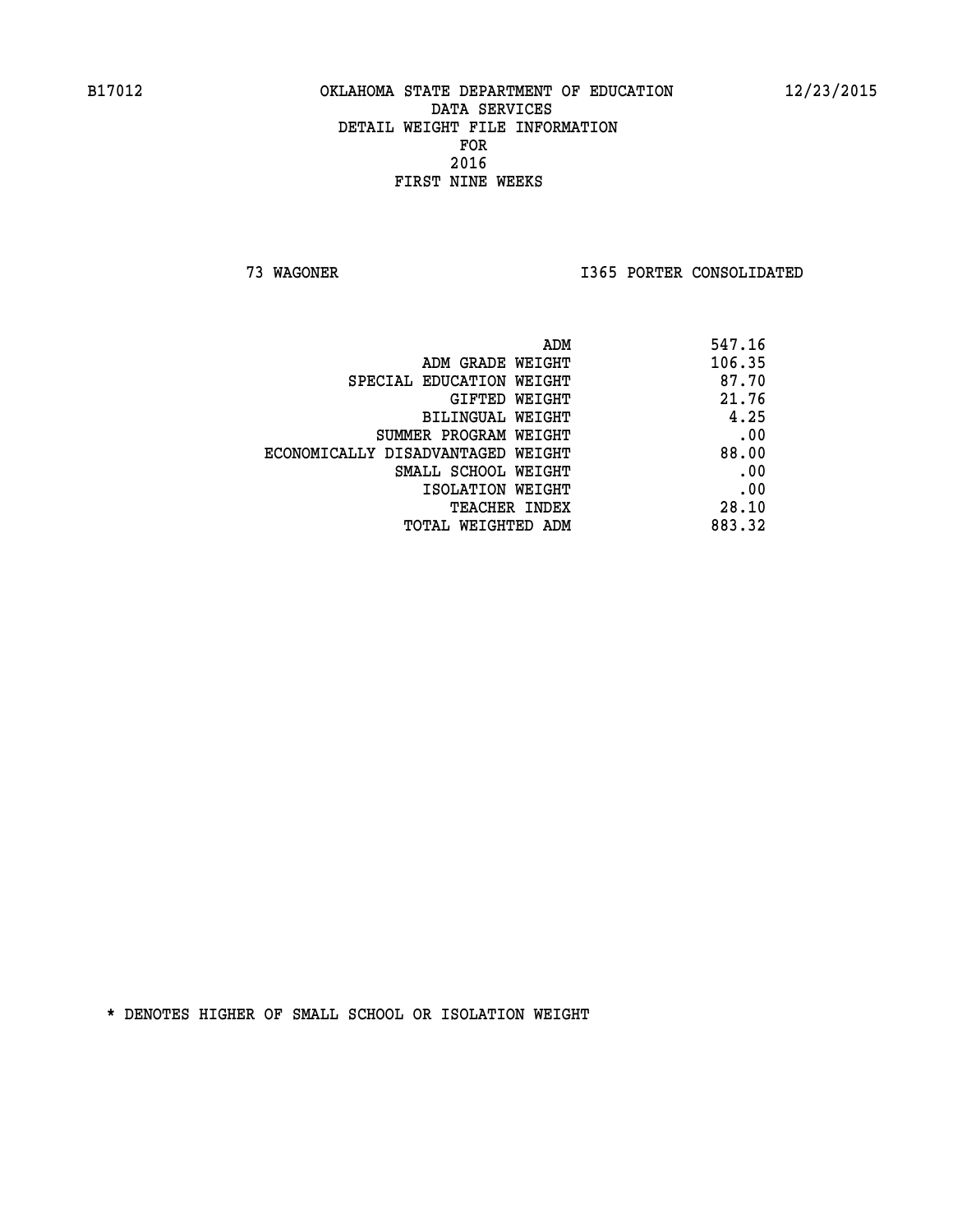B17012 OKLAHOMA STATE DEPARTMENT OF EDUCATION 12/23/2015

DATA SERVICES
DETAIL WEIGHT FILE INFORMATION
FOR
2016
FIRST NINE WEEKS

73 WAGONER I365 PORTER CONSOLIDATED

| | |
|---|---|
| ADM | 547.16 |
| ADM GRADE WEIGHT | 106.35 |
| SPECIAL EDUCATION WEIGHT | 87.70 |
| GIFTED WEIGHT | 21.76 |
| BILINGUAL WEIGHT | 4.25 |
| SUMMER PROGRAM WEIGHT | .00 |
| ECONOMICALLY DISADVANTAGED WEIGHT | 88.00 |
| SMALL SCHOOL WEIGHT | .00 |
| ISOLATION WEIGHT | .00 |
| TEACHER INDEX | 28.10 |
| TOTAL WEIGHTED ADM | 883.32 |

* DENOTES HIGHER OF SMALL SCHOOL OR ISOLATION WEIGHT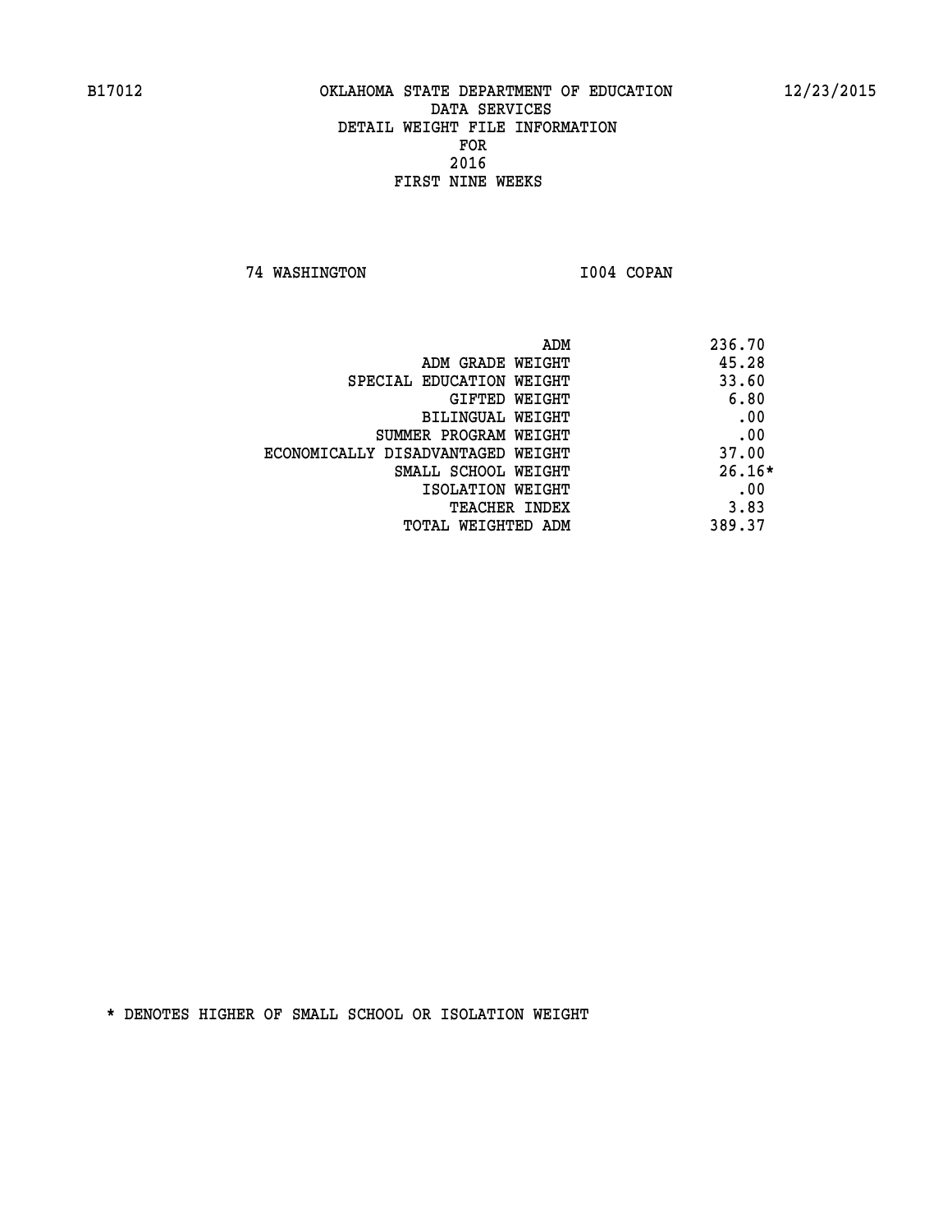B17012 OKLAHOMA STATE DEPARTMENT OF EDUCATION 12/23/2015

DATA SERVICES
DETAIL WEIGHT FILE INFORMATION
FOR
2016
FIRST NINE WEEKS

74 WASHINGTON I004 COPAN

| | |
|---|---|
| ADM | 236.70 |
| ADM GRADE WEIGHT | 45.28 |
| SPECIAL EDUCATION WEIGHT | 33.60 |
| GIFTED WEIGHT | 6.80 |
| BILINGUAL WEIGHT | .00 |
| SUMMER PROGRAM WEIGHT | .00 |
| ECONOMICALLY DISADVANTAGED WEIGHT | 37.00 |
| SMALL SCHOOL WEIGHT | 26.16* |
| ISOLATION WEIGHT | .00 |
| TEACHER INDEX | 3.83 |
| TOTAL WEIGHTED ADM | 389.37 |

* DENOTES HIGHER OF SMALL SCHOOL OR ISOLATION WEIGHT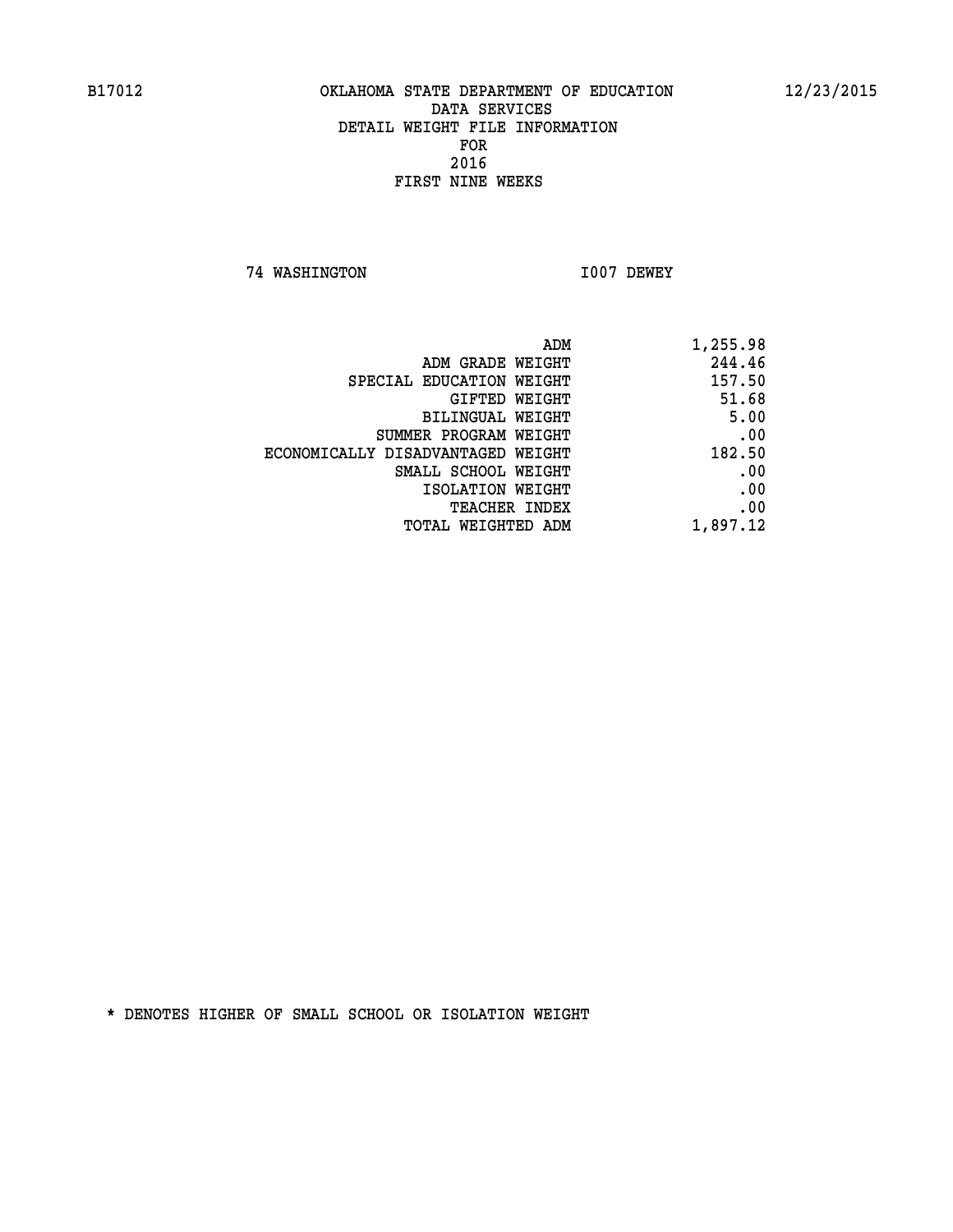B17012 OKLAHOMA STATE DEPARTMENT OF EDUCATION 12/23/2015

DATA SERVICES
DETAIL WEIGHT FILE INFORMATION
FOR
2016
FIRST NINE WEEKS

74 WASHINGTON I007 DEWEY

| | |
|---|---|
| ADM | 1,255.98 |
| ADM GRADE WEIGHT | 244.46 |
| SPECIAL EDUCATION WEIGHT | 157.50 |
| GIFTED WEIGHT | 51.68 |
| BILINGUAL WEIGHT | 5.00 |
| SUMMER PROGRAM WEIGHT | .00 |
| ECONOMICALLY DISADVANTAGED WEIGHT | 182.50 |
| SMALL SCHOOL WEIGHT | .00 |
| ISOLATION WEIGHT | .00 |
| TEACHER INDEX | .00 |
| TOTAL WEIGHTED ADM | 1,897.12 |

* DENOTES HIGHER OF SMALL SCHOOL OR ISOLATION WEIGHT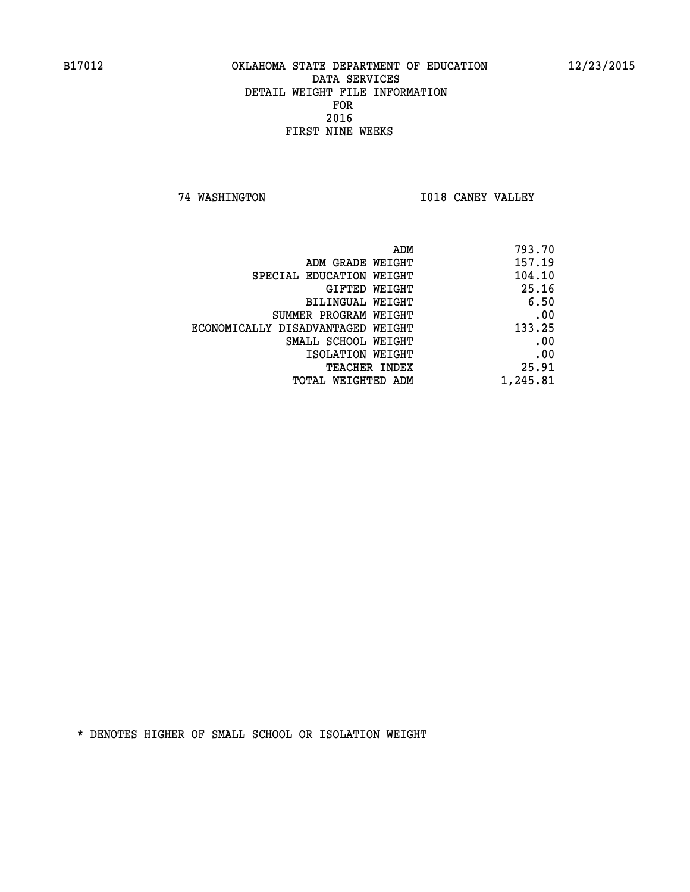B17012 OKLAHOMA STATE DEPARTMENT OF EDUCATION 12/23/2015

DATA SERVICES
DETAIL WEIGHT FILE INFORMATION
FOR
2016
FIRST NINE WEEKS

74 WASHINGTON I018 CANEY VALLEY

| | |
|---|---|
| ADM | 793.70 |
| ADM GRADE WEIGHT | 157.19 |
| SPECIAL EDUCATION WEIGHT | 104.10 |
| GIFTED WEIGHT | 25.16 |
| BILINGUAL WEIGHT | 6.50 |
| SUMMER PROGRAM WEIGHT | .00 |
| ECONOMICALLY DISADVANTAGED WEIGHT | 133.25 |
| SMALL SCHOOL WEIGHT | .00 |
| ISOLATION WEIGHT | .00 |
| TEACHER INDEX | 25.91 |
| TOTAL WEIGHTED ADM | 1,245.81 |

* DENOTES HIGHER OF SMALL SCHOOL OR ISOLATION WEIGHT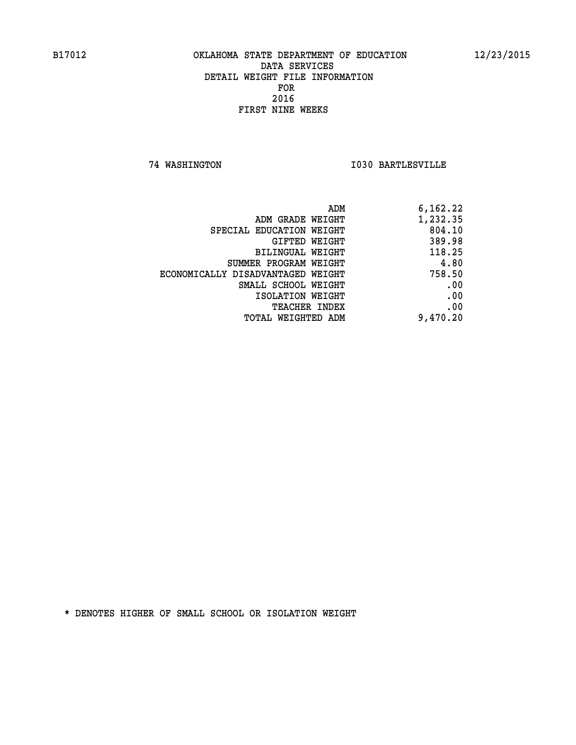B17012 OKLAHOMA STATE DEPARTMENT OF EDUCATION 12/23/2015

DATA SERVICES
DETAIL WEIGHT FILE INFORMATION
FOR
2016
FIRST NINE WEEKS

74 WASHINGTON I030 BARTLESVILLE

| | |
|---|---|
| ADM | 6,162.22 |
| ADM GRADE WEIGHT | 1,232.35 |
| SPECIAL EDUCATION WEIGHT | 804.10 |
| GIFTED WEIGHT | 389.98 |
| BILINGUAL WEIGHT | 118.25 |
| SUMMER PROGRAM WEIGHT | 4.80 |
| ECONOMICALLY DISADVANTAGED WEIGHT | 758.50 |
| SMALL SCHOOL WEIGHT | .00 |
| ISOLATION WEIGHT | .00 |
| TEACHER INDEX | .00 |
| TOTAL WEIGHTED ADM | 9,470.20 |

* DENOTES HIGHER OF SMALL SCHOOL OR ISOLATION WEIGHT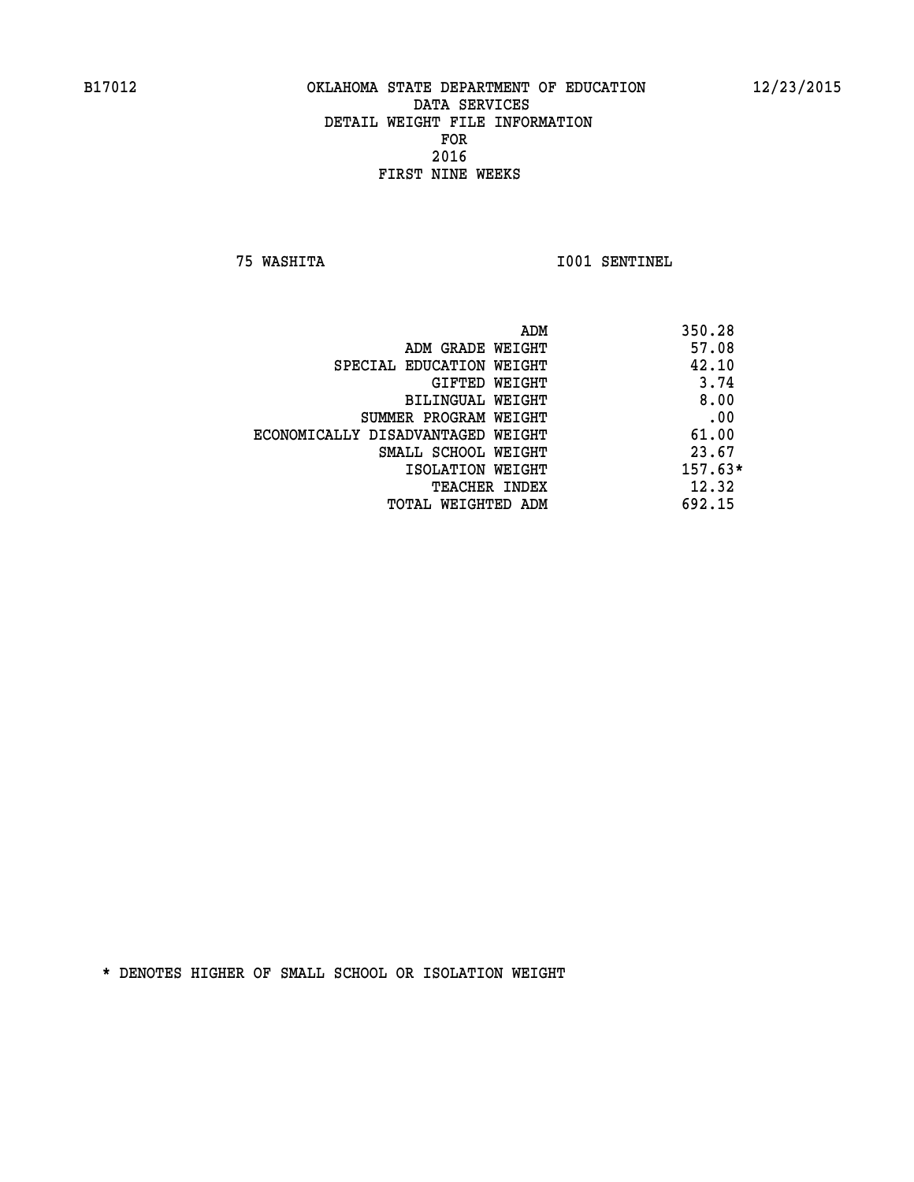B17012 OKLAHOMA STATE DEPARTMENT OF EDUCATION 12/23/2015

DATA SERVICES
DETAIL WEIGHT FILE INFORMATION
FOR
2016
FIRST NINE WEEKS

75 WASHITA I001 SENTINEL

| | |
|---|---|
| ADM | 350.28 |
| ADM GRADE WEIGHT | 57.08 |
| SPECIAL EDUCATION WEIGHT | 42.10 |
| GIFTED WEIGHT | 3.74 |
| BILINGUAL WEIGHT | 8.00 |
| SUMMER PROGRAM WEIGHT | .00 |
| ECONOMICALLY DISADVANTAGED WEIGHT | 61.00 |
| SMALL SCHOOL WEIGHT | 23.67 |
| ISOLATION WEIGHT | 157.63* |
| TEACHER INDEX | 12.32 |
| TOTAL WEIGHTED ADM | 692.15 |

* DENOTES HIGHER OF SMALL SCHOOL OR ISOLATION WEIGHT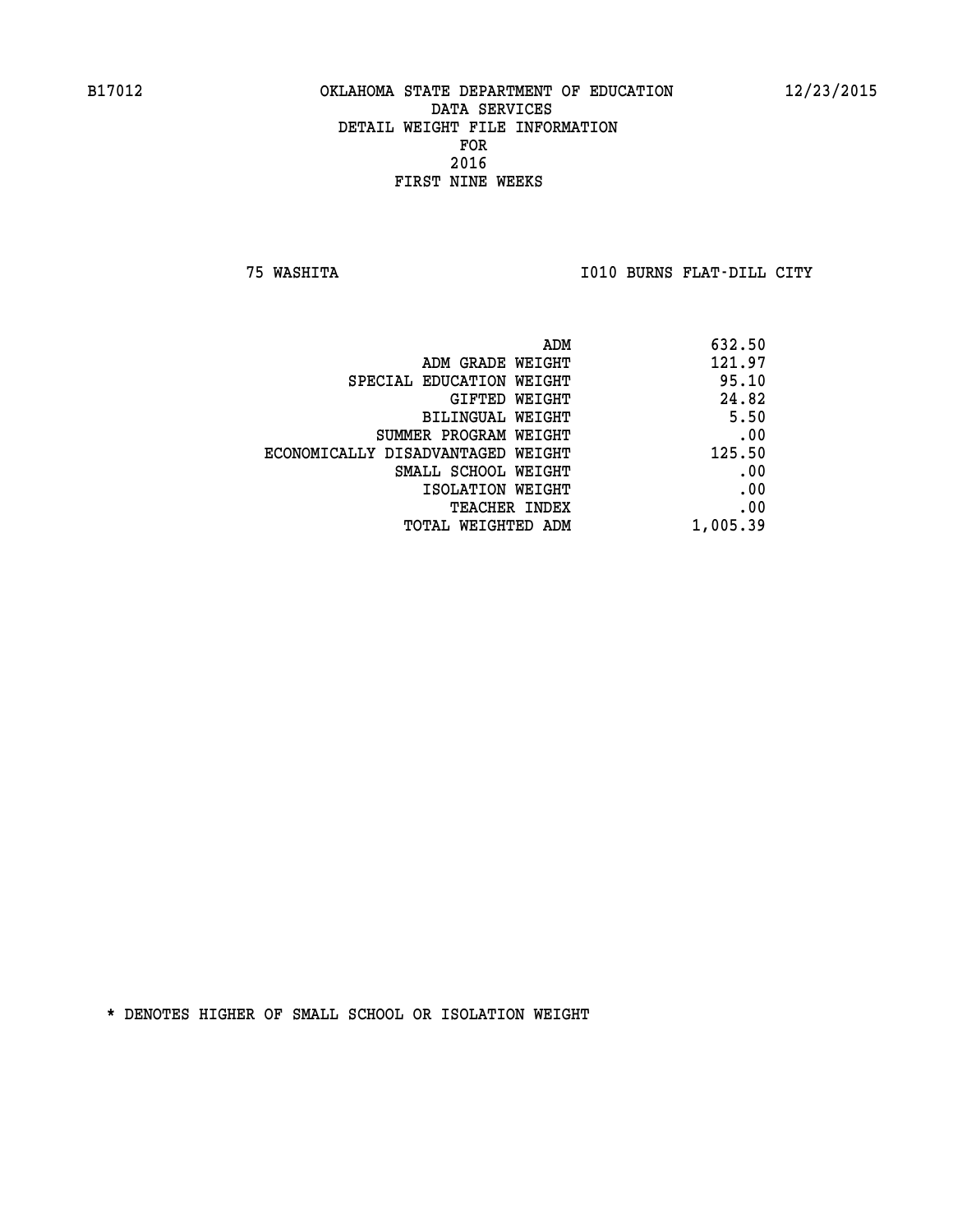B17012 OKLAHOMA STATE DEPARTMENT OF EDUCATION 12/23/2015

DATA SERVICES
DETAIL WEIGHT FILE INFORMATION
FOR
2016
FIRST NINE WEEKS

75 WASHITA I010 BURNS FLAT-DILL CITY

| | |
|---|---|
| ADM | 632.50 |
| ADM GRADE WEIGHT | 121.97 |
| SPECIAL EDUCATION WEIGHT | 95.10 |
| GIFTED WEIGHT | 24.82 |
| BILINGUAL WEIGHT | 5.50 |
| SUMMER PROGRAM WEIGHT | .00 |
| ECONOMICALLY DISADVANTAGED WEIGHT | 125.50 |
| SMALL SCHOOL WEIGHT | .00 |
| ISOLATION WEIGHT | .00 |
| TEACHER INDEX | .00 |
| TOTAL WEIGHTED ADM | 1,005.39 |

* DENOTES HIGHER OF SMALL SCHOOL OR ISOLATION WEIGHT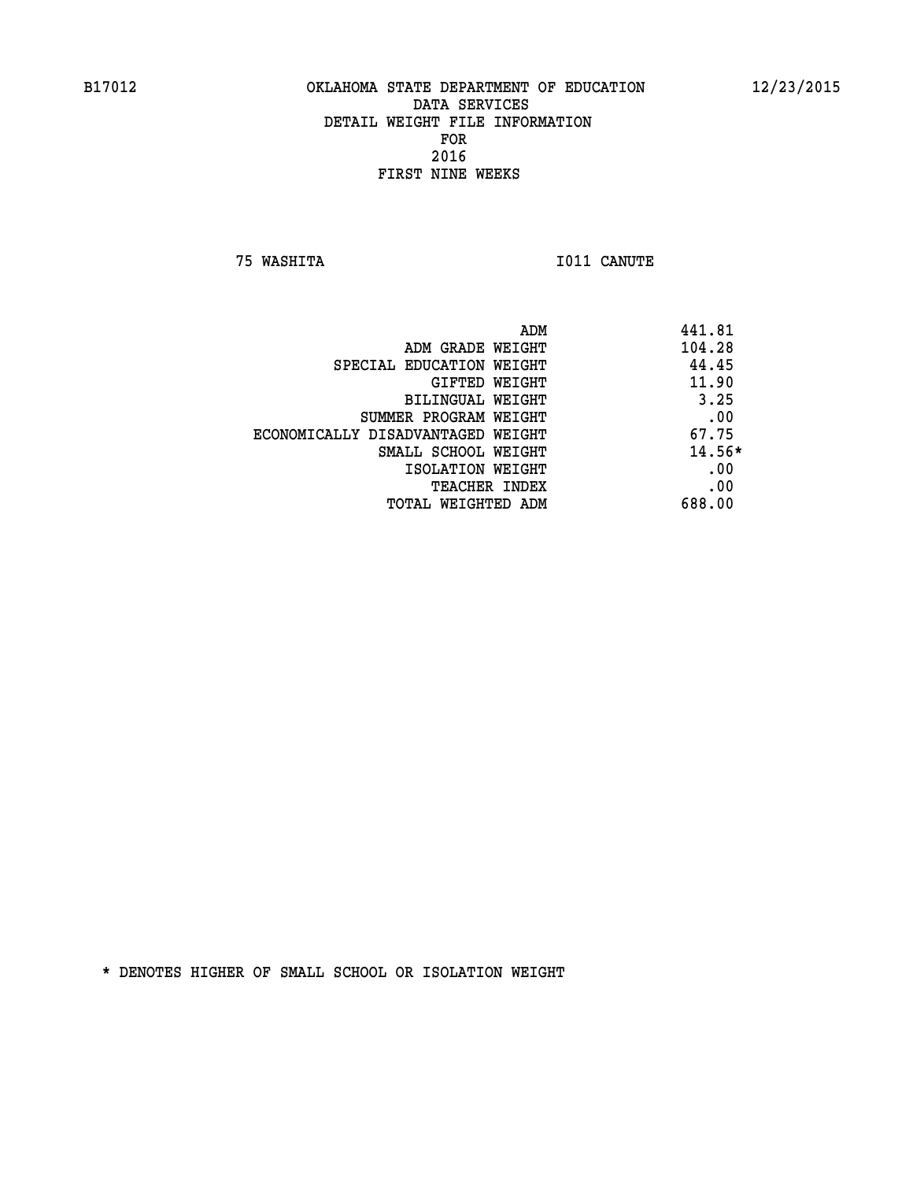B17012 OKLAHOMA STATE DEPARTMENT OF EDUCATION 12/23/2015

DATA SERVICES
DETAIL WEIGHT FILE INFORMATION
FOR
2016
FIRST NINE WEEKS

75 WASHITA I011 CANUTE

| | |
|---|---|
| ADM | 441.81 |
| ADM GRADE WEIGHT | 104.28 |
| SPECIAL EDUCATION WEIGHT | 44.45 |
| GIFTED WEIGHT | 11.90 |
| BILINGUAL WEIGHT | 3.25 |
| SUMMER PROGRAM WEIGHT | .00 |
| ECONOMICALLY DISADVANTAGED WEIGHT | 67.75 |
| SMALL SCHOOL WEIGHT | 14.56* |
| ISOLATION WEIGHT | .00 |
| TEACHER INDEX | .00 |
| TOTAL WEIGHTED ADM | 688.00 |

* DENOTES HIGHER OF SMALL SCHOOL OR ISOLATION WEIGHT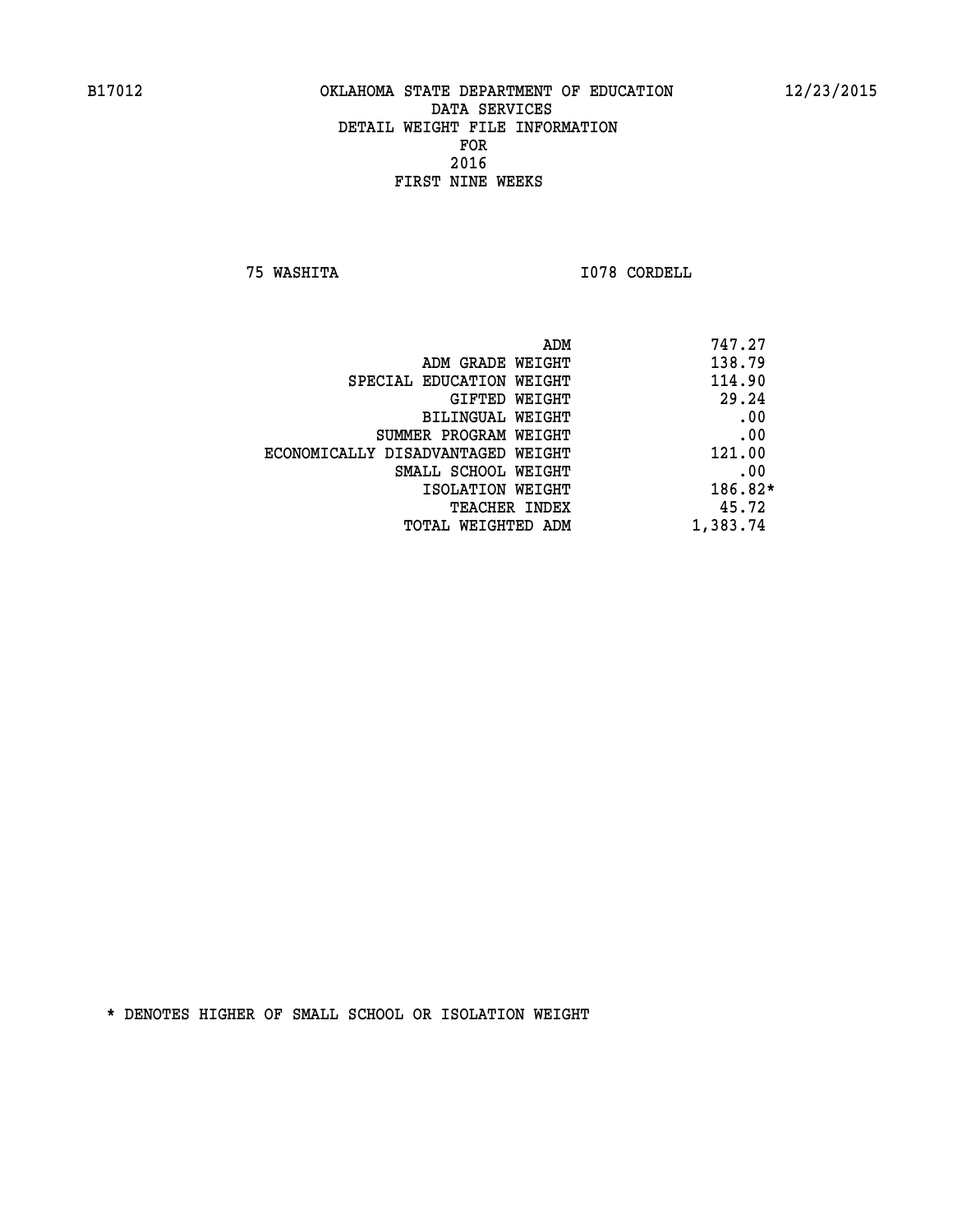B17012 OKLAHOMA STATE DEPARTMENT OF EDUCATION 12/23/2015

DATA SERVICES
DETAIL WEIGHT FILE INFORMATION
FOR
2016
FIRST NINE WEEKS

75 WASHITA I078 CORDELL

| | |
|---|---|
| ADM | 747.27 |
| ADM GRADE WEIGHT | 138.79 |
| SPECIAL EDUCATION WEIGHT | 114.90 |
| GIFTED WEIGHT | 29.24 |
| BILINGUAL WEIGHT | .00 |
| SUMMER PROGRAM WEIGHT | .00 |
| ECONOMICALLY DISADVANTAGED WEIGHT | 121.00 |
| SMALL SCHOOL WEIGHT | .00 |
| ISOLATION WEIGHT | 186.82* |
| TEACHER INDEX | 45.72 |
| TOTAL WEIGHTED ADM | 1,383.74 |

* DENOTES HIGHER OF SMALL SCHOOL OR ISOLATION WEIGHT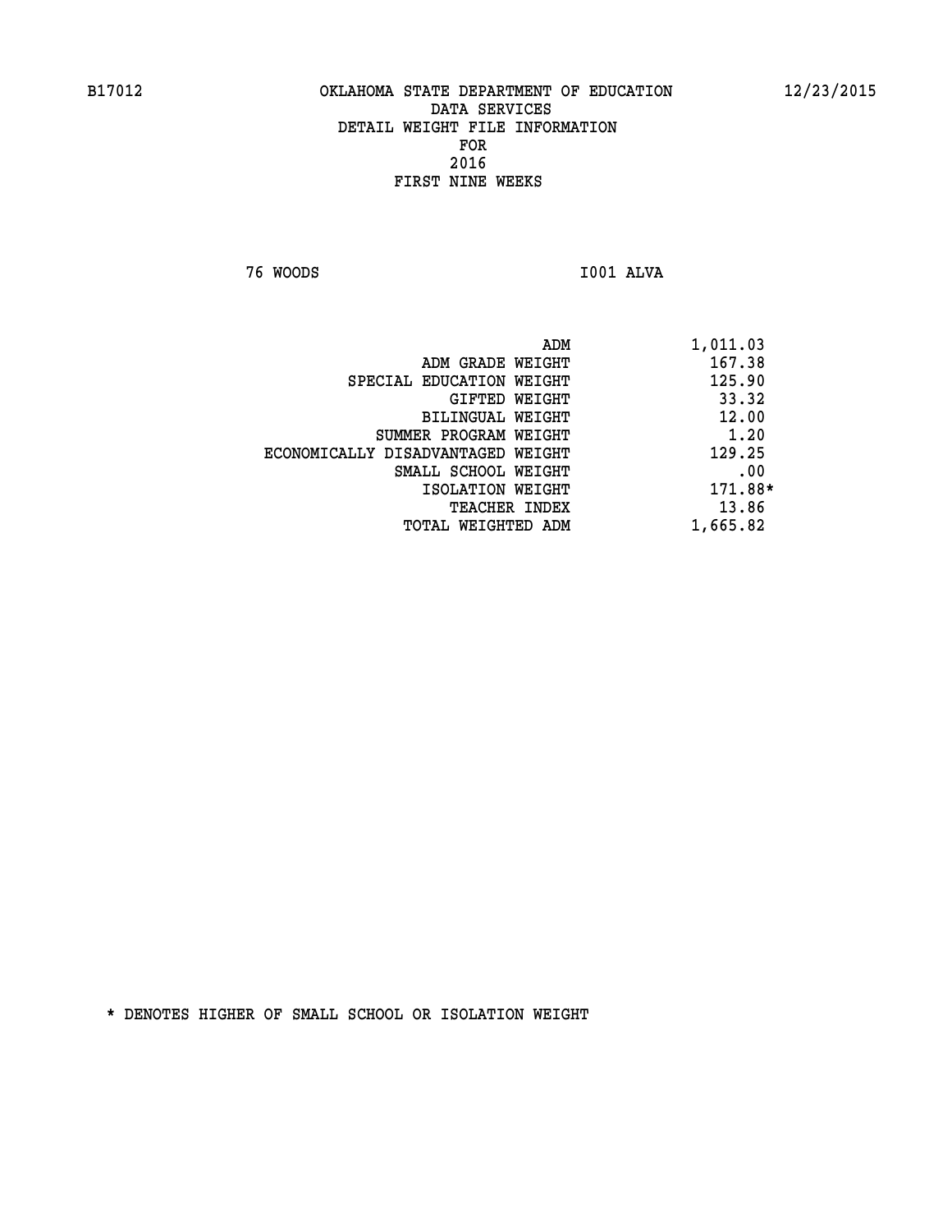B17012 OKLAHOMA STATE DEPARTMENT OF EDUCATION 12/23/2015

DATA SERVICES
DETAIL WEIGHT FILE INFORMATION
FOR
2016
FIRST NINE WEEKS

76 WOODS I001 ALVA

| | |
|---|---|
| ADM | 1,011.03 |
| ADM GRADE WEIGHT | 167.38 |
| SPECIAL EDUCATION WEIGHT | 125.90 |
| GIFTED WEIGHT | 33.32 |
| BILINGUAL WEIGHT | 12.00 |
| SUMMER PROGRAM WEIGHT | 1.20 |
| ECONOMICALLY DISADVANTAGED WEIGHT | 129.25 |
| SMALL SCHOOL WEIGHT | .00 |
| ISOLATION WEIGHT | 171.88* |
| TEACHER INDEX | 13.86 |
| TOTAL WEIGHTED ADM | 1,665.82 |

* DENOTES HIGHER OF SMALL SCHOOL OR ISOLATION WEIGHT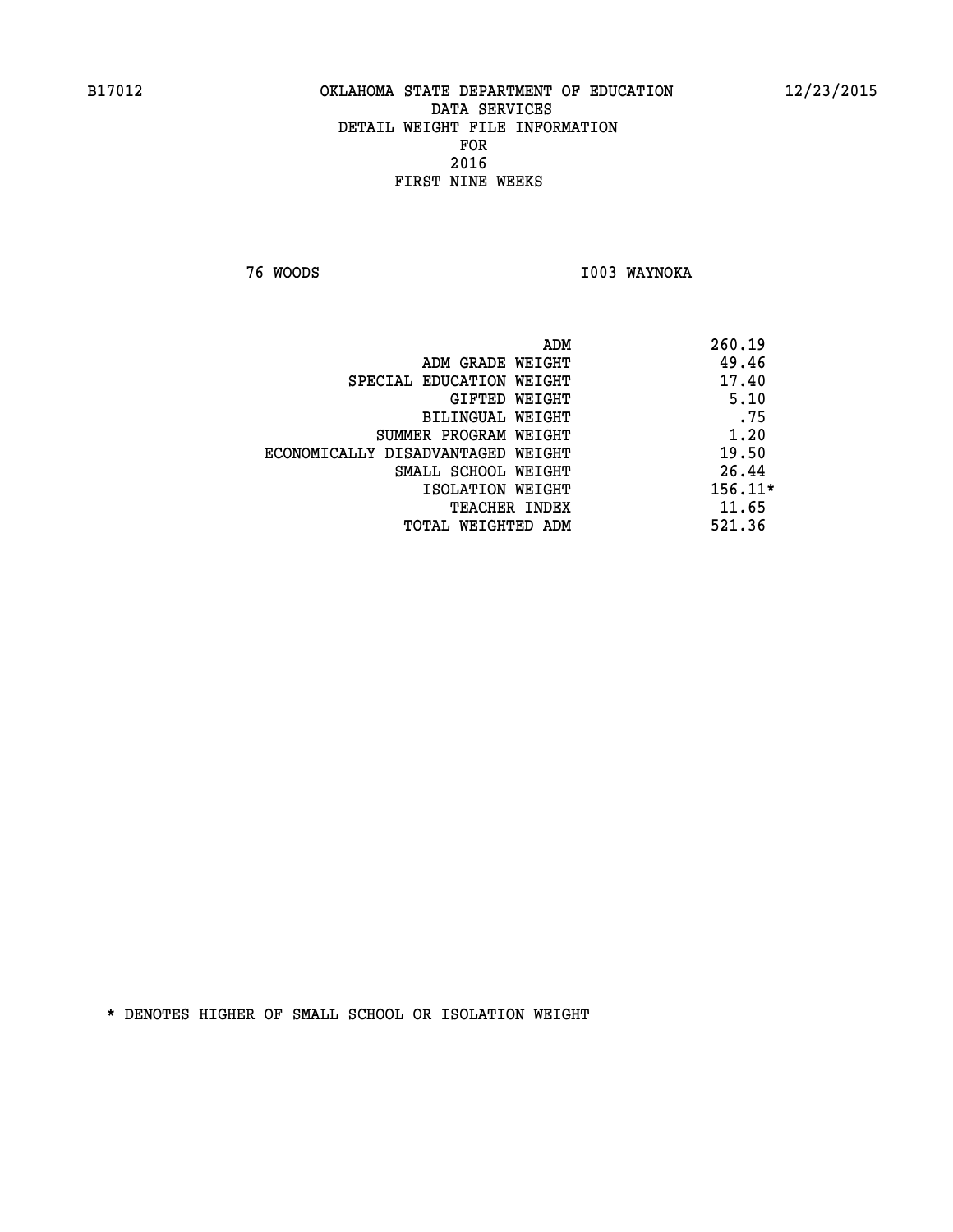# OKLAHOMA STATE DEPARTMENT OF EDUCATION
## DATA SERVICES
## DETAIL WEIGHT FILE INFORMATION
## FOR
## 2016
## FIRST NINE WEEKS

B17012 — 12/23/2015

76 WOODS — I003 WAYNOKA

| | |
|---|---|
| ADM | 260.19 |
| ADM GRADE WEIGHT | 49.46 |
| SPECIAL EDUCATION WEIGHT | 17.40 |
| GIFTED WEIGHT | 5.10 |
| BILINGUAL WEIGHT | .75 |
| SUMMER PROGRAM WEIGHT | 1.20 |
| ECONOMICALLY DISADVANTAGED WEIGHT | 19.50 |
| SMALL SCHOOL WEIGHT | 26.44 |
| ISOLATION WEIGHT | 156.11* |
| TEACHER INDEX | 11.65 |
| TOTAL WEIGHTED ADM | 521.36 |

* DENOTES HIGHER OF SMALL SCHOOL OR ISOLATION WEIGHT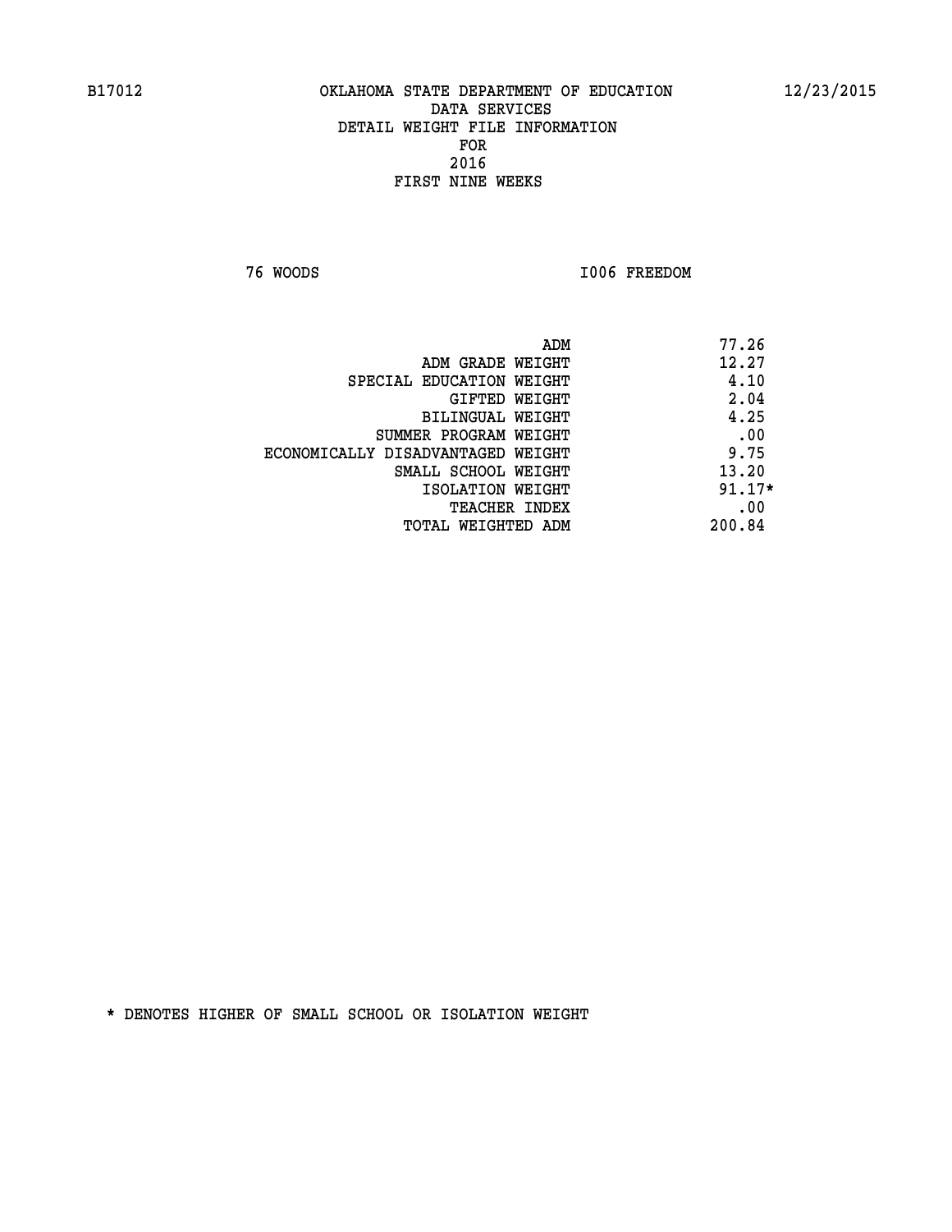B17012 OKLAHOMA STATE DEPARTMENT OF EDUCATION 12/23/2015

DATA SERVICES
DETAIL WEIGHT FILE INFORMATION
FOR
2016
FIRST NINE WEEKS

76 WOODS I006 FREEDOM

| | |
|---|---|
| ADM | 77.26 |
| ADM GRADE WEIGHT | 12.27 |
| SPECIAL EDUCATION WEIGHT | 4.10 |
| GIFTED WEIGHT | 2.04 |
| BILINGUAL WEIGHT | 4.25 |
| SUMMER PROGRAM WEIGHT | .00 |
| ECONOMICALLY DISADVANTAGED WEIGHT | 9.75 |
| SMALL SCHOOL WEIGHT | 13.20 |
| ISOLATION WEIGHT | 91.17* |
| TEACHER INDEX | .00 |
| TOTAL WEIGHTED ADM | 200.84 |

* DENOTES HIGHER OF SMALL SCHOOL OR ISOLATION WEIGHT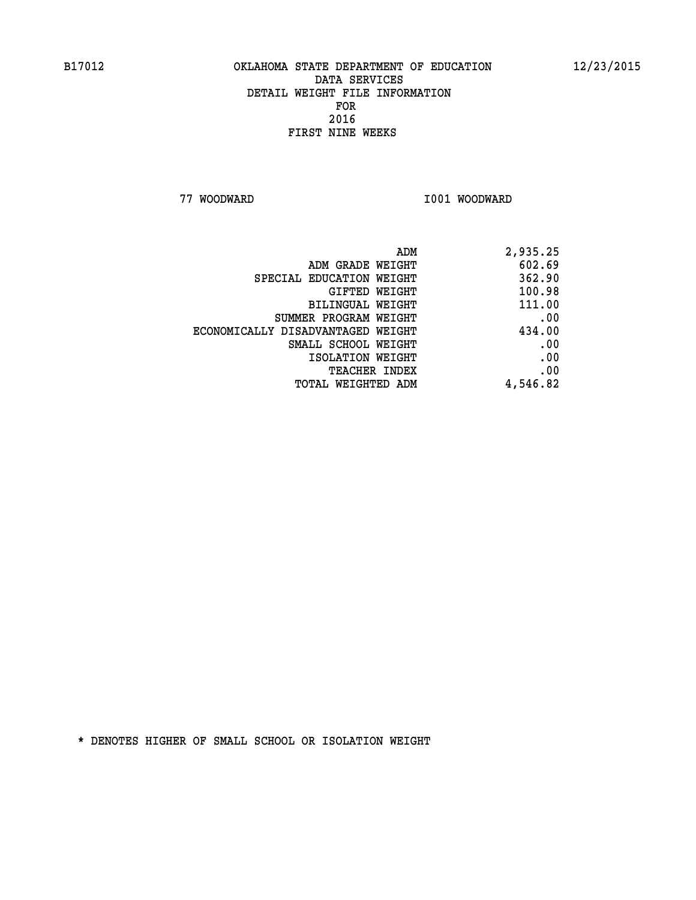OKLAHOMA STATE DEPARTMENT OF EDUCATION
DATA SERVICES
DETAIL WEIGHT FILE INFORMATION
FOR
2016
FIRST NINE WEEKS

77 WOODWARD I001 WOODWARD

| | |
|---|---|
| ADM | 2,935.25 |
| ADM GRADE WEIGHT | 602.69 |
| SPECIAL EDUCATION WEIGHT | 362.90 |
| GIFTED WEIGHT | 100.98 |
| BILINGUAL WEIGHT | 111.00 |
| SUMMER PROGRAM WEIGHT | .00 |
| ECONOMICALLY DISADVANTAGED WEIGHT | 434.00 |
| SMALL SCHOOL WEIGHT | .00 |
| ISOLATION WEIGHT | .00 |
| TEACHER INDEX | .00 |
| TOTAL WEIGHTED ADM | 4,546.82 |

* DENOTES HIGHER OF SMALL SCHOOL OR ISOLATION WEIGHT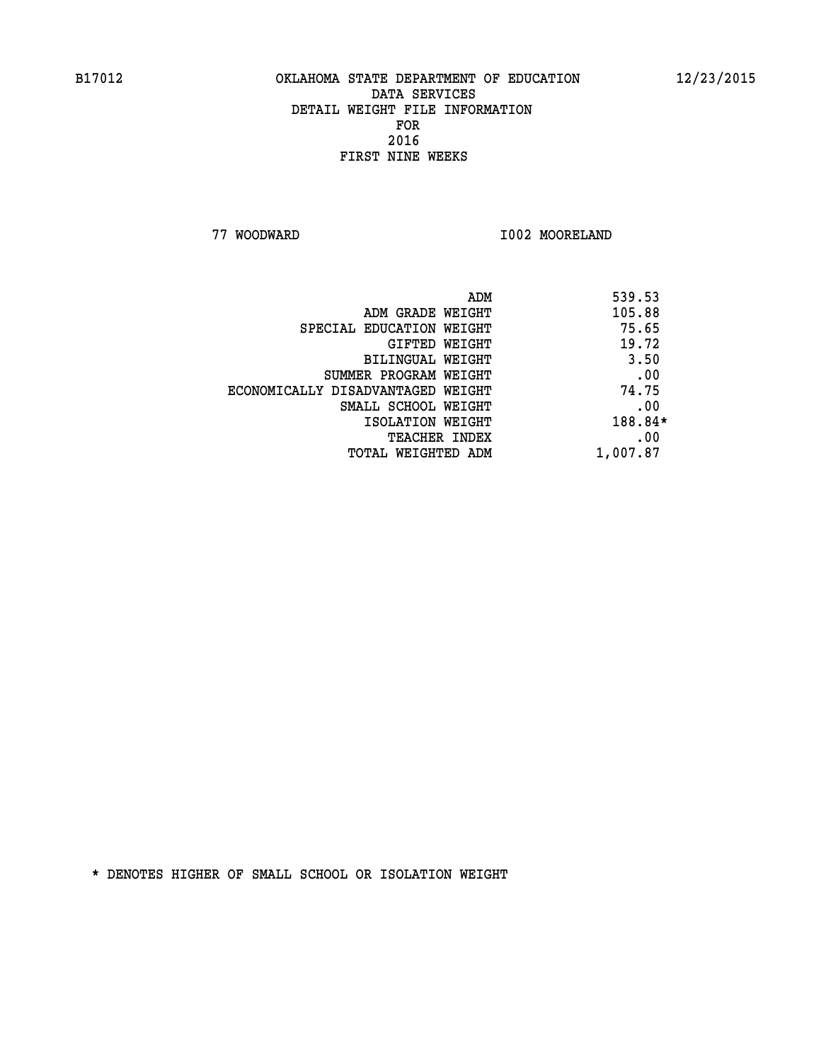# OKLAHOMA STATE DEPARTMENT OF EDUCATION
## DATA SERVICES
## DETAIL WEIGHT FILE INFORMATION
## FOR
## 2016
## FIRST NINE WEEKS

B17012 — 12/23/2015

77 WOODWARD — I002 MOORELAND

| | |
|---|---|
| ADM | 539.53 |
| ADM GRADE WEIGHT | 105.88 |
| SPECIAL EDUCATION WEIGHT | 75.65 |
| GIFTED WEIGHT | 19.72 |
| BILINGUAL WEIGHT | 3.50 |
| SUMMER PROGRAM WEIGHT | .00 |
| ECONOMICALLY DISADVANTAGED WEIGHT | 74.75 |
| SMALL SCHOOL WEIGHT | .00 |
| ISOLATION WEIGHT | 188.84* |
| TEACHER INDEX | .00 |
| TOTAL WEIGHTED ADM | 1,007.87 |

* DENOTES HIGHER OF SMALL SCHOOL OR ISOLATION WEIGHT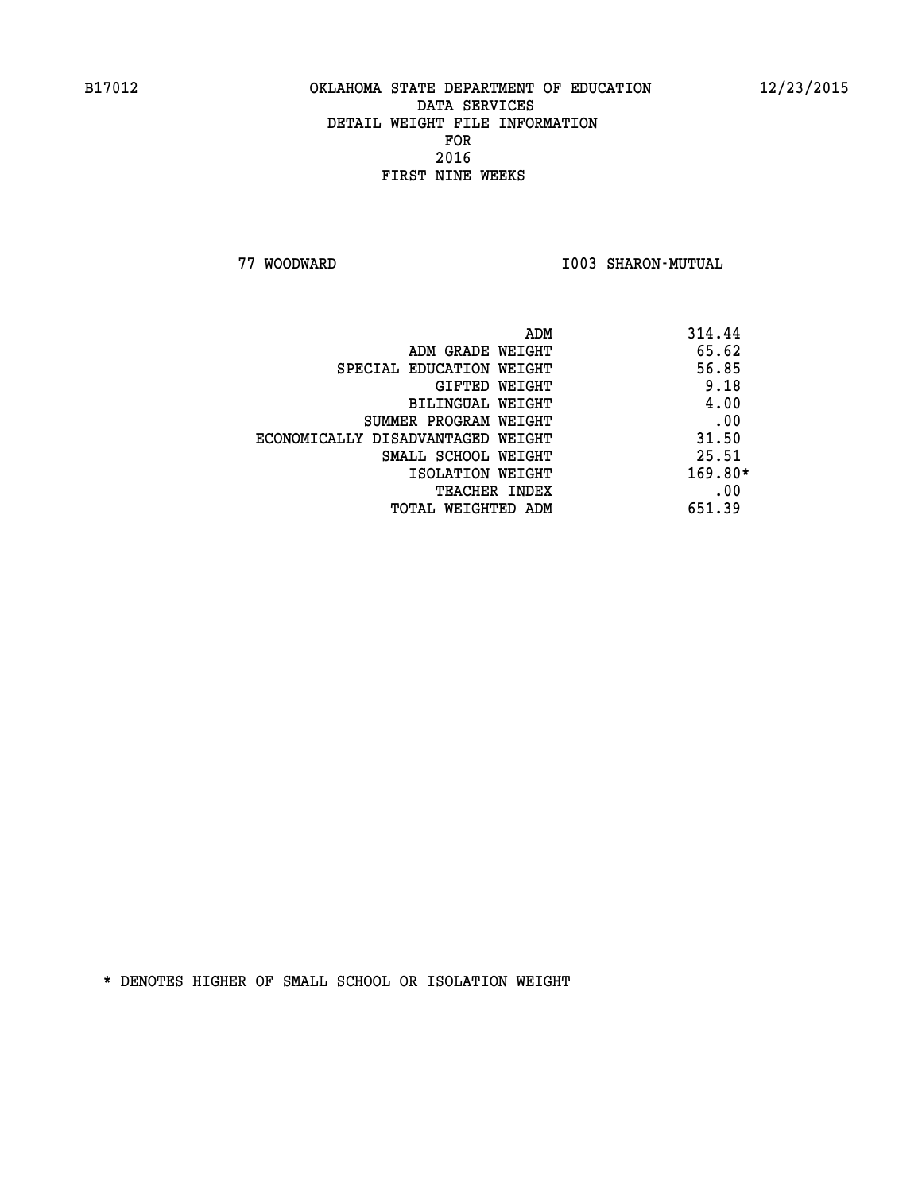B17012 OKLAHOMA STATE DEPARTMENT OF EDUCATION 12/23/2015

DATA SERVICES
DETAIL WEIGHT FILE INFORMATION
FOR
2016
FIRST NINE WEEKS

77 WOODWARD I003 SHARON-MUTUAL

| | |
|---|---|
| ADM | 314.44 |
| ADM GRADE WEIGHT | 65.62 |
| SPECIAL EDUCATION WEIGHT | 56.85 |
| GIFTED WEIGHT | 9.18 |
| BILINGUAL WEIGHT | 4.00 |
| SUMMER PROGRAM WEIGHT | .00 |
| ECONOMICALLY DISADVANTAGED WEIGHT | 31.50 |
| SMALL SCHOOL WEIGHT | 25.51 |
| ISOLATION WEIGHT | 169.80* |
| TEACHER INDEX | .00 |
| TOTAL WEIGHTED ADM | 651.39 |

* DENOTES HIGHER OF SMALL SCHOOL OR ISOLATION WEIGHT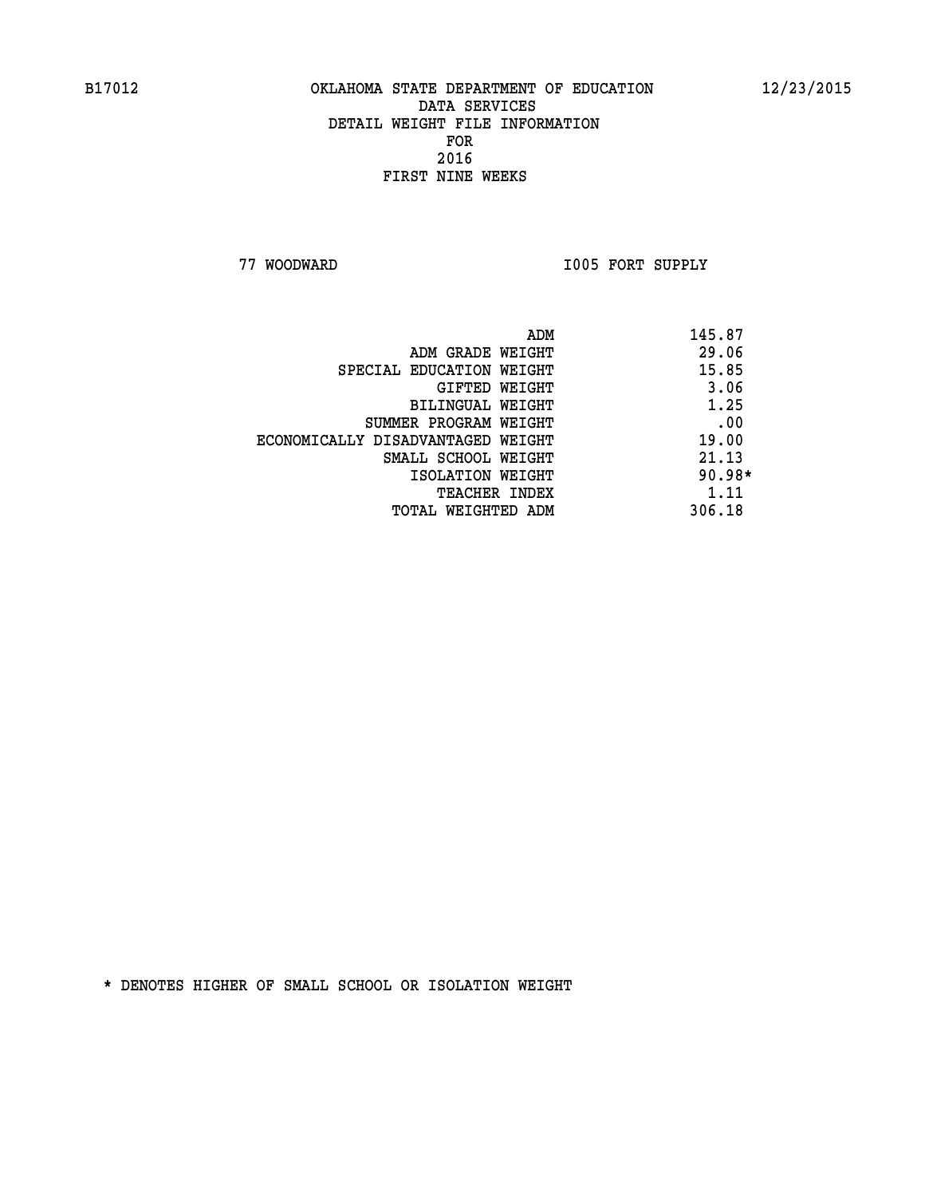B17012 OKLAHOMA STATE DEPARTMENT OF EDUCATION 12/23/2015

DATA SERVICES
DETAIL WEIGHT FILE INFORMATION
FOR
2016
FIRST NINE WEEKS

77 WOODWARD I005 FORT SUPPLY

| | |
|---|---|
| ADM | 145.87 |
| ADM GRADE WEIGHT | 29.06 |
| SPECIAL EDUCATION WEIGHT | 15.85 |
| GIFTED WEIGHT | 3.06 |
| BILINGUAL WEIGHT | 1.25 |
| SUMMER PROGRAM WEIGHT | .00 |
| ECONOMICALLY DISADVANTAGED WEIGHT | 19.00 |
| SMALL SCHOOL WEIGHT | 21.13 |
| ISOLATION WEIGHT | 90.98* |
| TEACHER INDEX | 1.11 |
| TOTAL WEIGHTED ADM | 306.18 |

* DENOTES HIGHER OF SMALL SCHOOL OR ISOLATION WEIGHT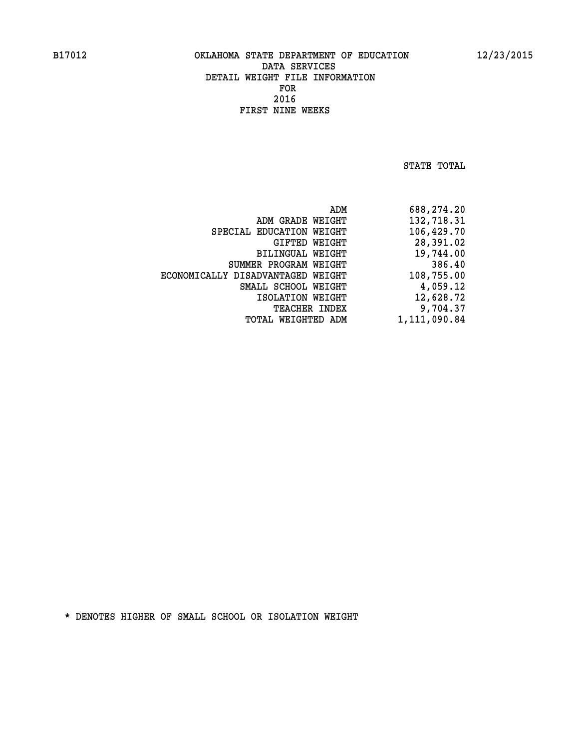B17012 OKLAHOMA STATE DEPARTMENT OF EDUCATION 12/23/2015

DATA SERVICES

DETAIL WEIGHT FILE INFORMATION

FOR

2016

FIRST NINE WEEKS

STATE TOTAL

| | |
|---|---|
| ADM | 688,274.20 |
| ADM GRADE WEIGHT | 132,718.31 |
| SPECIAL EDUCATION WEIGHT | 106,429.70 |
| GIFTED WEIGHT | 28,391.02 |
| BILINGUAL WEIGHT | 19,744.00 |
| SUMMER PROGRAM WEIGHT | 386.40 |
| ECONOMICALLY DISADVANTAGED WEIGHT | 108,755.00 |
| SMALL SCHOOL WEIGHT | 4,059.12 |
| ISOLATION WEIGHT | 12,628.72 |
| TEACHER INDEX | 9,704.37 |
| TOTAL WEIGHTED ADM | 1,111,090.84 |

* DENOTES HIGHER OF SMALL SCHOOL OR ISOLATION WEIGHT